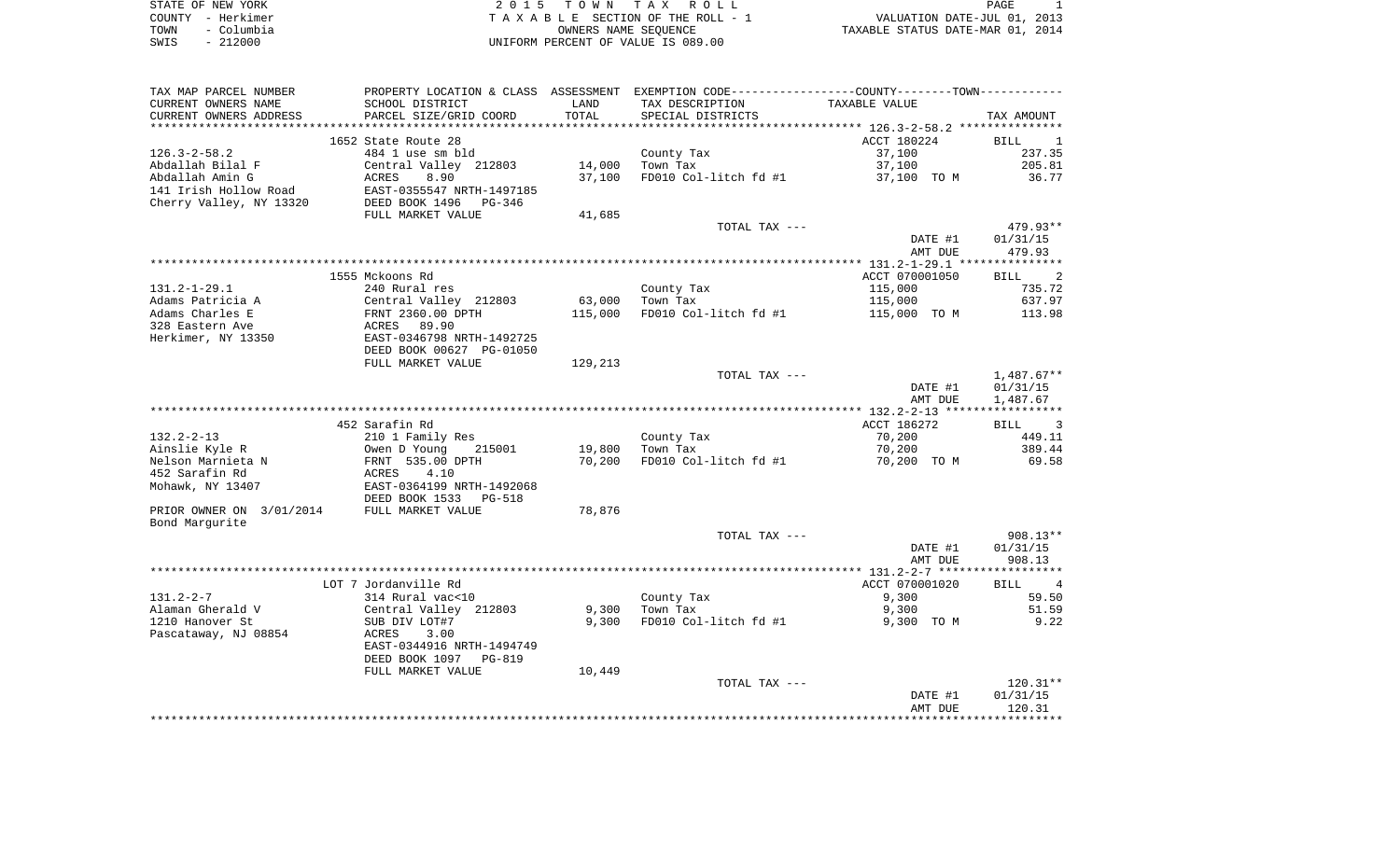STATE OF NEW YORK
COUNTY - Herkimer
TOWN - Columbia
SWIS - 212000

# 2015 TOWN TAX ROLL

TAXABLE SECTION OF THE ROLL - 1
OWNERS NAME SEQUENCE
UNIFORM PERCENT OF VALUE IS 089.00

VALUATION DATE-JUL 01, 2013
TAXABLE STATUS DATE-MAR 01, 2014

| TAX MAP PARCEL NUMBER / CURRENT OWNERS NAME / CURRENT OWNERS ADDRESS | PROPERTY LOCATION & CLASS / SCHOOL DISTRICT / PARCEL SIZE/GRID COORD | ASSESSMENT LAND | TOTAL | EXEMPTION CODE / TAX DESCRIPTION / SPECIAL DISTRICTS | TAXABLE VALUE | TAX AMOUNT |
|---|---|---|---|---|---|---|
| **126.3-2-58.2** | 1652 State Route 28 | | | | ACCT 180224 | BILL 1 |
| 126.3-2-58.2 | 484 1 use sm bld | | | County Tax | 37,100 | 237.35 |
| Abdallah Bilal F | Central Valley 212803 | 14,000 | | Town Tax | 37,100 | 205.81 |
| Abdallah Amin G | ACRES 8.90 | | 37,100 | FD010 Col-litch fd #1 | 37,100 TO M | 36.77 |
| 141 Irish Hollow Road | EAST-0355547 NRTH-1497185 | | | | | |
| Cherry Valley, NY 13320 | DEED BOOK 1496 PG-346 | | | | | |
| | FULL MARKET VALUE | 41,685 | | | | |
| | | | | TOTAL TAX --- | | 479.93** |
| | | | | | DATE #1 | 01/31/15 |
| | | | | | AMT DUE | 479.93 |
| **131.2-1-29.1** | 1555 Mckoons Rd | | | | ACCT 070001050 | BILL 2 |
| 131.2-1-29.1 | 240 Rural res | | | County Tax | 115,000 | 735.72 |
| Adams Patricia A | Central Valley 212803 | 63,000 | | Town Tax | 115,000 | 637.97 |
| Adams Charles E | FRNT 2360.00 DPTH | | 115,000 | FD010 Col-litch fd #1 | 115,000 TO M | 113.98 |
| 328 Eastern Ave | ACRES 89.90 | | | | | |
| Herkimer, NY 13350 | EAST-0346798 NRTH-1492725 | | | | | |
| | DEED BOOK 00627 PG-01050 | | | | | |
| | FULL MARKET VALUE | 129,213 | | | | |
| | | | | TOTAL TAX --- | | 1,487.67** |
| | | | | | DATE #1 | 01/31/15 |
| | | | | | AMT DUE | 1,487.67 |
| **132.2-2-13** | 452 Sarafin Rd | | | | ACCT 186272 | BILL 3 |
| 132.2-2-13 | 210 1 Family Res | | | County Tax | 70,200 | 449.11 |
| Ainslie Kyle R | Owen D Young 215001 | 19,800 | | Town Tax | 70,200 | 389.44 |
| Nelson Marnieta N | FRNT 535.00 DPTH | | 70,200 | FD010 Col-litch fd #1 | 70,200 TO M | 69.58 |
| 452 Sarafin Rd | ACRES 4.10 | | | | | |
| Mohawk, NY 13407 | EAST-0364199 NRTH-1492068 | | | | | |
| | DEED BOOK 1533 PG-518 | | | | | |
| PRIOR OWNER ON 3/01/2014 | FULL MARKET VALUE | 78,876 | | | | |
| Bond Margurite | | | | | | |
| | | | | TOTAL TAX --- | | 908.13** |
| | | | | | DATE #1 | 01/31/15 |
| | | | | | AMT DUE | 908.13 |
| **131.2-2-7** | LOT 7 Jordanville Rd | | | | ACCT 070001020 | BILL 4 |
| 131.2-2-7 | 314 Rural vac<10 | | | County Tax | 9,300 | 59.50 |
| Alaman Gherald V | Central Valley 212803 | 9,300 | | Town Tax | 9,300 | 51.59 |
| 1210 Hanover St | SUB DIV LOT#7 | | 9,300 | FD010 Col-litch fd #1 | 9,300 TO M | 9.22 |
| Pascataway, NJ 08854 | ACRES 3.00 | | | | | |
| | EAST-0344916 NRTH-1494749 | | | | | |
| | DEED BOOK 1097 PG-819 | | | | | |
| | FULL MARKET VALUE | 10,449 | | | | |
| | | | | TOTAL TAX --- | | 120.31** |
| | | | | | DATE #1 | 01/31/15 |
| | | | | | AMT DUE | 120.31 |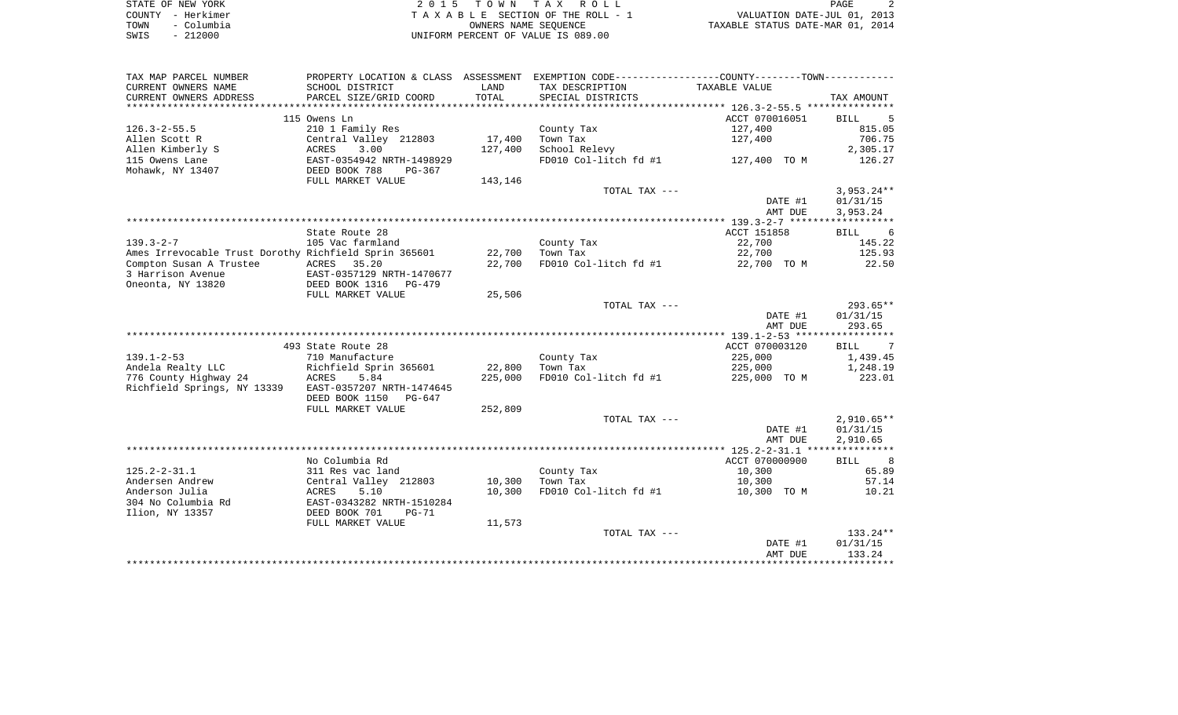STATE OF NEW YORK
COUNTY - Herkimer
TOWN - Columbia
SWIS - 212000

2015 TOWN TAX ROLL
TAXABLE SECTION OF THE ROLL - 1
OWNERS NAME SEQUENCE
UNIFORM PERCENT OF VALUE IS 089.00

VALUATION DATE-JUL 01, 2013
TAXABLE STATUS DATE-MAR 01, 2014

| TAX MAP PARCEL NUMBER<br>CURRENT OWNERS NAME<br>CURRENT OWNERS ADDRESS | PROPERTY LOCATION & CLASS<br>SCHOOL DISTRICT<br>PARCEL SIZE/GRID COORD | ASSESSMENT<br>LAND<br>TOTAL | EXEMPTION CODE-----COUNTY----TOWN-----<br>TAX DESCRIPTION<br>SPECIAL DISTRICTS | TAXABLE VALUE | TAX AMOUNT |
|---|---|---|---|---|---|
| 126.3-2-55.5 | 115 Owens Ln | | | ACCT 070016051 | BILL 5 |
| | 210 1 Family Res | | County Tax | 127,400 | 815.05 |
| Allen Scott R | Central Valley 212803 | 17,400 | Town Tax | 127,400 | 706.75 |
| Allen Kimberly S | ACRES 3.00 | 127,400 | School Relevy | | 2,305.17 |
| 115 Owens Lane | EAST-0354942 NRTH-1498929 | | FD010 Col-litch fd #1 | 127,400 TO M | 126.27 |
| Mohawk, NY 13407 | DEED BOOK 788 PG-367 | | | | |
| | FULL MARKET VALUE | 143,146 | | | |
| | | | TOTAL TAX --- | | 3,953.24** |
| | | | | DATE #1 | 01/31/15 |
| | | | | AMT DUE | 3,953.24 |
| 139.3-2-7 | State Route 28 | | | ACCT 151858 | BILL 6 |
| | 105 Vac farmland | | County Tax | 22,700 | 145.22 |
| Ames Irrevocable Trust Dorothy | Richfield Sprin 365601 | 22,700 | Town Tax | 22,700 | 125.93 |
| Compton Susan A Trustee | ACRES 35.20 | 22,700 | FD010 Col-litch fd #1 | 22,700 TO M | 22.50 |
| 3 Harrison Avenue | EAST-0357129 NRTH-1470677 | | | | |
| Oneonta, NY 13820 | DEED BOOK 1316 PG-479 | | | | |
| | FULL MARKET VALUE | 25,506 | | | |
| | | | TOTAL TAX --- | | 293.65** |
| | | | | DATE #1 | 01/31/15 |
| | | | | AMT DUE | 293.65 |
| 139.1-2-53 | 493 State Route 28 | | | ACCT 070003120 | BILL 7 |
| | 710 Manufacture | | County Tax | 225,000 | 1,439.45 |
| Andela Realty LLC | Richfield Sprin 365601 | 22,800 | Town Tax | 225,000 | 1,248.19 |
| 776 County Highway 24 | ACRES 5.84 | 225,000 | FD010 Col-litch fd #1 | 225,000 TO M | 223.01 |
| Richfield Springs, NY 13339 | EAST-0357207 NRTH-1474645 | | | | |
| | DEED BOOK 1150 PG-647 | | | | |
| | FULL MARKET VALUE | 252,809 | | | |
| | | | TOTAL TAX --- | | 2,910.65** |
| | | | | DATE #1 | 01/31/15 |
| | | | | AMT DUE | 2,910.65 |
| 125.2-2-31.1 | No Columbia Rd | | | ACCT 070000900 | BILL 8 |
| | 311 Res vac land | | County Tax | 10,300 | 65.89 |
| Andersen Andrew | Central Valley 212803 | 10,300 | Town Tax | 10,300 | 57.14 |
| Anderson Julia | ACRES 5.10 | 10,300 | FD010 Col-litch fd #1 | 10,300 TO M | 10.21 |
| 304 No Columbia Rd | EAST-0343282 NRTH-1510284 | | | | |
| Ilion, NY 13357 | DEED BOOK 701 PG-71 | | | | |
| | FULL MARKET VALUE | 11,573 | | | |
| | | | TOTAL TAX --- | | 133.24** |
| | | | | DATE #1 | 01/31/15 |
| | | | | AMT DUE | 133.24 |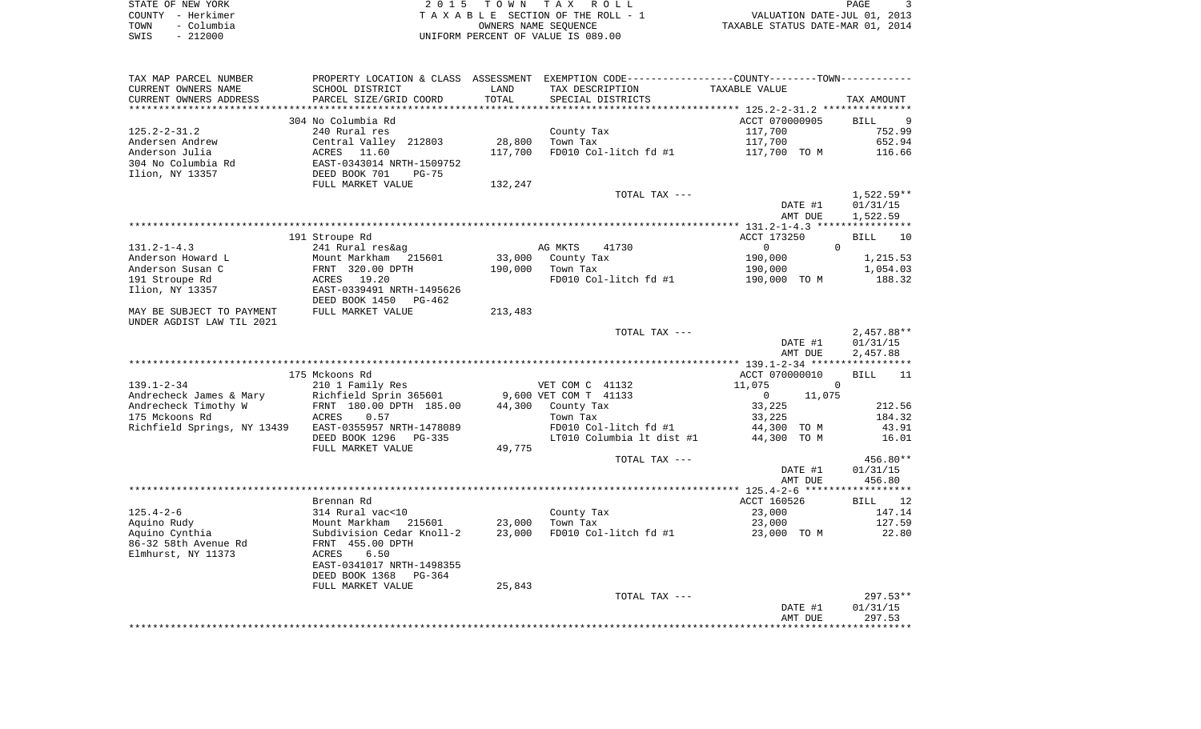STATE OF NEW YORK
COUNTY - Herkimer
TOWN - Columbia
SWIS - 212000

2 0 1 5 T O W N T A X R O L L
T A X A B L E SECTION OF THE ROLL - 1
OWNERS NAME SEQUENCE
UNIFORM PERCENT OF VALUE IS 089.00

VALUATION DATE-JUL 01, 2013
TAXABLE STATUS DATE-MAR 01, 2014

| TAX MAP PARCEL NUMBER / CURRENT OWNERS NAME / CURRENT OWNERS ADDRESS | PROPERTY LOCATION & CLASS / SCHOOL DISTRICT / PARCEL SIZE/GRID COORD | ASSESSMENT LAND | ASSESSMENT TOTAL | EXEMPTION CODE / TAX DESCRIPTION / SPECIAL DISTRICTS | TAXABLE VALUE (COUNTY / TOWN) | TAX AMOUNT |
|---|---|---|---|---|---|---|
| | 304 No Columbia Rd | | | | ACCT 070000905 | BILL 9 |
| 125.2-2-31.2 | 240 Rural res | | | County Tax | 117,700 | 752.99 |
| Andersen Andrew | Central Valley 212803 | 28,800 | | Town Tax | 117,700 | 652.94 |
| Anderson Julia | ACRES 11.60 | | 117,700 | FD010 Col-litch fd #1 | 117,700 TO M | 116.66 |
| 304 No Columbia Rd | EAST-0343014 NRTH-1509752 | | | | | |
| Ilion, NY 13357 | DEED BOOK 701 PG-75 | | | | | |
| | FULL MARKET VALUE | | 132,247 | | | |
| | | | | TOTAL TAX --- | | 1,522.59** |
| | | | | | DATE #1 | 01/31/15 |
| | | | | | AMT DUE | 1,522.59 |
| | 191 Stroupe Rd | | | | ACCT 173250 | BILL 10 |
| 131.2-1-4.3 | 241 Rural res&ag | | | AG MKTS 41730 | 0 / 0 | |
| Anderson Howard L | Mount Markham 215601 | 33,000 | | County Tax | 190,000 | 1,215.53 |
| Anderson Susan C | FRNT 320.00 DPTH | | 190,000 | Town Tax | 190,000 | 1,054.03 |
| 191 Stroupe Rd | ACRES 19.20 | | | FD010 Col-litch fd #1 | 190,000 TO M | 188.32 |
| Ilion, NY 13357 | EAST-0339491 NRTH-1495626 | | | | | |
| | DEED BOOK 1450 PG-462 | | | | | |
| MAY BE SUBJECT TO PAYMENT | FULL MARKET VALUE | | 213,483 | | | |
| UNDER AGDIST LAW TIL 2021 | | | | | | |
| | | | | TOTAL TAX --- | | 2,457.88** |
| | | | | | DATE #1 | 01/31/15 |
| | | | | | AMT DUE | 2,457.88 |
| | 175 Mckoons Rd | | | | ACCT 070000010 | BILL 11 |
| 139.1-2-34 | 210 1 Family Res | | | VET COM C 41132 | 11,075 / 0 | |
| Andrecheck James & Mary | Richfield Sprin 365601 | 9,600 | | VET COM T 41133 | 0 / 11,075 | |
| Andrecheck Timothy W | FRNT 180.00 DPTH 185.00 | | 44,300 | County Tax | 33,225 | 212.56 |
| 175 Mckoons Rd | ACRES 0.57 | | | Town Tax | 33,225 | 184.32 |
| Richfield Springs, NY 13439 | EAST-0355957 NRTH-1478089 | | | FD010 Col-litch fd #1 | 44,300 TO M | 43.91 |
| | DEED BOOK 1296 PG-335 | | | LT010 Columbia lt dist #1 | 44,300 TO M | 16.01 |
| | FULL MARKET VALUE | | 49,775 | | | |
| | | | | TOTAL TAX --- | | 456.80** |
| | | | | | DATE #1 | 01/31/15 |
| | | | | | AMT DUE | 456.80 |
| | Brennan Rd | | | | ACCT 160526 | BILL 12 |
| 125.4-2-6 | 314 Rural vac<10 | | | County Tax | 23,000 | 147.14 |
| Aquino Rudy | Mount Markham 215601 | 23,000 | | Town Tax | 23,000 | 127.59 |
| Aquino Cynthia | Subdivision Cedar Knoll-2 | | 23,000 | FD010 Col-litch fd #1 | 23,000 TO M | 22.80 |
| 86-32 58th Avenue Rd | FRNT 455.00 DPTH | | | | | |
| Elmhurst, NY 11373 | ACRES 6.50 | | | | | |
| | EAST-0341017 NRTH-1498355 | | | | | |
| | DEED BOOK 1368 PG-364 | | | | | |
| | FULL MARKET VALUE | | 25,843 | | | |
| | | | | TOTAL TAX --- | | 297.53** |
| | | | | | DATE #1 | 01/31/15 |
| | | | | | AMT DUE | 297.53 |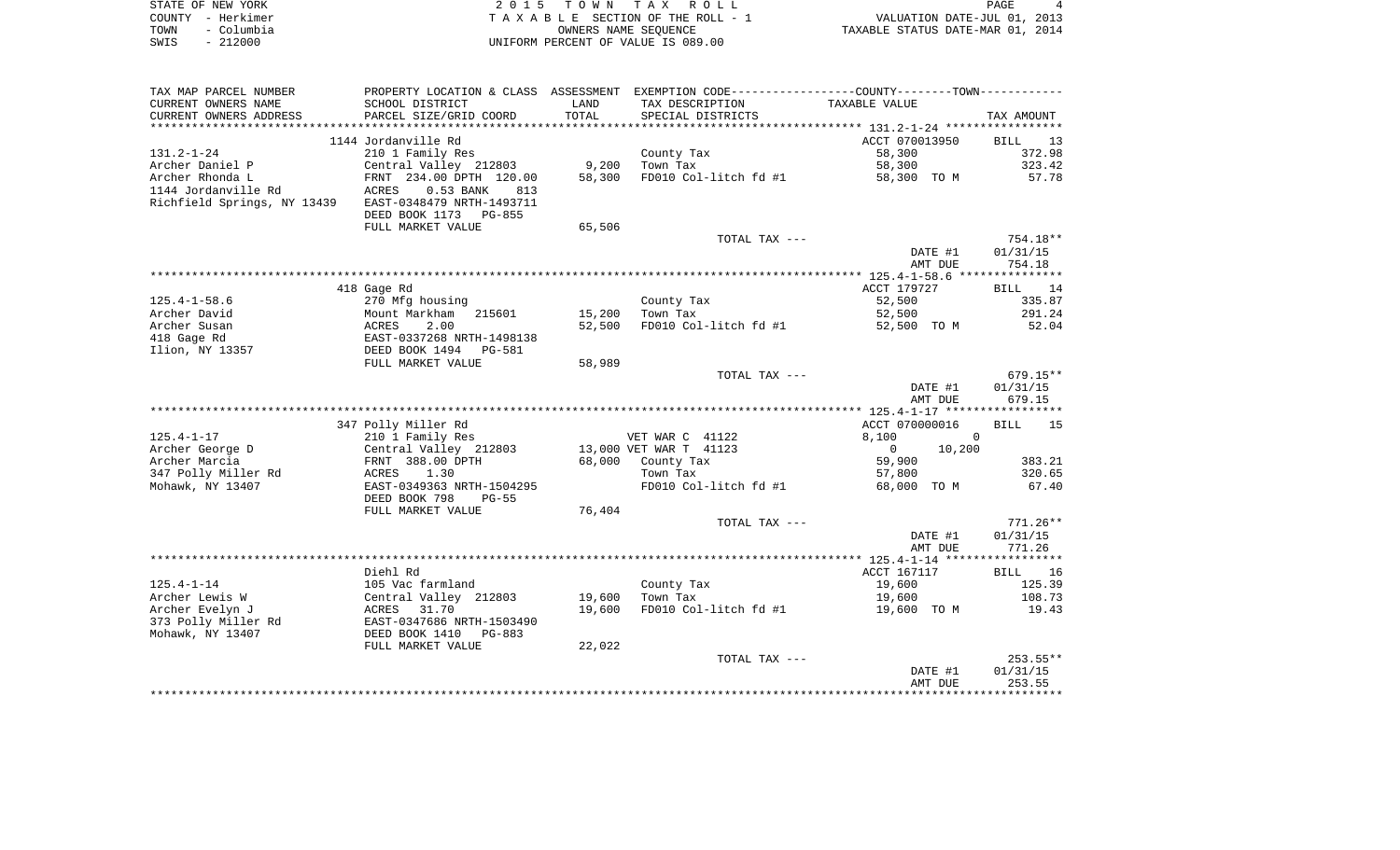STATE OF NEW YORK
COUNTY - Herkimer
TOWN - Columbia
SWIS - 212000

2015 TOWN TAX ROLL
TAXABLE SECTION OF THE ROLL - 1
OWNERS NAME SEQUENCE
UNIFORM PERCENT OF VALUE IS 089.00

VALUATION DATE-JUL 01, 2013
TAXABLE STATUS DATE-MAR 01, 2014

| TAX MAP PARCEL NUMBER / CURRENT OWNERS NAME / CURRENT OWNERS ADDRESS | PROPERTY LOCATION & CLASS / SCHOOL DISTRICT / PARCEL SIZE/GRID COORD | ASSESSMENT LAND / TOTAL | EXEMPTION CODE / TAX DESCRIPTION / SPECIAL DISTRICTS | COUNTY / TOWN TAXABLE VALUE | TAX AMOUNT |
|---|---|---|---|---|---|
| | 1144 Jordanville Rd | | | ACCT 070013950 | BILL 13 |
| 131.2-1-24 | 210 1 Family Res | | County Tax | 58,300 | 372.98 |
| Archer Daniel P | Central Valley 212803 | 9,200 | Town Tax | 58,300 | 323.42 |
| Archer Rhonda L | FRNT 234.00 DPTH 120.00 | 58,300 | FD010 Col-litch fd #1 | 58,300 TO M | 57.78 |
| 1144 Jordanville Rd | ACRES 0.53 BANK 813 | | | | |
| Richfield Springs, NY 13439 | EAST-0348479 NRTH-1493711 | | | | |
| | DEED BOOK 1173 PG-855 | | | | |
| | FULL MARKET VALUE | 65,506 | | | |
| | | | TOTAL TAX --- | | 754.18** |
| | | | | DATE #1 | 01/31/15 |
| | | | | AMT DUE | 754.18 |
| | 418 Gage Rd | | | ACCT 179727 | BILL 14 |
| 125.4-1-58.6 | 270 Mfg housing | | County Tax | 52,500 | 335.87 |
| Archer David | Mount Markham 215601 | 15,200 | Town Tax | 52,500 | 291.24 |
| Archer Susan | ACRES 2.00 | 52,500 | FD010 Col-litch fd #1 | 52,500 TO M | 52.04 |
| 418 Gage Rd | EAST-0337268 NRTH-1498138 | | | | |
| Ilion, NY 13357 | DEED BOOK 1494 PG-581 | | | | |
| | FULL MARKET VALUE | 58,989 | | | |
| | | | TOTAL TAX --- | | 679.15** |
| | | | | DATE #1 | 01/31/15 |
| | | | | AMT DUE | 679.15 |
| | 347 Polly Miller Rd | | | ACCT 070000016 | BILL 15 |
| 125.4-1-17 | 210 1 Family Res | | VET WAR C 41122 | 8,100 0 | |
| Archer George D | Central Valley 212803 | 13,000 | VET WAR T 41123 | 0 10,200 | |
| Archer Marcia | FRNT 388.00 DPTH | 68,000 | County Tax | 59,900 | 383.21 |
| 347 Polly Miller Rd | ACRES 1.30 | | Town Tax | 57,800 | 320.65 |
| Mohawk, NY 13407 | EAST-0349363 NRTH-1504295 | | FD010 Col-litch fd #1 | 68,000 TO M | 67.40 |
| | DEED BOOK 798 PG-55 | | | | |
| | FULL MARKET VALUE | 76,404 | | | |
| | | | TOTAL TAX --- | | 771.26** |
| | | | | DATE #1 | 01/31/15 |
| | | | | AMT DUE | 771.26 |
| | Diehl Rd | | | ACCT 167117 | BILL 16 |
| 125.4-1-14 | 105 Vac farmland | | County Tax | 19,600 | 125.39 |
| Archer Lewis W | Central Valley 212803 | 19,600 | Town Tax | 19,600 | 108.73 |
| Archer Evelyn J | ACRES 31.70 | 19,600 | FD010 Col-litch fd #1 | 19,600 TO M | 19.43 |
| 373 Polly Miller Rd | EAST-0347686 NRTH-1503490 | | | | |
| Mohawk, NY 13407 | DEED BOOK 1410 PG-883 | | | | |
| | FULL MARKET VALUE | 22,022 | | | |
| | | | TOTAL TAX --- | | 253.55** |
| | | | | DATE #1 | 01/31/15 |
| | | | | AMT DUE | 253.55 |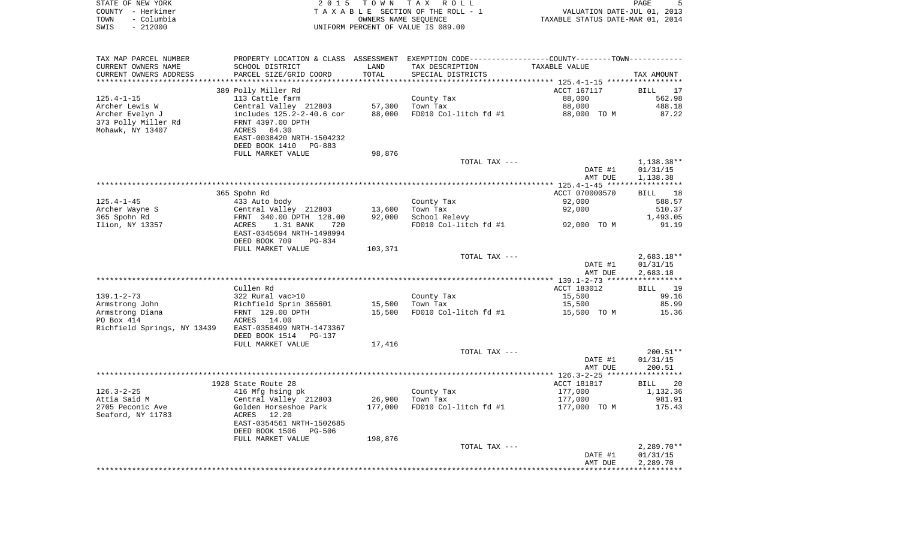STATE OF NEW YORK — 2 0 1 5 T O W N T A X R O L L
COUNTY - Herkimer — T A X A B L E SECTION OF THE ROLL - 1 — VALUATION DATE-JUL 01, 2013
TOWN - Columbia — OWNERS NAME SEQUENCE — TAXABLE STATUS DATE-MAR 01, 2014
SWIS - 212000 — UNIFORM PERCENT OF VALUE IS 089.00

| TAX MAP PARCEL NUMBER<br>CURRENT OWNERS NAME<br>CURRENT OWNERS ADDRESS | PROPERTY LOCATION & CLASS<br>SCHOOL DISTRICT<br>PARCEL SIZE/GRID COORD | ASSESSMENT<br>LAND<br>TOTAL | EXEMPTION CODE-----COUNTY--------TOWN------<br>TAX DESCRIPTION<br>SPECIAL DISTRICTS | TAXABLE VALUE | TAX AMOUNT |
|---|---|---|---|---|---|
| 125.4-1-15 | 389 Polly Miller Rd | | | ACCT 167117 | BILL 17 |
| 125.4-1-15 | 113 Cattle farm | | County Tax | 88,000 | 562.98 |
| Archer Lewis W | Central Valley 212803 | 57,300 | Town Tax | 88,000 | 488.18 |
| Archer Evelyn J | includes 125.2-2-40.6 cor | 88,000 | FD010 Col-litch fd #1 | 88,000 TO M | 87.22 |
| 373 Polly Miller Rd | FRNT 4397.00 DPTH | | | | |
| Mohawk, NY 13407 | ACRES 64.30 | | | | |
| | EAST-0038420 NRTH-1504232 | | | | |
| | DEED BOOK 1410 PG-883 | | | | |
| | FULL MARKET VALUE | 98,876 | | | |
| | | | TOTAL TAX --- | | 1,138.38** |
| | | | | DATE #1 | 01/31/15 |
| | | | | AMT DUE | 1,138.38 |
| 125.4-1-45 | 365 Spohn Rd | | | ACCT 070000570 | BILL 18 |
| 125.4-1-45 | 433 Auto body | | County Tax | 92,000 | 588.57 |
| Archer Wayne S | Central Valley 212803 | 13,600 | Town Tax | 92,000 | 510.37 |
| 365 Spohn Rd | FRNT 340.00 DPTH 128.00 | 92,000 | School Relevy | | 1,493.05 |
| Ilion, NY 13357 | ACRES 1.31 BANK 720 | | FD010 Col-litch fd #1 | 92,000 TO M | 91.19 |
| | EAST-0345694 NRTH-1498994 | | | | |
| | DEED BOOK 709 PG-834 | | | | |
| | FULL MARKET VALUE | 103,371 | | | |
| | | | TOTAL TAX --- | | 2,683.18** |
| | | | | DATE #1 | 01/31/15 |
| | | | | AMT DUE | 2,683.18 |
| 139.1-2-73 | Cullen Rd | | | ACCT 183012 | BILL 19 |
| 139.1-2-73 | 322 Rural vac>10 | | County Tax | 15,500 | 99.16 |
| Armstrong John | Richfield Sprin 365601 | 15,500 | Town Tax | 15,500 | 85.99 |
| Armstrong Diana | FRNT 129.00 DPTH | 15,500 | FD010 Col-litch fd #1 | 15,500 TO M | 15.36 |
| PO Box 414 | ACRES 14.00 | | | | |
| Richfield Springs, NY 13439 | EAST-0358499 NRTH-1473367 | | | | |
| | DEED BOOK 1514 PG-137 | | | | |
| | FULL MARKET VALUE | 17,416 | | | |
| | | | TOTAL TAX --- | | 200.51** |
| | | | | DATE #1 | 01/31/15 |
| | | | | AMT DUE | 200.51 |
| 126.3-2-25 | 1928 State Route 28 | | | ACCT 181817 | BILL 20 |
| 126.3-2-25 | 416 Mfg hsing pk | | County Tax | 177,000 | 1,132.36 |
| Attia Said M | Central Valley 212803 | 26,900 | Town Tax | 177,000 | 981.91 |
| 2705 Peconic Ave | Golden Horseshoe Park | 177,000 | FD010 Col-litch fd #1 | 177,000 TO M | 175.43 |
| Seaford, NY 11783 | ACRES 12.20 | | | | |
| | EAST-0354561 NRTH-1502685 | | | | |
| | DEED BOOK 1506 PG-506 | | | | |
| | FULL MARKET VALUE | 198,876 | | | |
| | | | TOTAL TAX --- | | 2,289.70** |
| | | | | DATE #1 | 01/31/15 |
| | | | | AMT DUE | 2,289.70 |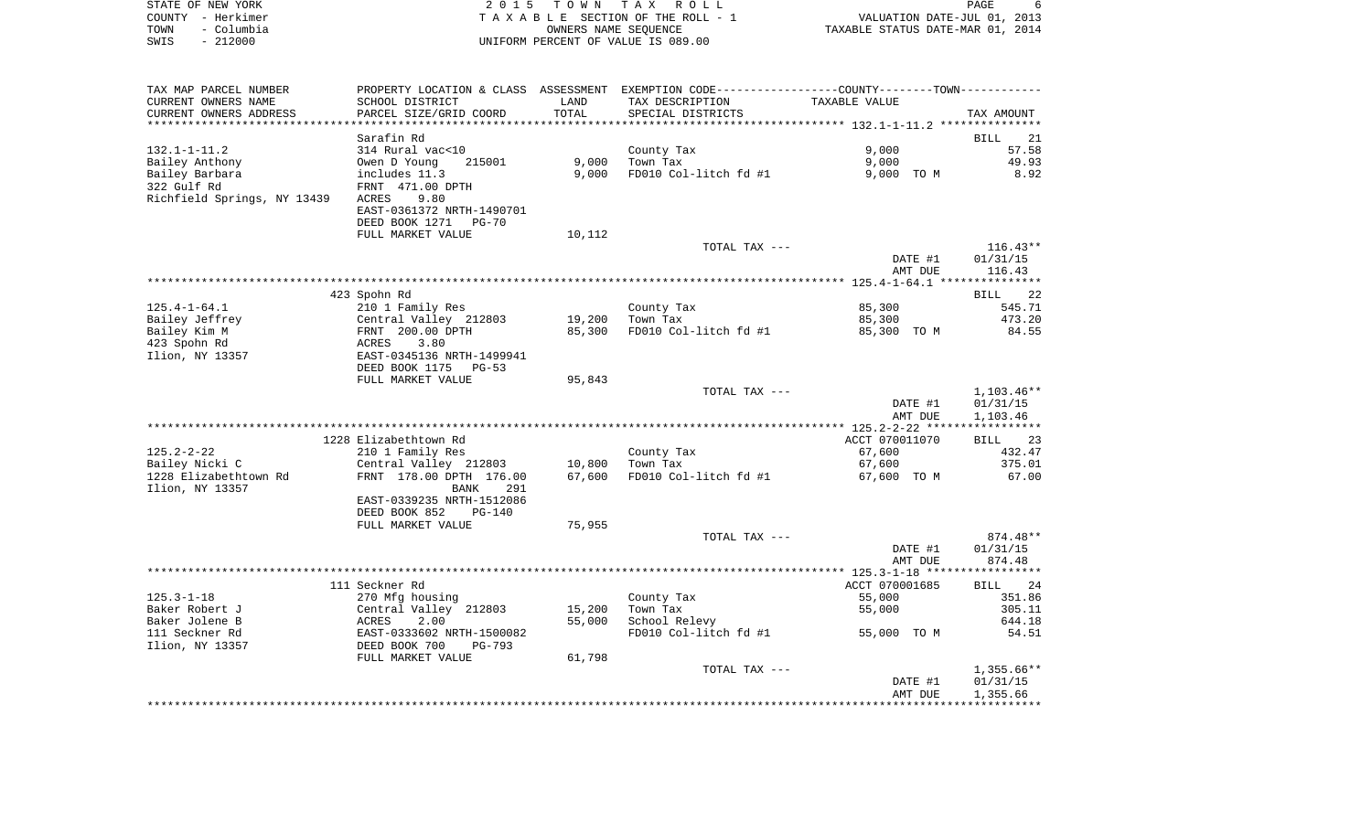STATE OF NEW YORK — 2015 TOWN TAX ROLL
COUNTY - Herkimer — TAXABLE SECTION OF THE ROLL - 1 — VALUATION DATE-JUL 01, 2013
TOWN - Columbia — OWNERS NAME SEQUENCE — TAXABLE STATUS DATE-MAR 01, 2014
SWIS - 212000 — UNIFORM PERCENT OF VALUE IS 089.00

| TAX MAP PARCEL NUMBER / CURRENT OWNERS NAME / CURRENT OWNERS ADDRESS | PROPERTY LOCATION & CLASS / SCHOOL DISTRICT / PARCEL SIZE/GRID COORD | ASSESSMENT LAND / TOTAL | EXEMPTION CODE / TAX DESCRIPTION / SPECIAL DISTRICTS | COUNTY--------TOWN TAXABLE VALUE | TAX AMOUNT |
|---|---|---|---|---|---|
| 132.1-1-11.2 | Sarafin Rd | | | | BILL 21 |
| | 314 Rural vac<10 | | County Tax | 9,000 | 57.58 |
| Bailey Anthony | Owen D Young 215001 | 9,000 | Town Tax | 9,000 | 49.93 |
| Bailey Barbara | includes 11.3 | 9,000 | FD010 Col-litch fd #1 | 9,000 TO M | 8.92 |
| 322 Gulf Rd | FRNT 471.00 DPTH | | | | |
| Richfield Springs, NY 13439 | ACRES 9.80 | | | | |
| | EAST-0361372 NRTH-1490701 | | | | |
| | DEED BOOK 1271 PG-70 | | | | |
| | FULL MARKET VALUE | 10,112 | | | |
| | | | TOTAL TAX --- | | 116.43** |
| | | | | DATE #1 | 01/31/15 |
| | | | | AMT DUE | 116.43 |
| 125.4-1-64.1 | 423 Spohn Rd | | | | BILL 22 |
| | 210 1 Family Res | | County Tax | 85,300 | 545.71 |
| Bailey Jeffrey | Central Valley 212803 | 19,200 | Town Tax | 85,300 | 473.20 |
| Bailey Kim M | FRNT 200.00 DPTH | 85,300 | FD010 Col-litch fd #1 | 85,300 TO M | 84.55 |
| 423 Spohn Rd | ACRES 3.80 | | | | |
| Ilion, NY 13357 | EAST-0345136 NRTH-1499941 | | | | |
| | DEED BOOK 1175 PG-53 | | | | |
| | FULL MARKET VALUE | 95,843 | | | |
| | | | TOTAL TAX --- | | 1,103.46** |
| | | | | DATE #1 | 01/31/15 |
| | | | | AMT DUE | 1,103.46 |
| 125.2-2-22 | 1228 Elizabethtown Rd | | | ACCT 070011070 | BILL 23 |
| | 210 1 Family Res | | County Tax | 67,600 | 432.47 |
| Bailey Nicki C | Central Valley 212803 | 10,800 | Town Tax | 67,600 | 375.01 |
| 1228 Elizabethtown Rd | FRNT 178.00 DPTH 176.00 | 67,600 | FD010 Col-litch fd #1 | 67,600 TO M | 67.00 |
| Ilion, NY 13357 | BANK 291 | | | | |
| | EAST-0339235 NRTH-1512086 | | | | |
| | DEED BOOK 852 PG-140 | | | | |
| | FULL MARKET VALUE | 75,955 | | | |
| | | | TOTAL TAX --- | | 874.48** |
| | | | | DATE #1 | 01/31/15 |
| | | | | AMT DUE | 874.48 |
| 125.3-1-18 | 111 Seckner Rd | | | ACCT 070001685 | BILL 24 |
| | 270 Mfg housing | | County Tax | 55,000 | 351.86 |
| Baker Robert J | Central Valley 212803 | 15,200 | Town Tax | 55,000 | 305.11 |
| Baker Jolene B | ACRES 2.00 | 55,000 | School Relevy | | 644.18 |
| 111 Seckner Rd | EAST-0333602 NRTH-1500082 | | FD010 Col-litch fd #1 | 55,000 TO M | 54.51 |
| Ilion, NY 13357 | DEED BOOK 700 PG-793 | | | | |
| | FULL MARKET VALUE | 61,798 | | | |
| | | | TOTAL TAX --- | | 1,355.66** |
| | | | | DATE #1 | 01/31/15 |
| | | | | AMT DUE | 1,355.66 |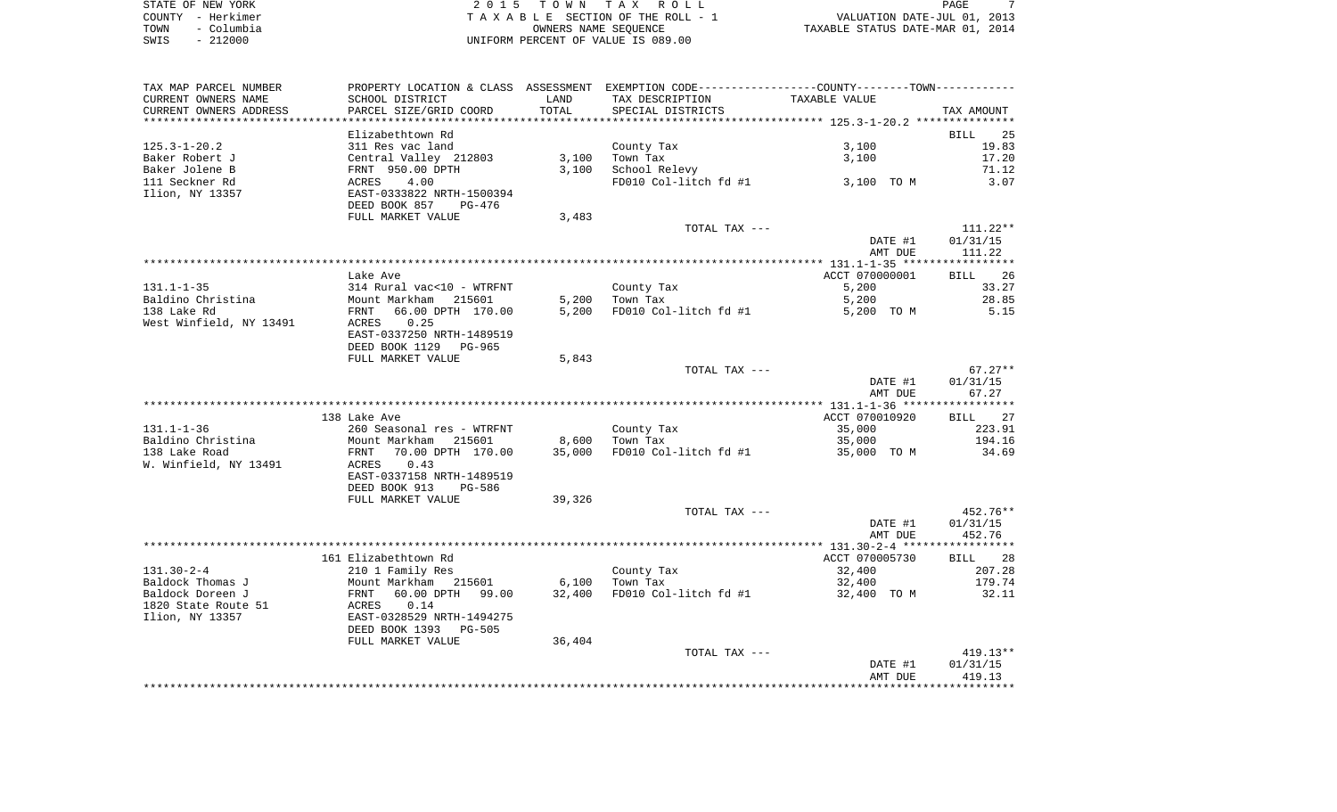STATE OF NEW YORK — 2015 TOWN TAX ROLL
COUNTY - Herkimer — TAXABLE SECTION OF THE ROLL - 1 — VALUATION DATE-JUL 01, 2013
TOWN - Columbia — OWNERS NAME SEQUENCE — TAXABLE STATUS DATE-MAR 01, 2014
SWIS - 212000 — UNIFORM PERCENT OF VALUE IS 089.00

| TAX MAP PARCEL NUMBER / CURRENT OWNERS NAME / CURRENT OWNERS ADDRESS | PROPERTY LOCATION & CLASS / SCHOOL DISTRICT / PARCEL SIZE/GRID COORD | ASSESSMENT LAND / TOTAL | EXEMPTION CODE / TAX DESCRIPTION / SPECIAL DISTRICTS | COUNTY--TOWN TAXABLE VALUE | TAX AMOUNT |
|---|---|---|---|---|---|
| | Elizabethtown Rd | | | | BILL 25 |
| 125.3-1-20.2 | 311 Res vac land | | County Tax | 3,100 | 19.83 |
| Baker Robert J | Central Valley 212803 | 3,100 | Town Tax | 3,100 | 17.20 |
| Baker Jolene B | FRNT 950.00 DPTH | 3,100 | School Relevy | | 71.12 |
| 111 Seckner Rd | ACRES 4.00 | | FD010 Col-litch fd #1 | 3,100 TO M | 3.07 |
| Ilion, NY 13357 | EAST-0333822 NRTH-1500394 | | | | |
| | DEED BOOK 857 PG-476 | | | | |
| | FULL MARKET VALUE | 3,483 | | | |
| | | | TOTAL TAX --- | | 111.22** |
| | | | | DATE #1 | 01/31/15 |
| | | | | AMT DUE | 111.22 |
| | Lake Ave | | | ACCT 070000001 | BILL 26 |
| 131.1-1-35 | 314 Rural vac<10 - WTRFNT | | County Tax | 5,200 | 33.27 |
| Baldino Christina | Mount Markham 215601 | 5,200 | Town Tax | 5,200 | 28.85 |
| 138 Lake Rd | FRNT 66.00 DPTH 170.00 | 5,200 | FD010 Col-litch fd #1 | 5,200 TO M | 5.15 |
| West Winfield, NY 13491 | ACRES 0.25 | | | | |
| | EAST-0337250 NRTH-1489519 | | | | |
| | DEED BOOK 1129 PG-965 | | | | |
| | FULL MARKET VALUE | 5,843 | | | |
| | | | TOTAL TAX --- | | 67.27** |
| | | | | DATE #1 | 01/31/15 |
| | | | | AMT DUE | 67.27 |
| | 138 Lake Ave | | | ACCT 070010920 | BILL 27 |
| 131.1-1-36 | 260 Seasonal res - WTRFNT | | County Tax | 35,000 | 223.91 |
| Baldino Christina | Mount Markham 215601 | 8,600 | Town Tax | 35,000 | 194.16 |
| 138 Lake Road | FRNT 70.00 DPTH 170.00 | 35,000 | FD010 Col-litch fd #1 | 35,000 TO M | 34.69 |
| W. Winfield, NY 13491 | ACRES 0.43 | | | | |
| | EAST-0337158 NRTH-1489519 | | | | |
| | DEED BOOK 913 PG-586 | | | | |
| | FULL MARKET VALUE | 39,326 | | | |
| | | | TOTAL TAX --- | | 452.76** |
| | | | | DATE #1 | 01/31/15 |
| | | | | AMT DUE | 452.76 |
| | 161 Elizabethtown Rd | | | ACCT 070005730 | BILL 28 |
| 131.30-2-4 | 210 1 Family Res | | County Tax | 32,400 | 207.28 |
| Baldock Thomas J | Mount Markham 215601 | 6,100 | Town Tax | 32,400 | 179.74 |
| Baldock Doreen J | FRNT 60.00 DPTH 99.00 | 32,400 | FD010 Col-litch fd #1 | 32,400 TO M | 32.11 |
| 1820 State Route 51 | ACRES 0.14 | | | | |
| Ilion, NY 13357 | EAST-0328529 NRTH-1494275 | | | | |
| | DEED BOOK 1393 PG-505 | | | | |
| | FULL MARKET VALUE | 36,404 | | | |
| | | | TOTAL TAX --- | | 419.13** |
| | | | | DATE #1 | 01/31/15 |
| | | | | AMT DUE | 419.13 |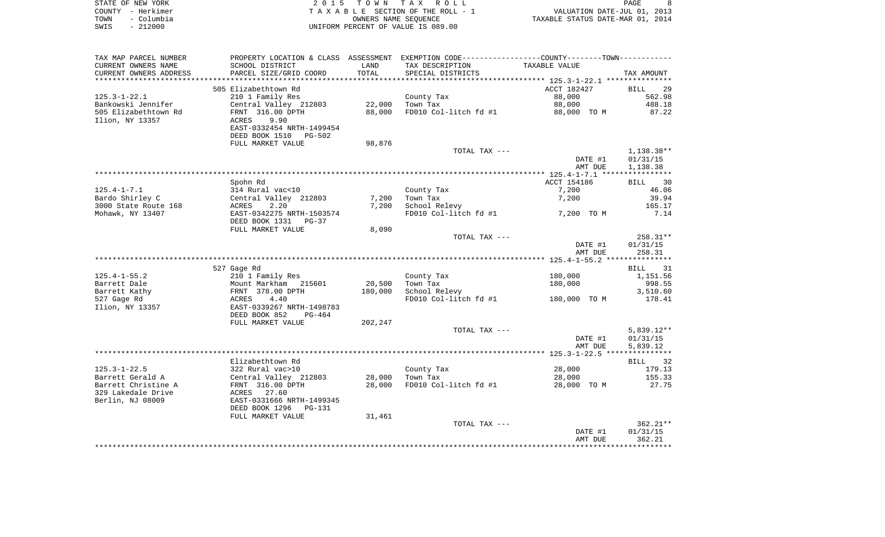STATE OF NEW YORK
COUNTY - Herkimer
TOWN - Columbia
SWIS - 212000

2 0 1 5 T O W N T A X R O L L
T A X A B L E SECTION OF THE ROLL - 1
OWNERS NAME SEQUENCE
UNIFORM PERCENT OF VALUE IS 089.00

VALUATION DATE-JUL 01, 2013
TAXABLE STATUS DATE-MAR 01, 2014

| TAX MAP PARCEL NUMBER / CURRENT OWNERS NAME / CURRENT OWNERS ADDRESS | PROPERTY LOCATION & CLASS / SCHOOL DISTRICT / PARCEL SIZE/GRID COORD | ASSESSMENT LAND / TOTAL | EXEMPTION CODE / TAX DESCRIPTION / SPECIAL DISTRICTS | COUNTY / TOWN TAXABLE VALUE | TAX AMOUNT |
|---|---|---|---|---|---|
| | 505 Elizabethtown Rd | | | ACCT 182427 | BILL 29 |
| 125.3-1-22.1 | 210 1 Family Res | | County Tax | 88,000 | 562.98 |
| Bankowski Jennifer | Central Valley 212803 | 22,000 | Town Tax | 88,000 | 488.18 |
| 505 Elizabethtown Rd | FRNT 316.00 DPTH | 88,000 | FD010 Col-litch fd #1 | 88,000 TO M | 87.22 |
| Ilion, NY 13357 | ACRES 9.90 | | | | |
| | EAST-0332454 NRTH-1499454 | | | | |
| | DEED BOOK 1510 PG-502 | | | | |
| | FULL MARKET VALUE | 98,876 | | | |
| | | | TOTAL TAX --- | | 1,138.38** |
| | | | | DATE #1 | 01/31/15 |
| | | | | AMT DUE | 1,138.38 |
| | Spohn Rd | | | ACCT 154186 | BILL 30 |
| 125.4-1-7.1 | 314 Rural vac<10 | | County Tax | 7,200 | 46.06 |
| Bardo Shirley C | Central Valley 212803 | 7,200 | Town Tax | 7,200 | 39.94 |
| 3000 State Route 168 | ACRES 2.20 | 7,200 | School Relevy | | 165.17 |
| Mohawk, NY 13407 | EAST-0342275 NRTH-1503574 | | FD010 Col-litch fd #1 | 7,200 TO M | 7.14 |
| | DEED BOOK 1331 PG-37 | | | | |
| | FULL MARKET VALUE | 8,090 | | | |
| | | | TOTAL TAX --- | | 258.31** |
| | | | | DATE #1 | 01/31/15 |
| | | | | AMT DUE | 258.31 |
| | 527 Gage Rd | | | | BILL 31 |
| 125.4-1-55.2 | 210 1 Family Res | | County Tax | 180,000 | 1,151.56 |
| Barrett Dale | Mount Markham 215601 | 20,500 | Town Tax | 180,000 | 998.55 |
| Barrett Kathy | FRNT 378.00 DPTH | 180,000 | School Relevy | | 3,510.60 |
| 527 Gage Rd | ACRES 4.40 | | FD010 Col-litch fd #1 | 180,000 TO M | 178.41 |
| Ilion, NY 13357 | EAST-0339267 NRTH-1498783 | | | | |
| | DEED BOOK 852 PG-464 | | | | |
| | FULL MARKET VALUE | 202,247 | | | |
| | | | TOTAL TAX --- | | 5,839.12** |
| | | | | DATE #1 | 01/31/15 |
| | | | | AMT DUE | 5,839.12 |
| | Elizabethtown Rd | | | | BILL 32 |
| 125.3-1-22.5 | 322 Rural vac>10 | | County Tax | 28,000 | 179.13 |
| Barrett Gerald A | Central Valley 212803 | 28,000 | Town Tax | 28,000 | 155.33 |
| Barrett Christine A | FRNT 316.00 DPTH | 28,000 | FD010 Col-litch fd #1 | 28,000 TO M | 27.75 |
| 329 Lakedale Drive | ACRES 27.60 | | | | |
| Berlin, NJ 08009 | EAST-0331666 NRTH-1499345 | | | | |
| | DEED BOOK 1296 PG-131 | | | | |
| | FULL MARKET VALUE | 31,461 | | | |
| | | | TOTAL TAX --- | | 362.21** |
| | | | | DATE #1 | 01/31/15 |
| | | | | AMT DUE | 362.21 |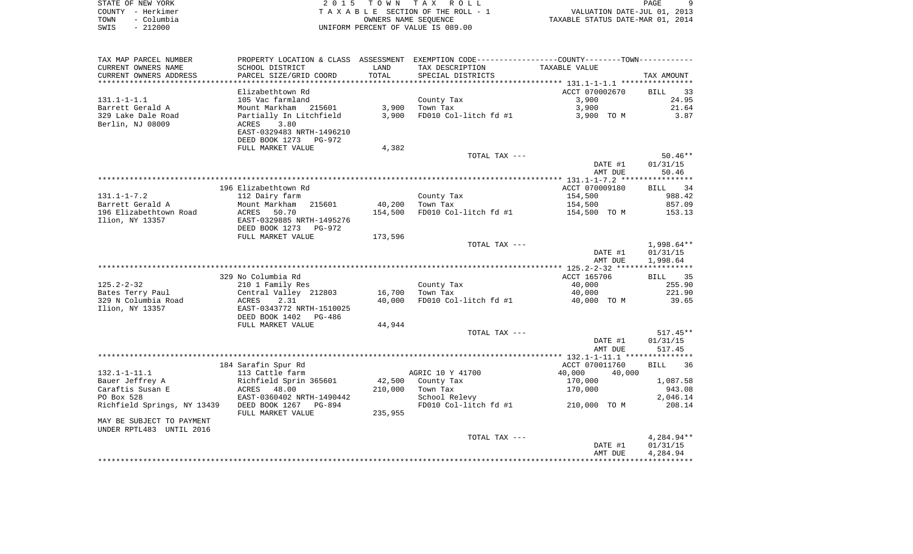STATE OF NEW YORK — 2 0 1 5 T O W N T A X R O L L
COUNTY - Herkimer — T A X A B L E SECTION OF THE ROLL - 1 — VALUATION DATE-JUL 01, 2013
TOWN - Columbia — OWNERS NAME SEQUENCE — TAXABLE STATUS DATE-MAR 01, 2014
SWIS - 212000 — UNIFORM PERCENT OF VALUE IS 089.00

| TAX MAP PARCEL NUMBER / CURRENT OWNERS NAME / CURRENT OWNERS ADDRESS | PROPERTY LOCATION & CLASS / SCHOOL DISTRICT / PARCEL SIZE/GRID COORD | ASSESSMENT LAND / TOTAL | EXEMPTION CODE / TAX DESCRIPTION / SPECIAL DISTRICTS | COUNTY / TOWN TAXABLE VALUE | TAX AMOUNT |
|---|---|---|---|---|---|
| 131.1-1-1.1 | Elizabethtown Rd | | | ACCT 070002670 | BILL 33 |
| | 105 Vac farmland | | County Tax | 3,900 | 24.95 |
| Barrett Gerald A | Mount Markham 215601 | 3,900 | Town Tax | 3,900 | 21.64 |
| 329 Lake Dale Road | Partially In Litchfield | 3,900 | FD010 Col-litch fd #1 | 3,900 TO M | 3.87 |
| Berlin, NJ 08009 | ACRES 3.80 | | | | |
| | EAST-0329483 NRTH-1496210 | | | | |
| | DEED BOOK 1273 PG-972 | | | | |
| | FULL MARKET VALUE | 4,382 | | | |
| | | | TOTAL TAX --- | | 50.46** |
| | | | | DATE #1 | 01/31/15 |
| | | | | AMT DUE | 50.46 |
| 131.1-1-7.2 | 196 Elizabethtown Rd | | | ACCT 070009180 | BILL 34 |
| | 112 Dairy farm | | County Tax | 154,500 | 988.42 |
| Barrett Gerald A | Mount Markham 215601 | 40,200 | Town Tax | 154,500 | 857.09 |
| 196 Elizabethtown Road | ACRES 50.70 | 154,500 | FD010 Col-litch fd #1 | 154,500 TO M | 153.13 |
| Ilion, NY 13357 | EAST-0329885 NRTH-1495276 | | | | |
| | DEED BOOK 1273 PG-972 | | | | |
| | FULL MARKET VALUE | 173,596 | | | |
| | | | TOTAL TAX --- | | 1,998.64** |
| | | | | DATE #1 | 01/31/15 |
| | | | | AMT DUE | 1,998.64 |
| 125.2-2-32 | 329 No Columbia Rd | | | ACCT 165706 | BILL 35 |
| | 210 1 Family Res | | County Tax | 40,000 | 255.90 |
| Bates Terry Paul | Central Valley 212803 | 16,700 | Town Tax | 40,000 | 221.90 |
| 329 N Columbia Road | ACRES 2.31 | 40,000 | FD010 Col-litch fd #1 | 40,000 TO M | 39.65 |
| Ilion, NY 13357 | EAST-0343772 NRTH-1510025 | | | | |
| | DEED BOOK 1402 PG-486 | | | | |
| | FULL MARKET VALUE | 44,944 | | | |
| | | | TOTAL TAX --- | | 517.45** |
| | | | | DATE #1 | 01/31/15 |
| | | | | AMT DUE | 517.45 |
| 132.1-1-11.1 | 184 Sarafin Spur Rd | | | ACCT 070011760 | BILL 36 |
| | 113 Cattle farm | | AGRIC 10 Y 41700 | 40,000 40,000 | |
| Bauer Jeffrey A | Richfield Sprin 365601 | 42,500 | County Tax | 170,000 | 1,087.58 |
| Caraftis Susan E | ACRES 48.00 | 210,000 | Town Tax | 170,000 | 943.08 |
| PO Box 528 | EAST-0360402 NRTH-1490442 | | School Relevy | | 2,046.14 |
| Richfield Springs, NY 13439 | DEED BOOK 1267 PG-894 | | FD010 Col-litch fd #1 | 210,000 TO M | 208.14 |
| | FULL MARKET VALUE | 235,955 | | | |
| MAY BE SUBJECT TO PAYMENT UNDER RPTL483 UNTIL 2016 | | | | | |
| | | | TOTAL TAX --- | | 4,284.94** |
| | | | | DATE #1 | 01/31/15 |
| | | | | AMT DUE | 4,284.94 |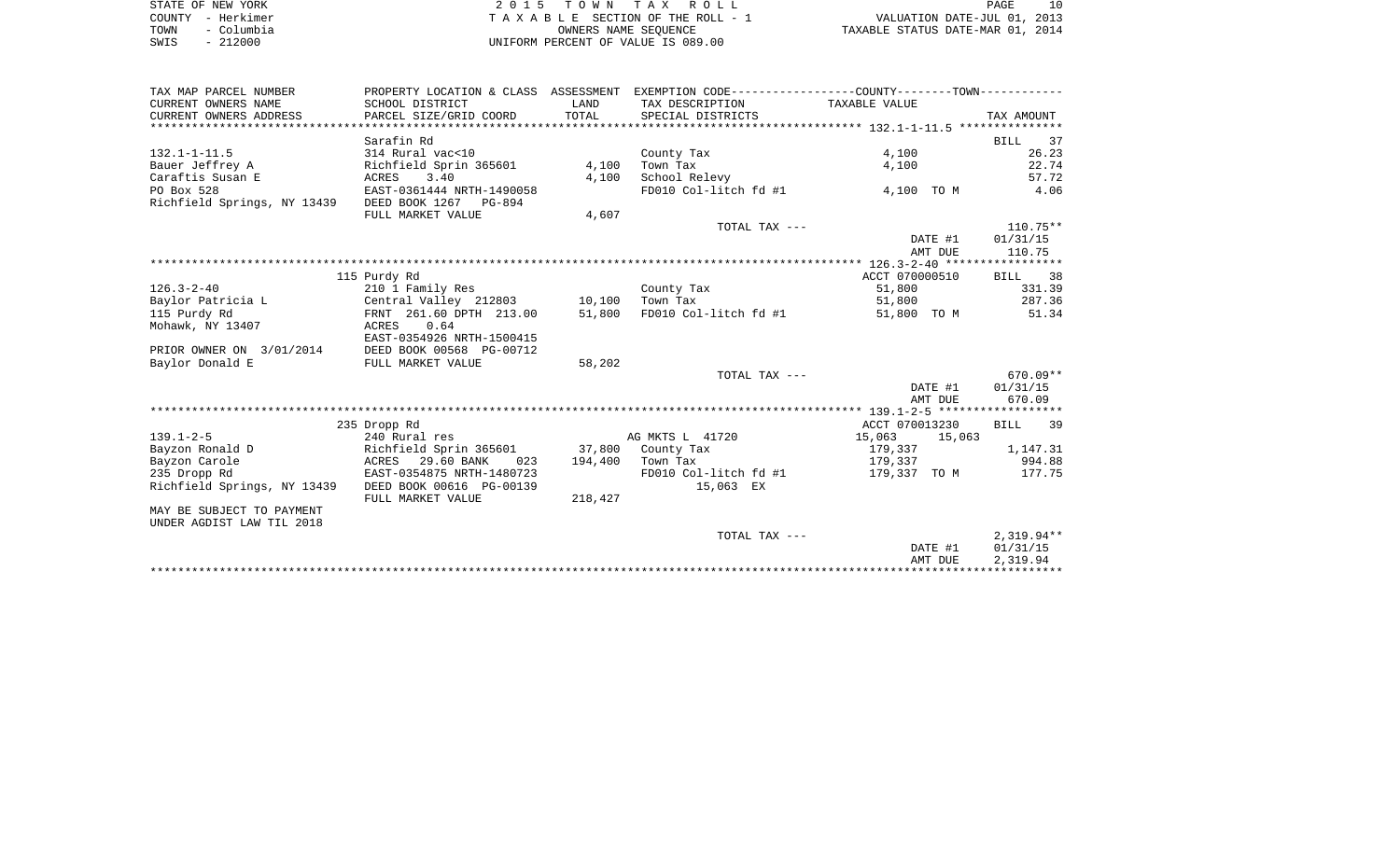STATE OF NEW YORK
COUNTY - Herkimer
TOWN - Columbia
SWIS - 212000

2015 TOWN TAX ROLL
TAXABLE SECTION OF THE ROLL - 1
OWNERS NAME SEQUENCE
UNIFORM PERCENT OF VALUE IS 089.00

VALUATION DATE-JUL 01, 2013
TAXABLE STATUS DATE-MAR 01, 2014

| TAX MAP PARCEL NUMBER / CURRENT OWNERS NAME / CURRENT OWNERS ADDRESS | PROPERTY LOCATION & CLASS / SCHOOL DISTRICT / PARCEL SIZE/GRID COORD | ASSESSMENT LAND / TOTAL | EXEMPTION CODE / TAX DESCRIPTION / SPECIAL DISTRICTS | COUNTY / TOWN TAXABLE VALUE | TAX AMOUNT |
|---|---|---|---|---|---|
| **132.1-1-11.5** | Sarafin Rd | | | | BILL 37 |
| 132.1-1-11.5 | 314 Rural vac<10 | | County Tax | 4,100 | 26.23 |
| Bauer Jeffrey A | Richfield Sprin 365601 | 4,100 | Town Tax | 4,100 | 22.74 |
| Caraftis Susan E | ACRES 3.40 | 4,100 | School Relevy | | 57.72 |
| PO Box 528 | EAST-0361444 NRTH-1490058 | | FD010 Col-litch fd #1 | 4,100 TO M | 4.06 |
| Richfield Springs, NY 13439 | DEED BOOK 1267 PG-894 | | | | |
| | FULL MARKET VALUE | 4,607 | | | |
| | | | TOTAL TAX --- | | 110.75** |
| | | | | DATE #1 | 01/31/15 |
| | | | | AMT DUE | 110.75 |
| **126.3-2-40** | 115 Purdy Rd | | | ACCT 070000510 | BILL 38 |
| 126.3-2-40 | 210 1 Family Res | | County Tax | 51,800 | 331.39 |
| Baylor Patricia L | Central Valley 212803 | 10,100 | Town Tax | 51,800 | 287.36 |
| 115 Purdy Rd | FRNT 261.60 DPTH 213.00 | 51,800 | FD010 Col-litch fd #1 | 51,800 TO M | 51.34 |
| Mohawk, NY 13407 | ACRES 0.64 | | | | |
| | EAST-0354926 NRTH-1500415 | | | | |
| PRIOR OWNER ON 3/01/2014 | DEED BOOK 00568 PG-00712 | | | | |
| Baylor Donald E | FULL MARKET VALUE | 58,202 | | | |
| | | | TOTAL TAX --- | | 670.09** |
| | | | | DATE #1 | 01/31/15 |
| | | | | AMT DUE | 670.09 |
| **139.1-2-5** | 235 Dropp Rd | | | ACCT 070013230 | BILL 39 |
| 139.1-2-5 | 240 Rural res | | AG MKTS L 41720 | 15,063 15,063 | |
| Bayzon Ronald D | Richfield Sprin 365601 | 37,800 | County Tax | 179,337 | 1,147.31 |
| Bayzon Carole | ACRES 29.60 BANK 023 | 194,400 | Town Tax | 179,337 | 994.88 |
| 235 Dropp Rd | EAST-0354875 NRTH-1480723 | | FD010 Col-litch fd #1 | 179,337 TO M | 177.75 |
| Richfield Springs, NY 13439 | DEED BOOK 00616 PG-00139 | | 15,063 EX | | |
| | FULL MARKET VALUE | 218,427 | | | |
| MAY BE SUBJECT TO PAYMENT UNDER AGDIST LAW TIL 2018 | | | | | |
| | | | TOTAL TAX --- | | 2,319.94** |
| | | | | DATE #1 | 01/31/15 |
| | | | | AMT DUE | 2,319.94 |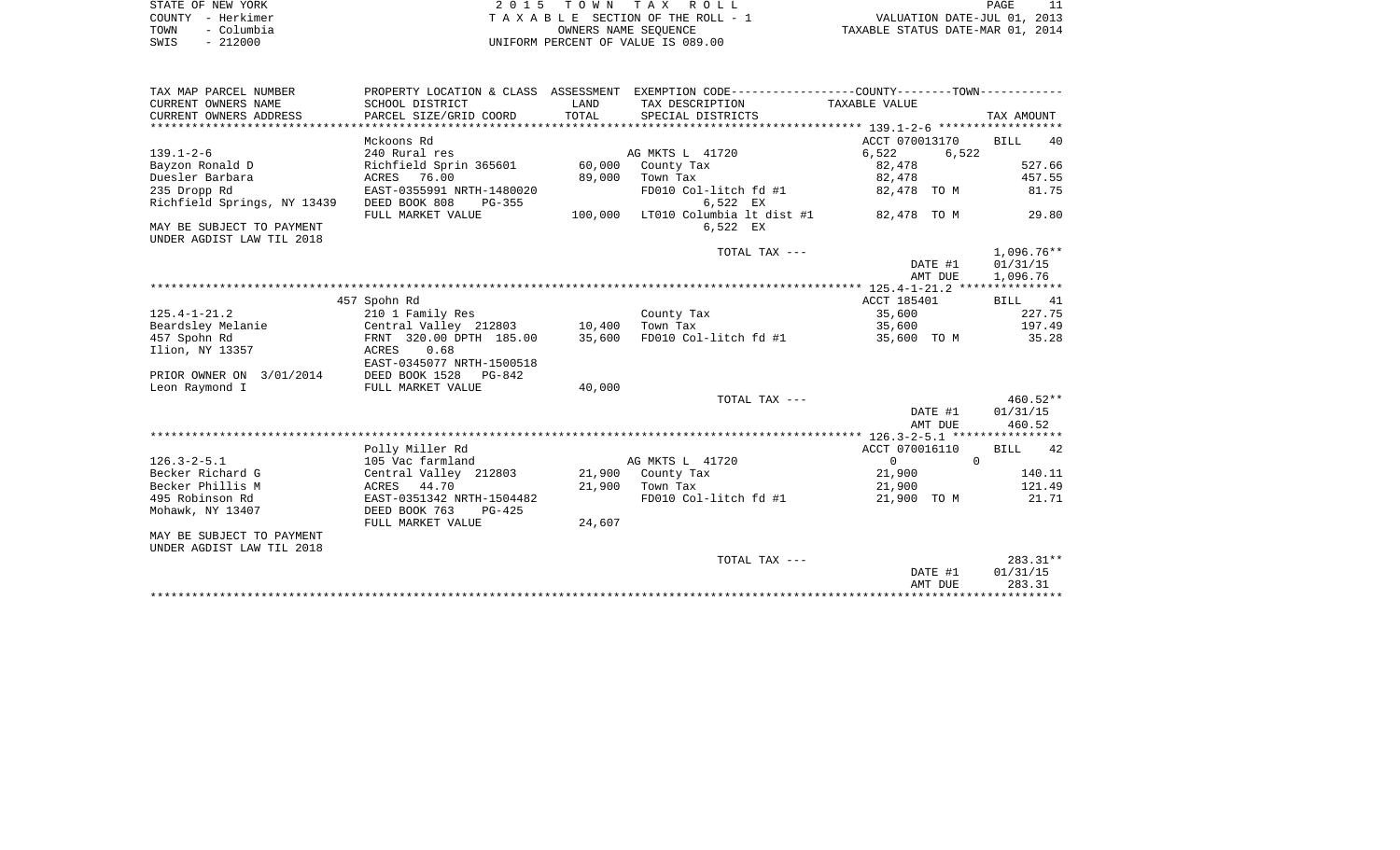STATE OF NEW YORK — 2015 TOWN TAX ROLL
COUNTY - Herkimer — TAXABLE SECTION OF THE ROLL - 1 — VALUATION DATE-JUL 01, 2013
TOWN - Columbia — OWNERS NAME SEQUENCE — TAXABLE STATUS DATE-MAR 01, 2014
SWIS - 212000 — UNIFORM PERCENT OF VALUE IS 089.00

| TAX MAP PARCEL NUMBER / CURRENT OWNERS NAME / CURRENT OWNERS ADDRESS | PROPERTY LOCATION & CLASS / SCHOOL DISTRICT / PARCEL SIZE/GRID COORD | ASSESSMENT LAND / TOTAL | EXEMPTION CODE / TAX DESCRIPTION / SPECIAL DISTRICTS | COUNTY / TOWN TAXABLE VALUE | TAX AMOUNT |
|---|---|---|---|---|---|
| | Mckoons Rd | | | ACCT 070013170 | BILL 40 |
| 139.1-2-6 | 240 Rural res | | AG MKTS L 41720 | 6,522 6,522 | |
| Bayzon Ronald D | Richfield Sprin 365601 | 60,000 | County Tax | 82,478 | 527.66 |
| Duesler Barbara | ACRES 76.00 | 89,000 | Town Tax | 82,478 | 457.55 |
| 235 Dropp Rd | EAST-0355991 NRTH-1480020 | | FD010 Col-litch fd #1 | 82,478 TO M | 81.75 |
| Richfield Springs, NY 13439 | DEED BOOK 808 PG-355 | | 6,522 EX | | |
| | FULL MARKET VALUE | 100,000 | LT010 Columbia lt dist #1 | 82,478 TO M | 29.80 |
| MAY BE SUBJECT TO PAYMENT UNDER AGDIST LAW TIL 2018 | | | 6,522 EX | | |
| | | | TOTAL TAX --- | | 1,096.76** |
| | | | | DATE #1 | 01/31/15 |
| | | | | AMT DUE | 1,096.76 |
| | 457 Spohn Rd | | | ACCT 185401 | BILL 41 |
| 125.4-1-21.2 | 210 1 Family Res | | County Tax | 35,600 | 227.75 |
| Beardsley Melanie | Central Valley 212803 | 10,400 | Town Tax | 35,600 | 197.49 |
| 457 Spohn Rd | FRNT 320.00 DPTH 185.00 | 35,600 | FD010 Col-litch fd #1 | 35,600 TO M | 35.28 |
| Ilion, NY 13357 | ACRES 0.68 | | | | |
| | EAST-0345077 NRTH-1500518 | | | | |
| PRIOR OWNER ON 3/01/2014 | DEED BOOK 1528 PG-842 | | | | |
| Leon Raymond I | FULL MARKET VALUE | 40,000 | | | |
| | | | TOTAL TAX --- | | 460.52** |
| | | | | DATE #1 | 01/31/15 |
| | | | | AMT DUE | 460.52 |
| | Polly Miller Rd | | | ACCT 070016110 | BILL 42 |
| 126.3-2-5.1 | 105 Vac farmland | | AG MKTS L 41720 | 0 0 | |
| Becker Richard G | Central Valley 212803 | 21,900 | County Tax | 21,900 | 140.11 |
| Becker Phillis M | ACRES 44.70 | 21,900 | Town Tax | 21,900 | 121.49 |
| 495 Robinson Rd | EAST-0351342 NRTH-1504482 | | FD010 Col-litch fd #1 | 21,900 TO M | 21.71 |
| Mohawk, NY 13407 | DEED BOOK 763 PG-425 | | | | |
| | FULL MARKET VALUE | 24,607 | | | |
| MAY BE SUBJECT TO PAYMENT UNDER AGDIST LAW TIL 2018 | | | | | |
| | | | TOTAL TAX --- | | 283.31** |
| | | | | DATE #1 | 01/31/15 |
| | | | | AMT DUE | 283.31 |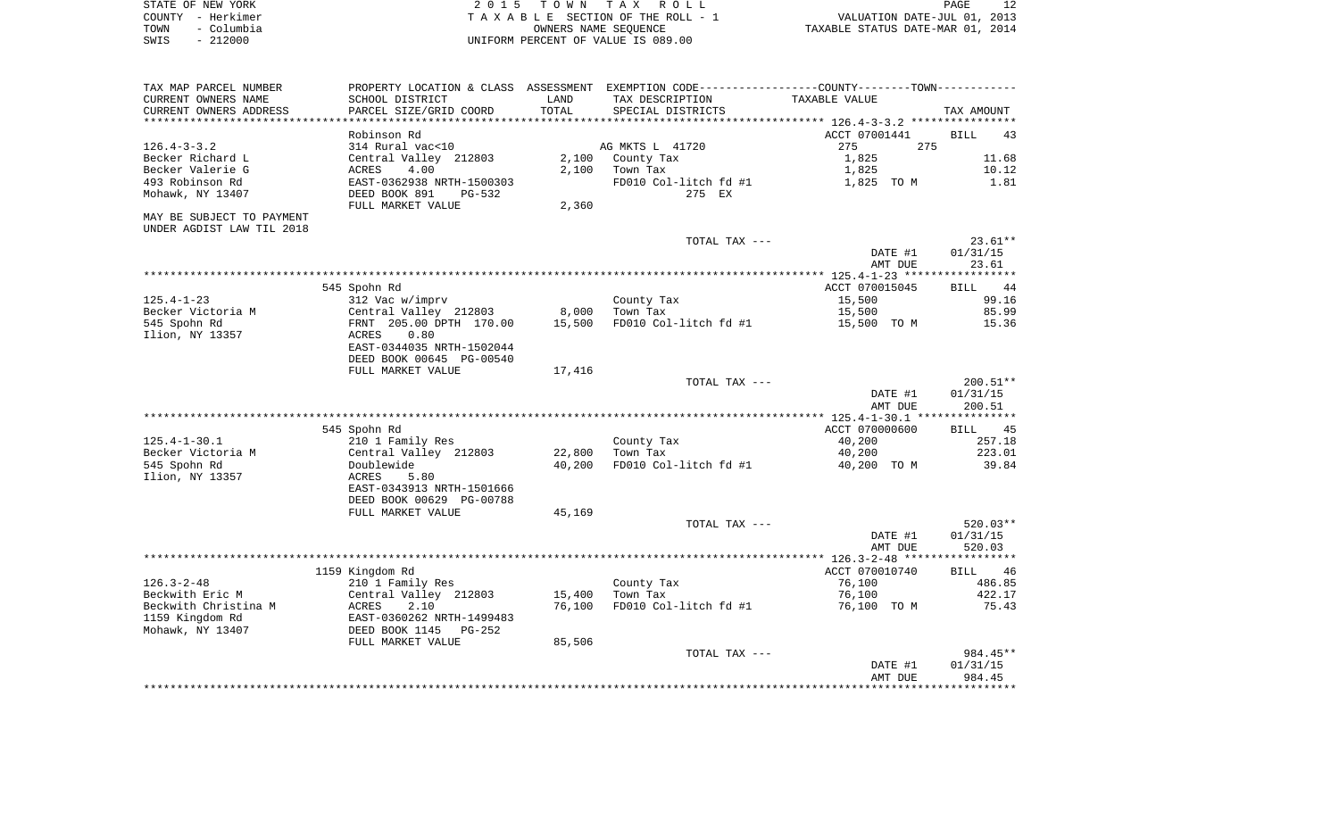STATE OF NEW YORK  
COUNTY - Herkimer  
TOWN - Columbia  
SWIS - 212000

2 0 1 5 T O W N T A X R O L L  
T A X A B L E SECTION OF THE ROLL - 1  
OWNERS NAME SEQUENCE  
UNIFORM PERCENT OF VALUE IS 089.00

VALUATION DATE-JUL 01, 2013  
TAXABLE STATUS DATE-MAR 01, 2014

| TAX MAP PARCEL NUMBER / CURRENT OWNERS NAME / CURRENT OWNERS ADDRESS | PROPERTY LOCATION & CLASS / SCHOOL DISTRICT / PARCEL SIZE/GRID COORD | ASSESSMENT LAND / TOTAL | EXEMPTION CODE / TAX DESCRIPTION / SPECIAL DISTRICTS | COUNTY--------TOWN / TAXABLE VALUE | TAX AMOUNT |
|---|---|---|---|---|---|
| | Robinson Rd | | | ACCT 07001441 | BILL 43 |
| 126.4-3-3.2 | 314 Rural vac<10 | | AG MKTS L 41720 | 275 275 | |
| Becker Richard L | Central Valley 212803 | 2,100 | County Tax | 1,825 | 11.68 |
| Becker Valerie G | ACRES 4.00 | 2,100 | Town Tax | 1,825 | 10.12 |
| 493 Robinson Rd | EAST-0362938 NRTH-1500303 | | FD010 Col-litch fd #1 | 1,825 TO M | 1.81 |
| Mohawk, NY 13407 | DEED BOOK 891 PG-532 | | 275 EX | | |
| | FULL MARKET VALUE | 2,360 | | | |
| MAY BE SUBJECT TO PAYMENT UNDER AGDIST LAW TIL 2018 | | | | | |
| | | | TOTAL TAX --- | | 23.61** |
| | | | | DATE #1 | 01/31/15 |
| | | | | AMT DUE | 23.61 |
| | 545 Spohn Rd | | | ACCT 070015045 | BILL 44 |
| 125.4-1-23 | 312 Vac w/imprv | | County Tax | 15,500 | 99.16 |
| Becker Victoria M | Central Valley 212803 | 8,000 | Town Tax | 15,500 | 85.99 |
| 545 Spohn Rd | FRNT 205.00 DPTH 170.00 | 15,500 | FD010 Col-litch fd #1 | 15,500 TO M | 15.36 |
| Ilion, NY 13357 | ACRES 0.80 | | | | |
| | EAST-0344035 NRTH-1502044 | | | | |
| | DEED BOOK 00645 PG-00540 | | | | |
| | FULL MARKET VALUE | 17,416 | | | |
| | | | TOTAL TAX --- | | 200.51** |
| | | | | DATE #1 | 01/31/15 |
| | | | | AMT DUE | 200.51 |
| | 545 Spohn Rd | | | ACCT 070000600 | BILL 45 |
| 125.4-1-30.1 | 210 1 Family Res | | County Tax | 40,200 | 257.18 |
| Becker Victoria M | Central Valley 212803 | 22,800 | Town Tax | 40,200 | 223.01 |
| 545 Spohn Rd | Doublewide | 40,200 | FD010 Col-litch fd #1 | 40,200 TO M | 39.84 |
| Ilion, NY 13357 | ACRES 5.80 | | | | |
| | EAST-0343913 NRTH-1501666 | | | | |
| | DEED BOOK 00629 PG-00788 | | | | |
| | FULL MARKET VALUE | 45,169 | | | |
| | | | TOTAL TAX --- | | 520.03** |
| | | | | DATE #1 | 01/31/15 |
| | | | | AMT DUE | 520.03 |
| | 1159 Kingdom Rd | | | ACCT 070010740 | BILL 46 |
| 126.3-2-48 | 210 1 Family Res | | County Tax | 76,100 | 486.85 |
| Beckwith Eric M | Central Valley 212803 | 15,400 | Town Tax | 76,100 | 422.17 |
| Beckwith Christina M | ACRES 2.10 | 76,100 | FD010 Col-litch fd #1 | 76,100 TO M | 75.43 |
| 1159 Kingdom Rd | EAST-0360262 NRTH-1499483 | | | | |
| Mohawk, NY 13407 | DEED BOOK 1145 PG-252 | | | | |
| | FULL MARKET VALUE | 85,506 | | | |
| | | | TOTAL TAX --- | | 984.45** |
| | | | | DATE #1 | 01/31/15 |
| | | | | AMT DUE | 984.45 |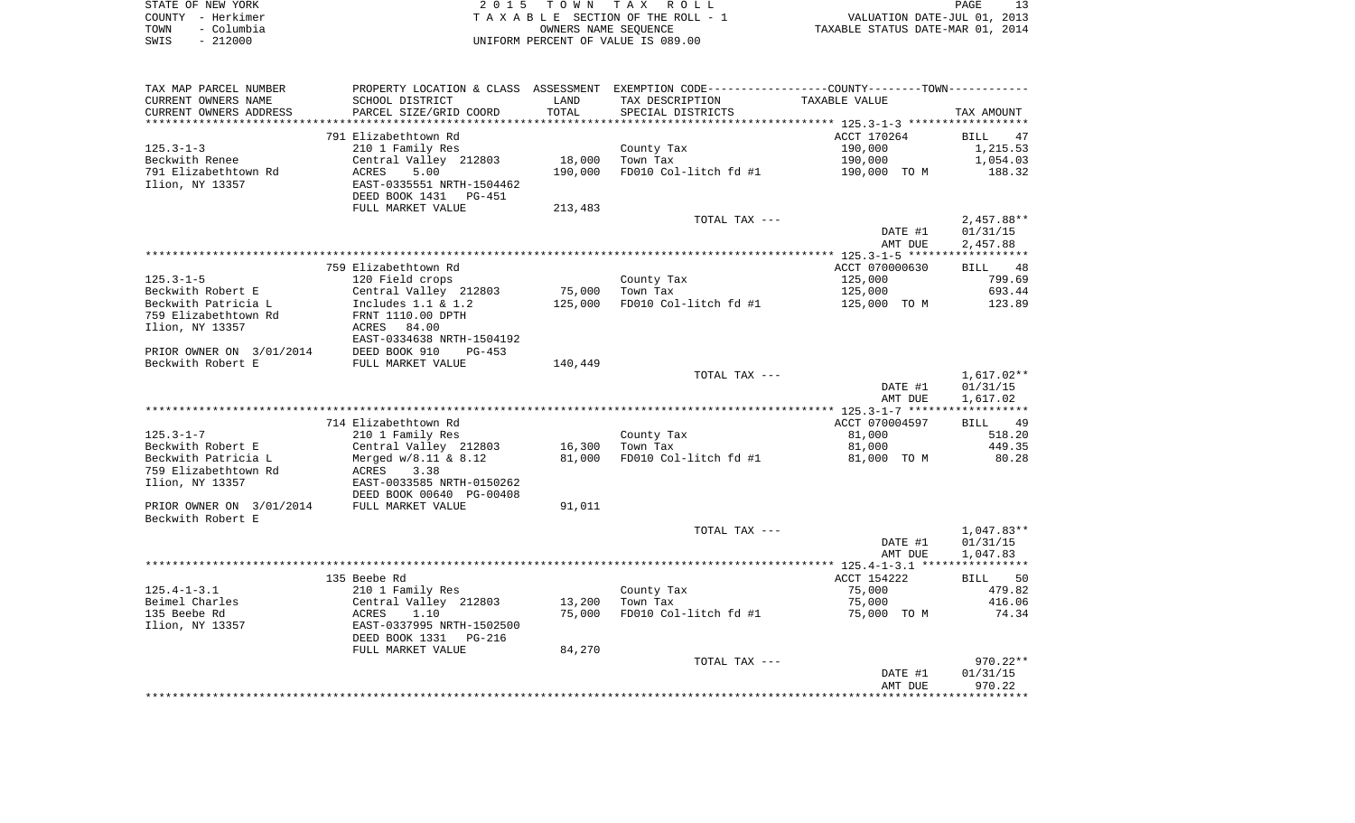STATE OF NEW YORK
COUNTY - Herkimer
TOWN - Columbia
SWIS - 212000

2 0 1 5 T O W N T A X R O L L
T A X A B L E SECTION OF THE ROLL - 1
OWNERS NAME SEQUENCE
UNIFORM PERCENT OF VALUE IS 089.00

VALUATION DATE-JUL 01, 2013
TAXABLE STATUS DATE-MAR 01, 2014

| TAX MAP PARCEL NUMBER / CURRENT OWNERS NAME / CURRENT OWNERS ADDRESS | PROPERTY LOCATION & CLASS / SCHOOL DISTRICT / PARCEL SIZE/GRID COORD | ASSESSMENT LAND / TOTAL | EXEMPTION CODE / TAX DESCRIPTION / SPECIAL DISTRICTS | COUNTY--------TOWN TAXABLE VALUE | TAX AMOUNT |
|---|---|---|---|---|---|
| | 791 Elizabethtown Rd | | | ACCT 170264 | BILL 47 |
| 125.3-1-3 | 210 1 Family Res | | County Tax | 190,000 | 1,215.53 |
| Beckwith Renee | Central Valley 212803 | 18,000 | Town Tax | 190,000 | 1,054.03 |
| 791 Elizabethtown Rd | ACRES 5.00 | 190,000 | FD010 Col-litch fd #1 | 190,000 TO M | 188.32 |
| Ilion, NY 13357 | EAST-0335551 NRTH-1504462 | | | | |
| | DEED BOOK 1431 PG-451 | | | | |
| | FULL MARKET VALUE | 213,483 | | | |
| | | | TOTAL TAX --- | | 2,457.88** |
| | | | | DATE #1 | 01/31/15 |
| | | | | AMT DUE | 2,457.88 |
| | 759 Elizabethtown Rd | | | ACCT 070000630 | BILL 48 |
| 125.3-1-5 | 120 Field crops | | County Tax | 125,000 | 799.69 |
| Beckwith Robert E | Central Valley 212803 | 75,000 | Town Tax | 125,000 | 693.44 |
| Beckwith Patricia L | Includes 1.1 & 1.2 | 125,000 | FD010 Col-litch fd #1 | 125,000 TO M | 123.89 |
| 759 Elizabethtown Rd | FRNT 1110.00 DPTH | | | | |
| Ilion, NY 13357 | ACRES 84.00 | | | | |
| | EAST-0334638 NRTH-1504192 | | | | |
| PRIOR OWNER ON 3/01/2014 | DEED BOOK 910 PG-453 | | | | |
| Beckwith Robert E | FULL MARKET VALUE | 140,449 | | | |
| | | | TOTAL TAX --- | | 1,617.02** |
| | | | | DATE #1 | 01/31/15 |
| | | | | AMT DUE | 1,617.02 |
| | 714 Elizabethtown Rd | | | ACCT 070004597 | BILL 49 |
| 125.3-1-7 | 210 1 Family Res | | County Tax | 81,000 | 518.20 |
| Beckwith Robert E | Central Valley 212803 | 16,300 | Town Tax | 81,000 | 449.35 |
| Beckwith Patricia L | Merged w/8.11 & 8.12 | 81,000 | FD010 Col-litch fd #1 | 81,000 TO M | 80.28 |
| 759 Elizabethtown Rd | ACRES 3.38 | | | | |
| Ilion, NY 13357 | EAST-0033585 NRTH-0150262 | | | | |
| | DEED BOOK 00640 PG-00408 | | | | |
| PRIOR OWNER ON 3/01/2014 | FULL MARKET VALUE | 91,011 | | | |
| Beckwith Robert E | | | | | |
| | | | TOTAL TAX --- | | 1,047.83** |
| | | | | DATE #1 | 01/31/15 |
| | | | | AMT DUE | 1,047.83 |
| | 135 Beebe Rd | | | ACCT 154222 | BILL 50 |
| 125.4-1-3.1 | 210 1 Family Res | | County Tax | 75,000 | 479.82 |
| Beimel Charles | Central Valley 212803 | 13,200 | Town Tax | 75,000 | 416.06 |
| 135 Beebe Rd | ACRES 1.10 | 75,000 | FD010 Col-litch fd #1 | 75,000 TO M | 74.34 |
| Ilion, NY 13357 | EAST-0337995 NRTH-1502500 | | | | |
| | DEED BOOK 1331 PG-216 | | | | |
| | FULL MARKET VALUE | 84,270 | | | |
| | | | TOTAL TAX --- | | 970.22** |
| | | | | DATE #1 | 01/31/15 |
| | | | | AMT DUE | 970.22 |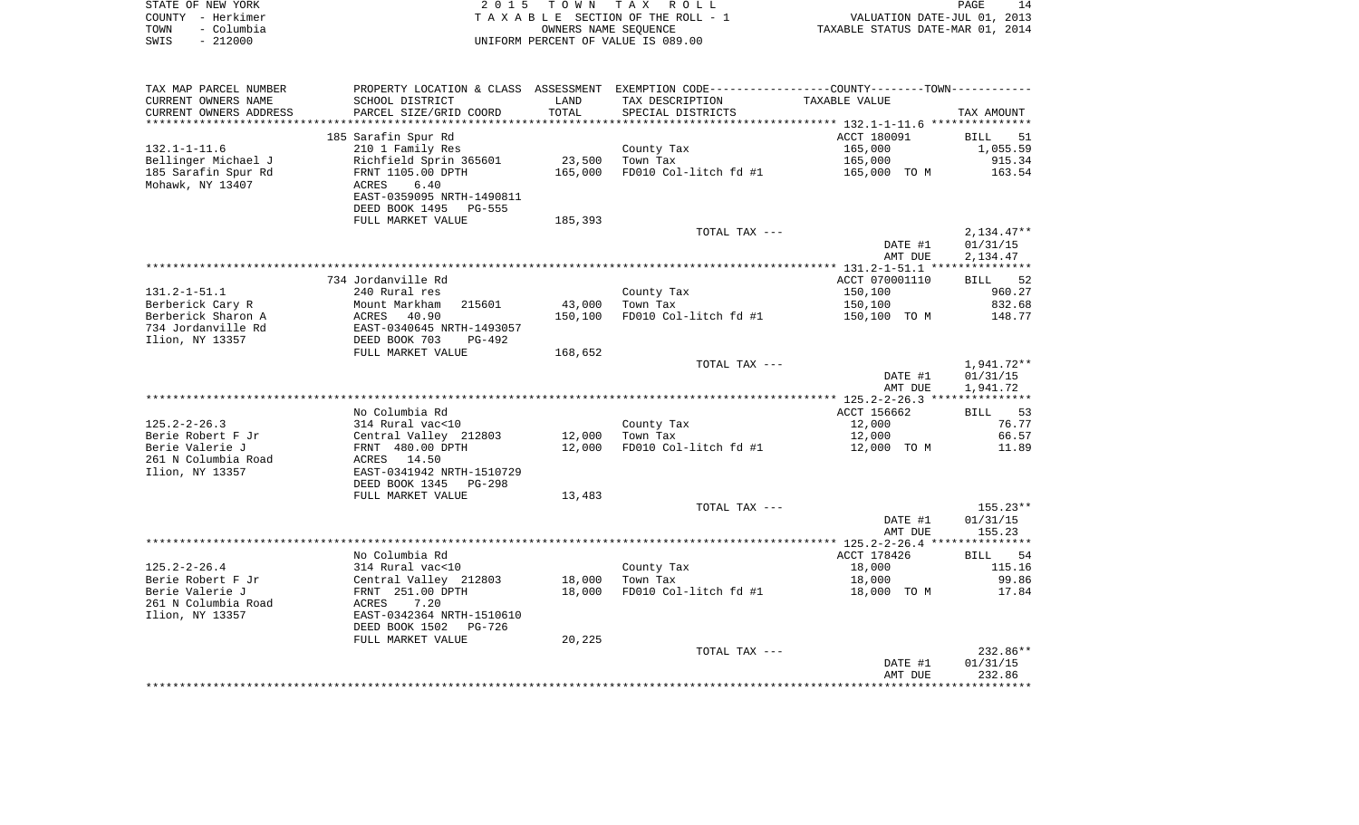STATE OF NEW YORK — 2 0 1 5 T O W N T A X R O L L
COUNTY - Herkimer — T A X A B L E SECTION OF THE ROLL - 1 — VALUATION DATE-JUL 01, 2013
TOWN - Columbia — OWNERS NAME SEQUENCE — TAXABLE STATUS DATE-MAR 01, 2014
SWIS - 212000 — UNIFORM PERCENT OF VALUE IS 089.00

| TAX MAP PARCEL NUMBER / CURRENT OWNERS NAME / CURRENT OWNERS ADDRESS | PROPERTY LOCATION & CLASS / SCHOOL DISTRICT / PARCEL SIZE/GRID COORD | ASSESSMENT LAND / TOTAL | EXEMPTION CODE / TAX DESCRIPTION / SPECIAL DISTRICTS | TAXABLE VALUE | TAX AMOUNT |
|---|---|---|---|---|---|
| | 185 Sarafin Spur Rd | | | ACCT 180091 | BILL 51 |
| 132.1-1-11.6 | 210 1 Family Res | | County Tax | 165,000 | 1,055.59 |
| Bellinger Michael J | Richfield Sprin 365601 | 23,500 | Town Tax | 165,000 | 915.34 |
| 185 Sarafin Spur Rd | FRNT 1105.00 DPTH | 165,000 | FD010 Col-litch fd #1 | 165,000 TO M | 163.54 |
| Mohawk, NY 13407 | ACRES 6.40 | | | | |
| | EAST-0359095 NRTH-1490811 | | | | |
| | DEED BOOK 1495 PG-555 | | | | |
| | FULL MARKET VALUE | 185,393 | | | |
| | | | TOTAL TAX --- | | 2,134.47** |
| | | | | DATE #1 | 01/31/15 |
| | | | | AMT DUE | 2,134.47 |
| | 734 Jordanville Rd | | | ACCT 070001110 | BILL 52 |
| 131.2-1-51.1 | 240 Rural res | | County Tax | 150,100 | 960.27 |
| Berberick Cary R | Mount Markham 215601 | 43,000 | Town Tax | 150,100 | 832.68 |
| Berberick Sharon A | ACRES 40.90 | 150,100 | FD010 Col-litch fd #1 | 150,100 TO M | 148.77 |
| 734 Jordanville Rd | EAST-0340645 NRTH-1493057 | | | | |
| Ilion, NY 13357 | DEED BOOK 703 PG-492 | | | | |
| | FULL MARKET VALUE | 168,652 | | | |
| | | | TOTAL TAX --- | | 1,941.72** |
| | | | | DATE #1 | 01/31/15 |
| | | | | AMT DUE | 1,941.72 |
| | No Columbia Rd | | | ACCT 156662 | BILL 53 |
| 125.2-2-26.3 | 314 Rural vac<10 | | County Tax | 12,000 | 76.77 |
| Berie Robert F Jr | Central Valley 212803 | 12,000 | Town Tax | 12,000 | 66.57 |
| Berie Valerie J | FRNT 480.00 DPTH | 12,000 | FD010 Col-litch fd #1 | 12,000 TO M | 11.89 |
| 261 N Columbia Road | ACRES 14.50 | | | | |
| Ilion, NY 13357 | EAST-0341942 NRTH-1510729 | | | | |
| | DEED BOOK 1345 PG-298 | | | | |
| | FULL MARKET VALUE | 13,483 | | | |
| | | | TOTAL TAX --- | | 155.23** |
| | | | | DATE #1 | 01/31/15 |
| | | | | AMT DUE | 155.23 |
| | No Columbia Rd | | | ACCT 178426 | BILL 54 |
| 125.2-2-26.4 | 314 Rural vac<10 | | County Tax | 18,000 | 115.16 |
| Berie Robert F Jr | Central Valley 212803 | 18,000 | Town Tax | 18,000 | 99.86 |
| Berie Valerie J | FRNT 251.00 DPTH | 18,000 | FD010 Col-litch fd #1 | 18,000 TO M | 17.84 |
| 261 N Columbia Road | ACRES 7.20 | | | | |
| Ilion, NY 13357 | EAST-0342364 NRTH-1510610 | | | | |
| | DEED BOOK 1502 PG-726 | | | | |
| | FULL MARKET VALUE | 20,225 | | | |
| | | | TOTAL TAX --- | | 232.86** |
| | | | | DATE #1 | 01/31/15 |
| | | | | AMT DUE | 232.86 |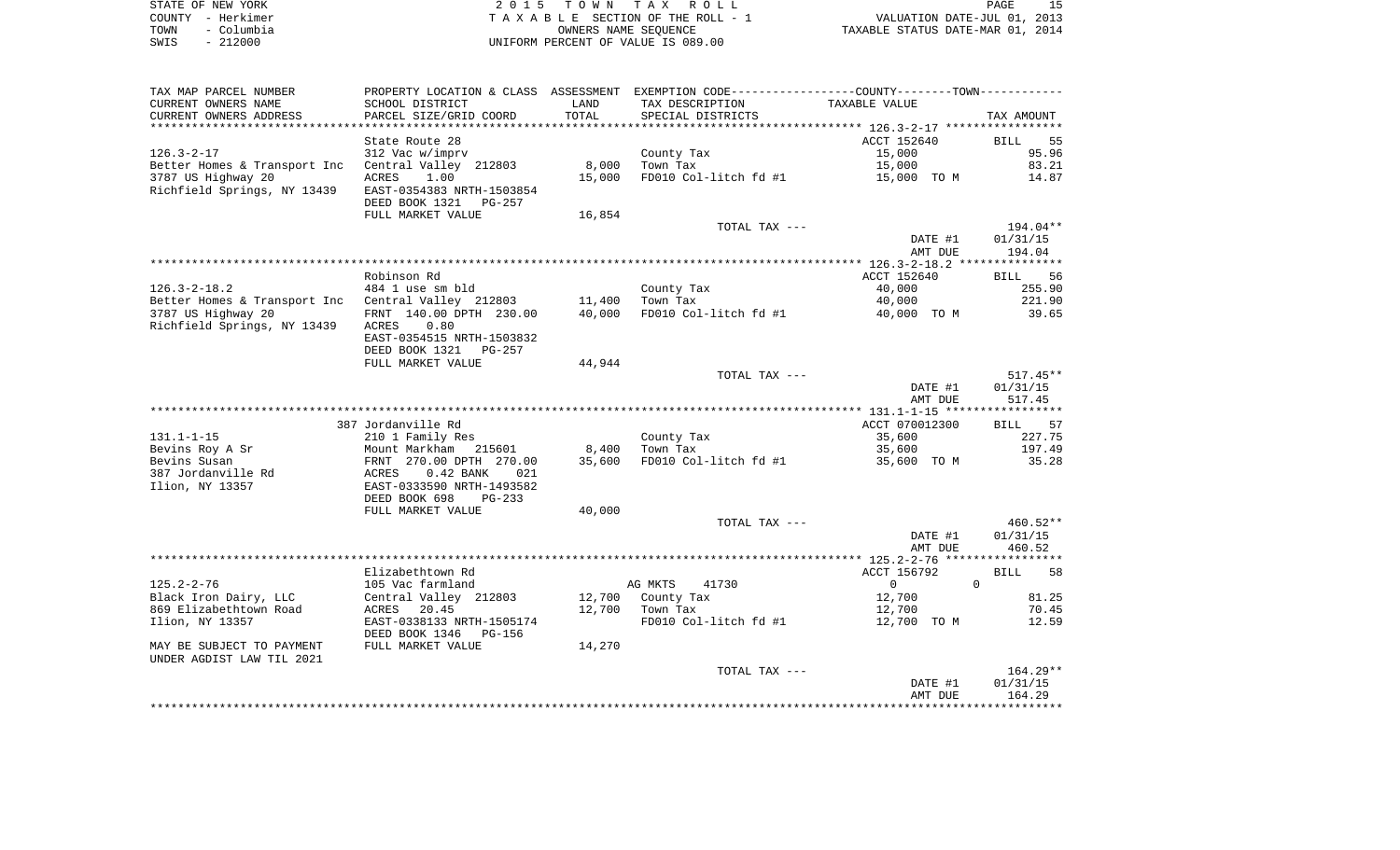STATE OF NEW YORK | COUNTY - Herkimer | TOWN - Columbia | SWIS - 212000

2 0 1 5 T O W N T A X R O L L
T A X A B L E SECTION OF THE ROLL - 1
OWNERS NAME SEQUENCE
UNIFORM PERCENT OF VALUE IS 089.00

VALUATION DATE-JUL 01, 2013
TAXABLE STATUS DATE-MAR 01, 2014

| TAX MAP PARCEL NUMBER / CURRENT OWNERS NAME / CURRENT OWNERS ADDRESS | PROPERTY LOCATION & CLASS / SCHOOL DISTRICT / PARCEL SIZE/GRID COORD | ASSESSMENT LAND / TOTAL | EXEMPTION CODE / TAX DESCRIPTION / SPECIAL DISTRICTS | COUNTY/TOWN TAXABLE VALUE | TAX AMOUNT |
|---|---|---|---|---|---|
| **126.3-2-17** | State Route 28 | | | ACCT 152640 | BILL 55 |
| 126.3-2-17 | 312 Vac w/imprv | | County Tax | 15,000 | 95.96 |
| Better Homes & Transport Inc | Central Valley 212803 | 8,000 | Town Tax | 15,000 | 83.21 |
| 3787 US Highway 20 | ACRES 1.00 | 15,000 | FD010 Col-litch fd #1 | 15,000 TO M | 14.87 |
| Richfield Springs, NY 13439 | EAST-0354383 NRTH-1503854 | | | | |
| | DEED BOOK 1321 PG-257 | | | | |
| | FULL MARKET VALUE | 16,854 | | | |
| | | | TOTAL TAX --- | | 194.04** |
| | | | | DATE #1 | 01/31/15 |
| | | | | AMT DUE | 194.04 |
| **126.3-2-18.2** | Robinson Rd | | | ACCT 152640 | BILL 56 |
| 126.3-2-18.2 | 484 1 use sm bld | | County Tax | 40,000 | 255.90 |
| Better Homes & Transport Inc | Central Valley 212803 | 11,400 | Town Tax | 40,000 | 221.90 |
| 3787 US Highway 20 | FRNT 140.00 DPTH 230.00 | 40,000 | FD010 Col-litch fd #1 | 40,000 TO M | 39.65 |
| Richfield Springs, NY 13439 | ACRES 0.80 | | | | |
| | EAST-0354515 NRTH-1503832 | | | | |
| | DEED BOOK 1321 PG-257 | | | | |
| | FULL MARKET VALUE | 44,944 | | | |
| | | | TOTAL TAX --- | | 517.45** |
| | | | | DATE #1 | 01/31/15 |
| | | | | AMT DUE | 517.45 |
| **131.1-1-15** | 387 Jordanville Rd | | | ACCT 070012300 | BILL 57 |
| 131.1-1-15 | 210 1 Family Res | | County Tax | 35,600 | 227.75 |
| Bevins Roy A Sr | Mount Markham 215601 | 8,400 | Town Tax | 35,600 | 197.49 |
| Bevins Susan | FRNT 270.00 DPTH 270.00 | 35,600 | FD010 Col-litch fd #1 | 35,600 TO M | 35.28 |
| 387 Jordanville Rd | ACRES 0.42 BANK 021 | | | | |
| Ilion, NY 13357 | EAST-0333590 NRTH-1493582 | | | | |
| | DEED BOOK 698 PG-233 | | | | |
| | FULL MARKET VALUE | 40,000 | | | |
| | | | TOTAL TAX --- | | 460.52** |
| | | | | DATE #1 | 01/31/15 |
| | | | | AMT DUE | 460.52 |
| **125.2-2-76** | Elizabethtown Rd | | | ACCT 156792 | BILL 58 |
| 125.2-2-76 | 105 Vac farmland | | AG MKTS 41730 | 0 0 | |
| Black Iron Dairy, LLC | Central Valley 212803 | 12,700 | County Tax | 12,700 | 81.25 |
| 869 Elizabethtown Road | ACRES 20.45 | 12,700 | Town Tax | 12,700 | 70.45 |
| Ilion, NY 13357 | EAST-0338133 NRTH-1505174 | | FD010 Col-litch fd #1 | 12,700 TO M | 12.59 |
| | DEED BOOK 1346 PG-156 | | | | |
| MAY BE SUBJECT TO PAYMENT | FULL MARKET VALUE | 14,270 | | | |
| UNDER AGDIST LAW TIL 2021 | | | | | |
| | | | TOTAL TAX --- | | 164.29** |
| | | | | DATE #1 | 01/31/15 |
| | | | | AMT DUE | 164.29 |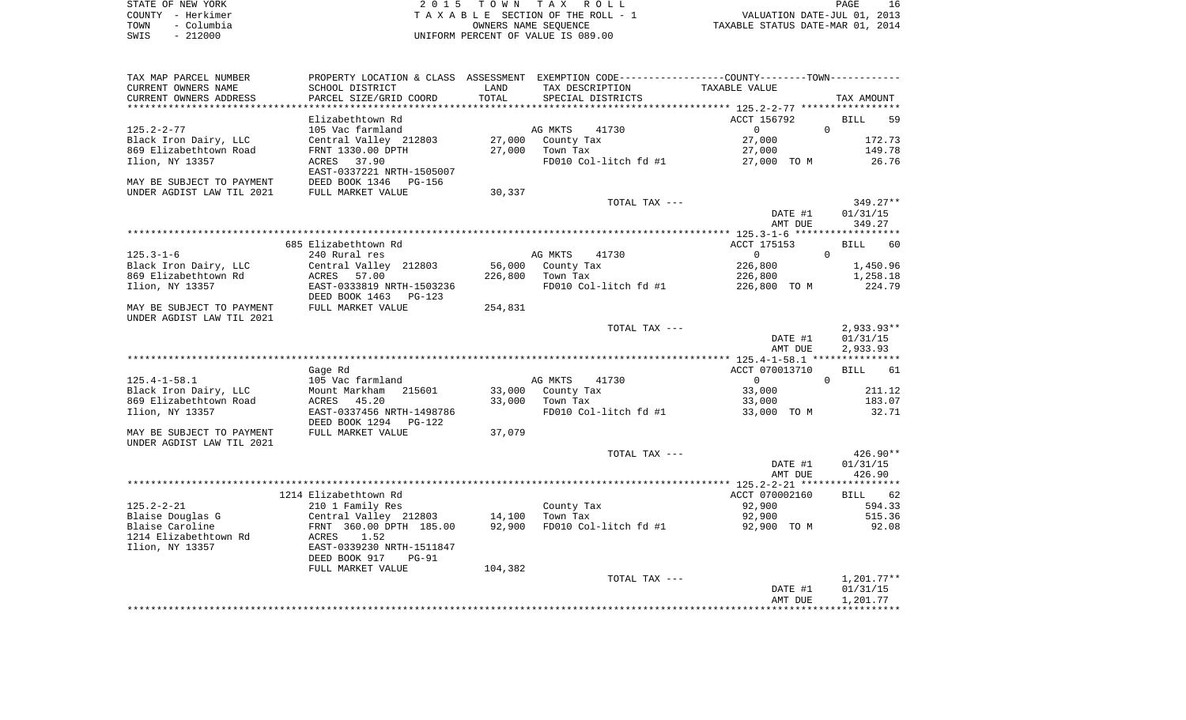STATE OF NEW YORK
COUNTY - Herkimer
TOWN - Columbia
SWIS - 212000

2 0 1 5 T O W N T A X R O L L
T A X A B L E SECTION OF THE ROLL - 1
OWNERS NAME SEQUENCE
UNIFORM PERCENT OF VALUE IS 089.00

VALUATION DATE-JUL 01, 2013
TAXABLE STATUS DATE-MAR 01, 2014

| TAX MAP PARCEL NUMBER<br>CURRENT OWNERS NAME<br>CURRENT OWNERS ADDRESS | PROPERTY LOCATION & CLASS<br>SCHOOL DISTRICT<br>PARCEL SIZE/GRID COORD | ASSESSMENT<br>LAND<br>TOTAL | EXEMPTION CODE<br>TAX DESCRIPTION<br>SPECIAL DISTRICTS | COUNTY--------TOWN<br>TAXABLE VALUE | TAX AMOUNT |
|---|---|---|---|---|---|
| | Elizabethtown Rd | | | ACCT 156792 | BILL 59 |
| 125.2-2-77 | 105 Vac farmland | | AG MKTS 41730 | 0 0 | |
| Black Iron Dairy, LLC | Central Valley 212803 | 27,000 | County Tax | 27,000 | 172.73 |
| 869 Elizabethtown Road | FRNT 1330.00 DPTH | 27,000 | Town Tax | 27,000 | 149.78 |
| Ilion, NY 13357 | ACRES 37.90 | | FD010 Col-litch fd #1 | 27,000 TO M | 26.76 |
| | EAST-0337221 NRTH-1505007 | | | | |
| MAY BE SUBJECT TO PAYMENT | DEED BOOK 1346 PG-156 | | | | |
| UNDER AGDIST LAW TIL 2021 | FULL MARKET VALUE | 30,337 | | | |
| | | | TOTAL TAX --- | | 349.27** |
| | | | | DATE #1 | 01/31/15 |
| | | | | AMT DUE | 349.27 |
| | 685 Elizabethtown Rd | | | ACCT 175153 | BILL 60 |
| 125.3-1-6 | 240 Rural res | | AG MKTS 41730 | 0 0 | |
| Black Iron Dairy, LLC | Central Valley 212803 | 56,000 | County Tax | 226,800 | 1,450.96 |
| 869 Elizabethtown Rd | ACRES 57.00 | 226,800 | Town Tax | 226,800 | 1,258.18 |
| Ilion, NY 13357 | EAST-0333819 NRTH-1503236 | | FD010 Col-litch fd #1 | 226,800 TO M | 224.79 |
| | DEED BOOK 1463 PG-123 | | | | |
| MAY BE SUBJECT TO PAYMENT | FULL MARKET VALUE | 254,831 | | | |
| UNDER AGDIST LAW TIL 2021 | | | | | |
| | | | TOTAL TAX --- | | 2,933.93** |
| | | | | DATE #1 | 01/31/15 |
| | | | | AMT DUE | 2,933.93 |
| | Gage Rd | | | ACCT 070013710 | BILL 61 |
| 125.4-1-58.1 | 105 Vac farmland | | AG MKTS 41730 | 0 0 | |
| Black Iron Dairy, LLC | Mount Markham 215601 | 33,000 | County Tax | 33,000 | 211.12 |
| 869 Elizabethtown Road | ACRES 45.20 | 33,000 | Town Tax | 33,000 | 183.07 |
| Ilion, NY 13357 | EAST-0337456 NRTH-1498786 | | FD010 Col-litch fd #1 | 33,000 TO M | 32.71 |
| | DEED BOOK 1294 PG-122 | | | | |
| MAY BE SUBJECT TO PAYMENT | FULL MARKET VALUE | 37,079 | | | |
| UNDER AGDIST LAW TIL 2021 | | | | | |
| | | | TOTAL TAX --- | | 426.90** |
| | | | | DATE #1 | 01/31/15 |
| | | | | AMT DUE | 426.90 |
| | 1214 Elizabethtown Rd | | | ACCT 070002160 | BILL 62 |
| 125.2-2-21 | 210 1 Family Res | | County Tax | 92,900 | 594.33 |
| Blaise Douglas G | Central Valley 212803 | 14,100 | Town Tax | 92,900 | 515.36 |
| Blaise Caroline | FRNT 360.00 DPTH 185.00 | 92,900 | FD010 Col-litch fd #1 | 92,900 TO M | 92.08 |
| 1214 Elizabethtown Rd | ACRES 1.52 | | | | |
| Ilion, NY 13357 | EAST-0339230 NRTH-1511847 | | | | |
| | DEED BOOK 917 PG-91 | | | | |
| | FULL MARKET VALUE | 104,382 | | | |
| | | | TOTAL TAX --- | | 1,201.77** |
| | | | | DATE #1 | 01/31/15 |
| | | | | AMT DUE | 1,201.77 |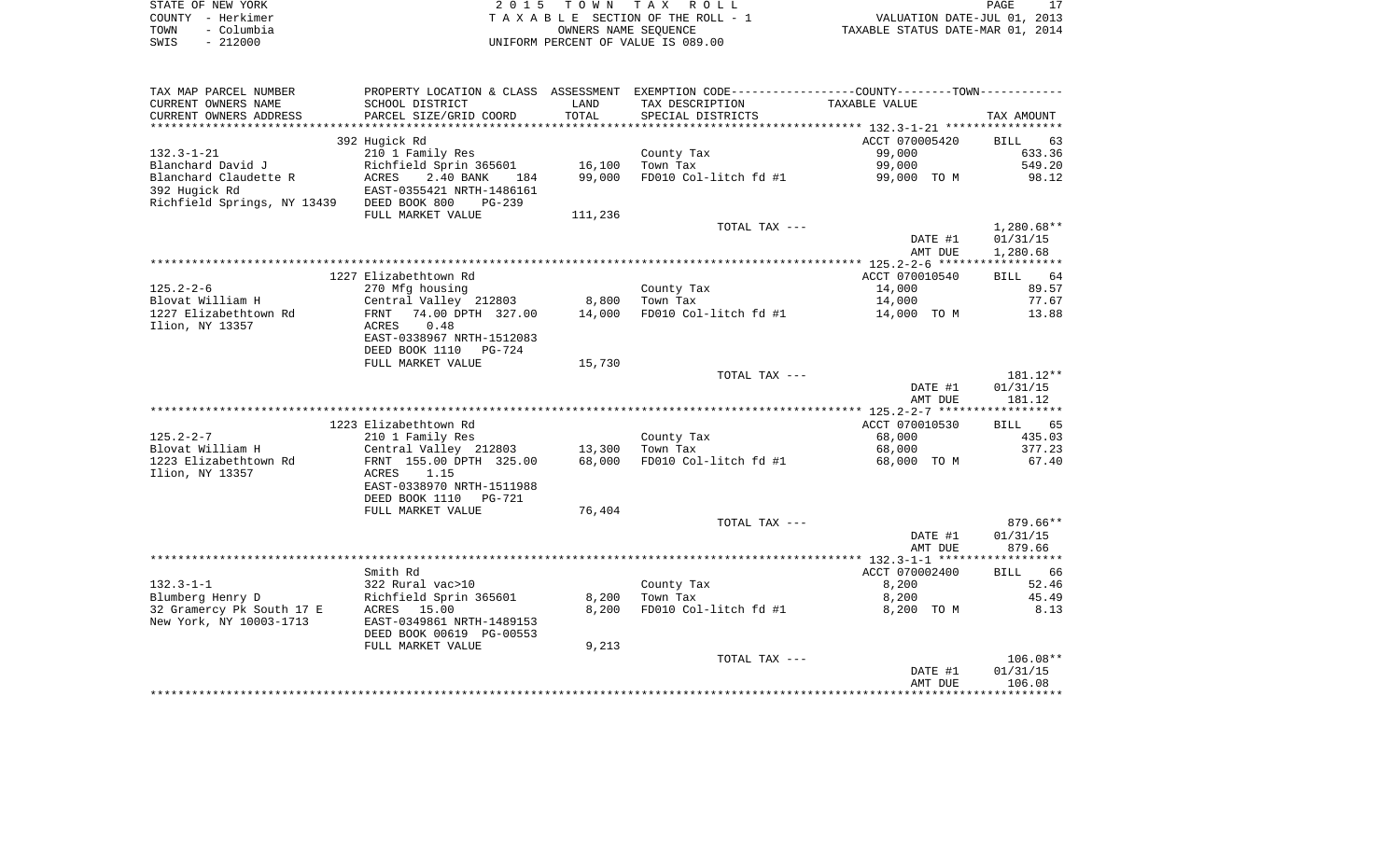STATE OF NEW YORK | 2015 TOWN TAX ROLL | PAGE 17
COUNTY - Herkimer | TAXABLE SECTION OF THE ROLL - 1 | VALUATION DATE-JUL 01, 2013
TOWN - Columbia | OWNERS NAME SEQUENCE | TAXABLE STATUS DATE-MAR 01, 2014
SWIS - 212000 | UNIFORM PERCENT OF VALUE IS 089.00

| TAX MAP PARCEL NUMBER / CURRENT OWNERS NAME / CURRENT OWNERS ADDRESS | PROPERTY LOCATION & CLASS / SCHOOL DISTRICT / PARCEL SIZE/GRID COORD | ASSESSMENT LAND / TOTAL | EXEMPTION CODE / TAX DESCRIPTION / SPECIAL DISTRICTS | TAXABLE VALUE | TAX AMOUNT |
|---|---|---|---|---|---|
| | 392 Hugick Rd | | | ACCT 070005420 | BILL 63 |
| 132.3-1-21 | 210 1 Family Res | | County Tax | 99,000 | 633.36 |
| Blanchard David J | Richfield Sprin 365601 | 16,100 | Town Tax | 99,000 | 549.20 |
| Blanchard Claudette R | ACRES 2.40 BANK 184 | 99,000 | FD010 Col-litch fd #1 | 99,000 TO M | 98.12 |
| 392 Hugick Rd | EAST-0355421 NRTH-1486161 | | | | |
| Richfield Springs, NY 13439 | DEED BOOK 800 PG-239 | | | | |
| | FULL MARKET VALUE | 111,236 | | | |
| | | | TOTAL TAX --- | | 1,280.68** |
| | | | | DATE #1 | 01/31/15 |
| | | | | AMT DUE | 1,280.68 |
| | 1227 Elizabethtown Rd | | | ACCT 070010540 | BILL 64 |
| 125.2-2-6 | 270 Mfg housing | | County Tax | 14,000 | 89.57 |
| Blovat William H | Central Valley 212803 | 8,800 | Town Tax | 14,000 | 77.67 |
| 1227 Elizabethtown Rd | FRNT 74.00 DPTH 327.00 | 14,000 | FD010 Col-litch fd #1 | 14,000 TO M | 13.88 |
| Ilion, NY 13357 | ACRES 0.48 | | | | |
| | EAST-0338967 NRTH-1512083 | | | | |
| | DEED BOOK 1110 PG-724 | | | | |
| | FULL MARKET VALUE | 15,730 | | | |
| | | | TOTAL TAX --- | | 181.12** |
| | | | | DATE #1 | 01/31/15 |
| | | | | AMT DUE | 181.12 |
| | 1223 Elizabethtown Rd | | | ACCT 070010530 | BILL 65 |
| 125.2-2-7 | 210 1 Family Res | | County Tax | 68,000 | 435.03 |
| Blovat William H | Central Valley 212803 | 13,300 | Town Tax | 68,000 | 377.23 |
| 1223 Elizabethtown Rd | FRNT 155.00 DPTH 325.00 | 68,000 | FD010 Col-litch fd #1 | 68,000 TO M | 67.40 |
| Ilion, NY 13357 | ACRES 1.15 | | | | |
| | EAST-0338970 NRTH-1511988 | | | | |
| | DEED BOOK 1110 PG-721 | | | | |
| | FULL MARKET VALUE | 76,404 | | | |
| | | | TOTAL TAX --- | | 879.66** |
| | | | | DATE #1 | 01/31/15 |
| | | | | AMT DUE | 879.66 |
| | Smith Rd | | | ACCT 070002400 | BILL 66 |
| 132.3-1-1 | 322 Rural vac>10 | | County Tax | 8,200 | 52.46 |
| Blumberg Henry D | Richfield Sprin 365601 | 8,200 | Town Tax | 8,200 | 45.49 |
| 32 Gramercy Pk South 17 E | ACRES 15.00 | 8,200 | FD010 Col-litch fd #1 | 8,200 TO M | 8.13 |
| New York, NY 10003-1713 | EAST-0349861 NRTH-1489153 | | | | |
| | DEED BOOK 00619 PG-00553 | | | | |
| | FULL MARKET VALUE | 9,213 | | | |
| | | | TOTAL TAX --- | | 106.08** |
| | | | | DATE #1 | 01/31/15 |
| | | | | AMT DUE | 106.08 |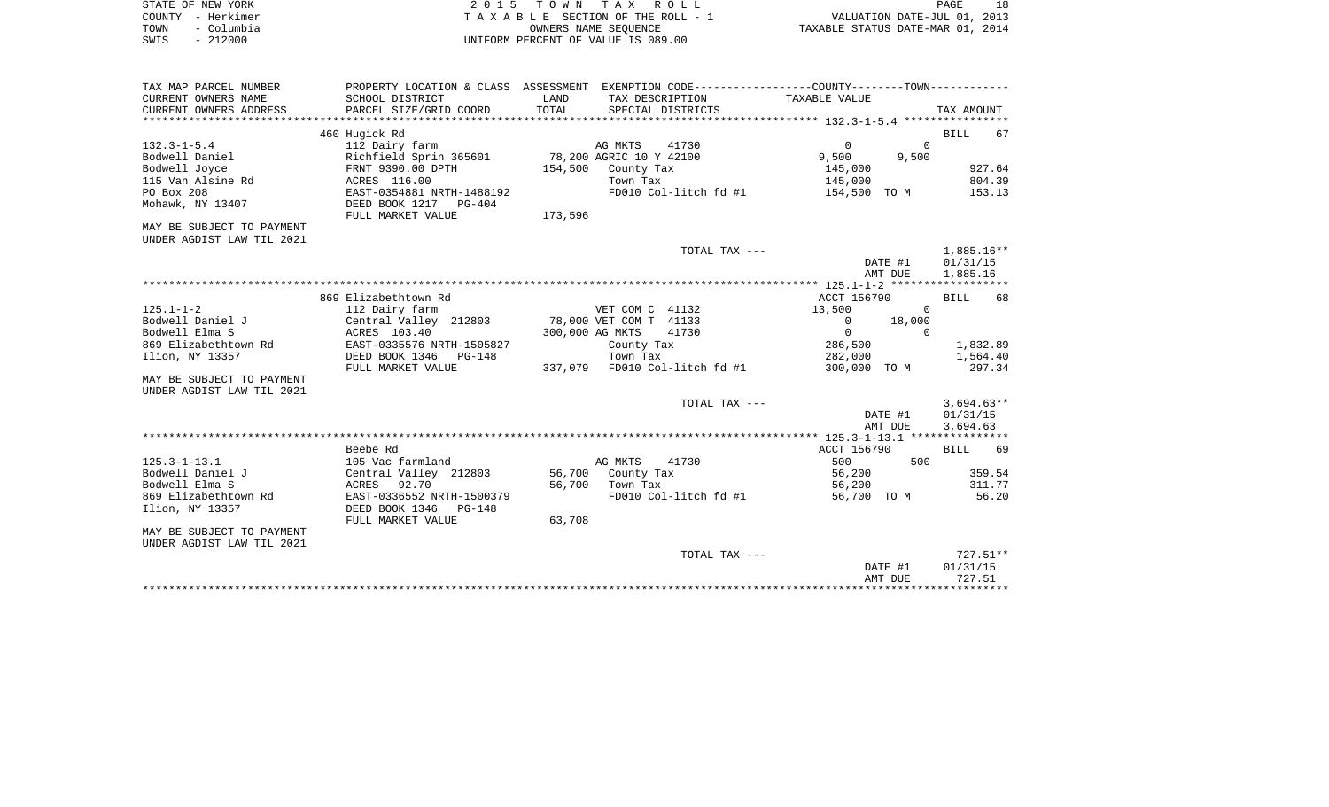STATE OF NEW YORK
COUNTY - Herkimer
TOWN - Columbia
SWIS - 212000

2015 TOWN TAX ROLL
TAXABLE SECTION OF THE ROLL - 1
OWNERS NAME SEQUENCE
UNIFORM PERCENT OF VALUE IS 089.00

VALUATION DATE-JUL 01, 2013
TAXABLE STATUS DATE-MAR 01, 2014

| TAX MAP PARCEL NUMBER<br>CURRENT OWNERS NAME<br>CURRENT OWNERS ADDRESS | PROPERTY LOCATION & CLASS<br>SCHOOL DISTRICT<br>PARCEL SIZE/GRID COORD | ASSESSMENT<br>LAND<br>TOTAL | EXEMPTION CODE<br>TAX DESCRIPTION<br>SPECIAL DISTRICTS | COUNTY | TOWN<br>TAXABLE VALUE | TAX AMOUNT |
|---|---|---|---|---|---|---|
| | 460 Hugick Rd | | | | | BILL 67 |
| 132.3-1-5.4 | 112 Dairy farm | | AG MKTS 41730 | 0 | 0 | |
| Bodwell Daniel | Richfield Sprin 365601 | 78,200 | AGRIC 10 Y 42100 | 9,500 | 9,500 | |
| Bodwell Joyce | FRNT 9390.00 DPTH | 154,500 | County Tax | 145,000 | | 927.64 |
| 115 Van Alsine Rd | ACRES 116.00 | | Town Tax | 145,000 | | 804.39 |
| PO Box 208 | EAST-0354881 NRTH-1488192 | | FD010 Col-litch fd #1 | 154,500 TO M | | 153.13 |
| Mohawk, NY 13407 | DEED BOOK 1217 PG-404 | | | | | |
| | FULL MARKET VALUE | 173,596 | | | | |
| MAY BE SUBJECT TO PAYMENT<br>UNDER AGDIST LAW TIL 2021 | | | | | | |
| | | | TOTAL TAX --- | | | 1,885.16** |
| | | | | | DATE #1 | 01/31/15 |
| | | | | | AMT DUE | 1,885.16 |
| | 869 Elizabethtown Rd | | | ACCT 156790 | | BILL 68 |
| 125.1-1-2 | 112 Dairy farm | | VET COM C 41132 | 13,500 | 0 | |
| Bodwell Daniel J | Central Valley 212803 | 78,000 | VET COM T 41133 | 0 | 18,000 | |
| Bodwell Elma S | ACRES 103.40 | 300,000 | AG MKTS 41730 | 0 | 0 | |
| 869 Elizabethtown Rd | EAST-0335576 NRTH-1505827 | | County Tax | 286,500 | | 1,832.89 |
| Ilion, NY 13357 | DEED BOOK 1346 PG-148 | | Town Tax | 282,000 | | 1,564.40 |
| | FULL MARKET VALUE | 337,079 | FD010 Col-litch fd #1 | 300,000 TO M | | 297.34 |
| MAY BE SUBJECT TO PAYMENT<br>UNDER AGDIST LAW TIL 2021 | | | | | | |
| | | | TOTAL TAX --- | | | 3,694.63** |
| | | | | | DATE #1 | 01/31/15 |
| | | | | | AMT DUE | 3,694.63 |
| | Beebe Rd | | | ACCT 156790 | | BILL 69 |
| 125.3-1-13.1 | 105 Vac farmland | | AG MKTS 41730 | 500 | 500 | |
| Bodwell Daniel J | Central Valley 212803 | 56,700 | County Tax | 56,200 | | 359.54 |
| Bodwell Elma S | ACRES 92.70 | 56,700 | Town Tax | 56,200 | | 311.77 |
| 869 Elizabethtown Rd | EAST-0336552 NRTH-1500379 | | FD010 Col-litch fd #1 | 56,700 TO M | | 56.20 |
| Ilion, NY 13357 | DEED BOOK 1346 PG-148 | | | | | |
| | FULL MARKET VALUE | 63,708 | | | | |
| MAY BE SUBJECT TO PAYMENT<br>UNDER AGDIST LAW TIL 2021 | | | | | | |
| | | | TOTAL TAX --- | | | 727.51** |
| | | | | | DATE #1 | 01/31/15 |
| | | | | | AMT DUE | 727.51 |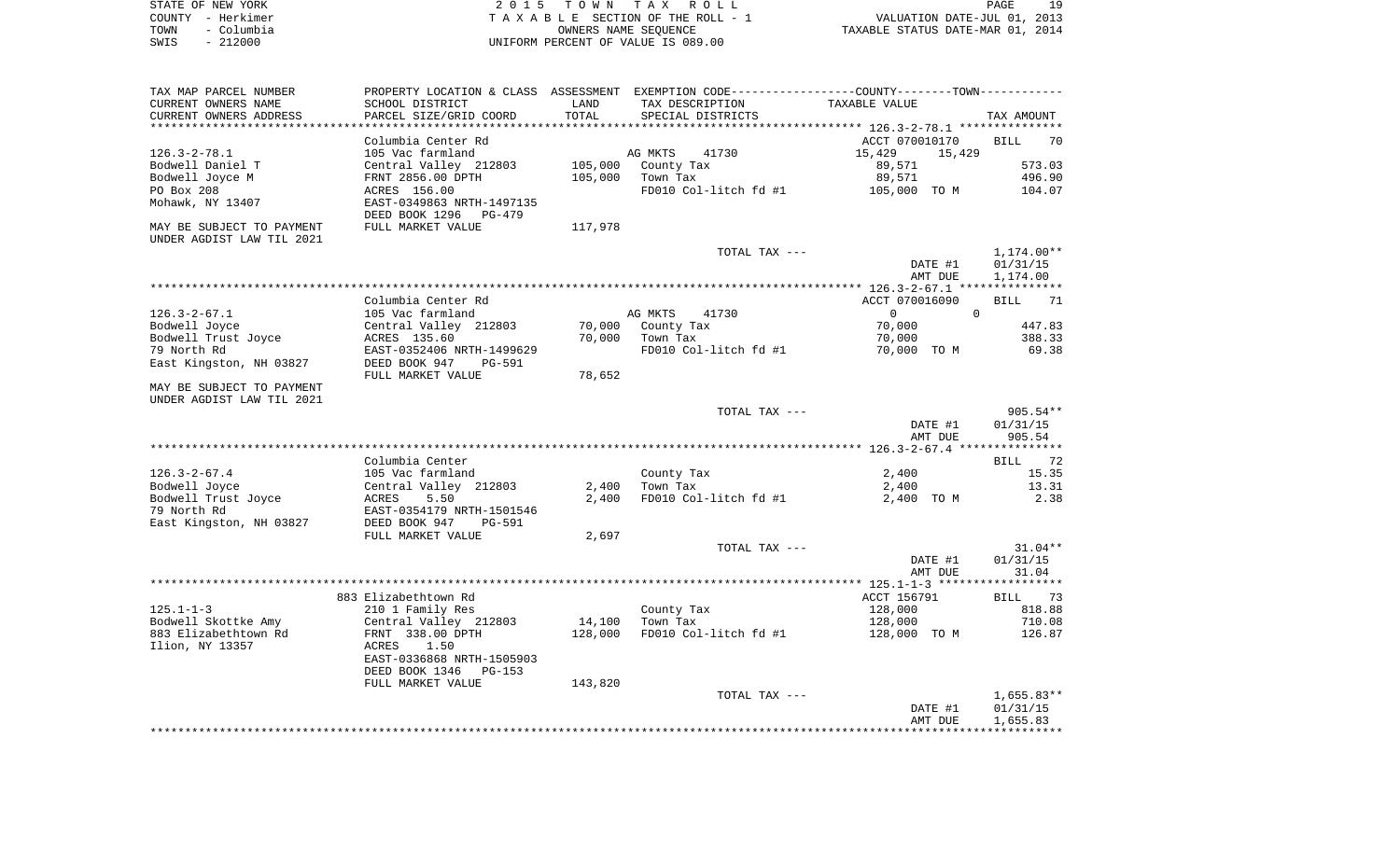STATE OF NEW YORK — 2015 TOWN TAX ROLL — PAGE 19
COUNTY - Herkimer — TAXABLE SECTION OF THE ROLL - 1 — VALUATION DATE-JUL 01, 2013
TOWN - Columbia — OWNERS NAME SEQUENCE — TAXABLE STATUS DATE-MAR 01, 2014
SWIS - 212000 — UNIFORM PERCENT OF VALUE IS 089.00

| TAX MAP PARCEL NUMBER / CURRENT OWNERS NAME / CURRENT OWNERS ADDRESS | PROPERTY LOCATION & CLASS / SCHOOL DISTRICT / PARCEL SIZE/GRID COORD | ASSESSMENT LAND / TOTAL | EXEMPTION CODE / TAX DESCRIPTION / SPECIAL DISTRICTS | COUNTY / TOWN TAXABLE VALUE | TAX AMOUNT |
|---|---|---|---|---|---|
| **126.3-2-78.1** | Columbia Center Rd | | | ACCT 070010170 | BILL 70 |
| 126.3-2-78.1 | 105 Vac farmland | | AG MKTS 41730 | 15,429 15,429 | |
| Bodwell Daniel T | Central Valley 212803 | 105,000 | County Tax | 89,571 | 573.03 |
| Bodwell Joyce M | FRNT 2856.00 DPTH | 105,000 | Town Tax | 89,571 | 496.90 |
| PO Box 208 | ACRES 156.00 | | FD010 Col-litch fd #1 | 105,000 TO M | 104.07 |
| Mohawk, NY 13407 | EAST-0349863 NRTH-1497135 | | | | |
| | DEED BOOK 1296 PG-479 | | | | |
| MAY BE SUBJECT TO PAYMENT | FULL MARKET VALUE | 117,978 | | | |
| UNDER AGDIST LAW TIL 2021 | | | | | |
| | | | TOTAL TAX --- | | 1,174.00** |
| | | | | DATE #1 | 01/31/15 |
| | | | | AMT DUE | 1,174.00 |
| **126.3-2-67.1** | Columbia Center Rd | | | ACCT 070016090 | BILL 71 |
| 126.3-2-67.1 | 105 Vac farmland | | AG MKTS 41730 | 0 0 | |
| Bodwell Joyce | Central Valley 212803 | 70,000 | County Tax | 70,000 | 447.83 |
| Bodwell Trust Joyce | ACRES 135.60 | 70,000 | Town Tax | 70,000 | 388.33 |
| 79 North Rd | EAST-0352406 NRTH-1499629 | | FD010 Col-litch fd #1 | 70,000 TO M | 69.38 |
| East Kingston, NH 03827 | DEED BOOK 947 PG-591 | | | | |
| | FULL MARKET VALUE | 78,652 | | | |
| MAY BE SUBJECT TO PAYMENT | | | | | |
| UNDER AGDIST LAW TIL 2021 | | | | | |
| | | | TOTAL TAX --- | | 905.54** |
| | | | | DATE #1 | 01/31/15 |
| | | | | AMT DUE | 905.54 |
| **126.3-2-67.4** | Columbia Center | | | | BILL 72 |
| 126.3-2-67.4 | 105 Vac farmland | | County Tax | 2,400 | 15.35 |
| Bodwell Joyce | Central Valley 212803 | 2,400 | Town Tax | 2,400 | 13.31 |
| Bodwell Trust Joyce | ACRES 5.50 | 2,400 | FD010 Col-litch fd #1 | 2,400 TO M | 2.38 |
| 79 North Rd | EAST-0354179 NRTH-1501546 | | | | |
| East Kingston, NH 03827 | DEED BOOK 947 PG-591 | | | | |
| | FULL MARKET VALUE | 2,697 | | | |
| | | | TOTAL TAX --- | | 31.04** |
| | | | | DATE #1 | 01/31/15 |
| | | | | AMT DUE | 31.04 |
| **125.1-1-3** | 883 Elizabethtown Rd | | | ACCT 156791 | BILL 73 |
| 125.1-1-3 | 210 1 Family Res | | County Tax | 128,000 | 818.88 |
| Bodwell Skottke Amy | Central Valley 212803 | 14,100 | Town Tax | 128,000 | 710.08 |
| 883 Elizabethtown Rd | FRNT 338.00 DPTH | 128,000 | FD010 Col-litch fd #1 | 128,000 TO M | 126.87 |
| Ilion, NY 13357 | ACRES 1.50 | | | | |
| | EAST-0336868 NRTH-1505903 | | | | |
| | DEED BOOK 1346 PG-153 | | | | |
| | FULL MARKET VALUE | 143,820 | | | |
| | | | TOTAL TAX --- | | 1,655.83** |
| | | | | DATE #1 | 01/31/15 |
| | | | | AMT DUE | 1,655.83 |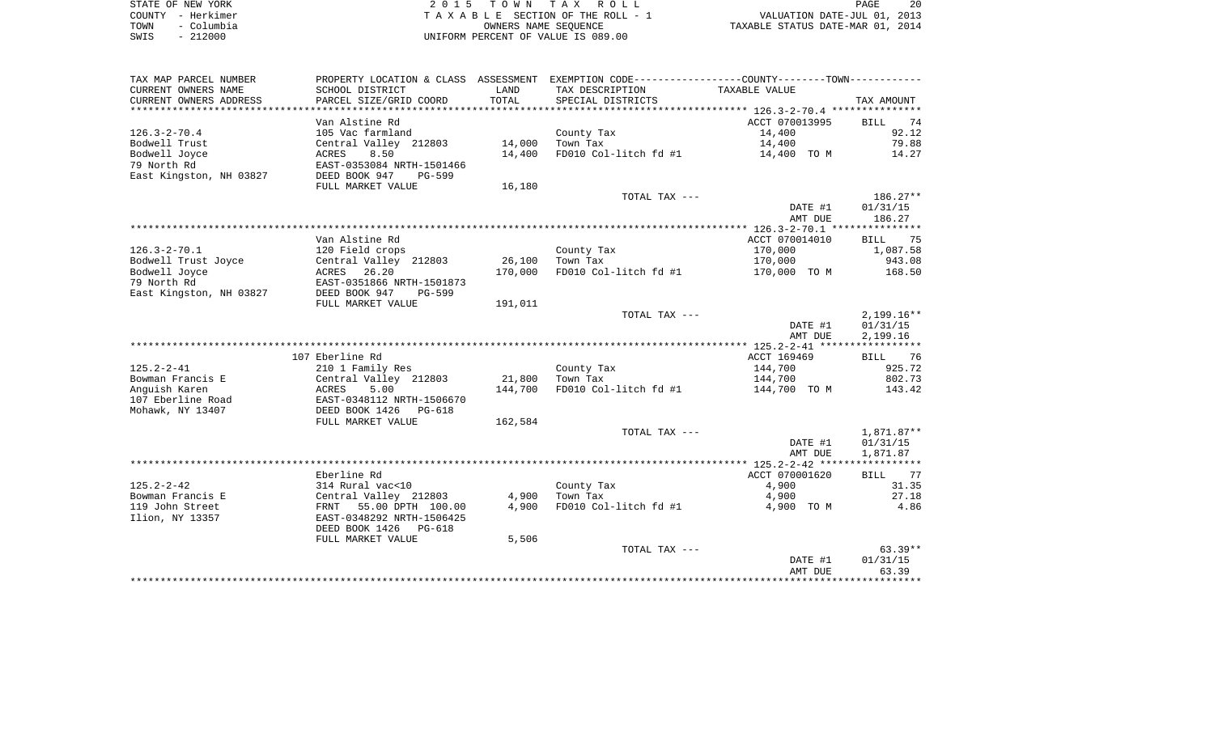STATE OF NEW YORK
COUNTY - Herkimer
TOWN - Columbia
SWIS - 212000

2 0 1 5 T O W N T A X R O L L
T A X A B L E SECTION OF THE ROLL - 1
OWNERS NAME SEQUENCE
UNIFORM PERCENT OF VALUE IS 089.00

VALUATION DATE-JUL 01, 2013
TAXABLE STATUS DATE-MAR 01, 2014

| TAX MAP PARCEL NUMBER / CURRENT OWNERS NAME / CURRENT OWNERS ADDRESS | PROPERTY LOCATION & CLASS / SCHOOL DISTRICT / PARCEL SIZE/GRID COORD | ASSESSMENT LAND / TOTAL | EXEMPTION CODE / TAX DESCRIPTION / SPECIAL DISTRICTS | COUNTY / TOWN TAXABLE VALUE | TAX AMOUNT |
|---|---|---|---|---|---|
| | Van Alstine Rd | | | ACCT 070013995 | BILL 74 |
| 126.3-2-70.4 | 105 Vac farmland | | County Tax | 14,400 | 92.12 |
| Bodwell Trust | Central Valley 212803 | 14,000 | Town Tax | 14,400 | 79.88 |
| Bodwell Joyce | ACRES 8.50 | 14,400 | FD010 Col-litch fd #1 | 14,400 TO M | 14.27 |
| 79 North Rd | EAST-0353084 NRTH-1501466 | | | | |
| East Kingston, NH 03827 | DEED BOOK 947 PG-599 | | | | |
| | FULL MARKET VALUE | 16,180 | | | |
| | | | TOTAL TAX --- | | 186.27** |
| | | | | DATE #1 | 01/31/15 |
| | | | | AMT DUE | 186.27 |
| | Van Alstine Rd | | | ACCT 070014010 | BILL 75 |
| 126.3-2-70.1 | 120 Field crops | | County Tax | 170,000 | 1,087.58 |
| Bodwell Trust Joyce | Central Valley 212803 | 26,100 | Town Tax | 170,000 | 943.08 |
| Bodwell Joyce | ACRES 26.20 | 170,000 | FD010 Col-litch fd #1 | 170,000 TO M | 168.50 |
| 79 North Rd | EAST-0351866 NRTH-1501873 | | | | |
| East Kingston, NH 03827 | DEED BOOK 947 PG-599 | | | | |
| | FULL MARKET VALUE | 191,011 | | | |
| | | | TOTAL TAX --- | | 2,199.16** |
| | | | | DATE #1 | 01/31/15 |
| | | | | AMT DUE | 2,199.16 |
| | 107 Eberline Rd | | | ACCT 169469 | BILL 76 |
| 125.2-2-41 | 210 1 Family Res | | County Tax | 144,700 | 925.72 |
| Bowman Francis E | Central Valley 212803 | 21,800 | Town Tax | 144,700 | 802.73 |
| Anguish Karen | ACRES 5.00 | 144,700 | FD010 Col-litch fd #1 | 144,700 TO M | 143.42 |
| 107 Eberline Road | EAST-0348112 NRTH-1506670 | | | | |
| Mohawk, NY 13407 | DEED BOOK 1426 PG-618 | | | | |
| | FULL MARKET VALUE | 162,584 | | | |
| | | | TOTAL TAX --- | | 1,871.87** |
| | | | | DATE #1 | 01/31/15 |
| | | | | AMT DUE | 1,871.87 |
| | Eberline Rd | | | ACCT 070001620 | BILL 77 |
| 125.2-2-42 | 314 Rural vac<10 | | County Tax | 4,900 | 31.35 |
| Bowman Francis E | Central Valley 212803 | 4,900 | Town Tax | 4,900 | 27.18 |
| 119 John Street | FRNT 55.00 DPTH 100.00 | 4,900 | FD010 Col-litch fd #1 | 4,900 TO M | 4.86 |
| Ilion, NY 13357 | EAST-0348292 NRTH-1506425 | | | | |
| | DEED BOOK 1426 PG-618 | | | | |
| | FULL MARKET VALUE | 5,506 | | | |
| | | | TOTAL TAX --- | | 63.39** |
| | | | | DATE #1 | 01/31/15 |
| | | | | AMT DUE | 63.39 |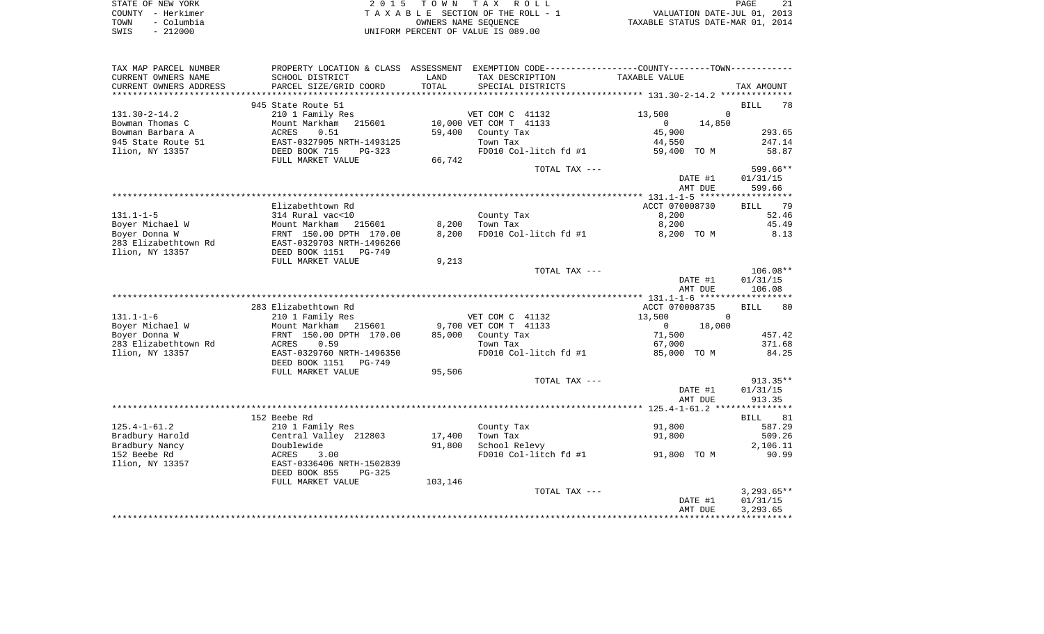STATE OF NEW YORK
COUNTY - Herkimer
TOWN - Columbia
SWIS - 212000

2 0 1 5 T O W N T A X R O L L
T A X A B L E SECTION OF THE ROLL - 1
OWNERS NAME SEQUENCE
UNIFORM PERCENT OF VALUE IS 089.00

VALUATION DATE-JUL 01, 2013
TAXABLE STATUS DATE-MAR 01, 2014

| TAX MAP PARCEL NUMBER<br>CURRENT OWNERS NAME<br>CURRENT OWNERS ADDRESS | PROPERTY LOCATION & CLASS<br>SCHOOL DISTRICT<br>PARCEL SIZE/GRID COORD | ASSESSMENT<br>LAND<br>TOTAL | EXEMPTION CODE-----COUNTY-----TOWN-----<br>TAX DESCRIPTION<br>SPECIAL DISTRICTS | TAXABLE VALUE | | TAX AMOUNT |
|---|---|---|---|---|---|---|
| 131.30-2-14.2 | 945 State Route 51 | | | | | BILL 78 |
| 131.30-2-14.2 | 210 1 Family Res | | VET COM C 41132 | 13,500 | 0 | |
| Bowman Thomas C | Mount Markham 215601 | 10,000 | VET COM T 41133 | 0 | 14,850 | |
| Bowman Barbara A | ACRES 0.51 | 59,400 | County Tax | 45,900 | | 293.65 |
| 945 State Route 51 | EAST-0327905 NRTH-1493125 | | Town Tax | 44,550 | | 247.14 |
| Ilion, NY 13357 | DEED BOOK 715 PG-323 | | FD010 Col-litch fd #1 | 59,400 TO M | | 58.87 |
| | FULL MARKET VALUE | 66,742 | | | | |
| | | | TOTAL TAX --- | | | 599.66** |
| | | | | | DATE #1 | 01/31/15 |
| | | | | | AMT DUE | 599.66 |
| 131.1-1-5 | Elizabethtown Rd | | | ACCT 070008730 | | BILL 79 |
| 131.1-1-5 | 314 Rural vac<10 | | County Tax | 8,200 | | 52.46 |
| Boyer Michael W | Mount Markham 215601 | 8,200 | Town Tax | 8,200 | | 45.49 |
| Boyer Donna W | FRNT 150.00 DPTH 170.00 | 8,200 | FD010 Col-litch fd #1 | 8,200 TO M | | 8.13 |
| 283 Elizabethtown Rd | EAST-0329703 NRTH-1496260 | | | | | |
| Ilion, NY 13357 | DEED BOOK 1151 PG-749 | | | | | |
| | FULL MARKET VALUE | 9,213 | | | | |
| | | | TOTAL TAX --- | | | 106.08** |
| | | | | | DATE #1 | 01/31/15 |
| | | | | | AMT DUE | 106.08 |
| 131.1-1-6 | 283 Elizabethtown Rd | | | ACCT 070008735 | | BILL 80 |
| 131.1-1-6 | 210 1 Family Res | | VET COM C 41132 | 13,500 | 0 | |
| Boyer Michael W | Mount Markham 215601 | 9,700 | VET COM T 41133 | 0 | 18,000 | |
| Boyer Donna W | FRNT 150.00 DPTH 170.00 | 85,000 | County Tax | 71,500 | | 457.42 |
| 283 Elizabethtown Rd | ACRES 0.59 | | Town Tax | 67,000 | | 371.68 |
| Ilion, NY 13357 | EAST-0329760 NRTH-1496350 | | FD010 Col-litch fd #1 | 85,000 TO M | | 84.25 |
| | DEED BOOK 1151 PG-749 | | | | | |
| | FULL MARKET VALUE | 95,506 | | | | |
| | | | TOTAL TAX --- | | | 913.35** |
| | | | | | DATE #1 | 01/31/15 |
| | | | | | AMT DUE | 913.35 |
| 125.4-1-61.2 | 152 Beebe Rd | | | | | BILL 81 |
| 125.4-1-61.2 | 210 1 Family Res | | County Tax | 91,800 | | 587.29 |
| Bradbury Harold | Central Valley 212803 | 17,400 | Town Tax | 91,800 | | 509.26 |
| Bradbury Nancy | Doublewide | 91,800 | School Relevy | | | 2,106.11 |
| 152 Beebe Rd | ACRES 3.00 | | FD010 Col-litch fd #1 | 91,800 TO M | | 90.99 |
| Ilion, NY 13357 | EAST-0336406 NRTH-1502839 | | | | | |
| | DEED BOOK 855 PG-325 | | | | | |
| | FULL MARKET VALUE | 103,146 | | | | |
| | | | TOTAL TAX --- | | | 3,293.65** |
| | | | | | DATE #1 | 01/31/15 |
| | | | | | AMT DUE | 3,293.65 |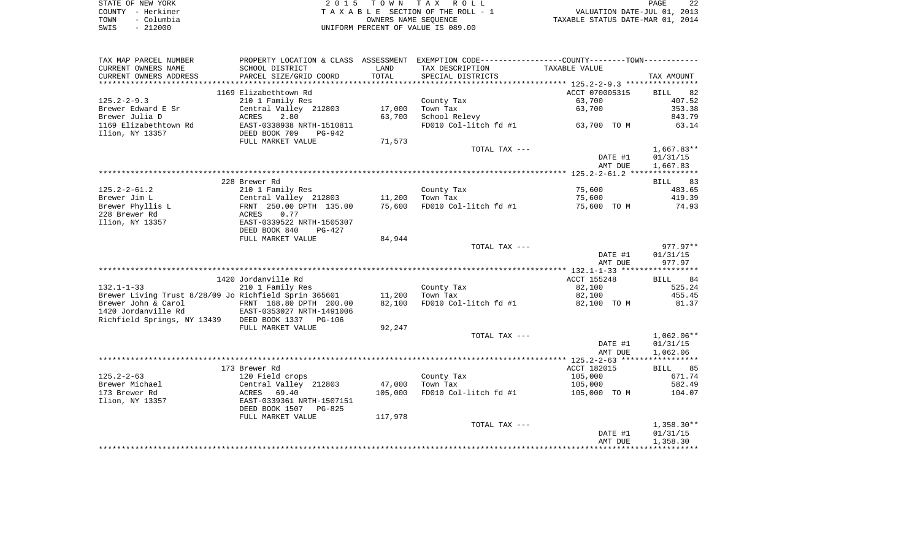STATE OF NEW YORK
COUNTY - Herkimer
TOWN - Columbia
SWIS - 212000

# 2015 TOWN TAX ROLL

TAXABLE SECTION OF THE ROLL - 1
OWNERS NAME SEQUENCE
UNIFORM PERCENT OF VALUE IS 089.00

VALUATION DATE-JUL 01, 2013
TAXABLE STATUS DATE-MAR 01, 2014

| TAX MAP PARCEL NUMBER / CURRENT OWNERS NAME / CURRENT OWNERS ADDRESS | PROPERTY LOCATION & CLASS / SCHOOL DISTRICT / PARCEL SIZE/GRID COORD | ASSESSMENT LAND / TOTAL | EXEMPTION CODE / TAX DESCRIPTION / SPECIAL DISTRICTS | TAXABLE VALUE | TAX AMOUNT |
|---|---|---|---|---|---|
| 125.2-2-9.3 | 1169 Elizabethtown Rd | | | ACCT 070005315 | BILL 82 |
| | 210 1 Family Res | | County Tax | 63,700 | 407.52 |
| Brewer Edward E Sr | Central Valley 212803 | 17,000 | Town Tax | 63,700 | 353.38 |
| Brewer Julia D | ACRES 2.80 | 63,700 | School Relevy | | 843.79 |
| 1169 Elizabethtown Rd | EAST-0338938 NRTH-1510811 | | FD010 Col-litch fd #1 | 63,700 TO M | 63.14 |
| Ilion, NY 13357 | DEED BOOK 709 PG-942 | | | | |
| | FULL MARKET VALUE | 71,573 | | | |
| | | | TOTAL TAX --- | | 1,667.83** |
| | | | | DATE #1 | 01/31/15 |
| | | | | AMT DUE | 1,667.83 |
| 125.2-2-61.2 | 228 Brewer Rd | | | | BILL 83 |
| | 210 1 Family Res | | County Tax | 75,600 | 483.65 |
| Brewer Jim L | Central Valley 212803 | 11,200 | Town Tax | 75,600 | 419.39 |
| Brewer Phyllis L | FRNT 250.00 DPTH 135.00 | 75,600 | FD010 Col-litch fd #1 | 75,600 TO M | 74.93 |
| 228 Brewer Rd | ACRES 0.77 | | | | |
| Ilion, NY 13357 | EAST-0339522 NRTH-1505307 | | | | |
| | DEED BOOK 840 PG-427 | | | | |
| | FULL MARKET VALUE | 84,944 | | | |
| | | | TOTAL TAX --- | | 977.97** |
| | | | | DATE #1 | 01/31/15 |
| | | | | AMT DUE | 977.97 |
| 132.1-1-33 | 1420 Jordanville Rd | | | ACCT 155248 | BILL 84 |
| | 210 1 Family Res | | County Tax | 82,100 | 525.24 |
| Brewer Living Trust 8/28/09 Jo | Richfield Sprin 365601 | 11,200 | Town Tax | 82,100 | 455.45 |
| Brewer John & Carol | FRNT 168.80 DPTH 200.00 | 82,100 | FD010 Col-litch fd #1 | 82,100 TO M | 81.37 |
| 1420 Jordanville Rd | EAST-0353027 NRTH-1491006 | | | | |
| Richfield Springs, NY 13439 | DEED BOOK 1337 PG-106 | | | | |
| | FULL MARKET VALUE | 92,247 | | | |
| | | | TOTAL TAX --- | | 1,062.06** |
| | | | | DATE #1 | 01/31/15 |
| | | | | AMT DUE | 1,062.06 |
| 125.2-2-63 | 173 Brewer Rd | | | ACCT 182015 | BILL 85 |
| | 120 Field crops | | County Tax | 105,000 | 671.74 |
| Brewer Michael | Central Valley 212803 | 47,000 | Town Tax | 105,000 | 582.49 |
| 173 Brewer Rd | ACRES 69.40 | 105,000 | FD010 Col-litch fd #1 | 105,000 TO M | 104.07 |
| Ilion, NY 13357 | EAST-0339361 NRTH-1507151 | | | | |
| | DEED BOOK 1507 PG-825 | | | | |
| | FULL MARKET VALUE | 117,978 | | | |
| | | | TOTAL TAX --- | | 1,358.30** |
| | | | | DATE #1 | 01/31/15 |
| | | | | AMT DUE | 1,358.30 |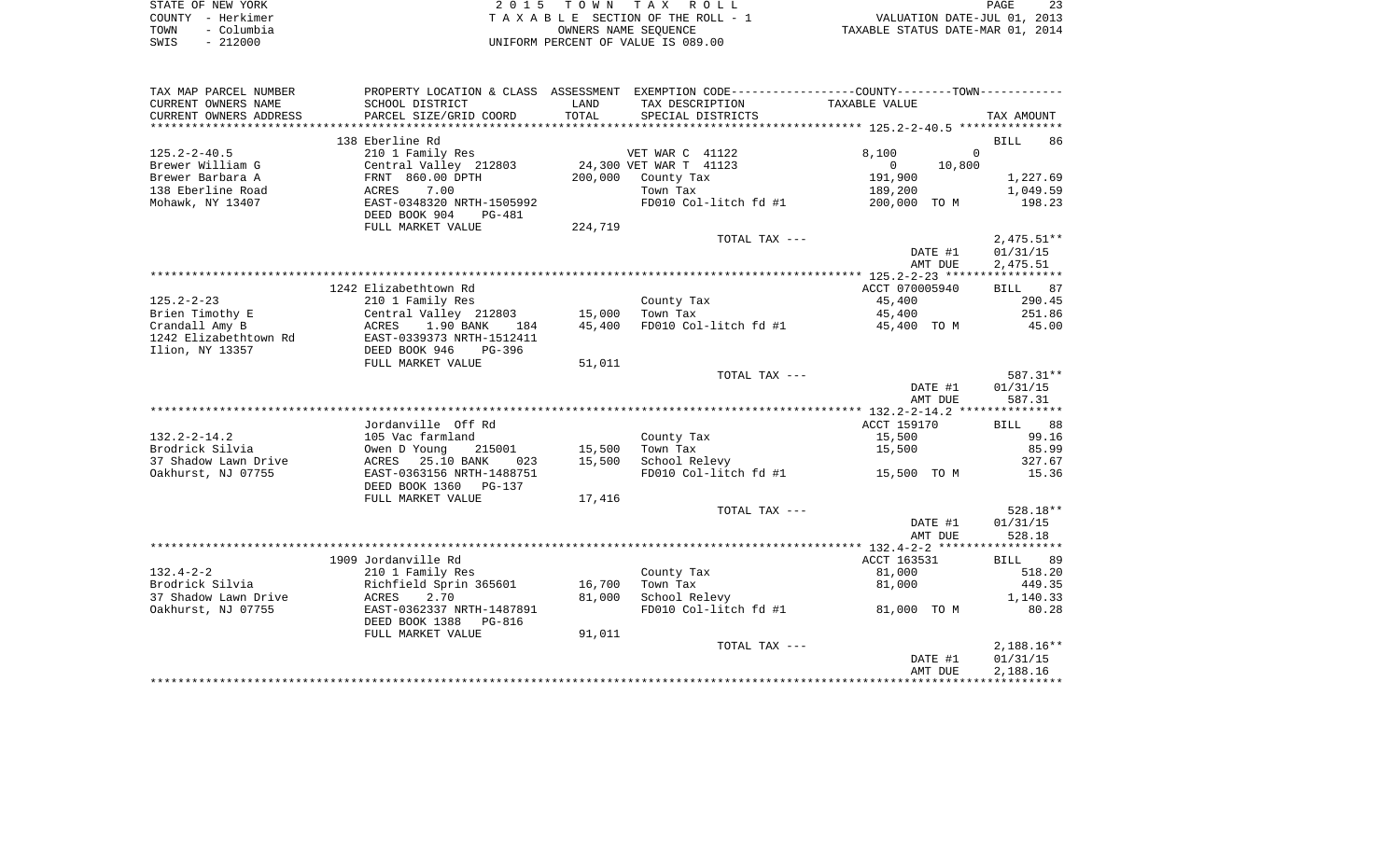STATE OF NEW YORK
COUNTY - Herkimer
TOWN - Columbia
SWIS - 212000

# 2015 TOWN TAX ROLL
TAXABLE SECTION OF THE ROLL - 1
OWNERS NAME SEQUENCE
UNIFORM PERCENT OF VALUE IS 089.00

VALUATION DATE-JUL 01, 2013
TAXABLE STATUS DATE-MAR 01, 2014

| TAX MAP PARCEL NUMBER / CURRENT OWNERS NAME / CURRENT OWNERS ADDRESS | PROPERTY LOCATION & CLASS / SCHOOL DISTRICT / PARCEL SIZE/GRID COORD | ASSESSMENT LAND / TOTAL | EXEMPTION CODE / TAX DESCRIPTION / SPECIAL DISTRICTS | COUNTY / TOWN TAXABLE VALUE | TAX AMOUNT |
|---|---|---|---|---|---|
| 125.2-2-40.5 | 138 Eberline Rd | | | | BILL 86 |
| Brewer William G | 210 1 Family Res | | VET WAR C 41122 | 8,100 / 0 | |
| Brewer Barbara A | Central Valley 212803 | 24,300 | VET WAR T 41123 | 0 / 10,800 | |
| 138 Eberline Road | FRNT 860.00 DPTH | 200,000 | County Tax | 191,900 | 1,227.69 |
| Mohawk, NY 13407 | ACRES 7.00 | | Town Tax | 189,200 | 1,049.59 |
| | EAST-0348320 NRTH-1505992 | | FD010 Col-litch fd #1 | 200,000 TO M | 198.23 |
| | DEED BOOK 904 PG-481 | | | | |
| | FULL MARKET VALUE | 224,719 | | | |
| | | | TOTAL TAX --- | | 2,475.51** |
| | | | | DATE #1 | 01/31/15 |
| | | | | AMT DUE | 2,475.51 |
| 125.2-2-23 | 1242 Elizabethtown Rd | | | ACCT 070005940 | BILL 87 |
| Brien Timothy E | 210 1 Family Res | | County Tax | 45,400 | 290.45 |
| Crandall Amy B | Central Valley 212803 | 15,000 | Town Tax | 45,400 | 251.86 |
| 1242 Elizabethtown Rd | ACRES 1.90 BANK 184 | 45,400 | FD010 Col-litch fd #1 | 45,400 TO M | 45.00 |
| Ilion, NY 13357 | EAST-0339373 NRTH-1512411 | | | | |
| | DEED BOOK 946 PG-396 | | | | |
| | FULL MARKET VALUE | 51,011 | | | |
| | | | TOTAL TAX --- | | 587.31** |
| | | | | DATE #1 | 01/31/15 |
| | | | | AMT DUE | 587.31 |
| 132.2-2-14.2 | Jordanville Off Rd | | | ACCT 159170 | BILL 88 |
| Brodrick Silvia | 105 Vac farmland | | County Tax | 15,500 | 99.16 |
| 37 Shadow Lawn Drive | Owen D Young 215001 | 15,500 | Town Tax | 15,500 | 85.99 |
| Oakhurst, NJ 07755 | ACRES 25.10 BANK 023 | 15,500 | School Relevy | | 327.67 |
| | EAST-0363156 NRTH-1488751 | | FD010 Col-litch fd #1 | 15,500 TO M | 15.36 |
| | DEED BOOK 1360 PG-137 | | | | |
| | FULL MARKET VALUE | 17,416 | | | |
| | | | TOTAL TAX --- | | 528.18** |
| | | | | DATE #1 | 01/31/15 |
| | | | | AMT DUE | 528.18 |
| 132.4-2-2 | 1909 Jordanville Rd | | | ACCT 163531 | BILL 89 |
| Brodrick Silvia | 210 1 Family Res | | County Tax | 81,000 | 518.20 |
| 37 Shadow Lawn Drive | Richfield Sprin 365601 | 16,700 | Town Tax | 81,000 | 449.35 |
| Oakhurst, NJ 07755 | ACRES 2.70 | 81,000 | School Relevy | | 1,140.33 |
| | EAST-0362337 NRTH-1487891 | | FD010 Col-litch fd #1 | 81,000 TO M | 80.28 |
| | DEED BOOK 1388 PG-816 | | | | |
| | FULL MARKET VALUE | 91,011 | | | |
| | | | TOTAL TAX --- | | 2,188.16** |
| | | | | DATE #1 | 01/31/15 |
| | | | | AMT DUE | 2,188.16 |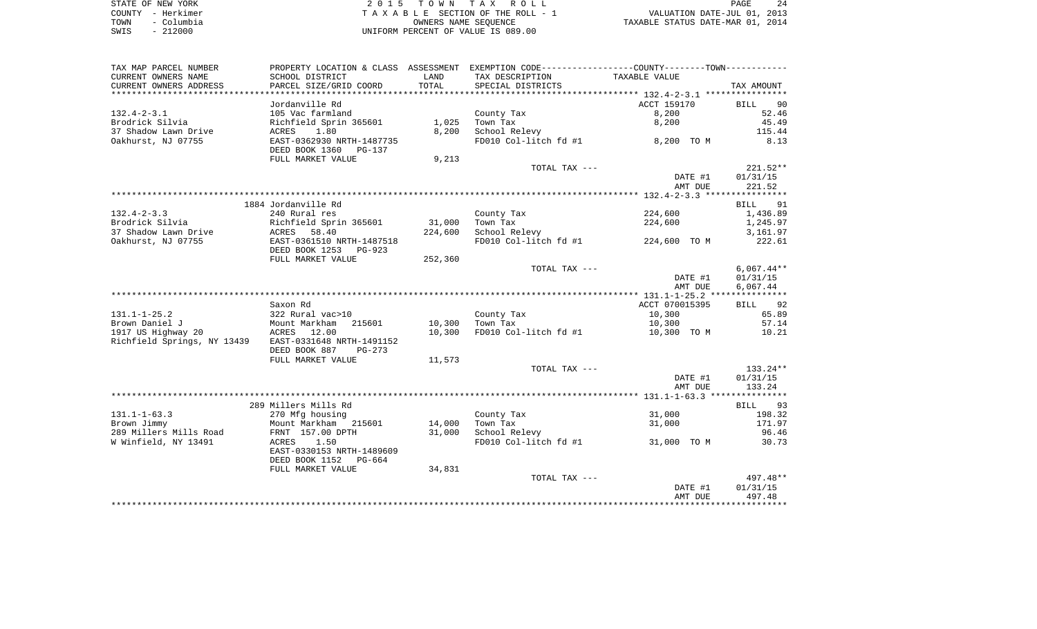STATE OF NEW YORK
COUNTY - Herkimer
TOWN - Columbia
SWIS - 212000

2 0 1 5 T O W N T A X R O L L
T A X A B L E SECTION OF THE ROLL - 1
OWNERS NAME SEQUENCE
UNIFORM PERCENT OF VALUE IS 089.00

VALUATION DATE-JUL 01, 2013
TAXABLE STATUS DATE-MAR 01, 2014

| TAX MAP PARCEL NUMBER / CURRENT OWNERS NAME / CURRENT OWNERS ADDRESS | PROPERTY LOCATION & CLASS / SCHOOL DISTRICT / PARCEL SIZE/GRID COORD | ASSESSMENT LAND | TOTAL | EXEMPTION CODE / TAX DESCRIPTION / SPECIAL DISTRICTS | TAXABLE VALUE (COUNTY--TOWN) | TAX AMOUNT |
|---|---|---|---|---|---|---|
| 132.4-2-3.1 | Jordanville Rd | | | | ACCT 159170 | BILL 90 |
| | 105 Vac farmland | | | County Tax | 8,200 | 52.46 |
| Brodrick Silvia | Richfield Sprin 365601 | 1,025 | | Town Tax | 8,200 | 45.49 |
| 37 Shadow Lawn Drive | ACRES 1.80 | | 8,200 | School Relevy | | 115.44 |
| Oakhurst, NJ 07755 | EAST-0362930 NRTH-1487735 | | | FD010 Col-litch fd #1 | 8,200 TO M | 8.13 |
| | DEED BOOK 1360 PG-137 | | | | | |
| | FULL MARKET VALUE | | 9,213 | | | |
| | | | | TOTAL TAX --- | | 221.52** |
| | | | | | DATE #1 | 01/31/15 |
| | | | | | AMT DUE | 221.52 |
| 132.4-2-3.3 | 1884 Jordanville Rd | | | | | BILL 91 |
| | 240 Rural res | | | County Tax | 224,600 | 1,436.89 |
| Brodrick Silvia | Richfield Sprin 365601 | 31,000 | | Town Tax | 224,600 | 1,245.97 |
| 37 Shadow Lawn Drive | ACRES 58.40 | | 224,600 | School Relevy | | 3,161.97 |
| Oakhurst, NJ 07755 | EAST-0361510 NRTH-1487518 | | | FD010 Col-litch fd #1 | 224,600 TO M | 222.61 |
| | DEED BOOK 1253 PG-923 | | | | | |
| | FULL MARKET VALUE | | 252,360 | | | |
| | | | | TOTAL TAX --- | | 6,067.44** |
| | | | | | DATE #1 | 01/31/15 |
| | | | | | AMT DUE | 6,067.44 |
| 131.1-1-25.2 | Saxon Rd | | | | ACCT 070015395 | BILL 92 |
| | 322 Rural vac>10 | | | County Tax | 10,300 | 65.89 |
| Brown Daniel J | Mount Markham 215601 | 10,300 | | Town Tax | 10,300 | 57.14 |
| 1917 US Highway 20 | ACRES 12.00 | | 10,300 | FD010 Col-litch fd #1 | 10,300 TO M | 10.21 |
| Richfield Springs, NY 13439 | EAST-0331648 NRTH-1491152 | | | | | |
| | DEED BOOK 887 PG-273 | | | | | |
| | FULL MARKET VALUE | | 11,573 | | | |
| | | | | TOTAL TAX --- | | 133.24** |
| | | | | | DATE #1 | 01/31/15 |
| | | | | | AMT DUE | 133.24 |
| 131.1-1-63.3 | 289 Millers Mills Rd | | | | | BILL 93 |
| | 270 Mfg housing | | | County Tax | 31,000 | 198.32 |
| Brown Jimmy | Mount Markham 215601 | 14,000 | | Town Tax | 31,000 | 171.97 |
| 289 Millers Mills Road | FRNT 157.00 DPTH | | 31,000 | School Relevy | | 96.46 |
| W Winfield, NY 13491 | ACRES 1.50 | | | FD010 Col-litch fd #1 | 31,000 TO M | 30.73 |
| | EAST-0330153 NRTH-1489609 | | | | | |
| | DEED BOOK 1152 PG-664 | | | | | |
| | FULL MARKET VALUE | | 34,831 | | | |
| | | | | TOTAL TAX --- | | 497.48** |
| | | | | | DATE #1 | 01/31/15 |
| | | | | | AMT DUE | 497.48 |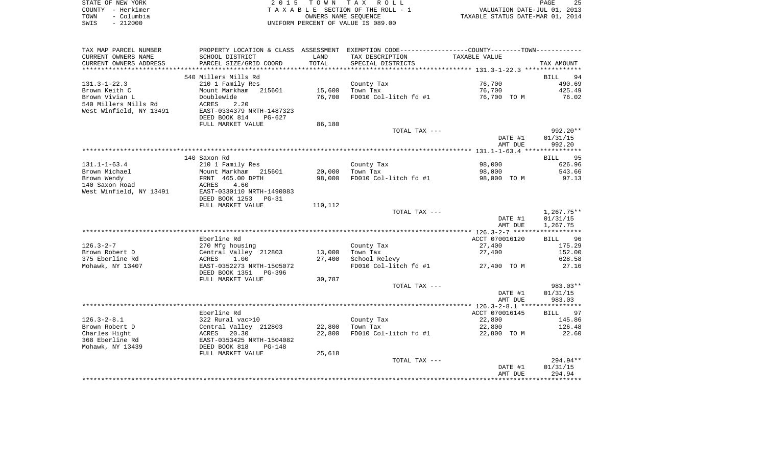STATE OF NEW YORK — 2015 TOWN TAX ROLL
COUNTY - Herkimer — TAXABLE SECTION OF THE ROLL - 1 — VALUATION DATE-JUL 01, 2013
TOWN - Columbia — OWNERS NAME SEQUENCE — TAXABLE STATUS DATE-MAR 01, 2014
SWIS - 212000 — UNIFORM PERCENT OF VALUE IS 089.00

| TAX MAP PARCEL NUMBER / CURRENT OWNERS NAME / CURRENT OWNERS ADDRESS | PROPERTY LOCATION & CLASS / SCHOOL DISTRICT / PARCEL SIZE/GRID COORD | ASSESSMENT LAND / TOTAL | EXEMPTION CODE / TAX DESCRIPTION / SPECIAL DISTRICTS | TAXABLE VALUE | TAX AMOUNT |
|---|---|---|---|---|---|
| | 540 Millers Mills Rd | | | | BILL 94 |
| 131.3-1-22.3 | 210 1 Family Res | | County Tax | 76,700 | 490.69 |
| Brown Keith C | Mount Markham 215601 | 15,600 | Town Tax | 76,700 | 425.49 |
| Brown Vivian L | Doublewide | 76,700 | FD010 Col-litch fd #1 | 76,700 TO M | 76.02 |
| 540 Millers Mills Rd | ACRES 2.20 | | | | |
| West Winfield, NY 13491 | EAST-0334379 NRTH-1487323 | | | | |
| | DEED BOOK 814 PG-627 | | | | |
| | FULL MARKET VALUE | 86,180 | | | |
| | | | TOTAL TAX --- | | 992.20** |
| | | | | DATE #1 | 01/31/15 |
| | | | | AMT DUE | 992.20 |
| | 140 Saxon Rd | | | | BILL 95 |
| 131.1-1-63.4 | 210 1 Family Res | | County Tax | 98,000 | 626.96 |
| Brown Michael | Mount Markham 215601 | 20,000 | Town Tax | 98,000 | 543.66 |
| Brown Wendy | FRNT 465.00 DPTH | 98,000 | FD010 Col-litch fd #1 | 98,000 TO M | 97.13 |
| 140 Saxon Road | ACRES 4.60 | | | | |
| West Winfield, NY 13491 | EAST-0330110 NRTH-1490083 | | | | |
| | DEED BOOK 1253 PG-31 | | | | |
| | FULL MARKET VALUE | 110,112 | | | |
| | | | TOTAL TAX --- | | 1,267.75** |
| | | | | DATE #1 | 01/31/15 |
| | | | | AMT DUE | 1,267.75 |
| | Eberline Rd | | | ACCT 070016120 | BILL 96 |
| 126.3-2-7 | 270 Mfg housing | | County Tax | 27,400 | 175.29 |
| Brown Robert D | Central Valley 212803 | 13,000 | Town Tax | 27,400 | 152.00 |
| 375 Eberline Rd | ACRES 1.00 | 27,400 | School Relevy | | 628.58 |
| Mohawk, NY 13407 | EAST-0352273 NRTH-1505072 | | FD010 Col-litch fd #1 | 27,400 TO M | 27.16 |
| | DEED BOOK 1351 PG-396 | | | | |
| | FULL MARKET VALUE | 30,787 | | | |
| | | | TOTAL TAX --- | | 983.03** |
| | | | | DATE #1 | 01/31/15 |
| | | | | AMT DUE | 983.03 |
| | Eberline Rd | | | ACCT 070016145 | BILL 97 |
| 126.3-2-8.1 | 322 Rural vac>10 | | County Tax | 22,800 | 145.86 |
| Brown Robert D | Central Valley 212803 | 22,800 | Town Tax | 22,800 | 126.48 |
| Charles Hight | ACRES 20.30 | 22,800 | FD010 Col-litch fd #1 | 22,800 TO M | 22.60 |
| 368 Eberline Rd | EAST-0353425 NRTH-1504082 | | | | |
| Mohawk, NY 13439 | DEED BOOK 818 PG-148 | | | | |
| | FULL MARKET VALUE | 25,618 | | | |
| | | | TOTAL TAX --- | | 294.94** |
| | | | | DATE #1 | 01/31/15 |
| | | | | AMT DUE | 294.94 |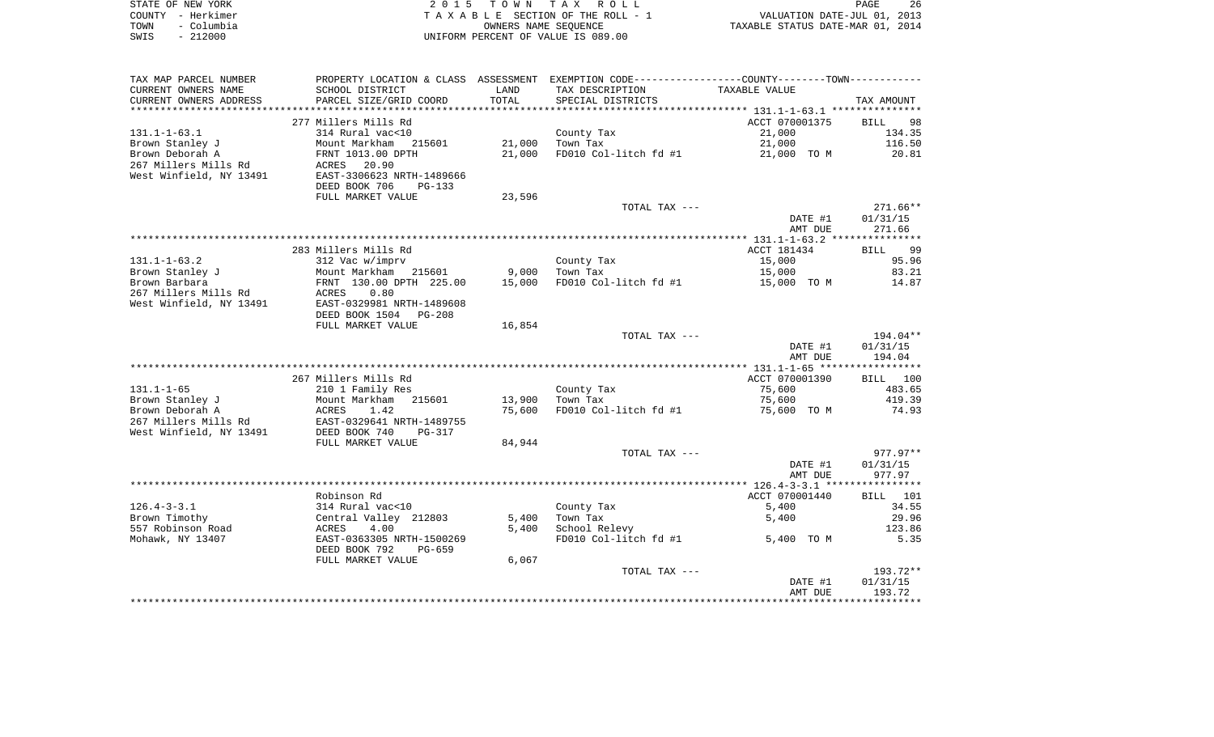STATE OF NEW YORK — 2 0 1 5 T O W N T A X R O L L
COUNTY - Herkimer — T A X A B L E SECTION OF THE ROLL - 1 — VALUATION DATE-JUL 01, 2013
TOWN - Columbia — OWNERS NAME SEQUENCE — TAXABLE STATUS DATE-MAR 01, 2014
SWIS - 212000 — UNIFORM PERCENT OF VALUE IS 089.00

| TAX MAP PARCEL NUMBER / CURRENT OWNERS NAME / CURRENT OWNERS ADDRESS | PROPERTY LOCATION & CLASS / SCHOOL DISTRICT / PARCEL SIZE/GRID COORD | ASSESSMENT LAND / TOTAL | EXEMPTION CODE / TAX DESCRIPTION / SPECIAL DISTRICTS | COUNTY--------TOWN TAXABLE VALUE | TAX AMOUNT |
|---|---|---|---|---|---|
| | 277 Millers Mills Rd | | | ACCT 070001375 | BILL 98 |
| 131.1-1-63.1 | 314 Rural vac<10 | | County Tax | 21,000 | 134.35 |
| Brown Stanley J | Mount Markham 215601 | 21,000 | Town Tax | 21,000 | 116.50 |
| Brown Deborah A | FRNT 1013.00 DPTH | 21,000 | FD010 Col-litch fd #1 | 21,000 TO M | 20.81 |
| 267 Millers Mills Rd | ACRES 20.90 | | | | |
| West Winfield, NY 13491 | EAST-3306623 NRTH-1489666 | | | | |
| | DEED BOOK 706 PG-133 | | | | |
| | FULL MARKET VALUE | 23,596 | | | |
| | | | TOTAL TAX --- | | 271.66** |
| | | | | DATE #1 | 01/31/15 |
| | | | | AMT DUE | 271.66 |
| | 283 Millers Mills Rd | | | ACCT 181434 | BILL 99 |
| 131.1-1-63.2 | 312 Vac w/imprv | | County Tax | 15,000 | 95.96 |
| Brown Stanley J | Mount Markham 215601 | 9,000 | Town Tax | 15,000 | 83.21 |
| Brown Barbara | FRNT 130.00 DPTH 225.00 | 15,000 | FD010 Col-litch fd #1 | 15,000 TO M | 14.87 |
| 267 Millers Mills Rd | ACRES 0.80 | | | | |
| West Winfield, NY 13491 | EAST-0329981 NRTH-1489608 | | | | |
| | DEED BOOK 1504 PG-208 | | | | |
| | FULL MARKET VALUE | 16,854 | | | |
| | | | TOTAL TAX --- | | 194.04** |
| | | | | DATE #1 | 01/31/15 |
| | | | | AMT DUE | 194.04 |
| | 267 Millers Mills Rd | | | ACCT 070001390 | BILL 100 |
| 131.1-1-65 | 210 1 Family Res | | County Tax | 75,600 | 483.65 |
| Brown Stanley J | Mount Markham 215601 | 13,900 | Town Tax | 75,600 | 419.39 |
| Brown Deborah A | ACRES 1.42 | 75,600 | FD010 Col-litch fd #1 | 75,600 TO M | 74.93 |
| 267 Millers Mills Rd | EAST-0329641 NRTH-1489755 | | | | |
| West Winfield, NY 13491 | DEED BOOK 740 PG-317 | | | | |
| | FULL MARKET VALUE | 84,944 | | | |
| | | | TOTAL TAX --- | | 977.97** |
| | | | | DATE #1 | 01/31/15 |
| | | | | AMT DUE | 977.97 |
| | Robinson Rd | | | ACCT 070001440 | BILL 101 |
| 126.4-3-3.1 | 314 Rural vac<10 | | County Tax | 5,400 | 34.55 |
| Brown Timothy | Central Valley 212803 | 5,400 | Town Tax | 5,400 | 29.96 |
| 557 Robinson Road | ACRES 4.00 | 5,400 | School Relevy | | 123.86 |
| Mohawk, NY 13407 | EAST-0363305 NRTH-1500269 | | FD010 Col-litch fd #1 | 5,400 TO M | 5.35 |
| | DEED BOOK 792 PG-659 | | | | |
| | FULL MARKET VALUE | 6,067 | | | |
| | | | TOTAL TAX --- | | 193.72** |
| | | | | DATE #1 | 01/31/15 |
| | | | | AMT DUE | 193.72 |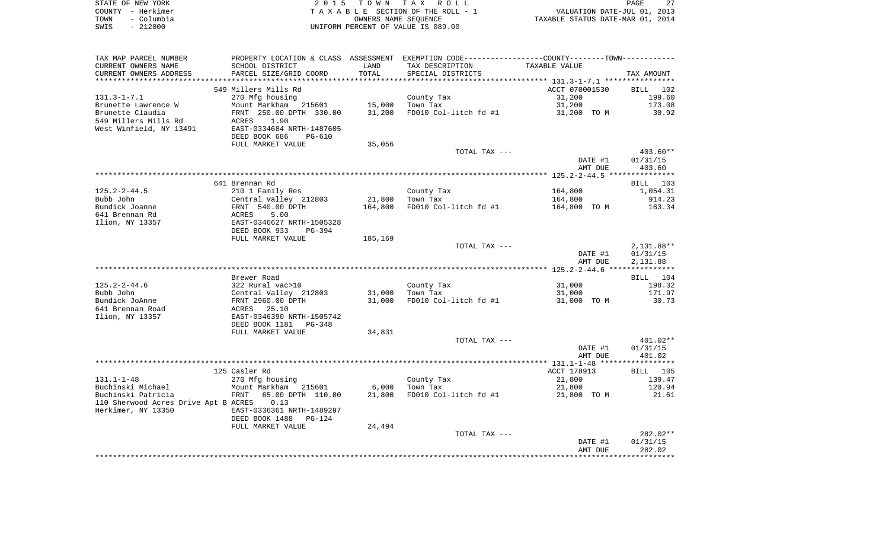STATE OF NEW YORK — 2015 TOWN TAX ROLL
COUNTY - Herkimer — TAXABLE SECTION OF THE ROLL - 1 — VALUATION DATE-JUL 01, 2013
TOWN - Columbia — OWNERS NAME SEQUENCE — TAXABLE STATUS DATE-MAR 01, 2014
SWIS - 212000 — UNIFORM PERCENT OF VALUE IS 089.00

| TAX MAP PARCEL NUMBER / CURRENT OWNERS NAME / CURRENT OWNERS ADDRESS | PROPERTY LOCATION & CLASS / SCHOOL DISTRICT / PARCEL SIZE/GRID COORD | ASSESSMENT LAND / TOTAL | EXEMPTION CODE / TAX DESCRIPTION / SPECIAL DISTRICTS | COUNTY--------TOWN / TAXABLE VALUE | TAX AMOUNT |
|---|---|---|---|---|---|
| | 549 Millers Mills Rd | | | ACCT 070001530 | BILL 102 |
| 131.3-1-7.1 | 270 Mfg housing | | County Tax | 31,200 | 199.60 |
| Brunette Lawrence W | Mount Markham 215601 | 15,000 | Town Tax | 31,200 | 173.08 |
| Brunette Claudia | FRNT 250.00 DPTH 330.00 | 31,200 | FD010 Col-litch fd #1 | 31,200 TO M | 30.92 |
| 549 Millers Mills Rd | ACRES 1.90 | | | | |
| West Winfield, NY 13491 | EAST-0334684 NRTH-1487605 | | | | |
| | DEED BOOK 686 PG-610 | | | | |
| | FULL MARKET VALUE | 35,056 | | | |
| | | | TOTAL TAX --- | | 403.60** |
| | | | | DATE #1 | 01/31/15 |
| | | | | AMT DUE | 403.60 |
| | 641 Brennan Rd | | | | BILL 103 |
| 125.2-2-44.5 | 210 1 Family Res | | County Tax | 164,800 | 1,054.31 |
| Bubb John | Central Valley 212803 | 21,800 | Town Tax | 164,800 | 914.23 |
| Bundick Joanne | FRNT 540.00 DPTH | 164,800 | FD010 Col-litch fd #1 | 164,800 TO M | 163.34 |
| 641 Brennan Rd | ACRES 5.00 | | | | |
| Ilion, NY 13357 | EAST-0346627 NRTH-1505328 | | | | |
| | DEED BOOK 933 PG-394 | | | | |
| | FULL MARKET VALUE | 185,169 | | | |
| | | | TOTAL TAX --- | | 2,131.88** |
| | | | | DATE #1 | 01/31/15 |
| | | | | AMT DUE | 2,131.88 |
| | Brewer Road | | | | BILL 104 |
| 125.2-2-44.6 | 322 Rural vac>10 | | County Tax | 31,000 | 198.32 |
| Bubb John | Central Valley 212803 | 31,000 | Town Tax | 31,000 | 171.97 |
| Bundick JoAnne | FRNT 2960.00 DPTH | 31,000 | FD010 Col-litch fd #1 | 31,000 TO M | 30.73 |
| 641 Brennan Road | ACRES 25.10 | | | | |
| Ilion, NY 13357 | EAST-0346390 NRTH-1505742 | | | | |
| | DEED BOOK 1181 PG-348 | | | | |
| | FULL MARKET VALUE | 34,831 | | | |
| | | | TOTAL TAX --- | | 401.02** |
| | | | | DATE #1 | 01/31/15 |
| | | | | AMT DUE | 401.02 |
| | 125 Casler Rd | | | ACCT 178913 | BILL 105 |
| 131.1-1-48 | 270 Mfg housing | | County Tax | 21,800 | 139.47 |
| Buchinski Michael | Mount Markham 215601 | 6,000 | Town Tax | 21,800 | 120.94 |
| Buchinski Patricia | FRNT 65.00 DPTH 110.00 | 21,800 | FD010 Col-litch fd #1 | 21,800 TO M | 21.61 |
| 110 Sherwood Acres Drive Apt B | ACRES 0.13 | | | | |
| Herkimer, NY 13350 | EAST-0336361 NRTH-1489297 | | | | |
| | DEED BOOK 1488 PG-124 | | | | |
| | FULL MARKET VALUE | 24,494 | | | |
| | | | TOTAL TAX --- | | 282.02** |
| | | | | DATE #1 | 01/31/15 |
| | | | | AMT DUE | 282.02 |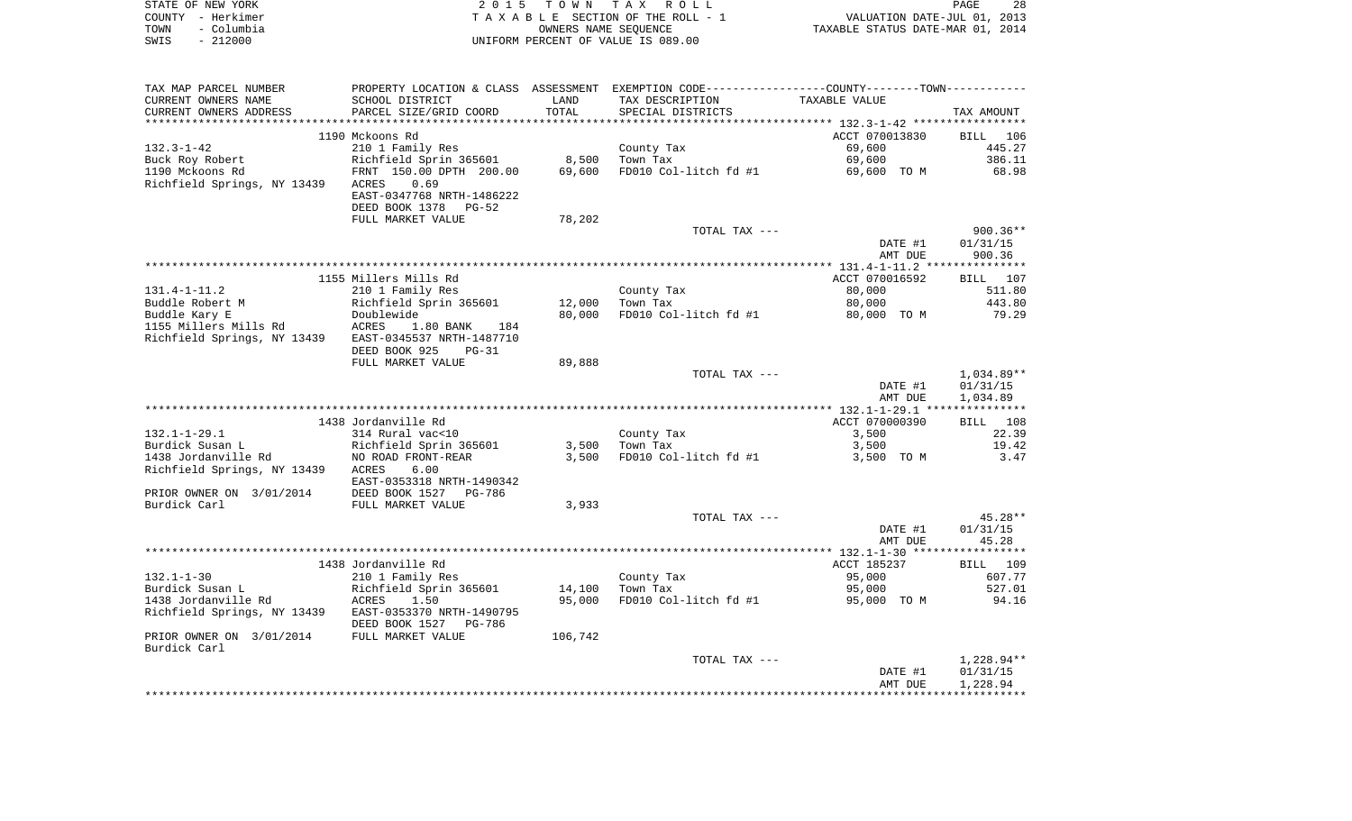STATE OF NEW YORK | 2015 TOWN TAX ROLL
COUNTY - Herkimer | TAXABLE SECTION OF THE ROLL - 1 | VALUATION DATE-JUL 01, 2013
TOWN - Columbia | OWNERS NAME SEQUENCE | TAXABLE STATUS DATE-MAR 01, 2014
SWIS - 212000 | UNIFORM PERCENT OF VALUE IS 089.00

| TAX MAP PARCEL NUMBER<br>CURRENT OWNERS NAME<br>CURRENT OWNERS ADDRESS | PROPERTY LOCATION & CLASS<br>SCHOOL DISTRICT<br>PARCEL SIZE/GRID COORD | ASSESSMENT<br>LAND<br>TOTAL | EXEMPTION CODE<br>TAX DESCRIPTION<br>SPECIAL DISTRICTS | COUNTY--------TOWN<br>TAXABLE VALUE | TAX AMOUNT |
|---|---|---|---|---|---|
| | 1190 Mckoons Rd | | | ACCT 070013830 | BILL 106 |
| 132.3-1-42 | 210 1 Family Res | | County Tax | 69,600 | 445.27 |
| Buck Roy Robert | Richfield Sprin 365601 | 8,500 | Town Tax | 69,600 | 386.11 |
| 1190 Mckoons Rd | FRNT 150.00 DPTH 200.00 | 69,600 | FD010 Col-litch fd #1 | 69,600 TO M | 68.98 |
| Richfield Springs, NY 13439 | ACRES 0.69 | | | | |
| | EAST-0347768 NRTH-1486222 | | | | |
| | DEED BOOK 1378 PG-52 | | | | |
| | FULL MARKET VALUE | 78,202 | | | |
| | | | TOTAL TAX --- | | 900.36** |
| | | | | DATE #1 | 01/31/15 |
| | | | | AMT DUE | 900.36 |
| | 1155 Millers Mills Rd | | | ACCT 070016592 | BILL 107 |
| 131.4-1-11.2 | 210 1 Family Res | | County Tax | 80,000 | 511.80 |
| Buddle Robert M | Richfield Sprin 365601 | 12,000 | Town Tax | 80,000 | 443.80 |
| Buddle Kary E | Doublewide | 80,000 | FD010 Col-litch fd #1 | 80,000 TO M | 79.29 |
| 1155 Millers Mills Rd | ACRES 1.80 BANK 184 | | | | |
| Richfield Springs, NY 13439 | EAST-0345537 NRTH-1487710 | | | | |
| | DEED BOOK 925 PG-31 | | | | |
| | FULL MARKET VALUE | 89,888 | | | |
| | | | TOTAL TAX --- | | 1,034.89** |
| | | | | DATE #1 | 01/31/15 |
| | | | | AMT DUE | 1,034.89 |
| | 1438 Jordanville Rd | | | ACCT 070000390 | BILL 108 |
| 132.1-1-29.1 | 314 Rural vac<10 | | County Tax | 3,500 | 22.39 |
| Burdick Susan L | Richfield Sprin 365601 | 3,500 | Town Tax | 3,500 | 19.42 |
| 1438 Jordanville Rd | NO ROAD FRONT-REAR | 3,500 | FD010 Col-litch fd #1 | 3,500 TO M | 3.47 |
| Richfield Springs, NY 13439 | ACRES 6.00 | | | | |
| | EAST-0353318 NRTH-1490342 | | | | |
| PRIOR OWNER ON 3/01/2014 | DEED BOOK 1527 PG-786 | | | | |
| Burdick Carl | FULL MARKET VALUE | 3,933 | | | |
| | | | TOTAL TAX --- | | 45.28** |
| | | | | DATE #1 | 01/31/15 |
| | | | | AMT DUE | 45.28 |
| | 1438 Jordanville Rd | | | ACCT 185237 | BILL 109 |
| 132.1-1-30 | 210 1 Family Res | | County Tax | 95,000 | 607.77 |
| Burdick Susan L | Richfield Sprin 365601 | 14,100 | Town Tax | 95,000 | 527.01 |
| 1438 Jordanville Rd | ACRES 1.50 | 95,000 | FD010 Col-litch fd #1 | 95,000 TO M | 94.16 |
| Richfield Springs, NY 13439 | EAST-0353370 NRTH-1490795 | | | | |
| | DEED BOOK 1527 PG-786 | | | | |
| PRIOR OWNER ON 3/01/2014 | FULL MARKET VALUE | 106,742 | | | |
| Burdick Carl | | | | | |
| | | | TOTAL TAX --- | | 1,228.94** |
| | | | | DATE #1 | 01/31/15 |
| | | | | AMT DUE | 1,228.94 |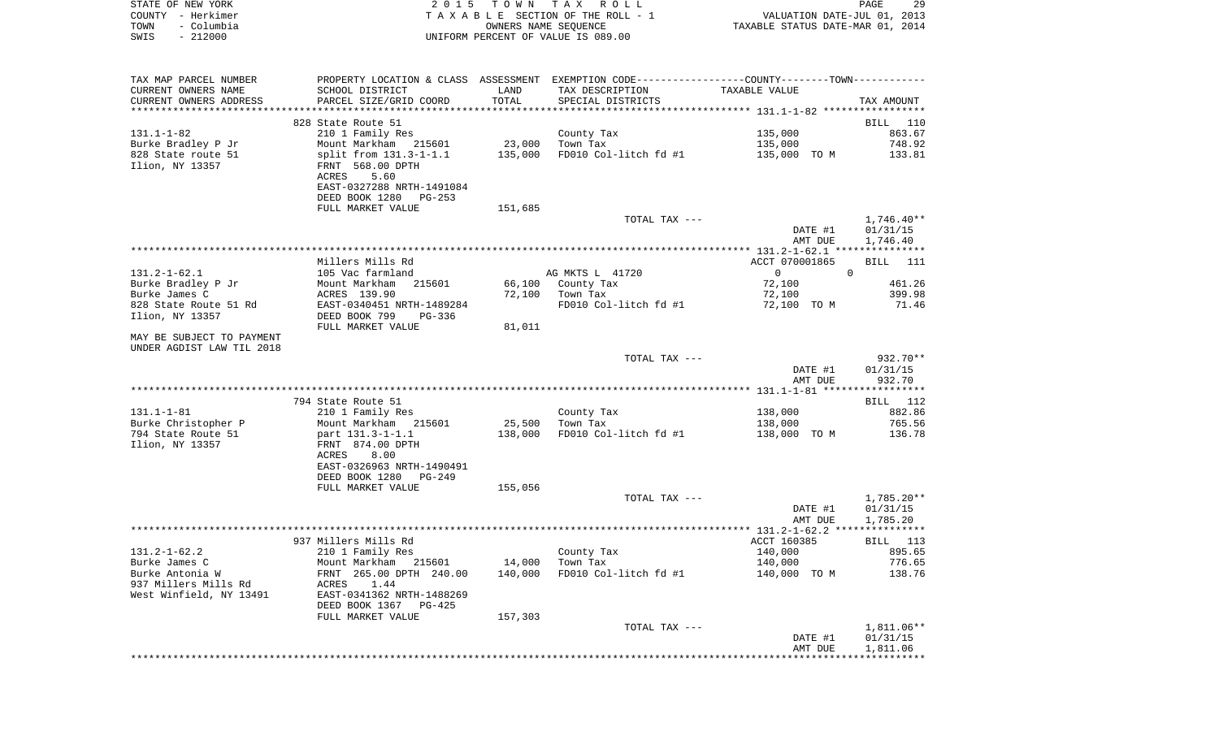STATE OF NEW YORK | 2015 TOWN TAX ROLL
COUNTY - Herkimer | TAXABLE SECTION OF THE ROLL - 1 | VALUATION DATE-JUL 01, 2013
TOWN - Columbia | OWNERS NAME SEQUENCE | TAXABLE STATUS DATE-MAR 01, 2014
SWIS - 212000 | UNIFORM PERCENT OF VALUE IS 089.00

| TAX MAP PARCEL NUMBER / CURRENT OWNERS NAME / CURRENT OWNERS ADDRESS | PROPERTY LOCATION & CLASS / SCHOOL DISTRICT / PARCEL SIZE/GRID COORD | ASSESSMENT LAND / TOTAL | EXEMPTION CODE / TAX DESCRIPTION / SPECIAL DISTRICTS | COUNTY--------TOWN TAXABLE VALUE | TAX AMOUNT |
|---|---|---|---|---|---|
| | 828 State Route 51 | | | | BILL 110 |
| 131.1-1-82 | 210 1 Family Res | | County Tax | 135,000 | 863.67 |
| Burke Bradley P Jr | Mount Markham 215601 | 23,000 | Town Tax | 135,000 | 748.92 |
| 828 State route 51 | split from 131.3-1-1.1 | 135,000 | FD010 Col-litch fd #1 | 135,000 TO M | 133.81 |
| Ilion, NY 13357 | FRNT 568.00 DPTH | | | | |
| | ACRES 5.60 | | | | |
| | EAST-0327288 NRTH-1491084 | | | | |
| | DEED BOOK 1280 PG-253 | | | | |
| | FULL MARKET VALUE | 151,685 | | | |
| | | | TOTAL TAX --- | | 1,746.40** |
| | | | | DATE #1 | 01/31/15 |
| | | | | AMT DUE | 1,746.40 |
| | Millers Mills Rd | | | ACCT 070001865 | BILL 111 |
| 131.2-1-62.1 | 105 Vac farmland | | AG MKTS L 41720 | 0 0 | |
| Burke Bradley P Jr | Mount Markham 215601 | 66,100 | County Tax | 72,100 | 461.26 |
| Burke James C | ACRES 139.90 | 72,100 | Town Tax | 72,100 | 399.98 |
| 828 State Route 51 Rd | EAST-0340451 NRTH-1489284 | | FD010 Col-litch fd #1 | 72,100 TO M | 71.46 |
| Ilion, NY 13357 | DEED BOOK 799 PG-336 | | | | |
| | FULL MARKET VALUE | 81,011 | | | |
| MAY BE SUBJECT TO PAYMENT | | | | | |
| UNDER AGDIST LAW TIL 2018 | | | | | |
| | | | TOTAL TAX --- | | 932.70** |
| | | | | DATE #1 | 01/31/15 |
| | | | | AMT DUE | 932.70 |
| | 794 State Route 51 | | | | BILL 112 |
| 131.1-1-81 | 210 1 Family Res | | County Tax | 138,000 | 882.86 |
| Burke Christopher P | Mount Markham 215601 | 25,500 | Town Tax | 138,000 | 765.56 |
| 794 State Route 51 | part 131.3-1-1.1 | 138,000 | FD010 Col-litch fd #1 | 138,000 TO M | 136.78 |
| Ilion, NY 13357 | FRNT 874.00 DPTH | | | | |
| | ACRES 8.00 | | | | |
| | EAST-0326963 NRTH-1490491 | | | | |
| | DEED BOOK 1280 PG-249 | | | | |
| | FULL MARKET VALUE | 155,056 | | | |
| | | | TOTAL TAX --- | | 1,785.20** |
| | | | | DATE #1 | 01/31/15 |
| | | | | AMT DUE | 1,785.20 |
| | 937 Millers Mills Rd | | | ACCT 160385 | BILL 113 |
| 131.2-1-62.2 | 210 1 Family Res | | County Tax | 140,000 | 895.65 |
| Burke James C | Mount Markham 215601 | 14,000 | Town Tax | 140,000 | 776.65 |
| Burke Antonia W | FRNT 265.00 DPTH 240.00 | 140,000 | FD010 Col-litch fd #1 | 140,000 TO M | 138.76 |
| 937 Millers Mills Rd | ACRES 1.44 | | | | |
| West Winfield, NY 13491 | EAST-0341362 NRTH-1488269 | | | | |
| | DEED BOOK 1367 PG-425 | | | | |
| | FULL MARKET VALUE | 157,303 | | | |
| | | | TOTAL TAX --- | | 1,811.06** |
| | | | | DATE #1 | 01/31/15 |
| | | | | AMT DUE | 1,811.06 |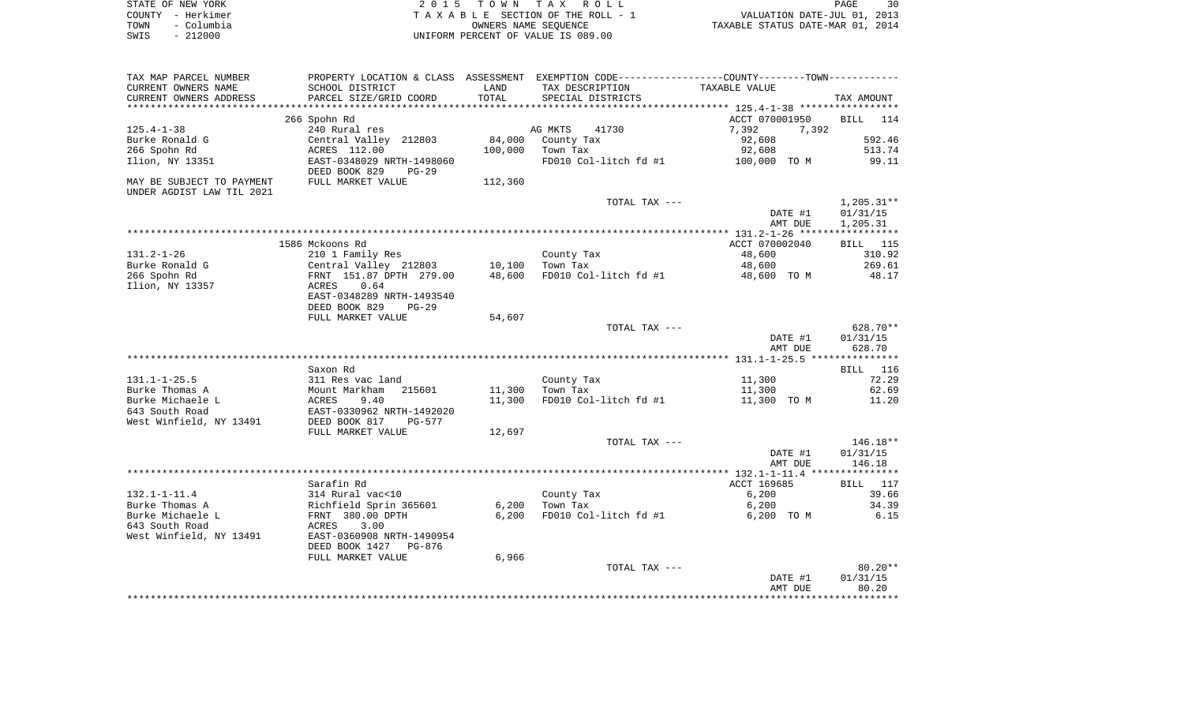STATE OF NEW YORK
COUNTY - Herkimer
TOWN - Columbia
SWIS - 212000

2 0 1 5 T O W N T A X R O L L
T A X A B L E SECTION OF THE ROLL - 1
OWNERS NAME SEQUENCE
UNIFORM PERCENT OF VALUE IS 089.00

VALUATION DATE-JUL 01, 2013
TAXABLE STATUS DATE-MAR 01, 2014

| TAX MAP PARCEL NUMBER<br>CURRENT OWNERS NAME<br>CURRENT OWNERS ADDRESS | PROPERTY LOCATION & CLASS<br>SCHOOL DISTRICT<br>PARCEL SIZE/GRID COORD | ASSESSMENT<br>LAND<br>TOTAL | EXEMPTION CODE<br>TAX DESCRIPTION<br>SPECIAL DISTRICTS | COUNTY--------TOWN<br>TAXABLE VALUE | TAX AMOUNT |
|---|---|---|---|---|---|
| | 266 Spohn Rd | | | ACCT 070001950 | BILL 114 |
| 125.4-1-38 | 240 Rural res | | AG MKTS 41730 | 7,392 7,392 | |
| Burke Ronald G | Central Valley 212803 | 84,000 | County Tax | 92,608 | 592.46 |
| 266 Spohn Rd | ACRES 112.00 | 100,000 | Town Tax | 92,608 | 513.74 |
| Ilion, NY 13351 | EAST-0348029 NRTH-1498060 | | FD010 Col-litch fd #1 | 100,000 TO M | 99.11 |
| | DEED BOOK 829 PG-29 | | | | |
| MAY BE SUBJECT TO PAYMENT | FULL MARKET VALUE | 112,360 | | | |
| UNDER AGDIST LAW TIL 2021 | | | | | |
| | | | TOTAL TAX --- | | 1,205.31** |
| | | | | DATE #1 | 01/31/15 |
| | | | | AMT DUE | 1,205.31 |
| | 1586 Mckoons Rd | | | ACCT 070002040 | BILL 115 |
| 131.2-1-26 | 210 1 Family Res | | County Tax | 48,600 | 310.92 |
| Burke Ronald G | Central Valley 212803 | 10,100 | Town Tax | 48,600 | 269.61 |
| 266 Spohn Rd | FRNT 151.87 DPTH 279.00 | 48,600 | FD010 Col-litch fd #1 | 48,600 TO M | 48.17 |
| Ilion, NY 13357 | ACRES 0.64 | | | | |
| | EAST-0348289 NRTH-1493540 | | | | |
| | DEED BOOK 829 PG-29 | | | | |
| | FULL MARKET VALUE | 54,607 | | | |
| | | | TOTAL TAX --- | | 628.70** |
| | | | | DATE #1 | 01/31/15 |
| | | | | AMT DUE | 628.70 |
| | Saxon Rd | | | | BILL 116 |
| 131.1-1-25.5 | 311 Res vac land | | County Tax | 11,300 | 72.29 |
| Burke Thomas A | Mount Markham 215601 | 11,300 | Town Tax | 11,300 | 62.69 |
| Burke Michaele L | ACRES 9.40 | 11,300 | FD010 Col-litch fd #1 | 11,300 TO M | 11.20 |
| 643 South Road | EAST-0330962 NRTH-1492020 | | | | |
| West Winfield, NY 13491 | DEED BOOK 817 PG-577 | | | | |
| | FULL MARKET VALUE | 12,697 | | | |
| | | | TOTAL TAX --- | | 146.18** |
| | | | | DATE #1 | 01/31/15 |
| | | | | AMT DUE | 146.18 |
| | Sarafin Rd | | | ACCT 169685 | BILL 117 |
| 132.1-1-11.4 | 314 Rural vac<10 | | County Tax | 6,200 | 39.66 |
| Burke Thomas A | Richfield Sprin 365601 | 6,200 | Town Tax | 6,200 | 34.39 |
| Burke Michaele L | FRNT 380.00 DPTH | 6,200 | FD010 Col-litch fd #1 | 6,200 TO M | 6.15 |
| 643 South Road | ACRES 3.00 | | | | |
| West Winfield, NY 13491 | EAST-0360908 NRTH-1490954 | | | | |
| | DEED BOOK 1427 PG-876 | | | | |
| | FULL MARKET VALUE | 6,966 | | | |
| | | | TOTAL TAX --- | | 80.20** |
| | | | | DATE #1 | 01/31/15 |
| | | | | AMT DUE | 80.20 |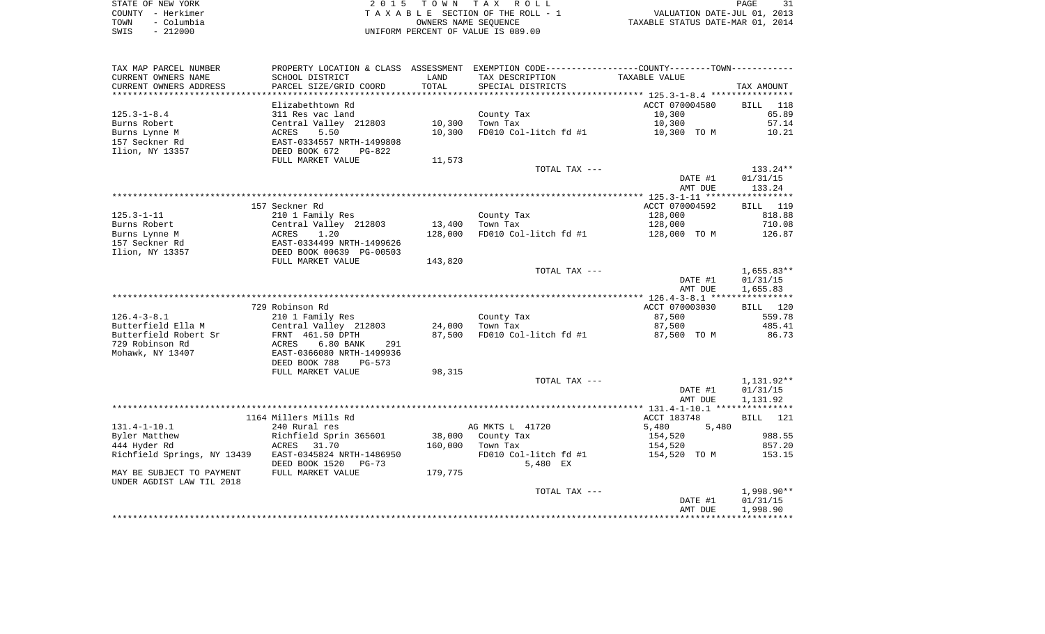STATE OF NEW YORK
COUNTY - Herkimer
TOWN - Columbia
SWIS - 212000

2 0 1 5 T O W N T A X R O L L
T A X A B L E SECTION OF THE ROLL - 1
OWNERS NAME SEQUENCE
UNIFORM PERCENT OF VALUE IS 089.00

VALUATION DATE-JUL 01, 2013
TAXABLE STATUS DATE-MAR 01, 2014

| TAX MAP PARCEL NUMBER / CURRENT OWNERS NAME / CURRENT OWNERS ADDRESS | PROPERTY LOCATION & CLASS / SCHOOL DISTRICT / PARCEL SIZE/GRID COORD | ASSESSMENT LAND / TOTAL | EXEMPTION CODE / TAX DESCRIPTION / SPECIAL DISTRICTS | TAXABLE VALUE | TAX AMOUNT |
|---|---|---|---|---|---|
| **125.3-1-8.4** | Elizabethtown Rd | | | ACCT 070004580 | BILL 118 |
| 125.3-1-8.4 | 311 Res vac land | | County Tax | 10,300 | 65.89 |
| Burns Robert | Central Valley 212803 | 10,300 | Town Tax | 10,300 | 57.14 |
| Burns Lynne M | ACRES 5.50 | 10,300 | FD010 Col-litch fd #1 | 10,300 TO M | 10.21 |
| 157 Seckner Rd | EAST-0334557 NRTH-1499808 | | | | |
| Ilion, NY 13357 | DEED BOOK 672 PG-822 | | | | |
| | FULL MARKET VALUE | 11,573 | | | |
| | | | TOTAL TAX --- | | 133.24** |
| | | | | DATE #1 | 01/31/15 |
| | | | | AMT DUE | 133.24 |
| **125.3-1-11** | 157 Seckner Rd | | | ACCT 070004592 | BILL 119 |
| 125.3-1-11 | 210 1 Family Res | | County Tax | 128,000 | 818.88 |
| Burns Robert | Central Valley 212803 | 13,400 | Town Tax | 128,000 | 710.08 |
| Burns Lynne M | ACRES 1.20 | 128,000 | FD010 Col-litch fd #1 | 128,000 TO M | 126.87 |
| 157 Seckner Rd | EAST-0334499 NRTH-1499626 | | | | |
| Ilion, NY 13357 | DEED BOOK 00639 PG-00503 | | | | |
| | FULL MARKET VALUE | 143,820 | | | |
| | | | TOTAL TAX --- | | 1,655.83** |
| | | | | DATE #1 | 01/31/15 |
| | | | | AMT DUE | 1,655.83 |
| **126.4-3-8.1** | 729 Robinson Rd | | | ACCT 070003030 | BILL 120 |
| 126.4-3-8.1 | 210 1 Family Res | | County Tax | 87,500 | 559.78 |
| Butterfield Ella M | Central Valley 212803 | 24,000 | Town Tax | 87,500 | 485.41 |
| Butterfield Robert Sr | FRNT 461.50 DPTH | 87,500 | FD010 Col-litch fd #1 | 87,500 TO M | 86.73 |
| 729 Robinson Rd | ACRES 6.80 BANK 291 | | | | |
| Mohawk, NY 13407 | EAST-0366080 NRTH-1499936 | | | | |
| | DEED BOOK 788 PG-573 | | | | |
| | FULL MARKET VALUE | 98,315 | | | |
| | | | TOTAL TAX --- | | 1,131.92** |
| | | | | DATE #1 | 01/31/15 |
| | | | | AMT DUE | 1,131.92 |
| **131.4-1-10.1** | 1164 Millers Mills Rd | | | ACCT 183748 | BILL 121 |
| 131.4-1-10.1 | 240 Rural res | | AG MKTS L 41720 | 5,480 5,480 | |
| Byler Matthew | Richfield Sprin 365601 | 38,000 | County Tax | 154,520 | 988.55 |
| 444 Hyder Rd | ACRES 31.70 | 160,000 | Town Tax | 154,520 | 857.20 |
| Richfield Springs, NY 13439 | EAST-0345824 NRTH-1486950 | | FD010 Col-litch fd #1 | 154,520 TO M | 153.15 |
| | DEED BOOK 1520 PG-73 | | 5,480 EX | | |
| MAY BE SUBJECT TO PAYMENT | FULL MARKET VALUE | 179,775 | | | |
| UNDER AGDIST LAW TIL 2018 | | | | | |
| | | | TOTAL TAX --- | | 1,998.90** |
| | | | | DATE #1 | 01/31/15 |
| | | | | AMT DUE | 1,998.90 |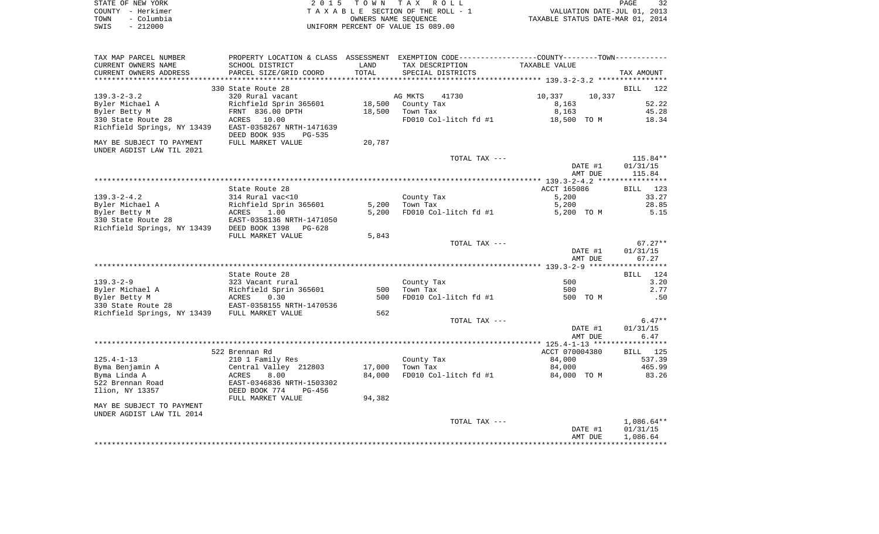STATE OF NEW YORK
COUNTY - Herkimer
TOWN - Columbia
SWIS - 212000

2 0 1 5 T O W N T A X R O L L
T A X A B L E SECTION OF THE ROLL - 1
OWNERS NAME SEQUENCE
UNIFORM PERCENT OF VALUE IS 089.00

VALUATION DATE-JUL 01, 2013
TAXABLE STATUS DATE-MAR 01, 2014

| TAX MAP PARCEL NUMBER / CURRENT OWNERS NAME / CURRENT OWNERS ADDRESS | PROPERTY LOCATION & CLASS / SCHOOL DISTRICT / PARCEL SIZE/GRID COORD | ASSESSMENT LAND / TOTAL | EXEMPTION CODE / TAX DESCRIPTION / SPECIAL DISTRICTS | COUNTY / TOWN TAXABLE VALUE | TAX AMOUNT |
|---|---|---|---|---|---|
| | 330 State Route 28 | | | | BILL 122 |
| 139.3-2-3.2 | 320 Rural vacant | | AG MKTS 41730 | 10,337 10,337 | |
| Byler Michael A | Richfield Sprin 365601 | 18,500 | County Tax | 8,163 | 52.22 |
| Byler Betty M | FRNT 836.00 DPTH | 18,500 | Town Tax | 8,163 | 45.28 |
| 330 State Route 28 | ACRES 10.00 | | FD010 Col-litch fd #1 | 18,500 TO M | 18.34 |
| Richfield Springs, NY 13439 | EAST-0358267 NRTH-1471639 | | | | |
| | DEED BOOK 935 PG-535 | | | | |
| MAY BE SUBJECT TO PAYMENT | FULL MARKET VALUE | 20,787 | | | |
| UNDER AGDIST LAW TIL 2021 | | | | | |
| | | | TOTAL TAX --- | | 115.84** |
| | | | | DATE #1 | 01/31/15 |
| | | | | AMT DUE | 115.84 |
| | State Route 28 | | | ACCT 165086 | BILL 123 |
| 139.3-2-4.2 | 314 Rural vac<10 | | County Tax | 5,200 | 33.27 |
| Byler Michael A | Richfield Sprin 365601 | 5,200 | Town Tax | 5,200 | 28.85 |
| Byler Betty M | ACRES 1.00 | 5,200 | FD010 Col-litch fd #1 | 5,200 TO M | 5.15 |
| 330 State Route 28 | EAST-0358136 NRTH-1471050 | | | | |
| Richfield Springs, NY 13439 | DEED BOOK 1398 PG-628 | | | | |
| | FULL MARKET VALUE | 5,843 | | | |
| | | | TOTAL TAX --- | | 67.27** |
| | | | | DATE #1 | 01/31/15 |
| | | | | AMT DUE | 67.27 |
| | State Route 28 | | | | BILL 124 |
| 139.3-2-9 | 323 Vacant rural | | County Tax | 500 | 3.20 |
| Byler Michael A | Richfield Sprin 365601 | 500 | Town Tax | 500 | 2.77 |
| Byler Betty M | ACRES 0.30 | 500 | FD010 Col-litch fd #1 | 500 TO M | .50 |
| 330 State Route 28 | EAST-0358155 NRTH-1470536 | | | | |
| Richfield Springs, NY 13439 | FULL MARKET VALUE | 562 | | | |
| | | | TOTAL TAX --- | | 6.47** |
| | | | | DATE #1 | 01/31/15 |
| | | | | AMT DUE | 6.47 |
| | 522 Brennan Rd | | | ACCT 070004380 | BILL 125 |
| 125.4-1-13 | 210 1 Family Res | | County Tax | 84,000 | 537.39 |
| Byma Benjamin A | Central Valley 212803 | 17,000 | Town Tax | 84,000 | 465.99 |
| Byma Linda A | ACRES 8.00 | 84,000 | FD010 Col-litch fd #1 | 84,000 TO M | 83.26 |
| 522 Brennan Road | EAST-0346836 NRTH-1503302 | | | | |
| Ilion, NY 13357 | DEED BOOK 774 PG-456 | | | | |
| | FULL MARKET VALUE | 94,382 | | | |
| MAY BE SUBJECT TO PAYMENT | | | | | |
| UNDER AGDIST LAW TIL 2014 | | | | | |
| | | | TOTAL TAX --- | | 1,086.64** |
| | | | | DATE #1 | 01/31/15 |
| | | | | AMT DUE | 1,086.64 |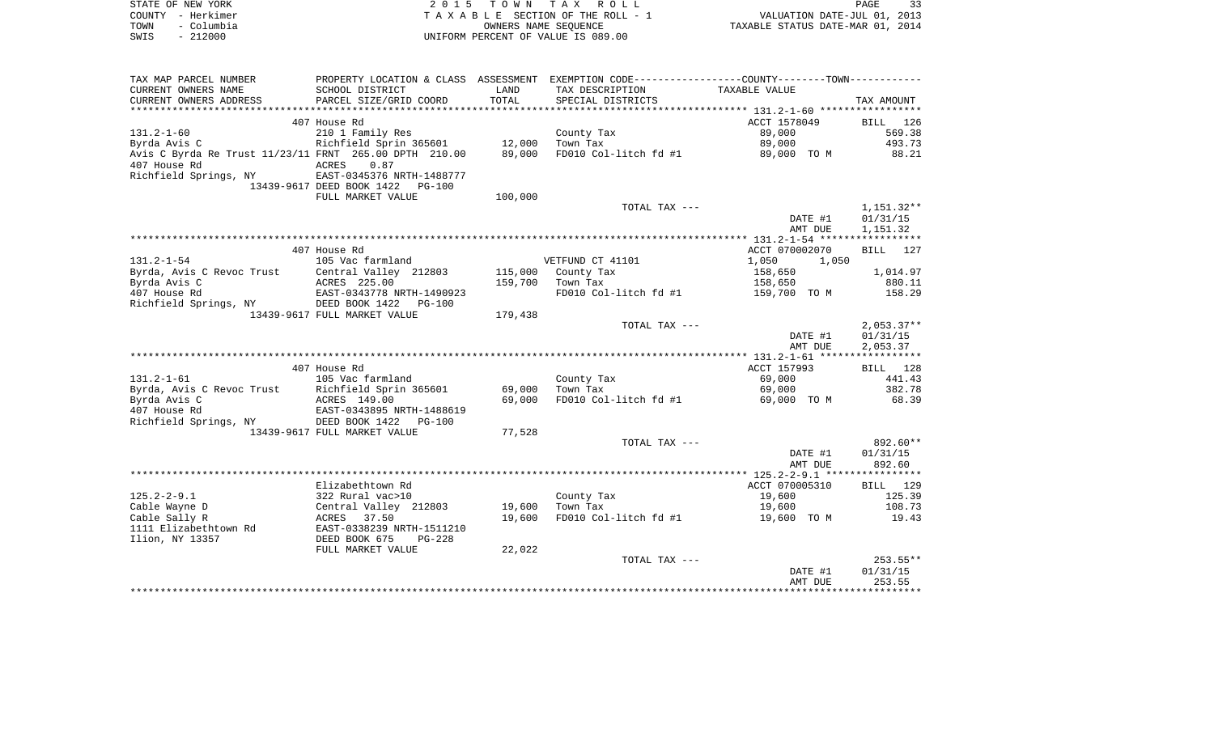STATE OF NEW YORK
COUNTY - Herkimer
TOWN - Columbia
SWIS - 212000

2 0 1 5 T O W N T A X R O L L
T A X A B L E SECTION OF THE ROLL - 1
OWNERS NAME SEQUENCE
UNIFORM PERCENT OF VALUE IS 089.00

VALUATION DATE-JUL 01, 2013
TAXABLE STATUS DATE-MAR 01, 2014

| TAX MAP PARCEL NUMBER / CURRENT OWNERS NAME / CURRENT OWNERS ADDRESS | PROPERTY LOCATION & CLASS / SCHOOL DISTRICT / PARCEL SIZE/GRID COORD | ASSESSMENT LAND / TOTAL | EXEMPTION CODE / TAX DESCRIPTION / SPECIAL DISTRICTS | COUNTY--------TOWN / TAXABLE VALUE | TAX AMOUNT |
|---|---|---|---|---|---|
| | 407 House Rd | | | ACCT 1578049 | BILL 126 |
| 131.2-1-60 | 210 1 Family Res | | County Tax | 89,000 | 569.38 |
| Byrda Avis C | Richfield Sprin 365601 | 12,000 | Town Tax | 89,000 | 493.73 |
| Avis C Byrda Re Trust 11/23/11 | FRNT 265.00 DPTH 210.00 | 89,000 | FD010 Col-litch fd #1 | 89,000 TO M | 88.21 |
| 407 House Rd | ACRES 0.87 | | | | |
| Richfield Springs, NY | EAST-0345376 NRTH-1488777 | | | | |
| 13439-9617 | DEED BOOK 1422 PG-100 | | | | |
| | FULL MARKET VALUE | 100,000 | | | |
| | | | TOTAL TAX --- | | 1,151.32** |
| | | | | DATE #1 | 01/31/15 |
| | | | | AMT DUE | 1,151.32 |
| | 407 House Rd | | | ACCT 070002070 | BILL 127 |
| 131.2-1-54 | 105 Vac farmland | | VETFUND CT 41101 | 1,050 1,050 | |
| Byrda, Avis C Revoc Trust | Central Valley 212803 | 115,000 | County Tax | 158,650 | 1,014.97 |
| Byrda Avis C | ACRES 225.00 | 159,700 | Town Tax | 158,650 | 880.11 |
| 407 House Rd | EAST-0343778 NRTH-1490923 | | FD010 Col-litch fd #1 | 159,700 TO M | 158.29 |
| Richfield Springs, NY | DEED BOOK 1422 PG-100 | | | | |
| 13439-9617 | FULL MARKET VALUE | 179,438 | | | |
| | | | TOTAL TAX --- | | 2,053.37** |
| | | | | DATE #1 | 01/31/15 |
| | | | | AMT DUE | 2,053.37 |
| | 407 House Rd | | | ACCT 157993 | BILL 128 |
| 131.2-1-61 | 105 Vac farmland | | County Tax | 69,000 | 441.43 |
| Byrda, Avis C Revoc Trust | Richfield Sprin 365601 | 69,000 | Town Tax | 69,000 | 382.78 |
| Byrda Avis C | ACRES 149.00 | 69,000 | FD010 Col-litch fd #1 | 69,000 TO M | 68.39 |
| 407 House Rd | EAST-0343895 NRTH-1488619 | | | | |
| Richfield Springs, NY | DEED BOOK 1422 PG-100 | | | | |
| 13439-9617 | FULL MARKET VALUE | 77,528 | | | |
| | | | TOTAL TAX --- | | 892.60** |
| | | | | DATE #1 | 01/31/15 |
| | | | | AMT DUE | 892.60 |
| | Elizabethtown Rd | | | ACCT 070005310 | BILL 129 |
| 125.2-2-9.1 | 322 Rural vac>10 | | County Tax | 19,600 | 125.39 |
| Cable Wayne D | Central Valley 212803 | 19,600 | Town Tax | 19,600 | 108.73 |
| Cable Sally R | ACRES 37.50 | 19,600 | FD010 Col-litch fd #1 | 19,600 TO M | 19.43 |
| 1111 Elizabethtown Rd | EAST-0338239 NRTH-1511210 | | | | |
| Ilion, NY 13357 | DEED BOOK 675 PG-228 | | | | |
| | FULL MARKET VALUE | 22,022 | | | |
| | | | TOTAL TAX --- | | 253.55** |
| | | | | DATE #1 | 01/31/15 |
| | | | | AMT DUE | 253.55 |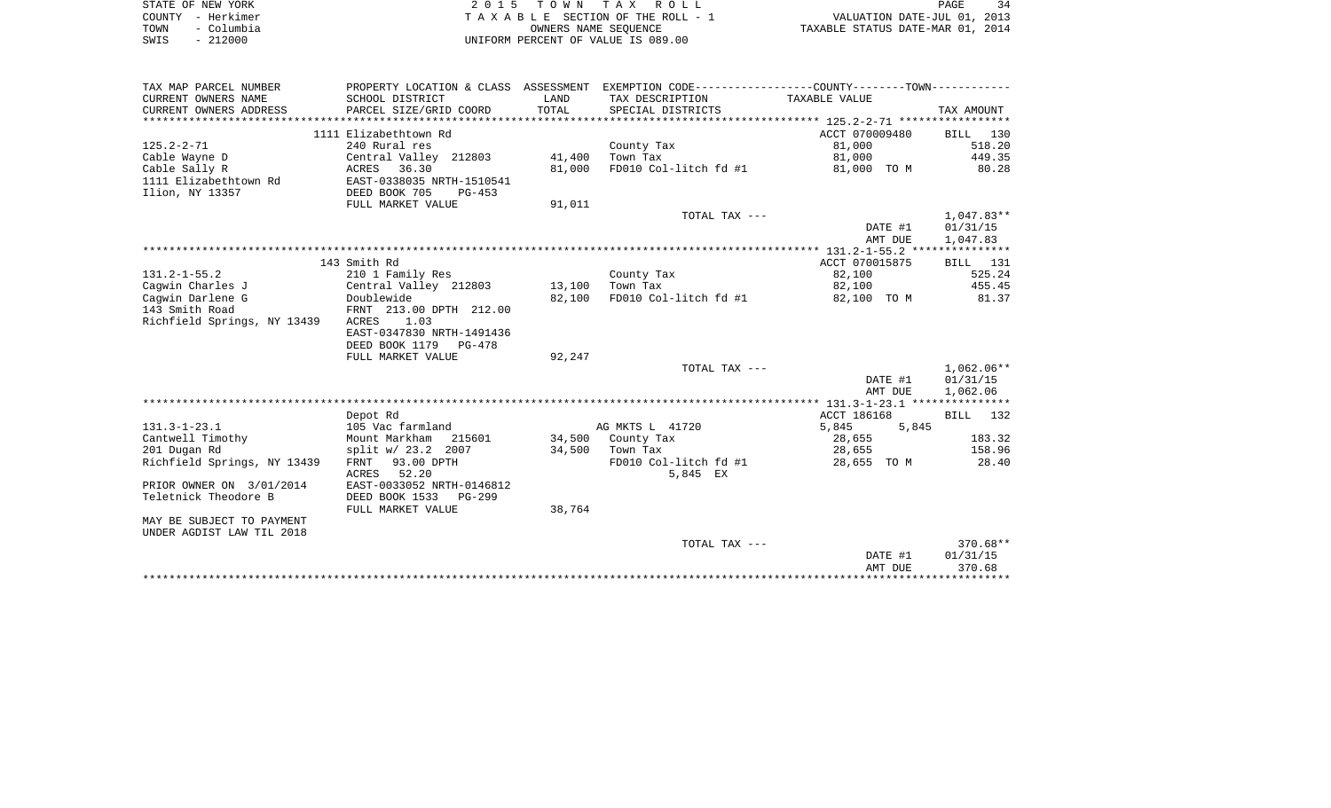STATE OF NEW YORK | 2015 TOWN TAX ROLL | PAGE 34
COUNTY - Herkimer | TAXABLE SECTION OF THE ROLL - 1 | VALUATION DATE-JUL 01, 2013
TOWN - Columbia | OWNERS NAME SEQUENCE | TAXABLE STATUS DATE-MAR 01, 2014
SWIS - 212000 | UNIFORM PERCENT OF VALUE IS 089.00

| TAX MAP PARCEL NUMBER / CURRENT OWNERS NAME / CURRENT OWNERS ADDRESS | PROPERTY LOCATION & CLASS / SCHOOL DISTRICT / PARCEL SIZE/GRID COORD | ASSESSMENT LAND / TOTAL | EXEMPTION CODE / TAX DESCRIPTION / SPECIAL DISTRICTS | TAXABLE VALUE (COUNTY / TOWN) | TAX AMOUNT |
|---|---|---|---|---|---|
| **125.2-2-71** | 1111 Elizabethtown Rd | | | ACCT 070009480 | BILL 130 |
| 125.2-2-71 | 240 Rural res | | County Tax | 81,000 | 518.20 |
| Cable Wayne D | Central Valley 212803 | 41,400 | Town Tax | 81,000 | 449.35 |
| Cable Sally R | ACRES 36.30 | 81,000 | FD010 Col-litch fd #1 | 81,000 TO M | 80.28 |
| 1111 Elizabethtown Rd | EAST-0338035 NRTH-1510541 | | | | |
| Ilion, NY 13357 | DEED BOOK 705 PG-453 | | | | |
| | FULL MARKET VALUE | 91,011 | | | |
| | | | TOTAL TAX --- | | 1,047.83** |
| | | | | DATE #1 | 01/31/15 |
| | | | | AMT DUE | 1,047.83 |
| **131.2-1-55.2** | 143 Smith Rd | | | ACCT 070015875 | BILL 131 |
| 131.2-1-55.2 | 210 1 Family Res | | County Tax | 82,100 | 525.24 |
| Cagwin Charles J | Central Valley 212803 | 13,100 | Town Tax | 82,100 | 455.45 |
| Cagwin Darlene G | Doublewide | 82,100 | FD010 Col-litch fd #1 | 82,100 TO M | 81.37 |
| 143 Smith Road | FRNT 213.00 DPTH 212.00 | | | | |
| Richfield Springs, NY 13439 | ACRES 1.03 | | | | |
| | EAST-0347830 NRTH-1491436 | | | | |
| | DEED BOOK 1179 PG-478 | | | | |
| | FULL MARKET VALUE | 92,247 | | | |
| | | | TOTAL TAX --- | | 1,062.06** |
| | | | | DATE #1 | 01/31/15 |
| | | | | AMT DUE | 1,062.06 |
| **131.3-1-23.1** | Depot Rd | | | ACCT 186168 | BILL 132 |
| 131.3-1-23.1 | 105 Vac farmland | | AG MKTS L 41720 | 5,845 5,845 | |
| Cantwell Timothy | Mount Markham 215601 | 34,500 | County Tax | 28,655 | 183.32 |
| 201 Dugan Rd | split w/ 23.2 2007 | 34,500 | Town Tax | 28,655 | 158.96 |
| Richfield Springs, NY 13439 | FRNT 93.00 DPTH | | FD010 Col-litch fd #1 | 28,655 TO M | 28.40 |
| | ACRES 52.20 | | 5,845 EX | | |
| PRIOR OWNER ON 3/01/2014 | EAST-0033052 NRTH-0146812 | | | | |
| Teletnick Theodore B | DEED BOOK 1533 PG-299 | | | | |
| | FULL MARKET VALUE | 38,764 | | | |
| MAY BE SUBJECT TO PAYMENT UNDER AGDIST LAW TIL 2018 | | | | | |
| | | | TOTAL TAX --- | | 370.68** |
| | | | | DATE #1 | 01/31/15 |
| | | | | AMT DUE | 370.68 |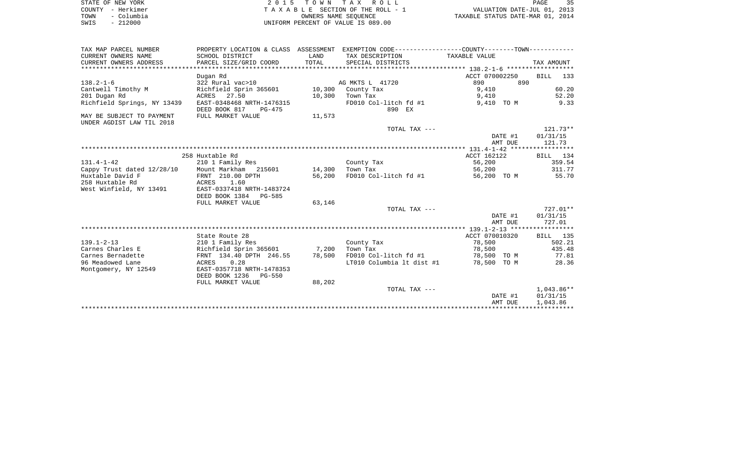STATE OF NEW YORK
COUNTY - Herkimer
TOWN - Columbia
SWIS - 212000

2 0 1 5 T O W N T A X R O L L
T A X A B L E SECTION OF THE ROLL - 1
OWNERS NAME SEQUENCE
UNIFORM PERCENT OF VALUE IS 089.00

VALUATION DATE-JUL 01, 2013
TAXABLE STATUS DATE-MAR 01, 2014

| TAX MAP PARCEL NUMBER / CURRENT OWNERS NAME / CURRENT OWNERS ADDRESS | PROPERTY LOCATION & CLASS / SCHOOL DISTRICT / PARCEL SIZE/GRID COORD | ASSESSMENT LAND / TOTAL | EXEMPTION CODE / TAX DESCRIPTION / SPECIAL DISTRICTS | COUNTY--------TOWN / TAXABLE VALUE | TAX AMOUNT |
|---|---|---|---|---|---|
| **138.2-1-6** | Dugan Rd | | | ACCT 070002250 | BILL 133 |
| 138.2-1-6 | 322 Rural vac>10 | | AG MKTS L 41720 | 890 890 | |
| Cantwell Timothy M | Richfield Sprin 365601 | 10,300 | County Tax | 9,410 | 60.20 |
| 201 Dugan Rd | ACRES 27.50 | 10,300 | Town Tax | 9,410 | 52.20 |
| Richfield Springs, NY 13439 | EAST-0348468 NRTH-1476315 | | FD010 Col-litch fd #1 | 9,410 TO M | 9.33 |
| | DEED BOOK 817 PG-475 | | 890 EX | | |
| MAY BE SUBJECT TO PAYMENT | FULL MARKET VALUE | 11,573 | | | |
| UNDER AGDIST LAW TIL 2018 | | | | | |
| | | | TOTAL TAX --- | | 121.73** |
| | | | | DATE #1 | 01/31/15 |
| | | | | AMT DUE | 121.73 |
| **131.4-1-42** | 258 Huxtable Rd | | | ACCT 162122 | BILL 134 |
| 131.4-1-42 | 210 1 Family Res | | County Tax | 56,200 | 359.54 |
| Cappy Trust dated 12/28/10 | Mount Markham 215601 | 14,300 | Town Tax | 56,200 | 311.77 |
| Huxtable David F | FRNT 210.00 DPTH | 56,200 | FD010 Col-litch fd #1 | 56,200 TO M | 55.70 |
| 258 Huxtable Rd | ACRES 1.60 | | | | |
| West Winfield, NY 13491 | EAST-0337418 NRTH-1483724 | | | | |
| | DEED BOOK 1384 PG-585 | | | | |
| | FULL MARKET VALUE | 63,146 | | | |
| | | | TOTAL TAX --- | | 727.01** |
| | | | | DATE #1 | 01/31/15 |
| | | | | AMT DUE | 727.01 |
| **139.1-2-13** | State Route 28 | | | ACCT 070010320 | BILL 135 |
| 139.1-2-13 | 210 1 Family Res | | County Tax | 78,500 | 502.21 |
| Carnes Charles E | Richfield Sprin 365601 | 7,200 | Town Tax | 78,500 | 435.48 |
| Carnes Bernadette | FRNT 134.40 DPTH 246.55 | 78,500 | FD010 Col-litch fd #1 | 78,500 TO M | 77.81 |
| 96 Meadowed Lane | ACRES 0.28 | | LT010 Columbia lt dist #1 | 78,500 TO M | 28.36 |
| Montgomery, NY 12549 | EAST-0357718 NRTH-1478353 | | | | |
| | DEED BOOK 1236 PG-550 | | | | |
| | FULL MARKET VALUE | 88,202 | | | |
| | | | TOTAL TAX --- | | 1,043.86** |
| | | | | DATE #1 | 01/31/15 |
| | | | | AMT DUE | 1,043.86 |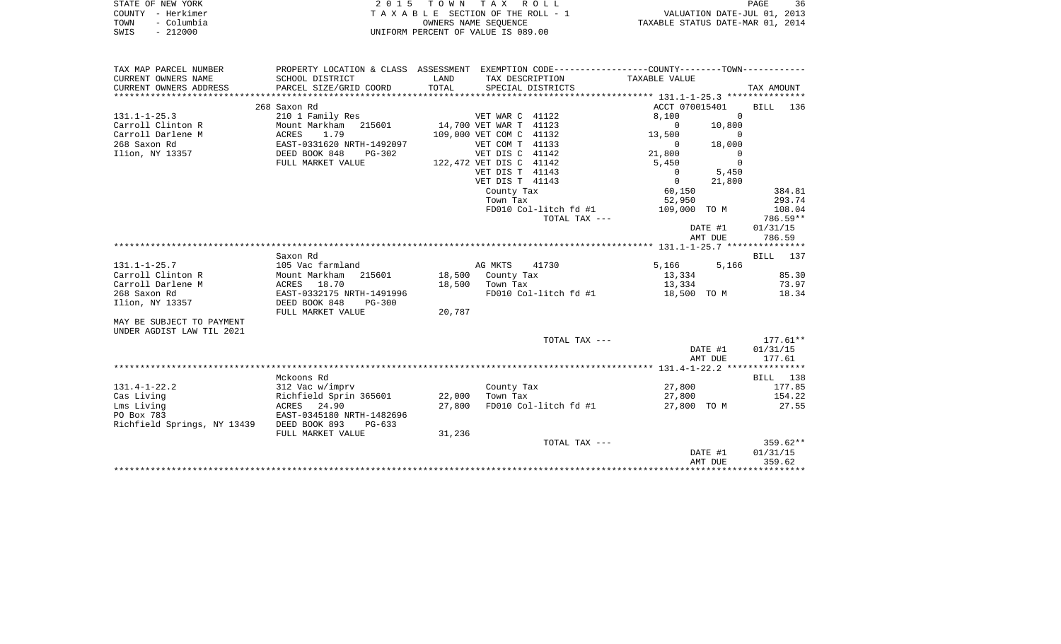STATE OF NEW YORK
COUNTY - Herkimer
TOWN - Columbia
SWIS - 212000

2 0 1 5 T O W N T A X R O L L
T A X A B L E SECTION OF THE ROLL - 1
OWNERS NAME SEQUENCE
UNIFORM PERCENT OF VALUE IS 089.00

VALUATION DATE-JUL 01, 2013
TAXABLE STATUS DATE-MAR 01, 2014

| TAX MAP PARCEL NUMBER / CURRENT OWNERS NAME / CURRENT OWNERS ADDRESS | PROPERTY LOCATION & CLASS / SCHOOL DISTRICT / PARCEL SIZE/GRID COORD | ASSESSMENT LAND / TOTAL | EXEMPTION CODE / TAX DESCRIPTION / SPECIAL DISTRICTS | COUNTY TAXABLE VALUE | TOWN | TAX AMOUNT |
|---|---|---|---|---|---|---|
| **131.1-1-25.3** | 268 Saxon Rd | | | ACCT 070015401 | | BILL 136 |
| 131.1-1-25.3 | 210 1 Family Res | | VET WAR C 41122 | 8,100 | 0 | |
| Carroll Clinton R | Mount Markham 215601 | 14,700 | VET WAR T 41123 | 0 | 10,800 | |
| Carroll Darlene M | ACRES 1.79 | 109,000 | VET COM C 41132 | 13,500 | 0 | |
| 268 Saxon Rd | EAST-0331620 NRTH-1492097 | | VET COM T 41133 | 0 | 18,000 | |
| Ilion, NY 13357 | DEED BOOK 848 PG-302 | | VET DIS C 41142 | 21,800 | 0 | |
| | FULL MARKET VALUE | 122,472 | VET DIS C 41142 | 5,450 | 0 | |
| | | | VET DIS T 41143 | 0 | 5,450 | |
| | | | VET DIS T 41143 | 0 | 21,800 | |
| | | | County Tax | 60,150 | | 384.81 |
| | | | Town Tax | 52,950 | | 293.74 |
| | | | FD010 Col-litch fd #1 | 109,000 | TO M | 108.04 |
| | | | TOTAL TAX --- | | | 786.59** |
| | | | | | DATE #1 | 01/31/15 |
| | | | | | AMT DUE | 786.59 |
| **131.1-1-25.7** | Saxon Rd | | | | | BILL 137 |
| 131.1-1-25.7 | 105 Vac farmland | | AG MKTS 41730 | 5,166 | 5,166 | |
| Carroll Clinton R | Mount Markham 215601 | 18,500 | County Tax | 13,334 | | 85.30 |
| Carroll Darlene M | ACRES 18.70 | 18,500 | Town Tax | 13,334 | | 73.97 |
| 268 Saxon Rd | EAST-0332175 NRTH-1491996 | | FD010 Col-litch fd #1 | 18,500 | TO M | 18.34 |
| Ilion, NY 13357 | DEED BOOK 848 PG-300 | | | | | |
| | FULL MARKET VALUE | 20,787 | | | | |
| MAY BE SUBJECT TO PAYMENT | | | | | | |
| UNDER AGDIST LAW TIL 2021 | | | | | | |
| | | | TOTAL TAX --- | | | 177.61** |
| | | | | | DATE #1 | 01/31/15 |
| | | | | | AMT DUE | 177.61 |
| **131.4-1-22.2** | Mckoons Rd | | | | | BILL 138 |
| 131.4-1-22.2 | 312 Vac w/imprv | | County Tax | 27,800 | | 177.85 |
| Cas Living | Richfield Sprin 365601 | 22,000 | Town Tax | 27,800 | | 154.22 |
| Lms Living | ACRES 24.90 | 27,800 | FD010 Col-litch fd #1 | 27,800 | TO M | 27.55 |
| PO Box 783 | EAST-0345180 NRTH-1482696 | | | | | |
| Richfield Springs, NY 13439 | DEED BOOK 893 PG-633 | | | | | |
| | FULL MARKET VALUE | 31,236 | | | | |
| | | | TOTAL TAX --- | | | 359.62** |
| | | | | | DATE #1 | 01/31/15 |
| | | | | | AMT DUE | 359.62 |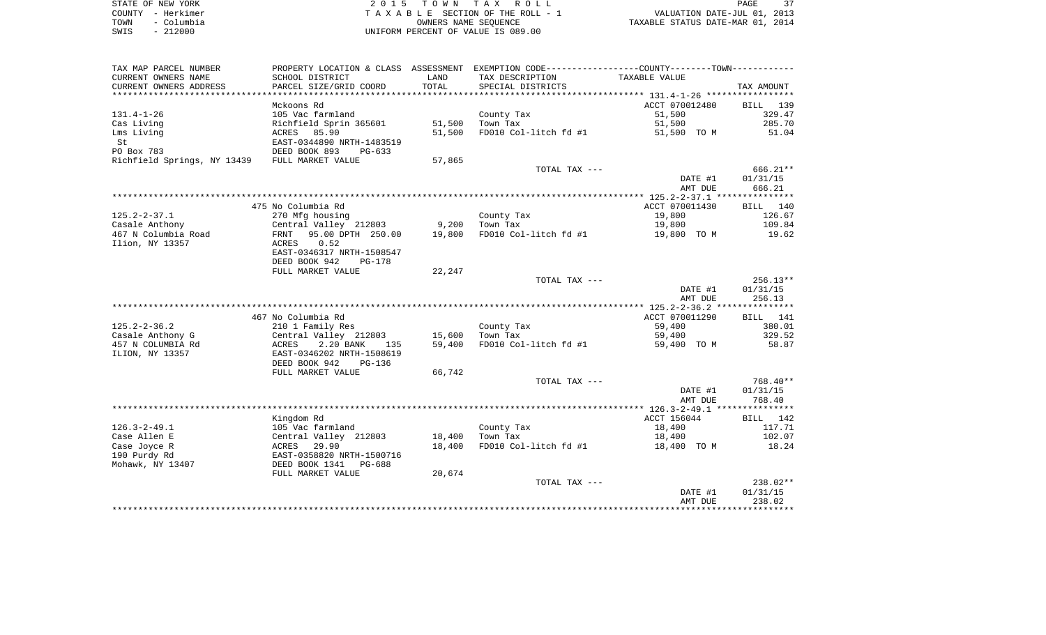STATE OF NEW YORK
COUNTY - Herkimer
TOWN - Columbia
SWIS - 212000

2 0 1 5 T O W N T A X R O L L
T A X A B L E SECTION OF THE ROLL - 1
OWNERS NAME SEQUENCE
UNIFORM PERCENT OF VALUE IS 089.00

VALUATION DATE-JUL 01, 2013
TAXABLE STATUS DATE-MAR 01, 2014

| TAX MAP PARCEL NUMBER / CURRENT OWNERS NAME / CURRENT OWNERS ADDRESS | PROPERTY LOCATION & CLASS / SCHOOL DISTRICT / PARCEL SIZE/GRID COORD | ASSESSMENT LAND | TOTAL | EXEMPTION CODE / TAX DESCRIPTION / SPECIAL DISTRICTS | COUNTY--------TOWN / TAXABLE VALUE | TAX AMOUNT |
|---|---|---|---|---|---|---|
| 131.4-1-26 | Mckoons Rd | | | | ACCT 070012480 | BILL 139 |
| | 105 Vac farmland | | | County Tax | 51,500 | 329.47 |
| Cas Living | Richfield Sprin 365601 | 51,500 | | Town Tax | 51,500 | 285.70 |
| Lms Living | ACRES 85.90 | | 51,500 | FD010 Col-litch fd #1 | 51,500 TO M | 51.04 |
| St | EAST-0344890 NRTH-1483519 | | | | | |
| PO Box 783 | DEED BOOK 893 PG-633 | | | | | |
| Richfield Springs, NY 13439 | FULL MARKET VALUE | | 57,865 | | | |
| | | | | TOTAL TAX --- | | 666.21** |
| | | | | | DATE #1 | 01/31/15 |
| | | | | | AMT DUE | 666.21 |
| 125.2-2-37.1 | 475 No Columbia Rd | | | | ACCT 070011430 | BILL 140 |
| | 270 Mfg housing | | | County Tax | 19,800 | 126.67 |
| Casale Anthony | Central Valley 212803 | 9,200 | | Town Tax | 19,800 | 109.84 |
| 467 N Columbia Road | FRNT 95.00 DPTH 250.00 | | 19,800 | FD010 Col-litch fd #1 | 19,800 TO M | 19.62 |
| Ilion, NY 13357 | ACRES 0.52 | | | | | |
| | EAST-0346317 NRTH-1508547 | | | | | |
| | DEED BOOK 942 PG-178 | | | | | |
| | FULL MARKET VALUE | | 22,247 | | | |
| | | | | TOTAL TAX --- | | 256.13** |
| | | | | | DATE #1 | 01/31/15 |
| | | | | | AMT DUE | 256.13 |
| 125.2-2-36.2 | 467 No Columbia Rd | | | | ACCT 070011290 | BILL 141 |
| | 210 1 Family Res | | | County Tax | 59,400 | 380.01 |
| Casale Anthony G | Central Valley 212803 | 15,600 | | Town Tax | 59,400 | 329.52 |
| 457 N COLUMBIA Rd | ACRES 2.20 BANK 135 | | 59,400 | FD010 Col-litch fd #1 | 59,400 TO M | 58.87 |
| ILION, NY 13357 | EAST-0346202 NRTH-1508619 | | | | | |
| | DEED BOOK 942 PG-136 | | | | | |
| | FULL MARKET VALUE | | 66,742 | | | |
| | | | | TOTAL TAX --- | | 768.40** |
| | | | | | DATE #1 | 01/31/15 |
| | | | | | AMT DUE | 768.40 |
| 126.3-2-49.1 | Kingdom Rd | | | | ACCT 156044 | BILL 142 |
| | 105 Vac farmland | | | County Tax | 18,400 | 117.71 |
| Case Allen E | Central Valley 212803 | 18,400 | | Town Tax | 18,400 | 102.07 |
| Case Joyce R | ACRES 29.90 | | 18,400 | FD010 Col-litch fd #1 | 18,400 TO M | 18.24 |
| 190 Purdy Rd | EAST-0358820 NRTH-1500716 | | | | | |
| Mohawk, NY 13407 | DEED BOOK 1341 PG-688 | | | | | |
| | FULL MARKET VALUE | | 20,674 | | | |
| | | | | TOTAL TAX --- | | 238.02** |
| | | | | | DATE #1 | 01/31/15 |
| | | | | | AMT DUE | 238.02 |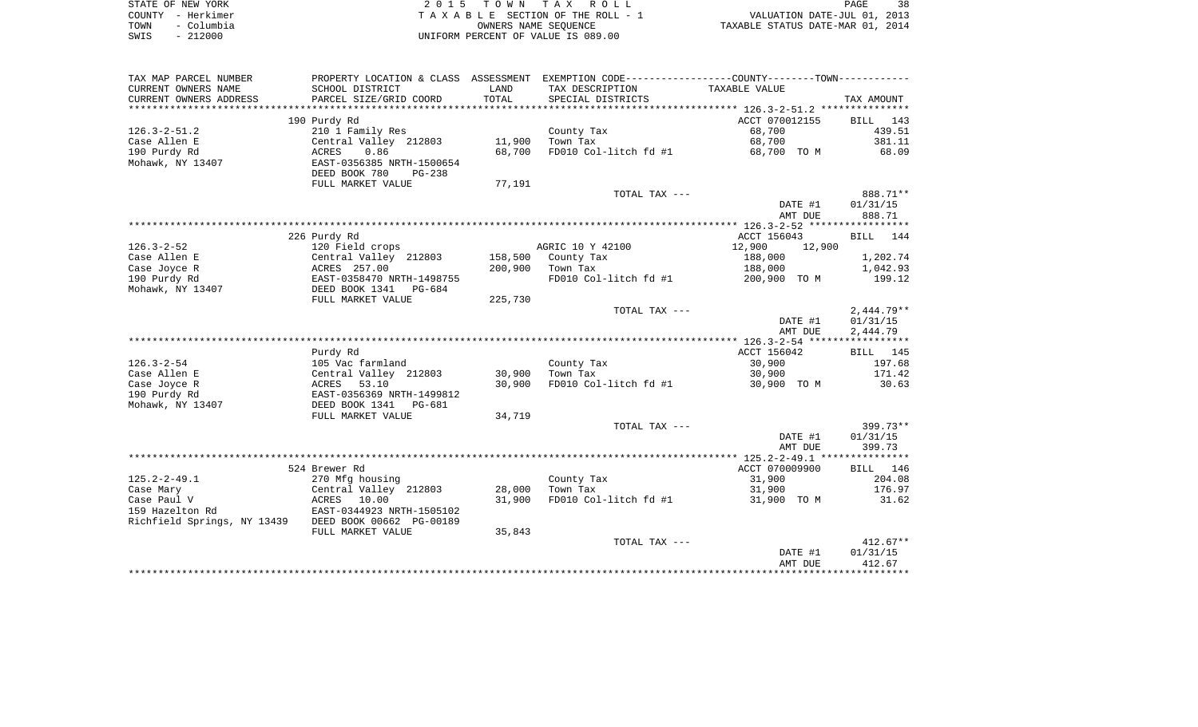STATE OF NEW YORK
COUNTY - Herkimer
TOWN - Columbia
SWIS - 212000

2 0 1 5 T O W N T A X R O L L
T A X A B L E SECTION OF THE ROLL - 1
OWNERS NAME SEQUENCE
UNIFORM PERCENT OF VALUE IS 089.00

VALUATION DATE-JUL 01, 2013
TAXABLE STATUS DATE-MAR 01, 2014

| TAX MAP PARCEL NUMBER<br>CURRENT OWNERS NAME<br>CURRENT OWNERS ADDRESS | PROPERTY LOCATION & CLASS<br>SCHOOL DISTRICT<br>PARCEL SIZE/GRID COORD | ASSESSMENT<br>LAND<br>TOTAL | EXEMPTION CODE<br>TAX DESCRIPTION<br>SPECIAL DISTRICTS | COUNTY--------TOWN<br>TAXABLE VALUE | TAX AMOUNT |
|---|---|---|---|---|---|
| | 190 Purdy Rd | | | ACCT 070012155 | BILL 143 |
| 126.3-2-51.2 | 210 1 Family Res | | County Tax | 68,700 | 439.51 |
| Case Allen E | Central Valley 212803 | 11,900 | Town Tax | 68,700 | 381.11 |
| 190 Purdy Rd | ACRES 0.86 | 68,700 | FD010 Col-litch fd #1 | 68,700 TO M | 68.09 |
| Mohawk, NY 13407 | EAST-0356385 NRTH-1500654 | | | | |
| | DEED BOOK 780 PG-238 | | | | |
| | FULL MARKET VALUE | 77,191 | | | |
| | | | TOTAL TAX --- | | 888.71** |
| | | | | DATE #1 | 01/31/15 |
| | | | | AMT DUE | 888.71 |
| | 226 Purdy Rd | | | ACCT 156043 | BILL 144 |
| 126.3-2-52 | 120 Field crops | | AGRIC 10 Y 42100 | 12,900 12,900 | |
| Case Allen E | Central Valley 212803 | 158,500 | County Tax | 188,000 | 1,202.74 |
| Case Joyce R | ACRES 257.00 | 200,900 | Town Tax | 188,000 | 1,042.93 |
| 190 Purdy Rd | EAST-0358470 NRTH-1498755 | | FD010 Col-litch fd #1 | 200,900 TO M | 199.12 |
| Mohawk, NY 13407 | DEED BOOK 1341 PG-684 | | | | |
| | FULL MARKET VALUE | 225,730 | | | |
| | | | TOTAL TAX --- | | 2,444.79** |
| | | | | DATE #1 | 01/31/15 |
| | | | | AMT DUE | 2,444.79 |
| | Purdy Rd | | | ACCT 156042 | BILL 145 |
| 126.3-2-54 | 105 Vac farmland | | County Tax | 30,900 | 197.68 |
| Case Allen E | Central Valley 212803 | 30,900 | Town Tax | 30,900 | 171.42 |
| Case Joyce R | ACRES 53.10 | 30,900 | FD010 Col-litch fd #1 | 30,900 TO M | 30.63 |
| 190 Purdy Rd | EAST-0356369 NRTH-1499812 | | | | |
| Mohawk, NY 13407 | DEED BOOK 1341 PG-681 | | | | |
| | FULL MARKET VALUE | 34,719 | | | |
| | | | TOTAL TAX --- | | 399.73** |
| | | | | DATE #1 | 01/31/15 |
| | | | | AMT DUE | 399.73 |
| | 524 Brewer Rd | | | ACCT 070009900 | BILL 146 |
| 125.2-2-49.1 | 270 Mfg housing | | County Tax | 31,900 | 204.08 |
| Case Mary | Central Valley 212803 | 28,000 | Town Tax | 31,900 | 176.97 |
| Case Paul V | ACRES 10.00 | 31,900 | FD010 Col-litch fd #1 | 31,900 TO M | 31.62 |
| 159 Hazelton Rd | EAST-0344923 NRTH-1505102 | | | | |
| Richfield Springs, NY 13439 | DEED BOOK 00662 PG-00189 | | | | |
| | FULL MARKET VALUE | 35,843 | | | |
| | | | TOTAL TAX --- | | 412.67** |
| | | | | DATE #1 | 01/31/15 |
| | | | | AMT DUE | 412.67 |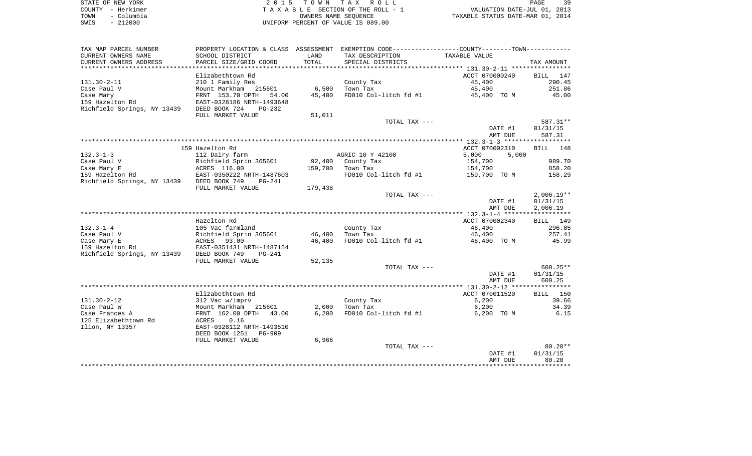STATE OF NEW YORK — COUNTY - Herkimer — TOWN - Columbia — SWIS - 212000

2015 TOWN TAX ROLL
TAXABLE SECTION OF THE ROLL - 1
OWNERS NAME SEQUENCE
UNIFORM PERCENT OF VALUE IS 089.00

VALUATION DATE-JUL 01, 2013
TAXABLE STATUS DATE-MAR 01, 2014

| TAX MAP PARCEL NUMBER / CURRENT OWNERS NAME / CURRENT OWNERS ADDRESS | PROPERTY LOCATION & CLASS / SCHOOL DISTRICT / PARCEL SIZE/GRID COORD | ASSESSMENT LAND / TOTAL | EXEMPTION CODE / TAX DESCRIPTION / SPECIAL DISTRICTS | COUNTY / TOWN TAXABLE VALUE | TAX AMOUNT |
|---|---|---|---|---|---|
| **131.30-2-11** | Elizabethtown Rd | | | ACCT 070000240 | BILL 147 |
| Case Paul V | 210 1 Family Res | | County Tax | 45,400 | 290.45 |
| Case Mary | Mount Markham 215601 | 6,500 | Town Tax | 45,400 | 251.86 |
| 159 Hazelton Rd | FRNT 153.70 DPTH 54.00 | 45,400 | FD010 Col-litch fd #1 | 45,400 TO M | 45.00 |
| Richfield Springs, NY 13439 | EAST-0328186 NRTH-1493648 | | | | |
| | DEED BOOK 724 PG-232 | | | | |
| | FULL MARKET VALUE | 51,011 | | | |
| | | | TOTAL TAX --- | | 587.31** |
| | | | | DATE #1 | 01/31/15 |
| | | | | AMT DUE | 587.31 |
| **132.3-1-3** | 159 Hazelton Rd | | | ACCT 070002310 | BILL 148 |
| Case Paul V | 112 Dairy farm | | AGRIC 10 Y 42100 | 5,000 5,000 | |
| Case Mary E | Richfield Sprin 365601 | 92,400 | County Tax | 154,700 | 989.70 |
| 159 Hazelton Rd | ACRES 116.00 | 159,700 | Town Tax | 154,700 | 858.20 |
| Richfield Springs, NY 13439 | EAST-0350222 NRTH-1487603 | | FD010 Col-litch fd #1 | 159,700 TO M | 158.29 |
| | DEED BOOK 749 PG-241 | | | | |
| | FULL MARKET VALUE | 179,438 | | | |
| | | | TOTAL TAX --- | | 2,006.19** |
| | | | | DATE #1 | 01/31/15 |
| | | | | AMT DUE | 2,006.19 |
| **132.3-1-4** | Hazelton Rd | | | ACCT 070002340 | BILL 149 |
| Case Paul V | 105 Vac farmland | | County Tax | 46,400 | 296.85 |
| Case Mary E | Richfield Sprin 365601 | 46,400 | Town Tax | 46,400 | 257.41 |
| 159 Hazelton Rd | ACRES 93.00 | 46,400 | FD010 Col-litch fd #1 | 46,400 TO M | 45.99 |
| Richfield Springs, NY 13439 | EAST-0351431 NRTH-1487154 | | | | |
| | DEED BOOK 749 PG-241 | | | | |
| | FULL MARKET VALUE | 52,135 | | | |
| | | | TOTAL TAX --- | | 600.25** |
| | | | | DATE #1 | 01/31/15 |
| | | | | AMT DUE | 600.25 |
| **131.30-2-12** | Elizabethtown Rd | | | ACCT 070011520 | BILL 150 |
| Case Paul W | 312 Vac w/imprv | | County Tax | 6,200 | 39.66 |
| Case Frances A | Mount Markham 215601 | 2,000 | Town Tax | 6,200 | 34.39 |
| 125 Elizabethtown Rd | FRNT 162.00 DPTH 43.00 | 6,200 | FD010 Col-litch fd #1 | 6,200 TO M | 6.15 |
| Ilion, NY 13357 | ACRES 0.16 | | | | |
| | EAST-0328112 NRTH-1493510 | | | | |
| | DEED BOOK 1251 PG-909 | | | | |
| | FULL MARKET VALUE | 6,966 | | | |
| | | | TOTAL TAX --- | | 80.20** |
| | | | | DATE #1 | 01/31/15 |
| | | | | AMT DUE | 80.20 |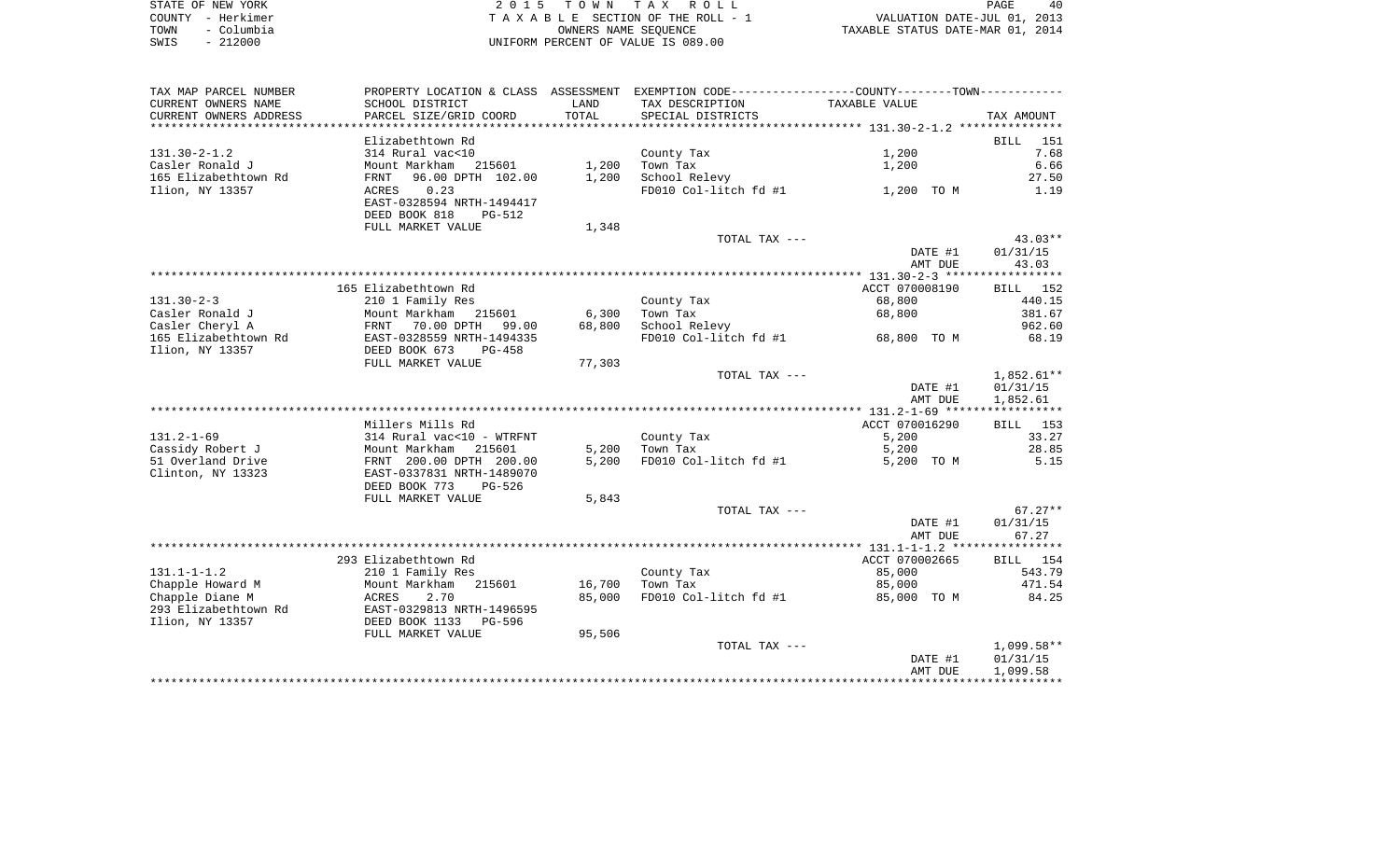STATE OF NEW YORK — COUNTY - Herkimer — TOWN - Columbia — SWIS - 212000

2 0 1 5 T O W N T A X R O L L
T A X A B L E SECTION OF THE ROLL - 1
OWNERS NAME SEQUENCE
UNIFORM PERCENT OF VALUE IS 089.00

VALUATION DATE-JUL 01, 2013
TAXABLE STATUS DATE-MAR 01, 2014

| TAX MAP PARCEL NUMBER / CURRENT OWNERS NAME / CURRENT OWNERS ADDRESS | PROPERTY LOCATION & CLASS / SCHOOL DISTRICT / PARCEL SIZE/GRID COORD | ASSESSMENT LAND | TOTAL | EXEMPTION CODE / TAX DESCRIPTION / SPECIAL DISTRICTS | TAXABLE VALUE (COUNTY--TOWN) | TAX AMOUNT |
|---|---|---|---|---|---|---|
| **131.30-2-1.2** | Elizabethtown Rd | | | | | BILL 151 |
| 131.30-2-1.2 | 314 Rural vac<10 | | | County Tax | 1,200 | 7.68 |
| Casler Ronald J | Mount Markham 215601 | 1,200 | | Town Tax | 1,200 | 6.66 |
| 165 Elizabethtown Rd | FRNT 96.00 DPTH 102.00 | | 1,200 | School Relevy | | 27.50 |
| Ilion, NY 13357 | ACRES 0.23 | | | FD010 Col-litch fd #1 | 1,200 TO M | 1.19 |
| | EAST-0328594 NRTH-1494417 | | | | | |
| | DEED BOOK 818 PG-512 | | | | | |
| | FULL MARKET VALUE | | 1,348 | | | |
| | | | | TOTAL TAX --- | | 43.03** |
| | | | | | DATE #1 | 01/31/15 |
| | | | | | AMT DUE | 43.03 |
| **131.30-2-3** | 165 Elizabethtown Rd | | | | ACCT 070008190 | BILL 152 |
| 131.30-2-3 | 210 1 Family Res | | | County Tax | 68,800 | 440.15 |
| Casler Ronald J | Mount Markham 215601 | 6,300 | | Town Tax | 68,800 | 381.67 |
| Casler Cheryl A | FRNT 70.00 DPTH 99.00 | | 68,800 | School Relevy | | 962.60 |
| 165 Elizabethtown Rd | EAST-0328559 NRTH-1494335 | | | FD010 Col-litch fd #1 | 68,800 TO M | 68.19 |
| Ilion, NY 13357 | DEED BOOK 673 PG-458 | | | | | |
| | FULL MARKET VALUE | | 77,303 | | | |
| | | | | TOTAL TAX --- | | 1,852.61** |
| | | | | | DATE #1 | 01/31/15 |
| | | | | | AMT DUE | 1,852.61 |
| **131.2-1-69** | Millers Mills Rd | | | | ACCT 070016290 | BILL 153 |
| 131.2-1-69 | 314 Rural vac<10 - WTRFNT | | | County Tax | 5,200 | 33.27 |
| Cassidy Robert J | Mount Markham 215601 | 5,200 | | Town Tax | 5,200 | 28.85 |
| 51 Overland Drive | FRNT 200.00 DPTH 200.00 | | 5,200 | FD010 Col-litch fd #1 | 5,200 TO M | 5.15 |
| Clinton, NY 13323 | EAST-0337831 NRTH-1489070 | | | | | |
| | DEED BOOK 773 PG-526 | | | | | |
| | FULL MARKET VALUE | | 5,843 | | | |
| | | | | TOTAL TAX --- | | 67.27** |
| | | | | | DATE #1 | 01/31/15 |
| | | | | | AMT DUE | 67.27 |
| **131.1-1-1.2** | 293 Elizabethtown Rd | | | | ACCT 070002665 | BILL 154 |
| 131.1-1-1.2 | 210 1 Family Res | | | County Tax | 85,000 | 543.79 |
| Chapple Howard M | Mount Markham 215601 | 16,700 | | Town Tax | 85,000 | 471.54 |
| Chapple Diane M | ACRES 2.70 | | 85,000 | FD010 Col-litch fd #1 | 85,000 TO M | 84.25 |
| 293 Elizabethtown Rd | EAST-0329813 NRTH-1496595 | | | | | |
| Ilion, NY 13357 | DEED BOOK 1133 PG-596 | | | | | |
| | FULL MARKET VALUE | | 95,506 | | | |
| | | | | TOTAL TAX --- | | 1,099.58** |
| | | | | | DATE #1 | 01/31/15 |
| | | | | | AMT DUE | 1,099.58 |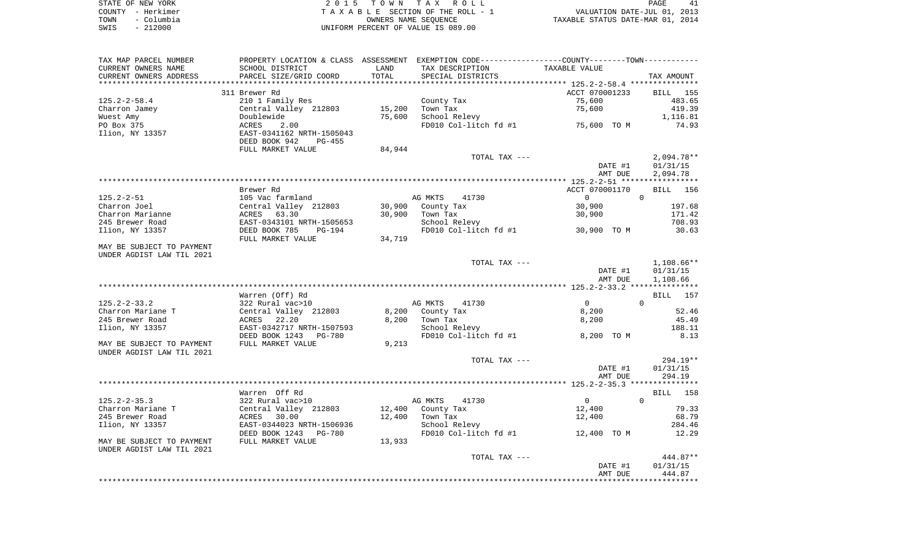STATE OF NEW YORK | COUNTY - Herkimer | TOWN - Columbia | SWIS - 212000

2015 TOWN TAX ROLL
TAXABLE SECTION OF THE ROLL - 1
OWNERS NAME SEQUENCE
UNIFORM PERCENT OF VALUE IS 089.00

VALUATION DATE-JUL 01, 2013
TAXABLE STATUS DATE-MAR 01, 2014

| TAX MAP PARCEL NUMBER / CURRENT OWNERS NAME / CURRENT OWNERS ADDRESS | PROPERTY LOCATION & CLASS / SCHOOL DISTRICT / PARCEL SIZE/GRID COORD | ASSESSMENT LAND / TOTAL | EXEMPTION CODE / TAX DESCRIPTION / SPECIAL DISTRICTS | COUNTY--------TOWN / TAXABLE VALUE | TAX AMOUNT |
|---|---|---|---|---|---|
| | 311 Brewer Rd | | | ACCT 070001233 | BILL 155 |
| 125.2-2-58.4 | 210 1 Family Res | | County Tax | 75,600 | 483.65 |
| Charron Jamey | Central Valley 212803 | 15,200 | Town Tax | 75,600 | 419.39 |
| Wuest Amy | Doublewide | 75,600 | School Relevy | | 1,116.81 |
| PO Box 375 | ACRES 2.00 | | FD010 Col-litch fd #1 | 75,600 TO M | 74.93 |
| Ilion, NY 13357 | EAST-0341162 NRTH-1505043 | | | | |
| | DEED BOOK 942 PG-455 | | | | |
| | FULL MARKET VALUE | 84,944 | | | |
| | | | TOTAL TAX --- | | 2,094.78** |
| | | | | DATE #1 | 01/31/15 |
| | | | | AMT DUE | 2,094.78 |
| | Brewer Rd | | | ACCT 070001170 | BILL 156 |
| 125.2-2-51 | 105 Vac farmland | | AG MKTS 41730 | 0 | 0 |
| Charron Joel | Central Valley 212803 | 30,900 | County Tax | 30,900 | 197.68 |
| Charron Marianne | ACRES 63.30 | 30,900 | Town Tax | 30,900 | 171.42 |
| 245 Brewer Road | EAST-0343101 NRTH-1505653 | | School Relevy | | 708.93 |
| Ilion, NY 13357 | DEED BOOK 785 PG-194 | | FD010 Col-litch fd #1 | 30,900 TO M | 30.63 |
| | FULL MARKET VALUE | 34,719 | | | |
| MAY BE SUBJECT TO PAYMENT | | | | | |
| UNDER AGDIST LAW TIL 2021 | | | | | |
| | | | TOTAL TAX --- | | 1,108.66** |
| | | | | DATE #1 | 01/31/15 |
| | | | | AMT DUE | 1,108.66 |
| | Warren (Off) Rd | | | | BILL 157 |
| 125.2-2-33.2 | 322 Rural vac>10 | | AG MKTS 41730 | 0 | 0 |
| Charron Mariane T | Central Valley 212803 | 8,200 | County Tax | 8,200 | 52.46 |
| 245 Brewer Road | ACRES 22.20 | 8,200 | Town Tax | 8,200 | 45.49 |
| Ilion, NY 13357 | EAST-0342717 NRTH-1507593 | | School Relevy | | 188.11 |
| | DEED BOOK 1243 PG-780 | | FD010 Col-litch fd #1 | 8,200 TO M | 8.13 |
| MAY BE SUBJECT TO PAYMENT | FULL MARKET VALUE | 9,213 | | | |
| UNDER AGDIST LAW TIL 2021 | | | | | |
| | | | TOTAL TAX --- | | 294.19** |
| | | | | DATE #1 | 01/31/15 |
| | | | | AMT DUE | 294.19 |
| | Warren Off Rd | | | | BILL 158 |
| 125.2-2-35.3 | 322 Rural vac>10 | | AG MKTS 41730 | 0 | 0 |
| Charron Mariane T | Central Valley 212803 | 12,400 | County Tax | 12,400 | 79.33 |
| 245 Brewer Road | ACRES 30.00 | 12,400 | Town Tax | 12,400 | 68.79 |
| Ilion, NY 13357 | EAST-0344023 NRTH-1506936 | | School Relevy | | 284.46 |
| | DEED BOOK 1243 PG-780 | | FD010 Col-litch fd #1 | 12,400 TO M | 12.29 |
| MAY BE SUBJECT TO PAYMENT | FULL MARKET VALUE | 13,933 | | | |
| UNDER AGDIST LAW TIL 2021 | | | | | |
| | | | TOTAL TAX --- | | 444.87** |
| | | | | DATE #1 | 01/31/15 |
| | | | | AMT DUE | 444.87 |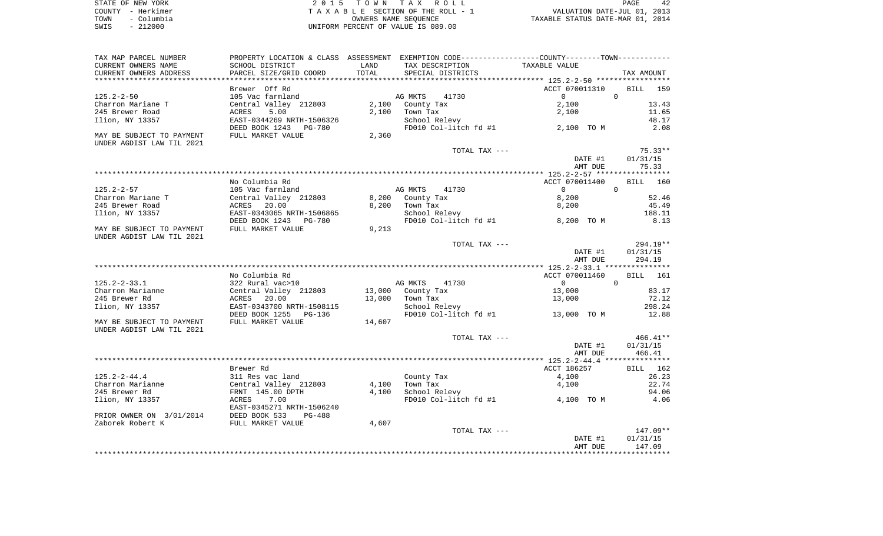STATE OF NEW YORK
COUNTY - Herkimer
TOWN - Columbia
SWIS - 212000

2 0 1 5 T O W N T A X R O L L
T A X A B L E SECTION OF THE ROLL - 1
OWNERS NAME SEQUENCE
UNIFORM PERCENT OF VALUE IS 089.00

VALUATION DATE-JUL 01, 2013
TAXABLE STATUS DATE-MAR 01, 2014

| TAX MAP PARCEL NUMBER / CURRENT OWNERS NAME / CURRENT OWNERS ADDRESS | PROPERTY LOCATION & CLASS / SCHOOL DISTRICT / PARCEL SIZE/GRID COORD | ASSESSMENT LAND / TOTAL | EXEMPTION CODE / TAX DESCRIPTION / SPECIAL DISTRICTS | COUNTY / TOWN TAXABLE VALUE | TAX AMOUNT |
|---|---|---|---|---|---|
| | Brewer Off Rd | | | ACCT 070011310 | BILL 159 |
| 125.2-2-50 | 105 Vac farmland | | AG MKTS 41730 | 0 0 | |
| Charron Mariane T | Central Valley 212803 | 2,100 | County Tax | 2,100 | 13.43 |
| 245 Brewer Road | ACRES 5.00 | 2,100 | Town Tax | 2,100 | 11.65 |
| Ilion, NY 13357 | EAST-0344269 NRTH-1506326 | | School Relevy | | 48.17 |
| | DEED BOOK 1243 PG-780 | | FD010 Col-litch fd #1 | 2,100 TO M | 2.08 |
| MAY BE SUBJECT TO PAYMENT UNDER AGDIST LAW TIL 2021 | FULL MARKET VALUE | 2,360 | | | |
| | | | TOTAL TAX --- | | 75.33** |
| | | | | DATE #1 | 01/31/15 |
| | | | | AMT DUE | 75.33 |
| | No Columbia Rd | | | ACCT 070011400 | BILL 160 |
| 125.2-2-57 | 105 Vac farmland | | AG MKTS 41730 | 0 0 | |
| Charron Mariane T | Central Valley 212803 | 8,200 | County Tax | 8,200 | 52.46 |
| 245 Brewer Road | ACRES 20.00 | 8,200 | Town Tax | 8,200 | 45.49 |
| Ilion, NY 13357 | EAST-0343065 NRTH-1506865 | | School Relevy | | 188.11 |
| | DEED BOOK 1243 PG-780 | | FD010 Col-litch fd #1 | 8,200 TO M | 8.13 |
| MAY BE SUBJECT TO PAYMENT UNDER AGDIST LAW TIL 2021 | FULL MARKET VALUE | 9,213 | | | |
| | | | TOTAL TAX --- | | 294.19** |
| | | | | DATE #1 | 01/31/15 |
| | | | | AMT DUE | 294.19 |
| | No Columbia Rd | | | ACCT 070011460 | BILL 161 |
| 125.2-2-33.1 | 322 Rural vac>10 | | AG MKTS 41730 | 0 0 | |
| Charron Marianne | Central Valley 212803 | 13,000 | County Tax | 13,000 | 83.17 |
| 245 Brewer Rd | ACRES 20.00 | 13,000 | Town Tax | 13,000 | 72.12 |
| Ilion, NY 13357 | EAST-0343700 NRTH-1508115 | | School Relevy | | 298.24 |
| | DEED BOOK 1255 PG-136 | | FD010 Col-litch fd #1 | 13,000 TO M | 12.88 |
| MAY BE SUBJECT TO PAYMENT UNDER AGDIST LAW TIL 2021 | FULL MARKET VALUE | 14,607 | | | |
| | | | TOTAL TAX --- | | 466.41** |
| | | | | DATE #1 | 01/31/15 |
| | | | | AMT DUE | 466.41 |
| | Brewer Rd | | | ACCT 186257 | BILL 162 |
| 125.2-2-44.4 | 311 Res vac land | | County Tax | 4,100 | 26.23 |
| Charron Marianne | Central Valley 212803 | 4,100 | Town Tax | 4,100 | 22.74 |
| 245 Brewer Rd | FRNT 145.00 DPTH | 4,100 | School Relevy | | 94.06 |
| Ilion, NY 13357 | ACRES 7.00 | | FD010 Col-litch fd #1 | 4,100 TO M | 4.06 |
| | EAST-0345271 NRTH-1506240 | | | | |
| PRIOR OWNER ON 3/01/2014 | DEED BOOK 533 PG-488 | | | | |
| Zaborek Robert K | FULL MARKET VALUE | 4,607 | | | |
| | | | TOTAL TAX --- | | 147.09** |
| | | | | DATE #1 | 01/31/15 |
| | | | | AMT DUE | 147.09 |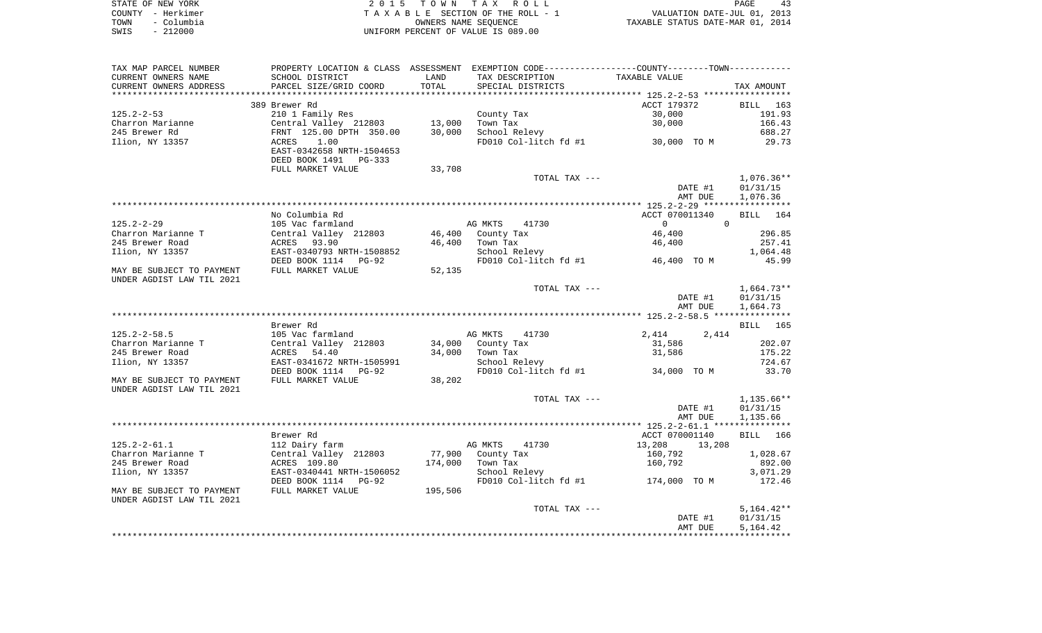STATE OF NEW YORK
COUNTY - Herkimer
TOWN - Columbia
SWIS - 212000

2 0 1 5 T O W N T A X R O L L
T A X A B L E SECTION OF THE ROLL - 1
OWNERS NAME SEQUENCE
UNIFORM PERCENT OF VALUE IS 089.00

VALUATION DATE-JUL 01, 2013
TAXABLE STATUS DATE-MAR 01, 2014

| TAX MAP PARCEL NUMBER / CURRENT OWNERS NAME / CURRENT OWNERS ADDRESS | PROPERTY LOCATION & CLASS / SCHOOL DISTRICT / PARCEL SIZE/GRID COORD | ASSESSMENT LAND | TOTAL | EXEMPTION CODE / TAX DESCRIPTION / SPECIAL DISTRICTS | COUNTY / TOWN TAXABLE VALUE | TAX AMOUNT |
|---|---|---|---|---|---|---|
| | 389 Brewer Rd | | | | ACCT 179372 | BILL 163 |
| 125.2-2-53 | 210 1 Family Res | | | County Tax | 30,000 | 191.93 |
| Charron Marianne | Central Valley 212803 | 13,000 | | Town Tax | 30,000 | 166.43 |
| 245 Brewer Rd | FRNT 125.00 DPTH 350.00 | | 30,000 | School Relevy | | 688.27 |
| Ilion, NY 13357 | ACRES 1.00 | | | FD010 Col-litch fd #1 | 30,000 TO M | 29.73 |
| | EAST-0342658 NRTH-1504653 | | | | | |
| | DEED BOOK 1491 PG-333 | | | | | |
| | FULL MARKET VALUE | | 33,708 | | | |
| | | | | TOTAL TAX --- | | 1,076.36** |
| | | | | | DATE #1 | 01/31/15 |
| | | | | | AMT DUE | 1,076.36 |
| | No Columbia Rd | | | | ACCT 070011340 | BILL 164 |
| 125.2-2-29 | 105 Vac farmland | | | AG MKTS 41730 | 0 0 | |
| Charron Marianne T | Central Valley 212803 | 46,400 | | County Tax | 46,400 | 296.85 |
| 245 Brewer Road | ACRES 93.90 | | 46,400 | Town Tax | 46,400 | 257.41 |
| Ilion, NY 13357 | EAST-0340793 NRTH-1508852 | | | School Relevy | | 1,064.48 |
| | DEED BOOK 1114 PG-92 | | | FD010 Col-litch fd #1 | 46,400 TO M | 45.99 |
| MAY BE SUBJECT TO PAYMENT UNDER AGDIST LAW TIL 2021 | FULL MARKET VALUE | | 52,135 | | | |
| | | | | TOTAL TAX --- | | 1,664.73** |
| | | | | | DATE #1 | 01/31/15 |
| | | | | | AMT DUE | 1,664.73 |
| | Brewer Rd | | | | | BILL 165 |
| 125.2-2-58.5 | 105 Vac farmland | | | AG MKTS 41730 | 2,414 2,414 | |
| Charron Marianne T | Central Valley 212803 | 34,000 | | County Tax | 31,586 | 202.07 |
| 245 Brewer Road | ACRES 54.40 | | 34,000 | Town Tax | 31,586 | 175.22 |
| Ilion, NY 13357 | EAST-0341672 NRTH-1505991 | | | School Relevy | | 724.67 |
| | DEED BOOK 1114 PG-92 | | | FD010 Col-litch fd #1 | 34,000 TO M | 33.70 |
| MAY BE SUBJECT TO PAYMENT UNDER AGDIST LAW TIL 2021 | FULL MARKET VALUE | | 38,202 | | | |
| | | | | TOTAL TAX --- | | 1,135.66** |
| | | | | | DATE #1 | 01/31/15 |
| | | | | | AMT DUE | 1,135.66 |
| | Brewer Rd | | | | ACCT 070001140 | BILL 166 |
| 125.2-2-61.1 | 112 Dairy farm | | | AG MKTS 41730 | 13,208 13,208 | |
| Charron Marianne T | Central Valley 212803 | 77,900 | | County Tax | 160,792 | 1,028.67 |
| 245 Brewer Road | ACRES 109.80 | | 174,000 | Town Tax | 160,792 | 892.00 |
| Ilion, NY 13357 | EAST-0340441 NRTH-1506052 | | | School Relevy | | 3,071.29 |
| | DEED BOOK 1114 PG-92 | | | FD010 Col-litch fd #1 | 174,000 TO M | 172.46 |
| MAY BE SUBJECT TO PAYMENT UNDER AGDIST LAW TIL 2021 | FULL MARKET VALUE | | 195,506 | | | |
| | | | | TOTAL TAX --- | | 5,164.42** |
| | | | | | DATE #1 | 01/31/15 |
| | | | | | AMT DUE | 5,164.42 |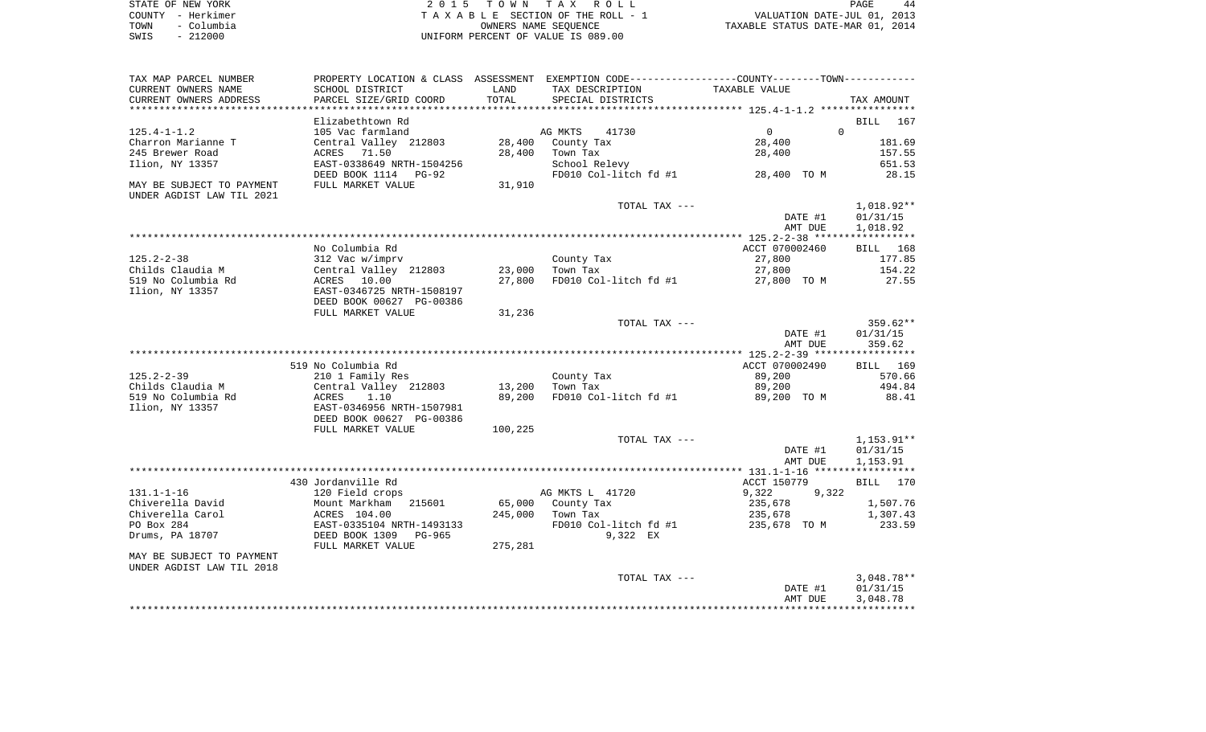STATE OF NEW YORK
COUNTY - Herkimer
TOWN - Columbia
SWIS - 212000

2015 TOWN TAX ROLL
TAXABLE SECTION OF THE ROLL - 1
OWNERS NAME SEQUENCE
UNIFORM PERCENT OF VALUE IS 089.00

VALUATION DATE-JUL 01, 2013
TAXABLE STATUS DATE-MAR 01, 2014

| TAX MAP PARCEL NUMBER / CURRENT OWNERS NAME / CURRENT OWNERS ADDRESS | PROPERTY LOCATION & CLASS / SCHOOL DISTRICT / PARCEL SIZE/GRID COORD | ASSESSMENT LAND / TOTAL | EXEMPTION CODE / TAX DESCRIPTION / SPECIAL DISTRICTS | COUNTY / TOWN TAXABLE VALUE | TAX AMOUNT |
|---|---|---|---|---|---|
| **125.4-1-1.2** | Elizabethtown Rd | | | | BILL 167 |
| 125.4-1-1.2 | 105 Vac farmland | | AG MKTS 41730 | 0 0 | |
| Charron Marianne T | Central Valley 212803 | 28,400 | County Tax | 28,400 | 181.69 |
| 245 Brewer Road | ACRES 71.50 | 28,400 | Town Tax | 28,400 | 157.55 |
| Ilion, NY 13357 | EAST-0338649 NRTH-1504256 | | School Relevy | | 651.53 |
| | DEED BOOK 1114 PG-92 | | FD010 Col-litch fd #1 | 28,400 TO M | 28.15 |
| MAY BE SUBJECT TO PAYMENT UNDER AGDIST LAW TIL 2021 | FULL MARKET VALUE | 31,910 | | | |
| | | | TOTAL TAX --- | | 1,018.92** |
| | | | | DATE #1 | 01/31/15 |
| | | | | AMT DUE | 1,018.92 |
| **125.2-2-38** | No Columbia Rd | | | ACCT 070002460 | BILL 168 |
| 125.2-2-38 | 312 Vac w/imprv | | County Tax | 27,800 | 177.85 |
| Childs Claudia M | Central Valley 212803 | 23,000 | Town Tax | 27,800 | 154.22 |
| 519 No Columbia Rd | ACRES 10.00 | 27,800 | FD010 Col-litch fd #1 | 27,800 TO M | 27.55 |
| Ilion, NY 13357 | EAST-0346725 NRTH-1508197 | | | | |
| | DEED BOOK 00627 PG-00386 | | | | |
| | FULL MARKET VALUE | 31,236 | | | |
| | | | TOTAL TAX --- | | 359.62** |
| | | | | DATE #1 | 01/31/15 |
| | | | | AMT DUE | 359.62 |
| **125.2-2-39** | 519 No Columbia Rd | | | ACCT 070002490 | BILL 169 |
| 125.2-2-39 | 210 1 Family Res | | County Tax | 89,200 | 570.66 |
| Childs Claudia M | Central Valley 212803 | 13,200 | Town Tax | 89,200 | 494.84 |
| 519 No Columbia Rd | ACRES 1.10 | 89,200 | FD010 Col-litch fd #1 | 89,200 TO M | 88.41 |
| Ilion, NY 13357 | EAST-0346956 NRTH-1507981 | | | | |
| | DEED BOOK 00627 PG-00386 | | | | |
| | FULL MARKET VALUE | 100,225 | | | |
| | | | TOTAL TAX --- | | 1,153.91** |
| | | | | DATE #1 | 01/31/15 |
| | | | | AMT DUE | 1,153.91 |
| **131.1-1-16** | 430 Jordanville Rd | | | ACCT 150779 | BILL 170 |
| 131.1-1-16 | 120 Field crops | | AG MKTS L 41720 | 9,322 9,322 | |
| Chiverella David | Mount Markham 215601 | 65,000 | County Tax | 235,678 | 1,507.76 |
| Chiverella Carol | ACRES 104.00 | 245,000 | Town Tax | 235,678 | 1,307.43 |
| PO Box 284 | EAST-0335104 NRTH-1493133 | | FD010 Col-litch fd #1 | 235,678 TO M | 233.59 |
| Drums, PA 18707 | DEED BOOK 1309 PG-965 | | 9,322 EX | | |
| | FULL MARKET VALUE | 275,281 | | | |
| MAY BE SUBJECT TO PAYMENT UNDER AGDIST LAW TIL 2018 | | | | | |
| | | | TOTAL TAX --- | | 3,048.78** |
| | | | | DATE #1 | 01/31/15 |
| | | | | AMT DUE | 3,048.78 |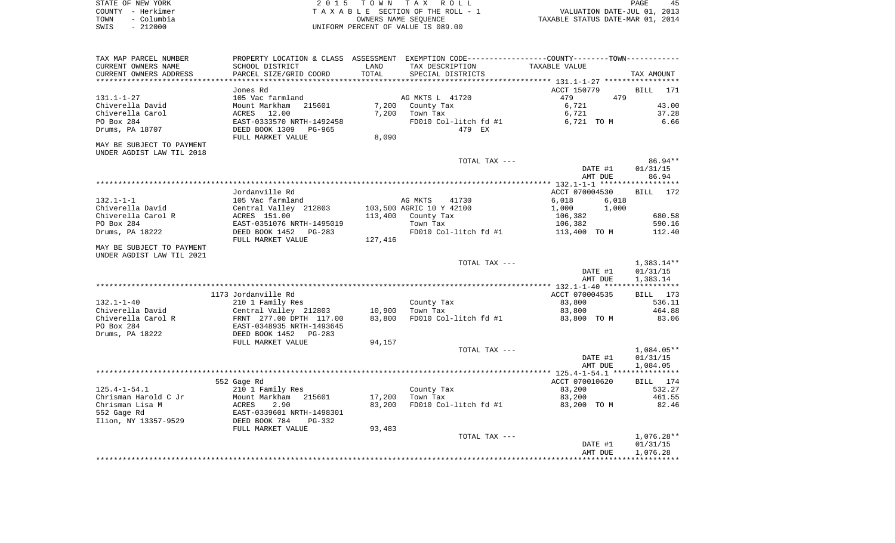STATE OF NEW YORK
COUNTY - Herkimer
TOWN - Columbia
SWIS - 212000

2 0 1 5 T O W N T A X R O L L
T A X A B L E SECTION OF THE ROLL - 1
OWNERS NAME SEQUENCE
UNIFORM PERCENT OF VALUE IS 089.00

VALUATION DATE-JUL 01, 2013
TAXABLE STATUS DATE-MAR 01, 2014

| TAX MAP PARCEL NUMBER / CURRENT OWNERS NAME / CURRENT OWNERS ADDRESS | PROPERTY LOCATION & CLASS / SCHOOL DISTRICT / PARCEL SIZE/GRID COORD | ASSESSMENT LAND / TOTAL | EXEMPTION CODE / TAX DESCRIPTION / SPECIAL DISTRICTS | COUNTY TAXABLE VALUE | TOWN | TAX AMOUNT |
|---|---|---|---|---|---|---|
| | Jones Rd | | | ACCT 150779 | | BILL 171 |
| 131.1-1-27 | 105 Vac farmland | | AG MKTS L 41720 | 479 | 479 | |
| Chiverella David | Mount Markham 215601 | 7,200 | County Tax | 6,721 | | 43.00 |
| Chiverella Carol | ACRES 12.00 | 7,200 | Town Tax | 6,721 | | 37.28 |
| PO Box 284 | EAST-0333570 NRTH-1492458 | | FD010 Col-litch fd #1 | 6,721 TO M | | 6.66 |
| Drums, PA 18707 | DEED BOOK 1309 PG-965 | | 479 EX | | | |
| | FULL MARKET VALUE | 8,090 | | | | |
| MAY BE SUBJECT TO PAYMENT UNDER AGDIST LAW TIL 2018 | | | | | | |
| | | | TOTAL TAX --- | | | 86.94** |
| | | | | DATE #1 | | 01/31/15 |
| | | | | AMT DUE | | 86.94 |
| | Jordanville Rd | | | ACCT 070004530 | | BILL 172 |
| 132.1-1-1 | 105 Vac farmland | | AG MKTS 41730 | 6,018 | 6,018 | |
| Chiverella David | Central Valley 212803 | 103,500 | AGRIC 10 Y 42100 | 1,000 | 1,000 | |
| Chiverella Carol R | ACRES 151.00 | 113,400 | County Tax | 106,382 | | 680.58 |
| PO Box 284 | EAST-0351076 NRTH-1495019 | | Town Tax | 106,382 | | 590.16 |
| Drums, PA 18222 | DEED BOOK 1452 PG-283 | | FD010 Col-litch fd #1 | 113,400 TO M | | 112.40 |
| | FULL MARKET VALUE | 127,416 | | | | |
| MAY BE SUBJECT TO PAYMENT UNDER AGDIST LAW TIL 2021 | | | | | | |
| | | | TOTAL TAX --- | | | 1,383.14** |
| | | | | DATE #1 | | 01/31/15 |
| | | | | AMT DUE | | 1,383.14 |
| | 1173 Jordanville Rd | | | ACCT 070004535 | | BILL 173 |
| 132.1-1-40 | 210 1 Family Res | | County Tax | 83,800 | | 536.11 |
| Chiverella David | Central Valley 212803 | 10,900 | Town Tax | 83,800 | | 464.88 |
| Chiverella Carol R | FRNT 277.00 DPTH 117.00 | 83,800 | FD010 Col-litch fd #1 | 83,800 TO M | | 83.06 |
| PO Box 284 | EAST-0348935 NRTH-1493645 | | | | | |
| Drums, PA 18222 | DEED BOOK 1452 PG-283 | | | | | |
| | FULL MARKET VALUE | 94,157 | | | | |
| | | | TOTAL TAX --- | | | 1,084.05** |
| | | | | DATE #1 | | 01/31/15 |
| | | | | AMT DUE | | 1,084.05 |
| | 552 Gage Rd | | | ACCT 070010620 | | BILL 174 |
| 125.4-1-54.1 | 210 1 Family Res | | County Tax | 83,200 | | 532.27 |
| Chrisman Harold C Jr | Mount Markham 215601 | 17,200 | Town Tax | 83,200 | | 461.55 |
| Chrisman Lisa M | ACRES 2.90 | 83,200 | FD010 Col-litch fd #1 | 83,200 TO M | | 82.46 |
| 552 Gage Rd | EAST-0339601 NRTH-1498301 | | | | | |
| Ilion, NY 13357-9529 | DEED BOOK 784 PG-332 | | | | | |
| | FULL MARKET VALUE | 93,483 | | | | |
| | | | TOTAL TAX --- | | | 1,076.28** |
| | | | | DATE #1 | | 01/31/15 |
| | | | | AMT DUE | | 1,076.28 |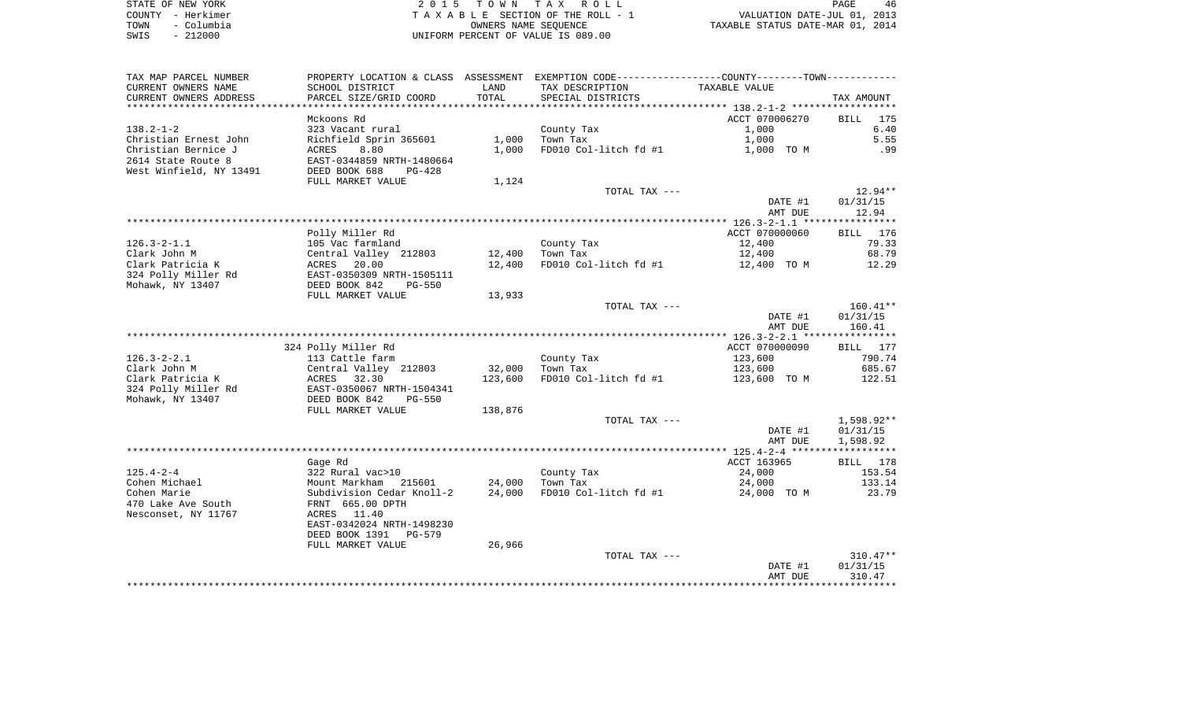STATE OF NEW YORK
COUNTY - Herkimer
TOWN - Columbia
SWIS - 212000

2 0 1 5 T O W N T A X R O L L
T A X A B L E SECTION OF THE ROLL - 1
OWNERS NAME SEQUENCE
UNIFORM PERCENT OF VALUE IS 089.00

VALUATION DATE-JUL 01, 2013
TAXABLE STATUS DATE-MAR 01, 2014

| TAX MAP PARCEL NUMBER<br>CURRENT OWNERS NAME<br>CURRENT OWNERS ADDRESS | PROPERTY LOCATION & CLASS<br>SCHOOL DISTRICT<br>PARCEL SIZE/GRID COORD | ASSESSMENT<br>LAND<br>TOTAL | EXEMPTION CODE<br>TAX DESCRIPTION<br>SPECIAL DISTRICTS | COUNTY--------TOWN<br>TAXABLE VALUE | TAX AMOUNT |
|---|---|---|---|---|---|
| 138.2-1-2 | Mckoons Rd | | | ACCT 070006270 | BILL 175 |
| | 323 Vacant rural | | County Tax | 1,000 | 6.40 |
| Christian Ernest John | Richfield Sprin 365601 | 1,000 | Town Tax | 1,000 | 5.55 |
| Christian Bernice J | ACRES 8.80 | 1,000 | FD010 Col-litch fd #1 | 1,000 TO M | .99 |
| 2614 State Route 8 | EAST-0344859 NRTH-1480664 | | | | |
| West Winfield, NY 13491 | DEED BOOK 688 PG-428 | | | | |
| | FULL MARKET VALUE | 1,124 | | | |
| | | | TOTAL TAX --- | | 12.94** |
| | | | | DATE #1 | 01/31/15 |
| | | | | AMT DUE | 12.94 |
| 126.3-2-1.1 | Polly Miller Rd | | | ACCT 070000060 | BILL 176 |
| | 105 Vac farmland | | County Tax | 12,400 | 79.33 |
| Clark John M | Central Valley 212803 | 12,400 | Town Tax | 12,400 | 68.79 |
| Clark Patricia K | ACRES 20.00 | 12,400 | FD010 Col-litch fd #1 | 12,400 TO M | 12.29 |
| 324 Polly Miller Rd | EAST-0350309 NRTH-1505111 | | | | |
| Mohawk, NY 13407 | DEED BOOK 842 PG-550 | | | | |
| | FULL MARKET VALUE | 13,933 | | | |
| | | | TOTAL TAX --- | | 160.41** |
| | | | | DATE #1 | 01/31/15 |
| | | | | AMT DUE | 160.41 |
| 126.3-2-2.1 | 324 Polly Miller Rd | | | ACCT 070000090 | BILL 177 |
| | 113 Cattle farm | | County Tax | 123,600 | 790.74 |
| Clark John M | Central Valley 212803 | 32,000 | Town Tax | 123,600 | 685.67 |
| Clark Patricia K | ACRES 32.30 | 123,600 | FD010 Col-litch fd #1 | 123,600 TO M | 122.51 |
| 324 Polly Miller Rd | EAST-0350067 NRTH-1504341 | | | | |
| Mohawk, NY 13407 | DEED BOOK 842 PG-550 | | | | |
| | FULL MARKET VALUE | 138,876 | | | |
| | | | TOTAL TAX --- | | 1,598.92** |
| | | | | DATE #1 | 01/31/15 |
| | | | | AMT DUE | 1,598.92 |
| 125.4-2-4 | Gage Rd | | | ACCT 163965 | BILL 178 |
| | 322 Rural vac>10 | | County Tax | 24,000 | 153.54 |
| Cohen Michael | Mount Markham 215601 | 24,000 | Town Tax | 24,000 | 133.14 |
| Cohen Marie | Subdivision Cedar Knoll-2 | 24,000 | FD010 Col-litch fd #1 | 24,000 TO M | 23.79 |
| 470 Lake Ave South | FRNT 665.00 DPTH | | | | |
| Nesconset, NY 11767 | ACRES 11.40 | | | | |
| | EAST-0342024 NRTH-1498230 | | | | |
| | DEED BOOK 1391 PG-579 | | | | |
| | FULL MARKET VALUE | 26,966 | | | |
| | | | TOTAL TAX --- | | 310.47** |
| | | | | DATE #1 | 01/31/15 |
| | | | | AMT DUE | 310.47 |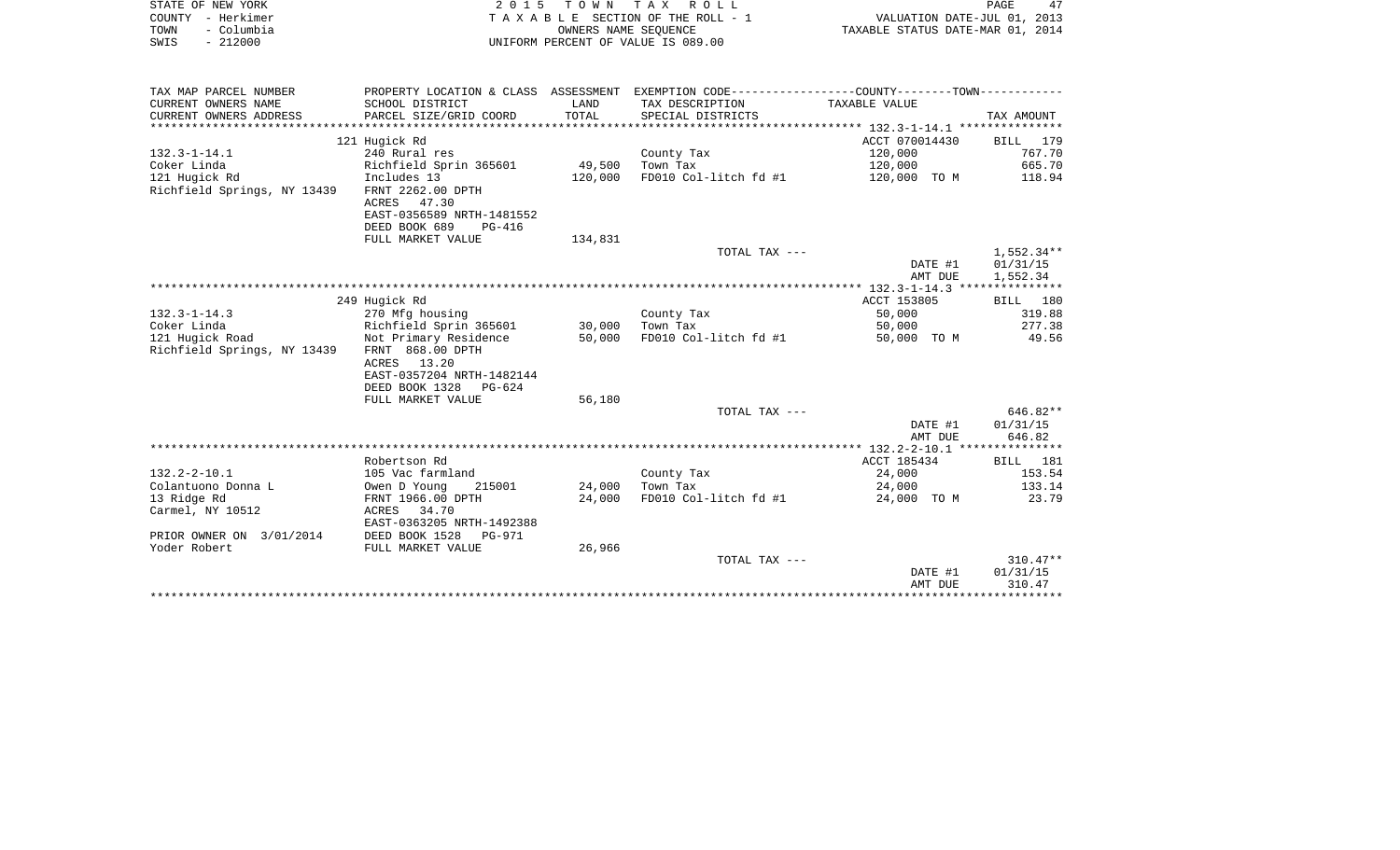STATE OF NEW YORK
COUNTY - Herkimer
TOWN - Columbia
SWIS - 212000

2 0 1 5 T O W N T A X R O L L
T A X A B L E SECTION OF THE ROLL - 1
OWNERS NAME SEQUENCE
UNIFORM PERCENT OF VALUE IS 089.00

VALUATION DATE-JUL 01, 2013
TAXABLE STATUS DATE-MAR 01, 2014

| TAX MAP PARCEL NUMBER / CURRENT OWNERS NAME / CURRENT OWNERS ADDRESS | PROPERTY LOCATION & CLASS / SCHOOL DISTRICT / PARCEL SIZE/GRID COORD | ASSESSMENT LAND / TOTAL | EXEMPTION CODE / TAX DESCRIPTION / SPECIAL DISTRICTS | COUNTY--------TOWN TAXABLE VALUE | TAX AMOUNT |
|---|---|---|---|---|---|
| | 121 Hugick Rd | | | ACCT 070014430 | BILL 179 |
| 132.3-1-14.1 | 240 Rural res | | County Tax | 120,000 | 767.70 |
| Coker Linda | Richfield Sprin 365601 | 49,500 | Town Tax | 120,000 | 665.70 |
| 121 Hugick Rd | Includes 13 | 120,000 | FD010 Col-litch fd #1 | 120,000 TO M | 118.94 |
| Richfield Springs, NY 13439 | FRNT 2262.00 DPTH | | | | |
| | ACRES 47.30 | | | | |
| | EAST-0356589 NRTH-1481552 | | | | |
| | DEED BOOK 689 PG-416 | | | | |
| | FULL MARKET VALUE | 134,831 | | | |
| | | | TOTAL TAX --- | | 1,552.34** |
| | | | | DATE #1 | 01/31/15 |
| | | | | AMT DUE | 1,552.34 |
| | 249 Hugick Rd | | | ACCT 153805 | BILL 180 |
| 132.3-1-14.3 | 270 Mfg housing | | County Tax | 50,000 | 319.88 |
| Coker Linda | Richfield Sprin 365601 | 30,000 | Town Tax | 50,000 | 277.38 |
| 121 Hugick Road | Not Primary Residence | 50,000 | FD010 Col-litch fd #1 | 50,000 TO M | 49.56 |
| Richfield Springs, NY 13439 | FRNT 868.00 DPTH | | | | |
| | ACRES 13.20 | | | | |
| | EAST-0357204 NRTH-1482144 | | | | |
| | DEED BOOK 1328 PG-624 | | | | |
| | FULL MARKET VALUE | 56,180 | | | |
| | | | TOTAL TAX --- | | 646.82** |
| | | | | DATE #1 | 01/31/15 |
| | | | | AMT DUE | 646.82 |
| | Robertson Rd | | | ACCT 185434 | BILL 181 |
| 132.2-2-10.1 | 105 Vac farmland | | County Tax | 24,000 | 153.54 |
| Colantuono Donna L | Owen D Young 215001 | 24,000 | Town Tax | 24,000 | 133.14 |
| 13 Ridge Rd | FRNT 1966.00 DPTH | 24,000 | FD010 Col-litch fd #1 | 24,000 TO M | 23.79 |
| Carmel, NY 10512 | ACRES 34.70 | | | | |
| | EAST-0363205 NRTH-1492388 | | | | |
| PRIOR OWNER ON 3/01/2014 | DEED BOOK 1528 PG-971 | | | | |
| Yoder Robert | FULL MARKET VALUE | 26,966 | | | |
| | | | TOTAL TAX --- | | 310.47** |
| | | | | DATE #1 | 01/31/15 |
| | | | | AMT DUE | 310.47 |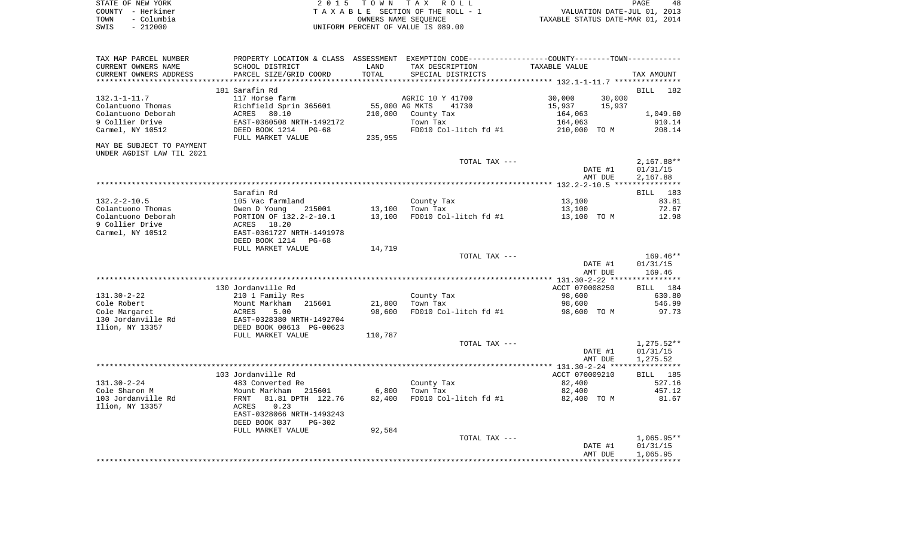STATE OF NEW YORK
COUNTY - Herkimer
TOWN - Columbia
SWIS - 212000

2 0 1 5 T O W N T A X R O L L
T A X A B L E SECTION OF THE ROLL - 1
OWNERS NAME SEQUENCE
UNIFORM PERCENT OF VALUE IS 089.00

VALUATION DATE-JUL 01, 2013
TAXABLE STATUS DATE-MAR 01, 2014

| TAX MAP PARCEL NUMBER / CURRENT OWNERS NAME / CURRENT OWNERS ADDRESS | PROPERTY LOCATION & CLASS / SCHOOL DISTRICT / PARCEL SIZE/GRID COORD | ASSESSMENT LAND / TOTAL | EXEMPTION CODE / TAX DESCRIPTION / SPECIAL DISTRICTS | COUNTY / TAXABLE VALUE | TOWN | TAX AMOUNT |
|---|---|---|---|---|---|---|
| **132.1-1-11.7** | 181 Sarafin Rd | | | | | BILL 182 |
| 132.1-1-11.7 | 117 Horse farm | | AGRIC 10 Y 41700 | 30,000 | 30,000 | |
| Colantuono Thomas | Richfield Sprin 365601 | 55,000 | AG MKTS 41730 | 15,937 | 15,937 | |
| Colantuono Deborah | ACRES 80.10 | 210,000 | County Tax | 164,063 | | 1,049.60 |
| 9 Collier Drive | EAST-0360508 NRTH-1492172 | | Town Tax | 164,063 | | 910.14 |
| Carmel, NY 10512 | DEED BOOK 1214 PG-68 | | FD010 Col-litch fd #1 | 210,000 TO M | | 208.14 |
| | FULL MARKET VALUE | 235,955 | | | | |
| MAY BE SUBJECT TO PAYMENT UNDER AGDIST LAW TIL 2021 | | | | | | |
| | | | TOTAL TAX --- | | | 2,167.88** |
| | | | | | DATE #1 | 01/31/15 |
| | | | | | AMT DUE | 2,167.88 |
| **132.2-2-10.5** | Sarafin Rd | | | | | BILL 183 |
| 132.2-2-10.5 | 105 Vac farmland | | County Tax | 13,100 | | 83.81 |
| Colantuono Thomas | Owen D Young 215001 | 13,100 | Town Tax | 13,100 | | 72.67 |
| Colantuono Deborah | PORTION OF 132.2-2-10.1 | 13,100 | FD010 Col-litch fd #1 | 13,100 TO M | | 12.98 |
| 9 Collier Drive | ACRES 18.20 | | | | | |
| Carmel, NY 10512 | EAST-0361727 NRTH-1491978 | | | | | |
| | DEED BOOK 1214 PG-68 | | | | | |
| | FULL MARKET VALUE | 14,719 | | | | |
| | | | TOTAL TAX --- | | | 169.46** |
| | | | | | DATE #1 | 01/31/15 |
| | | | | | AMT DUE | 169.46 |
| **131.30-2-22** | 130 Jordanville Rd | | | ACCT 070008250 | | BILL 184 |
| 131.30-2-22 | 210 1 Family Res | | County Tax | 98,600 | | 630.80 |
| Cole Robert | Mount Markham 215601 | 21,800 | Town Tax | 98,600 | | 546.99 |
| Cole Margaret | ACRES 5.00 | 98,600 | FD010 Col-litch fd #1 | 98,600 TO M | | 97.73 |
| 130 Jordanville Rd | EAST-0328380 NRTH-1492704 | | | | | |
| Ilion, NY 13357 | DEED BOOK 00613 PG-00623 | | | | | |
| | FULL MARKET VALUE | 110,787 | | | | |
| | | | TOTAL TAX --- | | | 1,275.52** |
| | | | | | DATE #1 | 01/31/15 |
| | | | | | AMT DUE | 1,275.52 |
| **131.30-2-24** | 103 Jordanville Rd | | | ACCT 070009210 | | BILL 185 |
| 131.30-2-24 | 483 Converted Re | | County Tax | 82,400 | | 527.16 |
| Cole Sharon M | Mount Markham 215601 | 6,800 | Town Tax | 82,400 | | 457.12 |
| 103 Jordanville Rd | FRNT 81.81 DPTH 122.76 | 82,400 | FD010 Col-litch fd #1 | 82,400 TO M | | 81.67 |
| Ilion, NY 13357 | ACRES 0.23 | | | | | |
| | EAST-0328066 NRTH-1493243 | | | | | |
| | DEED BOOK 837 PG-302 | | | | | |
| | FULL MARKET VALUE | 92,584 | | | | |
| | | | TOTAL TAX --- | | | 1,065.95** |
| | | | | | DATE #1 | 01/31/15 |
| | | | | | AMT DUE | 1,065.95 |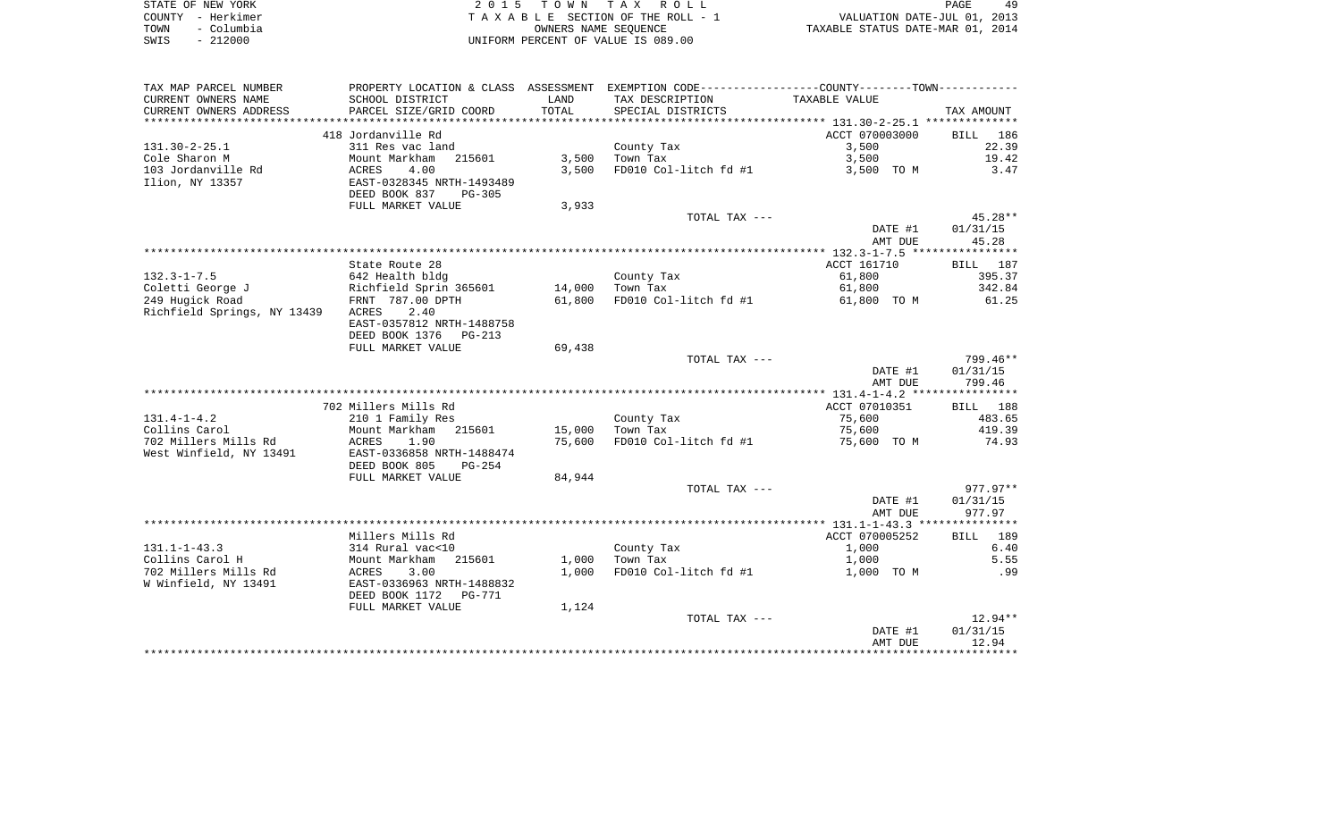STATE OF NEW YORK
COUNTY - Herkimer
TOWN - Columbia
SWIS - 212000

2 0 1 5 T O W N T A X R O L L
T A X A B L E SECTION OF THE ROLL - 1
OWNERS NAME SEQUENCE
UNIFORM PERCENT OF VALUE IS 089.00

VALUATION DATE-JUL 01, 2013
TAXABLE STATUS DATE-MAR 01, 2014

| TAX MAP PARCEL NUMBER / CURRENT OWNERS NAME / CURRENT OWNERS ADDRESS | PROPERTY LOCATION & CLASS / SCHOOL DISTRICT / PARCEL SIZE/GRID COORD | ASSESSMENT LAND | TOTAL | EXEMPTION CODE / TAX DESCRIPTION / SPECIAL DISTRICTS | TAXABLE VALUE (COUNTY / TOWN) | TAX AMOUNT |
|---|---|---|---|---|---|---|
| 131.30-2-25.1 | 418 Jordanville Rd | | | | ACCT 070003000 | BILL 186 |
| Cole Sharon M | 311 Res vac land | | | County Tax | 3,500 | 22.39 |
| 103 Jordanville Rd | Mount Markham 215601 | 3,500 | | Town Tax | 3,500 | 19.42 |
| Ilion, NY 13357 | ACRES 4.00 | | 3,500 | FD010 Col-litch fd #1 | 3,500 TO M | 3.47 |
| | EAST-0328345 NRTH-1493489 | | | | | |
| | DEED BOOK 837 PG-305 | | | | | |
| | FULL MARKET VALUE | | 3,933 | | | |
| | | | | TOTAL TAX --- | | 45.28** |
| | | | | | DATE #1 | 01/31/15 |
| | | | | | AMT DUE | 45.28 |
| 132.3-1-7.5 | State Route 28 | | | | ACCT 161710 | BILL 187 |
| Coletti George J | 642 Health bldg | | | County Tax | 61,800 | 395.37 |
| 249 Hugick Road | Richfield Sprin 365601 | 14,000 | | Town Tax | 61,800 | 342.84 |
| Richfield Springs, NY 13439 | FRNT 787.00 DPTH | | 61,800 | FD010 Col-litch fd #1 | 61,800 TO M | 61.25 |
| | ACRES 2.40 | | | | | |
| | EAST-0357812 NRTH-1488758 | | | | | |
| | DEED BOOK 1376 PG-213 | | | | | |
| | FULL MARKET VALUE | | 69,438 | | | |
| | | | | TOTAL TAX --- | | 799.46** |
| | | | | | DATE #1 | 01/31/15 |
| | | | | | AMT DUE | 799.46 |
| 131.4-1-4.2 | 702 Millers Mills Rd | | | | ACCT 07010351 | BILL 188 |
| Collins Carol | 210 1 Family Res | | | County Tax | 75,600 | 483.65 |
| 702 Millers Mills Rd | Mount Markham 215601 | 15,000 | | Town Tax | 75,600 | 419.39 |
| West Winfield, NY 13491 | ACRES 1.90 | | 75,600 | FD010 Col-litch fd #1 | 75,600 TO M | 74.93 |
| | EAST-0336858 NRTH-1488474 | | | | | |
| | DEED BOOK 805 PG-254 | | | | | |
| | FULL MARKET VALUE | | 84,944 | | | |
| | | | | TOTAL TAX --- | | 977.97** |
| | | | | | DATE #1 | 01/31/15 |
| | | | | | AMT DUE | 977.97 |
| 131.1-1-43.3 | Millers Mills Rd | | | | ACCT 070005252 | BILL 189 |
| Collins Carol H | 314 Rural vac<10 | | | County Tax | 1,000 | 6.40 |
| 702 Millers Mills Rd | Mount Markham 215601 | 1,000 | | Town Tax | 1,000 | 5.55 |
| W Winfield, NY 13491 | ACRES 3.00 | | 1,000 | FD010 Col-litch fd #1 | 1,000 TO M | .99 |
| | EAST-0336963 NRTH-1488832 | | | | | |
| | DEED BOOK 1172 PG-771 | | | | | |
| | FULL MARKET VALUE | | 1,124 | | | |
| | | | | TOTAL TAX --- | | 12.94** |
| | | | | | DATE #1 | 01/31/15 |
| | | | | | AMT DUE | 12.94 |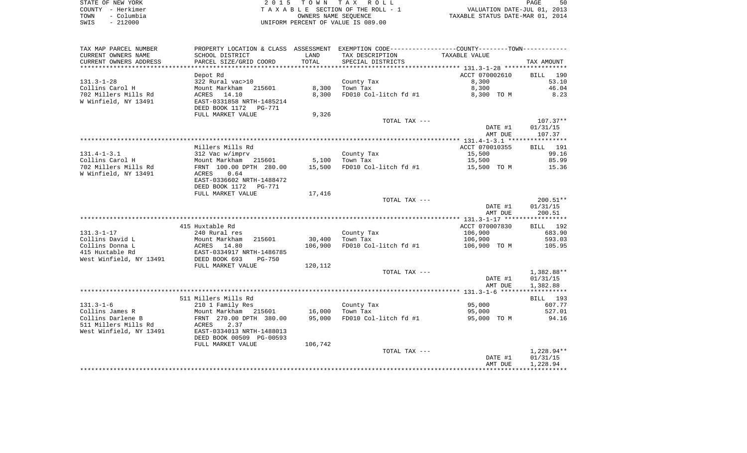STATE OF NEW YORK
COUNTY - Herkimer
TOWN - Columbia
SWIS - 212000

2 0 1 5 T O W N T A X R O L L
T A X A B L E SECTION OF THE ROLL - 1
OWNERS NAME SEQUENCE
UNIFORM PERCENT OF VALUE IS 089.00

VALUATION DATE-JUL 01, 2013
TAXABLE STATUS DATE-MAR 01, 2014

| TAX MAP PARCEL NUMBER<br>CURRENT OWNERS NAME<br>CURRENT OWNERS ADDRESS | PROPERTY LOCATION & CLASS<br>SCHOOL DISTRICT<br>PARCEL SIZE/GRID COORD | ASSESSMENT<br>LAND<br>TOTAL | EXEMPTION CODE-----COUNTY--------TOWN------<br>TAX DESCRIPTION<br>SPECIAL DISTRICTS | TAXABLE VALUE | TAX AMOUNT |
|---|---|---|---|---|---|
| 131.3-1-28 | Depot Rd | | | ACCT 070002610 | BILL 190 |
| 131.3-1-28 | 322 Rural vac>10 | | County Tax | 8,300 | 53.10 |
| Collins Carol H | Mount Markham 215601 | 8,300 | Town Tax | 8,300 | 46.04 |
| 702 Millers Mills Rd | ACRES 14.10 | 8,300 | FD010 Col-litch fd #1 | 8,300 TO M | 8.23 |
| W Winfield, NY 13491 | EAST-0331858 NRTH-1485214 | | | | |
| | DEED BOOK 1172 PG-771 | | | | |
| | FULL MARKET VALUE | 9,326 | | | |
| | | | TOTAL TAX --- | | 107.37** |
| | | | | DATE #1 | 01/31/15 |
| | | | | AMT DUE | 107.37 |
| 131.4-1-3.1 | Millers Mills Rd | | | ACCT 070010355 | BILL 191 |
| 131.4-1-3.1 | 312 Vac w/imprv | | County Tax | 15,500 | 99.16 |
| Collins Carol H | Mount Markham 215601 | 5,100 | Town Tax | 15,500 | 85.99 |
| 702 Millers Mills Rd | FRNT 100.00 DPTH 280.00 | 15,500 | FD010 Col-litch fd #1 | 15,500 TO M | 15.36 |
| W Winfield, NY 13491 | ACRES 0.64 | | | | |
| | EAST-0336602 NRTH-1488472 | | | | |
| | DEED BOOK 1172 PG-771 | | | | |
| | FULL MARKET VALUE | 17,416 | | | |
| | | | TOTAL TAX --- | | 200.51** |
| | | | | DATE #1 | 01/31/15 |
| | | | | AMT DUE | 200.51 |
| 131.3-1-17 | 415 Huxtable Rd | | | ACCT 070007830 | BILL 192 |
| 131.3-1-17 | 240 Rural res | | County Tax | 106,900 | 683.90 |
| Collins David L | Mount Markham 215601 | 30,400 | Town Tax | 106,900 | 593.03 |
| Collins Donna L | ACRES 14.80 | 106,900 | FD010 Col-litch fd #1 | 106,900 TO M | 105.95 |
| 415 Huxtable Rd | EAST-0334917 NRTH-1486785 | | | | |
| West Winfield, NY 13491 | DEED BOOK 693 PG-750 | | | | |
| | FULL MARKET VALUE | 120,112 | | | |
| | | | TOTAL TAX --- | | 1,382.88** |
| | | | | DATE #1 | 01/31/15 |
| | | | | AMT DUE | 1,382.88 |
| 131.3-1-6 | 511 Millers Mills Rd | | | | BILL 193 |
| 131.3-1-6 | 210 1 Family Res | | County Tax | 95,000 | 607.77 |
| Collins James R | Mount Markham 215601 | 16,000 | Town Tax | 95,000 | 527.01 |
| Collins Darlene B | FRNT 270.00 DPTH 380.00 | 95,000 | FD010 Col-litch fd #1 | 95,000 TO M | 94.16 |
| 511 Millers Mills Rd | ACRES 2.37 | | | | |
| West Winfield, NY 13491 | EAST-0334013 NRTH-1488013 | | | | |
| | DEED BOOK 00509 PG-00593 | | | | |
| | FULL MARKET VALUE | 106,742 | | | |
| | | | TOTAL TAX --- | | 1,228.94** |
| | | | | DATE #1 | 01/31/15 |
| | | | | AMT DUE | 1,228.94 |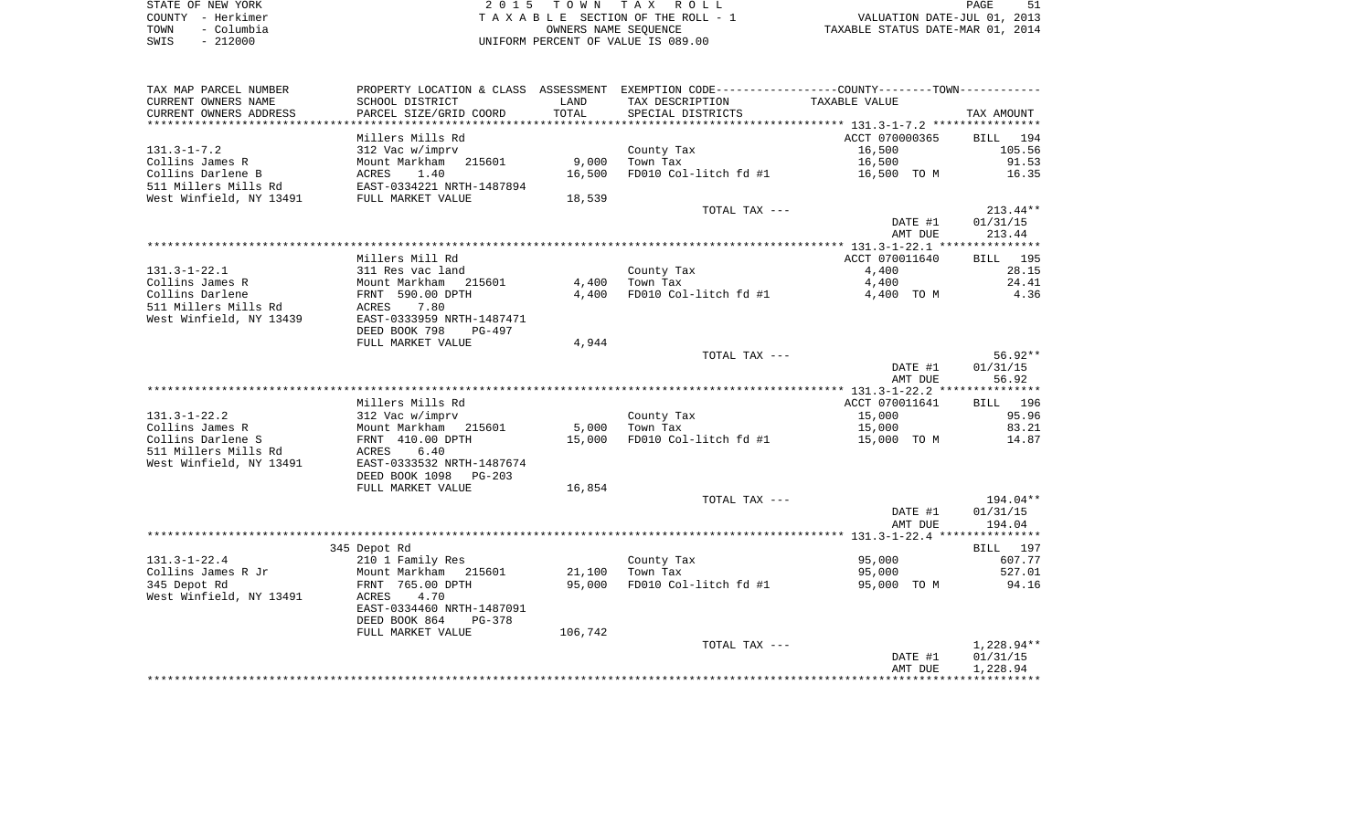STATE OF NEW YORK
COUNTY - Herkimer
TOWN - Columbia
SWIS - 212000

2 0 1 5 T O W N T A X R O L L
T A X A B L E SECTION OF THE ROLL - 1
OWNERS NAME SEQUENCE
UNIFORM PERCENT OF VALUE IS 089.00

VALUATION DATE-JUL 01, 2013
TAXABLE STATUS DATE-MAR 01, 2014

| TAX MAP PARCEL NUMBER / CURRENT OWNERS NAME / CURRENT OWNERS ADDRESS | PROPERTY LOCATION & CLASS / SCHOOL DISTRICT / PARCEL SIZE/GRID COORD | ASSESSMENT LAND / TOTAL | EXEMPTION CODE / TAX DESCRIPTION / SPECIAL DISTRICTS | TAXABLE VALUE | TAX AMOUNT |
|---|---|---|---|---|---|
| 131.3-1-7.2 | Millers Mills Rd | | | ACCT 070000365 | BILL 194 |
| | 312 Vac w/imprv | | County Tax | 16,500 | 105.56 |
| Collins James R | Mount Markham 215601 | 9,000 | Town Tax | 16,500 | 91.53 |
| Collins Darlene B | ACRES 1.40 | 16,500 | FD010 Col-litch fd #1 | 16,500 TO M | 16.35 |
| 511 Millers Mills Rd | EAST-0334221 NRTH-1487894 | | | | |
| West Winfield, NY 13491 | FULL MARKET VALUE | 18,539 | | | |
| | | | TOTAL TAX --- | | 213.44** |
| | | | | DATE #1 | 01/31/15 |
| | | | | AMT DUE | 213.44 |
| 131.3-1-22.1 | Millers Mill Rd | | | ACCT 070011640 | BILL 195 |
| | 311 Res vac land | | County Tax | 4,400 | 28.15 |
| Collins James R | Mount Markham 215601 | 4,400 | Town Tax | 4,400 | 24.41 |
| Collins Darlene | FRNT 590.00 DPTH | 4,400 | FD010 Col-litch fd #1 | 4,400 TO M | 4.36 |
| 511 Millers Mills Rd | ACRES 7.80 | | | | |
| West Winfield, NY 13439 | EAST-0333959 NRTH-1487471 | | | | |
| | DEED BOOK 798 PG-497 | | | | |
| | FULL MARKET VALUE | 4,944 | | | |
| | | | TOTAL TAX --- | | 56.92** |
| | | | | DATE #1 | 01/31/15 |
| | | | | AMT DUE | 56.92 |
| 131.3-1-22.2 | Millers Mills Rd | | | ACCT 070011641 | BILL 196 |
| | 312 Vac w/imprv | | County Tax | 15,000 | 95.96 |
| Collins James R | Mount Markham 215601 | 5,000 | Town Tax | 15,000 | 83.21 |
| Collins Darlene S | FRNT 410.00 DPTH | 15,000 | FD010 Col-litch fd #1 | 15,000 TO M | 14.87 |
| 511 Millers Mills Rd | ACRES 6.40 | | | | |
| West Winfield, NY 13491 | EAST-0333532 NRTH-1487674 | | | | |
| | DEED BOOK 1098 PG-203 | | | | |
| | FULL MARKET VALUE | 16,854 | | | |
| | | | TOTAL TAX --- | | 194.04** |
| | | | | DATE #1 | 01/31/15 |
| | | | | AMT DUE | 194.04 |
| 131.3-1-22.4 | 345 Depot Rd | | | | BILL 197 |
| | 210 1 Family Res | | County Tax | 95,000 | 607.77 |
| Collins James R Jr | Mount Markham 215601 | 21,100 | Town Tax | 95,000 | 527.01 |
| 345 Depot Rd | FRNT 765.00 DPTH | 95,000 | FD010 Col-litch fd #1 | 95,000 TO M | 94.16 |
| West Winfield, NY 13491 | ACRES 4.70 | | | | |
| | EAST-0334460 NRTH-1487091 | | | | |
| | DEED BOOK 864 PG-378 | | | | |
| | FULL MARKET VALUE | 106,742 | | | |
| | | | TOTAL TAX --- | | 1,228.94** |
| | | | | DATE #1 | 01/31/15 |
| | | | | AMT DUE | 1,228.94 |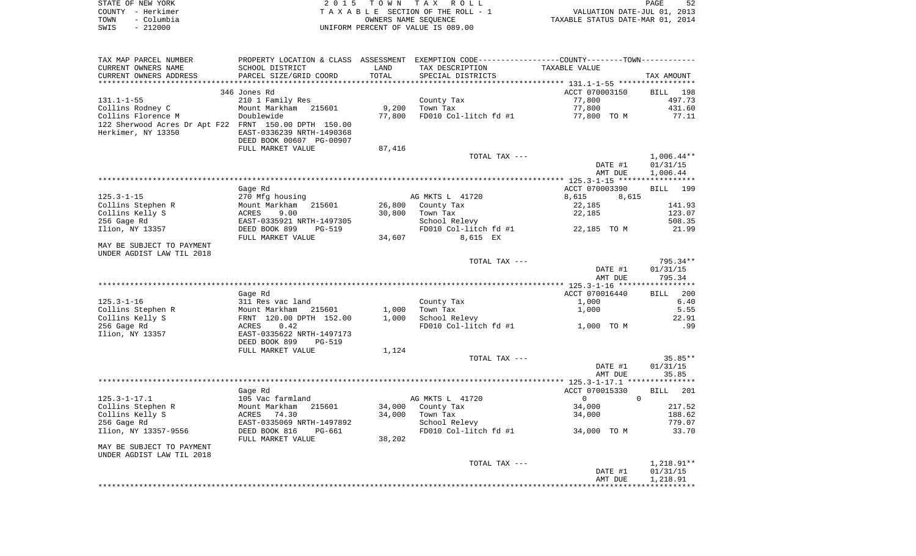STATE OF NEW YORK
COUNTY - Herkimer
TOWN - Columbia
SWIS - 212000

2 0 1 5 T O W N T A X R O L L
T A X A B L E SECTION OF THE ROLL - 1
OWNERS NAME SEQUENCE
UNIFORM PERCENT OF VALUE IS 089.00

VALUATION DATE-JUL 01, 2013
TAXABLE STATUS DATE-MAR 01, 2014

| TAX MAP PARCEL NUMBER / CURRENT OWNERS NAME / CURRENT OWNERS ADDRESS | PROPERTY LOCATION & CLASS / SCHOOL DISTRICT / PARCEL SIZE/GRID COORD | ASSESSMENT LAND / TOTAL | EXEMPTION CODE / TAX DESCRIPTION / SPECIAL DISTRICTS | COUNTY--------TOWN / TAXABLE VALUE | TAX AMOUNT |
|---|---|---|---|---|---|
| | 346 Jones Rd | | | ACCT 070003150 | BILL 198 |
| 131.1-1-55 | 210 1 Family Res | | County Tax | 77,800 | 497.73 |
| Collins Rodney C | Mount Markham 215601 | 9,200 | Town Tax | 77,800 | 431.60 |
| Collins Florence M | Doublewide | 77,800 | FD010 Col-litch fd #1 | 77,800 TO M | 77.11 |
| 122 Sherwood Acres Dr Apt F22 | FRNT 150.00 DPTH 150.00 | | | | |
| Herkimer, NY 13350 | EAST-0336239 NRTH-1490368 | | | | |
| | DEED BOOK 00607 PG-00907 | | | | |
| | FULL MARKET VALUE | 87,416 | | | |
| | | | TOTAL TAX --- | | 1,006.44** |
| | | | | DATE #1 | 01/31/15 |
| | | | | AMT DUE | 1,006.44 |
| | Gage Rd | | | ACCT 070003390 | BILL 199 |
| 125.3-1-15 | 270 Mfg housing | | AG MKTS L 41720 | 8,615 8,615 | |
| Collins Stephen R | Mount Markham 215601 | 26,800 | County Tax | 22,185 | 141.93 |
| Collins Kelly S | ACRES 9.00 | 30,800 | Town Tax | 22,185 | 123.07 |
| 256 Gage Rd | EAST-0335921 NRTH-1497305 | | School Relevy | | 508.35 |
| Ilion, NY 13357 | DEED BOOK 899 PG-519 | | FD010 Col-litch fd #1 | 22,185 TO M | 21.99 |
| | FULL MARKET VALUE | 34,607 | 8,615 EX | | |
| MAY BE SUBJECT TO PAYMENT UNDER AGDIST LAW TIL 2018 | | | | | |
| | | | TOTAL TAX --- | | 795.34** |
| | | | | DATE #1 | 01/31/15 |
| | | | | AMT DUE | 795.34 |
| | Gage Rd | | | ACCT 070016440 | BILL 200 |
| 125.3-1-16 | 311 Res vac land | | County Tax | 1,000 | 6.40 |
| Collins Stephen R | Mount Markham 215601 | 1,000 | Town Tax | 1,000 | 5.55 |
| Collins Kelly S | FRNT 120.00 DPTH 152.00 | 1,000 | School Relevy | | 22.91 |
| 256 Gage Rd | ACRES 0.42 | | FD010 Col-litch fd #1 | 1,000 TO M | .99 |
| Ilion, NY 13357 | EAST-0335622 NRTH-1497173 | | | | |
| | DEED BOOK 899 PG-519 | | | | |
| | FULL MARKET VALUE | 1,124 | | | |
| | | | TOTAL TAX --- | | 35.85** |
| | | | | DATE #1 | 01/31/15 |
| | | | | AMT DUE | 35.85 |
| | Gage Rd | | | ACCT 070015330 | BILL 201 |
| 125.3-1-17.1 | 105 Vac farmland | | AG MKTS L 41720 | 0 0 | |
| Collins Stephen R | Mount Markham 215601 | 34,000 | County Tax | 34,000 | 217.52 |
| Collins Kelly S | ACRES 74.30 | 34,000 | Town Tax | 34,000 | 188.62 |
| 256 Gage Rd | EAST-0335069 NRTH-1497892 | | School Relevy | | 779.07 |
| Ilion, NY 13357-9556 | DEED BOOK 816 PG-661 | | FD010 Col-litch fd #1 | 34,000 TO M | 33.70 |
| | FULL MARKET VALUE | 38,202 | | | |
| MAY BE SUBJECT TO PAYMENT UNDER AGDIST LAW TIL 2018 | | | | | |
| | | | TOTAL TAX --- | | 1,218.91** |
| | | | | DATE #1 | 01/31/15 |
| | | | | AMT DUE | 1,218.91 |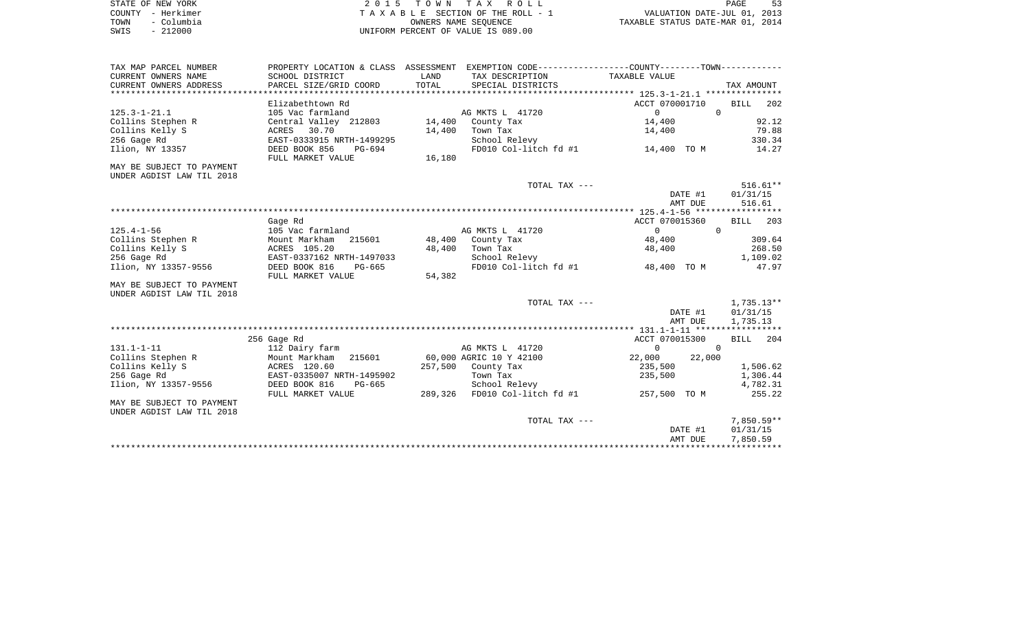STATE OF NEW YORK
COUNTY - Herkimer
TOWN - Columbia
SWIS - 212000

2 0 1 5 T O W N T A X R O L L
T A X A B L E SECTION OF THE ROLL - 1
OWNERS NAME SEQUENCE
UNIFORM PERCENT OF VALUE IS 089.00

VALUATION DATE-JUL 01, 2013
TAXABLE STATUS DATE-MAR 01, 2014

| TAX MAP PARCEL NUMBER / CURRENT OWNERS NAME / CURRENT OWNERS ADDRESS | PROPERTY LOCATION & CLASS / SCHOOL DISTRICT / PARCEL SIZE/GRID COORD | ASSESSMENT LAND / TOTAL | EXEMPTION CODE / TAX DESCRIPTION / SPECIAL DISTRICTS | COUNTY / TAXABLE VALUE | TOWN | TAX AMOUNT |
|---|---|---|---|---|---|---|
| **125.3-1-21.1** | Elizabethtown Rd | | | ACCT 070001710 | | BILL 202 |
| 125.3-1-21.1 | 105 Vac farmland | | AG MKTS L 41720 | 0 | 0 | |
| Collins Stephen R | Central Valley 212803 | 14,400 | County Tax | 14,400 | | 92.12 |
| Collins Kelly S | ACRES 30.70 | 14,400 | Town Tax | 14,400 | | 79.88 |
| 256 Gage Rd | EAST-0333915 NRTH-1499295 | | School Relevy | | | 330.34 |
| Ilion, NY 13357 | DEED BOOK 856 PG-694 | | FD010 Col-litch fd #1 | 14,400 TO M | | 14.27 |
| | FULL MARKET VALUE | 16,180 | | | | |
| MAY BE SUBJECT TO PAYMENT UNDER AGDIST LAW TIL 2018 | | | | | | |
| | | | TOTAL TAX --- | | | 516.61** |
| | | | | | DATE #1 | 01/31/15 |
| | | | | | AMT DUE | 516.61 |
| **125.4-1-56** | Gage Rd | | | ACCT 070015360 | | BILL 203 |
| 125.4-1-56 | 105 Vac farmland | | AG MKTS L 41720 | 0 | 0 | |
| Collins Stephen R | Mount Markham 215601 | 48,400 | County Tax | 48,400 | | 309.64 |
| Collins Kelly S | ACRES 105.20 | 48,400 | Town Tax | 48,400 | | 268.50 |
| 256 Gage Rd | EAST-0337162 NRTH-1497033 | | School Relevy | | | 1,109.02 |
| Ilion, NY 13357-9556 | DEED BOOK 816 PG-665 | | FD010 Col-litch fd #1 | 48,400 TO M | | 47.97 |
| | FULL MARKET VALUE | 54,382 | | | | |
| MAY BE SUBJECT TO PAYMENT UNDER AGDIST LAW TIL 2018 | | | | | | |
| | | | TOTAL TAX --- | | | 1,735.13** |
| | | | | | DATE #1 | 01/31/15 |
| | | | | | AMT DUE | 1,735.13 |
| **131.1-1-11** | 256 Gage Rd | | | ACCT 070015300 | | BILL 204 |
| 131.1-1-11 | 112 Dairy farm | | AG MKTS L 41720 | 0 | 0 | |
| Collins Stephen R | Mount Markham 215601 | 60,000 | AGRIC 10 Y 42100 | 22,000 | 22,000 | |
| Collins Kelly S | ACRES 120.60 | 257,500 | County Tax | 235,500 | | 1,506.62 |
| 256 Gage Rd | EAST-0335007 NRTH-1495902 | | Town Tax | 235,500 | | 1,306.44 |
| Ilion, NY 13357-9556 | DEED BOOK 816 PG-665 | | School Relevy | | | 4,782.31 |
| | FULL MARKET VALUE | 289,326 | FD010 Col-litch fd #1 | 257,500 TO M | | 255.22 |
| MAY BE SUBJECT TO PAYMENT UNDER AGDIST LAW TIL 2018 | | | | | | |
| | | | TOTAL TAX --- | | | 7,850.59** |
| | | | | | DATE #1 | 01/31/15 |
| | | | | | AMT DUE | 7,850.59 |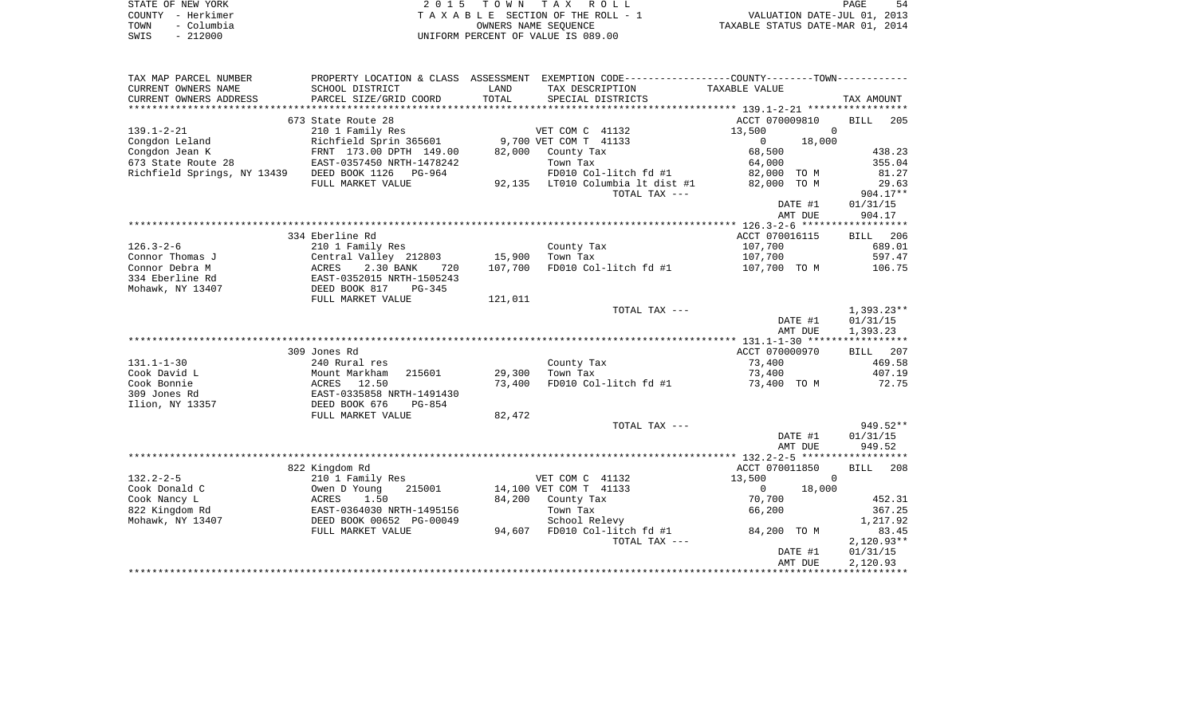STATE OF NEW YORK
COUNTY - Herkimer
TOWN - Columbia
SWIS - 212000

2 0 1 5  T O W N  T A X  R O L L
T A X A B L E  SECTION OF THE ROLL - 1
OWNERS NAME SEQUENCE
UNIFORM PERCENT OF VALUE IS 089.00

VALUATION DATE-JUL 01, 2013
TAXABLE STATUS DATE-MAR 01, 2014

| TAX MAP PARCEL NUMBER<br>CURRENT OWNERS NAME<br>CURRENT OWNERS ADDRESS | PROPERTY LOCATION & CLASS<br>SCHOOL DISTRICT<br>PARCEL SIZE/GRID COORD | ASSESSMENT<br>LAND<br>TOTAL | EXEMPTION CODE---COUNTY---TOWN---<br>TAX DESCRIPTION<br>SPECIAL DISTRICTS | TAXABLE VALUE | TAX AMOUNT |
|---|---|---|---|---|---|
| | 673 State Route 28 | | | ACCT 070009810 | BILL 205 |
| 139.1-2-21 | 210 1 Family Res | | VET COM C 41132 | 13,500 0 | |
| Congdon Leland | Richfield Sprin 365601 | 9,700 | VET COM T 41133 | 0 18,000 | |
| Congdon Jean K | FRNT 173.00 DPTH 149.00 | 82,000 | County Tax | 68,500 | 438.23 |
| 673 State Route 28 | EAST-0357450 NRTH-1478242 | | Town Tax | 64,000 | 355.04 |
| Richfield Springs, NY 13439 | DEED BOOK 1126 PG-964 | | FD010 Col-litch fd #1 | 82,000 TO M | 81.27 |
| | FULL MARKET VALUE | 92,135 | LT010 Columbia lt dist #1 | 82,000 TO M | 29.63 |
| | | | TOTAL TAX --- | | 904.17** |
| | | | | DATE #1 | 01/31/15 |
| | | | | AMT DUE | 904.17 |
| | 334 Eberline Rd | | | ACCT 070016115 | BILL 206 |
| 126.3-2-6 | 210 1 Family Res | | County Tax | 107,700 | 689.01 |
| Connor Thomas J | Central Valley 212803 | 15,900 | Town Tax | 107,700 | 597.47 |
| Connor Debra M | ACRES 2.30 BANK 720 | 107,700 | FD010 Col-litch fd #1 | 107,700 TO M | 106.75 |
| 334 Eberline Rd | EAST-0352015 NRTH-1505243 | | | | |
| Mohawk, NY 13407 | DEED BOOK 817 PG-345 | | | | |
| | FULL MARKET VALUE | 121,011 | | | |
| | | | TOTAL TAX --- | | 1,393.23** |
| | | | | DATE #1 | 01/31/15 |
| | | | | AMT DUE | 1,393.23 |
| | 309 Jones Rd | | | ACCT 070000970 | BILL 207 |
| 131.1-1-30 | 240 Rural res | | County Tax | 73,400 | 469.58 |
| Cook David L | Mount Markham 215601 | 29,300 | Town Tax | 73,400 | 407.19 |
| Cook Bonnie | ACRES 12.50 | 73,400 | FD010 Col-litch fd #1 | 73,400 TO M | 72.75 |
| 309 Jones Rd | EAST-0335858 NRTH-1491430 | | | | |
| Ilion, NY 13357 | DEED BOOK 676 PG-854 | | | | |
| | FULL MARKET VALUE | 82,472 | | | |
| | | | TOTAL TAX --- | | 949.52** |
| | | | | DATE #1 | 01/31/15 |
| | | | | AMT DUE | 949.52 |
| | 822 Kingdom Rd | | | ACCT 070011850 | BILL 208 |
| 132.2-2-5 | 210 1 Family Res | | VET COM C 41132 | 13,500 0 | |
| Cook Donald C | Owen D Young 215001 | 14,100 | VET COM T 41133 | 0 18,000 | |
| Cook Nancy L | ACRES 1.50 | 84,200 | County Tax | 70,700 | 452.31 |
| 822 Kingdom Rd | EAST-0364030 NRTH-1495156 | | Town Tax | 66,200 | 367.25 |
| Mohawk, NY 13407 | DEED BOOK 00652 PG-00049 | | School Relevy | | 1,217.92 |
| | FULL MARKET VALUE | 94,607 | FD010 Col-litch fd #1 | 84,200 TO M | 83.45 |
| | | | TOTAL TAX --- | | 2,120.93** |
| | | | | DATE #1 | 01/31/15 |
| | | | | AMT DUE | 2,120.93 |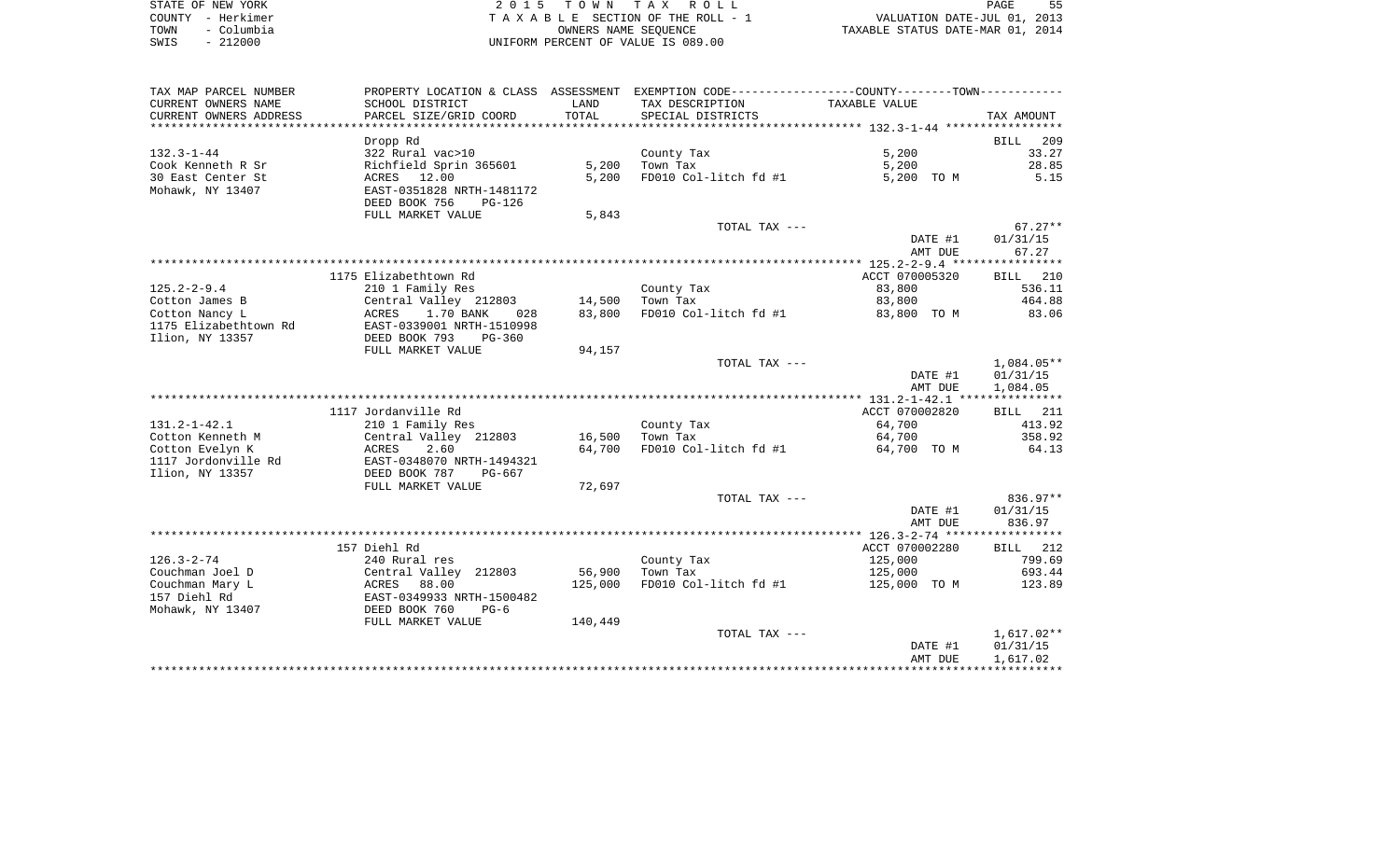STATE OF NEW YORK — COUNTY - Herkimer — TOWN - Columbia — SWIS - 212000

2 0 1 5 T O W N T A X R O L L
T A X A B L E SECTION OF THE ROLL - 1
OWNERS NAME SEQUENCE
UNIFORM PERCENT OF VALUE IS 089.00

VALUATION DATE-JUL 01, 2013
TAXABLE STATUS DATE-MAR 01, 2014

| TAX MAP PARCEL NUMBER / CURRENT OWNERS NAME / CURRENT OWNERS ADDRESS | PROPERTY LOCATION & CLASS / SCHOOL DISTRICT / PARCEL SIZE/GRID COORD | ASSESSMENT LAND / TOTAL | EXEMPTION CODE / TAX DESCRIPTION / SPECIAL DISTRICTS | COUNTY--------TOWN / TAXABLE VALUE | TAX AMOUNT |
|---|---|---|---|---|---|
| | Dropp Rd | | | | BILL 209 |
| 132.3-1-44 | 322 Rural vac>10 | | County Tax | 5,200 | 33.27 |
| Cook Kenneth R Sr | Richfield Sprin 365601 | 5,200 | Town Tax | 5,200 | 28.85 |
| 30 East Center St | ACRES 12.00 | 5,200 | FD010 Col-litch fd #1 | 5,200 TO M | 5.15 |
| Mohawk, NY 13407 | EAST-0351828 NRTH-1481172 | | | | |
| | DEED BOOK 756 PG-126 | | | | |
| | FULL MARKET VALUE | 5,843 | | | |
| | | | TOTAL TAX --- | | 67.27** |
| | | | | DATE #1 | 01/31/15 |
| | | | | AMT DUE | 67.27 |
| | 1175 Elizabethtown Rd | | | ACCT 070005320 | BILL 210 |
| 125.2-2-9.4 | 210 1 Family Res | | County Tax | 83,800 | 536.11 |
| Cotton James B | Central Valley 212803 | 14,500 | Town Tax | 83,800 | 464.88 |
| Cotton Nancy L | ACRES 1.70 BANK 028 | 83,800 | FD010 Col-litch fd #1 | 83,800 TO M | 83.06 |
| 1175 Elizabethtown Rd | EAST-0339001 NRTH-1510998 | | | | |
| Ilion, NY 13357 | DEED BOOK 793 PG-360 | | | | |
| | FULL MARKET VALUE | 94,157 | | | |
| | | | TOTAL TAX --- | | 1,084.05** |
| | | | | DATE #1 | 01/31/15 |
| | | | | AMT DUE | 1,084.05 |
| | 1117 Jordanville Rd | | | ACCT 070002820 | BILL 211 |
| 131.2-1-42.1 | 210 1 Family Res | | County Tax | 64,700 | 413.92 |
| Cotton Kenneth M | Central Valley 212803 | 16,500 | Town Tax | 64,700 | 358.92 |
| Cotton Evelyn K | ACRES 2.60 | 64,700 | FD010 Col-litch fd #1 | 64,700 TO M | 64.13 |
| 1117 Jordonville Rd | EAST-0348070 NRTH-1494321 | | | | |
| Ilion, NY 13357 | DEED BOOK 787 PG-667 | | | | |
| | FULL MARKET VALUE | 72,697 | | | |
| | | | TOTAL TAX --- | | 836.97** |
| | | | | DATE #1 | 01/31/15 |
| | | | | AMT DUE | 836.97 |
| | 157 Diehl Rd | | | ACCT 070002280 | BILL 212 |
| 126.3-2-74 | 240 Rural res | | County Tax | 125,000 | 799.69 |
| Couchman Joel D | Central Valley 212803 | 56,900 | Town Tax | 125,000 | 693.44 |
| Couchman Mary L | ACRES 88.00 | 125,000 | FD010 Col-litch fd #1 | 125,000 TO M | 123.89 |
| 157 Diehl Rd | EAST-0349933 NRTH-1500482 | | | | |
| Mohawk, NY 13407 | DEED BOOK 760 PG-6 | | | | |
| | FULL MARKET VALUE | 140,449 | | | |
| | | | TOTAL TAX --- | | 1,617.02** |
| | | | | DATE #1 | 01/31/15 |
| | | | | AMT DUE | 1,617.02 |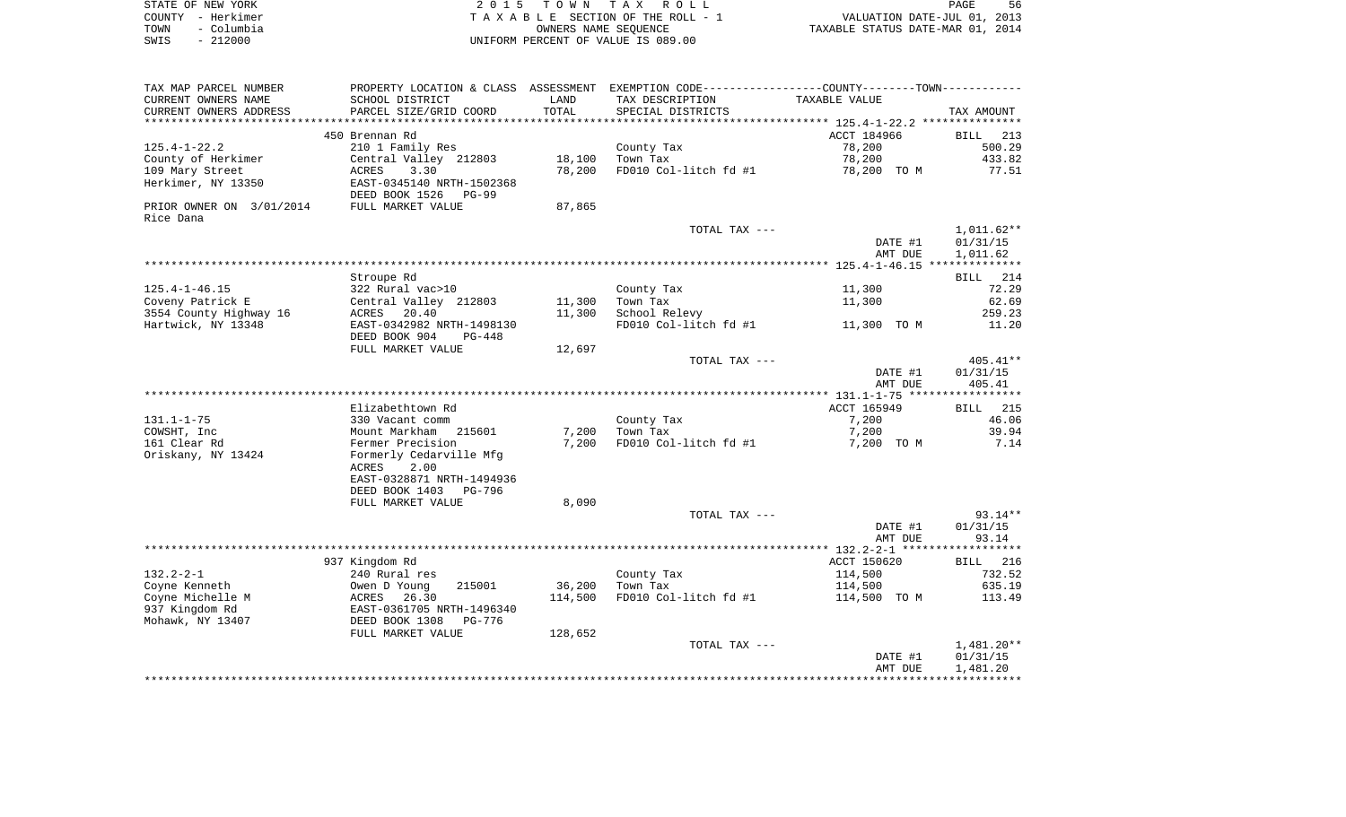STATE OF NEW YORK
COUNTY - Herkimer
TOWN - Columbia
SWIS - 212000

2 0 1 5 T O W N T A X R O L L
T A X A B L E SECTION OF THE ROLL - 1
OWNERS NAME SEQUENCE
UNIFORM PERCENT OF VALUE IS 089.00

VALUATION DATE-JUL 01, 2013
TAXABLE STATUS DATE-MAR 01, 2014

| TAX MAP PARCEL NUMBER / CURRENT OWNERS NAME / CURRENT OWNERS ADDRESS | PROPERTY LOCATION & CLASS / SCHOOL DISTRICT / PARCEL SIZE/GRID COORD | ASSESSMENT LAND / TOTAL | EXEMPTION CODE / TAX DESCRIPTION / SPECIAL DISTRICTS | COUNTY--------TOWN TAXABLE VALUE | TAX AMOUNT |
|---|---|---|---|---|---|
| | 450 Brennan Rd | | | ACCT 184966 | BILL 213 |
| 125.4-1-22.2 | 210 1 Family Res | | County Tax | 78,200 | 500.29 |
| County of Herkimer | Central Valley 212803 | 18,100 | Town Tax | 78,200 | 433.82 |
| 109 Mary Street | ACRES 3.30 | 78,200 | FD010 Col-litch fd #1 | 78,200 TO M | 77.51 |
| Herkimer, NY 13350 | EAST-0345140 NRTH-1502368 | | | | |
| | DEED BOOK 1526 PG-99 | | | | |
| PRIOR OWNER ON 3/01/2014 | FULL MARKET VALUE | 87,865 | | | |
| Rice Dana | | | | | |
| | | | TOTAL TAX --- | | 1,011.62** |
| | | | | DATE #1 | 01/31/15 |
| | | | | AMT DUE | 1,011.62 |
| | Stroupe Rd | | | | BILL 214 |
| 125.4-1-46.15 | 322 Rural vac>10 | | County Tax | 11,300 | 72.29 |
| Coveny Patrick E | Central Valley 212803 | 11,300 | Town Tax | 11,300 | 62.69 |
| 3554 County Highway 16 | ACRES 20.40 | 11,300 | School Relevy | | 259.23 |
| Hartwick, NY 13348 | EAST-0342982 NRTH-1498130 | | FD010 Col-litch fd #1 | 11,300 TO M | 11.20 |
| | DEED BOOK 904 PG-448 | | | | |
| | FULL MARKET VALUE | 12,697 | | | |
| | | | TOTAL TAX --- | | 405.41** |
| | | | | DATE #1 | 01/31/15 |
| | | | | AMT DUE | 405.41 |
| | Elizabethtown Rd | | | ACCT 165949 | BILL 215 |
| 131.1-1-75 | 330 Vacant comm | | County Tax | 7,200 | 46.06 |
| COWSHT, Inc | Mount Markham 215601 | 7,200 | Town Tax | 7,200 | 39.94 |
| 161 Clear Rd | Fermer Precision | 7,200 | FD010 Col-litch fd #1 | 7,200 TO M | 7.14 |
| Oriskany, NY 13424 | Formerly Cedarville Mfg | | | | |
| | ACRES 2.00 | | | | |
| | EAST-0328871 NRTH-1494936 | | | | |
| | DEED BOOK 1403 PG-796 | | | | |
| | FULL MARKET VALUE | 8,090 | | | |
| | | | TOTAL TAX --- | | 93.14** |
| | | | | DATE #1 | 01/31/15 |
| | | | | AMT DUE | 93.14 |
| | 937 Kingdom Rd | | | ACCT 150620 | BILL 216 |
| 132.2-2-1 | 240 Rural res | | County Tax | 114,500 | 732.52 |
| Coyne Kenneth | Owen D Young 215001 | 36,200 | Town Tax | 114,500 | 635.19 |
| Coyne Michelle M | ACRES 26.30 | 114,500 | FD010 Col-litch fd #1 | 114,500 TO M | 113.49 |
| 937 Kingdom Rd | EAST-0361705 NRTH-1496340 | | | | |
| Mohawk, NY 13407 | DEED BOOK 1308 PG-776 | | | | |
| | FULL MARKET VALUE | 128,652 | | | |
| | | | TOTAL TAX --- | | 1,481.20** |
| | | | | DATE #1 | 01/31/15 |
| | | | | AMT DUE | 1,481.20 |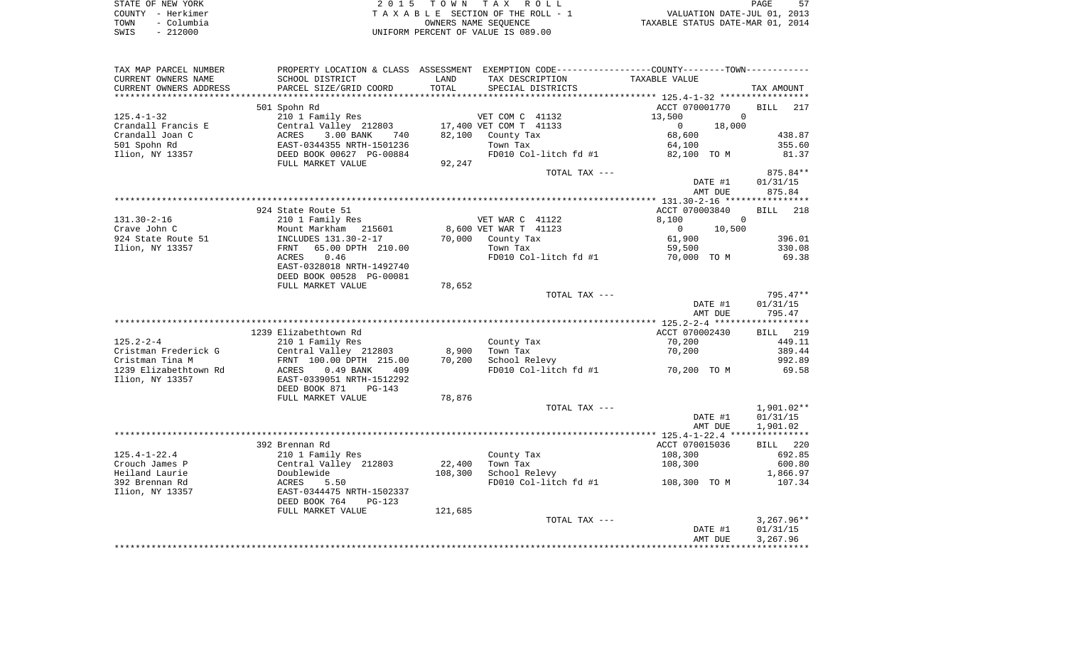STATE OF NEW YORK — 2015 TOWN TAX ROLL
COUNTY - Herkimer — TAXABLE SECTION OF THE ROLL - 1 — VALUATION DATE-JUL 01, 2013
TOWN - Columbia — OWNERS NAME SEQUENCE — TAXABLE STATUS DATE-MAR 01, 2014
SWIS - 212000 — UNIFORM PERCENT OF VALUE IS 089.00

| TAX MAP PARCEL NUMBER / CURRENT OWNERS NAME / CURRENT OWNERS ADDRESS | PROPERTY LOCATION & CLASS / SCHOOL DISTRICT / PARCEL SIZE/GRID COORD | ASSESSMENT LAND / TOTAL | EXEMPTION CODE / TAX DESCRIPTION / SPECIAL DISTRICTS | COUNTY / TOWN TAXABLE VALUE | TAX AMOUNT |
|---|---|---|---|---|---|
| | 501 Spohn Rd | | | ACCT 070001770 | BILL 217 |
| 125.4-1-32 | 210 1 Family Res | | VET COM C 41132 | 13,500 0 | |
| Crandall Francis E | Central Valley 212803 | 17,400 | VET COM T 41133 | 0 18,000 | |
| Crandall Joan C | ACRES 3.00 BANK 740 | 82,100 | County Tax | 68,600 | 438.87 |
| 501 Spohn Rd | EAST-0344355 NRTH-1501236 | | Town Tax | 64,100 | 355.60 |
| Ilion, NY 13357 | DEED BOOK 00627 PG-00884 | | FD010 Col-litch fd #1 | 82,100 TO M | 81.37 |
| | FULL MARKET VALUE | 92,247 | | | |
| | | | TOTAL TAX --- | | 875.84** |
| | | | | DATE #1 | 01/31/15 |
| | | | | AMT DUE | 875.84 |
| | 924 State Route 51 | | | ACCT 070003840 | BILL 218 |
| 131.30-2-16 | 210 1 Family Res | | VET WAR C 41122 | 8,100 0 | |
| Crave John C | Mount Markham 215601 | 8,600 | VET WAR T 41123 | 0 10,500 | |
| 924 State Route 51 | INCLUDES 131.30-2-17 | 70,000 | County Tax | 61,900 | 396.01 |
| Ilion, NY 13357 | FRNT 65.00 DPTH 210.00 | | Town Tax | 59,500 | 330.08 |
| | ACRES 0.46 | | FD010 Col-litch fd #1 | 70,000 TO M | 69.38 |
| | EAST-0328018 NRTH-1492740 | | | | |
| | DEED BOOK 00528 PG-00081 | | | | |
| | FULL MARKET VALUE | 78,652 | | | |
| | | | TOTAL TAX --- | | 795.47** |
| | | | | DATE #1 | 01/31/15 |
| | | | | AMT DUE | 795.47 |
| | 1239 Elizabethtown Rd | | | ACCT 070002430 | BILL 219 |
| 125.2-2-4 | 210 1 Family Res | | County Tax | 70,200 | 449.11 |
| Cristman Frederick G | Central Valley 212803 | 8,900 | Town Tax | 70,200 | 389.44 |
| Cristman Tina M | FRNT 100.00 DPTH 215.00 | 70,200 | School Relevy | | 992.89 |
| 1239 Elizabethtown Rd | ACRES 0.49 BANK 409 | | FD010 Col-litch fd #1 | 70,200 TO M | 69.58 |
| Ilion, NY 13357 | EAST-0339051 NRTH-1512292 | | | | |
| | DEED BOOK 871 PG-143 | | | | |
| | FULL MARKET VALUE | 78,876 | | | |
| | | | TOTAL TAX --- | | 1,901.02** |
| | | | | DATE #1 | 01/31/15 |
| | | | | AMT DUE | 1,901.02 |
| | 392 Brennan Rd | | | ACCT 070015036 | BILL 220 |
| 125.4-1-22.4 | 210 1 Family Res | | County Tax | 108,300 | 692.85 |
| Crouch James P | Central Valley 212803 | 22,400 | Town Tax | 108,300 | 600.80 |
| Heiland Laurie | Doublewide | 108,300 | School Relevy | | 1,866.97 |
| 392 Brennan Rd | ACRES 5.50 | | FD010 Col-litch fd #1 | 108,300 TO M | 107.34 |
| Ilion, NY 13357 | EAST-0344475 NRTH-1502337 | | | | |
| | DEED BOOK 764 PG-123 | | | | |
| | FULL MARKET VALUE | 121,685 | | | |
| | | | TOTAL TAX --- | | 3,267.96** |
| | | | | DATE #1 | 01/31/15 |
| | | | | AMT DUE | 3,267.96 |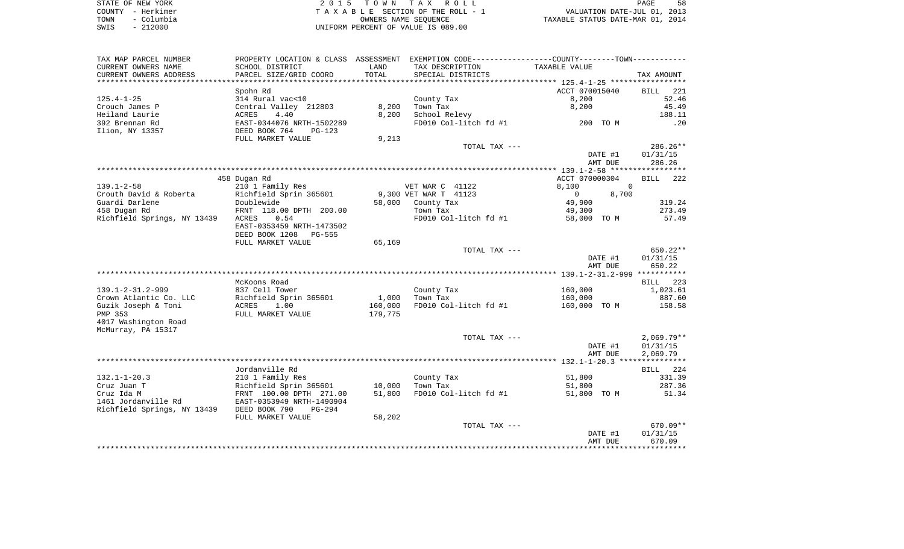STATE OF NEW YORK | 2015 TOWN TAX ROLL
COUNTY - Herkimer | TAXABLE SECTION OF THE ROLL - 1 | VALUATION DATE-JUL 01, 2013
TOWN - Columbia | OWNERS NAME SEQUENCE | TAXABLE STATUS DATE-MAR 01, 2014
SWIS - 212000 | UNIFORM PERCENT OF VALUE IS 089.00

| TAX MAP PARCEL NUMBER<br>CURRENT OWNERS NAME<br>CURRENT OWNERS ADDRESS | PROPERTY LOCATION & CLASS<br>SCHOOL DISTRICT<br>PARCEL SIZE/GRID COORD | ASSESSMENT<br>LAND<br>TOTAL | EXEMPTION CODE-----COUNTY-----TOWN-----<br>TAX DESCRIPTION<br>SPECIAL DISTRICTS | TAXABLE VALUE | TAX AMOUNT |
|---|---|---|---|---|---|
| | Spohn Rd | | | ACCT 070015040 | BILL 221 |
| 125.4-1-25 | 314 Rural vac<10 | | County Tax | 8,200 | 52.46 |
| Crouch James P | Central Valley 212803 | 8,200 | Town Tax | 8,200 | 45.49 |
| Heiland Laurie | ACRES 4.40 | 8,200 | School Relevy | | 188.11 |
| 392 Brennan Rd | EAST-0344076 NRTH-1502289 | | FD010 Col-litch fd #1 | 200 TO M | .20 |
| Ilion, NY 13357 | DEED BOOK 764 PG-123 | | | | |
| | FULL MARKET VALUE | 9,213 | | | |
| | | | TOTAL TAX --- | | 286.26** |
| | | | | DATE #1 | 01/31/15 |
| | | | | AMT DUE | 286.26 |
| | 458 Dugan Rd | | | ACCT 070000304 | BILL 222 |
| 139.1-2-58 | 210 1 Family Res | | VET WAR C 41122 | 8,100 0 | |
| Crouth David & Roberta | Richfield Sprin 365601 | 9,300 | VET WAR T 41123 | 0 8,700 | |
| Guardi Darlene | Doublewide | 58,000 | County Tax | 49,900 | 319.24 |
| 458 Dugan Rd | FRNT 118.00 DPTH 200.00 | | Town Tax | 49,300 | 273.49 |
| Richfield Springs, NY 13439 | ACRES 0.54 | | FD010 Col-litch fd #1 | 58,000 TO M | 57.49 |
| | EAST-0353459 NRTH-1473502 | | | | |
| | DEED BOOK 1208 PG-555 | | | | |
| | FULL MARKET VALUE | 65,169 | | | |
| | | | TOTAL TAX --- | | 650.22** |
| | | | | DATE #1 | 01/31/15 |
| | | | | AMT DUE | 650.22 |
| | McKoons Road | | | | BILL 223 |
| 139.1-2-31.2-999 | 837 Cell Tower | | County Tax | 160,000 | 1,023.61 |
| Crown Atlantic Co. LLC | Richfield Sprin 365601 | 1,000 | Town Tax | 160,000 | 887.60 |
| Guzik Joseph & Toni | ACRES 1.00 | 160,000 | FD010 Col-litch fd #1 | 160,000 TO M | 158.58 |
| PMP 353 | FULL MARKET VALUE | 179,775 | | | |
| 4017 Washington Road | | | | | |
| McMurray, PA 15317 | | | | | |
| | | | TOTAL TAX --- | | 2,069.79** |
| | | | | DATE #1 | 01/31/15 |
| | | | | AMT DUE | 2,069.79 |
| | Jordanville Rd | | | | BILL 224 |
| 132.1-1-20.3 | 210 1 Family Res | | County Tax | 51,800 | 331.39 |
| Cruz Juan T | Richfield Sprin 365601 | 10,000 | Town Tax | 51,800 | 287.36 |
| Cruz Ida M | FRNT 100.00 DPTH 271.00 | 51,800 | FD010 Col-litch fd #1 | 51,800 TO M | 51.34 |
| 1461 Jordanville Rd | EAST-0353949 NRTH-1490904 | | | | |
| Richfield Springs, NY 13439 | DEED BOOK 790 PG-294 | | | | |
| | FULL MARKET VALUE | 58,202 | | | |
| | | | TOTAL TAX --- | | 670.09** |
| | | | | DATE #1 | 01/31/15 |
| | | | | AMT DUE | 670.09 |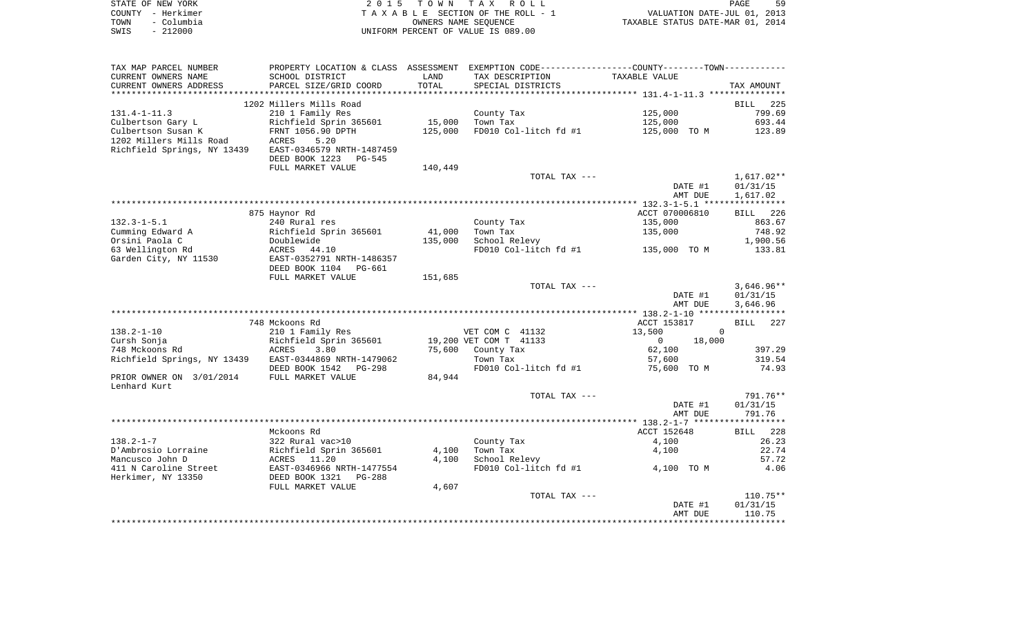STATE OF NEW YORK
COUNTY - Herkimer
TOWN - Columbia
SWIS - 212000

2 0 1 5 T O W N T A X R O L L
T A X A B L E SECTION OF THE ROLL - 1
OWNERS NAME SEQUENCE
UNIFORM PERCENT OF VALUE IS 089.00

VALUATION DATE-JUL 01, 2013
TAXABLE STATUS DATE-MAR 01, 2014

| TAX MAP PARCEL NUMBER / CURRENT OWNERS NAME / CURRENT OWNERS ADDRESS | PROPERTY LOCATION & CLASS / SCHOOL DISTRICT / PARCEL SIZE/GRID COORD | ASSESSMENT LAND / TOTAL | EXEMPTION CODE / TAX DESCRIPTION / SPECIAL DISTRICTS | COUNTY / TOWN TAXABLE VALUE | TAX AMOUNT |
|---|---|---|---|---|---|
| 131.4-1-11.3 | 1202 Millers Mills Road | | | | BILL 225 |
| | 210 1 Family Res | | County Tax | 125,000 | 799.69 |
| Culbertson Gary L | Richfield Sprin 365601 | 15,000 | Town Tax | 125,000 | 693.44 |
| Culbertson Susan K | FRNT 1056.90 DPTH | 125,000 | FD010 Col-litch fd #1 | 125,000 TO M | 123.89 |
| 1202 Millers Mills Road | ACRES 5.20 | | | | |
| Richfield Springs, NY 13439 | EAST-0346579 NRTH-1487459 | | | | |
| | DEED BOOK 1223 PG-545 | | | | |
| | FULL MARKET VALUE | 140,449 | | | |
| | | | TOTAL TAX --- | | 1,617.02** |
| | | | | DATE #1 | 01/31/15 |
| | | | | AMT DUE | 1,617.02 |
| 132.3-1-5.1 | 875 Haynor Rd | | | ACCT 070006810 | BILL 226 |
| | 240 Rural res | | County Tax | 135,000 | 863.67 |
| Cumming Edward A | Richfield Sprin 365601 | 41,000 | Town Tax | 135,000 | 748.92 |
| Orsini Paola C | Doublewide | 135,000 | School Relevy | | 1,900.56 |
| 63 Wellington Rd | ACRES 44.10 | | FD010 Col-litch fd #1 | 135,000 TO M | 133.81 |
| Garden City, NY 11530 | EAST-0352791 NRTH-1486357 | | | | |
| | DEED BOOK 1104 PG-661 | | | | |
| | FULL MARKET VALUE | 151,685 | | | |
| | | | TOTAL TAX --- | | 3,646.96** |
| | | | | DATE #1 | 01/31/15 |
| | | | | AMT DUE | 3,646.96 |
| 138.2-1-10 | 748 Mckoons Rd | | | ACCT 153817 | BILL 227 |
| | 210 1 Family Res | | VET COM C 41132 | 13,500 / 0 | |
| Cursh Sonja | Richfield Sprin 365601 | 19,200 | VET COM T 41133 | 0 / 18,000 | |
| 748 Mckoons Rd | ACRES 3.80 | 75,600 | County Tax | 62,100 | 397.29 |
| Richfield Springs, NY 13439 | EAST-0344869 NRTH-1479062 | | Town Tax | 57,600 | 319.54 |
| | DEED BOOK 1542 PG-298 | | FD010 Col-litch fd #1 | 75,600 TO M | 74.93 |
| PRIOR OWNER ON 3/01/2014 | FULL MARKET VALUE | 84,944 | | | |
| Lenhard Kurt | | | | | |
| | | | TOTAL TAX --- | | 791.76** |
| | | | | DATE #1 | 01/31/15 |
| | | | | AMT DUE | 791.76 |
| 138.2-1-7 | Mckoons Rd | | | ACCT 152648 | BILL 228 |
| | 322 Rural vac>10 | | County Tax | 4,100 | 26.23 |
| D'Ambrosio Lorraine | Richfield Sprin 365601 | 4,100 | Town Tax | 4,100 | 22.74 |
| Mancusco John D | ACRES 11.20 | 4,100 | School Relevy | | 57.72 |
| 411 N Caroline Street | EAST-0346966 NRTH-1477554 | | FD010 Col-litch fd #1 | 4,100 TO M | 4.06 |
| Herkimer, NY 13350 | DEED BOOK 1321 PG-288 | | | | |
| | FULL MARKET VALUE | 4,607 | | | |
| | | | TOTAL TAX --- | | 110.75** |
| | | | | DATE #1 | 01/31/15 |
| | | | | AMT DUE | 110.75 |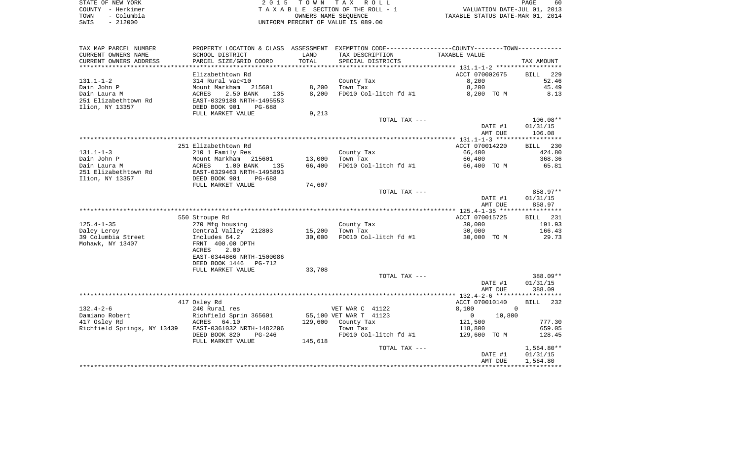STATE OF NEW YORK
COUNTY - Herkimer
TOWN - Columbia
SWIS - 212000

2 0 1 5 T O W N T A X R O L L
T A X A B L E SECTION OF THE ROLL - 1
OWNERS NAME SEQUENCE
UNIFORM PERCENT OF VALUE IS 089.00

VALUATION DATE-JUL 01, 2013
TAXABLE STATUS DATE-MAR 01, 2014

| TAX MAP PARCEL NUMBER / CURRENT OWNERS NAME / CURRENT OWNERS ADDRESS | PROPERTY LOCATION & CLASS / SCHOOL DISTRICT / PARCEL SIZE/GRID COORD | ASSESSMENT LAND / TOTAL | EXEMPTION CODE / TAX DESCRIPTION / SPECIAL DISTRICTS | COUNTY / TOWN TAXABLE VALUE | TAX AMOUNT |
|---|---|---|---|---|---|
| | Elizabethtown Rd | | | ACCT 070002675 | BILL 229 |
| 131.1-1-2 | 314 Rural vac<10 | | County Tax | 8,200 | 52.46 |
| Dain John P | Mount Markham 215601 | 8,200 | Town Tax | 8,200 | 45.49 |
| Dain Laura M | ACRES 2.50 BANK 135 | 8,200 | FD010 Col-litch fd #1 | 8,200 TO M | 8.13 |
| 251 Elizabethtown Rd | EAST-0329188 NRTH-1495553 | | | | |
| Ilion, NY 13357 | DEED BOOK 901 PG-688 | | | | |
| | FULL MARKET VALUE | 9,213 | | | |
| | | | TOTAL TAX --- | | 106.08** |
| | | | | DATE #1 | 01/31/15 |
| | | | | AMT DUE | 106.08 |
| | 251 Elizabethtown Rd | | | ACCT 070014220 | BILL 230 |
| 131.1-1-3 | 210 1 Family Res | | County Tax | 66,400 | 424.80 |
| Dain John P | Mount Markham 215601 | 13,000 | Town Tax | 66,400 | 368.36 |
| Dain Laura M | ACRES 1.00 BANK 135 | 66,400 | FD010 Col-litch fd #1 | 66,400 TO M | 65.81 |
| 251 Elizabethtown Rd | EAST-0329463 NRTH-1495893 | | | | |
| Ilion, NY 13357 | DEED BOOK 901 PG-688 | | | | |
| | FULL MARKET VALUE | 74,607 | | | |
| | | | TOTAL TAX --- | | 858.97** |
| | | | | DATE #1 | 01/31/15 |
| | | | | AMT DUE | 858.97 |
| | 550 Stroupe Rd | | | ACCT 070015725 | BILL 231 |
| 125.4-1-35 | 270 Mfg housing | | County Tax | 30,000 | 191.93 |
| Daley Leroy | Central Valley 212803 | 15,200 | Town Tax | 30,000 | 166.43 |
| 39 Columbia Street | Includes 64.2 | 30,000 | FD010 Col-litch fd #1 | 30,000 TO M | 29.73 |
| Mohawk, NY 13407 | FRNT 400.00 DPTH | | | | |
| | ACRES 2.00 | | | | |
| | EAST-0344866 NRTH-1500086 | | | | |
| | DEED BOOK 1446 PG-712 | | | | |
| | FULL MARKET VALUE | 33,708 | | | |
| | | | TOTAL TAX --- | | 388.09** |
| | | | | DATE #1 | 01/31/15 |
| | | | | AMT DUE | 388.09 |
| | 417 Osley Rd | | | ACCT 070010140 | BILL 232 |
| 132.4-2-6 | 240 Rural res | | VET WAR C 41122 | 8,100 0 | |
| Damiano Robert | Richfield Sprin 365601 | 55,100 | VET WAR T 41123 | 0 10,800 | |
| 417 Osley Rd | ACRES 64.10 | 129,600 | County Tax | 121,500 | 777.30 |
| Richfield Springs, NY 13439 | EAST-0361032 NRTH-1482206 | | Town Tax | 118,800 | 659.05 |
| | DEED BOOK 820 PG-246 | | FD010 Col-litch fd #1 | 129,600 TO M | 128.45 |
| | FULL MARKET VALUE | 145,618 | | | |
| | | | TOTAL TAX --- | | 1,564.80** |
| | | | | DATE #1 | 01/31/15 |
| | | | | AMT DUE | 1,564.80 |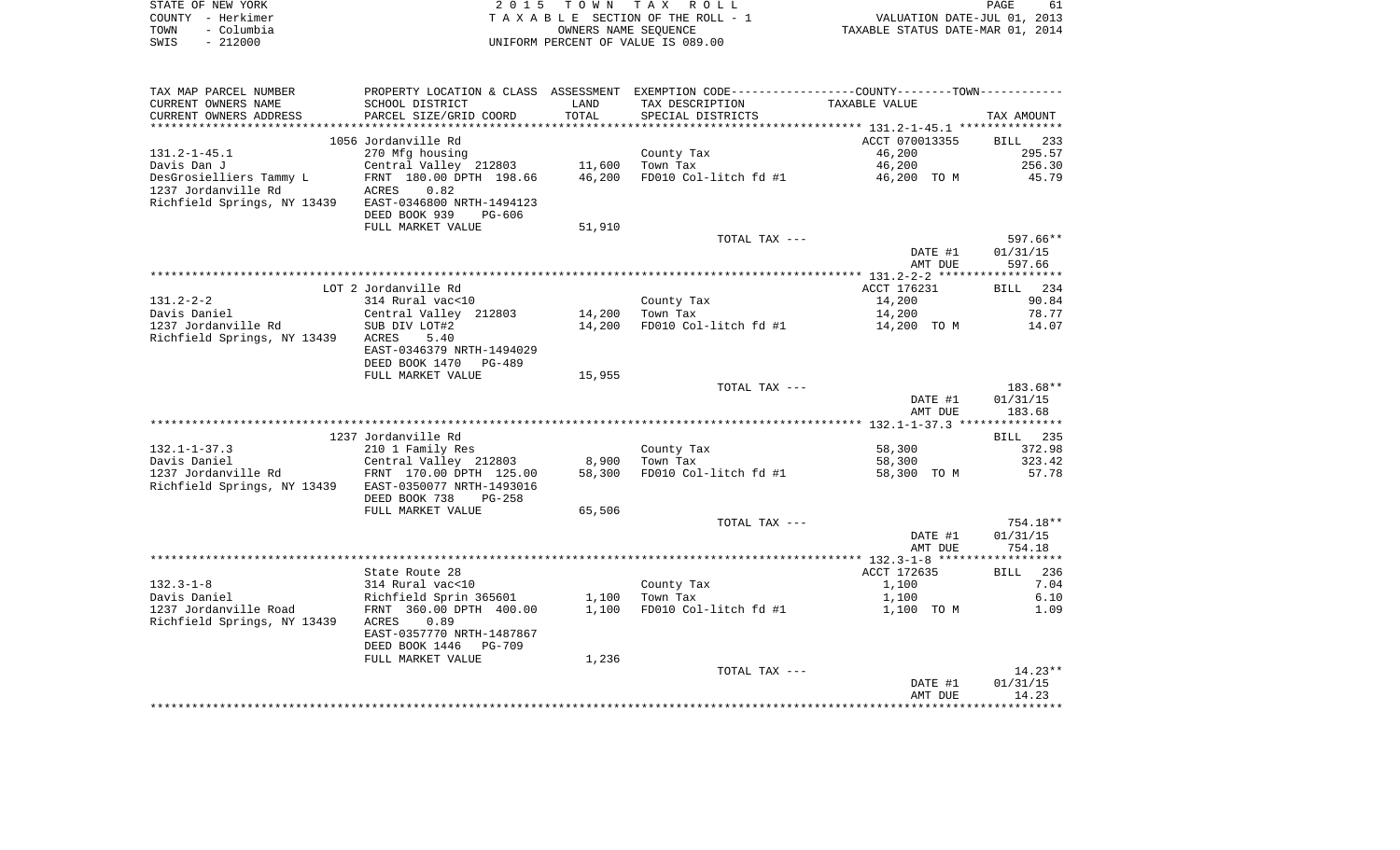STATE OF NEW YORK
COUNTY - Herkimer
TOWN - Columbia
SWIS - 212000

2 0 1 5 T O W N T A X R O L L
T A X A B L E SECTION OF THE ROLL - 1
OWNERS NAME SEQUENCE
UNIFORM PERCENT OF VALUE IS 089.00

VALUATION DATE-JUL 01, 2013
TAXABLE STATUS DATE-MAR 01, 2014

| TAX MAP PARCEL NUMBER / CURRENT OWNERS NAME / CURRENT OWNERS ADDRESS | PROPERTY LOCATION & CLASS / SCHOOL DISTRICT / PARCEL SIZE/GRID COORD | ASSESSMENT LAND / TOTAL | EXEMPTION CODE / TAX DESCRIPTION / SPECIAL DISTRICTS | COUNTY--------TOWN / TAXABLE VALUE | TAX AMOUNT |
|---|---|---|---|---|---|
| 131.2-1-45.1 | 1056 Jordanville Rd | | | ACCT 070013355 | BILL 233 |
| Davis Dan J | 270 Mfg housing | | County Tax | 46,200 | 295.57 |
| DesGrosielliers Tammy L | Central Valley 212803 | 11,600 | Town Tax | 46,200 | 256.30 |
| 1237 Jordanville Rd | FRNT 180.00 DPTH 198.66 | 46,200 | FD010 Col-litch fd #1 | 46,200 TO M | 45.79 |
| Richfield Springs, NY 13439 | ACRES 0.82 | | | | |
| | EAST-0346800 NRTH-1494123 | | | | |
| | DEED BOOK 939 PG-606 | | | | |
| | FULL MARKET VALUE | 51,910 | | | |
| | | | TOTAL TAX --- | | 597.66** |
| | | | | DATE #1 | 01/31/15 |
| | | | | AMT DUE | 597.66 |
| 131.2-2-2 | LOT 2 Jordanville Rd | | | ACCT 176231 | BILL 234 |
| Davis Daniel | 314 Rural vac<10 | | County Tax | 14,200 | 90.84 |
| 1237 Jordanville Rd | Central Valley 212803 | 14,200 | Town Tax | 14,200 | 78.77 |
| Richfield Springs, NY 13439 | SUB DIV LOT#2 | 14,200 | FD010 Col-litch fd #1 | 14,200 TO M | 14.07 |
| | ACRES 5.40 | | | | |
| | EAST-0346379 NRTH-1494029 | | | | |
| | DEED BOOK 1470 PG-489 | | | | |
| | FULL MARKET VALUE | 15,955 | | | |
| | | | TOTAL TAX --- | | 183.68** |
| | | | | DATE #1 | 01/31/15 |
| | | | | AMT DUE | 183.68 |
| 132.1-1-37.3 | 1237 Jordanville Rd | | | | BILL 235 |
| Davis Daniel | 210 1 Family Res | | County Tax | 58,300 | 372.98 |
| 1237 Jordanville Rd | Central Valley 212803 | 8,900 | Town Tax | 58,300 | 323.42 |
| Richfield Springs, NY 13439 | FRNT 170.00 DPTH 125.00 | 58,300 | FD010 Col-litch fd #1 | 58,300 TO M | 57.78 |
| | EAST-0350077 NRTH-1493016 | | | | |
| | DEED BOOK 738 PG-258 | | | | |
| | FULL MARKET VALUE | 65,506 | | | |
| | | | TOTAL TAX --- | | 754.18** |
| | | | | DATE #1 | 01/31/15 |
| | | | | AMT DUE | 754.18 |
| 132.3-1-8 | State Route 28 | | | ACCT 172635 | BILL 236 |
| Davis Daniel | 314 Rural vac<10 | | County Tax | 1,100 | 7.04 |
| 1237 Jordanville Road | Richfield Sprin 365601 | 1,100 | Town Tax | 1,100 | 6.10 |
| Richfield Springs, NY 13439 | FRNT 360.00 DPTH 400.00 | 1,100 | FD010 Col-litch fd #1 | 1,100 TO M | 1.09 |
| | ACRES 0.89 | | | | |
| | EAST-0357770 NRTH-1487867 | | | | |
| | DEED BOOK 1446 PG-709 | | | | |
| | FULL MARKET VALUE | 1,236 | | | |
| | | | TOTAL TAX --- | | 14.23** |
| | | | | DATE #1 | 01/31/15 |
| | | | | AMT DUE | 14.23 |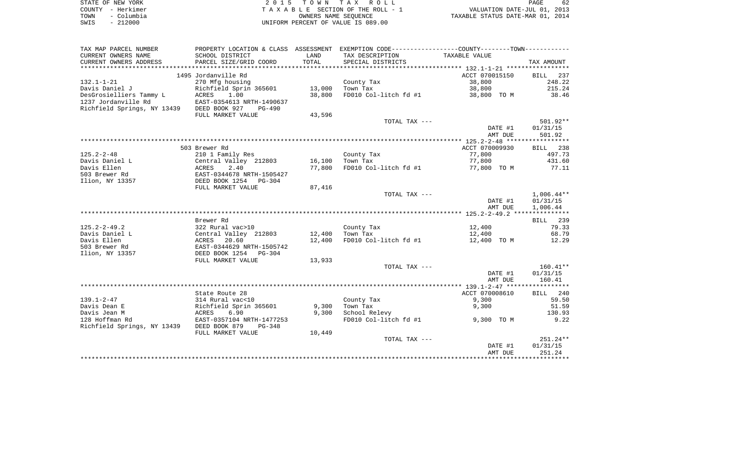STATE OF NEW YORK · COUNTY - Herkimer · TOWN - Columbia · SWIS - 212000

**2015 TOWN TAX ROLL**
TAXABLE SECTION OF THE ROLL - 1
OWNERS NAME SEQUENCE
UNIFORM PERCENT OF VALUE IS 089.00

VALUATION DATE-JUL 01, 2013
TAXABLE STATUS DATE-MAR 01, 2014

| TAX MAP PARCEL NUMBER / CURRENT OWNERS NAME / CURRENT OWNERS ADDRESS | PROPERTY LOCATION & CLASS / SCHOOL DISTRICT / PARCEL SIZE/GRID COORD | ASSESSMENT LAND / TOTAL | EXEMPTION CODE / TAX DESCRIPTION / SPECIAL DISTRICTS | TAXABLE VALUE (COUNTY--------TOWN) | TAX AMOUNT |
|---|---|---|---|---|---|
| | 1495 Jordanville Rd | | | ACCT 070015150 | BILL 237 |
| 132.1-1-21 | 270 Mfg housing | | County Tax | 38,800 | 248.22 |
| Davis Daniel J | Richfield Sprin 365601 | 13,000 | Town Tax | 38,800 | 215.24 |
| DesGrosielliers Tammy L | ACRES 1.00 | 38,800 | FD010 Col-litch fd #1 | 38,800 TO M | 38.46 |
| 1237 Jordanville Rd | EAST-0354613 NRTH-1490637 | | | | |
| Richfield Springs, NY 13439 | DEED BOOK 927 PG-490 | | | | |
| | FULL MARKET VALUE | 43,596 | | | |
| | | | TOTAL TAX --- | | 501.92** |
| | | | | DATE #1 | 01/31/15 |
| | | | | AMT DUE | 501.92 |
| | 503 Brewer Rd | | | ACCT 070009930 | BILL 238 |
| 125.2-2-48 | 210 1 Family Res | | County Tax | 77,800 | 497.73 |
| Davis Daniel L | Central Valley 212803 | 16,100 | Town Tax | 77,800 | 431.60 |
| Davis Ellen | ACRES 2.40 | 77,800 | FD010 Col-litch fd #1 | 77,800 TO M | 77.11 |
| 503 Brewer Rd | EAST-0344678 NRTH-1505427 | | | | |
| Ilion, NY 13357 | DEED BOOK 1254 PG-304 | | | | |
| | FULL MARKET VALUE | 87,416 | | | |
| | | | TOTAL TAX --- | | 1,006.44** |
| | | | | DATE #1 | 01/31/15 |
| | | | | AMT DUE | 1,006.44 |
| | Brewer Rd | | | | BILL 239 |
| 125.2-2-49.2 | 322 Rural vac>10 | | County Tax | 12,400 | 79.33 |
| Davis Daniel L | Central Valley 212803 | 12,400 | Town Tax | 12,400 | 68.79 |
| Davis Ellen | ACRES 20.60 | 12,400 | FD010 Col-litch fd #1 | 12,400 TO M | 12.29 |
| 503 Brewer Rd | EAST-0344629 NRTH-1505742 | | | | |
| Ilion, NY 13357 | DEED BOOK 1254 PG-304 | | | | |
| | FULL MARKET VALUE | 13,933 | | | |
| | | | TOTAL TAX --- | | 160.41** |
| | | | | DATE #1 | 01/31/15 |
| | | | | AMT DUE | 160.41 |
| | State Route 28 | | | ACCT 070008610 | BILL 240 |
| 139.1-2-47 | 314 Rural vac<10 | | County Tax | 9,300 | 59.50 |
| Davis Dean E | Richfield Sprin 365601 | 9,300 | Town Tax | 9,300 | 51.59 |
| Davis Jean M | ACRES 6.90 | 9,300 | School Relevy | | 130.93 |
| 128 Hoffman Rd | EAST-0357104 NRTH-1477253 | | FD010 Col-litch fd #1 | 9,300 TO M | 9.22 |
| Richfield Springs, NY 13439 | DEED BOOK 879 PG-348 | | | | |
| | FULL MARKET VALUE | 10,449 | | | |
| | | | TOTAL TAX --- | | 251.24** |
| | | | | DATE #1 | 01/31/15 |
| | | | | AMT DUE | 251.24 |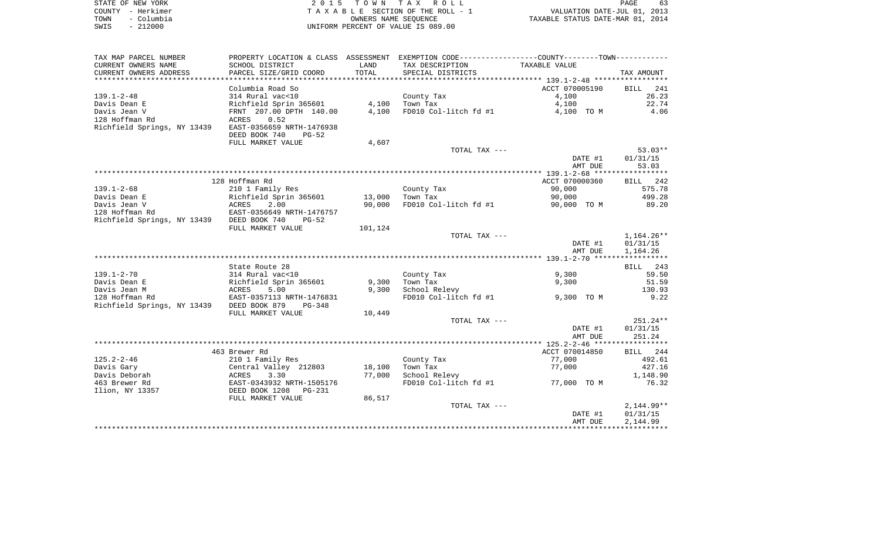STATE OF NEW YORK
COUNTY - Herkimer
TOWN - Columbia
SWIS - 212000

2015 TOWN TAX ROLL
TAXABLE SECTION OF THE ROLL - 1
OWNERS NAME SEQUENCE
UNIFORM PERCENT OF VALUE IS 089.00

VALUATION DATE-JUL 01, 2013
TAXABLE STATUS DATE-MAR 01, 2014

| TAX MAP PARCEL NUMBER / CURRENT OWNERS NAME / CURRENT OWNERS ADDRESS | PROPERTY LOCATION & CLASS / SCHOOL DISTRICT / PARCEL SIZE/GRID COORD | ASSESSMENT LAND | TOTAL | EXEMPTION CODE / TAX DESCRIPTION / SPECIAL DISTRICTS | COUNTY--------TOWN TAXABLE VALUE | TAX AMOUNT |
|---|---|---|---|---|---|---|
| **139.1-2-48** | Columbia Road So | | | | ACCT 070005190 | BILL 241 |
| 139.1-2-48 | 314 Rural vac<10 | | | County Tax | 4,100 | 26.23 |
| Davis Dean E | Richfield Sprin 365601 | 4,100 | | Town Tax | 4,100 | 22.74 |
| Davis Jean V | FRNT 207.00 DPTH 140.00 | | 4,100 | FD010 Col-litch fd #1 | 4,100 TO M | 4.06 |
| 128 Hoffman Rd | ACRES 0.52 | | | | | |
| Richfield Springs, NY 13439 | EAST-0356659 NRTH-1476938 | | | | | |
| | DEED BOOK 740 PG-52 | | | | | |
| | FULL MARKET VALUE | 4,607 | | | | |
| | | | | TOTAL TAX --- | | 53.03** |
| | | | | | DATE #1 | 01/31/15 |
| | | | | | AMT DUE | 53.03 |
| **139.1-2-68** | 128 Hoffman Rd | | | | ACCT 070000360 | BILL 242 |
| 139.1-2-68 | 210 1 Family Res | | | County Tax | 90,000 | 575.78 |
| Davis Dean E | Richfield Sprin 365601 | 13,000 | | Town Tax | 90,000 | 499.28 |
| Davis Jean V | ACRES 2.00 | | 90,000 | FD010 Col-litch fd #1 | 90,000 TO M | 89.20 |
| 128 Hoffman Rd | EAST-0356649 NRTH-1476757 | | | | | |
| Richfield Springs, NY 13439 | DEED BOOK 740 PG-52 | | | | | |
| | FULL MARKET VALUE | 101,124 | | | | |
| | | | | TOTAL TAX --- | | 1,164.26** |
| | | | | | DATE #1 | 01/31/15 |
| | | | | | AMT DUE | 1,164.26 |
| **139.1-2-70** | State Route 28 | | | | | BILL 243 |
| 139.1-2-70 | 314 Rural vac<10 | | | County Tax | 9,300 | 59.50 |
| Davis Dean E | Richfield Sprin 365601 | 9,300 | | Town Tax | 9,300 | 51.59 |
| Davis Jean M | ACRES 5.00 | | 9,300 | School Relevy | | 130.93 |
| 128 Hoffman Rd | EAST-0357113 NRTH-1476831 | | | FD010 Col-litch fd #1 | 9,300 TO M | 9.22 |
| Richfield Springs, NY 13439 | DEED BOOK 879 PG-348 | | | | | |
| | FULL MARKET VALUE | 10,449 | | | | |
| | | | | TOTAL TAX --- | | 251.24** |
| | | | | | DATE #1 | 01/31/15 |
| | | | | | AMT DUE | 251.24 |
| **125.2-2-46** | 463 Brewer Rd | | | | ACCT 070014850 | BILL 244 |
| 125.2-2-46 | 210 1 Family Res | | | County Tax | 77,000 | 492.61 |
| Davis Gary | Central Valley 212803 | 18,100 | | Town Tax | 77,000 | 427.16 |
| Davis Deborah | ACRES 3.30 | | 77,000 | School Relevy | | 1,148.90 |
| 463 Brewer Rd | EAST-0343932 NRTH-1505176 | | | FD010 Col-litch fd #1 | 77,000 TO M | 76.32 |
| Ilion, NY 13357 | DEED BOOK 1208 PG-231 | | | | | |
| | FULL MARKET VALUE | 86,517 | | | | |
| | | | | TOTAL TAX --- | | 2,144.99** |
| | | | | | DATE #1 | 01/31/15 |
| | | | | | AMT DUE | 2,144.99 |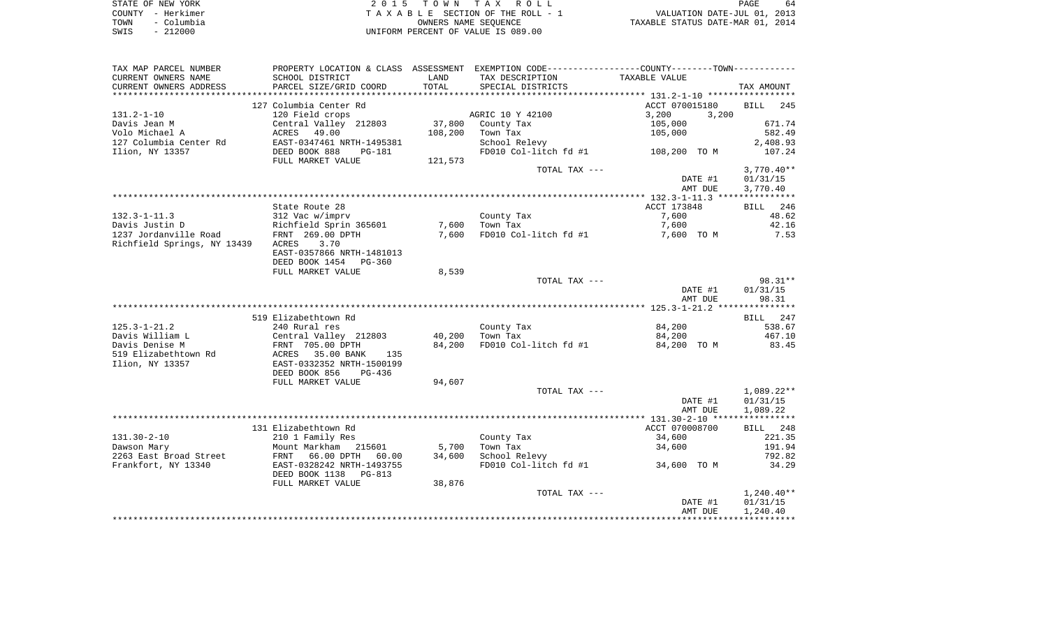STATE OF NEW YORK
COUNTY - Herkimer
TOWN - Columbia
SWIS - 212000

2 0 1 5 T O W N T A X R O L L
T A X A B L E SECTION OF THE ROLL - 1
OWNERS NAME SEQUENCE
UNIFORM PERCENT OF VALUE IS 089.00

VALUATION DATE-JUL 01, 2013
TAXABLE STATUS DATE-MAR 01, 2014

| TAX MAP PARCEL NUMBER / CURRENT OWNERS NAME / CURRENT OWNERS ADDRESS | PROPERTY LOCATION & CLASS / SCHOOL DISTRICT / PARCEL SIZE/GRID COORD | ASSESSMENT LAND / TOTAL | EXEMPTION CODE / TAX DESCRIPTION / SPECIAL DISTRICTS | COUNTY / TOWN TAXABLE VALUE | TAX AMOUNT |
|---|---|---|---|---|---|
| | 127 Columbia Center Rd | | | ACCT 070015180 | BILL 245 |
| 131.2-1-10 | 120 Field crops | | AGRIC 10 Y 42100 | 3,200 3,200 | |
| Davis Jean M | Central Valley 212803 | 37,800 | County Tax | 105,000 | 671.74 |
| Volo Michael A | ACRES 49.00 | 108,200 | Town Tax | 105,000 | 582.49 |
| 127 Columbia Center Rd | EAST-0347461 NRTH-1495381 | | School Relevy | | 2,408.93 |
| Ilion, NY 13357 | DEED BOOK 888 PG-181 | | FD010 Col-litch fd #1 | 108,200 TO M | 107.24 |
| | FULL MARKET VALUE | 121,573 | | | |
| | | | TOTAL TAX --- | | 3,770.40** |
| | | | | DATE #1 | 01/31/15 |
| | | | | AMT DUE | 3,770.40 |
| | State Route 28 | | | ACCT 173848 | BILL 246 |
| 132.3-1-11.3 | 312 Vac w/imprv | | County Tax | 7,600 | 48.62 |
| Davis Justin D | Richfield Sprin 365601 | 7,600 | Town Tax | 7,600 | 42.16 |
| 1237 Jordanville Road | FRNT 269.00 DPTH | 7,600 | FD010 Col-litch fd #1 | 7,600 TO M | 7.53 |
| Richfield Springs, NY 13439 | ACRES 3.70 | | | | |
| | EAST-0357866 NRTH-1481013 | | | | |
| | DEED BOOK 1454 PG-360 | | | | |
| | FULL MARKET VALUE | 8,539 | | | |
| | | | TOTAL TAX --- | | 98.31** |
| | | | | DATE #1 | 01/31/15 |
| | | | | AMT DUE | 98.31 |
| | 519 Elizabethtown Rd | | | | BILL 247 |
| 125.3-1-21.2 | 240 Rural res | | County Tax | 84,200 | 538.67 |
| Davis William L | Central Valley 212803 | 40,200 | Town Tax | 84,200 | 467.10 |
| Davis Denise M | FRNT 705.00 DPTH | 84,200 | FD010 Col-litch fd #1 | 84,200 TO M | 83.45 |
| 519 Elizabethtown Rd | ACRES 35.00 BANK 135 | | | | |
| Ilion, NY 13357 | EAST-0332352 NRTH-1500199 | | | | |
| | DEED BOOK 856 PG-436 | | | | |
| | FULL MARKET VALUE | 94,607 | | | |
| | | | TOTAL TAX --- | | 1,089.22** |
| | | | | DATE #1 | 01/31/15 |
| | | | | AMT DUE | 1,089.22 |
| | 131 Elizabethtown Rd | | | ACCT 070008700 | BILL 248 |
| 131.30-2-10 | 210 1 Family Res | | County Tax | 34,600 | 221.35 |
| Dawson Mary | Mount Markham 215601 | 5,700 | Town Tax | 34,600 | 191.94 |
| 2263 East Broad Street | FRNT 66.00 DPTH 60.00 | 34,600 | School Relevy | | 792.82 |
| Frankfort, NY 13340 | EAST-0328242 NRTH-1493755 | | FD010 Col-litch fd #1 | 34,600 TO M | 34.29 |
| | DEED BOOK 1138 PG-813 | | | | |
| | FULL MARKET VALUE | 38,876 | | | |
| | | | TOTAL TAX --- | | 1,240.40** |
| | | | | DATE #1 | 01/31/15 |
| | | | | AMT DUE | 1,240.40 |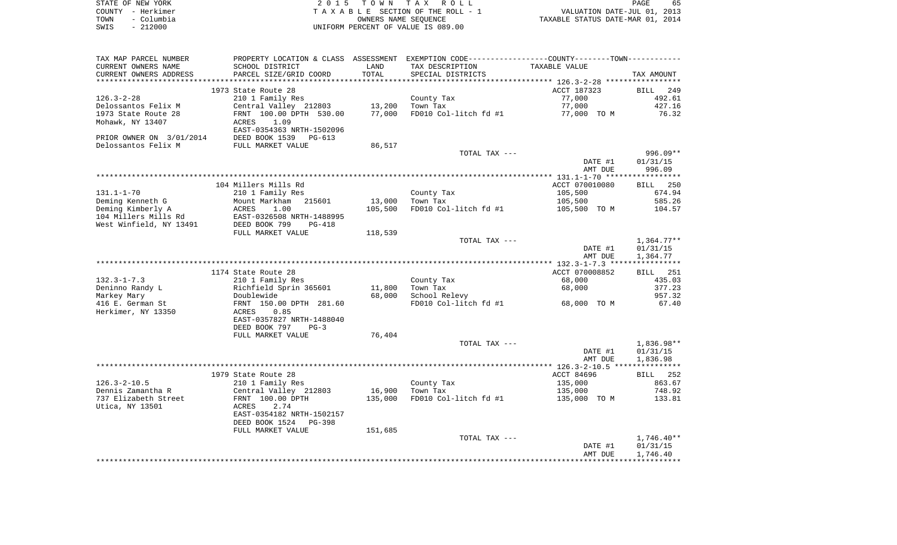STATE OF NEW YORK
COUNTY - Herkimer
TOWN - Columbia
SWIS - 212000

2 0 1 5 T O W N T A X R O L L
T A X A B L E SECTION OF THE ROLL - 1
OWNERS NAME SEQUENCE
UNIFORM PERCENT OF VALUE IS 089.00

VALUATION DATE-JUL 01, 2013
TAXABLE STATUS DATE-MAR 01, 2014

| TAX MAP PARCEL NUMBER / CURRENT OWNERS NAME / CURRENT OWNERS ADDRESS | PROPERTY LOCATION & CLASS / SCHOOL DISTRICT / PARCEL SIZE/GRID COORD | ASSESSMENT LAND | TOTAL | EXEMPTION CODE / TAX DESCRIPTION / SPECIAL DISTRICTS | TAXABLE VALUE | TAX AMOUNT |
|---|---|---|---|---|---|---|
| 126.3-2-28 | 1973 State Route 28 | | | | ACCT 187323 | BILL 249 |
| 126.3-2-28 | 210 1 Family Res | | | County Tax | 77,000 | 492.61 |
| Delossantos Felix M | Central Valley 212803 | 13,200 | | Town Tax | 77,000 | 427.16 |
| 1973 State Route 28 | FRNT 100.00 DPTH 530.00 | | 77,000 | FD010 Col-litch fd #1 | 77,000 TO M | 76.32 |
| Mohawk, NY 13407 | ACRES 1.09 | | | | | |
| | EAST-0354363 NRTH-1502096 | | | | | |
| PRIOR OWNER ON 3/01/2014 | DEED BOOK 1539 PG-613 | | | | | |
| Delossantos Felix M | FULL MARKET VALUE | | 86,517 | | | |
| | | | | TOTAL TAX --- | | 996.09** |
| | | | | | DATE #1 | 01/31/15 |
| | | | | | AMT DUE | 996.09 |
| 131.1-1-70 | 104 Millers Mills Rd | | | | ACCT 070010080 | BILL 250 |
| 131.1-1-70 | 210 1 Family Res | | | County Tax | 105,500 | 674.94 |
| Deming Kenneth G | Mount Markham 215601 | 13,000 | | Town Tax | 105,500 | 585.26 |
| Deming Kimberly A | ACRES 1.00 | | 105,500 | FD010 Col-litch fd #1 | 105,500 TO M | 104.57 |
| 104 Millers Mills Rd | EAST-0326508 NRTH-1488995 | | | | | |
| West Winfield, NY 13491 | DEED BOOK 799 PG-418 | | | | | |
| | FULL MARKET VALUE | | 118,539 | | | |
| | | | | TOTAL TAX --- | | 1,364.77** |
| | | | | | DATE #1 | 01/31/15 |
| | | | | | AMT DUE | 1,364.77 |
| 132.3-1-7.3 | 1174 State Route 28 | | | | ACCT 070008852 | BILL 251 |
| 132.3-1-7.3 | 210 1 Family Res | | | County Tax | 68,000 | 435.03 |
| Deninno Randy L | Richfield Sprin 365601 | 11,800 | | Town Tax | 68,000 | 377.23 |
| Markey Mary | Doublewide | | 68,000 | School Relevy | | 957.32 |
| 416 E. German St | FRNT 150.00 DPTH 281.60 | | | FD010 Col-litch fd #1 | 68,000 TO M | 67.40 |
| Herkimer, NY 13350 | ACRES 0.85 | | | | | |
| | EAST-0357827 NRTH-1488040 | | | | | |
| | DEED BOOK 797 PG-3 | | | | | |
| | FULL MARKET VALUE | | 76,404 | | | |
| | | | | TOTAL TAX --- | | 1,836.98** |
| | | | | | DATE #1 | 01/31/15 |
| | | | | | AMT DUE | 1,836.98 |
| 126.3-2-10.5 | 1979 State Route 28 | | | | ACCT 84696 | BILL 252 |
| 126.3-2-10.5 | 210 1 Family Res | | | County Tax | 135,000 | 863.67 |
| Dennis Zamantha R | Central Valley 212803 | 16,900 | | Town Tax | 135,000 | 748.92 |
| 737 Elizabeth Street | FRNT 100.00 DPTH | | 135,000 | FD010 Col-litch fd #1 | 135,000 TO M | 133.81 |
| Utica, NY 13501 | ACRES 2.74 | | | | | |
| | EAST-0354182 NRTH-1502157 | | | | | |
| | DEED BOOK 1524 PG-398 | | | | | |
| | FULL MARKET VALUE | | 151,685 | | | |
| | | | | TOTAL TAX --- | | 1,746.40** |
| | | | | | DATE #1 | 01/31/15 |
| | | | | | AMT DUE | 1,746.40 |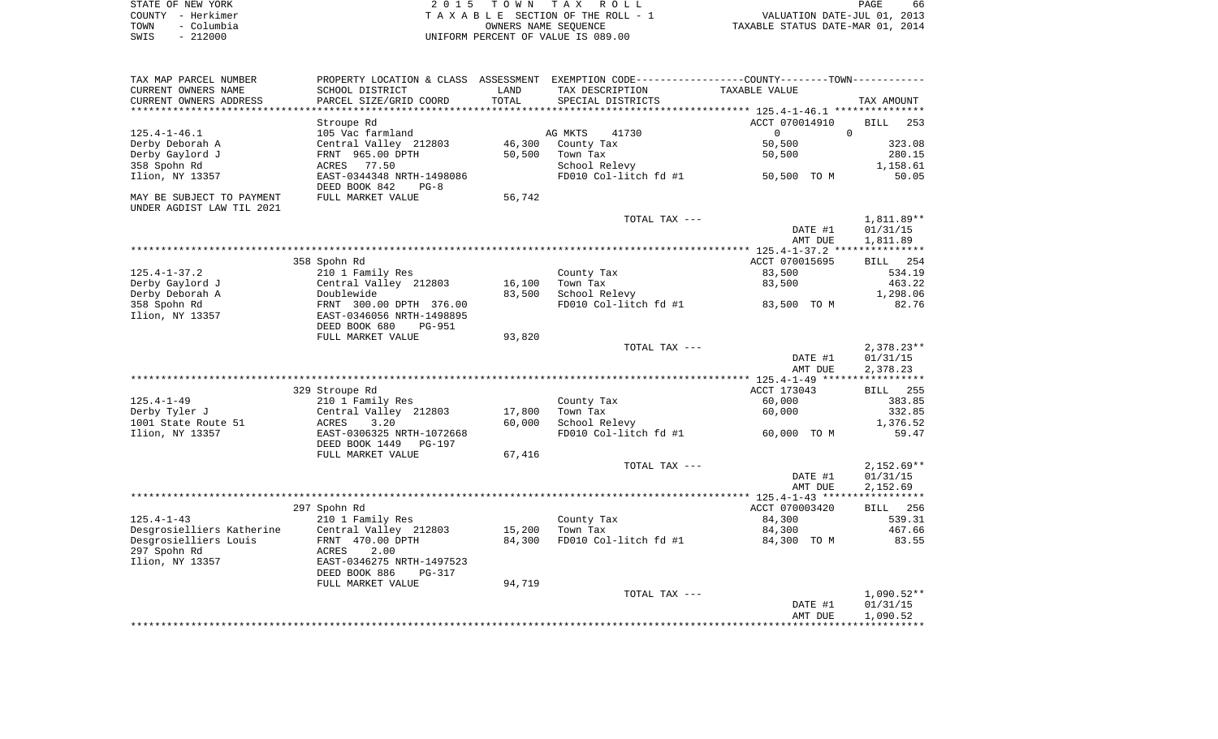STATE OF NEW YORK — COUNTY - Herkimer — TOWN - Columbia — SWIS - 212000

2015 TOWN TAX ROLL
TAXABLE SECTION OF THE ROLL - 1
OWNERS NAME SEQUENCE
UNIFORM PERCENT OF VALUE IS 089.00

VALUATION DATE-JUL 01, 2013
TAXABLE STATUS DATE-MAR 01, 2014

| TAX MAP PARCEL NUMBER / CURRENT OWNERS NAME / CURRENT OWNERS ADDRESS | PROPERTY LOCATION & CLASS / SCHOOL DISTRICT / PARCEL SIZE/GRID COORD | ASSESSMENT LAND / TOTAL | EXEMPTION CODE / TAX DESCRIPTION / SPECIAL DISTRICTS | TAXABLE VALUE (COUNTY--------TOWN) | TAX AMOUNT |
|---|---|---|---|---|---|
| **125.4-1-46.1** | Stroupe Rd | | | ACCT 070014910 | BILL 253 |
| | 105 Vac farmland | | AG MKTS 41730 | 0 0 | |
| Derby Deborah A | Central Valley 212803 | 46,300 | County Tax | 50,500 | 323.08 |
| Derby Gaylord J | FRNT 965.00 DPTH | 50,500 | Town Tax | 50,500 | 280.15 |
| 358 Spohn Rd | ACRES 77.50 | | School Relevy | | 1,158.61 |
| Ilion, NY 13357 | EAST-0344348 NRTH-1498086 | | FD010 Col-litch fd #1 | 50,500 TO M | 50.05 |
| | DEED BOOK 842 PG-8 | | | | |
| MAY BE SUBJECT TO PAYMENT UNDER AGDIST LAW TIL 2021 | FULL MARKET VALUE | 56,742 | | | |
| | | | TOTAL TAX --- | | 1,811.89** |
| | | | | DATE #1 | 01/31/15 |
| | | | | AMT DUE | 1,811.89 |
| **125.4-1-37.2** | 358 Spohn Rd | | | ACCT 070015695 | BILL 254 |
| | 210 1 Family Res | | County Tax | 83,500 | 534.19 |
| Derby Gaylord J | Central Valley 212803 | 16,100 | Town Tax | 83,500 | 463.22 |
| Derby Deborah A | Doublewide | 83,500 | School Relevy | | 1,298.06 |
| 358 Spohn Rd | FRNT 300.00 DPTH 376.00 | | FD010 Col-litch fd #1 | 83,500 TO M | 82.76 |
| Ilion, NY 13357 | EAST-0346056 NRTH-1498895 | | | | |
| | DEED BOOK 680 PG-951 | | | | |
| | FULL MARKET VALUE | 93,820 | | | |
| | | | TOTAL TAX --- | | 2,378.23** |
| | | | | DATE #1 | 01/31/15 |
| | | | | AMT DUE | 2,378.23 |
| **125.4-1-49** | 329 Stroupe Rd | | | ACCT 173043 | BILL 255 |
| | 210 1 Family Res | | County Tax | 60,000 | 383.85 |
| Derby Tyler J | Central Valley 212803 | 17,800 | Town Tax | 60,000 | 332.85 |
| 1001 State Route 51 | ACRES 3.20 | 60,000 | School Relevy | | 1,376.52 |
| Ilion, NY 13357 | EAST-0306325 NRTH-1072668 | | FD010 Col-litch fd #1 | 60,000 TO M | 59.47 |
| | DEED BOOK 1449 PG-197 | | | | |
| | FULL MARKET VALUE | 67,416 | | | |
| | | | TOTAL TAX --- | | 2,152.69** |
| | | | | DATE #1 | 01/31/15 |
| | | | | AMT DUE | 2,152.69 |
| **125.4-1-43** | 297 Spohn Rd | | | ACCT 070003420 | BILL 256 |
| | 210 1 Family Res | | County Tax | 84,300 | 539.31 |
| Desgrosielliers Katherine | Central Valley 212803 | 15,200 | Town Tax | 84,300 | 467.66 |
| Desgrosielliers Louis | FRNT 470.00 DPTH | 84,300 | FD010 Col-litch fd #1 | 84,300 TO M | 83.55 |
| 297 Spohn Rd | ACRES 2.00 | | | | |
| Ilion, NY 13357 | EAST-0346275 NRTH-1497523 | | | | |
| | DEED BOOK 886 PG-317 | | | | |
| | FULL MARKET VALUE | 94,719 | | | |
| | | | TOTAL TAX --- | | 1,090.52** |
| | | | | DATE #1 | 01/31/15 |
| | | | | AMT DUE | 1,090.52 |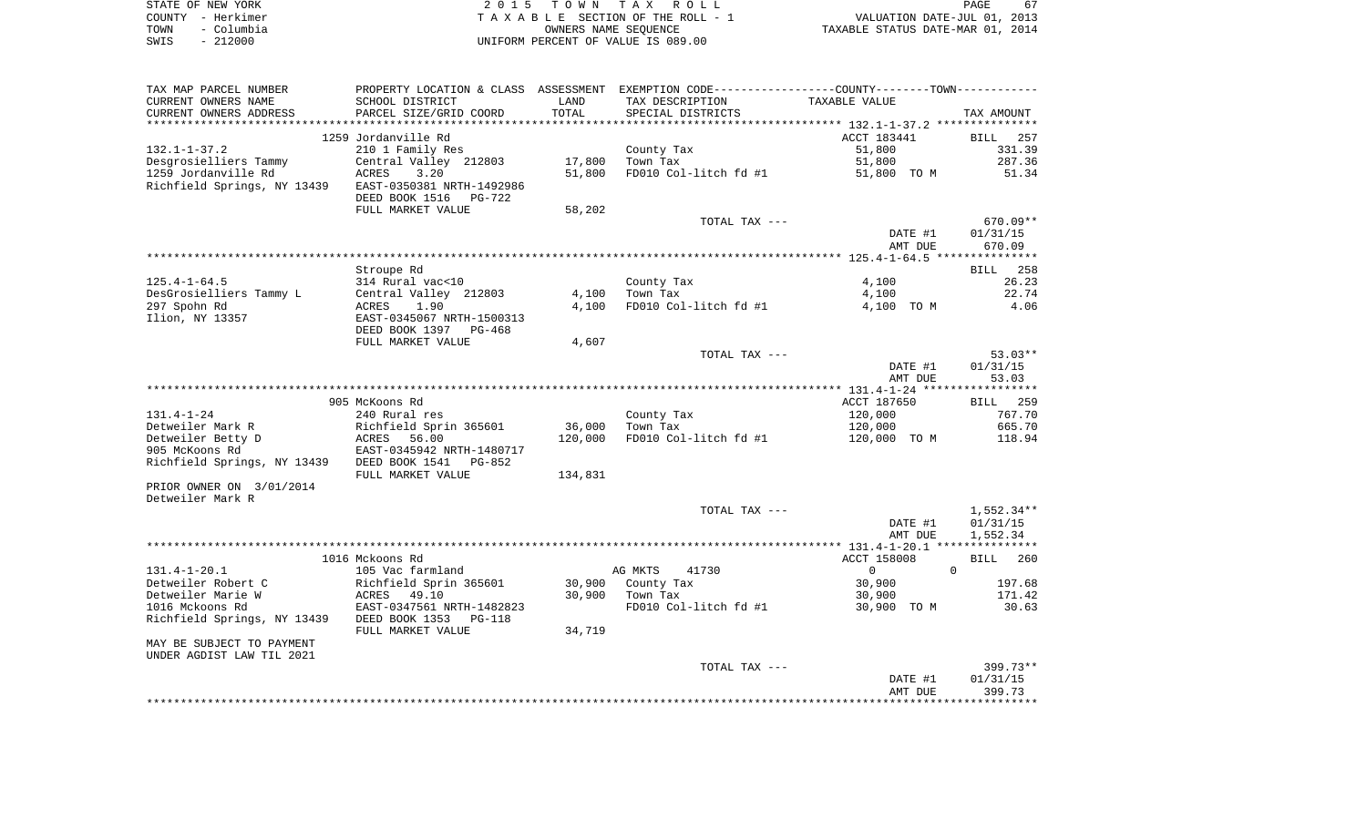STATE OF NEW YORK
COUNTY - Herkimer
TOWN - Columbia
SWIS - 212000

2 0 1 5 T O W N T A X R O L L
T A X A B L E SECTION OF THE ROLL - 1
OWNERS NAME SEQUENCE
UNIFORM PERCENT OF VALUE IS 089.00

VALUATION DATE-JUL 01, 2013
TAXABLE STATUS DATE-MAR 01, 2014

| TAX MAP PARCEL NUMBER / CURRENT OWNERS NAME / CURRENT OWNERS ADDRESS | PROPERTY LOCATION & CLASS / SCHOOL DISTRICT / PARCEL SIZE/GRID COORD | ASSESSMENT LAND / TOTAL | EXEMPTION CODE / TAX DESCRIPTION / SPECIAL DISTRICTS | COUNTY--------TOWN / TAXABLE VALUE | TAX AMOUNT |
|---|---|---|---|---|---|
| | 1259 Jordanville Rd | | | ACCT 183441 | BILL 257 |
| 132.1-1-37.2 | 210 1 Family Res | | County Tax | 51,800 | 331.39 |
| Desgrosielliers Tammy | Central Valley 212803 | 17,800 | Town Tax | 51,800 | 287.36 |
| 1259 Jordanville Rd | ACRES 3.20 | 51,800 | FD010 Col-litch fd #1 | 51,800 TO M | 51.34 |
| Richfield Springs, NY 13439 | EAST-0350381 NRTH-1492986 | | | | |
| | DEED BOOK 1516 PG-722 | | | | |
| | FULL MARKET VALUE | 58,202 | | | |
| | | | TOTAL TAX --- | | 670.09** |
| | | | | DATE #1 | 01/31/15 |
| | | | | AMT DUE | 670.09 |
| | Stroupe Rd | | | | BILL 258 |
| 125.4-1-64.5 | 314 Rural vac<10 | | County Tax | 4,100 | 26.23 |
| DesGrosielliers Tammy L | Central Valley 212803 | 4,100 | Town Tax | 4,100 | 22.74 |
| 297 Spohn Rd | ACRES 1.90 | 4,100 | FD010 Col-litch fd #1 | 4,100 TO M | 4.06 |
| Ilion, NY 13357 | EAST-0345067 NRTH-1500313 | | | | |
| | DEED BOOK 1397 PG-468 | | | | |
| | FULL MARKET VALUE | 4,607 | | | |
| | | | TOTAL TAX --- | | 53.03** |
| | | | | DATE #1 | 01/31/15 |
| | | | | AMT DUE | 53.03 |
| | 905 McKoons Rd | | | ACCT 187650 | BILL 259 |
| 131.4-1-24 | 240 Rural res | | County Tax | 120,000 | 767.70 |
| Detweiler Mark R | Richfield Sprin 365601 | 36,000 | Town Tax | 120,000 | 665.70 |
| Detweiler Betty D | ACRES 56.00 | 120,000 | FD010 Col-litch fd #1 | 120,000 TO M | 118.94 |
| 905 McKoons Rd | EAST-0345942 NRTH-1480717 | | | | |
| Richfield Springs, NY 13439 | DEED BOOK 1541 PG-852 | | | | |
| | FULL MARKET VALUE | 134,831 | | | |
| PRIOR OWNER ON 3/01/2014 | | | | | |
| Detweiler Mark R | | | | | |
| | | | TOTAL TAX --- | | 1,552.34** |
| | | | | DATE #1 | 01/31/15 |
| | | | | AMT DUE | 1,552.34 |
| | 1016 Mckoons Rd | | | ACCT 158008 | BILL 260 |
| 131.4-1-20.1 | 105 Vac farmland | | AG MKTS 41730 | 0 0 | |
| Detweiler Robert C | Richfield Sprin 365601 | 30,900 | County Tax | 30,900 | 197.68 |
| Detweiler Marie W | ACRES 49.10 | 30,900 | Town Tax | 30,900 | 171.42 |
| 1016 Mckoons Rd | EAST-0347561 NRTH-1482823 | | FD010 Col-litch fd #1 | 30,900 TO M | 30.63 |
| Richfield Springs, NY 13439 | DEED BOOK 1353 PG-118 | | | | |
| | FULL MARKET VALUE | 34,719 | | | |
| MAY BE SUBJECT TO PAYMENT | | | | | |
| UNDER AGDIST LAW TIL 2021 | | | | | |
| | | | TOTAL TAX --- | | 399.73** |
| | | | | DATE #1 | 01/31/15 |
| | | | | AMT DUE | 399.73 |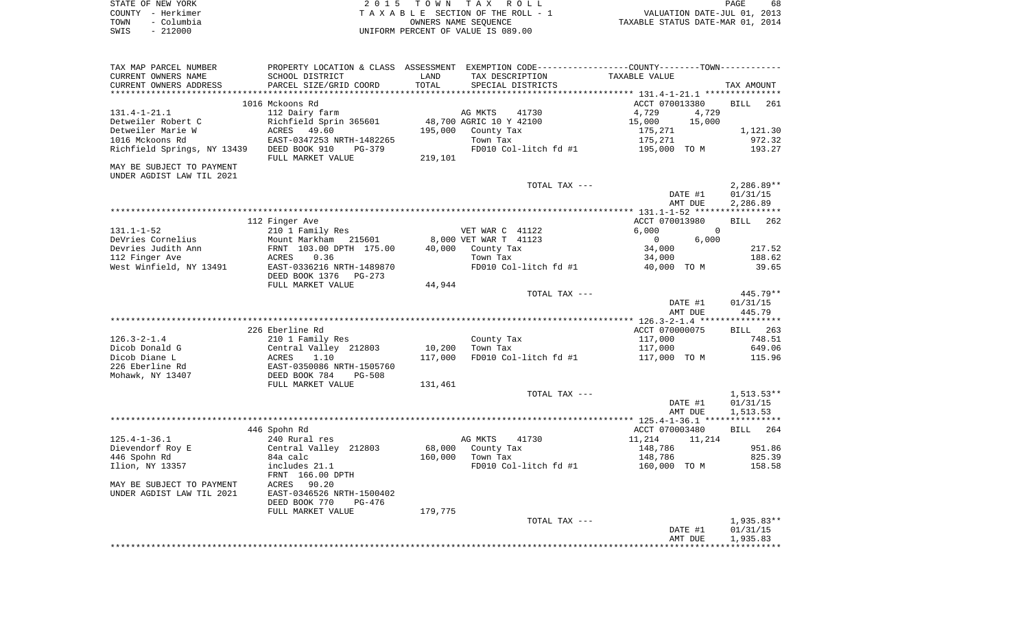STATE OF NEW YORK — 2015 TOWN TAX ROLL — PAGE 68
COUNTY - Herkimer — TAXABLE SECTION OF THE ROLL - 1 — VALUATION DATE-JUL 01, 2013
TOWN - Columbia — OWNERS NAME SEQUENCE — TAXABLE STATUS DATE-MAR 01, 2014
SWIS - 212000 — UNIFORM PERCENT OF VALUE IS 089.00

| TAX MAP PARCEL NUMBER / CURRENT OWNERS NAME / CURRENT OWNERS ADDRESS | PROPERTY LOCATION & CLASS / SCHOOL DISTRICT / PARCEL SIZE/GRID COORD | ASSESSMENT LAND / TOTAL | EXEMPTION CODE / TAX DESCRIPTION / SPECIAL DISTRICTS | COUNTY / TAXABLE VALUE | TOWN | TAX AMOUNT |
|---|---|---|---|---|---|---|
| | 1016 Mckoons Rd | | | ACCT 070013380 | | BILL 261 |
| 131.4-1-21.1 | 112 Dairy farm | | AG MKTS 41730 | 4,729 | 4,729 | |
| Detweiler Robert C | Richfield Sprin 365601 | 48,700 | AGRIC 10 Y 42100 | 15,000 | 15,000 | |
| Detweiler Marie W | ACRES 49.60 | 195,000 | County Tax | 175,271 | | 1,121.30 |
| 1016 Mckoons Rd | EAST-0347253 NRTH-1482265 | | Town Tax | 175,271 | | 972.32 |
| Richfield Springs, NY 13439 | DEED BOOK 910 PG-379 | | FD010 Col-litch fd #1 | 195,000 TO M | | 193.27 |
| | FULL MARKET VALUE | 219,101 | | | | |
| MAY BE SUBJECT TO PAYMENT UNDER AGDIST LAW TIL 2021 | | | | | | |
| | | | TOTAL TAX --- | | | 2,286.89** |
| | | | | | DATE #1 | 01/31/15 |
| | | | | | AMT DUE | 2,286.89 |
| | 112 Finger Ave | | | ACCT 070013980 | | BILL 262 |
| 131.1-1-52 | 210 1 Family Res | | VET WAR C 41122 | 6,000 | 0 | |
| DeVries Cornelius | Mount Markham 215601 | 8,000 | VET WAR T 41123 | 0 | 6,000 | |
| Devries Judith Ann | FRNT 103.00 DPTH 175.00 | 40,000 | County Tax | 34,000 | | 217.52 |
| 112 Finger Ave | ACRES 0.36 | | Town Tax | 34,000 | | 188.62 |
| West Winfield, NY 13491 | EAST-0336216 NRTH-1489870 | | FD010 Col-litch fd #1 | 40,000 TO M | | 39.65 |
| | DEED BOOK 1376 PG-273 | | | | | |
| | FULL MARKET VALUE | 44,944 | | | | |
| | | | TOTAL TAX --- | | | 445.79** |
| | | | | | DATE #1 | 01/31/15 |
| | | | | | AMT DUE | 445.79 |
| | 226 Eberline Rd | | | ACCT 070000075 | | BILL 263 |
| 126.3-2-1.4 | 210 1 Family Res | | County Tax | 117,000 | | 748.51 |
| Dicob Donald G | Central Valley 212803 | 10,200 | Town Tax | 117,000 | | 649.06 |
| Dicob Diane L | ACRES 1.10 | 117,000 | FD010 Col-litch fd #1 | 117,000 TO M | | 115.96 |
| 226 Eberline Rd | EAST-0350086 NRTH-1505760 | | | | | |
| Mohawk, NY 13407 | DEED BOOK 784 PG-508 | | | | | |
| | FULL MARKET VALUE | 131,461 | | | | |
| | | | TOTAL TAX --- | | | 1,513.53** |
| | | | | | DATE #1 | 01/31/15 |
| | | | | | AMT DUE | 1,513.53 |
| | 446 Spohn Rd | | | ACCT 070003480 | | BILL 264 |
| 125.4-1-36.1 | 240 Rural res | | AG MKTS 41730 | 11,214 | 11,214 | |
| Dievendorf Roy E | Central Valley 212803 | 68,000 | County Tax | 148,786 | | 951.86 |
| 446 Spohn Rd | 84a calc | 160,000 | Town Tax | 148,786 | | 825.39 |
| Ilion, NY 13357 | includes 21.1 | | FD010 Col-litch fd #1 | 160,000 TO M | | 158.58 |
| | FRNT 166.00 DPTH | | | | | |
| MAY BE SUBJECT TO PAYMENT | ACRES 90.20 | | | | | |
| UNDER AGDIST LAW TIL 2021 | EAST-0346526 NRTH-1500402 | | | | | |
| | DEED BOOK 770 PG-476 | | | | | |
| | FULL MARKET VALUE | 179,775 | | | | |
| | | | TOTAL TAX --- | | | 1,935.83** |
| | | | | | DATE #1 | 01/31/15 |
| | | | | | AMT DUE | 1,935.83 |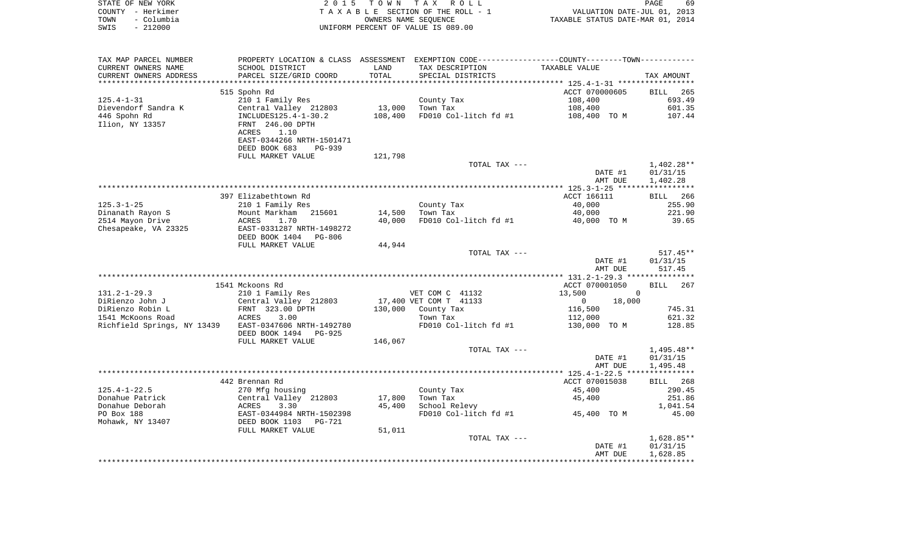STATE OF NEW YORK — COUNTY - Herkimer — TOWN - Columbia — SWIS - 212000

2 0 1 5 T O W N T A X R O L L
T A X A B L E SECTION OF THE ROLL - 1
OWNERS NAME SEQUENCE
UNIFORM PERCENT OF VALUE IS 089.00

VALUATION DATE-JUL 01, 2013
TAXABLE STATUS DATE-MAR 01, 2014

| TAX MAP PARCEL NUMBER / CURRENT OWNERS NAME / CURRENT OWNERS ADDRESS | PROPERTY LOCATION & CLASS / SCHOOL DISTRICT / PARCEL SIZE/GRID COORD | ASSESSMENT LAND / TOTAL | EXEMPTION CODE / TAX DESCRIPTION / SPECIAL DISTRICTS | COUNTY--------TOWN / TAXABLE VALUE | TAX AMOUNT |
|---|---|---|---|---|---|
| **125.4-1-31** | 515 Spohn Rd | | | ACCT 070000605 | BILL 265 |
| Dievendorf Sandra K | 210 1 Family Res | | County Tax | 108,400 | 693.49 |
| 446 Spohn Rd | Central Valley 212803 | 13,000 | Town Tax | 108,400 | 601.35 |
| Ilion, NY 13357 | INCLUDES125.4-1-30.2 | 108,400 | FD010 Col-litch fd #1 | 108,400 TO M | 107.44 |
| | FRNT 246.00 DPTH | | | | |
| | ACRES 1.10 | | | | |
| | EAST-0344266 NRTH-1501471 | | | | |
| | DEED BOOK 683 PG-939 | | | | |
| | FULL MARKET VALUE | 121,798 | | | |
| | | | TOTAL TAX --- | | 1,402.28** |
| | | | | DATE #1 | 01/31/15 |
| | | | | AMT DUE | 1,402.28 |
| **125.3-1-25** | 397 Elizabethtown Rd | | | ACCT 166111 | BILL 266 |
| Dinanath Rayon S | 210 1 Family Res | | County Tax | 40,000 | 255.90 |
| 2514 Mayon Drive | Mount Markham 215601 | 14,500 | Town Tax | 40,000 | 221.90 |
| Chesapeake, VA 23325 | ACRES 1.70 | 40,000 | FD010 Col-litch fd #1 | 40,000 TO M | 39.65 |
| | EAST-0331287 NRTH-1498272 | | | | |
| | DEED BOOK 1404 PG-806 | | | | |
| | FULL MARKET VALUE | 44,944 | | | |
| | | | TOTAL TAX --- | | 517.45** |
| | | | | DATE #1 | 01/31/15 |
| | | | | AMT DUE | 517.45 |
| **131.2-1-29.3** | 1541 Mckoons Rd | | | ACCT 070001050 | BILL 267 |
| DiRienzo John J | 210 1 Family Res | | VET COM C 41132 | 13,500 0 | |
| DiRienzo Robin L | Central Valley 212803 | 17,400 | VET COM T 41133 | 0 18,000 | |
| 1541 McKoons Road | FRNT 323.00 DPTH | 130,000 | County Tax | 116,500 | 745.31 |
| Richfield Springs, NY 13439 | ACRES 3.00 | | Town Tax | 112,000 | 621.32 |
| | EAST-0347606 NRTH-1492780 | | FD010 Col-litch fd #1 | 130,000 TO M | 128.85 |
| | DEED BOOK 1494 PG-925 | | | | |
| | FULL MARKET VALUE | 146,067 | | | |
| | | | TOTAL TAX --- | | 1,495.48** |
| | | | | DATE #1 | 01/31/15 |
| | | | | AMT DUE | 1,495.48 |
| **125.4-1-22.5** | 442 Brennan Rd | | | ACCT 070015038 | BILL 268 |
| Donahue Patrick | 270 Mfg housing | | County Tax | 45,400 | 290.45 |
| Donahue Deborah | Central Valley 212803 | 17,800 | Town Tax | 45,400 | 251.86 |
| PO Box 188 | ACRES 3.30 | 45,400 | School Relevy | | 1,041.54 |
| Mohawk, NY 13407 | EAST-0344984 NRTH-1502398 | | FD010 Col-litch fd #1 | 45,400 TO M | 45.00 |
| | DEED BOOK 1103 PG-721 | | | | |
| | FULL MARKET VALUE | 51,011 | | | |
| | | | TOTAL TAX --- | | 1,628.85** |
| | | | | DATE #1 | 01/31/15 |
| | | | | AMT DUE | 1,628.85 |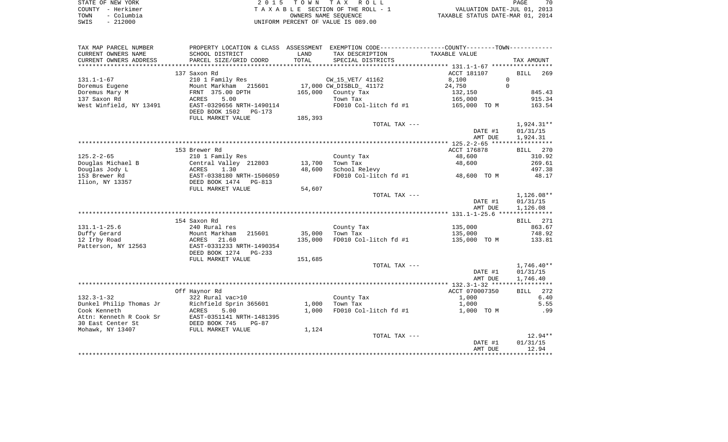STATE OF NEW YORK
COUNTY - Herkimer
TOWN - Columbia
SWIS - 212000

2 0 1 5 T O W N T A X R O L L
T A X A B L E SECTION OF THE ROLL - 1
OWNERS NAME SEQUENCE
UNIFORM PERCENT OF VALUE IS 089.00

VALUATION DATE-JUL 01, 2013
TAXABLE STATUS DATE-MAR 01, 2014

| TAX MAP PARCEL NUMBER / CURRENT OWNERS NAME / CURRENT OWNERS ADDRESS | PROPERTY LOCATION & CLASS / SCHOOL DISTRICT / PARCEL SIZE/GRID COORD | ASSESSMENT LAND / TOTAL | EXEMPTION CODE / TAX DESCRIPTION / SPECIAL DISTRICTS | COUNTY--------TOWN / TAXABLE VALUE | TAX AMOUNT |
|---|---|---|---|---|---|
| **131.1-1-67** | 137 Saxon Rd | | | ACCT 181107 | BILL 269 |
| 131.1-1-67 | 210 1 Family Res | | CW_15_VET/ 41162 | 8,100 0 | |
| Doremus Eugene | Mount Markham 215601 | 17,000 | CW_DISBLD_ 41172 | 24,750 0 | |
| Doremus Mary M | FRNT 375.00 DPTH | 165,000 | County Tax | 132,150 | 845.43 |
| 137 Saxon Rd | ACRES 5.00 | | Town Tax | 165,000 | 915.34 |
| West Winfield, NY 13491 | EAST-0329656 NRTH-1490114 | | FD010 Col-litch fd #1 | 165,000 TO M | 163.54 |
| | DEED BOOK 1502 PG-173 | | | | |
| | FULL MARKET VALUE | 185,393 | | | |
| | | | TOTAL TAX --- | | 1,924.31** |
| | | | | DATE #1 | 01/31/15 |
| | | | | AMT DUE | 1,924.31 |
| **125.2-2-65** | 153 Brewer Rd | | | ACCT 176878 | BILL 270 |
| 125.2-2-65 | 210 1 Family Res | | County Tax | 48,600 | 310.92 |
| Douglas Michael B | Central Valley 212803 | 13,700 | Town Tax | 48,600 | 269.61 |
| Douglas Jody L | ACRES 1.30 | 48,600 | School Relevy | | 497.38 |
| 153 Brewer Rd | EAST-0338180 NRTH-1506059 | | FD010 Col-litch fd #1 | 48,600 TO M | 48.17 |
| Ilion, NY 13357 | DEED BOOK 1474 PG-813 | | | | |
| | FULL MARKET VALUE | 54,607 | | | |
| | | | TOTAL TAX --- | | 1,126.08** |
| | | | | DATE #1 | 01/31/15 |
| | | | | AMT DUE | 1,126.08 |
| **131.1-1-25.6** | 154 Saxon Rd | | | | BILL 271 |
| 131.1-1-25.6 | 240 Rural res | | County Tax | 135,000 | 863.67 |
| Duffy Gerard | Mount Markham 215601 | 35,000 | Town Tax | 135,000 | 748.92 |
| 12 Irby Road | ACRES 21.60 | 135,000 | FD010 Col-litch fd #1 | 135,000 TO M | 133.81 |
| Patterson, NY 12563 | EAST-0331233 NRTH-1490354 | | | | |
| | DEED BOOK 1274 PG-233 | | | | |
| | FULL MARKET VALUE | 151,685 | | | |
| | | | TOTAL TAX --- | | 1,746.40** |
| | | | | DATE #1 | 01/31/15 |
| | | | | AMT DUE | 1,746.40 |
| **132.3-1-32** | Off Haynor Rd | | | ACCT 070007350 | BILL 272 |
| 132.3-1-32 | 322 Rural vac>10 | | County Tax | 1,000 | 6.40 |
| Dunkel Philip Thomas Jr | Richfield Sprin 365601 | 1,000 | Town Tax | 1,000 | 5.55 |
| Cook Kenneth | ACRES 5.00 | 1,000 | FD010 Col-litch fd #1 | 1,000 TO M | .99 |
| Attn: Kenneth R Cook Sr | EAST-0351141 NRTH-1481395 | | | | |
| 30 East Center St | DEED BOOK 745 PG-87 | | | | |
| Mohawk, NY 13407 | FULL MARKET VALUE | 1,124 | | | |
| | | | TOTAL TAX --- | | 12.94** |
| | | | | DATE #1 | 01/31/15 |
| | | | | AMT DUE | 12.94 |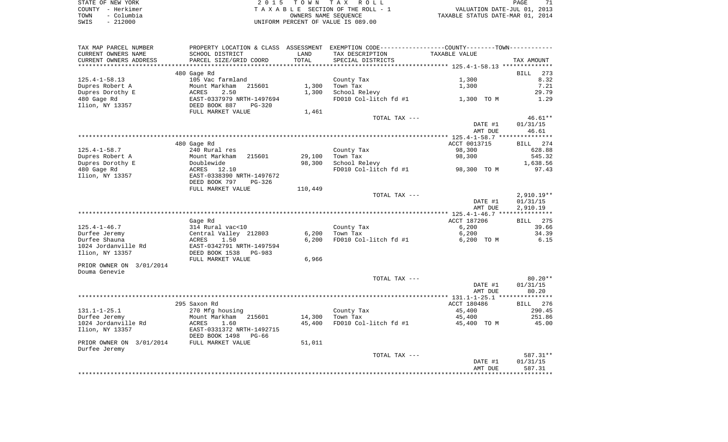STATE OF NEW YORK
COUNTY - Herkimer
TOWN - Columbia
SWIS - 212000

2 0 1 5 T O W N T A X R O L L
T A X A B L E SECTION OF THE ROLL - 1
OWNERS NAME SEQUENCE
UNIFORM PERCENT OF VALUE IS 089.00

VALUATION DATE-JUL 01, 2013
TAXABLE STATUS DATE-MAR 01, 2014

| TAX MAP PARCEL NUMBER / CURRENT OWNERS NAME / CURRENT OWNERS ADDRESS | PROPERTY LOCATION & CLASS / SCHOOL DISTRICT / PARCEL SIZE/GRID COORD | ASSESSMENT LAND / TOTAL | EXEMPTION CODE / TAX DESCRIPTION / SPECIAL DISTRICTS | COUNTY / TOWN TAXABLE VALUE | TAX AMOUNT |
|---|---|---|---|---|---|
| **125.4-1-58.13** | 480 Gage Rd | | | | BILL 273 |
| 125.4-1-58.13 | 105 Vac farmland | | County Tax | 1,300 | 8.32 |
| Dupres Robert A | Mount Markham 215601 | 1,300 | Town Tax | 1,300 | 7.21 |
| Dupres Dorothy E | ACRES 2.50 | 1,300 | School Relevy | | 29.79 |
| 480 Gage Rd | EAST-0337979 NRTH-1497694 | | FD010 Col-litch fd #1 | 1,300 TO M | 1.29 |
| Ilion, NY 13357 | DEED BOOK 887 PG-320 | | | | |
| | FULL MARKET VALUE | 1,461 | | | |
| | | | TOTAL TAX --- | | 46.61** |
| | | | | DATE #1 | 01/31/15 |
| | | | | AMT DUE | 46.61 |
| **125.4-1-58.7** | 480 Gage Rd | | | ACCT 0013715 | BILL 274 |
| 125.4-1-58.7 | 240 Rural res | | County Tax | 98,300 | 628.88 |
| Dupres Robert A | Mount Markham 215601 | 29,100 | Town Tax | 98,300 | 545.32 |
| Dupres Dorothy E | Doublewide | 98,300 | School Relevy | | 1,638.56 |
| 480 Gage Rd | ACRES 12.10 | | FD010 Col-litch fd #1 | 98,300 TO M | 97.43 |
| Ilion, NY 13357 | EAST-0338390 NRTH-1497672 | | | | |
| | DEED BOOK 797 PG-326 | | | | |
| | FULL MARKET VALUE | 110,449 | | | |
| | | | TOTAL TAX --- | | 2,910.19** |
| | | | | DATE #1 | 01/31/15 |
| | | | | AMT DUE | 2,910.19 |
| **125.4-1-46.7** | Gage Rd | | | ACCT 187206 | BILL 275 |
| 125.4-1-46.7 | 314 Rural vac<10 | | County Tax | 6,200 | 39.66 |
| Durfee Jeremy | Central Valley 212803 | 6,200 | Town Tax | 6,200 | 34.39 |
| Durfee Shauna | ACRES 1.50 | 6,200 | FD010 Col-litch fd #1 | 6,200 TO M | 6.15 |
| 1024 Jordanville Rd | EAST-0342791 NRTH-1497594 | | | | |
| Ilion, NY 13357 | DEED BOOK 1538 PG-983 | | | | |
| | FULL MARKET VALUE | 6,966 | | | |
| PRIOR OWNER ON 3/01/2014 | | | | | |
| Douma Genevie | | | | | |
| | | | TOTAL TAX --- | | 80.20** |
| | | | | DATE #1 | 01/31/15 |
| | | | | AMT DUE | 80.20 |
| **131.1-1-25.1** | 295 Saxon Rd | | | ACCT 180486 | BILL 276 |
| 131.1-1-25.1 | 270 Mfg housing | | County Tax | 45,400 | 290.45 |
| Durfee Jeremy | Mount Markham 215601 | 14,300 | Town Tax | 45,400 | 251.86 |
| 1024 Jordanville Rd | ACRES 1.60 | 45,400 | FD010 Col-litch fd #1 | 45,400 TO M | 45.00 |
| Ilion, NY 13357 | EAST-0331372 NRTH-1492715 | | | | |
| | DEED BOOK 1498 PG-66 | | | | |
| PRIOR OWNER ON 3/01/2014 | FULL MARKET VALUE | 51,011 | | | |
| Durfee Jeremy | | | | | |
| | | | TOTAL TAX --- | | 587.31** |
| | | | | DATE #1 | 01/31/15 |
| | | | | AMT DUE | 587.31 |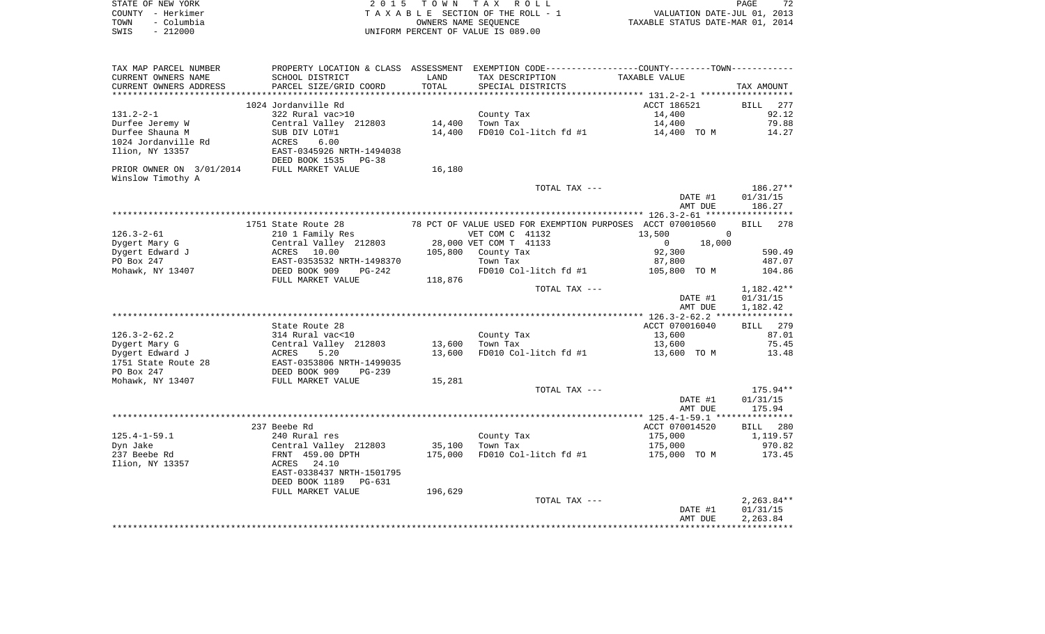STATE OF NEW YORK — 2015 TOWN TAX ROLL
COUNTY - Herkimer — TAXABLE SECTION OF THE ROLL - 1 — VALUATION DATE-JUL 01, 2013
TOWN - Columbia — OWNERS NAME SEQUENCE — TAXABLE STATUS DATE-MAR 01, 2014
SWIS - 212000 — UNIFORM PERCENT OF VALUE IS 089.00

| TAX MAP PARCEL NUMBER / CURRENT OWNERS NAME / CURRENT OWNERS ADDRESS | PROPERTY LOCATION & CLASS / SCHOOL DISTRICT / PARCEL SIZE/GRID COORD | ASSESSMENT LAND / TOTAL | EXEMPTION CODE / TAX DESCRIPTION / SPECIAL DISTRICTS | COUNTY / TOWN TAXABLE VALUE | TAX AMOUNT |
|---|---|---|---|---|---|
| **131.2-2-1** | 1024 Jordanville Rd | | | ACCT 186521 | BILL 277 |
| 131.2-2-1 | 322 Rural vac>10 | | County Tax | 14,400 | 92.12 |
| Durfee Jeremy W | Central Valley 212803 | 14,400 | Town Tax | 14,400 | 79.88 |
| Durfee Shauna M | SUB DIV LOT#1 | 14,400 | FD010 Col-litch fd #1 | 14,400 TO M | 14.27 |
| 1024 Jordanville Rd | ACRES 6.00 | | | | |
| Ilion, NY 13357 | EAST-0345926 NRTH-1494038 | | | | |
| | DEED BOOK 1535 PG-38 | | | | |
| PRIOR OWNER ON 3/01/2014 | FULL MARKET VALUE | 16,180 | | | |
| Winslow Timothy A | | | | | |
| | | | TOTAL TAX --- | | 186.27** |
| | | | | DATE #1 | 01/31/15 |
| | | | | AMT DUE | 186.27 |
| **126.3-2-61** | 1751 State Route 28 | | 78 PCT OF VALUE USED FOR EXEMPTION PURPOSES | ACCT 070010560 | BILL 278 |
| 126.3-2-61 | 210 1 Family Res | | VET COM C 41132 | 13,500 / 0 | |
| Dygert Mary G | Central Valley 212803 | 28,000 | VET COM T 41133 | 0 / 18,000 | |
| Dygert Edward J | ACRES 10.00 | 105,800 | County Tax | 92,300 | 590.49 |
| PO Box 247 | EAST-0353532 NRTH-1498370 | | Town Tax | 87,800 | 487.07 |
| Mohawk, NY 13407 | DEED BOOK 909 PG-242 | | FD010 Col-litch fd #1 | 105,800 TO M | 104.86 |
| | FULL MARKET VALUE | 118,876 | | | |
| | | | TOTAL TAX --- | | 1,182.42** |
| | | | | DATE #1 | 01/31/15 |
| | | | | AMT DUE | 1,182.42 |
| **126.3-2-62.2** | State Route 28 | | | ACCT 070016040 | BILL 279 |
| 126.3-2-62.2 | 314 Rural vac<10 | | County Tax | 13,600 | 87.01 |
| Dygert Mary G | Central Valley 212803 | 13,600 | Town Tax | 13,600 | 75.45 |
| Dygert Edward J | ACRES 5.20 | 13,600 | FD010 Col-litch fd #1 | 13,600 TO M | 13.48 |
| 1751 State Route 28 | EAST-0353806 NRTH-1499035 | | | | |
| PO Box 247 | DEED BOOK 909 PG-239 | | | | |
| Mohawk, NY 13407 | FULL MARKET VALUE | 15,281 | | | |
| | | | TOTAL TAX --- | | 175.94** |
| | | | | DATE #1 | 01/31/15 |
| | | | | AMT DUE | 175.94 |
| **125.4-1-59.1** | 237 Beebe Rd | | | ACCT 070014520 | BILL 280 |
| 125.4-1-59.1 | 240 Rural res | | County Tax | 175,000 | 1,119.57 |
| Dyn Jake | Central Valley 212803 | 35,100 | Town Tax | 175,000 | 970.82 |
| 237 Beebe Rd | FRNT 459.00 DPTH | 175,000 | FD010 Col-litch fd #1 | 175,000 TO M | 173.45 |
| Ilion, NY 13357 | ACRES 24.10 | | | | |
| | EAST-0338437 NRTH-1501795 | | | | |
| | DEED BOOK 1189 PG-631 | | | | |
| | FULL MARKET VALUE | 196,629 | | | |
| | | | TOTAL TAX --- | | 2,263.84** |
| | | | | DATE #1 | 01/31/15 |
| | | | | AMT DUE | 2,263.84 |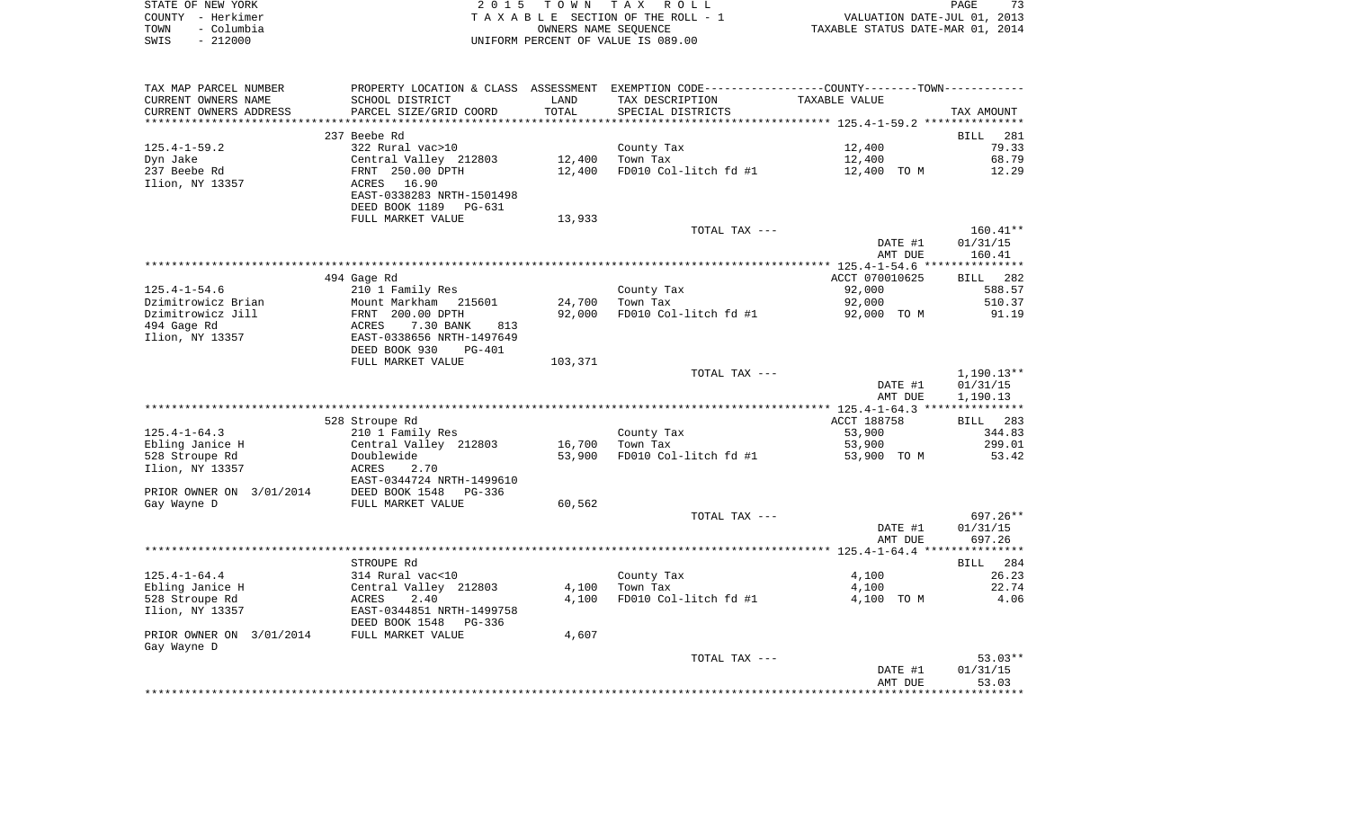STATE OF NEW YORK | 2 0 1 5 T O W N T A X R O L L
COUNTY - Herkimer | T A X A B L E SECTION OF THE ROLL - 1 | VALUATION DATE-JUL 01, 2013
TOWN - Columbia | OWNERS NAME SEQUENCE | TAXABLE STATUS DATE-MAR 01, 2014
SWIS - 212000 | UNIFORM PERCENT OF VALUE IS 089.00

| TAX MAP PARCEL NUMBER / CURRENT OWNERS NAME / CURRENT OWNERS ADDRESS | PROPERTY LOCATION & CLASS / SCHOOL DISTRICT / PARCEL SIZE/GRID COORD | ASSESSMENT LAND / TOTAL | EXEMPTION CODE / TAX DESCRIPTION / SPECIAL DISTRICTS | TAXABLE VALUE | TAX AMOUNT |
|---|---|---|---|---|---|
| | 237 Beebe Rd | | | | BILL 281 |
| 125.4-1-59.2 | 322 Rural vac>10 | | County Tax | 12,400 | 79.33 |
| Dyn Jake | Central Valley 212803 | 12,400 | Town Tax | 12,400 | 68.79 |
| 237 Beebe Rd | FRNT 250.00 DPTH | 12,400 | FD010 Col-litch fd #1 | 12,400 TO M | 12.29 |
| Ilion, NY 13357 | ACRES 16.90 | | | | |
| | EAST-0338283 NRTH-1501498 | | | | |
| | DEED BOOK 1189 PG-631 | | | | |
| | FULL MARKET VALUE | 13,933 | | | |
| | | | TOTAL TAX --- | | 160.41** |
| | | | | DATE #1 | 01/31/15 |
| | | | | AMT DUE | 160.41 |
| | 494 Gage Rd | | | ACCT 070010625 | BILL 282 |
| 125.4-1-54.6 | 210 1 Family Res | | County Tax | 92,000 | 588.57 |
| Dzimitrowicz Brian | Mount Markham 215601 | 24,700 | Town Tax | 92,000 | 510.37 |
| Dzimitrowicz Jill | FRNT 200.00 DPTH | 92,000 | FD010 Col-litch fd #1 | 92,000 TO M | 91.19 |
| 494 Gage Rd | ACRES 7.30 BANK 813 | | | | |
| Ilion, NY 13357 | EAST-0338656 NRTH-1497649 | | | | |
| | DEED BOOK 930 PG-401 | | | | |
| | FULL MARKET VALUE | 103,371 | | | |
| | | | TOTAL TAX --- | | 1,190.13** |
| | | | | DATE #1 | 01/31/15 |
| | | | | AMT DUE | 1,190.13 |
| | 528 Stroupe Rd | | | ACCT 188758 | BILL 283 |
| 125.4-1-64.3 | 210 1 Family Res | | County Tax | 53,900 | 344.83 |
| Ebling Janice H | Central Valley 212803 | 16,700 | Town Tax | 53,900 | 299.01 |
| 528 Stroupe Rd | Doublewide | 53,900 | FD010 Col-litch fd #1 | 53,900 TO M | 53.42 |
| Ilion, NY 13357 | ACRES 2.70 | | | | |
| | EAST-0344724 NRTH-1499610 | | | | |
| PRIOR OWNER ON 3/01/2014 | DEED BOOK 1548 PG-336 | | | | |
| Gay Wayne D | FULL MARKET VALUE | 60,562 | | | |
| | | | TOTAL TAX --- | | 697.26** |
| | | | | DATE #1 | 01/31/15 |
| | | | | AMT DUE | 697.26 |
| | STROUPE Rd | | | | BILL 284 |
| 125.4-1-64.4 | 314 Rural vac<10 | | County Tax | 4,100 | 26.23 |
| Ebling Janice H | Central Valley 212803 | 4,100 | Town Tax | 4,100 | 22.74 |
| 528 Stroupe Rd | ACRES 2.40 | 4,100 | FD010 Col-litch fd #1 | 4,100 TO M | 4.06 |
| Ilion, NY 13357 | EAST-0344851 NRTH-1499758 | | | | |
| | DEED BOOK 1548 PG-336 | | | | |
| PRIOR OWNER ON 3/01/2014 | FULL MARKET VALUE | 4,607 | | | |
| Gay Wayne D | | | | | |
| | | | TOTAL TAX --- | | 53.03** |
| | | | | DATE #1 | 01/31/15 |
| | | | | AMT DUE | 53.03 |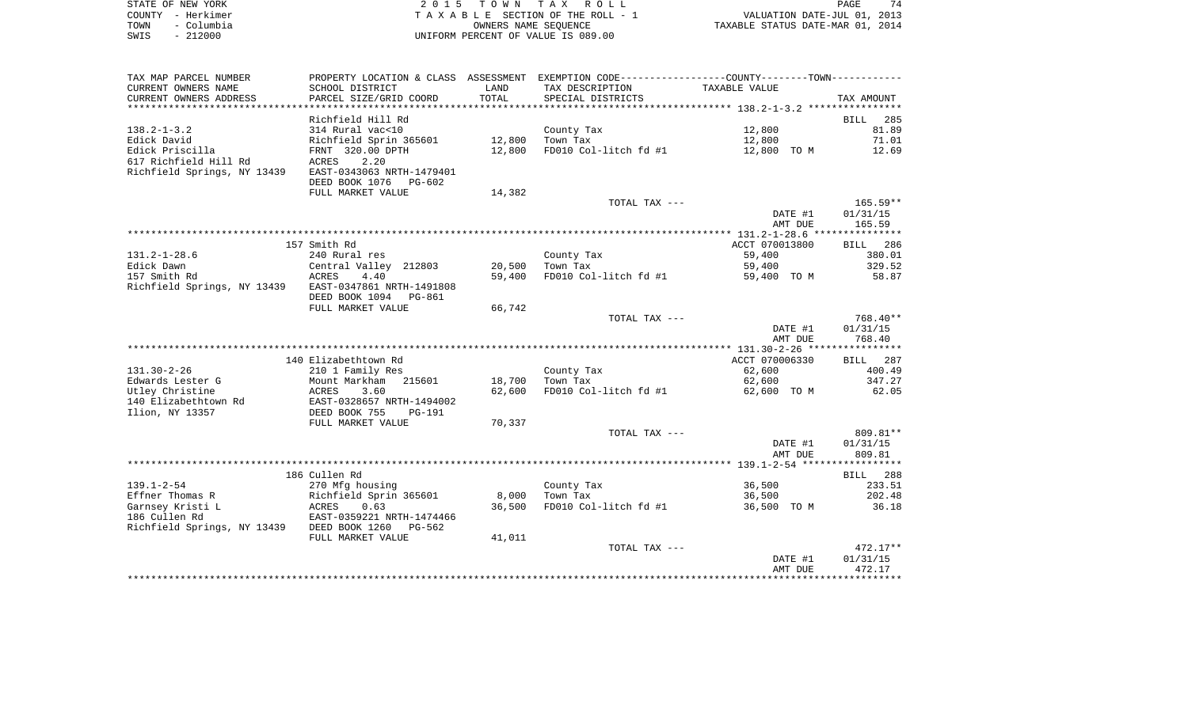STATE OF NEW YORK
COUNTY - Herkimer
TOWN - Columbia
SWIS - 212000

2 0 1 5 T O W N T A X R O L L
T A X A B L E SECTION OF THE ROLL - 1
OWNERS NAME SEQUENCE
UNIFORM PERCENT OF VALUE IS 089.00

VALUATION DATE-JUL 01, 2013
TAXABLE STATUS DATE-MAR 01, 2014

| TAX MAP PARCEL NUMBER / CURRENT OWNERS NAME / CURRENT OWNERS ADDRESS | PROPERTY LOCATION & CLASS / SCHOOL DISTRICT / PARCEL SIZE/GRID COORD | ASSESSMENT LAND | TOTAL | EXEMPTION CODE / TAX DESCRIPTION / SPECIAL DISTRICTS | COUNTY--------TOWN TAXABLE VALUE | TAX AMOUNT |
|---|---|---|---|---|---|---|
| | Richfield Hill Rd | | | | | BILL 285 |
| 138.2-1-3.2 | 314 Rural vac<10 | | | County Tax | 12,800 | 81.89 |
| Edick David | Richfield Sprin 365601 | 12,800 | | Town Tax | 12,800 | 71.01 |
| Edick Priscilla | FRNT 320.00 DPTH | | 12,800 | FD010 Col-litch fd #1 | 12,800 TO M | 12.69 |
| 617 Richfield Hill Rd | ACRES 2.20 | | | | | |
| Richfield Springs, NY 13439 | EAST-0343063 NRTH-1479401 | | | | | |
| | DEED BOOK 1076 PG-602 | | | | | |
| | FULL MARKET VALUE | 14,382 | | | | |
| | | | | TOTAL TAX --- | | 165.59** |
| | | | | | DATE #1 | 01/31/15 |
| | | | | | AMT DUE | 165.59 |
| | 157 Smith Rd | | | | ACCT 070013800 | BILL 286 |
| 131.2-1-28.6 | 240 Rural res | | | County Tax | 59,400 | 380.01 |
| Edick Dawn | Central Valley 212803 | 20,500 | | Town Tax | 59,400 | 329.52 |
| 157 Smith Rd | ACRES 4.40 | | 59,400 | FD010 Col-litch fd #1 | 59,400 TO M | 58.87 |
| Richfield Springs, NY 13439 | EAST-0347861 NRTH-1491808 | | | | | |
| | DEED BOOK 1094 PG-861 | | | | | |
| | FULL MARKET VALUE | 66,742 | | | | |
| | | | | TOTAL TAX --- | | 768.40** |
| | | | | | DATE #1 | 01/31/15 |
| | | | | | AMT DUE | 768.40 |
| | 140 Elizabethtown Rd | | | | ACCT 070006330 | BILL 287 |
| 131.30-2-26 | 210 1 Family Res | | | County Tax | 62,600 | 400.49 |
| Edwards Lester G | Mount Markham 215601 | 18,700 | | Town Tax | 62,600 | 347.27 |
| Utley Christine | ACRES 3.60 | | 62,600 | FD010 Col-litch fd #1 | 62,600 TO M | 62.05 |
| 140 Elizabethtown Rd | EAST-0328657 NRTH-1494002 | | | | | |
| Ilion, NY 13357 | DEED BOOK 755 PG-191 | | | | | |
| | FULL MARKET VALUE | 70,337 | | | | |
| | | | | TOTAL TAX --- | | 809.81** |
| | | | | | DATE #1 | 01/31/15 |
| | | | | | AMT DUE | 809.81 |
| | 186 Cullen Rd | | | | | BILL 288 |
| 139.1-2-54 | 270 Mfg housing | | | County Tax | 36,500 | 233.51 |
| Effner Thomas R | Richfield Sprin 365601 | 8,000 | | Town Tax | 36,500 | 202.48 |
| Garnsey Kristi L | ACRES 0.63 | | 36,500 | FD010 Col-litch fd #1 | 36,500 TO M | 36.18 |
| 186 Cullen Rd | EAST-0359221 NRTH-1474466 | | | | | |
| Richfield Springs, NY 13439 | DEED BOOK 1260 PG-562 | | | | | |
| | FULL MARKET VALUE | 41,011 | | | | |
| | | | | TOTAL TAX --- | | 472.17** |
| | | | | | DATE #1 | 01/31/15 |
| | | | | | AMT DUE | 472.17 |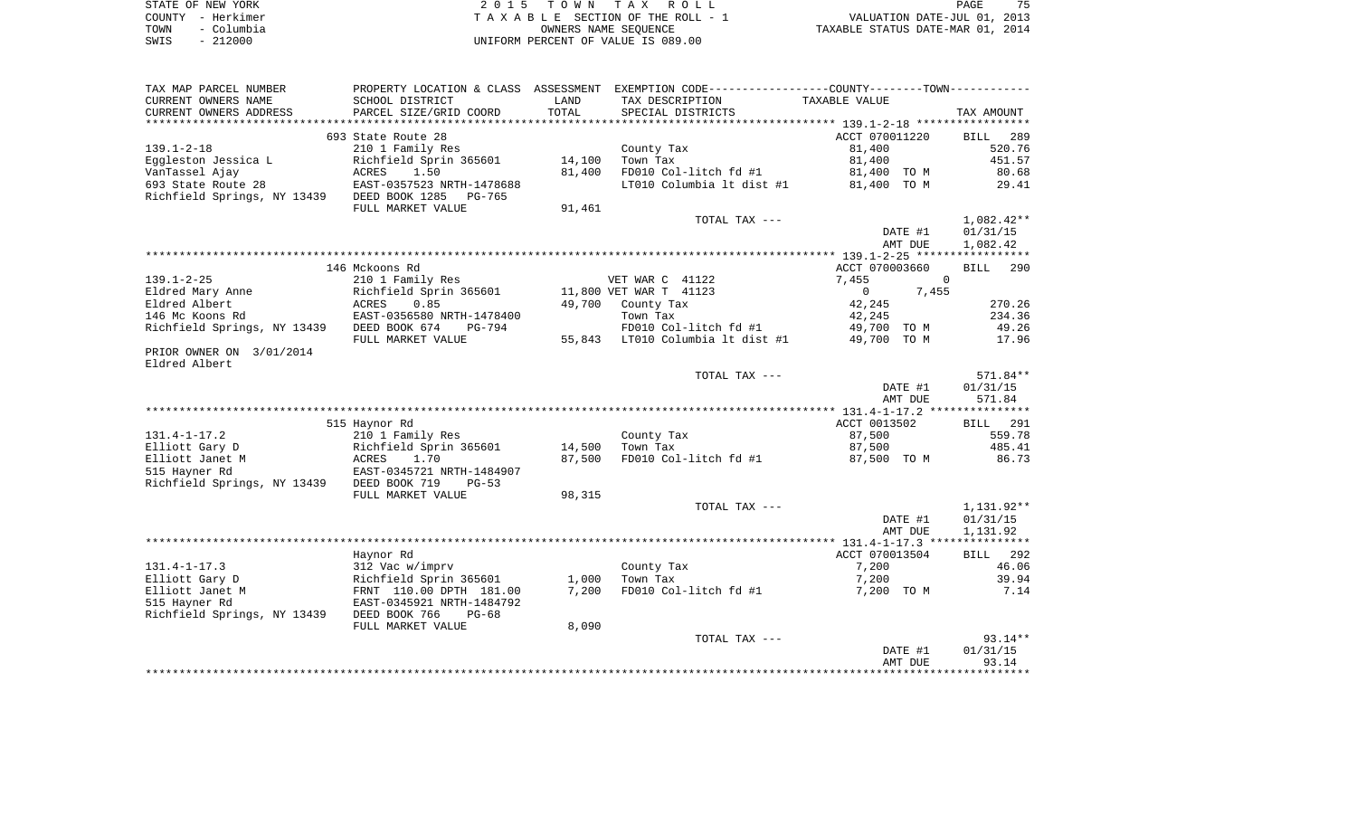STATE OF NEW YORK — 2015 TOWN TAX ROLL — PAGE 75
COUNTY - Herkimer — TAXABLE SECTION OF THE ROLL - 1 — VALUATION DATE-JUL 01, 2013
TOWN - Columbia — OWNERS NAME SEQUENCE — TAXABLE STATUS DATE-MAR 01, 2014
SWIS - 212000 — UNIFORM PERCENT OF VALUE IS 089.00

| TAX MAP PARCEL NUMBER / CURRENT OWNERS NAME / CURRENT OWNERS ADDRESS | PROPERTY LOCATION & CLASS / SCHOOL DISTRICT / PARCEL SIZE/GRID COORD | ASSESSMENT LAND / TOTAL | EXEMPTION CODE / TAX DESCRIPTION / SPECIAL DISTRICTS | COUNTY--------TOWN / TAXABLE VALUE | TAX AMOUNT |
|---|---|---|---|---|---|
| | 693 State Route 28 | | | ACCT 070011220 | BILL 289 |
| 139.1-2-18 | 210 1 Family Res | | County Tax | 81,400 | 520.76 |
| Eggleston Jessica L | Richfield Sprin 365601 | 14,100 | Town Tax | 81,400 | 451.57 |
| VanTassel Ajay | ACRES 1.50 | 81,400 | FD010 Col-litch fd #1 | 81,400 TO M | 80.68 |
| 693 State Route 28 | EAST-0357523 NRTH-1478688 | | LT010 Columbia lt dist #1 | 81,400 TO M | 29.41 |
| Richfield Springs, NY 13439 | DEED BOOK 1285 PG-765 | | | | |
| | FULL MARKET VALUE | 91,461 | | | |
| | | | TOTAL TAX --- | | 1,082.42** |
| | | | | DATE #1 | 01/31/15 |
| | | | | AMT DUE | 1,082.42 |
| | 146 Mckoons Rd | | | ACCT 070003660 | BILL 290 |
| 139.1-2-25 | 210 1 Family Res | | VET WAR C 41122 | 7,455 0 | |
| Eldred Mary Anne | Richfield Sprin 365601 | 11,800 | VET WAR T 41123 | 0 7,455 | |
| Eldred Albert | ACRES 0.85 | 49,700 | County Tax | 42,245 | 270.26 |
| 146 Mc Koons Rd | EAST-0356580 NRTH-1478400 | | Town Tax | 42,245 | 234.36 |
| Richfield Springs, NY 13439 | DEED BOOK 674 PG-794 | | FD010 Col-litch fd #1 | 49,700 TO M | 49.26 |
| | FULL MARKET VALUE | 55,843 | LT010 Columbia lt dist #1 | 49,700 TO M | 17.96 |
| PRIOR OWNER ON 3/01/2014 | | | | | |
| Eldred Albert | | | | | |
| | | | TOTAL TAX --- | | 571.84** |
| | | | | DATE #1 | 01/31/15 |
| | | | | AMT DUE | 571.84 |
| | 515 Haynor Rd | | | ACCT 0013502 | BILL 291 |
| 131.4-1-17.2 | 210 1 Family Res | | County Tax | 87,500 | 559.78 |
| Elliott Gary D | Richfield Sprin 365601 | 14,500 | Town Tax | 87,500 | 485.41 |
| Elliott Janet M | ACRES 1.70 | 87,500 | FD010 Col-litch fd #1 | 87,500 TO M | 86.73 |
| 515 Hayner Rd | EAST-0345721 NRTH-1484907 | | | | |
| Richfield Springs, NY 13439 | DEED BOOK 719 PG-53 | | | | |
| | FULL MARKET VALUE | 98,315 | | | |
| | | | TOTAL TAX --- | | 1,131.92** |
| | | | | DATE #1 | 01/31/15 |
| | | | | AMT DUE | 1,131.92 |
| | Haynor Rd | | | ACCT 070013504 | BILL 292 |
| 131.4-1-17.3 | 312 Vac w/imprv | | County Tax | 7,200 | 46.06 |
| Elliott Gary D | Richfield Sprin 365601 | 1,000 | Town Tax | 7,200 | 39.94 |
| Elliott Janet M | FRNT 110.00 DPTH 181.00 | 7,200 | FD010 Col-litch fd #1 | 7,200 TO M | 7.14 |
| 515 Hayner Rd | EAST-0345921 NRTH-1484792 | | | | |
| Richfield Springs, NY 13439 | DEED BOOK 766 PG-68 | | | | |
| | FULL MARKET VALUE | 8,090 | | | |
| | | | TOTAL TAX --- | | 93.14** |
| | | | | DATE #1 | 01/31/15 |
| | | | | AMT DUE | 93.14 |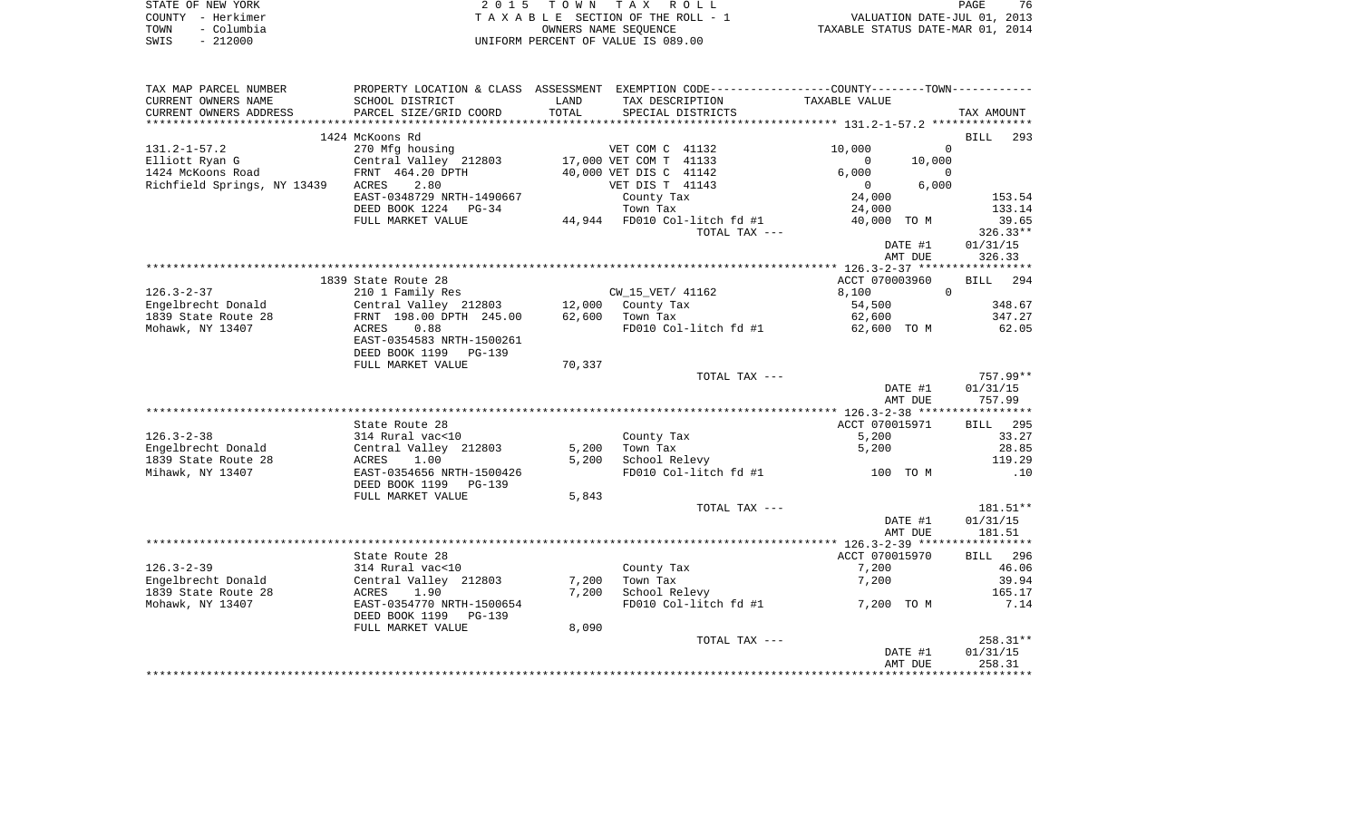STATE OF NEW YORK
COUNTY - Herkimer
TOWN - Columbia
SWIS - 212000

2 0 1 5 T O W N T A X R O L L
T A X A B L E SECTION OF THE ROLL - 1
OWNERS NAME SEQUENCE
UNIFORM PERCENT OF VALUE IS 089.00

VALUATION DATE-JUL 01, 2013
TAXABLE STATUS DATE-MAR 01, 2014

| TAX MAP PARCEL NUMBER / CURRENT OWNERS NAME / CURRENT OWNERS ADDRESS | PROPERTY LOCATION & CLASS / SCHOOL DISTRICT / PARCEL SIZE/GRID COORD | ASSESSMENT LAND / TOTAL | EXEMPTION CODE / TAX DESCRIPTION / SPECIAL DISTRICTS | COUNTY TAXABLE VALUE | TOWN | TAX AMOUNT |
|---|---|---|---|---|---|---|
| | 1424 McKoons Rd | | | | | BILL 293 |
| 131.2-1-57.2 | 270 Mfg housing | | VET COM C 41132 | 10,000 | 0 | |
| Elliott Ryan G | Central Valley 212803 | 17,000 | VET COM T 41133 | 0 | 10,000 | |
| 1424 McKoons Road | FRNT 464.20 DPTH | 40,000 | VET DIS C 41142 | 6,000 | 0 | |
| Richfield Springs, NY 13439 | ACRES 2.80 | | VET DIS T 41143 | 0 | 6,000 | |
| | EAST-0348729 NRTH-1490667 | | County Tax | 24,000 | | 153.54 |
| | DEED BOOK 1224 PG-34 | | Town Tax | 24,000 | | 133.14 |
| | FULL MARKET VALUE | 44,944 | FD010 Col-litch fd #1 | 40,000 TO M | | 39.65 |
| | | | TOTAL TAX --- | | | 326.33** |
| | | | | | DATE #1 | 01/31/15 |
| | | | | | AMT DUE | 326.33 |
| | 1839 State Route 28 | | | ACCT 070003960 | | BILL 294 |
| 126.3-2-37 | 210 1 Family Res | | CW_15_VET/ 41162 | 8,100 | 0 | |
| Engelbrecht Donald | Central Valley 212803 | 12,000 | County Tax | 54,500 | | 348.67 |
| 1839 State Route 28 | FRNT 198.00 DPTH 245.00 | 62,600 | Town Tax | 62,600 | | 347.27 |
| Mohawk, NY 13407 | ACRES 0.88 | | FD010 Col-litch fd #1 | 62,600 TO M | | 62.05 |
| | EAST-0354583 NRTH-1500261 | | | | | |
| | DEED BOOK 1199 PG-139 | | | | | |
| | FULL MARKET VALUE | 70,337 | | | | |
| | | | TOTAL TAX --- | | | 757.99** |
| | | | | | DATE #1 | 01/31/15 |
| | | | | | AMT DUE | 757.99 |
| | State Route 28 | | | ACCT 070015971 | | BILL 295 |
| 126.3-2-38 | 314 Rural vac<10 | | County Tax | 5,200 | | 33.27 |
| Engelbrecht Donald | Central Valley 212803 | 5,200 | Town Tax | 5,200 | | 28.85 |
| 1839 State Route 28 | ACRES 1.00 | 5,200 | School Relevy | | | 119.29 |
| Mihawk, NY 13407 | EAST-0354656 NRTH-1500426 | | FD010 Col-litch fd #1 | 100 TO M | | .10 |
| | DEED BOOK 1199 PG-139 | | | | | |
| | FULL MARKET VALUE | 5,843 | | | | |
| | | | TOTAL TAX --- | | | 181.51** |
| | | | | | DATE #1 | 01/31/15 |
| | | | | | AMT DUE | 181.51 |
| | State Route 28 | | | ACCT 070015970 | | BILL 296 |
| 126.3-2-39 | 314 Rural vac<10 | | County Tax | 7,200 | | 46.06 |
| Engelbrecht Donald | Central Valley 212803 | 7,200 | Town Tax | 7,200 | | 39.94 |
| 1839 State Route 28 | ACRES 1.90 | 7,200 | School Relevy | | | 165.17 |
| Mohawk, NY 13407 | EAST-0354770 NRTH-1500654 | | FD010 Col-litch fd #1 | 7,200 TO M | | 7.14 |
| | DEED BOOK 1199 PG-139 | | | | | |
| | FULL MARKET VALUE | 8,090 | | | | |
| | | | TOTAL TAX --- | | | 258.31** |
| | | | | | DATE #1 | 01/31/15 |
| | | | | | AMT DUE | 258.31 |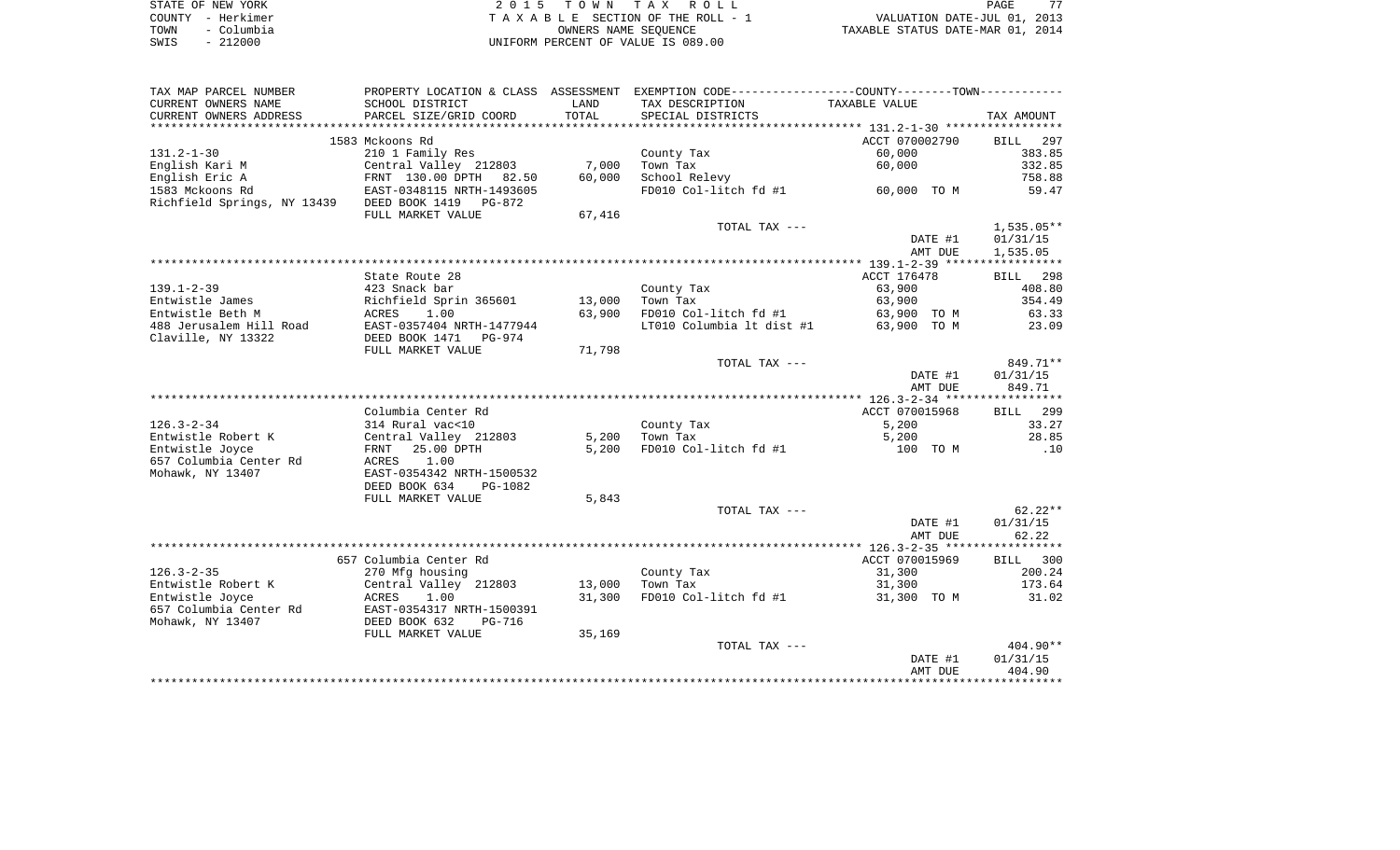STATE OF NEW YORK  
COUNTY - Herkimer  
TOWN - Columbia  
SWIS - 212000

2 0 1 5 T O W N T A X R O L L  
T A X A B L E SECTION OF THE ROLL - 1  
OWNERS NAME SEQUENCE  
UNIFORM PERCENT OF VALUE IS 089.00

VALUATION DATE-JUL 01, 2013  
TAXABLE STATUS DATE-MAR 01, 2014

| TAX MAP PARCEL NUMBER<br>CURRENT OWNERS NAME<br>CURRENT OWNERS ADDRESS | PROPERTY LOCATION & CLASS<br>SCHOOL DISTRICT<br>PARCEL SIZE/GRID COORD | ASSESSMENT<br>LAND<br>TOTAL | EXEMPTION CODE-----COUNTY-----TOWN-----<br>TAX DESCRIPTION<br>SPECIAL DISTRICTS | TAXABLE VALUE | TAX AMOUNT |
|---|---|---|---|---|---|
| | 1583 Mckoons Rd | | | ACCT 070002790 | BILL 297 |
| 131.2-1-30 | 210 1 Family Res | | County Tax | 60,000 | 383.85 |
| English Kari M | Central Valley 212803 | 7,000 | Town Tax | 60,000 | 332.85 |
| English Eric A | FRNT 130.00 DPTH 82.50 | 60,000 | School Relevy | | 758.88 |
| 1583 Mckoons Rd | EAST-0348115 NRTH-1493605 | | FD010 Col-litch fd #1 | 60,000 TO M | 59.47 |
| Richfield Springs, NY 13439 | DEED BOOK 1419 PG-872 | | | | |
| | FULL MARKET VALUE | 67,416 | | | |
| | | | TOTAL TAX --- | | 1,535.05** |
| | | | | DATE #1 | 01/31/15 |
| | | | | AMT DUE | 1,535.05 |
| | State Route 28 | | | ACCT 176478 | BILL 298 |
| 139.1-2-39 | 423 Snack bar | | County Tax | 63,900 | 408.80 |
| Entwistle James | Richfield Sprin 365601 | 13,000 | Town Tax | 63,900 | 354.49 |
| Entwistle Beth M | ACRES 1.00 | 63,900 | FD010 Col-litch fd #1 | 63,900 TO M | 63.33 |
| 488 Jerusalem Hill Road | EAST-0357404 NRTH-1477944 | | LT010 Columbia lt dist #1 | 63,900 TO M | 23.09 |
| Claville, NY 13322 | DEED BOOK 1471 PG-974 | | | | |
| | FULL MARKET VALUE | 71,798 | | | |
| | | | TOTAL TAX --- | | 849.71** |
| | | | | DATE #1 | 01/31/15 |
| | | | | AMT DUE | 849.71 |
| | Columbia Center Rd | | | ACCT 070015968 | BILL 299 |
| 126.3-2-34 | 314 Rural vac<10 | | County Tax | 5,200 | 33.27 |
| Entwistle Robert K | Central Valley 212803 | 5,200 | Town Tax | 5,200 | 28.85 |
| Entwistle Joyce | FRNT 25.00 DPTH | 5,200 | FD010 Col-litch fd #1 | 100 TO M | .10 |
| 657 Columbia Center Rd | ACRES 1.00 | | | | |
| Mohawk, NY 13407 | EAST-0354342 NRTH-1500532 | | | | |
| | DEED BOOK 634 PG-1082 | | | | |
| | FULL MARKET VALUE | 5,843 | | | |
| | | | TOTAL TAX --- | | 62.22** |
| | | | | DATE #1 | 01/31/15 |
| | | | | AMT DUE | 62.22 |
| | 657 Columbia Center Rd | | | ACCT 070015969 | BILL 300 |
| 126.3-2-35 | 270 Mfg housing | | County Tax | 31,300 | 200.24 |
| Entwistle Robert K | Central Valley 212803 | 13,000 | Town Tax | 31,300 | 173.64 |
| Entwistle Joyce | ACRES 1.00 | 31,300 | FD010 Col-litch fd #1 | 31,300 TO M | 31.02 |
| 657 Columbia Center Rd | EAST-0354317 NRTH-1500391 | | | | |
| Mohawk, NY 13407 | DEED BOOK 632 PG-716 | | | | |
| | FULL MARKET VALUE | 35,169 | | | |
| | | | TOTAL TAX --- | | 404.90** |
| | | | | DATE #1 | 01/31/15 |
| | | | | AMT DUE | 404.90 |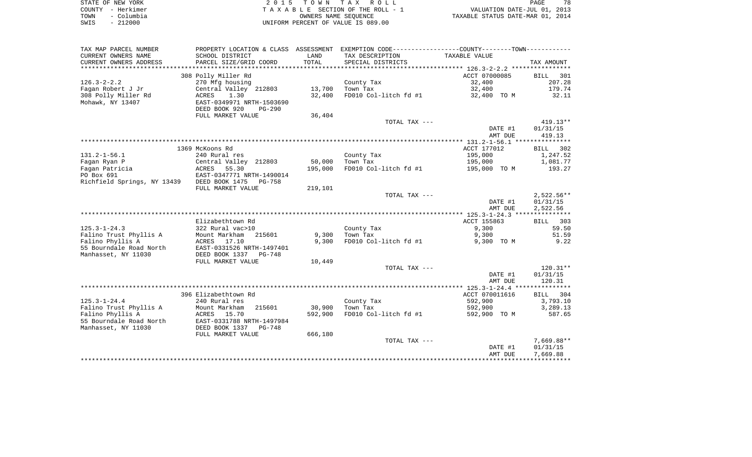STATE OF NEW YORK
COUNTY - Herkimer
TOWN - Columbia
SWIS - 212000

2015 TOWN TAX ROLL
TAXABLE SECTION OF THE ROLL - 1
OWNERS NAME SEQUENCE
UNIFORM PERCENT OF VALUE IS 089.00

VALUATION DATE-JUL 01, 2013
TAXABLE STATUS DATE-MAR 01, 2014

| TAX MAP PARCEL NUMBER / CURRENT OWNERS NAME / CURRENT OWNERS ADDRESS | PROPERTY LOCATION & CLASS / SCHOOL DISTRICT / PARCEL SIZE/GRID COORD | ASSESSMENT LAND / TOTAL | EXEMPTION CODE / TAX DESCRIPTION / SPECIAL DISTRICTS | TAXABLE VALUE | TAX AMOUNT |
|---|---|---|---|---|---|
| | 308 Polly Miller Rd | | | ACCT 07000085 | BILL 301 |
| 126.3-2-2.2 | 270 Mfg housing | | County Tax | 32,400 | 207.28 |
| Fagan Robert J Jr | Central Valley 212803 | 13,700 | Town Tax | 32,400 | 179.74 |
| 308 Polly Miller Rd | ACRES 1.30 | 32,400 | FD010 Col-litch fd #1 | 32,400 TO M | 32.11 |
| Mohawk, NY 13407 | EAST-0349971 NRTH-1503690 | | | | |
| | DEED BOOK 920 PG-290 | | | | |
| | FULL MARKET VALUE | 36,404 | | | |
| | | | TOTAL TAX --- | | 419.13** |
| | | | | DATE #1 | 01/31/15 |
| | | | | AMT DUE | 419.13 |
| | 1369 McKoons Rd | | | ACCT 177012 | BILL 302 |
| 131.2-1-56.1 | 240 Rural res | | County Tax | 195,000 | 1,247.52 |
| Fagan Ryan P | Central Valley 212803 | 50,000 | Town Tax | 195,000 | 1,081.77 |
| Fagan Patricia | ACRES 55.30 | 195,000 | FD010 Col-litch fd #1 | 195,000 TO M | 193.27 |
| PO Box 691 | EAST-0347771 NRTH-1490014 | | | | |
| Richfield Springs, NY 13439 | DEED BOOK 1475 PG-758 | | | | |
| | FULL MARKET VALUE | 219,101 | | | |
| | | | TOTAL TAX --- | | 2,522.56** |
| | | | | DATE #1 | 01/31/15 |
| | | | | AMT DUE | 2,522.56 |
| | Elizabethtown Rd | | | ACCT 155863 | BILL 303 |
| 125.3-1-24.3 | 322 Rural vac>10 | | County Tax | 9,300 | 59.50 |
| Falino Trust Phyllis A | Mount Markham 215601 | 9,300 | Town Tax | 9,300 | 51.59 |
| Falino Phyllis A | ACRES 17.10 | 9,300 | FD010 Col-litch fd #1 | 9,300 TO M | 9.22 |
| 55 Bourndale Road North | EAST-0331526 NRTH-1497401 | | | | |
| Manhasset, NY 11030 | DEED BOOK 1337 PG-748 | | | | |
| | FULL MARKET VALUE | 10,449 | | | |
| | | | TOTAL TAX --- | | 120.31** |
| | | | | DATE #1 | 01/31/15 |
| | | | | AMT DUE | 120.31 |
| | 396 Elizabethtown Rd | | | ACCT 070011616 | BILL 304 |
| 125.3-1-24.4 | 240 Rural res | | County Tax | 592,900 | 3,793.10 |
| Falino Trust Phyllis A | Mount Markham 215601 | 30,900 | Town Tax | 592,900 | 3,289.13 |
| Falino Phyllis A | ACRES 15.70 | 592,900 | FD010 Col-litch fd #1 | 592,900 TO M | 587.65 |
| 55 Bourndale Road North | EAST-0331788 NRTH-1497984 | | | | |
| Manhasset, NY 11030 | DEED BOOK 1337 PG-748 | | | | |
| | FULL MARKET VALUE | 666,180 | | | |
| | | | TOTAL TAX --- | | 7,669.88** |
| | | | | DATE #1 | 01/31/15 |
| | | | | AMT DUE | 7,669.88 |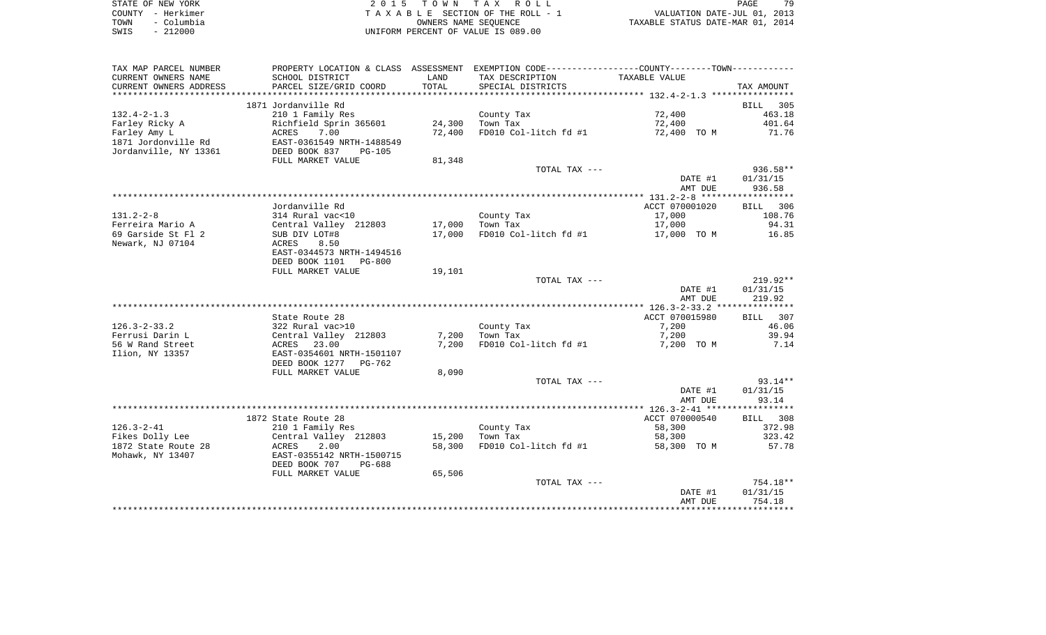STATE OF NEW YORK — COUNTY - Herkimer — TOWN - Columbia — SWIS - 212000

2015 TOWN TAX ROLL
TAXABLE SECTION OF THE ROLL - 1
OWNERS NAME SEQUENCE
UNIFORM PERCENT OF VALUE IS 089.00

VALUATION DATE-JUL 01, 2013
TAXABLE STATUS DATE-MAR 01, 2014

| TAX MAP PARCEL NUMBER / CURRENT OWNERS NAME / CURRENT OWNERS ADDRESS | PROPERTY LOCATION & CLASS / SCHOOL DISTRICT / PARCEL SIZE/GRID COORD | ASSESSMENT LAND / TOTAL | EXEMPTION CODE / TAX DESCRIPTION / SPECIAL DISTRICTS | COUNTY--------TOWN / TAXABLE VALUE | TAX AMOUNT |
|---|---|---|---|---|---|
| ******** 132.4-2-1.3 ******** | | | | | |
| | 1871 Jordanville Rd | | | | BILL 305 |
| 132.4-2-1.3 | 210 1 Family Res | | County Tax | 72,400 | 463.18 |
| Farley Ricky A | Richfield Sprin 365601 | 24,300 | Town Tax | 72,400 | 401.64 |
| Farley Amy L | ACRES 7.00 | 72,400 | FD010 Col-litch fd #1 | 72,400 TO M | 71.76 |
| 1871 Jordonville Rd | EAST-0361549 NRTH-1488549 | | | | |
| Jordanville, NY 13361 | DEED BOOK 837 PG-105 | | | | |
| | FULL MARKET VALUE | 81,348 | | | |
| | | | TOTAL TAX --- | | 936.58** |
| | | | | DATE #1 | 01/31/15 |
| | | | | AMT DUE | 936.58 |
| ******** 131.2-2-8 ******** | | | | | |
| | Jordanville Rd | | | ACCT 070001020 | BILL 306 |
| 131.2-2-8 | 314 Rural vac<10 | | County Tax | 17,000 | 108.76 |
| Ferreira Mario A | Central Valley 212803 | 17,000 | Town Tax | 17,000 | 94.31 |
| 69 Garside St Fl 2 | SUB DIV LOT#8 | 17,000 | FD010 Col-litch fd #1 | 17,000 TO M | 16.85 |
| Newark, NJ 07104 | ACRES 8.50 | | | | |
| | EAST-0344573 NRTH-1494516 | | | | |
| | DEED BOOK 1101 PG-800 | | | | |
| | FULL MARKET VALUE | 19,101 | | | |
| | | | TOTAL TAX --- | | 219.92** |
| | | | | DATE #1 | 01/31/15 |
| | | | | AMT DUE | 219.92 |
| ******** 126.3-2-33.2 ******** | | | | | |
| | State Route 28 | | | ACCT 070015980 | BILL 307 |
| 126.3-2-33.2 | 322 Rural vac>10 | | County Tax | 7,200 | 46.06 |
| Ferrusi Darin L | Central Valley 212803 | 7,200 | Town Tax | 7,200 | 39.94 |
| 56 W Rand Street | ACRES 23.00 | 7,200 | FD010 Col-litch fd #1 | 7,200 TO M | 7.14 |
| Ilion, NY 13357 | EAST-0354601 NRTH-1501107 | | | | |
| | DEED BOOK 1277 PG-762 | | | | |
| | FULL MARKET VALUE | 8,090 | | | |
| | | | TOTAL TAX --- | | 93.14** |
| | | | | DATE #1 | 01/31/15 |
| | | | | AMT DUE | 93.14 |
| ******** 126.3-2-41 ******** | | | | | |
| | 1872 State Route 28 | | | ACCT 070000540 | BILL 308 |
| 126.3-2-41 | 210 1 Family Res | | County Tax | 58,300 | 372.98 |
| Fikes Dolly Lee | Central Valley 212803 | 15,200 | Town Tax | 58,300 | 323.42 |
| 1872 State Route 28 | ACRES 2.00 | 58,300 | FD010 Col-litch fd #1 | 58,300 TO M | 57.78 |
| Mohawk, NY 13407 | EAST-0355142 NRTH-1500715 | | | | |
| | DEED BOOK 707 PG-688 | | | | |
| | FULL MARKET VALUE | 65,506 | | | |
| | | | TOTAL TAX --- | | 754.18** |
| | | | | DATE #1 | 01/31/15 |
| | | | | AMT DUE | 754.18 |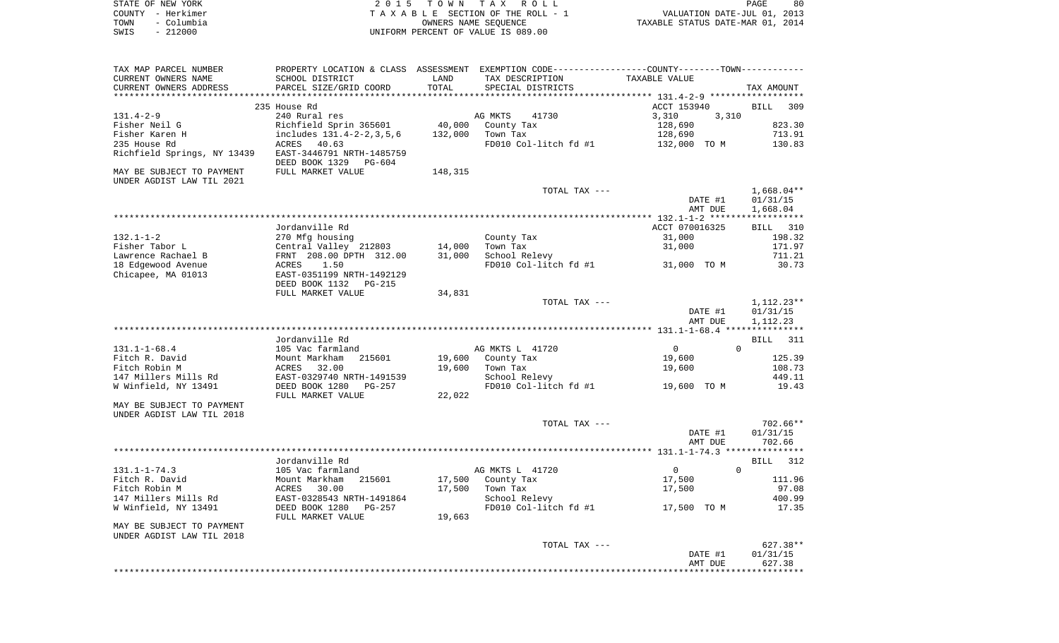STATE OF NEW YORK
COUNTY - Herkimer
TOWN - Columbia
SWIS - 212000

2015 TOWN TAX ROLL
TAXABLE SECTION OF THE ROLL - 1
OWNERS NAME SEQUENCE
UNIFORM PERCENT OF VALUE IS 089.00

VALUATION DATE-JUL 01, 2013
TAXABLE STATUS DATE-MAR 01, 2014

| TAX MAP PARCEL NUMBER / CURRENT OWNERS NAME / CURRENT OWNERS ADDRESS | PROPERTY LOCATION & CLASS / SCHOOL DISTRICT / PARCEL SIZE/GRID COORD | ASSESSMENT LAND / TOTAL | EXEMPTION CODE / TAX DESCRIPTION / SPECIAL DISTRICTS | COUNTY / TOWN TAXABLE VALUE | TAX AMOUNT |
|---|---|---|---|---|---|
| **131.4-2-9** | 235 House Rd | | | ACCT 153940 | BILL 309 |
| 131.4-2-9 | 240 Rural res | | AG MKTS 41730 | 3,310 3,310 | |
| Fisher Neil G | Richfield Sprin 365601 | 40,000 | County Tax | 128,690 | 823.30 |
| Fisher Karen H | includes 131.4-2-2,3,5,6 | 132,000 | Town Tax | 128,690 | 713.91 |
| 235 House Rd | ACRES 40.63 | | FD010 Col-litch fd #1 | 132,000 TO M | 130.83 |
| Richfield Springs, NY 13439 | EAST-3446791 NRTH-1485759 | | | | |
| | DEED BOOK 1329 PG-604 | | | | |
| MAY BE SUBJECT TO PAYMENT | FULL MARKET VALUE | 148,315 | | | |
| UNDER AGDIST LAW TIL 2021 | | | | | |
| | | | TOTAL TAX --- | | 1,668.04** |
| | | | | DATE #1 | 01/31/15 |
| | | | | AMT DUE | 1,668.04 |
| **132.1-1-2** | Jordanville Rd | | | ACCT 070016325 | BILL 310 |
| 132.1-1-2 | 270 Mfg housing | | County Tax | 31,000 | 198.32 |
| Fisher Tabor L | Central Valley 212803 | 14,000 | Town Tax | 31,000 | 171.97 |
| Lawrence Rachael B | FRNT 208.00 DPTH 312.00 | 31,000 | School Relevy | | 711.21 |
| 18 Edgewood Avenue | ACRES 1.50 | | FD010 Col-litch fd #1 | 31,000 TO M | 30.73 |
| Chicapee, MA 01013 | EAST-0351199 NRTH-1492129 | | | | |
| | DEED BOOK 1132 PG-215 | | | | |
| | FULL MARKET VALUE | 34,831 | | | |
| | | | TOTAL TAX --- | | 1,112.23** |
| | | | | DATE #1 | 01/31/15 |
| | | | | AMT DUE | 1,112.23 |
| **131.1-1-68.4** | Jordanville Rd | | | | BILL 311 |
| 131.1-1-68.4 | 105 Vac farmland | | AG MKTS L 41720 | 0 0 | |
| Fitch R. David | Mount Markham 215601 | 19,600 | County Tax | 19,600 | 125.39 |
| Fitch Robin M | ACRES 32.00 | 19,600 | Town Tax | 19,600 | 108.73 |
| 147 Millers Mills Rd | EAST-0329740 NRTH-1491539 | | School Relevy | | 449.11 |
| W Winfield, NY 13491 | DEED BOOK 1280 PG-257 | | FD010 Col-litch fd #1 | 19,600 TO M | 19.43 |
| | FULL MARKET VALUE | 22,022 | | | |
| MAY BE SUBJECT TO PAYMENT | | | | | |
| UNDER AGDIST LAW TIL 2018 | | | | | |
| | | | TOTAL TAX --- | | 702.66** |
| | | | | DATE #1 | 01/31/15 |
| | | | | AMT DUE | 702.66 |
| **131.1-1-74.3** | Jordanville Rd | | | | BILL 312 |
| 131.1-1-74.3 | 105 Vac farmland | | AG MKTS L 41720 | 0 0 | |
| Fitch R. David | Mount Markham 215601 | 17,500 | County Tax | 17,500 | 111.96 |
| Fitch Robin M | ACRES 30.00 | 17,500 | Town Tax | 17,500 | 97.08 |
| 147 Millers Mills Rd | EAST-0328543 NRTH-1491864 | | School Relevy | | 400.99 |
| W Winfield, NY 13491 | DEED BOOK 1280 PG-257 | | FD010 Col-litch fd #1 | 17,500 TO M | 17.35 |
| | FULL MARKET VALUE | 19,663 | | | |
| MAY BE SUBJECT TO PAYMENT | | | | | |
| UNDER AGDIST LAW TIL 2018 | | | | | |
| | | | TOTAL TAX --- | | 627.38** |
| | | | | DATE #1 | 01/31/15 |
| | | | | AMT DUE | 627.38 |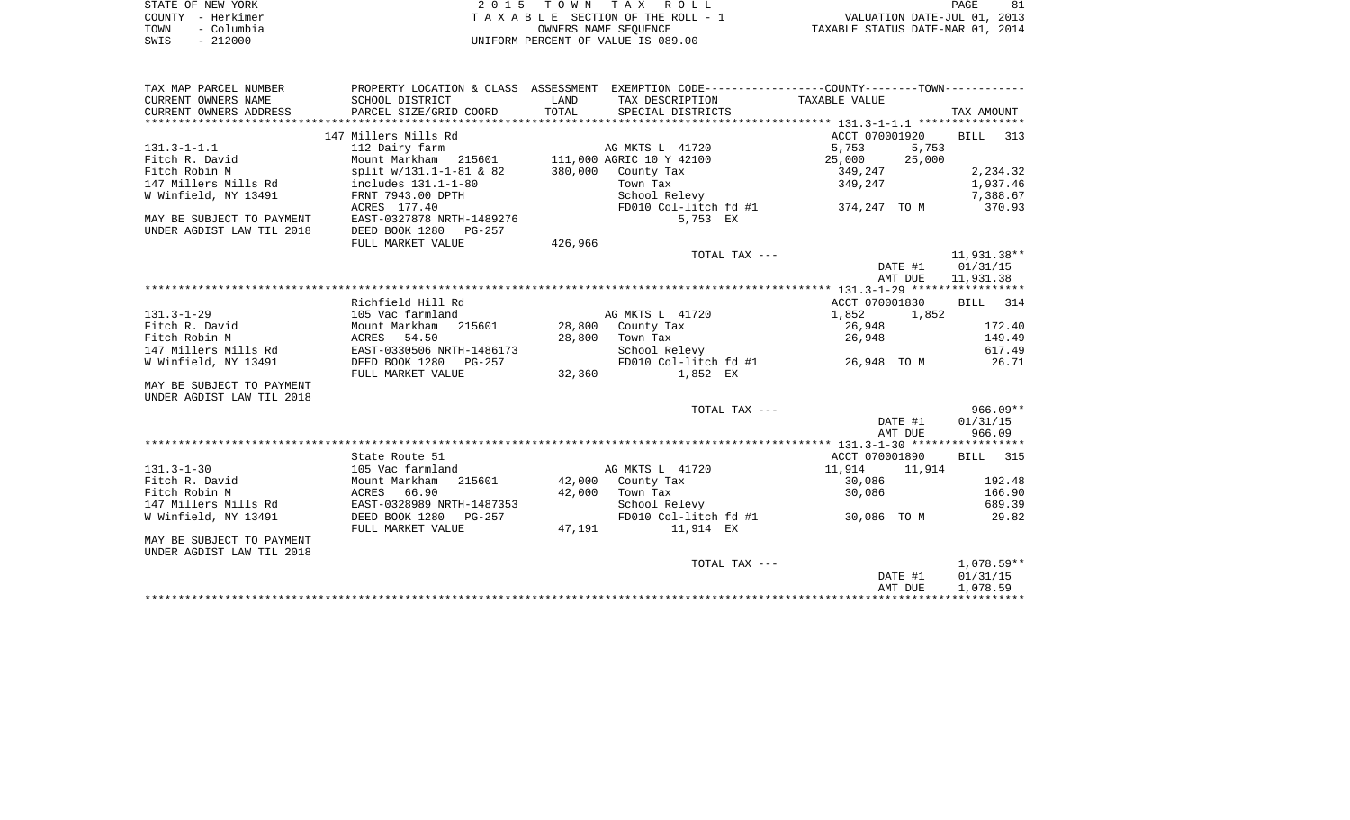STATE OF NEW YORK
COUNTY - Herkimer
TOWN - Columbia
SWIS - 212000

2015 TOWN TAX ROLL
TAXABLE SECTION OF THE ROLL - 1
OWNERS NAME SEQUENCE
UNIFORM PERCENT OF VALUE IS 089.00

VALUATION DATE-JUL 01, 2013
TAXABLE STATUS DATE-MAR 01, 2014

| TAX MAP PARCEL NUMBER / CURRENT OWNERS NAME / CURRENT OWNERS ADDRESS | PROPERTY LOCATION & CLASS / SCHOOL DISTRICT / PARCEL SIZE/GRID COORD | ASSESSMENT LAND / TOTAL | EXEMPTION CODE / TAX DESCRIPTION / SPECIAL DISTRICTS | COUNTY / TAXABLE VALUE | TOWN | TAX AMOUNT |
|---|---|---|---|---|---|---|
| 131.3-1-1.1 | 147 Millers Mills Rd | | | ACCT 070001920 | | BILL 313 |
| Fitch R. David | 112 Dairy farm | | AG MKTS L 41720 | 5,753 | 5,753 | |
| Fitch Robin M | Mount Markham 215601 | 111,000 | AGRIC 10 Y 42100 | 25,000 | 25,000 | |
| 147 Millers Mills Rd | split w/131.1-1-81 & 82 | 380,000 | County Tax | 349,247 | | 2,234.32 |
| W Winfield, NY 13491 | includes 131.1-1-80 | | Town Tax | 349,247 | | 1,937.46 |
| | FRNT 7943.00 DPTH | | School Relevy | | | 7,388.67 |
| | ACRES 177.40 | | FD010 Col-litch fd #1 | 374,247 TO M | | 370.93 |
| MAY BE SUBJECT TO PAYMENT | EAST-0327878 NRTH-1489276 | | 5,753 EX | | | |
| UNDER AGDIST LAW TIL 2018 | DEED BOOK 1280 PG-257 | | | | | |
| | FULL MARKET VALUE | 426,966 | | | | |
| | | | TOTAL TAX --- | | | 11,931.38** |
| | | | | DATE #1 | | 01/31/15 |
| | | | | AMT DUE | | 11,931.38 |
| 131.3-1-29 | Richfield Hill Rd | | | ACCT 070001830 | | BILL 314 |
| Fitch R. David | 105 Vac farmland | | AG MKTS L 41720 | 1,852 | 1,852 | |
| Fitch Robin M | Mount Markham 215601 | 28,800 | County Tax | 26,948 | | 172.40 |
| 147 Millers Mills Rd | ACRES 54.50 | 28,800 | Town Tax | 26,948 | | 149.49 |
| W Winfield, NY 13491 | EAST-0330506 NRTH-1486173 | | School Relevy | | | 617.49 |
| | DEED BOOK 1280 PG-257 | | FD010 Col-litch fd #1 | 26,948 TO M | | 26.71 |
| | FULL MARKET VALUE | 32,360 | 1,852 EX | | | |
| MAY BE SUBJECT TO PAYMENT | | | | | | |
| UNDER AGDIST LAW TIL 2018 | | | | | | |
| | | | TOTAL TAX --- | | | 966.09** |
| | | | | DATE #1 | | 01/31/15 |
| | | | | AMT DUE | | 966.09 |
| 131.3-1-30 | State Route 51 | | | ACCT 070001890 | | BILL 315 |
| Fitch R. David | 105 Vac farmland | | AG MKTS L 41720 | 11,914 | 11,914 | |
| Fitch Robin M | Mount Markham 215601 | 42,000 | County Tax | 30,086 | | 192.48 |
| 147 Millers Mills Rd | ACRES 66.90 | 42,000 | Town Tax | 30,086 | | 166.90 |
| W Winfield, NY 13491 | EAST-0328989 NRTH-1487353 | | School Relevy | | | 689.39 |
| | DEED BOOK 1280 PG-257 | | FD010 Col-litch fd #1 | 30,086 TO M | | 29.82 |
| | FULL MARKET VALUE | 47,191 | 11,914 EX | | | |
| MAY BE SUBJECT TO PAYMENT | | | | | | |
| UNDER AGDIST LAW TIL 2018 | | | | | | |
| | | | TOTAL TAX --- | | | 1,078.59** |
| | | | | DATE #1 | | 01/31/15 |
| | | | | AMT DUE | | 1,078.59 |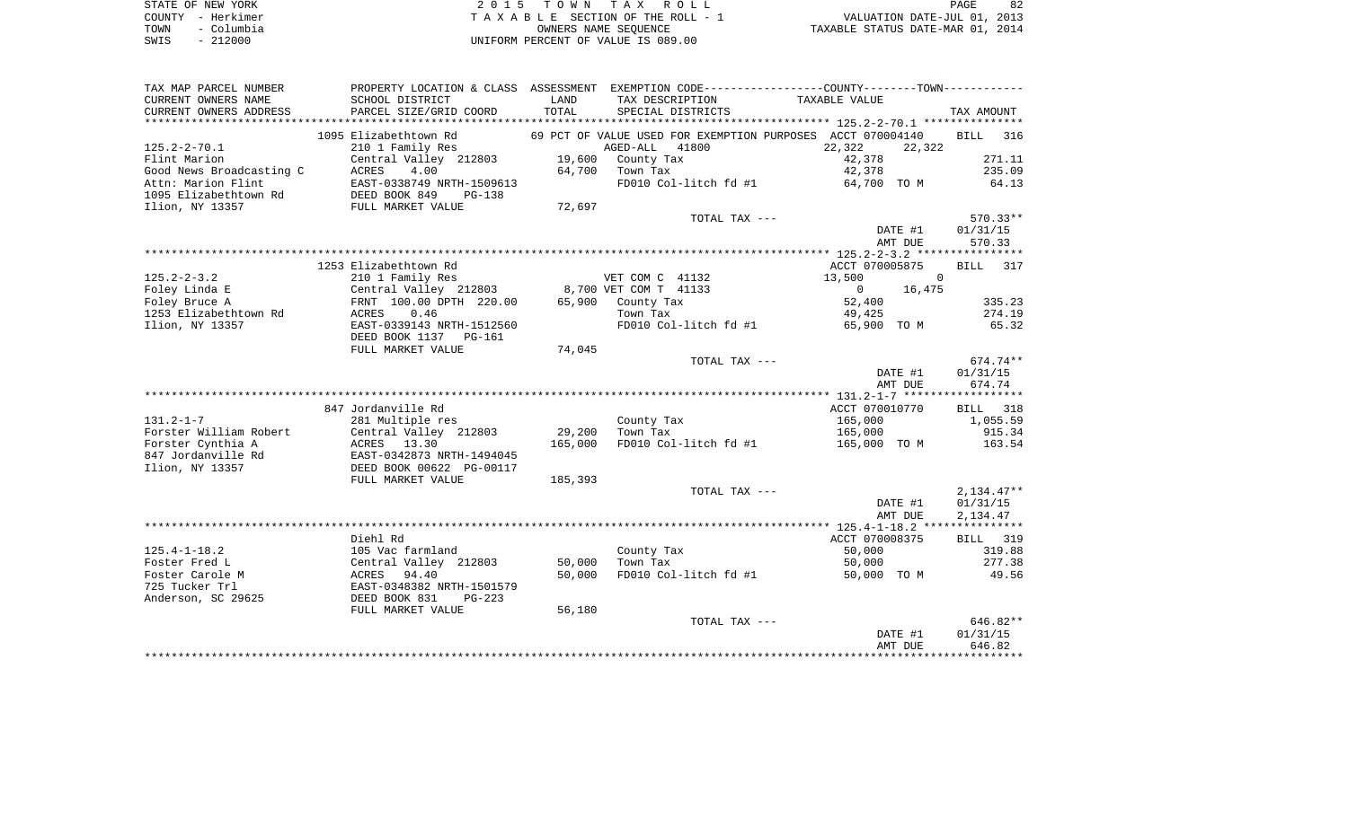STATE OF NEW YORK
COUNTY - Herkimer
TOWN - Columbia
SWIS - 212000

2015 TOWN TAX ROLL
TAXABLE SECTION OF THE ROLL - 1
OWNERS NAME SEQUENCE
UNIFORM PERCENT OF VALUE IS 089.00

VALUATION DATE-JUL 01, 2013
TAXABLE STATUS DATE-MAR 01, 2014

| TAX MAP PARCEL NUMBER / CURRENT OWNERS NAME / CURRENT OWNERS ADDRESS | PROPERTY LOCATION & CLASS / SCHOOL DISTRICT / PARCEL SIZE/GRID COORD | ASSESSMENT LAND / TOTAL | EXEMPTION CODE / TAX DESCRIPTION / SPECIAL DISTRICTS | COUNTY / TOWN TAXABLE VALUE | TAX AMOUNT |
|---|---|---|---|---|---|
| | 1095 Elizabethtown Rd | | 69 PCT OF VALUE USED FOR EXEMPTION PURPOSES | ACCT 070004140 | BILL 316 |
| 125.2-2-70.1 | 210 1 Family Res | | AGED-ALL 41800 | 22,322 22,322 | |
| Flint Marion | Central Valley 212803 | 19,600 | County Tax | 42,378 | 271.11 |
| Good News Broadcasting C | ACRES 4.00 | 64,700 | Town Tax | 42,378 | 235.09 |
| Attn: Marion Flint | EAST-0338749 NRTH-1509613 | | FD010 Col-litch fd #1 | 64,700 TO M | 64.13 |
| 1095 Elizabethtown Rd | DEED BOOK 849 PG-138 | | | | |
| Ilion, NY 13357 | FULL MARKET VALUE | 72,697 | | | |
| | | | TOTAL TAX --- | | 570.33** |
| | | | | DATE #1 | 01/31/15 |
| | | | | AMT DUE | 570.33 |
| | 1253 Elizabethtown Rd | | | ACCT 070005875 | BILL 317 |
| 125.2-2-3.2 | 210 1 Family Res | | VET COM C 41132 | 13,500 0 | |
| Foley Linda E | Central Valley 212803 | 8,700 | VET COM T 41133 | 0 16,475 | |
| Foley Bruce A | FRNT 100.00 DPTH 220.00 | 65,900 | County Tax | 52,400 | 335.23 |
| 1253 Elizabethtown Rd | ACRES 0.46 | | Town Tax | 49,425 | 274.19 |
| Ilion, NY 13357 | EAST-0339143 NRTH-1512560 | | FD010 Col-litch fd #1 | 65,900 TO M | 65.32 |
| | DEED BOOK 1137 PG-161 | | | | |
| | FULL MARKET VALUE | 74,045 | | | |
| | | | TOTAL TAX --- | | 674.74** |
| | | | | DATE #1 | 01/31/15 |
| | | | | AMT DUE | 674.74 |
| | 847 Jordanville Rd | | | ACCT 070010770 | BILL 318 |
| 131.2-1-7 | 281 Multiple res | | County Tax | 165,000 | 1,055.59 |
| Forster William Robert | Central Valley 212803 | 29,200 | Town Tax | 165,000 | 915.34 |
| Forster Cynthia A | ACRES 13.30 | 165,000 | FD010 Col-litch fd #1 | 165,000 TO M | 163.54 |
| 847 Jordanville Rd | EAST-0342873 NRTH-1494045 | | | | |
| Ilion, NY 13357 | DEED BOOK 00622 PG-00117 | | | | |
| | FULL MARKET VALUE | 185,393 | | | |
| | | | TOTAL TAX --- | | 2,134.47** |
| | | | | DATE #1 | 01/31/15 |
| | | | | AMT DUE | 2,134.47 |
| | Diehl Rd | | | ACCT 070008375 | BILL 319 |
| 125.4-1-18.2 | 105 Vac farmland | | County Tax | 50,000 | 319.88 |
| Foster Fred L | Central Valley 212803 | 50,000 | Town Tax | 50,000 | 277.38 |
| Foster Carole M | ACRES 94.40 | 50,000 | FD010 Col-litch fd #1 | 50,000 TO M | 49.56 |
| 725 Tucker Trl | EAST-0348382 NRTH-1501579 | | | | |
| Anderson, SC 29625 | DEED BOOK 831 PG-223 | | | | |
| | FULL MARKET VALUE | 56,180 | | | |
| | | | TOTAL TAX --- | | 646.82** |
| | | | | DATE #1 | 01/31/15 |
| | | | | AMT DUE | 646.82 |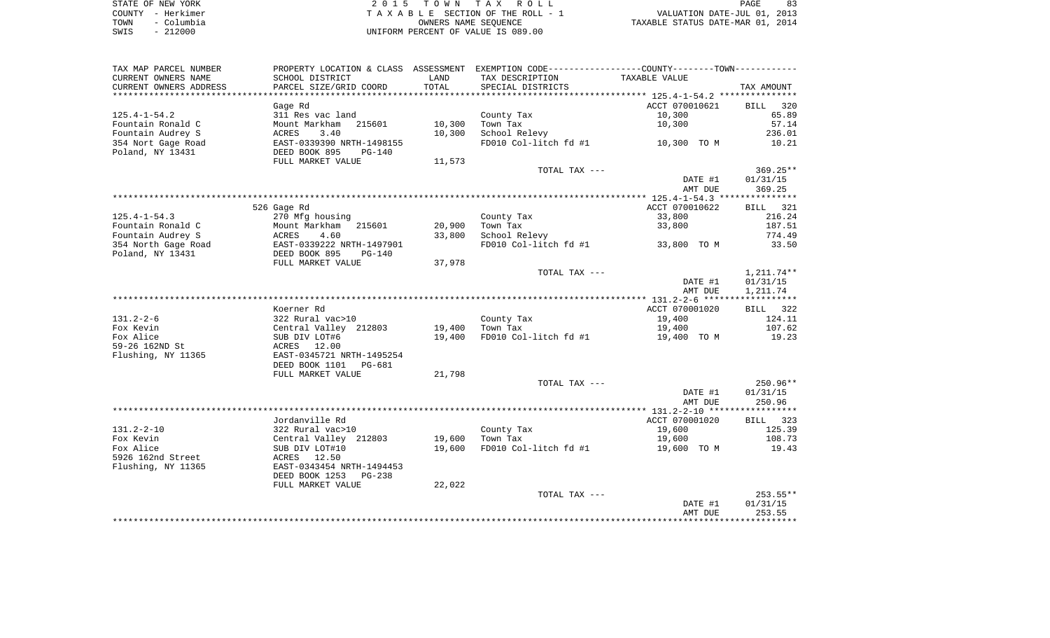STATE OF NEW YORK
COUNTY - Herkimer
TOWN - Columbia
SWIS - 212000

2 0 1 5 T O W N T A X R O L L
T A X A B L E SECTION OF THE ROLL - 1
OWNERS NAME SEQUENCE
UNIFORM PERCENT OF VALUE IS 089.00

VALUATION DATE-JUL 01, 2013
TAXABLE STATUS DATE-MAR 01, 2014

| TAX MAP PARCEL NUMBER / CURRENT OWNERS NAME / CURRENT OWNERS ADDRESS | PROPERTY LOCATION & CLASS / SCHOOL DISTRICT / PARCEL SIZE/GRID COORD | ASSESSMENT LAND / TOTAL | EXEMPTION CODE / TAX DESCRIPTION / SPECIAL DISTRICTS | TAXABLE VALUE | TAX AMOUNT |
|---|---|---|---|---|---|
| **125.4-1-54.2** | Gage Rd | | | ACCT 070010621 | BILL 320 |
| 125.4-1-54.2 | 311 Res vac land | | County Tax | 10,300 | 65.89 |
| Fountain Ronald C | Mount Markham 215601 | 10,300 | Town Tax | 10,300 | 57.14 |
| Fountain Audrey S | ACRES 3.40 | 10,300 | School Relevy | | 236.01 |
| 354 Nort Gage Road | EAST-0339390 NRTH-1498155 | | FD010 Col-litch fd #1 | 10,300 TO M | 10.21 |
| Poland, NY 13431 | DEED BOOK 895 PG-140 | | | | |
| | FULL MARKET VALUE | 11,573 | | | |
| | | | TOTAL TAX --- | | 369.25** |
| | | | | DATE #1 | 01/31/15 |
| | | | | AMT DUE | 369.25 |
| **125.4-1-54.3** | 526 Gage Rd | | | ACCT 070010622 | BILL 321 |
| 125.4-1-54.3 | 270 Mfg housing | | County Tax | 33,800 | 216.24 |
| Fountain Ronald C | Mount Markham 215601 | 20,900 | Town Tax | 33,800 | 187.51 |
| Fountain Audrey S | ACRES 4.60 | 33,800 | School Relevy | | 774.49 |
| 354 North Gage Road | EAST-0339222 NRTH-1497901 | | FD010 Col-litch fd #1 | 33,800 TO M | 33.50 |
| Poland, NY 13431 | DEED BOOK 895 PG-140 | | | | |
| | FULL MARKET VALUE | 37,978 | | | |
| | | | TOTAL TAX --- | | 1,211.74** |
| | | | | DATE #1 | 01/31/15 |
| | | | | AMT DUE | 1,211.74 |
| **131.2-2-6** | Koerner Rd | | | ACCT 070001020 | BILL 322 |
| 131.2-2-6 | 322 Rural vac>10 | | County Tax | 19,400 | 124.11 |
| Fox Kevin | Central Valley 212803 | 19,400 | Town Tax | 19,400 | 107.62 |
| Fox Alice | SUB DIV LOT#6 | 19,400 | FD010 Col-litch fd #1 | 19,400 TO M | 19.23 |
| 59-26 162ND St | ACRES 12.00 | | | | |
| Flushing, NY 11365 | EAST-0345721 NRTH-1495254 | | | | |
| | DEED BOOK 1101 PG-681 | | | | |
| | FULL MARKET VALUE | 21,798 | | | |
| | | | TOTAL TAX --- | | 250.96** |
| | | | | DATE #1 | 01/31/15 |
| | | | | AMT DUE | 250.96 |
| **131.2-2-10** | Jordanville Rd | | | ACCT 070001020 | BILL 323 |
| 131.2-2-10 | 322 Rural vac>10 | | County Tax | 19,600 | 125.39 |
| Fox Kevin | Central Valley 212803 | 19,600 | Town Tax | 19,600 | 108.73 |
| Fox Alice | SUB DIV LOT#10 | 19,600 | FD010 Col-litch fd #1 | 19,600 TO M | 19.43 |
| 5926 162nd Street | ACRES 12.50 | | | | |
| Flushing, NY 11365 | EAST-0343454 NRTH-1494453 | | | | |
| | DEED BOOK 1253 PG-238 | | | | |
| | FULL MARKET VALUE | 22,022 | | | |
| | | | TOTAL TAX --- | | 253.55** |
| | | | | DATE #1 | 01/31/15 |
| | | | | AMT DUE | 253.55 |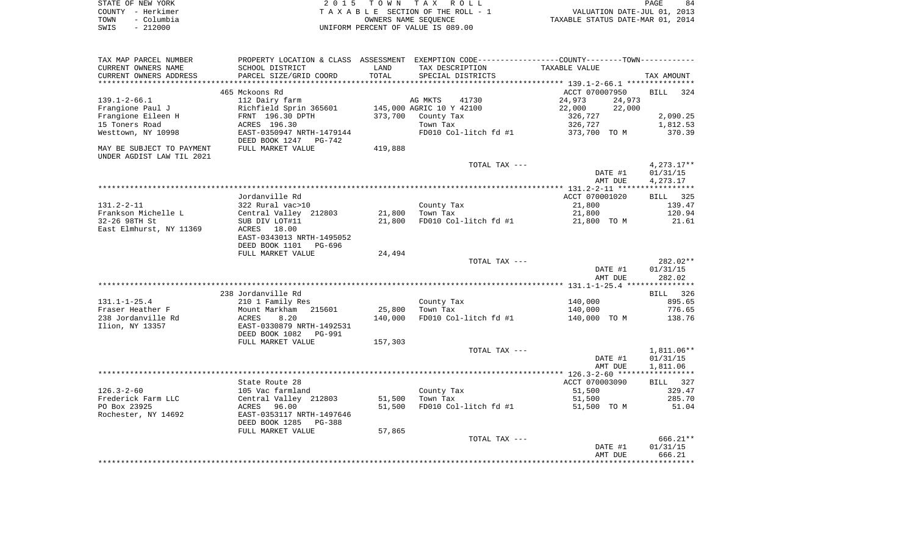STATE OF NEW YORK
COUNTY - Herkimer
TOWN - Columbia
SWIS - 212000

2 0 1 5 T O W N T A X R O L L
T A X A B L E SECTION OF THE ROLL - 1
OWNERS NAME SEQUENCE
UNIFORM PERCENT OF VALUE IS 089.00

VALUATION DATE-JUL 01, 2013
TAXABLE STATUS DATE-MAR 01, 2014

| TAX MAP PARCEL NUMBER / CURRENT OWNERS NAME / CURRENT OWNERS ADDRESS | PROPERTY LOCATION & CLASS / SCHOOL DISTRICT / PARCEL SIZE/GRID COORD | ASSESSMENT LAND / TOTAL | EXEMPTION CODE / TAX DESCRIPTION / SPECIAL DISTRICTS | COUNTY / TAXABLE VALUE | TOWN | TAX AMOUNT |
|---|---|---|---|---|---|---|
| **139.1-2-66.1** | 465 Mckoons Rd | | | ACCT 070007950 | | BILL 324 |
| 139.1-2-66.1 | 112 Dairy farm | | AG MKTS 41730 | 24,973 | 24,973 | |
| Frangione Paul J | Richfield Sprin 365601 | 145,000 | AGRIC 10 Y 42100 | 22,000 | 22,000 | |
| Frangione Eileen H | FRNT 196.30 DPTH | 373,700 | County Tax | 326,727 | | 2,090.25 |
| 15 Toners Road | ACRES 196.30 | | Town Tax | 326,727 | | 1,812.53 |
| Westtown, NY 10998 | EAST-0350947 NRTH-1479144 | | FD010 Col-litch fd #1 | 373,700 TO M | | 370.39 |
| | DEED BOOK 1247 PG-742 | | | | | |
| MAY BE SUBJECT TO PAYMENT UNDER AGDIST LAW TIL 2021 | FULL MARKET VALUE | 419,888 | | | | |
| | | | TOTAL TAX --- | | | 4,273.17** |
| | | | | DATE #1 | | 01/31/15 |
| | | | | AMT DUE | | 4,273.17 |
| **131.2-2-11** | Jordanville Rd | | | ACCT 070001020 | | BILL 325 |
| 131.2-2-11 | 322 Rural vac>10 | | County Tax | 21,800 | | 139.47 |
| Frankson Michelle L | Central Valley 212803 | 21,800 | Town Tax | 21,800 | | 120.94 |
| 32-26 98TH St | SUB DIV LOT#11 | 21,800 | FD010 Col-litch fd #1 | 21,800 TO M | | 21.61 |
| East Elmhurst, NY 11369 | ACRES 18.00 | | | | | |
| | EAST-0343013 NRTH-1495052 | | | | | |
| | DEED BOOK 1101 PG-696 | | | | | |
| | FULL MARKET VALUE | 24,494 | | | | |
| | | | TOTAL TAX --- | | | 282.02** |
| | | | | DATE #1 | | 01/31/15 |
| | | | | AMT DUE | | 282.02 |
| **131.1-1-25.4** | 238 Jordanville Rd | | | | | BILL 326 |
| 131.1-1-25.4 | 210 1 Family Res | | County Tax | 140,000 | | 895.65 |
| Fraser Heather F | Mount Markham 215601 | 25,800 | Town Tax | 140,000 | | 776.65 |
| 238 Jordanville Rd | ACRES 8.20 | 140,000 | FD010 Col-litch fd #1 | 140,000 TO M | | 138.76 |
| Ilion, NY 13357 | EAST-0330879 NRTH-1492531 | | | | | |
| | DEED BOOK 1082 PG-991 | | | | | |
| | FULL MARKET VALUE | 157,303 | | | | |
| | | | TOTAL TAX --- | | | 1,811.06** |
| | | | | DATE #1 | | 01/31/15 |
| | | | | AMT DUE | | 1,811.06 |
| **126.3-2-60** | State Route 28 | | | ACCT 070003090 | | BILL 327 |
| 126.3-2-60 | 105 Vac farmland | | County Tax | 51,500 | | 329.47 |
| Frederick Farm LLC | Central Valley 212803 | 51,500 | Town Tax | 51,500 | | 285.70 |
| PO Box 23925 | ACRES 96.00 | 51,500 | FD010 Col-litch fd #1 | 51,500 TO M | | 51.04 |
| Rochester, NY 14692 | EAST-0353117 NRTH-1497646 | | | | | |
| | DEED BOOK 1285 PG-388 | | | | | |
| | FULL MARKET VALUE | 57,865 | | | | |
| | | | TOTAL TAX --- | | | 666.21** |
| | | | | DATE #1 | | 01/31/15 |
| | | | | AMT DUE | | 666.21 |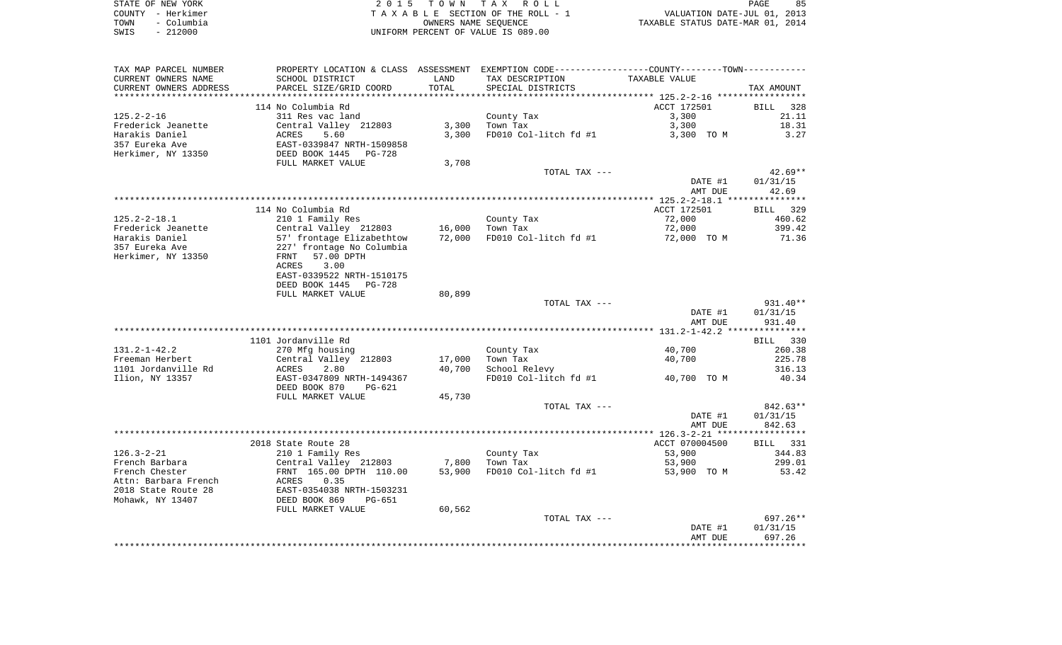STATE OF NEW YORK — 2015 TOWN TAX ROLL — PAGE 85
COUNTY - Herkimer — TAXABLE SECTION OF THE ROLL - 1 — VALUATION DATE-JUL 01, 2013
TOWN - Columbia — OWNERS NAME SEQUENCE — TAXABLE STATUS DATE-MAR 01, 2014
SWIS - 212000 — UNIFORM PERCENT OF VALUE IS 089.00

| TAX MAP PARCEL NUMBER / CURRENT OWNERS NAME / CURRENT OWNERS ADDRESS | PROPERTY LOCATION & CLASS / SCHOOL DISTRICT / PARCEL SIZE/GRID COORD | ASSESSMENT LAND / TOTAL | EXEMPTION CODE / TAX DESCRIPTION / SPECIAL DISTRICTS | TAXABLE VALUE | TAX AMOUNT |
|---|---|---|---|---|---|
| | 114 No Columbia Rd | | | ACCT 172501 | BILL 328 |
| 125.2-2-16 | 311 Res vac land | | County Tax | 3,300 | 21.11 |
| Frederick Jeanette | Central Valley 212803 | 3,300 | Town Tax | 3,300 | 18.31 |
| Harakis Daniel | ACRES 5.60 | 3,300 | FD010 Col-litch fd #1 | 3,300 TO M | 3.27 |
| 357 Eureka Ave | EAST-0339847 NRTH-1509858 | | | | |
| Herkimer, NY 13350 | DEED BOOK 1445 PG-728 | | | | |
| | FULL MARKET VALUE | 3,708 | | | |
| | | | TOTAL TAX --- | | 42.69** |
| | | | | DATE #1 | 01/31/15 |
| | | | | AMT DUE | 42.69 |
| | 114 No Columbia Rd | | | ACCT 172501 | BILL 329 |
| 125.2-2-18.1 | 210 1 Family Res | | County Tax | 72,000 | 460.62 |
| Frederick Jeanette | Central Valley 212803 | 16,000 | Town Tax | 72,000 | 399.42 |
| Harakis Daniel | 57' frontage Elizabethtow | 72,000 | FD010 Col-litch fd #1 | 72,000 TO M | 71.36 |
| 357 Eureka Ave | 227' frontage No Columbia | | | | |
| Herkimer, NY 13350 | FRNT 57.00 DPTH | | | | |
| | ACRES 3.00 | | | | |
| | EAST-0339522 NRTH-1510175 | | | | |
| | DEED BOOK 1445 PG-728 | | | | |
| | FULL MARKET VALUE | 80,899 | | | |
| | | | TOTAL TAX --- | | 931.40** |
| | | | | DATE #1 | 01/31/15 |
| | | | | AMT DUE | 931.40 |
| | 1101 Jordanville Rd | | | | BILL 330 |
| 131.2-1-42.2 | 270 Mfg housing | | County Tax | 40,700 | 260.38 |
| Freeman Herbert | Central Valley 212803 | 17,000 | Town Tax | 40,700 | 225.78 |
| 1101 Jordanville Rd | ACRES 2.80 | 40,700 | School Relevy | | 316.13 |
| Ilion, NY 13357 | EAST-0347809 NRTH-1494367 | | FD010 Col-litch fd #1 | 40,700 TO M | 40.34 |
| | DEED BOOK 870 PG-621 | | | | |
| | FULL MARKET VALUE | 45,730 | | | |
| | | | TOTAL TAX --- | | 842.63** |
| | | | | DATE #1 | 01/31/15 |
| | | | | AMT DUE | 842.63 |
| | 2018 State Route 28 | | | ACCT 070004500 | BILL 331 |
| 126.3-2-21 | 210 1 Family Res | | County Tax | 53,900 | 344.83 |
| French Barbara | Central Valley 212803 | 7,800 | Town Tax | 53,900 | 299.01 |
| French Chester | FRNT 165.00 DPTH 110.00 | 53,900 | FD010 Col-litch fd #1 | 53,900 TO M | 53.42 |
| Attn: Barbara French | ACRES 0.35 | | | | |
| 2018 State Route 28 | EAST-0354038 NRTH-1503231 | | | | |
| Mohawk, NY 13407 | DEED BOOK 869 PG-651 | | | | |
| | FULL MARKET VALUE | 60,562 | | | |
| | | | TOTAL TAX --- | | 697.26** |
| | | | | DATE #1 | 01/31/15 |
| | | | | AMT DUE | 697.26 |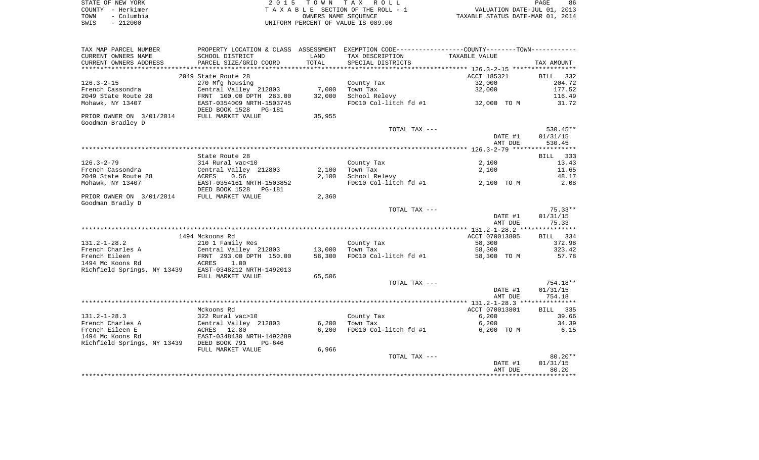STATE OF NEW YORK
COUNTY - Herkimer
TOWN - Columbia
SWIS - 212000

2 0 1 5 T O W N T A X R O L L
T A X A B L E SECTION OF THE ROLL - 1
OWNERS NAME SEQUENCE
UNIFORM PERCENT OF VALUE IS 089.00

VALUATION DATE-JUL 01, 2013
TAXABLE STATUS DATE-MAR 01, 2014

| TAX MAP PARCEL NUMBER / CURRENT OWNERS NAME / CURRENT OWNERS ADDRESS | PROPERTY LOCATION & CLASS / SCHOOL DISTRICT / PARCEL SIZE/GRID COORD | ASSESSMENT LAND | TOTAL | EXEMPTION CODE / TAX DESCRIPTION / SPECIAL DISTRICTS | TAXABLE VALUE | TAX AMOUNT |
|---|---|---|---|---|---|---|
| **126.3-2-15** | 2049 State Route 28 | | | | ACCT 185321 | BILL 332 |
| 126.3-2-15 | 270 Mfg housing | | | County Tax | 32,000 | 204.72 |
| French Cassondra | Central Valley 212803 | 7,000 | | Town Tax | 32,000 | 177.52 |
| 2049 State Route 28 | FRNT 100.00 DPTH 283.00 | | 32,000 | School Relevy | | 116.49 |
| Mohawk, NY 13407 | EAST-0354009 NRTH-1503745 | | | FD010 Col-litch fd #1 | 32,000 TO M | 31.72 |
| | DEED BOOK 1528 PG-181 | | | | | |
| PRIOR OWNER ON 3/01/2014 | FULL MARKET VALUE | | 35,955 | | | |
| Goodman Bradley D | | | | | | |
| | | | | TOTAL TAX --- | | 530.45** |
| | | | | | DATE #1 | 01/31/15 |
| | | | | | AMT DUE | 530.45 |
| **126.3-2-79** | State Route 28 | | | | | BILL 333 |
| 126.3-2-79 | 314 Rural vac<10 | | | County Tax | 2,100 | 13.43 |
| French Cassondra | Central Valley 212803 | 2,100 | | Town Tax | 2,100 | 11.65 |
| 2049 State Route 28 | ACRES 0.56 | | 2,100 | School Relevy | | 48.17 |
| Mohawk, NY 13407 | EAST-0354161 NRTH-1503852 | | | FD010 Col-litch fd #1 | 2,100 TO M | 2.08 |
| | DEED BOOK 1528 PG-181 | | | | | |
| PRIOR OWNER ON 3/01/2014 | FULL MARKET VALUE | | 2,360 | | | |
| Goodman Bradly D | | | | | | |
| | | | | TOTAL TAX --- | | 75.33** |
| | | | | | DATE #1 | 01/31/15 |
| | | | | | AMT DUE | 75.33 |
| **131.2-1-28.2** | 1494 Mckoons Rd | | | | ACCT 070013805 | BILL 334 |
| 131.2-1-28.2 | 210 1 Family Res | | | County Tax | 58,300 | 372.98 |
| French Charles A | Central Valley 212803 | 13,000 | | Town Tax | 58,300 | 323.42 |
| French Eileen | FRNT 293.00 DPTH 150.00 | | 58,300 | FD010 Col-litch fd #1 | 58,300 TO M | 57.78 |
| 1494 Mc Koons Rd | ACRES 1.00 | | | | | |
| Richfield Springs, NY 13439 | EAST-0348212 NRTH-1492013 | | | | | |
| | FULL MARKET VALUE | | 65,506 | | | |
| | | | | TOTAL TAX --- | | 754.18** |
| | | | | | DATE #1 | 01/31/15 |
| | | | | | AMT DUE | 754.18 |
| **131.2-1-28.3** | Mckoons Rd | | | | ACCT 070013801 | BILL 335 |
| 131.2-1-28.3 | 322 Rural vac>10 | | | County Tax | 6,200 | 39.66 |
| French Charles A | Central Valley 212803 | 6,200 | | Town Tax | 6,200 | 34.39 |
| French Eileen E | ACRES 12.80 | | 6,200 | FD010 Col-litch fd #1 | 6,200 TO M | 6.15 |
| 1494 Mc Koons Rd | EAST-0348430 NRTH-1492289 | | | | | |
| Richfield Springs, NY 13439 | DEED BOOK 791 PG-646 | | | | | |
| | FULL MARKET VALUE | | 6,966 | | | |
| | | | | TOTAL TAX --- | | 80.20** |
| | | | | | DATE #1 | 01/31/15 |
| | | | | | AMT DUE | 80.20 |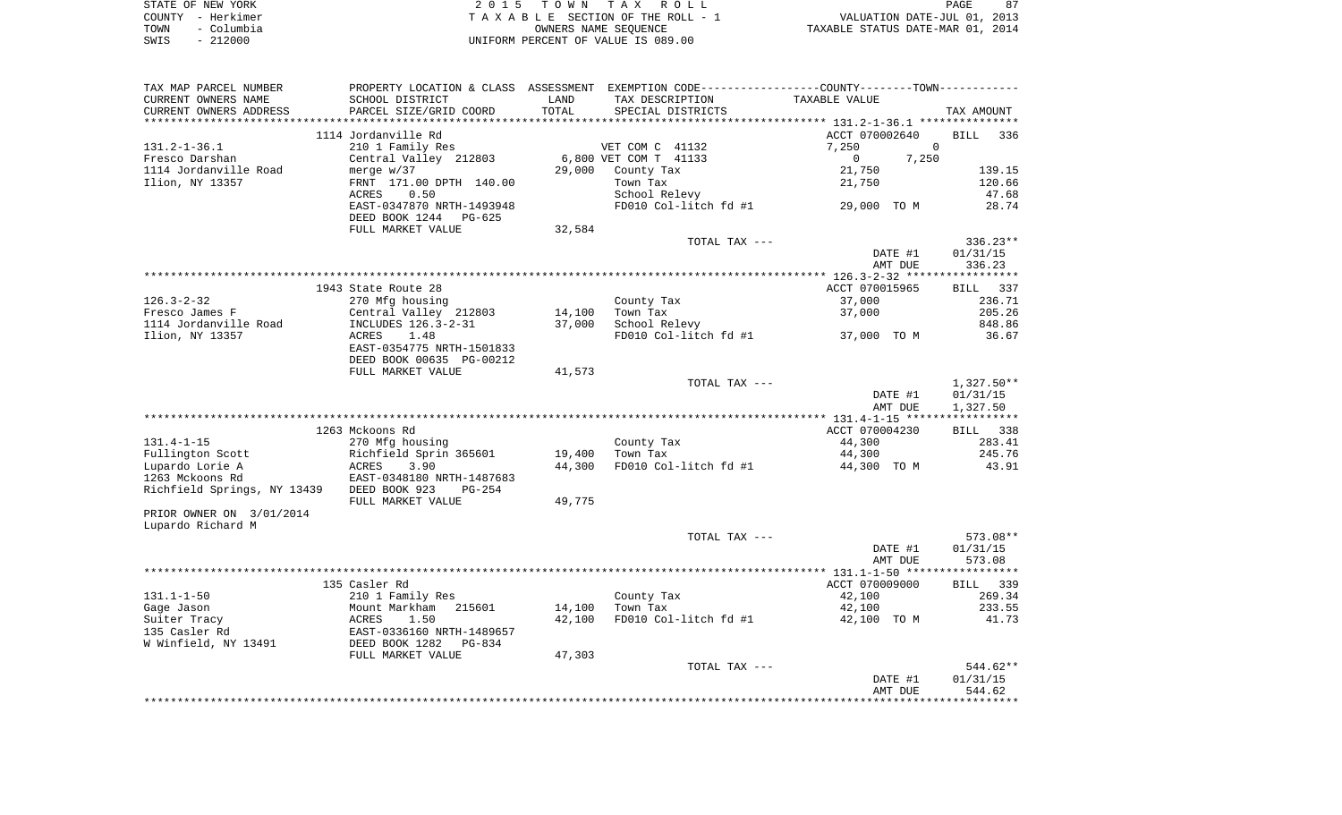STATE OF NEW YORK
COUNTY - Herkimer
TOWN - Columbia
SWIS - 212000

2 0 1 5 T O W N T A X R O L L
T A X A B L E SECTION OF THE ROLL - 1
OWNERS NAME SEQUENCE
UNIFORM PERCENT OF VALUE IS 089.00

VALUATION DATE-JUL 01, 2013
TAXABLE STATUS DATE-MAR 01, 2014

| TAX MAP PARCEL NUMBER<br>CURRENT OWNERS NAME<br>CURRENT OWNERS ADDRESS | PROPERTY LOCATION & CLASS<br>SCHOOL DISTRICT<br>PARCEL SIZE/GRID COORD | ASSESSMENT<br>LAND<br>TOTAL | EXEMPTION CODE-----COUNTY-----TOWN-----<br>TAX DESCRIPTION<br>SPECIAL DISTRICTS | TAXABLE VALUE | TAX AMOUNT |
|---|---|---|---|---|---|
| | 1114 Jordanville Rd | | | ACCT 070002640 | BILL 336 |
| 131.2-1-36.1 | 210 1 Family Res | | VET COM C 41132 | 7,250 0 | |
| Fresco Darshan | Central Valley 212803 | 6,800 | VET COM T 41133 | 0 7,250 | |
| 1114 Jordanville Road | merge w/37 | 29,000 | County Tax | 21,750 | 139.15 |
| Ilion, NY 13357 | FRNT 171.00 DPTH 140.00 | | Town Tax | 21,750 | 120.66 |
| | ACRES 0.50 | | School Relevy | | 47.68 |
| | EAST-0347870 NRTH-1493948 | | FD010 Col-litch fd #1 | 29,000 TO M | 28.74 |
| | DEED BOOK 1244 PG-625 | | | | |
| | FULL MARKET VALUE | 32,584 | | | |
| | | | TOTAL TAX --- | | 336.23** |
| | | | | DATE #1 | 01/31/15 |
| | | | | AMT DUE | 336.23 |
| | 1943 State Route 28 | | | ACCT 070015965 | BILL 337 |
| 126.3-2-32 | 270 Mfg housing | | County Tax | 37,000 | 236.71 |
| Fresco James F | Central Valley 212803 | 14,100 | Town Tax | 37,000 | 205.26 |
| 1114 Jordanville Road | INCLUDES 126.3-2-31 | 37,000 | School Relevy | | 848.86 |
| Ilion, NY 13357 | ACRES 1.48 | | FD010 Col-litch fd #1 | 37,000 TO M | 36.67 |
| | EAST-0354775 NRTH-1501833 | | | | |
| | DEED BOOK 00635 PG-00212 | | | | |
| | FULL MARKET VALUE | 41,573 | | | |
| | | | TOTAL TAX --- | | 1,327.50** |
| | | | | DATE #1 | 01/31/15 |
| | | | | AMT DUE | 1,327.50 |
| | 1263 Mckoons Rd | | | ACCT 070004230 | BILL 338 |
| 131.4-1-15 | 270 Mfg housing | | County Tax | 44,300 | 283.41 |
| Fullington Scott | Richfield Sprin 365601 | 19,400 | Town Tax | 44,300 | 245.76 |
| Lupardo Lorie A | ACRES 3.90 | 44,300 | FD010 Col-litch fd #1 | 44,300 TO M | 43.91 |
| 1263 Mckoons Rd | EAST-0348180 NRTH-1487683 | | | | |
| Richfield Springs, NY 13439 | DEED BOOK 923 PG-254 | | | | |
| | FULL MARKET VALUE | 49,775 | | | |
| PRIOR OWNER ON 3/01/2014 | | | | | |
| Lupardo Richard M | | | | | |
| | | | TOTAL TAX --- | | 573.08** |
| | | | | DATE #1 | 01/31/15 |
| | | | | AMT DUE | 573.08 |
| | 135 Casler Rd | | | ACCT 070009000 | BILL 339 |
| 131.1-1-50 | 210 1 Family Res | | County Tax | 42,100 | 269.34 |
| Gage Jason | Mount Markham 215601 | 14,100 | Town Tax | 42,100 | 233.55 |
| Suiter Tracy | ACRES 1.50 | 42,100 | FD010 Col-litch fd #1 | 42,100 TO M | 41.73 |
| 135 Casler Rd | EAST-0336160 NRTH-1489657 | | | | |
| W Winfield, NY 13491 | DEED BOOK 1282 PG-834 | | | | |
| | FULL MARKET VALUE | 47,303 | | | |
| | | | TOTAL TAX --- | | 544.62** |
| | | | | DATE #1 | 01/31/15 |
| | | | | AMT DUE | 544.62 |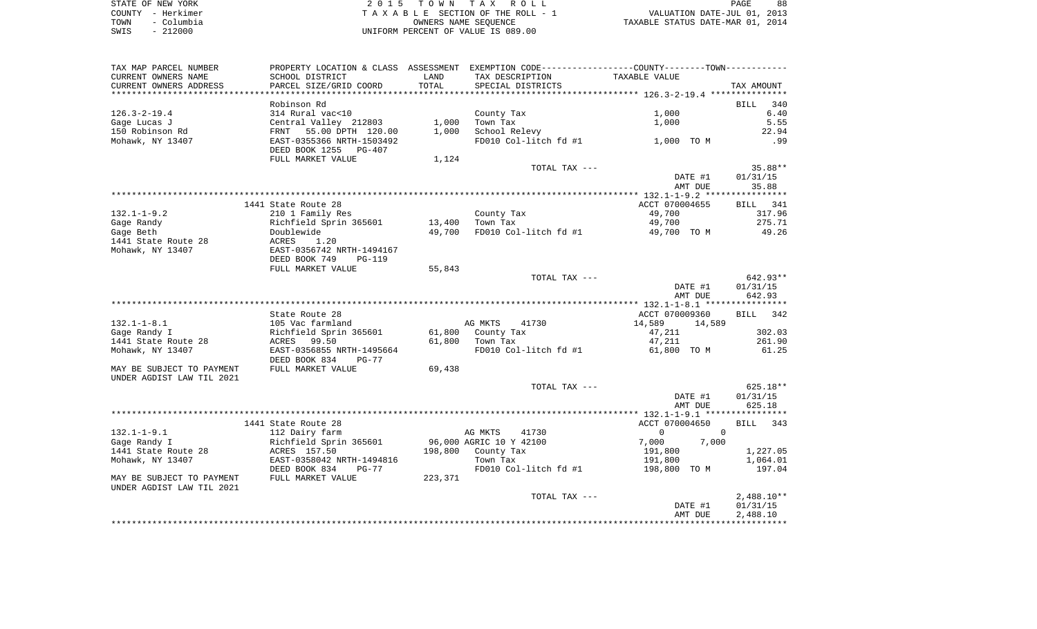STATE OF NEW YORK
COUNTY - Herkimer
TOWN - Columbia
SWIS - 212000

2 0 1 5 T O W N T A X R O L L
T A X A B L E SECTION OF THE ROLL - 1
OWNERS NAME SEQUENCE
UNIFORM PERCENT OF VALUE IS 089.00

VALUATION DATE-JUL 01, 2013
TAXABLE STATUS DATE-MAR 01, 2014

| TAX MAP PARCEL NUMBER / CURRENT OWNERS NAME / CURRENT OWNERS ADDRESS | PROPERTY LOCATION & CLASS / SCHOOL DISTRICT / PARCEL SIZE/GRID COORD | ASSESSMENT LAND | TOTAL | EXEMPTION CODE / TAX DESCRIPTION / SPECIAL DISTRICTS | COUNTY / TAXABLE VALUE | TOWN | TAX AMOUNT |
|---|---|---|---|---|---|---|---|
| **126.3-2-19.4** | Robinson Rd | | | | | | BILL 340 |
| 126.3-2-19.4 | 314 Rural vac<10 | | | County Tax | 1,000 | | 6.40 |
| Gage Lucas J | Central Valley 212803 | 1,000 | | Town Tax | 1,000 | | 5.55 |
| 150 Robinson Rd | FRNT 55.00 DPTH 120.00 | | 1,000 | School Relevy | | | 22.94 |
| Mohawk, NY 13407 | EAST-0355366 NRTH-1503492 | | | FD010 Col-litch fd #1 | 1,000 TO M | | .99 |
| | DEED BOOK 1255 PG-407 | | | | | | |
| | FULL MARKET VALUE | | 1,124 | | | | |
| | | | | TOTAL TAX --- | | | 35.88** |
| | | | | | DATE #1 | | 01/31/15 |
| | | | | | AMT DUE | | 35.88 |
| **132.1-1-9.2** | 1441 State Route 28 | | | | ACCT 070004655 | | BILL 341 |
| 132.1-1-9.2 | 210 1 Family Res | | | County Tax | 49,700 | | 317.96 |
| Gage Randy | Richfield Sprin 365601 | 13,400 | | Town Tax | 49,700 | | 275.71 |
| Gage Beth | Doublewide | | 49,700 | FD010 Col-litch fd #1 | 49,700 TO M | | 49.26 |
| 1441 State Route 28 | ACRES 1.20 | | | | | | |
| Mohawk, NY 13407 | EAST-0356742 NRTH-1494167 | | | | | | |
| | DEED BOOK 749 PG-119 | | | | | | |
| | FULL MARKET VALUE | | 55,843 | | | | |
| | | | | TOTAL TAX --- | | | 642.93** |
| | | | | | DATE #1 | | 01/31/15 |
| | | | | | AMT DUE | | 642.93 |
| **132.1-1-8.1** | State Route 28 | | | | ACCT 070009360 | | BILL 342 |
| 132.1-1-8.1 | 105 Vac farmland | | | AG MKTS 41730 | 14,589 | 14,589 | |
| Gage Randy I | Richfield Sprin 365601 | 61,800 | | County Tax | 47,211 | | 302.03 |
| 1441 State Route 28 | ACRES 99.50 | | 61,800 | Town Tax | 47,211 | | 261.90 |
| Mohawk, NY 13407 | EAST-0356855 NRTH-1495664 | | | FD010 Col-litch fd #1 | 61,800 TO M | | 61.25 |
| | DEED BOOK 834 PG-77 | | | | | | |
| MAY BE SUBJECT TO PAYMENT | FULL MARKET VALUE | | 69,438 | | | | |
| UNDER AGDIST LAW TIL 2021 | | | | | | | |
| | | | | TOTAL TAX --- | | | 625.18** |
| | | | | | DATE #1 | | 01/31/15 |
| | | | | | AMT DUE | | 625.18 |
| **132.1-1-9.1** | 1441 State Route 28 | | | | ACCT 070004650 | | BILL 343 |
| 132.1-1-9.1 | 112 Dairy farm | | | AG MKTS 41730 | 0 | 0 | |
| Gage Randy I | Richfield Sprin 365601 | 96,000 | | AGRIC 10 Y 42100 | 7,000 | 7,000 | |
| 1441 State Route 28 | ACRES 157.50 | | 198,800 | County Tax | 191,800 | | 1,227.05 |
| Mohawk, NY 13407 | EAST-0358042 NRTH-1494816 | | | Town Tax | 191,800 | | 1,064.01 |
| | DEED BOOK 834 PG-77 | | | FD010 Col-litch fd #1 | 198,800 TO M | | 197.04 |
| MAY BE SUBJECT TO PAYMENT | FULL MARKET VALUE | | 223,371 | | | | |
| UNDER AGDIST LAW TIL 2021 | | | | | | | |
| | | | | TOTAL TAX --- | | | 2,488.10** |
| | | | | | DATE #1 | | 01/31/15 |
| | | | | | AMT DUE | | 2,488.10 |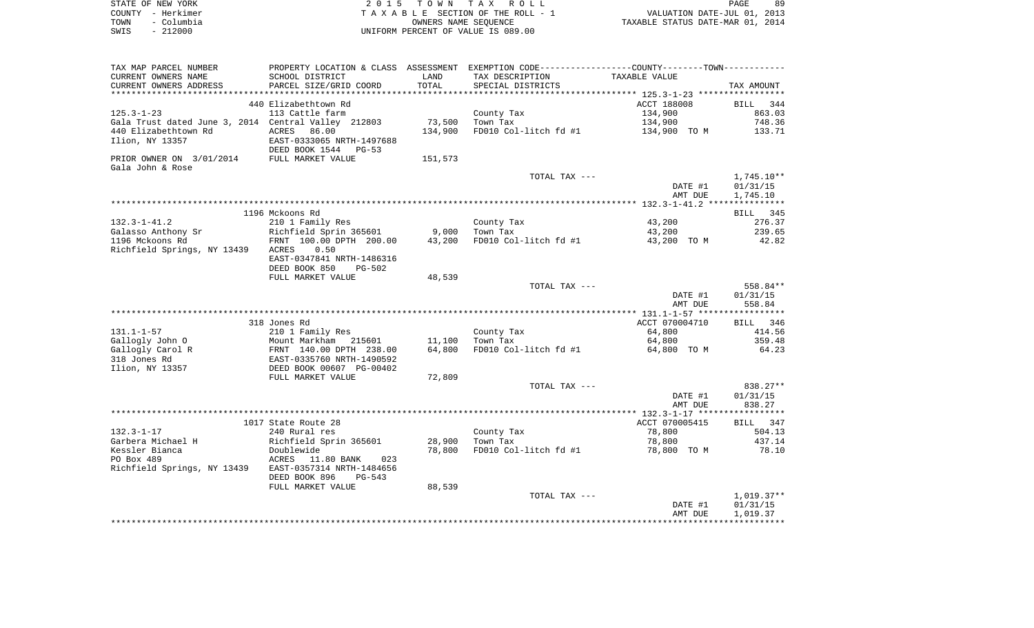STATE OF NEW YORK | COUNTY - Herkimer | TOWN - Columbia | SWIS - 212000

2 0 1 5 T O W N T A X R O L L
T A X A B L E SECTION OF THE ROLL - 1
OWNERS NAME SEQUENCE
UNIFORM PERCENT OF VALUE IS 089.00

VALUATION DATE-JUL 01, 2013
TAXABLE STATUS DATE-MAR 01, 2014

| TAX MAP PARCEL NUMBER / CURRENT OWNERS NAME / CURRENT OWNERS ADDRESS | PROPERTY LOCATION & CLASS / SCHOOL DISTRICT / PARCEL SIZE/GRID COORD | ASSESSMENT LAND / TOTAL | EXEMPTION CODE / TAX DESCRIPTION / SPECIAL DISTRICTS | COUNTY--------TOWN / TAXABLE VALUE | TAX AMOUNT |
|---|---|---|---|---|---|
| | 440 Elizabethtown Rd | | | ACCT 188008 | BILL 344 |
| 125.3-1-23 | 113 Cattle farm | | County Tax | 134,900 | 863.03 |
| Gala Trust dated June 3, 2014 | Central Valley 212803 | 73,500 | Town Tax | 134,900 | 748.36 |
| 440 Elizabethtown Rd | ACRES 86.00 | 134,900 | FD010 Col-litch fd #1 | 134,900 TO M | 133.71 |
| Ilion, NY 13357 | EAST-0333065 NRTH-1497688 | | | | |
| | DEED BOOK 1544 PG-53 | | | | |
| PRIOR OWNER ON 3/01/2014 | FULL MARKET VALUE | 151,573 | | | |
| Gala John & Rose | | | | | |
| | | | TOTAL TAX --- | | 1,745.10** |
| | | | | DATE #1 | 01/31/15 |
| | | | | AMT DUE | 1,745.10 |
| | 1196 Mckoons Rd | | | | BILL 345 |
| 132.3-1-41.2 | 210 1 Family Res | | County Tax | 43,200 | 276.37 |
| Galasso Anthony Sr | Richfield Sprin 365601 | 9,000 | Town Tax | 43,200 | 239.65 |
| 1196 Mckoons Rd | FRNT 100.00 DPTH 200.00 | 43,200 | FD010 Col-litch fd #1 | 43,200 TO M | 42.82 |
| Richfield Springs, NY 13439 | ACRES 0.50 | | | | |
| | EAST-0347841 NRTH-1486316 | | | | |
| | DEED BOOK 850 PG-502 | | | | |
| | FULL MARKET VALUE | 48,539 | | | |
| | | | TOTAL TAX --- | | 558.84** |
| | | | | DATE #1 | 01/31/15 |
| | | | | AMT DUE | 558.84 |
| | 318 Jones Rd | | | ACCT 070004710 | BILL 346 |
| 131.1-1-57 | 210 1 Family Res | | County Tax | 64,800 | 414.56 |
| Gallogly John O | Mount Markham 215601 | 11,100 | Town Tax | 64,800 | 359.48 |
| Gallogly Carol R | FRNT 140.00 DPTH 238.00 | 64,800 | FD010 Col-litch fd #1 | 64,800 TO M | 64.23 |
| 318 Jones Rd | EAST-0335760 NRTH-1490592 | | | | |
| Ilion, NY 13357 | DEED BOOK 00607 PG-00402 | | | | |
| | FULL MARKET VALUE | 72,809 | | | |
| | | | TOTAL TAX --- | | 838.27** |
| | | | | DATE #1 | 01/31/15 |
| | | | | AMT DUE | 838.27 |
| | 1017 State Route 28 | | | ACCT 070005415 | BILL 347 |
| 132.3-1-17 | 240 Rural res | | County Tax | 78,800 | 504.13 |
| Garbera Michael H | Richfield Sprin 365601 | 28,900 | Town Tax | 78,800 | 437.14 |
| Kessler Bianca | Doublewide | 78,800 | FD010 Col-litch fd #1 | 78,800 TO M | 78.10 |
| PO Box 489 | ACRES 11.80 BANK 023 | | | | |
| Richfield Springs, NY 13439 | EAST-0357314 NRTH-1484656 | | | | |
| | DEED BOOK 896 PG-543 | | | | |
| | FULL MARKET VALUE | 88,539 | | | |
| | | | TOTAL TAX --- | | 1,019.37** |
| | | | | DATE #1 | 01/31/15 |
| | | | | AMT DUE | 1,019.37 |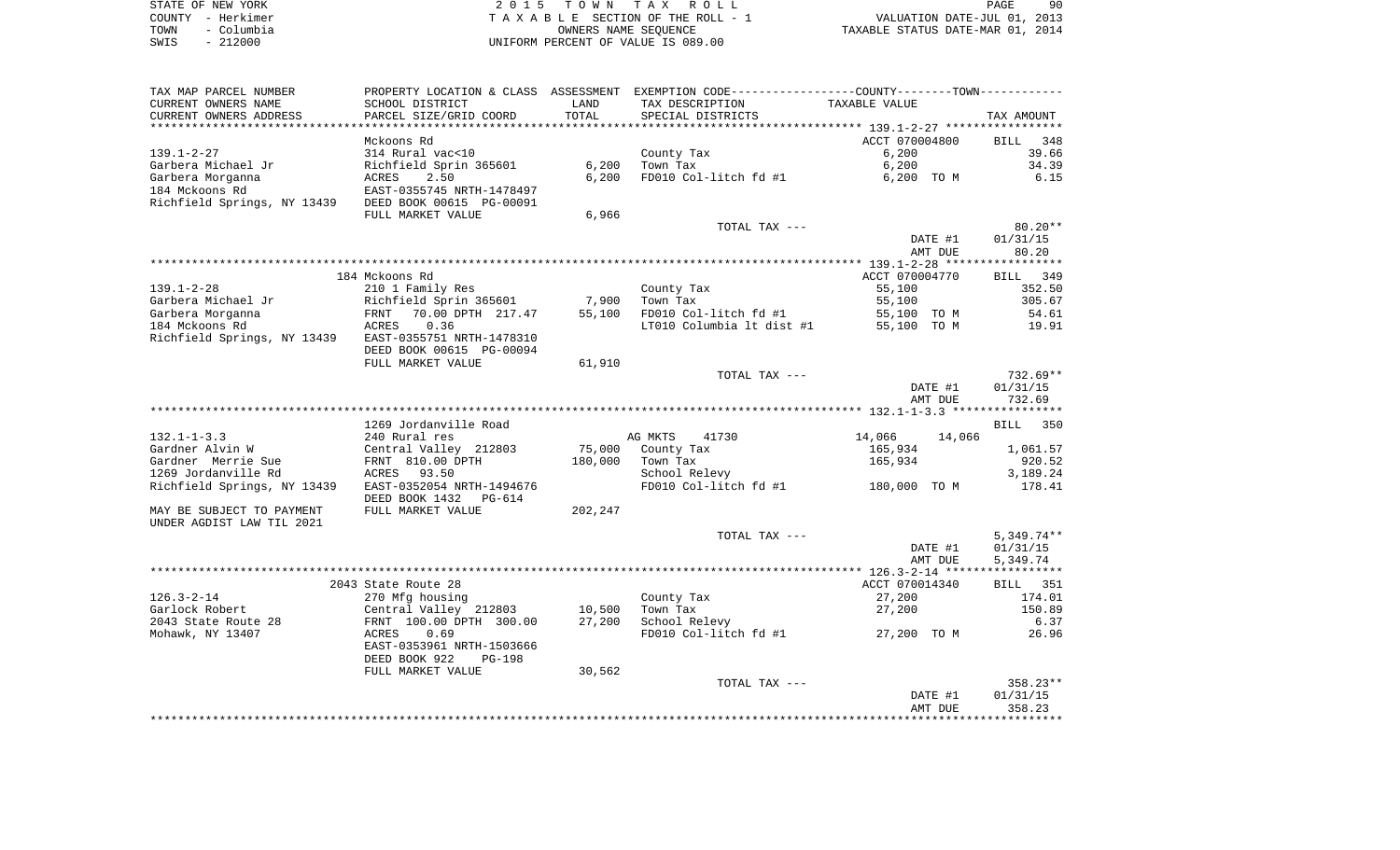STATE OF NEW YORK — COUNTY - Herkimer — TOWN - Columbia — SWIS - 212000

2015 TOWN TAX ROLL
TAXABLE SECTION OF THE ROLL - 1
OWNERS NAME SEQUENCE
UNIFORM PERCENT OF VALUE IS 089.00

VALUATION DATE-JUL 01, 2013
TAXABLE STATUS DATE-MAR 01, 2014

| TAX MAP PARCEL NUMBER / CURRENT OWNERS NAME / CURRENT OWNERS ADDRESS | PROPERTY LOCATION & CLASS / SCHOOL DISTRICT / PARCEL SIZE/GRID COORD | ASSESSMENT LAND / TOTAL | EXEMPTION CODE / TAX DESCRIPTION / SPECIAL DISTRICTS | COUNTY / TOWN TAXABLE VALUE | TAX AMOUNT |
|---|---|---|---|---|---|
| **139.1-2-27** | Mckoons Rd | | | ACCT 070004800 | BILL 348 |
| | 314 Rural vac<10 | | County Tax | 6,200 | 39.66 |
| Garbera Michael Jr | Richfield Sprin 365601 | 6,200 | Town Tax | 6,200 | 34.39 |
| Garbera Morganna | ACRES 2.50 | 6,200 | FD010 Col-litch fd #1 | 6,200 TO M | 6.15 |
| 184 Mckoons Rd | EAST-0355745 NRTH-1478497 | | | | |
| Richfield Springs, NY 13439 | DEED BOOK 00615 PG-00091 | | | | |
| | FULL MARKET VALUE | 6,966 | | | |
| | | | TOTAL TAX --- | | 80.20** |
| | | | | DATE #1 | 01/31/15 |
| | | | | AMT DUE | 80.20 |
| **139.1-2-28** | 184 Mckoons Rd | | | ACCT 070004770 | BILL 349 |
| | 210 1 Family Res | | County Tax | 55,100 | 352.50 |
| Garbera Michael Jr | Richfield Sprin 365601 | 7,900 | Town Tax | 55,100 | 305.67 |
| Garbera Morganna | FRNT 70.00 DPTH 217.47 | 55,100 | FD010 Col-litch fd #1 | 55,100 TO M | 54.61 |
| 184 Mckoons Rd | ACRES 0.36 | | LT010 Columbia lt dist #1 | 55,100 TO M | 19.91 |
| Richfield Springs, NY 13439 | EAST-0355751 NRTH-1478310 | | | | |
| | DEED BOOK 00615 PG-00094 | | | | |
| | FULL MARKET VALUE | 61,910 | | | |
| | | | TOTAL TAX --- | | 732.69** |
| | | | | DATE #1 | 01/31/15 |
| | | | | AMT DUE | 732.69 |
| **132.1-1-3.3** | 1269 Jordanville Road | | | | BILL 350 |
| | 240 Rural res | | AG MKTS 41730 | 14,066 14,066 | |
| Gardner Alvin W | Central Valley 212803 | 75,000 | County Tax | 165,934 | 1,061.57 |
| Gardner Merrie Sue | FRNT 810.00 DPTH | 180,000 | Town Tax | 165,934 | 920.52 |
| 1269 Jordanville Rd | ACRES 93.50 | | School Relevy | | 3,189.24 |
| Richfield Springs, NY 13439 | EAST-0352054 NRTH-1494676 | | FD010 Col-litch fd #1 | 180,000 TO M | 178.41 |
| | DEED BOOK 1432 PG-614 | | | | |
| MAY BE SUBJECT TO PAYMENT UNDER AGDIST LAW TIL 2021 | FULL MARKET VALUE | 202,247 | | | |
| | | | TOTAL TAX --- | | 5,349.74** |
| | | | | DATE #1 | 01/31/15 |
| | | | | AMT DUE | 5,349.74 |
| **126.3-2-14** | 2043 State Route 28 | | | ACCT 070014340 | BILL 351 |
| | 270 Mfg housing | | County Tax | 27,200 | 174.01 |
| Garlock Robert | Central Valley 212803 | 10,500 | Town Tax | 27,200 | 150.89 |
| 2043 State Route 28 | FRNT 100.00 DPTH 300.00 | 27,200 | School Relevy | | 6.37 |
| Mohawk, NY 13407 | ACRES 0.69 | | FD010 Col-litch fd #1 | 27,200 TO M | 26.96 |
| | EAST-0353961 NRTH-1503666 | | | | |
| | DEED BOOK 922 PG-198 | | | | |
| | FULL MARKET VALUE | 30,562 | | | |
| | | | TOTAL TAX --- | | 358.23** |
| | | | | DATE #1 | 01/31/15 |
| | | | | AMT DUE | 358.23 |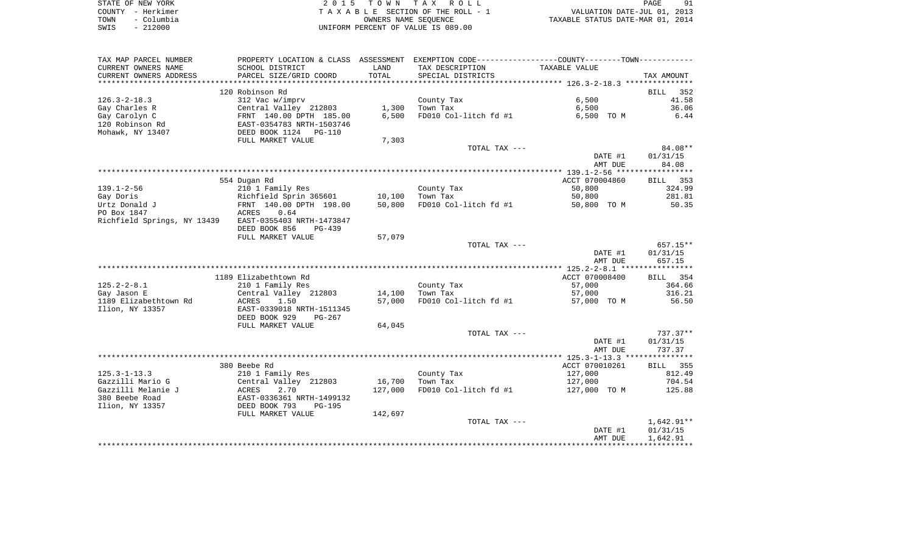STATE OF NEW YORK
COUNTY - Herkimer
TOWN - Columbia
SWIS - 212000

2 0 1 5 T O W N T A X R O L L
T A X A B L E SECTION OF THE ROLL - 1
OWNERS NAME SEQUENCE
UNIFORM PERCENT OF VALUE IS 089.00

VALUATION DATE-JUL 01, 2013
TAXABLE STATUS DATE-MAR 01, 2014

| TAX MAP PARCEL NUMBER / CURRENT OWNERS NAME / CURRENT OWNERS ADDRESS | PROPERTY LOCATION & CLASS / SCHOOL DISTRICT / PARCEL SIZE/GRID COORD | ASSESSMENT LAND | TOTAL | EXEMPTION CODE / TAX DESCRIPTION / SPECIAL DISTRICTS | TAXABLE VALUE | TAX AMOUNT |
|---|---|---|---|---|---|---|
| 126.3-2-18.3 | 120 Robinson Rd | | | | | BILL 352 |
| | 312 Vac w/imprv | | | County Tax | 6,500 | 41.58 |
| Gay Charles R | Central Valley 212803 | 1,300 | | Town Tax | 6,500 | 36.06 |
| Gay Carolyn C | FRNT 140.00 DPTH 185.00 | | 6,500 | FD010 Col-litch fd #1 | 6,500 TO M | 6.44 |
| 120 Robinson Rd | EAST-0354783 NRTH-1503746 | | | | | |
| Mohawk, NY 13407 | DEED BOOK 1124 PG-110 | | | | | |
| | FULL MARKET VALUE | | 7,303 | | | |
| | | | | TOTAL TAX --- | | 84.08** |
| | | | | | DATE #1 | 01/31/15 |
| | | | | | AMT DUE | 84.08 |
| 139.1-2-56 | 554 Dugan Rd | | | | ACCT 070004860 | BILL 353 |
| | 210 1 Family Res | | | County Tax | 50,800 | 324.99 |
| Gay Doris | Richfield Sprin 365601 | 10,100 | | Town Tax | 50,800 | 281.81 |
| Urtz Donald J | FRNT 140.00 DPTH 198.00 | | 50,800 | FD010 Col-litch fd #1 | 50,800 TO M | 50.35 |
| PO Box 1847 | ACRES 0.64 | | | | | |
| Richfield Springs, NY 13439 | EAST-0355403 NRTH-1473847 | | | | | |
| | DEED BOOK 856 PG-439 | | | | | |
| | FULL MARKET VALUE | | 57,079 | | | |
| | | | | TOTAL TAX --- | | 657.15** |
| | | | | | DATE #1 | 01/31/15 |
| | | | | | AMT DUE | 657.15 |
| 125.2-2-8.1 | 1189 Elizabethtown Rd | | | | ACCT 070008400 | BILL 354 |
| | 210 1 Family Res | | | County Tax | 57,000 | 364.66 |
| Gay Jason E | Central Valley 212803 | 14,100 | | Town Tax | 57,000 | 316.21 |
| 1189 Elizabethtown Rd | ACRES 1.50 | | 57,000 | FD010 Col-litch fd #1 | 57,000 TO M | 56.50 |
| Ilion, NY 13357 | EAST-0339018 NRTH-1511345 | | | | | |
| | DEED BOOK 929 PG-267 | | | | | |
| | FULL MARKET VALUE | | 64,045 | | | |
| | | | | TOTAL TAX --- | | 737.37** |
| | | | | | DATE #1 | 01/31/15 |
| | | | | | AMT DUE | 737.37 |
| 125.3-1-13.3 | 380 Beebe Rd | | | | ACCT 070010261 | BILL 355 |
| | 210 1 Family Res | | | County Tax | 127,000 | 812.49 |
| Gazzilli Mario G | Central Valley 212803 | 16,700 | | Town Tax | 127,000 | 704.54 |
| Gazzilli Melanie J | ACRES 2.70 | | 127,000 | FD010 Col-litch fd #1 | 127,000 TO M | 125.88 |
| 380 Beebe Road | EAST-0336361 NRTH-1499132 | | | | | |
| Ilion, NY 13357 | DEED BOOK 793 PG-195 | | | | | |
| | FULL MARKET VALUE | | 142,697 | | | |
| | | | | TOTAL TAX --- | | 1,642.91** |
| | | | | | DATE #1 | 01/31/15 |
| | | | | | AMT DUE | 1,642.91 |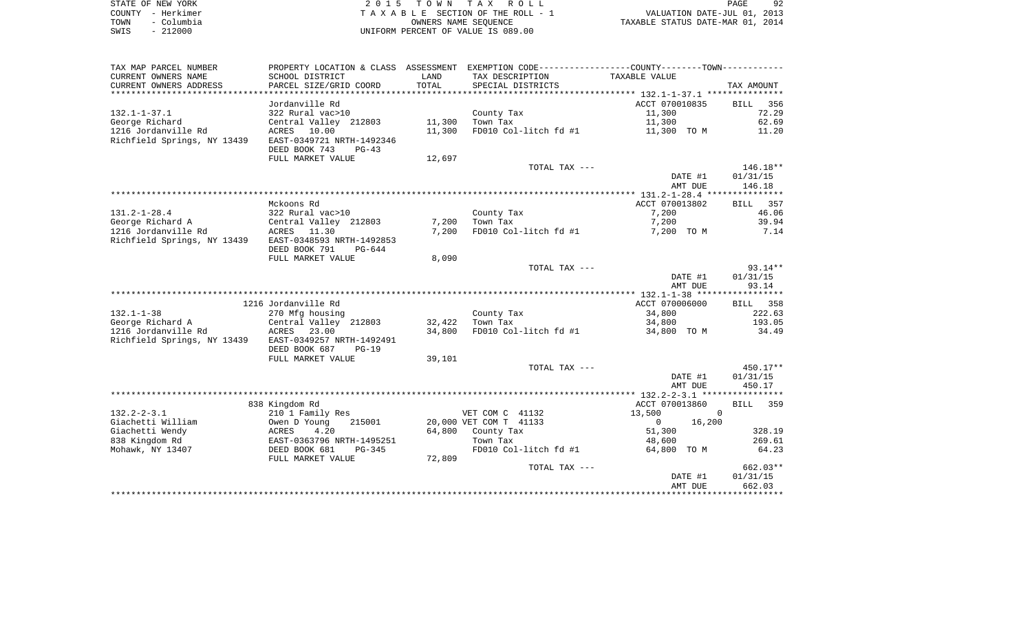STATE OF NEW YORK
COUNTY - Herkimer
TOWN - Columbia
SWIS - 212000

2 0 1 5 T O W N T A X R O L L
T A X A B L E SECTION OF THE ROLL - 1
OWNERS NAME SEQUENCE
UNIFORM PERCENT OF VALUE IS 089.00

VALUATION DATE-JUL 01, 2013
TAXABLE STATUS DATE-MAR 01, 2014

| TAX MAP PARCEL NUMBER<br>CURRENT OWNERS NAME<br>CURRENT OWNERS ADDRESS | PROPERTY LOCATION & CLASS<br>SCHOOL DISTRICT<br>PARCEL SIZE/GRID COORD | ASSESSMENT<br>LAND<br>TOTAL | EXEMPTION CODE-----COUNTY-----TOWN-----<br>TAX DESCRIPTION<br>SPECIAL DISTRICTS | TAXABLE VALUE | TAX AMOUNT |
|---|---|---|---|---|---|
| **132.1-1-37.1** | Jordanville Rd | | | ACCT 070010835 | BILL 356 |
| 132.1-1-37.1 | 322 Rural vac>10 | | County Tax | 11,300 | 72.29 |
| George Richard | Central Valley 212803 | 11,300 | Town Tax | 11,300 | 62.69 |
| 1216 Jordanville Rd | ACRES 10.00 | 11,300 | FD010 Col-litch fd #1 | 11,300 TO M | 11.20 |
| Richfield Springs, NY 13439 | EAST-0349721 NRTH-1492346 | | | | |
| | DEED BOOK 743 PG-43 | | | | |
| | FULL MARKET VALUE | 12,697 | | | |
| | | | TOTAL TAX --- | | 146.18** |
| | | | | DATE #1 | 01/31/15 |
| | | | | AMT DUE | 146.18 |
| **131.2-1-28.4** | Mckoons Rd | | | ACCT 070013802 | BILL 357 |
| 131.2-1-28.4 | 322 Rural vac>10 | | County Tax | 7,200 | 46.06 |
| George Richard A | Central Valley 212803 | 7,200 | Town Tax | 7,200 | 39.94 |
| 1216 Jordanville Rd | ACRES 11.30 | 7,200 | FD010 Col-litch fd #1 | 7,200 TO M | 7.14 |
| Richfield Springs, NY 13439 | EAST-0348593 NRTH-1492853 | | | | |
| | DEED BOOK 791 PG-644 | | | | |
| | FULL MARKET VALUE | 8,090 | | | |
| | | | TOTAL TAX --- | | 93.14** |
| | | | | DATE #1 | 01/31/15 |
| | | | | AMT DUE | 93.14 |
| **132.1-1-38** | 1216 Jordanville Rd | | | ACCT 070006000 | BILL 358 |
| 132.1-1-38 | 270 Mfg housing | | County Tax | 34,800 | 222.63 |
| George Richard A | Central Valley 212803 | 32,422 | Town Tax | 34,800 | 193.05 |
| 1216 Jordanville Rd | ACRES 23.00 | 34,800 | FD010 Col-litch fd #1 | 34,800 TO M | 34.49 |
| Richfield Springs, NY 13439 | EAST-0349257 NRTH-1492491 | | | | |
| | DEED BOOK 687 PG-19 | | | | |
| | FULL MARKET VALUE | 39,101 | | | |
| | | | TOTAL TAX --- | | 450.17** |
| | | | | DATE #1 | 01/31/15 |
| | | | | AMT DUE | 450.17 |
| **132.2-2-3.1** | 838 Kingdom Rd | | | ACCT 070013860 | BILL 359 |
| 132.2-2-3.1 | 210 1 Family Res | | VET COM C 41132 | 13,500 0 | |
| Giachetti William | Owen D Young 215001 | 20,000 | VET COM T 41133 | 0 16,200 | |
| Giachetti Wendy | ACRES 4.20 | 64,800 | County Tax | 51,300 | 328.19 |
| 838 Kingdom Rd | EAST-0363796 NRTH-1495251 | | Town Tax | 48,600 | 269.61 |
| Mohawk, NY 13407 | DEED BOOK 681 PG-345 | | FD010 Col-litch fd #1 | 64,800 TO M | 64.23 |
| | FULL MARKET VALUE | 72,809 | | | |
| | | | TOTAL TAX --- | | 662.03** |
| | | | | DATE #1 | 01/31/15 |
| | | | | AMT DUE | 662.03 |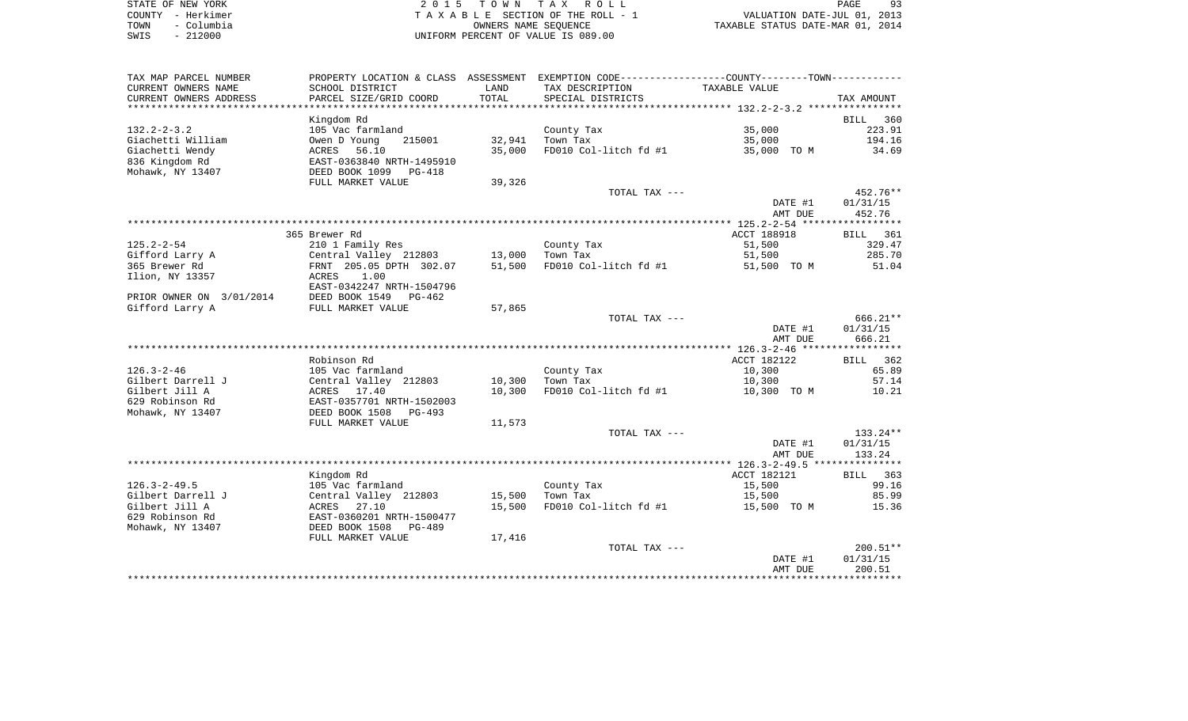STATE OF NEW YORK
COUNTY - Herkimer
TOWN - Columbia
SWIS - 212000

2 0 1 5 T O W N T A X R O L L
T A X A B L E SECTION OF THE ROLL - 1
OWNERS NAME SEQUENCE
UNIFORM PERCENT OF VALUE IS 089.00

VALUATION DATE-JUL 01, 2013
TAXABLE STATUS DATE-MAR 01, 2014

| TAX MAP PARCEL NUMBER<br>CURRENT OWNERS NAME<br>CURRENT OWNERS ADDRESS | PROPERTY LOCATION & CLASS<br>SCHOOL DISTRICT<br>PARCEL SIZE/GRID COORD | ASSESSMENT<br>LAND<br>TOTAL | EXEMPTION CODE------COUNTY--------TOWN------<br>TAX DESCRIPTION<br>SPECIAL DISTRICTS | TAXABLE VALUE | TAX AMOUNT |
|---|---|---|---|---|---|
| 132.2-2-3.2 | Kingdom Rd | | | | BILL 360 |
| 132.2-2-3.2 | 105 Vac farmland | | County Tax | 35,000 | 223.91 |
| Giachetti William | Owen D Young 215001 | 32,941 | Town Tax | 35,000 | 194.16 |
| Giachetti Wendy | ACRES 56.10 | 35,000 | FD010 Col-litch fd #1 | 35,000 TO M | 34.69 |
| 836 Kingdom Rd | EAST-0363840 NRTH-1495910 | | | | |
| Mohawk, NY 13407 | DEED BOOK 1099 PG-418 | | | | |
| | FULL MARKET VALUE | 39,326 | | | |
| | | | TOTAL TAX --- | | 452.76** |
| | | | | DATE #1 | 01/31/15 |
| | | | | AMT DUE | 452.76 |
| | 365 Brewer Rd | | | ACCT 188918 | BILL 361 |
| 125.2-2-54 | 210 1 Family Res | | County Tax | 51,500 | 329.47 |
| Gifford Larry A | Central Valley 212803 | 13,000 | Town Tax | 51,500 | 285.70 |
| 365 Brewer Rd | FRNT 205.05 DPTH 302.07 | 51,500 | FD010 Col-litch fd #1 | 51,500 TO M | 51.04 |
| Ilion, NY 13357 | ACRES 1.00 | | | | |
| | EAST-0342247 NRTH-1504796 | | | | |
| PRIOR OWNER ON 3/01/2014 | DEED BOOK 1549 PG-462 | | | | |
| Gifford Larry A | FULL MARKET VALUE | 57,865 | | | |
| | | | TOTAL TAX --- | | 666.21** |
| | | | | DATE #1 | 01/31/15 |
| | | | | AMT DUE | 666.21 |
| | Robinson Rd | | | ACCT 182122 | BILL 362 |
| 126.3-2-46 | 105 Vac farmland | | County Tax | 10,300 | 65.89 |
| Gilbert Darrell J | Central Valley 212803 | 10,300 | Town Tax | 10,300 | 57.14 |
| Gilbert Jill A | ACRES 17.40 | 10,300 | FD010 Col-litch fd #1 | 10,300 TO M | 10.21 |
| 629 Robinson Rd | EAST-0357701 NRTH-1502003 | | | | |
| Mohawk, NY 13407 | DEED BOOK 1508 PG-493 | | | | |
| | FULL MARKET VALUE | 11,573 | | | |
| | | | TOTAL TAX --- | | 133.24** |
| | | | | DATE #1 | 01/31/15 |
| | | | | AMT DUE | 133.24 |
| | Kingdom Rd | | | ACCT 182121 | BILL 363 |
| 126.3-2-49.5 | 105 Vac farmland | | County Tax | 15,500 | 99.16 |
| Gilbert Darrell J | Central Valley 212803 | 15,500 | Town Tax | 15,500 | 85.99 |
| Gilbert Jill A | ACRES 27.10 | 15,500 | FD010 Col-litch fd #1 | 15,500 TO M | 15.36 |
| 629 Robinson Rd | EAST-0360201 NRTH-1500477 | | | | |
| Mohawk, NY 13407 | DEED BOOK 1508 PG-489 | | | | |
| | FULL MARKET VALUE | 17,416 | | | |
| | | | TOTAL TAX --- | | 200.51** |
| | | | | DATE #1 | 01/31/15 |
| | | | | AMT DUE | 200.51 |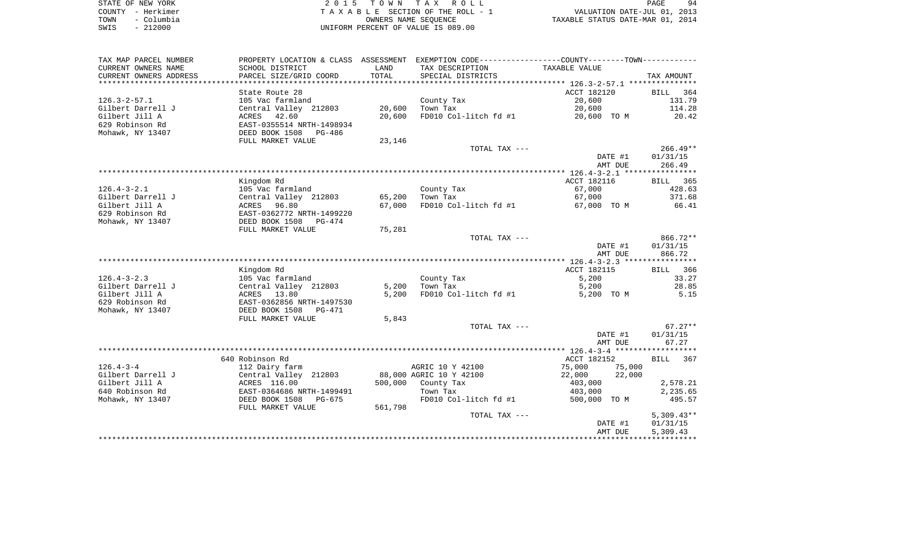STATE OF NEW YORK
COUNTY - Herkimer
TOWN - Columbia
SWIS - 212000

2 0 1 5  T O W N  T A X  R O L L
T A X A B L E  SECTION OF THE ROLL - 1
OWNERS NAME SEQUENCE
UNIFORM PERCENT OF VALUE IS 089.00

VALUATION DATE-JUL 01, 2013
TAXABLE STATUS DATE-MAR 01, 2014

| TAX MAP PARCEL NUMBER / CURRENT OWNERS NAME / CURRENT OWNERS ADDRESS | PROPERTY LOCATION & CLASS / SCHOOL DISTRICT / PARCEL SIZE/GRID COORD | ASSESSMENT LAND / TOTAL | EXEMPTION CODE / TAX DESCRIPTION / SPECIAL DISTRICTS | COUNTY--------TOWN / TAXABLE VALUE | TAX AMOUNT |
|---|---|---|---|---|---|
| 126.3-2-57.1 | State Route 28 | | | ACCT 182120 | BILL 364 |
| | 105 Vac farmland | | County Tax | 20,600 | 131.79 |
| Gilbert Darrell J | Central Valley 212803 | 20,600 | Town Tax | 20,600 | 114.28 |
| Gilbert Jill A | ACRES 42.60 | 20,600 | FD010 Col-litch fd #1 | 20,600 TO M | 20.42 |
| 629 Robinson Rd | EAST-0355514 NRTH-1498934 | | | | |
| Mohawk, NY 13407 | DEED BOOK 1508 PG-486 | | | | |
| | FULL MARKET VALUE | 23,146 | | | |
| | | | TOTAL TAX --- | | 266.49** |
| | | | | DATE #1 | 01/31/15 |
| | | | | AMT DUE | 266.49 |
| 126.4-3-2.1 | Kingdom Rd | | | ACCT 182116 | BILL 365 |
| | 105 Vac farmland | | County Tax | 67,000 | 428.63 |
| Gilbert Darrell J | Central Valley 212803 | 65,200 | Town Tax | 67,000 | 371.68 |
| Gilbert Jill A | ACRES 96.80 | 67,000 | FD010 Col-litch fd #1 | 67,000 TO M | 66.41 |
| 629 Robinson Rd | EAST-0362772 NRTH-1499220 | | | | |
| Mohawk, NY 13407 | DEED BOOK 1508 PG-474 | | | | |
| | FULL MARKET VALUE | 75,281 | | | |
| | | | TOTAL TAX --- | | 866.72** |
| | | | | DATE #1 | 01/31/15 |
| | | | | AMT DUE | 866.72 |
| 126.4-3-2.3 | Kingdom Rd | | | ACCT 182115 | BILL 366 |
| | 105 Vac farmland | | County Tax | 5,200 | 33.27 |
| Gilbert Darrell J | Central Valley 212803 | 5,200 | Town Tax | 5,200 | 28.85 |
| Gilbert Jill A | ACRES 13.80 | 5,200 | FD010 Col-litch fd #1 | 5,200 TO M | 5.15 |
| 629 Robinson Rd | EAST-0362856 NRTH-1497530 | | | | |
| Mohawk, NY 13407 | DEED BOOK 1508 PG-471 | | | | |
| | FULL MARKET VALUE | 5,843 | | | |
| | | | TOTAL TAX --- | | 67.27** |
| | | | | DATE #1 | 01/31/15 |
| | | | | AMT DUE | 67.27 |
| 126.4-3-4 | 640 Robinson Rd | | | ACCT 182152 | BILL 367 |
| | 112 Dairy farm | | AGRIC 10 Y 42100 | 75,000 75,000 | |
| Gilbert Darrell J | Central Valley 212803 | 88,000 | AGRIC 10 Y 42100 | 22,000 22,000 | |
| Gilbert Jill A | ACRES 116.00 | 500,000 | County Tax | 403,000 | 2,578.21 |
| 640 Robinson Rd | EAST-0364686 NRTH-1499491 | | Town Tax | 403,000 | 2,235.65 |
| Mohawk, NY 13407 | DEED BOOK 1508 PG-675 | | FD010 Col-litch fd #1 | 500,000 TO M | 495.57 |
| | FULL MARKET VALUE | 561,798 | | | |
| | | | TOTAL TAX --- | | 5,309.43** |
| | | | | DATE #1 | 01/31/15 |
| | | | | AMT DUE | 5,309.43 |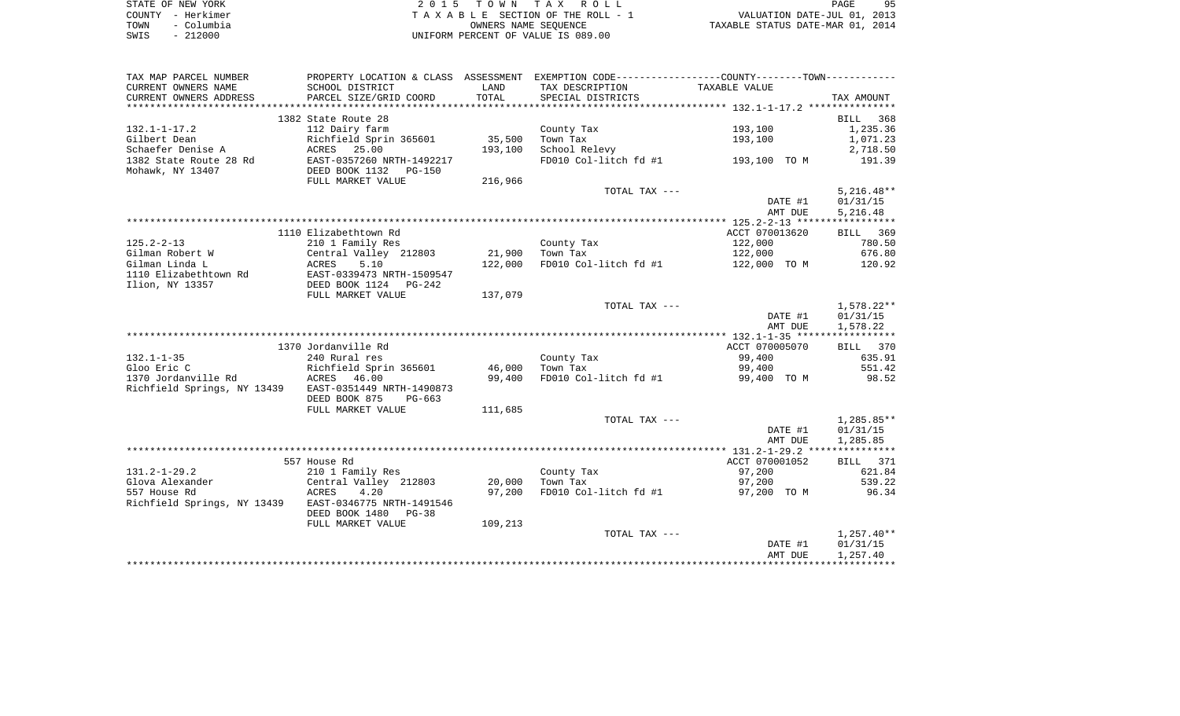STATE OF NEW YORK &nbsp;&nbsp;&nbsp;&nbsp; 2 0 1 5 &nbsp; T O W N &nbsp; T A X &nbsp; R O L L
COUNTY - Herkimer &nbsp;&nbsp;&nbsp;&nbsp; T A X A B L E SECTION OF THE ROLL - 1 &nbsp;&nbsp;&nbsp;&nbsp; VALUATION DATE-JUL 01, 2013
TOWN - Columbia &nbsp;&nbsp;&nbsp;&nbsp; OWNERS NAME SEQUENCE &nbsp;&nbsp;&nbsp;&nbsp; TAXABLE STATUS DATE-MAR 01, 2014
SWIS - 212000 &nbsp;&nbsp;&nbsp;&nbsp; UNIFORM PERCENT OF VALUE IS 089.00

| TAX MAP PARCEL NUMBER<br>CURRENT OWNERS NAME<br>CURRENT OWNERS ADDRESS | PROPERTY LOCATION & CLASS<br>SCHOOL DISTRICT<br>PARCEL SIZE/GRID COORD | ASSESSMENT<br>LAND<br>TOTAL | EXEMPTION CODE<br>TAX DESCRIPTION<br>SPECIAL DISTRICTS | COUNTY--------TOWN<br>TAXABLE VALUE | TAX AMOUNT |
|---|---|---|---|---|---|
| 132.1-1-17.2 | 1382 State Route 28 | | | | BILL 368 |
| 132.1-1-17.2 | 112 Dairy farm | | County Tax | 193,100 | 1,235.36 |
| Gilbert Dean | Richfield Sprin 365601 | 35,500 | Town Tax | 193,100 | 1,071.23 |
| Schaefer Denise A | ACRES 25.00 | 193,100 | School Relevy | | 2,718.50 |
| 1382 State Route 28 Rd | EAST-0357260 NRTH-1492217 | | FD010 Col-litch fd #1 | 193,100 TO M | 191.39 |
| Mohawk, NY 13407 | DEED BOOK 1132 PG-150 | | | | |
| | FULL MARKET VALUE | 216,966 | | | |
| | | | TOTAL TAX --- | | 5,216.48** |
| | | | | DATE #1 | 01/31/15 |
| | | | | AMT DUE | 5,216.48 |
| 125.2-2-13 | 1110 Elizabethtown Rd | | | ACCT 070013620 | BILL 369 |
| 125.2-2-13 | 210 1 Family Res | | County Tax | 122,000 | 780.50 |
| Gilman Robert W | Central Valley 212803 | 21,900 | Town Tax | 122,000 | 676.80 |
| Gilman Linda L | ACRES 5.10 | 122,000 | FD010 Col-litch fd #1 | 122,000 TO M | 120.92 |
| 1110 Elizabethtown Rd | EAST-0339473 NRTH-1509547 | | | | |
| Ilion, NY 13357 | DEED BOOK 1124 PG-242 | | | | |
| | FULL MARKET VALUE | 137,079 | | | |
| | | | TOTAL TAX --- | | 1,578.22** |
| | | | | DATE #1 | 01/31/15 |
| | | | | AMT DUE | 1,578.22 |
| 132.1-1-35 | 1370 Jordanville Rd | | | ACCT 070005070 | BILL 370 |
| 132.1-1-35 | 240 Rural res | | County Tax | 99,400 | 635.91 |
| Gloo Eric C | Richfield Sprin 365601 | 46,000 | Town Tax | 99,400 | 551.42 |
| 1370 Jordanville Rd | ACRES 46.00 | 99,400 | FD010 Col-litch fd #1 | 99,400 TO M | 98.52 |
| Richfield Springs, NY 13439 | EAST-0351449 NRTH-1490873 | | | | |
| | DEED BOOK 875 PG-663 | | | | |
| | FULL MARKET VALUE | 111,685 | | | |
| | | | TOTAL TAX --- | | 1,285.85** |
| | | | | DATE #1 | 01/31/15 |
| | | | | AMT DUE | 1,285.85 |
| 131.2-1-29.2 | 557 House Rd | | | ACCT 070001052 | BILL 371 |
| 131.2-1-29.2 | 210 1 Family Res | | County Tax | 97,200 | 621.84 |
| Glova Alexander | Central Valley 212803 | 20,000 | Town Tax | 97,200 | 539.22 |
| 557 House Rd | ACRES 4.20 | 97,200 | FD010 Col-litch fd #1 | 97,200 TO M | 96.34 |
| Richfield Springs, NY 13439 | EAST-0346775 NRTH-1491546 | | | | |
| | DEED BOOK 1480 PG-38 | | | | |
| | FULL MARKET VALUE | 109,213 | | | |
| | | | TOTAL TAX --- | | 1,257.40** |
| | | | | DATE #1 | 01/31/15 |
| | | | | AMT DUE | 1,257.40 |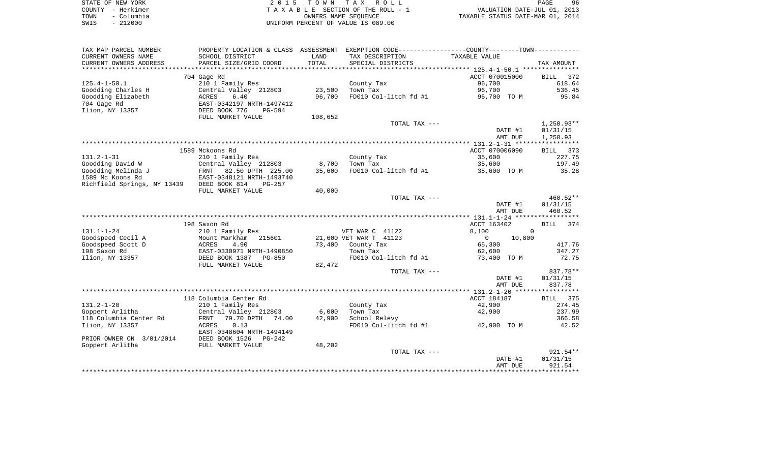STATE OF NEW YORK
COUNTY - Herkimer
TOWN - Columbia
SWIS - 212000

2 0 1 5 T O W N T A X R O L L
T A X A B L E SECTION OF THE ROLL - 1
OWNERS NAME SEQUENCE
UNIFORM PERCENT OF VALUE IS 089.00

VALUATION DATE-JUL 01, 2013
TAXABLE STATUS DATE-MAR 01, 2014

| TAX MAP PARCEL NUMBER / CURRENT OWNERS NAME / CURRENT OWNERS ADDRESS | PROPERTY LOCATION & CLASS / SCHOOL DISTRICT / PARCEL SIZE/GRID COORD | ASSESSMENT LAND / TOTAL | EXEMPTION CODE / TAX DESCRIPTION / SPECIAL DISTRICTS | COUNTY--------TOWN / TAXABLE VALUE | TAX AMOUNT |
|---|---|---|---|---|---|
| 125.4-1-50.1 | 704 Gage Rd | | | ACCT 070015000 | BILL 372 |
| | 210 1 Family Res | | County Tax | 96,700 | 618.64 |
| Goodding Charles H | Central Valley 212803 | 23,500 | Town Tax | 96,700 | 536.45 |
| Goodding Elizabeth | ACRES 6.40 | 96,700 | FD010 Col-litch fd #1 | 96,700 TO M | 95.84 |
| 704 Gage Rd | EAST-0342197 NRTH-1497412 | | | | |
| Ilion, NY 13357 | DEED BOOK 776 PG-594 | | | | |
| | FULL MARKET VALUE | 108,652 | | | |
| | | | TOTAL TAX --- | | 1,250.93** |
| | | | | DATE #1 | 01/31/15 |
| | | | | AMT DUE | 1,250.93 |
| 131.2-1-31 | 1589 Mckoons Rd | | | ACCT 070006090 | BILL 373 |
| | 210 1 Family Res | | County Tax | 35,600 | 227.75 |
| Goodding David W | Central Valley 212803 | 8,700 | Town Tax | 35,600 | 197.49 |
| Goodding Melinda J | FRNT 82.50 DPTH 225.00 | 35,600 | FD010 Col-litch fd #1 | 35,600 TO M | 35.28 |
| 1589 Mc Koons Rd | EAST-0348121 NRTH-1493740 | | | | |
| Richfield Springs, NY 13439 | DEED BOOK 814 PG-257 | | | | |
| | FULL MARKET VALUE | 40,000 | | | |
| | | | TOTAL TAX --- | | 460.52** |
| | | | | DATE #1 | 01/31/15 |
| | | | | AMT DUE | 460.52 |
| 131.1-1-24 | 198 Saxon Rd | | | ACCT 163402 | BILL 374 |
| | 210 1 Family Res | | VET WAR C 41122 | 8,100 0 | |
| Goodspeed Cecil A | Mount Markham 215601 | 21,600 | VET WAR T 41123 | 0 10,800 | |
| Goodspeed Scott D | ACRES 4.90 | 73,400 | County Tax | 65,300 | 417.76 |
| 198 Saxon Rd | EAST-0330971 NRTH-1490850 | | Town Tax | 62,600 | 347.27 |
| Ilion, NY 13357 | DEED BOOK 1387 PG-850 | | FD010 Col-litch fd #1 | 73,400 TO M | 72.75 |
| | FULL MARKET VALUE | 82,472 | | | |
| | | | TOTAL TAX --- | | 837.78** |
| | | | | DATE #1 | 01/31/15 |
| | | | | AMT DUE | 837.78 |
| 131.2-1-20 | 118 Columbia Center Rd | | | ACCT 184187 | BILL 375 |
| | 210 1 Family Res | | County Tax | 42,900 | 274.45 |
| Goppert Arlitha | Central Valley 212803 | 6,000 | Town Tax | 42,900 | 237.99 |
| 118 Columbia Center Rd | FRNT 79.70 DPTH 74.00 | 42,900 | School Relevy | | 366.58 |
| Ilion, NY 13357 | ACRES 0.13 | | FD010 Col-litch fd #1 | 42,900 TO M | 42.52 |
| | EAST-0348604 NRTH-1494149 | | | | |
| PRIOR OWNER ON 3/01/2014 | DEED BOOK 1526 PG-242 | | | | |
| Goppert Arlitha | FULL MARKET VALUE | 48,202 | | | |
| | | | TOTAL TAX --- | | 921.54** |
| | | | | DATE #1 | 01/31/15 |
| | | | | AMT DUE | 921.54 |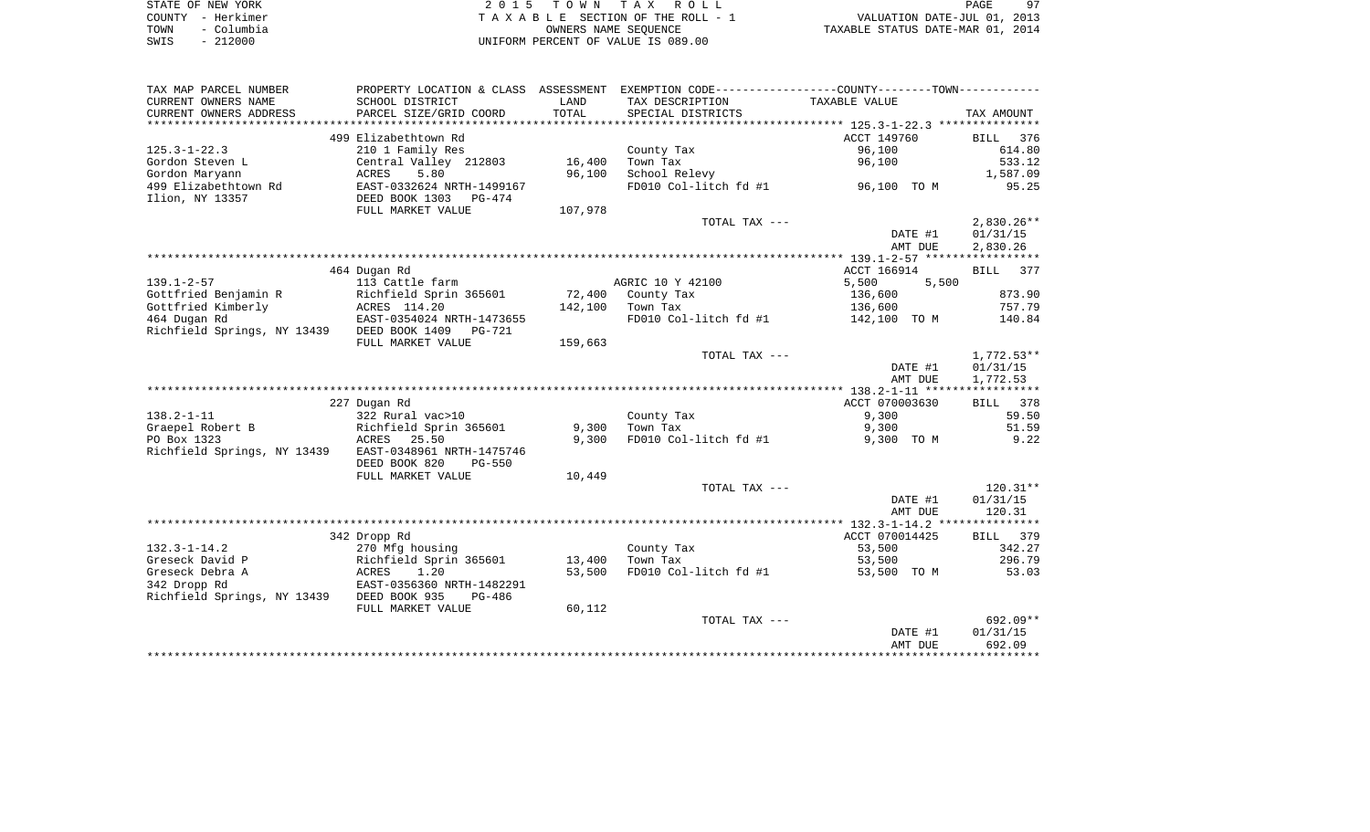STATE OF NEW YORK
COUNTY - Herkimer
TOWN - Columbia
SWIS - 212000

2 0 1 5 T O W N T A X R O L L
T A X A B L E SECTION OF THE ROLL - 1
OWNERS NAME SEQUENCE
UNIFORM PERCENT OF VALUE IS 089.00

VALUATION DATE-JUL 01, 2013
TAXABLE STATUS DATE-MAR 01, 2014

| TAX MAP PARCEL NUMBER / CURRENT OWNERS NAME / CURRENT OWNERS ADDRESS | PROPERTY LOCATION & CLASS / SCHOOL DISTRICT / PARCEL SIZE/GRID COORD | ASSESSMENT LAND | TOTAL | EXEMPTION CODE / TAX DESCRIPTION / SPECIAL DISTRICTS | TAXABLE VALUE | TAX AMOUNT |
|---|---|---|---|---|---|---|
| **125.3-1-22.3** | 499 Elizabethtown Rd | | | | ACCT 149760 | BILL 376 |
| 125.3-1-22.3 | 210 1 Family Res | | | County Tax | 96,100 | 614.80 |
| Gordon Steven L | Central Valley 212803 | 16,400 | | Town Tax | 96,100 | 533.12 |
| Gordon Maryann | ACRES 5.80 | | 96,100 | School Relevy | | 1,587.09 |
| 499 Elizabethtown Rd | EAST-0332624 NRTH-1499167 | | | FD010 Col-litch fd #1 | 96,100 TO M | 95.25 |
| Ilion, NY 13357 | DEED BOOK 1303 PG-474 | | | | | |
| | FULL MARKET VALUE | | 107,978 | | | |
| | | | | TOTAL TAX --- | | 2,830.26** |
| | | | | | DATE #1 | 01/31/15 |
| | | | | | AMT DUE | 2,830.26 |
| **139.1-2-57** | 464 Dugan Rd | | | | ACCT 166914 | BILL 377 |
| 139.1-2-57 | 113 Cattle farm | | | AGRIC 10 Y 42100 | 5,500 5,500 | |
| Gottfried Benjamin R | Richfield Sprin 365601 | 72,400 | | County Tax | 136,600 | 873.90 |
| Gottfried Kimberly | ACRES 114.20 | | 142,100 | Town Tax | 136,600 | 757.79 |
| 464 Dugan Rd | EAST-0354024 NRTH-1473655 | | | FD010 Col-litch fd #1 | 142,100 TO M | 140.84 |
| Richfield Springs, NY 13439 | DEED BOOK 1409 PG-721 | | | | | |
| | FULL MARKET VALUE | | 159,663 | | | |
| | | | | TOTAL TAX --- | | 1,772.53** |
| | | | | | DATE #1 | 01/31/15 |
| | | | | | AMT DUE | 1,772.53 |
| **138.2-1-11** | 227 Dugan Rd | | | | ACCT 070003630 | BILL 378 |
| 138.2-1-11 | 322 Rural vac>10 | | | County Tax | 9,300 | 59.50 |
| Graepel Robert B | Richfield Sprin 365601 | 9,300 | | Town Tax | 9,300 | 51.59 |
| PO Box 1323 | ACRES 25.50 | | 9,300 | FD010 Col-litch fd #1 | 9,300 TO M | 9.22 |
| Richfield Springs, NY 13439 | EAST-0348961 NRTH-1475746 | | | | | |
| | DEED BOOK 820 PG-550 | | | | | |
| | FULL MARKET VALUE | | 10,449 | | | |
| | | | | TOTAL TAX --- | | 120.31** |
| | | | | | DATE #1 | 01/31/15 |
| | | | | | AMT DUE | 120.31 |
| **132.3-1-14.2** | 342 Dropp Rd | | | | ACCT 070014425 | BILL 379 |
| 132.3-1-14.2 | 270 Mfg housing | | | County Tax | 53,500 | 342.27 |
| Greseck David P | Richfield Sprin 365601 | 13,400 | | Town Tax | 53,500 | 296.79 |
| Greseck Debra A | ACRES 1.20 | | 53,500 | FD010 Col-litch fd #1 | 53,500 TO M | 53.03 |
| 342 Dropp Rd | EAST-0356360 NRTH-1482291 | | | | | |
| Richfield Springs, NY 13439 | DEED BOOK 935 PG-486 | | | | | |
| | FULL MARKET VALUE | | 60,112 | | | |
| | | | | TOTAL TAX --- | | 692.09** |
| | | | | | DATE #1 | 01/31/15 |
| | | | | | AMT DUE | 692.09 |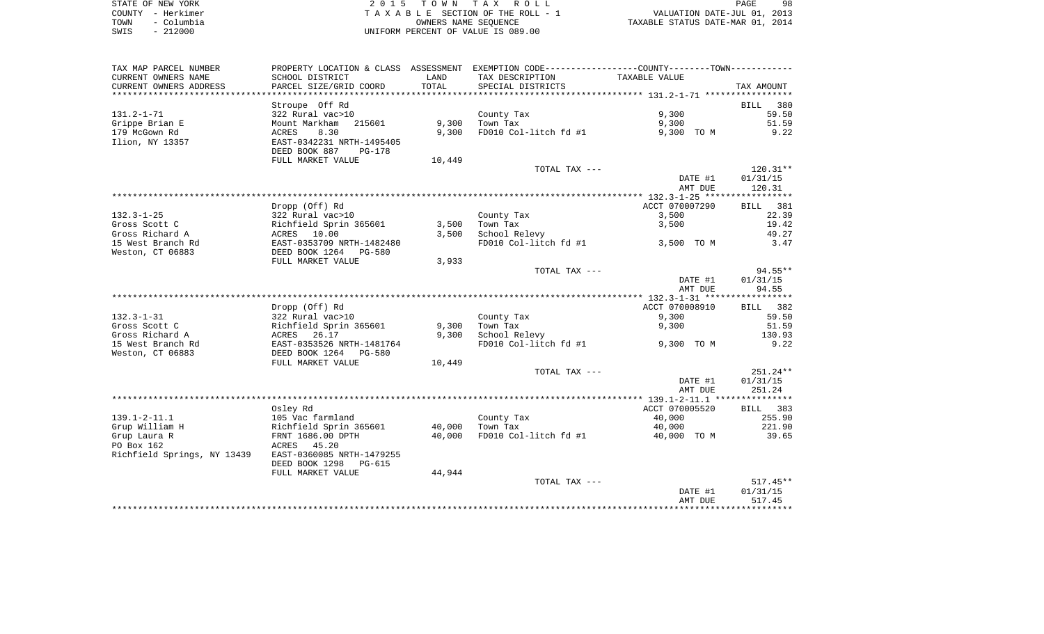STATE OF NEW YORK
COUNTY - Herkimer
TOWN - Columbia
SWIS - 212000

2015 TOWN TAX ROLL
TAXABLE SECTION OF THE ROLL - 1
OWNERS NAME SEQUENCE
UNIFORM PERCENT OF VALUE IS 089.00

VALUATION DATE-JUL 01, 2013
TAXABLE STATUS DATE-MAR 01, 2014

| TAX MAP PARCEL NUMBER / CURRENT OWNERS NAME / CURRENT OWNERS ADDRESS | PROPERTY LOCATION & CLASS / SCHOOL DISTRICT / PARCEL SIZE/GRID COORD | ASSESSMENT LAND / TOTAL | EXEMPTION CODE / TAX DESCRIPTION / SPECIAL DISTRICTS | TAXABLE VALUE | TAX AMOUNT |
|---|---|---|---|---|---|
| 131.2-1-71 | Stroupe Off Rd | | | | BILL 380 |
| | 322 Rural vac>10 | | County Tax | 9,300 | 59.50 |
| Grippe Brian E | Mount Markham 215601 | 9,300 | Town Tax | 9,300 | 51.59 |
| 179 McGown Rd | ACRES 8.30 | 9,300 | FD010 Col-litch fd #1 | 9,300 TO M | 9.22 |
| Ilion, NY 13357 | EAST-0342231 NRTH-1495405 | | | | |
| | DEED BOOK 887 PG-178 | | | | |
| | FULL MARKET VALUE | 10,449 | | | |
| | | | TOTAL TAX --- | | 120.31** |
| | | | | DATE #1 | 01/31/15 |
| | | | | AMT DUE | 120.31 |
| 132.3-1-25 | Dropp (Off) Rd | | | ACCT 070007290 | BILL 381 |
| | 322 Rural vac>10 | | County Tax | 3,500 | 22.39 |
| Gross Scott C | Richfield Sprin 365601 | 3,500 | Town Tax | 3,500 | 19.42 |
| Gross Richard A | ACRES 10.00 | 3,500 | School Relevy | | 49.27 |
| 15 West Branch Rd | EAST-0353709 NRTH-1482480 | | FD010 Col-litch fd #1 | 3,500 TO M | 3.47 |
| Weston, CT 06883 | DEED BOOK 1264 PG-580 | | | | |
| | FULL MARKET VALUE | 3,933 | | | |
| | | | TOTAL TAX --- | | 94.55** |
| | | | | DATE #1 | 01/31/15 |
| | | | | AMT DUE | 94.55 |
| 132.3-1-31 | Dropp (Off) Rd | | | ACCT 070008910 | BILL 382 |
| | 322 Rural vac>10 | | County Tax | 9,300 | 59.50 |
| Gross Scott C | Richfield Sprin 365601 | 9,300 | Town Tax | 9,300 | 51.59 |
| Gross Richard A | ACRES 26.17 | 9,300 | School Relevy | | 130.93 |
| 15 West Branch Rd | EAST-0353526 NRTH-1481764 | | FD010 Col-litch fd #1 | 9,300 TO M | 9.22 |
| Weston, CT 06883 | DEED BOOK 1264 PG-580 | | | | |
| | FULL MARKET VALUE | 10,449 | | | |
| | | | TOTAL TAX --- | | 251.24** |
| | | | | DATE #1 | 01/31/15 |
| | | | | AMT DUE | 251.24 |
| 139.1-2-11.1 | Osley Rd | | | ACCT 070005520 | BILL 383 |
| | 105 Vac farmland | | County Tax | 40,000 | 255.90 |
| Grup William H | Richfield Sprin 365601 | 40,000 | Town Tax | 40,000 | 221.90 |
| Grup Laura R | FRNT 1686.00 DPTH | 40,000 | FD010 Col-litch fd #1 | 40,000 TO M | 39.65 |
| PO Box 162 | ACRES 45.20 | | | | |
| Richfield Springs, NY 13439 | EAST-0360085 NRTH-1479255 | | | | |
| | DEED BOOK 1298 PG-615 | | | | |
| | FULL MARKET VALUE | 44,944 | | | |
| | | | TOTAL TAX --- | | 517.45** |
| | | | | DATE #1 | 01/31/15 |
| | | | | AMT DUE | 517.45 |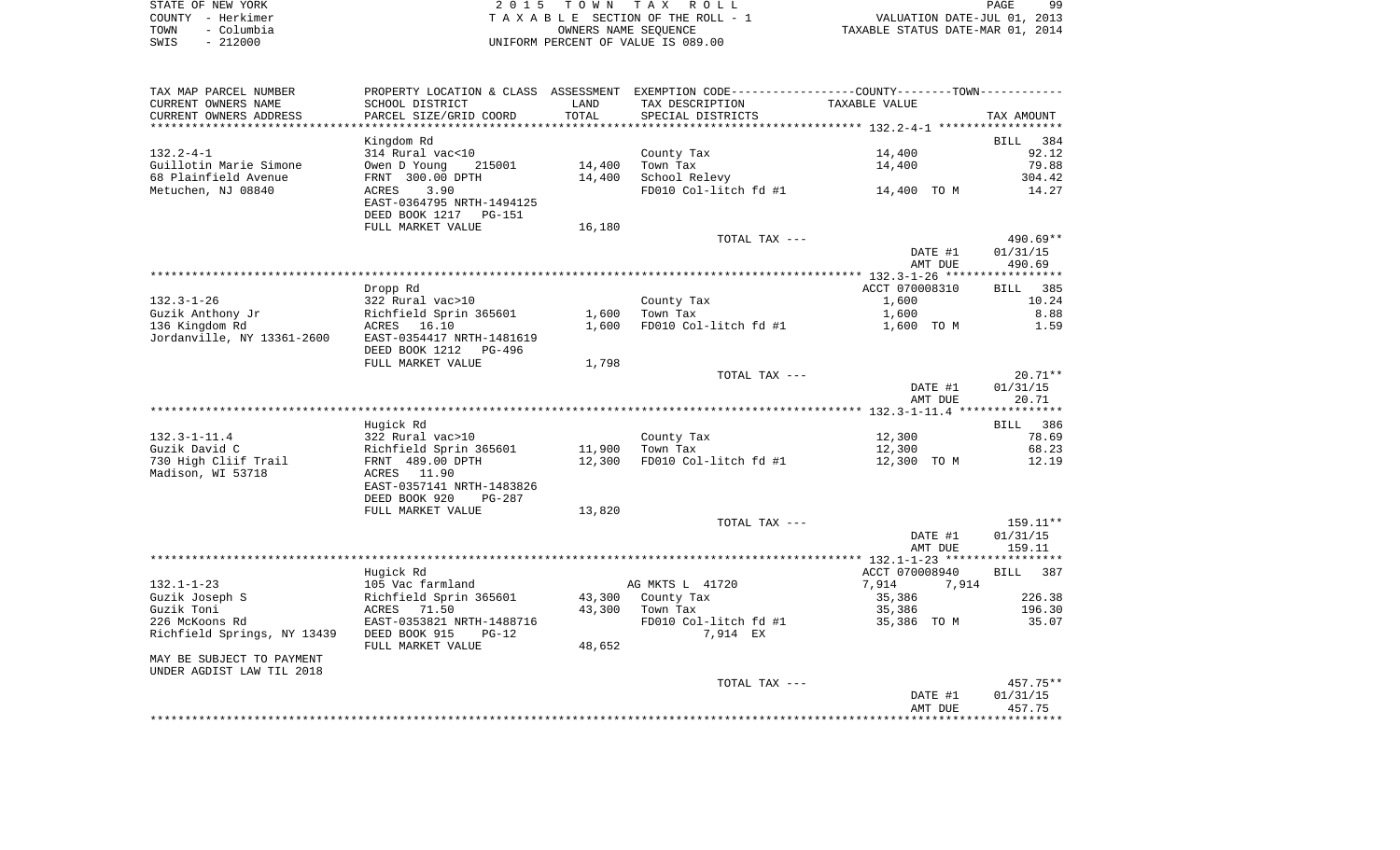STATE OF NEW YORK — 2015 TOWN TAX ROLL
COUNTY - Herkimer — TAXABLE SECTION OF THE ROLL - 1 — VALUATION DATE-JUL 01, 2013
TOWN - Columbia — OWNERS NAME SEQUENCE — TAXABLE STATUS DATE-MAR 01, 2014
SWIS - 212000 — UNIFORM PERCENT OF VALUE IS 089.00

| TAX MAP PARCEL NUMBER / CURRENT OWNERS NAME / CURRENT OWNERS ADDRESS | PROPERTY LOCATION & CLASS / SCHOOL DISTRICT / PARCEL SIZE/GRID COORD | ASSESSMENT LAND / TOTAL | EXEMPTION CODE / TAX DESCRIPTION / SPECIAL DISTRICTS | COUNTY--------TOWN / TAXABLE VALUE | TAX AMOUNT |
|---|---|---|---|---|---|
| 132.2-4-1 | Kingdom Rd | | | | BILL 384 |
| Guillotin Marie Simone | 314 Rural vac<10 | | County Tax | 14,400 | 92.12 |
| 68 Plainfield Avenue | Owen D Young 215001 | 14,400 | Town Tax | 14,400 | 79.88 |
| Metuchen, NJ 08840 | FRNT 300.00 DPTH | 14,400 | School Relevy | | 304.42 |
| | ACRES 3.90 | | FD010 Col-litch fd #1 | 14,400 TO M | 14.27 |
| | EAST-0364795 NRTH-1494125 | | | | |
| | DEED BOOK 1217 PG-151 | | | | |
| | FULL MARKET VALUE | 16,180 | | | |
| | | | TOTAL TAX --- | | 490.69** |
| | | | | DATE #1 | 01/31/15 |
| | | | | AMT DUE | 490.69 |
| 132.3-1-26 | Dropp Rd | | | ACCT 070008310 | BILL 385 |
| Guzik Anthony Jr | 322 Rural vac>10 | | County Tax | 1,600 | 10.24 |
| 136 Kingdom Rd | Richfield Sprin 365601 | 1,600 | Town Tax | 1,600 | 8.88 |
| Jordanville, NY 13361-2600 | ACRES 16.10 | 1,600 | FD010 Col-litch fd #1 | 1,600 TO M | 1.59 |
| | EAST-0354417 NRTH-1481619 | | | | |
| | DEED BOOK 1212 PG-496 | | | | |
| | FULL MARKET VALUE | 1,798 | | | |
| | | | TOTAL TAX --- | | 20.71** |
| | | | | DATE #1 | 01/31/15 |
| | | | | AMT DUE | 20.71 |
| 132.3-1-11.4 | Hugick Rd | | | | BILL 386 |
| Guzik David C | 322 Rural vac>10 | | County Tax | 12,300 | 78.69 |
| 730 High Cliif Trail | Richfield Sprin 365601 | 11,900 | Town Tax | 12,300 | 68.23 |
| Madison, WI 53718 | FRNT 489.00 DPTH | 12,300 | FD010 Col-litch fd #1 | 12,300 TO M | 12.19 |
| | ACRES 11.90 | | | | |
| | EAST-0357141 NRTH-1483826 | | | | |
| | DEED BOOK 920 PG-287 | | | | |
| | FULL MARKET VALUE | 13,820 | | | |
| | | | TOTAL TAX --- | | 159.11** |
| | | | | DATE #1 | 01/31/15 |
| | | | | AMT DUE | 159.11 |
| 132.1-1-23 | Hugick Rd | | | ACCT 070008940 | BILL 387 |
| Guzik Joseph S | 105 Vac farmland | | AG MKTS L 41720 | 7,914 7,914 | |
| Guzik Toni | Richfield Sprin 365601 | 43,300 | County Tax | 35,386 | 226.38 |
| 226 McKoons Rd | ACRES 71.50 | 43,300 | Town Tax | 35,386 | 196.30 |
| Richfield Springs, NY 13439 | EAST-0353821 NRTH-1488716 | | FD010 Col-litch fd #1 | 35,386 TO M | 35.07 |
| | DEED BOOK 915 PG-12 | | 7,914 EX | | |
| | FULL MARKET VALUE | 48,652 | | | |
| MAY BE SUBJECT TO PAYMENT UNDER AGDIST LAW TIL 2018 | | | | | |
| | | | TOTAL TAX --- | | 457.75** |
| | | | | DATE #1 | 01/31/15 |
| | | | | AMT DUE | 457.75 |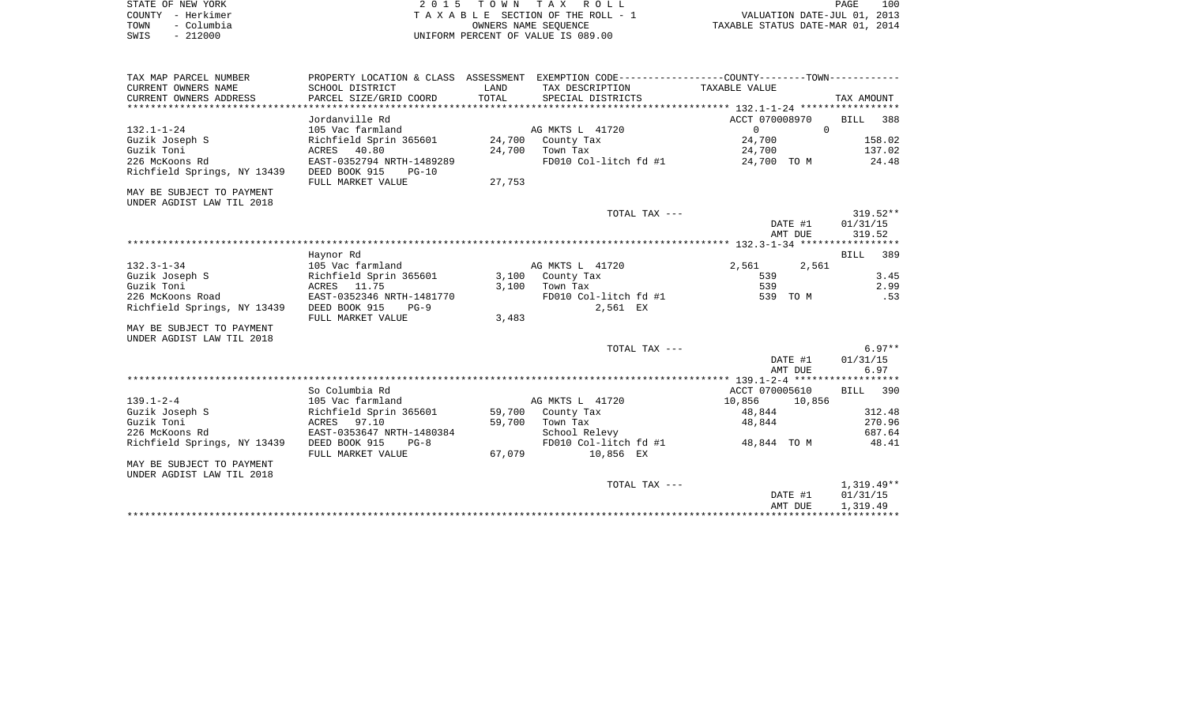STATE OF NEW YORK | 2 0 1 5 T O W N T A X R O L L | PAGE 100
COUNTY - Herkimer | T A X A B L E SECTION OF THE ROLL - 1 | VALUATION DATE-JUL 01, 2013
TOWN - Columbia | OWNERS NAME SEQUENCE | TAXABLE STATUS DATE-MAR 01, 2014
SWIS - 212000 | UNIFORM PERCENT OF VALUE IS 089.00

| TAX MAP PARCEL NUMBER / CURRENT OWNERS NAME / CURRENT OWNERS ADDRESS | PROPERTY LOCATION & CLASS / SCHOOL DISTRICT / PARCEL SIZE/GRID COORD | ASSESSMENT LAND / TOTAL | EXEMPTION CODE / TAX DESCRIPTION / SPECIAL DISTRICTS | COUNTY / TOWN TAXABLE VALUE | TAX AMOUNT |
|---|---|---|---|---|---|
| **132.1-1-24** | Jordanville Rd | | | ACCT 070008970 | BILL 388 |
| 132.1-1-24 | 105 Vac farmland | | AG MKTS L 41720 | 0 / 0 | |
| Guzik Joseph S | Richfield Sprin 365601 | 24,700 | County Tax | 24,700 | 158.02 |
| Guzik Toni | ACRES 40.80 | 24,700 | Town Tax | 24,700 | 137.02 |
| 226 McKoons Rd | EAST-0352794 NRTH-1489289 | | FD010 Col-litch fd #1 | 24,700 TO M | 24.48 |
| Richfield Springs, NY 13439 | DEED BOOK 915 PG-10 | | | | |
| | FULL MARKET VALUE | 27,753 | | | |
| MAY BE SUBJECT TO PAYMENT UNDER AGDIST LAW TIL 2018 | | | | | |
| | | | TOTAL TAX --- | | 319.52** |
| | | | | DATE #1 | 01/31/15 |
| | | | | AMT DUE | 319.52 |
| **132.3-1-34** | Haynor Rd | | | | BILL 389 |
| 132.3-1-34 | 105 Vac farmland | | AG MKTS L 41720 | 2,561 / 2,561 | |
| Guzik Joseph S | Richfield Sprin 365601 | 3,100 | County Tax | 539 | 3.45 |
| Guzik Toni | ACRES 11.75 | 3,100 | Town Tax | 539 | 2.99 |
| 226 McKoons Road | EAST-0352346 NRTH-1481770 | | FD010 Col-litch fd #1 | 539 TO M | .53 |
| Richfield Springs, NY 13439 | DEED BOOK 915 PG-9 | | 2,561 EX | | |
| | FULL MARKET VALUE | 3,483 | | | |
| MAY BE SUBJECT TO PAYMENT UNDER AGDIST LAW TIL 2018 | | | | | |
| | | | TOTAL TAX --- | | 6.97** |
| | | | | DATE #1 | 01/31/15 |
| | | | | AMT DUE | 6.97 |
| **139.1-2-4** | So Columbia Rd | | | ACCT 070005610 | BILL 390 |
| 139.1-2-4 | 105 Vac farmland | | AG MKTS L 41720 | 10,856 / 10,856 | |
| Guzik Joseph S | Richfield Sprin 365601 | 59,700 | County Tax | 48,844 | 312.48 |
| Guzik Toni | ACRES 97.10 | 59,700 | Town Tax | 48,844 | 270.96 |
| 226 McKoons Rd | EAST-0353647 NRTH-1480384 | | School Relevy | | 687.64 |
| Richfield Springs, NY 13439 | DEED BOOK 915 PG-8 | | FD010 Col-litch fd #1 | 48,844 TO M | 48.41 |
| | FULL MARKET VALUE | 67,079 | 10,856 EX | | |
| MAY BE SUBJECT TO PAYMENT UNDER AGDIST LAW TIL 2018 | | | | | |
| | | | TOTAL TAX --- | | 1,319.49** |
| | | | | DATE #1 | 01/31/15 |
| | | | | AMT DUE | 1,319.49 |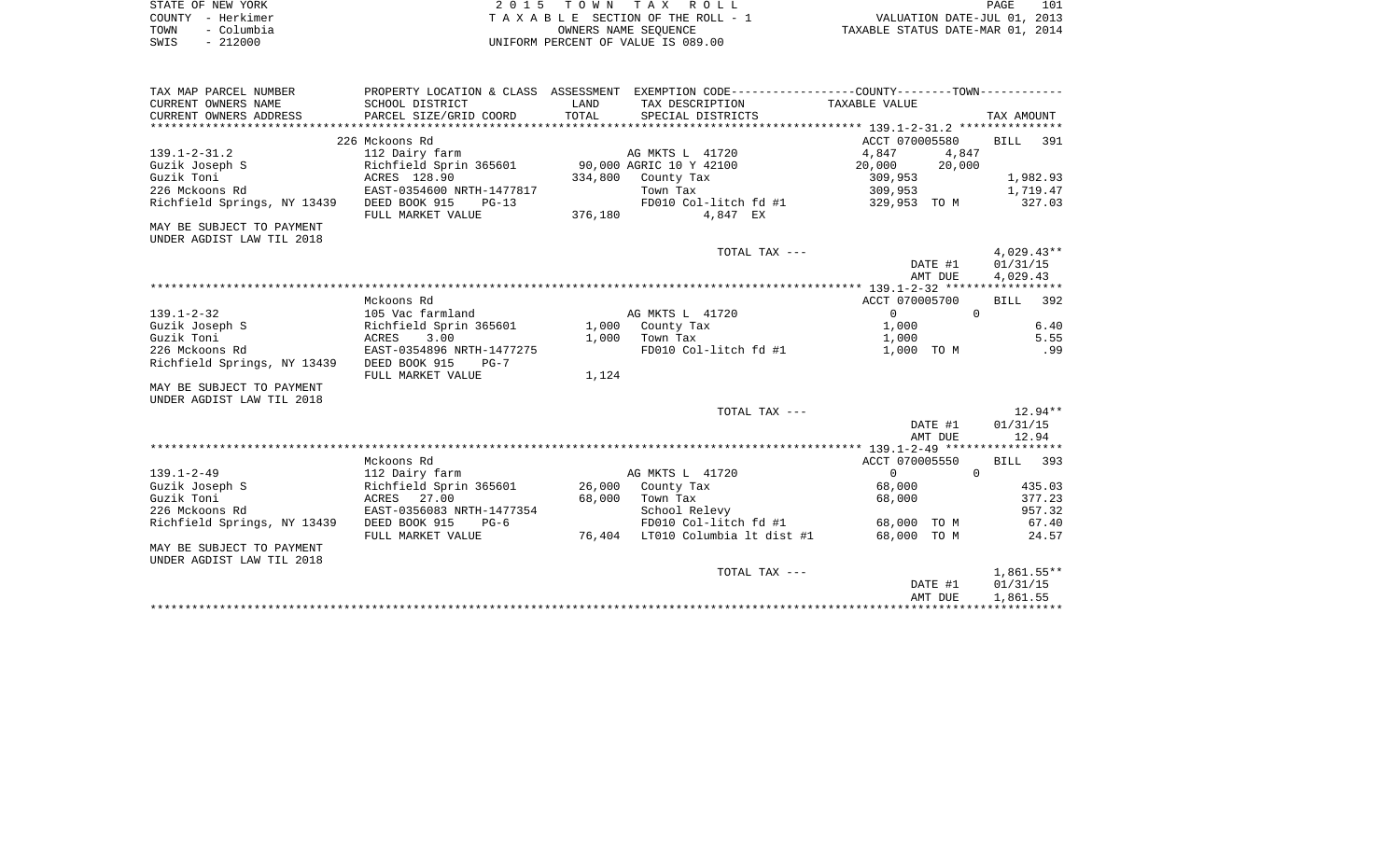STATE OF NEW YORK
COUNTY - Herkimer
TOWN - Columbia
SWIS - 212000

2 0 1 5 T O W N T A X R O L L
T A X A B L E SECTION OF THE ROLL - 1
OWNERS NAME SEQUENCE
UNIFORM PERCENT OF VALUE IS 089.00

VALUATION DATE-JUL 01, 2013
TAXABLE STATUS DATE-MAR 01, 2014

| TAX MAP PARCEL NUMBER / CURRENT OWNERS NAME / CURRENT OWNERS ADDRESS | PROPERTY LOCATION & CLASS / SCHOOL DISTRICT / PARCEL SIZE/GRID COORD | ASSESSMENT LAND / TOTAL | EXEMPTION CODE / TAX DESCRIPTION / SPECIAL DISTRICTS | COUNTY / TAXABLE VALUE | TOWN | TAX AMOUNT |
|---|---|---|---|---|---|---|
| **139.1-2-31.2** | 226 Mckoons Rd | | | ACCT 070005580 | | BILL 391 |
| | 112 Dairy farm | | AG MKTS L 41720 | 4,847 | 4,847 | |
| Guzik Joseph S | Richfield Sprin 365601 | 90,000 | AGRIC 10 Y 42100 | 20,000 | 20,000 | |
| Guzik Toni | ACRES 128.90 | 334,800 | County Tax | 309,953 | | 1,982.93 |
| 226 Mckoons Rd | EAST-0354600 NRTH-1477817 | | Town Tax | 309,953 | | 1,719.47 |
| Richfield Springs, NY 13439 | DEED BOOK 915 PG-13 | | FD010 Col-litch fd #1 | 329,953 TO M | | 327.03 |
| | FULL MARKET VALUE | 376,180 | 4,847 EX | | | |
| MAY BE SUBJECT TO PAYMENT UNDER AGDIST LAW TIL 2018 | | | | | | |
| | | | TOTAL TAX --- | | | 4,029.43** |
| | | | | DATE #1 | | 01/31/15 |
| | | | | AMT DUE | | 4,029.43 |
| **139.1-2-32** | Mckoons Rd | | | ACCT 070005700 | | BILL 392 |
| | 105 Vac farmland | | AG MKTS L 41720 | 0 | 0 | |
| Guzik Joseph S | Richfield Sprin 365601 | 1,000 | County Tax | 1,000 | | 6.40 |
| Guzik Toni | ACRES 3.00 | 1,000 | Town Tax | 1,000 | | 5.55 |
| 226 Mckoons Rd | EAST-0354896 NRTH-1477275 | | FD010 Col-litch fd #1 | 1,000 TO M | | .99 |
| Richfield Springs, NY 13439 | DEED BOOK 915 PG-7 | | | | | |
| | FULL MARKET VALUE | 1,124 | | | | |
| MAY BE SUBJECT TO PAYMENT UNDER AGDIST LAW TIL 2018 | | | | | | |
| | | | TOTAL TAX --- | | | 12.94** |
| | | | | DATE #1 | | 01/31/15 |
| | | | | AMT DUE | | 12.94 |
| **139.1-2-49** | Mckoons Rd | | | ACCT 070005550 | | BILL 393 |
| | 112 Dairy farm | | AG MKTS L 41720 | 0 | 0 | |
| Guzik Joseph S | Richfield Sprin 365601 | 26,000 | County Tax | 68,000 | | 435.03 |
| Guzik Toni | ACRES 27.00 | 68,000 | Town Tax | 68,000 | | 377.23 |
| 226 Mckoons Rd | EAST-0356083 NRTH-1477354 | | School Relevy | | | 957.32 |
| Richfield Springs, NY 13439 | DEED BOOK 915 PG-6 | | FD010 Col-litch fd #1 | 68,000 TO M | | 67.40 |
| | FULL MARKET VALUE | 76,404 | LT010 Columbia lt dist #1 | 68,000 TO M | | 24.57 |
| MAY BE SUBJECT TO PAYMENT UNDER AGDIST LAW TIL 2018 | | | | | | |
| | | | TOTAL TAX --- | | | 1,861.55** |
| | | | | DATE #1 | | 01/31/15 |
| | | | | AMT DUE | | 1,861.55 |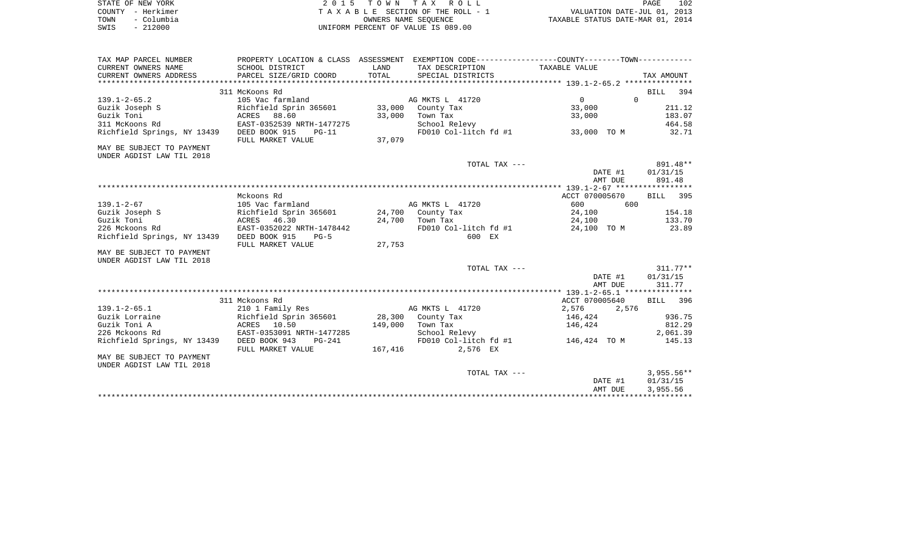STATE OF NEW YORK
COUNTY - Herkimer
TOWN - Columbia
SWIS - 212000

2 0 1 5 T O W N T A X R O L L
T A X A B L E SECTION OF THE ROLL - 1
OWNERS NAME SEQUENCE
UNIFORM PERCENT OF VALUE IS 089.00

VALUATION DATE-JUL 01, 2013
TAXABLE STATUS DATE-MAR 01, 2014

| TAX MAP PARCEL NUMBER<br>CURRENT OWNERS NAME<br>CURRENT OWNERS ADDRESS | PROPERTY LOCATION & CLASS<br>SCHOOL DISTRICT<br>PARCEL SIZE/GRID COORD | ASSESSMENT<br>LAND<br>TOTAL | EXEMPTION CODE-----COUNTY-----TOWN-----<br>TAX DESCRIPTION<br>SPECIAL DISTRICTS | TAXABLE VALUE | TAX AMOUNT |
|---|---|---|---|---|---|
| **139.1-2-65.2** | 311 McKoons Rd | | | | BILL 394 |
| 139.1-2-65.2 | 105 Vac farmland | | AG MKTS L 41720 | 0 0 | |
| Guzik Joseph S | Richfield Sprin 365601 | 33,000 | County Tax | 33,000 | 211.12 |
| Guzik Toni | ACRES 88.60 | 33,000 | Town Tax | 33,000 | 183.07 |
| 311 McKoons Rd | EAST-0352539 NRTH-1477275 | | School Relevy | | 464.58 |
| Richfield Springs, NY 13439 | DEED BOOK 915 PG-11 | | FD010 Col-litch fd #1 | 33,000 TO M | 32.71 |
| | FULL MARKET VALUE | 37,079 | | | |
| MAY BE SUBJECT TO PAYMENT UNDER AGDIST LAW TIL 2018 | | | | | |
| | | | TOTAL TAX --- | | 891.48** |
| | | | | DATE #1 | 01/31/15 |
| | | | | AMT DUE | 891.48 |
| **139.1-2-67** | Mckoons Rd | | | ACCT 070005670 | BILL 395 |
| 139.1-2-67 | 105 Vac farmland | | AG MKTS L 41720 | 600 600 | |
| Guzik Joseph S | Richfield Sprin 365601 | 24,700 | County Tax | 24,100 | 154.18 |
| Guzik Toni | ACRES 46.30 | 24,700 | Town Tax | 24,100 | 133.70 |
| 226 Mckoons Rd | EAST-0352022 NRTH-1478442 | | FD010 Col-litch fd #1 | 24,100 TO M | 23.89 |
| Richfield Springs, NY 13439 | DEED BOOK 915 PG-5 | | 600 EX | | |
| | FULL MARKET VALUE | 27,753 | | | |
| MAY BE SUBJECT TO PAYMENT UNDER AGDIST LAW TIL 2018 | | | | | |
| | | | TOTAL TAX --- | | 311.77** |
| | | | | DATE #1 | 01/31/15 |
| | | | | AMT DUE | 311.77 |
| **139.1-2-65.1** | 311 Mckoons Rd | | | ACCT 070005640 | BILL 396 |
| 139.1-2-65.1 | 210 1 Family Res | | AG MKTS L 41720 | 2,576 2,576 | |
| Guzik Lorraine | Richfield Sprin 365601 | 28,300 | County Tax | 146,424 | 936.75 |
| Guzik Toni A | ACRES 10.50 | 149,000 | Town Tax | 146,424 | 812.29 |
| 226 Mckoons Rd | EAST-0353091 NRTH-1477285 | | School Relevy | | 2,061.39 |
| Richfield Springs, NY 13439 | DEED BOOK 943 PG-241 | | FD010 Col-litch fd #1 | 146,424 TO M | 145.13 |
| | FULL MARKET VALUE | 167,416 | 2,576 EX | | |
| MAY BE SUBJECT TO PAYMENT UNDER AGDIST LAW TIL 2018 | | | | | |
| | | | TOTAL TAX --- | | 3,955.56** |
| | | | | DATE #1 | 01/31/15 |
| | | | | AMT DUE | 3,955.56 |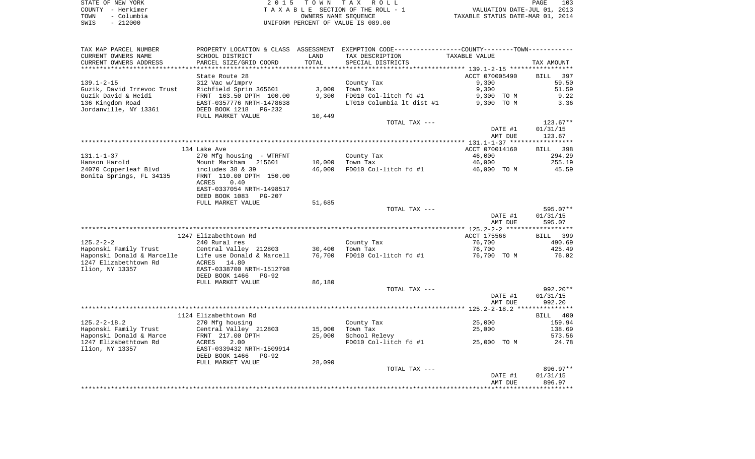STATE OF NEW YORK
COUNTY - Herkimer
TOWN - Columbia
SWIS - 212000

2015 TOWN TAX ROLL
TAXABLE SECTION OF THE ROLL - 1
OWNERS NAME SEQUENCE
UNIFORM PERCENT OF VALUE IS 089.00

VALUATION DATE-JUL 01, 2013
TAXABLE STATUS DATE-MAR 01, 2014

| TAX MAP PARCEL NUMBER / CURRENT OWNERS NAME / CURRENT OWNERS ADDRESS | PROPERTY LOCATION & CLASS / SCHOOL DISTRICT / PARCEL SIZE/GRID COORD | ASSESSMENT LAND / TOTAL | EXEMPTION CODE / TAX DESCRIPTION / SPECIAL DISTRICTS | TAXABLE VALUE | TAX AMOUNT |
|---|---|---|---|---|---|
| **139.1-2-15** | State Route 28 | | | ACCT 070005490 | BILL 397 |
| 139.1-2-15 | 312 Vac w/imprv | | County Tax | 9,300 | 59.50 |
| Guzik, David Irrevoc Trust | Richfield Sprin 365601 | 3,000 | Town Tax | 9,300 | 51.59 |
| Guzik David & Heidi | FRNT 163.50 DPTH 100.00 | 9,300 | FD010 Col-litch fd #1 | 9,300 TO M | 9.22 |
| 136 Kingdom Road | EAST-0357776 NRTH-1478638 | | LT010 Columbia lt dist #1 | 9,300 TO M | 3.36 |
| Jordanville, NY 13361 | DEED BOOK 1218 PG-232 | | | | |
| | FULL MARKET VALUE | 10,449 | | | |
| | | | TOTAL TAX --- | | 123.67** |
| | | | | DATE #1 | 01/31/15 |
| | | | | AMT DUE | 123.67 |
| **131.1-1-37** | 134 Lake Ave | | | ACCT 070014160 | BILL 398 |
| 131.1-1-37 | 270 Mfg housing - WTRFNT | | County Tax | 46,000 | 294.29 |
| Hanson Harold | Mount Markham 215601 | 10,000 | Town Tax | 46,000 | 255.19 |
| 24070 Copperleaf Blvd | includes 38 & 39 | 46,000 | FD010 Col-litch fd #1 | 46,000 TO M | 45.59 |
| Bonita Springs, FL 34135 | FRNT 110.00 DPTH 150.00 | | | | |
| | ACRES 0.40 | | | | |
| | EAST-0337054 NRTH-1498517 | | | | |
| | DEED BOOK 1083 PG-207 | | | | |
| | FULL MARKET VALUE | 51,685 | | | |
| | | | TOTAL TAX --- | | 595.07** |
| | | | | DATE #1 | 01/31/15 |
| | | | | AMT DUE | 595.07 |
| **125.2-2-2** | 1247 Elizabethtown Rd | | | ACCT 175566 | BILL 399 |
| 125.2-2-2 | 240 Rural res | | County Tax | 76,700 | 490.69 |
| Haponski Family Trust | Central Valley 212803 | 30,400 | Town Tax | 76,700 | 425.49 |
| Haponski Donald & Marcelle | Life use Donald & Marcell | 76,700 | FD010 Col-litch fd #1 | 76,700 TO M | 76.02 |
| 1247 Elizabethtown Rd | ACRES 14.80 | | | | |
| Ilion, NY 13357 | EAST-0338700 NRTH-1512798 | | | | |
| | DEED BOOK 1466 PG-92 | | | | |
| | FULL MARKET VALUE | 86,180 | | | |
| | | | TOTAL TAX --- | | 992.20** |
| | | | | DATE #1 | 01/31/15 |
| | | | | AMT DUE | 992.20 |
| **125.2-2-18.2** | 1124 Elizabethtown Rd | | | | BILL 400 |
| 125.2-2-18.2 | 270 Mfg housing | | County Tax | 25,000 | 159.94 |
| Haponski Family Trust | Central Valley 212803 | 15,000 | Town Tax | 25,000 | 138.69 |
| Haponski Donald & Marce | FRNT 217.00 DPTH | 25,000 | School Relevy | | 573.56 |
| 1247 Elizabethtown Rd | ACRES 2.00 | | FD010 Col-litch fd #1 | 25,000 TO M | 24.78 |
| Ilion, NY 13357 | EAST-0339432 NRTH-1509914 | | | | |
| | DEED BOOK 1466 PG-92 | | | | |
| | FULL MARKET VALUE | 28,090 | | | |
| | | | TOTAL TAX --- | | 896.97** |
| | | | | DATE #1 | 01/31/15 |
| | | | | AMT DUE | 896.97 |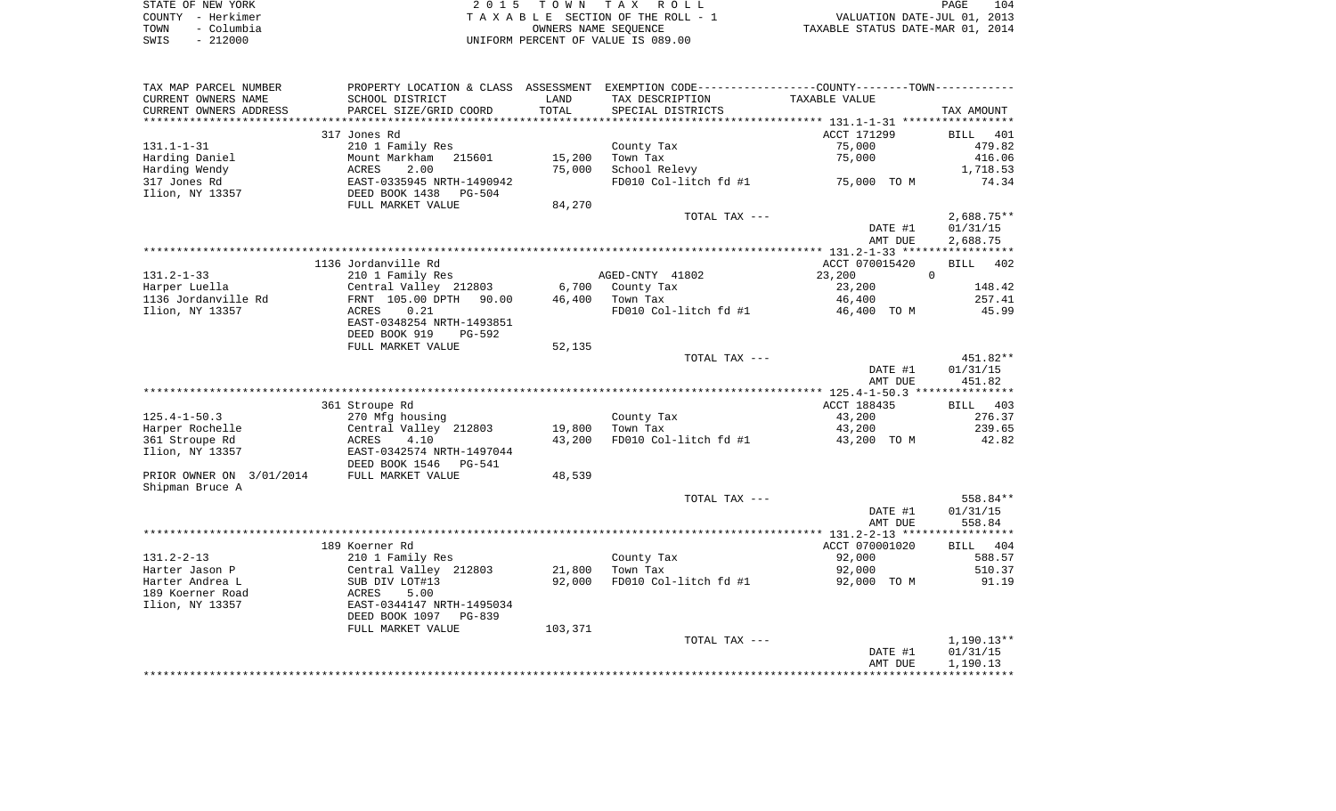STATE OF NEW YORK
COUNTY - Herkimer
TOWN - Columbia
SWIS - 212000

2 0 1 5 T O W N T A X R O L L
T A X A B L E SECTION OF THE ROLL - 1
OWNERS NAME SEQUENCE
UNIFORM PERCENT OF VALUE IS 089.00

VALUATION DATE-JUL 01, 2013
TAXABLE STATUS DATE-MAR 01, 2014

| TAX MAP PARCEL NUMBER / CURRENT OWNERS NAME / CURRENT OWNERS ADDRESS | PROPERTY LOCATION & CLASS / SCHOOL DISTRICT / PARCEL SIZE/GRID COORD | ASSESSMENT LAND / TOTAL | EXEMPTION CODE / TAX DESCRIPTION / SPECIAL DISTRICTS | COUNTY--------TOWN / TAXABLE VALUE | TAX AMOUNT |
|---|---|---|---|---|---|
| **131.1-1-31** | 317 Jones Rd | | | ACCT 171299 | BILL 401 |
| Harding Daniel | 210 1 Family Res | | County Tax | 75,000 | 479.82 |
| Harding Wendy | Mount Markham 215601 | 15,200 | Town Tax | 75,000 | 416.06 |
| 317 Jones Rd | ACRES 2.00 | 75,000 | School Relevy | | 1,718.53 |
| Ilion, NY 13357 | EAST-0335945 NRTH-1490942 | | FD010 Col-litch fd #1 | 75,000 TO M | 74.34 |
| | DEED BOOK 1438 PG-504 | | | | |
| | FULL MARKET VALUE | 84,270 | | | |
| | | | TOTAL TAX --- | | 2,688.75** |
| | | | | DATE #1 | 01/31/15 |
| | | | | AMT DUE | 2,688.75 |
| **131.2-1-33** | 1136 Jordanville Rd | | | ACCT 070015420 | BILL 402 |
| Harper Luella | 210 1 Family Res | | AGED-CNTY 41802 | 23,200 0 | |
| 1136 Jordanville Rd | Central Valley 212803 | 6,700 | County Tax | 23,200 | 148.42 |
| Ilion, NY 13357 | FRNT 105.00 DPTH 90.00 | 46,400 | Town Tax | 46,400 | 257.41 |
| | ACRES 0.21 | | FD010 Col-litch fd #1 | 46,400 TO M | 45.99 |
| | EAST-0348254 NRTH-1493851 | | | | |
| | DEED BOOK 919 PG-592 | | | | |
| | FULL MARKET VALUE | 52,135 | | | |
| | | | TOTAL TAX --- | | 451.82** |
| | | | | DATE #1 | 01/31/15 |
| | | | | AMT DUE | 451.82 |
| **125.4-1-50.3** | 361 Stroupe Rd | | | ACCT 188435 | BILL 403 |
| Harper Rochelle | 270 Mfg housing | | County Tax | 43,200 | 276.37 |
| 361 Stroupe Rd | Central Valley 212803 | 19,800 | Town Tax | 43,200 | 239.65 |
| Ilion, NY 13357 | ACRES 4.10 | 43,200 | FD010 Col-litch fd #1 | 43,200 TO M | 42.82 |
| | EAST-0342574 NRTH-1497044 | | | | |
| | DEED BOOK 1546 PG-541 | | | | |
| PRIOR OWNER ON 3/01/2014 | FULL MARKET VALUE | 48,539 | | | |
| Shipman Bruce A | | | | | |
| | | | TOTAL TAX --- | | 558.84** |
| | | | | DATE #1 | 01/31/15 |
| | | | | AMT DUE | 558.84 |
| **131.2-2-13** | 189 Koerner Rd | | | ACCT 070001020 | BILL 404 |
| Harter Jason P | 210 1 Family Res | | County Tax | 92,000 | 588.57 |
| Harter Andrea L | Central Valley 212803 | 21,800 | Town Tax | 92,000 | 510.37 |
| 189 Koerner Road | SUB DIV LOT#13 | 92,000 | FD010 Col-litch fd #1 | 92,000 TO M | 91.19 |
| Ilion, NY 13357 | ACRES 5.00 | | | | |
| | EAST-0344147 NRTH-1495034 | | | | |
| | DEED BOOK 1097 PG-839 | | | | |
| | FULL MARKET VALUE | 103,371 | | | |
| | | | TOTAL TAX --- | | 1,190.13** |
| | | | | DATE #1 | 01/31/15 |
| | | | | AMT DUE | 1,190.13 |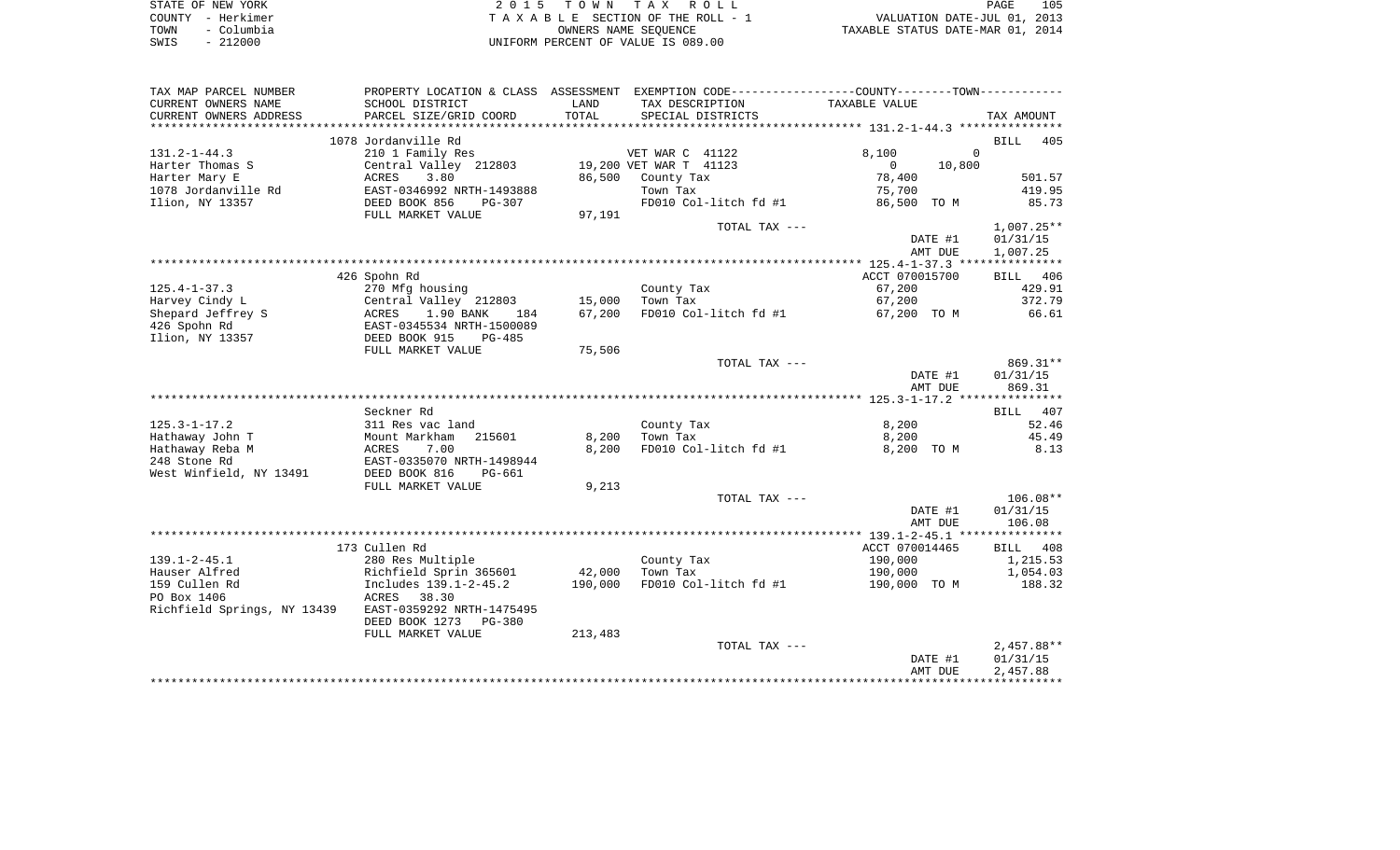STATE OF NEW YORK
COUNTY - Herkimer
TOWN - Columbia
SWIS - 212000

2 0 1 5 T O W N T A X R O L L
T A X A B L E SECTION OF THE ROLL - 1
OWNERS NAME SEQUENCE
UNIFORM PERCENT OF VALUE IS 089.00

VALUATION DATE-JUL 01, 2013
TAXABLE STATUS DATE-MAR 01, 2014

| TAX MAP PARCEL NUMBER / CURRENT OWNERS NAME / CURRENT OWNERS ADDRESS | PROPERTY LOCATION & CLASS / SCHOOL DISTRICT / PARCEL SIZE/GRID COORD | ASSESSMENT LAND / TOTAL | EXEMPTION CODE / TAX DESCRIPTION / SPECIAL DISTRICTS | COUNTY TAXABLE VALUE | TOWN | TAX AMOUNT |
|---|---|---|---|---|---|---|
| **131.2-1-44.3** | 1078 Jordanville Rd | | | | | BILL 405 |
| Harter Thomas S | 210 1 Family Res | | VET WAR C 41122 | 8,100 | 0 | |
| Harter Mary E | Central Valley 212803 | 19,200 | VET WAR T 41123 | 0 | 10,800 | |
| 1078 Jordanville Rd | ACRES 3.80 | 86,500 | County Tax | 78,400 | | 501.57 |
| Ilion, NY 13357 | EAST-0346992 NRTH-1493888 | | Town Tax | 75,700 | | 419.95 |
| | DEED BOOK 856 PG-307 | | FD010 Col-litch fd #1 | 86,500 TO M | | 85.73 |
| | FULL MARKET VALUE | 97,191 | | | | |
| | | | TOTAL TAX --- | | | 1,007.25** |
| | | | | DATE #1 | | 01/31/15 |
| | | | | AMT DUE | | 1,007.25 |
| **125.4-1-37.3** | 426 Spohn Rd | | | ACCT 070015700 | | BILL 406 |
| Harvey Cindy L | 270 Mfg housing | | County Tax | 67,200 | | 429.91 |
| Shepard Jeffrey S | Central Valley 212803 | 15,000 | Town Tax | 67,200 | | 372.79 |
| 426 Spohn Rd | ACRES 1.90 BANK 184 | 67,200 | FD010 Col-litch fd #1 | 67,200 TO M | | 66.61 |
| Ilion, NY 13357 | EAST-0345534 NRTH-1500089 | | | | | |
| | DEED BOOK 915 PG-485 | | | | | |
| | FULL MARKET VALUE | 75,506 | | | | |
| | | | TOTAL TAX --- | | | 869.31** |
| | | | | DATE #1 | | 01/31/15 |
| | | | | AMT DUE | | 869.31 |
| **125.3-1-17.2** | Seckner Rd | | | | | BILL 407 |
| Hathaway John T | 311 Res vac land | | County Tax | 8,200 | | 52.46 |
| Hathaway Reba M | Mount Markham 215601 | 8,200 | Town Tax | 8,200 | | 45.49 |
| 248 Stone Rd | ACRES 7.00 | 8,200 | FD010 Col-litch fd #1 | 8,200 TO M | | 8.13 |
| West Winfield, NY 13491 | EAST-0335070 NRTH-1498944 | | | | | |
| | DEED BOOK 816 PG-661 | | | | | |
| | FULL MARKET VALUE | 9,213 | | | | |
| | | | TOTAL TAX --- | | | 106.08** |
| | | | | DATE #1 | | 01/31/15 |
| | | | | AMT DUE | | 106.08 |
| **139.1-2-45.1** | 173 Cullen Rd | | | ACCT 070014465 | | BILL 408 |
| Hauser Alfred | 280 Res Multiple | | County Tax | 190,000 | | 1,215.53 |
| 159 Cullen Rd | Richfield Sprin 365601 | 42,000 | Town Tax | 190,000 | | 1,054.03 |
| PO Box 1406 | Includes 139.1-2-45.2 | 190,000 | FD010 Col-litch fd #1 | 190,000 TO M | | 188.32 |
| Richfield Springs, NY 13439 | ACRES 38.30 | | | | | |
| | EAST-0359292 NRTH-1475495 | | | | | |
| | DEED BOOK 1273 PG-380 | | | | | |
| | FULL MARKET VALUE | 213,483 | | | | |
| | | | TOTAL TAX --- | | | 2,457.88** |
| | | | | DATE #1 | | 01/31/15 |
| | | | | AMT DUE | | 2,457.88 |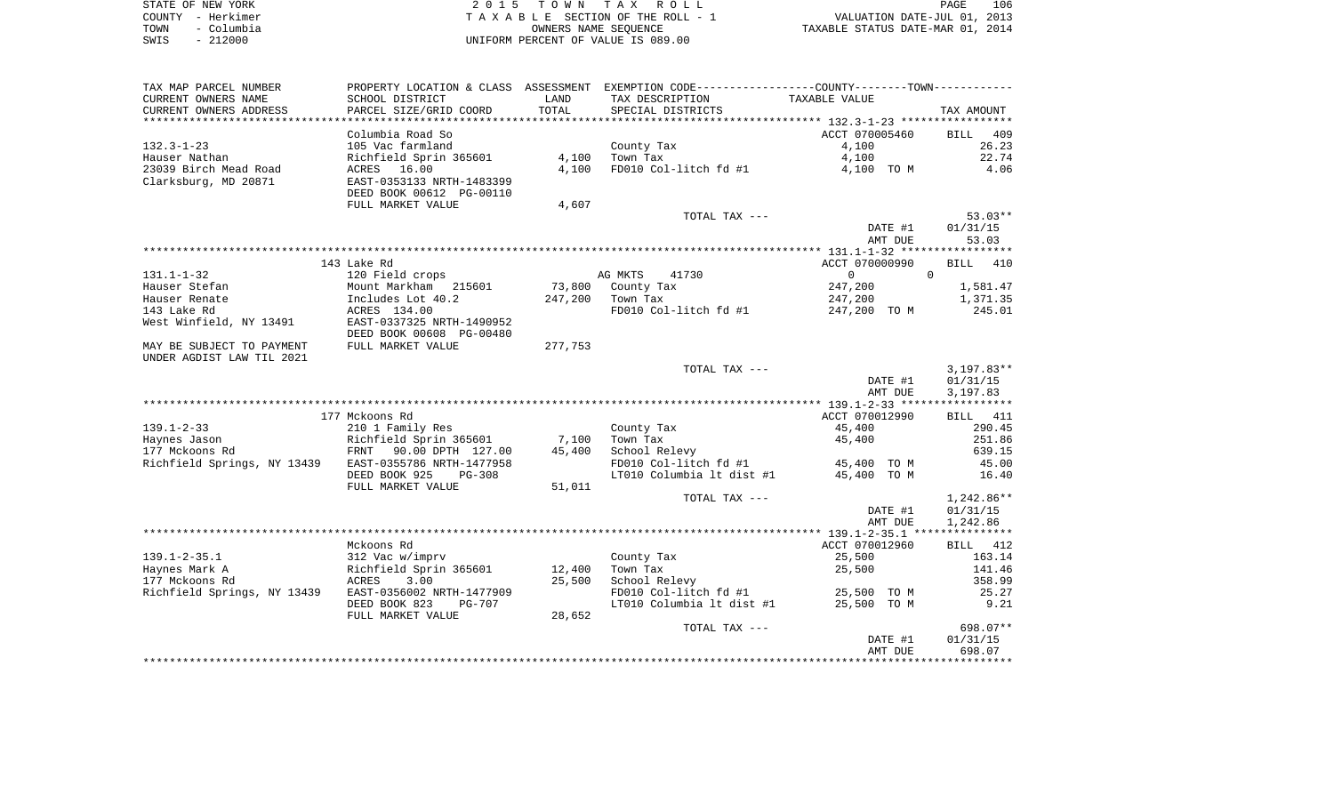STATE OF NEW YORK — COUNTY - Herkimer — TOWN - Columbia — SWIS - 212000

2 0 1 5 T O W N T A X R O L L
T A X A B L E SECTION OF THE ROLL - 1
OWNERS NAME SEQUENCE
UNIFORM PERCENT OF VALUE IS 089.00

VALUATION DATE-JUL 01, 2013
TAXABLE STATUS DATE-MAR 01, 2014

| TAX MAP PARCEL NUMBER / CURRENT OWNERS NAME / CURRENT OWNERS ADDRESS | PROPERTY LOCATION & CLASS / SCHOOL DISTRICT / PARCEL SIZE/GRID COORD | ASSESSMENT LAND | TOTAL | EXEMPTION CODE / TAX DESCRIPTION / SPECIAL DISTRICTS | TAXABLE VALUE (COUNTY--TOWN) | TAX AMOUNT |
|---|---|---|---|---|---|---|
| **132.3-1-23** | Columbia Road So | | | | ACCT 070005460 | BILL 409 |
| 132.3-1-23 | 105 Vac farmland | | | County Tax | 4,100 | 26.23 |
| Hauser Nathan | Richfield Sprin 365601 | 4,100 | | Town Tax | 4,100 | 22.74 |
| 23039 Birch Mead Road | ACRES 16.00 | | 4,100 | FD010 Col-litch fd #1 | 4,100 TO M | 4.06 |
| Clarksburg, MD 20871 | EAST-0353133 NRTH-1483399 | | | | | |
| | DEED BOOK 00612 PG-00110 | | | | | |
| | FULL MARKET VALUE | | 4,607 | | | |
| | | | | TOTAL TAX --- | | 53.03** |
| | | | | | DATE #1 | 01/31/15 |
| | | | | | AMT DUE | 53.03 |
| **131.1-1-32** | 143 Lake Rd | | | | ACCT 070000990 | BILL 410 |
| 131.1-1-32 | 120 Field crops | | | AG MKTS 41730 | 0 0 | |
| Hauser Stefan | Mount Markham 215601 | 73,800 | | County Tax | 247,200 | 1,581.47 |
| Hauser Renate | Includes Lot 40.2 | | 247,200 | Town Tax | 247,200 | 1,371.35 |
| 143 Lake Rd | ACRES 134.00 | | | FD010 Col-litch fd #1 | 247,200 TO M | 245.01 |
| West Winfield, NY 13491 | EAST-0337325 NRTH-1490952 | | | | | |
| | DEED BOOK 00608 PG-00480 | | | | | |
| MAY BE SUBJECT TO PAYMENT UNDER AGDIST LAW TIL 2021 | FULL MARKET VALUE | | 277,753 | | | |
| | | | | TOTAL TAX --- | | 3,197.83** |
| | | | | | DATE #1 | 01/31/15 |
| | | | | | AMT DUE | 3,197.83 |
| **139.1-2-33** | 177 Mckoons Rd | | | | ACCT 070012990 | BILL 411 |
| 139.1-2-33 | 210 1 Family Res | | | County Tax | 45,400 | 290.45 |
| Haynes Jason | Richfield Sprin 365601 | 7,100 | | Town Tax | 45,400 | 251.86 |
| 177 Mckoons Rd | FRNT 90.00 DPTH 127.00 | | 45,400 | School Relevy | | 639.15 |
| Richfield Springs, NY 13439 | EAST-0355786 NRTH-1477958 | | | FD010 Col-litch fd #1 | 45,400 TO M | 45.00 |
| | DEED BOOK 925 PG-308 | | | LT010 Columbia lt dist #1 | 45,400 TO M | 16.40 |
| | FULL MARKET VALUE | | 51,011 | | | |
| | | | | TOTAL TAX --- | | 1,242.86** |
| | | | | | DATE #1 | 01/31/15 |
| | | | | | AMT DUE | 1,242.86 |
| **139.1-2-35.1** | Mckoons Rd | | | | ACCT 070012960 | BILL 412 |
| 139.1-2-35.1 | 312 Vac w/imprv | | | County Tax | 25,500 | 163.14 |
| Haynes Mark A | Richfield Sprin 365601 | 12,400 | | Town Tax | 25,500 | 141.46 |
| 177 Mckoons Rd | ACRES 3.00 | | 25,500 | School Relevy | | 358.99 |
| Richfield Springs, NY 13439 | EAST-0356002 NRTH-1477909 | | | FD010 Col-litch fd #1 | 25,500 TO M | 25.27 |
| | DEED BOOK 823 PG-707 | | | LT010 Columbia lt dist #1 | 25,500 TO M | 9.21 |
| | FULL MARKET VALUE | | 28,652 | | | |
| | | | | TOTAL TAX --- | | 698.07** |
| | | | | | DATE #1 | 01/31/15 |
| | | | | | AMT DUE | 698.07 |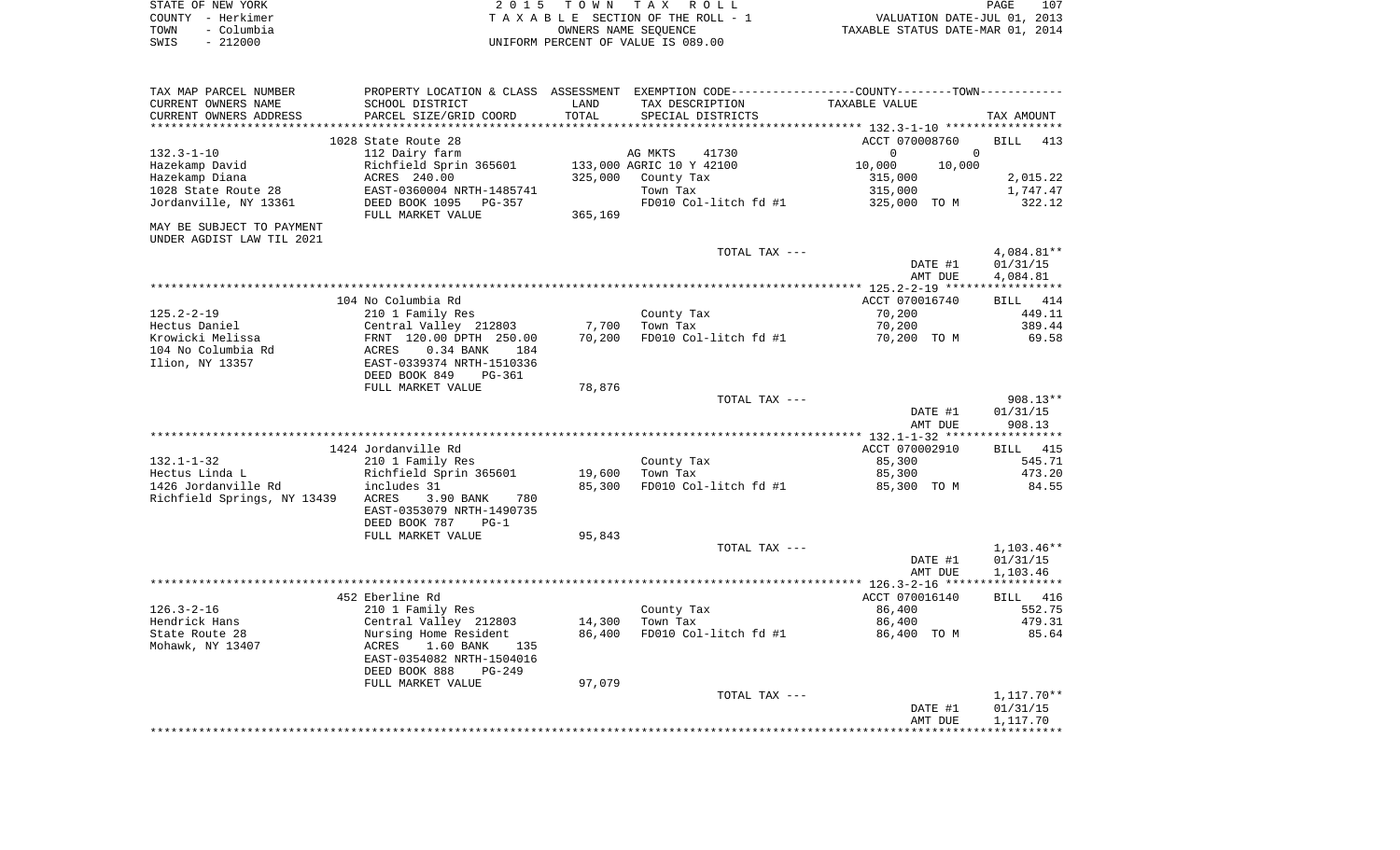STATE OF NEW YORK — 2015 TOWN TAX ROLL
COUNTY - Herkimer — TAXABLE SECTION OF THE ROLL - 1 — VALUATION DATE-JUL 01, 2013
TOWN - Columbia — OWNERS NAME SEQUENCE — TAXABLE STATUS DATE-MAR 01, 2014
SWIS - 212000 — UNIFORM PERCENT OF VALUE IS 089.00

| TAX MAP PARCEL NUMBER / CURRENT OWNERS NAME / CURRENT OWNERS ADDRESS | PROPERTY LOCATION & CLASS / SCHOOL DISTRICT / PARCEL SIZE/GRID COORD | ASSESSMENT LAND / TOTAL | EXEMPTION CODE / TAX DESCRIPTION / SPECIAL DISTRICTS | COUNTY / TOWN TAXABLE VALUE | TAX AMOUNT |
|---|---|---|---|---|---|
| | 1028 State Route 28 | | | ACCT 070008760 | BILL 413 |
| 132.3-1-10 | 112 Dairy farm | | AG MKTS 41730 | 0 0 | |
| Hazekamp David | Richfield Sprin 365601 | 133,000 | AGRIC 10 Y 42100 | 10,000 10,000 | |
| Hazekamp Diana | ACRES 240.00 | 325,000 | County Tax | 315,000 | 2,015.22 |
| 1028 State Route 28 | EAST-0360004 NRTH-1485741 | | Town Tax | 315,000 | 1,747.47 |
| Jordanville, NY 13361 | DEED BOOK 1095 PG-357 | | FD010 Col-litch fd #1 | 325,000 TO M | 322.12 |
| | FULL MARKET VALUE | 365,169 | | | |
| MAY BE SUBJECT TO PAYMENT UNDER AGDIST LAW TIL 2021 | | | | | |
| | | | TOTAL TAX --- | | 4,084.81** |
| | | | | DATE #1 | 01/31/15 |
| | | | | AMT DUE | 4,084.81 |
| | 104 No Columbia Rd | | | ACCT 070016740 | BILL 414 |
| 125.2-2-19 | 210 1 Family Res | | County Tax | 70,200 | 449.11 |
| Hectus Daniel | Central Valley 212803 | 7,700 | Town Tax | 70,200 | 389.44 |
| Krowicki Melissa | FRNT 120.00 DPTH 250.00 | 70,200 | FD010 Col-litch fd #1 | 70,200 TO M | 69.58 |
| 104 No Columbia Rd | ACRES 0.34 BANK 184 | | | | |
| Ilion, NY 13357 | EAST-0339374 NRTH-1510336 | | | | |
| | DEED BOOK 849 PG-361 | | | | |
| | FULL MARKET VALUE | 78,876 | | | |
| | | | TOTAL TAX --- | | 908.13** |
| | | | | DATE #1 | 01/31/15 |
| | | | | AMT DUE | 908.13 |
| | 1424 Jordanville Rd | | | ACCT 070002910 | BILL 415 |
| 132.1-1-32 | 210 1 Family Res | | County Tax | 85,300 | 545.71 |
| Hectus Linda L | Richfield Sprin 365601 | 19,600 | Town Tax | 85,300 | 473.20 |
| 1426 Jordanville Rd | includes 31 | 85,300 | FD010 Col-litch fd #1 | 85,300 TO M | 84.55 |
| Richfield Springs, NY 13439 | ACRES 3.90 BANK 780 | | | | |
| | EAST-0353079 NRTH-1490735 | | | | |
| | DEED BOOK 787 PG-1 | | | | |
| | FULL MARKET VALUE | 95,843 | | | |
| | | | TOTAL TAX --- | | 1,103.46** |
| | | | | DATE #1 | 01/31/15 |
| | | | | AMT DUE | 1,103.46 |
| | 452 Eberline Rd | | | ACCT 070016140 | BILL 416 |
| 126.3-2-16 | 210 1 Family Res | | County Tax | 86,400 | 552.75 |
| Hendrick Hans | Central Valley 212803 | 14,300 | Town Tax | 86,400 | 479.31 |
| State Route 28 | Nursing Home Resident | 86,400 | FD010 Col-litch fd #1 | 86,400 TO M | 85.64 |
| Mohawk, NY 13407 | ACRES 1.60 BANK 135 | | | | |
| | EAST-0354082 NRTH-1504016 | | | | |
| | DEED BOOK 888 PG-249 | | | | |
| | FULL MARKET VALUE | 97,079 | | | |
| | | | TOTAL TAX --- | | 1,117.70** |
| | | | | DATE #1 | 01/31/15 |
| | | | | AMT DUE | 1,117.70 |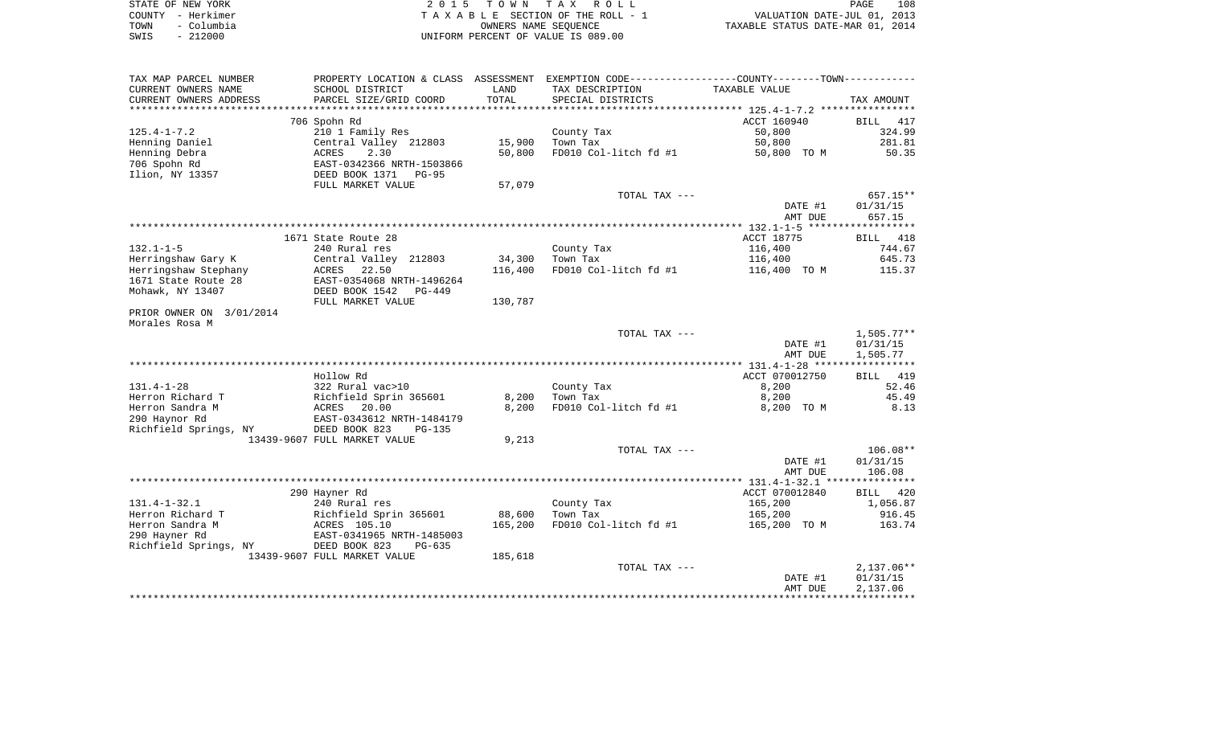STATE OF NEW YORK 2 0 1 5 T O W N T A X R O L L
COUNTY - Herkimer T A X A B L E SECTION OF THE ROLL - 1 VALUATION DATE-JUL 01, 2013
TOWN - Columbia OWNERS NAME SEQUENCE TAXABLE STATUS DATE-MAR 01, 2014
SWIS - 212000 UNIFORM PERCENT OF VALUE IS 089.00

| TAX MAP PARCEL NUMBER<br>CURRENT OWNERS NAME<br>CURRENT OWNERS ADDRESS | PROPERTY LOCATION & CLASS<br>SCHOOL DISTRICT<br>PARCEL SIZE/GRID COORD | ASSESSMENT<br>LAND<br>TOTAL | EXEMPTION CODE<br>TAX DESCRIPTION<br>SPECIAL DISTRICTS | COUNTY--------TOWN<br>TAXABLE VALUE | TAX AMOUNT |
|---|---|---|---|---|---|
| 125.4-1-7.2 | 706 Spohn Rd | | | ACCT 160940 | BILL 417 |
| | 210 1 Family Res | | County Tax | 50,800 | 324.99 |
| Henning Daniel | Central Valley 212803 | 15,900 | Town Tax | 50,800 | 281.81 |
| Henning Debra | ACRES 2.30 | 50,800 | FD010 Col-litch fd #1 | 50,800 TO M | 50.35 |
| 706 Spohn Rd | EAST-0342366 NRTH-1503866 | | | | |
| Ilion, NY 13357 | DEED BOOK 1371 PG-95 | | | | |
| | FULL MARKET VALUE | 57,079 | | | |
| | | | TOTAL TAX --- | | 657.15** |
| | | | | DATE #1 | 01/31/15 |
| | | | | AMT DUE | 657.15 |
| 132.1-1-5 | 1671 State Route 28 | | | ACCT 18775 | BILL 418 |
| | 240 Rural res | | County Tax | 116,400 | 744.67 |
| Herringshaw Gary K | Central Valley 212803 | 34,300 | Town Tax | 116,400 | 645.73 |
| Herringshaw Stephany | ACRES 22.50 | 116,400 | FD010 Col-litch fd #1 | 116,400 TO M | 115.37 |
| 1671 State Route 28 | EAST-0354068 NRTH-1496264 | | | | |
| Mohawk, NY 13407 | DEED BOOK 1542 PG-449 | | | | |
| | FULL MARKET VALUE | 130,787 | | | |
| PRIOR OWNER ON 3/01/2014 | | | | | |
| Morales Rosa M | | | | | |
| | | | TOTAL TAX --- | | 1,505.77** |
| | | | | DATE #1 | 01/31/15 |
| | | | | AMT DUE | 1,505.77 |
| 131.4-1-28 | Hollow Rd | | | ACCT 070012750 | BILL 419 |
| | 322 Rural vac>10 | | County Tax | 8,200 | 52.46 |
| Herron Richard T | Richfield Sprin 365601 | 8,200 | Town Tax | 8,200 | 45.49 |
| Herron Sandra M | ACRES 20.00 | 8,200 | FD010 Col-litch fd #1 | 8,200 TO M | 8.13 |
| 290 Haynor Rd | EAST-0343612 NRTH-1484179 | | | | |
| Richfield Springs, NY | DEED BOOK 823 PG-135 | | | | |
| 13439-9607 | FULL MARKET VALUE | 9,213 | | | |
| | | | TOTAL TAX --- | | 106.08** |
| | | | | DATE #1 | 01/31/15 |
| | | | | AMT DUE | 106.08 |
| 131.4-1-32.1 | 290 Hayner Rd | | | ACCT 070012840 | BILL 420 |
| | 240 Rural res | | County Tax | 165,200 | 1,056.87 |
| Herron Richard T | Richfield Sprin 365601 | 88,600 | Town Tax | 165,200 | 916.45 |
| Herron Sandra M | ACRES 105.10 | 165,200 | FD010 Col-litch fd #1 | 165,200 TO M | 163.74 |
| 290 Hayner Rd | EAST-0341965 NRTH-1485003 | | | | |
| Richfield Springs, NY | DEED BOOK 823 PG-635 | | | | |
| 13439-9607 | FULL MARKET VALUE | 185,618 | | | |
| | | | TOTAL TAX --- | | 2,137.06** |
| | | | | DATE #1 | 01/31/15 |
| | | | | AMT DUE | 2,137.06 |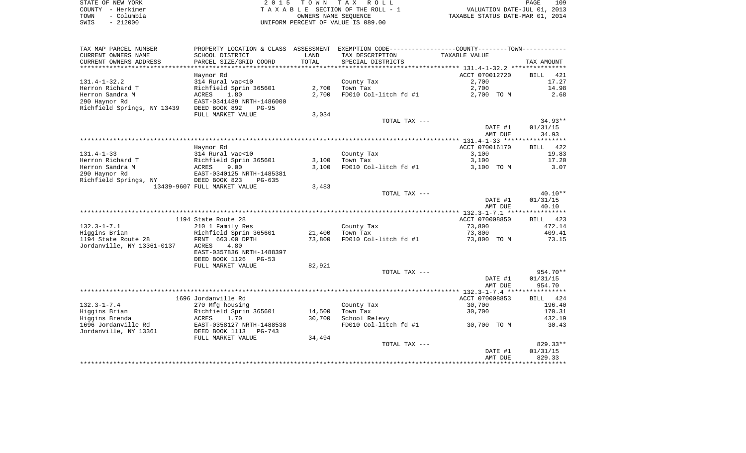STATE OF NEW YORK
COUNTY - Herkimer
TOWN - Columbia
SWIS - 212000

2 0 1 5 T O W N T A X R O L L
T A X A B L E SECTION OF THE ROLL - 1
OWNERS NAME SEQUENCE
UNIFORM PERCENT OF VALUE IS 089.00

VALUATION DATE-JUL 01, 2013
TAXABLE STATUS DATE-MAR 01, 2014

| TAX MAP PARCEL NUMBER<br>CURRENT OWNERS NAME<br>CURRENT OWNERS ADDRESS | PROPERTY LOCATION & CLASS<br>SCHOOL DISTRICT<br>PARCEL SIZE/GRID COORD | ASSESSMENT<br>LAND<br>TOTAL | EXEMPTION CODE------COUNTY-----TOWN------<br>TAX DESCRIPTION<br>SPECIAL DISTRICTS | TAXABLE VALUE | TAX AMOUNT |
|---|---|---|---|---|---|
| ****** 131.4-1-32.2 ****** | | | | | |
| | Haynor Rd | | | ACCT 070012720 | BILL 421 |
| 131.4-1-32.2 | 314 Rural vac<10 | | County Tax | 2,700 | 17.27 |
| Herron Richard T | Richfield Sprin 365601 | 2,700 | Town Tax | 2,700 | 14.98 |
| Herron Sandra M | ACRES 1.80 | 2,700 | FD010 Col-litch fd #1 | 2,700 TO M | 2.68 |
| 290 Haynor Rd | EAST-0341489 NRTH-1486000 | | | | |
| Richfield Springs, NY 13439 | DEED BOOK 892 PG-95 | | | | |
| | FULL MARKET VALUE | 3,034 | | | |
| | | | TOTAL TAX --- | | 34.93** |
| | | | | DATE #1 | 01/31/15 |
| | | | | AMT DUE | 34.93 |
| ****** 131.4-1-33 ****** | | | | | |
| | Haynor Rd | | | ACCT 070016170 | BILL 422 |
| 131.4-1-33 | 314 Rural vac<10 | | County Tax | 3,100 | 19.83 |
| Herron Richard T | Richfield Sprin 365601 | 3,100 | Town Tax | 3,100 | 17.20 |
| Herron Sandra M | ACRES 9.00 | 3,100 | FD010 Col-litch fd #1 | 3,100 TO M | 3.07 |
| 290 Haynor Rd | EAST-0340125 NRTH-1485381 | | | | |
| Richfield Springs, NY | DEED BOOK 823 PG-635 | | | | |
| 13439-9607 | FULL MARKET VALUE | 3,483 | | | |
| | | | TOTAL TAX --- | | 40.10** |
| | | | | DATE #1 | 01/31/15 |
| | | | | AMT DUE | 40.10 |
| ****** 132.3-1-7.1 ****** | | | | | |
| | 1194 State Route 28 | | | ACCT 070008850 | BILL 423 |
| 132.3-1-7.1 | 210 1 Family Res | | County Tax | 73,800 | 472.14 |
| Higgins Brian | Richfield Sprin 365601 | 21,400 | Town Tax | 73,800 | 409.41 |
| 1194 State Route 28 | FRNT 663.00 DPTH | 73,800 | FD010 Col-litch fd #1 | 73,800 TO M | 73.15 |
| Jordanville, NY 13361-0137 | ACRES 4.80 | | | | |
| | EAST-0357836 NRTH-1488397 | | | | |
| | DEED BOOK 1126 PG-53 | | | | |
| | FULL MARKET VALUE | 82,921 | | | |
| | | | TOTAL TAX --- | | 954.70** |
| | | | | DATE #1 | 01/31/15 |
| | | | | AMT DUE | 954.70 |
| ****** 132.3-1-7.4 ****** | | | | | |
| | 1696 Jordanville Rd | | | ACCT 070008853 | BILL 424 |
| 132.3-1-7.4 | 270 Mfg housing | | County Tax | 30,700 | 196.40 |
| Higgins Brian | Richfield Sprin 365601 | 14,500 | Town Tax | 30,700 | 170.31 |
| Higgins Brenda | ACRES 1.70 | 30,700 | School Relevy | | 432.19 |
| 1696 Jordanville Rd | EAST-0358127 NRTH-1488538 | | FD010 Col-litch fd #1 | 30,700 TO M | 30.43 |
| Jordanville, NY 13361 | DEED BOOK 1113 PG-743 | | | | |
| | FULL MARKET VALUE | 34,494 | | | |
| | | | TOTAL TAX --- | | 829.33** |
| | | | | DATE #1 | 01/31/15 |
| | | | | AMT DUE | 829.33 |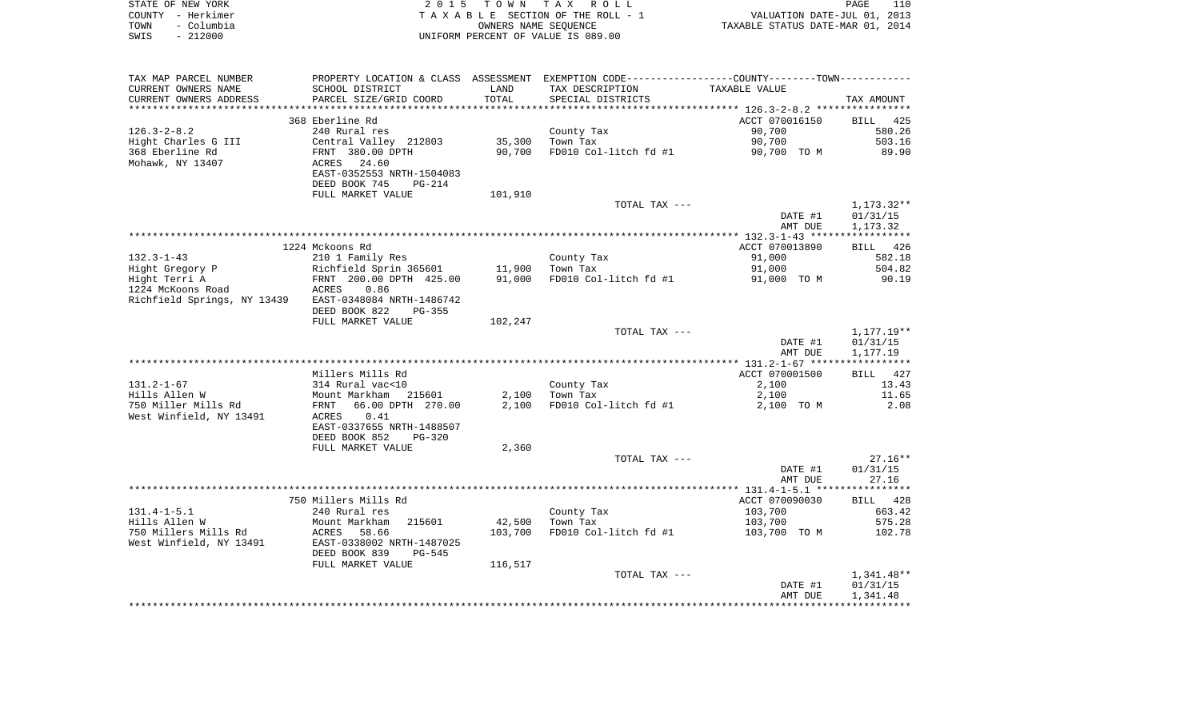STATE OF NEW YORK
COUNTY - Herkimer
TOWN - Columbia
SWIS - 212000

2 0 1 5 T O W N T A X R O L L
T A X A B L E SECTION OF THE ROLL - 1
OWNERS NAME SEQUENCE
UNIFORM PERCENT OF VALUE IS 089.00

VALUATION DATE-JUL 01, 2013
TAXABLE STATUS DATE-MAR 01, 2014

| TAX MAP PARCEL NUMBER / CURRENT OWNERS NAME / CURRENT OWNERS ADDRESS | PROPERTY LOCATION & CLASS / SCHOOL DISTRICT / PARCEL SIZE/GRID COORD | ASSESSMENT LAND / TOTAL | EXEMPTION CODE / TAX DESCRIPTION / SPECIAL DISTRICTS | COUNTY / TOWN TAXABLE VALUE | TAX AMOUNT |
|---|---|---|---|---|---|
| 126.3-2-8.2 | 368 Eberline Rd | | | ACCT 070016150 | BILL 425 |
| Hight Charles G III | 240 Rural res | | County Tax | 90,700 | 580.26 |
| 368 Eberline Rd | Central Valley 212803 | 35,300 | Town Tax | 90,700 | 503.16 |
| Mohawk, NY 13407 | FRNT 380.00 DPTH | 90,700 | FD010 Col-litch fd #1 | 90,700 TO M | 89.90 |
| | ACRES 24.60 | | | | |
| | EAST-0352553 NRTH-1504083 | | | | |
| | DEED BOOK 745 PG-214 | | | | |
| | FULL MARKET VALUE | 101,910 | | | |
| | | | TOTAL TAX --- | | 1,173.32** |
| | | | | DATE #1 | 01/31/15 |
| | | | | AMT DUE | 1,173.32 |
| 132.3-1-43 | 1224 Mckoons Rd | | | ACCT 070013890 | BILL 426 |
| Hight Gregory P | 210 1 Family Res | | County Tax | 91,000 | 582.18 |
| Hight Terri A | Richfield Sprin 365601 | 11,900 | Town Tax | 91,000 | 504.82 |
| 1224 McKoons Road | FRNT 200.00 DPTH 425.00 | 91,000 | FD010 Col-litch fd #1 | 91,000 TO M | 90.19 |
| Richfield Springs, NY 13439 | ACRES 0.86 | | | | |
| | EAST-0348084 NRTH-1486742 | | | | |
| | DEED BOOK 822 PG-355 | | | | |
| | FULL MARKET VALUE | 102,247 | | | |
| | | | TOTAL TAX --- | | 1,177.19** |
| | | | | DATE #1 | 01/31/15 |
| | | | | AMT DUE | 1,177.19 |
| 131.2-1-67 | Millers Mills Rd | | | ACCT 070001500 | BILL 427 |
| Hills Allen W | 314 Rural vac<10 | | County Tax | 2,100 | 13.43 |
| 750 Miller Mills Rd | Mount Markham 215601 | 2,100 | Town Tax | 2,100 | 11.65 |
| West Winfield, NY 13491 | FRNT 66.00 DPTH 270.00 | 2,100 | FD010 Col-litch fd #1 | 2,100 TO M | 2.08 |
| | ACRES 0.41 | | | | |
| | EAST-0337655 NRTH-1488507 | | | | |
| | DEED BOOK 852 PG-320 | | | | |
| | FULL MARKET VALUE | 2,360 | | | |
| | | | TOTAL TAX --- | | 27.16** |
| | | | | DATE #1 | 01/31/15 |
| | | | | AMT DUE | 27.16 |
| 131.4-1-5.1 | 750 Millers Mills Rd | | | ACCT 070090030 | BILL 428 |
| Hills Allen W | 240 Rural res | | County Tax | 103,700 | 663.42 |
| 750 Millers Mills Rd | Mount Markham 215601 | 42,500 | Town Tax | 103,700 | 575.28 |
| West Winfield, NY 13491 | ACRES 58.66 | 103,700 | FD010 Col-litch fd #1 | 103,700 TO M | 102.78 |
| | EAST-0338002 NRTH-1487025 | | | | |
| | DEED BOOK 839 PG-545 | | | | |
| | FULL MARKET VALUE | 116,517 | | | |
| | | | TOTAL TAX --- | | 1,341.48** |
| | | | | DATE #1 | 01/31/15 |
| | | | | AMT DUE | 1,341.48 |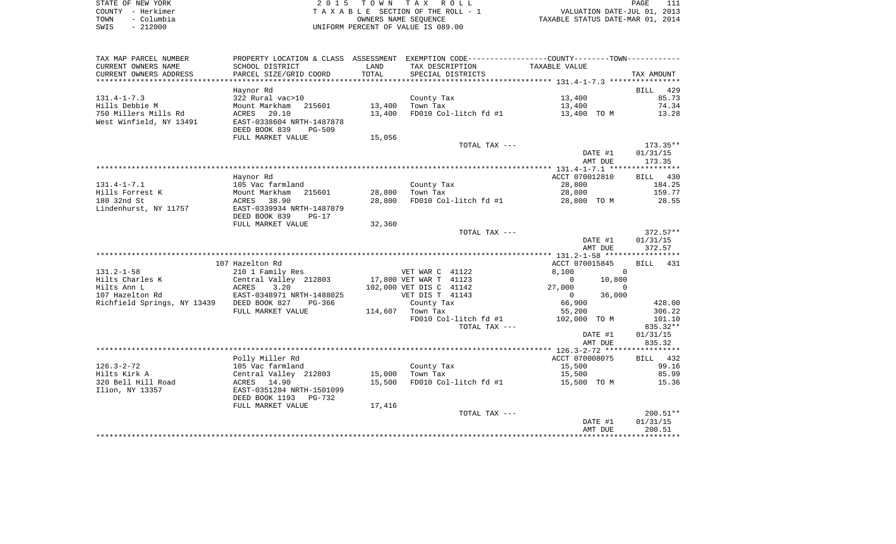STATE OF NEW YORK
COUNTY - Herkimer
TOWN - Columbia
SWIS - 212000

2 0 1 5 T O W N T A X R O L L
T A X A B L E SECTION OF THE ROLL - 1
OWNERS NAME SEQUENCE
UNIFORM PERCENT OF VALUE IS 089.00

VALUATION DATE-JUL 01, 2013
TAXABLE STATUS DATE-MAR 01, 2014

| TAX MAP PARCEL NUMBER / CURRENT OWNERS NAME / CURRENT OWNERS ADDRESS | PROPERTY LOCATION & CLASS / SCHOOL DISTRICT / PARCEL SIZE/GRID COORD | ASSESSMENT LAND / TOTAL | EXEMPTION CODE / TAX DESCRIPTION / SPECIAL DISTRICTS | COUNTY / TOWN TAXABLE VALUE | TAX AMOUNT |
|---|---|---|---|---|---|
| **131.4-1-7.3** | Haynor Rd | | | | BILL 429 |
| 131.4-1-7.3 | 322 Rural vac>10 | | County Tax | 13,400 | 85.73 |
| Hills Debbie M | Mount Markham 215601 | 13,400 | Town Tax | 13,400 | 74.34 |
| 750 Millers Mills Rd | ACRES 20.10 | 13,400 | FD010 Col-litch fd #1 | 13,400 TO M | 13.28 |
| West Winfield, NY 13491 | EAST-0338604 NRTH-1487878 | | | | |
| | DEED BOOK 839 PG-509 | | | | |
| | FULL MARKET VALUE | 15,056 | | | |
| | | | TOTAL TAX --- | | 173.35** |
| | | | | DATE #1 | 01/31/15 |
| | | | | AMT DUE | 173.35 |
| **131.4-1-7.1** | Haynor Rd | | | ACCT 070012810 | BILL 430 |
| 131.4-1-7.1 | 105 Vac farmland | | County Tax | 28,800 | 184.25 |
| Hills Forrest K | Mount Markham 215601 | 28,800 | Town Tax | 28,800 | 159.77 |
| 180 32nd St | ACRES 38.90 | 28,800 | FD010 Col-litch fd #1 | 28,800 TO M | 28.55 |
| Lindenhurst, NY 11757 | EAST-0339934 NRTH-1487079 | | | | |
| | DEED BOOK 839 PG-17 | | | | |
| | FULL MARKET VALUE | 32,360 | | | |
| | | | TOTAL TAX --- | | 372.57** |
| | | | | DATE #1 | 01/31/15 |
| | | | | AMT DUE | 372.57 |
| **131.2-1-58** | 107 Hazelton Rd | | | ACCT 070015845 | BILL 431 |
| 131.2-1-58 | 210 1 Family Res | | VET WAR C 41122 | 8,100 / 0 | |
| Hilts Charles K | Central Valley 212803 | 17,800 | VET WAR T 41123 | 0 / 10,800 | |
| Hilts Ann L | ACRES 3.20 | 102,000 | VET DIS C 41142 | 27,000 / 0 | |
| 107 Hazelton Rd | EAST-0348971 NRTH-1488025 | | VET DIS T 41143 | 0 / 36,000 | |
| Richfield Springs, NY 13439 | DEED BOOK 827 PG-366 | | County Tax | 66,900 | 428.00 |
| | FULL MARKET VALUE | 114,607 | Town Tax | 55,200 | 306.22 |
| | | | FD010 Col-litch fd #1 | 102,000 TO M | 101.10 |
| | | | TOTAL TAX --- | | 835.32** |
| | | | | DATE #1 | 01/31/15 |
| | | | | AMT DUE | 835.32 |
| **126.3-2-72** | Polly Miller Rd | | | ACCT 070008075 | BILL 432 |
| 126.3-2-72 | 105 Vac farmland | | County Tax | 15,500 | 99.16 |
| Hilts Kirk A | Central Valley 212803 | 15,000 | Town Tax | 15,500 | 85.99 |
| 320 Bell Hill Road | ACRES 14.90 | 15,500 | FD010 Col-litch fd #1 | 15,500 TO M | 15.36 |
| Ilion, NY 13357 | EAST-0351284 NRTH-1501099 | | | | |
| | DEED BOOK 1193 PG-732 | | | | |
| | FULL MARKET VALUE | 17,416 | | | |
| | | | TOTAL TAX --- | | 200.51** |
| | | | | DATE #1 | 01/31/15 |
| | | | | AMT DUE | 200.51 |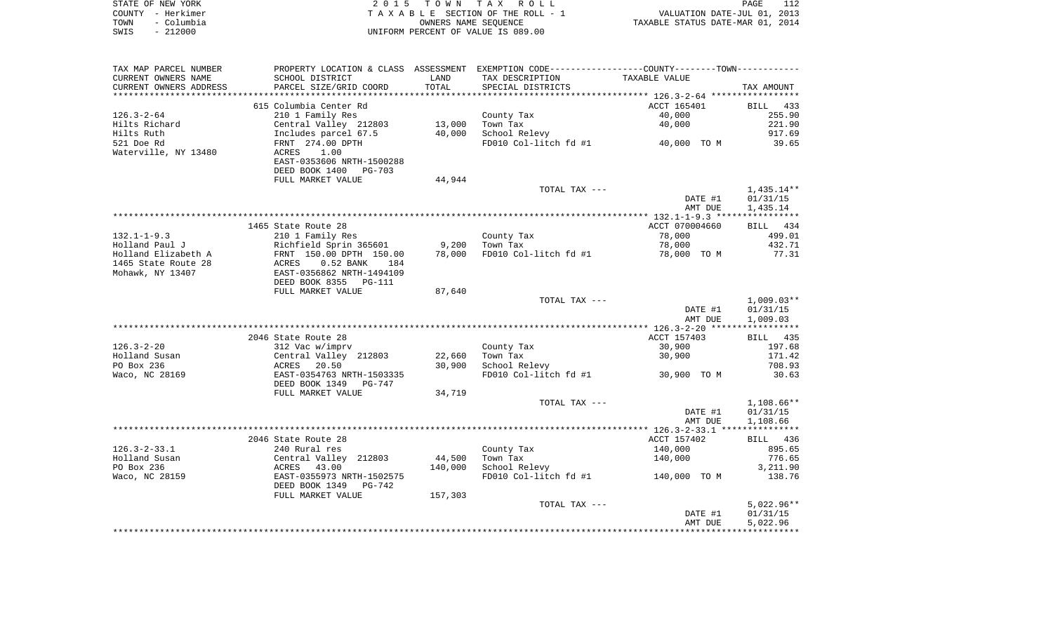STATE OF NEW YORK
COUNTY - Herkimer
TOWN - Columbia
SWIS - 212000

2 0 1 5 T O W N T A X R O L L
T A X A B L E SECTION OF THE ROLL - 1
OWNERS NAME SEQUENCE
UNIFORM PERCENT OF VALUE IS 089.00

VALUATION DATE-JUL 01, 2013
TAXABLE STATUS DATE-MAR 01, 2014

| TAX MAP PARCEL NUMBER / CURRENT OWNERS NAME / CURRENT OWNERS ADDRESS | PROPERTY LOCATION & CLASS / SCHOOL DISTRICT / PARCEL SIZE/GRID COORD | ASSESSMENT LAND / TOTAL | EXEMPTION CODE / TAX DESCRIPTION / SPECIAL DISTRICTS | COUNTY--------TOWN TAXABLE VALUE | TAX AMOUNT |
|---|---|---|---|---|---|
| 126.3-2-64 | 615 Columbia Center Rd | | | ACCT 165401 | BILL 433 |
| | 210 1 Family Res | | County Tax | 40,000 | 255.90 |
| Hilts Richard | Central Valley 212803 | 13,000 | Town Tax | 40,000 | 221.90 |
| Hilts Ruth | Includes parcel 67.5 | 40,000 | School Relevy | | 917.69 |
| 521 Doe Rd | FRNT 274.00 DPTH | | FD010 Col-litch fd #1 | 40,000 TO M | 39.65 |
| Waterville, NY 13480 | ACRES 1.00 | | | | |
| | EAST-0353606 NRTH-1500288 | | | | |
| | DEED BOOK 1400 PG-703 | | | | |
| | FULL MARKET VALUE | 44,944 | | | |
| | | | TOTAL TAX --- | | 1,435.14** |
| | | | | DATE #1 | 01/31/15 |
| | | | | AMT DUE | 1,435.14 |
| 132.1-1-9.3 | 1465 State Route 28 | | | ACCT 070004660 | BILL 434 |
| | 210 1 Family Res | | County Tax | 78,000 | 499.01 |
| Holland Paul J | Richfield Sprin 365601 | 9,200 | Town Tax | 78,000 | 432.71 |
| Holland Elizabeth A | FRNT 150.00 DPTH 150.00 | 78,000 | FD010 Col-litch fd #1 | 78,000 TO M | 77.31 |
| 1465 State Route 28 | ACRES 0.52 BANK 184 | | | | |
| Mohawk, NY 13407 | EAST-0356862 NRTH-1494109 | | | | |
| | DEED BOOK 8355 PG-111 | | | | |
| | FULL MARKET VALUE | 87,640 | | | |
| | | | TOTAL TAX --- | | 1,009.03** |
| | | | | DATE #1 | 01/31/15 |
| | | | | AMT DUE | 1,009.03 |
| 126.3-2-20 | 2046 State Route 28 | | | ACCT 157403 | BILL 435 |
| | 312 Vac w/imprv | | County Tax | 30,900 | 197.68 |
| Holland Susan | Central Valley 212803 | 22,660 | Town Tax | 30,900 | 171.42 |
| PO Box 236 | ACRES 20.50 | 30,900 | School Relevy | | 708.93 |
| Waco, NC 28169 | EAST-0354763 NRTH-1503335 | | FD010 Col-litch fd #1 | 30,900 TO M | 30.63 |
| | DEED BOOK 1349 PG-747 | | | | |
| | FULL MARKET VALUE | 34,719 | | | |
| | | | TOTAL TAX --- | | 1,108.66** |
| | | | | DATE #1 | 01/31/15 |
| | | | | AMT DUE | 1,108.66 |
| 126.3-2-33.1 | 2046 State Route 28 | | | ACCT 157402 | BILL 436 |
| | 240 Rural res | | County Tax | 140,000 | 895.65 |
| Holland Susan | Central Valley 212803 | 44,500 | Town Tax | 140,000 | 776.65 |
| PO Box 236 | ACRES 43.00 | 140,000 | School Relevy | | 3,211.90 |
| Waco, NC 28159 | EAST-0355973 NRTH-1502575 | | FD010 Col-litch fd #1 | 140,000 TO M | 138.76 |
| | DEED BOOK 1349 PG-742 | | | | |
| | FULL MARKET VALUE | 157,303 | | | |
| | | | TOTAL TAX --- | | 5,022.96** |
| | | | | DATE #1 | 01/31/15 |
| | | | | AMT DUE | 5,022.96 |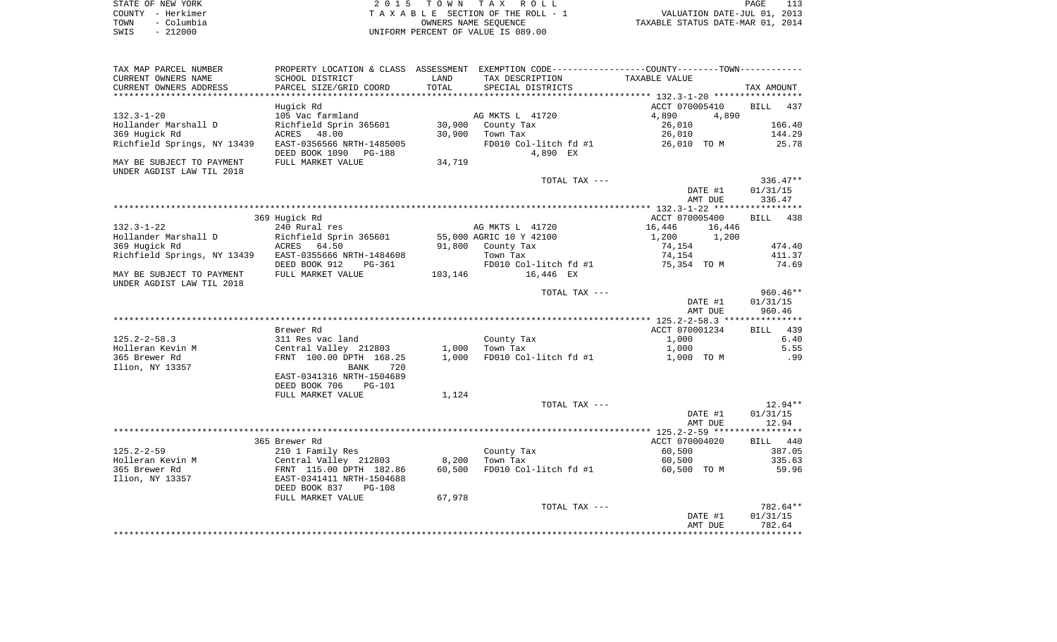STATE OF NEW YORK — COUNTY - Herkimer — TOWN - Columbia — SWIS - 212000

2015 TOWN TAX ROLL
TAXABLE SECTION OF THE ROLL - 1
OWNERS NAME SEQUENCE
UNIFORM PERCENT OF VALUE IS 089.00

VALUATION DATE-JUL 01, 2013
TAXABLE STATUS DATE-MAR 01, 2014

| TAX MAP PARCEL NUMBER / CURRENT OWNERS NAME / CURRENT OWNERS ADDRESS | PROPERTY LOCATION & CLASS / SCHOOL DISTRICT / PARCEL SIZE/GRID COORD | ASSESSMENT LAND / TOTAL | EXEMPTION CODE / TAX DESCRIPTION / SPECIAL DISTRICTS | COUNTY / TOWN TAXABLE VALUE | TAX AMOUNT |
|---|---|---|---|---|---|
| **132.3-1-20** | Hugick Rd | | | ACCT 070005410 | BILL 437 |
| | 105 Vac farmland | | AG MKTS L 41720 | 4,890 4,890 | |
| Hollander Marshall D | Richfield Sprin 365601 | 30,900 | County Tax | 26,010 | 166.40 |
| 369 Hugick Rd | ACRES 48.00 | 30,900 | Town Tax | 26,010 | 144.29 |
| Richfield Springs, NY 13439 | EAST-0356566 NRTH-1485005 | | FD010 Col-litch fd #1 | 26,010 TO M | 25.78 |
| | DEED BOOK 1090 PG-188 | | 4,890 EX | | |
| MAY BE SUBJECT TO PAYMENT UNDER AGDIST LAW TIL 2018 | FULL MARKET VALUE | 34,719 | | | |
| | | | TOTAL TAX --- | | 336.47** |
| | | | | DATE #1 | 01/31/15 |
| | | | | AMT DUE | 336.47 |
| **132.3-1-22** | 369 Hugick Rd | | | ACCT 070005400 | BILL 438 |
| | 240 Rural res | | AG MKTS L 41720 | 16,446 16,446 | |
| Hollander Marshall D | Richfield Sprin 365601 | 55,000 | AGRIC 10 Y 42100 | 1,200 1,200 | |
| 369 Hugick Rd | ACRES 64.50 | 91,800 | County Tax | 74,154 | 474.40 |
| Richfield Springs, NY 13439 | EAST-0355666 NRTH-1484608 | | Town Tax | 74,154 | 411.37 |
| | DEED BOOK 912 PG-361 | | FD010 Col-litch fd #1 | 75,354 TO M | 74.69 |
| MAY BE SUBJECT TO PAYMENT UNDER AGDIST LAW TIL 2018 | FULL MARKET VALUE | 103,146 | 16,446 EX | | |
| | | | TOTAL TAX --- | | 960.46** |
| | | | | DATE #1 | 01/31/15 |
| | | | | AMT DUE | 960.46 |
| **125.2-2-58.3** | Brewer Rd | | | ACCT 070001234 | BILL 439 |
| | 311 Res vac land | | County Tax | 1,000 | 6.40 |
| Holleran Kevin M | Central Valley 212803 | 1,000 | Town Tax | 1,000 | 5.55 |
| 365 Brewer Rd | FRNT 100.00 DPTH 168.25 | 1,000 | FD010 Col-litch fd #1 | 1,000 TO M | .99 |
| Ilion, NY 13357 | BANK 720 | | | | |
| | EAST-0341316 NRTH-1504689 | | | | |
| | DEED BOOK 706 PG-101 | | | | |
| | FULL MARKET VALUE | 1,124 | | | |
| | | | TOTAL TAX --- | | 12.94** |
| | | | | DATE #1 | 01/31/15 |
| | | | | AMT DUE | 12.94 |
| **125.2-2-59** | 365 Brewer Rd | | | ACCT 070004020 | BILL 440 |
| | 210 1 Family Res | | County Tax | 60,500 | 387.05 |
| Holleran Kevin M | Central Valley 212803 | 8,200 | Town Tax | 60,500 | 335.63 |
| 365 Brewer Rd | FRNT 115.00 DPTH 182.86 | 60,500 | FD010 Col-litch fd #1 | 60,500 TO M | 59.96 |
| Ilion, NY 13357 | EAST-0341411 NRTH-1504688 | | | | |
| | DEED BOOK 837 PG-108 | | | | |
| | FULL MARKET VALUE | 67,978 | | | |
| | | | TOTAL TAX --- | | 782.64** |
| | | | | DATE #1 | 01/31/15 |
| | | | | AMT DUE | 782.64 |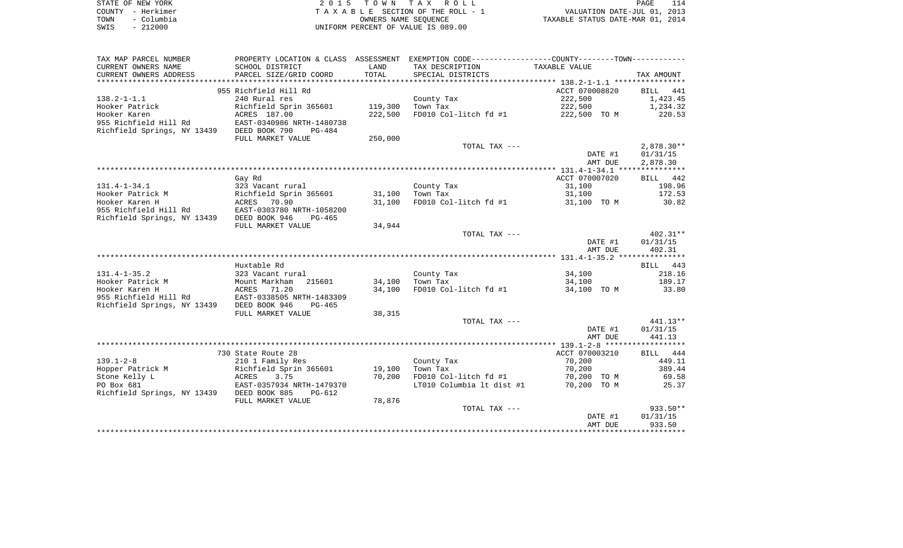STATE OF NEW YORK
COUNTY - Herkimer
TOWN - Columbia
SWIS - 212000

2015 TOWN TAX ROLL
TAXABLE SECTION OF THE ROLL - 1
OWNERS NAME SEQUENCE
UNIFORM PERCENT OF VALUE IS 089.00

VALUATION DATE-JUL 01, 2013
TAXABLE STATUS DATE-MAR 01, 2014

| TAX MAP PARCEL NUMBER / CURRENT OWNERS NAME / CURRENT OWNERS ADDRESS | PROPERTY LOCATION & CLASS / SCHOOL DISTRICT / PARCEL SIZE/GRID COORD | ASSESSMENT LAND / TOTAL | EXEMPTION CODE / TAX DESCRIPTION / SPECIAL DISTRICTS | TAXABLE VALUE | TAX AMOUNT |
|---|---|---|---|---|---|
| 138.2-1-1.1 | 955 Richfield Hill Rd | | | ACCT 070008820 | BILL 441 |
| | 240 Rural res | | County Tax | 222,500 | 1,423.45 |
| Hooker Patrick | Richfield Sprin 365601 | 119,300 | Town Tax | 222,500 | 1,234.32 |
| Hooker Karen | ACRES 187.00 | 222,500 | FD010 Col-litch fd #1 | 222,500 TO M | 220.53 |
| 955 Richfield Hill Rd | EAST-0340986 NRTH-1480738 | | | | |
| Richfield Springs, NY 13439 | DEED BOOK 790 PG-484 | | | | |
| | FULL MARKET VALUE | 250,000 | | | |
| | | | TOTAL TAX --- | | 2,878.30** |
| | | | | DATE #1 | 01/31/15 |
| | | | | AMT DUE | 2,878.30 |
| 131.4-1-34.1 | Gay Rd | | | ACCT 070007020 | BILL 442 |
| | 323 Vacant rural | | County Tax | 31,100 | 198.96 |
| Hooker Patrick M | Richfield Sprin 365601 | 31,100 | Town Tax | 31,100 | 172.53 |
| Hooker Karen H | ACRES 70.90 | 31,100 | FD010 Col-litch fd #1 | 31,100 TO M | 30.82 |
| 955 Richfield Hill Rd | EAST-0303780 NRTH-1058200 | | | | |
| Richfield Springs, NY 13439 | DEED BOOK 946 PG-465 | | | | |
| | FULL MARKET VALUE | 34,944 | | | |
| | | | TOTAL TAX --- | | 402.31** |
| | | | | DATE #1 | 01/31/15 |
| | | | | AMT DUE | 402.31 |
| 131.4-1-35.2 | Huxtable Rd | | | | BILL 443 |
| | 323 Vacant rural | | County Tax | 34,100 | 218.16 |
| Hooker Patrick M | Mount Markham 215601 | 34,100 | Town Tax | 34,100 | 189.17 |
| Hooker Karen H | ACRES 71.20 | 34,100 | FD010 Col-litch fd #1 | 34,100 TO M | 33.80 |
| 955 Richfield Hill Rd | EAST-0338505 NRTH-1483309 | | | | |
| Richfield Springs, NY 13439 | DEED BOOK 946 PG-465 | | | | |
| | FULL MARKET VALUE | 38,315 | | | |
| | | | TOTAL TAX --- | | 441.13** |
| | | | | DATE #1 | 01/31/15 |
| | | | | AMT DUE | 441.13 |
| 139.1-2-8 | 730 State Route 28 | | | ACCT 070003210 | BILL 444 |
| | 210 1 Family Res | | County Tax | 70,200 | 449.11 |
| Hopper Patrick M | Richfield Sprin 365601 | 19,100 | Town Tax | 70,200 | 389.44 |
| Stone Kelly L | ACRES 3.75 | 70,200 | FD010 Col-litch fd #1 | 70,200 TO M | 69.58 |
| PO Box 681 | EAST-0357934 NRTH-1479370 | | LT010 Columbia lt dist #1 | 70,200 TO M | 25.37 |
| Richfield Springs, NY 13439 | DEED BOOK 885 PG-612 | | | | |
| | FULL MARKET VALUE | 78,876 | | | |
| | | | TOTAL TAX --- | | 933.50** |
| | | | | DATE #1 | 01/31/15 |
| | | | | AMT DUE | 933.50 |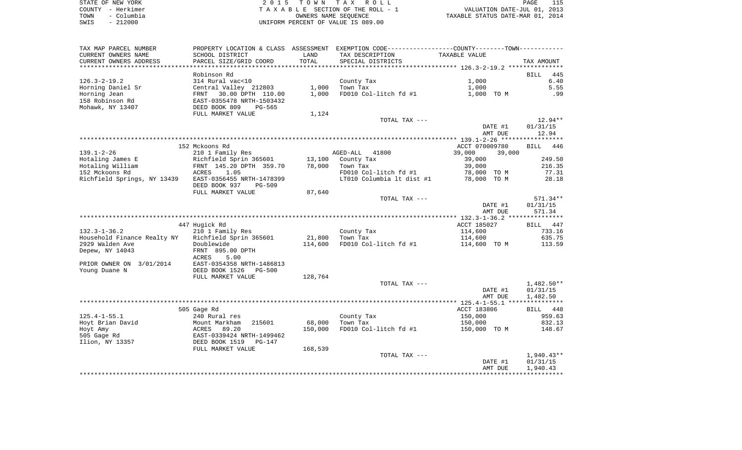STATE OF NEW YORK | 2015 TOWN TAX ROLL
COUNTY - Herkimer | TAXABLE SECTION OF THE ROLL - 1 | VALUATION DATE-JUL 01, 2013
TOWN - Columbia | OWNERS NAME SEQUENCE | TAXABLE STATUS DATE-MAR 01, 2014
SWIS - 212000 | UNIFORM PERCENT OF VALUE IS 089.00

| TAX MAP PARCEL NUMBER / CURRENT OWNERS NAME / CURRENT OWNERS ADDRESS | PROPERTY LOCATION & CLASS / SCHOOL DISTRICT / PARCEL SIZE/GRID COORD | ASSESSMENT LAND / TOTAL | EXEMPTION CODE / TAX DESCRIPTION / SPECIAL DISTRICTS | COUNTY / TOWN TAXABLE VALUE | TAX AMOUNT |
|---|---|---|---|---|---|
| **126.3-2-19.2** | Robinson Rd | | | | BILL 445 |
| 126.3-2-19.2 | 314 Rural vac<10 | | County Tax | 1,000 | 6.40 |
| Horning Daniel Sr | Central Valley 212803 | 1,000 | Town Tax | 1,000 | 5.55 |
| Horning Jean | FRNT 30.00 DPTH 110.00 | 1,000 | FD010 Col-litch fd #1 | 1,000 TO M | .99 |
| 158 Robinson Rd | EAST-0355478 NRTH-1503432 | | | | |
| Mohawk, NY 13407 | DEED BOOK 809 PG-565 | | | | |
| | FULL MARKET VALUE | 1,124 | | | |
| | | | TOTAL TAX --- | | 12.94** |
| | | | | DATE #1 | 01/31/15 |
| | | | | AMT DUE | 12.94 |
| **139.1-2-26** | 152 Mckoons Rd | | | ACCT 070009780 | BILL 446 |
| 139.1-2-26 | 210 1 Family Res | | AGED-ALL 41800 | 39,000 39,000 | |
| Hotaling James E | Richfield Sprin 365601 | 13,100 | County Tax | 39,000 | 249.50 |
| Hotaling William | FRNT 145.20 DPTH 359.70 | 78,000 | Town Tax | 39,000 | 216.35 |
| 152 Mckoons Rd | ACRES 1.05 | | FD010 Col-litch fd #1 | 78,000 TO M | 77.31 |
| Richfield Springs, NY 13439 | EAST-0356455 NRTH-1478399 | | LT010 Columbia lt dist #1 | 78,000 TO M | 28.18 |
| | DEED BOOK 937 PG-509 | | | | |
| | FULL MARKET VALUE | 87,640 | | | |
| | | | TOTAL TAX --- | | 571.34** |
| | | | | DATE #1 | 01/31/15 |
| | | | | AMT DUE | 571.34 |
| **132.3-1-36.2** | 447 Hugick Rd | | | ACCT 185027 | BILL 447 |
| 132.3-1-36.2 | 210 1 Family Res | | County Tax | 114,600 | 733.16 |
| Household Finance Realty NY | Richfield Sprin 365601 | 21,800 | Town Tax | 114,600 | 635.75 |
| 2929 Walden Ave | Doublewide | 114,600 | FD010 Col-litch fd #1 | 114,600 TO M | 113.59 |
| Depew, NY 14043 | FRNT 895.00 DPTH | | | | |
| | ACRES 5.00 | | | | |
| PRIOR OWNER ON 3/01/2014 | EAST-0354358 NRTH-1486813 | | | | |
| Young Duane N | DEED BOOK 1526 PG-500 | | | | |
| | FULL MARKET VALUE | 128,764 | | | |
| | | | TOTAL TAX --- | | 1,482.50** |
| | | | | DATE #1 | 01/31/15 |
| | | | | AMT DUE | 1,482.50 |
| **125.4-1-55.1** | 505 Gage Rd | | | ACCT 183806 | BILL 448 |
| 125.4-1-55.1 | 240 Rural res | | County Tax | 150,000 | 959.63 |
| Hoyt Brian David | Mount Markham 215601 | 68,000 | Town Tax | 150,000 | 832.13 |
| Hoyt Amy | ACRES 89.20 | 150,000 | FD010 Col-litch fd #1 | 150,000 TO M | 148.67 |
| 505 Gage Rd | EAST-0339424 NRTH-1499462 | | | | |
| Ilion, NY 13357 | DEED BOOK 1519 PG-147 | | | | |
| | FULL MARKET VALUE | 168,539 | | | |
| | | | TOTAL TAX --- | | 1,940.43** |
| | | | | DATE #1 | 01/31/15 |
| | | | | AMT DUE | 1,940.43 |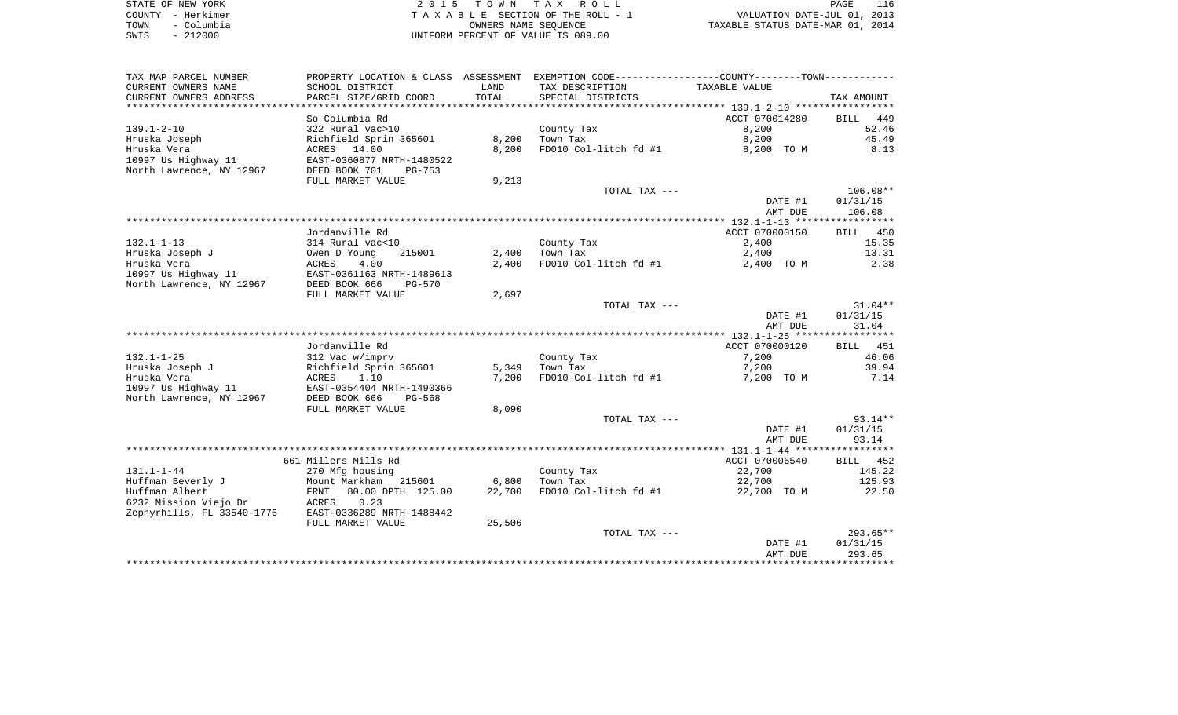STATE OF NEW YORK — 2015 TOWN TAX ROLL
COUNTY - Herkimer — TAXABLE SECTION OF THE ROLL - 1 — VALUATION DATE-JUL 01, 2013
TOWN - Columbia — OWNERS NAME SEQUENCE — TAXABLE STATUS DATE-MAR 01, 2014
SWIS - 212000 — UNIFORM PERCENT OF VALUE IS 089.00

| TAX MAP PARCEL NUMBER / CURRENT OWNERS NAME / CURRENT OWNERS ADDRESS | PROPERTY LOCATION & CLASS / SCHOOL DISTRICT / PARCEL SIZE/GRID COORD | ASSESSMENT LAND / TOTAL | EXEMPTION CODE / TAX DESCRIPTION / SPECIAL DISTRICTS | COUNTY/TOWN TAXABLE VALUE | TAX AMOUNT |
|---|---|---|---|---|---|
| | So Columbia Rd | | | ACCT 070014280 | BILL 449 |
| 139.1-2-10 | 322 Rural vac>10 | | County Tax | 8,200 | 52.46 |
| Hruska Joseph | Richfield Sprin 365601 | 8,200 | Town Tax | 8,200 | 45.49 |
| Hruska Vera | ACRES 14.00 | 8,200 | FD010 Col-litch fd #1 | 8,200 TO M | 8.13 |
| 10997 Us Highway 11 | EAST-0360877 NRTH-1480522 | | | | |
| North Lawrence, NY 12967 | DEED BOOK 701 PG-753 | | | | |
| | FULL MARKET VALUE | 9,213 | | | |
| | | | TOTAL TAX --- | | 106.08** |
| | | | | DATE #1 | 01/31/15 |
| | | | | AMT DUE | 106.08 |
| | Jordanville Rd | | | ACCT 070000150 | BILL 450 |
| 132.1-1-13 | 314 Rural vac<10 | | County Tax | 2,400 | 15.35 |
| Hruska Joseph J | Owen D Young 215001 | 2,400 | Town Tax | 2,400 | 13.31 |
| Hruska Vera | ACRES 4.00 | 2,400 | FD010 Col-litch fd #1 | 2,400 TO M | 2.38 |
| 10997 Us Highway 11 | EAST-0361163 NRTH-1489613 | | | | |
| North Lawrence, NY 12967 | DEED BOOK 666 PG-570 | | | | |
| | FULL MARKET VALUE | 2,697 | | | |
| | | | TOTAL TAX --- | | 31.04** |
| | | | | DATE #1 | 01/31/15 |
| | | | | AMT DUE | 31.04 |
| | Jordanville Rd | | | ACCT 070000120 | BILL 451 |
| 132.1-1-25 | 312 Vac w/imprv | | County Tax | 7,200 | 46.06 |
| Hruska Joseph J | Richfield Sprin 365601 | 5,349 | Town Tax | 7,200 | 39.94 |
| Hruska Vera | ACRES 1.10 | 7,200 | FD010 Col-litch fd #1 | 7,200 TO M | 7.14 |
| 10997 Us Highway 11 | EAST-0354404 NRTH-1490366 | | | | |
| North Lawrence, NY 12967 | DEED BOOK 666 PG-568 | | | | |
| | FULL MARKET VALUE | 8,090 | | | |
| | | | TOTAL TAX --- | | 93.14** |
| | | | | DATE #1 | 01/31/15 |
| | | | | AMT DUE | 93.14 |
| | 661 Millers Mills Rd | | | ACCT 070006540 | BILL 452 |
| 131.1-1-44 | 270 Mfg housing | | County Tax | 22,700 | 145.22 |
| Huffman Beverly J | Mount Markham 215601 | 6,800 | Town Tax | 22,700 | 125.93 |
| Huffman Albert | FRNT 80.00 DPTH 125.00 | 22,700 | FD010 Col-litch fd #1 | 22,700 TO M | 22.50 |
| 6232 Mission Viejo Dr | ACRES 0.23 | | | | |
| Zephyrhills, FL 33540-1776 | EAST-0336289 NRTH-1488442 | | | | |
| | FULL MARKET VALUE | 25,506 | | | |
| | | | TOTAL TAX --- | | 293.65** |
| | | | | DATE #1 | 01/31/15 |
| | | | | AMT DUE | 293.65 |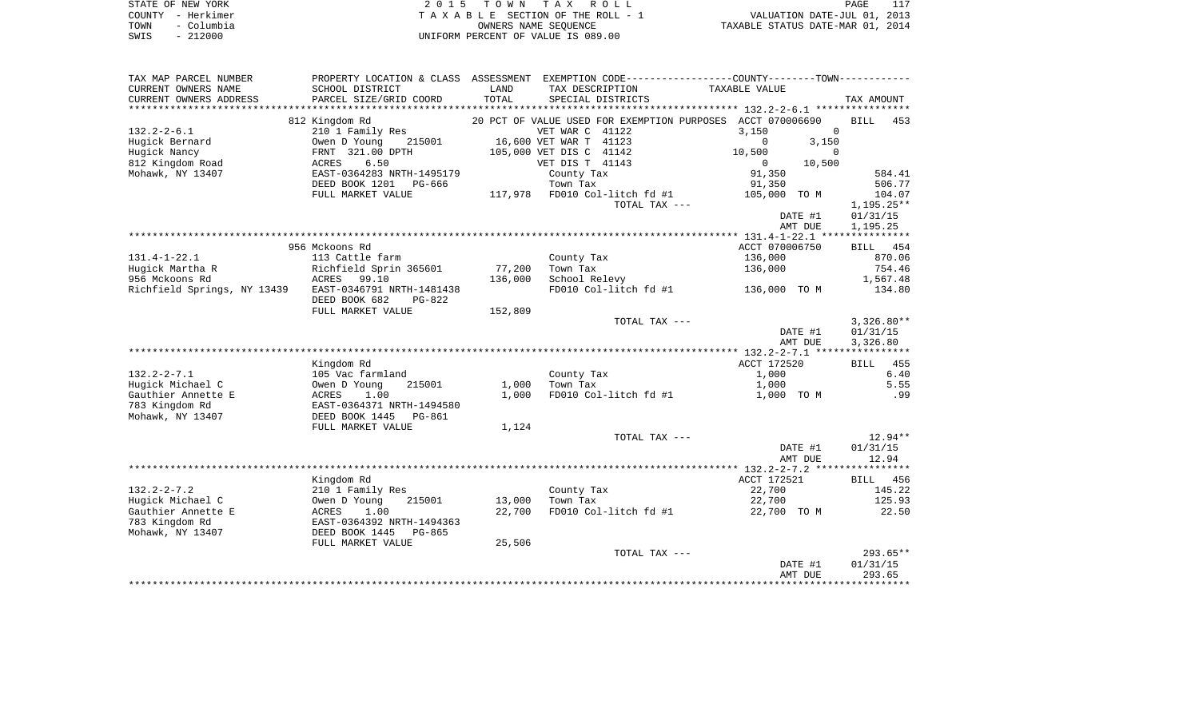STATE OF NEW YORK — 2015 TOWN TAX ROLL
COUNTY - Herkimer — TAXABLE SECTION OF THE ROLL - 1 — VALUATION DATE-JUL 01, 2013
TOWN - Columbia — OWNERS NAME SEQUENCE — TAXABLE STATUS DATE-MAR 01, 2014
SWIS - 212000 — UNIFORM PERCENT OF VALUE IS 089.00

| TAX MAP PARCEL NUMBER / CURRENT OWNERS NAME / CURRENT OWNERS ADDRESS | PROPERTY LOCATION & CLASS / SCHOOL DISTRICT / PARCEL SIZE/GRID COORD | ASSESSMENT LAND / TOTAL | EXEMPTION CODE / TAX DESCRIPTION / SPECIAL DISTRICTS | COUNTY TAXABLE VALUE | TOWN TAXABLE VALUE | TAX AMOUNT |
|---|---|---|---|---|---|---|
| 132.2-2-6.1 | 812 Kingdom Rd | | 20 PCT OF VALUE USED FOR EXEMPTION PURPOSES | ACCT 070006690 | | BILL 453 |
| Hugick Bernard | 210 1 Family Res | | VET WAR C 41122 | 3,150 | 0 | |
| Hugick Nancy | Owen D Young 215001 | 16,600 | VET WAR T 41123 | 0 | 3,150 | |
| 812 Kingdom Road | FRNT 321.00 DPTH | 105,000 | VET DIS C 41142 | 10,500 | 0 | |
| Mohawk, NY 13407 | ACRES 6.50 | | VET DIS T 41143 | 0 | 10,500 | |
| | EAST-0364283 NRTH-1495179 | | County Tax | 91,350 | | 584.41 |
| | DEED BOOK 1201 PG-666 | | Town Tax | 91,350 | | 506.77 |
| | FULL MARKET VALUE | 117,978 | FD010 Col-litch fd #1 | 105,000 TO M | | 104.07 |
| | | | TOTAL TAX --- | | | 1,195.25** |
| | | | | DATE #1 | | 01/31/15 |
| | | | | AMT DUE | | 1,195.25 |
| 131.4-1-22.1 | 956 Mckoons Rd | | | ACCT 070006750 | | BILL 454 |
| Hugick Martha R | 113 Cattle farm | | County Tax | 136,000 | | 870.06 |
| 956 Mckoons Rd | Richfield Sprin 365601 | 77,200 | Town Tax | 136,000 | | 754.46 |
| Richfield Springs, NY 13439 | ACRES 99.10 | 136,000 | School Relevy | | | 1,567.48 |
| | EAST-0346791 NRTH-1481438 | | FD010 Col-litch fd #1 | 136,000 TO M | | 134.80 |
| | DEED BOOK 682 PG-822 | | | | | |
| | FULL MARKET VALUE | 152,809 | | | | |
| | | | TOTAL TAX --- | | | 3,326.80** |
| | | | | DATE #1 | | 01/31/15 |
| | | | | AMT DUE | | 3,326.80 |
| 132.2-2-7.1 | Kingdom Rd | | | ACCT 172520 | | BILL 455 |
| Hugick Michael C | 105 Vac farmland | | County Tax | 1,000 | | 6.40 |
| Gauthier Annette E | Owen D Young 215001 | 1,000 | Town Tax | 1,000 | | 5.55 |
| 783 Kingdom Rd | ACRES 1.00 | 1,000 | FD010 Col-litch fd #1 | 1,000 TO M | | .99 |
| Mohawk, NY 13407 | EAST-0364371 NRTH-1494580 | | | | | |
| | DEED BOOK 1445 PG-861 | | | | | |
| | FULL MARKET VALUE | 1,124 | | | | |
| | | | TOTAL TAX --- | | | 12.94** |
| | | | | DATE #1 | | 01/31/15 |
| | | | | AMT DUE | | 12.94 |
| 132.2-2-7.2 | Kingdom Rd | | | ACCT 172521 | | BILL 456 |
| Hugick Michael C | 210 1 Family Res | | County Tax | 22,700 | | 145.22 |
| Gauthier Annette E | Owen D Young 215001 | 13,000 | Town Tax | 22,700 | | 125.93 |
| 783 Kingdom Rd | ACRES 1.00 | 22,700 | FD010 Col-litch fd #1 | 22,700 TO M | | 22.50 |
| Mohawk, NY 13407 | EAST-0364392 NRTH-1494363 | | | | | |
| | DEED BOOK 1445 PG-865 | | | | | |
| | FULL MARKET VALUE | 25,506 | | | | |
| | | | TOTAL TAX --- | | | 293.65** |
| | | | | DATE #1 | | 01/31/15 |
| | | | | AMT DUE | | 293.65 |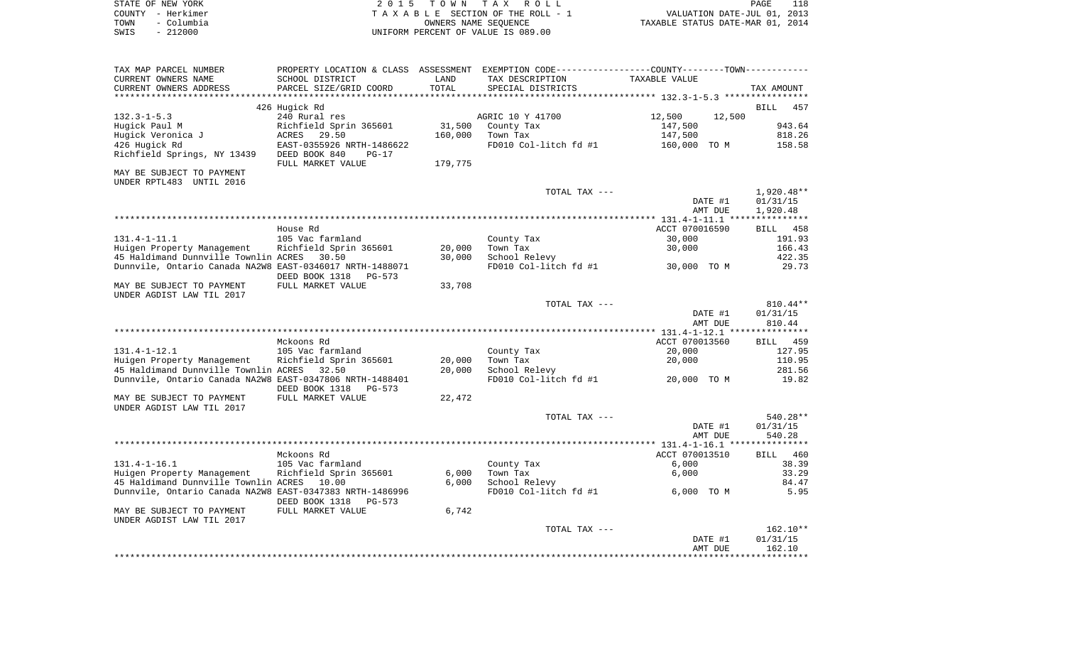STATE OF NEW YORK　　　　2 0 1 5　T O W N　T A X　R O L L
COUNTY - Herkimer　　　　T A X A B L E SECTION OF THE ROLL - 1　　　　VALUATION DATE-JUL 01, 2013
TOWN - Columbia　　　　OWNERS NAME SEQUENCE　　　　TAXABLE STATUS DATE-MAR 01, 2014
SWIS - 212000　　　　UNIFORM PERCENT OF VALUE IS 089.00

```
TAX MAP PARCEL NUMBER          PROPERTY LOCATION & CLASS  ASSESSMENT  EXEMPTION CODE-----------------COUNTY--------TOWN-----------
CURRENT OWNERS NAME            SCHOOL DISTRICT              LAND      TAX DESCRIPTION              TAXABLE VALUE
CURRENT OWNERS ADDRESS         PARCEL SIZE/GRID COORD       TOTAL     SPECIAL DISTRICTS                                    TAX AMOUNT
********************************************************************************************** 132.3-1-5.3 ****************
                               426 Hugick Rd                                                                             BILL  457
132.3-1-5.3                    240 Rural res                         AGRIC 10 Y 41700        12,500       12,500
Hugick Paul M                  Richfield Sprin 365601       31,500   County Tax                 147,500                    943.64
Hugick Veronica J              ACRES   29.50               160,000   Town Tax                   147,500                    818.26
426 Hugick Rd                  EAST-0355926 NRTH-1486622             FD010 Col-litch fd #1      160,000 TO M               158.58
Richfield Springs, NY 13439    DEED BOOK 840    PG-17
                               FULL MARKET VALUE           179,775
MAY BE SUBJECT TO PAYMENT
UNDER RPTL483  UNTIL 2016
                                                                     TOTAL TAX ---                                       1,920.48**
                                                                                                   DATE #1             01/31/15
                                                                                                   AMT DUE             1,920.48
********************************************************************************************** 131.4-1-11.1 ***************
                               House Rd                                                      ACCT 070016590            BILL  458
131.4-1-11.1                   105 Vac farmland                      County Tax                  30,000                    191.93
Huigen Property Management     Richfield Sprin 365601       20,000   Town Tax                    30,000                    166.43
45 Haldimand Dunnville Townlin ACRES   30.50                30,000   School Relevy                                         422.35
Dunnvile, Ontario Canada NA2W8 EAST-0346017 NRTH-1488071             FD010 Col-litch fd #1       30,000 TO M                29.73
                               DEED BOOK 1318   PG-573
MAY BE SUBJECT TO PAYMENT      FULL MARKET VALUE            33,708
UNDER AGDIST LAW TIL 2017
                                                                     TOTAL TAX ---                                         810.44**
                                                                                                   DATE #1             01/31/15
                                                                                                   AMT DUE               810.44
********************************************************************************************** 131.4-1-12.1 ***************
                               Mckoons Rd                                                    ACCT 070013560            BILL  459
131.4-1-12.1                   105 Vac farmland                      County Tax                  20,000                    127.95
Huigen Property Management     Richfield Sprin 365601       20,000   Town Tax                    20,000                    110.95
45 Haldimand Dunnville Townlin ACRES   32.50                20,000   School Relevy                                         281.56
Dunnvile, Ontario Canada NA2W8 EAST-0347806 NRTH-1488401             FD010 Col-litch fd #1       20,000 TO M                19.82
                               DEED BOOK 1318   PG-573
MAY BE SUBJECT TO PAYMENT      FULL MARKET VALUE            22,472
UNDER AGDIST LAW TIL 2017
                                                                     TOTAL TAX ---                                         540.28**
                                                                                                   DATE #1             01/31/15
                                                                                                   AMT DUE               540.28
********************************************************************************************** 131.4-1-16.1 ***************
                               Mckoons Rd                                                    ACCT 070013510            BILL  460
131.4-1-16.1                   105 Vac farmland                      County Tax                   6,000                     38.39
Huigen Property Management     Richfield Sprin 365601        6,000   Town Tax                     6,000                     33.29
45 Haldimand Dunnville Townlin ACRES   10.00                 6,000   School Relevy                                          84.47
Dunnvile, Ontario Canada NA2W8 EAST-0347383 NRTH-1486996             FD010 Col-litch fd #1        6,000 TO M                 5.95
                               DEED BOOK 1318   PG-573
MAY BE SUBJECT TO PAYMENT      FULL MARKET VALUE             6,742
UNDER AGDIST LAW TIL 2017
                                                                     TOTAL TAX ---                                         162.10**
                                                                                                   DATE #1             01/31/15
                                                                                                   AMT DUE               162.10
************************************************************************************************************************************
```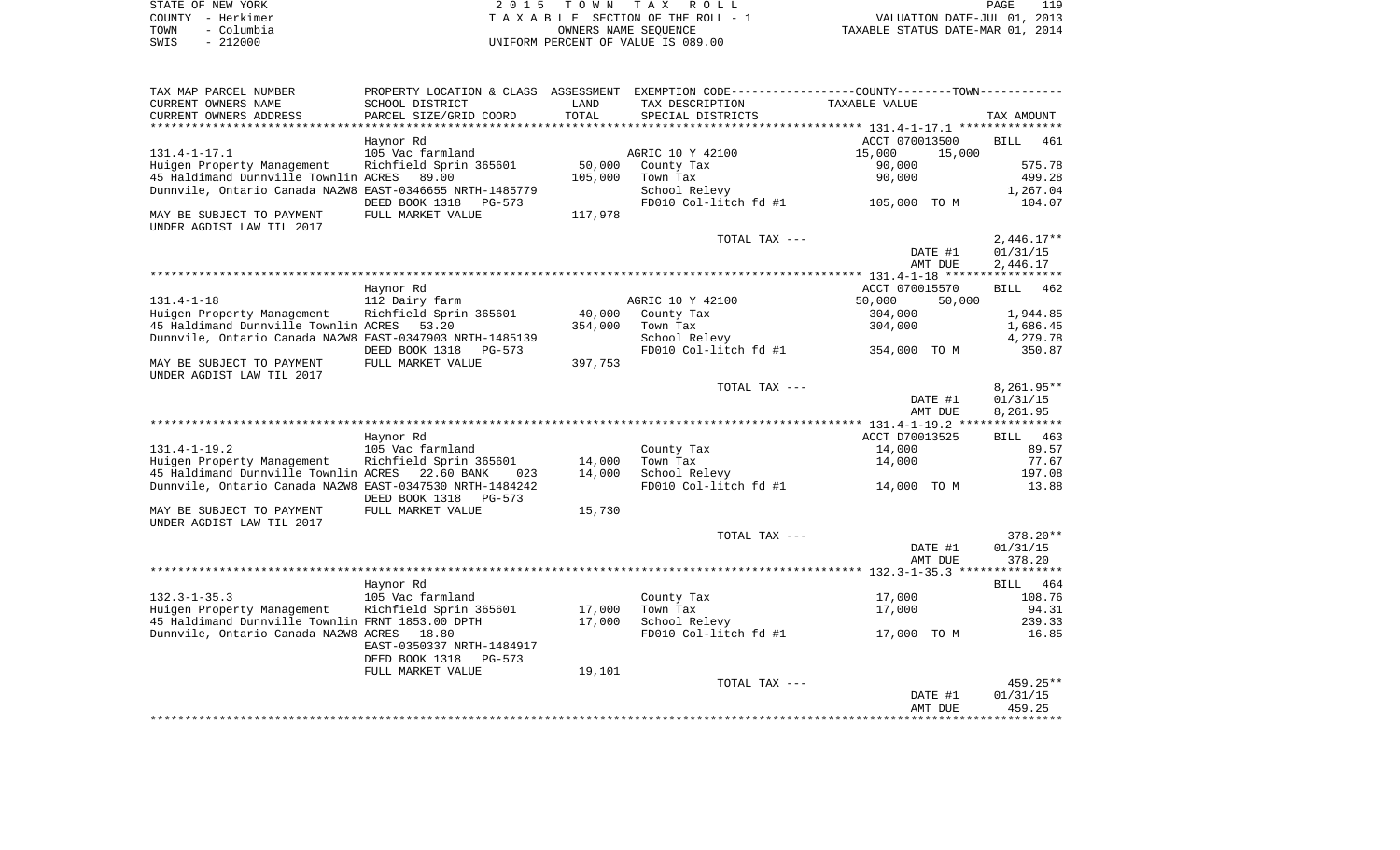STATE OF NEW YORK — 2015 TOWN TAX ROLL — PAGE 119
COUNTY - Herkimer — TAXABLE SECTION OF THE ROLL - 1 — VALUATION DATE-JUL 01, 2013
TOWN - Columbia — OWNERS NAME SEQUENCE — TAXABLE STATUS DATE-MAR 01, 2014
SWIS - 212000 — UNIFORM PERCENT OF VALUE IS 089.00

| TAX MAP PARCEL NUMBER / CURRENT OWNERS NAME / CURRENT OWNERS ADDRESS | PROPERTY LOCATION & CLASS / SCHOOL DISTRICT / PARCEL SIZE/GRID COORD | ASSESSMENT LAND / TOTAL | EXEMPTION CODE / TAX DESCRIPTION / SPECIAL DISTRICTS | COUNTY / TOWN TAXABLE VALUE | TAX AMOUNT |
|---|---|---|---|---|---|
| **131.4-1-17.1** | Haynor Rd | | | ACCT 070013500 | BILL 461 |
| 131.4-1-17.1 | 105 Vac farmland | | AGRIC 10 Y 42100 | 15,000 15,000 | |
| Huigen Property Management | Richfield Sprin 365601 | 50,000 | County Tax | 90,000 | 575.78 |
| 45 Haldimand Dunnville Townlin | ACRES 89.00 | 105,000 | Town Tax | 90,000 | 499.28 |
| Dunnvile, Ontario Canada NA2W8 | EAST-0346655 NRTH-1485779 | | School Relevy | | 1,267.04 |
| | DEED BOOK 1318 PG-573 | | FD010 Col-litch fd #1 | 105,000 TO M | 104.07 |
| MAY BE SUBJECT TO PAYMENT UNDER AGDIST LAW TIL 2017 | FULL MARKET VALUE | 117,978 | | | |
| | | | TOTAL TAX --- | | 2,446.17** |
| | | | | DATE #1 | 01/31/15 |
| | | | | AMT DUE | 2,446.17 |
| **131.4-1-18** | Haynor Rd | | | ACCT 070015570 | BILL 462 |
| 131.4-1-18 | 112 Dairy farm | | AGRIC 10 Y 42100 | 50,000 50,000 | |
| Huigen Property Management | Richfield Sprin 365601 | 40,000 | County Tax | 304,000 | 1,944.85 |
| 45 Haldimand Dunnville Townlin | ACRES 53.20 | 354,000 | Town Tax | 304,000 | 1,686.45 |
| Dunnvile, Ontario Canada NA2W8 | EAST-0347903 NRTH-1485139 | | School Relevy | | 4,279.78 |
| | DEED BOOK 1318 PG-573 | | FD010 Col-litch fd #1 | 354,000 TO M | 350.87 |
| MAY BE SUBJECT TO PAYMENT UNDER AGDIST LAW TIL 2017 | FULL MARKET VALUE | 397,753 | | | |
| | | | TOTAL TAX --- | | 8,261.95** |
| | | | | DATE #1 | 01/31/15 |
| | | | | AMT DUE | 8,261.95 |
| **131.4-1-19.2** | Haynor Rd | | | ACCT D70013525 | BILL 463 |
| 131.4-1-19.2 | 105 Vac farmland | | County Tax | 14,000 | 89.57 |
| Huigen Property Management | Richfield Sprin 365601 | 14,000 | Town Tax | 14,000 | 77.67 |
| 45 Haldimand Dunnville Townlin | ACRES 22.60 BANK 023 | 14,000 | School Relevy | | 197.08 |
| Dunnvile, Ontario Canada NA2W8 | EAST-0347530 NRTH-1484242 | | FD010 Col-litch fd #1 | 14,000 TO M | 13.88 |
| | DEED BOOK 1318 PG-573 | | | | |
| MAY BE SUBJECT TO PAYMENT UNDER AGDIST LAW TIL 2017 | FULL MARKET VALUE | 15,730 | | | |
| | | | TOTAL TAX --- | | 378.20** |
| | | | | DATE #1 | 01/31/15 |
| | | | | AMT DUE | 378.20 |
| **132.3-1-35.3** | Haynor Rd | | | | BILL 464 |
| 132.3-1-35.3 | 105 Vac farmland | | County Tax | 17,000 | 108.76 |
| Huigen Property Management | Richfield Sprin 365601 | 17,000 | Town Tax | 17,000 | 94.31 |
| 45 Haldimand Dunnville Townlin | FRNT 1853.00 DPTH | 17,000 | School Relevy | | 239.33 |
| Dunnvile, Ontario Canada NA2W8 | ACRES 18.80 | | FD010 Col-litch fd #1 | 17,000 TO M | 16.85 |
| | EAST-0350337 NRTH-1484917 | | | | |
| | DEED BOOK 1318 PG-573 | | | | |
| | FULL MARKET VALUE | 19,101 | | | |
| | | | TOTAL TAX --- | | 459.25** |
| | | | | DATE #1 | 01/31/15 |
| | | | | AMT DUE | 459.25 |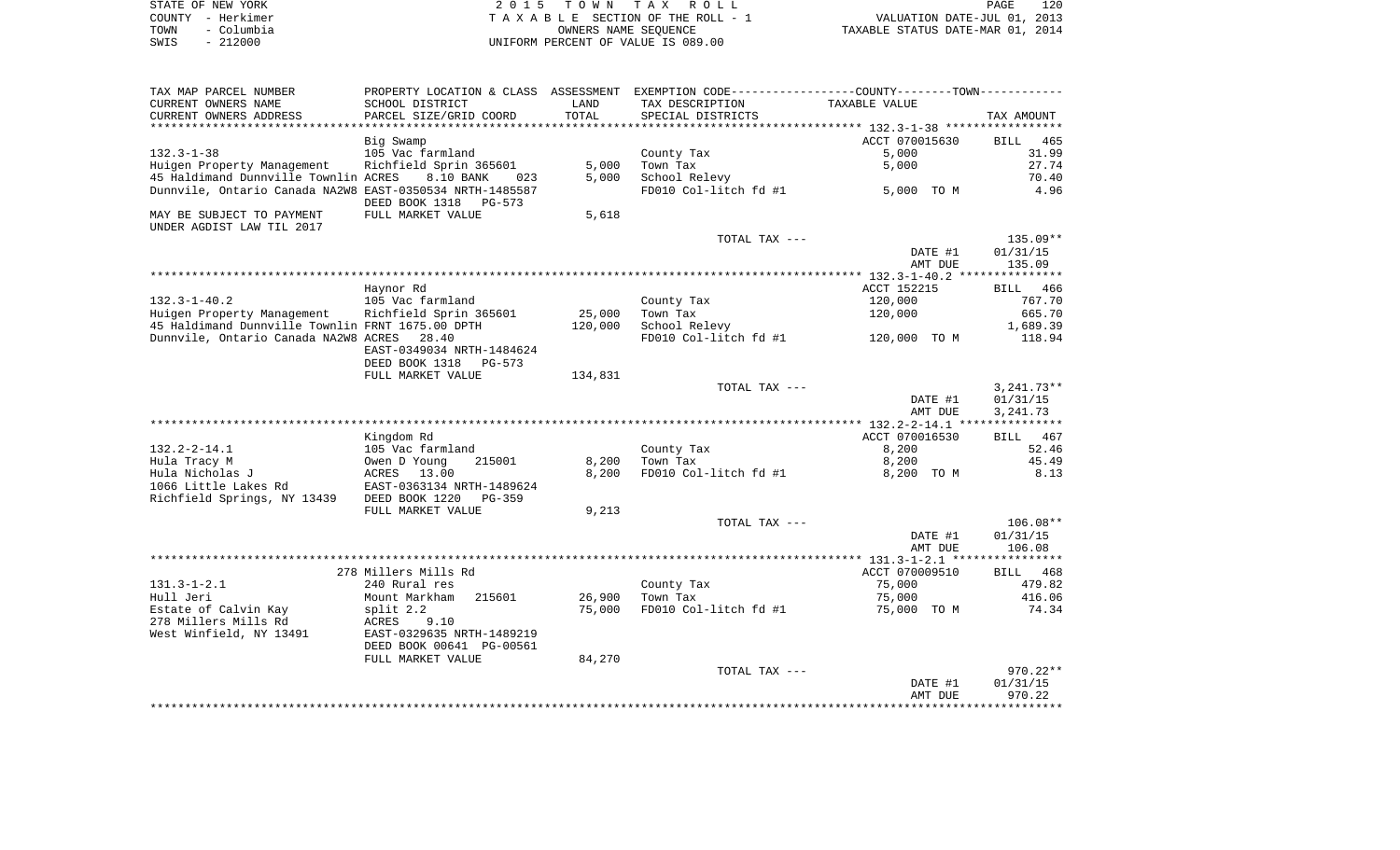STATE OF NEW YORK  COUNTY - Herkimer  TOWN - Columbia  SWIS - 212000

# 2015 TOWN TAX ROLL

TAXABLE SECTION OF THE ROLL - 1

OWNERS NAME SEQUENCE

UNIFORM PERCENT OF VALUE IS 089.00

VALUATION DATE-JUL 01, 2013
TAXABLE STATUS DATE-MAR 01, 2014

| TAX MAP PARCEL NUMBER / CURRENT OWNERS NAME / CURRENT OWNERS ADDRESS | PROPERTY LOCATION & CLASS / SCHOOL DISTRICT / PARCEL SIZE/GRID COORD | ASSESSMENT LAND / TOTAL | EXEMPTION CODE / TAX DESCRIPTION / SPECIAL DISTRICTS | TAXABLE VALUE | TAX AMOUNT |
|---|---|---|---|---|---|
| **132.3-1-38** | Big Swamp | | | ACCT 070015630 | BILL 465 |
| 132.3-1-38 | 105 Vac farmland | | County Tax | 5,000 | 31.99 |
| Huigen Property Management | Richfield Sprin 365601 | 5,000 | Town Tax | 5,000 | 27.74 |
| 45 Haldimand Dunnville Townlin | ACRES 8.10 BANK 023 | 5,000 | School Relevy | | 70.40 |
| Dunnvile, Ontario Canada NA2W8 | EAST-0350534 NRTH-1485587 | | FD010 Col-litch fd #1 | 5,000 TO M | 4.96 |
| | DEED BOOK 1318 PG-573 | | | | |
| MAY BE SUBJECT TO PAYMENT | FULL MARKET VALUE | 5,618 | | | |
| UNDER AGDIST LAW TIL 2017 | | | | | |
| | | | TOTAL TAX --- | | 135.09** |
| | | | | DATE #1 | 01/31/15 |
| | | | | AMT DUE | 135.09 |
| **132.3-1-40.2** | Haynor Rd | | | ACCT 152215 | BILL 466 |
| 132.3-1-40.2 | 105 Vac farmland | | County Tax | 120,000 | 767.70 |
| Huigen Property Management | Richfield Sprin 365601 | 25,000 | Town Tax | 120,000 | 665.70 |
| 45 Haldimand Dunnville Townlin | FRNT 1675.00 DPTH | 120,000 | School Relevy | | 1,689.39 |
| Dunnvile, Ontario Canada NA2W8 | ACRES 28.40 | | FD010 Col-litch fd #1 | 120,000 TO M | 118.94 |
| | EAST-0349034 NRTH-1484624 | | | | |
| | DEED BOOK 1318 PG-573 | | | | |
| | FULL MARKET VALUE | 134,831 | | | |
| | | | TOTAL TAX --- | | 3,241.73** |
| | | | | DATE #1 | 01/31/15 |
| | | | | AMT DUE | 3,241.73 |
| **132.2-2-14.1** | Kingdom Rd | | | ACCT 070016530 | BILL 467 |
| 132.2-2-14.1 | 105 Vac farmland | | County Tax | 8,200 | 52.46 |
| Hula Tracy M | Owen D Young 215001 | 8,200 | Town Tax | 8,200 | 45.49 |
| Hula Nicholas J | ACRES 13.00 | 8,200 | FD010 Col-litch fd #1 | 8,200 TO M | 8.13 |
| 1066 Little Lakes Rd | EAST-0363134 NRTH-1489624 | | | | |
| Richfield Springs, NY 13439 | DEED BOOK 1220 PG-359 | | | | |
| | FULL MARKET VALUE | 9,213 | | | |
| | | | TOTAL TAX --- | | 106.08** |
| | | | | DATE #1 | 01/31/15 |
| | | | | AMT DUE | 106.08 |
| **131.3-1-2.1** | 278 Millers Mills Rd | | | ACCT 070009510 | BILL 468 |
| 131.3-1-2.1 | 240 Rural res | | County Tax | 75,000 | 479.82 |
| Hull Jeri | Mount Markham 215601 | 26,900 | Town Tax | 75,000 | 416.06 |
| Estate of Calvin Kay | split 2.2 | 75,000 | FD010 Col-litch fd #1 | 75,000 TO M | 74.34 |
| 278 Millers Mills Rd | ACRES 9.10 | | | | |
| West Winfield, NY 13491 | EAST-0329635 NRTH-1489219 | | | | |
| | DEED BOOK 00641 PG-00561 | | | | |
| | FULL MARKET VALUE | 84,270 | | | |
| | | | TOTAL TAX --- | | 970.22** |
| | | | | DATE #1 | 01/31/15 |
| | | | | AMT DUE | 970.22 |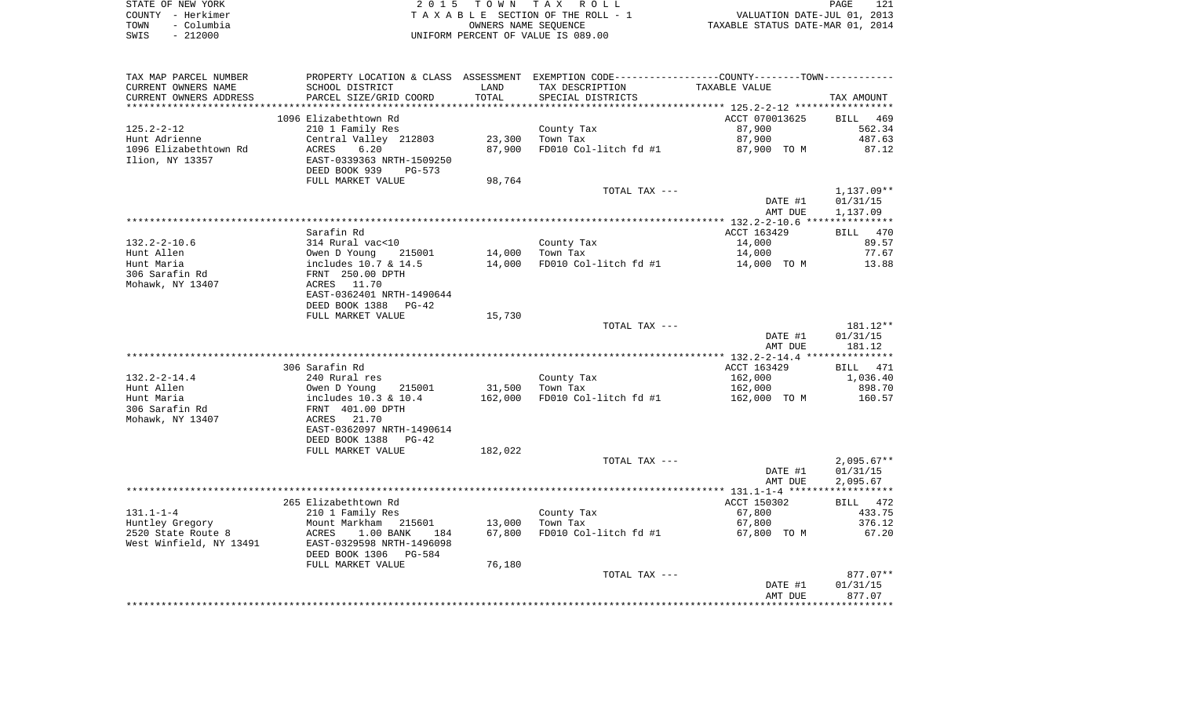STATE OF NEW YORK | 2 0 1 5 T O W N T A X R O L L | PAGE 121
COUNTY - Herkimer | T A X A B L E SECTION OF THE ROLL - 1 | VALUATION DATE-JUL 01, 2013
TOWN - Columbia | OWNERS NAME SEQUENCE | TAXABLE STATUS DATE-MAR 01, 2014
SWIS - 212000 | UNIFORM PERCENT OF VALUE IS 089.00

| TAX MAP PARCEL NUMBER<br>CURRENT OWNERS NAME<br>CURRENT OWNERS ADDRESS | PROPERTY LOCATION & CLASS<br>SCHOOL DISTRICT<br>PARCEL SIZE/GRID COORD | ASSESSMENT<br>LAND<br>TOTAL | EXEMPTION CODE-----COUNTY-----TOWN<br>TAX DESCRIPTION<br>SPECIAL DISTRICTS | TAXABLE VALUE | TAX AMOUNT |
|---|---|---|---|---|---|
| | 1096 Elizabethtown Rd | | | ACCT 070013625 | BILL 469 |
| 125.2-2-12 | 210 1 Family Res | | County Tax | 87,900 | 562.34 |
| Hunt Adrienne | Central Valley 212803 | 23,300 | Town Tax | 87,900 | 487.63 |
| 1096 Elizabethtown Rd | ACRES 6.20 | 87,900 | FD010 Col-litch fd #1 | 87,900 TO M | 87.12 |
| Ilion, NY 13357 | EAST-0339363 NRTH-1509250 | | | | |
| | DEED BOOK 939 PG-573 | | | | |
| | FULL MARKET VALUE | 98,764 | | | |
| | | | TOTAL TAX --- | | 1,137.09** |
| | | | | DATE #1 | 01/31/15 |
| | | | | AMT DUE | 1,137.09 |
| | Sarafin Rd | | | ACCT 163429 | BILL 470 |
| 132.2-2-10.6 | 314 Rural vac<10 | | County Tax | 14,000 | 89.57 |
| Hunt Allen | Owen D Young 215001 | 14,000 | Town Tax | 14,000 | 77.67 |
| Hunt Maria | includes 10.7 & 14.5 | 14,000 | FD010 Col-litch fd #1 | 14,000 TO M | 13.88 |
| 306 Sarafin Rd | FRNT 250.00 DPTH | | | | |
| Mohawk, NY 13407 | ACRES 11.70 | | | | |
| | EAST-0362401 NRTH-1490644 | | | | |
| | DEED BOOK 1388 PG-42 | | | | |
| | FULL MARKET VALUE | 15,730 | | | |
| | | | TOTAL TAX --- | | 181.12** |
| | | | | DATE #1 | 01/31/15 |
| | | | | AMT DUE | 181.12 |
| | 306 Sarafin Rd | | | ACCT 163429 | BILL 471 |
| 132.2-2-14.4 | 240 Rural res | | County Tax | 162,000 | 1,036.40 |
| Hunt Allen | Owen D Young 215001 | 31,500 | Town Tax | 162,000 | 898.70 |
| Hunt Maria | includes 10.3 & 10.4 | 162,000 | FD010 Col-litch fd #1 | 162,000 TO M | 160.57 |
| 306 Sarafin Rd | FRNT 401.00 DPTH | | | | |
| Mohawk, NY 13407 | ACRES 21.70 | | | | |
| | EAST-0362097 NRTH-1490614 | | | | |
| | DEED BOOK 1388 PG-42 | | | | |
| | FULL MARKET VALUE | 182,022 | | | |
| | | | TOTAL TAX --- | | 2,095.67** |
| | | | | DATE #1 | 01/31/15 |
| | | | | AMT DUE | 2,095.67 |
| | 265 Elizabethtown Rd | | | ACCT 150302 | BILL 472 |
| 131.1-1-4 | 210 1 Family Res | | County Tax | 67,800 | 433.75 |
| Huntley Gregory | Mount Markham 215601 | 13,000 | Town Tax | 67,800 | 376.12 |
| 2520 State Route 8 | ACRES 1.00 BANK 184 | 67,800 | FD010 Col-litch fd #1 | 67,800 TO M | 67.20 |
| West Winfield, NY 13491 | EAST-0329598 NRTH-1496098 | | | | |
| | DEED BOOK 1306 PG-584 | | | | |
| | FULL MARKET VALUE | 76,180 | | | |
| | | | TOTAL TAX --- | | 877.07** |
| | | | | DATE #1 | 01/31/15 |
| | | | | AMT DUE | 877.07 |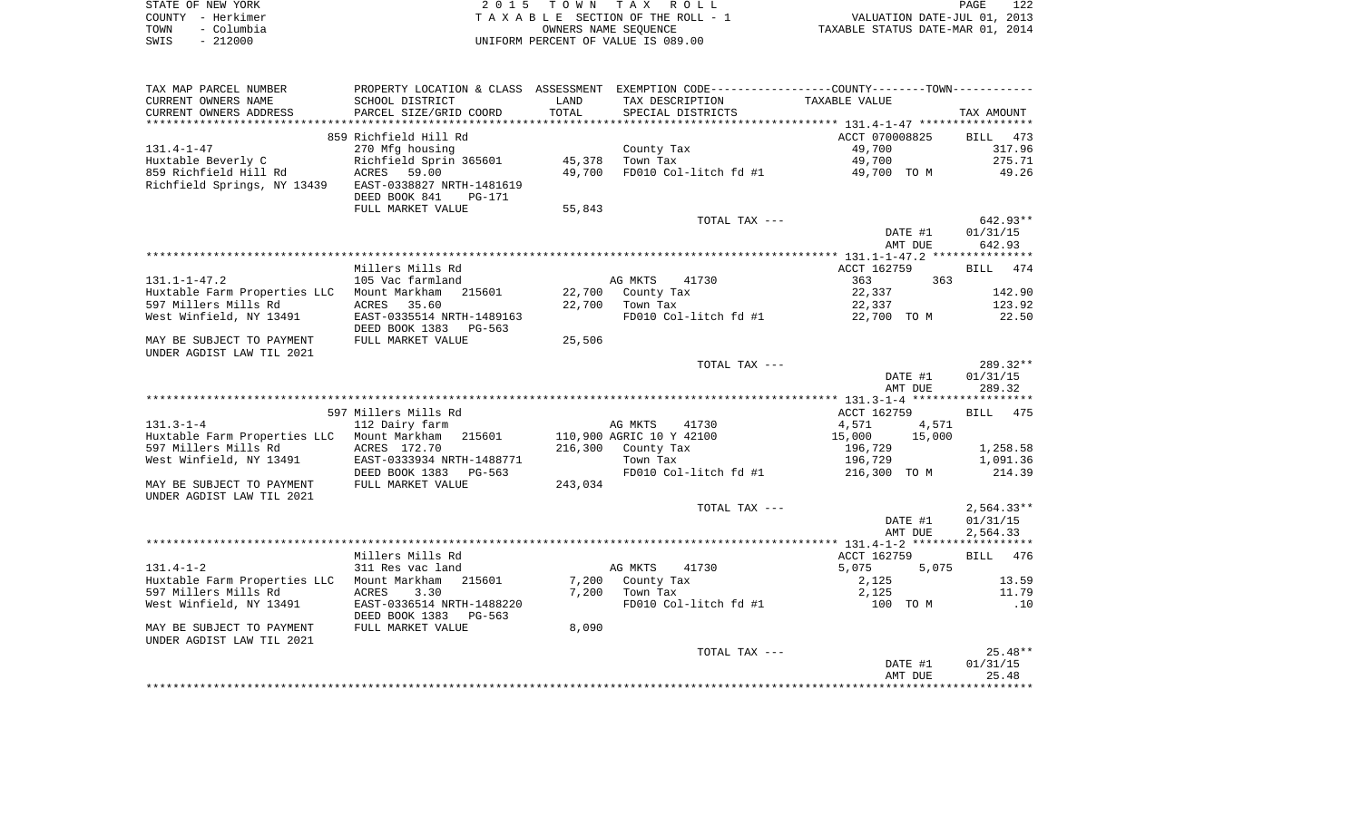STATE OF NEW YORK
COUNTY - Herkimer
TOWN - Columbia
SWIS - 212000

2 0 1 5 T O W N T A X R O L L
T A X A B L E SECTION OF THE ROLL - 1
OWNERS NAME SEQUENCE
UNIFORM PERCENT OF VALUE IS 089.00

VALUATION DATE-JUL 01, 2013
TAXABLE STATUS DATE-MAR 01, 2014

| TAX MAP PARCEL NUMBER<br>CURRENT OWNERS NAME<br>CURRENT OWNERS ADDRESS | PROPERTY LOCATION & CLASS<br>SCHOOL DISTRICT<br>PARCEL SIZE/GRID COORD | ASSESSMENT<br>LAND<br>TOTAL | EXEMPTION CODE<br>TAX DESCRIPTION<br>SPECIAL DISTRICTS | COUNTY--------TOWN<br>TAXABLE VALUE | TAX AMOUNT |
|---|---|---|---|---|---|
| | 859 Richfield Hill Rd | | | ACCT 070008825 | BILL 473 |
| 131.4-1-47 | 270 Mfg housing | | County Tax | 49,700 | 317.96 |
| Huxtable Beverly C | Richfield Sprin 365601 | 45,378 | Town Tax | 49,700 | 275.71 |
| 859 Richfield Hill Rd | ACRES 59.00 | 49,700 | FD010 Col-litch fd #1 | 49,700 TO M | 49.26 |
| Richfield Springs, NY 13439 | EAST-0338827 NRTH-1481619 | | | | |
| | DEED BOOK 841 PG-171 | | | | |
| | FULL MARKET VALUE | 55,843 | | | |
| | | | TOTAL TAX --- | | 642.93** |
| | | | | DATE #1 | 01/31/15 |
| | | | | AMT DUE | 642.93 |
| | Millers Mills Rd | | | ACCT 162759 | BILL 474 |
| 131.1-1-47.2 | 105 Vac farmland | | AG MKTS 41730 | 363 363 | |
| Huxtable Farm Properties LLC | Mount Markham 215601 | 22,700 | County Tax | 22,337 | 142.90 |
| 597 Millers Mills Rd | ACRES 35.60 | 22,700 | Town Tax | 22,337 | 123.92 |
| West Winfield, NY 13491 | EAST-0335514 NRTH-1489163 | | FD010 Col-litch fd #1 | 22,700 TO M | 22.50 |
| | DEED BOOK 1383 PG-563 | | | | |
| MAY BE SUBJECT TO PAYMENT | FULL MARKET VALUE | 25,506 | | | |
| UNDER AGDIST LAW TIL 2021 | | | | | |
| | | | TOTAL TAX --- | | 289.32** |
| | | | | DATE #1 | 01/31/15 |
| | | | | AMT DUE | 289.32 |
| | 597 Millers Mills Rd | | | ACCT 162759 | BILL 475 |
| 131.3-1-4 | 112 Dairy farm | | AG MKTS 41730 | 4,571 4,571 | |
| Huxtable Farm Properties LLC | Mount Markham 215601 | 110,900 | AGRIC 10 Y 42100 | 15,000 15,000 | |
| 597 Millers Mills Rd | ACRES 172.70 | 216,300 | County Tax | 196,729 | 1,258.58 |
| West Winfield, NY 13491 | EAST-0333934 NRTH-1488771 | | Town Tax | 196,729 | 1,091.36 |
| | DEED BOOK 1383 PG-563 | | FD010 Col-litch fd #1 | 216,300 TO M | 214.39 |
| MAY BE SUBJECT TO PAYMENT | FULL MARKET VALUE | 243,034 | | | |
| UNDER AGDIST LAW TIL 2021 | | | | | |
| | | | TOTAL TAX --- | | 2,564.33** |
| | | | | DATE #1 | 01/31/15 |
| | | | | AMT DUE | 2,564.33 |
| | Millers Mills Rd | | | ACCT 162759 | BILL 476 |
| 131.4-1-2 | 311 Res vac land | | AG MKTS 41730 | 5,075 5,075 | |
| Huxtable Farm Properties LLC | Mount Markham 215601 | 7,200 | County Tax | 2,125 | 13.59 |
| 597 Millers Mills Rd | ACRES 3.30 | 7,200 | Town Tax | 2,125 | 11.79 |
| West Winfield, NY 13491 | EAST-0336514 NRTH-1488220 | | FD010 Col-litch fd #1 | 100 TO M | .10 |
| | DEED BOOK 1383 PG-563 | | | | |
| MAY BE SUBJECT TO PAYMENT | FULL MARKET VALUE | 8,090 | | | |
| UNDER AGDIST LAW TIL 2021 | | | | | |
| | | | TOTAL TAX --- | | 25.48** |
| | | | | DATE #1 | 01/31/15 |
| | | | | AMT DUE | 25.48 |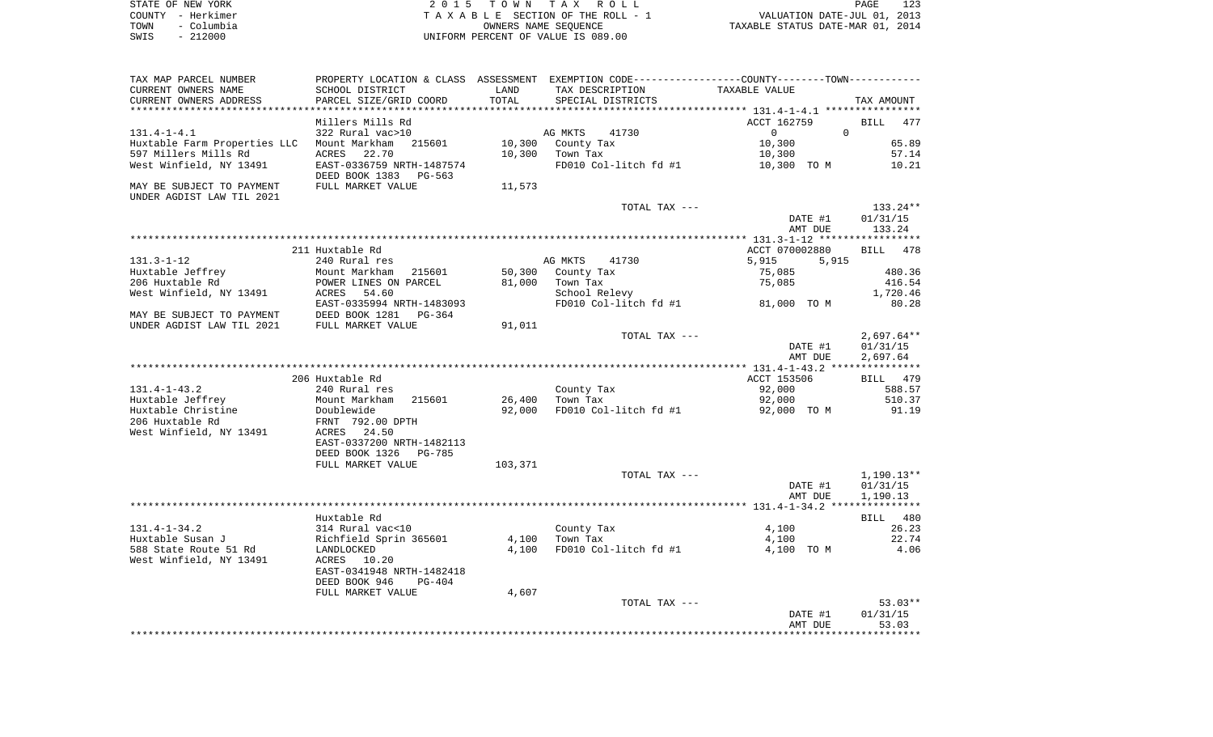STATE OF NEW YORK  
COUNTY - Herkimer  
TOWN - Columbia  
SWIS - 212000

2 0 1 5 T O W N T A X R O L L  
T A X A B L E SECTION OF THE ROLL - 1  
OWNERS NAME SEQUENCE  
UNIFORM PERCENT OF VALUE IS 089.00

VALUATION DATE-JUL 01, 2013  
TAXABLE STATUS DATE-MAR 01, 2014

| TAX MAP PARCEL NUMBER / CURRENT OWNERS NAME / CURRENT OWNERS ADDRESS | PROPERTY LOCATION & CLASS / SCHOOL DISTRICT / PARCEL SIZE/GRID COORD | ASSESSMENT LAND / TOTAL | EXEMPTION CODE / TAX DESCRIPTION / SPECIAL DISTRICTS | COUNTY / TOWN TAXABLE VALUE | TAX AMOUNT |
|---|---|---|---|---|---|
| **131.4-1-4.1** | Millers Mills Rd | | | ACCT 162759 | BILL 477 |
| 131.4-1-4.1 | 322 Rural vac>10 | | AG MKTS 41730 | 0 / 0 | |
| Huxtable Farm Properties LLC | Mount Markham 215601 | 10,300 | County Tax | 10,300 | 65.89 |
| 597 Millers Mills Rd | ACRES 22.70 | 10,300 | Town Tax | 10,300 | 57.14 |
| West Winfield, NY 13491 | EAST-0336759 NRTH-1487574 | | FD010 Col-litch fd #1 | 10,300 TO M | 10.21 |
| | DEED BOOK 1383 PG-563 | | | | |
| MAY BE SUBJECT TO PAYMENT | FULL MARKET VALUE | 11,573 | | | |
| UNDER AGDIST LAW TIL 2021 | | | | | |
| | | | TOTAL TAX --- | | 133.24** |
| | | | | DATE #1 | 01/31/15 |
| | | | | AMT DUE | 133.24 |
| **131.3-1-12** | 211 Huxtable Rd | | | ACCT 070002880 | BILL 478 |
| 131.3-1-12 | 240 Rural res | | AG MKTS 41730 | 5,915 / 5,915 | |
| Huxtable Jeffrey | Mount Markham 215601 | 50,300 | County Tax | 75,085 | 480.36 |
| 206 Huxtable Rd | POWER LINES ON PARCEL | 81,000 | Town Tax | 75,085 | 416.54 |
| West Winfield, NY 13491 | ACRES 54.60 | | School Relevy | | 1,720.46 |
| | EAST-0335994 NRTH-1483093 | | FD010 Col-litch fd #1 | 81,000 TO M | 80.28 |
| MAY BE SUBJECT TO PAYMENT | DEED BOOK 1281 PG-364 | | | | |
| UNDER AGDIST LAW TIL 2021 | FULL MARKET VALUE | 91,011 | | | |
| | | | TOTAL TAX --- | | 2,697.64** |
| | | | | DATE #1 | 01/31/15 |
| | | | | AMT DUE | 2,697.64 |
| **131.4-1-43.2** | 206 Huxtable Rd | | | ACCT 153506 | BILL 479 |
| 131.4-1-43.2 | 240 Rural res | | County Tax | 92,000 | 588.57 |
| Huxtable Jeffrey | Mount Markham 215601 | 26,400 | Town Tax | 92,000 | 510.37 |
| Huxtable Christine | Doublewide | 92,000 | FD010 Col-litch fd #1 | 92,000 TO M | 91.19 |
| 206 Huxtable Rd | FRNT 792.00 DPTH | | | | |
| West Winfield, NY 13491 | ACRES 24.50 | | | | |
| | EAST-0337200 NRTH-1482113 | | | | |
| | DEED BOOK 1326 PG-785 | | | | |
| | FULL MARKET VALUE | 103,371 | | | |
| | | | TOTAL TAX --- | | 1,190.13** |
| | | | | DATE #1 | 01/31/15 |
| | | | | AMT DUE | 1,190.13 |
| **131.4-1-34.2** | Huxtable Rd | | | | BILL 480 |
| 131.4-1-34.2 | 314 Rural vac<10 | | County Tax | 4,100 | 26.23 |
| Huxtable Susan J | Richfield Sprin 365601 | 4,100 | Town Tax | 4,100 | 22.74 |
| 588 State Route 51 Rd | LANDLOCKED | 4,100 | FD010 Col-litch fd #1 | 4,100 TO M | 4.06 |
| West Winfield, NY 13491 | ACRES 10.20 | | | | |
| | EAST-0341948 NRTH-1482418 | | | | |
| | DEED BOOK 946 PG-404 | | | | |
| | FULL MARKET VALUE | 4,607 | | | |
| | | | TOTAL TAX --- | | 53.03** |
| | | | | DATE #1 | 01/31/15 |
| | | | | AMT DUE | 53.03 |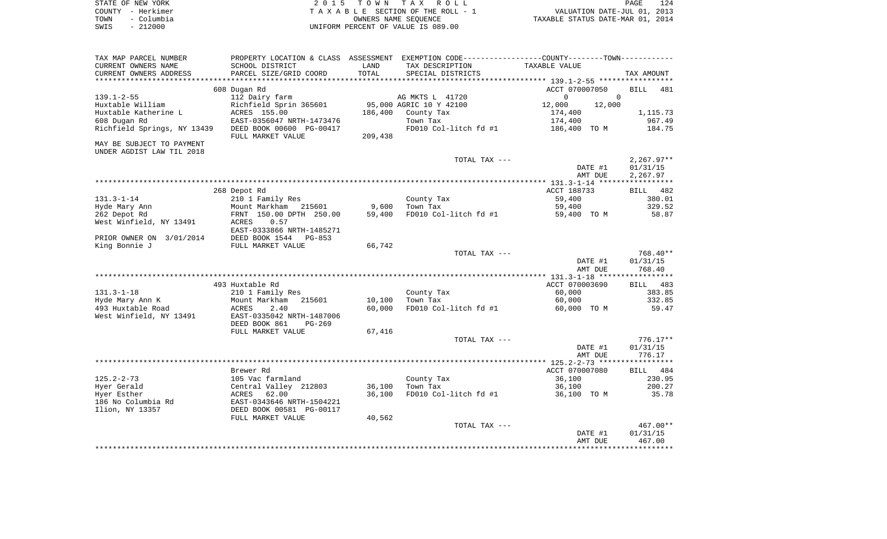STATE OF NEW YORK | 2 0 1 5 T O W N T A X R O L L
COUNTY - Herkimer | T A X A B L E SECTION OF THE ROLL - 1 | VALUATION DATE-JUL 01, 2013
TOWN - Columbia | OWNERS NAME SEQUENCE | TAXABLE STATUS DATE-MAR 01, 2014
SWIS - 212000 | UNIFORM PERCENT OF VALUE IS 089.00

| TAX MAP PARCEL NUMBER / CURRENT OWNERS NAME / CURRENT OWNERS ADDRESS | PROPERTY LOCATION & CLASS / SCHOOL DISTRICT / PARCEL SIZE/GRID COORD | ASSESSMENT LAND / TOTAL | EXEMPTION CODE / TAX DESCRIPTION / SPECIAL DISTRICTS | COUNTY TAXABLE VALUE | TOWN TAXABLE VALUE | TAX AMOUNT |
|---|---|---|---|---|---|---|
| **139.1-2-55** | 608 Dugan Rd | | | ACCT 070007050 | | BILL 481 |
| 139.1-2-55 | 112 Dairy farm | | AG MKTS L 41720 | 0 | 0 | |
| Huxtable William | Richfield Sprin 365601 | 95,000 | AGRIC 10 Y 42100 | 12,000 | 12,000 | |
| Huxtable Katherine L | ACRES 155.00 | 186,400 | County Tax | 174,400 | | 1,115.73 |
| 608 Dugan Rd | EAST-0356047 NRTH-1473476 | | Town Tax | 174,400 | | 967.49 |
| Richfield Springs, NY 13439 | DEED BOOK 00600 PG-00417 | | FD010 Col-litch fd #1 | 186,400 TO M | | 184.75 |
| | FULL MARKET VALUE | 209,438 | | | | |
| MAY BE SUBJECT TO PAYMENT UNDER AGDIST LAW TIL 2018 | | | | | | |
| | | | TOTAL TAX --- | | | 2,267.97** |
| | | | | DATE #1 | | 01/31/15 |
| | | | | AMT DUE | | 2,267.97 |
| **131.3-1-14** | 268 Depot Rd | | | ACCT 188733 | | BILL 482 |
| 131.3-1-14 | 210 1 Family Res | | County Tax | 59,400 | | 380.01 |
| Hyde Mary Ann | Mount Markham 215601 | 9,600 | Town Tax | 59,400 | | 329.52 |
| 262 Depot Rd | FRNT 150.00 DPTH 250.00 | 59,400 | FD010 Col-litch fd #1 | 59,400 TO M | | 58.87 |
| West Winfield, NY 13491 | ACRES 0.57 | | | | | |
| | EAST-0333866 NRTH-1485271 | | | | | |
| PRIOR OWNER ON 3/01/2014 | DEED BOOK 1544 PG-853 | | | | | |
| King Bonnie J | FULL MARKET VALUE | 66,742 | | | | |
| | | | TOTAL TAX --- | | | 768.40** |
| | | | | DATE #1 | | 01/31/15 |
| | | | | AMT DUE | | 768.40 |
| **131.3-1-18** | 493 Huxtable Rd | | | ACCT 070003690 | | BILL 483 |
| 131.3-1-18 | 210 1 Family Res | | County Tax | 60,000 | | 383.85 |
| Hyde Mary Ann K | Mount Markham 215601 | 10,100 | Town Tax | 60,000 | | 332.85 |
| 493 Huxtable Road | ACRES 2.40 | 60,000 | FD010 Col-litch fd #1 | 60,000 TO M | | 59.47 |
| West Winfield, NY 13491 | EAST-0335042 NRTH-1487006 | | | | | |
| | DEED BOOK 861 PG-269 | | | | | |
| | FULL MARKET VALUE | 67,416 | | | | |
| | | | TOTAL TAX --- | | | 776.17** |
| | | | | DATE #1 | | 01/31/15 |
| | | | | AMT DUE | | 776.17 |
| **125.2-2-73** | Brewer Rd | | | ACCT 070007080 | | BILL 484 |
| 125.2-2-73 | 105 Vac farmland | | County Tax | 36,100 | | 230.95 |
| Hyer Gerald | Central Valley 212803 | 36,100 | Town Tax | 36,100 | | 200.27 |
| Hyer Esther | ACRES 62.00 | 36,100 | FD010 Col-litch fd #1 | 36,100 TO M | | 35.78 |
| 186 No Columbia Rd | EAST-0343646 NRTH-1504221 | | | | | |
| Ilion, NY 13357 | DEED BOOK 00581 PG-00117 | | | | | |
| | FULL MARKET VALUE | 40,562 | | | | |
| | | | TOTAL TAX --- | | | 467.00** |
| | | | | DATE #1 | | 01/31/15 |
| | | | | AMT DUE | | 467.00 |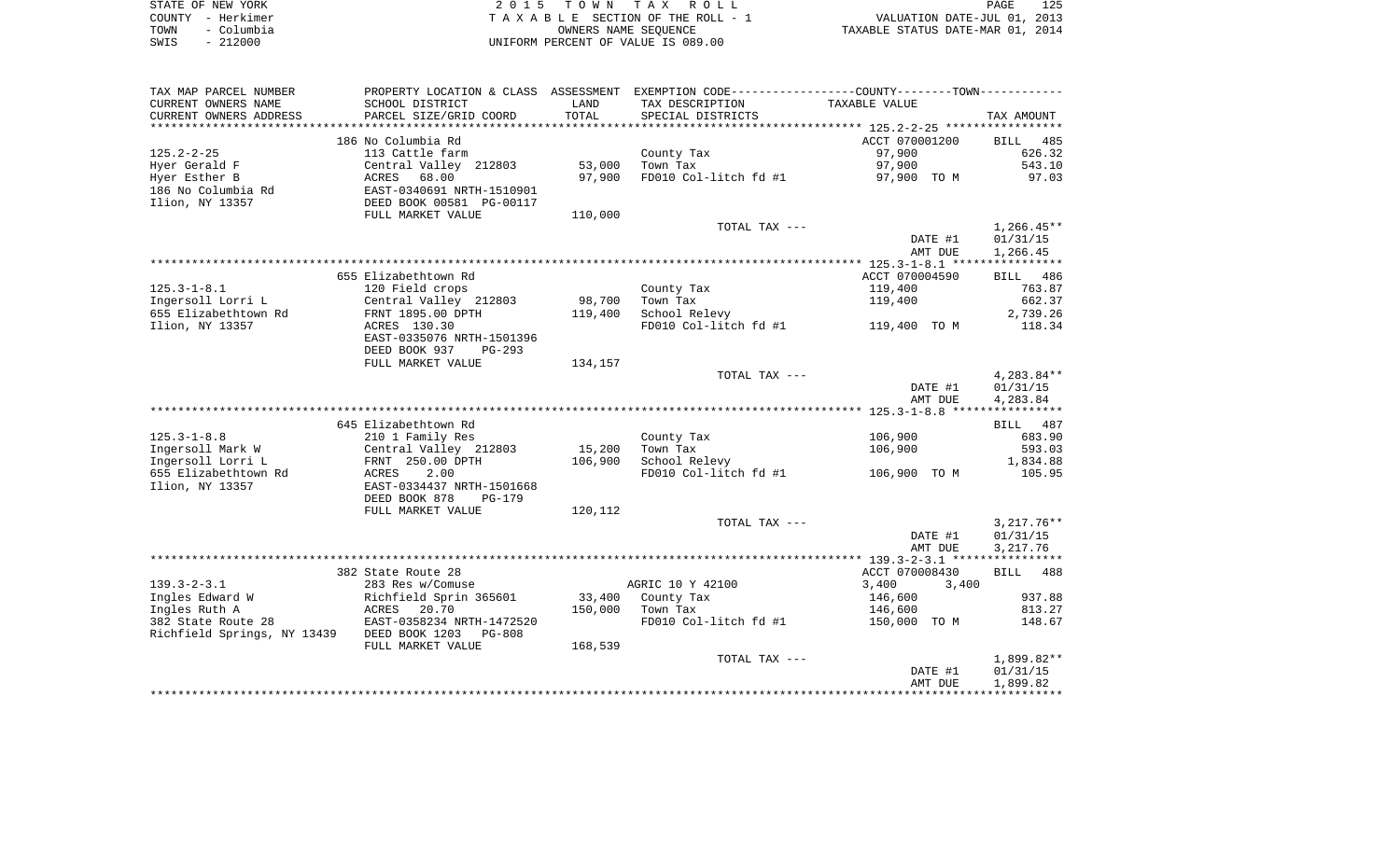STATE OF NEW YORK
COUNTY - Herkimer
TOWN - Columbia
SWIS - 212000

2015 TOWN TAX ROLL
TAXABLE SECTION OF THE ROLL - 1
OWNERS NAME SEQUENCE
UNIFORM PERCENT OF VALUE IS 089.00

VALUATION DATE-JUL 01, 2013
TAXABLE STATUS DATE-MAR 01, 2014

| TAX MAP PARCEL NUMBER / CURRENT OWNERS NAME / CURRENT OWNERS ADDRESS | PROPERTY LOCATION & CLASS / SCHOOL DISTRICT / PARCEL SIZE/GRID COORD | ASSESSMENT LAND / TOTAL | EXEMPTION CODE / TAX DESCRIPTION / SPECIAL DISTRICTS | TAXABLE VALUE | TAX AMOUNT |
|---|---|---|---|---|---|
| 125.2-2-25 | 186 No Columbia Rd | | | ACCT 070001200 | BILL 485 |
| | 113 Cattle farm | | County Tax | 97,900 | 626.32 |
| Hyer Gerald F | Central Valley 212803 | 53,000 | Town Tax | 97,900 | 543.10 |
| Hyer Esther B | ACRES 68.00 | 97,900 | FD010 Col-litch fd #1 | 97,900 TO M | 97.03 |
| 186 No Columbia Rd | EAST-0340691 NRTH-1510901 | | | | |
| Ilion, NY 13357 | DEED BOOK 00581 PG-00117 | | | | |
| | FULL MARKET VALUE | 110,000 | | | |
| | | | TOTAL TAX --- | | 1,266.45** |
| | | | | DATE #1 | 01/31/15 |
| | | | | AMT DUE | 1,266.45 |
| 125.3-1-8.1 | 655 Elizabethtown Rd | | | ACCT 070004590 | BILL 486 |
| | 120 Field crops | | County Tax | 119,400 | 763.87 |
| Ingersoll Lorri L | Central Valley 212803 | 98,700 | Town Tax | 119,400 | 662.37 |
| 655 Elizabethtown Rd | FRNT 1895.00 DPTH | 119,400 | School Relevy | | 2,739.26 |
| Ilion, NY 13357 | ACRES 130.30 | | FD010 Col-litch fd #1 | 119,400 TO M | 118.34 |
| | EAST-0335076 NRTH-1501396 | | | | |
| | DEED BOOK 937 PG-293 | | | | |
| | FULL MARKET VALUE | 134,157 | | | |
| | | | TOTAL TAX --- | | 4,283.84** |
| | | | | DATE #1 | 01/31/15 |
| | | | | AMT DUE | 4,283.84 |
| 125.3-1-8.8 | 645 Elizabethtown Rd | | | | BILL 487 |
| | 210 1 Family Res | | County Tax | 106,900 | 683.90 |
| Ingersoll Mark W | Central Valley 212803 | 15,200 | Town Tax | 106,900 | 593.03 |
| Ingersoll Lorri L | FRNT 250.00 DPTH | 106,900 | School Relevy | | 1,834.88 |
| 655 Elizabethtown Rd | ACRES 2.00 | | FD010 Col-litch fd #1 | 106,900 TO M | 105.95 |
| Ilion, NY 13357 | EAST-0334437 NRTH-1501668 | | | | |
| | DEED BOOK 878 PG-179 | | | | |
| | FULL MARKET VALUE | 120,112 | | | |
| | | | TOTAL TAX --- | | 3,217.76** |
| | | | | DATE #1 | 01/31/15 |
| | | | | AMT DUE | 3,217.76 |
| 139.3-2-3.1 | 382 State Route 28 | | | ACCT 070008430 | BILL 488 |
| | 283 Res w/Comuse | | AGRIC 10 Y 42100 | 3,400 3,400 | |
| Ingles Edward W | Richfield Sprin 365601 | 33,400 | County Tax | 146,600 | 937.88 |
| Ingles Ruth A | ACRES 20.70 | 150,000 | Town Tax | 146,600 | 813.27 |
| 382 State Route 28 | EAST-0358234 NRTH-1472520 | | FD010 Col-litch fd #1 | 150,000 TO M | 148.67 |
| Richfield Springs, NY 13439 | DEED BOOK 1203 PG-808 | | | | |
| | FULL MARKET VALUE | 168,539 | | | |
| | | | TOTAL TAX --- | | 1,899.82** |
| | | | | DATE #1 | 01/31/15 |
| | | | | AMT DUE | 1,899.82 |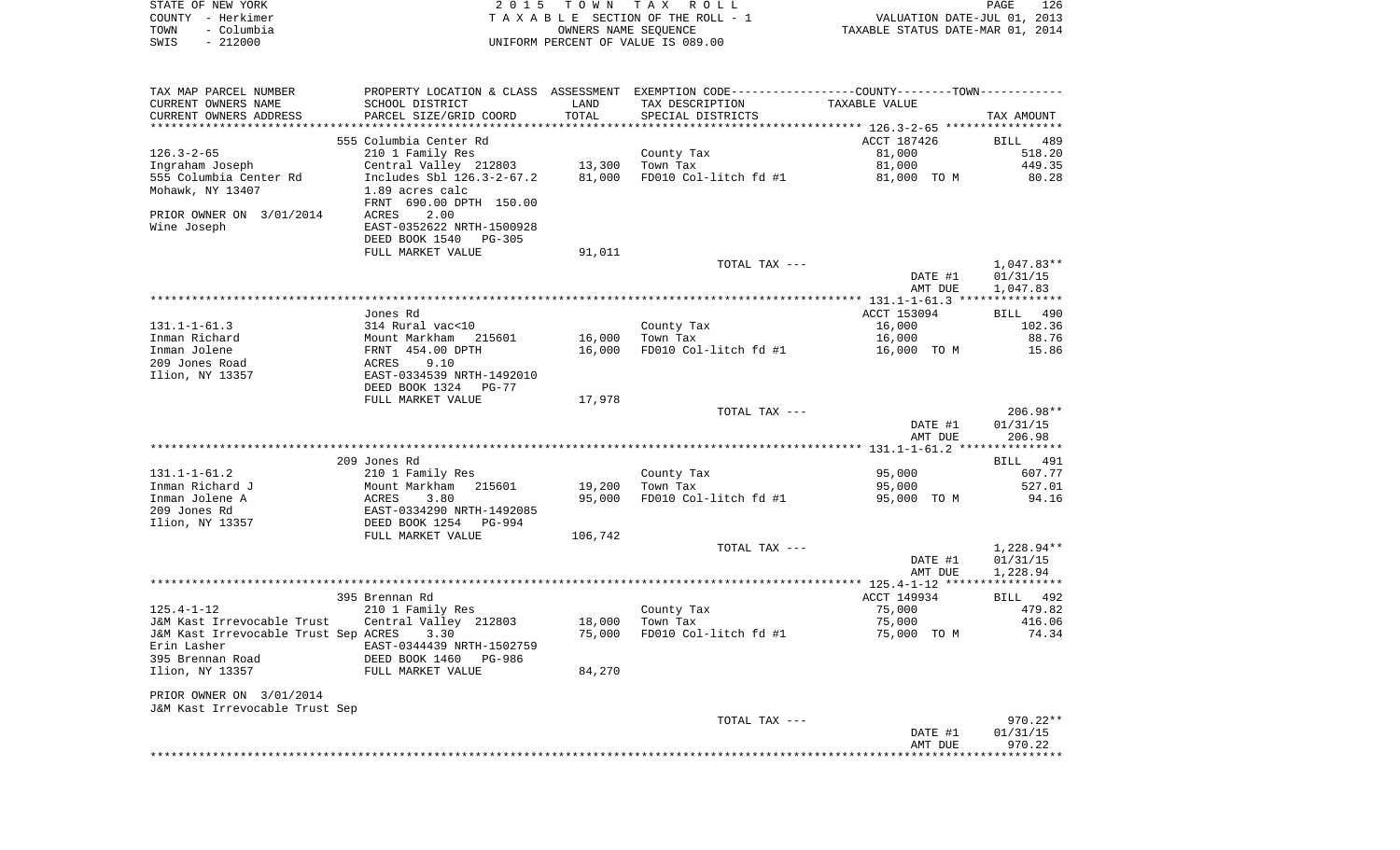STATE OF NEW YORK
COUNTY - Herkimer
TOWN - Columbia
SWIS - 212000

2 0 1 5   T O W N   T A X   R O L L
T A X A B L E  SECTION OF THE ROLL - 1
OWNERS NAME SEQUENCE
UNIFORM PERCENT OF VALUE IS 089.00

VALUATION DATE-JUL 01, 2013
TAXABLE STATUS DATE-MAR 01, 2014

| TAX MAP PARCEL NUMBER / CURRENT OWNERS NAME / CURRENT OWNERS ADDRESS | PROPERTY LOCATION & CLASS / SCHOOL DISTRICT / PARCEL SIZE/GRID COORD | ASSESSMENT LAND / TOTAL | EXEMPTION CODE / TAX DESCRIPTION / SPECIAL DISTRICTS | TAXABLE VALUE | TAX AMOUNT |
|---|---|---|---|---|---|
| 126.3-2-65 | 555 Columbia Center Rd | | | ACCT 187426 | BILL 489 |
| 126.3-2-65 | 210 1 Family Res | | County Tax | 81,000 | 518.20 |
| Ingraham Joseph | Central Valley 212803 | 13,300 | Town Tax | 81,000 | 449.35 |
| 555 Columbia Center Rd | Includes Sbl 126.3-2-67.2 | 81,000 | FD010 Col-litch fd #1 | 81,000 TO M | 80.28 |
| Mohawk, NY 13407 | 1.89 acres calc | | | | |
| | FRNT 690.00 DPTH 150.00 | | | | |
| PRIOR OWNER ON 3/01/2014 | ACRES 2.00 | | | | |
| Wine Joseph | EAST-0352622 NRTH-1500928 | | | | |
| | DEED BOOK 1540 PG-305 | | | | |
| | FULL MARKET VALUE | 91,011 | | | |
| | | | TOTAL TAX --- | | 1,047.83** |
| | | | | DATE #1 | 01/31/15 |
| | | | | AMT DUE | 1,047.83 |
| 131.1-1-61.3 | Jones Rd | | | ACCT 153094 | BILL 490 |
| 131.1-1-61.3 | 314 Rural vac<10 | | County Tax | 16,000 | 102.36 |
| Inman Richard | Mount Markham 215601 | 16,000 | Town Tax | 16,000 | 88.76 |
| Inman Jolene | FRNT 454.00 DPTH | 16,000 | FD010 Col-litch fd #1 | 16,000 TO M | 15.86 |
| 209 Jones Road | ACRES 9.10 | | | | |
| Ilion, NY 13357 | EAST-0334539 NRTH-1492010 | | | | |
| | DEED BOOK 1324 PG-77 | | | | |
| | FULL MARKET VALUE | 17,978 | | | |
| | | | TOTAL TAX --- | | 206.98** |
| | | | | DATE #1 | 01/31/15 |
| | | | | AMT DUE | 206.98 |
| 131.1-1-61.2 | 209 Jones Rd | | | | BILL 491 |
| 131.1-1-61.2 | 210 1 Family Res | | County Tax | 95,000 | 607.77 |
| Inman Richard J | Mount Markham 215601 | 19,200 | Town Tax | 95,000 | 527.01 |
| Inman Jolene A | ACRES 3.80 | 95,000 | FD010 Col-litch fd #1 | 95,000 TO M | 94.16 |
| 209 Jones Rd | EAST-0334290 NRTH-1492085 | | | | |
| Ilion, NY 13357 | DEED BOOK 1254 PG-994 | | | | |
| | FULL MARKET VALUE | 106,742 | | | |
| | | | TOTAL TAX --- | | 1,228.94** |
| | | | | DATE #1 | 01/31/15 |
| | | | | AMT DUE | 1,228.94 |
| 125.4-1-12 | 395 Brennan Rd | | | ACCT 149934 | BILL 492 |
| 125.4-1-12 | 210 1 Family Res | | County Tax | 75,000 | 479.82 |
| J&M Kast Irrevocable Trust | Central Valley 212803 | 18,000 | Town Tax | 75,000 | 416.06 |
| J&M Kast Irrevocable Trust Sep | ACRES 3.30 | 75,000 | FD010 Col-litch fd #1 | 75,000 TO M | 74.34 |
| Erin Lasher | EAST-0344439 NRTH-1502759 | | | | |
| 395 Brennan Road | DEED BOOK 1460 PG-986 | | | | |
| Ilion, NY 13357 | FULL MARKET VALUE | 84,270 | | | |
| PRIOR OWNER ON 3/01/2014 | | | | | |
| J&M Kast Irrevocable Trust Sep | | | | | |
| | | | TOTAL TAX --- | | 970.22** |
| | | | | DATE #1 | 01/31/15 |
| | | | | AMT DUE | 970.22 |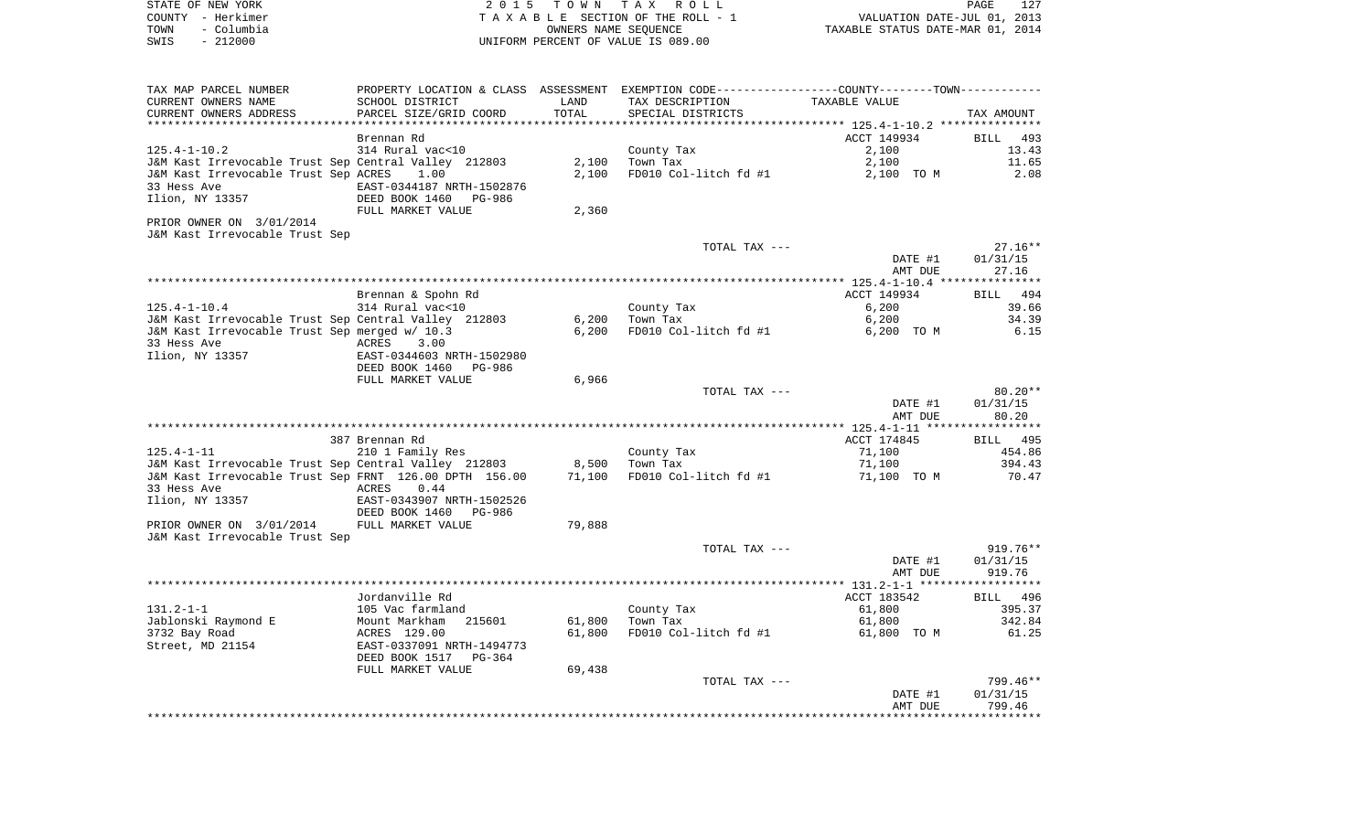STATE OF NEW YORK
COUNTY - Herkimer
TOWN - Columbia
SWIS - 212000

2 0 1 5 T O W N T A X R O L L
T A X A B L E SECTION OF THE ROLL - 1
OWNERS NAME SEQUENCE
UNIFORM PERCENT OF VALUE IS 089.00

VALUATION DATE-JUL 01, 2013
TAXABLE STATUS DATE-MAR 01, 2014

| TAX MAP PARCEL NUMBER<br>CURRENT OWNERS NAME<br>CURRENT OWNERS ADDRESS | PROPERTY LOCATION & CLASS<br>SCHOOL DISTRICT<br>PARCEL SIZE/GRID COORD | ASSESSMENT<br>LAND<br>TOTAL | EXEMPTION CODE----COUNTY----TOWN----<br>TAX DESCRIPTION<br>SPECIAL DISTRICTS | TAXABLE VALUE | TAX AMOUNT |
|---|---|---|---|---|---|
| 125.4-1-10.2 | Brennan Rd | | | ACCT 149934 | BILL 493 |
| 125.4-1-10.2 | 314 Rural vac<10 | | County Tax | 2,100 | 13.43 |
| J&M Kast Irrevocable Trust Sep | Central Valley 212803 | 2,100 | Town Tax | 2,100 | 11.65 |
| J&M Kast Irrevocable Trust Sep | ACRES 1.00 | 2,100 | FD010 Col-litch fd #1 | 2,100 TO M | 2.08 |
| 33 Hess Ave | EAST-0344187 NRTH-1502876 | | | | |
| Ilion, NY 13357 | DEED BOOK 1460 PG-986 | | | | |
| | FULL MARKET VALUE | 2,360 | | | |
| PRIOR OWNER ON 3/01/2014 | | | | | |
| J&M Kast Irrevocable Trust Sep | | | | | |
| | | | TOTAL TAX --- | | 27.16** |
| | | | | DATE #1 | 01/31/15 |
| | | | | AMT DUE | 27.16 |
| 125.4-1-10.4 | Brennan & Spohn Rd | | | ACCT 149934 | BILL 494 |
| 125.4-1-10.4 | 314 Rural vac<10 | | County Tax | 6,200 | 39.66 |
| J&M Kast Irrevocable Trust Sep | Central Valley 212803 | 6,200 | Town Tax | 6,200 | 34.39 |
| J&M Kast Irrevocable Trust Sep | merged w/ 10.3 | 6,200 | FD010 Col-litch fd #1 | 6,200 TO M | 6.15 |
| 33 Hess Ave | ACRES 3.00 | | | | |
| Ilion, NY 13357 | EAST-0344603 NRTH-1502980 | | | | |
| | DEED BOOK 1460 PG-986 | | | | |
| | FULL MARKET VALUE | 6,966 | | | |
| | | | TOTAL TAX --- | | 80.20** |
| | | | | DATE #1 | 01/31/15 |
| | | | | AMT DUE | 80.20 |
| 125.4-1-11 | 387 Brennan Rd | | | ACCT 174845 | BILL 495 |
| 125.4-1-11 | 210 1 Family Res | | County Tax | 71,100 | 454.86 |
| J&M Kast Irrevocable Trust Sep | Central Valley 212803 | 8,500 | Town Tax | 71,100 | 394.43 |
| J&M Kast Irrevocable Trust Sep | FRNT 126.00 DPTH 156.00 | 71,100 | FD010 Col-litch fd #1 | 71,100 TO M | 70.47 |
| 33 Hess Ave | ACRES 0.44 | | | | |
| Ilion, NY 13357 | EAST-0343907 NRTH-1502526 | | | | |
| | DEED BOOK 1460 PG-986 | | | | |
| PRIOR OWNER ON 3/01/2014 | FULL MARKET VALUE | 79,888 | | | |
| J&M Kast Irrevocable Trust Sep | | | | | |
| | | | TOTAL TAX --- | | 919.76** |
| | | | | DATE #1 | 01/31/15 |
| | | | | AMT DUE | 919.76 |
| 131.2-1-1 | Jordanville Rd | | | ACCT 183542 | BILL 496 |
| 131.2-1-1 | 105 Vac farmland | | County Tax | 61,800 | 395.37 |
| Jablonski Raymond E | Mount Markham 215601 | 61,800 | Town Tax | 61,800 | 342.84 |
| 3732 Bay Road | ACRES 129.00 | 61,800 | FD010 Col-litch fd #1 | 61,800 TO M | 61.25 |
| Street, MD 21154 | EAST-0337091 NRTH-1494773 | | | | |
| | DEED BOOK 1517 PG-364 | | | | |
| | FULL MARKET VALUE | 69,438 | | | |
| | | | TOTAL TAX --- | | 799.46** |
| | | | | DATE #1 | 01/31/15 |
| | | | | AMT DUE | 799.46 |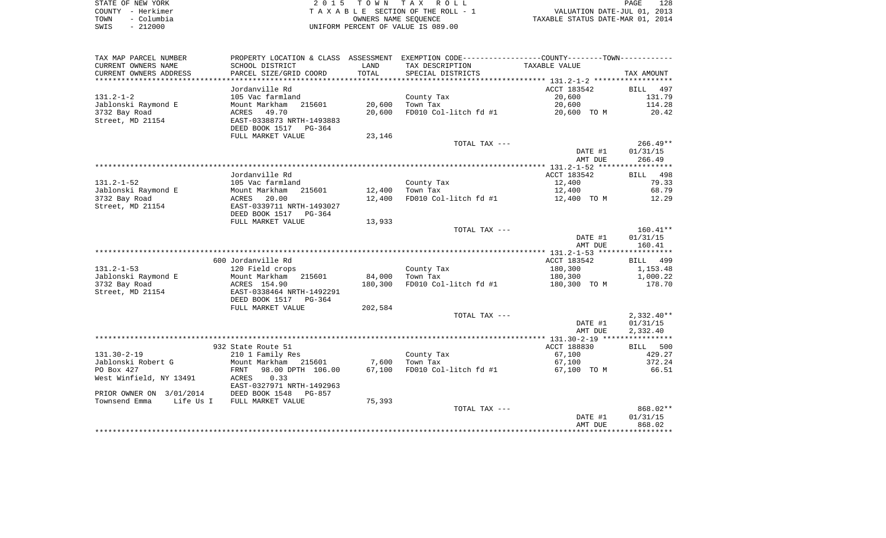STATE OF NEW YORK
COUNTY - Herkimer
TOWN - Columbia
SWIS - 212000

2 0 1 5 T O W N T A X R O L L
T A X A B L E SECTION OF THE ROLL - 1
OWNERS NAME SEQUENCE
UNIFORM PERCENT OF VALUE IS 089.00

VALUATION DATE-JUL 01, 2013
TAXABLE STATUS DATE-MAR 01, 2014

| TAX MAP PARCEL NUMBER<br>CURRENT OWNERS NAME<br>CURRENT OWNERS ADDRESS | PROPERTY LOCATION & CLASS<br>SCHOOL DISTRICT<br>PARCEL SIZE/GRID COORD | ASSESSMENT<br>LAND<br>TOTAL | EXEMPTION CODE-----COUNTY-----TOWN<br>TAX DESCRIPTION<br>SPECIAL DISTRICTS | TAXABLE VALUE | TAX AMOUNT |
|---|---|---|---|---|---|
| 131.2-1-2 | Jordanville Rd | | | ACCT 183542 | BILL 497 |
| | 105 Vac farmland | | County Tax | 20,600 | 131.79 |
| Jablonski Raymond E | Mount Markham 215601 | 20,600 | Town Tax | 20,600 | 114.28 |
| 3732 Bay Road | ACRES 49.70 | 20,600 | FD010 Col-litch fd #1 | 20,600 TO M | 20.42 |
| Street, MD 21154 | EAST-0338873 NRTH-1493883 | | | | |
| | DEED BOOK 1517 PG-364 | | | | |
| | FULL MARKET VALUE | 23,146 | | | |
| | | | TOTAL TAX --- | | 266.49** |
| | | | | DATE #1 | 01/31/15 |
| | | | | AMT DUE | 266.49 |
| 131.2-1-52 | Jordanville Rd | | | ACCT 183542 | BILL 498 |
| | 105 Vac farmland | | County Tax | 12,400 | 79.33 |
| Jablonski Raymond E | Mount Markham 215601 | 12,400 | Town Tax | 12,400 | 68.79 |
| 3732 Bay Road | ACRES 20.00 | 12,400 | FD010 Col-litch fd #1 | 12,400 TO M | 12.29 |
| Street, MD 21154 | EAST-0339711 NRTH-1493027 | | | | |
| | DEED BOOK 1517 PG-364 | | | | |
| | FULL MARKET VALUE | 13,933 | | | |
| | | | TOTAL TAX --- | | 160.41** |
| | | | | DATE #1 | 01/31/15 |
| | | | | AMT DUE | 160.41 |
| 131.2-1-53 | 600 Jordanville Rd | | | ACCT 183542 | BILL 499 |
| | 120 Field crops | | County Tax | 180,300 | 1,153.48 |
| Jablonski Raymond E | Mount Markham 215601 | 84,000 | Town Tax | 180,300 | 1,000.22 |
| 3732 Bay Road | ACRES 154.90 | 180,300 | FD010 Col-litch fd #1 | 180,300 TO M | 178.70 |
| Street, MD 21154 | EAST-0338464 NRTH-1492291 | | | | |
| | DEED BOOK 1517 PG-364 | | | | |
| | FULL MARKET VALUE | 202,584 | | | |
| | | | TOTAL TAX --- | | 2,332.40** |
| | | | | DATE #1 | 01/31/15 |
| | | | | AMT DUE | 2,332.40 |
| 131.30-2-19 | 932 State Route 51 | | | ACCT 188830 | BILL 500 |
| | 210 1 Family Res | | County Tax | 67,100 | 429.27 |
| Jablonski Robert G | Mount Markham 215601 | 7,600 | Town Tax | 67,100 | 372.24 |
| PO Box 427 | FRNT 98.00 DPTH 106.00 | 67,100 | FD010 Col-litch fd #1 | 67,100 TO M | 66.51 |
| West Winfield, NY 13491 | ACRES 0.33 | | | | |
| | EAST-0327971 NRTH-1492963 | | | | |
| PRIOR OWNER ON 3/01/2014 | DEED BOOK 1548 PG-857 | | | | |
| Townsend Emma Life Us I | FULL MARKET VALUE | 75,393 | | | |
| | | | TOTAL TAX --- | | 868.02** |
| | | | | DATE #1 | 01/31/15 |
| | | | | AMT DUE | 868.02 |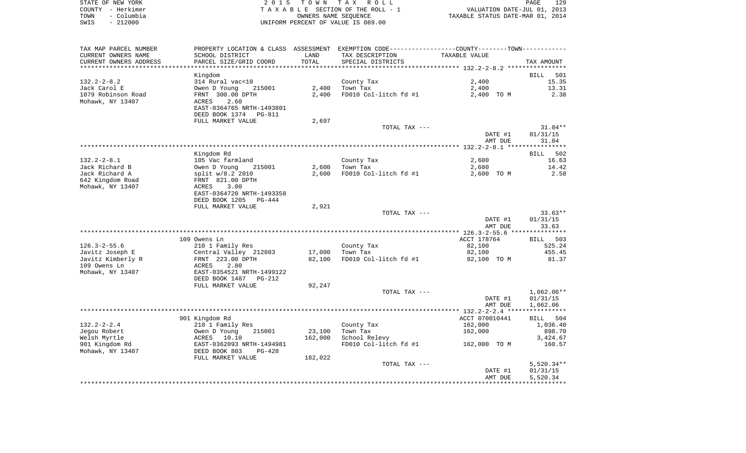STATE OF NEW YORK
COUNTY - Herkimer
TOWN - Columbia
SWIS - 212000

2 0 1 5 T O W N T A X R O L L
T A X A B L E SECTION OF THE ROLL - 1
OWNERS NAME SEQUENCE
UNIFORM PERCENT OF VALUE IS 089.00

VALUATION DATE-JUL 01, 2013
TAXABLE STATUS DATE-MAR 01, 2014

| TAX MAP PARCEL NUMBER / CURRENT OWNERS NAME / CURRENT OWNERS ADDRESS | PROPERTY LOCATION & CLASS / SCHOOL DISTRICT / PARCEL SIZE/GRID COORD | ASSESSMENT LAND / TOTAL | EXEMPTION CODE / TAX DESCRIPTION / SPECIAL DISTRICTS | COUNTY--------TOWN / TAXABLE VALUE | TAX AMOUNT |
|---|---|---|---|---|---|
| 132.2-2-8.2 | Kingdom | | | | BILL 501 |
| | 314 Rural vac<10 | | County Tax | 2,400 | 15.35 |
| Jack Carol E | Owen D Young 215001 | 2,400 | Town Tax | 2,400 | 13.31 |
| 1079 Robinson Road | FRNT 300.00 DPTH | 2,400 | FD010 Col-litch fd #1 | 2,400 TO M | 2.38 |
| Mohawk, NY 13407 | ACRES 2.60 | | | | |
| | EAST-0364765 NRTH-1493801 | | | | |
| | DEED BOOK 1374 PG-811 | | | | |
| | FULL MARKET VALUE | 2,697 | | | |
| | | | TOTAL TAX --- | | 31.04** |
| | | | | DATE #1 | 01/31/15 |
| | | | | AMT DUE | 31.04 |
| 132.2-2-8.1 | Kingdom Rd | | | | BILL 502 |
| | 105 Vac farmland | | County Tax | 2,600 | 16.63 |
| Jack Richard B | Owen D Young 215001 | 2,600 | Town Tax | 2,600 | 14.42 |
| Jack Richard A | split w/8.2 2010 | 2,600 | FD010 Col-litch fd #1 | 2,600 TO M | 2.58 |
| 642 Kingdom Road | FRNT 821.00 DPTH | | | | |
| Mohawk, NY 13407 | ACRES 3.00 | | | | |
| | EAST-0364720 NRTH-1493358 | | | | |
| | DEED BOOK 1205 PG-444 | | | | |
| | FULL MARKET VALUE | 2,921 | | | |
| | | | TOTAL TAX --- | | 33.63** |
| | | | | DATE #1 | 01/31/15 |
| | | | | AMT DUE | 33.63 |
| 126.3-2-55.6 | 109 Owens Ln | | | ACCT 178764 | BILL 503 |
| | 210 1 Family Res | | County Tax | 82,100 | 525.24 |
| Javitz Joseph E | Central Valley 212803 | 17,000 | Town Tax | 82,100 | 455.45 |
| Javitz Kimberly R | FRNT 223.00 DPTH | 82,100 | FD010 Col-litch fd #1 | 82,100 TO M | 81.37 |
| 109 Owens Ln | ACRES 2.80 | | | | |
| Mohawk, NY 13407 | EAST-0354521 NRTH-1499122 | | | | |
| | DEED BOOK 1487 PG-212 | | | | |
| | FULL MARKET VALUE | 92,247 | | | |
| | | | TOTAL TAX --- | | 1,062.06** |
| | | | | DATE #1 | 01/31/15 |
| | | | | AMT DUE | 1,062.06 |
| 132.2-2-2.4 | 901 Kingdom Rd | | | ACCT 070010441 | BILL 504 |
| | 210 1 Family Res | | County Tax | 162,000 | 1,036.40 |
| Jegou Robert | Owen D Young 215001 | 23,100 | Town Tax | 162,000 | 898.70 |
| Welsh Myrtle | ACRES 10.10 | 162,000 | School Relevy | | 3,424.67 |
| 901 Kingdom Rd | EAST-0362093 NRTH-1494981 | | FD010 Col-litch fd #1 | 162,000 TO M | 160.57 |
| Mohawk, NY 13407 | DEED BOOK 803 PG-428 | | | | |
| | FULL MARKET VALUE | 182,022 | | | |
| | | | TOTAL TAX --- | | 5,520.34** |
| | | | | DATE #1 | 01/31/15 |
| | | | | AMT DUE | 5,520.34 |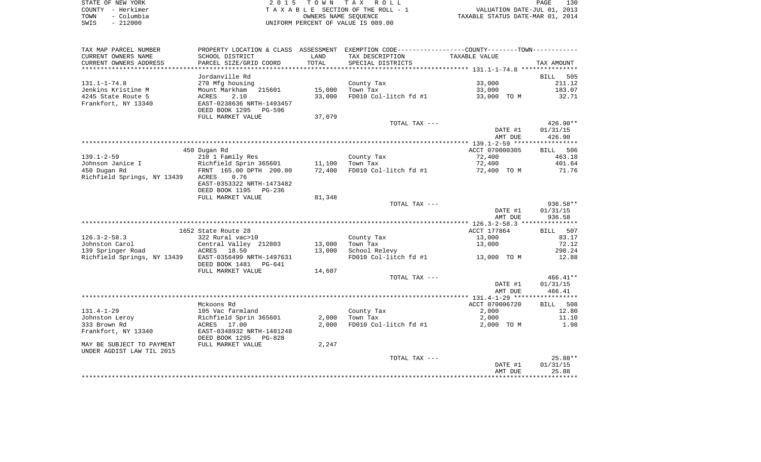STATE OF NEW YORK | COUNTY - Herkimer | TOWN - Columbia | SWIS - 212000

2015 TOWN TAX ROLL
TAXABLE SECTION OF THE ROLL - 1
OWNERS NAME SEQUENCE
UNIFORM PERCENT OF VALUE IS 089.00

VALUATION DATE-JUL 01, 2013
TAXABLE STATUS DATE-MAR 01, 2014

| TAX MAP PARCEL NUMBER / CURRENT OWNERS NAME / CURRENT OWNERS ADDRESS | PROPERTY LOCATION & CLASS / SCHOOL DISTRICT / PARCEL SIZE/GRID COORD | ASSESSMENT LAND / TOTAL | EXEMPTION CODE / TAX DESCRIPTION / SPECIAL DISTRICTS | TAXABLE VALUE | TAX AMOUNT |
|---|---|---|---|---|---|
| **131.1-1-74.8** | Jordanville Rd | | | | BILL 505 |
| 131.1-1-74.8 | 270 Mfg housing | | County Tax | 33,000 | 211.12 |
| Jenkins Kristine M | Mount Markham 215601 | 15,000 | Town Tax | 33,000 | 183.07 |
| 4245 State Route 5 | ACRES 2.10 | 33,000 | FD010 Col-litch fd #1 | 33,000 TO M | 32.71 |
| Frankfort, NY 13340 | EAST-0238636 NRTH-1493457 | | | | |
| | DEED BOOK 1295 PG-596 | | | | |
| | FULL MARKET VALUE | 37,079 | | | |
| | | | TOTAL TAX --- | | 426.90** |
| | | | | DATE #1 | 01/31/15 |
| | | | | AMT DUE | 426.90 |
| **139.1-2-59** | 450 Dugan Rd | | | ACCT 070000305 | BILL 506 |
| 139.1-2-59 | 210 1 Family Res | | County Tax | 72,400 | 463.18 |
| Johnson Janice I | Richfield Sprin 365601 | 11,100 | Town Tax | 72,400 | 401.64 |
| 450 Dugan Rd | FRNT 165.00 DPTH 200.00 | 72,400 | FD010 Col-litch fd #1 | 72,400 TO M | 71.76 |
| Richfield Springs, NY 13439 | ACRES 0.76 | | | | |
| | EAST-0353322 NRTH-1473482 | | | | |
| | DEED BOOK 1195 PG-236 | | | | |
| | FULL MARKET VALUE | 81,348 | | | |
| | | | TOTAL TAX --- | | 936.58** |
| | | | | DATE #1 | 01/31/15 |
| | | | | AMT DUE | 936.58 |
| **126.3-2-58.3** | 1652 State Route 28 | | | ACCT 177864 | BILL 507 |
| 126.3-2-58.3 | 322 Rural vac>10 | | County Tax | 13,000 | 83.17 |
| Johnston Carol | Central Valley 212803 | 13,000 | Town Tax | 13,000 | 72.12 |
| 139 Springer Road | ACRES 18.50 | 13,000 | School Relevy | | 298.24 |
| Richfield Springs, NY 13439 | EAST-0356499 NRTH-1497631 | | FD010 Col-litch fd #1 | 13,000 TO M | 12.88 |
| | DEED BOOK 1481 PG-641 | | | | |
| | FULL MARKET VALUE | 14,607 | | | |
| | | | TOTAL TAX --- | | 466.41** |
| | | | | DATE #1 | 01/31/15 |
| | | | | AMT DUE | 466.41 |
| **131.4-1-29** | Mckoons Rd | | | ACCT 070006720 | BILL 508 |
| 131.4-1-29 | 105 Vac farmland | | County Tax | 2,000 | 12.80 |
| Johnston Leroy | Richfield Sprin 365601 | 2,000 | Town Tax | 2,000 | 11.10 |
| 333 Brown Rd | ACRES 17.00 | 2,000 | FD010 Col-litch fd #1 | 2,000 TO M | 1.98 |
| Frankfort, NY 13340 | EAST-0348932 NRTH-1481248 | | | | |
| | DEED BOOK 1295 PG-828 | | | | |
| MAY BE SUBJECT TO PAYMENT UNDER AGDIST LAW TIL 2015 | FULL MARKET VALUE | 2,247 | | | |
| | | | TOTAL TAX --- | | 25.88** |
| | | | | DATE #1 | 01/31/15 |
| | | | | AMT DUE | 25.88 |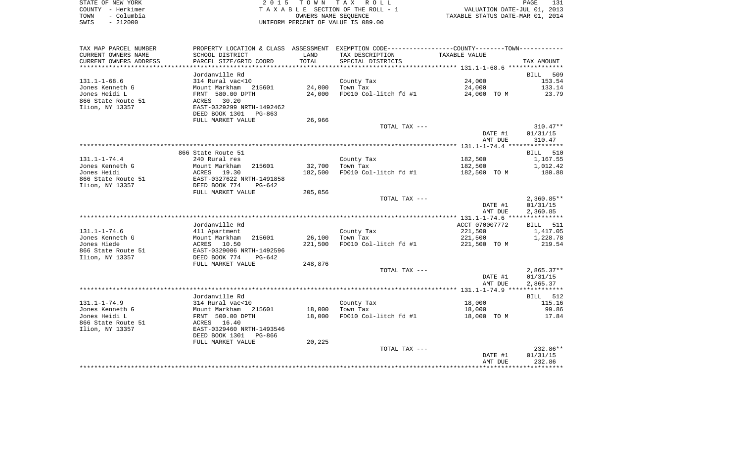STATE OF NEW YORK
COUNTY - Herkimer
TOWN - Columbia
SWIS - 212000

2 0 1 5 T O W N T A X R O L L
T A X A B L E SECTION OF THE ROLL - 1
OWNERS NAME SEQUENCE
UNIFORM PERCENT OF VALUE IS 089.00

VALUATION DATE-JUL 01, 2013
TAXABLE STATUS DATE-MAR 01, 2014

| TAX MAP PARCEL NUMBER<br>CURRENT OWNERS NAME<br>CURRENT OWNERS ADDRESS | PROPERTY LOCATION & CLASS<br>SCHOOL DISTRICT<br>PARCEL SIZE/GRID COORD | ASSESSMENT<br>LAND<br>TOTAL | EXEMPTION CODE<br>TAX DESCRIPTION<br>SPECIAL DISTRICTS | COUNTY--------TOWN<br>TAXABLE VALUE | TAX AMOUNT |
|---|---|---|---|---|---|
| | Jordanville Rd | | | | BILL 509 |
| 131.1-1-68.6 | 314 Rural vac<10 | | County Tax | 24,000 | 153.54 |
| Jones Kenneth G | Mount Markham 215601 | 24,000 | Town Tax | 24,000 | 133.14 |
| Jones Heidi L | FRNT 580.00 DPTH | 24,000 | FD010 Col-litch fd #1 | 24,000 TO M | 23.79 |
| 866 State Route 51 | ACRES 30.20 | | | | |
| Ilion, NY 13357 | EAST-0329299 NRTH-1492462 | | | | |
| | DEED BOOK 1301 PG-863 | | | | |
| | FULL MARKET VALUE | 26,966 | | | |
| | | | TOTAL TAX --- | | 310.47** |
| | | | | DATE #1 | 01/31/15 |
| | | | | AMT DUE | 310.47 |
| | 866 State Route 51 | | | | BILL 510 |
| 131.1-1-74.4 | 240 Rural res | | County Tax | 182,500 | 1,167.55 |
| Jones Kenneth G | Mount Markham 215601 | 32,700 | Town Tax | 182,500 | 1,012.42 |
| Jones Heidi | ACRES 19.30 | 182,500 | FD010 Col-litch fd #1 | 182,500 TO M | 180.88 |
| 866 State Route 51 | EAST-0327622 NRTH-1491858 | | | | |
| Ilion, NY 13357 | DEED BOOK 774 PG-642 | | | | |
| | FULL MARKET VALUE | 205,056 | | | |
| | | | TOTAL TAX --- | | 2,360.85** |
| | | | | DATE #1 | 01/31/15 |
| | | | | AMT DUE | 2,360.85 |
| | Jordanville Rd | | | ACCT 070007772 | BILL 511 |
| 131.1-1-74.6 | 411 Apartment | | County Tax | 221,500 | 1,417.05 |
| Jones Kenneth G | Mount Markham 215601 | 26,100 | Town Tax | 221,500 | 1,228.78 |
| Jones Hiede | ACRES 10.50 | 221,500 | FD010 Col-litch fd #1 | 221,500 TO M | 219.54 |
| 866 State Route 51 | EAST-0329006 NRTH-1492596 | | | | |
| Ilion, NY 13357 | DEED BOOK 774 PG-642 | | | | |
| | FULL MARKET VALUE | 248,876 | | | |
| | | | TOTAL TAX --- | | 2,865.37** |
| | | | | DATE #1 | 01/31/15 |
| | | | | AMT DUE | 2,865.37 |
| | Jordanville Rd | | | | BILL 512 |
| 131.1-1-74.9 | 314 Rural vac<10 | | County Tax | 18,000 | 115.16 |
| Jones Kenneth G | Mount Markham 215601 | 18,000 | Town Tax | 18,000 | 99.86 |
| Jones Heidi L | FRNT 500.00 DPTH | 18,000 | FD010 Col-litch fd #1 | 18,000 TO M | 17.84 |
| 866 State Route 51 | ACRES 16.40 | | | | |
| Ilion, NY 13357 | EAST-0329460 NRTH-1493546 | | | | |
| | DEED BOOK 1301 PG-866 | | | | |
| | FULL MARKET VALUE | 20,225 | | | |
| | | | TOTAL TAX --- | | 232.86** |
| | | | | DATE #1 | 01/31/15 |
| | | | | AMT DUE | 232.86 |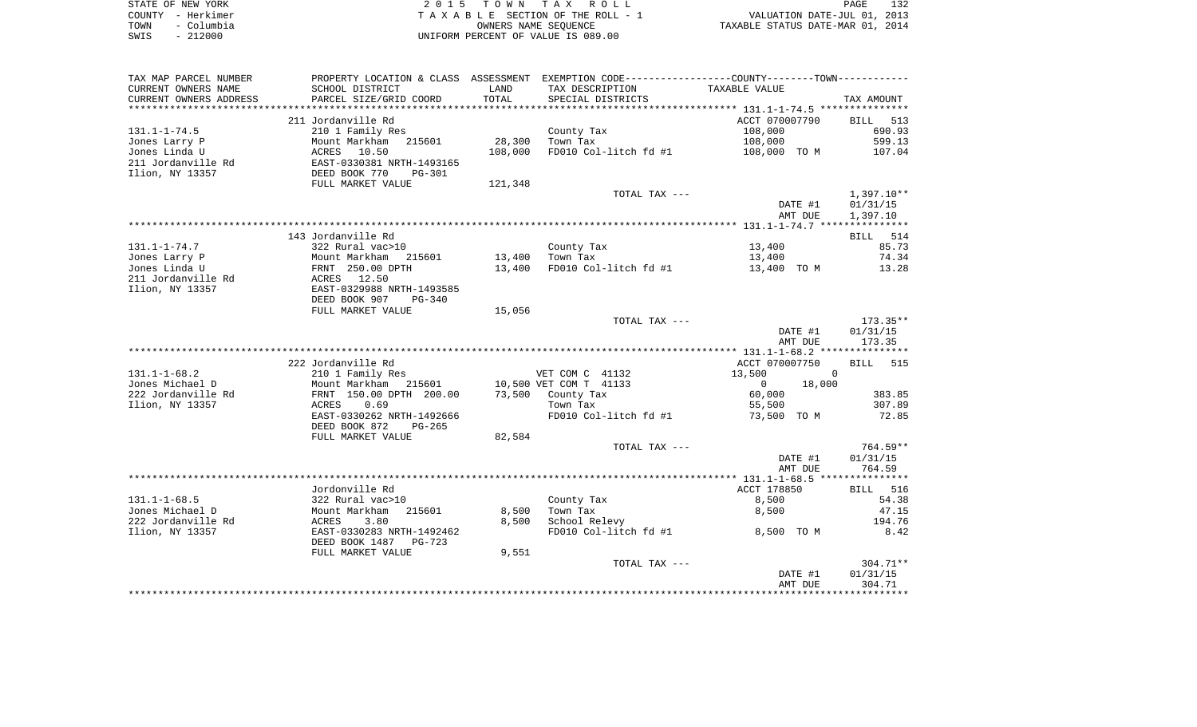STATE OF NEW YORK
COUNTY - Herkimer
TOWN - Columbia
SWIS - 212000

2015 TOWN TAX ROLL
TAXABLE SECTION OF THE ROLL - 1
OWNERS NAME SEQUENCE
UNIFORM PERCENT OF VALUE IS 089.00

VALUATION DATE-JUL 01, 2013
TAXABLE STATUS DATE-MAR 01, 2014

| TAX MAP PARCEL NUMBER / CURRENT OWNERS NAME / CURRENT OWNERS ADDRESS | PROPERTY LOCATION & CLASS / SCHOOL DISTRICT / PARCEL SIZE/GRID COORD | ASSESSMENT LAND / TOTAL | EXEMPTION CODE / TAX DESCRIPTION / SPECIAL DISTRICTS | COUNTY / TOWN TAXABLE VALUE | TAX AMOUNT |
|---|---|---|---|---|---|
| | 211 Jordanville Rd | | | ACCT 070007790 | BILL 513 |
| 131.1-1-74.5 | 210 1 Family Res | | County Tax | 108,000 | 690.93 |
| Jones Larry P | Mount Markham 215601 | 28,300 | Town Tax | 108,000 | 599.13 |
| Jones Linda U | ACRES 10.50 | 108,000 | FD010 Col-litch fd #1 | 108,000 TO M | 107.04 |
| 211 Jordanville Rd | EAST-0330381 NRTH-1493165 | | | | |
| Ilion, NY 13357 | DEED BOOK 770 PG-301 | | | | |
| | FULL MARKET VALUE | 121,348 | | | |
| | | | TOTAL TAX --- | | 1,397.10** |
| | | | | DATE #1 | 01/31/15 |
| | | | | AMT DUE | 1,397.10 |
| | 143 Jordanville Rd | | | | BILL 514 |
| 131.1-1-74.7 | 322 Rural vac>10 | | County Tax | 13,400 | 85.73 |
| Jones Larry P | Mount Markham 215601 | 13,400 | Town Tax | 13,400 | 74.34 |
| Jones Linda U | FRNT 250.00 DPTH | 13,400 | FD010 Col-litch fd #1 | 13,400 TO M | 13.28 |
| 211 Jordanville Rd | ACRES 12.50 | | | | |
| Ilion, NY 13357 | EAST-0329988 NRTH-1493585 | | | | |
| | DEED BOOK 907 PG-340 | | | | |
| | FULL MARKET VALUE | 15,056 | | | |
| | | | TOTAL TAX --- | | 173.35** |
| | | | | DATE #1 | 01/31/15 |
| | | | | AMT DUE | 173.35 |
| | 222 Jordanville Rd | | | ACCT 070007750 | BILL 515 |
| 131.1-1-68.2 | 210 1 Family Res | | VET COM C 41132 | 13,500 0 | |
| Jones Michael D | Mount Markham 215601 | 10,500 | VET COM T 41133 | 0 18,000 | |
| 222 Jordanville Rd | FRNT 150.00 DPTH 200.00 | 73,500 | County Tax | 60,000 | 383.85 |
| Ilion, NY 13357 | ACRES 0.69 | | Town Tax | 55,500 | 307.89 |
| | EAST-0330262 NRTH-1492666 | | FD010 Col-litch fd #1 | 73,500 TO M | 72.85 |
| | DEED BOOK 872 PG-265 | | | | |
| | FULL MARKET VALUE | 82,584 | | | |
| | | | TOTAL TAX --- | | 764.59** |
| | | | | DATE #1 | 01/31/15 |
| | | | | AMT DUE | 764.59 |
| | Jordonville Rd | | | ACCT 178850 | BILL 516 |
| 131.1-1-68.5 | 322 Rural vac>10 | | County Tax | 8,500 | 54.38 |
| Jones Michael D | Mount Markham 215601 | 8,500 | Town Tax | 8,500 | 47.15 |
| 222 Jordanville Rd | ACRES 3.80 | 8,500 | School Relevy | | 194.76 |
| Ilion, NY 13357 | EAST-0330283 NRTH-1492462 | | FD010 Col-litch fd #1 | 8,500 TO M | 8.42 |
| | DEED BOOK 1487 PG-723 | | | | |
| | FULL MARKET VALUE | 9,551 | | | |
| | | | TOTAL TAX --- | | 304.71** |
| | | | | DATE #1 | 01/31/15 |
| | | | | AMT DUE | 304.71 |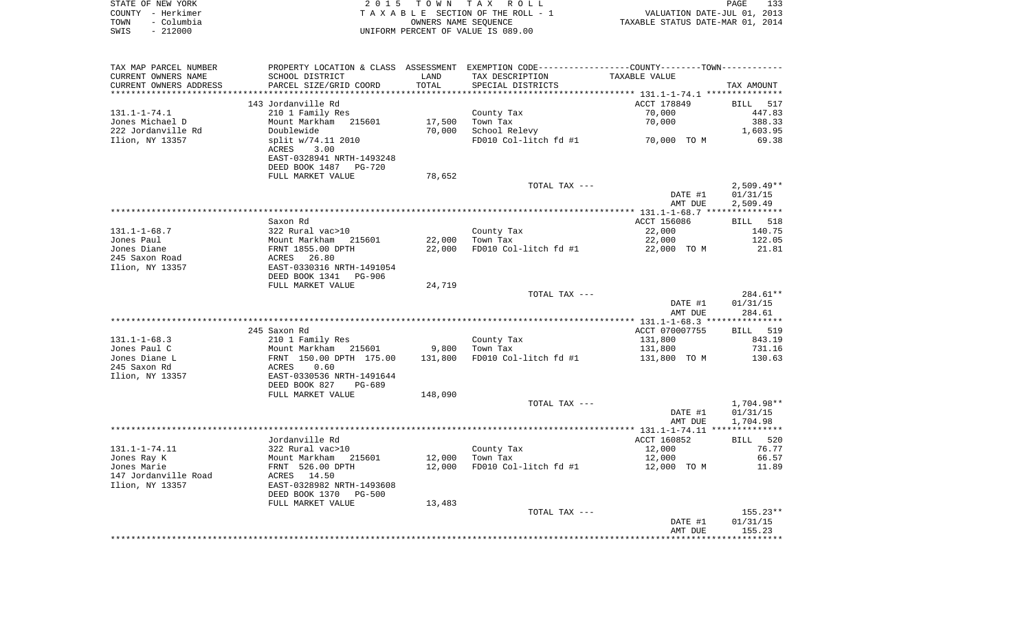STATE OF NEW YORK
COUNTY - Herkimer
TOWN - Columbia
SWIS - 212000

2015 TOWN TAX ROLL
TAXABLE SECTION OF THE ROLL - 1
OWNERS NAME SEQUENCE
UNIFORM PERCENT OF VALUE IS 089.00

VALUATION DATE-JUL 01, 2013
TAXABLE STATUS DATE-MAR 01, 2014

| TAX MAP PARCEL NUMBER / CURRENT OWNERS NAME / CURRENT OWNERS ADDRESS | PROPERTY LOCATION & CLASS / SCHOOL DISTRICT / PARCEL SIZE/GRID COORD | ASSESSMENT LAND / TOTAL | EXEMPTION CODE / TAX DESCRIPTION / SPECIAL DISTRICTS | COUNTY--TOWN TAXABLE VALUE | TAX AMOUNT |
|---|---|---|---|---|---|
| **131.1-1-74.1** | 143 Jordanville Rd | | | ACCT 178849 | BILL 517 |
| Jones Michael D | 210 1 Family Res | | County Tax | 70,000 | 447.83 |
| 222 Jordanville Rd | Mount Markham 215601 | 17,500 | Town Tax | 70,000 | 388.33 |
| Ilion, NY 13357 | Doublewide | 70,000 | School Relevy | | 1,603.95 |
| | split w/74.11 2010 | | FD010 Col-litch fd #1 | 70,000 TO M | 69.38 |
| | ACRES 3.00 | | | | |
| | EAST-0328941 NRTH-1493248 | | | | |
| | DEED BOOK 1487 PG-720 | | | | |
| | FULL MARKET VALUE | 78,652 | | | |
| | | | TOTAL TAX --- | | 2,509.49** |
| | | | | DATE #1 | 01/31/15 |
| | | | | AMT DUE | 2,509.49 |
| **131.1-1-68.7** | Saxon Rd | | | ACCT 156086 | BILL 518 |
| Jones Paul | 322 Rural vac>10 | | County Tax | 22,000 | 140.75 |
| Jones Diane | Mount Markham 215601 | 22,000 | Town Tax | 22,000 | 122.05 |
| 245 Saxon Road | FRNT 1855.00 DPTH | 22,000 | FD010 Col-litch fd #1 | 22,000 TO M | 21.81 |
| Ilion, NY 13357 | ACRES 26.80 | | | | |
| | EAST-0330316 NRTH-1491054 | | | | |
| | DEED BOOK 1341 PG-906 | | | | |
| | FULL MARKET VALUE | 24,719 | | | |
| | | | TOTAL TAX --- | | 284.61** |
| | | | | DATE #1 | 01/31/15 |
| | | | | AMT DUE | 284.61 |
| **131.1-1-68.3** | 245 Saxon Rd | | | ACCT 070007755 | BILL 519 |
| Jones Paul C | 210 1 Family Res | | County Tax | 131,800 | 843.19 |
| Jones Diane L | Mount Markham 215601 | 9,800 | Town Tax | 131,800 | 731.16 |
| 245 Saxon Rd | FRNT 150.00 DPTH 175.00 | 131,800 | FD010 Col-litch fd #1 | 131,800 TO M | 130.63 |
| Ilion, NY 13357 | ACRES 0.60 | | | | |
| | EAST-0330536 NRTH-1491644 | | | | |
| | DEED BOOK 827 PG-689 | | | | |
| | FULL MARKET VALUE | 148,090 | | | |
| | | | TOTAL TAX --- | | 1,704.98** |
| | | | | DATE #1 | 01/31/15 |
| | | | | AMT DUE | 1,704.98 |
| **131.1-1-74.11** | Jordanville Rd | | | ACCT 160852 | BILL 520 |
| Jones Ray K | 322 Rural vac>10 | | County Tax | 12,000 | 76.77 |
| Jones Marie | Mount Markham 215601 | 12,000 | Town Tax | 12,000 | 66.57 |
| 147 Jordanville Road | FRNT 526.00 DPTH | 12,000 | FD010 Col-litch fd #1 | 12,000 TO M | 11.89 |
| Ilion, NY 13357 | ACRES 14.50 | | | | |
| | EAST-0328982 NRTH-1493608 | | | | |
| | DEED BOOK 1370 PG-500 | | | | |
| | FULL MARKET VALUE | 13,483 | | | |
| | | | TOTAL TAX --- | | 155.23** |
| | | | | DATE #1 | 01/31/15 |
| | | | | AMT DUE | 155.23 |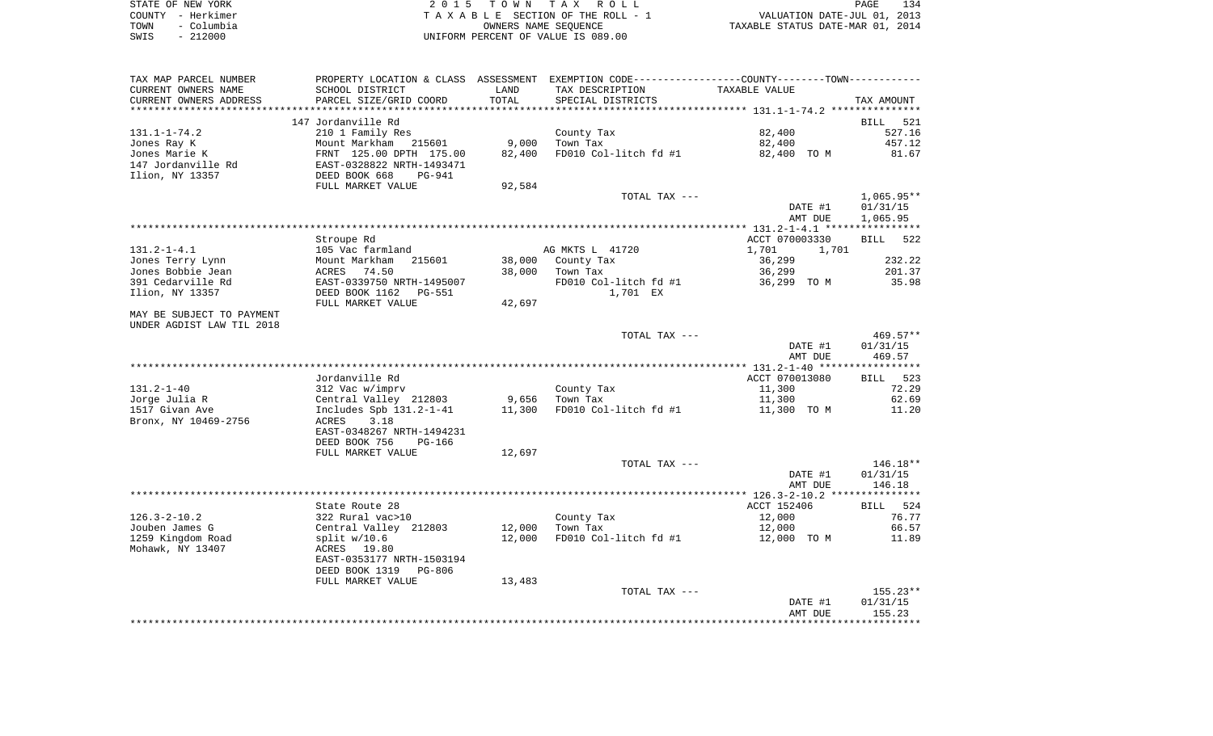STATE OF NEW YORK
COUNTY - Herkimer
TOWN - Columbia
SWIS - 212000

2 0 1 5 T O W N T A X R O L L
T A X A B L E SECTION OF THE ROLL - 1
OWNERS NAME SEQUENCE
UNIFORM PERCENT OF VALUE IS 089.00

VALUATION DATE-JUL 01, 2013
TAXABLE STATUS DATE-MAR 01, 2014

| TAX MAP PARCEL NUMBER / CURRENT OWNERS NAME / CURRENT OWNERS ADDRESS | PROPERTY LOCATION & CLASS / SCHOOL DISTRICT / PARCEL SIZE/GRID COORD | ASSESSMENT LAND / TOTAL | EXEMPTION CODE / TAX DESCRIPTION / SPECIAL DISTRICTS | TAXABLE VALUE | TAX AMOUNT |
|---|---|---|---|---|---|
| | 147 Jordanville Rd | | | | BILL 521 |
| 131.1-1-74.2 | 210 1 Family Res | | County Tax | 82,400 | 527.16 |
| Jones Ray K | Mount Markham 215601 | 9,000 | Town Tax | 82,400 | 457.12 |
| Jones Marie K | FRNT 125.00 DPTH 175.00 | 82,400 | FD010 Col-litch fd #1 | 82,400 TO M | 81.67 |
| 147 Jordanville Rd | EAST-0328822 NRTH-1493471 | | | | |
| Ilion, NY 13357 | DEED BOOK 668 PG-941 | | | | |
| | FULL MARKET VALUE | 92,584 | | | |
| | | | TOTAL TAX --- | | 1,065.95** |
| | | | | DATE #1 | 01/31/15 |
| | | | | AMT DUE | 1,065.95 |
| | Stroupe Rd | | | ACCT 070003330 | BILL 522 |
| 131.2-1-4.1 | 105 Vac farmland | | AG MKTS L 41720 | 1,701 1,701 | |
| Jones Terry Lynn | Mount Markham 215601 | 38,000 | County Tax | 36,299 | 232.22 |
| Jones Bobbie Jean | ACRES 74.50 | 38,000 | Town Tax | 36,299 | 201.37 |
| 391 Cedarville Rd | EAST-0339750 NRTH-1495007 | | FD010 Col-litch fd #1 | 36,299 TO M | 35.98 |
| Ilion, NY 13357 | DEED BOOK 1162 PG-551 | | 1,701 EX | | |
| | FULL MARKET VALUE | 42,697 | | | |
| MAY BE SUBJECT TO PAYMENT | | | | | |
| UNDER AGDIST LAW TIL 2018 | | | | | |
| | | | TOTAL TAX --- | | 469.57** |
| | | | | DATE #1 | 01/31/15 |
| | | | | AMT DUE | 469.57 |
| | Jordanville Rd | | | ACCT 070013080 | BILL 523 |
| 131.2-1-40 | 312 Vac w/imprv | | County Tax | 11,300 | 72.29 |
| Jorge Julia R | Central Valley 212803 | 9,656 | Town Tax | 11,300 | 62.69 |
| 1517 Givan Ave | Includes Spb 131.2-1-41 | 11,300 | FD010 Col-litch fd #1 | 11,300 TO M | 11.20 |
| Bronx, NY 10469-2756 | ACRES 3.18 | | | | |
| | EAST-0348267 NRTH-1494231 | | | | |
| | DEED BOOK 756 PG-166 | | | | |
| | FULL MARKET VALUE | 12,697 | | | |
| | | | TOTAL TAX --- | | 146.18** |
| | | | | DATE #1 | 01/31/15 |
| | | | | AMT DUE | 146.18 |
| | State Route 28 | | | ACCT 152406 | BILL 524 |
| 126.3-2-10.2 | 322 Rural vac>10 | | County Tax | 12,000 | 76.77 |
| Jouben James G | Central Valley 212803 | 12,000 | Town Tax | 12,000 | 66.57 |
| 1259 Kingdom Road | split w/10.6 | 12,000 | FD010 Col-litch fd #1 | 12,000 TO M | 11.89 |
| Mohawk, NY 13407 | ACRES 19.80 | | | | |
| | EAST-0353177 NRTH-1503194 | | | | |
| | DEED BOOK 1319 PG-806 | | | | |
| | FULL MARKET VALUE | 13,483 | | | |
| | | | TOTAL TAX --- | | 155.23** |
| | | | | DATE #1 | 01/31/15 |
| | | | | AMT DUE | 155.23 |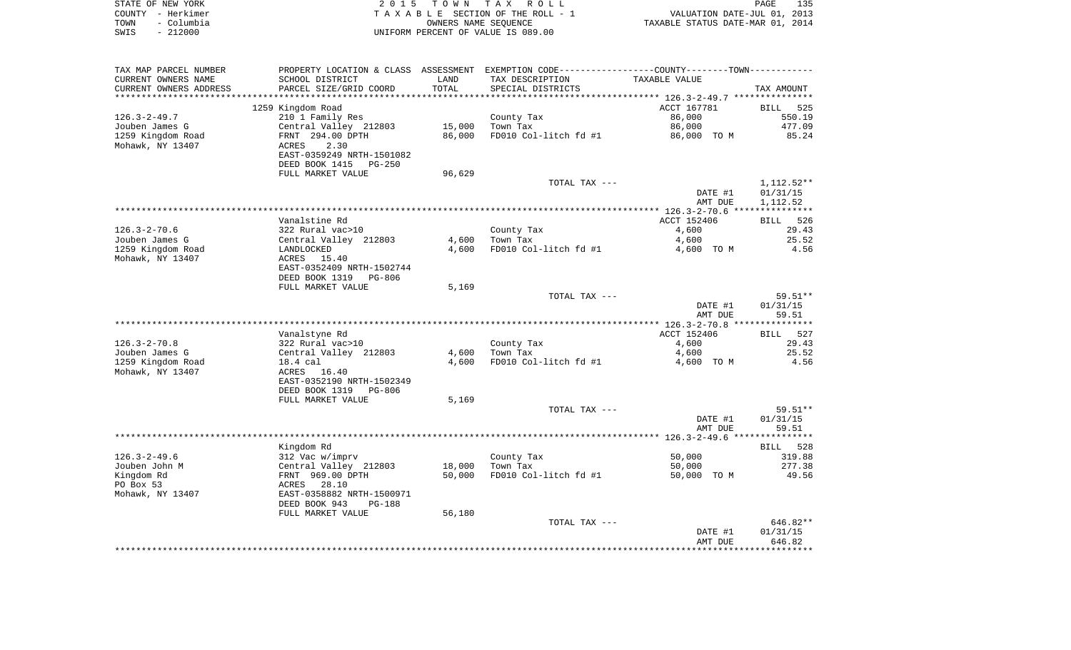STATE OF NEW YORK
COUNTY - Herkimer
TOWN - Columbia
SWIS - 212000

2 0 1 5 T O W N T A X R O L L
T A X A B L E SECTION OF THE ROLL - 1
OWNERS NAME SEQUENCE
UNIFORM PERCENT OF VALUE IS 089.00

VALUATION DATE-JUL 01, 2013
TAXABLE STATUS DATE-MAR 01, 2014

| TAX MAP PARCEL NUMBER<br>CURRENT OWNERS NAME<br>CURRENT OWNERS ADDRESS | PROPERTY LOCATION & CLASS<br>SCHOOL DISTRICT<br>PARCEL SIZE/GRID COORD | ASSESSMENT<br>LAND<br>TOTAL | EXEMPTION CODE-----COUNTY-----TOWN-----<br>TAX DESCRIPTION<br>SPECIAL DISTRICTS | TAXABLE VALUE | TAX AMOUNT |
|---|---|---|---|---|---|
| | 1259 Kingdom Road | | | ACCT 167781 | BILL 525 |
| 126.3-2-49.7 | 210 1 Family Res | | County Tax | 86,000 | 550.19 |
| Jouben James G | Central Valley 212803 | 15,000 | Town Tax | 86,000 | 477.09 |
| 1259 Kingdom Road | FRNT 294.00 DPTH | 86,000 | FD010 Col-litch fd #1 | 86,000 TO M | 85.24 |
| Mohawk, NY 13407 | ACRES 2.30 | | | | |
| | EAST-0359249 NRTH-1501082 | | | | |
| | DEED BOOK 1415 PG-250 | | | | |
| | FULL MARKET VALUE | 96,629 | | | |
| | | | TOTAL TAX --- | | 1,112.52** |
| | | | | DATE #1 | 01/31/15 |
| | | | | AMT DUE | 1,112.52 |
| | Vanalstine Rd | | | ACCT 152406 | BILL 526 |
| 126.3-2-70.6 | 322 Rural vac>10 | | County Tax | 4,600 | 29.43 |
| Jouben James G | Central Valley 212803 | 4,600 | Town Tax | 4,600 | 25.52 |
| 1259 Kingdom Road | LANDLOCKED | 4,600 | FD010 Col-litch fd #1 | 4,600 TO M | 4.56 |
| Mohawk, NY 13407 | ACRES 15.40 | | | | |
| | EAST-0352409 NRTH-1502744 | | | | |
| | DEED BOOK 1319 PG-806 | | | | |
| | FULL MARKET VALUE | 5,169 | | | |
| | | | TOTAL TAX --- | | 59.51** |
| | | | | DATE #1 | 01/31/15 |
| | | | | AMT DUE | 59.51 |
| | Vanalstyne Rd | | | ACCT 152406 | BILL 527 |
| 126.3-2-70.8 | 322 Rural vac>10 | | County Tax | 4,600 | 29.43 |
| Jouben James G | Central Valley 212803 | 4,600 | Town Tax | 4,600 | 25.52 |
| 1259 Kingdom Road | 18.4 cal | 4,600 | FD010 Col-litch fd #1 | 4,600 TO M | 4.56 |
| Mohawk, NY 13407 | ACRES 16.40 | | | | |
| | EAST-0352190 NRTH-1502349 | | | | |
| | DEED BOOK 1319 PG-806 | | | | |
| | FULL MARKET VALUE | 5,169 | | | |
| | | | TOTAL TAX --- | | 59.51** |
| | | | | DATE #1 | 01/31/15 |
| | | | | AMT DUE | 59.51 |
| | Kingdom Rd | | | | BILL 528 |
| 126.3-2-49.6 | 312 Vac w/imprv | | County Tax | 50,000 | 319.88 |
| Jouben John M | Central Valley 212803 | 18,000 | Town Tax | 50,000 | 277.38 |
| Kingdom Rd | FRNT 969.00 DPTH | 50,000 | FD010 Col-litch fd #1 | 50,000 TO M | 49.56 |
| PO Box 53 | ACRES 28.10 | | | | |
| Mohawk, NY 13407 | EAST-0358882 NRTH-1500971 | | | | |
| | DEED BOOK 943 PG-188 | | | | |
| | FULL MARKET VALUE | 56,180 | | | |
| | | | TOTAL TAX --- | | 646.82** |
| | | | | DATE #1 | 01/31/15 |
| | | | | AMT DUE | 646.82 |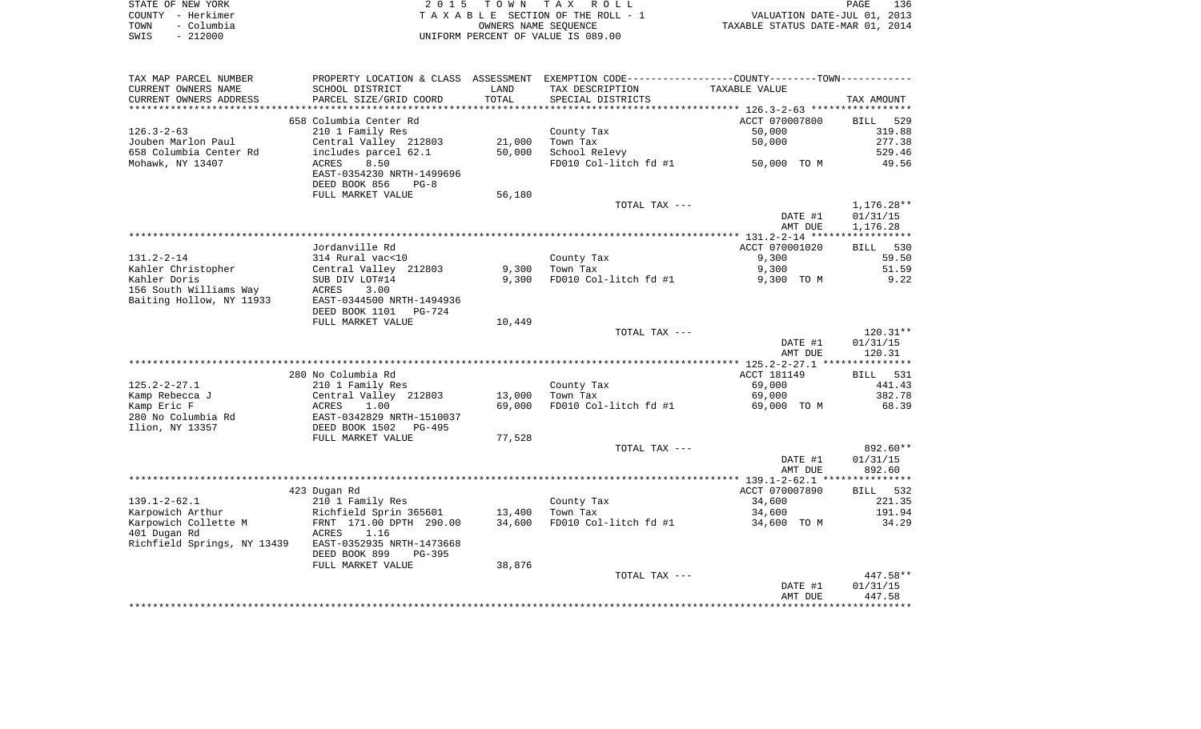STATE OF NEW YORK | 2 0 1 5 T O W N T A X R O L L
COUNTY - Herkimer | T A X A B L E SECTION OF THE ROLL - 1 | VALUATION DATE-JUL 01, 2013
TOWN - Columbia | OWNERS NAME SEQUENCE | TAXABLE STATUS DATE-MAR 01, 2014
SWIS - 212000 | UNIFORM PERCENT OF VALUE IS 089.00

| TAX MAP PARCEL NUMBER / CURRENT OWNERS NAME / CURRENT OWNERS ADDRESS | PROPERTY LOCATION & CLASS / SCHOOL DISTRICT / PARCEL SIZE/GRID COORD | ASSESSMENT LAND / TOTAL | EXEMPTION CODE / TAX DESCRIPTION / SPECIAL DISTRICTS | TAXABLE VALUE | TAX AMOUNT |
|---|---|---|---|---|---|
| 126.3-2-63 | 658 Columbia Center Rd | | | ACCT 070007800 | BILL 529 |
| | 210 1 Family Res | | County Tax | 50,000 | 319.88 |
| Jouben Marlon Paul | Central Valley 212803 | 21,000 | Town Tax | 50,000 | 277.38 |
| 658 Columbia Center Rd | includes parcel 62.1 | 50,000 | School Relevy | | 529.46 |
| Mohawk, NY 13407 | ACRES 8.50 | | FD010 Col-litch fd #1 | 50,000 TO M | 49.56 |
| | EAST-0354230 NRTH-1499696 | | | | |
| | DEED BOOK 856 PG-8 | | | | |
| | FULL MARKET VALUE | 56,180 | | | |
| | | | TOTAL TAX --- | | 1,176.28** |
| | | | | DATE #1 | 01/31/15 |
| | | | | AMT DUE | 1,176.28 |
| 131.2-2-14 | Jordanville Rd | | | ACCT 070001020 | BILL 530 |
| | 314 Rural vac<10 | | County Tax | 9,300 | 59.50 |
| Kahler Christopher | Central Valley 212803 | 9,300 | Town Tax | 9,300 | 51.59 |
| Kahler Doris | SUB DIV LOT#14 | 9,300 | FD010 Col-litch fd #1 | 9,300 TO M | 9.22 |
| 156 South Williams Way | ACRES 3.00 | | | | |
| Baiting Hollow, NY 11933 | EAST-0344500 NRTH-1494936 | | | | |
| | DEED BOOK 1101 PG-724 | | | | |
| | FULL MARKET VALUE | 10,449 | | | |
| | | | TOTAL TAX --- | | 120.31** |
| | | | | DATE #1 | 01/31/15 |
| | | | | AMT DUE | 120.31 |
| 125.2-2-27.1 | 280 No Columbia Rd | | | ACCT 181149 | BILL 531 |
| | 210 1 Family Res | | County Tax | 69,000 | 441.43 |
| Kamp Rebecca J | Central Valley 212803 | 13,000 | Town Tax | 69,000 | 382.78 |
| Kamp Eric F | ACRES 1.00 | 69,000 | FD010 Col-litch fd #1 | 69,000 TO M | 68.39 |
| 280 No Columbia Rd | EAST-0342829 NRTH-1510037 | | | | |
| Ilion, NY 13357 | DEED BOOK 1502 PG-495 | | | | |
| | FULL MARKET VALUE | 77,528 | | | |
| | | | TOTAL TAX --- | | 892.60** |
| | | | | DATE #1 | 01/31/15 |
| | | | | AMT DUE | 892.60 |
| 139.1-2-62.1 | 423 Dugan Rd | | | ACCT 070007890 | BILL 532 |
| | 210 1 Family Res | | County Tax | 34,600 | 221.35 |
| Karpowich Arthur | Richfield Sprin 365601 | 13,400 | Town Tax | 34,600 | 191.94 |
| Karpowich Collette M | FRNT 171.00 DPTH 290.00 | 34,600 | FD010 Col-litch fd #1 | 34,600 TO M | 34.29 |
| 401 Dugan Rd | ACRES 1.16 | | | | |
| Richfield Springs, NY 13439 | EAST-0352935 NRTH-1473668 | | | | |
| | DEED BOOK 899 PG-395 | | | | |
| | FULL MARKET VALUE | 38,876 | | | |
| | | | TOTAL TAX --- | | 447.58** |
| | | | | DATE #1 | 01/31/15 |
| | | | | AMT DUE | 447.58 |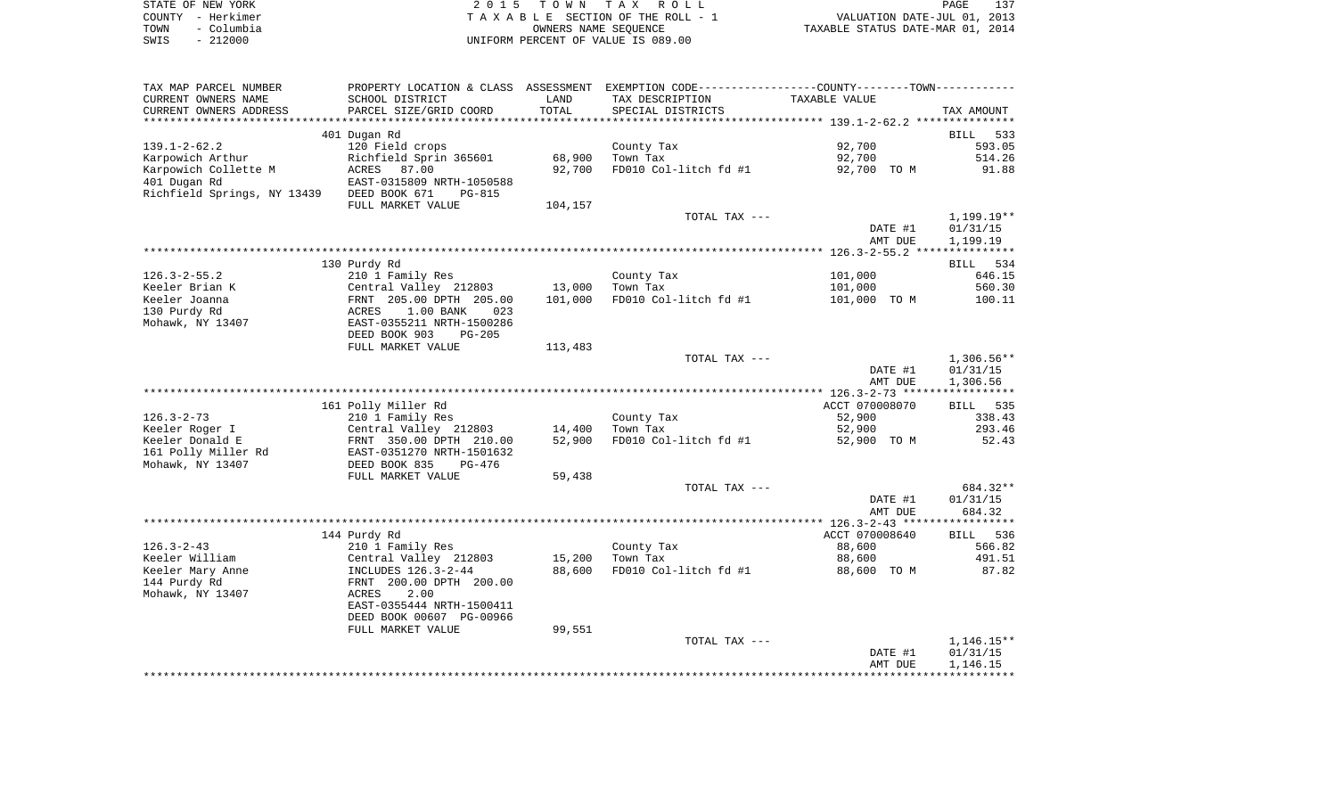STATE OF NEW YORK
COUNTY - Herkimer
TOWN - Columbia
SWIS - 212000

2 0 1 5 T O W N T A X R O L L
T A X A B L E SECTION OF THE ROLL - 1
OWNERS NAME SEQUENCE
UNIFORM PERCENT OF VALUE IS 089.00

VALUATION DATE-JUL 01, 2013
TAXABLE STATUS DATE-MAR 01, 2014

| TAX MAP PARCEL NUMBER / CURRENT OWNERS NAME / CURRENT OWNERS ADDRESS | PROPERTY LOCATION & CLASS / SCHOOL DISTRICT / PARCEL SIZE/GRID COORD | ASSESSMENT LAND / TOTAL | EXEMPTION CODE / TAX DESCRIPTION / SPECIAL DISTRICTS | COUNTY--------TOWN TAXABLE VALUE | TAX AMOUNT |
|---|---|---|---|---|---|
| | 401 Dugan Rd | | | | BILL 533 |
| 139.1-2-62.2 | 120 Field crops | | County Tax | 92,700 | 593.05 |
| Karpowich Arthur | Richfield Sprin 365601 | 68,900 | Town Tax | 92,700 | 514.26 |
| Karpowich Collette M | ACRES 87.00 | 92,700 | FD010 Col-litch fd #1 | 92,700 TO M | 91.88 |
| 401 Dugan Rd | EAST-0315809 NRTH-1050588 | | | | |
| Richfield Springs, NY 13439 | DEED BOOK 671 PG-815 | | | | |
| | FULL MARKET VALUE | 104,157 | | | |
| | | | TOTAL TAX --- | | 1,199.19** |
| | | | | DATE #1 | 01/31/15 |
| | | | | AMT DUE | 1,199.19 |
| | 130 Purdy Rd | | | | BILL 534 |
| 126.3-2-55.2 | 210 1 Family Res | | County Tax | 101,000 | 646.15 |
| Keeler Brian K | Central Valley 212803 | 13,000 | Town Tax | 101,000 | 560.30 |
| Keeler Joanna | FRNT 205.00 DPTH 205.00 | 101,000 | FD010 Col-litch fd #1 | 101,000 TO M | 100.11 |
| 130 Purdy Rd | ACRES 1.00 BANK 023 | | | | |
| Mohawk, NY 13407 | EAST-0355211 NRTH-1500286 | | | | |
| | DEED BOOK 903 PG-205 | | | | |
| | FULL MARKET VALUE | 113,483 | | | |
| | | | TOTAL TAX --- | | 1,306.56** |
| | | | | DATE #1 | 01/31/15 |
| | | | | AMT DUE | 1,306.56 |
| | 161 Polly Miller Rd | | | ACCT 070008070 | BILL 535 |
| 126.3-2-73 | 210 1 Family Res | | County Tax | 52,900 | 338.43 |
| Keeler Roger I | Central Valley 212803 | 14,400 | Town Tax | 52,900 | 293.46 |
| Keeler Donald E | FRNT 350.00 DPTH 210.00 | 52,900 | FD010 Col-litch fd #1 | 52,900 TO M | 52.43 |
| 161 Polly Miller Rd | EAST-0351270 NRTH-1501632 | | | | |
| Mohawk, NY 13407 | DEED BOOK 835 PG-476 | | | | |
| | FULL MARKET VALUE | 59,438 | | | |
| | | | TOTAL TAX --- | | 684.32** |
| | | | | DATE #1 | 01/31/15 |
| | | | | AMT DUE | 684.32 |
| | 144 Purdy Rd | | | ACCT 070008640 | BILL 536 |
| 126.3-2-43 | 210 1 Family Res | | County Tax | 88,600 | 566.82 |
| Keeler William | Central Valley 212803 | 15,200 | Town Tax | 88,600 | 491.51 |
| Keeler Mary Anne | INCLUDES 126.3-2-44 | 88,600 | FD010 Col-litch fd #1 | 88,600 TO M | 87.82 |
| 144 Purdy Rd | FRNT 200.00 DPTH 200.00 | | | | |
| Mohawk, NY 13407 | ACRES 2.00 | | | | |
| | EAST-0355444 NRTH-1500411 | | | | |
| | DEED BOOK 00607 PG-00966 | | | | |
| | FULL MARKET VALUE | 99,551 | | | |
| | | | TOTAL TAX --- | | 1,146.15** |
| | | | | DATE #1 | 01/31/15 |
| | | | | AMT DUE | 1,146.15 |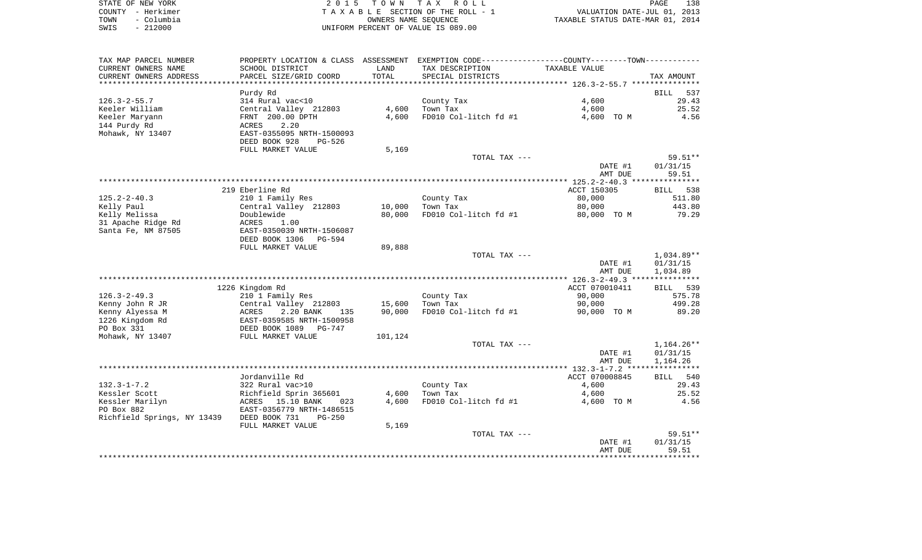STATE OF NEW YORK                    2015 TOWN TAX ROLL
COUNTY - Herkimer                    TAXABLE SECTION OF THE ROLL - 1                    VALUATION DATE-JUL 01, 2013
TOWN - Columbia                      OWNERS NAME SEQUENCE                    TAXABLE STATUS DATE-MAR 01, 2014
SWIS - 212000                        UNIFORM PERCENT OF VALUE IS 089.00

| TAX MAP PARCEL NUMBER / CURRENT OWNERS NAME / CURRENT OWNERS ADDRESS | PROPERTY LOCATION & CLASS / SCHOOL DISTRICT / PARCEL SIZE/GRID COORD | ASSESSMENT LAND / TOTAL | EXEMPTION CODE / TAX DESCRIPTION / SPECIAL DISTRICTS | COUNTY--------TOWN / TAXABLE VALUE | TAX AMOUNT |
|---|---|---|---|---|---|
| **126.3-2-55.7** | Purdy Rd | | | | BILL 537 |
| 126.3-2-55.7 | 314 Rural vac<10 | | County Tax | 4,600 | 29.43 |
| Keeler William | Central Valley 212803 | 4,600 | Town Tax | 4,600 | 25.52 |
| Keeler Maryann | FRNT 200.00 DPTH | 4,600 | FD010 Col-litch fd #1 | 4,600 TO M | 4.56 |
| 144 Purdy Rd | ACRES 2.20 | | | | |
| Mohawk, NY 13407 | EAST-0355095 NRTH-1500093 | | | | |
| | DEED BOOK 928 PG-526 | | | | |
| | FULL MARKET VALUE | 5,169 | | | |
| | | | TOTAL TAX --- | | 59.51** |
| | | | | DATE #1 | 01/31/15 |
| | | | | AMT DUE | 59.51 |
| **125.2-2-40.3** | 219 Eberline Rd | | | ACCT 150305 | BILL 538 |
| 125.2-2-40.3 | 210 1 Family Res | | County Tax | 80,000 | 511.80 |
| Kelly Paul | Central Valley 212803 | 10,000 | Town Tax | 80,000 | 443.80 |
| Kelly Melissa | Doublewide | 80,000 | FD010 Col-litch fd #1 | 80,000 TO M | 79.29 |
| 31 Apache Ridge Rd | ACRES 1.00 | | | | |
| Santa Fe, NM 87505 | EAST-0350039 NRTH-1506087 | | | | |
| | DEED BOOK 1306 PG-594 | | | | |
| | FULL MARKET VALUE | 89,888 | | | |
| | | | TOTAL TAX --- | | 1,034.89** |
| | | | | DATE #1 | 01/31/15 |
| | | | | AMT DUE | 1,034.89 |
| **126.3-2-49.3** | 1226 Kingdom Rd | | | ACCT 070010411 | BILL 539 |
| 126.3-2-49.3 | 210 1 Family Res | | County Tax | 90,000 | 575.78 |
| Kenny John R JR | Central Valley 212803 | 15,600 | Town Tax | 90,000 | 499.28 |
| Kenny Alyessa M | ACRES 2.20 BANK 135 | 90,000 | FD010 Col-litch fd #1 | 90,000 TO M | 89.20 |
| 1226 Kingdom Rd | EAST-0359585 NRTH-1500958 | | | | |
| PO Box 331 | DEED BOOK 1089 PG-747 | | | | |
| Mohawk, NY 13407 | FULL MARKET VALUE | 101,124 | | | |
| | | | TOTAL TAX --- | | 1,164.26** |
| | | | | DATE #1 | 01/31/15 |
| | | | | AMT DUE | 1,164.26 |
| **132.3-1-7.2** | Jordanville Rd | | | ACCT 070008845 | BILL 540 |
| 132.3-1-7.2 | 322 Rural vac>10 | | County Tax | 4,600 | 29.43 |
| Kessler Scott | Richfield Sprin 365601 | 4,600 | Town Tax | 4,600 | 25.52 |
| Kessler Marilyn | ACRES 15.10 BANK 023 | 4,600 | FD010 Col-litch fd #1 | 4,600 TO M | 4.56 |
| PO Box 882 | EAST-0356779 NRTH-1486515 | | | | |
| Richfield Springs, NY 13439 | DEED BOOK 731 PG-250 | | | | |
| | FULL MARKET VALUE | 5,169 | | | |
| | | | TOTAL TAX --- | | 59.51** |
| | | | | DATE #1 | 01/31/15 |
| | | | | AMT DUE | 59.51 |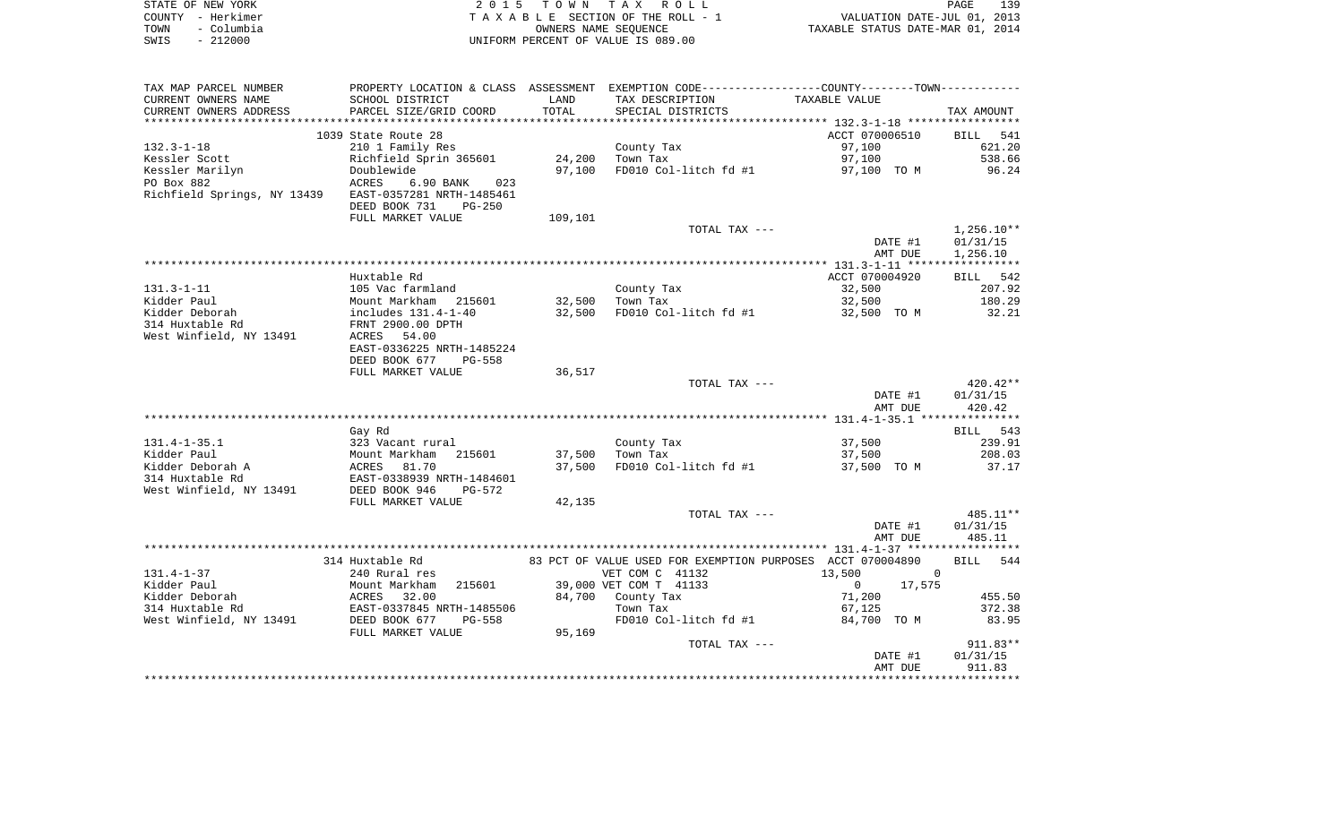STATE OF NEW YORK
COUNTY - Herkimer
TOWN - Columbia
SWIS - 212000

2 0 1 5 T O W N T A X R O L L
T A X A B L E SECTION OF THE ROLL - 1
OWNERS NAME SEQUENCE
UNIFORM PERCENT OF VALUE IS 089.00

VALUATION DATE-JUL 01, 2013
TAXABLE STATUS DATE-MAR 01, 2014

| TAX MAP PARCEL NUMBER / CURRENT OWNERS NAME / CURRENT OWNERS ADDRESS | PROPERTY LOCATION & CLASS / SCHOOL DISTRICT / PARCEL SIZE/GRID COORD | ASSESSMENT LAND / TOTAL | EXEMPTION CODE / TAX DESCRIPTION / SPECIAL DISTRICTS | COUNTY--------TOWN / TAXABLE VALUE | TAX AMOUNT |
|---|---|---|---|---|---|
| | 1039 State Route 28 | | | ACCT 070006510 | BILL 541 |
| 132.3-1-18 | 210 1 Family Res | | County Tax | 97,100 | 621.20 |
| Kessler Scott | Richfield Sprin 365601 | 24,200 | Town Tax | 97,100 | 538.66 |
| Kessler Marilyn | Doublewide | 97,100 | FD010 Col-litch fd #1 | 97,100 TO M | 96.24 |
| PO Box 882 | ACRES 6.90 BANK 023 | | | | |
| Richfield Springs, NY 13439 | EAST-0357281 NRTH-1485461 | | | | |
| | DEED BOOK 731 PG-250 | | | | |
| | FULL MARKET VALUE | 109,101 | | | |
| | | | TOTAL TAX --- | | 1,256.10** |
| | | | | DATE #1 | 01/31/15 |
| | | | | AMT DUE | 1,256.10 |
| | Huxtable Rd | | | ACCT 070004920 | BILL 542 |
| 131.3-1-11 | 105 Vac farmland | | County Tax | 32,500 | 207.92 |
| Kidder Paul | Mount Markham 215601 | 32,500 | Town Tax | 32,500 | 180.29 |
| Kidder Deborah | includes 131.4-1-40 | 32,500 | FD010 Col-litch fd #1 | 32,500 TO M | 32.21 |
| 314 Huxtable Rd | FRNT 2900.00 DPTH | | | | |
| West Winfield, NY 13491 | ACRES 54.00 | | | | |
| | EAST-0336225 NRTH-1485224 | | | | |
| | DEED BOOK 677 PG-558 | | | | |
| | FULL MARKET VALUE | 36,517 | | | |
| | | | TOTAL TAX --- | | 420.42** |
| | | | | DATE #1 | 01/31/15 |
| | | | | AMT DUE | 420.42 |
| | Gay Rd | | | | BILL 543 |
| 131.4-1-35.1 | 323 Vacant rural | | County Tax | 37,500 | 239.91 |
| Kidder Paul | Mount Markham 215601 | 37,500 | Town Tax | 37,500 | 208.03 |
| Kidder Deborah A | ACRES 81.70 | 37,500 | FD010 Col-litch fd #1 | 37,500 TO M | 37.17 |
| 314 Huxtable Rd | EAST-0338939 NRTH-1484601 | | | | |
| West Winfield, NY 13491 | DEED BOOK 946 PG-572 | | | | |
| | FULL MARKET VALUE | 42,135 | | | |
| | | | TOTAL TAX --- | | 485.11** |
| | | | | DATE #1 | 01/31/15 |
| | | | | AMT DUE | 485.11 |
| | 314 Huxtable Rd | | 83 PCT OF VALUE USED FOR EXEMPTION PURPOSES | ACCT 070004890 | BILL 544 |
| 131.4-1-37 | 240 Rural res | | VET COM C 41132 | 13,500 0 | |
| Kidder Paul | Mount Markham 215601 | 39,000 | VET COM T 41133 | 0 17,575 | |
| Kidder Deborah | ACRES 32.00 | 84,700 | County Tax | 71,200 | 455.50 |
| 314 Huxtable Rd | EAST-0337845 NRTH-1485506 | | Town Tax | 67,125 | 372.38 |
| West Winfield, NY 13491 | DEED BOOK 677 PG-558 | | FD010 Col-litch fd #1 | 84,700 TO M | 83.95 |
| | FULL MARKET VALUE | 95,169 | | | |
| | | | TOTAL TAX --- | | 911.83** |
| | | | | DATE #1 | 01/31/15 |
| | | | | AMT DUE | 911.83 |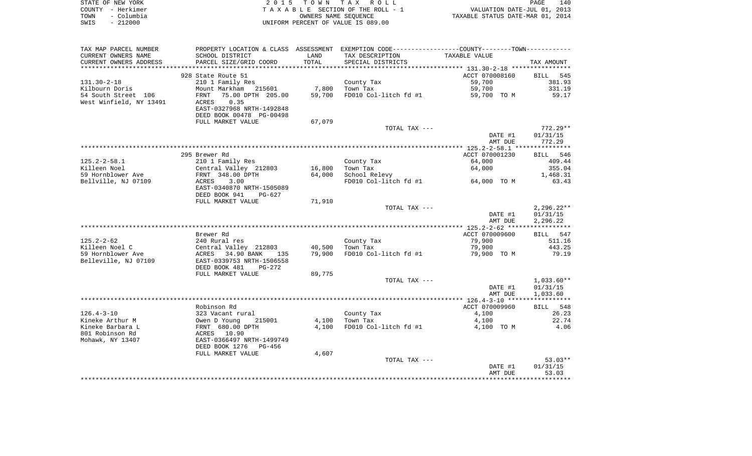STATE OF NEW YORK | 2 0 1 5 T O W N T A X R O L L | PAGE 140
COUNTY - Herkimer | T A X A B L E SECTION OF THE ROLL - 1 | VALUATION DATE-JUL 01, 2013
TOWN - Columbia | OWNERS NAME SEQUENCE | TAXABLE STATUS DATE-MAR 01, 2014
SWIS - 212000 | UNIFORM PERCENT OF VALUE IS 089.00

| TAX MAP PARCEL NUMBER<br>CURRENT OWNERS NAME<br>CURRENT OWNERS ADDRESS | PROPERTY LOCATION & CLASS<br>SCHOOL DISTRICT<br>PARCEL SIZE/GRID COORD | ASSESSMENT<br>LAND<br>TOTAL | EXEMPTION CODE-----COUNTY-----TOWN-----<br>TAX DESCRIPTION<br>SPECIAL DISTRICTS | TAXABLE VALUE | TAX AMOUNT |
|---|---|---|---|---|---|
| **131.30-2-18** | 928 State Route 51 | | | ACCT 070008160 | BILL 545 |
| 131.30-2-18 | 210 1 Family Res | | County Tax | 59,700 | 381.93 |
| Kilbourn Doris | Mount Markham 215601 | 7,800 | Town Tax | 59,700 | 331.19 |
| 54 South Street 106 | FRNT 75.00 DPTH 205.00 | 59,700 | FD010 Col-litch fd #1 | 59,700 TO M | 59.17 |
| West Winfield, NY 13491 | ACRES 0.35 | | | | |
| | EAST-0327968 NRTH-1492848 | | | | |
| | DEED BOOK 00478 PG-00498 | | | | |
| | FULL MARKET VALUE | 67,079 | | | |
| | | | TOTAL TAX --- | | 772.29** |
| | | | | DATE #1 | 01/31/15 |
| | | | | AMT DUE | 772.29 |
| **125.2-2-58.1** | 295 Brewer Rd | | | ACCT 070001230 | BILL 546 |
| 125.2-2-58.1 | 210 1 Family Res | | County Tax | 64,000 | 409.44 |
| Killeen Noel | Central Valley 212803 | 16,800 | Town Tax | 64,000 | 355.04 |
| 59 Hornblower Ave | FRNT 348.00 DPTH | 64,000 | School Relevy | | 1,468.31 |
| Bellville, NJ 07109 | ACRES 3.00 | | FD010 Col-litch fd #1 | 64,000 TO M | 63.43 |
| | EAST-0340870 NRTH-1505089 | | | | |
| | DEED BOOK 941 PG-627 | | | | |
| | FULL MARKET VALUE | 71,910 | | | |
| | | | TOTAL TAX --- | | 2,296.22** |
| | | | | DATE #1 | 01/31/15 |
| | | | | AMT DUE | 2,296.22 |
| **125.2-2-62** | Brewer Rd | | | ACCT 070009600 | BILL 547 |
| 125.2-2-62 | 240 Rural res | | County Tax | 79,900 | 511.16 |
| Killeen Noel C | Central Valley 212803 | 40,500 | Town Tax | 79,900 | 443.25 |
| 59 Hornblower Ave | ACRES 34.90 BANK 135 | 79,900 | FD010 Col-litch fd #1 | 79,900 TO M | 79.19 |
| Belleville, NJ 07109 | EAST-0339753 NRTH-1506558 | | | | |
| | DEED BOOK 481 PG-272 | | | | |
| | FULL MARKET VALUE | 89,775 | | | |
| | | | TOTAL TAX --- | | 1,033.60** |
| | | | | DATE #1 | 01/31/15 |
| | | | | AMT DUE | 1,033.60 |
| **126.4-3-10** | Robinson Rd | | | ACCT 070009960 | BILL 548 |
| 126.4-3-10 | 323 Vacant rural | | County Tax | 4,100 | 26.23 |
| Kineke Arthur M | Owen D Young 215001 | 4,100 | Town Tax | 4,100 | 22.74 |
| Kineke Barbara L | FRNT 680.00 DPTH | 4,100 | FD010 Col-litch fd #1 | 4,100 TO M | 4.06 |
| 801 Robinson Rd | ACRES 10.90 | | | | |
| Mohawk, NY 13407 | EAST-0366497 NRTH-1499749 | | | | |
| | DEED BOOK 1276 PG-456 | | | | |
| | FULL MARKET VALUE | 4,607 | | | |
| | | | TOTAL TAX --- | | 53.03** |
| | | | | DATE #1 | 01/31/15 |
| | | | | AMT DUE | 53.03 |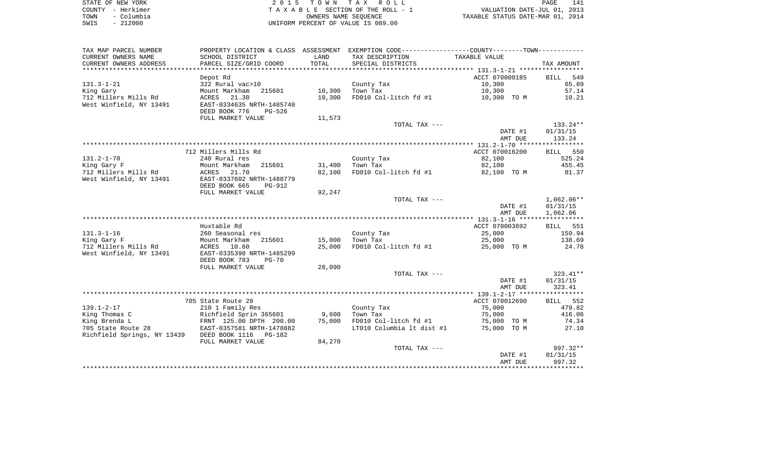STATE OF NEW YORK | COUNTY - Herkimer | TOWN - Columbia | SWIS - 212000

**2015 TOWN TAX ROLL**
TAXABLE SECTION OF THE ROLL - 1
OWNERS NAME SEQUENCE
UNIFORM PERCENT OF VALUE IS 089.00

VALUATION DATE-JUL 01, 2013
TAXABLE STATUS DATE-MAR 01, 2014

| TAX MAP PARCEL NUMBER / CURRENT OWNERS NAME / CURRENT OWNERS ADDRESS | PROPERTY LOCATION & CLASS / SCHOOL DISTRICT / PARCEL SIZE/GRID COORD | ASSESSMENT LAND / TOTAL | EXEMPTION CODE / TAX DESCRIPTION / SPECIAL DISTRICTS | TAXABLE VALUE | TAX AMOUNT |
|---|---|---|---|---|---|
| | Depot Rd | | | ACCT 070000185 | BILL 549 |
| 131.3-1-21 | 322 Rural vac>10 | | County Tax | 10,300 | 65.89 |
| King Gary | Mount Markham 215601 | 10,300 | Town Tax | 10,300 | 57.14 |
| 712 Millers Mills Rd | ACRES 21.30 | 10,300 | FD010 Col-litch fd #1 | 10,300 TO M | 10.21 |
| West Winfield, NY 13491 | EAST-0334635 NRTH-1485740 | | | | |
| | DEED BOOK 776 PG-526 | | | | |
| | FULL MARKET VALUE | 11,573 | | | |
| | | | TOTAL TAX --- | | 133.24** |
| | | | | DATE #1 | 01/31/15 |
| | | | | AMT DUE | 133.24 |
| | 712 Millers Mills Rd | | | ACCT 070016200 | BILL 550 |
| 131.2-1-70 | 240 Rural res | | County Tax | 82,100 | 525.24 |
| King Gary F | Mount Markham 215601 | 31,400 | Town Tax | 82,100 | 455.45 |
| 712 Millers Mills Rd | ACRES 21.70 | 82,100 | FD010 Col-litch fd #1 | 82,100 TO M | 81.37 |
| West Winfield, NY 13491 | EAST-0337602 NRTH-1488779 | | | | |
| | DEED BOOK 665 PG-912 | | | | |
| | FULL MARKET VALUE | 92,247 | | | |
| | | | TOTAL TAX --- | | 1,062.06** |
| | | | | DATE #1 | 01/31/15 |
| | | | | AMT DUE | 1,062.06 |
| | Huxtable Rd | | | ACCT 070003692 | BILL 551 |
| 131.3-1-16 | 260 Seasonal res | | County Tax | 25,000 | 159.94 |
| King Gary F | Mount Markham 215601 | 15,000 | Town Tax | 25,000 | 138.69 |
| 712 Millers Mills Rd | ACRES 10.60 | 25,000 | FD010 Col-litch fd #1 | 25,000 TO M | 24.78 |
| West Winfield, NY 13491 | EAST-0335398 NRTH-1485299 | | | | |
| | DEED BOOK 783 PG-70 | | | | |
| | FULL MARKET VALUE | 28,090 | | | |
| | | | TOTAL TAX --- | | 323.41** |
| | | | | DATE #1 | 01/31/15 |
| | | | | AMT DUE | 323.41 |
| | 705 State Route 28 | | | ACCT 070012690 | BILL 552 |
| 139.1-2-17 | 210 1 Family Res | | County Tax | 75,000 | 479.82 |
| King Thomas C | Richfield Sprin 365601 | 9,600 | Town Tax | 75,000 | 416.06 |
| King Brenda L | FRNT 125.00 DPTH 200.00 | 75,000 | FD010 Col-litch fd #1 | 75,000 TO M | 74.34 |
| 705 State Route 28 | EAST-0357581 NRTH-1478882 | | LT010 Columbia lt dist #1 | 75,000 TO M | 27.10 |
| Richfield Springs, NY 13439 | DEED BOOK 1116 PG-182 | | | | |
| | FULL MARKET VALUE | 84,270 | | | |
| | | | TOTAL TAX --- | | 997.32** |
| | | | | DATE #1 | 01/31/15 |
| | | | | AMT DUE | 997.32 |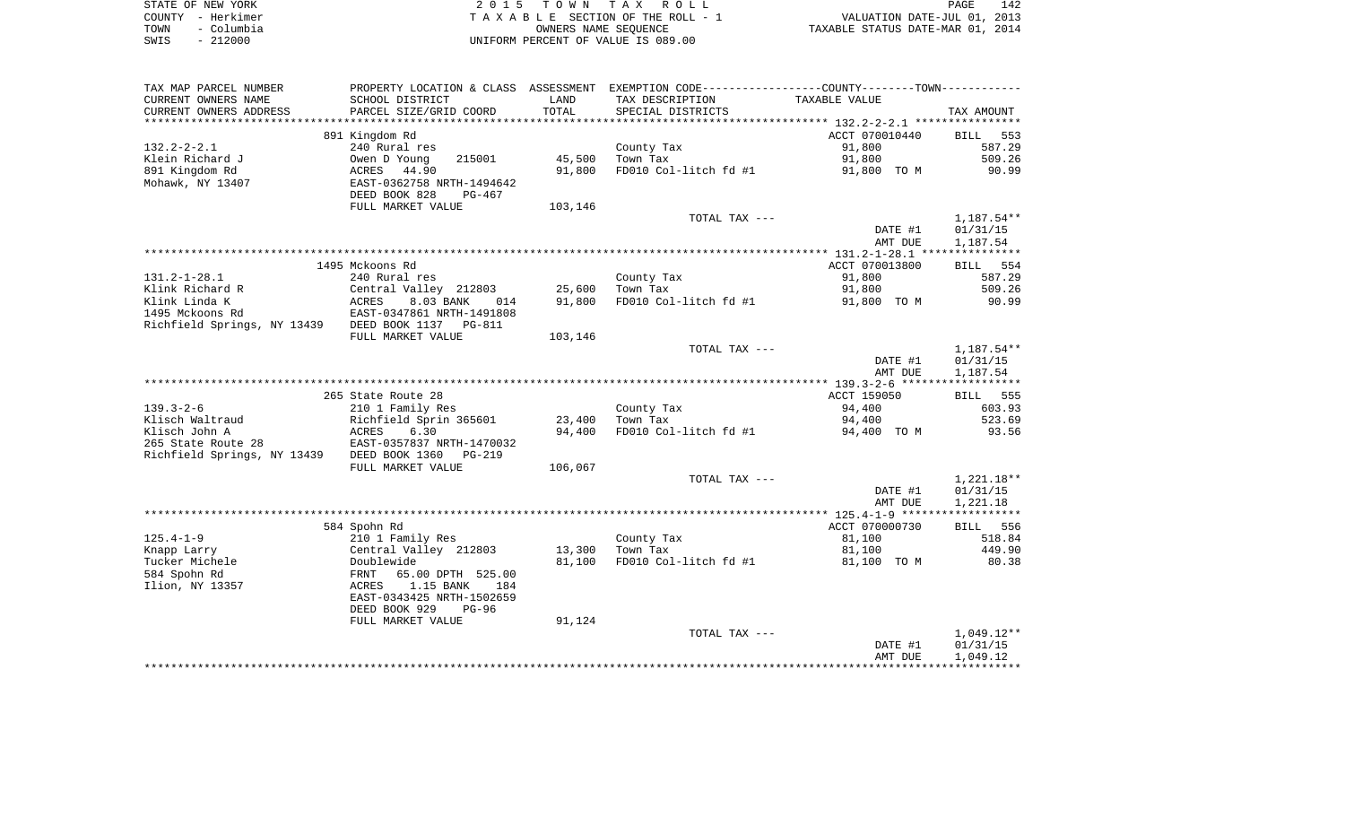STATE OF NEW YORK
COUNTY - Herkimer
TOWN - Columbia
SWIS - 212000

2015 TOWN TAX ROLL
TAXABLE SECTION OF THE ROLL - 1
OWNERS NAME SEQUENCE
UNIFORM PERCENT OF VALUE IS 089.00

VALUATION DATE-JUL 01, 2013
TAXABLE STATUS DATE-MAR 01, 2014

| TAX MAP PARCEL NUMBER / CURRENT OWNERS NAME / CURRENT OWNERS ADDRESS | PROPERTY LOCATION & CLASS / SCHOOL DISTRICT / PARCEL SIZE/GRID COORD | ASSESSMENT LAND / TOTAL | EXEMPTION CODE / TAX DESCRIPTION / SPECIAL DISTRICTS | COUNTY--------TOWN TAXABLE VALUE | TAX AMOUNT |
|---|---|---|---|---|---|
| **132.2-2-2.1** | 891 Kingdom Rd | | | ACCT 070010440 | BILL 553 |
| 132.2-2-2.1 | 240 Rural res | | County Tax | 91,800 | 587.29 |
| Klein Richard J | Owen D Young 215001 | 45,500 | Town Tax | 91,800 | 509.26 |
| 891 Kingdom Rd | ACRES 44.90 | 91,800 | FD010 Col-litch fd #1 | 91,800 TO M | 90.99 |
| Mohawk, NY 13407 | EAST-0362758 NRTH-1494642 | | | | |
| | DEED BOOK 828 PG-467 | | | | |
| | FULL MARKET VALUE | 103,146 | | | |
| | | | TOTAL TAX --- | | 1,187.54** |
| | | | | DATE #1 | 01/31/15 |
| | | | | AMT DUE | 1,187.54 |
| **131.2-1-28.1** | 1495 Mckoons Rd | | | ACCT 070013800 | BILL 554 |
| 131.2-1-28.1 | 240 Rural res | | County Tax | 91,800 | 587.29 |
| Klink Richard R | Central Valley 212803 | 25,600 | Town Tax | 91,800 | 509.26 |
| Klink Linda K | ACRES 8.03 BANK 014 | 91,800 | FD010 Col-litch fd #1 | 91,800 TO M | 90.99 |
| 1495 Mckoons Rd | EAST-0347861 NRTH-1491808 | | | | |
| Richfield Springs, NY 13439 | DEED BOOK 1137 PG-811 | | | | |
| | FULL MARKET VALUE | 103,146 | | | |
| | | | TOTAL TAX --- | | 1,187.54** |
| | | | | DATE #1 | 01/31/15 |
| | | | | AMT DUE | 1,187.54 |
| **139.3-2-6** | 265 State Route 28 | | | ACCT 159050 | BILL 555 |
| 139.3-2-6 | 210 1 Family Res | | County Tax | 94,400 | 603.93 |
| Klisch Waltraud | Richfield Sprin 365601 | 23,400 | Town Tax | 94,400 | 523.69 |
| Klisch John A | ACRES 6.30 | 94,400 | FD010 Col-litch fd #1 | 94,400 TO M | 93.56 |
| 265 State Route 28 | EAST-0357837 NRTH-1470032 | | | | |
| Richfield Springs, NY 13439 | DEED BOOK 1360 PG-219 | | | | |
| | FULL MARKET VALUE | 106,067 | | | |
| | | | TOTAL TAX --- | | 1,221.18** |
| | | | | DATE #1 | 01/31/15 |
| | | | | AMT DUE | 1,221.18 |
| **125.4-1-9** | 584 Spohn Rd | | | ACCT 070000730 | BILL 556 |
| 125.4-1-9 | 210 1 Family Res | | County Tax | 81,100 | 518.84 |
| Knapp Larry | Central Valley 212803 | 13,300 | Town Tax | 81,100 | 449.90 |
| Tucker Michele | Doublewide | 81,100 | FD010 Col-litch fd #1 | 81,100 TO M | 80.38 |
| 584 Spohn Rd | FRNT 65.00 DPTH 525.00 | | | | |
| Ilion, NY 13357 | ACRES 1.15 BANK 184 | | | | |
| | EAST-0343425 NRTH-1502659 | | | | |
| | DEED BOOK 929 PG-96 | | | | |
| | FULL MARKET VALUE | 91,124 | | | |
| | | | TOTAL TAX --- | | 1,049.12** |
| | | | | DATE #1 | 01/31/15 |
| | | | | AMT DUE | 1,049.12 |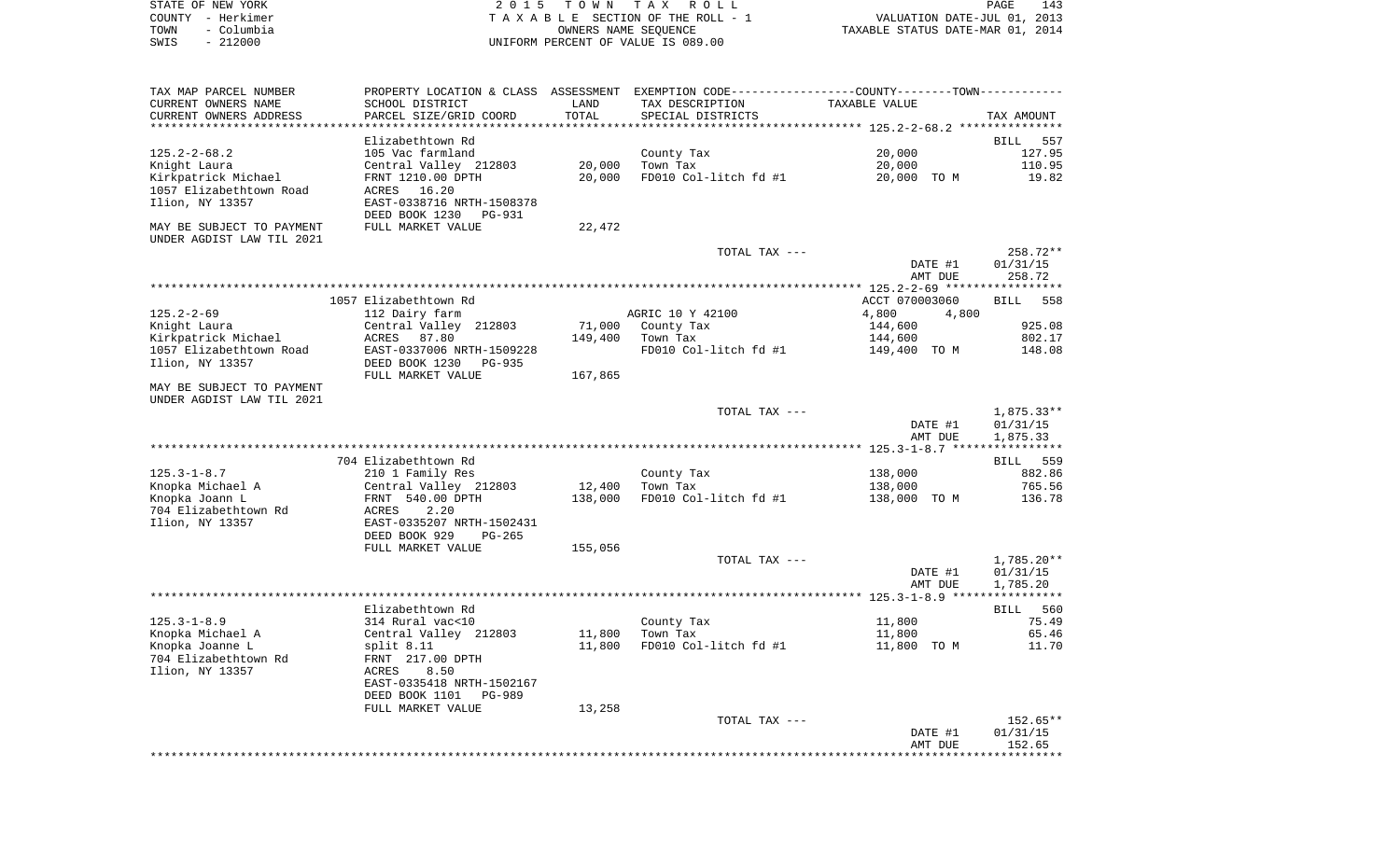STATE OF NEW YORK — 2015 TOWN TAX ROLL — PAGE 143
COUNTY - Herkimer — TAXABLE SECTION OF THE ROLL - 1 — VALUATION DATE-JUL 01, 2013
TOWN - Columbia — OWNERS NAME SEQUENCE — TAXABLE STATUS DATE-MAR 01, 2014
SWIS - 212000 — UNIFORM PERCENT OF VALUE IS 089.00

| TAX MAP PARCEL NUMBER / CURRENT OWNERS NAME / CURRENT OWNERS ADDRESS | PROPERTY LOCATION & CLASS / SCHOOL DISTRICT / PARCEL SIZE/GRID COORD | ASSESSMENT LAND | TOTAL | EXEMPTION CODE / TAX DESCRIPTION / SPECIAL DISTRICTS | TAXABLE VALUE (COUNTY / TOWN) | TAX AMOUNT |
|---|---|---|---|---|---|---|
| **125.2-2-68.2** | Elizabethtown Rd | | | | | BILL 557 |
| 125.2-2-68.2 | 105 Vac farmland | | | County Tax | 20,000 | 127.95 |
| Knight Laura | Central Valley 212803 | 20,000 | | Town Tax | 20,000 | 110.95 |
| Kirkpatrick Michael | FRNT 1210.00 DPTH | | 20,000 | FD010 Col-litch fd #1 | 20,000 TO M | 19.82 |
| 1057 Elizabethtown Road | ACRES 16.20 | | | | | |
| Ilion, NY 13357 | EAST-0338716 NRTH-1508378 | | | | | |
| | DEED BOOK 1230 PG-931 | | | | | |
| MAY BE SUBJECT TO PAYMENT | FULL MARKET VALUE | | 22,472 | | | |
| UNDER AGDIST LAW TIL 2021 | | | | | | |
| | | | | TOTAL TAX --- | | 258.72** |
| | | | | | DATE #1 | 01/31/15 |
| | | | | | AMT DUE | 258.72 |
| **125.2-2-69** | 1057 Elizabethtown Rd | | | | ACCT 070003060 | BILL 558 |
| 125.2-2-69 | 112 Dairy farm | | | AGRIC 10 Y 42100 | 4,800 4,800 | |
| Knight Laura | Central Valley 212803 | 71,000 | | County Tax | 144,600 | 925.08 |
| Kirkpatrick Michael | ACRES 87.80 | | 149,400 | Town Tax | 144,600 | 802.17 |
| 1057 Elizabethtown Road | EAST-0337006 NRTH-1509228 | | | FD010 Col-litch fd #1 | 149,400 TO M | 148.08 |
| Ilion, NY 13357 | DEED BOOK 1230 PG-935 | | | | | |
| | FULL MARKET VALUE | | 167,865 | | | |
| MAY BE SUBJECT TO PAYMENT | | | | | | |
| UNDER AGDIST LAW TIL 2021 | | | | | | |
| | | | | TOTAL TAX --- | | 1,875.33** |
| | | | | | DATE #1 | 01/31/15 |
| | | | | | AMT DUE | 1,875.33 |
| **125.3-1-8.7** | 704 Elizabethtown Rd | | | | | BILL 559 |
| 125.3-1-8.7 | 210 1 Family Res | | | County Tax | 138,000 | 882.86 |
| Knopka Michael A | Central Valley 212803 | 12,400 | | Town Tax | 138,000 | 765.56 |
| Knopka Joann L | FRNT 540.00 DPTH | | 138,000 | FD010 Col-litch fd #1 | 138,000 TO M | 136.78 |
| 704 Elizabethtown Rd | ACRES 2.20 | | | | | |
| Ilion, NY 13357 | EAST-0335207 NRTH-1502431 | | | | | |
| | DEED BOOK 929 PG-265 | | | | | |
| | FULL MARKET VALUE | | 155,056 | | | |
| | | | | TOTAL TAX --- | | 1,785.20** |
| | | | | | DATE #1 | 01/31/15 |
| | | | | | AMT DUE | 1,785.20 |
| **125.3-1-8.9** | Elizabethtown Rd | | | | | BILL 560 |
| 125.3-1-8.9 | 314 Rural vac<10 | | | County Tax | 11,800 | 75.49 |
| Knopka Michael A | Central Valley 212803 | 11,800 | | Town Tax | 11,800 | 65.46 |
| Knopka Joanne L | split 8.11 | | 11,800 | FD010 Col-litch fd #1 | 11,800 TO M | 11.70 |
| 704 Elizabethtown Rd | FRNT 217.00 DPTH | | | | | |
| Ilion, NY 13357 | ACRES 8.50 | | | | | |
| | EAST-0335418 NRTH-1502167 | | | | | |
| | DEED BOOK 1101 PG-989 | | | | | |
| | FULL MARKET VALUE | | 13,258 | | | |
| | | | | TOTAL TAX --- | | 152.65** |
| | | | | | DATE #1 | 01/31/15 |
| | | | | | AMT DUE | 152.65 |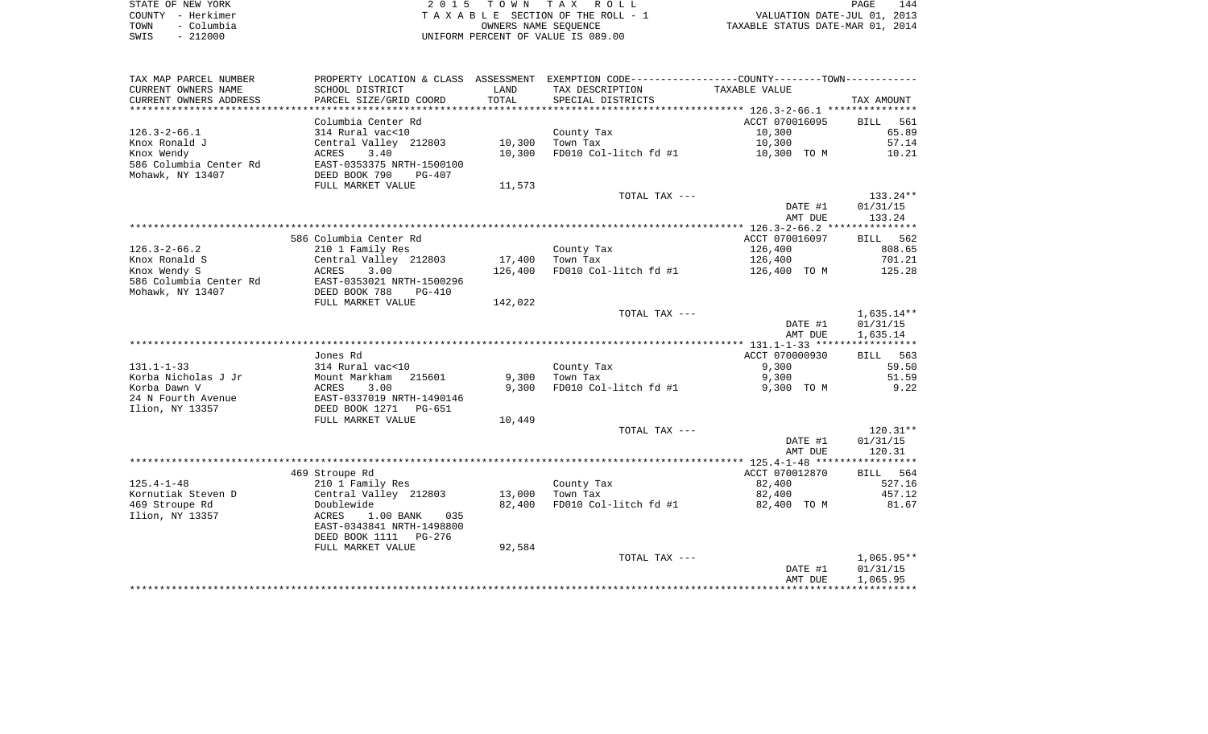STATE OF NEW YORK
COUNTY - Herkimer
TOWN - Columbia
SWIS - 212000

2 0 1 5 T O W N T A X R O L L
T A X A B L E SECTION OF THE ROLL - 1
OWNERS NAME SEQUENCE
UNIFORM PERCENT OF VALUE IS 089.00

VALUATION DATE-JUL 01, 2013
TAXABLE STATUS DATE-MAR 01, 2014

| TAX MAP PARCEL NUMBER / CURRENT OWNERS NAME / CURRENT OWNERS ADDRESS | PROPERTY LOCATION & CLASS / SCHOOL DISTRICT / PARCEL SIZE/GRID COORD | ASSESSMENT LAND / TOTAL | EXEMPTION CODE / TAX DESCRIPTION / SPECIAL DISTRICTS | COUNTY--------TOWN TAXABLE VALUE | TAX AMOUNT |
|---|---|---|---|---|---|
| | Columbia Center Rd | | | ACCT 070016095 | BILL 561 |
| 126.3-2-66.1 | 314 Rural vac<10 | | County Tax | 10,300 | 65.89 |
| Knox Ronald J | Central Valley 212803 | 10,300 | Town Tax | 10,300 | 57.14 |
| Knox Wendy | ACRES 3.40 | 10,300 | FD010 Col-litch fd #1 | 10,300 TO M | 10.21 |
| 586 Columbia Center Rd | EAST-0353375 NRTH-1500100 | | | | |
| Mohawk, NY 13407 | DEED BOOK 790 PG-407 | | | | |
| | FULL MARKET VALUE | 11,573 | | | |
| | | | TOTAL TAX --- | | 133.24** |
| | | | | DATE #1 | 01/31/15 |
| | | | | AMT DUE | 133.24 |
| | 586 Columbia Center Rd | | | ACCT 070016097 | BILL 562 |
| 126.3-2-66.2 | 210 1 Family Res | | County Tax | 126,400 | 808.65 |
| Knox Ronald S | Central Valley 212803 | 17,400 | Town Tax | 126,400 | 701.21 |
| Knox Wendy S | ACRES 3.00 | 126,400 | FD010 Col-litch fd #1 | 126,400 TO M | 125.28 |
| 586 Columbia Center Rd | EAST-0353021 NRTH-1500296 | | | | |
| Mohawk, NY 13407 | DEED BOOK 788 PG-410 | | | | |
| | FULL MARKET VALUE | 142,022 | | | |
| | | | TOTAL TAX --- | | 1,635.14** |
| | | | | DATE #1 | 01/31/15 |
| | | | | AMT DUE | 1,635.14 |
| | Jones Rd | | | ACCT 070000930 | BILL 563 |
| 131.1-1-33 | 314 Rural vac<10 | | County Tax | 9,300 | 59.50 |
| Korba Nicholas J Jr | Mount Markham 215601 | 9,300 | Town Tax | 9,300 | 51.59 |
| Korba Dawn V | ACRES 3.00 | 9,300 | FD010 Col-litch fd #1 | 9,300 TO M | 9.22 |
| 24 N Fourth Avenue | EAST-0337019 NRTH-1490146 | | | | |
| Ilion, NY 13357 | DEED BOOK 1271 PG-651 | | | | |
| | FULL MARKET VALUE | 10,449 | | | |
| | | | TOTAL TAX --- | | 120.31** |
| | | | | DATE #1 | 01/31/15 |
| | | | | AMT DUE | 120.31 |
| | 469 Stroupe Rd | | | ACCT 070012870 | BILL 564 |
| 125.4-1-48 | 210 1 Family Res | | County Tax | 82,400 | 527.16 |
| Kornutiak Steven D | Central Valley 212803 | 13,000 | Town Tax | 82,400 | 457.12 |
| 469 Stroupe Rd | Doublewide | 82,400 | FD010 Col-litch fd #1 | 82,400 TO M | 81.67 |
| Ilion, NY 13357 | ACRES 1.00 BANK 035 | | | | |
| | EAST-0343841 NRTH-1498800 | | | | |
| | DEED BOOK 1111 PG-276 | | | | |
| | FULL MARKET VALUE | 92,584 | | | |
| | | | TOTAL TAX --- | | 1,065.95** |
| | | | | DATE #1 | 01/31/15 |
| | | | | AMT DUE | 1,065.95 |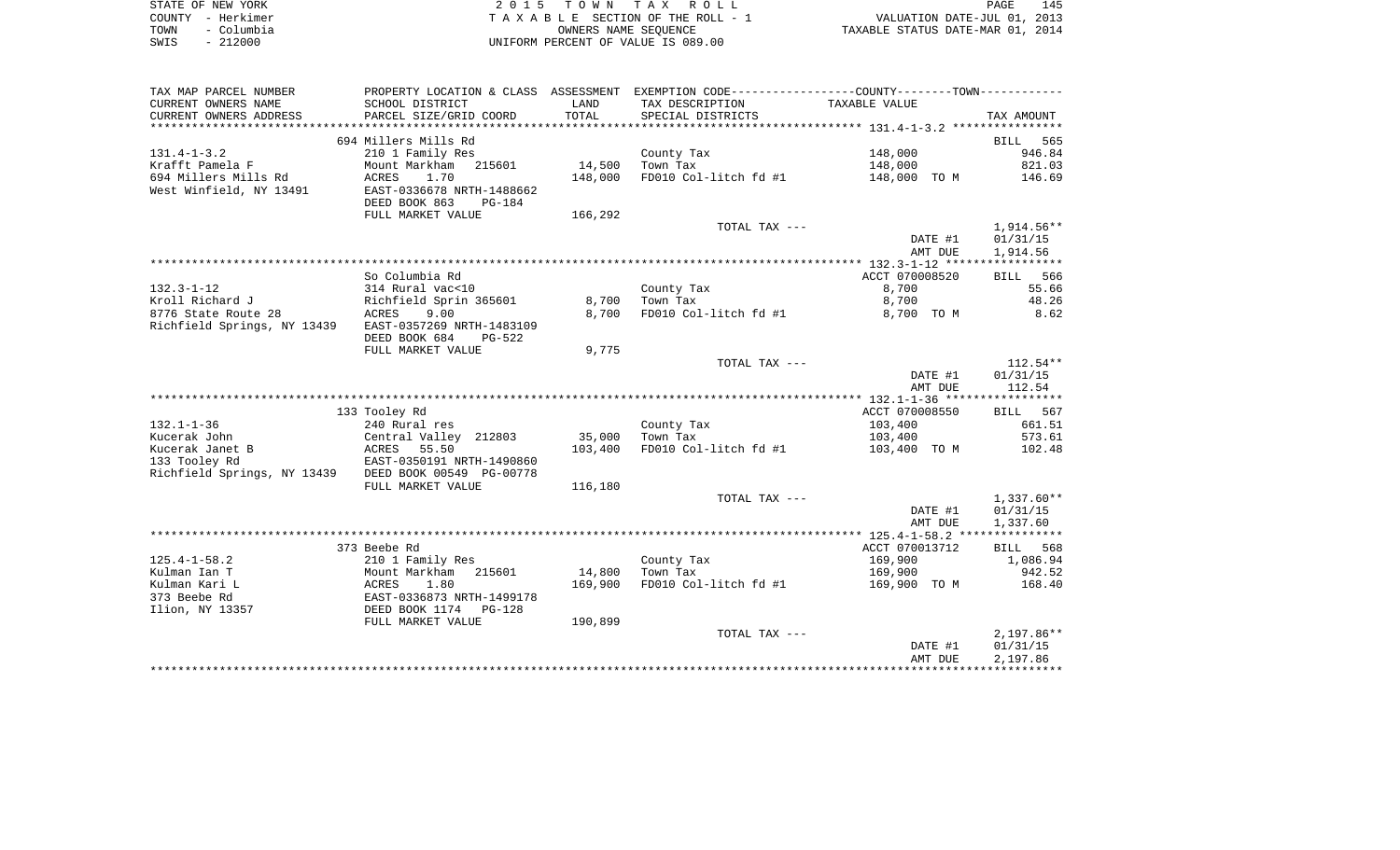STATE OF NEW YORK
COUNTY - Herkimer
TOWN - Columbia
SWIS - 212000

2 0 1 5 T O W N T A X R O L L
T A X A B L E SECTION OF THE ROLL - 1
OWNERS NAME SEQUENCE
UNIFORM PERCENT OF VALUE IS 089.00

VALUATION DATE-JUL 01, 2013
TAXABLE STATUS DATE-MAR 01, 2014

| TAX MAP PARCEL NUMBER / CURRENT OWNERS NAME / CURRENT OWNERS ADDRESS | PROPERTY LOCATION & CLASS / SCHOOL DISTRICT / PARCEL SIZE/GRID COORD | ASSESSMENT LAND / TOTAL | EXEMPTION CODE / TAX DESCRIPTION / SPECIAL DISTRICTS | TAXABLE VALUE | TAX AMOUNT |
|---|---|---|---|---|---|
| | 694 Millers Mills Rd | | | | BILL 565 |
| 131.4-1-3.2 | 210 1 Family Res | | County Tax | 148,000 | 946.84 |
| Krafft Pamela F | Mount Markham 215601 | 14,500 | Town Tax | 148,000 | 821.03 |
| 694 Millers Mills Rd | ACRES 1.70 | 148,000 | FD010 Col-litch fd #1 | 148,000 TO M | 146.69 |
| West Winfield, NY 13491 | EAST-0336678 NRTH-1488662 | | | | |
| | DEED BOOK 863 PG-184 | | | | |
| | FULL MARKET VALUE | 166,292 | | | |
| | | | TOTAL TAX --- | | 1,914.56** |
| | | | | DATE #1 | 01/31/15 |
| | | | | AMT DUE | 1,914.56 |
| | So Columbia Rd | | | ACCT 070008520 | BILL 566 |
| 132.3-1-12 | 314 Rural vac<10 | | County Tax | 8,700 | 55.66 |
| Kroll Richard J | Richfield Sprin 365601 | 8,700 | Town Tax | 8,700 | 48.26 |
| 8776 State Route 28 | ACRES 9.00 | 8,700 | FD010 Col-litch fd #1 | 8,700 TO M | 8.62 |
| Richfield Springs, NY 13439 | EAST-0357269 NRTH-1483109 | | | | |
| | DEED BOOK 684 PG-522 | | | | |
| | FULL MARKET VALUE | 9,775 | | | |
| | | | TOTAL TAX --- | | 112.54** |
| | | | | DATE #1 | 01/31/15 |
| | | | | AMT DUE | 112.54 |
| | 133 Tooley Rd | | | ACCT 070008550 | BILL 567 |
| 132.1-1-36 | 240 Rural res | | County Tax | 103,400 | 661.51 |
| Kucerak John | Central Valley 212803 | 35,000 | Town Tax | 103,400 | 573.61 |
| Kucerak Janet B | ACRES 55.50 | 103,400 | FD010 Col-litch fd #1 | 103,400 TO M | 102.48 |
| 133 Tooley Rd | EAST-0350191 NRTH-1490860 | | | | |
| Richfield Springs, NY 13439 | DEED BOOK 00549 PG-00778 | | | | |
| | FULL MARKET VALUE | 116,180 | | | |
| | | | TOTAL TAX --- | | 1,337.60** |
| | | | | DATE #1 | 01/31/15 |
| | | | | AMT DUE | 1,337.60 |
| | 373 Beebe Rd | | | ACCT 070013712 | BILL 568 |
| 125.4-1-58.2 | 210 1 Family Res | | County Tax | 169,900 | 1,086.94 |
| Kulman Ian T | Mount Markham 215601 | 14,800 | Town Tax | 169,900 | 942.52 |
| Kulman Kari L | ACRES 1.80 | 169,900 | FD010 Col-litch fd #1 | 169,900 TO M | 168.40 |
| 373 Beebe Rd | EAST-0336873 NRTH-1499178 | | | | |
| Ilion, NY 13357 | DEED BOOK 1174 PG-128 | | | | |
| | FULL MARKET VALUE | 190,899 | | | |
| | | | TOTAL TAX --- | | 2,197.86** |
| | | | | DATE #1 | 01/31/15 |
| | | | | AMT DUE | 2,197.86 |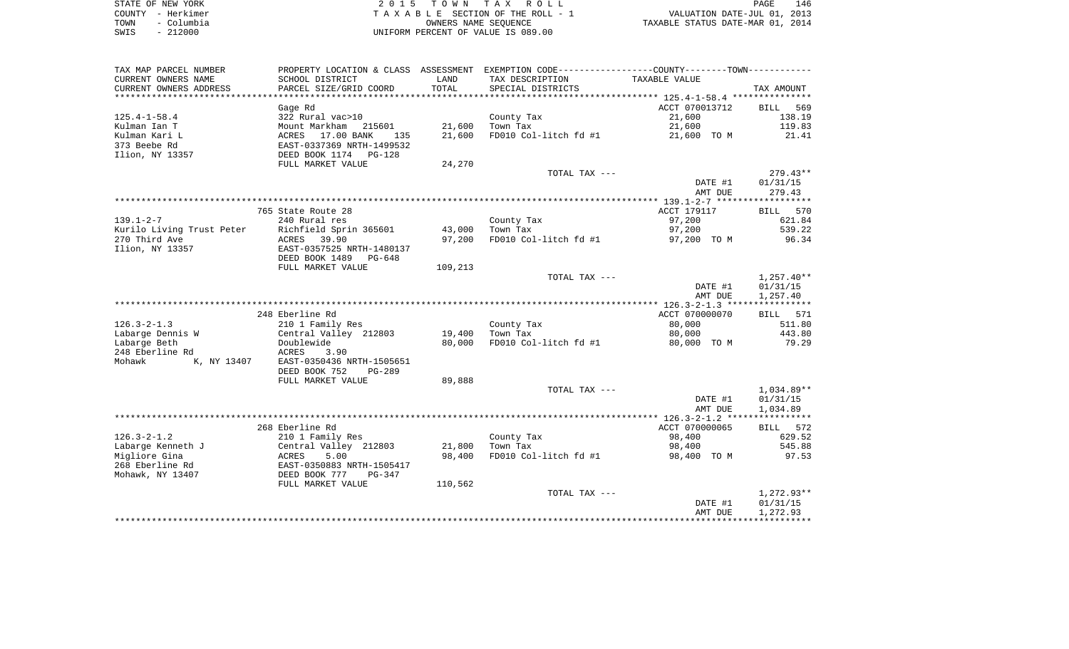STATE OF NEW YORK
COUNTY - Herkimer
TOWN - Columbia
SWIS - 212000

2 0 1 5 T O W N T A X R O L L
T A X A B L E SECTION OF THE ROLL - 1
OWNERS NAME SEQUENCE
UNIFORM PERCENT OF VALUE IS 089.00

VALUATION DATE-JUL 01, 2013
TAXABLE STATUS DATE-MAR 01, 2014

| TAX MAP PARCEL NUMBER<br>CURRENT OWNERS NAME<br>CURRENT OWNERS ADDRESS | PROPERTY LOCATION & CLASS<br>SCHOOL DISTRICT<br>PARCEL SIZE/GRID COORD | ASSESSMENT<br>LAND<br>TOTAL | EXEMPTION CODE-----COUNTY-----TOWN-----<br>TAX DESCRIPTION<br>SPECIAL DISTRICTS | TAXABLE VALUE | TAX AMOUNT |
|---|---|---|---|---|---|
| **125.4-1-58.4** | Gage Rd | | | ACCT 070013712 | BILL 569 |
| 125.4-1-58.4 | 322 Rural vac>10 | | County Tax | 21,600 | 138.19 |
| Kulman Ian T | Mount Markham 215601 | 21,600 | Town Tax | 21,600 | 119.83 |
| Kulman Kari L | ACRES 17.00 BANK 135 | 21,600 | FD010 Col-litch fd #1 | 21,600 TO M | 21.41 |
| 373 Beebe Rd | EAST-0337369 NRTH-1499532 | | | | |
| Ilion, NY 13357 | DEED BOOK 1174 PG-128 | | | | |
| | FULL MARKET VALUE | 24,270 | | | |
| | | | TOTAL TAX --- | | 279.43** |
| | | | | DATE #1 | 01/31/15 |
| | | | | AMT DUE | 279.43 |
| **139.1-2-7** | 765 State Route 28 | | | ACCT 179117 | BILL 570 |
| 139.1-2-7 | 240 Rural res | | County Tax | 97,200 | 621.84 |
| Kurilo Living Trust Peter | Richfield Sprin 365601 | 43,000 | Town Tax | 97,200 | 539.22 |
| 270 Third Ave | ACRES 39.90 | 97,200 | FD010 Col-litch fd #1 | 97,200 TO M | 96.34 |
| Ilion, NY 13357 | EAST-0357525 NRTH-1480137 | | | | |
| | DEED BOOK 1489 PG-648 | | | | |
| | FULL MARKET VALUE | 109,213 | | | |
| | | | TOTAL TAX --- | | 1,257.40** |
| | | | | DATE #1 | 01/31/15 |
| | | | | AMT DUE | 1,257.40 |
| **126.3-2-1.3** | 248 Eberline Rd | | | ACCT 070000070 | BILL 571 |
| 126.3-2-1.3 | 210 1 Family Res | | County Tax | 80,000 | 511.80 |
| Labarge Dennis W | Central Valley 212803 | 19,400 | Town Tax | 80,000 | 443.80 |
| Labarge Beth | Doublewide | 80,000 | FD010 Col-litch fd #1 | 80,000 TO M | 79.29 |
| 248 Eberline Rd | ACRES 3.90 | | | | |
| Mohawk K, NY 13407 | EAST-0350436 NRTH-1505651 | | | | |
| | DEED BOOK 752 PG-289 | | | | |
| | FULL MARKET VALUE | 89,888 | | | |
| | | | TOTAL TAX --- | | 1,034.89** |
| | | | | DATE #1 | 01/31/15 |
| | | | | AMT DUE | 1,034.89 |
| **126.3-2-1.2** | 268 Eberline Rd | | | ACCT 070000065 | BILL 572 |
| 126.3-2-1.2 | 210 1 Family Res | | County Tax | 98,400 | 629.52 |
| Labarge Kenneth J | Central Valley 212803 | 21,800 | Town Tax | 98,400 | 545.88 |
| Migliore Gina | ACRES 5.00 | 98,400 | FD010 Col-litch fd #1 | 98,400 TO M | 97.53 |
| 268 Eberline Rd | EAST-0350883 NRTH-1505417 | | | | |
| Mohawk, NY 13407 | DEED BOOK 777 PG-347 | | | | |
| | FULL MARKET VALUE | 110,562 | | | |
| | | | TOTAL TAX --- | | 1,272.93** |
| | | | | DATE #1 | 01/31/15 |
| | | | | AMT DUE | 1,272.93 |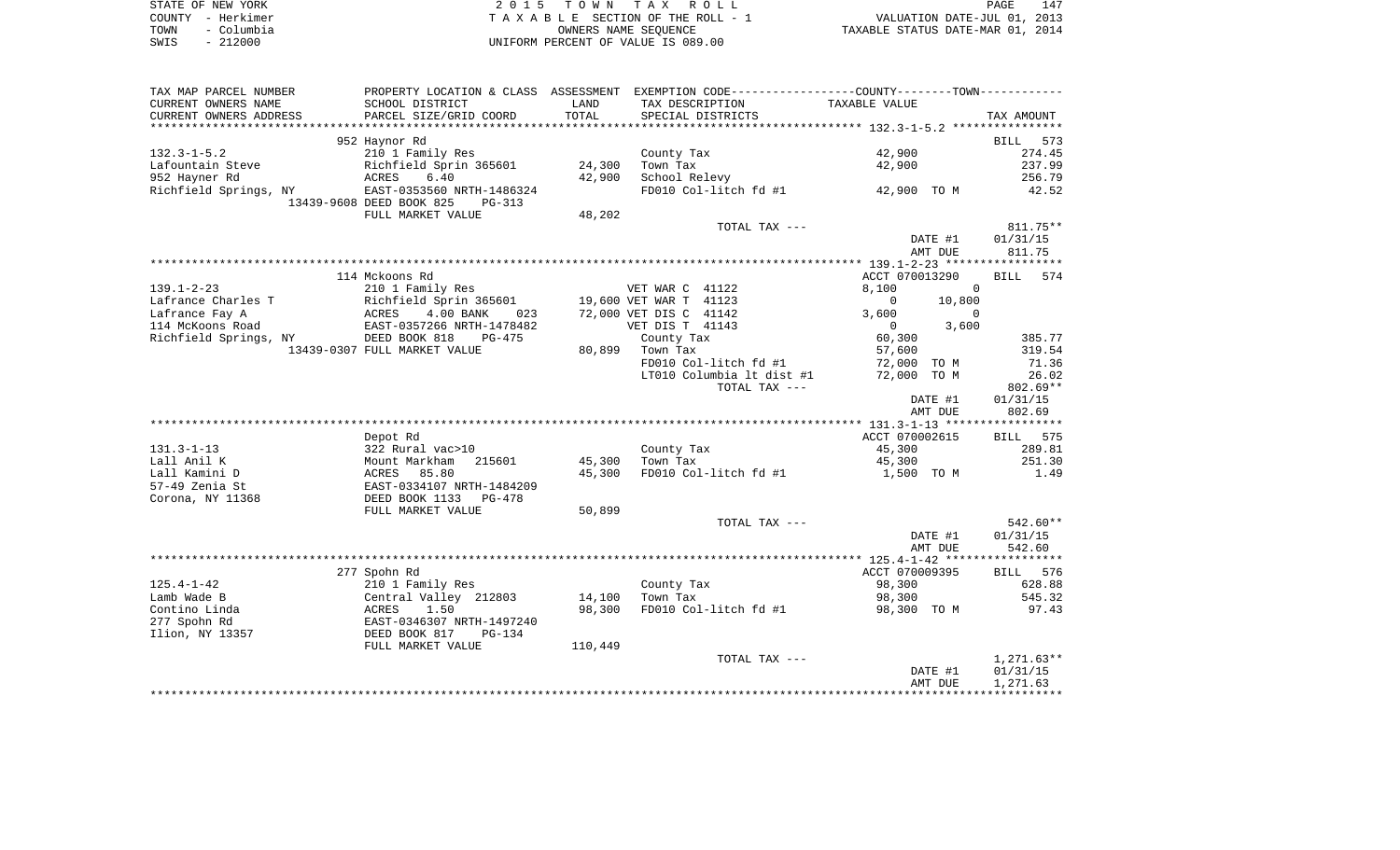STATE OF NEW YORK
COUNTY - Herkimer
TOWN - Columbia
SWIS - 212000

2 0 1 5 T O W N T A X R O L L
T A X A B L E SECTION OF THE ROLL - 1
OWNERS NAME SEQUENCE
UNIFORM PERCENT OF VALUE IS 089.00

VALUATION DATE-JUL 01, 2013
TAXABLE STATUS DATE-MAR 01, 2014

| TAX MAP PARCEL NUMBER / CURRENT OWNERS NAME / CURRENT OWNERS ADDRESS | PROPERTY LOCATION & CLASS / SCHOOL DISTRICT / PARCEL SIZE/GRID COORD | ASSESSMENT LAND / TOTAL | EXEMPTION CODE / TAX DESCRIPTION / SPECIAL DISTRICTS | COUNTY / TOWN TAXABLE VALUE | TAX AMOUNT |
|---|---|---|---|---|---|
| | 952 Haynor Rd | | | | BILL 573 |
| 132.3-1-5.2 | 210 1 Family Res | | County Tax | 42,900 | 274.45 |
| Lafountain Steve | Richfield Sprin 365601 | 24,300 | Town Tax | 42,900 | 237.99 |
| 952 Hayner Rd | ACRES 6.40 | 42,900 | School Relevy | | 256.79 |
| Richfield Springs, NY 13439-9608 | EAST-0353560 NRTH-1486324 | | FD010 Col-litch fd #1 | 42,900 TO M | 42.52 |
| | DEED BOOK 825 PG-313 | | | | |
| | FULL MARKET VALUE | 48,202 | | | |
| | | | TOTAL TAX --- | | 811.75** |
| | | | | DATE #1 | 01/31/15 |
| | | | | AMT DUE | 811.75 |
| | 114 Mckoons Rd | | | ACCT 070013290 | BILL 574 |
| 139.1-2-23 | 210 1 Family Res | | VET WAR C 41122 | 8,100 / 0 | |
| Lafrance Charles T | Richfield Sprin 365601 | 19,600 | VET WAR T 41123 | 0 / 10,800 | |
| Lafrance Fay A | ACRES 4.00 BANK 023 | 72,000 | VET DIS C 41142 | 3,600 / 0 | |
| 114 McKoons Road | EAST-0357266 NRTH-1478482 | | VET DIS T 41143 | 0 / 3,600 | |
| Richfield Springs, NY 13439-0307 | DEED BOOK 818 PG-475 | | County Tax | 60,300 | 385.77 |
| | FULL MARKET VALUE | 80,899 | Town Tax | 57,600 | 319.54 |
| | | | FD010 Col-litch fd #1 | 72,000 TO M | 71.36 |
| | | | LT010 Columbia lt dist #1 | 72,000 TO M | 26.02 |
| | | | TOTAL TAX --- | | 802.69** |
| | | | | DATE #1 | 01/31/15 |
| | | | | AMT DUE | 802.69 |
| | Depot Rd | | | ACCT 070002615 | BILL 575 |
| 131.3-1-13 | 322 Rural vac>10 | | County Tax | 45,300 | 289.81 |
| Lall Anil K | Mount Markham 215601 | 45,300 | Town Tax | 45,300 | 251.30 |
| Lall Kamini D | ACRES 85.80 | 45,300 | FD010 Col-litch fd #1 | 1,500 TO M | 1.49 |
| 57-49 Zenia St | EAST-0334107 NRTH-1484209 | | | | |
| Corona, NY 11368 | DEED BOOK 1133 PG-478 | | | | |
| | FULL MARKET VALUE | 50,899 | | | |
| | | | TOTAL TAX --- | | 542.60** |
| | | | | DATE #1 | 01/31/15 |
| | | | | AMT DUE | 542.60 |
| | 277 Spohn Rd | | | ACCT 070009395 | BILL 576 |
| 125.4-1-42 | 210 1 Family Res | | County Tax | 98,300 | 628.88 |
| Lamb Wade B | Central Valley 212803 | 14,100 | Town Tax | 98,300 | 545.32 |
| Contino Linda | ACRES 1.50 | 98,300 | FD010 Col-litch fd #1 | 98,300 TO M | 97.43 |
| 277 Spohn Rd | EAST-0346307 NRTH-1497240 | | | | |
| Ilion, NY 13357 | DEED BOOK 817 PG-134 | | | | |
| | FULL MARKET VALUE | 110,449 | | | |
| | | | TOTAL TAX --- | | 1,271.63** |
| | | | | DATE #1 | 01/31/15 |
| | | | | AMT DUE | 1,271.63 |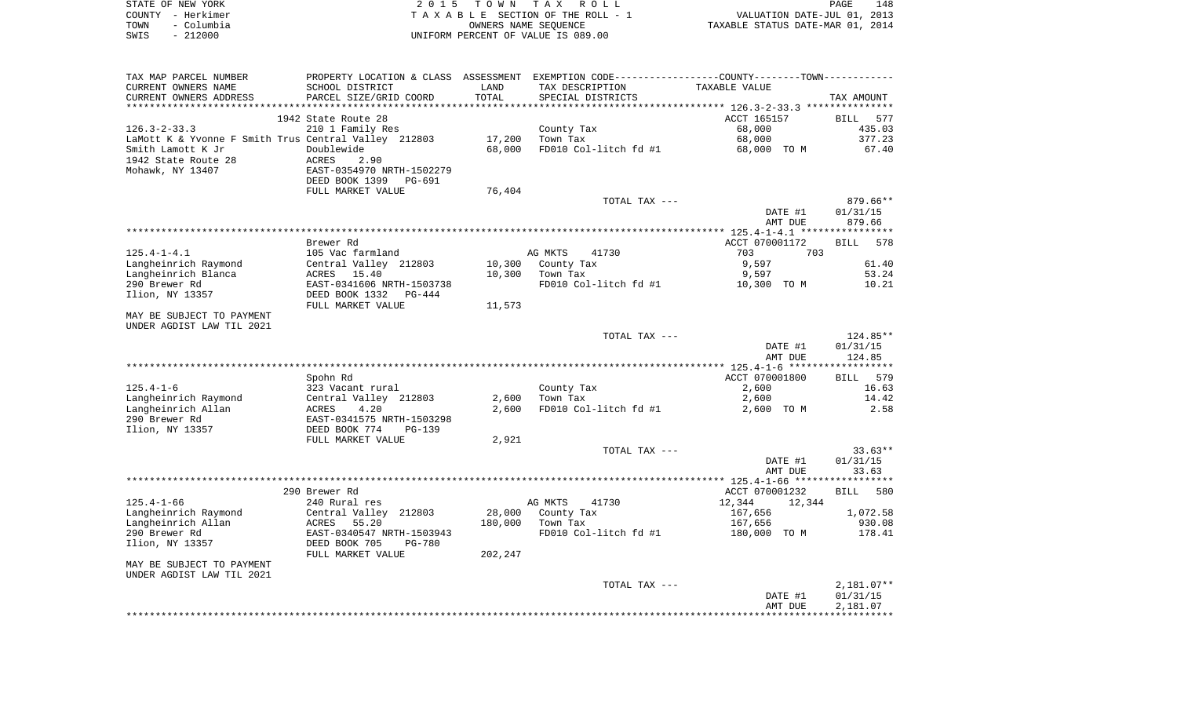STATE OF NEW YORK
COUNTY - Herkimer
TOWN - Columbia
SWIS - 212000

2 0 1 5 T O W N T A X R O L L
T A X A B L E SECTION OF THE ROLL - 1
OWNERS NAME SEQUENCE
UNIFORM PERCENT OF VALUE IS 089.00

VALUATION DATE-JUL 01, 2013
TAXABLE STATUS DATE-MAR 01, 2014

| TAX MAP PARCEL NUMBER / CURRENT OWNERS NAME / CURRENT OWNERS ADDRESS | PROPERTY LOCATION & CLASS / SCHOOL DISTRICT / PARCEL SIZE/GRID COORD | ASSESSMENT LAND / TOTAL | EXEMPTION CODE / TAX DESCRIPTION / SPECIAL DISTRICTS | COUNTY--------TOWN / TAXABLE VALUE | TAX AMOUNT |
|---|---|---|---|---|---|
| 126.3-2-33.3 | 1942 State Route 28 | | | ACCT 165157 | BILL 577 |
| | 210 1 Family Res | | County Tax | 68,000 | 435.03 |
| LaMott K & Yvonne F Smith Trus | Central Valley 212803 | 17,200 | Town Tax | 68,000 | 377.23 |
| Smith Lamott K Jr | Doublewide | 68,000 | FD010 Col-litch fd #1 | 68,000 TO M | 67.40 |
| 1942 State Route 28 | ACRES 2.90 | | | | |
| Mohawk, NY 13407 | EAST-0354970 NRTH-1502279 | | | | |
| | DEED BOOK 1399 PG-691 | | | | |
| | FULL MARKET VALUE | 76,404 | | | |
| | | | TOTAL TAX --- | | 879.66** |
| | | | | DATE #1 | 01/31/15 |
| | | | | AMT DUE | 879.66 |
| 125.4-1-4.1 | Brewer Rd | | | ACCT 070001172 | BILL 578 |
| | 105 Vac farmland | | AG MKTS 41730 | 703 703 | |
| Langheinrich Raymond | Central Valley 212803 | 10,300 | County Tax | 9,597 | 61.40 |
| Langheinrich Blanca | ACRES 15.40 | 10,300 | Town Tax | 9,597 | 53.24 |
| 290 Brewer Rd | EAST-0341606 NRTH-1503738 | | FD010 Col-litch fd #1 | 10,300 TO M | 10.21 |
| Ilion, NY 13357 | DEED BOOK 1332 PG-444 | | | | |
| | FULL MARKET VALUE | 11,573 | | | |
| MAY BE SUBJECT TO PAYMENT | | | | | |
| UNDER AGDIST LAW TIL 2021 | | | | | |
| | | | TOTAL TAX --- | | 124.85** |
| | | | | DATE #1 | 01/31/15 |
| | | | | AMT DUE | 124.85 |
| 125.4-1-6 | Spohn Rd | | | ACCT 070001800 | BILL 579 |
| | 323 Vacant rural | | County Tax | 2,600 | 16.63 |
| Langheinrich Raymond | Central Valley 212803 | 2,600 | Town Tax | 2,600 | 14.42 |
| Langheinrich Allan | ACRES 4.20 | 2,600 | FD010 Col-litch fd #1 | 2,600 TO M | 2.58 |
| 290 Brewer Rd | EAST-0341575 NRTH-1503298 | | | | |
| Ilion, NY 13357 | DEED BOOK 774 PG-139 | | | | |
| | FULL MARKET VALUE | 2,921 | | | |
| | | | TOTAL TAX --- | | 33.63** |
| | | | | DATE #1 | 01/31/15 |
| | | | | AMT DUE | 33.63 |
| 125.4-1-66 | 290 Brewer Rd | | | ACCT 070001232 | BILL 580 |
| | 240 Rural res | | AG MKTS 41730 | 12,344 12,344 | |
| Langheinrich Raymond | Central Valley 212803 | 28,000 | County Tax | 167,656 | 1,072.58 |
| Langheinrich Allan | ACRES 55.20 | 180,000 | Town Tax | 167,656 | 930.08 |
| 290 Brewer Rd | EAST-0340547 NRTH-1503943 | | FD010 Col-litch fd #1 | 180,000 TO M | 178.41 |
| Ilion, NY 13357 | DEED BOOK 705 PG-780 | | | | |
| | FULL MARKET VALUE | 202,247 | | | |
| MAY BE SUBJECT TO PAYMENT | | | | | |
| UNDER AGDIST LAW TIL 2021 | | | | | |
| | | | TOTAL TAX --- | | 2,181.07** |
| | | | | DATE #1 | 01/31/15 |
| | | | | AMT DUE | 2,181.07 |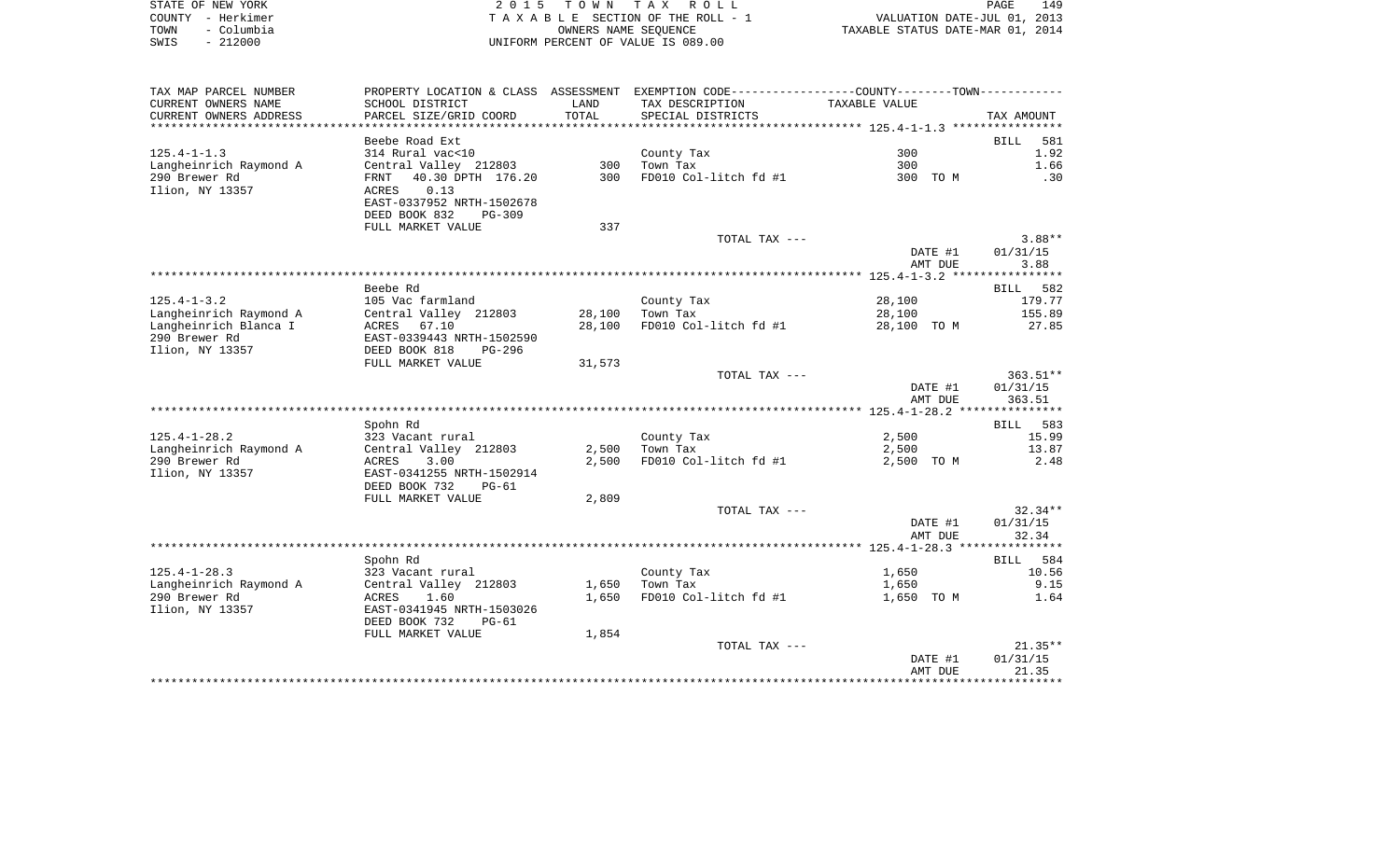STATE OF NEW YORK
COUNTY - Herkimer
TOWN - Columbia
SWIS - 212000

2 0 1 5 T O W N T A X R O L L
T A X A B L E SECTION OF THE ROLL - 1
OWNERS NAME SEQUENCE
UNIFORM PERCENT OF VALUE IS 089.00

VALUATION DATE-JUL 01, 2013
TAXABLE STATUS DATE-MAR 01, 2014

| TAX MAP PARCEL NUMBER<br>CURRENT OWNERS NAME<br>CURRENT OWNERS ADDRESS | PROPERTY LOCATION & CLASS<br>SCHOOL DISTRICT<br>PARCEL SIZE/GRID COORD | ASSESSMENT<br>LAND<br>TOTAL | EXEMPTION CODE-----COUNTY-----TOWN------<br>TAX DESCRIPTION<br>SPECIAL DISTRICTS | TAXABLE VALUE | TAX AMOUNT |
|---|---|---|---|---|---|
| 125.4-1-1.3 | Beebe Road Ext | | | | BILL 581 |
| Langheinrich Raymond A | 314 Rural vac<10 | | County Tax | 300 | 1.92 |
| 290 Brewer Rd | Central Valley 212803 | 300 | Town Tax | 300 | 1.66 |
| Ilion, NY 13357 | FRNT 40.30 DPTH 176.20 | 300 | FD010 Col-litch fd #1 | 300 TO M | .30 |
| | ACRES 0.13 | | | | |
| | EAST-0337952 NRTH-1502678 | | | | |
| | DEED BOOK 832 PG-309 | | | | |
| | FULL MARKET VALUE | 337 | | | |
| | | | TOTAL TAX --- | | 3.88** |
| | | | | DATE #1 | 01/31/15 |
| | | | | AMT DUE | 3.88 |
| 125.4-1-3.2 | Beebe Rd | | | | BILL 582 |
| Langheinrich Raymond A | 105 Vac farmland | | County Tax | 28,100 | 179.77 |
| Langheinrich Blanca I | Central Valley 212803 | 28,100 | Town Tax | 28,100 | 155.89 |
| 290 Brewer Rd | ACRES 67.10 | 28,100 | FD010 Col-litch fd #1 | 28,100 TO M | 27.85 |
| Ilion, NY 13357 | EAST-0339443 NRTH-1502590 | | | | |
| | DEED BOOK 818 PG-296 | | | | |
| | FULL MARKET VALUE | 31,573 | | | |
| | | | TOTAL TAX --- | | 363.51** |
| | | | | DATE #1 | 01/31/15 |
| | | | | AMT DUE | 363.51 |
| 125.4-1-28.2 | Spohn Rd | | | | BILL 583 |
| Langheinrich Raymond A | 323 Vacant rural | | County Tax | 2,500 | 15.99 |
| 290 Brewer Rd | Central Valley 212803 | 2,500 | Town Tax | 2,500 | 13.87 |
| Ilion, NY 13357 | ACRES 3.00 | 2,500 | FD010 Col-litch fd #1 | 2,500 TO M | 2.48 |
| | EAST-0341255 NRTH-1502914 | | | | |
| | DEED BOOK 732 PG-61 | | | | |
| | FULL MARKET VALUE | 2,809 | | | |
| | | | TOTAL TAX --- | | 32.34** |
| | | | | DATE #1 | 01/31/15 |
| | | | | AMT DUE | 32.34 |
| 125.4-1-28.3 | Spohn Rd | | | | BILL 584 |
| Langheinrich Raymond A | 323 Vacant rural | | County Tax | 1,650 | 10.56 |
| 290 Brewer Rd | Central Valley 212803 | 1,650 | Town Tax | 1,650 | 9.15 |
| Ilion, NY 13357 | ACRES 1.60 | 1,650 | FD010 Col-litch fd #1 | 1,650 TO M | 1.64 |
| | EAST-0341945 NRTH-1503026 | | | | |
| | DEED BOOK 732 PG-61 | | | | |
| | FULL MARKET VALUE | 1,854 | | | |
| | | | TOTAL TAX --- | | 21.35** |
| | | | | DATE #1 | 01/31/15 |
| | | | | AMT DUE | 21.35 |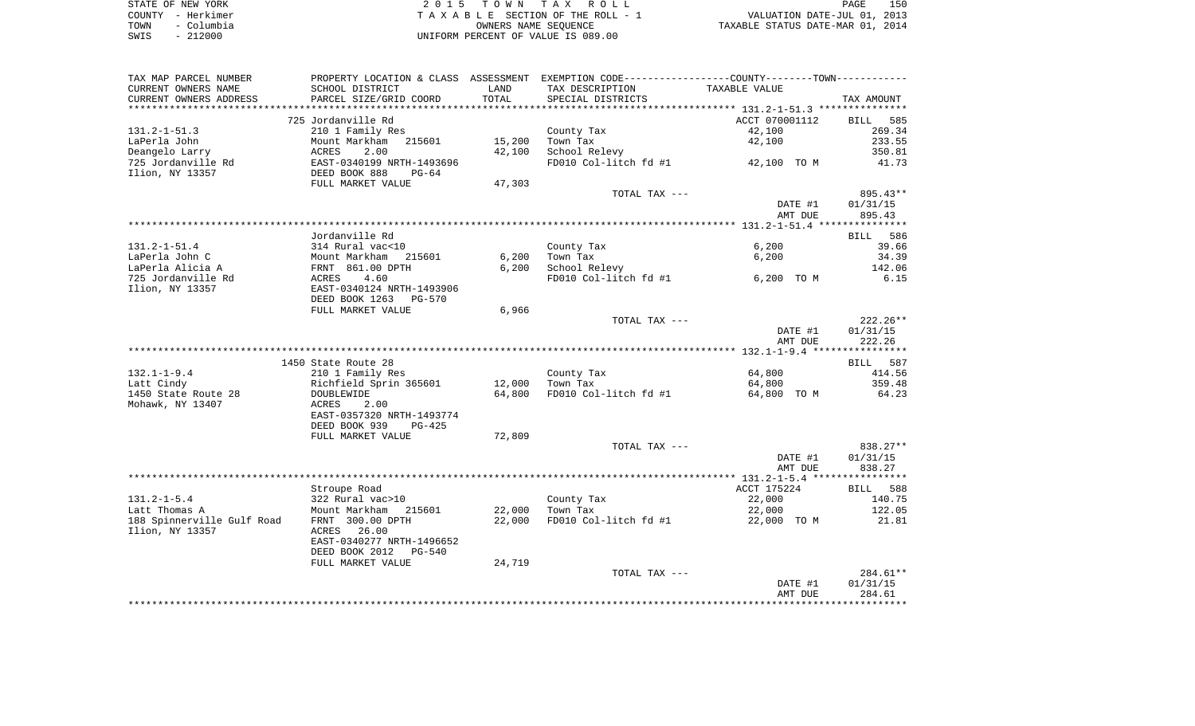STATE OF NEW YORK — COUNTY - Herkimer — TOWN - Columbia — SWIS - 212000

2 0 1 5 T O W N T A X R O L L
T A X A B L E SECTION OF THE ROLL - 1
OWNERS NAME SEQUENCE
UNIFORM PERCENT OF VALUE IS 089.00

VALUATION DATE-JUL 01, 2013
TAXABLE STATUS DATE-MAR 01, 2014

| TAX MAP PARCEL NUMBER / CURRENT OWNERS NAME / CURRENT OWNERS ADDRESS | PROPERTY LOCATION & CLASS / SCHOOL DISTRICT / PARCEL SIZE/GRID COORD | ASSESSMENT LAND / TOTAL | EXEMPTION CODE / TAX DESCRIPTION / SPECIAL DISTRICTS | TAXABLE VALUE | TAX AMOUNT |
|---|---|---|---|---|---|
| 131.2-1-51.3 | 725 Jordanville Rd | | | ACCT 070001112 | BILL 585 |
| | 210 1 Family Res | | County Tax | 42,100 | 269.34 |
| LaPerla John | Mount Markham 215601 | 15,200 | Town Tax | 42,100 | 233.55 |
| Deangelo Larry | ACRES 2.00 | 42,100 | School Relevy | | 350.81 |
| 725 Jordanville Rd | EAST-0340199 NRTH-1493696 | | FD010 Col-litch fd #1 | 42,100 TO M | 41.73 |
| Ilion, NY 13357 | DEED BOOK 888 PG-64 | | | | |
| | FULL MARKET VALUE | 47,303 | | | |
| | | | TOTAL TAX --- | | 895.43** |
| | | | | DATE #1 | 01/31/15 |
| | | | | AMT DUE | 895.43 |
| 131.2-1-51.4 | Jordanville Rd | | | | BILL 586 |
| | 314 Rural vac<10 | | County Tax | 6,200 | 39.66 |
| LaPerla John C | Mount Markham 215601 | 6,200 | Town Tax | 6,200 | 34.39 |
| LaPerla Alicia A | FRNT 861.00 DPTH | 6,200 | School Relevy | | 142.06 |
| 725 Jordanville Rd | ACRES 4.60 | | FD010 Col-litch fd #1 | 6,200 TO M | 6.15 |
| Ilion, NY 13357 | EAST-0340124 NRTH-1493906 | | | | |
| | DEED BOOK 1263 PG-570 | | | | |
| | FULL MARKET VALUE | 6,966 | | | |
| | | | TOTAL TAX --- | | 222.26** |
| | | | | DATE #1 | 01/31/15 |
| | | | | AMT DUE | 222.26 |
| 132.1-1-9.4 | 1450 State Route 28 | | | | BILL 587 |
| | 210 1 Family Res | | County Tax | 64,800 | 414.56 |
| Latt Cindy | Richfield Sprin 365601 | 12,000 | Town Tax | 64,800 | 359.48 |
| 1450 State Route 28 | DOUBLEWIDE | 64,800 | FD010 Col-litch fd #1 | 64,800 TO M | 64.23 |
| Mohawk, NY 13407 | ACRES 2.00 | | | | |
| | EAST-0357320 NRTH-1493774 | | | | |
| | DEED BOOK 939 PG-425 | | | | |
| | FULL MARKET VALUE | 72,809 | | | |
| | | | TOTAL TAX --- | | 838.27** |
| | | | | DATE #1 | 01/31/15 |
| | | | | AMT DUE | 838.27 |
| 131.2-1-5.4 | Stroupe Road | | | ACCT 175224 | BILL 588 |
| | 322 Rural vac>10 | | County Tax | 22,000 | 140.75 |
| Latt Thomas A | Mount Markham 215601 | 22,000 | Town Tax | 22,000 | 122.05 |
| 188 Spinnerville Gulf Road | FRNT 300.00 DPTH | 22,000 | FD010 Col-litch fd #1 | 22,000 TO M | 21.81 |
| Ilion, NY 13357 | ACRES 26.00 | | | | |
| | EAST-0340277 NRTH-1496652 | | | | |
| | DEED BOOK 2012 PG-540 | | | | |
| | FULL MARKET VALUE | 24,719 | | | |
| | | | TOTAL TAX --- | | 284.61** |
| | | | | DATE #1 | 01/31/15 |
| | | | | AMT DUE | 284.61 |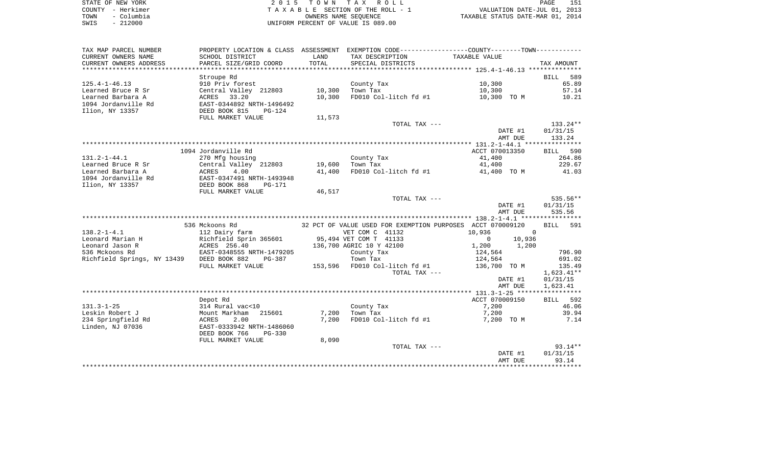STATE OF NEW YORK
COUNTY - Herkimer
TOWN - Columbia
SWIS - 212000

2 0 1 5 T O W N T A X R O L L
T A X A B L E SECTION OF THE ROLL - 1
OWNERS NAME SEQUENCE
UNIFORM PERCENT OF VALUE IS 089.00

VALUATION DATE-JUL 01, 2013
TAXABLE STATUS DATE-MAR 01, 2014

| TAX MAP PARCEL NUMBER / CURRENT OWNERS NAME / CURRENT OWNERS ADDRESS | PROPERTY LOCATION & CLASS / SCHOOL DISTRICT / PARCEL SIZE/GRID COORD | ASSESSMENT LAND / TOTAL | EXEMPTION CODE / TAX DESCRIPTION / SPECIAL DISTRICTS | COUNTY / TOWN TAXABLE VALUE | TAX AMOUNT |
|---|---|---|---|---|---|
| 125.4-1-46.13 | Stroupe Rd | | | | BILL 589 |
| | 910 Priv forest | | County Tax | 10,300 | 65.89 |
| Learned Bruce R Sr | Central Valley 212803 | 10,300 | Town Tax | 10,300 | 57.14 |
| Learned Barbara A | ACRES 33.20 | 10,300 | FD010 Col-litch fd #1 | 10,300 TO M | 10.21 |
| 1094 Jordanville Rd | EAST-0344892 NRTH-1496492 | | | | |
| Ilion, NY 13357 | DEED BOOK 815 PG-124 | | | | |
| | FULL MARKET VALUE | 11,573 | | | |
| | | | TOTAL TAX --- | | 133.24** |
| | | | | DATE #1 | 01/31/15 |
| | | | | AMT DUE | 133.24 |
| 131.2-1-44.1 | 1094 Jordanville Rd | | | ACCT 070013350 | BILL 590 |
| | 270 Mfg housing | | County Tax | 41,400 | 264.86 |
| Learned Bruce R Sr | Central Valley 212803 | 19,600 | Town Tax | 41,400 | 229.67 |
| Learned Barbara A | ACRES 4.00 | 41,400 | FD010 Col-litch fd #1 | 41,400 TO M | 41.03 |
| 1094 Jordanville Rd | EAST-0347491 NRTH-1493948 | | | | |
| Ilion, NY 13357 | DEED BOOK 868 PG-171 | | | | |
| | FULL MARKET VALUE | 46,517 | | | |
| | | | TOTAL TAX --- | | 535.56** |
| | | | | DATE #1 | 01/31/15 |
| | | | | AMT DUE | 535.56 |
| 138.2-1-4.1 | 536 Mckoons Rd | | 32 PCT OF VALUE USED FOR EXEMPTION PURPOSES | ACCT 070009120 | BILL 591 |
| | 112 Dairy farm | | VET COM C 41132 | 10,936 / 0 | |
| Leonard Marian H | Richfield Sprin 365601 | 95,494 | VET COM T 41133 | 0 / 10,936 | |
| Leonard Jason R | ACRES 256.40 | 136,700 | AGRIC 10 Y 42100 | 1,200 / 1,200 | |
| 536 Mckoons Rd | EAST-0348555 NRTH-1479205 | | County Tax | 124,564 | 796.90 |
| Richfield Springs, NY 13439 | DEED BOOK 882 PG-387 | | Town Tax | 124,564 | 691.02 |
| | FULL MARKET VALUE | 153,596 | FD010 Col-litch fd #1 | 136,700 TO M | 135.49 |
| | | | TOTAL TAX --- | | 1,623.41** |
| | | | | DATE #1 | 01/31/15 |
| | | | | AMT DUE | 1,623.41 |
| 131.3-1-25 | Depot Rd | | | ACCT 070009150 | BILL 592 |
| | 314 Rural vac<10 | | County Tax | 7,200 | 46.06 |
| Leskin Robert J | Mount Markham 215601 | 7,200 | Town Tax | 7,200 | 39.94 |
| 234 Springfield Rd | ACRES 2.00 | 7,200 | FD010 Col-litch fd #1 | 7,200 TO M | 7.14 |
| Linden, NJ 07036 | EAST-0333942 NRTH-1486060 | | | | |
| | DEED BOOK 766 PG-330 | | | | |
| | FULL MARKET VALUE | 8,090 | | | |
| | | | TOTAL TAX --- | | 93.14** |
| | | | | DATE #1 | 01/31/15 |
| | | | | AMT DUE | 93.14 |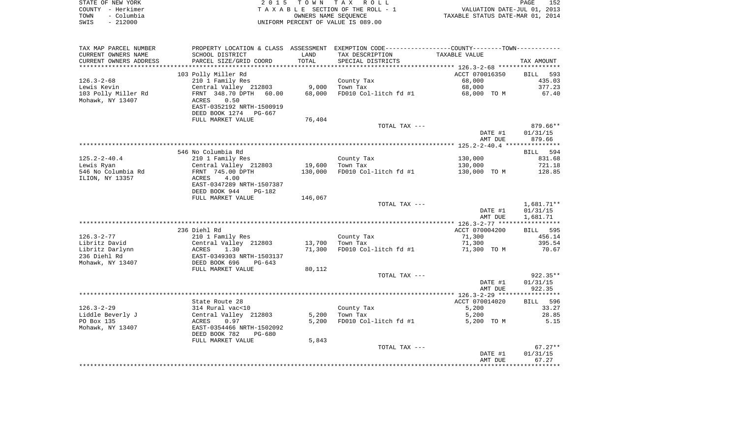STATE OF NEW YORK
COUNTY - Herkimer
TOWN - Columbia
SWIS - 212000

2 0 1 5 T O W N T A X R O L L
T A X A B L E SECTION OF THE ROLL - 1
OWNERS NAME SEQUENCE
UNIFORM PERCENT OF VALUE IS 089.00

VALUATION DATE-JUL 01, 2013
TAXABLE STATUS DATE-MAR 01, 2014

| TAX MAP PARCEL NUMBER<br>CURRENT OWNERS NAME<br>CURRENT OWNERS ADDRESS | PROPERTY LOCATION & CLASS<br>SCHOOL DISTRICT<br>PARCEL SIZE/GRID COORD | ASSESSMENT<br>LAND<br>TOTAL | EXEMPTION CODE------COUNTY--------TOWN------<br>TAX DESCRIPTION<br>SPECIAL DISTRICTS | TAXABLE VALUE | TAX AMOUNT |
|---|---|---|---|---|---|
| | 103 Polly Miller Rd | | | ACCT 070016350 | BILL 593 |
| 126.3-2-68 | 210 1 Family Res | | County Tax | 68,000 | 435.03 |
| Lewis Kevin | Central Valley 212803 | 9,000 | Town Tax | 68,000 | 377.23 |
| 103 Polly Miller Rd | FRNT 348.70 DPTH 60.00 | 68,000 | FD010 Col-litch fd #1 | 68,000 TO M | 67.40 |
| Mohawk, NY 13407 | ACRES 0.50 | | | | |
| | EAST-0352192 NRTH-1500919 | | | | |
| | DEED BOOK 1274 PG-667 | | | | |
| | FULL MARKET VALUE | 76,404 | | | |
| | | | TOTAL TAX --- | | 879.66** |
| | | | | DATE #1 | 01/31/15 |
| | | | | AMT DUE | 879.66 |
| | 546 No Columbia Rd | | | | BILL 594 |
| 125.2-2-40.4 | 210 1 Family Res | | County Tax | 130,000 | 831.68 |
| Lewis Ryan | Central Valley 212803 | 19,600 | Town Tax | 130,000 | 721.18 |
| 546 No Columbia Rd | FRNT 745.00 DPTH | 130,000 | FD010 Col-litch fd #1 | 130,000 TO M | 128.85 |
| ILION, NY 13357 | ACRES 4.00 | | | | |
| | EAST-0347289 NRTH-1507387 | | | | |
| | DEED BOOK 944 PG-182 | | | | |
| | FULL MARKET VALUE | 146,067 | | | |
| | | | TOTAL TAX --- | | 1,681.71** |
| | | | | DATE #1 | 01/31/15 |
| | | | | AMT DUE | 1,681.71 |
| | 236 Diehl Rd | | | ACCT 070004200 | BILL 595 |
| 126.3-2-77 | 210 1 Family Res | | County Tax | 71,300 | 456.14 |
| Libritz David | Central Valley 212803 | 13,700 | Town Tax | 71,300 | 395.54 |
| Libritz Darlynn | ACRES 1.30 | 71,300 | FD010 Col-litch fd #1 | 71,300 TO M | 70.67 |
| 236 Diehl Rd | EAST-0349303 NRTH-1503137 | | | | |
| Mohawk, NY 13407 | DEED BOOK 696 PG-643 | | | | |
| | FULL MARKET VALUE | 80,112 | | | |
| | | | TOTAL TAX --- | | 922.35** |
| | | | | DATE #1 | 01/31/15 |
| | | | | AMT DUE | 922.35 |
| | State Route 28 | | | ACCT 070014020 | BILL 596 |
| 126.3-2-29 | 314 Rural vac<10 | | County Tax | 5,200 | 33.27 |
| Liddle Beverly J | Central Valley 212803 | 5,200 | Town Tax | 5,200 | 28.85 |
| PO Box 135 | ACRES 0.97 | 5,200 | FD010 Col-litch fd #1 | 5,200 TO M | 5.15 |
| Mohawk, NY 13407 | EAST-0354466 NRTH-1502092 | | | | |
| | DEED BOOK 782 PG-680 | | | | |
| | FULL MARKET VALUE | 5,843 | | | |
| | | | TOTAL TAX --- | | 67.27** |
| | | | | DATE #1 | 01/31/15 |
| | | | | AMT DUE | 67.27 |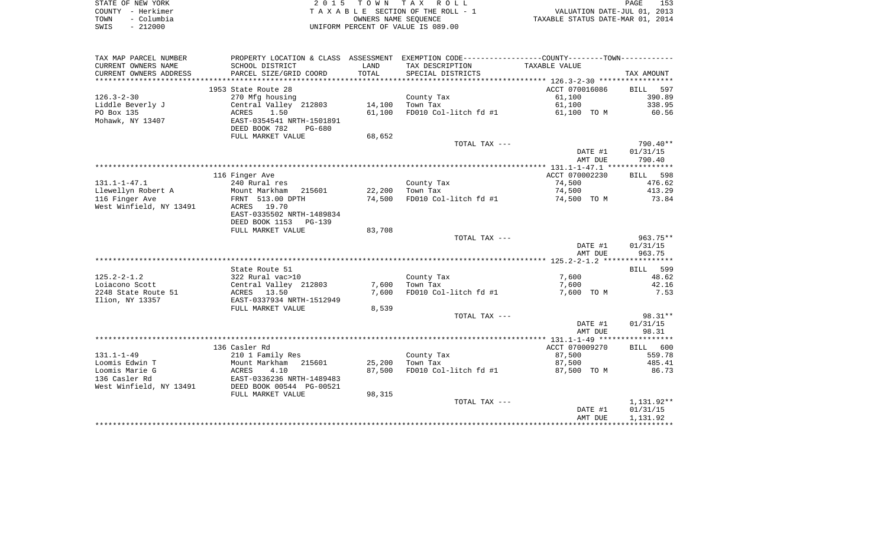STATE OF NEW YORK
COUNTY - Herkimer
TOWN - Columbia
SWIS - 212000

2 0 1 5 T O W N T A X R O L L
T A X A B L E SECTION OF THE ROLL - 1
OWNERS NAME SEQUENCE
UNIFORM PERCENT OF VALUE IS 089.00

VALUATION DATE-JUL 01, 2013
TAXABLE STATUS DATE-MAR 01, 2014

| TAX MAP PARCEL NUMBER / CURRENT OWNERS NAME / CURRENT OWNERS ADDRESS | PROPERTY LOCATION & CLASS / SCHOOL DISTRICT / PARCEL SIZE/GRID COORD | ASSESSMENT LAND / TOTAL | EXEMPTION CODE / TAX DESCRIPTION / SPECIAL DISTRICTS | COUNTY--------TOWN / TAXABLE VALUE | TAX AMOUNT |
|---|---|---|---|---|---|
| 126.3-2-30 | 1953 State Route 28 | | | ACCT 070016086 | BILL 597 |
| | 270 Mfg housing | | County Tax | 61,100 | 390.89 |
| Liddle Beverly J | Central Valley 212803 | 14,100 | Town Tax | 61,100 | 338.95 |
| PO Box 135 | ACRES 1.50 | 61,100 | FD010 Col-litch fd #1 | 61,100 TO M | 60.56 |
| Mohawk, NY 13407 | EAST-0354541 NRTH-1501891 | | | | |
| | DEED BOOK 782 PG-680 | | | | |
| | FULL MARKET VALUE | 68,652 | | | |
| | | | TOTAL TAX --- | | 790.40** |
| | | | | DATE #1 | 01/31/15 |
| | | | | AMT DUE | 790.40 |
| 131.1-1-47.1 | 116 Finger Ave | | | ACCT 070002230 | BILL 598 |
| | 240 Rural res | | County Tax | 74,500 | 476.62 |
| Llewellyn Robert A | Mount Markham 215601 | 22,200 | Town Tax | 74,500 | 413.29 |
| 116 Finger Ave | FRNT 513.00 DPTH | 74,500 | FD010 Col-litch fd #1 | 74,500 TO M | 73.84 |
| West Winfield, NY 13491 | ACRES 19.70 | | | | |
| | EAST-0335502 NRTH-1489834 | | | | |
| | DEED BOOK 1153 PG-139 | | | | |
| | FULL MARKET VALUE | 83,708 | | | |
| | | | TOTAL TAX --- | | 963.75** |
| | | | | DATE #1 | 01/31/15 |
| | | | | AMT DUE | 963.75 |
| 125.2-2-1.2 | State Route 51 | | | | BILL 599 |
| | 322 Rural vac>10 | | County Tax | 7,600 | 48.62 |
| Loiacono Scott | Central Valley 212803 | 7,600 | Town Tax | 7,600 | 42.16 |
| 2248 State Route 51 | ACRES 13.50 | 7,600 | FD010 Col-litch fd #1 | 7,600 TO M | 7.53 |
| Ilion, NY 13357 | EAST-0337934 NRTH-1512949 | | | | |
| | FULL MARKET VALUE | 8,539 | | | |
| | | | TOTAL TAX --- | | 98.31** |
| | | | | DATE #1 | 01/31/15 |
| | | | | AMT DUE | 98.31 |
| 131.1-1-49 | 136 Casler Rd | | | ACCT 070009270 | BILL 600 |
| | 210 1 Family Res | | County Tax | 87,500 | 559.78 |
| Loomis Edwin T | Mount Markham 215601 | 25,200 | Town Tax | 87,500 | 485.41 |
| Loomis Marie G | ACRES 4.10 | 87,500 | FD010 Col-litch fd #1 | 87,500 TO M | 86.73 |
| 136 Casler Rd | EAST-0336236 NRTH-1489483 | | | | |
| West Winfield, NY 13491 | DEED BOOK 00544 PG-00521 | | | | |
| | FULL MARKET VALUE | 98,315 | | | |
| | | | TOTAL TAX --- | | 1,131.92** |
| | | | | DATE #1 | 01/31/15 |
| | | | | AMT DUE | 1,131.92 |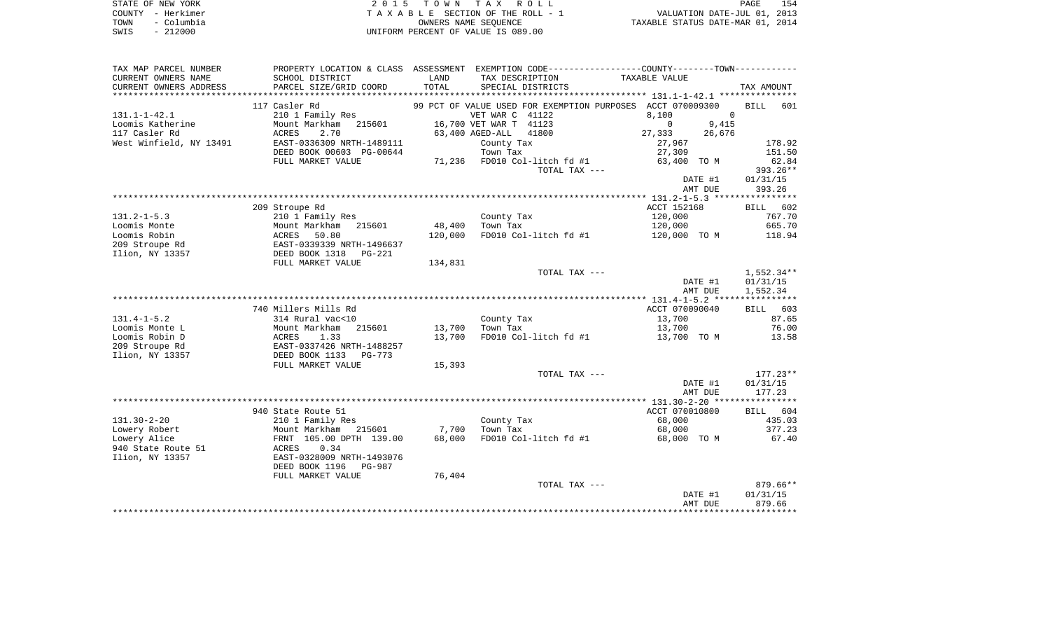STATE OF NEW YORK — 2 0 1 5 T O W N T A X R O L L
COUNTY - Herkimer — T A X A B L E SECTION OF THE ROLL - 1 — VALUATION DATE-JUL 01, 2013
TOWN - Columbia — OWNERS NAME SEQUENCE — TAXABLE STATUS DATE-MAR 01, 2014
SWIS - 212000 — UNIFORM PERCENT OF VALUE IS 089.00

| TAX MAP PARCEL NUMBER / CURRENT OWNERS NAME / CURRENT OWNERS ADDRESS | PROPERTY LOCATION & CLASS / SCHOOL DISTRICT / PARCEL SIZE/GRID COORD | ASSESSMENT LAND / TOTAL | EXEMPTION CODE / TAX DESCRIPTION / SPECIAL DISTRICTS | COUNTY / TOWN TAXABLE VALUE | TAX AMOUNT |
|---|---|---|---|---|---|
| 131.1-1-42.1 | 117 Casler Rd | | 99 PCT OF VALUE USED FOR EXEMPTION PURPOSES | ACCT 070009300 | BILL 601 |
| Loomis Katherine | 210 1 Family Res | | VET WAR C 41122 | 8,100 0 | |
| 117 Casler Rd | Mount Markham 215601 | 16,700 | VET WAR T 41123 | 0 9,415 | |
| West Winfield, NY 13491 | ACRES 2.70 | 63,400 | AGED-ALL 41800 | 27,333 26,676 | |
| | EAST-0336309 NRTH-1489111 | | County Tax | 27,967 | 178.92 |
| | DEED BOOK 00603 PG-00644 | | Town Tax | 27,309 | 151.50 |
| | FULL MARKET VALUE | 71,236 | FD010 Col-litch fd #1 | 63,400 TO M | 62.84 |
| | | | TOTAL TAX --- | | 393.26** |
| | | | | DATE #1 | 01/31/15 |
| | | | | AMT DUE | 393.26 |
| 131.2-1-5.3 | 209 Stroupe Rd | | | ACCT 152168 | BILL 602 |
| Loomis Monte | 210 1 Family Res | | County Tax | 120,000 | 767.70 |
| Loomis Robin | Mount Markham 215601 | 48,400 | Town Tax | 120,000 | 665.70 |
| 209 Stroupe Rd | ACRES 50.80 | 120,000 | FD010 Col-litch fd #1 | 120,000 TO M | 118.94 |
| Ilion, NY 13357 | EAST-0339339 NRTH-1496637 | | | | |
| | DEED BOOK 1318 PG-221 | | | | |
| | FULL MARKET VALUE | 134,831 | | | |
| | | | TOTAL TAX --- | | 1,552.34** |
| | | | | DATE #1 | 01/31/15 |
| | | | | AMT DUE | 1,552.34 |
| 131.4-1-5.2 | 740 Millers Mills Rd | | | ACCT 070090040 | BILL 603 |
| Loomis Monte L | 314 Rural vac<10 | | County Tax | 13,700 | 87.65 |
| Loomis Robin D | Mount Markham 215601 | 13,700 | Town Tax | 13,700 | 76.00 |
| 209 Stroupe Rd | ACRES 1.33 | 13,700 | FD010 Col-litch fd #1 | 13,700 TO M | 13.58 |
| Ilion, NY 13357 | EAST-0337426 NRTH-1488257 | | | | |
| | DEED BOOK 1133 PG-773 | | | | |
| | FULL MARKET VALUE | 15,393 | | | |
| | | | TOTAL TAX --- | | 177.23** |
| | | | | DATE #1 | 01/31/15 |
| | | | | AMT DUE | 177.23 |
| 131.30-2-20 | 940 State Route 51 | | | ACCT 070010800 | BILL 604 |
| Lowery Robert | 210 1 Family Res | | County Tax | 68,000 | 435.03 |
| Lowery Alice | Mount Markham 215601 | 7,700 | Town Tax | 68,000 | 377.23 |
| 940 State Route 51 | FRNT 105.00 DPTH 139.00 | 68,000 | FD010 Col-litch fd #1 | 68,000 TO M | 67.40 |
| Ilion, NY 13357 | ACRES 0.34 | | | | |
| | EAST-0328009 NRTH-1493076 | | | | |
| | DEED BOOK 1196 PG-987 | | | | |
| | FULL MARKET VALUE | 76,404 | | | |
| | | | TOTAL TAX --- | | 879.66** |
| | | | | DATE #1 | 01/31/15 |
| | | | | AMT DUE | 879.66 |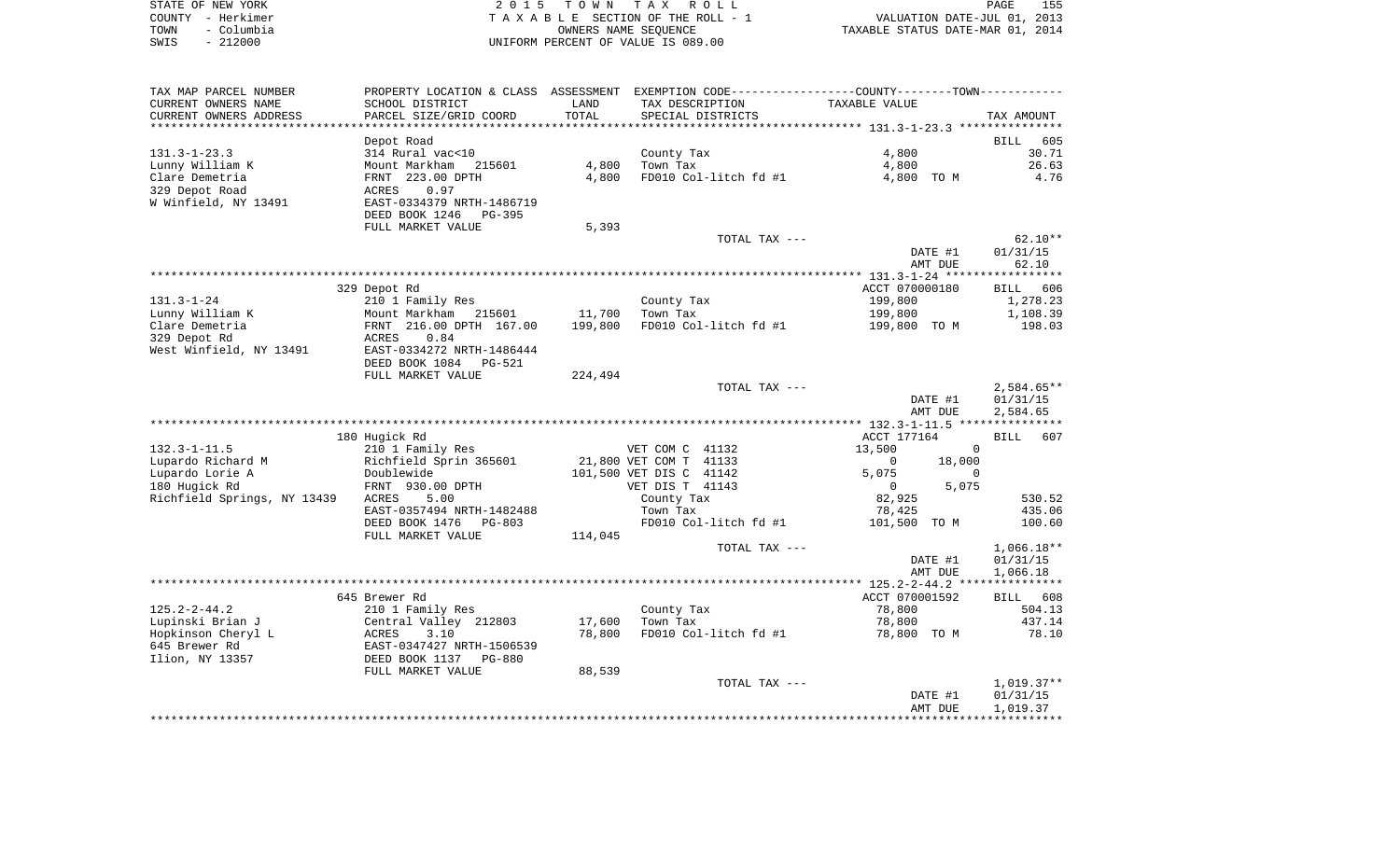STATE OF NEW YORK | 2015 TOWN TAX ROLL | PAGE 155
COUNTY - Herkimer | TAXABLE SECTION OF THE ROLL - 1 | VALUATION DATE-JUL 01, 2013
TOWN - Columbia | OWNERS NAME SEQUENCE | TAXABLE STATUS DATE-MAR 01, 2014
SWIS - 212000 | UNIFORM PERCENT OF VALUE IS 089.00

| TAX MAP PARCEL NUMBER / CURRENT OWNERS NAME / CURRENT OWNERS ADDRESS | PROPERTY LOCATION & CLASS / SCHOOL DISTRICT / PARCEL SIZE/GRID COORD | ASSESSMENT LAND / TOTAL | EXEMPTION CODE / TAX DESCRIPTION / SPECIAL DISTRICTS | COUNTY--------TOWN TAXABLE VALUE | TAX AMOUNT |
|---|---|---|---|---|---|
| **131.3-1-23.3** | Depot Road | | | | BILL 605 |
| 131.3-1-23.3 | 314 Rural vac<10 | | County Tax | 4,800 | 30.71 |
| Lunny William K | Mount Markham 215601 | 4,800 | Town Tax | 4,800 | 26.63 |
| Clare Demetria | FRNT 223.00 DPTH | 4,800 | FD010 Col-litch fd #1 | 4,800 TO M | 4.76 |
| 329 Depot Road | ACRES 0.97 | | | | |
| W Winfield, NY 13491 | EAST-0334379 NRTH-1486719 | | | | |
| | DEED BOOK 1246 PG-395 | | | | |
| | FULL MARKET VALUE | 5,393 | | | |
| | | | TOTAL TAX --- | | 62.10** |
| | | | | DATE #1 | 01/31/15 |
| | | | | AMT DUE | 62.10 |
| **131.3-1-24** | 329 Depot Rd | | | ACCT 070000180 | BILL 606 |
| 131.3-1-24 | 210 1 Family Res | | County Tax | 199,800 | 1,278.23 |
| Lunny William K | Mount Markham 215601 | 11,700 | Town Tax | 199,800 | 1,108.39 |
| Clare Demetria | FRNT 216.00 DPTH 167.00 | 199,800 | FD010 Col-litch fd #1 | 199,800 TO M | 198.03 |
| 329 Depot Rd | ACRES 0.84 | | | | |
| West Winfield, NY 13491 | EAST-0334272 NRTH-1486444 | | | | |
| | DEED BOOK 1084 PG-521 | | | | |
| | FULL MARKET VALUE | 224,494 | | | |
| | | | TOTAL TAX --- | | 2,584.65** |
| | | | | DATE #1 | 01/31/15 |
| | | | | AMT DUE | 2,584.65 |
| **132.3-1-11.5** | 180 Hugick Rd | | | ACCT 177164 | BILL 607 |
| 132.3-1-11.5 | 210 1 Family Res | | VET COM C 41132 | 13,500 / 0 | |
| Lupardo Richard M | Richfield Sprin 365601 | 21,800 | VET COM T 41133 | 0 / 18,000 | |
| Lupardo Lorie A | Doublewide | 101,500 | VET DIS C 41142 | 5,075 / 0 | |
| 180 Hugick Rd | FRNT 930.00 DPTH | | VET DIS T 41143 | 0 / 5,075 | |
| Richfield Springs, NY 13439 | ACRES 5.00 | | County Tax | 82,925 | 530.52 |
| | EAST-0357494 NRTH-1482488 | | Town Tax | 78,425 | 435.06 |
| | DEED BOOK 1476 PG-803 | | FD010 Col-litch fd #1 | 101,500 TO M | 100.60 |
| | FULL MARKET VALUE | 114,045 | | | |
| | | | TOTAL TAX --- | | 1,066.18** |
| | | | | DATE #1 | 01/31/15 |
| | | | | AMT DUE | 1,066.18 |
| **125.2-2-44.2** | 645 Brewer Rd | | | ACCT 070001592 | BILL 608 |
| 125.2-2-44.2 | 210 1 Family Res | | County Tax | 78,800 | 504.13 |
| Lupinski Brian J | Central Valley 212803 | 17,600 | Town Tax | 78,800 | 437.14 |
| Hopkinson Cheryl L | ACRES 3.10 | 78,800 | FD010 Col-litch fd #1 | 78,800 TO M | 78.10 |
| 645 Brewer Rd | EAST-0347427 NRTH-1506539 | | | | |
| Ilion, NY 13357 | DEED BOOK 1137 PG-880 | | | | |
| | FULL MARKET VALUE | 88,539 | | | |
| | | | TOTAL TAX --- | | 1,019.37** |
| | | | | DATE #1 | 01/31/15 |
| | | | | AMT DUE | 1,019.37 |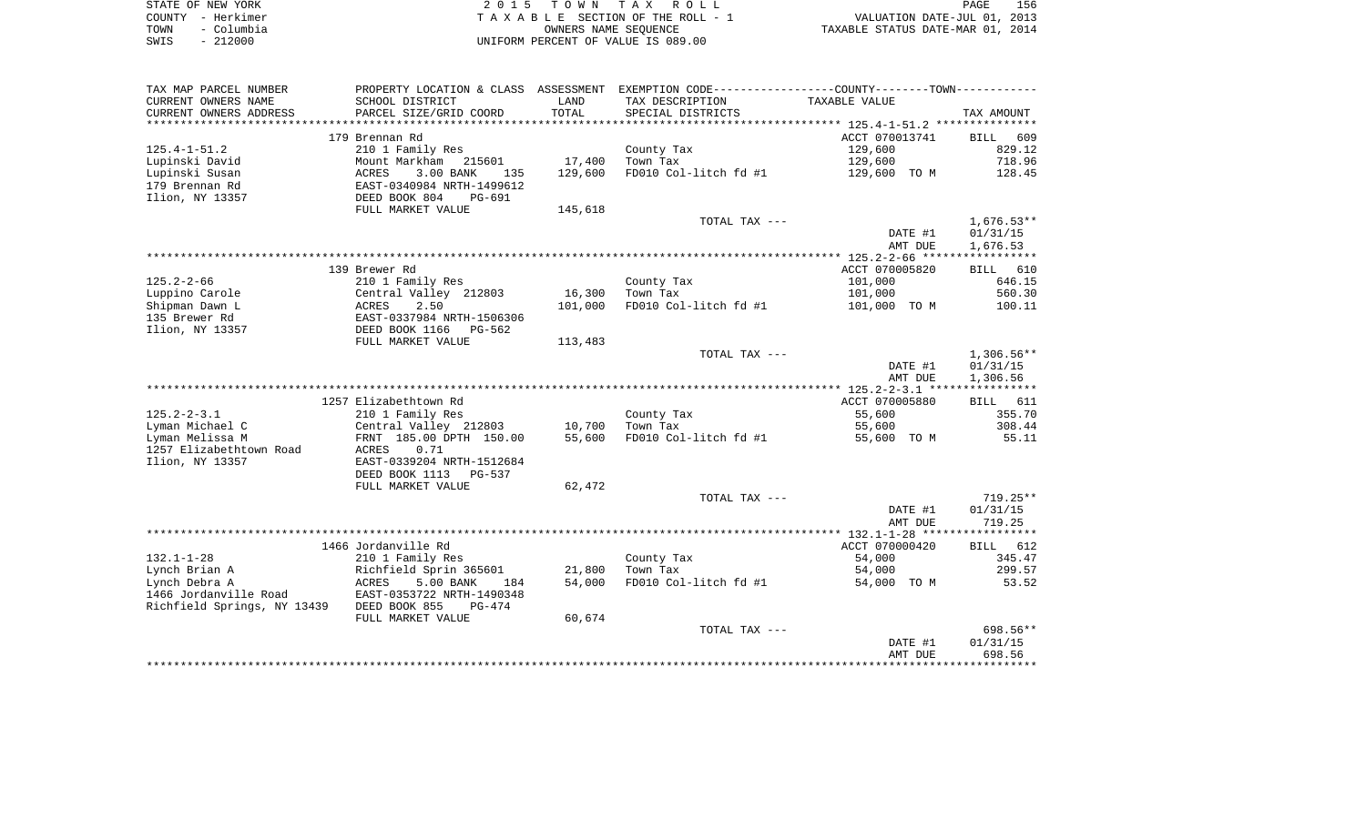STATE OF NEW YORK
COUNTY - Herkimer
TOWN - Columbia
SWIS - 212000

2 0 1 5 T O W N T A X R O L L
T A X A B L E SECTION OF THE ROLL - 1
OWNERS NAME SEQUENCE
UNIFORM PERCENT OF VALUE IS 089.00

VALUATION DATE-JUL 01, 2013
TAXABLE STATUS DATE-MAR 01, 2014

| TAX MAP PARCEL NUMBER / CURRENT OWNERS NAME / CURRENT OWNERS ADDRESS | PROPERTY LOCATION & CLASS / SCHOOL DISTRICT / PARCEL SIZE/GRID COORD | ASSESSMENT LAND | TOTAL | EXEMPTION CODE / TAX DESCRIPTION / SPECIAL DISTRICTS | COUNTY--------TOWN TAXABLE VALUE | TAX AMOUNT |
|---|---|---|---|---|---|---|
| 125.4-1-51.2 | 179 Brennan Rd | | | | ACCT 070013741 | BILL 609 |
| Lupinski David | 210 1 Family Res | | | County Tax | 129,600 | 829.12 |
| Lupinski Susan | Mount Markham 215601 | 17,400 | | Town Tax | 129,600 | 718.96 |
| 179 Brennan Rd | ACRES 3.00 BANK 135 | | 129,600 | FD010 Col-litch fd #1 | 129,600 TO M | 128.45 |
| Ilion, NY 13357 | EAST-0340984 NRTH-1499612 | | | | | |
| | DEED BOOK 804 PG-691 | | | | | |
| | FULL MARKET VALUE | 145,618 | | | | |
| | | | | TOTAL TAX --- | | 1,676.53** |
| | | | | | DATE #1 | 01/31/15 |
| | | | | | AMT DUE | 1,676.53 |
| 125.2-2-66 | 139 Brewer Rd | | | | ACCT 070005820 | BILL 610 |
| Luppino Carole | 210 1 Family Res | | | County Tax | 101,000 | 646.15 |
| Shipman Dawn L | Central Valley 212803 | 16,300 | | Town Tax | 101,000 | 560.30 |
| 135 Brewer Rd | ACRES 2.50 | | 101,000 | FD010 Col-litch fd #1 | 101,000 TO M | 100.11 |
| Ilion, NY 13357 | EAST-0337984 NRTH-1506306 | | | | | |
| | DEED BOOK 1166 PG-562 | | | | | |
| | FULL MARKET VALUE | 113,483 | | | | |
| | | | | TOTAL TAX --- | | 1,306.56** |
| | | | | | DATE #1 | 01/31/15 |
| | | | | | AMT DUE | 1,306.56 |
| 125.2-2-3.1 | 1257 Elizabethtown Rd | | | | ACCT 070005880 | BILL 611 |
| Lyman Michael C | 210 1 Family Res | | | County Tax | 55,600 | 355.70 |
| Lyman Melissa M | Central Valley 212803 | 10,700 | | Town Tax | 55,600 | 308.44 |
| 1257 Elizabethtown Road | FRNT 185.00 DPTH 150.00 | | 55,600 | FD010 Col-litch fd #1 | 55,600 TO M | 55.11 |
| Ilion, NY 13357 | ACRES 0.71 | | | | | |
| | EAST-0339204 NRTH-1512684 | | | | | |
| | DEED BOOK 1113 PG-537 | | | | | |
| | FULL MARKET VALUE | 62,472 | | | | |
| | | | | TOTAL TAX --- | | 719.25** |
| | | | | | DATE #1 | 01/31/15 |
| | | | | | AMT DUE | 719.25 |
| 132.1-1-28 | 1466 Jordanville Rd | | | | ACCT 070000420 | BILL 612 |
| Lynch Brian A | 210 1 Family Res | | | County Tax | 54,000 | 345.47 |
| Lynch Debra A | Richfield Sprin 365601 | 21,800 | | Town Tax | 54,000 | 299.57 |
| 1466 Jordanville Road | ACRES 5.00 BANK 184 | | 54,000 | FD010 Col-litch fd #1 | 54,000 TO M | 53.52 |
| Richfield Springs, NY 13439 | EAST-0353722 NRTH-1490348 | | | | | |
| | DEED BOOK 855 PG-474 | | | | | |
| | FULL MARKET VALUE | 60,674 | | | | |
| | | | | TOTAL TAX --- | | 698.56** |
| | | | | | DATE #1 | 01/31/15 |
| | | | | | AMT DUE | 698.56 |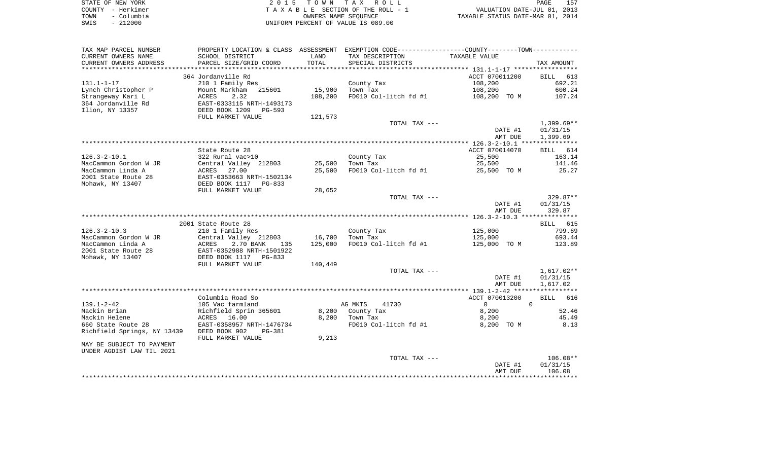STATE OF NEW YORK
COUNTY - Herkimer
TOWN - Columbia
SWIS - 212000

2 0 1 5 T O W N T A X R O L L
T A X A B L E SECTION OF THE ROLL - 1
OWNERS NAME SEQUENCE
UNIFORM PERCENT OF VALUE IS 089.00

VALUATION DATE-JUL 01, 2013
TAXABLE STATUS DATE-MAR 01, 2014

| TAX MAP PARCEL NUMBER / CURRENT OWNERS NAME / CURRENT OWNERS ADDRESS | PROPERTY LOCATION & CLASS / SCHOOL DISTRICT / PARCEL SIZE/GRID COORD | ASSESSMENT LAND | TOTAL | EXEMPTION CODE / TAX DESCRIPTION / SPECIAL DISTRICTS | COUNTY/TOWN TAXABLE VALUE | TAX AMOUNT |
|---|---|---|---|---|---|---|
| 131.1-1-17 | 364 Jordanville Rd | | | | ACCT 070011200 | BILL 613 |
| | 210 1 Family Res | | | County Tax | 108,200 | 692.21 |
| Lynch Christopher P | Mount Markham 215601 | 15,900 | | Town Tax | 108,200 | 600.24 |
| Strangeway Kari L | ACRES 2.32 | | 108,200 | FD010 Col-litch fd #1 | 108,200 TO M | 107.24 |
| 364 Jordanville Rd | EAST-0333115 NRTH-1493173 | | | | | |
| Ilion, NY 13357 | DEED BOOK 1209 PG-593 | | | | | |
| | FULL MARKET VALUE | | 121,573 | | | |
| | | | | TOTAL TAX --- | | 1,399.69** |
| | | | | | DATE #1 | 01/31/15 |
| | | | | | AMT DUE | 1,399.69 |
| 126.3-2-10.1 | State Route 28 | | | | ACCT 070014070 | BILL 614 |
| | 322 Rural vac>10 | | | County Tax | 25,500 | 163.14 |
| MacCammon Gordon W JR | Central Valley 212803 | 25,500 | | Town Tax | 25,500 | 141.46 |
| MacCammon Linda A | ACRES 27.00 | | 25,500 | FD010 Col-litch fd #1 | 25,500 TO M | 25.27 |
| 2001 State Route 28 | EAST-0353663 NRTH-1502134 | | | | | |
| Mohawk, NY 13407 | DEED BOOK 1117 PG-833 | | | | | |
| | FULL MARKET VALUE | | 28,652 | | | |
| | | | | TOTAL TAX --- | | 329.87** |
| | | | | | DATE #1 | 01/31/15 |
| | | | | | AMT DUE | 329.87 |
| 126.3-2-10.3 | 2001 State Route 28 | | | | | BILL 615 |
| | 210 1 Family Res | | | County Tax | 125,000 | 799.69 |
| MacCammon Gordon W JR | Central Valley 212803 | 16,700 | | Town Tax | 125,000 | 693.44 |
| MacCammon Linda A | ACRES 2.70 BANK 135 | | 125,000 | FD010 Col-litch fd #1 | 125,000 TO M | 123.89 |
| 2001 State Route 28 | EAST-0352988 NRTH-1501922 | | | | | |
| Mohawk, NY 13407 | DEED BOOK 1117 PG-833 | | | | | |
| | FULL MARKET VALUE | | 140,449 | | | |
| | | | | TOTAL TAX --- | | 1,617.02** |
| | | | | | DATE #1 | 01/31/15 |
| | | | | | AMT DUE | 1,617.02 |
| 139.1-2-42 | Columbia Road So | | | | ACCT 070013200 | BILL 616 |
| | 105 Vac farmland | | | AG MKTS 41730 | 0 0 | |
| Mackin Brian | Richfield Sprin 365601 | 8,200 | | County Tax | 8,200 | 52.46 |
| Mackin Helene | ACRES 16.00 | | 8,200 | Town Tax | 8,200 | 45.49 |
| 660 State Route 28 | EAST-0358957 NRTH-1476734 | | | FD010 Col-litch fd #1 | 8,200 TO M | 8.13 |
| Richfield Springs, NY 13439 | DEED BOOK 902 PG-381 | | | | | |
| | FULL MARKET VALUE | | 9,213 | | | |
| MAY BE SUBJECT TO PAYMENT | | | | | | |
| UNDER AGDIST LAW TIL 2021 | | | | | | |
| | | | | TOTAL TAX --- | | 106.08** |
| | | | | | DATE #1 | 01/31/15 |
| | | | | | AMT DUE | 106.08 |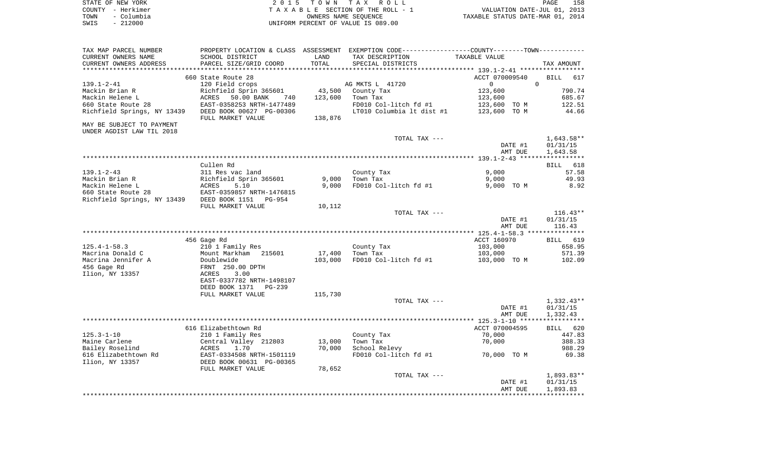STATE OF NEW YORK
COUNTY - Herkimer
TOWN - Columbia
SWIS - 212000

2 0 1 5 T O W N T A X R O L L
T A X A B L E SECTION OF THE ROLL - 1
OWNERS NAME SEQUENCE
UNIFORM PERCENT OF VALUE IS 089.00

VALUATION DATE-JUL 01, 2013
TAXABLE STATUS DATE-MAR 01, 2014

| TAX MAP PARCEL NUMBER / CURRENT OWNERS NAME / CURRENT OWNERS ADDRESS | PROPERTY LOCATION & CLASS / SCHOOL DISTRICT / PARCEL SIZE/GRID COORD | ASSESSMENT LAND | TOTAL | EXEMPTION CODE / TAX DESCRIPTION / SPECIAL DISTRICTS | TAXABLE VALUE | | TAX AMOUNT |
|---|---|---|---|---|---|---|---|
| | 660 State Route 28 | | | | ACCT 070009540 | | BILL 617 |
| 139.1-2-41 | 120 Field crops | | | AG MKTS L 41720 | 0 | 0 | |
| Mackin Brian R | Richfield Sprin 365601 | 43,500 | | County Tax | 123,600 | | 790.74 |
| Mackin Helene L | ACRES 50.00 BANK 740 | | 123,600 | Town Tax | 123,600 | | 685.67 |
| 660 State Route 28 | EAST-0358253 NRTH-1477489 | | | FD010 Col-litch fd #1 | 123,600 | TO M | 122.51 |
| Richfield Springs, NY 13439 | DEED BOOK 00627 PG-00306 | | | LT010 Columbia lt dist #1 | 123,600 | TO M | 44.66 |
| | FULL MARKET VALUE | | 138,876 | | | | |
| MAY BE SUBJECT TO PAYMENT UNDER AGDIST LAW TIL 2018 | | | | | | | |
| | | | | TOTAL TAX --- | | | 1,643.58** |
| | | | | | DATE #1 | | 01/31/15 |
| | | | | | AMT DUE | | 1,643.58 |
| | Cullen Rd | | | | | | BILL 618 |
| 139.1-2-43 | 311 Res vac land | | | County Tax | 9,000 | | 57.58 |
| Mackin Brian R | Richfield Sprin 365601 | 9,000 | | Town Tax | 9,000 | | 49.93 |
| Mackin Helene L | ACRES 5.10 | | 9,000 | FD010 Col-litch fd #1 | 9,000 | TO M | 8.92 |
| 660 State Route 28 | EAST-0359857 NRTH-1476815 | | | | | | |
| Richfield Springs, NY 13439 | DEED BOOK 1151 PG-954 | | | | | | |
| | FULL MARKET VALUE | | 10,112 | | | | |
| | | | | TOTAL TAX --- | | | 116.43** |
| | | | | | DATE #1 | | 01/31/15 |
| | | | | | AMT DUE | | 116.43 |
| | 456 Gage Rd | | | | ACCT 160970 | | BILL 619 |
| 125.4-1-58.3 | 210 1 Family Res | | | County Tax | 103,000 | | 658.95 |
| Macrina Donald C | Mount Markham 215601 | 17,400 | | Town Tax | 103,000 | | 571.39 |
| Macrina Jennifer A | Doublewide | | 103,000 | FD010 Col-litch fd #1 | 103,000 | TO M | 102.09 |
| 456 Gage Rd | FRNT 250.00 DPTH | | | | | | |
| Ilion, NY 13357 | ACRES 3.00 | | | | | | |
| | EAST-0337782 NRTH-1498107 | | | | | | |
| | DEED BOOK 1371 PG-239 | | | | | | |
| | FULL MARKET VALUE | | 115,730 | | | | |
| | | | | TOTAL TAX --- | | | 1,332.43** |
| | | | | | DATE #1 | | 01/31/15 |
| | | | | | AMT DUE | | 1,332.43 |
| | 616 Elizabethtown Rd | | | | ACCT 070004595 | | BILL 620 |
| 125.3-1-10 | 210 1 Family Res | | | County Tax | 70,000 | | 447.83 |
| Maine Carlene | Central Valley 212803 | 13,000 | | Town Tax | 70,000 | | 388.33 |
| Bailey Roselind | ACRES 1.70 | | 70,000 | School Relevy | | | 988.29 |
| 616 Elizabethtown Rd | EAST-0334508 NRTH-1501119 | | | FD010 Col-litch fd #1 | 70,000 | TO M | 69.38 |
| Ilion, NY 13357 | DEED BOOK 00631 PG-00365 | | | | | | |
| | FULL MARKET VALUE | | 78,652 | | | | |
| | | | | TOTAL TAX --- | | | 1,893.83** |
| | | | | | DATE #1 | | 01/31/15 |
| | | | | | AMT DUE | | 1,893.83 |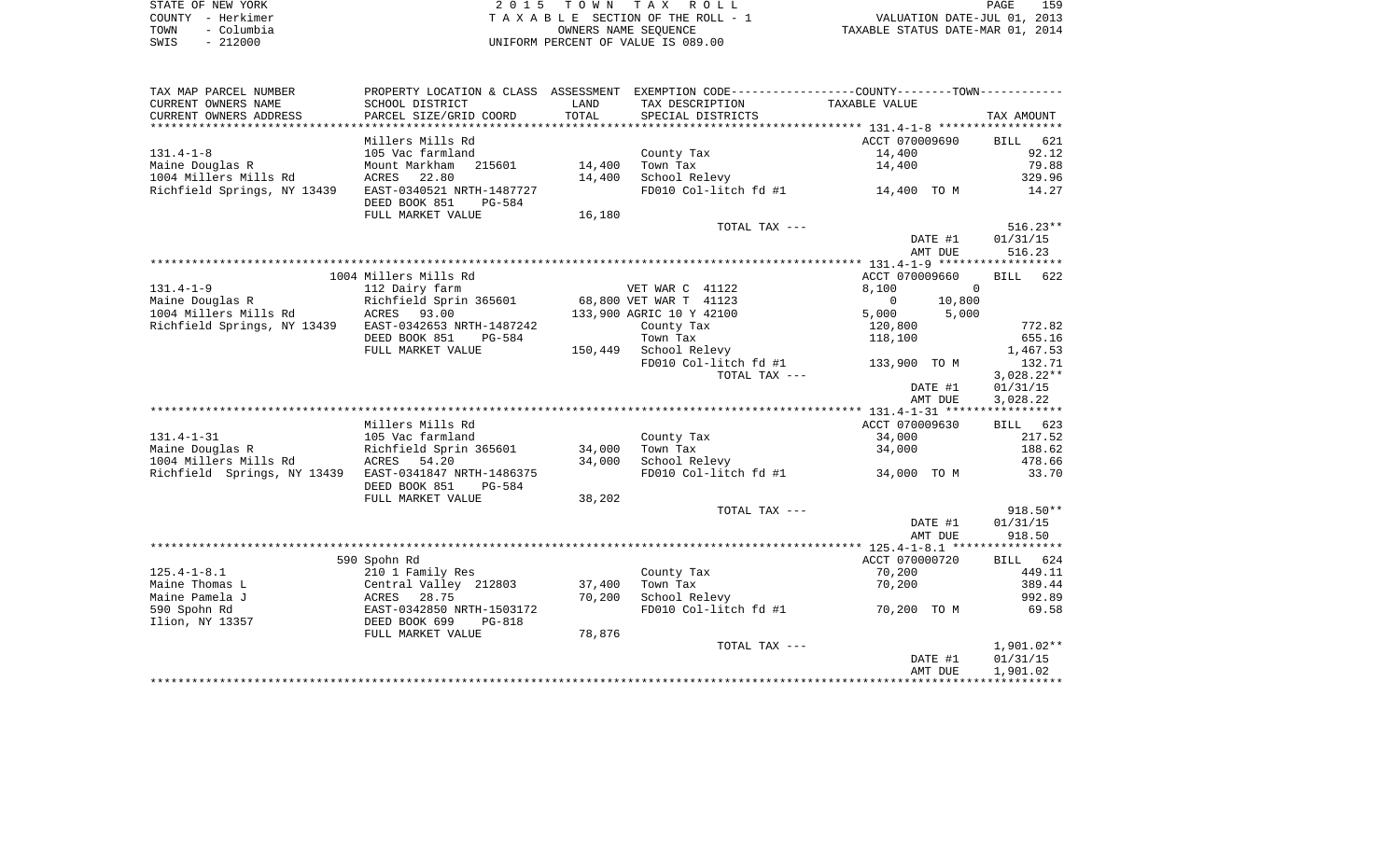STATE OF NEW YORK
COUNTY - Herkimer
TOWN - Columbia
SWIS - 212000

# 2015 TOWN TAX ROLL

TAXABLE SECTION OF THE ROLL - 1
OWNERS NAME SEQUENCE
UNIFORM PERCENT OF VALUE IS 089.00

VALUATION DATE-JUL 01, 2013
TAXABLE STATUS DATE-MAR 01, 2014

| TAX MAP PARCEL NUMBER / CURRENT OWNERS NAME / CURRENT OWNERS ADDRESS | PROPERTY LOCATION & CLASS / SCHOOL DISTRICT / PARCEL SIZE/GRID COORD | ASSESSMENT LAND / TOTAL | EXEMPTION CODE / TAX DESCRIPTION / SPECIAL DISTRICTS | COUNTY / TOWN TAXABLE VALUE | TAX AMOUNT |
|---|---|---|---|---|---|
| 131.4-1-8 | Millers Mills Rd | | | ACCT 070009690 | BILL 621 |
| | 105 Vac farmland | | County Tax | 14,400 | 92.12 |
| Maine Douglas R | Mount Markham 215601 | 14,400 | Town Tax | 14,400 | 79.88 |
| 1004 Millers Mills Rd | ACRES 22.80 | 14,400 | School Relevy | | 329.96 |
| Richfield Springs, NY 13439 | EAST-0340521 NRTH-1487727 | | FD010 Col-litch fd #1 | 14,400 TO M | 14.27 |
| | DEED BOOK 851 PG-584 | | | | |
| | FULL MARKET VALUE | 16,180 | | | |
| | | | TOTAL TAX --- | | 516.23** |
| | | | | DATE #1 | 01/31/15 |
| | | | | AMT DUE | 516.23 |
| 131.4-1-9 | 1004 Millers Mills Rd | | | ACCT 070009660 | BILL 622 |
| | 112 Dairy farm | | VET WAR C 41122 | 8,100 / 0 | |
| Maine Douglas R | Richfield Sprin 365601 | 68,800 | VET WAR T 41123 | 0 / 10,800 | |
| 1004 Millers Mills Rd | ACRES 93.00 | 133,900 | AGRIC 10 Y 42100 | 5,000 / 5,000 | |
| Richfield Springs, NY 13439 | EAST-0342653 NRTH-1487242 | | County Tax | 120,800 | 772.82 |
| | DEED BOOK 851 PG-584 | | Town Tax | 118,100 | 655.16 |
| | FULL MARKET VALUE | 150,449 | School Relevy | | 1,467.53 |
| | | | FD010 Col-litch fd #1 | 133,900 TO M | 132.71 |
| | | | TOTAL TAX --- | | 3,028.22** |
| | | | | DATE #1 | 01/31/15 |
| | | | | AMT DUE | 3,028.22 |
| 131.4-1-31 | Millers Mills Rd | | | ACCT 070009630 | BILL 623 |
| | 105 Vac farmland | | County Tax | 34,000 | 217.52 |
| Maine Douglas R | Richfield Sprin 365601 | 34,000 | Town Tax | 34,000 | 188.62 |
| 1004 Millers Mills Rd | ACRES 54.20 | 34,000 | School Relevy | | 478.66 |
| Richfield Springs, NY 13439 | EAST-0341847 NRTH-1486375 | | FD010 Col-litch fd #1 | 34,000 TO M | 33.70 |
| | DEED BOOK 851 PG-584 | | | | |
| | FULL MARKET VALUE | 38,202 | | | |
| | | | TOTAL TAX --- | | 918.50** |
| | | | | DATE #1 | 01/31/15 |
| | | | | AMT DUE | 918.50 |
| 125.4-1-8.1 | 590 Spohn Rd | | | ACCT 070000720 | BILL 624 |
| | 210 1 Family Res | | County Tax | 70,200 | 449.11 |
| Maine Thomas L | Central Valley 212803 | 37,400 | Town Tax | 70,200 | 389.44 |
| Maine Pamela J | ACRES 28.75 | 70,200 | School Relevy | | 992.89 |
| 590 Spohn Rd | EAST-0342850 NRTH-1503172 | | FD010 Col-litch fd #1 | 70,200 TO M | 69.58 |
| Ilion, NY 13357 | DEED BOOK 699 PG-818 | | | | |
| | FULL MARKET VALUE | 78,876 | | | |
| | | | TOTAL TAX --- | | 1,901.02** |
| | | | | DATE #1 | 01/31/15 |
| | | | | AMT DUE | 1,901.02 |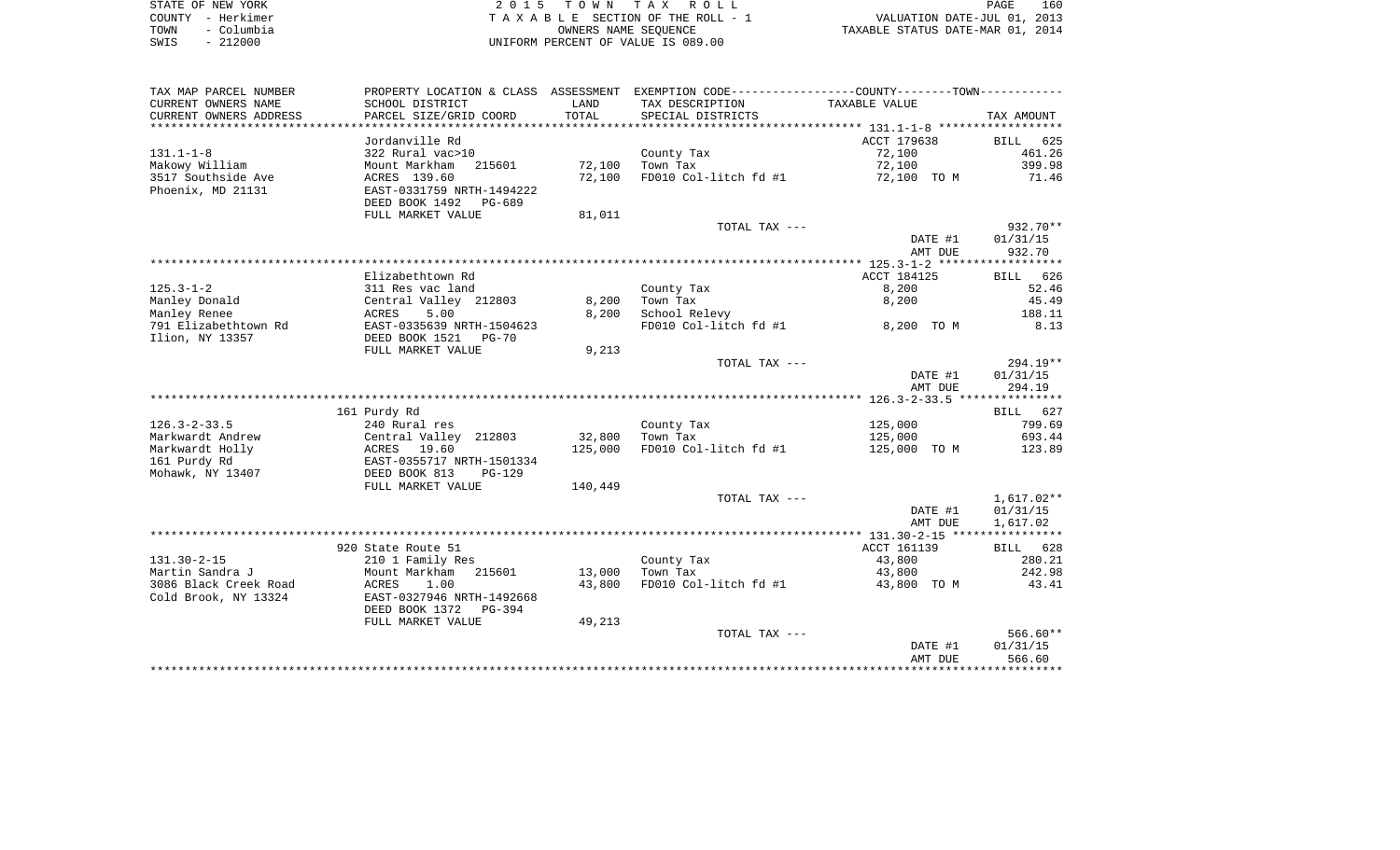STATE OF NEW YORK
COUNTY - Herkimer
TOWN - Columbia
SWIS - 212000

2 0 1 5 T O W N T A X R O L L
T A X A B L E SECTION OF THE ROLL - 1
OWNERS NAME SEQUENCE
UNIFORM PERCENT OF VALUE IS 089.00

VALUATION DATE-JUL 01, 2013
TAXABLE STATUS DATE-MAR 01, 2014

| TAX MAP PARCEL NUMBER<br>CURRENT OWNERS NAME<br>CURRENT OWNERS ADDRESS | PROPERTY LOCATION & CLASS<br>SCHOOL DISTRICT<br>PARCEL SIZE/GRID COORD | ASSESSMENT<br>LAND<br>TOTAL | EXEMPTION CODE-----COUNTY-----TOWN-----<br>TAX DESCRIPTION<br>SPECIAL DISTRICTS | TAXABLE VALUE | TAX AMOUNT |
|---|---|---|---|---|---|
| **131.1-1-8** | Jordanville Rd | | | ACCT 179638 | BILL 625 |
| 131.1-1-8 | 322 Rural vac>10 | | County Tax | 72,100 | 461.26 |
| Makowy William | Mount Markham 215601 | 72,100 | Town Tax | 72,100 | 399.98 |
| 3517 Southside Ave | ACRES 139.60 | 72,100 | FD010 Col-litch fd #1 | 72,100 TO M | 71.46 |
| Phoenix, MD 21131 | EAST-0331759 NRTH-1494222 | | | | |
| | DEED BOOK 1492 PG-689 | | | | |
| | FULL MARKET VALUE | 81,011 | | | |
| | | | TOTAL TAX --- | | 932.70** |
| | | | | DATE #1 | 01/31/15 |
| | | | | AMT DUE | 932.70 |
| **125.3-1-2** | Elizabethtown Rd | | | ACCT 184125 | BILL 626 |
| 125.3-1-2 | 311 Res vac land | | County Tax | 8,200 | 52.46 |
| Manley Donald | Central Valley 212803 | 8,200 | Town Tax | 8,200 | 45.49 |
| Manley Renee | ACRES 5.00 | 8,200 | School Relevy | | 188.11 |
| 791 Elizabethtown Rd | EAST-0335639 NRTH-1504623 | | FD010 Col-litch fd #1 | 8,200 TO M | 8.13 |
| Ilion, NY 13357 | DEED BOOK 1521 PG-70 | | | | |
| | FULL MARKET VALUE | 9,213 | | | |
| | | | TOTAL TAX --- | | 294.19** |
| | | | | DATE #1 | 01/31/15 |
| | | | | AMT DUE | 294.19 |
| **126.3-2-33.5** | 161 Purdy Rd | | | | BILL 627 |
| 126.3-2-33.5 | 240 Rural res | | County Tax | 125,000 | 799.69 |
| Markwardt Andrew | Central Valley 212803 | 32,800 | Town Tax | 125,000 | 693.44 |
| Markwardt Holly | ACRES 19.60 | 125,000 | FD010 Col-litch fd #1 | 125,000 TO M | 123.89 |
| 161 Purdy Rd | EAST-0355717 NRTH-1501334 | | | | |
| Mohawk, NY 13407 | DEED BOOK 813 PG-129 | | | | |
| | FULL MARKET VALUE | 140,449 | | | |
| | | | TOTAL TAX --- | | 1,617.02** |
| | | | | DATE #1 | 01/31/15 |
| | | | | AMT DUE | 1,617.02 |
| **131.30-2-15** | 920 State Route 51 | | | ACCT 161139 | BILL 628 |
| 131.30-2-15 | 210 1 Family Res | | County Tax | 43,800 | 280.21 |
| Martin Sandra J | Mount Markham 215601 | 13,000 | Town Tax | 43,800 | 242.98 |
| 3086 Black Creek Road | ACRES 1.00 | 43,800 | FD010 Col-litch fd #1 | 43,800 TO M | 43.41 |
| Cold Brook, NY 13324 | EAST-0327946 NRTH-1492668 | | | | |
| | DEED BOOK 1372 PG-394 | | | | |
| | FULL MARKET VALUE | 49,213 | | | |
| | | | TOTAL TAX --- | | 566.60** |
| | | | | DATE #1 | 01/31/15 |
| | | | | AMT DUE | 566.60 |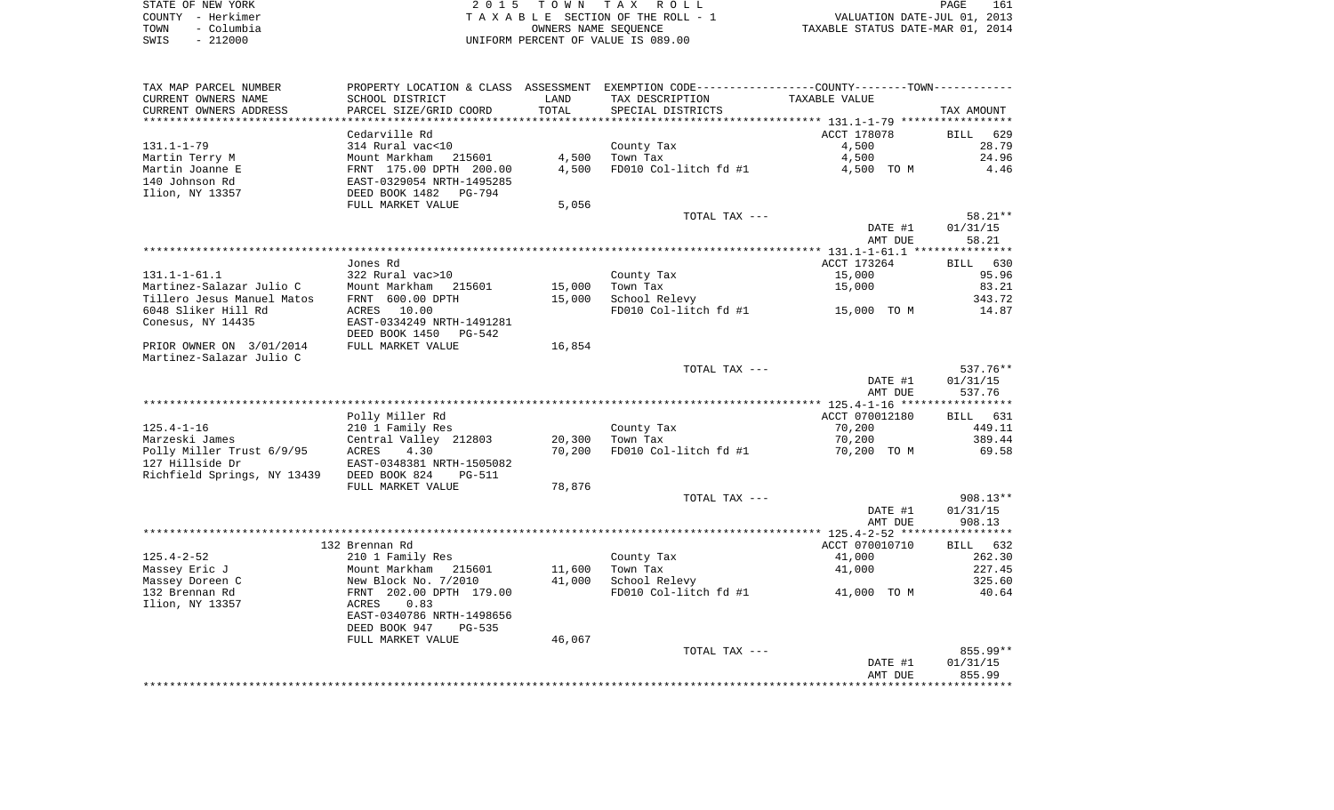STATE OF NEW YORK
COUNTY - Herkimer
TOWN - Columbia
SWIS - 212000

2 0 1 5 T O W N T A X R O L L
T A X A B L E SECTION OF THE ROLL - 1
OWNERS NAME SEQUENCE
UNIFORM PERCENT OF VALUE IS 089.00

VALUATION DATE-JUL 01, 2013
TAXABLE STATUS DATE-MAR 01, 2014

| TAX MAP PARCEL NUMBER<br>CURRENT OWNERS NAME<br>CURRENT OWNERS ADDRESS | PROPERTY LOCATION & CLASS<br>SCHOOL DISTRICT<br>PARCEL SIZE/GRID COORD | ASSESSMENT<br>LAND<br>TOTAL | EXEMPTION CODE-----COUNTY-----TOWN------<br>TAX DESCRIPTION<br>SPECIAL DISTRICTS | TAXABLE VALUE | TAX AMOUNT |
|---|---|---|---|---|---|
| | Cedarville Rd | | | ACCT 178078 | BILL 629 |
| 131.1-1-79 | 314 Rural vac<10 | | County Tax | 4,500 | 28.79 |
| Martin Terry M | Mount Markham 215601 | 4,500 | Town Tax | 4,500 | 24.96 |
| Martin Joanne E | FRNT 175.00 DPTH 200.00 | 4,500 | FD010 Col-litch fd #1 | 4,500 TO M | 4.46 |
| 140 Johnson Rd | EAST-0329054 NRTH-1495285 | | | | |
| Ilion, NY 13357 | DEED BOOK 1482 PG-794 | | | | |
| | FULL MARKET VALUE | 5,056 | | | |
| | | | TOTAL TAX --- | | 58.21** |
| | | | | DATE #1 | 01/31/15 |
| | | | | AMT DUE | 58.21 |
| | Jones Rd | | | ACCT 173264 | BILL 630 |
| 131.1-1-61.1 | 322 Rural vac>10 | | County Tax | 15,000 | 95.96 |
| Martinez-Salazar Julio C | Mount Markham 215601 | 15,000 | Town Tax | 15,000 | 83.21 |
| Tillero Jesus Manuel Matos | FRNT 600.00 DPTH | 15,000 | School Relevy | | 343.72 |
| 6048 Sliker Hill Rd | ACRES 10.00 | | FD010 Col-litch fd #1 | 15,000 TO M | 14.87 |
| Conesus, NY 14435 | EAST-0334249 NRTH-1491281 | | | | |
| | DEED BOOK 1450 PG-542 | | | | |
| PRIOR OWNER ON 3/01/2014 | FULL MARKET VALUE | 16,854 | | | |
| Martinez-Salazar Julio C | | | | | |
| | | | TOTAL TAX --- | | 537.76** |
| | | | | DATE #1 | 01/31/15 |
| | | | | AMT DUE | 537.76 |
| | Polly Miller Rd | | | ACCT 070012180 | BILL 631 |
| 125.4-1-16 | 210 1 Family Res | | County Tax | 70,200 | 449.11 |
| Marzeski James | Central Valley 212803 | 20,300 | Town Tax | 70,200 | 389.44 |
| Polly Miller Trust 6/9/95 | ACRES 4.30 | 70,200 | FD010 Col-litch fd #1 | 70,200 TO M | 69.58 |
| 127 Hillside Dr | EAST-0348381 NRTH-1505082 | | | | |
| Richfield Springs, NY 13439 | DEED BOOK 824 PG-511 | | | | |
| | FULL MARKET VALUE | 78,876 | | | |
| | | | TOTAL TAX --- | | 908.13** |
| | | | | DATE #1 | 01/31/15 |
| | | | | AMT DUE | 908.13 |
| | 132 Brennan Rd | | | ACCT 070010710 | BILL 632 |
| 125.4-2-52 | 210 1 Family Res | | County Tax | 41,000 | 262.30 |
| Massey Eric J | Mount Markham 215601 | 11,600 | Town Tax | 41,000 | 227.45 |
| Massey Doreen C | New Block No. 7/2010 | 41,000 | School Relevy | | 325.60 |
| 132 Brennan Rd | FRNT 202.00 DPTH 179.00 | | FD010 Col-litch fd #1 | 41,000 TO M | 40.64 |
| Ilion, NY 13357 | ACRES 0.83 | | | | |
| | EAST-0340786 NRTH-1498656 | | | | |
| | DEED BOOK 947 PG-535 | | | | |
| | FULL MARKET VALUE | 46,067 | | | |
| | | | TOTAL TAX --- | | 855.99** |
| | | | | DATE #1 | 01/31/15 |
| | | | | AMT DUE | 855.99 |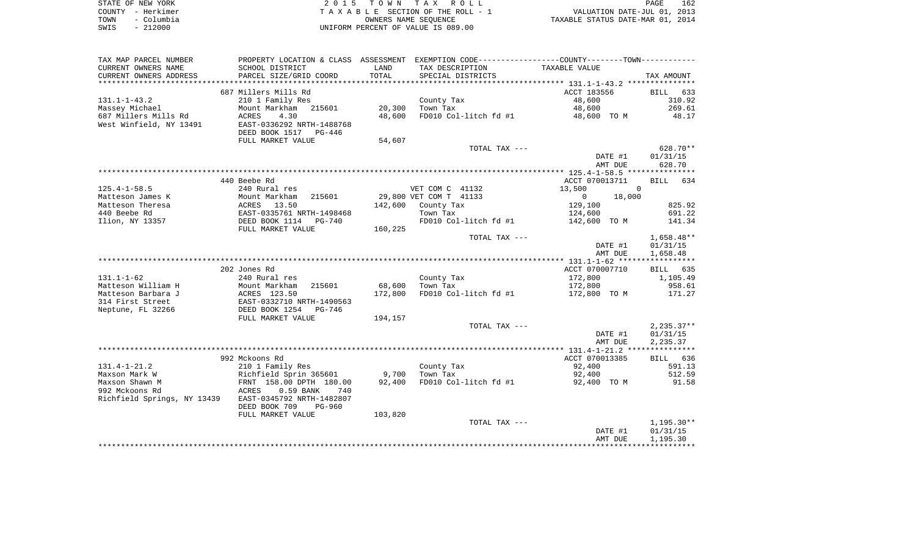STATE OF NEW YORK
COUNTY - Herkimer
TOWN - Columbia
SWIS - 212000

2015 TOWN TAX ROLL
TAXABLE SECTION OF THE ROLL - 1
OWNERS NAME SEQUENCE
UNIFORM PERCENT OF VALUE IS 089.00

VALUATION DATE-JUL 01, 2013
TAXABLE STATUS DATE-MAR 01, 2014

| TAX MAP PARCEL NUMBER / CURRENT OWNERS NAME / CURRENT OWNERS ADDRESS | PROPERTY LOCATION & CLASS / SCHOOL DISTRICT / PARCEL SIZE/GRID COORD | ASSESSMENT LAND / TOTAL | EXEMPTION CODE / TAX DESCRIPTION / SPECIAL DISTRICTS | COUNTY / TOWN TAXABLE VALUE | TAX AMOUNT |
|---|---|---|---|---|---|
| | 687 Millers Mills Rd | | | ACCT 183556 | BILL 633 |
| 131.1-1-43.2 | 210 1 Family Res | | County Tax | 48,600 | 310.92 |
| Massey Michael | Mount Markham 215601 | 20,300 | Town Tax | 48,600 | 269.61 |
| 687 Millers Mills Rd | ACRES 4.30 | 48,600 | FD010 Col-litch fd #1 | 48,600 TO M | 48.17 |
| West Winfield, NY 13491 | EAST-0336292 NRTH-1488768 | | | | |
| | DEED BOOK 1517 PG-446 | | | | |
| | FULL MARKET VALUE | 54,607 | | | |
| | | | TOTAL TAX --- | | 628.70** |
| | | | | DATE #1 | 01/31/15 |
| | | | | AMT DUE | 628.70 |
| | 440 Beebe Rd | | | ACCT 070013711 | BILL 634 |
| 125.4-1-58.5 | 240 Rural res | | VET COM C 41132 | 13,500 / 0 | |
| Matteson James K | Mount Markham 215601 | 29,800 | VET COM T 41133 | 0 / 18,000 | |
| Matteson Theresa | ACRES 13.50 | 142,600 | County Tax | 129,100 | 825.92 |
| 440 Beebe Rd | EAST-0335761 NRTH-1498468 | | Town Tax | 124,600 | 691.22 |
| Ilion, NY 13357 | DEED BOOK 1114 PG-740 | | FD010 Col-litch fd #1 | 142,600 TO M | 141.34 |
| | FULL MARKET VALUE | 160,225 | | | |
| | | | TOTAL TAX --- | | 1,658.48** |
| | | | | DATE #1 | 01/31/15 |
| | | | | AMT DUE | 1,658.48 |
| | 202 Jones Rd | | | ACCT 070007710 | BILL 635 |
| 131.1-1-62 | 240 Rural res | | County Tax | 172,800 | 1,105.49 |
| Matteson William H | Mount Markham 215601 | 68,600 | Town Tax | 172,800 | 958.61 |
| Matteson Barbara J | ACRES 123.50 | 172,800 | FD010 Col-litch fd #1 | 172,800 TO M | 171.27 |
| 314 First Street | EAST-0332710 NRTH-1490563 | | | | |
| Neptune, FL 32266 | DEED BOOK 1254 PG-746 | | | | |
| | FULL MARKET VALUE | 194,157 | | | |
| | | | TOTAL TAX --- | | 2,235.37** |
| | | | | DATE #1 | 01/31/15 |
| | | | | AMT DUE | 2,235.37 |
| | 992 Mckoons Rd | | | ACCT 070013385 | BILL 636 |
| 131.4-1-21.2 | 210 1 Family Res | | County Tax | 92,400 | 591.13 |
| Maxson Mark W | Richfield Sprin 365601 | 9,700 | Town Tax | 92,400 | 512.59 |
| Maxson Shawn M | FRNT 158.00 DPTH 180.00 | 92,400 | FD010 Col-litch fd #1 | 92,400 TO M | 91.58 |
| 992 Mckoons Rd | ACRES 0.59 BANK 740 | | | | |
| Richfield Springs, NY 13439 | EAST-0345792 NRTH-1482807 | | | | |
| | DEED BOOK 709 PG-960 | | | | |
| | FULL MARKET VALUE | 103,820 | | | |
| | | | TOTAL TAX --- | | 1,195.30** |
| | | | | DATE #1 | 01/31/15 |
| | | | | AMT DUE | 1,195.30 |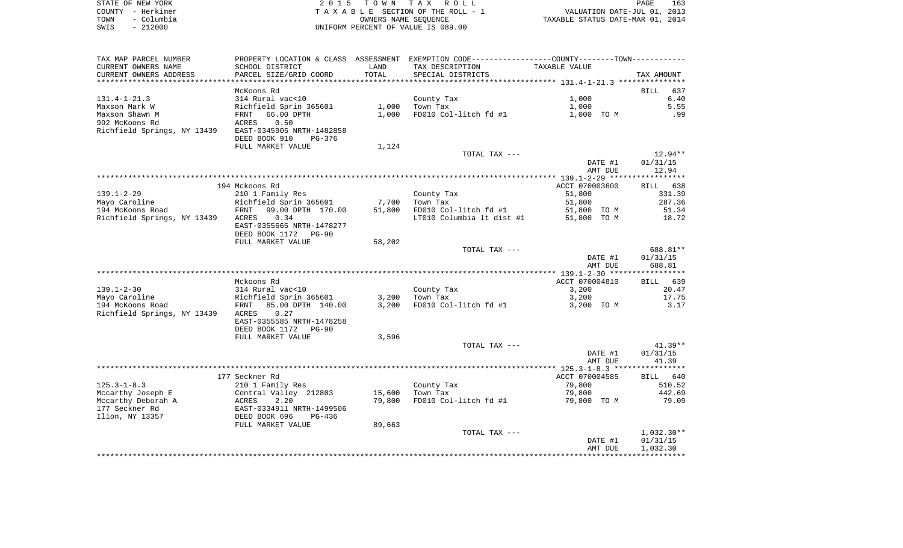STATE OF NEW YORK — 2 0 1 5 T O W N T A X R O L L
COUNTY - Herkimer — T A X A B L E SECTION OF THE ROLL - 1 — VALUATION DATE-JUL 01, 2013
TOWN - Columbia — OWNERS NAME SEQUENCE — TAXABLE STATUS DATE-MAR 01, 2014
SWIS - 212000 — UNIFORM PERCENT OF VALUE IS 089.00

| TAX MAP PARCEL NUMBER / CURRENT OWNERS NAME / CURRENT OWNERS ADDRESS | PROPERTY LOCATION & CLASS / SCHOOL DISTRICT / PARCEL SIZE/GRID COORD | ASSESSMENT LAND / TOTAL | EXEMPTION CODE / TAX DESCRIPTION / SPECIAL DISTRICTS | TAXABLE VALUE | TAX AMOUNT |
|---|---|---|---|---|---|
| **131.4-1-21.3** | McKoons Rd | | | | BILL 637 |
| 131.4-1-21.3 | 314 Rural vac<10 | | County Tax | 1,000 | 6.40 |
| Maxson Mark W | Richfield Sprin 365601 | 1,000 | Town Tax | 1,000 | 5.55 |
| Maxson Shawn M | FRNT 66.00 DPTH | 1,000 | FD010 Col-litch fd #1 | 1,000 TO M | .99 |
| 992 McKoons Rd | ACRES 0.50 | | | | |
| Richfield Springs, NY 13439 | EAST-0345905 NRTH-1482858 | | | | |
| | DEED BOOK 910 PG-376 | | | | |
| | FULL MARKET VALUE | 1,124 | | | |
| | | | TOTAL TAX --- | | 12.94** |
| | | | | DATE #1 | 01/31/15 |
| | | | | AMT DUE | 12.94 |
| **139.1-2-29** | 194 Mckoons Rd | | | ACCT 070003600 | BILL 638 |
| 139.1-2-29 | 210 1 Family Res | | County Tax | 51,800 | 331.39 |
| Mayo Caroline | Richfield Sprin 365601 | 7,700 | Town Tax | 51,800 | 287.36 |
| 194 McKoons Road | FRNT 99.00 DPTH 170.00 | 51,800 | FD010 Col-litch fd #1 | 51,800 TO M | 51.34 |
| Richfield Springs, NY 13439 | ACRES 0.34 | | LT010 Columbia lt dist #1 | 51,800 TO M | 18.72 |
| | EAST-0355665 NRTH-1478277 | | | | |
| | DEED BOOK 1172 PG-90 | | | | |
| | FULL MARKET VALUE | 58,202 | | | |
| | | | TOTAL TAX --- | | 688.81** |
| | | | | DATE #1 | 01/31/15 |
| | | | | AMT DUE | 688.81 |
| **139.1-2-30** | Mckoons Rd | | | ACCT 070004810 | BILL 639 |
| 139.1-2-30 | 314 Rural vac<10 | | County Tax | 3,200 | 20.47 |
| Mayo Caroline | Richfield Sprin 365601 | 3,200 | Town Tax | 3,200 | 17.75 |
| 194 McKoons Road | FRNT 85.00 DPTH 140.00 | 3,200 | FD010 Col-litch fd #1 | 3,200 TO M | 3.17 |
| Richfield Springs, NY 13439 | ACRES 0.27 | | | | |
| | EAST-0355585 NRTH-1478258 | | | | |
| | DEED BOOK 1172 PG-90 | | | | |
| | FULL MARKET VALUE | 3,596 | | | |
| | | | TOTAL TAX --- | | 41.39** |
| | | | | DATE #1 | 01/31/15 |
| | | | | AMT DUE | 41.39 |
| **125.3-1-8.3** | 177 Seckner Rd | | | ACCT 070004585 | BILL 640 |
| 125.3-1-8.3 | 210 1 Family Res | | County Tax | 79,800 | 510.52 |
| Mccarthy Joseph E | Central Valley 212803 | 15,600 | Town Tax | 79,800 | 442.69 |
| Mccarthy Deborah A | ACRES 2.20 | 79,800 | FD010 Col-litch fd #1 | 79,800 TO M | 79.09 |
| 177 Seckner Rd | EAST-0334911 NRTH-1499506 | | | | |
| Ilion, NY 13357 | DEED BOOK 696 PG-436 | | | | |
| | FULL MARKET VALUE | 89,663 | | | |
| | | | TOTAL TAX --- | | 1,032.30** |
| | | | | DATE #1 | 01/31/15 |
| | | | | AMT DUE | 1,032.30 |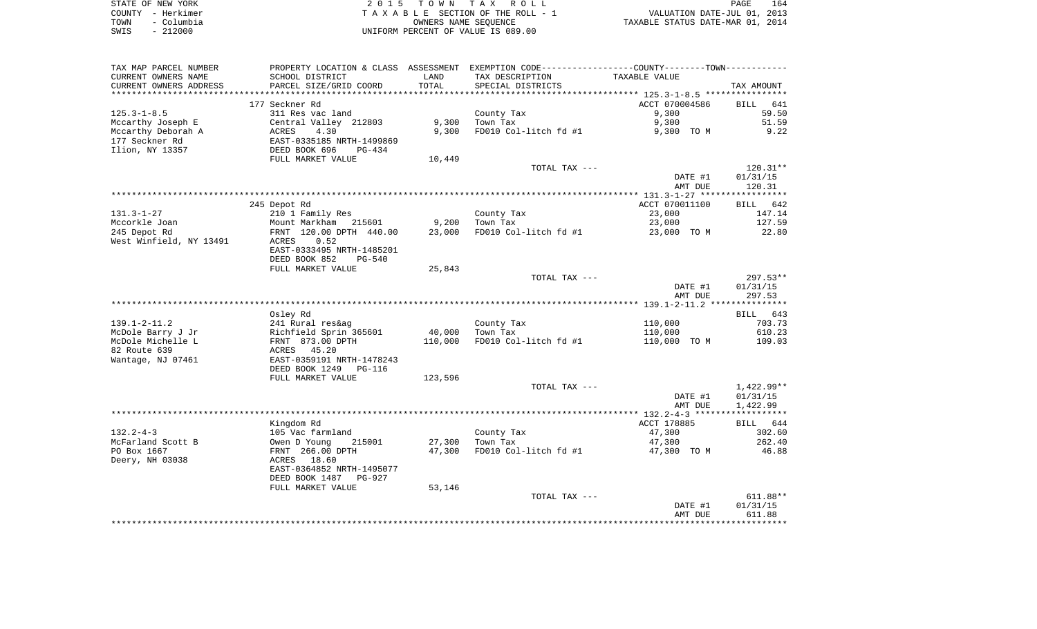STATE OF NEW YORK
COUNTY - Herkimer
TOWN - Columbia
SWIS - 212000

2 0 1 5 T O W N T A X R O L L
T A X A B L E SECTION OF THE ROLL - 1
OWNERS NAME SEQUENCE
UNIFORM PERCENT OF VALUE IS 089.00

VALUATION DATE-JUL 01, 2013
TAXABLE STATUS DATE-MAR 01, 2014

| TAX MAP PARCEL NUMBER / CURRENT OWNERS NAME / CURRENT OWNERS ADDRESS | PROPERTY LOCATION & CLASS / SCHOOL DISTRICT / PARCEL SIZE/GRID COORD | ASSESSMENT LAND / TOTAL | EXEMPTION CODE / TAX DESCRIPTION / SPECIAL DISTRICTS | COUNTY--------TOWN TAXABLE VALUE | TAX AMOUNT |
|---|---|---|---|---|---|
| 125.3-1-8.5 | 177 Seckner Rd | | | ACCT 070004586 | BILL 641 |
| | 311 Res vac land | | County Tax | 9,300 | 59.50 |
| Mccarthy Joseph E | Central Valley 212803 | 9,300 | Town Tax | 9,300 | 51.59 |
| Mccarthy Deborah A | ACRES 4.30 | 9,300 | FD010 Col-litch fd #1 | 9,300 TO M | 9.22 |
| 177 Seckner Rd | EAST-0335185 NRTH-1499869 | | | | |
| Ilion, NY 13357 | DEED BOOK 696 PG-434 | | | | |
| | FULL MARKET VALUE | 10,449 | | | |
| | | | TOTAL TAX --- | | 120.31** |
| | | | | DATE #1 | 01/31/15 |
| | | | | AMT DUE | 120.31 |
| 131.3-1-27 | 245 Depot Rd | | | ACCT 070011100 | BILL 642 |
| | 210 1 Family Res | | County Tax | 23,000 | 147.14 |
| Mccorkle Joan | Mount Markham 215601 | 9,200 | Town Tax | 23,000 | 127.59 |
| 245 Depot Rd | FRNT 120.00 DPTH 440.00 | 23,000 | FD010 Col-litch fd #1 | 23,000 TO M | 22.80 |
| West Winfield, NY 13491 | ACRES 0.52 | | | | |
| | EAST-0333495 NRTH-1485201 | | | | |
| | DEED BOOK 852 PG-540 | | | | |
| | FULL MARKET VALUE | 25,843 | | | |
| | | | TOTAL TAX --- | | 297.53** |
| | | | | DATE #1 | 01/31/15 |
| | | | | AMT DUE | 297.53 |
| 139.1-2-11.2 | Osley Rd | | | | BILL 643 |
| | 241 Rural res&ag | | County Tax | 110,000 | 703.73 |
| McDole Barry J Jr | Richfield Sprin 365601 | 40,000 | Town Tax | 110,000 | 610.23 |
| McDole Michelle L | FRNT 873.00 DPTH | 110,000 | FD010 Col-litch fd #1 | 110,000 TO M | 109.03 |
| 82 Route 639 | ACRES 45.20 | | | | |
| Wantage, NJ 07461 | EAST-0359191 NRTH-1478243 | | | | |
| | DEED BOOK 1249 PG-116 | | | | |
| | FULL MARKET VALUE | 123,596 | | | |
| | | | TOTAL TAX --- | | 1,422.99** |
| | | | | DATE #1 | 01/31/15 |
| | | | | AMT DUE | 1,422.99 |
| 132.2-4-3 | Kingdom Rd | | | ACCT 178885 | BILL 644 |
| | 105 Vac farmland | | County Tax | 47,300 | 302.60 |
| McFarland Scott B | Owen D Young 215001 | 27,300 | Town Tax | 47,300 | 262.40 |
| PO Box 1667 | FRNT 266.00 DPTH | 47,300 | FD010 Col-litch fd #1 | 47,300 TO M | 46.88 |
| Deery, NH 03038 | ACRES 18.60 | | | | |
| | EAST-0364852 NRTH-1495077 | | | | |
| | DEED BOOK 1487 PG-927 | | | | |
| | FULL MARKET VALUE | 53,146 | | | |
| | | | TOTAL TAX --- | | 611.88** |
| | | | | DATE #1 | 01/31/15 |
| | | | | AMT DUE | 611.88 |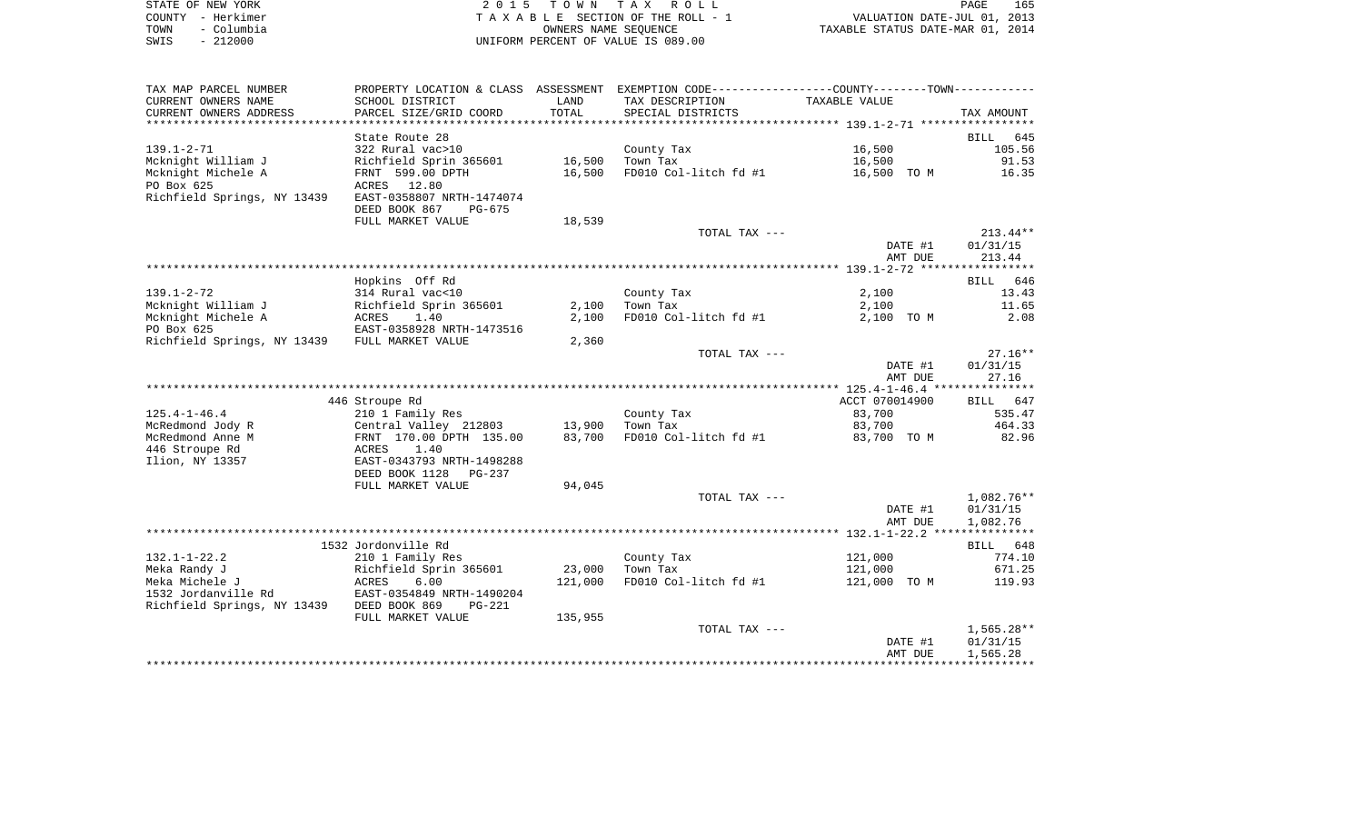STATE OF NEW YORK
COUNTY - Herkimer
TOWN - Columbia
SWIS - 212000

2 0 1 5 T O W N T A X R O L L
T A X A B L E SECTION OF THE ROLL - 1
OWNERS NAME SEQUENCE
UNIFORM PERCENT OF VALUE IS 089.00

VALUATION DATE-JUL 01, 2013
TAXABLE STATUS DATE-MAR 01, 2014

| TAX MAP PARCEL NUMBER / CURRENT OWNERS NAME / CURRENT OWNERS ADDRESS | PROPERTY LOCATION & CLASS / SCHOOL DISTRICT / PARCEL SIZE/GRID COORD | ASSESSMENT LAND / TOTAL | EXEMPTION CODE / TAX DESCRIPTION / SPECIAL DISTRICTS | TAXABLE VALUE | TAX AMOUNT |
|---|---|---|---|---|---|
| **139.1-2-71** | State Route 28 | | | | BILL 645 |
| 139.1-2-71 | 322 Rural vac>10 | | County Tax | 16,500 | 105.56 |
| Mcknight William J | Richfield Sprin 365601 | 16,500 | Town Tax | 16,500 | 91.53 |
| Mcknight Michele A | FRNT 599.00 DPTH | 16,500 | FD010 Col-litch fd #1 | 16,500 TO M | 16.35 |
| PO Box 625 | ACRES 12.80 | | | | |
| Richfield Springs, NY 13439 | EAST-0358807 NRTH-1474074 | | | | |
| | DEED BOOK 867 PG-675 | | | | |
| | FULL MARKET VALUE | 18,539 | | | |
| | | | TOTAL TAX --- | | 213.44** |
| | | | | DATE #1 | 01/31/15 |
| | | | | AMT DUE | 213.44 |
| **139.1-2-72** | Hopkins Off Rd | | | | BILL 646 |
| 139.1-2-72 | 314 Rural vac<10 | | County Tax | 2,100 | 13.43 |
| Mcknight William J | Richfield Sprin 365601 | 2,100 | Town Tax | 2,100 | 11.65 |
| Mcknight Michele A | ACRES 1.40 | 2,100 | FD010 Col-litch fd #1 | 2,100 TO M | 2.08 |
| PO Box 625 | EAST-0358928 NRTH-1473516 | | | | |
| Richfield Springs, NY 13439 | FULL MARKET VALUE | 2,360 | | | |
| | | | TOTAL TAX --- | | 27.16** |
| | | | | DATE #1 | 01/31/15 |
| | | | | AMT DUE | 27.16 |
| **125.4-1-46.4** | 446 Stroupe Rd | | | ACCT 070014900 | BILL 647 |
| 125.4-1-46.4 | 210 1 Family Res | | County Tax | 83,700 | 535.47 |
| McRedmond Jody R | Central Valley 212803 | 13,900 | Town Tax | 83,700 | 464.33 |
| McRedmond Anne M | FRNT 170.00 DPTH 135.00 | 83,700 | FD010 Col-litch fd #1 | 83,700 TO M | 82.96 |
| 446 Stroupe Rd | ACRES 1.40 | | | | |
| Ilion, NY 13357 | EAST-0343793 NRTH-1498288 | | | | |
| | DEED BOOK 1128 PG-237 | | | | |
| | FULL MARKET VALUE | 94,045 | | | |
| | | | TOTAL TAX --- | | 1,082.76** |
| | | | | DATE #1 | 01/31/15 |
| | | | | AMT DUE | 1,082.76 |
| **132.1-1-22.2** | 1532 Jordonville Rd | | | | BILL 648 |
| 132.1-1-22.2 | 210 1 Family Res | | County Tax | 121,000 | 774.10 |
| Meka Randy J | Richfield Sprin 365601 | 23,000 | Town Tax | 121,000 | 671.25 |
| Meka Michele J | ACRES 6.00 | 121,000 | FD010 Col-litch fd #1 | 121,000 TO M | 119.93 |
| 1532 Jordanville Rd | EAST-0354849 NRTH-1490204 | | | | |
| Richfield Springs, NY 13439 | DEED BOOK 869 PG-221 | | | | |
| | FULL MARKET VALUE | 135,955 | | | |
| | | | TOTAL TAX --- | | 1,565.28** |
| | | | | DATE #1 | 01/31/15 |
| | | | | AMT DUE | 1,565.28 |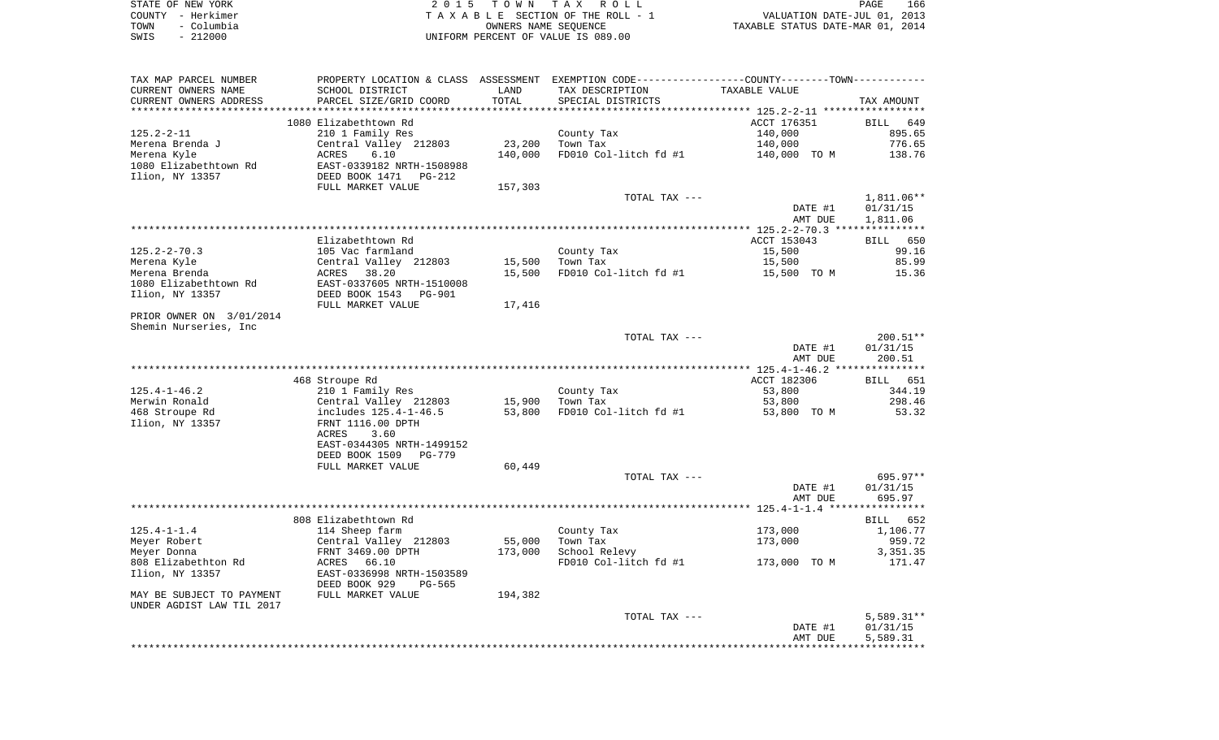STATE OF NEW YORK
COUNTY - Herkimer
TOWN - Columbia
SWIS - 212000

2 0 1 5 T O W N T A X R O L L
T A X A B L E SECTION OF THE ROLL - 1
OWNERS NAME SEQUENCE
UNIFORM PERCENT OF VALUE IS 089.00

VALUATION DATE-JUL 01, 2013
TAXABLE STATUS DATE-MAR 01, 2014

| TAX MAP PARCEL NUMBER<br>CURRENT OWNERS NAME<br>CURRENT OWNERS ADDRESS | PROPERTY LOCATION & CLASS<br>SCHOOL DISTRICT<br>PARCEL SIZE/GRID COORD | ASSESSMENT<br>LAND<br>TOTAL | EXEMPTION CODE-----COUNTY-----TOWN-----<br>TAX DESCRIPTION<br>SPECIAL DISTRICTS | TAXABLE VALUE | TAX AMOUNT |
|---|---|---|---|---|---|
| 125.2-2-11 | 1080 Elizabethtown Rd |  |  | ACCT 176351 | BILL 649 |
|  | 210 1 Family Res |  | County Tax | 140,000 | 895.65 |
| Merena Brenda J | Central Valley 212803 | 23,200 | Town Tax | 140,000 | 776.65 |
| Merena Kyle | ACRES 6.10 | 140,000 | FD010 Col-litch fd #1 | 140,000 TO M | 138.76 |
| 1080 Elizabethtown Rd | EAST-0339182 NRTH-1508988 |  |  |  |  |
| Ilion, NY 13357 | DEED BOOK 1471 PG-212 |  |  |  |  |
|  | FULL MARKET VALUE | 157,303 |  |  |  |
|  |  |  | TOTAL TAX --- |  | 1,811.06** |
|  |  |  |  | DATE #1 | 01/31/15 |
|  |  |  |  | AMT DUE | 1,811.06 |
| 125.2-2-70.3 | Elizabethtown Rd |  |  | ACCT 153043 | BILL 650 |
|  | 105 Vac farmland |  | County Tax | 15,500 | 99.16 |
| Merena Kyle | Central Valley 212803 | 15,500 | Town Tax | 15,500 | 85.99 |
| Merena Brenda | ACRES 38.20 | 15,500 | FD010 Col-litch fd #1 | 15,500 TO M | 15.36 |
| 1080 Elizabethtown Rd | EAST-0337605 NRTH-1510008 |  |  |  |  |
| Ilion, NY 13357 | DEED BOOK 1543 PG-901 |  |  |  |  |
|  | FULL MARKET VALUE | 17,416 |  |  |  |
| PRIOR OWNER ON 3/01/2014 |  |  |  |  |  |
| Shemin Nurseries, Inc |  |  |  |  |  |
|  |  |  | TOTAL TAX --- |  | 200.51** |
|  |  |  |  | DATE #1 | 01/31/15 |
|  |  |  |  | AMT DUE | 200.51 |
| 125.4-1-46.2 | 468 Stroupe Rd |  |  | ACCT 182306 | BILL 651 |
|  | 210 1 Family Res |  | County Tax | 53,800 | 344.19 |
| Merwin Ronald | Central Valley 212803 | 15,900 | Town Tax | 53,800 | 298.46 |
| 468 Stroupe Rd | includes 125.4-1-46.5 | 53,800 | FD010 Col-litch fd #1 | 53,800 TO M | 53.32 |
| Ilion, NY 13357 | FRNT 1116.00 DPTH |  |  |  |  |
|  | ACRES 3.60 |  |  |  |  |
|  | EAST-0344305 NRTH-1499152 |  |  |  |  |
|  | DEED BOOK 1509 PG-779 |  |  |  |  |
|  | FULL MARKET VALUE | 60,449 |  |  |  |
|  |  |  | TOTAL TAX --- |  | 695.97** |
|  |  |  |  | DATE #1 | 01/31/15 |
|  |  |  |  | AMT DUE | 695.97 |
| 125.4-1-1.4 | 808 Elizabethtown Rd |  |  |  | BILL 652 |
|  | 114 Sheep farm |  | County Tax | 173,000 | 1,106.77 |
| Meyer Robert | Central Valley 212803 | 55,000 | Town Tax | 173,000 | 959.72 |
| Meyer Donna | FRNT 3469.00 DPTH | 173,000 | School Relevy |  | 3,351.35 |
| 808 Elizabethton Rd | ACRES 66.10 |  | FD010 Col-litch fd #1 | 173,000 TO M | 171.47 |
| Ilion, NY 13357 | EAST-0336998 NRTH-1503589 |  |  |  |  |
|  | DEED BOOK 929 PG-565 |  |  |  |  |
| MAY BE SUBJECT TO PAYMENT | FULL MARKET VALUE | 194,382 |  |  |  |
| UNDER AGDIST LAW TIL 2017 |  |  |  |  |  |
|  |  |  | TOTAL TAX --- |  | 5,589.31** |
|  |  |  |  | DATE #1 | 01/31/15 |
|  |  |  |  | AMT DUE | 5,589.31 |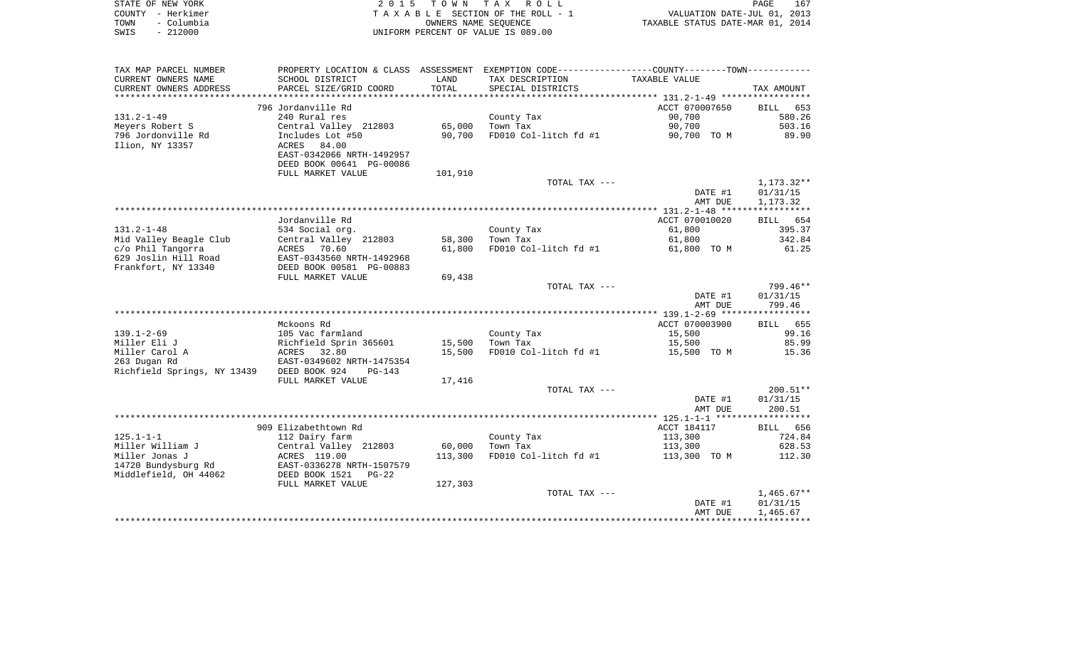STATE OF NEW YORK
COUNTY - Herkimer
TOWN - Columbia
SWIS - 212000

2 0 1 5 T O W N T A X R O L L
T A X A B L E SECTION OF THE ROLL - 1
OWNERS NAME SEQUENCE
UNIFORM PERCENT OF VALUE IS 089.00

VALUATION DATE-JUL 01, 2013
TAXABLE STATUS DATE-MAR 01, 2014

| TAX MAP PARCEL NUMBER / CURRENT OWNERS NAME / CURRENT OWNERS ADDRESS | PROPERTY LOCATION & CLASS / SCHOOL DISTRICT / PARCEL SIZE/GRID COORD | ASSESSMENT LAND / TOTAL | EXEMPTION CODE / TAX DESCRIPTION / SPECIAL DISTRICTS | TAXABLE VALUE | TAX AMOUNT |
|---|---|---|---|---|---|
| | 796 Jordanville Rd | | | ACCT 070007650 | BILL 653 |
| 131.2-1-49 | 240 Rural res | | County Tax | 90,700 | 580.26 |
| Meyers Robert S | Central Valley 212803 | 65,000 | Town Tax | 90,700 | 503.16 |
| 796 Jordonville Rd | Includes Lot #50 | 90,700 | FD010 Col-litch fd #1 | 90,700 TO M | 89.90 |
| Ilion, NY 13357 | ACRES 84.00 | | | | |
| | EAST-0342066 NRTH-1492957 | | | | |
| | DEED BOOK 00641 PG-00086 | | | | |
| | FULL MARKET VALUE | 101,910 | | | |
| | | | TOTAL TAX --- | | 1,173.32** |
| | | | | DATE #1 | 01/31/15 |
| | | | | AMT DUE | 1,173.32 |
| | Jordanville Rd | | | ACCT 070010020 | BILL 654 |
| 131.2-1-48 | 534 Social org. | | County Tax | 61,800 | 395.37 |
| Mid Valley Beagle Club | Central Valley 212803 | 58,300 | Town Tax | 61,800 | 342.84 |
| c/o Phil Tangorra | ACRES 70.60 | 61,800 | FD010 Col-litch fd #1 | 61,800 TO M | 61.25 |
| 629 Joslin Hill Road | EAST-0343560 NRTH-1492968 | | | | |
| Frankfort, NY 13340 | DEED BOOK 00581 PG-00883 | | | | |
| | FULL MARKET VALUE | 69,438 | | | |
| | | | TOTAL TAX --- | | 799.46** |
| | | | | DATE #1 | 01/31/15 |
| | | | | AMT DUE | 799.46 |
| | Mckoons Rd | | | ACCT 070003900 | BILL 655 |
| 139.1-2-69 | 105 Vac farmland | | County Tax | 15,500 | 99.16 |
| Miller Eli J | Richfield Sprin 365601 | 15,500 | Town Tax | 15,500 | 85.99 |
| Miller Carol A | ACRES 32.80 | 15,500 | FD010 Col-litch fd #1 | 15,500 TO M | 15.36 |
| 263 Dugan Rd | EAST-0349602 NRTH-1475354 | | | | |
| Richfield Springs, NY 13439 | DEED BOOK 924 PG-143 | | | | |
| | FULL MARKET VALUE | 17,416 | | | |
| | | | TOTAL TAX --- | | 200.51** |
| | | | | DATE #1 | 01/31/15 |
| | | | | AMT DUE | 200.51 |
| | 909 Elizabethtown Rd | | | ACCT 184117 | BILL 656 |
| 125.1-1-1 | 112 Dairy farm | | County Tax | 113,300 | 724.84 |
| Miller William J | Central Valley 212803 | 60,000 | Town Tax | 113,300 | 628.53 |
| Miller Jonas J | ACRES 119.00 | 113,300 | FD010 Col-litch fd #1 | 113,300 TO M | 112.30 |
| 14720 Bundysburg Rd | EAST-0336278 NRTH-1507579 | | | | |
| Middlefield, OH 44062 | DEED BOOK 1521 PG-22 | | | | |
| | FULL MARKET VALUE | 127,303 | | | |
| | | | TOTAL TAX --- | | 1,465.67** |
| | | | | DATE #1 | 01/31/15 |
| | | | | AMT DUE | 1,465.67 |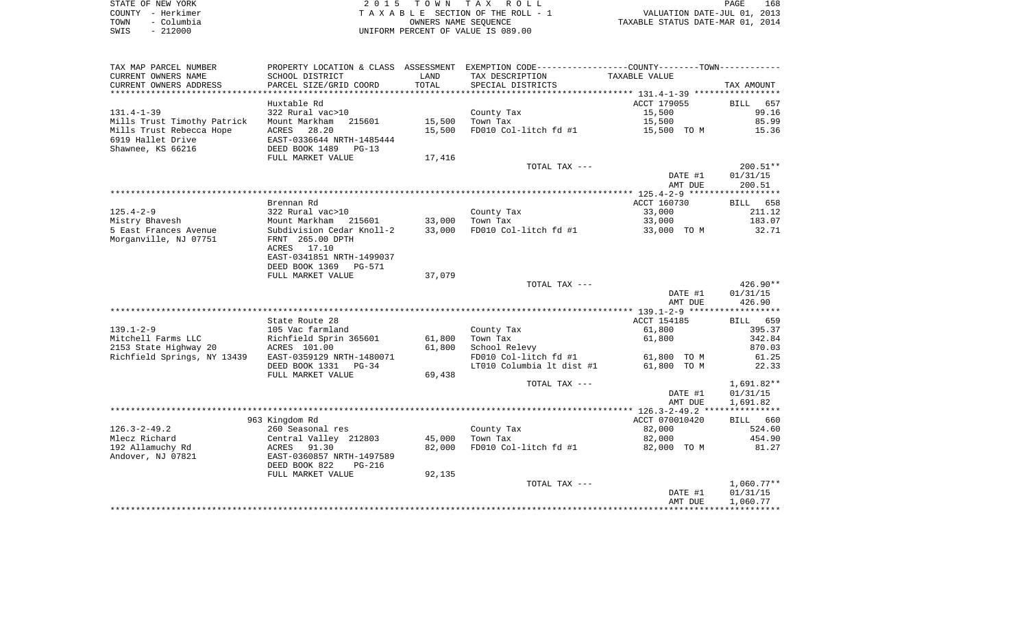STATE OF NEW YORK
COUNTY - Herkimer
TOWN - Columbia
SWIS - 212000

2 0 1 5 T O W N T A X R O L L
T A X A B L E SECTION OF THE ROLL - 1
OWNERS NAME SEQUENCE
UNIFORM PERCENT OF VALUE IS 089.00

VALUATION DATE-JUL 01, 2013
TAXABLE STATUS DATE-MAR 01, 2014

| TAX MAP PARCEL NUMBER / CURRENT OWNERS NAME / CURRENT OWNERS ADDRESS | PROPERTY LOCATION & CLASS / SCHOOL DISTRICT / PARCEL SIZE/GRID COORD | ASSESSMENT LAND / TOTAL | EXEMPTION CODE / TAX DESCRIPTION / SPECIAL DISTRICTS | COUNTY/TOWN TAXABLE VALUE | TAX AMOUNT |
|---|---|---|---|---|---|
| | Huxtable Rd | | | ACCT 179055 | BILL 657 |
| 131.4-1-39 | 322 Rural vac>10 | | County Tax | 15,500 | 99.16 |
| Mills Trust Timothy Patrick | Mount Markham 215601 | 15,500 | Town Tax | 15,500 | 85.99 |
| Mills Trust Rebecca Hope | ACRES 28.20 | 15,500 | FD010 Col-litch fd #1 | 15,500 TO M | 15.36 |
| 6919 Hallet Drive | EAST-0336644 NRTH-1485444 | | | | |
| Shawnee, KS 66216 | DEED BOOK 1489 PG-13 | | | | |
| | FULL MARKET VALUE | 17,416 | | | |
| | | | TOTAL TAX --- | | 200.51** |
| | | | | DATE #1 | 01/31/15 |
| | | | | AMT DUE | 200.51 |
| | Brennan Rd | | | ACCT 160730 | BILL 658 |
| 125.4-2-9 | 322 Rural vac>10 | | County Tax | 33,000 | 211.12 |
| Mistry Bhavesh | Mount Markham 215601 | 33,000 | Town Tax | 33,000 | 183.07 |
| 5 East Frances Avenue | Subdivision Cedar Knoll-2 | 33,000 | FD010 Col-litch fd #1 | 33,000 TO M | 32.71 |
| Morganville, NJ 07751 | FRNT 265.00 DPTH | | | | |
| | ACRES 17.10 | | | | |
| | EAST-0341851 NRTH-1499037 | | | | |
| | DEED BOOK 1369 PG-571 | | | | |
| | FULL MARKET VALUE | 37,079 | | | |
| | | | TOTAL TAX --- | | 426.90** |
| | | | | DATE #1 | 01/31/15 |
| | | | | AMT DUE | 426.90 |
| | State Route 28 | | | ACCT 154185 | BILL 659 |
| 139.1-2-9 | 105 Vac farmland | | County Tax | 61,800 | 395.37 |
| Mitchell Farms LLC | Richfield Sprin 365601 | 61,800 | Town Tax | 61,800 | 342.84 |
| 2153 State Highway 20 | ACRES 101.00 | 61,800 | School Relevy | | 870.03 |
| Richfield Springs, NY 13439 | EAST-0359129 NRTH-1480071 | | FD010 Col-litch fd #1 | 61,800 TO M | 61.25 |
| | DEED BOOK 1331 PG-34 | | LT010 Columbia lt dist #1 | 61,800 TO M | 22.33 |
| | FULL MARKET VALUE | 69,438 | | | |
| | | | TOTAL TAX --- | | 1,691.82** |
| | | | | DATE #1 | 01/31/15 |
| | | | | AMT DUE | 1,691.82 |
| | 963 Kingdom Rd | | | ACCT 070010420 | BILL 660 |
| 126.3-2-49.2 | 260 Seasonal res | | County Tax | 82,000 | 524.60 |
| Mlecz Richard | Central Valley 212803 | 45,000 | Town Tax | 82,000 | 454.90 |
| 192 Allamuchy Rd | ACRES 91.30 | 82,000 | FD010 Col-litch fd #1 | 82,000 TO M | 81.27 |
| Andover, NJ 07821 | EAST-0360857 NRTH-1497589 | | | | |
| | DEED BOOK 822 PG-216 | | | | |
| | FULL MARKET VALUE | 92,135 | | | |
| | | | TOTAL TAX --- | | 1,060.77** |
| | | | | DATE #1 | 01/31/15 |
| | | | | AMT DUE | 1,060.77 |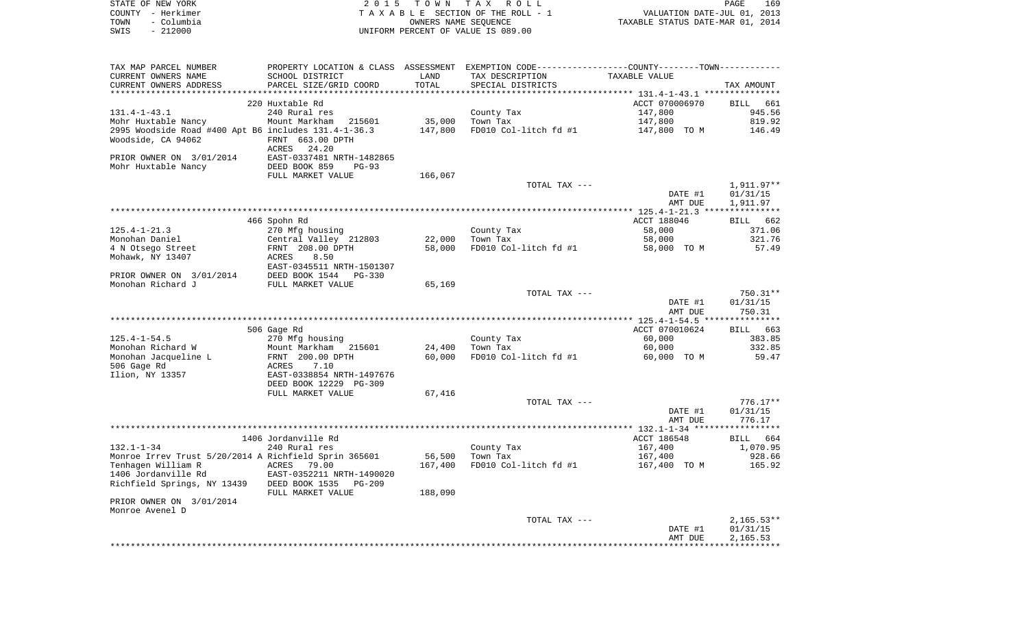STATE OF NEW YORK — 2015 TOWN TAX ROLL — PAGE 169
COUNTY - Herkimer — TAXABLE SECTION OF THE ROLL - 1 — VALUATION DATE-JUL 01, 2013
TOWN - Columbia — OWNERS NAME SEQUENCE — TAXABLE STATUS DATE-MAR 01, 2014
SWIS - 212000 — UNIFORM PERCENT OF VALUE IS 089.00

| TAX MAP PARCEL NUMBER / CURRENT OWNERS NAME / CURRENT OWNERS ADDRESS | PROPERTY LOCATION & CLASS / SCHOOL DISTRICT / PARCEL SIZE/GRID COORD | ASSESSMENT LAND / TOTAL | EXEMPTION CODE / TAX DESCRIPTION / SPECIAL DISTRICTS | COUNTY--TOWN TAXABLE VALUE | TAX AMOUNT |
|---|---|---|---|---|---|
| | 220 Huxtable Rd | | | ACCT 070006970 | BILL 661 |
| 131.4-1-43.1 | 240 Rural res | | County Tax | 147,800 | 945.56 |
| Mohr Huxtable Nancy | Mount Markham 215601 | 35,000 | Town Tax | 147,800 | 819.92 |
| 2995 Woodside Road #400 Apt B6 | includes 131.4-1-36.3 | 147,800 | FD010 Col-litch fd #1 | 147,800 TO M | 146.49 |
| Woodside, CA 94062 | FRNT 663.00 DPTH | | | | |
| | ACRES 24.20 | | | | |
| PRIOR OWNER ON 3/01/2014 | EAST-0337481 NRTH-1482865 | | | | |
| Mohr Huxtable Nancy | DEED BOOK 859 PG-93 | | | | |
| | FULL MARKET VALUE | 166,067 | | | |
| | | | TOTAL TAX --- | | 1,911.97** |
| | | | | DATE #1 | 01/31/15 |
| | | | | AMT DUE | 1,911.97 |
| | 466 Spohn Rd | | | ACCT 188046 | BILL 662 |
| 125.4-1-21.3 | 270 Mfg housing | | County Tax | 58,000 | 371.06 |
| Monohan Daniel | Central Valley 212803 | 22,000 | Town Tax | 58,000 | 321.76 |
| 4 N Otsego Street | FRNT 208.00 DPTH | 58,000 | FD010 Col-litch fd #1 | 58,000 TO M | 57.49 |
| Mohawk, NY 13407 | ACRES 8.50 | | | | |
| | EAST-0345511 NRTH-1501307 | | | | |
| PRIOR OWNER ON 3/01/2014 | DEED BOOK 1544 PG-330 | | | | |
| Monohan Richard J | FULL MARKET VALUE | 65,169 | | | |
| | | | TOTAL TAX --- | | 750.31** |
| | | | | DATE #1 | 01/31/15 |
| | | | | AMT DUE | 750.31 |
| | 506 Gage Rd | | | ACCT 070010624 | BILL 663 |
| 125.4-1-54.5 | 270 Mfg housing | | County Tax | 60,000 | 383.85 |
| Monohan Richard W | Mount Markham 215601 | 24,400 | Town Tax | 60,000 | 332.85 |
| Monohan Jacqueline L | FRNT 200.00 DPTH | 60,000 | FD010 Col-litch fd #1 | 60,000 TO M | 59.47 |
| 506 Gage Rd | ACRES 7.10 | | | | |
| Ilion, NY 13357 | EAST-0338854 NRTH-1497676 | | | | |
| | DEED BOOK 12229 PG-309 | | | | |
| | FULL MARKET VALUE | 67,416 | | | |
| | | | TOTAL TAX --- | | 776.17** |
| | | | | DATE #1 | 01/31/15 |
| | | | | AMT DUE | 776.17 |
| | 1406 Jordanville Rd | | | ACCT 186548 | BILL 664 |
| 132.1-1-34 | 240 Rural res | | County Tax | 167,400 | 1,070.95 |
| Monroe Irrev Trust 5/20/2014 A | Richfield Sprin 365601 | 56,500 | Town Tax | 167,400 | 928.66 |
| Tenhagen William R | ACRES 79.00 | 167,400 | FD010 Col-litch fd #1 | 167,400 TO M | 165.92 |
| 1406 Jordanville Rd | EAST-0352211 NRTH-1490020 | | | | |
| Richfield Springs, NY 13439 | DEED BOOK 1535 PG-209 | | | | |
| | FULL MARKET VALUE | 188,090 | | | |
| PRIOR OWNER ON 3/01/2014 | | | | | |
| Monroe Avenel D | | | | | |
| | | | TOTAL TAX --- | | 2,165.53** |
| | | | | DATE #1 | 01/31/15 |
| | | | | AMT DUE | 2,165.53 |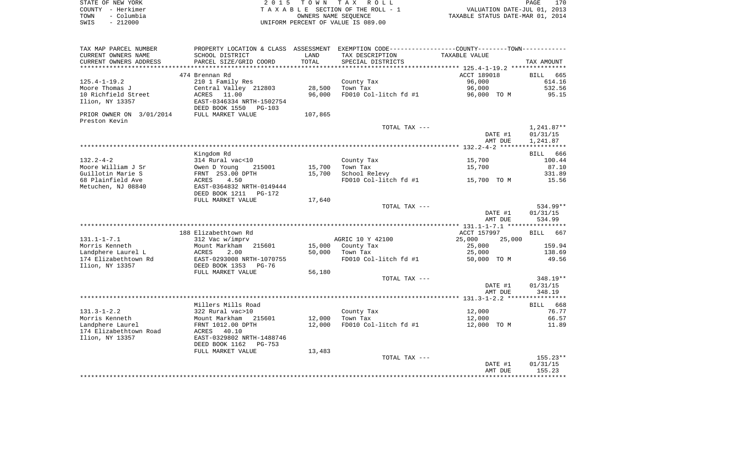STATE OF NEW YORK
COUNTY - Herkimer
TOWN - Columbia
SWIS - 212000

2 0 1 5 T O W N T A X R O L L
T A X A B L E SECTION OF THE ROLL - 1
OWNERS NAME SEQUENCE
UNIFORM PERCENT OF VALUE IS 089.00

VALUATION DATE-JUL 01, 2013
TAXABLE STATUS DATE-MAR 01, 2014

| TAX MAP PARCEL NUMBER / CURRENT OWNERS NAME / CURRENT OWNERS ADDRESS | PROPERTY LOCATION & CLASS / SCHOOL DISTRICT / PARCEL SIZE/GRID COORD | ASSESSMENT LAND / TOTAL | EXEMPTION CODE / TAX DESCRIPTION / SPECIAL DISTRICTS | COUNTY--------TOWN / TAXABLE VALUE | TAX AMOUNT |
|---|---|---|---|---|---|
| | 474 Brennan Rd | | | ACCT 189018 | BILL 665 |
| 125.4-1-19.2 | 210 1 Family Res | | County Tax | 96,000 | 614.16 |
| Moore Thomas J | Central Valley 212803 | 28,500 | Town Tax | 96,000 | 532.56 |
| 10 Richfield Street | ACRES 11.00 | 96,000 | FD010 Col-litch fd #1 | 96,000 TO M | 95.15 |
| Ilion, NY 13357 | EAST-0346334 NRTH-1502754 | | | | |
| | DEED BOOK 1550 PG-103 | | | | |
| PRIOR OWNER ON 3/01/2014 | FULL MARKET VALUE | 107,865 | | | |
| Preston Kevin | | | | | |
| | | | TOTAL TAX --- | | 1,241.87** |
| | | | | DATE #1 | 01/31/15 |
| | | | | AMT DUE | 1,241.87 |
| | Kingdom Rd | | | | BILL 666 |
| 132.2-4-2 | 314 Rural vac<10 | | County Tax | 15,700 | 100.44 |
| Moore William J Sr | Owen D Young 215001 | 15,700 | Town Tax | 15,700 | 87.10 |
| Guillotin Marie S | FRNT 253.00 DPTH | 15,700 | School Relevy | | 331.89 |
| 68 Plainfield Ave | ACRES 4.50 | | FD010 Col-litch fd #1 | 15,700 TO M | 15.56 |
| Metuchen, NJ 08840 | EAST-0364832 NRTH-0149444 | | | | |
| | DEED BOOK 1211 PG-172 | | | | |
| | FULL MARKET VALUE | 17,640 | | | |
| | | | TOTAL TAX --- | | 534.99** |
| | | | | DATE #1 | 01/31/15 |
| | | | | AMT DUE | 534.99 |
| | 188 Elizabethtown Rd | | | ACCT 157997 | BILL 667 |
| 131.1-1-7.1 | 312 Vac w/imprv | | AGRIC 10 Y 42100 | 25,000 25,000 | |
| Morris Kenneth | Mount Markham 215601 | 15,000 | County Tax | 25,000 | 159.94 |
| Landphere Laurel L | ACRES 2.00 | 50,000 | Town Tax | 25,000 | 138.69 |
| 174 Elizabethtown Rd | EAST-0293008 NRTH-1070755 | | FD010 Col-litch fd #1 | 50,000 TO M | 49.56 |
| Ilion, NY 13357 | DEED BOOK 1353 PG-76 | | | | |
| | FULL MARKET VALUE | 56,180 | | | |
| | | | TOTAL TAX --- | | 348.19** |
| | | | | DATE #1 | 01/31/15 |
| | | | | AMT DUE | 348.19 |
| | Millers Mills Road | | | | BILL 668 |
| 131.3-1-2.2 | 322 Rural vac>10 | | County Tax | 12,000 | 76.77 |
| Morris Kenneth | Mount Markham 215601 | 12,000 | Town Tax | 12,000 | 66.57 |
| Landphere Laurel | FRNT 1012.00 DPTH | 12,000 | FD010 Col-litch fd #1 | 12,000 TO M | 11.89 |
| 174 Elizabethtown Road | ACRES 40.10 | | | | |
| Ilion, NY 13357 | EAST-0329802 NRTH-1488746 | | | | |
| | DEED BOOK 1162 PG-753 | | | | |
| | FULL MARKET VALUE | 13,483 | | | |
| | | | TOTAL TAX --- | | 155.23** |
| | | | | DATE #1 | 01/31/15 |
| | | | | AMT DUE | 155.23 |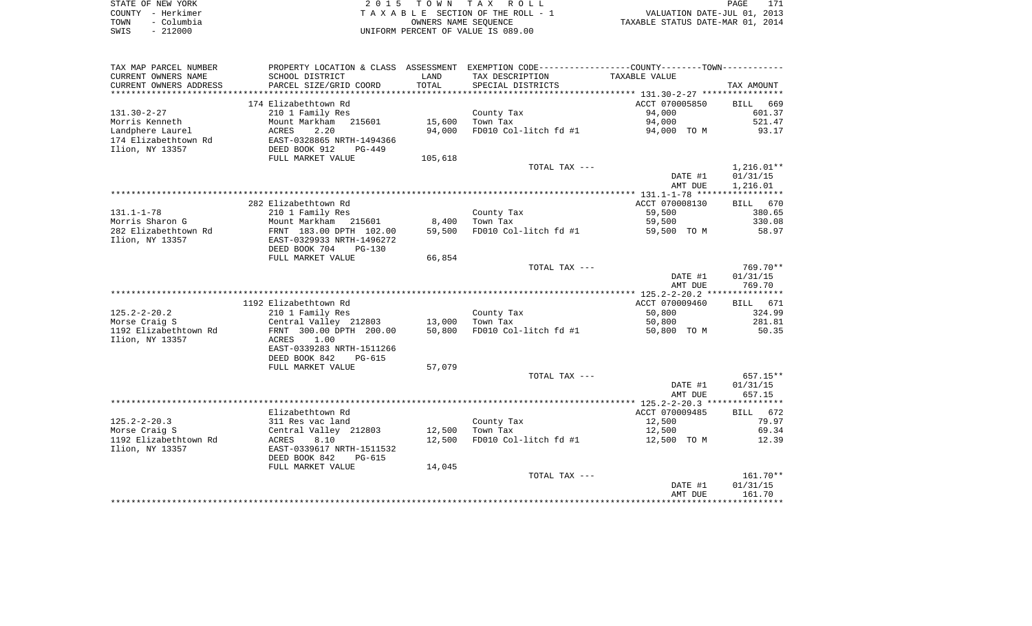STATE OF NEW YORK
COUNTY - Herkimer
TOWN - Columbia
SWIS - 212000

2 0 1 5 T O W N T A X R O L L
T A X A B L E SECTION OF THE ROLL - 1
OWNERS NAME SEQUENCE
UNIFORM PERCENT OF VALUE IS 089.00

VALUATION DATE-JUL 01, 2013
TAXABLE STATUS DATE-MAR 01, 2014

| TAX MAP PARCEL NUMBER / CURRENT OWNERS NAME / CURRENT OWNERS ADDRESS | PROPERTY LOCATION & CLASS / SCHOOL DISTRICT / PARCEL SIZE/GRID COORD | ASSESSMENT LAND | TOTAL | EXEMPTION CODE / TAX DESCRIPTION / SPECIAL DISTRICTS | TAXABLE VALUE | TAX AMOUNT |
|---|---|---|---|---|---|---|
| **131.30-2-27** | 174 Elizabethtown Rd | | | | ACCT 070005850 | BILL 669 |
| 131.30-2-27 | 210 1 Family Res | | | County Tax | 94,000 | 601.37 |
| Morris Kenneth | Mount Markham 215601 | 15,600 | | Town Tax | 94,000 | 521.47 |
| Landphere Laurel | ACRES 2.20 | | 94,000 | FD010 Col-litch fd #1 | 94,000 TO M | 93.17 |
| 174 Elizabethtown Rd | EAST-0328865 NRTH-1494366 | | | | | |
| Ilion, NY 13357 | DEED BOOK 912 PG-449 | | | | | |
| | FULL MARKET VALUE | 105,618 | | | | |
| | | | | TOTAL TAX --- | | 1,216.01** |
| | | | | | DATE #1 | 01/31/15 |
| | | | | | AMT DUE | 1,216.01 |
| **131.1-1-78** | 282 Elizabethtown Rd | | | | ACCT 070008130 | BILL 670 |
| 131.1-1-78 | 210 1 Family Res | | | County Tax | 59,500 | 380.65 |
| Morris Sharon G | Mount Markham 215601 | 8,400 | | Town Tax | 59,500 | 330.08 |
| 282 Elizabethtown Rd | FRNT 183.00 DPTH 102.00 | | 59,500 | FD010 Col-litch fd #1 | 59,500 TO M | 58.97 |
| Ilion, NY 13357 | EAST-0329933 NRTH-1496272 | | | | | |
| | DEED BOOK 704 PG-130 | | | | | |
| | FULL MARKET VALUE | 66,854 | | | | |
| | | | | TOTAL TAX --- | | 769.70** |
| | | | | | DATE #1 | 01/31/15 |
| | | | | | AMT DUE | 769.70 |
| **125.2-2-20.2** | 1192 Elizabethtown Rd | | | | ACCT 070009460 | BILL 671 |
| 125.2-2-20.2 | 210 1 Family Res | | | County Tax | 50,800 | 324.99 |
| Morse Craig S | Central Valley 212803 | 13,000 | | Town Tax | 50,800 | 281.81 |
| 1192 Elizabethtown Rd | FRNT 300.00 DPTH 200.00 | | 50,800 | FD010 Col-litch fd #1 | 50,800 TO M | 50.35 |
| Ilion, NY 13357 | ACRES 1.00 | | | | | |
| | EAST-0339283 NRTH-1511266 | | | | | |
| | DEED BOOK 842 PG-615 | | | | | |
| | FULL MARKET VALUE | 57,079 | | | | |
| | | | | TOTAL TAX --- | | 657.15** |
| | | | | | DATE #1 | 01/31/15 |
| | | | | | AMT DUE | 657.15 |
| **125.2-2-20.3** | Elizabethtown Rd | | | | ACCT 070009485 | BILL 672 |
| 125.2-2-20.3 | 311 Res vac land | | | County Tax | 12,500 | 79.97 |
| Morse Craig S | Central Valley 212803 | 12,500 | | Town Tax | 12,500 | 69.34 |
| 1192 Elizabethtown Rd | ACRES 8.10 | | 12,500 | FD010 Col-litch fd #1 | 12,500 TO M | 12.39 |
| Ilion, NY 13357 | EAST-0339617 NRTH-1511532 | | | | | |
| | DEED BOOK 842 PG-615 | | | | | |
| | FULL MARKET VALUE | 14,045 | | | | |
| | | | | TOTAL TAX --- | | 161.70** |
| | | | | | DATE #1 | 01/31/15 |
| | | | | | AMT DUE | 161.70 |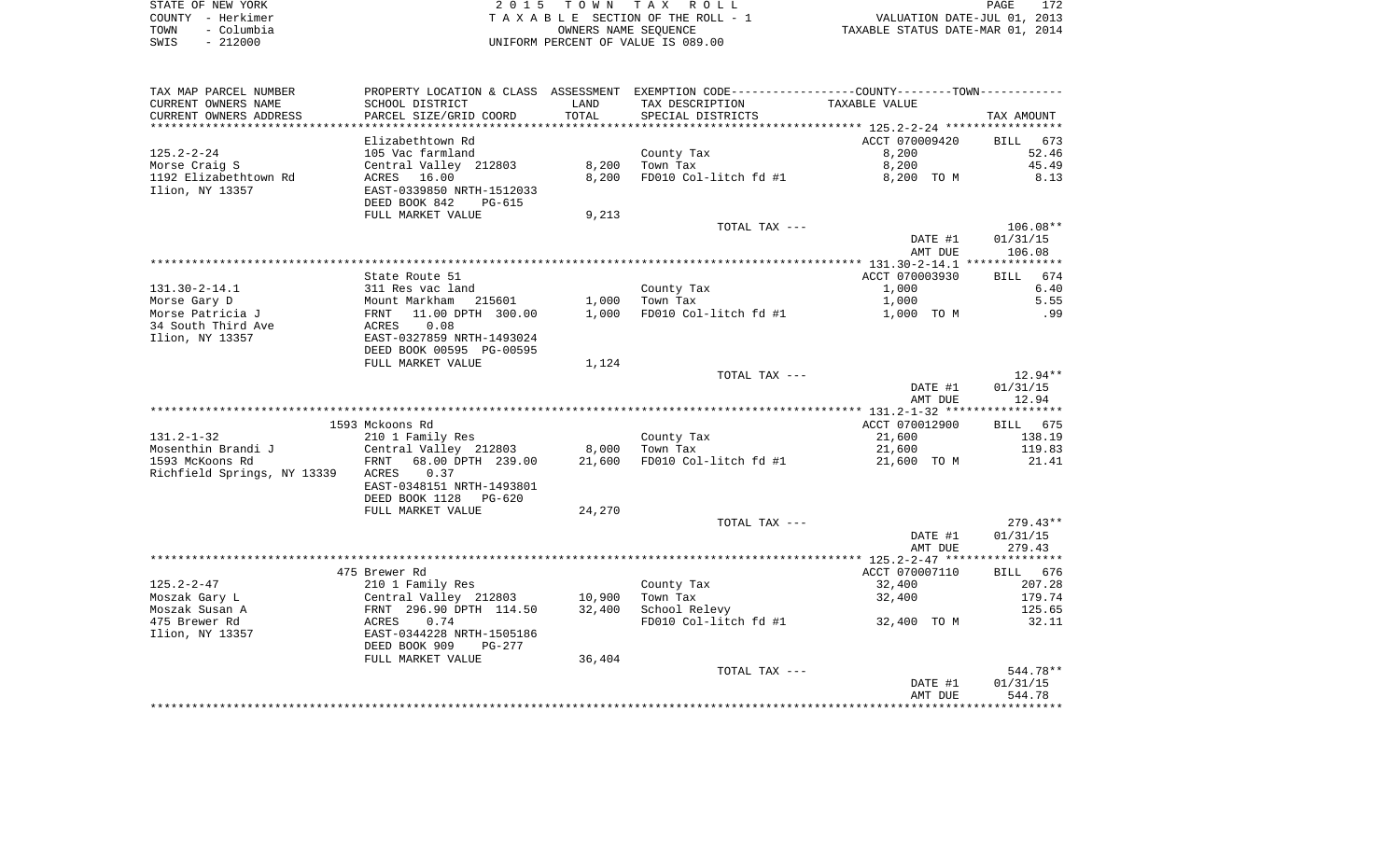STATE OF NEW YORK · COUNTY - Herkimer · TOWN - Columbia · SWIS - 212000

2015 TOWN TAX ROLL
TAXABLE SECTION OF THE ROLL - 1
OWNERS NAME SEQUENCE
UNIFORM PERCENT OF VALUE IS 089.00

VALUATION DATE-JUL 01, 2013
TAXABLE STATUS DATE-MAR 01, 2014

| TAX MAP PARCEL NUMBER / CURRENT OWNERS NAME / CURRENT OWNERS ADDRESS | PROPERTY LOCATION & CLASS / SCHOOL DISTRICT / PARCEL SIZE/GRID COORD | ASSESSMENT LAND / TOTAL | EXEMPTION CODE / TAX DESCRIPTION / SPECIAL DISTRICTS | TAXABLE VALUE | TAX AMOUNT |
|---|---|---|---|---|---|
| 125.2-2-24 | Elizabethtown Rd | | | ACCT 070009420 | BILL 673 |
| Morse Craig S | 105 Vac farmland | | County Tax | 8,200 | 52.46 |
| 1192 Elizabethtown Rd | Central Valley 212803 | 8,200 | Town Tax | 8,200 | 45.49 |
| Ilion, NY 13357 | ACRES 16.00 | 8,200 | FD010 Col-litch fd #1 | 8,200 TO M | 8.13 |
| | EAST-0339850 NRTH-1512033 | | | | |
| | DEED BOOK 842 PG-615 | | | | |
| | FULL MARKET VALUE | 9,213 | | | |
| | | | TOTAL TAX --- | | 106.08** |
| | | | | DATE #1 | 01/31/15 |
| | | | | AMT DUE | 106.08 |
| 131.30-2-14.1 | State Route 51 | | | ACCT 070003930 | BILL 674 |
| Morse Gary D | 311 Res vac land | | County Tax | 1,000 | 6.40 |
| Morse Patricia J | Mount Markham 215601 | 1,000 | Town Tax | 1,000 | 5.55 |
| 34 South Third Ave | FRNT 11.00 DPTH 300.00 | 1,000 | FD010 Col-litch fd #1 | 1,000 TO M | .99 |
| Ilion, NY 13357 | ACRES 0.08 | | | | |
| | EAST-0327859 NRTH-1493024 | | | | |
| | DEED BOOK 00595 PG-00595 | | | | |
| | FULL MARKET VALUE | 1,124 | | | |
| | | | TOTAL TAX --- | | 12.94** |
| | | | | DATE #1 | 01/31/15 |
| | | | | AMT DUE | 12.94 |
| 131.2-1-32 | 1593 Mckoons Rd | | | ACCT 070012900 | BILL 675 |
| Mosenthin Brandi J | 210 1 Family Res | | County Tax | 21,600 | 138.19 |
| 1593 McKoons Rd | Central Valley 212803 | 8,000 | Town Tax | 21,600 | 119.83 |
| Richfield Springs, NY 13339 | FRNT 68.00 DPTH 239.00 | 21,600 | FD010 Col-litch fd #1 | 21,600 TO M | 21.41 |
| | ACRES 0.37 | | | | |
| | EAST-0348151 NRTH-1493801 | | | | |
| | DEED BOOK 1128 PG-620 | | | | |
| | FULL MARKET VALUE | 24,270 | | | |
| | | | TOTAL TAX --- | | 279.43** |
| | | | | DATE #1 | 01/31/15 |
| | | | | AMT DUE | 279.43 |
| 125.2-2-47 | 475 Brewer Rd | | | ACCT 070007110 | BILL 676 |
| Moszak Gary L | 210 1 Family Res | | County Tax | 32,400 | 207.28 |
| Moszak Susan A | Central Valley 212803 | 10,900 | Town Tax | 32,400 | 179.74 |
| 475 Brewer Rd | FRNT 296.90 DPTH 114.50 | 32,400 | School Relevy | | 125.65 |
| Ilion, NY 13357 | ACRES 0.74 | | FD010 Col-litch fd #1 | 32,400 TO M | 32.11 |
| | EAST-0344228 NRTH-1505186 | | | | |
| | DEED BOOK 909 PG-277 | | | | |
| | FULL MARKET VALUE | 36,404 | | | |
| | | | TOTAL TAX --- | | 544.78** |
| | | | | DATE #1 | 01/31/15 |
| | | | | AMT DUE | 544.78 |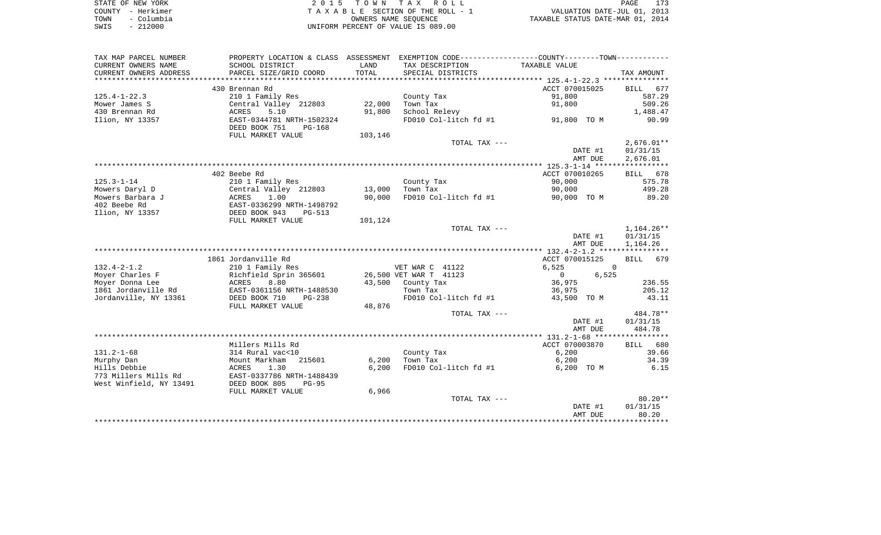STATE OF NEW YORK
COUNTY - Herkimer
TOWN - Columbia
SWIS - 212000

# 2015 TOWN TAX ROLL

TAXABLE SECTION OF THE ROLL - 1
OWNERS NAME SEQUENCE
UNIFORM PERCENT OF VALUE IS 089.00

VALUATION DATE-JUL 01, 2013
TAXABLE STATUS DATE-MAR 01, 2014

| TAX MAP PARCEL NUMBER / CURRENT OWNERS NAME / CURRENT OWNERS ADDRESS | PROPERTY LOCATION & CLASS / SCHOOL DISTRICT / PARCEL SIZE/GRID COORD | ASSESSMENT LAND / TOTAL | EXEMPTION CODE / TAX DESCRIPTION / SPECIAL DISTRICTS | COUNTY / TOWN TAXABLE VALUE | TAX AMOUNT |
|---|---|---|---|---|---|
| 125.4-1-22.3 | 430 Brennan Rd | | | ACCT 070015025 | BILL 677 |
| Mower James S | 210 1 Family Res | | County Tax | 91,800 | 587.29 |
| 430 Brennan Rd | Central Valley 212803 | 22,000 | Town Tax | 91,800 | 509.26 |
| Ilion, NY 13357 | ACRES 5.10 | 91,800 | School Relevy | | 1,488.47 |
| | EAST-0344781 NRTH-1502324 | | FD010 Col-litch fd #1 | 91,800 TO M | 90.99 |
| | DEED BOOK 751 PG-168 | | | | |
| | FULL MARKET VALUE | 103,146 | | | |
| | | | TOTAL TAX --- | | 2,676.01** |
| | | | | DATE #1 | 01/31/15 |
| | | | | AMT DUE | 2,676.01 |
| 125.3-1-14 | 402 Beebe Rd | | | ACCT 070010265 | BILL 678 |
| Mowers Daryl D | 210 1 Family Res | | County Tax | 90,000 | 575.78 |
| Mowers Barbara J | Central Valley 212803 | 13,000 | Town Tax | 90,000 | 499.28 |
| 402 Beebe Rd | ACRES 1.00 | 90,000 | FD010 Col-litch fd #1 | 90,000 TO M | 89.20 |
| Ilion, NY 13357 | EAST-0336299 NRTH-1498792 | | | | |
| | DEED BOOK 943 PG-513 | | | | |
| | FULL MARKET VALUE | 101,124 | | | |
| | | | TOTAL TAX --- | | 1,164.26** |
| | | | | DATE #1 | 01/31/15 |
| | | | | AMT DUE | 1,164.26 |
| 132.4-2-1.2 | 1861 Jordanville Rd | | | ACCT 070015125 | BILL 679 |
| Moyer Charles F | 210 1 Family Res | | VET WAR C 41122 | 6,525 0 | |
| Moyer Donna Lee | Richfield Sprin 365601 | 26,500 | VET WAR T 41123 | 0 6,525 | |
| 1861 Jordanville Rd | ACRES 8.80 | 43,500 | County Tax | 36,975 | 236.55 |
| Jordanville, NY 13361 | EAST-0361156 NRTH-1488530 | | Town Tax | 36,975 | 205.12 |
| | DEED BOOK 710 PG-238 | | FD010 Col-litch fd #1 | 43,500 TO M | 43.11 |
| | FULL MARKET VALUE | 48,876 | | | |
| | | | TOTAL TAX --- | | 484.78** |
| | | | | DATE #1 | 01/31/15 |
| | | | | AMT DUE | 484.78 |
| 131.2-1-68 | Millers Mills Rd | | | ACCT 070003870 | BILL 680 |
| Murphy Dan | 314 Rural vac<10 | | County Tax | 6,200 | 39.66 |
| Hills Debbie | Mount Markham 215601 | 6,200 | Town Tax | 6,200 | 34.39 |
| 773 Millers Mills Rd | ACRES 1.30 | 6,200 | FD010 Col-litch fd #1 | 6,200 TO M | 6.15 |
| West Winfield, NY 13491 | EAST-0337786 NRTH-1488439 | | | | |
| | DEED BOOK 805 PG-95 | | | | |
| | FULL MARKET VALUE | 6,966 | | | |
| | | | TOTAL TAX --- | | 80.20** |
| | | | | DATE #1 | 01/31/15 |
| | | | | AMT DUE | 80.20 |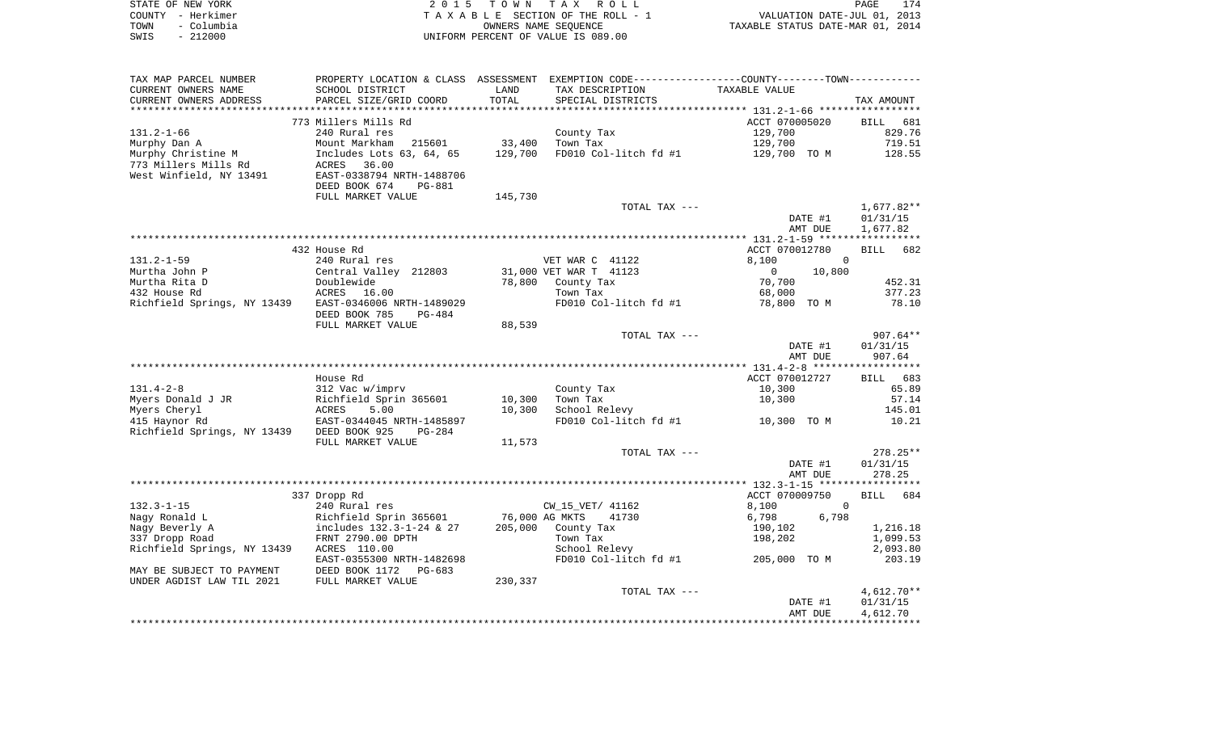STATE OF NEW YORK
COUNTY - Herkimer
TOWN - Columbia
SWIS - 212000

2 0 1 5 T O W N T A X R O L L
T A X A B L E SECTION OF THE ROLL - 1
OWNERS NAME SEQUENCE
UNIFORM PERCENT OF VALUE IS 089.00

VALUATION DATE-JUL 01, 2013
TAXABLE STATUS DATE-MAR 01, 2014

| TAX MAP PARCEL NUMBER / CURRENT OWNERS NAME / CURRENT OWNERS ADDRESS | PROPERTY LOCATION & CLASS / SCHOOL DISTRICT / PARCEL SIZE/GRID COORD | ASSESSMENT LAND / TOTAL | EXEMPTION CODE / TAX DESCRIPTION / SPECIAL DISTRICTS | COUNTY--------TOWN / TAXABLE VALUE | TAX AMOUNT |
|---|---|---|---|---|---|
| **131.2-1-66** | 773 Millers Mills Rd | | | ACCT 070005020 | BILL 681 |
| 131.2-1-66 | 240 Rural res | | County Tax | 129,700 | 829.76 |
| Murphy Dan A | Mount Markham 215601 | 33,400 | Town Tax | 129,700 | 719.51 |
| Murphy Christine M | Includes Lots 63, 64, 65 | 129,700 | FD010 Col-litch fd #1 | 129,700 TO M | 128.55 |
| 773 Millers Mills Rd | ACRES 36.00 | | | | |
| West Winfield, NY 13491 | EAST-0338794 NRTH-1488706 | | | | |
| | DEED BOOK 674 PG-881 | | | | |
| | FULL MARKET VALUE | 145,730 | | | |
| | | | TOTAL TAX --- | | 1,677.82** |
| | | | | DATE #1 | 01/31/15 |
| | | | | AMT DUE | 1,677.82 |
| **131.2-1-59** | 432 House Rd | | | ACCT 070012780 | BILL 682 |
| 131.2-1-59 | 240 Rural res | | VET WAR C 41122 | 8,100 0 | |
| Murtha John P | Central Valley 212803 | 31,000 | VET WAR T 41123 | 0 10,800 | |
| Murtha Rita D | Doublewide | 78,800 | County Tax | 70,700 | 452.31 |
| 432 House Rd | ACRES 16.00 | | Town Tax | 68,000 | 377.23 |
| Richfield Springs, NY 13439 | EAST-0346006 NRTH-1489029 | | FD010 Col-litch fd #1 | 78,800 TO M | 78.10 |
| | DEED BOOK 785 PG-484 | | | | |
| | FULL MARKET VALUE | 88,539 | | | |
| | | | TOTAL TAX --- | | 907.64** |
| | | | | DATE #1 | 01/31/15 |
| | | | | AMT DUE | 907.64 |
| **131.4-2-8** | House Rd | | | ACCT 070012727 | BILL 683 |
| 131.4-2-8 | 312 Vac w/imprv | | County Tax | 10,300 | 65.89 |
| Myers Donald J JR | Richfield Sprin 365601 | 10,300 | Town Tax | 10,300 | 57.14 |
| Myers Cheryl | ACRES 5.00 | 10,300 | School Relevy | | 145.01 |
| 415 Haynor Rd | EAST-0344045 NRTH-1485897 | | FD010 Col-litch fd #1 | 10,300 TO M | 10.21 |
| Richfield Springs, NY 13439 | DEED BOOK 925 PG-284 | | | | |
| | FULL MARKET VALUE | 11,573 | | | |
| | | | TOTAL TAX --- | | 278.25** |
| | | | | DATE #1 | 01/31/15 |
| | | | | AMT DUE | 278.25 |
| **132.3-1-15** | 337 Dropp Rd | | | ACCT 070009750 | BILL 684 |
| 132.3-1-15 | 240 Rural res | | CW_15_VET/ 41162 | 8,100 0 | |
| Nagy Ronald L | Richfield Sprin 365601 | 76,000 | AG MKTS 41730 | 6,798 6,798 | |
| Nagy Beverly A | includes 132.3-1-24 & 27 | 205,000 | County Tax | 190,102 | 1,216.18 |
| 337 Dropp Road | FRNT 2790.00 DPTH | | Town Tax | 198,202 | 1,099.53 |
| Richfield Springs, NY 13439 | ACRES 110.00 | | School Relevy | | 2,093.80 |
| | EAST-0355300 NRTH-1482698 | | FD010 Col-litch fd #1 | 205,000 TO M | 203.19 |
| MAY BE SUBJECT TO PAYMENT | DEED BOOK 1172 PG-683 | | | | |
| UNDER AGDIST LAW TIL 2021 | FULL MARKET VALUE | 230,337 | | | |
| | | | TOTAL TAX --- | | 4,612.70** |
| | | | | DATE #1 | 01/31/15 |
| | | | | AMT DUE | 4,612.70 |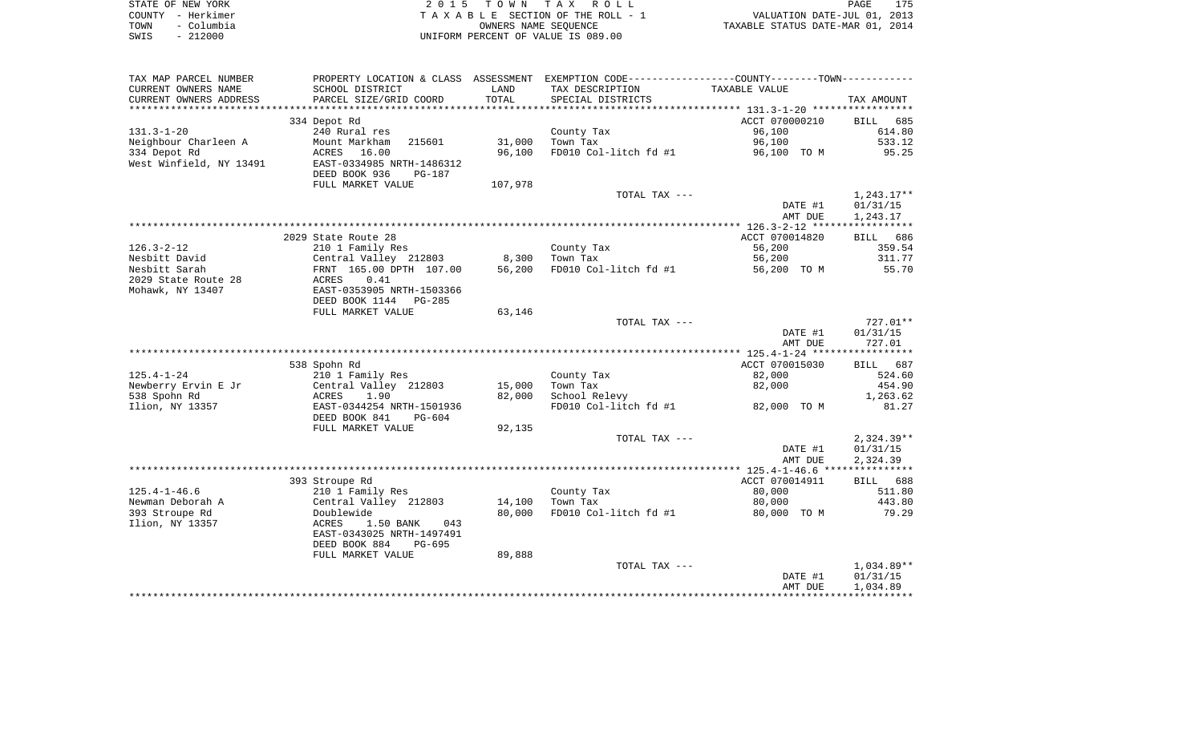STATE OF NEW YORK
COUNTY - Herkimer
TOWN - Columbia
SWIS - 212000

2 0 1 5 T O W N T A X R O L L
T A X A B L E SECTION OF THE ROLL - 1
OWNERS NAME SEQUENCE
UNIFORM PERCENT OF VALUE IS 089.00

VALUATION DATE-JUL 01, 2013
TAXABLE STATUS DATE-MAR 01, 2014

| TAX MAP PARCEL NUMBER / CURRENT OWNERS NAME / CURRENT OWNERS ADDRESS | PROPERTY LOCATION & CLASS / SCHOOL DISTRICT / PARCEL SIZE/GRID COORD | ASSESSMENT LAND | TOTAL | EXEMPTION CODE / TAX DESCRIPTION / SPECIAL DISTRICTS | TAXABLE VALUE | TAX AMOUNT |
|---|---|---|---|---|---|---|
| | 334 Depot Rd | | | | ACCT 070000210 | BILL 685 |
| 131.3-1-20 | 240 Rural res | | | County Tax | 96,100 | 614.80 |
| Neighbour Charleen A | Mount Markham 215601 | 31,000 | | Town Tax | 96,100 | 533.12 |
| 334 Depot Rd | ACRES 16.00 | | 96,100 | FD010 Col-litch fd #1 | 96,100 TO M | 95.25 |
| West Winfield, NY 13491 | EAST-0334985 NRTH-1486312 | | | | | |
| | DEED BOOK 936 PG-187 | | | | | |
| | FULL MARKET VALUE | 107,978 | | | | |
| | | | | TOTAL TAX --- | | 1,243.17** |
| | | | | | DATE #1 | 01/31/15 |
| | | | | | AMT DUE | 1,243.17 |
| | 2029 State Route 28 | | | | ACCT 070014820 | BILL 686 |
| 126.3-2-12 | 210 1 Family Res | | | County Tax | 56,200 | 359.54 |
| Nesbitt David | Central Valley 212803 | 8,300 | | Town Tax | 56,200 | 311.77 |
| Nesbitt Sarah | FRNT 165.00 DPTH 107.00 | | 56,200 | FD010 Col-litch fd #1 | 56,200 TO M | 55.70 |
| 2029 State Route 28 | ACRES 0.41 | | | | | |
| Mohawk, NY 13407 | EAST-0353905 NRTH-1503366 | | | | | |
| | DEED BOOK 1144 PG-285 | | | | | |
| | FULL MARKET VALUE | 63,146 | | | | |
| | | | | TOTAL TAX --- | | 727.01** |
| | | | | | DATE #1 | 01/31/15 |
| | | | | | AMT DUE | 727.01 |
| | 538 Spohn Rd | | | | ACCT 070015030 | BILL 687 |
| 125.4-1-24 | 210 1 Family Res | | | County Tax | 82,000 | 524.60 |
| Newberry Ervin E Jr | Central Valley 212803 | 15,000 | | Town Tax | 82,000 | 454.90 |
| 538 Spohn Rd | ACRES 1.90 | | 82,000 | School Relevy | | 1,263.62 |
| Ilion, NY 13357 | EAST-0344254 NRTH-1501936 | | | FD010 Col-litch fd #1 | 82,000 TO M | 81.27 |
| | DEED BOOK 841 PG-604 | | | | | |
| | FULL MARKET VALUE | 92,135 | | | | |
| | | | | TOTAL TAX --- | | 2,324.39** |
| | | | | | DATE #1 | 01/31/15 |
| | | | | | AMT DUE | 2,324.39 |
| | 393 Stroupe Rd | | | | ACCT 070014911 | BILL 688 |
| 125.4-1-46.6 | 210 1 Family Res | | | County Tax | 80,000 | 511.80 |
| Newman Deborah A | Central Valley 212803 | 14,100 | | Town Tax | 80,000 | 443.80 |
| 393 Stroupe Rd | Doublewide | | 80,000 | FD010 Col-litch fd #1 | 80,000 TO M | 79.29 |
| Ilion, NY 13357 | ACRES 1.50 BANK 043 | | | | | |
| | EAST-0343025 NRTH-1497491 | | | | | |
| | DEED BOOK 884 PG-695 | | | | | |
| | FULL MARKET VALUE | 89,888 | | | | |
| | | | | TOTAL TAX --- | | 1,034.89** |
| | | | | | DATE #1 | 01/31/15 |
| | | | | | AMT DUE | 1,034.89 |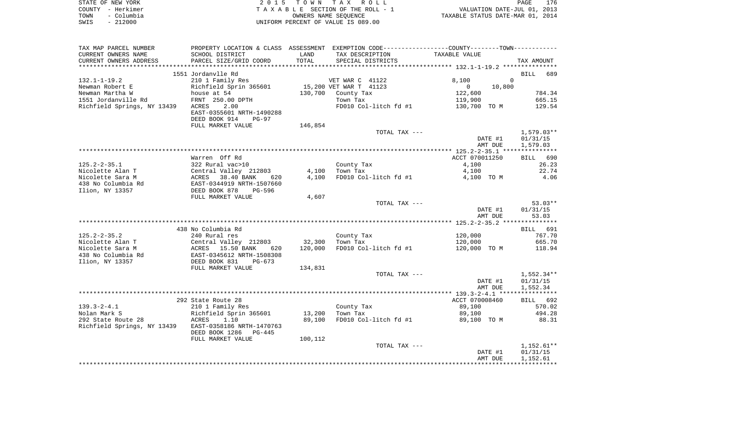STATE OF NEW YORK
COUNTY - Herkimer
TOWN - Columbia
SWIS - 212000

2 0 1 5 T O W N T A X R O L L
T A X A B L E SECTION OF THE ROLL - 1
OWNERS NAME SEQUENCE
UNIFORM PERCENT OF VALUE IS 089.00

VALUATION DATE-JUL 01, 2013
TAXABLE STATUS DATE-MAR 01, 2014

| TAX MAP PARCEL NUMBER / CURRENT OWNERS NAME / CURRENT OWNERS ADDRESS | PROPERTY LOCATION & CLASS / SCHOOL DISTRICT / PARCEL SIZE/GRID COORD | ASSESSMENT LAND / TOTAL | EXEMPTION CODE / TAX DESCRIPTION / SPECIAL DISTRICTS | COUNTY--------TOWN / TAXABLE VALUE | TAX AMOUNT |
|---|---|---|---|---|---|
| **132.1-1-19.2** | 1551 Jordanvlle Rd | | | | BILL 689 |
| 132.1-1-19.2 | 210 1 Family Res | | VET WAR C 41122 | 8,100 0 | |
| Newman Robert E | Richfield Sprin 365601 | 15,200 | VET WAR T 41123 | 0 10,800 | |
| Newman Martha W | house at 54 | 130,700 | County Tax | 122,600 | 784.34 |
| 1551 Jordanville Rd | FRNT 250.00 DPTH | | Town Tax | 119,900 | 665.15 |
| Richfield Springs, NY 13439 | ACRES 2.00 | | FD010 Col-litch fd #1 | 130,700 TO M | 129.54 |
| | EAST-0355601 NRTH-1490288 | | | | |
| | DEED BOOK 914 PG-97 | | | | |
| | FULL MARKET VALUE | 146,854 | | | |
| | | | TOTAL TAX --- | | 1,579.03** |
| | | | | DATE #1 | 01/31/15 |
| | | | | AMT DUE | 1,579.03 |
| **125.2-2-35.1** | Warren Off Rd | | | ACCT 070011250 | BILL 690 |
| 125.2-2-35.1 | 322 Rural vac>10 | | County Tax | 4,100 | 26.23 |
| Nicolette Alan T | Central Valley 212803 | 4,100 | Town Tax | 4,100 | 22.74 |
| Nicolette Sara M | ACRES 38.40 BANK 620 | 4,100 | FD010 Col-litch fd #1 | 4,100 TO M | 4.06 |
| 438 No Columbia Rd | EAST-0344919 NRTH-1507660 | | | | |
| Ilion, NY 13357 | DEED BOOK 878 PG-596 | | | | |
| | FULL MARKET VALUE | 4,607 | | | |
| | | | TOTAL TAX --- | | 53.03** |
| | | | | DATE #1 | 01/31/15 |
| | | | | AMT DUE | 53.03 |
| **125.2-2-35.2** | 438 No Columbia Rd | | | | BILL 691 |
| 125.2-2-35.2 | 240 Rural res | | County Tax | 120,000 | 767.70 |
| Nicolette Alan T | Central Valley 212803 | 32,300 | Town Tax | 120,000 | 665.70 |
| Nicolette Sara M | ACRES 15.50 BANK 620 | 120,000 | FD010 Col-litch fd #1 | 120,000 TO M | 118.94 |
| 438 No Columbia Rd | EAST-0345612 NRTH-1508308 | | | | |
| Ilion, NY 13357 | DEED BOOK 831 PG-673 | | | | |
| | FULL MARKET VALUE | 134,831 | | | |
| | | | TOTAL TAX --- | | 1,552.34** |
| | | | | DATE #1 | 01/31/15 |
| | | | | AMT DUE | 1,552.34 |
| **139.3-2-4.1** | 292 State Route 28 | | | ACCT 070008460 | BILL 692 |
| 139.3-2-4.1 | 210 1 Family Res | | County Tax | 89,100 | 570.02 |
| Nolan Mark S | Richfield Sprin 365601 | 13,200 | Town Tax | 89,100 | 494.28 |
| 292 State Route 28 | ACRES 1.10 | 89,100 | FD010 Col-litch fd #1 | 89,100 TO M | 88.31 |
| Richfield Springs, NY 13439 | EAST-0358186 NRTH-1470763 | | | | |
| | DEED BOOK 1286 PG-445 | | | | |
| | FULL MARKET VALUE | 100,112 | | | |
| | | | TOTAL TAX --- | | 1,152.61** |
| | | | | DATE #1 | 01/31/15 |
| | | | | AMT DUE | 1,152.61 |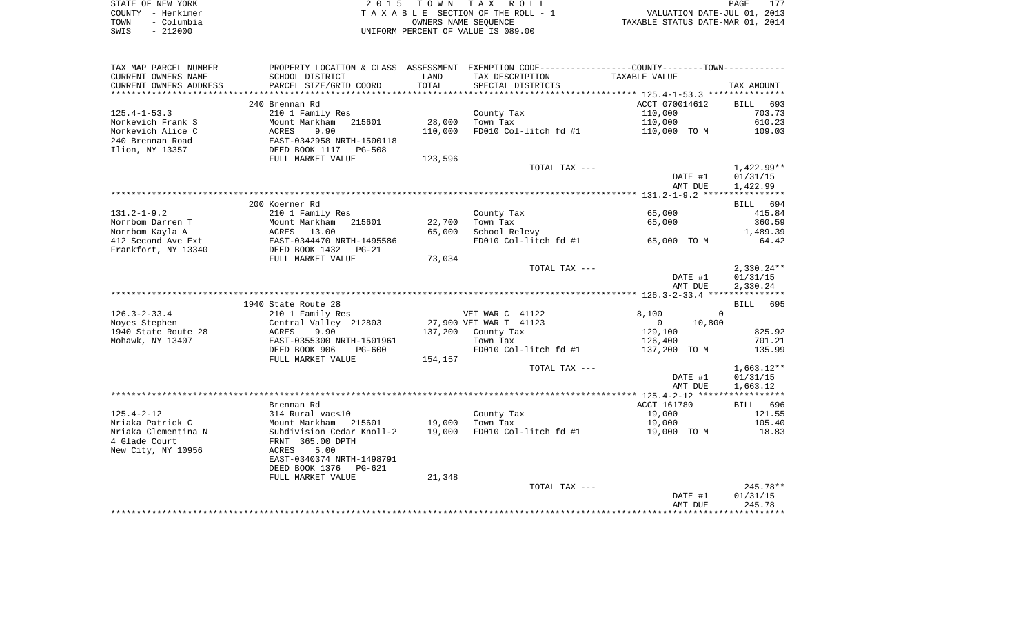STATE OF NEW YORK
COUNTY - Herkimer
TOWN - Columbia
SWIS - 212000

2015 TOWN TAX ROLL
TAXABLE SECTION OF THE ROLL - 1
OWNERS NAME SEQUENCE
UNIFORM PERCENT OF VALUE IS 089.00

VALUATION DATE-JUL 01, 2013
TAXABLE STATUS DATE-MAR 01, 2014

| TAX MAP PARCEL NUMBER / CURRENT OWNERS NAME / CURRENT OWNERS ADDRESS | PROPERTY LOCATION & CLASS / SCHOOL DISTRICT / PARCEL SIZE/GRID COORD | ASSESSMENT LAND / TOTAL | EXEMPTION CODE / TAX DESCRIPTION / SPECIAL DISTRICTS | COUNTY / TOWN TAXABLE VALUE | TAX AMOUNT |
|---|---|---|---|---|---|
| | 240 Brennan Rd | | | ACCT 070014612 | BILL 693 |
| 125.4-1-53.3 | 210 1 Family Res | | County Tax | 110,000 | 703.73 |
| Norkevich Frank S | Mount Markham 215601 | 28,000 | Town Tax | 110,000 | 610.23 |
| Norkevich Alice C | ACRES 9.90 | 110,000 | FD010 Col-litch fd #1 | 110,000 TO M | 109.03 |
| 240 Brennan Road | EAST-0342958 NRTH-1500118 | | | | |
| Ilion, NY 13357 | DEED BOOK 1117 PG-508 | | | | |
| | FULL MARKET VALUE | 123,596 | | | |
| | | | TOTAL TAX --- | | 1,422.99** |
| | | | | DATE #1 | 01/31/15 |
| | | | | AMT DUE | 1,422.99 |
| | 200 Koerner Rd | | | | BILL 694 |
| 131.2-1-9.2 | 210 1 Family Res | | County Tax | 65,000 | 415.84 |
| Norrbom Darren T | Mount Markham 215601 | 22,700 | Town Tax | 65,000 | 360.59 |
| Norrbom Kayla A | ACRES 13.00 | 65,000 | School Relevy | | 1,489.39 |
| 412 Second Ave Ext | EAST-0344470 NRTH-1495586 | | FD010 Col-litch fd #1 | 65,000 TO M | 64.42 |
| Frankfort, NY 13340 | DEED BOOK 1432 PG-21 | | | | |
| | FULL MARKET VALUE | 73,034 | | | |
| | | | TOTAL TAX --- | | 2,330.24** |
| | | | | DATE #1 | 01/31/15 |
| | | | | AMT DUE | 2,330.24 |
| | 1940 State Route 28 | | | | BILL 695 |
| 126.3-2-33.4 | 210 1 Family Res | | VET WAR C 41122 | 8,100 0 | |
| Noyes Stephen | Central Valley 212803 | 27,900 | VET WAR T 41123 | 0 10,800 | |
| 1940 State Route 28 | ACRES 9.90 | 137,200 | County Tax | 129,100 | 825.92 |
| Mohawk, NY 13407 | EAST-0355300 NRTH-1501961 | | Town Tax | 126,400 | 701.21 |
| | DEED BOOK 906 PG-600 | | FD010 Col-litch fd #1 | 137,200 TO M | 135.99 |
| | FULL MARKET VALUE | 154,157 | | | |
| | | | TOTAL TAX --- | | 1,663.12** |
| | | | | DATE #1 | 01/31/15 |
| | | | | AMT DUE | 1,663.12 |
| | Brennan Rd | | | ACCT 161780 | BILL 696 |
| 125.4-2-12 | 314 Rural vac<10 | | County Tax | 19,000 | 121.55 |
| Nriaka Patrick C | Mount Markham 215601 | 19,000 | Town Tax | 19,000 | 105.40 |
| Nriaka Clementina N | Subdivision Cedar Knoll-2 | 19,000 | FD010 Col-litch fd #1 | 19,000 TO M | 18.83 |
| 4 Glade Court | FRNT 365.00 DPTH | | | | |
| New City, NY 10956 | ACRES 5.00 | | | | |
| | EAST-0340374 NRTH-1498791 | | | | |
| | DEED BOOK 1376 PG-621 | | | | |
| | FULL MARKET VALUE | 21,348 | | | |
| | | | TOTAL TAX --- | | 245.78** |
| | | | | DATE #1 | 01/31/15 |
| | | | | AMT DUE | 245.78 |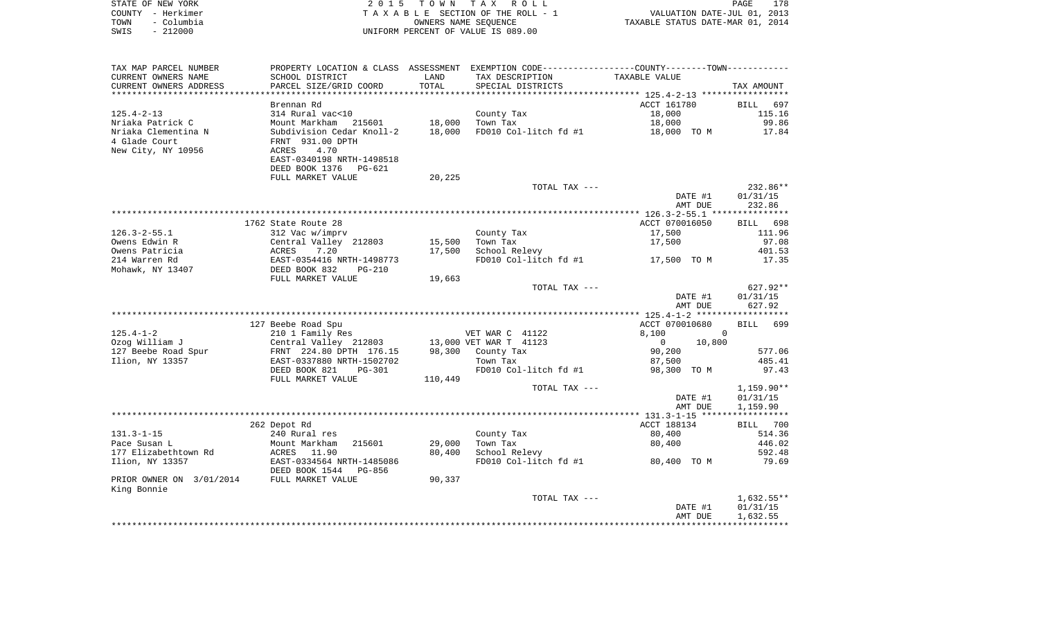STATE OF NEW YORK
COUNTY - Herkimer
TOWN - Columbia
SWIS - 212000

2 0 1 5 T O W N T A X R O L L
T A X A B L E SECTION OF THE ROLL - 1
OWNERS NAME SEQUENCE
UNIFORM PERCENT OF VALUE IS 089.00

VALUATION DATE-JUL 01, 2013
TAXABLE STATUS DATE-MAR 01, 2014

| TAX MAP PARCEL NUMBER<br>CURRENT OWNERS NAME<br>CURRENT OWNERS ADDRESS | PROPERTY LOCATION & CLASS<br>SCHOOL DISTRICT<br>PARCEL SIZE/GRID COORD | ASSESSMENT<br>LAND<br>TOTAL | EXEMPTION CODE<br>TAX DESCRIPTION<br>SPECIAL DISTRICTS | COUNTY--------TOWN<br>TAXABLE VALUE | TAX AMOUNT |
|---|---|---|---|---|---|
| 125.4-2-13 | Brennan Rd | | | ACCT 161780 | BILL 697 |
| Nriaka Patrick C | 314 Rural vac<10 | | County Tax | 18,000 | 115.16 |
| Nriaka Clementina N | Mount Markham 215601 | 18,000 | Town Tax | 18,000 | 99.86 |
| 4 Glade Court | Subdivision Cedar Knoll-2 | 18,000 | FD010 Col-litch fd #1 | 18,000 TO M | 17.84 |
| New City, NY 10956 | FRNT 931.00 DPTH | | | | |
| | ACRES 4.70 | | | | |
| | EAST-0340198 NRTH-1498518 | | | | |
| | DEED BOOK 1376 PG-621 | | | | |
| | FULL MARKET VALUE | 20,225 | | | |
| | | | TOTAL TAX --- | | 232.86** |
| | | | | DATE #1 | 01/31/15 |
| | | | | AMT DUE | 232.86 |
| 126.3-2-55.1 | 1762 State Route 28 | | | ACCT 070016050 | BILL 698 |
| Owens Edwin R | 312 Vac w/imprv | | County Tax | 17,500 | 111.96 |
| Owens Patricia | Central Valley 212803 | 15,500 | Town Tax | 17,500 | 97.08 |
| 214 Warren Rd | ACRES 7.20 | 17,500 | School Relevy | | 401.53 |
| Mohawk, NY 13407 | EAST-0354416 NRTH-1498773 | | FD010 Col-litch fd #1 | 17,500 TO M | 17.35 |
| | DEED BOOK 832 PG-210 | | | | |
| | FULL MARKET VALUE | 19,663 | | | |
| | | | TOTAL TAX --- | | 627.92** |
| | | | | DATE #1 | 01/31/15 |
| | | | | AMT DUE | 627.92 |
| 125.4-1-2 | 127 Beebe Road Spu | | | ACCT 070010680 | BILL 699 |
| Ozog William J | 210 1 Family Res | | VET WAR C 41122 | 8,100 0 | |
| 127 Beebe Road Spur | Central Valley 212803 | 13,000 | VET WAR T 41123 | 0 10,800 | |
| Ilion, NY 13357 | FRNT 224.80 DPTH 176.15 | 98,300 | County Tax | 90,200 | 577.06 |
| | EAST-0337880 NRTH-1502702 | | Town Tax | 87,500 | 485.41 |
| | DEED BOOK 821 PG-301 | | FD010 Col-litch fd #1 | 98,300 TO M | 97.43 |
| | FULL MARKET VALUE | 110,449 | | | |
| | | | TOTAL TAX --- | | 1,159.90** |
| | | | | DATE #1 | 01/31/15 |
| | | | | AMT DUE | 1,159.90 |
| 131.3-1-15 | 262 Depot Rd | | | ACCT 188134 | BILL 700 |
| Pace Susan L | 240 Rural res | | County Tax | 80,400 | 514.36 |
| 177 Elizabethtown Rd | Mount Markham 215601 | 29,000 | Town Tax | 80,400 | 446.02 |
| Ilion, NY 13357 | ACRES 11.90 | 80,400 | School Relevy | | 592.48 |
| | EAST-0334564 NRTH-1485086 | | FD010 Col-litch fd #1 | 80,400 TO M | 79.69 |
| | DEED BOOK 1544 PG-856 | | | | |
| PRIOR OWNER ON 3/01/2014 | FULL MARKET VALUE | 90,337 | | | |
| King Bonnie | | | | | |
| | | | TOTAL TAX --- | | 1,632.55** |
| | | | | DATE #1 | 01/31/15 |
| | | | | AMT DUE | 1,632.55 |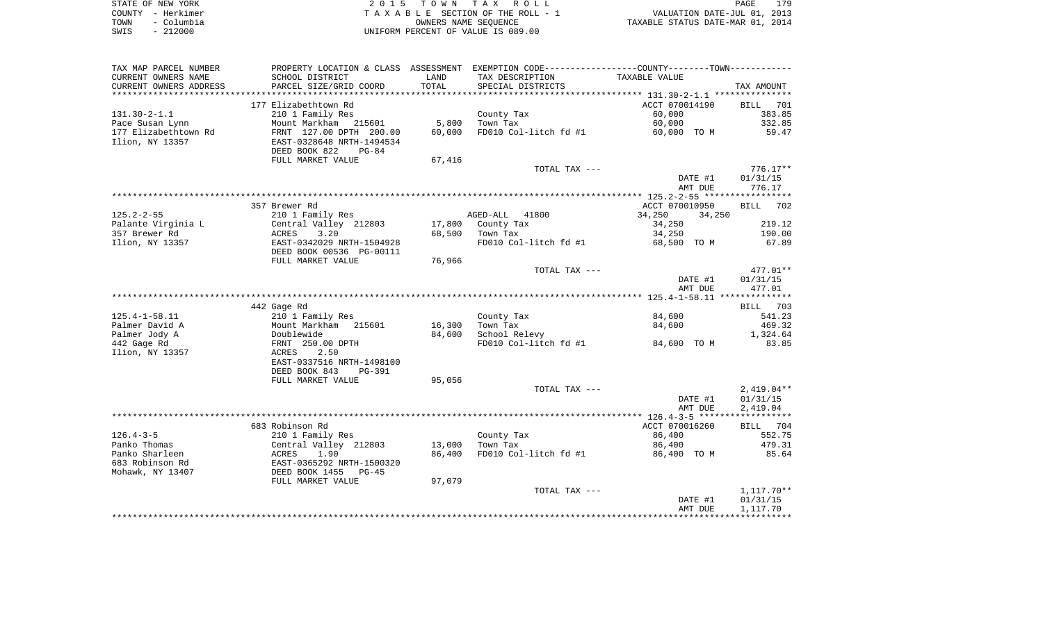STATE OF NEW YORK
COUNTY - Herkimer
TOWN - Columbia
SWIS - 212000

2 0 1 5 T O W N T A X R O L L
T A X A B L E SECTION OF THE ROLL - 1
OWNERS NAME SEQUENCE
UNIFORM PERCENT OF VALUE IS 089.00

VALUATION DATE-JUL 01, 2013
TAXABLE STATUS DATE-MAR 01, 2014

| TAX MAP PARCEL NUMBER / CURRENT OWNERS NAME / CURRENT OWNERS ADDRESS | PROPERTY LOCATION & CLASS / SCHOOL DISTRICT / PARCEL SIZE/GRID COORD | ASSESSMENT LAND / TOTAL | EXEMPTION CODE / TAX DESCRIPTION / SPECIAL DISTRICTS | COUNTY / TOWN TAXABLE VALUE | TAX AMOUNT |
|---|---|---|---|---|---|
| 131.30-2-1.1 | 177 Elizabethtown Rd | | | ACCT 070014190 | BILL 701 |
| | 210 1 Family Res | | County Tax | 60,000 | 383.85 |
| Pace Susan Lynn | Mount Markham 215601 | 5,800 | Town Tax | 60,000 | 332.85 |
| 177 Elizabethtown Rd | FRNT 127.00 DPTH 200.00 | 60,000 | FD010 Col-litch fd #1 | 60,000 TO M | 59.47 |
| Ilion, NY 13357 | EAST-0328648 NRTH-1494534 | | | | |
| | DEED BOOK 822 PG-84 | | | | |
| | FULL MARKET VALUE | 67,416 | | | |
| | | | TOTAL TAX --- | | 776.17** |
| | | | | DATE #1 | 01/31/15 |
| | | | | AMT DUE | 776.17 |
| 125.2-2-55 | 357 Brewer Rd | | | ACCT 070010950 | BILL 702 |
| | 210 1 Family Res | | AGED-ALL 41800 | 34,250 34,250 | |
| Palante Virginia L | Central Valley 212803 | 17,800 | County Tax | 34,250 | 219.12 |
| 357 Brewer Rd | ACRES 3.20 | 68,500 | Town Tax | 34,250 | 190.00 |
| Ilion, NY 13357 | EAST-0342029 NRTH-1504928 | | FD010 Col-litch fd #1 | 68,500 TO M | 67.89 |
| | DEED BOOK 00536 PG-00111 | | | | |
| | FULL MARKET VALUE | 76,966 | | | |
| | | | TOTAL TAX --- | | 477.01** |
| | | | | DATE #1 | 01/31/15 |
| | | | | AMT DUE | 477.01 |
| 125.4-1-58.11 | 442 Gage Rd | | | | BILL 703 |
| | 210 1 Family Res | | County Tax | 84,600 | 541.23 |
| Palmer David A | Mount Markham 215601 | 16,300 | Town Tax | 84,600 | 469.32 |
| Palmer Jody A | Doublewide | 84,600 | School Relevy | | 1,324.64 |
| 442 Gage Rd | FRNT 250.00 DPTH | | FD010 Col-litch fd #1 | 84,600 TO M | 83.85 |
| Ilion, NY 13357 | ACRES 2.50 | | | | |
| | EAST-0337516 NRTH-1498100 | | | | |
| | DEED BOOK 843 PG-391 | | | | |
| | FULL MARKET VALUE | 95,056 | | | |
| | | | TOTAL TAX --- | | 2,419.04** |
| | | | | DATE #1 | 01/31/15 |
| | | | | AMT DUE | 2,419.04 |
| 126.4-3-5 | 683 Robinson Rd | | | ACCT 070016260 | BILL 704 |
| | 210 1 Family Res | | County Tax | 86,400 | 552.75 |
| Panko Thomas | Central Valley 212803 | 13,000 | Town Tax | 86,400 | 479.31 |
| Panko Sharleen | ACRES 1.90 | 86,400 | FD010 Col-litch fd #1 | 86,400 TO M | 85.64 |
| 683 Robinson Rd | EAST-0365292 NRTH-1500320 | | | | |
| Mohawk, NY 13407 | DEED BOOK 1455 PG-45 | | | | |
| | FULL MARKET VALUE | 97,079 | | | |
| | | | TOTAL TAX --- | | 1,117.70** |
| | | | | DATE #1 | 01/31/15 |
| | | | | AMT DUE | 1,117.70 |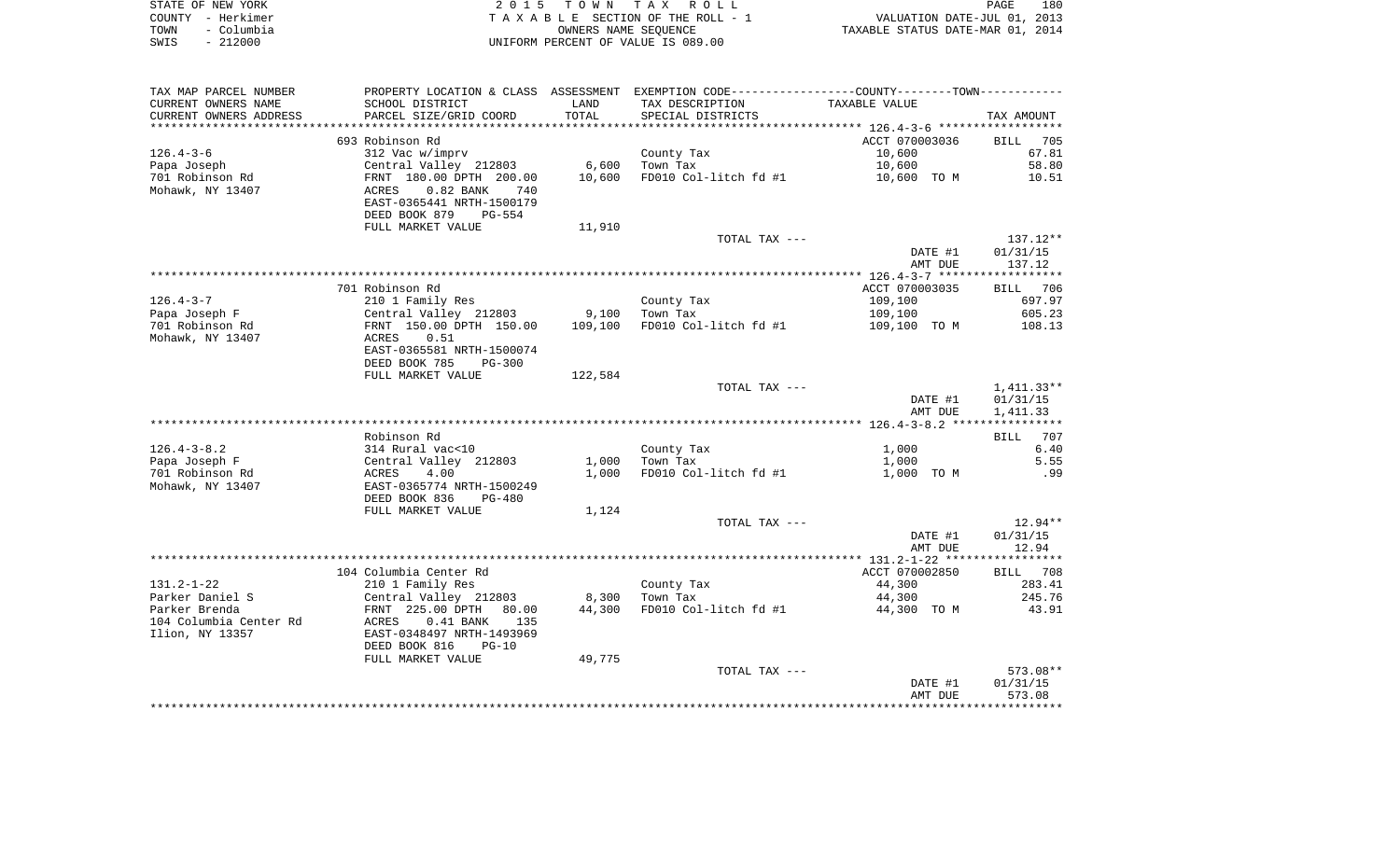STATE OF NEW YORK
COUNTY - Herkimer
TOWN - Columbia
SWIS - 212000

2 0 1 5 T O W N T A X R O L L
T A X A B L E SECTION OF THE ROLL - 1
OWNERS NAME SEQUENCE
UNIFORM PERCENT OF VALUE IS 089.00

VALUATION DATE-JUL 01, 2013
TAXABLE STATUS DATE-MAR 01, 2014

| TAX MAP PARCEL NUMBER<br>CURRENT OWNERS NAME<br>CURRENT OWNERS ADDRESS | PROPERTY LOCATION & CLASS<br>SCHOOL DISTRICT<br>PARCEL SIZE/GRID COORD | ASSESSMENT<br>LAND<br>TOTAL | EXEMPTION CODE-----COUNTY-----TOWN-----<br>TAX DESCRIPTION<br>SPECIAL DISTRICTS | TAXABLE VALUE | TAX AMOUNT |
|---|---|---|---|---|---|
| | 693 Robinson Rd | | | ACCT 070003036 | BILL 705 |
| 126.4-3-6 | 312 Vac w/imprv | | County Tax | 10,600 | 67.81 |
| Papa Joseph | Central Valley 212803 | 6,600 | Town Tax | 10,600 | 58.80 |
| 701 Robinson Rd | FRNT 180.00 DPTH 200.00 | 10,600 | FD010 Col-litch fd #1 | 10,600 TO M | 10.51 |
| Mohawk, NY 13407 | ACRES 0.82 BANK 740 | | | | |
| | EAST-0365441 NRTH-1500179 | | | | |
| | DEED BOOK 879 PG-554 | | | | |
| | FULL MARKET VALUE | 11,910 | | | |
| | | | TOTAL TAX --- | | 137.12** |
| | | | | DATE #1 | 01/31/15 |
| | | | | AMT DUE | 137.12 |
| | 701 Robinson Rd | | | ACCT 070003035 | BILL 706 |
| 126.4-3-7 | 210 1 Family Res | | County Tax | 109,100 | 697.97 |
| Papa Joseph F | Central Valley 212803 | 9,100 | Town Tax | 109,100 | 605.23 |
| 701 Robinson Rd | FRNT 150.00 DPTH 150.00 | 109,100 | FD010 Col-litch fd #1 | 109,100 TO M | 108.13 |
| Mohawk, NY 13407 | ACRES 0.51 | | | | |
| | EAST-0365581 NRTH-1500074 | | | | |
| | DEED BOOK 785 PG-300 | | | | |
| | FULL MARKET VALUE | 122,584 | | | |
| | | | TOTAL TAX --- | | 1,411.33** |
| | | | | DATE #1 | 01/31/15 |
| | | | | AMT DUE | 1,411.33 |
| | Robinson Rd | | | | BILL 707 |
| 126.4-3-8.2 | 314 Rural vac<10 | | County Tax | 1,000 | 6.40 |
| Papa Joseph F | Central Valley 212803 | 1,000 | Town Tax | 1,000 | 5.55 |
| 701 Robinson Rd | ACRES 4.00 | 1,000 | FD010 Col-litch fd #1 | 1,000 TO M | .99 |
| Mohawk, NY 13407 | EAST-0365774 NRTH-1500249 | | | | |
| | DEED BOOK 836 PG-480 | | | | |
| | FULL MARKET VALUE | 1,124 | | | |
| | | | TOTAL TAX --- | | 12.94** |
| | | | | DATE #1 | 01/31/15 |
| | | | | AMT DUE | 12.94 |
| | 104 Columbia Center Rd | | | ACCT 070002850 | BILL 708 |
| 131.2-1-22 | 210 1 Family Res | | County Tax | 44,300 | 283.41 |
| Parker Daniel S | Central Valley 212803 | 8,300 | Town Tax | 44,300 | 245.76 |
| Parker Brenda | FRNT 225.00 DPTH 80.00 | 44,300 | FD010 Col-litch fd #1 | 44,300 TO M | 43.91 |
| 104 Columbia Center Rd | ACRES 0.41 BANK 135 | | | | |
| Ilion, NY 13357 | EAST-0348497 NRTH-1493969 | | | | |
| | DEED BOOK 816 PG-10 | | | | |
| | FULL MARKET VALUE | 49,775 | | | |
| | | | TOTAL TAX --- | | 573.08** |
| | | | | DATE #1 | 01/31/15 |
| | | | | AMT DUE | 573.08 |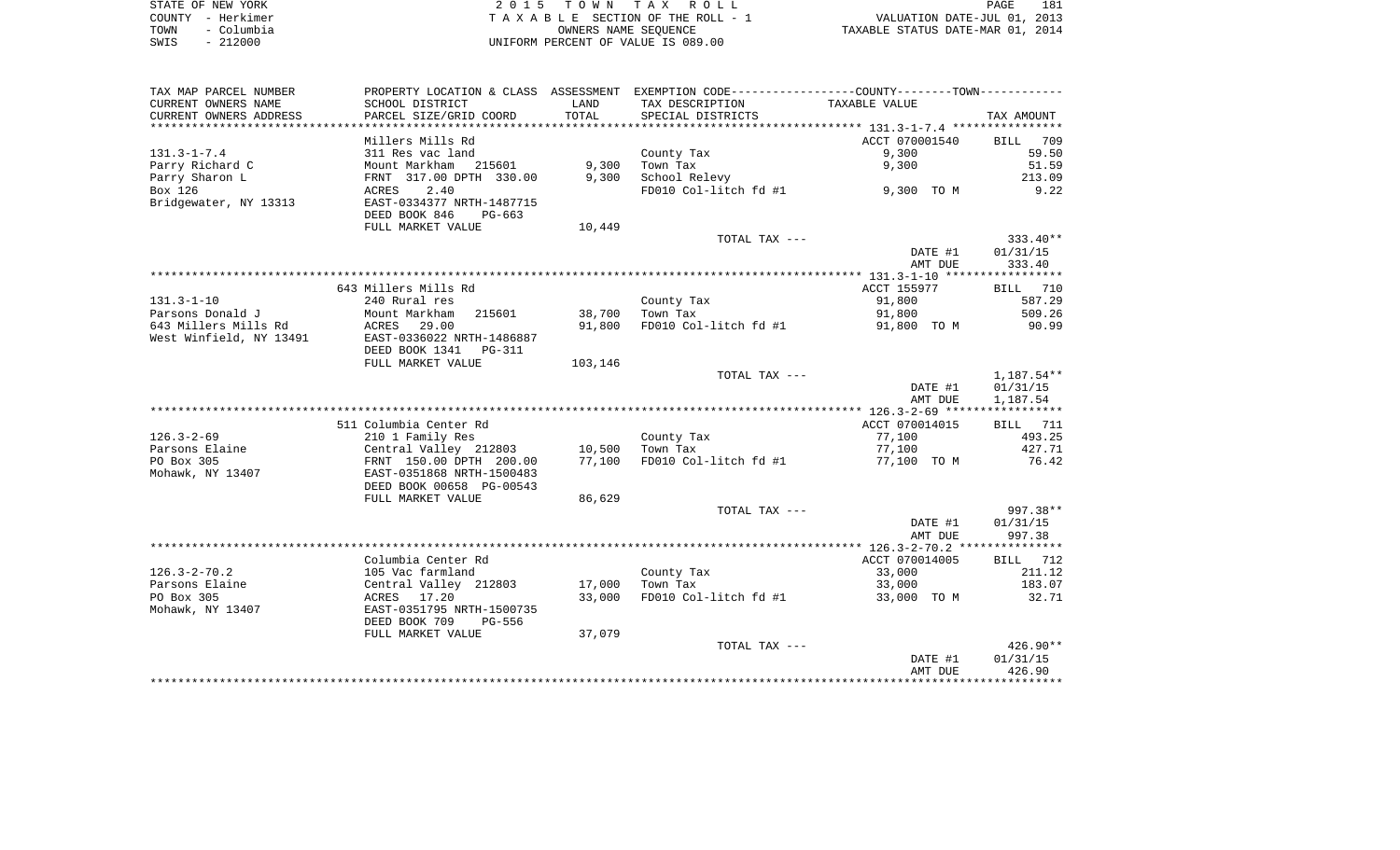STATE OF NEW YORK
COUNTY - Herkimer
TOWN - Columbia
SWIS - 212000

2 0 1 5 T O W N T A X R O L L
T A X A B L E SECTION OF THE ROLL - 1
OWNERS NAME SEQUENCE
UNIFORM PERCENT OF VALUE IS 089.00

VALUATION DATE-JUL 01, 2013
TAXABLE STATUS DATE-MAR 01, 2014

| TAX MAP PARCEL NUMBER / CURRENT OWNERS NAME / CURRENT OWNERS ADDRESS | PROPERTY LOCATION & CLASS / SCHOOL DISTRICT / PARCEL SIZE/GRID COORD | ASSESSMENT LAND / TOTAL | EXEMPTION CODE / TAX DESCRIPTION / SPECIAL DISTRICTS | COUNTY--------TOWN TAXABLE VALUE | TAX AMOUNT |
|---|---|---|---|---|---|
| **131.3-1-7.4** | Millers Mills Rd | | | ACCT 070001540 | BILL 709 |
| 131.3-1-7.4 | 311 Res vac land | | County Tax | 9,300 | 59.50 |
| Parry Richard C | Mount Markham 215601 | 9,300 | Town Tax | 9,300 | 51.59 |
| Parry Sharon L | FRNT 317.00 DPTH 330.00 | 9,300 | School Relevy | | 213.09 |
| Box 126 | ACRES 2.40 | | FD010 Col-litch fd #1 | 9,300 TO M | 9.22 |
| Bridgewater, NY 13313 | EAST-0334377 NRTH-1487715 | | | | |
| | DEED BOOK 846 PG-663 | | | | |
| | FULL MARKET VALUE | 10,449 | | | |
| | | | TOTAL TAX --- | | 333.40** |
| | | | | DATE #1 | 01/31/15 |
| | | | | AMT DUE | 333.40 |
| **131.3-1-10** | 643 Millers Mills Rd | | | ACCT 155977 | BILL 710 |
| 131.3-1-10 | 240 Rural res | | County Tax | 91,800 | 587.29 |
| Parsons Donald J | Mount Markham 215601 | 38,700 | Town Tax | 91,800 | 509.26 |
| 643 Millers Mills Rd | ACRES 29.00 | 91,800 | FD010 Col-litch fd #1 | 91,800 TO M | 90.99 |
| West Winfield, NY 13491 | EAST-0336022 NRTH-1486887 | | | | |
| | DEED BOOK 1341 PG-311 | | | | |
| | FULL MARKET VALUE | 103,146 | | | |
| | | | TOTAL TAX --- | | 1,187.54** |
| | | | | DATE #1 | 01/31/15 |
| | | | | AMT DUE | 1,187.54 |
| **126.3-2-69** | 511 Columbia Center Rd | | | ACCT 070014015 | BILL 711 |
| 126.3-2-69 | 210 1 Family Res | | County Tax | 77,100 | 493.25 |
| Parsons Elaine | Central Valley 212803 | 10,500 | Town Tax | 77,100 | 427.71 |
| PO Box 305 | FRNT 150.00 DPTH 200.00 | 77,100 | FD010 Col-litch fd #1 | 77,100 TO M | 76.42 |
| Mohawk, NY 13407 | EAST-0351868 NRTH-1500483 | | | | |
| | DEED BOOK 00658 PG-00543 | | | | |
| | FULL MARKET VALUE | 86,629 | | | |
| | | | TOTAL TAX --- | | 997.38** |
| | | | | DATE #1 | 01/31/15 |
| | | | | AMT DUE | 997.38 |
| **126.3-2-70.2** | Columbia Center Rd | | | ACCT 070014005 | BILL 712 |
| 126.3-2-70.2 | 105 Vac farmland | | County Tax | 33,000 | 211.12 |
| Parsons Elaine | Central Valley 212803 | 17,000 | Town Tax | 33,000 | 183.07 |
| PO Box 305 | ACRES 17.20 | 33,000 | FD010 Col-litch fd #1 | 33,000 TO M | 32.71 |
| Mohawk, NY 13407 | EAST-0351795 NRTH-1500735 | | | | |
| | DEED BOOK 709 PG-556 | | | | |
| | FULL MARKET VALUE | 37,079 | | | |
| | | | TOTAL TAX --- | | 426.90** |
| | | | | DATE #1 | 01/31/15 |
| | | | | AMT DUE | 426.90 |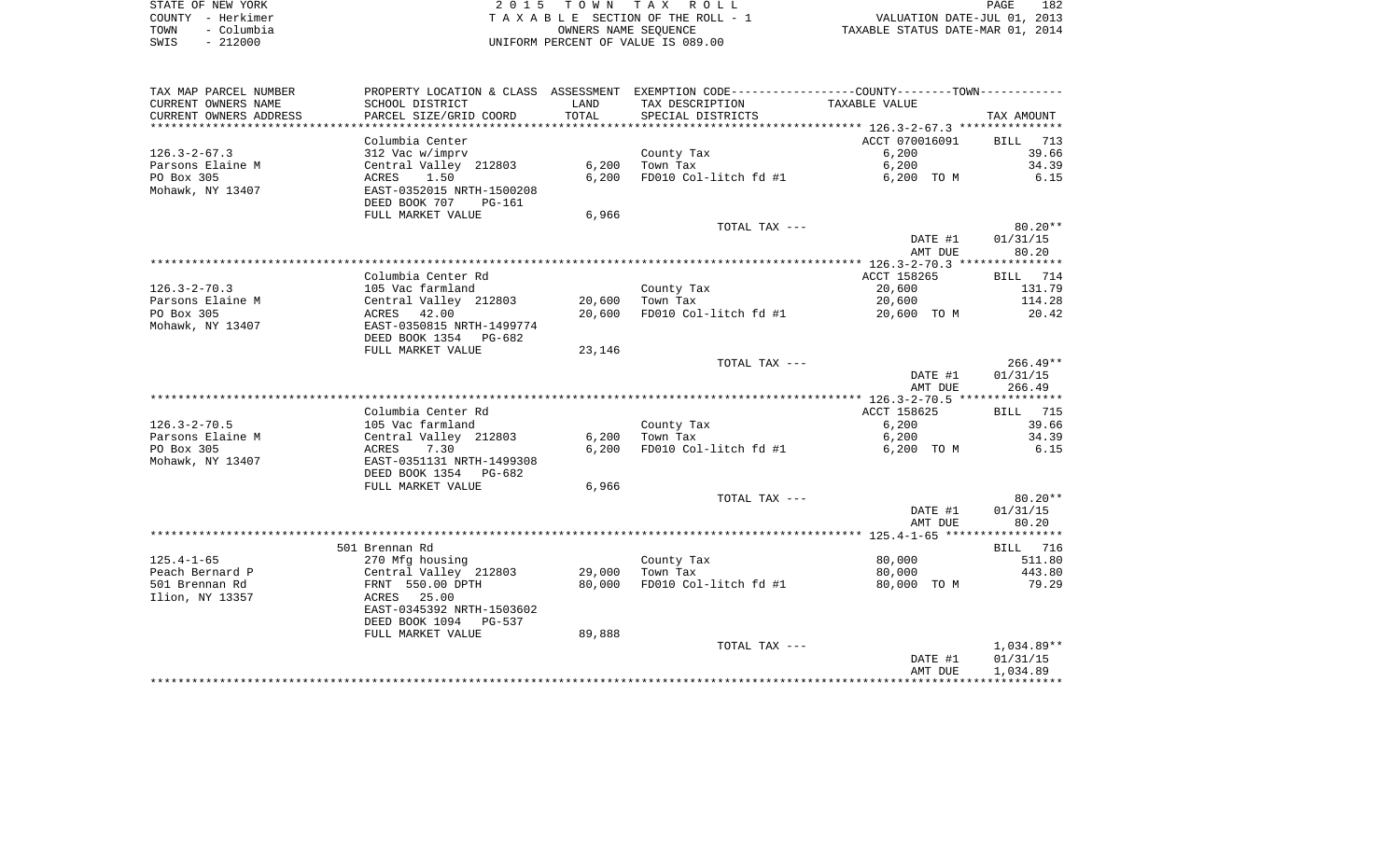STATE OF NEW YORK
COUNTY - Herkimer
TOWN - Columbia
SWIS - 212000

2015 TOWN TAX ROLL
TAXABLE SECTION OF THE ROLL - 1
OWNERS NAME SEQUENCE
UNIFORM PERCENT OF VALUE IS 089.00

VALUATION DATE-JUL 01, 2013
TAXABLE STATUS DATE-MAR 01, 2014

| TAX MAP PARCEL NUMBER / CURRENT OWNERS NAME / CURRENT OWNERS ADDRESS | PROPERTY LOCATION & CLASS / SCHOOL DISTRICT / PARCEL SIZE/GRID COORD | ASSESSMENT LAND / TOTAL | EXEMPTION CODE / TAX DESCRIPTION / SPECIAL DISTRICTS | COUNTY/TOWN TAXABLE VALUE | TAX AMOUNT |
|---|---|---|---|---|---|
| **126.3-2-67.3** | Columbia Center | | | ACCT 070016091 | BILL 713 |
| 126.3-2-67.3 | 312 Vac w/imprv | | County Tax | 6,200 | 39.66 |
| Parsons Elaine M | Central Valley 212803 | 6,200 | Town Tax | 6,200 | 34.39 |
| PO Box 305 | ACRES 1.50 | 6,200 | FD010 Col-litch fd #1 | 6,200 TO M | 6.15 |
| Mohawk, NY 13407 | EAST-0352015 NRTH-1500208 | | | | |
| | DEED BOOK 707 PG-161 | | | | |
| | FULL MARKET VALUE | 6,966 | | | |
| | | | TOTAL TAX --- | | 80.20** |
| | | | | DATE #1 | 01/31/15 |
| | | | | AMT DUE | 80.20 |
| **126.3-2-70.3** | Columbia Center Rd | | | ACCT 158265 | BILL 714 |
| 126.3-2-70.3 | 105 Vac farmland | | County Tax | 20,600 | 131.79 |
| Parsons Elaine M | Central Valley 212803 | 20,600 | Town Tax | 20,600 | 114.28 |
| PO Box 305 | ACRES 42.00 | 20,600 | FD010 Col-litch fd #1 | 20,600 TO M | 20.42 |
| Mohawk, NY 13407 | EAST-0350815 NRTH-1499774 | | | | |
| | DEED BOOK 1354 PG-682 | | | | |
| | FULL MARKET VALUE | 23,146 | | | |
| | | | TOTAL TAX --- | | 266.49** |
| | | | | DATE #1 | 01/31/15 |
| | | | | AMT DUE | 266.49 |
| **126.3-2-70.5** | Columbia Center Rd | | | ACCT 158625 | BILL 715 |
| 126.3-2-70.5 | 105 Vac farmland | | County Tax | 6,200 | 39.66 |
| Parsons Elaine M | Central Valley 212803 | 6,200 | Town Tax | 6,200 | 34.39 |
| PO Box 305 | ACRES 7.30 | 6,200 | FD010 Col-litch fd #1 | 6,200 TO M | 6.15 |
| Mohawk, NY 13407 | EAST-0351131 NRTH-1499308 | | | | |
| | DEED BOOK 1354 PG-682 | | | | |
| | FULL MARKET VALUE | 6,966 | | | |
| | | | TOTAL TAX --- | | 80.20** |
| | | | | DATE #1 | 01/31/15 |
| | | | | AMT DUE | 80.20 |
| **125.4-1-65** | 501 Brennan Rd | | | | BILL 716 |
| 125.4-1-65 | 270 Mfg housing | | County Tax | 80,000 | 511.80 |
| Peach Bernard P | Central Valley 212803 | 29,000 | Town Tax | 80,000 | 443.80 |
| 501 Brennan Rd | FRNT 550.00 DPTH | 80,000 | FD010 Col-litch fd #1 | 80,000 TO M | 79.29 |
| Ilion, NY 13357 | ACRES 25.00 | | | | |
| | EAST-0345392 NRTH-1503602 | | | | |
| | DEED BOOK 1094 PG-537 | | | | |
| | FULL MARKET VALUE | 89,888 | | | |
| | | | TOTAL TAX --- | | 1,034.89** |
| | | | | DATE #1 | 01/31/15 |
| | | | | AMT DUE | 1,034.89 |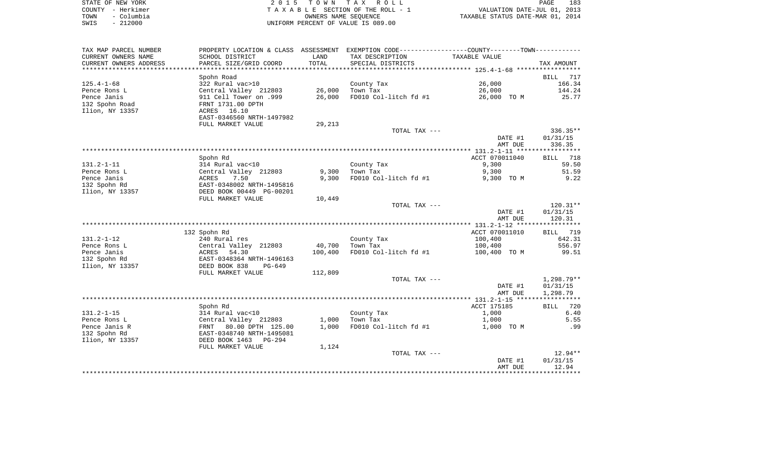STATE OF NEW YORK
COUNTY - Herkimer
TOWN - Columbia
SWIS - 212000

2 0 1 5 T O W N T A X R O L L
T A X A B L E SECTION OF THE ROLL - 1
OWNERS NAME SEQUENCE
UNIFORM PERCENT OF VALUE IS 089.00

VALUATION DATE-JUL 01, 2013
TAXABLE STATUS DATE-MAR 01, 2014

| TAX MAP PARCEL NUMBER / CURRENT OWNERS NAME / CURRENT OWNERS ADDRESS | PROPERTY LOCATION & CLASS / SCHOOL DISTRICT / PARCEL SIZE/GRID COORD | ASSESSMENT LAND / TOTAL | EXEMPTION CODE / TAX DESCRIPTION / SPECIAL DISTRICTS | COUNTY--------TOWN TAXABLE VALUE | TAX AMOUNT |
|---|---|---|---|---|---|
| 125.4-1-68 | Spohn Road | | | | BILL 717 |
| | 322 Rural vac>10 | | County Tax | 26,000 | 166.34 |
| Pence Rons L | Central Valley 212803 | 26,000 | Town Tax | 26,000 | 144.24 |
| Pence Janis | 911 Cell Tower on .999 | 26,000 | FD010 Col-litch fd #1 | 26,000 TO M | 25.77 |
| 132 Spohn Road | FRNT 1731.00 DPTH | | | | |
| Ilion, NY 13357 | ACRES 16.10 | | | | |
| | EAST-0346560 NRTH-1497982 | | | | |
| | FULL MARKET VALUE | 29,213 | | | |
| | | | TOTAL TAX --- | | 336.35** |
| | | | | DATE #1 | 01/31/15 |
| | | | | AMT DUE | 336.35 |
| 131.2-1-11 | Spohn Rd | | | ACCT 070011040 | BILL 718 |
| | 314 Rural vac<10 | | County Tax | 9,300 | 59.50 |
| Pence Rons L | Central Valley 212803 | 9,300 | Town Tax | 9,300 | 51.59 |
| Pence Janis | ACRES 7.50 | 9,300 | FD010 Col-litch fd #1 | 9,300 TO M | 9.22 |
| 132 Spohn Rd | EAST-0348002 NRTH-1495816 | | | | |
| Ilion, NY 13357 | DEED BOOK 00449 PG-00201 | | | | |
| | FULL MARKET VALUE | 10,449 | | | |
| | | | TOTAL TAX --- | | 120.31** |
| | | | | DATE #1 | 01/31/15 |
| | | | | AMT DUE | 120.31 |
| 131.2-1-12 | 132 Spohn Rd | | | ACCT 070011010 | BILL 719 |
| | 240 Rural res | | County Tax | 100,400 | 642.31 |
| Pence Rons L | Central Valley 212803 | 40,700 | Town Tax | 100,400 | 556.97 |
| Pence Janis | ACRES 54.30 | 100,400 | FD010 Col-litch fd #1 | 100,400 TO M | 99.51 |
| 132 Spohn Rd | EAST-0348364 NRTH-1496163 | | | | |
| Ilion, NY 13357 | DEED BOOK 838 PG-649 | | | | |
| | FULL MARKET VALUE | 112,809 | | | |
| | | | TOTAL TAX --- | | 1,298.79** |
| | | | | DATE #1 | 01/31/15 |
| | | | | AMT DUE | 1,298.79 |
| 131.2-1-15 | Spohn Rd | | | ACCT 175185 | BILL 720 |
| | 314 Rural vac<10 | | County Tax | 1,000 | 6.40 |
| Pence Rons L | Central Valley 212803 | 1,000 | Town Tax | 1,000 | 5.55 |
| Pence Janis R | FRNT 80.00 DPTH 125.00 | 1,000 | FD010 Col-litch fd #1 | 1,000 TO M | .99 |
| 132 Spohn Rd | EAST-0348740 NRTH-1495081 | | | | |
| Ilion, NY 13357 | DEED BOOK 1463 PG-294 | | | | |
| | FULL MARKET VALUE | 1,124 | | | |
| | | | TOTAL TAX --- | | 12.94** |
| | | | | DATE #1 | 01/31/15 |
| | | | | AMT DUE | 12.94 |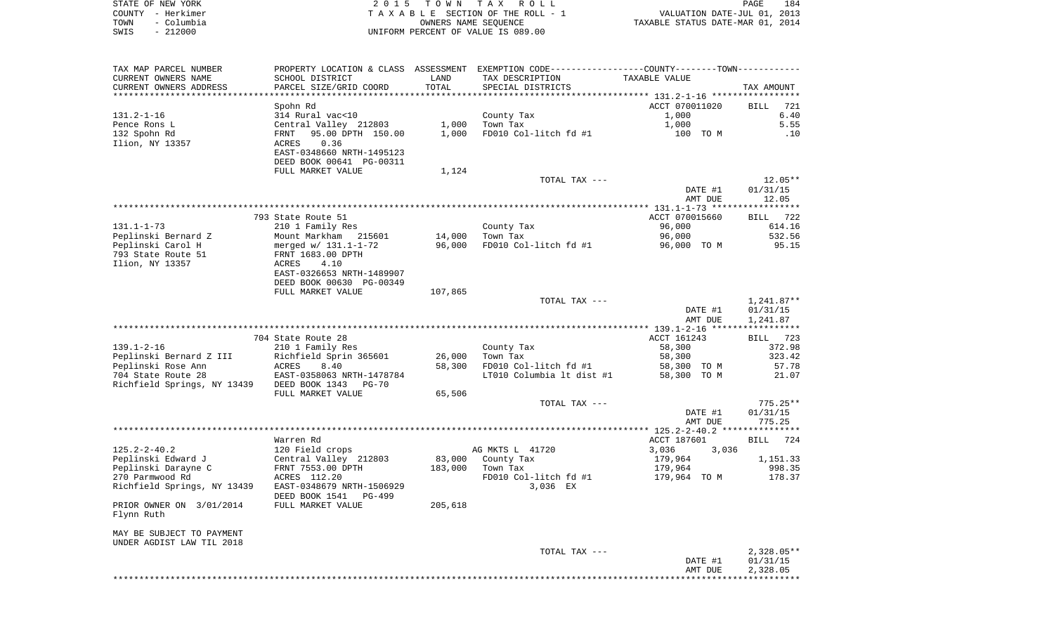STATE OF NEW YORK
COUNTY - Herkimer
TOWN - Columbia
SWIS - 212000

2 0 1 5 T O W N T A X R O L L
T A X A B L E SECTION OF THE ROLL - 1
OWNERS NAME SEQUENCE
UNIFORM PERCENT OF VALUE IS 089.00

VALUATION DATE-JUL 01, 2013
TAXABLE STATUS DATE-MAR 01, 2014

| TAX MAP PARCEL NUMBER / CURRENT OWNERS NAME / CURRENT OWNERS ADDRESS | PROPERTY LOCATION & CLASS / SCHOOL DISTRICT / PARCEL SIZE/GRID COORD | ASSESSMENT LAND / TOTAL | EXEMPTION CODE / TAX DESCRIPTION / SPECIAL DISTRICTS | COUNTY / TOWN TAXABLE VALUE | TAX AMOUNT |
|---|---|---|---|---|---|
| | Spohn Rd | | | ACCT 070011020 | BILL 721 |
| 131.2-1-16 | 314 Rural vac<10 | | County Tax | 1,000 | 6.40 |
| Pence Rons L | Central Valley 212803 | 1,000 | Town Tax | 1,000 | 5.55 |
| 132 Spohn Rd | FRNT 95.00 DPTH 150.00 | 1,000 | FD010 Col-litch fd #1 | 100 TO M | .10 |
| Ilion, NY 13357 | ACRES 0.36 | | | | |
| | EAST-0348660 NRTH-1495123 | | | | |
| | DEED BOOK 00641 PG-00311 | | | | |
| | FULL MARKET VALUE | 1,124 | | | |
| | | | TOTAL TAX --- | | 12.05** |
| | | | | DATE #1 | 01/31/15 |
| | | | | AMT DUE | 12.05 |
| | 793 State Route 51 | | | ACCT 070015660 | BILL 722 |
| 131.1-1-73 | 210 1 Family Res | | County Tax | 96,000 | 614.16 |
| Peplinski Bernard Z | Mount Markham 215601 | 14,000 | Town Tax | 96,000 | 532.56 |
| Peplinski Carol H | merged w/ 131.1-1-72 | 96,000 | FD010 Col-litch fd #1 | 96,000 TO M | 95.15 |
| 793 State Route 51 | FRNT 1683.00 DPTH | | | | |
| Ilion, NY 13357 | ACRES 4.10 | | | | |
| | EAST-0326653 NRTH-1489907 | | | | |
| | DEED BOOK 00630 PG-00349 | | | | |
| | FULL MARKET VALUE | 107,865 | | | |
| | | | TOTAL TAX --- | | 1,241.87** |
| | | | | DATE #1 | 01/31/15 |
| | | | | AMT DUE | 1,241.87 |
| | 704 State Route 28 | | | ACCT 161243 | BILL 723 |
| 139.1-2-16 | 210 1 Family Res | | County Tax | 58,300 | 372.98 |
| Peplinski Bernard Z III | Richfield Sprin 365601 | 26,000 | Town Tax | 58,300 | 323.42 |
| Peplinski Rose Ann | ACRES 8.40 | 58,300 | FD010 Col-litch fd #1 | 58,300 TO M | 57.78 |
| 704 State Route 28 | EAST-0358063 NRTH-1478784 | | LT010 Columbia lt dist #1 | 58,300 TO M | 21.07 |
| Richfield Springs, NY 13439 | DEED BOOK 1343 PG-70 | | | | |
| | FULL MARKET VALUE | 65,506 | | | |
| | | | TOTAL TAX --- | | 775.25** |
| | | | | DATE #1 | 01/31/15 |
| | | | | AMT DUE | 775.25 |
| | Warren Rd | | | ACCT 187601 | BILL 724 |
| 125.2-2-40.2 | 120 Field crops | | AG MKTS L 41720 | 3,036 3,036 | |
| Peplinski Edward J | Central Valley 212803 | 83,000 | County Tax | 179,964 | 1,151.33 |
| Peplinski Darayne C | FRNT 7553.00 DPTH | 183,000 | Town Tax | 179,964 | 998.35 |
| 270 Parmwood Rd | ACRES 112.20 | | FD010 Col-litch fd #1 | 179,964 TO M | 178.37 |
| Richfield Springs, NY 13439 | EAST-0348679 NRTH-1506929 | | 3,036 EX | | |
| | DEED BOOK 1541 PG-499 | | | | |
| PRIOR OWNER ON 3/01/2014 | FULL MARKET VALUE | 205,618 | | | |
| Flynn Ruth | | | | | |
| MAY BE SUBJECT TO PAYMENT | | | | | |
| UNDER AGDIST LAW TIL 2018 | | | | | |
| | | | TOTAL TAX --- | | 2,328.05** |
| | | | | DATE #1 | 01/31/15 |
| | | | | AMT DUE | 2,328.05 |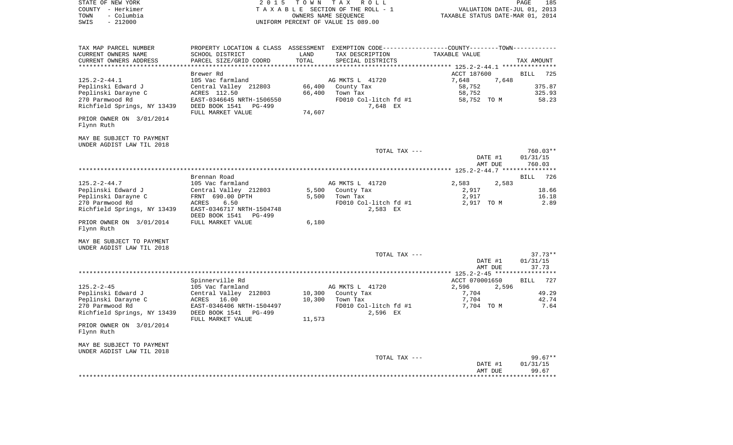STATE OF NEW YORK | COUNTY - Herkimer | TOWN - Columbia | SWIS - 212000

**2015 TOWN TAX ROLL**
TAXABLE SECTION OF THE ROLL - 1
OWNERS NAME SEQUENCE
UNIFORM PERCENT OF VALUE IS 089.00

VALUATION DATE-JUL 01, 2013
TAXABLE STATUS DATE-MAR 01, 2014

| TAX MAP PARCEL NUMBER / CURRENT OWNERS NAME / CURRENT OWNERS ADDRESS | PROPERTY LOCATION & CLASS / SCHOOL DISTRICT / PARCEL SIZE/GRID COORD | ASSESSMENT LAND | TOTAL | EXEMPTION CODE / TAX DESCRIPTION / SPECIAL DISTRICTS | COUNTY TAXABLE VALUE | TOWN | TAX AMOUNT |
|---|---|---|---|---|---|---|---|
| 125.2-2-44.1 | Brewer Rd | | | | ACCT 187600 | | BILL 725 |
| Peplinski Edward J | 105 Vac farmland | | | AG MKTS L 41720 | 7,648 | 7,648 | |
| Peplinski Darayne C | Central Valley 212803 | 66,400 | | County Tax | 58,752 | | 375.87 |
| 270 Parmwood Rd | ACRES 112.50 | | 66,400 | Town Tax | 58,752 | | 325.93 |
| Richfield Springs, NY 13439 | EAST-0346645 NRTH-1506550 | | | FD010 Col-litch fd #1 | 58,752 TO M | | 58.23 |
| PRIOR OWNER ON 3/01/2014 Flynn Ruth | DEED BOOK 1541 PG-499 | | | 7,648 EX | | | |
| MAY BE SUBJECT TO PAYMENT UNDER AGDIST LAW TIL 2018 | FULL MARKET VALUE | | 74,607 | | | | |
| | | | | TOTAL TAX --- | | | 760.03** |
| | | | | | DATE #1 | | 01/31/15 |
| | | | | | AMT DUE | | 760.03 |
| 125.2-2-44.7 | Brennan Road | | | | | | BILL 726 |
| Peplinski Edward J | 105 Vac farmland | | | AG MKTS L 41720 | 2,583 | 2,583 | |
| Peplinski Darayne C | Central Valley 212803 | 5,500 | | County Tax | 2,917 | | 18.66 |
| 270 Parmwood Rd | FRNT 690.00 DPTH | | 5,500 | Town Tax | 2,917 | | 16.18 |
| Richfield Springs, NY 13439 | ACRES 6.50 | | | FD010 Col-litch fd #1 | 2,917 TO M | | 2.89 |
| | EAST-0346717 NRTH-1504748 | | | 2,583 EX | | | |
| PRIOR OWNER ON 3/01/2014 Flynn Ruth | DEED BOOK 1541 PG-499 | | | | | | |
| MAY BE SUBJECT TO PAYMENT UNDER AGDIST LAW TIL 2018 | FULL MARKET VALUE | | 6,180 | | | | |
| | | | | TOTAL TAX --- | | | 37.73** |
| | | | | | DATE #1 | | 01/31/15 |
| | | | | | AMT DUE | | 37.73 |
| 125.2-2-45 | Spinnerville Rd | | | | ACCT 070001650 | | BILL 727 |
| Peplinski Edward J | 105 Vac farmland | | | AG MKTS L 41720 | 2,596 | 2,596 | |
| Peplinski Darayne C | Central Valley 212803 | 10,300 | | County Tax | 7,704 | | 49.29 |
| 270 Parmwood Rd | ACRES 16.00 | | 10,300 | Town Tax | 7,704 | | 42.74 |
| Richfield Springs, NY 13439 | EAST-0346406 NRTH-1504497 | | | FD010 Col-litch fd #1 | 7,704 TO M | | 7.64 |
| PRIOR OWNER ON 3/01/2014 Flynn Ruth | DEED BOOK 1541 PG-499 | | | 2,596 EX | | | |
| MAY BE SUBJECT TO PAYMENT UNDER AGDIST LAW TIL 2018 | FULL MARKET VALUE | | 11,573 | | | | |
| | | | | TOTAL TAX --- | | | 99.67** |
| | | | | | DATE #1 | | 01/31/15 |
| | | | | | AMT DUE | | 99.67 |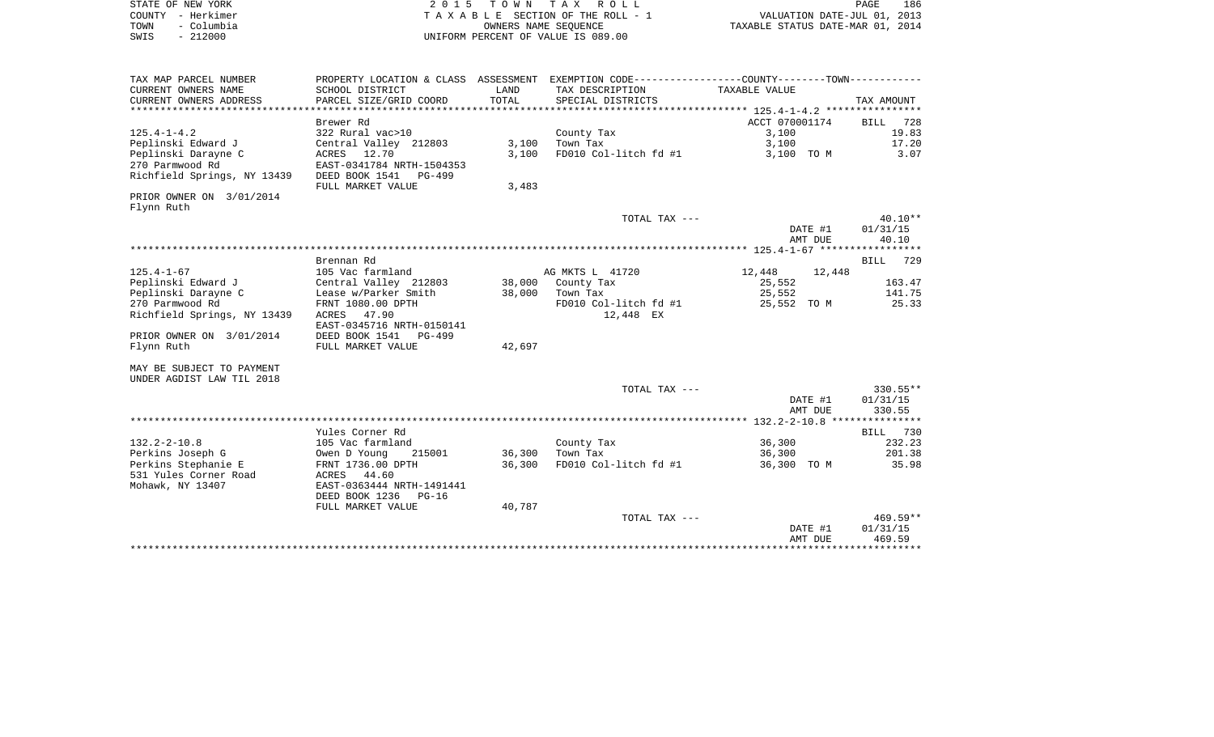STATE OF NEW YORK | 2015 TOWN TAX ROLL
COUNTY - Herkimer | TAXABLE SECTION OF THE ROLL - 1 | VALUATION DATE-JUL 01, 2013
TOWN - Columbia | OWNERS NAME SEQUENCE | TAXABLE STATUS DATE-MAR 01, 2014
SWIS - 212000 | UNIFORM PERCENT OF VALUE IS 089.00

| TAX MAP PARCEL NUMBER / CURRENT OWNERS NAME / CURRENT OWNERS ADDRESS | PROPERTY LOCATION & CLASS / SCHOOL DISTRICT / PARCEL SIZE/GRID COORD | ASSESSMENT LAND / TOTAL | EXEMPTION CODE / TAX DESCRIPTION / SPECIAL DISTRICTS | COUNTY / TOWN TAXABLE VALUE | TAX AMOUNT |
|---|---|---|---|---|---|
| **125.4-1-4.2** | Brewer Rd | | | ACCT 070001174 | BILL 728 |
| 125.4-1-4.2 | 322 Rural vac>10 | | County Tax | 3,100 | 19.83 |
| Peplinski Edward J | Central Valley 212803 | 3,100 | Town Tax | 3,100 | 17.20 |
| Peplinski Darayne C | ACRES 12.70 | 3,100 | FD010 Col-litch fd #1 | 3,100 TO M | 3.07 |
| 270 Parmwood Rd | EAST-0341784 NRTH-1504353 | | | | |
| Richfield Springs, NY 13439 | DEED BOOK 1541 PG-499 | | | | |
| | FULL MARKET VALUE | 3,483 | | | |
| PRIOR OWNER ON 3/01/2014 | | | | | |
| Flynn Ruth | | | | | |
| | | | TOTAL TAX --- | | 40.10** |
| | | | | DATE #1 | 01/31/15 |
| | | | | AMT DUE | 40.10 |
| **125.4-1-67** | Brennan Rd | | | | BILL 729 |
| 125.4-1-67 | 105 Vac farmland | | AG MKTS L 41720 | 12,448 12,448 | |
| Peplinski Edward J | Central Valley 212803 | 38,000 | County Tax | 25,552 | 163.47 |
| Peplinski Darayne C | Lease w/Parker Smith | 38,000 | Town Tax | 25,552 | 141.75 |
| 270 Parmwood Rd | FRNT 1080.00 DPTH | | FD010 Col-litch fd #1 | 25,552 TO M | 25.33 |
| Richfield Springs, NY 13439 | ACRES 47.90 | | 12,448 EX | | |
| | EAST-0345716 NRTH-0150141 | | | | |
| PRIOR OWNER ON 3/01/2014 | DEED BOOK 1541 PG-499 | | | | |
| Flynn Ruth | FULL MARKET VALUE | 42,697 | | | |
| MAY BE SUBJECT TO PAYMENT | | | | | |
| UNDER AGDIST LAW TIL 2018 | | | | | |
| | | | TOTAL TAX --- | | 330.55** |
| | | | | DATE #1 | 01/31/15 |
| | | | | AMT DUE | 330.55 |
| **132.2-2-10.8** | Yules Corner Rd | | | | BILL 730 |
| 132.2-2-10.8 | 105 Vac farmland | | County Tax | 36,300 | 232.23 |
| Perkins Joseph G | Owen D Young 215001 | 36,300 | Town Tax | 36,300 | 201.38 |
| Perkins Stephanie E | FRNT 1736.00 DPTH | 36,300 | FD010 Col-litch fd #1 | 36,300 TO M | 35.98 |
| 531 Yules Corner Road | ACRES 44.60 | | | | |
| Mohawk, NY 13407 | EAST-0363444 NRTH-1491441 | | | | |
| | DEED BOOK 1236 PG-16 | | | | |
| | FULL MARKET VALUE | 40,787 | | | |
| | | | TOTAL TAX --- | | 469.59** |
| | | | | DATE #1 | 01/31/15 |
| | | | | AMT DUE | 469.59 |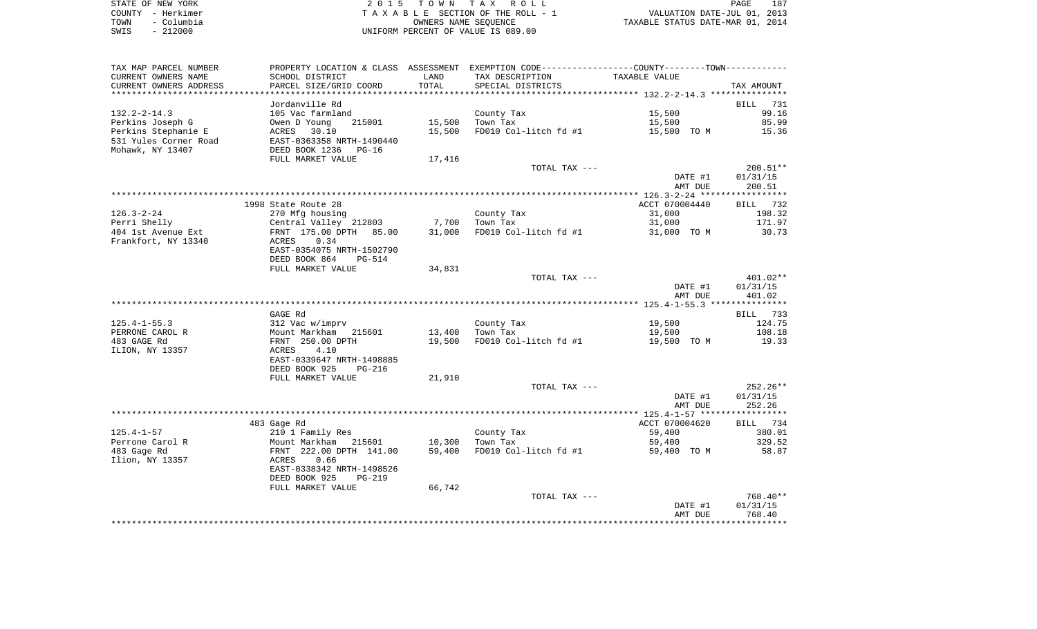STATE OF NEW YORK | 2015 TOWN TAX ROLL | PAGE 187
COUNTY - Herkimer | TAXABLE SECTION OF THE ROLL - 1 | VALUATION DATE-JUL 01, 2013
TOWN - Columbia | OWNERS NAME SEQUENCE | TAXABLE STATUS DATE-MAR 01, 2014
SWIS - 212000 | UNIFORM PERCENT OF VALUE IS 089.00

| TAX MAP PARCEL NUMBER / CURRENT OWNERS NAME / CURRENT OWNERS ADDRESS | PROPERTY LOCATION & CLASS / SCHOOL DISTRICT / PARCEL SIZE/GRID COORD | ASSESSMENT LAND / TOTAL | EXEMPTION CODE / TAX DESCRIPTION / SPECIAL DISTRICTS | TAXABLE VALUE | TAX AMOUNT |
|---|---|---|---|---|---|
| | Jordanville Rd | | | | BILL 731 |
| 132.2-2-14.3 | 105 Vac farmland | | County Tax | 15,500 | 99.16 |
| Perkins Joseph G | Owen D Young 215001 | 15,500 | Town Tax | 15,500 | 85.99 |
| Perkins Stephanie E | ACRES 30.10 | 15,500 | FD010 Col-litch fd #1 | 15,500 TO M | 15.36 |
| 531 Yules Corner Road | EAST-0363358 NRTH-1490440 | | | | |
| Mohawk, NY 13407 | DEED BOOK 1236 PG-16 | | | | |
| | FULL MARKET VALUE | 17,416 | | | |
| | | | TOTAL TAX --- | | 200.51** |
| | | | | DATE #1 | 01/31/15 |
| | | | | AMT DUE | 200.51 |
| | 1998 State Route 28 | | | ACCT 070004440 | BILL 732 |
| 126.3-2-24 | 270 Mfg housing | | County Tax | 31,000 | 198.32 |
| Perri Shelly | Central Valley 212803 | 7,700 | Town Tax | 31,000 | 171.97 |
| 404 1st Avenue Ext | FRNT 175.00 DPTH 85.00 | 31,000 | FD010 Col-litch fd #1 | 31,000 TO M | 30.73 |
| Frankfort, NY 13340 | ACRES 0.34 | | | | |
| | EAST-0354075 NRTH-1502790 | | | | |
| | DEED BOOK 864 PG-514 | | | | |
| | FULL MARKET VALUE | 34,831 | | | |
| | | | TOTAL TAX --- | | 401.02** |
| | | | | DATE #1 | 01/31/15 |
| | | | | AMT DUE | 401.02 |
| | GAGE Rd | | | | BILL 733 |
| 125.4-1-55.3 | 312 Vac w/imprv | | County Tax | 19,500 | 124.75 |
| PERRONE CAROL R | Mount Markham 215601 | 13,400 | Town Tax | 19,500 | 108.18 |
| 483 GAGE Rd | FRNT 250.00 DPTH | 19,500 | FD010 Col-litch fd #1 | 19,500 TO M | 19.33 |
| ILION, NY 13357 | ACRES 4.10 | | | | |
| | EAST-0339647 NRTH-1498885 | | | | |
| | DEED BOOK 925 PG-216 | | | | |
| | FULL MARKET VALUE | 21,910 | | | |
| | | | TOTAL TAX --- | | 252.26** |
| | | | | DATE #1 | 01/31/15 |
| | | | | AMT DUE | 252.26 |
| | 483 Gage Rd | | | ACCT 070004620 | BILL 734 |
| 125.4-1-57 | 210 1 Family Res | | County Tax | 59,400 | 380.01 |
| Perrone Carol R | Mount Markham 215601 | 10,300 | Town Tax | 59,400 | 329.52 |
| 483 Gage Rd | FRNT 222.00 DPTH 141.00 | 59,400 | FD010 Col-litch fd #1 | 59,400 TO M | 58.87 |
| Ilion, NY 13357 | ACRES 0.66 | | | | |
| | EAST-0338342 NRTH-1498526 | | | | |
| | DEED BOOK 925 PG-219 | | | | |
| | FULL MARKET VALUE | 66,742 | | | |
| | | | TOTAL TAX --- | | 768.40** |
| | | | | DATE #1 | 01/31/15 |
| | | | | AMT DUE | 768.40 |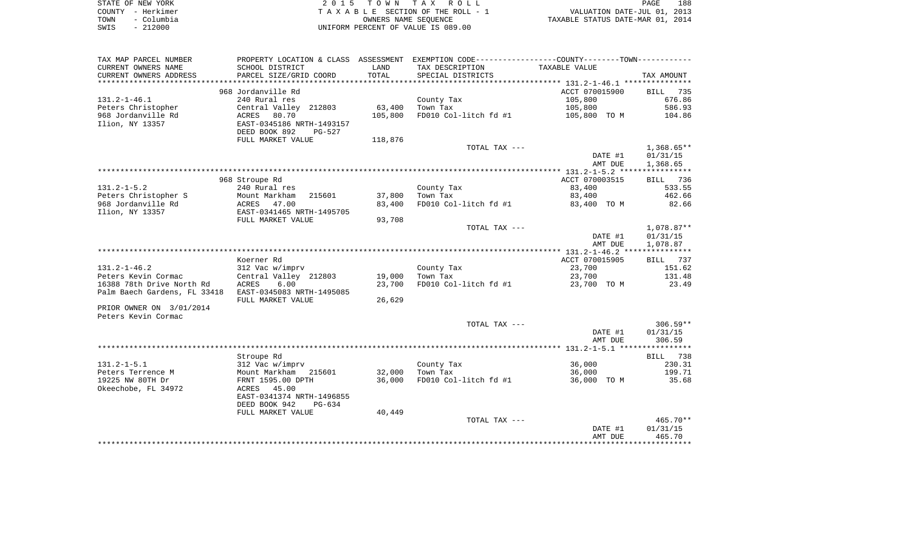STATE OF NEW YORK | 2 0 1 5 T O W N T A X R O L L | PAGE 188
COUNTY - Herkimer | T A X A B L E SECTION OF THE ROLL - 1 | VALUATION DATE-JUL 01, 2013
TOWN - Columbia | OWNERS NAME SEQUENCE | TAXABLE STATUS DATE-MAR 01, 2014
SWIS - 212000 | UNIFORM PERCENT OF VALUE IS 089.00

| TAX MAP PARCEL NUMBER / CURRENT OWNERS NAME / CURRENT OWNERS ADDRESS | PROPERTY LOCATION & CLASS / SCHOOL DISTRICT / PARCEL SIZE/GRID COORD | ASSESSMENT LAND / TOTAL | EXEMPTION CODE / TAX DESCRIPTION / SPECIAL DISTRICTS | COUNTY--------TOWN TAXABLE VALUE | TAX AMOUNT |
|---|---|---|---|---|---|
| | 968 Jordanville Rd | | | ACCT 070015900 | BILL 735 |
| 131.2-1-46.1 | 240 Rural res | | County Tax | 105,800 | 676.86 |
| Peters Christopher | Central Valley 212803 | 63,400 | Town Tax | 105,800 | 586.93 |
| 968 Jordanville Rd | ACRES 80.70 | 105,800 | FD010 Col-litch fd #1 | 105,800 TO M | 104.86 |
| Ilion, NY 13357 | EAST-0345186 NRTH-1493157 | | | | |
| | DEED BOOK 892 PG-527 | | | | |
| | FULL MARKET VALUE | 118,876 | | | |
| | | | TOTAL TAX --- | | 1,368.65** |
| | | | | DATE #1 | 01/31/15 |
| | | | | AMT DUE | 1,368.65 |
| | 968 Stroupe Rd | | | ACCT 070003515 | BILL 736 |
| 131.2-1-5.2 | 240 Rural res | | County Tax | 83,400 | 533.55 |
| Peters Christopher S | Mount Markham 215601 | 37,800 | Town Tax | 83,400 | 462.66 |
| 968 Jordanville Rd | ACRES 47.00 | 83,400 | FD010 Col-litch fd #1 | 83,400 TO M | 82.66 |
| Ilion, NY 13357 | EAST-0341465 NRTH-1495705 | | | | |
| | FULL MARKET VALUE | 93,708 | | | |
| | | | TOTAL TAX --- | | 1,078.87** |
| | | | | DATE #1 | 01/31/15 |
| | | | | AMT DUE | 1,078.87 |
| | Koerner Rd | | | ACCT 070015905 | BILL 737 |
| 131.2-1-46.2 | 312 Vac w/imprv | | County Tax | 23,700 | 151.62 |
| Peters Kevin Cormac | Central Valley 212803 | 19,000 | Town Tax | 23,700 | 131.48 |
| 16388 78th Drive North Rd | ACRES 6.00 | 23,700 | FD010 Col-litch fd #1 | 23,700 TO M | 23.49 |
| Palm Baech Gardens, FL 33418 | EAST-0345083 NRTH-1495085 | | | | |
| | FULL MARKET VALUE | 26,629 | | | |
| PRIOR OWNER ON 3/01/2014 | | | | | |
| Peters Kevin Cormac | | | | | |
| | | | TOTAL TAX --- | | 306.59** |
| | | | | DATE #1 | 01/31/15 |
| | | | | AMT DUE | 306.59 |
| | Stroupe Rd | | | | BILL 738 |
| 131.2-1-5.1 | 312 Vac w/imprv | | County Tax | 36,000 | 230.31 |
| Peters Terrence M | Mount Markham 215601 | 32,000 | Town Tax | 36,000 | 199.71 |
| 19225 NW 80TH Dr | FRNT 1595.00 DPTH | 36,000 | FD010 Col-litch fd #1 | 36,000 TO M | 35.68 |
| Okeechobe, FL 34972 | ACRES 45.00 | | | | |
| | EAST-0341374 NRTH-1496855 | | | | |
| | DEED BOOK 942 PG-634 | | | | |
| | FULL MARKET VALUE | 40,449 | | | |
| | | | TOTAL TAX --- | | 465.70** |
| | | | | DATE #1 | 01/31/15 |
| | | | | AMT DUE | 465.70 |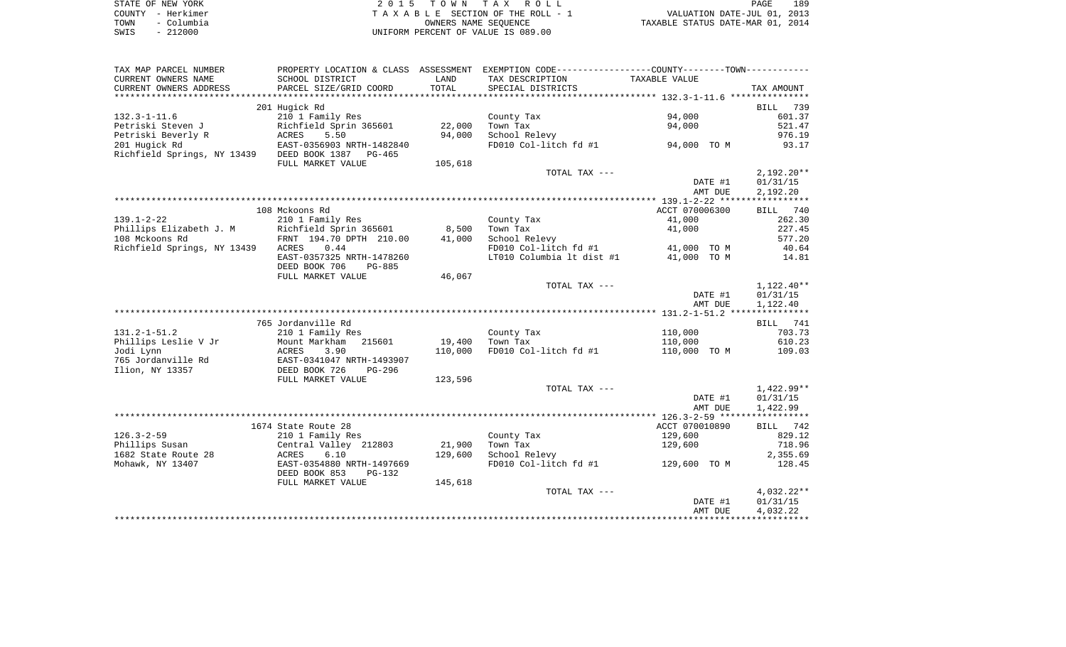STATE OF NEW YORK | COUNTY - Herkimer | TOWN - Columbia | SWIS - 212000

**2015 TOWN TAX ROLL**
TAXABLE SECTION OF THE ROLL - 1
OWNERS NAME SEQUENCE
UNIFORM PERCENT OF VALUE IS 089.00

VALUATION DATE-JUL 01, 2013
TAXABLE STATUS DATE-MAR 01, 2014

| TAX MAP PARCEL NUMBER / CURRENT OWNERS NAME / CURRENT OWNERS ADDRESS | PROPERTY LOCATION & CLASS / SCHOOL DISTRICT / PARCEL SIZE/GRID COORD | ASSESSMENT LAND / TOTAL | EXEMPTION CODE / TAX DESCRIPTION / SPECIAL DISTRICTS | TAXABLE VALUE | TAX AMOUNT |
|---|---|---|---|---|---|
| 132.3-1-11.6 | 201 Hugick Rd | | | | BILL 739 |
| | 210 1 Family Res | | County Tax | 94,000 | 601.37 |
| Petriski Steven J | Richfield Sprin 365601 | 22,000 | Town Tax | 94,000 | 521.47 |
| Petriski Beverly R | ACRES 5.50 | 94,000 | School Relevy | | 976.19 |
| 201 Hugick Rd | EAST-0356903 NRTH-1482840 | | FD010 Col-litch fd #1 | 94,000 TO M | 93.17 |
| Richfield Springs, NY 13439 | DEED BOOK 1387 PG-465 | | | | |
| | FULL MARKET VALUE | 105,618 | | | |
| | | | TOTAL TAX --- | | 2,192.20** |
| | | | | DATE #1 | 01/31/15 |
| | | | | AMT DUE | 2,192.20 |
| 139.1-2-22 | 108 Mckoons Rd | | | ACCT 070006300 | BILL 740 |
| | 210 1 Family Res | | County Tax | 41,000 | 262.30 |
| Phillips Elizabeth J. M | Richfield Sprin 365601 | 8,500 | Town Tax | 41,000 | 227.45 |
| 108 Mckoons Rd | FRNT 194.70 DPTH 210.00 | 41,000 | School Relevy | | 577.20 |
| Richfield Springs, NY 13439 | ACRES 0.44 | | FD010 Col-litch fd #1 | 41,000 TO M | 40.64 |
| | EAST-0357325 NRTH-1478260 | | LT010 Columbia lt dist #1 | 41,000 TO M | 14.81 |
| | DEED BOOK 706 PG-885 | | | | |
| | FULL MARKET VALUE | 46,067 | | | |
| | | | TOTAL TAX --- | | 1,122.40** |
| | | | | DATE #1 | 01/31/15 |
| | | | | AMT DUE | 1,122.40 |
| 131.2-1-51.2 | 765 Jordanville Rd | | | | BILL 741 |
| | 210 1 Family Res | | County Tax | 110,000 | 703.73 |
| Phillips Leslie V Jr | Mount Markham 215601 | 19,400 | Town Tax | 110,000 | 610.23 |
| Jodi Lynn | ACRES 3.90 | 110,000 | FD010 Col-litch fd #1 | 110,000 TO M | 109.03 |
| 765 Jordanville Rd | EAST-0341047 NRTH-1493907 | | | | |
| Ilion, NY 13357 | DEED BOOK 726 PG-296 | | | | |
| | FULL MARKET VALUE | 123,596 | | | |
| | | | TOTAL TAX --- | | 1,422.99** |
| | | | | DATE #1 | 01/31/15 |
| | | | | AMT DUE | 1,422.99 |
| 126.3-2-59 | 1674 State Route 28 | | | ACCT 070010890 | BILL 742 |
| | 210 1 Family Res | | County Tax | 129,600 | 829.12 |
| Phillips Susan | Central Valley 212803 | 21,900 | Town Tax | 129,600 | 718.96 |
| 1682 State Route 28 | ACRES 6.10 | 129,600 | School Relevy | | 2,355.69 |
| Mohawk, NY 13407 | EAST-0354880 NRTH-1497669 | | FD010 Col-litch fd #1 | 129,600 TO M | 128.45 |
| | DEED BOOK 853 PG-132 | | | | |
| | FULL MARKET VALUE | 145,618 | | | |
| | | | TOTAL TAX --- | | 4,032.22** |
| | | | | DATE #1 | 01/31/15 |
| | | | | AMT DUE | 4,032.22 |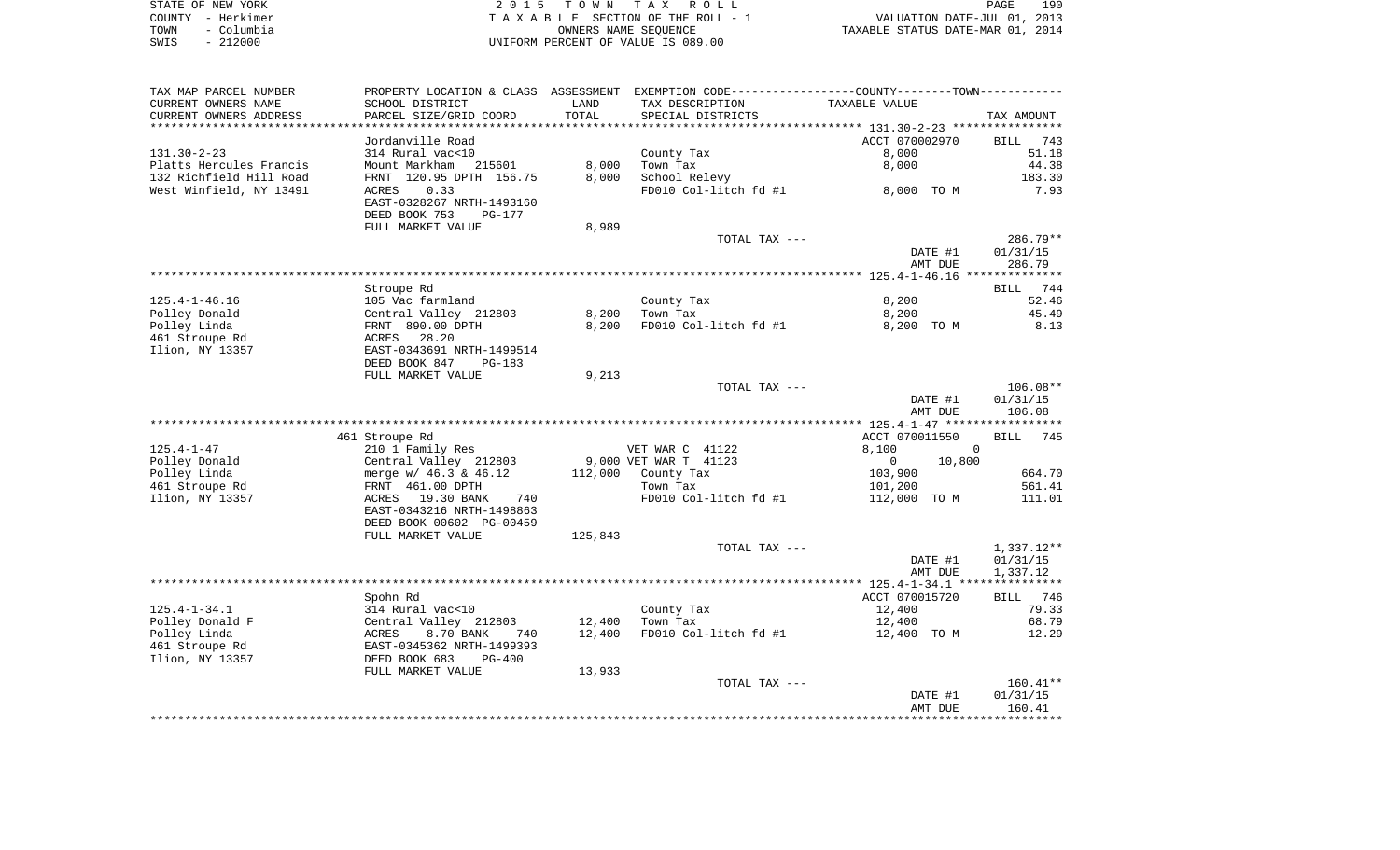STATE OF NEW YORK
COUNTY - Herkimer
TOWN - Columbia
SWIS - 212000

2 0 1 5 T O W N T A X R O L L
T A X A B L E SECTION OF THE ROLL - 1
OWNERS NAME SEQUENCE
UNIFORM PERCENT OF VALUE IS 089.00

VALUATION DATE-JUL 01, 2013
TAXABLE STATUS DATE-MAR 01, 2014

| TAX MAP PARCEL NUMBER / CURRENT OWNERS NAME / CURRENT OWNERS ADDRESS | PROPERTY LOCATION & CLASS / SCHOOL DISTRICT / PARCEL SIZE/GRID COORD | ASSESSMENT LAND / TOTAL | EXEMPTION CODE / TAX DESCRIPTION / SPECIAL DISTRICTS | COUNTY / TOWN TAXABLE VALUE | TAX AMOUNT |
|---|---|---|---|---|---|
| 131.30-2-23 | Jordanville Road | | | ACCT 070002970 | BILL 743 |
| Platts Hercules Francis | 314 Rural vac<10 | | County Tax | 8,000 | 51.18 |
| 132 Richfield Hill Road | Mount Markham 215601 | 8,000 | Town Tax | 8,000 | 44.38 |
| West Winfield, NY 13491 | FRNT 120.95 DPTH 156.75 | 8,000 | School Relevy | | 183.30 |
| | ACRES 0.33 | | FD010 Col-litch fd #1 | 8,000 TO M | 7.93 |
| | EAST-0328267 NRTH-1493160 | | | | |
| | DEED BOOK 753 PG-177 | | | | |
| | FULL MARKET VALUE | 8,989 | | | |
| | | | TOTAL TAX --- | | 286.79** |
| | | | | DATE #1 | 01/31/15 |
| | | | | AMT DUE | 286.79 |
| 125.4-1-46.16 | Stroupe Rd | | | | BILL 744 |
| Polley Donald | 105 Vac farmland | | County Tax | 8,200 | 52.46 |
| Polley Linda | Central Valley 212803 | 8,200 | Town Tax | 8,200 | 45.49 |
| 461 Stroupe Rd | FRNT 890.00 DPTH | 8,200 | FD010 Col-litch fd #1 | 8,200 TO M | 8.13 |
| Ilion, NY 13357 | ACRES 28.20 | | | | |
| | EAST-0343691 NRTH-1499514 | | | | |
| | DEED BOOK 847 PG-183 | | | | |
| | FULL MARKET VALUE | 9,213 | | | |
| | | | TOTAL TAX --- | | 106.08** |
| | | | | DATE #1 | 01/31/15 |
| | | | | AMT DUE | 106.08 |
| 125.4-1-47 | 461 Stroupe Rd | | | ACCT 070011550 | BILL 745 |
| Polley Donald | 210 1 Family Res | | VET WAR C 41122 | 8,100 0 | |
| Polley Linda | Central Valley 212803 | 9,000 | VET WAR T 41123 | 0 10,800 | |
| 461 Stroupe Rd | merge w/ 46.3 & 46.12 | 112,000 | County Tax | 103,900 | 664.70 |
| Ilion, NY 13357 | FRNT 461.00 DPTH | | Town Tax | 101,200 | 561.41 |
| | ACRES 19.30 BANK 740 | | FD010 Col-litch fd #1 | 112,000 TO M | 111.01 |
| | EAST-0343216 NRTH-1498863 | | | | |
| | DEED BOOK 00602 PG-00459 | | | | |
| | FULL MARKET VALUE | 125,843 | | | |
| | | | TOTAL TAX --- | | 1,337.12** |
| | | | | DATE #1 | 01/31/15 |
| | | | | AMT DUE | 1,337.12 |
| 125.4-1-34.1 | Spohn Rd | | | ACCT 070015720 | BILL 746 |
| Polley Donald F | 314 Rural vac<10 | | County Tax | 12,400 | 79.33 |
| Polley Linda | Central Valley 212803 | 12,400 | Town Tax | 12,400 | 68.79 |
| 461 Stroupe Rd | ACRES 8.70 BANK 740 | 12,400 | FD010 Col-litch fd #1 | 12,400 TO M | 12.29 |
| Ilion, NY 13357 | EAST-0345362 NRTH-1499393 | | | | |
| | DEED BOOK 683 PG-400 | | | | |
| | FULL MARKET VALUE | 13,933 | | | |
| | | | TOTAL TAX --- | | 160.41** |
| | | | | DATE #1 | 01/31/15 |
| | | | | AMT DUE | 160.41 |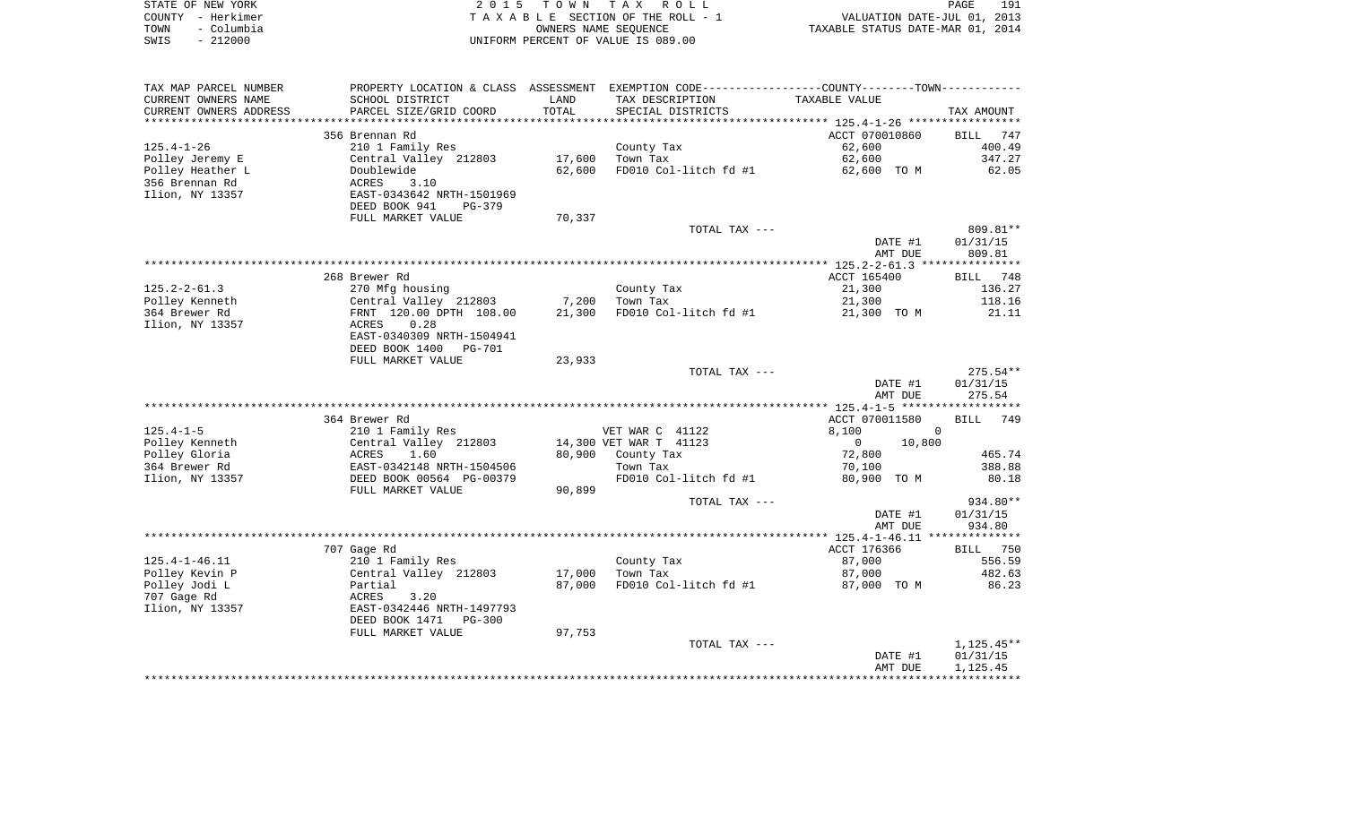STATE OF NEW YORK 2 0 1 5 T O W N T A X R O L L PAGE 191
COUNTY - Herkimer T A X A B L E SECTION OF THE ROLL - 1 VALUATION DATE-JUL 01, 2013
TOWN - Columbia OWNERS NAME SEQUENCE TAXABLE STATUS DATE-MAR 01, 2014
SWIS - 212000 UNIFORM PERCENT OF VALUE IS 089.00

| TAX MAP PARCEL NUMBER<br>CURRENT OWNERS NAME<br>CURRENT OWNERS ADDRESS | PROPERTY LOCATION & CLASS<br>SCHOOL DISTRICT<br>PARCEL SIZE/GRID COORD | ASSESSMENT<br>LAND<br>TOTAL | EXEMPTION CODE-----COUNTY--------TOWN------<br>TAX DESCRIPTION<br>SPECIAL DISTRICTS | TAXABLE VALUE | TAX AMOUNT |
|---|---|---|---|---|---|
| | 356 Brennan Rd | | | ACCT 070010860 | BILL 747 |
| 125.4-1-26 | 210 1 Family Res | | County Tax | 62,600 | 400.49 |
| Polley Jeremy E | Central Valley 212803 | 17,600 | Town Tax | 62,600 | 347.27 |
| Polley Heather L | Doublewide | 62,600 | FD010 Col-litch fd #1 | 62,600 TO M | 62.05 |
| 356 Brennan Rd | ACRES 3.10 | | | | |
| Ilion, NY 13357 | EAST-0343642 NRTH-1501969 | | | | |
| | DEED BOOK 941 PG-379 | | | | |
| | FULL MARKET VALUE | 70,337 | | | |
| | | | TOTAL TAX --- | | 809.81** |
| | | | | DATE #1 | 01/31/15 |
| | | | | AMT DUE | 809.81 |
| | 268 Brewer Rd | | | ACCT 165400 | BILL 748 |
| 125.2-2-61.3 | 270 Mfg housing | | County Tax | 21,300 | 136.27 |
| Polley Kenneth | Central Valley 212803 | 7,200 | Town Tax | 21,300 | 118.16 |
| 364 Brewer Rd | FRNT 120.00 DPTH 108.00 | 21,300 | FD010 Col-litch fd #1 | 21,300 TO M | 21.11 |
| Ilion, NY 13357 | ACRES 0.28 | | | | |
| | EAST-0340309 NRTH-1504941 | | | | |
| | DEED BOOK 1400 PG-701 | | | | |
| | FULL MARKET VALUE | 23,933 | | | |
| | | | TOTAL TAX --- | | 275.54** |
| | | | | DATE #1 | 01/31/15 |
| | | | | AMT DUE | 275.54 |
| | 364 Brewer Rd | | | ACCT 070011580 | BILL 749 |
| 125.4-1-5 | 210 1 Family Res | | VET WAR C 41122 | 8,100 0 | |
| Polley Kenneth | Central Valley 212803 | 14,300 | VET WAR T 41123 | 0 10,800 | |
| Polley Gloria | ACRES 1.60 | 80,900 | County Tax | 72,800 | 465.74 |
| 364 Brewer Rd | EAST-0342148 NRTH-1504506 | | Town Tax | 70,100 | 388.88 |
| Ilion, NY 13357 | DEED BOOK 00564 PG-00379 | | FD010 Col-litch fd #1 | 80,900 TO M | 80.18 |
| | FULL MARKET VALUE | 90,899 | | | |
| | | | TOTAL TAX --- | | 934.80** |
| | | | | DATE #1 | 01/31/15 |
| | | | | AMT DUE | 934.80 |
| | 707 Gage Rd | | | ACCT 176366 | BILL 750 |
| 125.4-1-46.11 | 210 1 Family Res | | County Tax | 87,000 | 556.59 |
| Polley Kevin P | Central Valley 212803 | 17,000 | Town Tax | 87,000 | 482.63 |
| Polley Jodi L | Partial | 87,000 | FD010 Col-litch fd #1 | 87,000 TO M | 86.23 |
| 707 Gage Rd | ACRES 3.20 | | | | |
| Ilion, NY 13357 | EAST-0342446 NRTH-1497793 | | | | |
| | DEED BOOK 1471 PG-300 | | | | |
| | FULL MARKET VALUE | 97,753 | | | |
| | | | TOTAL TAX --- | | 1,125.45** |
| | | | | DATE #1 | 01/31/15 |
| | | | | AMT DUE | 1,125.45 |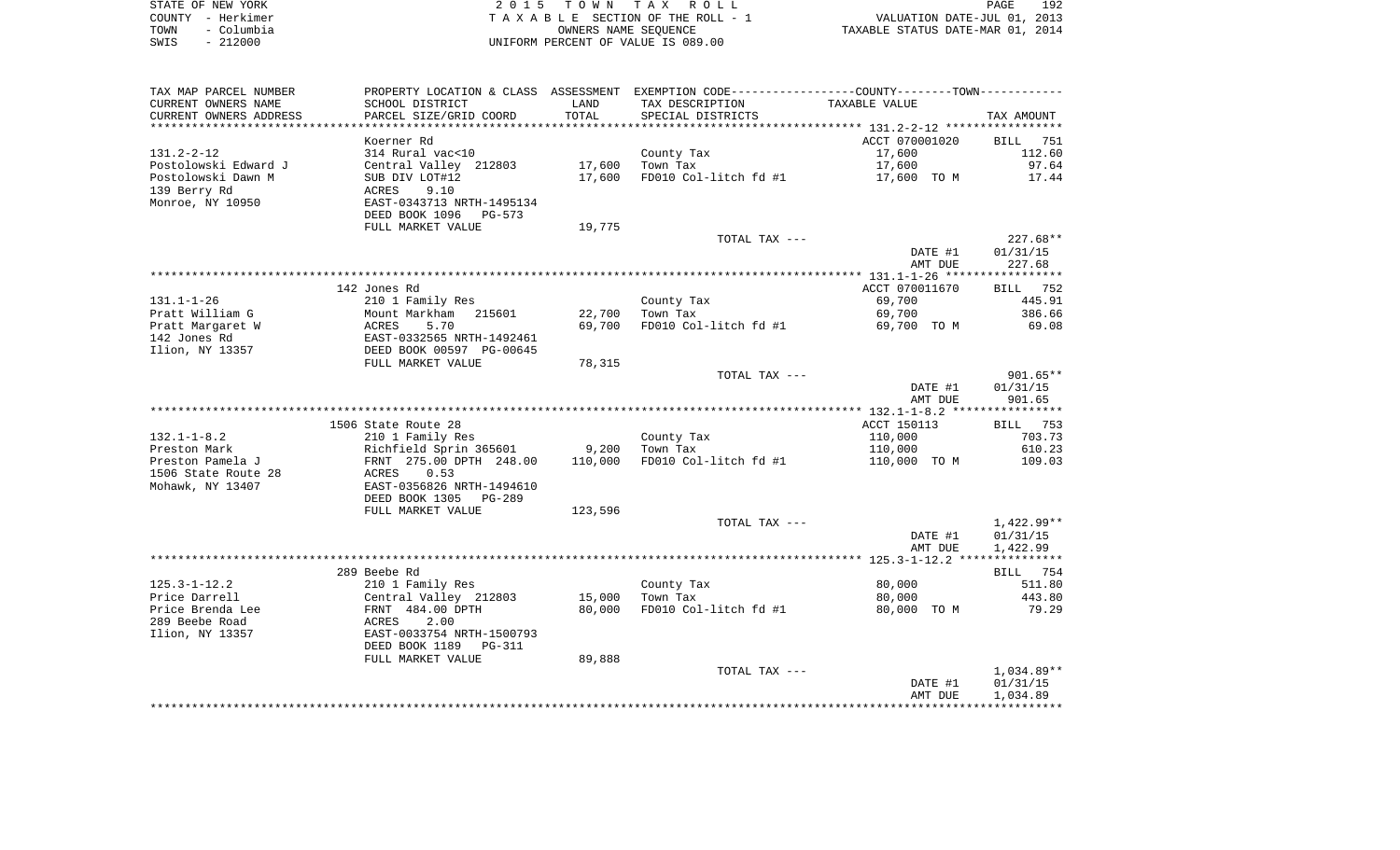STATE OF NEW YORK
COUNTY - Herkimer
TOWN - Columbia
SWIS - 212000

2 0 1 5 T O W N T A X R O L L
T A X A B L E SECTION OF THE ROLL - 1
OWNERS NAME SEQUENCE
UNIFORM PERCENT OF VALUE IS 089.00

VALUATION DATE-JUL 01, 2013
TAXABLE STATUS DATE-MAR 01, 2014

| TAX MAP PARCEL NUMBER / CURRENT OWNERS NAME / CURRENT OWNERS ADDRESS | PROPERTY LOCATION & CLASS / SCHOOL DISTRICT / PARCEL SIZE/GRID COORD | ASSESSMENT LAND / TOTAL | EXEMPTION CODE / TAX DESCRIPTION / SPECIAL DISTRICTS | COUNTY/TOWN TAXABLE VALUE | TAX AMOUNT |
|---|---|---|---|---|---|
| 131.2-2-12 | Koerner Rd | | | ACCT 070001020 | BILL 751 |
| 131.2-2-12 | 314 Rural vac<10 | | County Tax | 17,600 | 112.60 |
| Postolowski Edward J | Central Valley 212803 | 17,600 | Town Tax | 17,600 | 97.64 |
| Postolowski Dawn M | SUB DIV LOT#12 | 17,600 | FD010 Col-litch fd #1 | 17,600 TO M | 17.44 |
| 139 Berry Rd | ACRES 9.10 | | | | |
| Monroe, NY 10950 | EAST-0343713 NRTH-1495134 | | | | |
| | DEED BOOK 1096 PG-573 | | | | |
| | FULL MARKET VALUE | 19,775 | | | |
| | | | TOTAL TAX --- | | 227.68** |
| | | | | DATE #1 | 01/31/15 |
| | | | | AMT DUE | 227.68 |
| 131.1-1-26 | 142 Jones Rd | | | ACCT 070011670 | BILL 752 |
| 131.1-1-26 | 210 1 Family Res | | County Tax | 69,700 | 445.91 |
| Pratt William G | Mount Markham 215601 | 22,700 | Town Tax | 69,700 | 386.66 |
| Pratt Margaret W | ACRES 5.70 | 69,700 | FD010 Col-litch fd #1 | 69,700 TO M | 69.08 |
| 142 Jones Rd | EAST-0332565 NRTH-1492461 | | | | |
| Ilion, NY 13357 | DEED BOOK 00597 PG-00645 | | | | |
| | FULL MARKET VALUE | 78,315 | | | |
| | | | TOTAL TAX --- | | 901.65** |
| | | | | DATE #1 | 01/31/15 |
| | | | | AMT DUE | 901.65 |
| 132.1-1-8.2 | 1506 State Route 28 | | | ACCT 150113 | BILL 753 |
| 132.1-1-8.2 | 210 1 Family Res | | County Tax | 110,000 | 703.73 |
| Preston Mark | Richfield Sprin 365601 | 9,200 | Town Tax | 110,000 | 610.23 |
| Preston Pamela J | FRNT 275.00 DPTH 248.00 | 110,000 | FD010 Col-litch fd #1 | 110,000 TO M | 109.03 |
| 1506 State Route 28 | ACRES 0.53 | | | | |
| Mohawk, NY 13407 | EAST-0356826 NRTH-1494610 | | | | |
| | DEED BOOK 1305 PG-289 | | | | |
| | FULL MARKET VALUE | 123,596 | | | |
| | | | TOTAL TAX --- | | 1,422.99** |
| | | | | DATE #1 | 01/31/15 |
| | | | | AMT DUE | 1,422.99 |
| 125.3-1-12.2 | 289 Beebe Rd | | | | BILL 754 |
| 125.3-1-12.2 | 210 1 Family Res | | County Tax | 80,000 | 511.80 |
| Price Darrell | Central Valley 212803 | 15,000 | Town Tax | 80,000 | 443.80 |
| Price Brenda Lee | FRNT 484.00 DPTH | 80,000 | FD010 Col-litch fd #1 | 80,000 TO M | 79.29 |
| 289 Beebe Road | ACRES 2.00 | | | | |
| Ilion, NY 13357 | EAST-0033754 NRTH-1500793 | | | | |
| | DEED BOOK 1189 PG-311 | | | | |
| | FULL MARKET VALUE | 89,888 | | | |
| | | | TOTAL TAX --- | | 1,034.89** |
| | | | | DATE #1 | 01/31/15 |
| | | | | AMT DUE | 1,034.89 |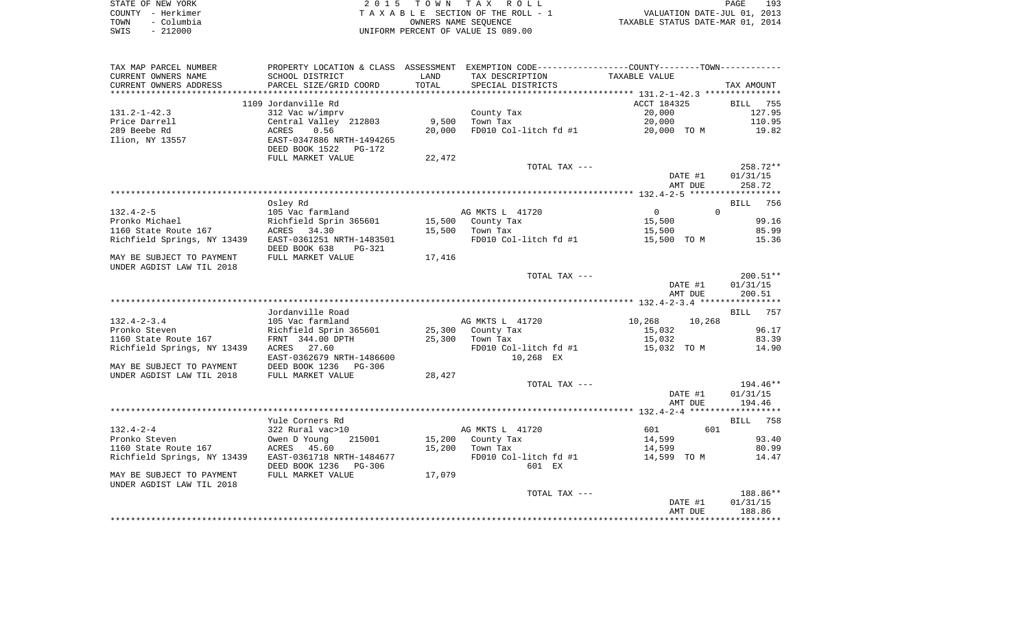STATE OF NEW YORK | COUNTY - Herkimer | TOWN - Columbia | SWIS - 212000

**2015 TOWN TAX ROLL**
TAXABLE SECTION OF THE ROLL - 1
OWNERS NAME SEQUENCE
UNIFORM PERCENT OF VALUE IS 089.00

VALUATION DATE-JUL 01, 2013
TAXABLE STATUS DATE-MAR 01, 2014

| TAX MAP PARCEL NUMBER / CURRENT OWNERS NAME / CURRENT OWNERS ADDRESS | PROPERTY LOCATION & CLASS / SCHOOL DISTRICT / PARCEL SIZE/GRID COORD | ASSESSMENT LAND / TOTAL | EXEMPTION CODE / TAX DESCRIPTION / SPECIAL DISTRICTS | COUNTY / TOWN TAXABLE VALUE | TAX AMOUNT |
|---|---|---|---|---|---|
| **131.2-1-42.3** | 1109 Jordanville Rd | | | ACCT 184325 | BILL 755 |
| 131.2-1-42.3 | 312 Vac w/imprv | | County Tax | 20,000 | 127.95 |
| Price Darrell | Central Valley 212803 | 9,500 | Town Tax | 20,000 | 110.95 |
| 289 Beebe Rd | ACRES 0.56 | 20,000 | FD010 Col-litch fd #1 | 20,000 TO M | 19.82 |
| Ilion, NY 13557 | EAST-0347886 NRTH-1494265 | | | | |
| | DEED BOOK 1522 PG-172 | | | | |
| | FULL MARKET VALUE | 22,472 | | | |
| | | | TOTAL TAX --- | | 258.72** |
| | | | | DATE #1 | 01/31/15 |
| | | | | AMT DUE | 258.72 |
| **132.4-2-5** | Osley Rd | | | | BILL 756 |
| 132.4-2-5 | 105 Vac farmland | | AG MKTS L 41720 | 0 / 0 | |
| Pronko Michael | Richfield Sprin 365601 | 15,500 | County Tax | 15,500 | 99.16 |
| 1160 State Route 167 | ACRES 34.30 | 15,500 | Town Tax | 15,500 | 85.99 |
| Richfield Springs, NY 13439 | EAST-0361251 NRTH-1483501 | | FD010 Col-litch fd #1 | 15,500 TO M | 15.36 |
| | DEED BOOK 638 PG-321 | | | | |
| MAY BE SUBJECT TO PAYMENT | FULL MARKET VALUE | 17,416 | | | |
| UNDER AGDIST LAW TIL 2018 | | | | | |
| | | | TOTAL TAX --- | | 200.51** |
| | | | | DATE #1 | 01/31/15 |
| | | | | AMT DUE | 200.51 |
| **132.4-2-3.4** | Jordanville Road | | | | BILL 757 |
| 132.4-2-3.4 | 105 Vac farmland | | AG MKTS L 41720 | 10,268 / 10,268 | |
| Pronko Steven | Richfield Sprin 365601 | 25,300 | County Tax | 15,032 | 96.17 |
| 1160 State Route 167 | FRNT 344.00 DPTH | 25,300 | Town Tax | 15,032 | 83.39 |
| Richfield Springs, NY 13439 | ACRES 27.60 | | FD010 Col-litch fd #1 | 15,032 TO M | 14.90 |
| | EAST-0362679 NRTH-1486600 | | 10,268 EX | | |
| MAY BE SUBJECT TO PAYMENT | DEED BOOK 1236 PG-306 | | | | |
| UNDER AGDIST LAW TIL 2018 | FULL MARKET VALUE | 28,427 | | | |
| | | | TOTAL TAX --- | | 194.46** |
| | | | | DATE #1 | 01/31/15 |
| | | | | AMT DUE | 194.46 |
| **132.4-2-4** | Yule Corners Rd | | | | BILL 758 |
| 132.4-2-4 | 322 Rural vac>10 | | AG MKTS L 41720 | 601 / 601 | |
| Pronko Steven | Owen D Young 215001 | 15,200 | County Tax | 14,599 | 93.40 |
| 1160 State Route 167 | ACRES 45.60 | 15,200 | Town Tax | 14,599 | 80.99 |
| Richfield Springs, NY 13439 | EAST-0361718 NRTH-1484677 | | FD010 Col-litch fd #1 | 14,599 TO M | 14.47 |
| | DEED BOOK 1236 PG-306 | | 601 EX | | |
| MAY BE SUBJECT TO PAYMENT | FULL MARKET VALUE | 17,079 | | | |
| UNDER AGDIST LAW TIL 2018 | | | | | |
| | | | TOTAL TAX --- | | 188.86** |
| | | | | DATE #1 | 01/31/15 |
| | | | | AMT DUE | 188.86 |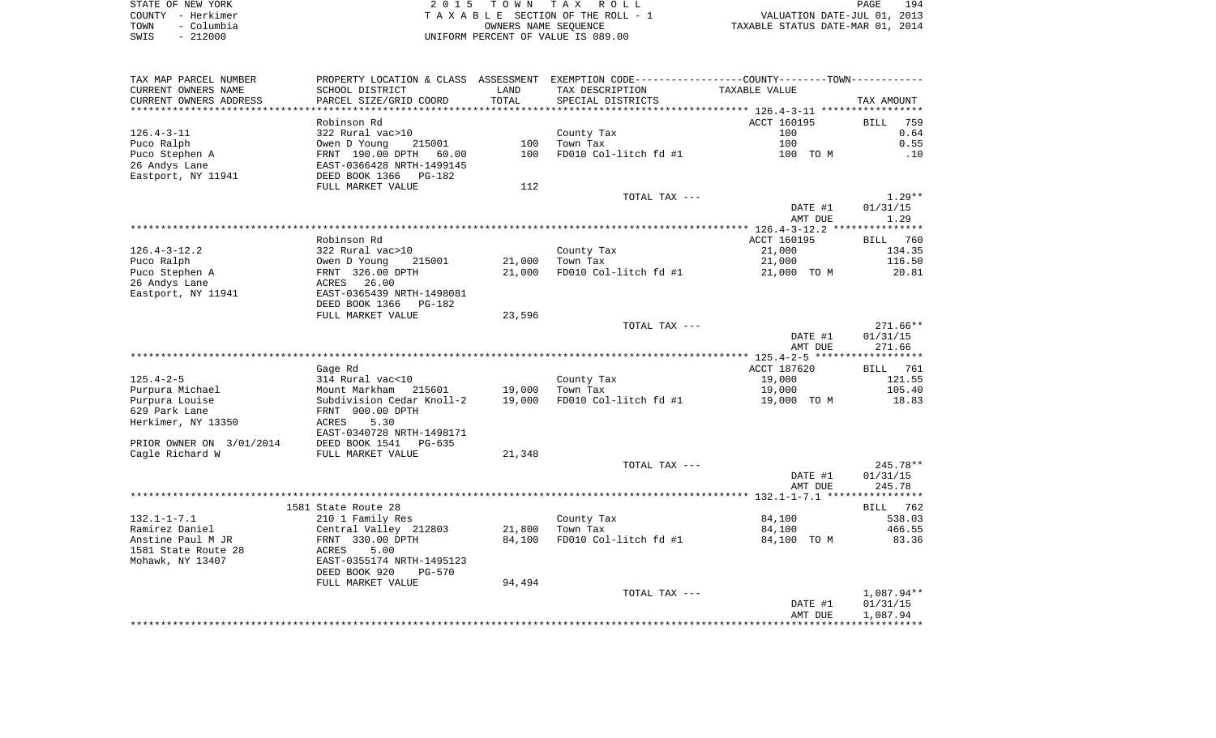STATE OF NEW YORK · COUNTY - Herkimer · TOWN - Columbia · SWIS - 212000

2 0 1 5 T O W N T A X R O L L
T A X A B L E SECTION OF THE ROLL - 1
OWNERS NAME SEQUENCE
UNIFORM PERCENT OF VALUE IS 089.00

VALUATION DATE-JUL 01, 2013
TAXABLE STATUS DATE-MAR 01, 2014

| TAX MAP PARCEL NUMBER / CURRENT OWNERS NAME / CURRENT OWNERS ADDRESS | PROPERTY LOCATION & CLASS / SCHOOL DISTRICT / PARCEL SIZE/GRID COORD | ASSESSMENT LAND | TOTAL | EXEMPTION CODE / TAX DESCRIPTION / SPECIAL DISTRICTS | TAXABLE VALUE (COUNTY--------TOWN) | TAX AMOUNT |
|---|---|---|---|---|---|---|
| | Robinson Rd | | | | ACCT 160195 | BILL 759 |
| 126.4-3-11 | 322 Rural vac>10 | | | County Tax | 100 | 0.64 |
| Puco Ralph | Owen D Young 215001 | 100 | | Town Tax | 100 | 0.55 |
| Puco Stephen A | FRNT 190.00 DPTH 60.00 | | 100 | FD010 Col-litch fd #1 | 100 TO M | .10 |
| 26 Andys Lane | EAST-0366428 NRTH-1499145 | | | | | |
| Eastport, NY 11941 | DEED BOOK 1366 PG-182 | | | | | |
| | FULL MARKET VALUE | | 112 | | | |
| | | | | TOTAL TAX --- | | 1.29** |
| | | | | | DATE #1 | 01/31/15 |
| | | | | | AMT DUE | 1.29 |
| | Robinson Rd | | | | ACCT 160195 | BILL 760 |
| 126.4-3-12.2 | 322 Rural vac>10 | | | County Tax | 21,000 | 134.35 |
| Puco Ralph | Owen D Young 215001 | 21,000 | | Town Tax | 21,000 | 116.50 |
| Puco Stephen A | FRNT 326.00 DPTH | | 21,000 | FD010 Col-litch fd #1 | 21,000 TO M | 20.81 |
| 26 Andys Lane | ACRES 26.00 | | | | | |
| Eastport, NY 11941 | EAST-0365439 NRTH-1498081 | | | | | |
| | DEED BOOK 1366 PG-182 | | | | | |
| | FULL MARKET VALUE | | 23,596 | | | |
| | | | | TOTAL TAX --- | | 271.66** |
| | | | | | DATE #1 | 01/31/15 |
| | | | | | AMT DUE | 271.66 |
| | Gage Rd | | | | ACCT 187620 | BILL 761 |
| 125.4-2-5 | 314 Rural vac<10 | | | County Tax | 19,000 | 121.55 |
| Purpura Michael | Mount Markham 215601 | 19,000 | | Town Tax | 19,000 | 105.40 |
| Purpura Louise | Subdivision Cedar Knoll-2 | | 19,000 | FD010 Col-litch fd #1 | 19,000 TO M | 18.83 |
| 629 Park Lane | FRNT 900.00 DPTH | | | | | |
| Herkimer, NY 13350 | ACRES 5.30 | | | | | |
| | EAST-0340728 NRTH-1498171 | | | | | |
| PRIOR OWNER ON 3/01/2014 | DEED BOOK 1541 PG-635 | | | | | |
| Cagle Richard W | FULL MARKET VALUE | | 21,348 | | | |
| | | | | TOTAL TAX --- | | 245.78** |
| | | | | | DATE #1 | 01/31/15 |
| | | | | | AMT DUE | 245.78 |
| | 1581 State Route 28 | | | | | BILL 762 |
| 132.1-1-7.1 | 210 1 Family Res | | | County Tax | 84,100 | 538.03 |
| Ramirez Daniel | Central Valley 212803 | 21,800 | | Town Tax | 84,100 | 466.55 |
| Anstine Paul M JR | FRNT 330.00 DPTH | | 84,100 | FD010 Col-litch fd #1 | 84,100 TO M | 83.36 |
| 1581 State Route 28 | ACRES 5.00 | | | | | |
| Mohawk, NY 13407 | EAST-0355174 NRTH-1495123 | | | | | |
| | DEED BOOK 920 PG-570 | | | | | |
| | FULL MARKET VALUE | | 94,494 | | | |
| | | | | TOTAL TAX --- | | 1,087.94** |
| | | | | | DATE #1 | 01/31/15 |
| | | | | | AMT DUE | 1,087.94 |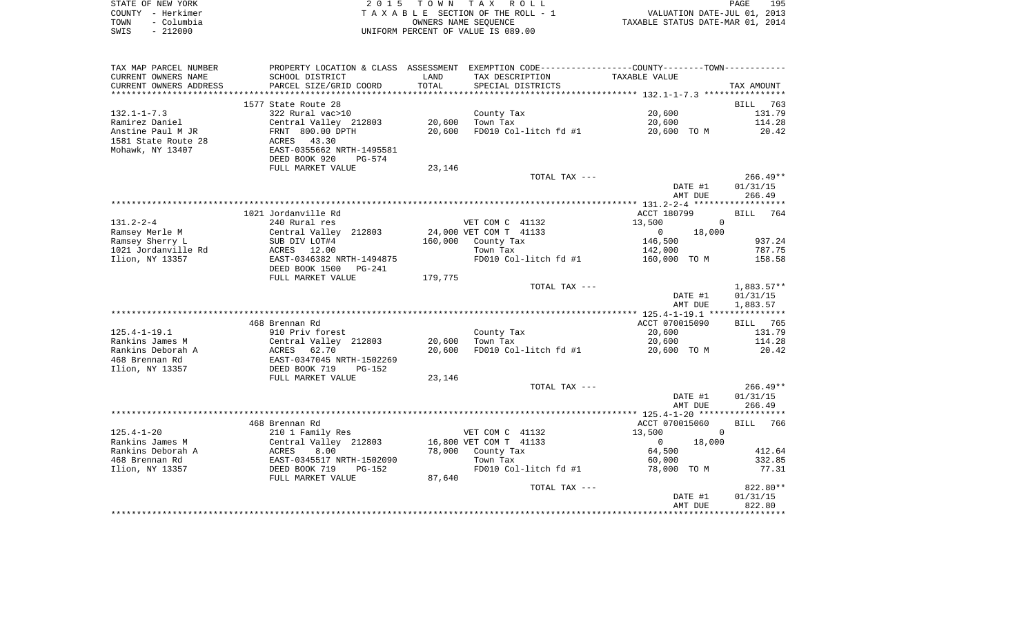STATE OF NEW YORK — 2 0 1 5 T O W N T A X R O L L
COUNTY - Herkimer — T A X A B L E SECTION OF THE ROLL - 1 — VALUATION DATE-JUL 01, 2013
TOWN - Columbia — OWNERS NAME SEQUENCE — TAXABLE STATUS DATE-MAR 01, 2014
SWIS - 212000 — UNIFORM PERCENT OF VALUE IS 089.00

| TAX MAP PARCEL NUMBER / CURRENT OWNERS NAME / CURRENT OWNERS ADDRESS | PROPERTY LOCATION & CLASS / SCHOOL DISTRICT / PARCEL SIZE/GRID COORD | ASSESSMENT LAND / TOTAL | EXEMPTION CODE / TAX DESCRIPTION / SPECIAL DISTRICTS | COUNTY / TOWN TAXABLE VALUE | TAX AMOUNT |
|---|---|---|---|---|---|
| **132.1-1-7.3** | 1577 State Route 28 | | | | BILL 763 |
| 132.1-1-7.3 | 322 Rural vac>10 | | County Tax | 20,600 | 131.79 |
| Ramirez Daniel | Central Valley 212803 | 20,600 | Town Tax | 20,600 | 114.28 |
| Anstine Paul M JR | FRNT 800.00 DPTH | 20,600 | FD010 Col-litch fd #1 | 20,600 TO M | 20.42 |
| 1581 State Route 28 | ACRES 43.30 | | | | |
| Mohawk, NY 13407 | EAST-0355662 NRTH-1495581 | | | | |
| | DEED BOOK 920 PG-574 | | | | |
| | FULL MARKET VALUE | 23,146 | | | |
| | | | TOTAL TAX --- | | 266.49** |
| | | | | DATE #1 | 01/31/15 |
| | | | | AMT DUE | 266.49 |
| **131.2-2-4** | 1021 Jordanville Rd | | | ACCT 180799 | BILL 764 |
| 131.2-2-4 | 240 Rural res | | VET COM C 41132 | 13,500 / 0 | |
| Ramsey Merle M | Central Valley 212803 | 24,000 | VET COM T 41133 | 0 / 18,000 | |
| Ramsey Sherry L | SUB DIV LOT#4 | 160,000 | County Tax | 146,500 | 937.24 |
| 1021 Jordanville Rd | ACRES 12.00 | | Town Tax | 142,000 | 787.75 |
| Ilion, NY 13357 | EAST-0346382 NRTH-1494875 | | FD010 Col-litch fd #1 | 160,000 TO M | 158.58 |
| | DEED BOOK 1500 PG-241 | | | | |
| | FULL MARKET VALUE | 179,775 | | | |
| | | | TOTAL TAX --- | | 1,883.57** |
| | | | | DATE #1 | 01/31/15 |
| | | | | AMT DUE | 1,883.57 |
| **125.4-1-19.1** | 468 Brennan Rd | | | ACCT 070015090 | BILL 765 |
| 125.4-1-19.1 | 910 Priv forest | | County Tax | 20,600 | 131.79 |
| Rankins James M | Central Valley 212803 | 20,600 | Town Tax | 20,600 | 114.28 |
| Rankins Deborah A | ACRES 62.70 | 20,600 | FD010 Col-litch fd #1 | 20,600 TO M | 20.42 |
| 468 Brennan Rd | EAST-0347045 NRTH-1502269 | | | | |
| Ilion, NY 13357 | DEED BOOK 719 PG-152 | | | | |
| | FULL MARKET VALUE | 23,146 | | | |
| | | | TOTAL TAX --- | | 266.49** |
| | | | | DATE #1 | 01/31/15 |
| | | | | AMT DUE | 266.49 |
| **125.4-1-20** | 468 Brennan Rd | | | ACCT 070015060 | BILL 766 |
| 125.4-1-20 | 210 1 Family Res | | VET COM C 41132 | 13,500 / 0 | |
| Rankins James M | Central Valley 212803 | 16,800 | VET COM T 41133 | 0 / 18,000 | |
| Rankins Deborah A | ACRES 8.00 | 78,000 | County Tax | 64,500 | 412.64 |
| 468 Brennan Rd | EAST-0345517 NRTH-1502090 | | Town Tax | 60,000 | 332.85 |
| Ilion, NY 13357 | DEED BOOK 719 PG-152 | | FD010 Col-litch fd #1 | 78,000 TO M | 77.31 |
| | FULL MARKET VALUE | 87,640 | | | |
| | | | TOTAL TAX --- | | 822.80** |
| | | | | DATE #1 | 01/31/15 |
| | | | | AMT DUE | 822.80 |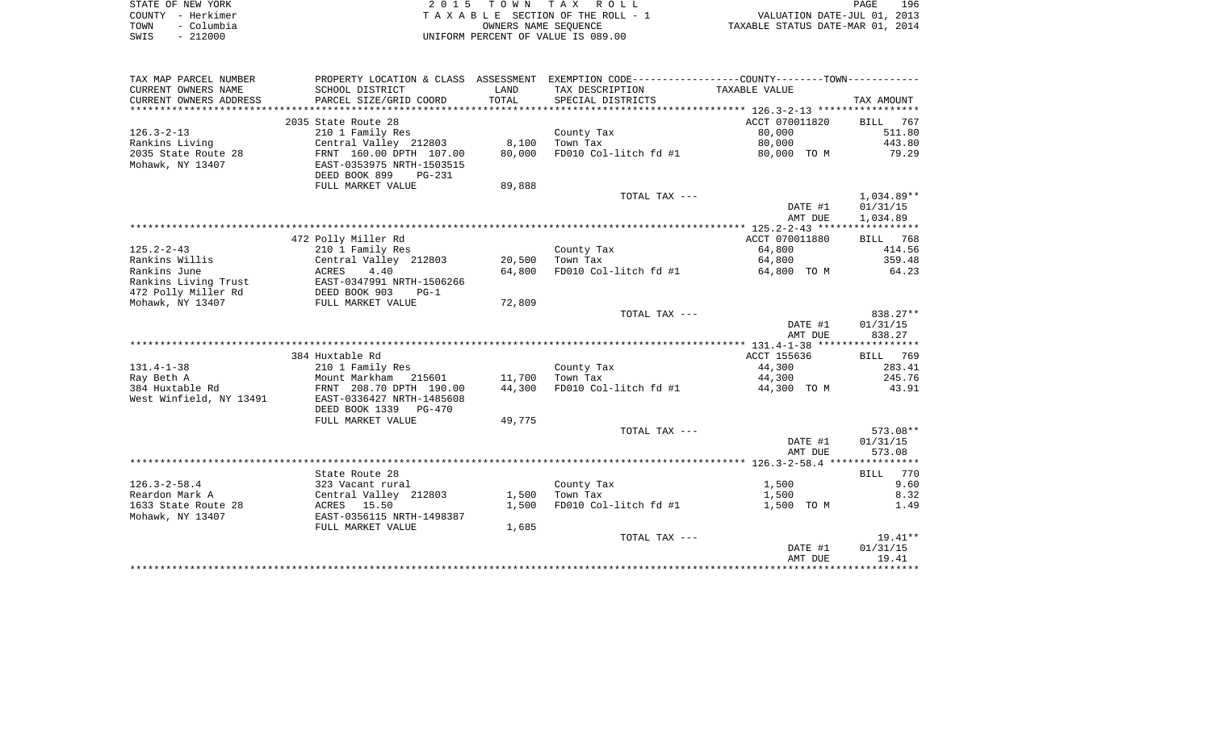STATE OF NEW YORK
COUNTY - Herkimer
TOWN - Columbia
SWIS - 212000

2 0 1 5 T O W N T A X R O L L
T A X A B L E SECTION OF THE ROLL - 1
OWNERS NAME SEQUENCE
UNIFORM PERCENT OF VALUE IS 089.00

VALUATION DATE-JUL 01, 2013
TAXABLE STATUS DATE-MAR 01, 2014

| TAX MAP PARCEL NUMBER / CURRENT OWNERS NAME / CURRENT OWNERS ADDRESS | PROPERTY LOCATION & CLASS / SCHOOL DISTRICT / PARCEL SIZE/GRID COORD | ASSESSMENT LAND / TOTAL | EXEMPTION CODE / TAX DESCRIPTION / SPECIAL DISTRICTS | TAXABLE VALUE | TAX AMOUNT |
|---|---|---|---|---|---|
| **126.3-2-13** | 2035 State Route 28 | | | ACCT 070011820 | BILL 767 |
| 126.3-2-13 | 210 1 Family Res | | County Tax | 80,000 | 511.80 |
| Rankins Living | Central Valley 212803 | 8,100 | Town Tax | 80,000 | 443.80 |
| 2035 State Route 28 | FRNT 160.00 DPTH 107.00 | 80,000 | FD010 Col-litch fd #1 | 80,000 TO M | 79.29 |
| Mohawk, NY 13407 | EAST-0353975 NRTH-1503515 | | | | |
| | DEED BOOK 899 PG-231 | | | | |
| | FULL MARKET VALUE | 89,888 | | | |
| | | | TOTAL TAX --- | | 1,034.89** |
| | | | | DATE #1 | 01/31/15 |
| | | | | AMT DUE | 1,034.89 |
| **125.2-2-43** | 472 Polly Miller Rd | | | ACCT 070011880 | BILL 768 |
| 125.2-2-43 | 210 1 Family Res | | County Tax | 64,800 | 414.56 |
| Rankins Willis | Central Valley 212803 | 20,500 | Town Tax | 64,800 | 359.48 |
| Rankins June | ACRES 4.40 | 64,800 | FD010 Col-litch fd #1 | 64,800 TO M | 64.23 |
| Rankins Living Trust | EAST-0347991 NRTH-1506266 | | | | |
| 472 Polly Miller Rd | DEED BOOK 903 PG-1 | | | | |
| Mohawk, NY 13407 | FULL MARKET VALUE | 72,809 | | | |
| | | | TOTAL TAX --- | | 838.27** |
| | | | | DATE #1 | 01/31/15 |
| | | | | AMT DUE | 838.27 |
| **131.4-1-38** | 384 Huxtable Rd | | | ACCT 155636 | BILL 769 |
| 131.4-1-38 | 210 1 Family Res | | County Tax | 44,300 | 283.41 |
| Ray Beth A | Mount Markham 215601 | 11,700 | Town Tax | 44,300 | 245.76 |
| 384 Huxtable Rd | FRNT 208.70 DPTH 190.00 | 44,300 | FD010 Col-litch fd #1 | 44,300 TO M | 43.91 |
| West Winfield, NY 13491 | EAST-0336427 NRTH-1485608 | | | | |
| | DEED BOOK 1339 PG-470 | | | | |
| | FULL MARKET VALUE | 49,775 | | | |
| | | | TOTAL TAX --- | | 573.08** |
| | | | | DATE #1 | 01/31/15 |
| | | | | AMT DUE | 573.08 |
| **126.3-2-58.4** | State Route 28 | | | | BILL 770 |
| 126.3-2-58.4 | 323 Vacant rural | | County Tax | 1,500 | 9.60 |
| Reardon Mark A | Central Valley 212803 | 1,500 | Town Tax | 1,500 | 8.32 |
| 1633 State Route 28 | ACRES 15.50 | 1,500 | FD010 Col-litch fd #1 | 1,500 TO M | 1.49 |
| Mohawk, NY 13407 | EAST-0356115 NRTH-1498387 | | | | |
| | FULL MARKET VALUE | 1,685 | | | |
| | | | TOTAL TAX --- | | 19.41** |
| | | | | DATE #1 | 01/31/15 |
| | | | | AMT DUE | 19.41 |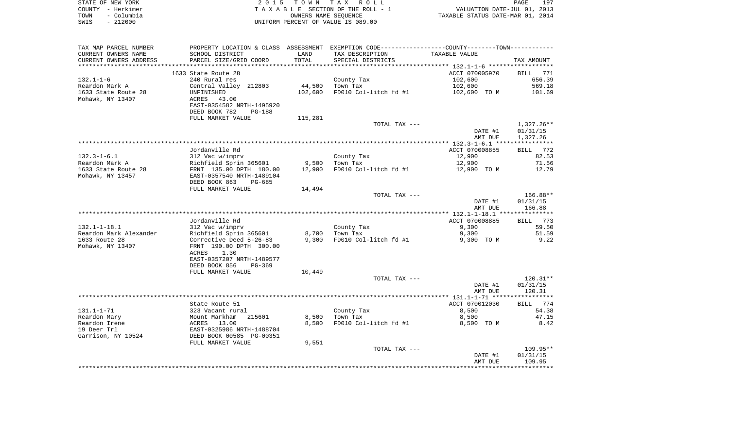STATE OF NEW YORK
COUNTY - Herkimer
TOWN - Columbia
SWIS - 212000

2 0 1 5 T O W N T A X R O L L
T A X A B L E SECTION OF THE ROLL - 1
OWNERS NAME SEQUENCE
UNIFORM PERCENT OF VALUE IS 089.00

VALUATION DATE-JUL 01, 2013
TAXABLE STATUS DATE-MAR 01, 2014

| TAX MAP PARCEL NUMBER<br>CURRENT OWNERS NAME<br>CURRENT OWNERS ADDRESS | PROPERTY LOCATION & CLASS<br>SCHOOL DISTRICT<br>PARCEL SIZE/GRID COORD | ASSESSMENT<br>LAND<br>TOTAL | EXEMPTION CODE-----COUNTY-----TOWN-----<br>TAX DESCRIPTION<br>SPECIAL DISTRICTS | TAXABLE VALUE | TAX AMOUNT |
|---|---|---|---|---|---|
| 132.1-1-6 | 1633 State Route 28 | | | ACCT 070005970 | BILL 771 |
| 132.1-1-6 | 240 Rural res | | County Tax | 102,600 | 656.39 |
| Reardon Mark A | Central Valley 212803 | 44,500 | Town Tax | 102,600 | 569.18 |
| 1633 State Route 28 | UNFINISHED | 102,600 | FD010 Col-litch fd #1 | 102,600 TO M | 101.69 |
| Mohawk, NY 13407 | ACRES 43.00 | | | | |
| | EAST-0354582 NRTH-1495920 | | | | |
| | DEED BOOK 782 PG-188 | | | | |
| | FULL MARKET VALUE | 115,281 | | | |
| | | | TOTAL TAX --- | | 1,327.26** |
| | | | | DATE #1 | 01/31/15 |
| | | | | AMT DUE | 1,327.26 |
| 132.3-1-6.1 | Jordanville Rd | | | ACCT 070008855 | BILL 772 |
| 132.3-1-6.1 | 312 Vac w/imprv | | County Tax | 12,900 | 82.53 |
| Reardon Mark A | Richfield Sprin 365601 | 9,500 | Town Tax | 12,900 | 71.56 |
| 1633 State Route 28 | FRNT 135.00 DPTH 180.00 | 12,900 | FD010 Col-litch fd #1 | 12,900 TO M | 12.79 |
| Mohawk, NY 13457 | EAST-0357540 NRTH-1489104 | | | | |
| | DEED BOOK 863 PG-685 | | | | |
| | FULL MARKET VALUE | 14,494 | | | |
| | | | TOTAL TAX --- | | 166.88** |
| | | | | DATE #1 | 01/31/15 |
| | | | | AMT DUE | 166.88 |
| 132.1-1-18.1 | Jordanville Rd | | | ACCT 070008885 | BILL 773 |
| 132.1-1-18.1 | 312 Vac w/imprv | | County Tax | 9,300 | 59.50 |
| Reardon Mark Alexander | Richfield Sprin 365601 | 8,700 | Town Tax | 9,300 | 51.59 |
| 1633 Route 28 | Corrective Deed 5-26-83 | 9,300 | FD010 Col-litch fd #1 | 9,300 TO M | 9.22 |
| Mohawk, NY 13407 | FRNT 190.00 DPTH 300.00 | | | | |
| | ACRES 1.30 | | | | |
| | EAST-0357207 NRTH-1489577 | | | | |
| | DEED BOOK 856 PG-369 | | | | |
| | FULL MARKET VALUE | 10,449 | | | |
| | | | TOTAL TAX --- | | 120.31** |
| | | | | DATE #1 | 01/31/15 |
| | | | | AMT DUE | 120.31 |
| 131.1-1-71 | State Route 51 | | | ACCT 070012030 | BILL 774 |
| 131.1-1-71 | 323 Vacant rural | | County Tax | 8,500 | 54.38 |
| Reardon Mary | Mount Markham 215601 | 8,500 | Town Tax | 8,500 | 47.15 |
| Reardon Irene | ACRES 13.00 | 8,500 | FD010 Col-litch fd #1 | 8,500 TO M | 8.42 |
| 19 Deer Trl | EAST-0325986 NRTH-1488704 | | | | |
| Garrison, NY 10524 | DEED BOOK 00585 PG-00351 | | | | |
| | FULL MARKET VALUE | 9,551 | | | |
| | | | TOTAL TAX --- | | 109.95** |
| | | | | DATE #1 | 01/31/15 |
| | | | | AMT DUE | 109.95 |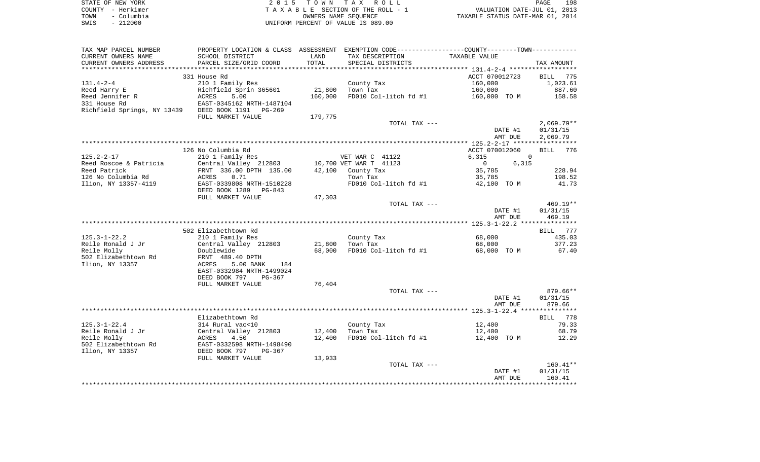STATE OF NEW YORK　　　　2 0 1 5　T O W N　T A X　R O L L
COUNTY - Herkimer　　　　T A X A B L E SECTION OF THE ROLL - 1　　　　VALUATION DATE-JUL 01, 2013
TOWN - Columbia　　　　OWNERS NAME SEQUENCE　　　　TAXABLE STATUS DATE-MAR 01, 2014
SWIS - 212000　　　　UNIFORM PERCENT OF VALUE IS 089.00

| TAX MAP PARCEL NUMBER / CURRENT OWNERS NAME / CURRENT OWNERS ADDRESS | PROPERTY LOCATION & CLASS / SCHOOL DISTRICT / PARCEL SIZE/GRID COORD | ASSESSMENT LAND / TOTAL | EXEMPTION CODE / TAX DESCRIPTION / SPECIAL DISTRICTS | COUNTY / TOWN TAXABLE VALUE | TAX AMOUNT |
|---|---|---|---|---|---|
| **131.4-2-4** | 331 House Rd | | | ACCT 070012723 | BILL 775 |
| 131.4-2-4 | 210 1 Family Res | | County Tax | 160,000 | 1,023.61 |
| Reed Harry E | Richfield Sprin 365601 | 21,800 | Town Tax | 160,000 | 887.60 |
| Reed Jennifer R | ACRES 5.00 | 160,000 | FD010 Col-litch fd #1 | 160,000 TO M | 158.58 |
| 331 House Rd | EAST-0345162 NRTH-1487104 | | | | |
| Richfield Springs, NY 13439 | DEED BOOK 1191 PG-269 | | | | |
| | FULL MARKET VALUE | 179,775 | | | |
| | | | TOTAL TAX --- | | 2,069.79** |
| | | | | DATE #1 | 01/31/15 |
| | | | | AMT DUE | 2,069.79 |
| **125.2-2-17** | 126 No Columbia Rd | | | ACCT 070012060 | BILL 776 |
| 125.2-2-17 | 210 1 Family Res | | VET WAR C 41122 | 6,315 / 0 | |
| Reed Roscoe & Patricia | Central Valley 212803 | 10,700 | VET WAR T 41123 | 0 / 6,315 | |
| Reed Patrick | FRNT 336.00 DPTH 135.00 | 42,100 | County Tax | 35,785 | 228.94 |
| 126 No Columbia Rd | ACRES 0.71 | | Town Tax | 35,785 | 198.52 |
| Ilion, NY 13357-4119 | EAST-0339808 NRTH-1510228 | | FD010 Col-litch fd #1 | 42,100 TO M | 41.73 |
| | DEED BOOK 1289 PG-843 | | | | |
| | FULL MARKET VALUE | 47,303 | | | |
| | | | TOTAL TAX --- | | 469.19** |
| | | | | DATE #1 | 01/31/15 |
| | | | | AMT DUE | 469.19 |
| **125.3-1-22.2** | 502 Elizabethtown Rd | | | | BILL 777 |
| 125.3-1-22.2 | 210 1 Family Res | | County Tax | 68,000 | 435.03 |
| Reile Ronald J Jr | Central Valley 212803 | 21,800 | Town Tax | 68,000 | 377.23 |
| Reile Molly | Doublewide | 68,000 | FD010 Col-litch fd #1 | 68,000 TO M | 67.40 |
| 502 Elizabethtown Rd | FRNT 489.40 DPTH | | | | |
| Ilion, NY 13357 | ACRES 5.00 BANK 184 | | | | |
| | EAST-0332984 NRTH-1499024 | | | | |
| | DEED BOOK 797 PG-367 | | | | |
| | FULL MARKET VALUE | 76,404 | | | |
| | | | TOTAL TAX --- | | 879.66** |
| | | | | DATE #1 | 01/31/15 |
| | | | | AMT DUE | 879.66 |
| **125.3-1-22.4** | Elizabethtown Rd | | | | BILL 778 |
| 125.3-1-22.4 | 314 Rural vac<10 | | County Tax | 12,400 | 79.33 |
| Reile Ronald J Jr | Central Valley 212803 | 12,400 | Town Tax | 12,400 | 68.79 |
| Reile Molly | ACRES 4.50 | 12,400 | FD010 Col-litch fd #1 | 12,400 TO M | 12.29 |
| 502 Elizabethtown Rd | EAST-0332598 NRTH-1498490 | | | | |
| Ilion, NY 13357 | DEED BOOK 797 PG-367 | | | | |
| | FULL MARKET VALUE | 13,933 | | | |
| | | | TOTAL TAX --- | | 160.41** |
| | | | | DATE #1 | 01/31/15 |
| | | | | AMT DUE | 160.41 |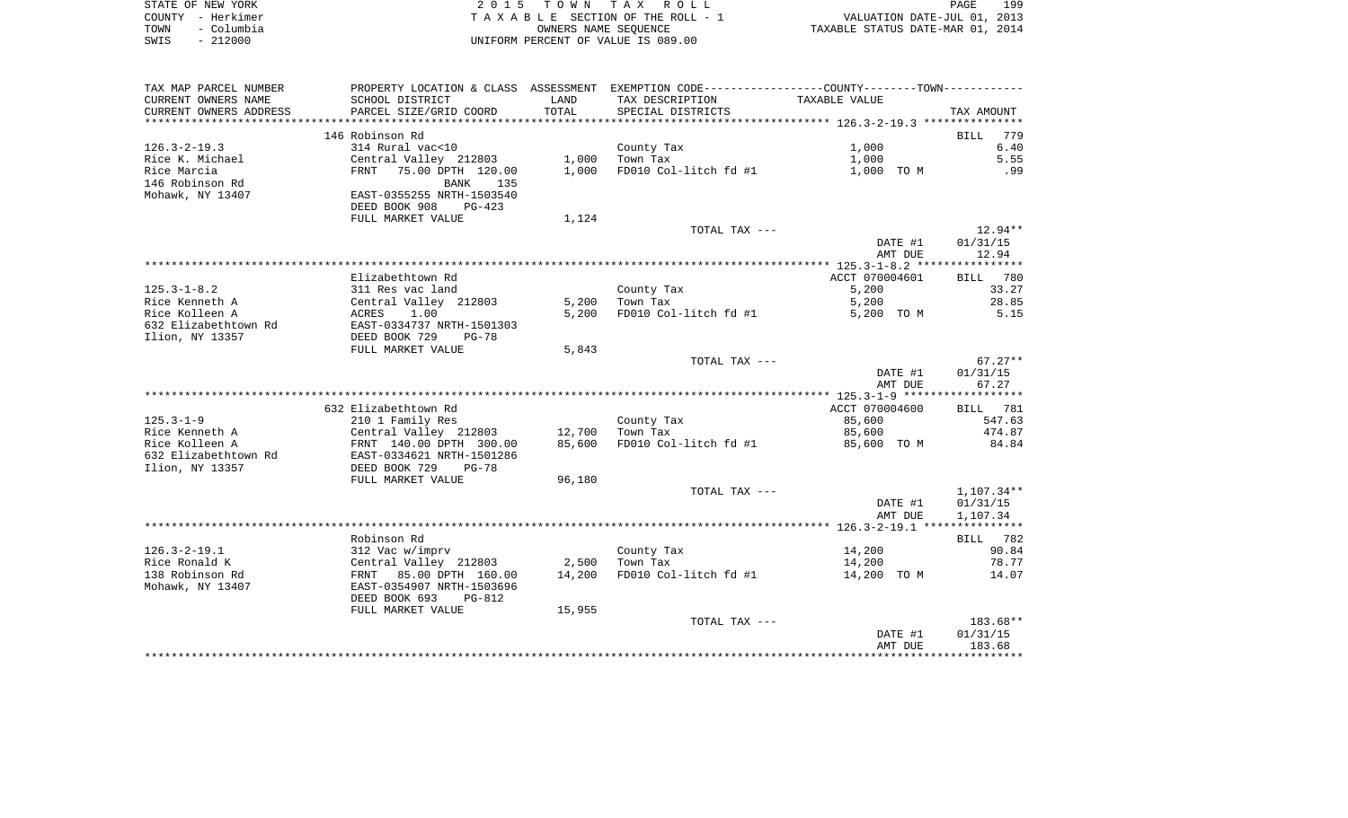STATE OF NEW YORK
COUNTY - Herkimer
TOWN - Columbia
SWIS - 212000

2015 TOWN TAX ROLL
TAXABLE SECTION OF THE ROLL - 1
OWNERS NAME SEQUENCE
UNIFORM PERCENT OF VALUE IS 089.00

VALUATION DATE-JUL 01, 2013
TAXABLE STATUS DATE-MAR 01, 2014

| TAX MAP PARCEL NUMBER / CURRENT OWNERS NAME / CURRENT OWNERS ADDRESS | PROPERTY LOCATION & CLASS / SCHOOL DISTRICT / PARCEL SIZE/GRID COORD | ASSESSMENT LAND / TOTAL | EXEMPTION CODE / TAX DESCRIPTION / SPECIAL DISTRICTS | TAXABLE VALUE | TAX AMOUNT |
|---|---|---|---|---|---|
| **126.3-2-19.3** | 146 Robinson Rd | | | | BILL 779 |
| 126.3-2-19.3 | 314 Rural vac<10 | | County Tax | 1,000 | 6.40 |
| Rice K. Michael | Central Valley 212803 | 1,000 | Town Tax | 1,000 | 5.55 |
| Rice Marcia | FRNT 75.00 DPTH 120.00 | 1,000 | FD010 Col-litch fd #1 | 1,000 TO M | .99 |
| 146 Robinson Rd | BANK 135 | | | | |
| Mohawk, NY 13407 | EAST-0355255 NRTH-1503540 | | | | |
| | DEED BOOK 908 PG-423 | | | | |
| | FULL MARKET VALUE | 1,124 | | | |
| | | | TOTAL TAX --- | | 12.94** |
| | | | | DATE #1 | 01/31/15 |
| | | | | AMT DUE | 12.94 |
| **125.3-1-8.2** | Elizabethtown Rd | | | ACCT 070004601 | BILL 780 |
| 125.3-1-8.2 | 311 Res vac land | | County Tax | 5,200 | 33.27 |
| Rice Kenneth A | Central Valley 212803 | 5,200 | Town Tax | 5,200 | 28.85 |
| Rice Kolleen A | ACRES 1.00 | 5,200 | FD010 Col-litch fd #1 | 5,200 TO M | 5.15 |
| 632 Elizabethtown Rd | EAST-0334737 NRTH-1501303 | | | | |
| Ilion, NY 13357 | DEED BOOK 729 PG-78 | | | | |
| | FULL MARKET VALUE | 5,843 | | | |
| | | | TOTAL TAX --- | | 67.27** |
| | | | | DATE #1 | 01/31/15 |
| | | | | AMT DUE | 67.27 |
| **125.3-1-9** | 632 Elizabethtown Rd | | | ACCT 070004600 | BILL 781 |
| 125.3-1-9 | 210 1 Family Res | | County Tax | 85,600 | 547.63 |
| Rice Kenneth A | Central Valley 212803 | 12,700 | Town Tax | 85,600 | 474.87 |
| Rice Kolleen A | FRNT 140.00 DPTH 300.00 | 85,600 | FD010 Col-litch fd #1 | 85,600 TO M | 84.84 |
| 632 Elizabethtown Rd | EAST-0334621 NRTH-1501286 | | | | |
| Ilion, NY 13357 | DEED BOOK 729 PG-78 | | | | |
| | FULL MARKET VALUE | 96,180 | | | |
| | | | TOTAL TAX --- | | 1,107.34** |
| | | | | DATE #1 | 01/31/15 |
| | | | | AMT DUE | 1,107.34 |
| **126.3-2-19.1** | Robinson Rd | | | | BILL 782 |
| 126.3-2-19.1 | 312 Vac w/imprv | | County Tax | 14,200 | 90.84 |
| Rice Ronald K | Central Valley 212803 | 2,500 | Town Tax | 14,200 | 78.77 |
| 138 Robinson Rd | FRNT 85.00 DPTH 160.00 | 14,200 | FD010 Col-litch fd #1 | 14,200 TO M | 14.07 |
| Mohawk, NY 13407 | EAST-0354907 NRTH-1503696 | | | | |
| | DEED BOOK 693 PG-812 | | | | |
| | FULL MARKET VALUE | 15,955 | | | |
| | | | TOTAL TAX --- | | 183.68** |
| | | | | DATE #1 | 01/31/15 |
| | | | | AMT DUE | 183.68 |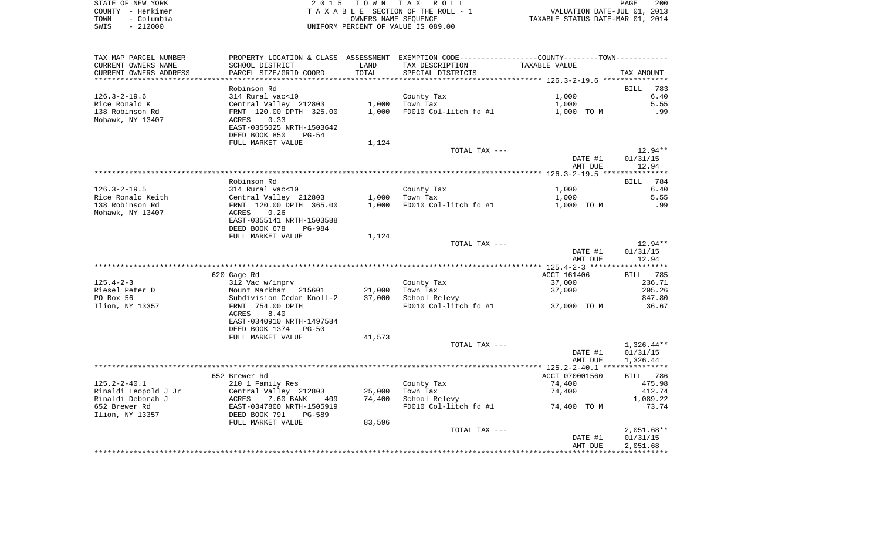STATE OF NEW YORK — 2 0 1 5 T O W N T A X R O L L — PAGE 200
COUNTY - Herkimer — T A X A B L E SECTION OF THE ROLL - 1 — VALUATION DATE-JUL 01, 2013
TOWN - Columbia — OWNERS NAME SEQUENCE — TAXABLE STATUS DATE-MAR 01, 2014
SWIS - 212000 — UNIFORM PERCENT OF VALUE IS 089.00

| TAX MAP PARCEL NUMBER / CURRENT OWNERS NAME / CURRENT OWNERS ADDRESS | PROPERTY LOCATION & CLASS / SCHOOL DISTRICT / PARCEL SIZE/GRID COORD | ASSESSMENT LAND / TOTAL | EXEMPTION CODE / TAX DESCRIPTION / SPECIAL DISTRICTS | COUNTY--------TOWN / TAXABLE VALUE | TAX AMOUNT |
|---|---|---|---|---|---|
| 126.3-2-19.6 | Robinson Rd | | | | BILL 783 |
| 126.3-2-19.6 | 314 Rural vac<10 | | County Tax | 1,000 | 6.40 |
| Rice Ronald K | Central Valley 212803 | 1,000 | Town Tax | 1,000 | 5.55 |
| 138 Robinson Rd | FRNT 120.00 DPTH 325.00 | 1,000 | FD010 Col-litch fd #1 | 1,000 TO M | .99 |
| Mohawk, NY 13407 | ACRES 0.33 | | | | |
| | EAST-0355025 NRTH-1503642 | | | | |
| | DEED BOOK 850 PG-54 | | | | |
| | FULL MARKET VALUE | 1,124 | | | |
| | | | TOTAL TAX --- | | 12.94** |
| | | | | DATE #1 | 01/31/15 |
| | | | | AMT DUE | 12.94 |
| 126.3-2-19.5 | Robinson Rd | | | | BILL 784 |
| 126.3-2-19.5 | 314 Rural vac<10 | | County Tax | 1,000 | 6.40 |
| Rice Ronald Keith | Central Valley 212803 | 1,000 | Town Tax | 1,000 | 5.55 |
| 138 Robinson Rd | FRNT 120.00 DPTH 365.00 | 1,000 | FD010 Col-litch fd #1 | 1,000 TO M | .99 |
| Mohawk, NY 13407 | ACRES 0.26 | | | | |
| | EAST-0355141 NRTH-1503588 | | | | |
| | DEED BOOK 678 PG-984 | | | | |
| | FULL MARKET VALUE | 1,124 | | | |
| | | | TOTAL TAX --- | | 12.94** |
| | | | | DATE #1 | 01/31/15 |
| | | | | AMT DUE | 12.94 |
| 125.4-2-3 | 620 Gage Rd | | | ACCT 161406 | BILL 785 |
| 125.4-2-3 | 312 Vac w/imprv | | County Tax | 37,000 | 236.71 |
| Riesel Peter D | Mount Markham 215601 | 21,000 | Town Tax | 37,000 | 205.26 |
| PO Box 56 | Subdivision Cedar Knoll-2 | 37,000 | School Relevy | | 847.80 |
| Ilion, NY 13357 | FRNT 754.00 DPTH | | FD010 Col-litch fd #1 | 37,000 TO M | 36.67 |
| | ACRES 8.40 | | | | |
| | EAST-0340910 NRTH-1497584 | | | | |
| | DEED BOOK 1374 PG-50 | | | | |
| | FULL MARKET VALUE | 41,573 | | | |
| | | | TOTAL TAX --- | | 1,326.44** |
| | | | | DATE #1 | 01/31/15 |
| | | | | AMT DUE | 1,326.44 |
| 125.2-2-40.1 | 652 Brewer Rd | | | ACCT 070001560 | BILL 786 |
| 125.2-2-40.1 | 210 1 Family Res | | County Tax | 74,400 | 475.98 |
| Rinaldi Leopold J Jr | Central Valley 212803 | 25,000 | Town Tax | 74,400 | 412.74 |
| Rinaldi Deborah J | ACRES 7.60 BANK 409 | 74,400 | School Relevy | | 1,089.22 |
| 652 Brewer Rd | EAST-0347800 NRTH-1505919 | | FD010 Col-litch fd #1 | 74,400 TO M | 73.74 |
| Ilion, NY 13357 | DEED BOOK 791 PG-589 | | | | |
| | FULL MARKET VALUE | 83,596 | | | |
| | | | TOTAL TAX --- | | 2,051.68** |
| | | | | DATE #1 | 01/31/15 |
| | | | | AMT DUE | 2,051.68 |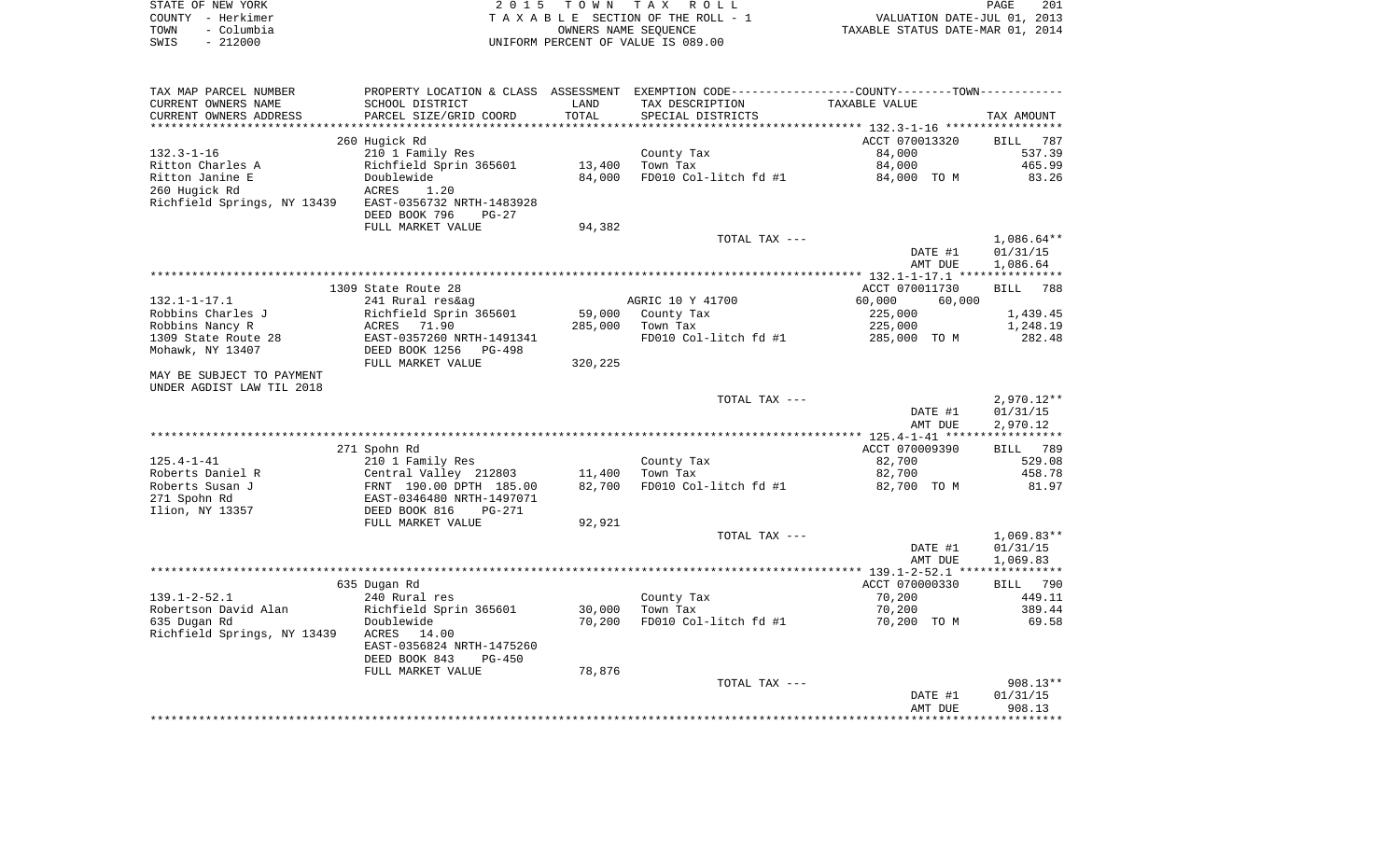STATE OF NEW YORK
COUNTY - Herkimer
TOWN - Columbia
SWIS - 212000

2 0 1 5 T O W N T A X R O L L
T A X A B L E SECTION OF THE ROLL - 1
OWNERS NAME SEQUENCE
UNIFORM PERCENT OF VALUE IS 089.00

VALUATION DATE-JUL 01, 2013
TAXABLE STATUS DATE-MAR 01, 2014

| TAX MAP PARCEL NUMBER / CURRENT OWNERS NAME / CURRENT OWNERS ADDRESS | PROPERTY LOCATION & CLASS / SCHOOL DISTRICT / PARCEL SIZE/GRID COORD | ASSESSMENT LAND / TOTAL | EXEMPTION CODE / TAX DESCRIPTION / SPECIAL DISTRICTS | COUNTY--------TOWN / TAXABLE VALUE | TAX AMOUNT |
|---|---|---|---|---|---|
| **132.3-1-16** | 260 Hugick Rd | | | ACCT 070013320 | BILL 787 |
| 132.3-1-16 | 210 1 Family Res | | County Tax | 84,000 | 537.39 |
| Ritton Charles A | Richfield Sprin 365601 | 13,400 | Town Tax | 84,000 | 465.99 |
| Ritton Janine E | Doublewide | 84,000 | FD010 Col-litch fd #1 | 84,000 TO M | 83.26 |
| 260 Hugick Rd | ACRES 1.20 | | | | |
| Richfield Springs, NY 13439 | EAST-0356732 NRTH-1483928 | | | | |
| | DEED BOOK 796 PG-27 | | | | |
| | FULL MARKET VALUE | 94,382 | | | |
| | | | TOTAL TAX --- | | 1,086.64** |
| | | | | DATE #1 | 01/31/15 |
| | | | | AMT DUE | 1,086.64 |
| **132.1-1-17.1** | 1309 State Route 28 | | | ACCT 070011730 | BILL 788 |
| 132.1-1-17.1 | 241 Rural res&ag | | AGRIC 10 Y 41700 | 60,000 60,000 | |
| Robbins Charles J | Richfield Sprin 365601 | 59,000 | County Tax | 225,000 | 1,439.45 |
| Robbins Nancy R | ACRES 71.90 | 285,000 | Town Tax | 225,000 | 1,248.19 |
| 1309 State Route 28 | EAST-0357260 NRTH-1491341 | | FD010 Col-litch fd #1 | 285,000 TO M | 282.48 |
| Mohawk, NY 13407 | DEED BOOK 1256 PG-498 | | | | |
| | FULL MARKET VALUE | 320,225 | | | |
| MAY BE SUBJECT TO PAYMENT | | | | | |
| UNDER AGDIST LAW TIL 2018 | | | | | |
| | | | TOTAL TAX --- | | 2,970.12** |
| | | | | DATE #1 | 01/31/15 |
| | | | | AMT DUE | 2,970.12 |
| **125.4-1-41** | 271 Spohn Rd | | | ACCT 070009390 | BILL 789 |
| 125.4-1-41 | 210 1 Family Res | | County Tax | 82,700 | 529.08 |
| Roberts Daniel R | Central Valley 212803 | 11,400 | Town Tax | 82,700 | 458.78 |
| Roberts Susan J | FRNT 190.00 DPTH 185.00 | 82,700 | FD010 Col-litch fd #1 | 82,700 TO M | 81.97 |
| 271 Spohn Rd | EAST-0346480 NRTH-1497071 | | | | |
| Ilion, NY 13357 | DEED BOOK 816 PG-271 | | | | |
| | FULL MARKET VALUE | 92,921 | | | |
| | | | TOTAL TAX --- | | 1,069.83** |
| | | | | DATE #1 | 01/31/15 |
| | | | | AMT DUE | 1,069.83 |
| **139.1-2-52.1** | 635 Dugan Rd | | | ACCT 070000330 | BILL 790 |
| 139.1-2-52.1 | 240 Rural res | | County Tax | 70,200 | 449.11 |
| Robertson David Alan | Richfield Sprin 365601 | 30,000 | Town Tax | 70,200 | 389.44 |
| 635 Dugan Rd | Doublewide | 70,200 | FD010 Col-litch fd #1 | 70,200 TO M | 69.58 |
| Richfield Springs, NY 13439 | ACRES 14.00 | | | | |
| | EAST-0356824 NRTH-1475260 | | | | |
| | DEED BOOK 843 PG-450 | | | | |
| | FULL MARKET VALUE | 78,876 | | | |
| | | | TOTAL TAX --- | | 908.13** |
| | | | | DATE #1 | 01/31/15 |
| | | | | AMT DUE | 908.13 |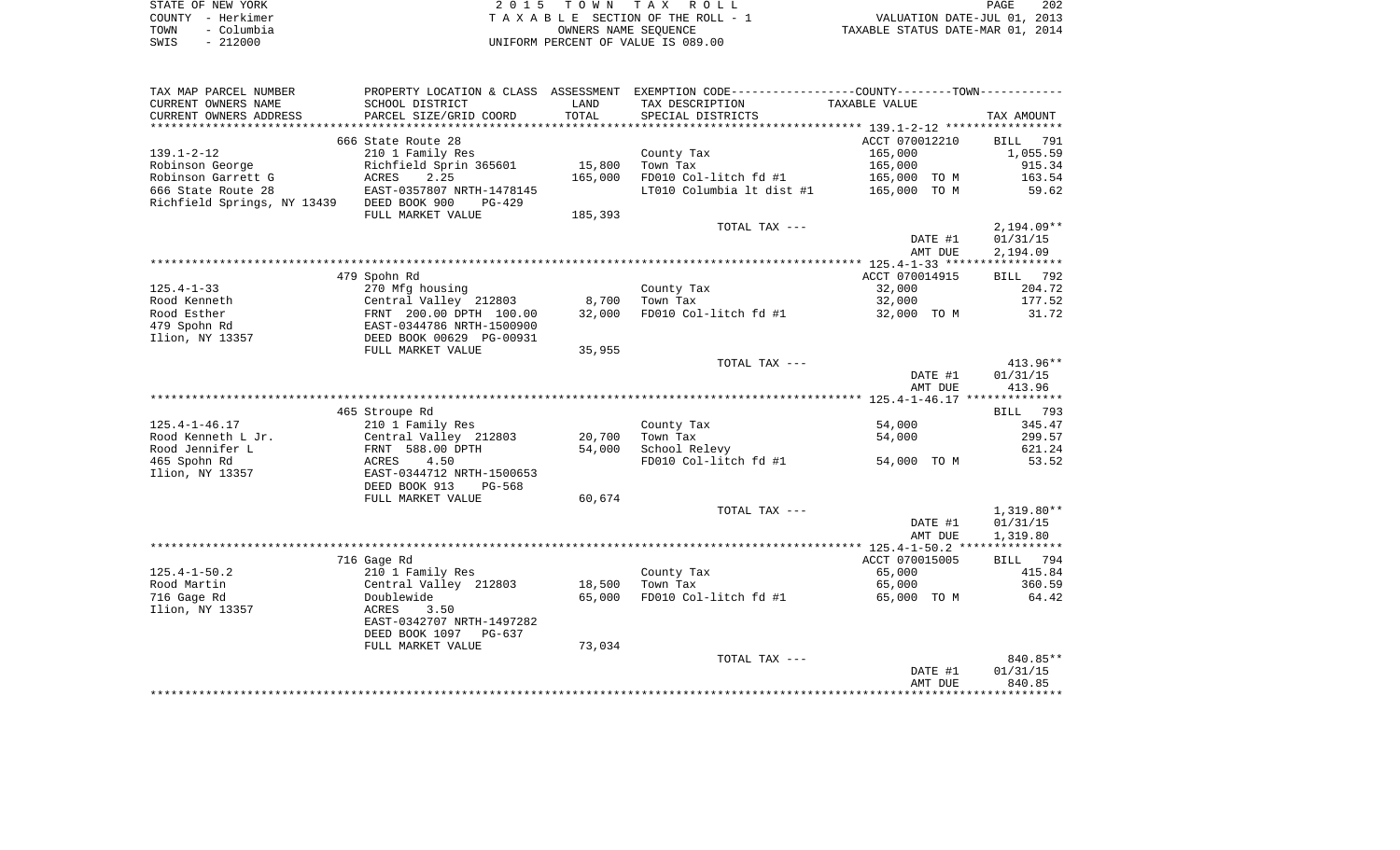STATE OF NEW YORK | COUNTY - Herkimer | TOWN - Columbia | SWIS - 212000

2 0 1 5 T O W N T A X R O L L
T A X A B L E SECTION OF THE ROLL - 1
OWNERS NAME SEQUENCE
UNIFORM PERCENT OF VALUE IS 089.00

VALUATION DATE-JUL 01, 2013
TAXABLE STATUS DATE-MAR 01, 2014

| TAX MAP PARCEL NUMBER / CURRENT OWNERS NAME / CURRENT OWNERS ADDRESS | PROPERTY LOCATION & CLASS / SCHOOL DISTRICT / PARCEL SIZE/GRID COORD | ASSESSMENT LAND / TOTAL | EXEMPTION CODE / TAX DESCRIPTION / SPECIAL DISTRICTS | TAXABLE VALUE | TAX AMOUNT |
|---|---|---|---|---|---|
| | 666 State Route 28 | | | ACCT 070012210 | BILL 791 |
| 139.1-2-12 | 210 1 Family Res | | County Tax | 165,000 | 1,055.59 |
| Robinson George | Richfield Sprin 365601 | 15,800 | Town Tax | 165,000 | 915.34 |
| Robinson Garrett G | ACRES 2.25 | 165,000 | FD010 Col-litch fd #1 | 165,000 TO M | 163.54 |
| 666 State Route 28 | EAST-0357807 NRTH-1478145 | | LT010 Columbia lt dist #1 | 165,000 TO M | 59.62 |
| Richfield Springs, NY 13439 | DEED BOOK 900 PG-429 | | | | |
| | FULL MARKET VALUE | 185,393 | | | |
| | | | TOTAL TAX --- | | 2,194.09** |
| | | | | DATE #1 | 01/31/15 |
| | | | | AMT DUE | 2,194.09 |
| | 479 Spohn Rd | | | ACCT 070014915 | BILL 792 |
| 125.4-1-33 | 270 Mfg housing | | County Tax | 32,000 | 204.72 |
| Rood Kenneth | Central Valley 212803 | 8,700 | Town Tax | 32,000 | 177.52 |
| Rood Esther | FRNT 200.00 DPTH 100.00 | 32,000 | FD010 Col-litch fd #1 | 32,000 TO M | 31.72 |
| 479 Spohn Rd | EAST-0344786 NRTH-1500900 | | | | |
| Ilion, NY 13357 | DEED BOOK 00629 PG-00931 | | | | |
| | FULL MARKET VALUE | 35,955 | | | |
| | | | TOTAL TAX --- | | 413.96** |
| | | | | DATE #1 | 01/31/15 |
| | | | | AMT DUE | 413.96 |
| | 465 Stroupe Rd | | | | BILL 793 |
| 125.4-1-46.17 | 210 1 Family Res | | County Tax | 54,000 | 345.47 |
| Rood Kenneth L Jr. | Central Valley 212803 | 20,700 | Town Tax | 54,000 | 299.57 |
| Rood Jennifer L | FRNT 588.00 DPTH | 54,000 | School Relevy | | 621.24 |
| 465 Spohn Rd | ACRES 4.50 | | FD010 Col-litch fd #1 | 54,000 TO M | 53.52 |
| Ilion, NY 13357 | EAST-0344712 NRTH-1500653 | | | | |
| | DEED BOOK 913 PG-568 | | | | |
| | FULL MARKET VALUE | 60,674 | | | |
| | | | TOTAL TAX --- | | 1,319.80** |
| | | | | DATE #1 | 01/31/15 |
| | | | | AMT DUE | 1,319.80 |
| | 716 Gage Rd | | | ACCT 070015005 | BILL 794 |
| 125.4-1-50.2 | 210 1 Family Res | | County Tax | 65,000 | 415.84 |
| Rood Martin | Central Valley 212803 | 18,500 | Town Tax | 65,000 | 360.59 |
| 716 Gage Rd | Doublewide | 65,000 | FD010 Col-litch fd #1 | 65,000 TO M | 64.42 |
| Ilion, NY 13357 | ACRES 3.50 | | | | |
| | EAST-0342707 NRTH-1497282 | | | | |
| | DEED BOOK 1097 PG-637 | | | | |
| | FULL MARKET VALUE | 73,034 | | | |
| | | | TOTAL TAX --- | | 840.85** |
| | | | | DATE #1 | 01/31/15 |
| | | | | AMT DUE | 840.85 |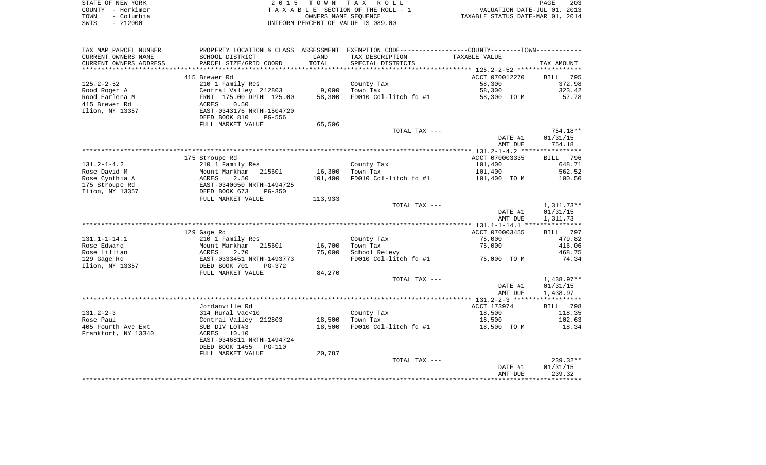STATE OF NEW YORK — 2015 TOWN TAX ROLL
COUNTY - Herkimer — TAXABLE SECTION OF THE ROLL - 1 — VALUATION DATE-JUL 01, 2013
TOWN - Columbia — OWNERS NAME SEQUENCE — TAXABLE STATUS DATE-MAR 01, 2014
SWIS - 212000 — UNIFORM PERCENT OF VALUE IS 089.00

| TAX MAP PARCEL NUMBER / CURRENT OWNERS NAME / CURRENT OWNERS ADDRESS | PROPERTY LOCATION & CLASS / SCHOOL DISTRICT / PARCEL SIZE/GRID COORD | ASSESSMENT LAND | TOTAL | EXEMPTION CODE / TAX DESCRIPTION / SPECIAL DISTRICTS | TAXABLE VALUE | TAX AMOUNT |
|---|---|---|---|---|---|---|
| | 415 Brewer Rd | | | | ACCT 070012270 | BILL 795 |
| 125.2-2-52 | 210 1 Family Res | | | County Tax | 58,300 | 372.98 |
| Rood Roger A | Central Valley 212803 | 9,000 | | Town Tax | 58,300 | 323.42 |
| Rood Earlena M | FRNT 175.00 DPTH 125.00 | | 58,300 | FD010 Col-litch fd #1 | 58,300 TO M | 57.78 |
| 415 Brewer Rd | ACRES 0.50 | | | | | |
| Ilion, NY 13357 | EAST-0343176 NRTH-1504720 | | | | | |
| | DEED BOOK 810 PG-556 | | | | | |
| | FULL MARKET VALUE | 65,506 | | | | |
| | | | | TOTAL TAX --- | | 754.18** |
| | | | | | DATE #1 | 01/31/15 |
| | | | | | AMT DUE | 754.18 |
| | 175 Stroupe Rd | | | | ACCT 070003335 | BILL 796 |
| 131.2-1-4.2 | 210 1 Family Res | | | County Tax | 101,400 | 648.71 |
| Rose David M | Mount Markham 215601 | 16,300 | | Town Tax | 101,400 | 562.52 |
| Rose Cynthia A | ACRES 2.50 | | 101,400 | FD010 Col-litch fd #1 | 101,400 TO M | 100.50 |
| 175 Stroupe Rd | EAST-0340050 NRTH-1494725 | | | | | |
| Ilion, NY 13357 | DEED BOOK 673 PG-350 | | | | | |
| | FULL MARKET VALUE | 113,933 | | | | |
| | | | | TOTAL TAX --- | | 1,311.73** |
| | | | | | DATE #1 | 01/31/15 |
| | | | | | AMT DUE | 1,311.73 |
| | 129 Gage Rd | | | | ACCT 070003455 | BILL 797 |
| 131.1-1-14.1 | 210 1 Family Res | | | County Tax | 75,000 | 479.82 |
| Rose Edward | Mount Markham 215601 | 16,700 | | Town Tax | 75,000 | 416.06 |
| Rose Lillian | ACRES 2.70 | | 75,000 | School Relevy | | 468.75 |
| 129 Gage Rd | EAST-0333451 NRTH-1493773 | | | FD010 Col-litch fd #1 | 75,000 TO M | 74.34 |
| Ilion, NY 13357 | DEED BOOK 701 PG-372 | | | | | |
| | FULL MARKET VALUE | 84,270 | | | | |
| | | | | TOTAL TAX --- | | 1,438.97** |
| | | | | | DATE #1 | 01/31/15 |
| | | | | | AMT DUE | 1,438.97 |
| | Jordanville Rd | | | | ACCT 173974 | BILL 798 |
| 131.2-2-3 | 314 Rural vac<10 | | | County Tax | 18,500 | 118.35 |
| Rose Paul | Central Valley 212803 | 18,500 | | Town Tax | 18,500 | 102.63 |
| 405 Fourth Ave Ext | SUB DIV LOT#3 | | 18,500 | FD010 Col-litch fd #1 | 18,500 TO M | 18.34 |
| Frankfort, NY 13340 | ACRES 10.10 | | | | | |
| | EAST-0346811 NRTH-1494724 | | | | | |
| | DEED BOOK 1455 PG-110 | | | | | |
| | FULL MARKET VALUE | 20,787 | | | | |
| | | | | TOTAL TAX --- | | 239.32** |
| | | | | | DATE #1 | 01/31/15 |
| | | | | | AMT DUE | 239.32 |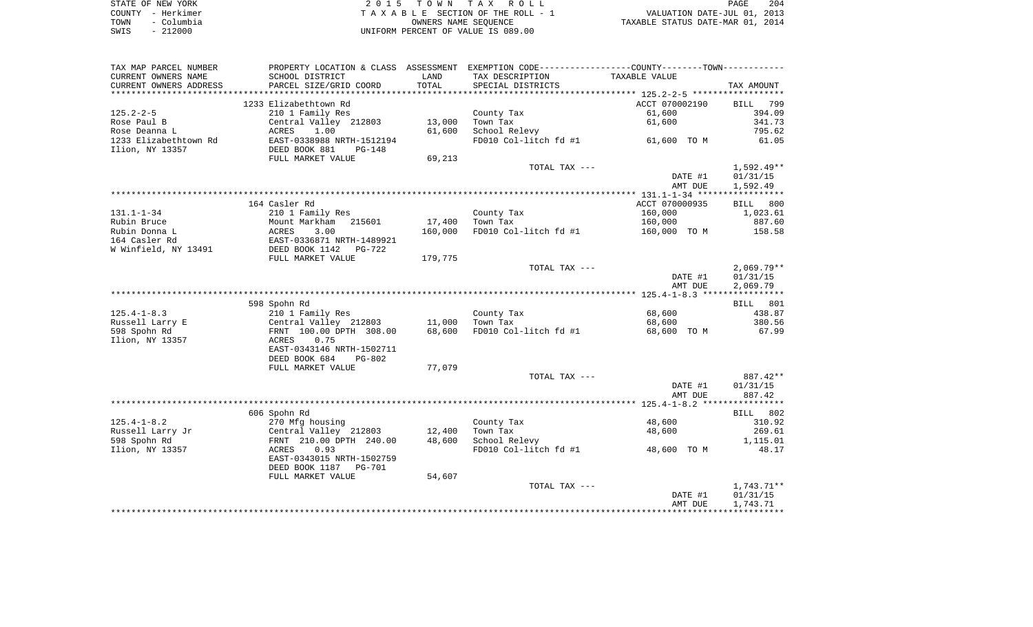STATE OF NEW YORK
COUNTY - Herkimer
TOWN - Columbia
SWIS - 212000

2 0 1 5 T O W N T A X R O L L
T A X A B L E SECTION OF THE ROLL - 1
OWNERS NAME SEQUENCE
UNIFORM PERCENT OF VALUE IS 089.00

VALUATION DATE-JUL 01, 2013
TAXABLE STATUS DATE-MAR 01, 2014

| TAX MAP PARCEL NUMBER / CURRENT OWNERS NAME / CURRENT OWNERS ADDRESS | PROPERTY LOCATION & CLASS / SCHOOL DISTRICT / PARCEL SIZE/GRID COORD | ASSESSMENT LAND / TOTAL | EXEMPTION CODE / TAX DESCRIPTION / SPECIAL DISTRICTS | TAXABLE VALUE | TAX AMOUNT |
|---|---|---|---|---|---|
| 125.2-2-5 | 1233 Elizabethtown Rd | | | ACCT 070002190 | BILL 799 |
| Rose Paul B | 210 1 Family Res | | County Tax | 61,600 | 394.09 |
| Rose Deanna L | Central Valley 212803 | 13,000 | Town Tax | 61,600 | 341.73 |
| 1233 Elizabethtown Rd | ACRES 1.00 | 61,600 | School Relevy | | 795.62 |
| Ilion, NY 13357 | EAST-0338988 NRTH-1512194 | | FD010 Col-litch fd #1 | 61,600 TO M | 61.05 |
| | DEED BOOK 881 PG-148 | | | | |
| | FULL MARKET VALUE | 69,213 | | | |
| | | | TOTAL TAX --- | | 1,592.49** |
| | | | | DATE #1 | 01/31/15 |
| | | | | AMT DUE | 1,592.49 |
| 131.1-1-34 | 164 Casler Rd | | | ACCT 070000935 | BILL 800 |
| Rubin Bruce | 210 1 Family Res | | County Tax | 160,000 | 1,023.61 |
| Rubin Donna L | Mount Markham 215601 | 17,400 | Town Tax | 160,000 | 887.60 |
| 164 Casler Rd | ACRES 3.00 | 160,000 | FD010 Col-litch fd #1 | 160,000 TO M | 158.58 |
| W Winfield, NY 13491 | EAST-0336871 NRTH-1489921 | | | | |
| | DEED BOOK 1142 PG-722 | | | | |
| | FULL MARKET VALUE | 179,775 | | | |
| | | | TOTAL TAX --- | | 2,069.79** |
| | | | | DATE #1 | 01/31/15 |
| | | | | AMT DUE | 2,069.79 |
| 125.4-1-8.3 | 598 Spohn Rd | | | | BILL 801 |
| Russell Larry E | 210 1 Family Res | | County Tax | 68,600 | 438.87 |
| 598 Spohn Rd | Central Valley 212803 | 11,000 | Town Tax | 68,600 | 380.56 |
| Ilion, NY 13357 | FRNT 100.00 DPTH 308.00 | 68,600 | FD010 Col-litch fd #1 | 68,600 TO M | 67.99 |
| | ACRES 0.75 | | | | |
| | EAST-0343146 NRTH-1502711 | | | | |
| | DEED BOOK 684 PG-802 | | | | |
| | FULL MARKET VALUE | 77,079 | | | |
| | | | TOTAL TAX --- | | 887.42** |
| | | | | DATE #1 | 01/31/15 |
| | | | | AMT DUE | 887.42 |
| 125.4-1-8.2 | 606 Spohn Rd | | | | BILL 802 |
| Russell Larry Jr | 270 Mfg housing | | County Tax | 48,600 | 310.92 |
| 598 Spohn Rd | Central Valley 212803 | 12,400 | Town Tax | 48,600 | 269.61 |
| Ilion, NY 13357 | FRNT 210.00 DPTH 240.00 | 48,600 | School Relevy | | 1,115.01 |
| | ACRES 0.93 | | FD010 Col-litch fd #1 | 48,600 TO M | 48.17 |
| | EAST-0343015 NRTH-1502759 | | | | |
| | DEED BOOK 1187 PG-701 | | | | |
| | FULL MARKET VALUE | 54,607 | | | |
| | | | TOTAL TAX --- | | 1,743.71** |
| | | | | DATE #1 | 01/31/15 |
| | | | | AMT DUE | 1,743.71 |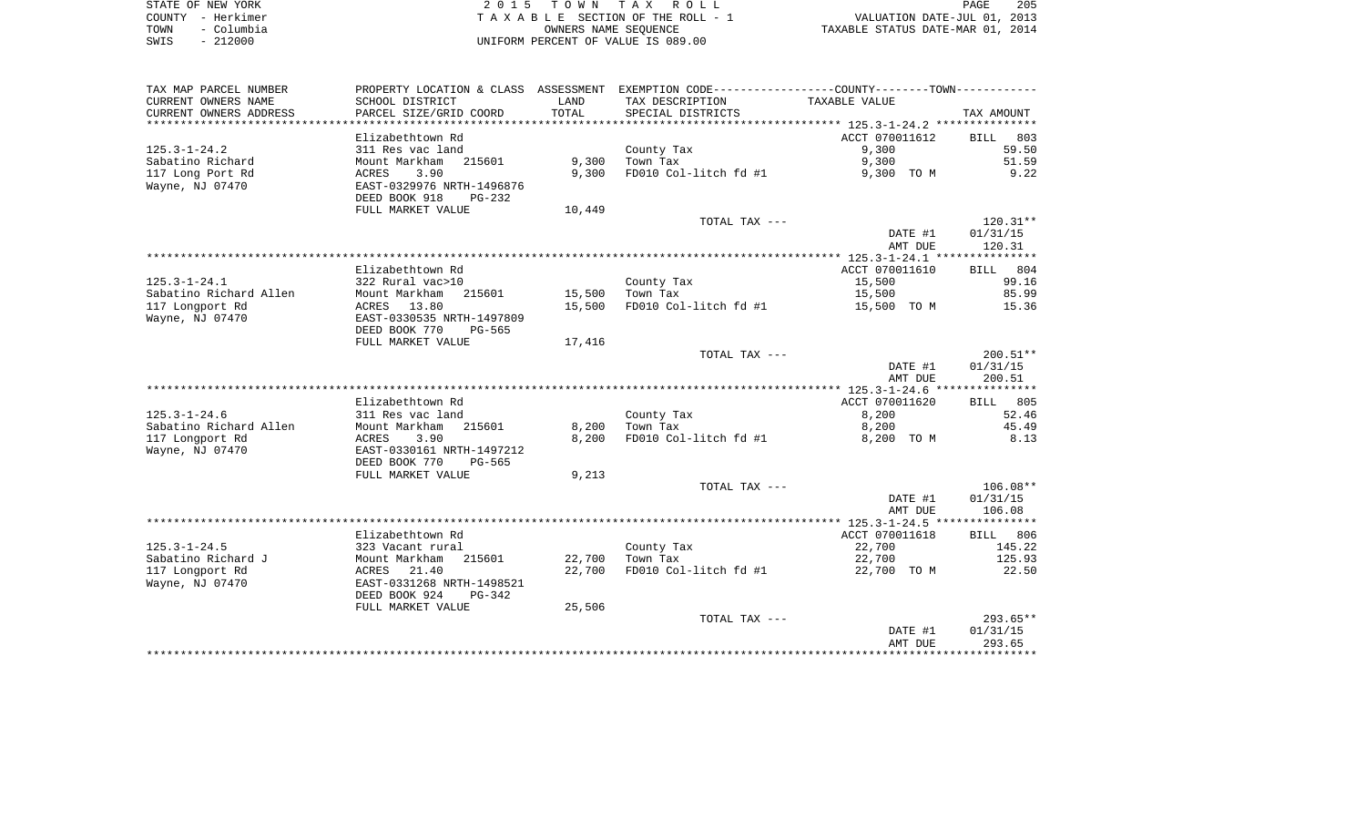STATE OF NEW YORK | 2 0 1 5 T O W N T A X R O L L | PAGE 205
COUNTY - Herkimer | T A X A B L E SECTION OF THE ROLL - 1 | VALUATION DATE-JUL 01, 2013
TOWN - Columbia | OWNERS NAME SEQUENCE | TAXABLE STATUS DATE-MAR 01, 2014
SWIS - 212000 | UNIFORM PERCENT OF VALUE IS 089.00

| TAX MAP PARCEL NUMBER / CURRENT OWNERS NAME / CURRENT OWNERS ADDRESS | PROPERTY LOCATION & CLASS / SCHOOL DISTRICT / PARCEL SIZE/GRID COORD | ASSESSMENT LAND / TOTAL | EXEMPTION CODE / TAX DESCRIPTION / SPECIAL DISTRICTS | TAXABLE VALUE | TAX AMOUNT |
|---|---|---|---|---|---|
| | Elizabethtown Rd | | | ACCT 070011612 | BILL 803 |
| 125.3-1-24.2 | 311 Res vac land | | County Tax | 9,300 | 59.50 |
| Sabatino Richard | Mount Markham 215601 | 9,300 | Town Tax | 9,300 | 51.59 |
| 117 Long Port Rd | ACRES 3.90 | 9,300 | FD010 Col-litch fd #1 | 9,300 TO M | 9.22 |
| Wayne, NJ 07470 | EAST-0329976 NRTH-1496876 | | | | |
| | DEED BOOK 918 PG-232 | | | | |
| | FULL MARKET VALUE | 10,449 | | | |
| | | | TOTAL TAX --- | | 120.31** |
| | | | | DATE #1 | 01/31/15 |
| | | | | AMT DUE | 120.31 |
| | Elizabethtown Rd | | | ACCT 070011610 | BILL 804 |
| 125.3-1-24.1 | 322 Rural vac>10 | | County Tax | 15,500 | 99.16 |
| Sabatino Richard Allen | Mount Markham 215601 | 15,500 | Town Tax | 15,500 | 85.99 |
| 117 Longport Rd | ACRES 13.80 | 15,500 | FD010 Col-litch fd #1 | 15,500 TO M | 15.36 |
| Wayne, NJ 07470 | EAST-0330535 NRTH-1497809 | | | | |
| | DEED BOOK 770 PG-565 | | | | |
| | FULL MARKET VALUE | 17,416 | | | |
| | | | TOTAL TAX --- | | 200.51** |
| | | | | DATE #1 | 01/31/15 |
| | | | | AMT DUE | 200.51 |
| | Elizabethtown Rd | | | ACCT 070011620 | BILL 805 |
| 125.3-1-24.6 | 311 Res vac land | | County Tax | 8,200 | 52.46 |
| Sabatino Richard Allen | Mount Markham 215601 | 8,200 | Town Tax | 8,200 | 45.49 |
| 117 Longport Rd | ACRES 3.90 | 8,200 | FD010 Col-litch fd #1 | 8,200 TO M | 8.13 |
| Wayne, NJ 07470 | EAST-0330161 NRTH-1497212 | | | | |
| | DEED BOOK 770 PG-565 | | | | |
| | FULL MARKET VALUE | 9,213 | | | |
| | | | TOTAL TAX --- | | 106.08** |
| | | | | DATE #1 | 01/31/15 |
| | | | | AMT DUE | 106.08 |
| | Elizabethtown Rd | | | ACCT 070011618 | BILL 806 |
| 125.3-1-24.5 | 323 Vacant rural | | County Tax | 22,700 | 145.22 |
| Sabatino Richard J | Mount Markham 215601 | 22,700 | Town Tax | 22,700 | 125.93 |
| 117 Longport Rd | ACRES 21.40 | 22,700 | FD010 Col-litch fd #1 | 22,700 TO M | 22.50 |
| Wayne, NJ 07470 | EAST-0331268 NRTH-1498521 | | | | |
| | DEED BOOK 924 PG-342 | | | | |
| | FULL MARKET VALUE | 25,506 | | | |
| | | | TOTAL TAX --- | | 293.65** |
| | | | | DATE #1 | 01/31/15 |
| | | | | AMT DUE | 293.65 |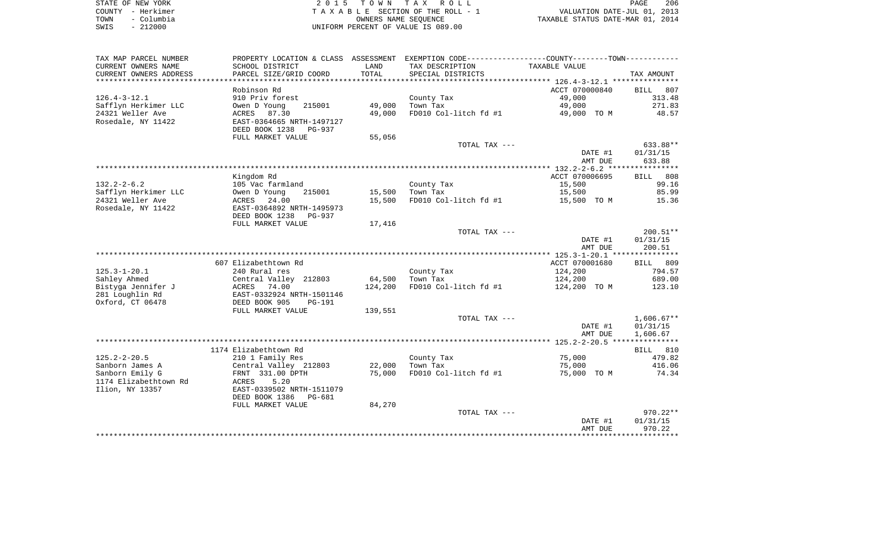STATE OF NEW YORK
COUNTY - Herkimer
TOWN - Columbia
SWIS - 212000

2 0 1 5 T O W N T A X R O L L
T A X A B L E SECTION OF THE ROLL - 1
OWNERS NAME SEQUENCE
UNIFORM PERCENT OF VALUE IS 089.00

VALUATION DATE-JUL 01, 2013
TAXABLE STATUS DATE-MAR 01, 2014

| TAX MAP PARCEL NUMBER / CURRENT OWNERS NAME / CURRENT OWNERS ADDRESS | PROPERTY LOCATION & CLASS / SCHOOL DISTRICT / PARCEL SIZE/GRID COORD | ASSESSMENT LAND / TOTAL | EXEMPTION CODE / TAX DESCRIPTION / SPECIAL DISTRICTS | TAXABLE VALUE | TAX AMOUNT |
|---|---|---|---|---|---|
| **126.4-3-12.1** | Robinson Rd | | | ACCT 070000840 | BILL 807 |
| 126.4-3-12.1 | 910 Priv forest | | County Tax | 49,000 | 313.48 |
| Safflyn Herkimer LLC | Owen D Young 215001 | 49,000 | Town Tax | 49,000 | 271.83 |
| 24321 Weller Ave | ACRES 87.30 | 49,000 | FD010 Col-litch fd #1 | 49,000 TO M | 48.57 |
| Rosedale, NY 11422 | EAST-0364665 NRTH-1497127 | | | | |
| | DEED BOOK 1238 PG-937 | | | | |
| | FULL MARKET VALUE | 55,056 | | | |
| | | | TOTAL TAX --- | | 633.88** |
| | | | | DATE #1 | 01/31/15 |
| | | | | AMT DUE | 633.88 |
| **132.2-2-6.2** | Kingdom Rd | | | ACCT 070006695 | BILL 808 |
| 132.2-2-6.2 | 105 Vac farmland | | County Tax | 15,500 | 99.16 |
| Safflyn Herkimer LLC | Owen D Young 215001 | 15,500 | Town Tax | 15,500 | 85.99 |
| 24321 Weller Ave | ACRES 24.00 | 15,500 | FD010 Col-litch fd #1 | 15,500 TO M | 15.36 |
| Rosedale, NY 11422 | EAST-0364892 NRTH-1495973 | | | | |
| | DEED BOOK 1238 PG-937 | | | | |
| | FULL MARKET VALUE | 17,416 | | | |
| | | | TOTAL TAX --- | | 200.51** |
| | | | | DATE #1 | 01/31/15 |
| | | | | AMT DUE | 200.51 |
| **125.3-1-20.1** | 607 Elizabethtown Rd | | | ACCT 070001680 | BILL 809 |
| 125.3-1-20.1 | 240 Rural res | | County Tax | 124,200 | 794.57 |
| Sahley Ahmed | Central Valley 212803 | 64,500 | Town Tax | 124,200 | 689.00 |
| Bistyga Jennifer J | ACRES 74.00 | 124,200 | FD010 Col-litch fd #1 | 124,200 TO M | 123.10 |
| 281 Loughlin Rd | EAST-0332924 NRTH-1501146 | | | | |
| Oxford, CT 06478 | DEED BOOK 905 PG-191 | | | | |
| | FULL MARKET VALUE | 139,551 | | | |
| | | | TOTAL TAX --- | | 1,606.67** |
| | | | | DATE #1 | 01/31/15 |
| | | | | AMT DUE | 1,606.67 |
| **125.2-2-20.5** | 1174 Elizabethtown Rd | | | | BILL 810 |
| 125.2-2-20.5 | 210 1 Family Res | | County Tax | 75,000 | 479.82 |
| Sanborn James A | Central Valley 212803 | 22,000 | Town Tax | 75,000 | 416.06 |
| Sanborn Emily G | FRNT 331.00 DPTH | 75,000 | FD010 Col-litch fd #1 | 75,000 TO M | 74.34 |
| 1174 Elizabethtown Rd | ACRES 5.20 | | | | |
| Ilion, NY 13357 | EAST-0339502 NRTH-1511079 | | | | |
| | DEED BOOK 1386 PG-681 | | | | |
| | FULL MARKET VALUE | 84,270 | | | |
| | | | TOTAL TAX --- | | 970.22** |
| | | | | DATE #1 | 01/31/15 |
| | | | | AMT DUE | 970.22 |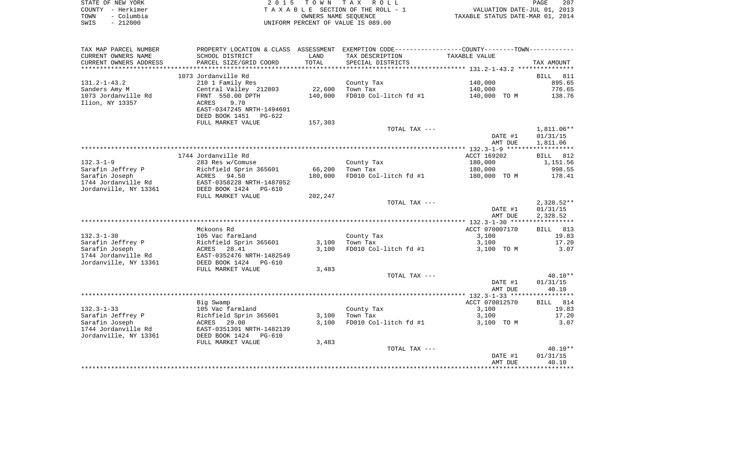STATE OF NEW YORK
COUNTY - Herkimer
TOWN - Columbia
SWIS - 212000

2 0 1 5 T O W N T A X R O L L
T A X A B L E SECTION OF THE ROLL - 1
OWNERS NAME SEQUENCE
UNIFORM PERCENT OF VALUE IS 089.00

VALUATION DATE-JUL 01, 2013
TAXABLE STATUS DATE-MAR 01, 2014

| TAX MAP PARCEL NUMBER / CURRENT OWNERS NAME / CURRENT OWNERS ADDRESS | PROPERTY LOCATION & CLASS / SCHOOL DISTRICT / PARCEL SIZE/GRID COORD | ASSESSMENT LAND / TOTAL | EXEMPTION CODE / TAX DESCRIPTION / SPECIAL DISTRICTS | COUNTY--------TOWN TAXABLE VALUE | TAX AMOUNT |
|---|---|---|---|---|---|
| 131.2-1-43.2 | 1073 Jordanville Rd | | | | BILL 811 |
| | 210 1 Family Res | | County Tax | 140,000 | 895.65 |
| Sanders Amy M | Central Valley 212803 | 22,600 | Town Tax | 140,000 | 776.65 |
| 1073 Jordanville Rd | FRNT 550.00 DPTH | 140,000 | FD010 Col-litch fd #1 | 140,000 TO M | 138.76 |
| Ilion, NY 13357 | ACRES 9.70 | | | | |
| | EAST-0347245 NRTH-1494601 | | | | |
| | DEED BOOK 1451 PG-622 | | | | |
| | FULL MARKET VALUE | 157,303 | | | |
| | | | TOTAL TAX --- | | 1,811.06** |
| | | | | DATE #1 | 01/31/15 |
| | | | | AMT DUE | 1,811.06 |
| 132.3-1-9 | 1744 Jordanville Rd | | | ACCT 169202 | BILL 812 |
| | 283 Res w/Comuse | | County Tax | 180,000 | 1,151.56 |
| Sarafin Jeffrey P | Richfield Sprin 365601 | 66,200 | Town Tax | 180,000 | 998.55 |
| Sarafin Joseph | ACRES 94.50 | 180,000 | FD010 Col-litch fd #1 | 180,000 TO M | 178.41 |
| 1744 Jordanville Rd | EAST-0358228 NRTH-1487052 | | | | |
| Jordanville, NY 13361 | DEED BOOK 1424 PG-610 | | | | |
| | FULL MARKET VALUE | 202,247 | | | |
| | | | TOTAL TAX --- | | 2,328.52** |
| | | | | DATE #1 | 01/31/15 |
| | | | | AMT DUE | 2,328.52 |
| 132.3-1-30 | Mckoons Rd | | | ACCT 070007170 | BILL 813 |
| | 105 Vac farmland | | County Tax | 3,100 | 19.83 |
| Sarafin Jeffrey P | Richfield Sprin 365601 | 3,100 | Town Tax | 3,100 | 17.20 |
| Sarafin Joseph | ACRES 28.41 | 3,100 | FD010 Col-litch fd #1 | 3,100 TO M | 3.07 |
| 1744 Jordanville Rd | EAST-0352476 NRTH-1482549 | | | | |
| Jordanville, NY 13361 | DEED BOOK 1424 PG-610 | | | | |
| | FULL MARKET VALUE | 3,483 | | | |
| | | | TOTAL TAX --- | | 40.10** |
| | | | | DATE #1 | 01/31/15 |
| | | | | AMT DUE | 40.10 |
| 132.3-1-33 | Big Swamp | | | ACCT 070012570 | BILL 814 |
| | 105 Vac farmland | | County Tax | 3,100 | 19.83 |
| Sarafin Jeffrey P | Richfield Sprin 365601 | 3,100 | Town Tax | 3,100 | 17.20 |
| Sarafin Joseph | ACRES 29.00 | 3,100 | FD010 Col-litch fd #1 | 3,100 TO M | 3.07 |
| 1744 Jordanville Rd | EAST-0351301 NRTH-1482139 | | | | |
| Jordanville, NY 13361 | DEED BOOK 1424 PG-610 | | | | |
| | FULL MARKET VALUE | 3,483 | | | |
| | | | TOTAL TAX --- | | 40.10** |
| | | | | DATE #1 | 01/31/15 |
| | | | | AMT DUE | 40.10 |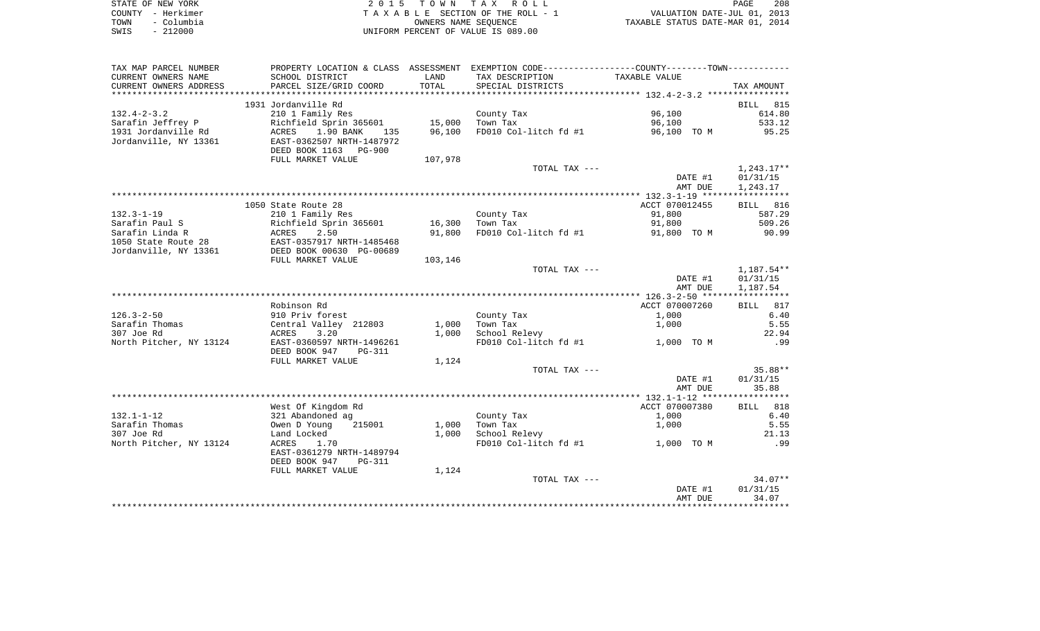STATE OF NEW YORK
COUNTY - Herkimer
TOWN - Columbia
SWIS - 212000

# 2015 TOWN TAX ROLL
TAXABLE SECTION OF THE ROLL - 1
OWNERS NAME SEQUENCE
UNIFORM PERCENT OF VALUE IS 089.00

VALUATION DATE-JUL 01, 2013
TAXABLE STATUS DATE-MAR 01, 2014

| TAX MAP PARCEL NUMBER / CURRENT OWNERS NAME / CURRENT OWNERS ADDRESS | PROPERTY LOCATION & CLASS / SCHOOL DISTRICT / PARCEL SIZE/GRID COORD | ASSESSMENT LAND / TOTAL | EXEMPTION CODE / TAX DESCRIPTION / SPECIAL DISTRICTS | TAXABLE VALUE | TAX AMOUNT |
|---|---|---|---|---|---|
| 132.4-2-3.2 | 1931 Jordanville Rd | | | | BILL 815 |
| | 210 1 Family Res | | County Tax | 96,100 | 614.80 |
| Sarafin Jeffrey P | Richfield Sprin 365601 | 15,000 | Town Tax | 96,100 | 533.12 |
| 1931 Jordanville Rd | ACRES 1.90 BANK 135 | 96,100 | FD010 Col-litch fd #1 | 96,100 TO M | 95.25 |
| Jordanville, NY 13361 | EAST-0362507 NRTH-1487972 | | | | |
| | DEED BOOK 1163 PG-900 | | | | |
| | FULL MARKET VALUE | 107,978 | | | |
| | | | TOTAL TAX --- | | 1,243.17** |
| | | | | DATE #1 | 01/31/15 |
| | | | | AMT DUE | 1,243.17 |
| 132.3-1-19 | 1050 State Route 28 | | | ACCT 070012455 | BILL 816 |
| | 210 1 Family Res | | County Tax | 91,800 | 587.29 |
| Sarafin Paul S | Richfield Sprin 365601 | 16,300 | Town Tax | 91,800 | 509.26 |
| Sarafin Linda R | ACRES 2.50 | 91,800 | FD010 Col-litch fd #1 | 91,800 TO M | 90.99 |
| 1050 State Route 28 | EAST-0357917 NRTH-1485468 | | | | |
| Jordanville, NY 13361 | DEED BOOK 00630 PG-00689 | | | | |
| | FULL MARKET VALUE | 103,146 | | | |
| | | | TOTAL TAX --- | | 1,187.54** |
| | | | | DATE #1 | 01/31/15 |
| | | | | AMT DUE | 1,187.54 |
| 126.3-2-50 | Robinson Rd | | | ACCT 070007260 | BILL 817 |
| | 910 Priv forest | | County Tax | 1,000 | 6.40 |
| Sarafin Thomas | Central Valley 212803 | 1,000 | Town Tax | 1,000 | 5.55 |
| 307 Joe Rd | ACRES 3.20 | 1,000 | School Relevy | | 22.94 |
| North Pitcher, NY 13124 | EAST-0360597 NRTH-1496261 | | FD010 Col-litch fd #1 | 1,000 TO M | .99 |
| | DEED BOOK 947 PG-311 | | | | |
| | FULL MARKET VALUE | 1,124 | | | |
| | | | TOTAL TAX --- | | 35.88** |
| | | | | DATE #1 | 01/31/15 |
| | | | | AMT DUE | 35.88 |
| 132.1-1-12 | West Of Kingdom Rd | | | ACCT 070007380 | BILL 818 |
| | 321 Abandoned ag | | County Tax | 1,000 | 6.40 |
| Sarafin Thomas | Owen D Young 215001 | 1,000 | Town Tax | 1,000 | 5.55 |
| 307 Joe Rd | Land Locked | 1,000 | School Relevy | | 21.13 |
| North Pitcher, NY 13124 | ACRES 1.70 | | FD010 Col-litch fd #1 | 1,000 TO M | .99 |
| | EAST-0361279 NRTH-1489794 | | | | |
| | DEED BOOK 947 PG-311 | | | | |
| | FULL MARKET VALUE | 1,124 | | | |
| | | | TOTAL TAX --- | | 34.07** |
| | | | | DATE #1 | 01/31/15 |
| | | | | AMT DUE | 34.07 |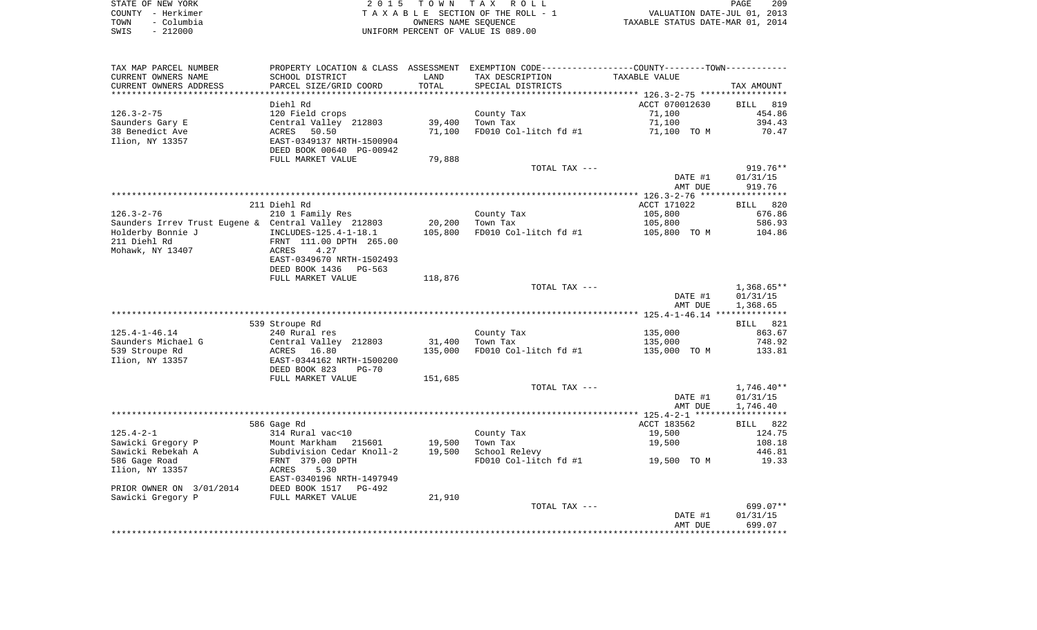STATE OF NEW YORK
COUNTY - Herkimer
TOWN - Columbia
SWIS - 212000

2 0 1 5 T O W N T A X R O L L
T A X A B L E SECTION OF THE ROLL - 1
OWNERS NAME SEQUENCE
UNIFORM PERCENT OF VALUE IS 089.00

VALUATION DATE-JUL 01, 2013
TAXABLE STATUS DATE-MAR 01, 2014

| TAX MAP PARCEL NUMBER<br>CURRENT OWNERS NAME<br>CURRENT OWNERS ADDRESS | PROPERTY LOCATION & CLASS<br>SCHOOL DISTRICT<br>PARCEL SIZE/GRID COORD | ASSESSMENT<br>LAND<br>TOTAL | EXEMPTION CODE-----COUNTY-----TOWN-----<br>TAX DESCRIPTION<br>SPECIAL DISTRICTS | TAXABLE VALUE | TAX AMOUNT |
|---|---|---|---|---|---|
| 126.3-2-75 | Diehl Rd | | | ACCT 070012630 | BILL 819 |
| | 120 Field crops | | County Tax | 71,100 | 454.86 |
| Saunders Gary E | Central Valley 212803 | 39,400 | Town Tax | 71,100 | 394.43 |
| 38 Benedict Ave | ACRES 50.50 | 71,100 | FD010 Col-litch fd #1 | 71,100 TO M | 70.47 |
| Ilion, NY 13357 | EAST-0349137 NRTH-1500904 | | | | |
| | DEED BOOK 00640 PG-00942 | | | | |
| | FULL MARKET VALUE | 79,888 | | | |
| | | | TOTAL TAX --- | | 919.76** |
| | | | | DATE #1 | 01/31/15 |
| | | | | AMT DUE | 919.76 |
| 126.3-2-76 | 211 Diehl Rd | | | ACCT 171022 | BILL 820 |
| | 210 1 Family Res | | County Tax | 105,800 | 676.86 |
| Saunders Irrev Trust Eugene & | Central Valley 212803 | 20,200 | Town Tax | 105,800 | 586.93 |
| Holderby Bonnie J | INCLUDES-125.4-1-18.1 | 105,800 | FD010 Col-litch fd #1 | 105,800 TO M | 104.86 |
| 211 Diehl Rd | FRNT 111.00 DPTH 265.00 | | | | |
| Mohawk, NY 13407 | ACRES 4.27 | | | | |
| | EAST-0349670 NRTH-1502493 | | | | |
| | DEED BOOK 1436 PG-563 | | | | |
| | FULL MARKET VALUE | 118,876 | | | |
| | | | TOTAL TAX --- | | 1,368.65** |
| | | | | DATE #1 | 01/31/15 |
| | | | | AMT DUE | 1,368.65 |
| 125.4-1-46.14 | 539 Stroupe Rd | | | | BILL 821 |
| | 240 Rural res | | County Tax | 135,000 | 863.67 |
| Saunders Michael G | Central Valley 212803 | 31,400 | Town Tax | 135,000 | 748.92 |
| 539 Stroupe Rd | ACRES 16.80 | 135,000 | FD010 Col-litch fd #1 | 135,000 TO M | 133.81 |
| Ilion, NY 13357 | EAST-0344162 NRTH-1500200 | | | | |
| | DEED BOOK 823 PG-70 | | | | |
| | FULL MARKET VALUE | 151,685 | | | |
| | | | TOTAL TAX --- | | 1,746.40** |
| | | | | DATE #1 | 01/31/15 |
| | | | | AMT DUE | 1,746.40 |
| 125.4-2-1 | 586 Gage Rd | | | ACCT 183562 | BILL 822 |
| | 314 Rural vac<10 | | County Tax | 19,500 | 124.75 |
| Sawicki Gregory P | Mount Markham 215601 | 19,500 | Town Tax | 19,500 | 108.18 |
| Sawicki Rebekah A | Subdivision Cedar Knoll-2 | 19,500 | School Relevy | | 446.81 |
| 586 Gage Road | FRNT 379.00 DPTH | | FD010 Col-litch fd #1 | 19,500 TO M | 19.33 |
| Ilion, NY 13357 | ACRES 5.30 | | | | |
| | EAST-0340196 NRTH-1497949 | | | | |
| PRIOR OWNER ON 3/01/2014 | DEED BOOK 1517 PG-492 | | | | |
| Sawicki Gregory P | FULL MARKET VALUE | 21,910 | | | |
| | | | TOTAL TAX --- | | 699.07** |
| | | | | DATE #1 | 01/31/15 |
| | | | | AMT DUE | 699.07 |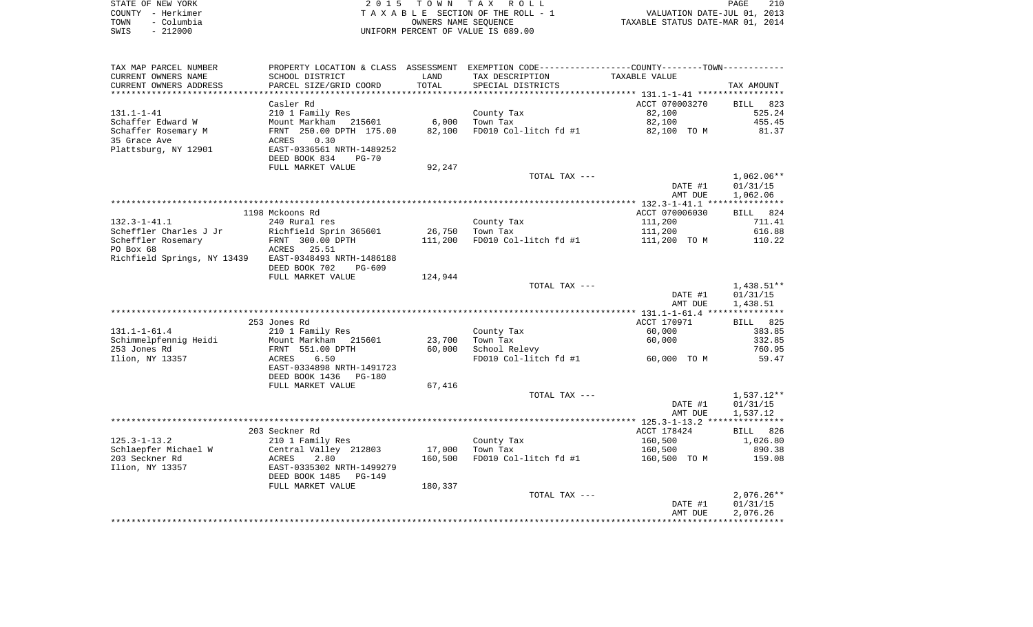STATE OF NEW YORK | COUNTY - Herkimer | TOWN - Columbia | SWIS - 212000

2 0 1 5 T O W N T A X R O L L
T A X A B L E SECTION OF THE ROLL - 1
OWNERS NAME SEQUENCE
UNIFORM PERCENT OF VALUE IS 089.00

VALUATION DATE-JUL 01, 2013
TAXABLE STATUS DATE-MAR 01, 2014

| TAX MAP PARCEL NUMBER / CURRENT OWNERS NAME / CURRENT OWNERS ADDRESS | PROPERTY LOCATION & CLASS / SCHOOL DISTRICT / PARCEL SIZE/GRID COORD | ASSESSMENT LAND | ASSESSMENT TOTAL | EXEMPTION CODE / TAX DESCRIPTION / SPECIAL DISTRICTS | TAXABLE VALUE | TAX AMOUNT |
|---|---|---|---|---|---|---|
| **131.1-1-41** | Casler Rd | | | | ACCT 070003270 | BILL 823 |
| 131.1-1-41 | 210 1 Family Res | | | County Tax | 82,100 | 525.24 |
| Schaffer Edward W | Mount Markham 215601 | 6,000 | | Town Tax | 82,100 | 455.45 |
| Schaffer Rosemary M | FRNT 250.00 DPTH 175.00 | | 82,100 | FD010 Col-litch fd #1 | 82,100 TO M | 81.37 |
| 35 Grace Ave | ACRES 0.30 | | | | | |
| Plattsburg, NY 12901 | EAST-0336561 NRTH-1489252 | | | | | |
| | DEED BOOK 834 PG-70 | | | | | |
| | FULL MARKET VALUE | | 92,247 | | | |
| | | | | TOTAL TAX --- | | 1,062.06** |
| | | | | | DATE #1 | 01/31/15 |
| | | | | | AMT DUE | 1,062.06 |
| **132.3-1-41.1** | 1198 Mckoons Rd | | | | ACCT 070006030 | BILL 824 |
| 132.3-1-41.1 | 240 Rural res | | | County Tax | 111,200 | 711.41 |
| Scheffler Charles J Jr | Richfield Sprin 365601 | 26,750 | | Town Tax | 111,200 | 616.88 |
| Scheffler Rosemary | FRNT 300.00 DPTH | | 111,200 | FD010 Col-litch fd #1 | 111,200 TO M | 110.22 |
| PO Box 68 | ACRES 25.51 | | | | | |
| Richfield Springs, NY 13439 | EAST-0348493 NRTH-1486188 | | | | | |
| | DEED BOOK 702 PG-609 | | | | | |
| | FULL MARKET VALUE | | 124,944 | | | |
| | | | | TOTAL TAX --- | | 1,438.51** |
| | | | | | DATE #1 | 01/31/15 |
| | | | | | AMT DUE | 1,438.51 |
| **131.1-1-61.4** | 253 Jones Rd | | | | ACCT 170971 | BILL 825 |
| 131.1-1-61.4 | 210 1 Family Res | | | County Tax | 60,000 | 383.85 |
| Schimmelpfennig Heidi | Mount Markham 215601 | 23,700 | | Town Tax | 60,000 | 332.85 |
| 253 Jones Rd | FRNT 551.00 DPTH | | 60,000 | School Relevy | | 760.95 |
| Ilion, NY 13357 | ACRES 6.50 | | | FD010 Col-litch fd #1 | 60,000 TO M | 59.47 |
| | EAST-0334898 NRTH-1491723 | | | | | |
| | DEED BOOK 1436 PG-180 | | | | | |
| | FULL MARKET VALUE | | 67,416 | | | |
| | | | | TOTAL TAX --- | | 1,537.12** |
| | | | | | DATE #1 | 01/31/15 |
| | | | | | AMT DUE | 1,537.12 |
| **125.3-1-13.2** | 203 Seckner Rd | | | | ACCT 178424 | BILL 826 |
| 125.3-1-13.2 | 210 1 Family Res | | | County Tax | 160,500 | 1,026.80 |
| Schlaepfer Michael W | Central Valley 212803 | 17,000 | | Town Tax | 160,500 | 890.38 |
| 203 Seckner Rd | ACRES 2.80 | | 160,500 | FD010 Col-litch fd #1 | 160,500 TO M | 159.08 |
| Ilion, NY 13357 | EAST-0335302 NRTH-1499279 | | | | | |
| | DEED BOOK 1485 PG-149 | | | | | |
| | FULL MARKET VALUE | | 180,337 | | | |
| | | | | TOTAL TAX --- | | 2,076.26** |
| | | | | | DATE #1 | 01/31/15 |
| | | | | | AMT DUE | 2,076.26 |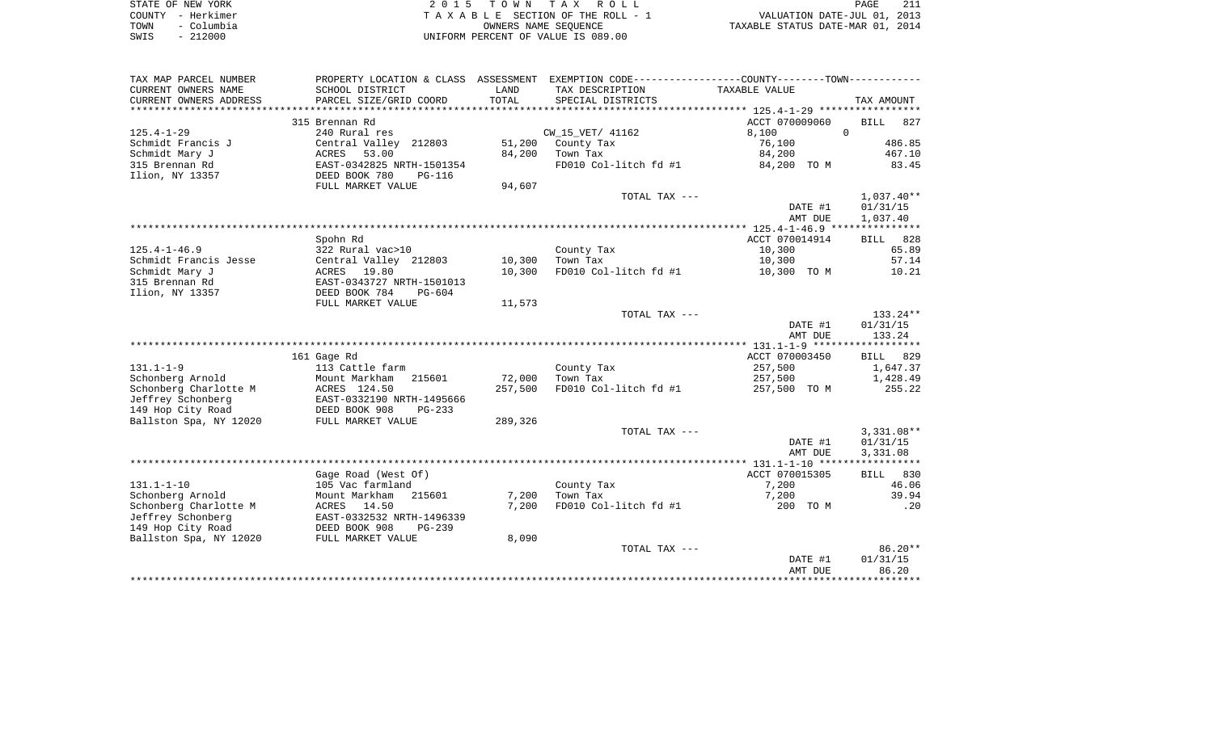STATE OF NEW YORK
COUNTY - Herkimer
TOWN - Columbia
SWIS - 212000

2 0 1 5 T O W N T A X R O L L
T A X A B L E SECTION OF THE ROLL - 1
OWNERS NAME SEQUENCE
UNIFORM PERCENT OF VALUE IS 089.00

VALUATION DATE-JUL 01, 2013
TAXABLE STATUS DATE-MAR 01, 2014

| TAX MAP PARCEL NUMBER / CURRENT OWNERS NAME / CURRENT OWNERS ADDRESS | PROPERTY LOCATION & CLASS / SCHOOL DISTRICT / PARCEL SIZE/GRID COORD | ASSESSMENT LAND / TOTAL | EXEMPTION CODE / TAX DESCRIPTION / SPECIAL DISTRICTS | COUNTY--------TOWN / TAXABLE VALUE | TAX AMOUNT |
|---|---|---|---|---|---|
| **125.4-1-29** | 315 Brennan Rd | | | ACCT 070009060 | BILL 827 |
| Schmidt Francis J | 240 Rural res | | CW_15_VET/ 41162 | 8,100 0 | |
| Schmidt Mary J | Central Valley 212803 | 51,200 | County Tax | 76,100 | 486.85 |
| 315 Brennan Rd | ACRES 53.00 | 84,200 | Town Tax | 84,200 | 467.10 |
| Ilion, NY 13357 | EAST-0342825 NRTH-1501354 | | FD010 Col-litch fd #1 | 84,200 TO M | 83.45 |
| | DEED BOOK 780 PG-116 | | | | |
| | FULL MARKET VALUE | 94,607 | | | |
| | | | TOTAL TAX --- | | 1,037.40** |
| | | | | DATE #1 | 01/31/15 |
| | | | | AMT DUE | 1,037.40 |
| **125.4-1-46.9** | Spohn Rd | | | ACCT 070014914 | BILL 828 |
| Schmidt Francis Jesse | 322 Rural vac>10 | | County Tax | 10,300 | 65.89 |
| Schmidt Mary J | Central Valley 212803 | 10,300 | Town Tax | 10,300 | 57.14 |
| 315 Brennan Rd | ACRES 19.80 | 10,300 | FD010 Col-litch fd #1 | 10,300 TO M | 10.21 |
| Ilion, NY 13357 | EAST-0343727 NRTH-1501013 | | | | |
| | DEED BOOK 784 PG-604 | | | | |
| | FULL MARKET VALUE | 11,573 | | | |
| | | | TOTAL TAX --- | | 133.24** |
| | | | | DATE #1 | 01/31/15 |
| | | | | AMT DUE | 133.24 |
| **131.1-1-9** | 161 Gage Rd | | | ACCT 070003450 | BILL 829 |
| Schonberg Arnold | 113 Cattle farm | | County Tax | 257,500 | 1,647.37 |
| Schonberg Charlotte M | Mount Markham 215601 | 72,000 | Town Tax | 257,500 | 1,428.49 |
| Jeffrey Schonberg | ACRES 124.50 | 257,500 | FD010 Col-litch fd #1 | 257,500 TO M | 255.22 |
| 149 Hop City Road | EAST-0332190 NRTH-1495666 | | | | |
| Ballston Spa, NY 12020 | DEED BOOK 908 PG-233 | | | | |
| | FULL MARKET VALUE | 289,326 | | | |
| | | | TOTAL TAX --- | | 3,331.08** |
| | | | | DATE #1 | 01/31/15 |
| | | | | AMT DUE | 3,331.08 |
| **131.1-1-10** | Gage Road (West Of) | | | ACCT 070015305 | BILL 830 |
| Schonberg Arnold | 105 Vac farmland | | County Tax | 7,200 | 46.06 |
| Schonberg Charlotte M | Mount Markham 215601 | 7,200 | Town Tax | 7,200 | 39.94 |
| Jeffrey Schonberg | ACRES 14.50 | 7,200 | FD010 Col-litch fd #1 | 200 TO M | .20 |
| 149 Hop City Road | EAST-0332532 NRTH-1496339 | | | | |
| Ballston Spa, NY 12020 | DEED BOOK 908 PG-239 | | | | |
| | FULL MARKET VALUE | 8,090 | | | |
| | | | TOTAL TAX --- | | 86.20** |
| | | | | DATE #1 | 01/31/15 |
| | | | | AMT DUE | 86.20 |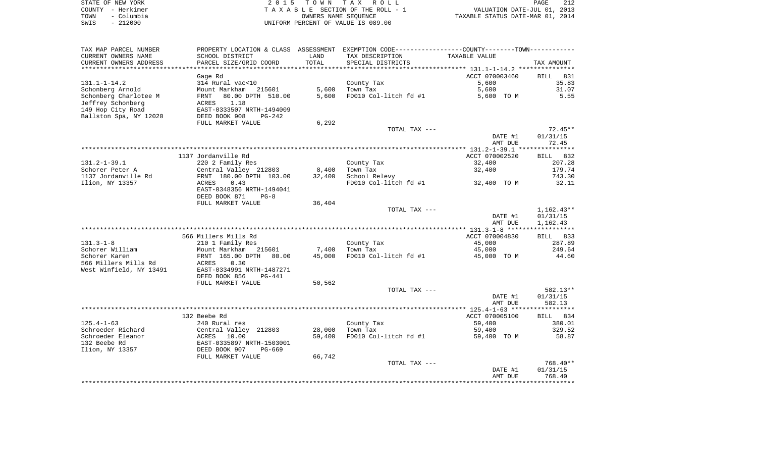STATE OF NEW YORK
COUNTY - Herkimer
TOWN - Columbia
SWIS - 212000

2 0 1 5 T O W N T A X R O L L
T A X A B L E SECTION OF THE ROLL - 1
OWNERS NAME SEQUENCE
UNIFORM PERCENT OF VALUE IS 089.00

VALUATION DATE-JUL 01, 2013
TAXABLE STATUS DATE-MAR 01, 2014

| TAX MAP PARCEL NUMBER<br>CURRENT OWNERS NAME<br>CURRENT OWNERS ADDRESS | PROPERTY LOCATION & CLASS<br>SCHOOL DISTRICT<br>PARCEL SIZE/GRID COORD | ASSESSMENT<br>LAND<br>TOTAL | EXEMPTION CODE<br>TAX DESCRIPTION<br>SPECIAL DISTRICTS | COUNTY--------TOWN<br>TAXABLE VALUE | TAX AMOUNT |
|---|---|---|---|---|---|
| **131.1-1-14.2** | Gage Rd | | | ACCT 070003460 | BILL 831 |
| 131.1-1-14.2 | 314 Rural vac<10 | | County Tax | 5,600 | 35.83 |
| Schonberg Arnold | Mount Markham 215601 | 5,600 | Town Tax | 5,600 | 31.07 |
| Schonberg Charlotee M | FRNT 80.00 DPTH 510.00 | 5,600 | FD010 Col-litch fd #1 | 5,600 TO M | 5.55 |
| Jeffrey Schonberg | ACRES 1.18 | | | | |
| 149 Hop City Road | EAST-0333507 NRTH-1494009 | | | | |
| Ballston Spa, NY 12020 | DEED BOOK 908 PG-242 | | | | |
| | FULL MARKET VALUE | 6,292 | | | |
| | | | TOTAL TAX --- | | 72.45** |
| | | | | DATE #1 | 01/31/15 |
| | | | | AMT DUE | 72.45 |
| **131.2-1-39.1** | 1137 Jordanville Rd | | | ACCT 070002520 | BILL 832 |
| 131.2-1-39.1 | 220 2 Family Res | | County Tax | 32,400 | 207.28 |
| Schorer Peter A | Central Valley 212803 | 8,400 | Town Tax | 32,400 | 179.74 |
| 1137 Jordanville Rd | FRNT 180.00 DPTH 103.00 | 32,400 | School Relevy | | 743.30 |
| Ilion, NY 13357 | ACRES 0.43 | | FD010 Col-litch fd #1 | 32,400 TO M | 32.11 |
| | EAST-0348356 NRTH-1494041 | | | | |
| | DEED BOOK 871 PG-8 | | | | |
| | FULL MARKET VALUE | 36,404 | | | |
| | | | TOTAL TAX --- | | 1,162.43** |
| | | | | DATE #1 | 01/31/15 |
| | | | | AMT DUE | 1,162.43 |
| **131.3-1-8** | 566 Millers Mills Rd | | | ACCT 070004830 | BILL 833 |
| 131.3-1-8 | 210 1 Family Res | | County Tax | 45,000 | 287.89 |
| Schorer William | Mount Markham 215601 | 7,400 | Town Tax | 45,000 | 249.64 |
| Schorer Karen | FRNT 165.00 DPTH 80.00 | 45,000 | FD010 Col-litch fd #1 | 45,000 TO M | 44.60 |
| 566 Millers Mills Rd | ACRES 0.30 | | | | |
| West Winfield, NY 13491 | EAST-0334991 NRTH-1487271 | | | | |
| | DEED BOOK 856 PG-441 | | | | |
| | FULL MARKET VALUE | 50,562 | | | |
| | | | TOTAL TAX --- | | 582.13** |
| | | | | DATE #1 | 01/31/15 |
| | | | | AMT DUE | 582.13 |
| **125.4-1-63** | 132 Beebe Rd | | | ACCT 070005100 | BILL 834 |
| 125.4-1-63 | 240 Rural res | | County Tax | 59,400 | 380.01 |
| Schroeder Richard | Central Valley 212803 | 28,000 | Town Tax | 59,400 | 329.52 |
| Schroeder Eleanor | ACRES 10.00 | 59,400 | FD010 Col-litch fd #1 | 59,400 TO M | 58.87 |
| 132 Beebe Rd | EAST-0335897 NRTH-1503001 | | | | |
| Ilion, NY 13357 | DEED BOOK 907 PG-669 | | | | |
| | FULL MARKET VALUE | 66,742 | | | |
| | | | TOTAL TAX --- | | 768.40** |
| | | | | DATE #1 | 01/31/15 |
| | | | | AMT DUE | 768.40 |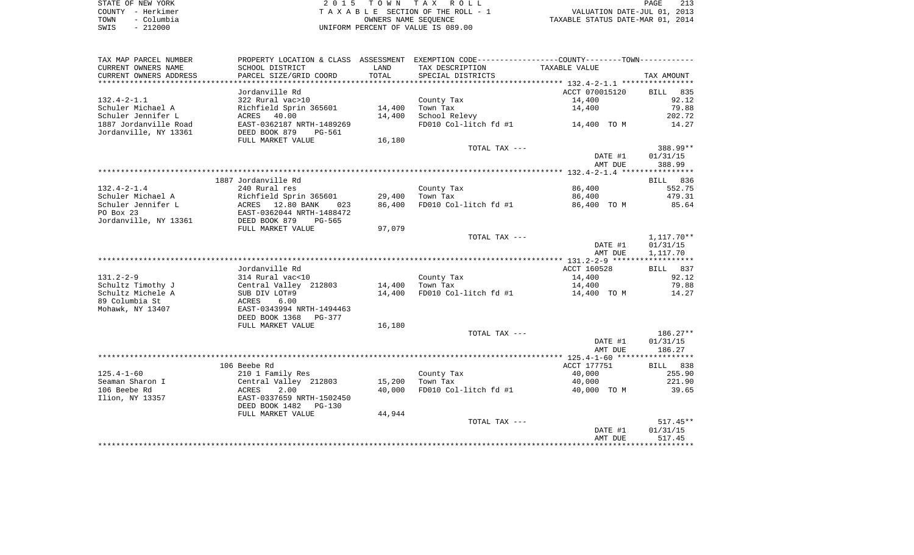STATE OF NEW YORK
COUNTY - Herkimer
TOWN - Columbia
SWIS - 212000

2015 TOWN TAX ROLL
TAXABLE SECTION OF THE ROLL - 1
OWNERS NAME SEQUENCE
UNIFORM PERCENT OF VALUE IS 089.00

VALUATION DATE-JUL 01, 2013
TAXABLE STATUS DATE-MAR 01, 2014

| TAX MAP PARCEL NUMBER / CURRENT OWNERS NAME / CURRENT OWNERS ADDRESS | PROPERTY LOCATION & CLASS / SCHOOL DISTRICT / PARCEL SIZE/GRID COORD | ASSESSMENT LAND / TOTAL | EXEMPTION CODE / TAX DESCRIPTION / SPECIAL DISTRICTS | TAXABLE VALUE | TAX AMOUNT |
|---|---|---|---|---|---|
| **132.4-2-1.1** | Jordanville Rd | | | ACCT 070015120 | BILL 835 |
| 132.4-2-1.1 | 322 Rural vac>10 | | County Tax | 14,400 | 92.12 |
| Schuler Michael A | Richfield Sprin 365601 | 14,400 | Town Tax | 14,400 | 79.88 |
| Schuler Jennifer L | ACRES 40.00 | 14,400 | School Relevy | | 202.72 |
| 1887 Jordanville Road | EAST-0362187 NRTH-1489269 | | FD010 Col-litch fd #1 | 14,400 TO M | 14.27 |
| Jordanville, NY 13361 | DEED BOOK 879 PG-561 | | | | |
| | FULL MARKET VALUE | 16,180 | | | |
| | | | TOTAL TAX --- | | 388.99** |
| | | | | DATE #1 | 01/31/15 |
| | | | | AMT DUE | 388.99 |
| **132.4-2-1.4** | 1887 Jordanville Rd | | | | BILL 836 |
| 132.4-2-1.4 | 240 Rural res | | County Tax | 86,400 | 552.75 |
| Schuler Michael A | Richfield Sprin 365601 | 29,400 | Town Tax | 86,400 | 479.31 |
| Schuler Jennifer L | ACRES 12.80 BANK 023 | 86,400 | FD010 Col-litch fd #1 | 86,400 TO M | 85.64 |
| PO Box 23 | EAST-0362044 NRTH-1488472 | | | | |
| Jordanville, NY 13361 | DEED BOOK 879 PG-565 | | | | |
| | FULL MARKET VALUE | 97,079 | | | |
| | | | TOTAL TAX --- | | 1,117.70** |
| | | | | DATE #1 | 01/31/15 |
| | | | | AMT DUE | 1,117.70 |
| **131.2-2-9** | Jordanville Rd | | | ACCT 160528 | BILL 837 |
| 131.2-2-9 | 314 Rural vac<10 | | County Tax | 14,400 | 92.12 |
| Schultz Timothy J | Central Valley 212803 | 14,400 | Town Tax | 14,400 | 79.88 |
| Schultz Michele A | SUB DIV LOT#9 | 14,400 | FD010 Col-litch fd #1 | 14,400 TO M | 14.27 |
| 89 Columbia St | ACRES 6.00 | | | | |
| Mohawk, NY 13407 | EAST-0343994 NRTH-1494463 | | | | |
| | DEED BOOK 1368 PG-377 | | | | |
| | FULL MARKET VALUE | 16,180 | | | |
| | | | TOTAL TAX --- | | 186.27** |
| | | | | DATE #1 | 01/31/15 |
| | | | | AMT DUE | 186.27 |
| **125.4-1-60** | 106 Beebe Rd | | | ACCT 177751 | BILL 838 |
| 125.4-1-60 | 210 1 Family Res | | County Tax | 40,000 | 255.90 |
| Seaman Sharon I | Central Valley 212803 | 15,200 | Town Tax | 40,000 | 221.90 |
| 106 Beebe Rd | ACRES 2.00 | 40,000 | FD010 Col-litch fd #1 | 40,000 TO M | 39.65 |
| Ilion, NY 13357 | EAST-0337659 NRTH-1502450 | | | | |
| | DEED BOOK 1482 PG-130 | | | | |
| | FULL MARKET VALUE | 44,944 | | | |
| | | | TOTAL TAX --- | | 517.45** |
| | | | | DATE #1 | 01/31/15 |
| | | | | AMT DUE | 517.45 |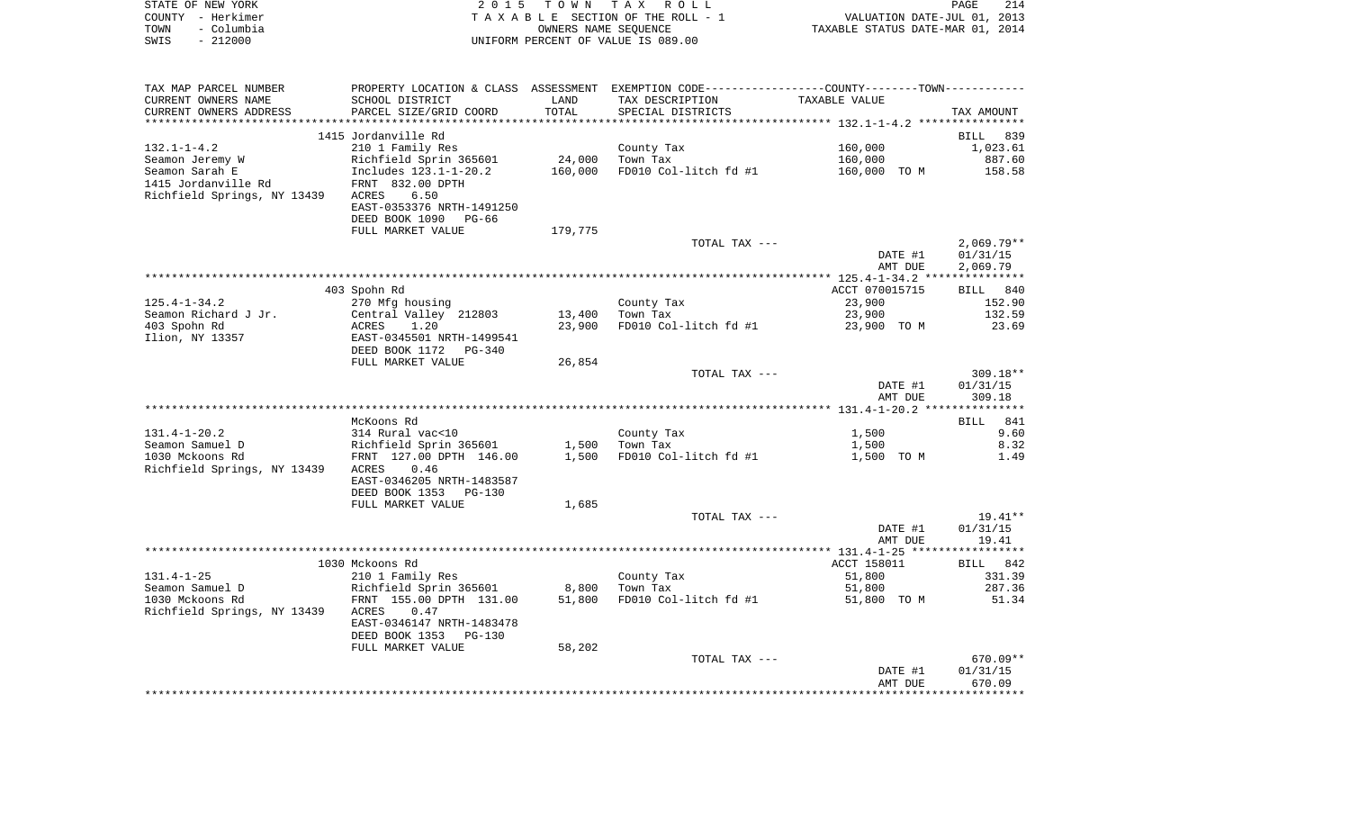STATE OF NEW YORK — 2015 TOWN TAX ROLL
COUNTY - Herkimer — TAXABLE SECTION OF THE ROLL - 1 — VALUATION DATE-JUL 01, 2013
TOWN - Columbia — OWNERS NAME SEQUENCE — TAXABLE STATUS DATE-MAR 01, 2014
SWIS - 212000 — UNIFORM PERCENT OF VALUE IS 089.00

| TAX MAP PARCEL NUMBER / CURRENT OWNERS NAME / CURRENT OWNERS ADDRESS | PROPERTY LOCATION & CLASS / SCHOOL DISTRICT / PARCEL SIZE/GRID COORD | ASSESSMENT LAND / TOTAL | EXEMPTION CODE / TAX DESCRIPTION / SPECIAL DISTRICTS | COUNTY--------TOWN TAXABLE VALUE | TAX AMOUNT |
|---|---|---|---|---|---|
| | 1415 Jordanville Rd | | | | BILL 839 |
| 132.1-1-4.2 | 210 1 Family Res | | County Tax | 160,000 | 1,023.61 |
| Seamon Jeremy W | Richfield Sprin 365601 | 24,000 | Town Tax | 160,000 | 887.60 |
| Seamon Sarah E | Includes 123.1-1-20.2 | 160,000 | FD010 Col-litch fd #1 | 160,000 TO M | 158.58 |
| 1415 Jordanville Rd | FRNT 832.00 DPTH | | | | |
| Richfield Springs, NY 13439 | ACRES 6.50 | | | | |
| | EAST-0353376 NRTH-1491250 | | | | |
| | DEED BOOK 1090 PG-66 | | | | |
| | FULL MARKET VALUE | 179,775 | | | |
| | | | TOTAL TAX --- | | 2,069.79** |
| | | | | DATE #1 | 01/31/15 |
| | | | | AMT DUE | 2,069.79 |
| | 403 Spohn Rd | | | ACCT 070015715 | BILL 840 |
| 125.4-1-34.2 | 270 Mfg housing | | County Tax | 23,900 | 152.90 |
| Seamon Richard J Jr. | Central Valley 212803 | 13,400 | Town Tax | 23,900 | 132.59 |
| 403 Spohn Rd | ACRES 1.20 | 23,900 | FD010 Col-litch fd #1 | 23,900 TO M | 23.69 |
| Ilion, NY 13357 | EAST-0345501 NRTH-1499541 | | | | |
| | DEED BOOK 1172 PG-340 | | | | |
| | FULL MARKET VALUE | 26,854 | | | |
| | | | TOTAL TAX --- | | 309.18** |
| | | | | DATE #1 | 01/31/15 |
| | | | | AMT DUE | 309.18 |
| | McKoons Rd | | | | BILL 841 |
| 131.4-1-20.2 | 314 Rural vac<10 | | County Tax | 1,500 | 9.60 |
| Seamon Samuel D | Richfield Sprin 365601 | 1,500 | Town Tax | 1,500 | 8.32 |
| 1030 Mckoons Rd | FRNT 127.00 DPTH 146.00 | 1,500 | FD010 Col-litch fd #1 | 1,500 TO M | 1.49 |
| Richfield Springs, NY 13439 | ACRES 0.46 | | | | |
| | EAST-0346205 NRTH-1483587 | | | | |
| | DEED BOOK 1353 PG-130 | | | | |
| | FULL MARKET VALUE | 1,685 | | | |
| | | | TOTAL TAX --- | | 19.41** |
| | | | | DATE #1 | 01/31/15 |
| | | | | AMT DUE | 19.41 |
| | 1030 Mckoons Rd | | | ACCT 158011 | BILL 842 |
| 131.4-1-25 | 210 1 Family Res | | County Tax | 51,800 | 331.39 |
| Seamon Samuel D | Richfield Sprin 365601 | 8,800 | Town Tax | 51,800 | 287.36 |
| 1030 Mckoons Rd | FRNT 155.00 DPTH 131.00 | 51,800 | FD010 Col-litch fd #1 | 51,800 TO M | 51.34 |
| Richfield Springs, NY 13439 | ACRES 0.47 | | | | |
| | EAST-0346147 NRTH-1483478 | | | | |
| | DEED BOOK 1353 PG-130 | | | | |
| | FULL MARKET VALUE | 58,202 | | | |
| | | | TOTAL TAX --- | | 670.09** |
| | | | | DATE #1 | 01/31/15 |
| | | | | AMT DUE | 670.09 |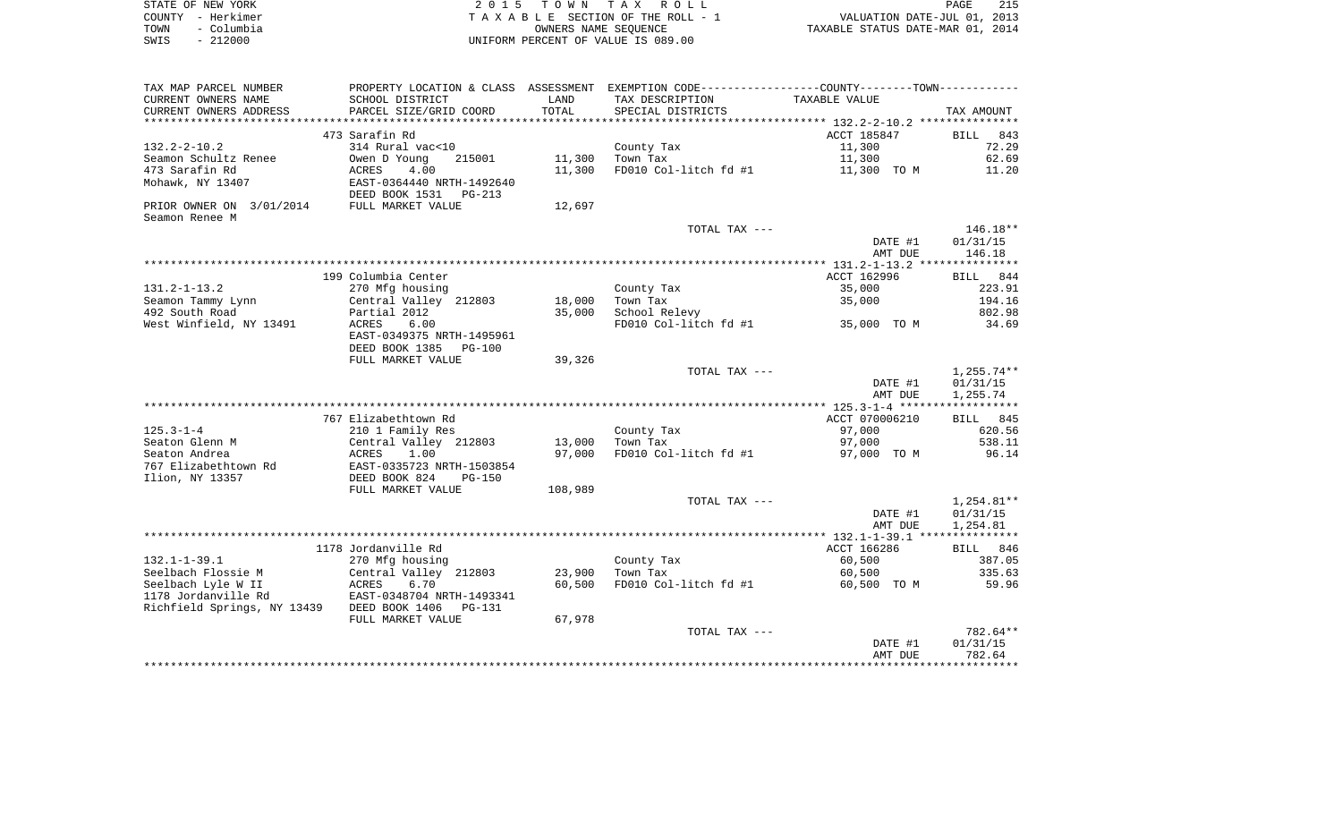STATE OF NEW YORK  
COUNTY - Herkimer  
TOWN - Columbia  
SWIS - 212000

2 0 1 5 T O W N T A X R O L L  
T A X A B L E SECTION OF THE ROLL - 1  
OWNERS NAME SEQUENCE  
UNIFORM PERCENT OF VALUE IS 089.00

VALUATION DATE-JUL 01, 2013  
TAXABLE STATUS DATE-MAR 01, 2014

| TAX MAP PARCEL NUMBER<br>CURRENT OWNERS NAME<br>CURRENT OWNERS ADDRESS | PROPERTY LOCATION & CLASS<br>SCHOOL DISTRICT<br>PARCEL SIZE/GRID COORD | ASSESSMENT<br>LAND<br>TOTAL | EXEMPTION CODE-----COUNTY-----TOWN-----<br>TAX DESCRIPTION<br>SPECIAL DISTRICTS | TAXABLE VALUE | TAX AMOUNT |
|---|---|---|---|---|---|
| | 473 Sarafin Rd | | | ACCT 185847 | BILL 843 |
| 132.2-2-10.2 | 314 Rural vac<10 | | County Tax | 11,300 | 72.29 |
| Seamon Schultz Renee | Owen D Young 215001 | 11,300 | Town Tax | 11,300 | 62.69 |
| 473 Sarafin Rd | ACRES 4.00 | 11,300 | FD010 Col-litch fd #1 | 11,300 TO M | 11.20 |
| Mohawk, NY 13407 | EAST-0364440 NRTH-1492640 | | | | |
| | DEED BOOK 1531 PG-213 | | | | |
| PRIOR OWNER ON 3/01/2014 | FULL MARKET VALUE | 12,697 | | | |
| Seamon Renee M | | | | | |
| | | | TOTAL TAX --- | | 146.18** |
| | | | | DATE #1 | 01/31/15 |
| | | | | AMT DUE | 146.18 |
| | 199 Columbia Center | | | ACCT 162996 | BILL 844 |
| 131.2-1-13.2 | 270 Mfg housing | | County Tax | 35,000 | 223.91 |
| Seamon Tammy Lynn | Central Valley 212803 | 18,000 | Town Tax | 35,000 | 194.16 |
| 492 South Road | Partial 2012 | 35,000 | School Relevy | | 802.98 |
| West Winfield, NY 13491 | ACRES 6.00 | | FD010 Col-litch fd #1 | 35,000 TO M | 34.69 |
| | EAST-0349375 NRTH-1495961 | | | | |
| | DEED BOOK 1385 PG-100 | | | | |
| | FULL MARKET VALUE | 39,326 | | | |
| | | | TOTAL TAX --- | | 1,255.74** |
| | | | | DATE #1 | 01/31/15 |
| | | | | AMT DUE | 1,255.74 |
| | 767 Elizabethtown Rd | | | ACCT 070006210 | BILL 845 |
| 125.3-1-4 | 210 1 Family Res | | County Tax | 97,000 | 620.56 |
| Seaton Glenn M | Central Valley 212803 | 13,000 | Town Tax | 97,000 | 538.11 |
| Seaton Andrea | ACRES 1.00 | 97,000 | FD010 Col-litch fd #1 | 97,000 TO M | 96.14 |
| 767 Elizabethtown Rd | EAST-0335723 NRTH-1503854 | | | | |
| Ilion, NY 13357 | DEED BOOK 824 PG-150 | | | | |
| | FULL MARKET VALUE | 108,989 | | | |
| | | | TOTAL TAX --- | | 1,254.81** |
| | | | | DATE #1 | 01/31/15 |
| | | | | AMT DUE | 1,254.81 |
| | 1178 Jordanville Rd | | | ACCT 166286 | BILL 846 |
| 132.1-1-39.1 | 270 Mfg housing | | County Tax | 60,500 | 387.05 |
| Seelbach Flossie M | Central Valley 212803 | 23,900 | Town Tax | 60,500 | 335.63 |
| Seelbach Lyle W II | ACRES 6.70 | 60,500 | FD010 Col-litch fd #1 | 60,500 TO M | 59.96 |
| 1178 Jordanville Rd | EAST-0348704 NRTH-1493341 | | | | |
| Richfield Springs, NY 13439 | DEED BOOK 1406 PG-131 | | | | |
| | FULL MARKET VALUE | 67,978 | | | |
| | | | TOTAL TAX --- | | 782.64** |
| | | | | DATE #1 | 01/31/15 |
| | | | | AMT DUE | 782.64 |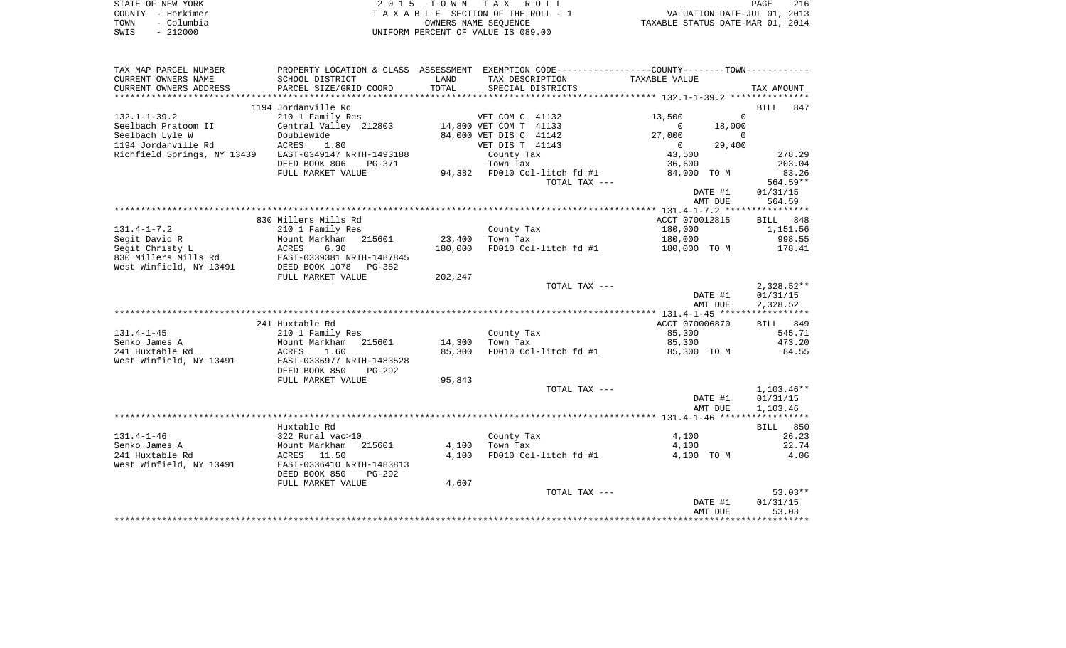STATE OF NEW YORK
COUNTY - Herkimer
TOWN - Columbia
SWIS - 212000

2 0 1 5   T O W N   T A X   R O L L
T A X A B L E SECTION OF THE ROLL - 1
OWNERS NAME SEQUENCE
UNIFORM PERCENT OF VALUE IS 089.00

VALUATION DATE-JUL 01, 2013
TAXABLE STATUS DATE-MAR 01, 2014

| TAX MAP PARCEL NUMBER / CURRENT OWNERS NAME / CURRENT OWNERS ADDRESS | PROPERTY LOCATION & CLASS / SCHOOL DISTRICT / PARCEL SIZE/GRID COORD | ASSESSMENT LAND / TOTAL | EXEMPTION CODE / TAX DESCRIPTION / SPECIAL DISTRICTS | COUNTY TAXABLE VALUE | TOWN | TAX AMOUNT |
|---|---|---|---|---|---|---|
| 132.1-1-39.2 | 1194 Jordanville Rd | | | | | BILL 847 |
| 132.1-1-39.2 | 210 1 Family Res | | VET COM C 41132 | 13,500 | 0 | |
| Seelbach Pratoom II | Central Valley 212803 | 14,800 | VET COM T 41133 | 0 | 18,000 | |
| Seelbach Lyle W | Doublewide | 84,000 | VET DIS C 41142 | 27,000 | 0 | |
| 1194 Jordanville Rd | ACRES 1.80 | | VET DIS T 41143 | 0 | 29,400 | |
| Richfield Springs, NY 13439 | EAST-0349147 NRTH-1493188 | | County Tax | 43,500 | | 278.29 |
| | DEED BOOK 806 PG-371 | | Town Tax | 36,600 | | 203.04 |
| | FULL MARKET VALUE | 94,382 | FD010 Col-litch fd #1 | 84,000 TO M | | 83.26 |
| | | | TOTAL TAX --- | | | 564.59** |
| | | | | | DATE #1 | 01/31/15 |
| | | | | | AMT DUE | 564.59 |
| 131.4-1-7.2 | 830 Millers Mills Rd | | | ACCT 070012815 | | BILL 848 |
| 131.4-1-7.2 | 210 1 Family Res | | County Tax | 180,000 | | 1,151.56 |
| Segit David R | Mount Markham 215601 | 23,400 | Town Tax | 180,000 | | 998.55 |
| Segit Christy L | ACRES 6.30 | 180,000 | FD010 Col-litch fd #1 | 180,000 TO M | | 178.41 |
| 830 Millers Mills Rd | EAST-0339381 NRTH-1487845 | | | | | |
| West Winfield, NY 13491 | DEED BOOK 1078 PG-382 | | | | | |
| | FULL MARKET VALUE | 202,247 | | | | |
| | | | TOTAL TAX --- | | | 2,328.52** |
| | | | | | DATE #1 | 01/31/15 |
| | | | | | AMT DUE | 2,328.52 |
| 131.4-1-45 | 241 Huxtable Rd | | | ACCT 070006870 | | BILL 849 |
| 131.4-1-45 | 210 1 Family Res | | County Tax | 85,300 | | 545.71 |
| Senko James A | Mount Markham 215601 | 14,300 | Town Tax | 85,300 | | 473.20 |
| 241 Huxtable Rd | ACRES 1.60 | 85,300 | FD010 Col-litch fd #1 | 85,300 TO M | | 84.55 |
| West Winfield, NY 13491 | EAST-0336977 NRTH-1483528 | | | | | |
| | DEED BOOK 850 PG-292 | | | | | |
| | FULL MARKET VALUE | 95,843 | | | | |
| | | | TOTAL TAX --- | | | 1,103.46** |
| | | | | | DATE #1 | 01/31/15 |
| | | | | | AMT DUE | 1,103.46 |
| 131.4-1-46 | Huxtable Rd | | | | | BILL 850 |
| 131.4-1-46 | 322 Rural vac>10 | | County Tax | 4,100 | | 26.23 |
| Senko James A | Mount Markham 215601 | 4,100 | Town Tax | 4,100 | | 22.74 |
| 241 Huxtable Rd | ACRES 11.50 | 4,100 | FD010 Col-litch fd #1 | 4,100 TO M | | 4.06 |
| West Winfield, NY 13491 | EAST-0336410 NRTH-1483813 | | | | | |
| | DEED BOOK 850 PG-292 | | | | | |
| | FULL MARKET VALUE | 4,607 | | | | |
| | | | TOTAL TAX --- | | | 53.03** |
| | | | | | DATE #1 | 01/31/15 |
| | | | | | AMT DUE | 53.03 |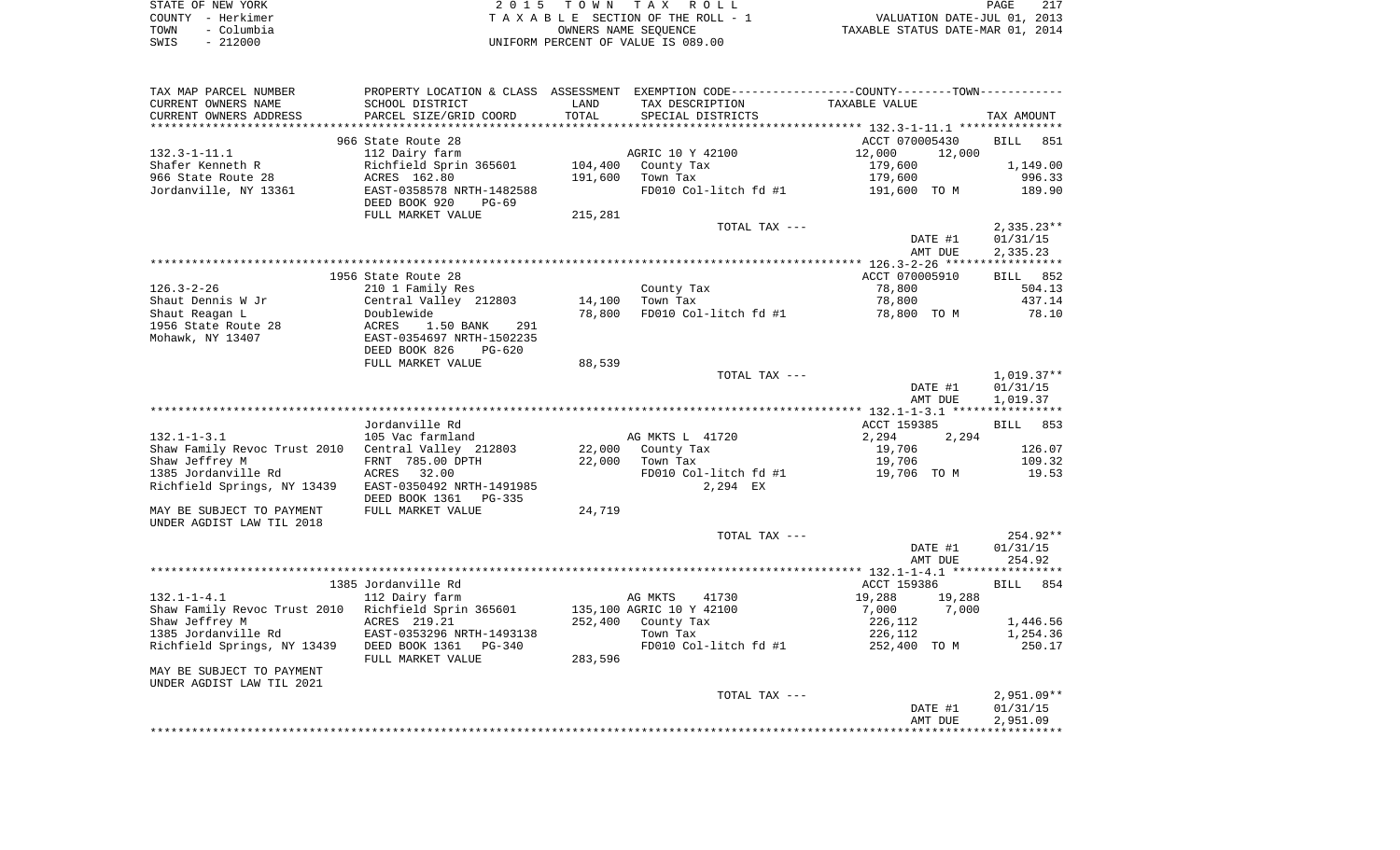STATE OF NEW YORK
COUNTY - Herkimer
TOWN - Columbia
SWIS - 212000

2 0 1 5 T O W N T A X R O L L
T A X A B L E SECTION OF THE ROLL - 1
OWNERS NAME SEQUENCE
UNIFORM PERCENT OF VALUE IS 089.00

VALUATION DATE-JUL 01, 2013
TAXABLE STATUS DATE-MAR 01, 2014

| TAX MAP PARCEL NUMBER / CURRENT OWNERS NAME / CURRENT OWNERS ADDRESS | PROPERTY LOCATION & CLASS / SCHOOL DISTRICT / PARCEL SIZE/GRID COORD | ASSESSMENT LAND / TOTAL | EXEMPTION CODE / TAX DESCRIPTION / SPECIAL DISTRICTS | COUNTY / TOWN TAXABLE VALUE | TAX AMOUNT |
|---|---|---|---|---|---|
| 132.3-1-11.1 | 966 State Route 28 | | | ACCT 070005430 | BILL 851 |
| | 112 Dairy farm | | AGRIC 10 Y 42100 | 12,000 12,000 | |
| Shafer Kenneth R | Richfield Sprin 365601 | 104,400 | County Tax | 179,600 | 1,149.00 |
| 966 State Route 28 | ACRES 162.80 | 191,600 | Town Tax | 179,600 | 996.33 |
| Jordanville, NY 13361 | EAST-0358578 NRTH-1482588 | | FD010 Col-litch fd #1 | 191,600 TO M | 189.90 |
| | DEED BOOK 920 PG-69 | | | | |
| | FULL MARKET VALUE | 215,281 | | | |
| | | | TOTAL TAX --- | | 2,335.23** |
| | | | | DATE #1 | 01/31/15 |
| | | | | AMT DUE | 2,335.23 |
| 126.3-2-26 | 1956 State Route 28 | | | ACCT 070005910 | BILL 852 |
| | 210 1 Family Res | | County Tax | 78,800 | 504.13 |
| Shaut Dennis W Jr | Central Valley 212803 | 14,100 | Town Tax | 78,800 | 437.14 |
| Shaut Reagan L | Doublewide | 78,800 | FD010 Col-litch fd #1 | 78,800 TO M | 78.10 |
| 1956 State Route 28 | ACRES 1.50 BANK 291 | | | | |
| Mohawk, NY 13407 | EAST-0354697 NRTH-1502235 | | | | |
| | DEED BOOK 826 PG-620 | | | | |
| | FULL MARKET VALUE | 88,539 | | | |
| | | | TOTAL TAX --- | | 1,019.37** |
| | | | | DATE #1 | 01/31/15 |
| | | | | AMT DUE | 1,019.37 |
| 132.1-1-3.1 | Jordanville Rd | | | ACCT 159385 | BILL 853 |
| | 105 Vac farmland | | AG MKTS L 41720 | 2,294 2,294 | |
| Shaw Family Revoc Trust 2010 | Central Valley 212803 | 22,000 | County Tax | 19,706 | 126.07 |
| Shaw Jeffrey M | FRNT 785.00 DPTH | 22,000 | Town Tax | 19,706 | 109.32 |
| 1385 Jordanville Rd | ACRES 32.00 | | FD010 Col-litch fd #1 | 19,706 TO M | 19.53 |
| Richfield Springs, NY 13439 | EAST-0350492 NRTH-1491985 | | 2,294 EX | | |
| | DEED BOOK 1361 PG-335 | | | | |
| MAY BE SUBJECT TO PAYMENT | FULL MARKET VALUE | 24,719 | | | |
| UNDER AGDIST LAW TIL 2018 | | | | | |
| | | | TOTAL TAX --- | | 254.92** |
| | | | | DATE #1 | 01/31/15 |
| | | | | AMT DUE | 254.92 |
| 132.1-1-4.1 | 1385 Jordanville Rd | | | ACCT 159386 | BILL 854 |
| | 112 Dairy farm | | AG MKTS 41730 | 19,288 19,288 | |
| Shaw Family Revoc Trust 2010 | Richfield Sprin 365601 | 135,100 | AGRIC 10 Y 42100 | 7,000 7,000 | |
| Shaw Jeffrey M | ACRES 219.21 | 252,400 | County Tax | 226,112 | 1,446.56 |
| 1385 Jordanville Rd | EAST-0353296 NRTH-1493138 | | Town Tax | 226,112 | 1,254.36 |
| Richfield Springs, NY 13439 | DEED BOOK 1361 PG-340 | | FD010 Col-litch fd #1 | 252,400 TO M | 250.17 |
| | FULL MARKET VALUE | 283,596 | | | |
| MAY BE SUBJECT TO PAYMENT | | | | | |
| UNDER AGDIST LAW TIL 2021 | | | | | |
| | | | TOTAL TAX --- | | 2,951.09** |
| | | | | DATE #1 | 01/31/15 |
| | | | | AMT DUE | 2,951.09 |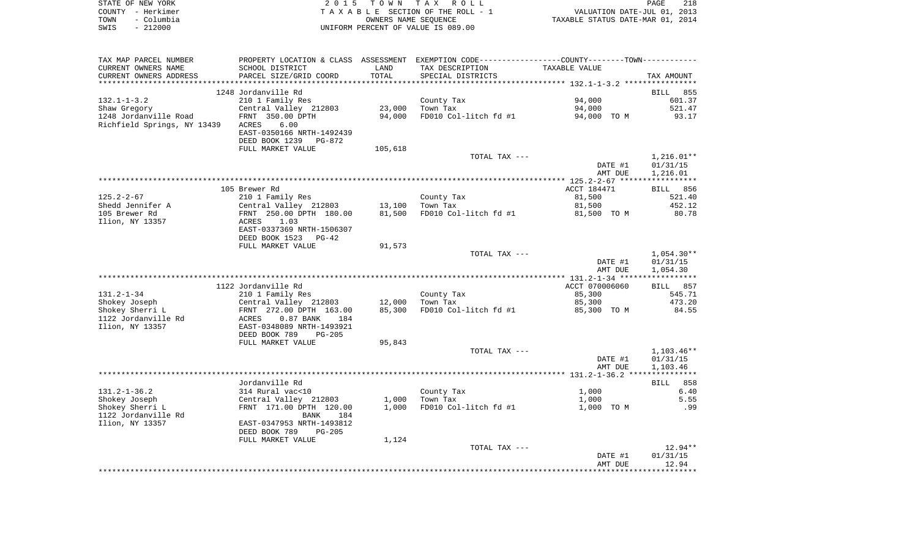STATE OF NEW YORK
COUNTY - Herkimer
TOWN - Columbia
SWIS - 212000

2 0 1 5 T O W N T A X R O L L
T A X A B L E SECTION OF THE ROLL - 1
OWNERS NAME SEQUENCE
UNIFORM PERCENT OF VALUE IS 089.00

VALUATION DATE-JUL 01, 2013
TAXABLE STATUS DATE-MAR 01, 2014

| TAX MAP PARCEL NUMBER / CURRENT OWNERS NAME / CURRENT OWNERS ADDRESS | PROPERTY LOCATION & CLASS / SCHOOL DISTRICT / PARCEL SIZE/GRID COORD | ASSESSMENT LAND / TOTAL | EXEMPTION CODE / TAX DESCRIPTION / SPECIAL DISTRICTS | COUNTY--------TOWN / TAXABLE VALUE | TAX AMOUNT |
|---|---|---|---|---|---|
| | 1248 Jordanville Rd | | | | BILL 855 |
| 132.1-1-3.2 | 210 1 Family Res | | County Tax | 94,000 | 601.37 |
| Shaw Gregory | Central Valley 212803 | 23,000 | Town Tax | 94,000 | 521.47 |
| 1248 Jordanville Road | FRNT 350.00 DPTH | 94,000 | FD010 Col-litch fd #1 | 94,000 TO M | 93.17 |
| Richfield Springs, NY 13439 | ACRES 6.00 | | | | |
| | EAST-0350166 NRTH-1492439 | | | | |
| | DEED BOOK 1239 PG-872 | | | | |
| | FULL MARKET VALUE | 105,618 | | | |
| | | | TOTAL TAX --- | | 1,216.01** |
| | | | | DATE #1 | 01/31/15 |
| | | | | AMT DUE | 1,216.01 |
| | 105 Brewer Rd | | | ACCT 184471 | BILL 856 |
| 125.2-2-67 | 210 1 Family Res | | County Tax | 81,500 | 521.40 |
| Shedd Jennifer A | Central Valley 212803 | 13,100 | Town Tax | 81,500 | 452.12 |
| 105 Brewer Rd | FRNT 250.00 DPTH 180.00 | 81,500 | FD010 Col-litch fd #1 | 81,500 TO M | 80.78 |
| Ilion, NY 13357 | ACRES 1.03 | | | | |
| | EAST-0337369 NRTH-1506307 | | | | |
| | DEED BOOK 1523 PG-42 | | | | |
| | FULL MARKET VALUE | 91,573 | | | |
| | | | TOTAL TAX --- | | 1,054.30** |
| | | | | DATE #1 | 01/31/15 |
| | | | | AMT DUE | 1,054.30 |
| | 1122 Jordanville Rd | | | ACCT 070006060 | BILL 857 |
| 131.2-1-34 | 210 1 Family Res | | County Tax | 85,300 | 545.71 |
| Shokey Joseph | Central Valley 212803 | 12,000 | Town Tax | 85,300 | 473.20 |
| Shokey Sherri L | FRNT 272.00 DPTH 163.00 | 85,300 | FD010 Col-litch fd #1 | 85,300 TO M | 84.55 |
| 1122 Jordanville Rd | ACRES 0.87 BANK 184 | | | | |
| Ilion, NY 13357 | EAST-0348089 NRTH-1493921 | | | | |
| | DEED BOOK 789 PG-205 | | | | |
| | FULL MARKET VALUE | 95,843 | | | |
| | | | TOTAL TAX --- | | 1,103.46** |
| | | | | DATE #1 | 01/31/15 |
| | | | | AMT DUE | 1,103.46 |
| | Jordanville Rd | | | | BILL 858 |
| 131.2-1-36.2 | 314 Rural vac<10 | | County Tax | 1,000 | 6.40 |
| Shokey Joseph | Central Valley 212803 | 1,000 | Town Tax | 1,000 | 5.55 |
| Shokey Sherri L | FRNT 171.00 DPTH 120.00 | 1,000 | FD010 Col-litch fd #1 | 1,000 TO M | .99 |
| 1122 Jordanville Rd | BANK 184 | | | | |
| Ilion, NY 13357 | EAST-0347953 NRTH-1493812 | | | | |
| | DEED BOOK 789 PG-205 | | | | |
| | FULL MARKET VALUE | 1,124 | | | |
| | | | TOTAL TAX --- | | 12.94** |
| | | | | DATE #1 | 01/31/15 |
| | | | | AMT DUE | 12.94 |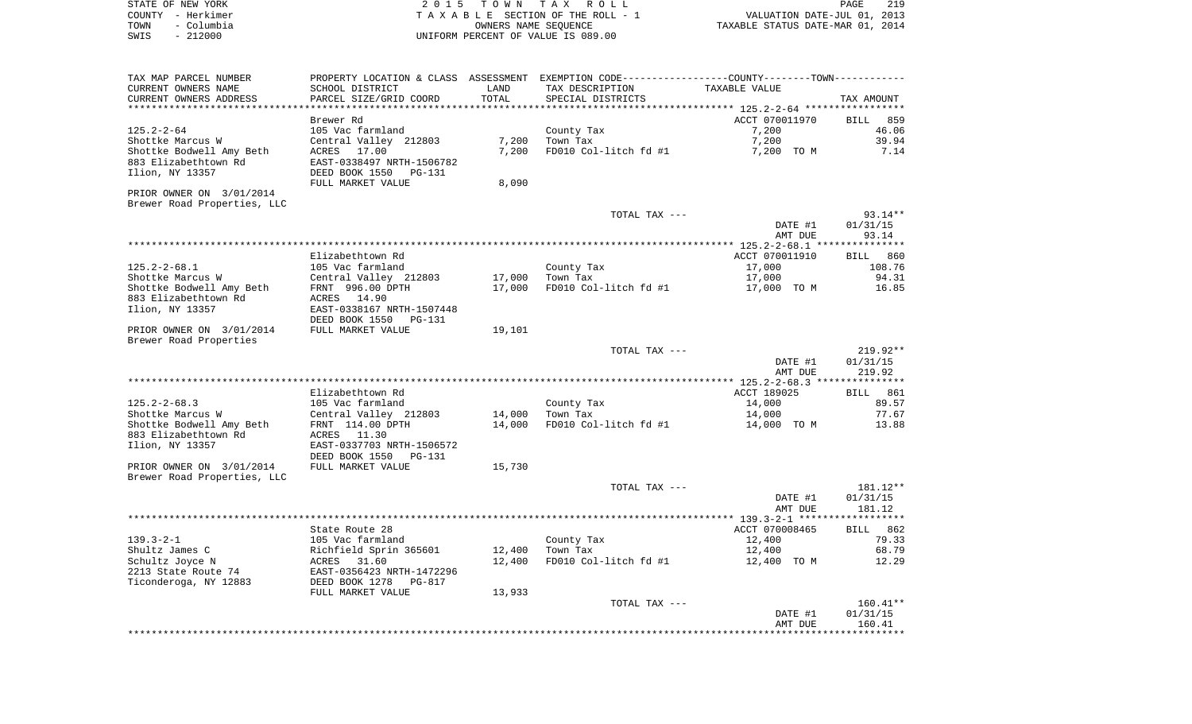STATE OF NEW YORK | 2015 TOWN TAX ROLL | PAGE 219
COUNTY - Herkimer | TAXABLE SECTION OF THE ROLL - 1 | VALUATION DATE-JUL 01, 2013
TOWN - Columbia | OWNERS NAME SEQUENCE | TAXABLE STATUS DATE-MAR 01, 2014
SWIS - 212000 | UNIFORM PERCENT OF VALUE IS 089.00

| TAX MAP PARCEL NUMBER / CURRENT OWNERS NAME / CURRENT OWNERS ADDRESS | PROPERTY LOCATION & CLASS / SCHOOL DISTRICT / PARCEL SIZE/GRID COORD | ASSESSMENT LAND / TOTAL | EXEMPTION CODE / TAX DESCRIPTION / SPECIAL DISTRICTS | COUNTY--------TOWN / TAXABLE VALUE | TAX AMOUNT |
|---|---|---|---|---|---|
| **125.2-2-64** | Brewer Rd | | | ACCT 070011970 | BILL 859 |
| 125.2-2-64 | 105 Vac farmland | | County Tax | 7,200 | 46.06 |
| Shottke Marcus W | Central Valley 212803 | 7,200 | Town Tax | 7,200 | 39.94 |
| Shottke Bodwell Amy Beth | ACRES 17.00 | 7,200 | FD010 Col-litch fd #1 | 7,200 TO M | 7.14 |
| 883 Elizabethtown Rd | EAST-0338497 NRTH-1506782 | | | | |
| Ilion, NY 13357 | DEED BOOK 1550 PG-131 | | | | |
| | FULL MARKET VALUE | 8,090 | | | |
| PRIOR OWNER ON 3/01/2014 | | | | | |
| Brewer Road Properties, LLC | | | | | |
| | | | TOTAL TAX --- | | 93.14** |
| | | | | DATE #1 | 01/31/15 |
| | | | | AMT DUE | 93.14 |
| **125.2-2-68.1** | Elizabethtown Rd | | | ACCT 070011910 | BILL 860 |
| 125.2-2-68.1 | 105 Vac farmland | | County Tax | 17,000 | 108.76 |
| Shottke Marcus W | Central Valley 212803 | 17,000 | Town Tax | 17,000 | 94.31 |
| Shottke Bodwell Amy Beth | FRNT 996.00 DPTH | 17,000 | FD010 Col-litch fd #1 | 17,000 TO M | 16.85 |
| 883 Elizabethtown Rd | ACRES 14.90 | | | | |
| Ilion, NY 13357 | EAST-0338167 NRTH-1507448 | | | | |
| | DEED BOOK 1550 PG-131 | | | | |
| PRIOR OWNER ON 3/01/2014 | FULL MARKET VALUE | 19,101 | | | |
| Brewer Road Properties | | | | | |
| | | | TOTAL TAX --- | | 219.92** |
| | | | | DATE #1 | 01/31/15 |
| | | | | AMT DUE | 219.92 |
| **125.2-2-68.3** | Elizabethtown Rd | | | ACCT 189025 | BILL 861 |
| 125.2-2-68.3 | 105 Vac farmland | | County Tax | 14,000 | 89.57 |
| Shottke Marcus W | Central Valley 212803 | 14,000 | Town Tax | 14,000 | 77.67 |
| Shottke Bodwell Amy Beth | FRNT 114.00 DPTH | 14,000 | FD010 Col-litch fd #1 | 14,000 TO M | 13.88 |
| 883 Elizabethtown Rd | ACRES 11.30 | | | | |
| Ilion, NY 13357 | EAST-0337703 NRTH-1506572 | | | | |
| | DEED BOOK 1550 PG-131 | | | | |
| PRIOR OWNER ON 3/01/2014 | FULL MARKET VALUE | 15,730 | | | |
| Brewer Road Properties, LLC | | | | | |
| | | | TOTAL TAX --- | | 181.12** |
| | | | | DATE #1 | 01/31/15 |
| | | | | AMT DUE | 181.12 |
| **139.3-2-1** | State Route 28 | | | ACCT 070008465 | BILL 862 |
| 139.3-2-1 | 105 Vac farmland | | County Tax | 12,400 | 79.33 |
| Shultz James C | Richfield Sprin 365601 | 12,400 | Town Tax | 12,400 | 68.79 |
| Schultz Joyce N | ACRES 31.60 | 12,400 | FD010 Col-litch fd #1 | 12,400 TO M | 12.29 |
| 2213 State Route 74 | EAST-0356423 NRTH-1472296 | | | | |
| Ticonderoga, NY 12883 | DEED BOOK 1278 PG-817 | | | | |
| | FULL MARKET VALUE | 13,933 | | | |
| | | | TOTAL TAX --- | | 160.41** |
| | | | | DATE #1 | 01/31/15 |
| | | | | AMT DUE | 160.41 |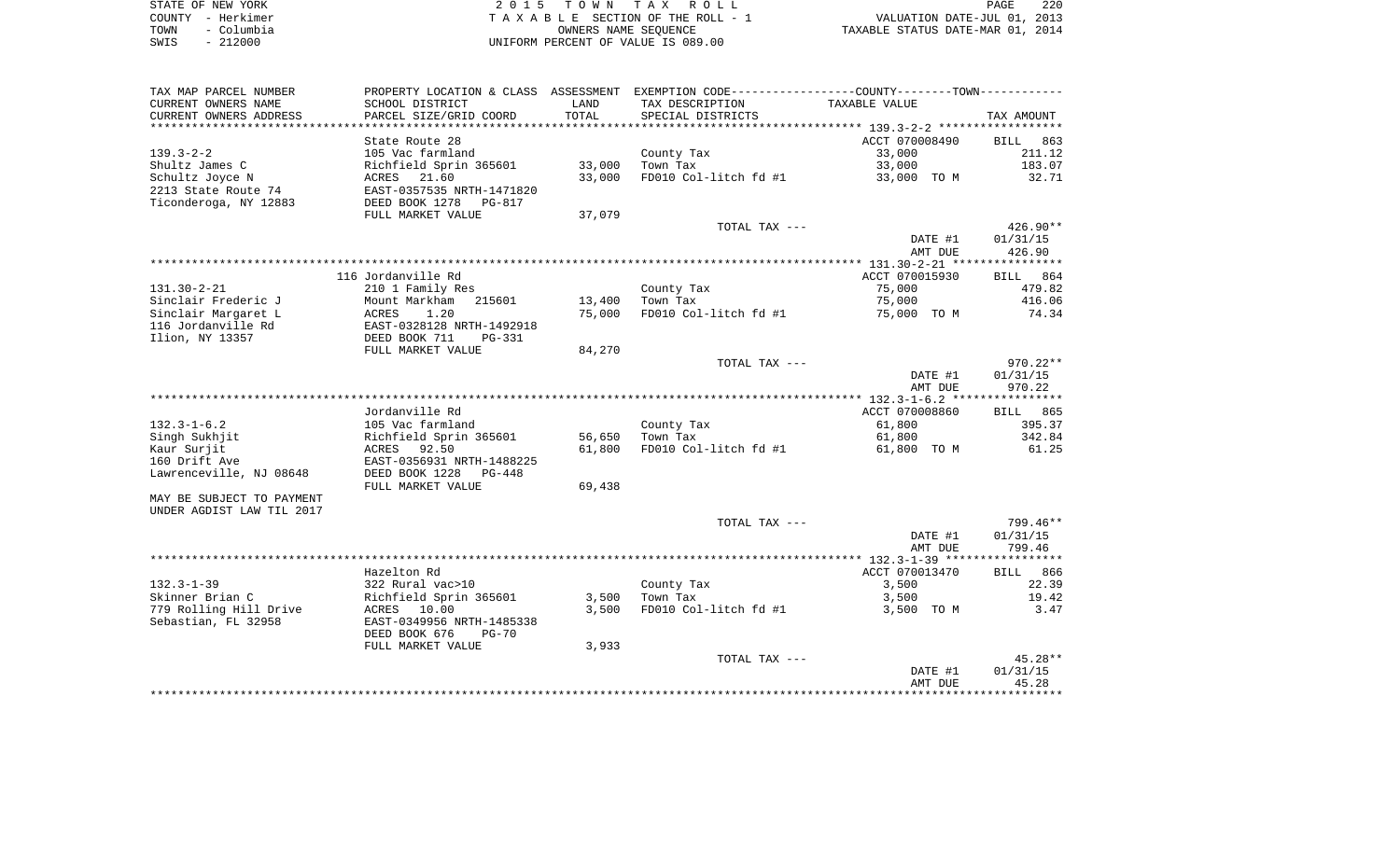STATE OF NEW YORK
COUNTY - Herkimer
TOWN - Columbia
SWIS - 212000

2 0 1 5 T O W N T A X R O L L
T A X A B L E SECTION OF THE ROLL - 1
OWNERS NAME SEQUENCE
UNIFORM PERCENT OF VALUE IS 089.00

VALUATION DATE-JUL 01, 2013
TAXABLE STATUS DATE-MAR 01, 2014

| TAX MAP PARCEL NUMBER / CURRENT OWNERS NAME / CURRENT OWNERS ADDRESS | PROPERTY LOCATION & CLASS / SCHOOL DISTRICT / PARCEL SIZE/GRID COORD | ASSESSMENT LAND / TOTAL | EXEMPTION CODE / TAX DESCRIPTION / SPECIAL DISTRICTS | COUNTY--------TOWN TAXABLE VALUE | TAX AMOUNT |
|---|---|---|---|---|---|
| 139.3-2-2 | State Route 28 | | | ACCT 070008490 | BILL 863 |
| 139.3-2-2 | 105 Vac farmland | | County Tax | 33,000 | 211.12 |
| Shultz James C | Richfield Sprin 365601 | 33,000 | Town Tax | 33,000 | 183.07 |
| Schultz Joyce N | ACRES 21.60 | 33,000 | FD010 Col-litch fd #1 | 33,000 TO M | 32.71 |
| 2213 State Route 74 | EAST-0357535 NRTH-1471820 | | | | |
| Ticonderoga, NY 12883 | DEED BOOK 1278 PG-817 | | | | |
| | FULL MARKET VALUE | 37,079 | | | |
| | | | TOTAL TAX --- | | 426.90** |
| | | | | DATE #1 | 01/31/15 |
| | | | | AMT DUE | 426.90 |
| 131.30-2-21 | 116 Jordanville Rd | | | ACCT 070015930 | BILL 864 |
| 131.30-2-21 | 210 1 Family Res | | County Tax | 75,000 | 479.82 |
| Sinclair Frederic J | Mount Markham 215601 | 13,400 | Town Tax | 75,000 | 416.06 |
| Sinclair Margaret L | ACRES 1.20 | 75,000 | FD010 Col-litch fd #1 | 75,000 TO M | 74.34 |
| 116 Jordanville Rd | EAST-0328128 NRTH-1492918 | | | | |
| Ilion, NY 13357 | DEED BOOK 711 PG-331 | | | | |
| | FULL MARKET VALUE | 84,270 | | | |
| | | | TOTAL TAX --- | | 970.22** |
| | | | | DATE #1 | 01/31/15 |
| | | | | AMT DUE | 970.22 |
| 132.3-1-6.2 | Jordanville Rd | | | ACCT 070008860 | BILL 865 |
| 132.3-1-6.2 | 105 Vac farmland | | County Tax | 61,800 | 395.37 |
| Singh Sukhjit | Richfield Sprin 365601 | 56,650 | Town Tax | 61,800 | 342.84 |
| Kaur Surjit | ACRES 92.50 | 61,800 | FD010 Col-litch fd #1 | 61,800 TO M | 61.25 |
| 160 Drift Ave | EAST-0356931 NRTH-1488225 | | | | |
| Lawrenceville, NJ 08648 | DEED BOOK 1228 PG-448 | | | | |
| | FULL MARKET VALUE | 69,438 | | | |
| MAY BE SUBJECT TO PAYMENT UNDER AGDIST LAW TIL 2017 | | | | | |
| | | | TOTAL TAX --- | | 799.46** |
| | | | | DATE #1 | 01/31/15 |
| | | | | AMT DUE | 799.46 |
| 132.3-1-39 | Hazelton Rd | | | ACCT 070013470 | BILL 866 |
| 132.3-1-39 | 322 Rural vac>10 | | County Tax | 3,500 | 22.39 |
| Skinner Brian C | Richfield Sprin 365601 | 3,500 | Town Tax | 3,500 | 19.42 |
| 779 Rolling Hill Drive | ACRES 10.00 | 3,500 | FD010 Col-litch fd #1 | 3,500 TO M | 3.47 |
| Sebastian, FL 32958 | EAST-0349956 NRTH-1485338 | | | | |
| | DEED BOOK 676 PG-70 | | | | |
| | FULL MARKET VALUE | 3,933 | | | |
| | | | TOTAL TAX --- | | 45.28** |
| | | | | DATE #1 | 01/31/15 |
| | | | | AMT DUE | 45.28 |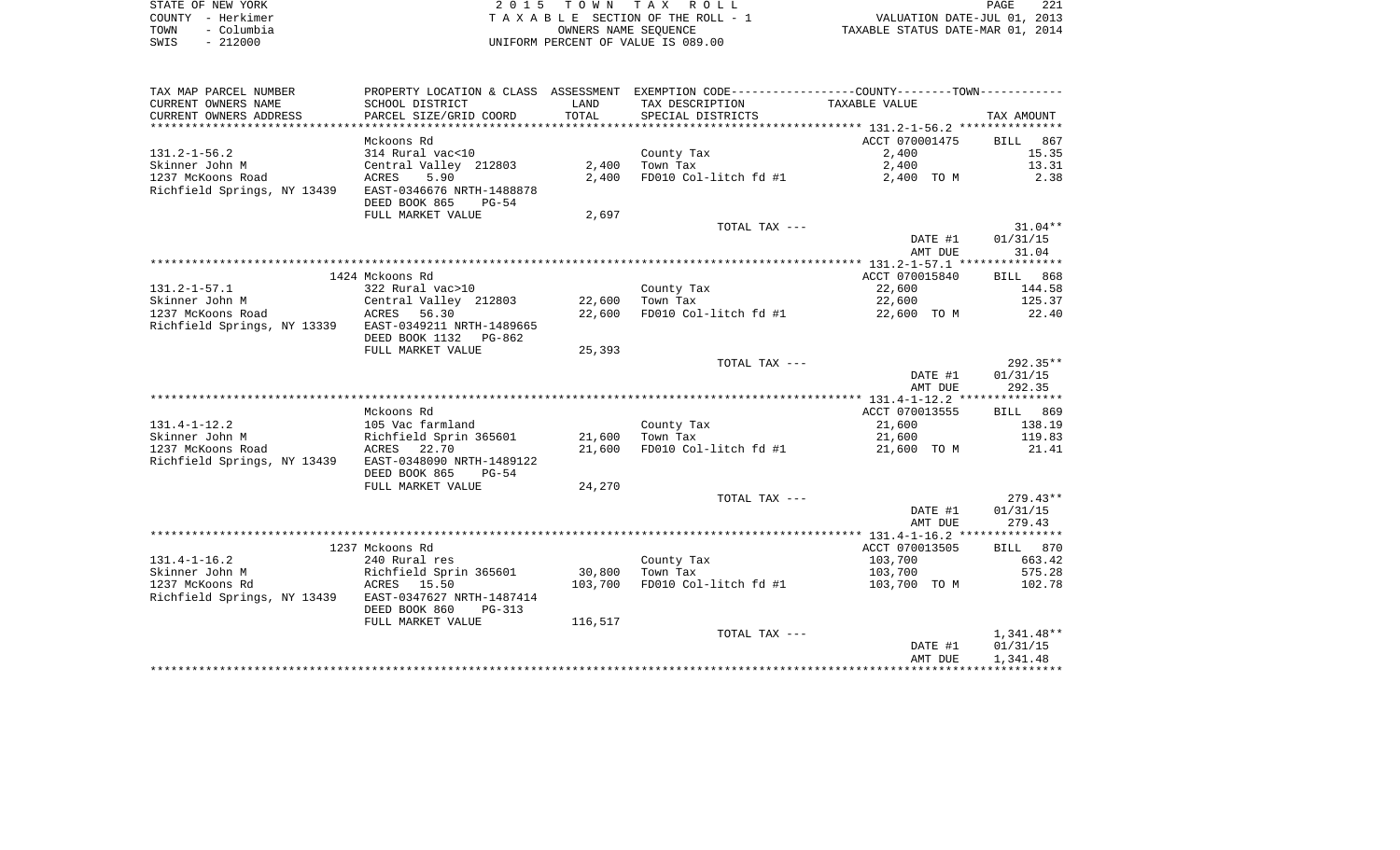STATE OF NEW YORK
COUNTY - Herkimer
TOWN - Columbia
SWIS - 212000

2 0 1 5 T O W N T A X R O L L
T A X A B L E SECTION OF THE ROLL - 1
OWNERS NAME SEQUENCE
UNIFORM PERCENT OF VALUE IS 089.00

VALUATION DATE-JUL 01, 2013
TAXABLE STATUS DATE-MAR 01, 2014

| TAX MAP PARCEL NUMBER / CURRENT OWNERS NAME / CURRENT OWNERS ADDRESS | PROPERTY LOCATION & CLASS / SCHOOL DISTRICT / PARCEL SIZE/GRID COORD | ASSESSMENT LAND / TOTAL | EXEMPTION CODE / TAX DESCRIPTION / SPECIAL DISTRICTS | TAXABLE VALUE | TAX AMOUNT |
|---|---|---|---|---|---|
| 131.2-1-56.2 | Mckoons Rd | | | ACCT 070001475 | BILL 867 |
| Skinner John M | 314 Rural vac<10 | | County Tax | 2,400 | 15.35 |
| 1237 McKoons Road | Central Valley 212803 | 2,400 | Town Tax | 2,400 | 13.31 |
| Richfield Springs, NY 13439 | ACRES 5.90 | 2,400 | FD010 Col-litch fd #1 | 2,400 TO M | 2.38 |
| | EAST-0346676 NRTH-1488878 | | | | |
| | DEED BOOK 865 PG-54 | | | | |
| | FULL MARKET VALUE | 2,697 | | | |
| | | | TOTAL TAX --- | | 31.04** |
| | | | | DATE #1 | 01/31/15 |
| | | | | AMT DUE | 31.04 |
| 131.2-1-57.1 | 1424 Mckoons Rd | | | ACCT 070015840 | BILL 868 |
| Skinner John M | 322 Rural vac>10 | | County Tax | 22,600 | 144.58 |
| 1237 McKoons Road | Central Valley 212803 | 22,600 | Town Tax | 22,600 | 125.37 |
| Richfield Springs, NY 13339 | ACRES 56.30 | 22,600 | FD010 Col-litch fd #1 | 22,600 TO M | 22.40 |
| | EAST-0349211 NRTH-1489665 | | | | |
| | DEED BOOK 1132 PG-862 | | | | |
| | FULL MARKET VALUE | 25,393 | | | |
| | | | TOTAL TAX --- | | 292.35** |
| | | | | DATE #1 | 01/31/15 |
| | | | | AMT DUE | 292.35 |
| 131.4-1-12.2 | Mckoons Rd | | | ACCT 070013555 | BILL 869 |
| Skinner John M | 105 Vac farmland | | County Tax | 21,600 | 138.19 |
| 1237 McKoons Road | Richfield Sprin 365601 | 21,600 | Town Tax | 21,600 | 119.83 |
| Richfield Springs, NY 13439 | ACRES 22.70 | 21,600 | FD010 Col-litch fd #1 | 21,600 TO M | 21.41 |
| | EAST-0348090 NRTH-1489122 | | | | |
| | DEED BOOK 865 PG-54 | | | | |
| | FULL MARKET VALUE | 24,270 | | | |
| | | | TOTAL TAX --- | | 279.43** |
| | | | | DATE #1 | 01/31/15 |
| | | | | AMT DUE | 279.43 |
| 131.4-1-16.2 | 1237 Mckoons Rd | | | ACCT 070013505 | BILL 870 |
| Skinner John M | 240 Rural res | | County Tax | 103,700 | 663.42 |
| 1237 McKoons Rd | Richfield Sprin 365601 | 30,800 | Town Tax | 103,700 | 575.28 |
| Richfield Springs, NY 13439 | ACRES 15.50 | 103,700 | FD010 Col-litch fd #1 | 103,700 TO M | 102.78 |
| | EAST-0347627 NRTH-1487414 | | | | |
| | DEED BOOK 860 PG-313 | | | | |
| | FULL MARKET VALUE | 116,517 | | | |
| | | | TOTAL TAX --- | | 1,341.48** |
| | | | | DATE #1 | 01/31/15 |
| | | | | AMT DUE | 1,341.48 |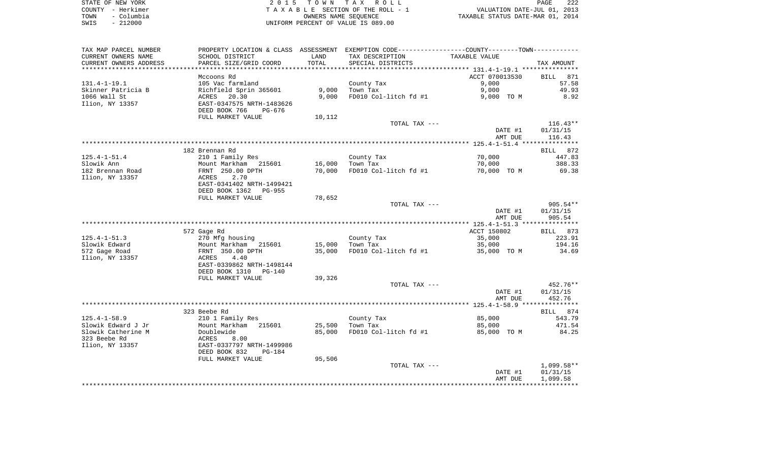STATE OF NEW YORK
COUNTY - Herkimer
TOWN - Columbia
SWIS - 212000

2 0 1 5 T O W N T A X R O L L
T A X A B L E SECTION OF THE ROLL - 1
OWNERS NAME SEQUENCE
UNIFORM PERCENT OF VALUE IS 089.00

VALUATION DATE-JUL 01, 2013
TAXABLE STATUS DATE-MAR 01, 2014

| TAX MAP PARCEL NUMBER<br>CURRENT OWNERS NAME<br>CURRENT OWNERS ADDRESS | PROPERTY LOCATION & CLASS<br>SCHOOL DISTRICT<br>PARCEL SIZE/GRID COORD | ASSESSMENT<br>LAND<br>TOTAL | EXEMPTION CODE<br>TAX DESCRIPTION<br>SPECIAL DISTRICTS | COUNTY--------TOWN<br>TAXABLE VALUE | TAX AMOUNT |
|---|---|---|---|---|---|
| 131.4-1-19.1 | Mccoons Rd | | | ACCT 070013530 | BILL 871 |
| 131.4-1-19.1 | 105 Vac farmland | | County Tax | 9,000 | 57.58 |
| Skinner Patricia B | Richfield Sprin 365601 | 9,000 | Town Tax | 9,000 | 49.93 |
| 1066 Wall St | ACRES 20.30 | 9,000 | FD010 Col-litch fd #1 | 9,000 TO M | 8.92 |
| Ilion, NY 13357 | EAST-0347575 NRTH-1483626 | | | | |
| | DEED BOOK 766 PG-676 | | | | |
| | FULL MARKET VALUE | 10,112 | | | |
| | | | TOTAL TAX --- | | 116.43** |
| | | | | DATE #1 | 01/31/15 |
| | | | | AMT DUE | 116.43 |
| 125.4-1-51.4 | 182 Brennan Rd | | | | BILL 872 |
| 125.4-1-51.4 | 210 1 Family Res | | County Tax | 70,000 | 447.83 |
| Slowik Ann | Mount Markham 215601 | 16,000 | Town Tax | 70,000 | 388.33 |
| 182 Brennan Road | FRNT 250.00 DPTH | 70,000 | FD010 Col-litch fd #1 | 70,000 TO M | 69.38 |
| Ilion, NY 13357 | ACRES 2.70 | | | | |
| | EAST-0341402 NRTH-1499421 | | | | |
| | DEED BOOK 1362 PG-955 | | | | |
| | FULL MARKET VALUE | 78,652 | | | |
| | | | TOTAL TAX --- | | 905.54** |
| | | | | DATE #1 | 01/31/15 |
| | | | | AMT DUE | 905.54 |
| 125.4-1-51.3 | 572 Gage Rd | | | ACCT 150802 | BILL 873 |
| 125.4-1-51.3 | 270 Mfg housing | | County Tax | 35,000 | 223.91 |
| Slowik Edward | Mount Markham 215601 | 15,000 | Town Tax | 35,000 | 194.16 |
| 572 Gage Road | FRNT 350.00 DPTH | 35,000 | FD010 Col-litch fd #1 | 35,000 TO M | 34.69 |
| Ilion, NY 13357 | ACRES 4.40 | | | | |
| | EAST-0339862 NRTH-1498144 | | | | |
| | DEED BOOK 1310 PG-140 | | | | |
| | FULL MARKET VALUE | 39,326 | | | |
| | | | TOTAL TAX --- | | 452.76** |
| | | | | DATE #1 | 01/31/15 |
| | | | | AMT DUE | 452.76 |
| 125.4-1-58.9 | 323 Beebe Rd | | | | BILL 874 |
| 125.4-1-58.9 | 210 1 Family Res | | County Tax | 85,000 | 543.79 |
| Slowik Edward J Jr | Mount Markham 215601 | 25,500 | Town Tax | 85,000 | 471.54 |
| Slowik Catherine M | Doublewide | 85,000 | FD010 Col-litch fd #1 | 85,000 TO M | 84.25 |
| 323 Beebe Rd | ACRES 8.00 | | | | |
| Ilion, NY 13357 | EAST-0337797 NRTH-1499986 | | | | |
| | DEED BOOK 832 PG-184 | | | | |
| | FULL MARKET VALUE | 95,506 | | | |
| | | | TOTAL TAX --- | | 1,099.58** |
| | | | | DATE #1 | 01/31/15 |
| | | | | AMT DUE | 1,099.58 |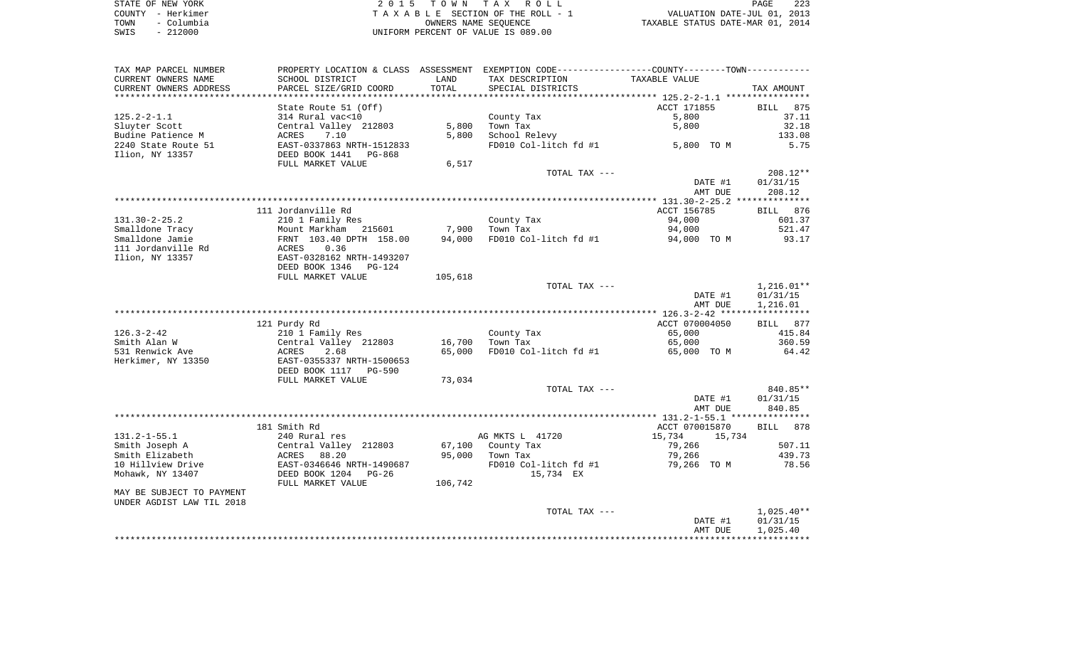STATE OF NEW YORK
COUNTY - Herkimer
TOWN - Columbia
SWIS - 212000

2 0 1 5   T O W N   T A X   R O L L
T A X A B L E SECTION OF THE ROLL - 1
OWNERS NAME SEQUENCE
UNIFORM PERCENT OF VALUE IS 089.00

VALUATION DATE-JUL 01, 2013
TAXABLE STATUS DATE-MAR 01, 2014

| TAX MAP PARCEL NUMBER / CURRENT OWNERS NAME / CURRENT OWNERS ADDRESS | PROPERTY LOCATION & CLASS / SCHOOL DISTRICT / PARCEL SIZE/GRID COORD | ASSESSMENT LAND / TOTAL | EXEMPTION CODE / TAX DESCRIPTION / SPECIAL DISTRICTS | COUNTY--------TOWN TAXABLE VALUE | TAX AMOUNT |
|---|---|---|---|---|---|
| | State Route 51 (Off) | | | ACCT 171855 | BILL 875 |
| 125.2-2-1.1 | 314 Rural vac<10 | | County Tax | 5,800 | 37.11 |
| Sluyter Scott | Central Valley 212803 | 5,800 | Town Tax | 5,800 | 32.18 |
| Budine Patience M | ACRES 7.10 | 5,800 | School Relevy | | 133.08 |
| 2240 State Route 51 | EAST-0337863 NRTH-1512833 | | FD010 Col-litch fd #1 | 5,800 TO M | 5.75 |
| Ilion, NY 13357 | DEED BOOK 1441 PG-868 | | | | |
| | FULL MARKET VALUE | 6,517 | | | |
| | | | TOTAL TAX --- | | 208.12** |
| | | | | DATE #1 | 01/31/15 |
| | | | | AMT DUE | 208.12 |
| | 111 Jordanville Rd | | | ACCT 156785 | BILL 876 |
| 131.30-2-25.2 | 210 1 Family Res | | County Tax | 94,000 | 601.37 |
| Smalldone Tracy | Mount Markham 215601 | 7,900 | Town Tax | 94,000 | 521.47 |
| Smalldone Jamie | FRNT 103.40 DPTH 158.00 | 94,000 | FD010 Col-litch fd #1 | 94,000 TO M | 93.17 |
| 111 Jordanville Rd | ACRES 0.36 | | | | |
| Ilion, NY 13357 | EAST-0328162 NRTH-1493207 | | | | |
| | DEED BOOK 1346 PG-124 | | | | |
| | FULL MARKET VALUE | 105,618 | | | |
| | | | TOTAL TAX --- | | 1,216.01** |
| | | | | DATE #1 | 01/31/15 |
| | | | | AMT DUE | 1,216.01 |
| | 121 Purdy Rd | | | ACCT 070004050 | BILL 877 |
| 126.3-2-42 | 210 1 Family Res | | County Tax | 65,000 | 415.84 |
| Smith Alan W | Central Valley 212803 | 16,700 | Town Tax | 65,000 | 360.59 |
| 531 Renwick Ave | ACRES 2.68 | 65,000 | FD010 Col-litch fd #1 | 65,000 TO M | 64.42 |
| Herkimer, NY 13350 | EAST-0355337 NRTH-1500653 | | | | |
| | DEED BOOK 1117 PG-590 | | | | |
| | FULL MARKET VALUE | 73,034 | | | |
| | | | TOTAL TAX --- | | 840.85** |
| | | | | DATE #1 | 01/31/15 |
| | | | | AMT DUE | 840.85 |
| | 181 Smith Rd | | | ACCT 070015870 | BILL 878 |
| 131.2-1-55.1 | 240 Rural res | | AG MKTS L 41720 | 15,734 15,734 | |
| Smith Joseph A | Central Valley 212803 | 67,100 | County Tax | 79,266 | 507.11 |
| Smith Elizabeth | ACRES 88.20 | 95,000 | Town Tax | 79,266 | 439.73 |
| 10 Hillview Drive | EAST-0346646 NRTH-1490687 | | FD010 Col-litch fd #1 | 79,266 TO M | 78.56 |
| Mohawk, NY 13407 | DEED BOOK 1204 PG-26 | | 15,734 EX | | |
| | FULL MARKET VALUE | 106,742 | | | |
| MAY BE SUBJECT TO PAYMENT UNDER AGDIST LAW TIL 2018 | | | | | |
| | | | TOTAL TAX --- | | 1,025.40** |
| | | | | DATE #1 | 01/31/15 |
| | | | | AMT DUE | 1,025.40 |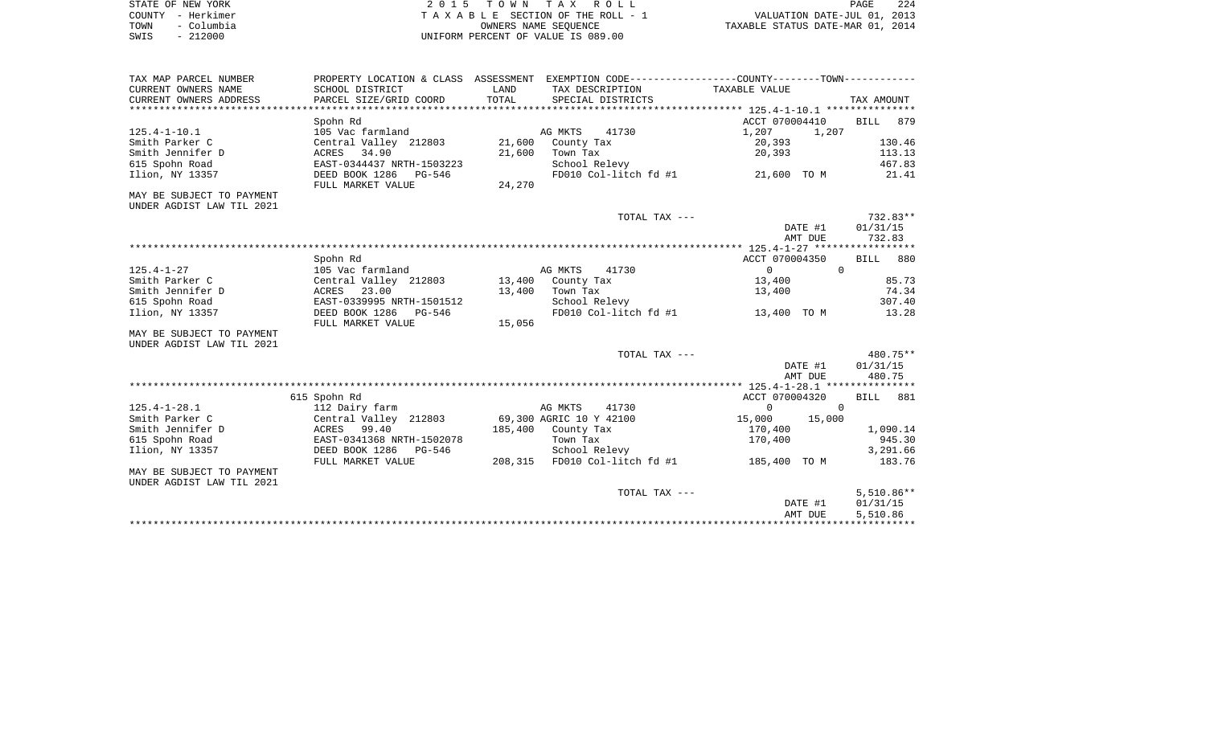STATE OF NEW YORK
COUNTY - Herkimer
TOWN - Columbia
SWIS - 212000

2 0 1 5 T O W N T A X R O L L
T A X A B L E SECTION OF THE ROLL - 1
OWNERS NAME SEQUENCE
UNIFORM PERCENT OF VALUE IS 089.00

VALUATION DATE-JUL 01, 2013
TAXABLE STATUS DATE-MAR 01, 2014

| TAX MAP PARCEL NUMBER / CURRENT OWNERS NAME / CURRENT OWNERS ADDRESS | PROPERTY LOCATION & CLASS / SCHOOL DISTRICT / PARCEL SIZE/GRID COORD | ASSESSMENT LAND / TOTAL | EXEMPTION CODE / TAX DESCRIPTION / SPECIAL DISTRICTS | COUNTY TAXABLE VALUE | TOWN | TAX AMOUNT |
|---|---|---|---|---|---|---|
| | Spohn Rd | | | ACCT 070004410 | | BILL 879 |
| 125.4-1-10.1 | 105 Vac farmland | | AG MKTS 41730 | 1,207 | 1,207 | |
| Smith Parker C | Central Valley 212803 | 21,600 | County Tax | 20,393 | | 130.46 |
| Smith Jennifer D | ACRES 34.90 | 21,600 | Town Tax | 20,393 | | 113.13 |
| 615 Spohn Road | EAST-0344437 NRTH-1503223 | | School Relevy | | | 467.83 |
| Ilion, NY 13357 | DEED BOOK 1286 PG-546 | | FD010 Col-litch fd #1 | 21,600 TO M | | 21.41 |
| | FULL MARKET VALUE | 24,270 | | | | |
| MAY BE SUBJECT TO PAYMENT UNDER AGDIST LAW TIL 2021 | | | | | | |
| | | | TOTAL TAX --- | | | 732.83** |
| | | | | | DATE #1 | 01/31/15 |
| | | | | | AMT DUE | 732.83 |
| | Spohn Rd | | | ACCT 070004350 | | BILL 880 |
| 125.4-1-27 | 105 Vac farmland | | AG MKTS 41730 | 0 | 0 | |
| Smith Parker C | Central Valley 212803 | 13,400 | County Tax | 13,400 | | 85.73 |
| Smith Jennifer D | ACRES 23.00 | 13,400 | Town Tax | 13,400 | | 74.34 |
| 615 Spohn Road | EAST-0339995 NRTH-1501512 | | School Relevy | | | 307.40 |
| Ilion, NY 13357 | DEED BOOK 1286 PG-546 | | FD010 Col-litch fd #1 | 13,400 TO M | | 13.28 |
| | FULL MARKET VALUE | 15,056 | | | | |
| MAY BE SUBJECT TO PAYMENT UNDER AGDIST LAW TIL 2021 | | | | | | |
| | | | TOTAL TAX --- | | | 480.75** |
| | | | | | DATE #1 | 01/31/15 |
| | | | | | AMT DUE | 480.75 |
| | 615 Spohn Rd | | | ACCT 070004320 | | BILL 881 |
| 125.4-1-28.1 | 112 Dairy farm | | AG MKTS 41730 | 0 | 0 | |
| Smith Parker C | Central Valley 212803 | 69,300 | AGRIC 10 Y 42100 | 15,000 | 15,000 | |
| Smith Jennifer D | ACRES 99.40 | 185,400 | County Tax | 170,400 | | 1,090.14 |
| 615 Spohn Road | EAST-0341368 NRTH-1502078 | | Town Tax | 170,400 | | 945.30 |
| Ilion, NY 13357 | DEED BOOK 1286 PG-546 | | School Relevy | | | 3,291.66 |
| | FULL MARKET VALUE | 208,315 | FD010 Col-litch fd #1 | 185,400 TO M | | 183.76 |
| MAY BE SUBJECT TO PAYMENT UNDER AGDIST LAW TIL 2021 | | | | | | |
| | | | TOTAL TAX --- | | | 5,510.86** |
| | | | | | DATE #1 | 01/31/15 |
| | | | | | AMT DUE | 5,510.86 |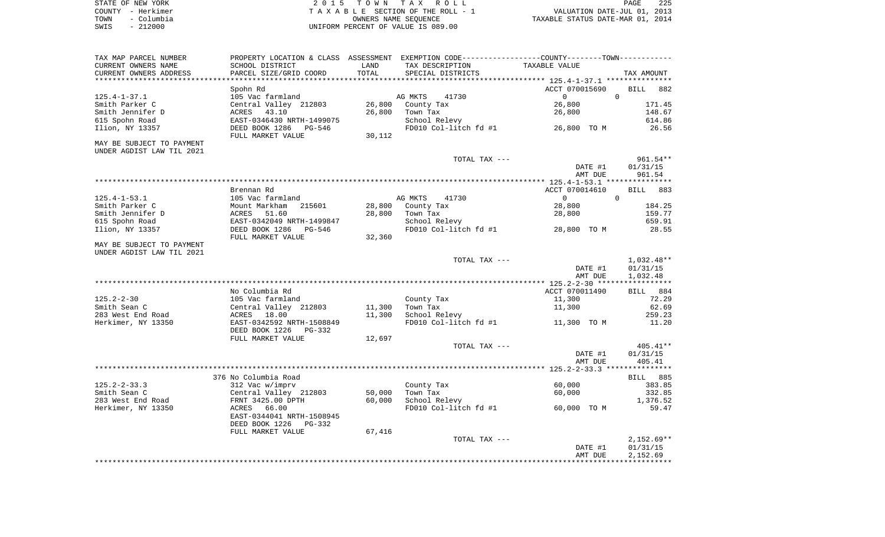STATE OF NEW YORK
COUNTY - Herkimer
TOWN - Columbia
SWIS - 212000

2 0 1 5 T O W N T A X R O L L
T A X A B L E SECTION OF THE ROLL - 1
OWNERS NAME SEQUENCE
UNIFORM PERCENT OF VALUE IS 089.00

VALUATION DATE-JUL 01, 2013
TAXABLE STATUS DATE-MAR 01, 2014

| TAX MAP PARCEL NUMBER / CURRENT OWNERS NAME / CURRENT OWNERS ADDRESS | PROPERTY LOCATION & CLASS / SCHOOL DISTRICT / PARCEL SIZE/GRID COORD | ASSESSMENT LAND / TOTAL | EXEMPTION CODE / TAX DESCRIPTION / SPECIAL DISTRICTS | COUNTY--------TOWN / TAXABLE VALUE | TAX AMOUNT |
|---|---|---|---|---|---|
| **125.4-1-37.1** | Spohn Rd | | | ACCT 070015690 | BILL 882 |
| 125.4-1-37.1 | 105 Vac farmland | | AG MKTS 41730 | 0 0 | |
| Smith Parker C | Central Valley 212803 | 26,800 | County Tax | 26,800 | 171.45 |
| Smith Jennifer D | ACRES 43.10 | 26,800 | Town Tax | 26,800 | 148.67 |
| 615 Spohn Road | EAST-0346430 NRTH-1499075 | | School Relevy | | 614.86 |
| Ilion, NY 13357 | DEED BOOK 1286 PG-546 | | FD010 Col-litch fd #1 | 26,800 TO M | 26.56 |
| | FULL MARKET VALUE | 30,112 | | | |
| MAY BE SUBJECT TO PAYMENT UNDER AGDIST LAW TIL 2021 | | | | | |
| | | | TOTAL TAX --- | | 961.54** |
| | | | | DATE #1 | 01/31/15 |
| | | | | AMT DUE | 961.54 |
| **125.4-1-53.1** | Brennan Rd | | | ACCT 070014610 | BILL 883 |
| 125.4-1-53.1 | 105 Vac farmland | | AG MKTS 41730 | 0 0 | |
| Smith Parker C | Mount Markham 215601 | 28,800 | County Tax | 28,800 | 184.25 |
| Smith Jennifer D | ACRES 51.60 | 28,800 | Town Tax | 28,800 | 159.77 |
| 615 Spohn Road | EAST-0342049 NRTH-1499847 | | School Relevy | | 659.91 |
| Ilion, NY 13357 | DEED BOOK 1286 PG-546 | | FD010 Col-litch fd #1 | 28,800 TO M | 28.55 |
| | FULL MARKET VALUE | 32,360 | | | |
| MAY BE SUBJECT TO PAYMENT UNDER AGDIST LAW TIL 2021 | | | | | |
| | | | TOTAL TAX --- | | 1,032.48** |
| | | | | DATE #1 | 01/31/15 |
| | | | | AMT DUE | 1,032.48 |
| **125.2-2-30** | No Columbia Rd | | | ACCT 070011490 | BILL 884 |
| 125.2-2-30 | 105 Vac farmland | | County Tax | 11,300 | 72.29 |
| Smith Sean C | Central Valley 212803 | 11,300 | Town Tax | 11,300 | 62.69 |
| 283 West End Road | ACRES 18.00 | 11,300 | School Relevy | | 259.23 |
| Herkimer, NY 13350 | EAST-0342592 NRTH-1508849 | | FD010 Col-litch fd #1 | 11,300 TO M | 11.20 |
| | DEED BOOK 1226 PG-332 | | | | |
| | FULL MARKET VALUE | 12,697 | | | |
| | | | TOTAL TAX --- | | 405.41** |
| | | | | DATE #1 | 01/31/15 |
| | | | | AMT DUE | 405.41 |
| **125.2-2-33.3** | 376 No Columbia Road | | | | BILL 885 |
| 125.2-2-33.3 | 312 Vac w/imprv | | County Tax | 60,000 | 383.85 |
| Smith Sean C | Central Valley 212803 | 50,000 | Town Tax | 60,000 | 332.85 |
| 283 West End Road | FRNT 3425.00 DPTH | 60,000 | School Relevy | | 1,376.52 |
| Herkimer, NY 13350 | ACRES 66.00 | | FD010 Col-litch fd #1 | 60,000 TO M | 59.47 |
| | EAST-0344041 NRTH-1508945 | | | | |
| | DEED BOOK 1226 PG-332 | | | | |
| | FULL MARKET VALUE | 67,416 | | | |
| | | | TOTAL TAX --- | | 2,152.69** |
| | | | | DATE #1 | 01/31/15 |
| | | | | AMT DUE | 2,152.69 |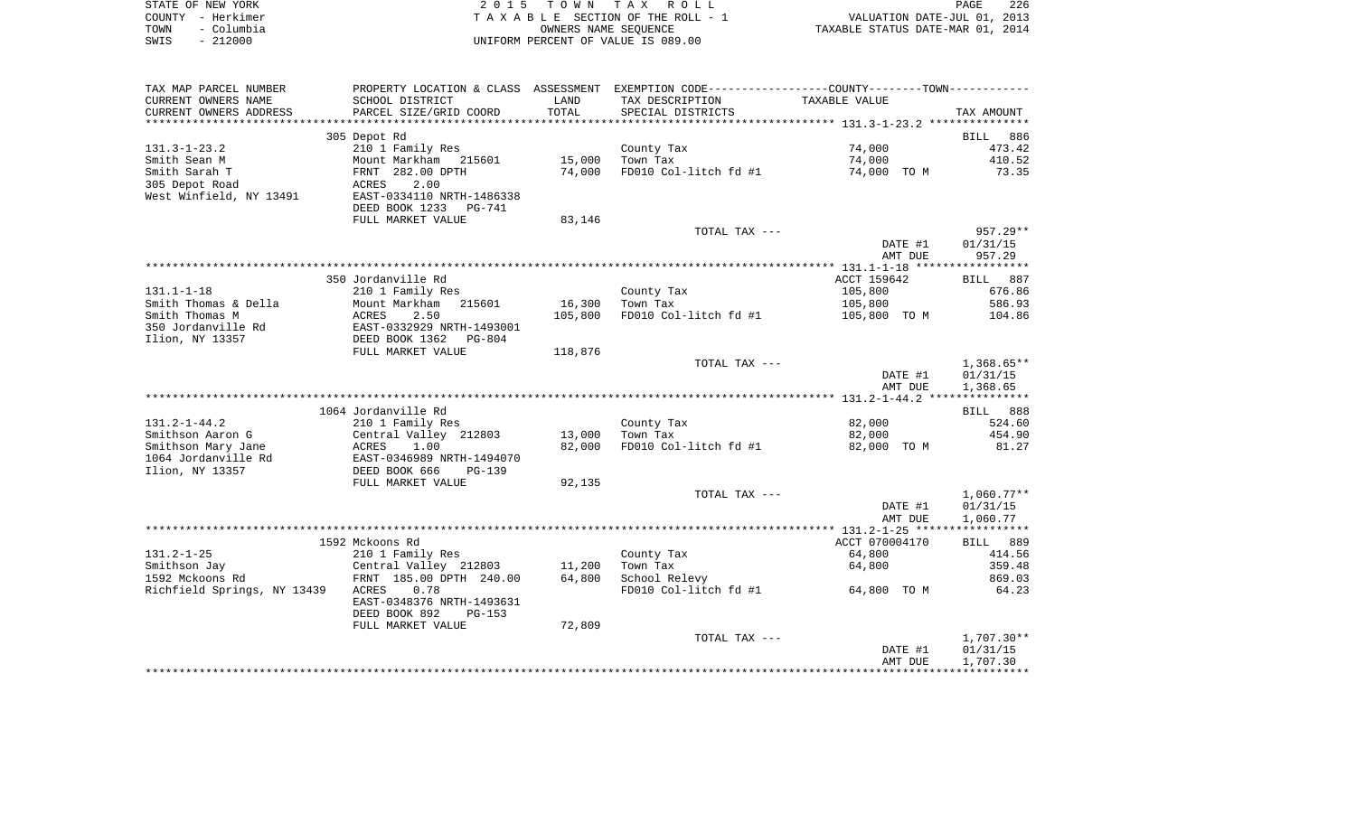STATE OF NEW YORK
COUNTY - Herkimer
TOWN - Columbia
SWIS - 212000

2015 TOWN TAX ROLL
TAXABLE SECTION OF THE ROLL - 1
OWNERS NAME SEQUENCE
UNIFORM PERCENT OF VALUE IS 089.00

VALUATION DATE-JUL 01, 2013
TAXABLE STATUS DATE-MAR 01, 2014

| TAX MAP PARCEL NUMBER / CURRENT OWNERS NAME / CURRENT OWNERS ADDRESS | PROPERTY LOCATION & CLASS / SCHOOL DISTRICT / PARCEL SIZE/GRID COORD | ASSESSMENT LAND / TOTAL | EXEMPTION CODE / TAX DESCRIPTION / SPECIAL DISTRICTS | TAXABLE VALUE | TAX AMOUNT |
|---|---|---|---|---|---|
| **131.3-1-23.2** | 305 Depot Rd | | | | BILL 886 |
| 131.3-1-23.2 | 210 1 Family Res | | County Tax | 74,000 | 473.42 |
| Smith Sean M | Mount Markham 215601 | 15,000 | Town Tax | 74,000 | 410.52 |
| Smith Sarah T | FRNT 282.00 DPTH | 74,000 | FD010 Col-litch fd #1 | 74,000 TO M | 73.35 |
| 305 Depot Road | ACRES 2.00 | | | | |
| West Winfield, NY 13491 | EAST-0334110 NRTH-1486338 | | | | |
| | DEED BOOK 1233 PG-741 | | | | |
| | FULL MARKET VALUE | 83,146 | | | |
| | | | TOTAL TAX --- | | 957.29** |
| | | | | DATE #1 | 01/31/15 |
| | | | | AMT DUE | 957.29 |
| **131.1-1-18** | 350 Jordanville Rd | | | ACCT 159642 | BILL 887 |
| 131.1-1-18 | 210 1 Family Res | | County Tax | 105,800 | 676.86 |
| Smith Thomas & Della | Mount Markham 215601 | 16,300 | Town Tax | 105,800 | 586.93 |
| Smith Thomas M | ACRES 2.50 | 105,800 | FD010 Col-litch fd #1 | 105,800 TO M | 104.86 |
| 350 Jordanville Rd | EAST-0332929 NRTH-1493001 | | | | |
| Ilion, NY 13357 | DEED BOOK 1362 PG-804 | | | | |
| | FULL MARKET VALUE | 118,876 | | | |
| | | | TOTAL TAX --- | | 1,368.65** |
| | | | | DATE #1 | 01/31/15 |
| | | | | AMT DUE | 1,368.65 |
| **131.2-1-44.2** | 1064 Jordanville Rd | | | | BILL 888 |
| 131.2-1-44.2 | 210 1 Family Res | | County Tax | 82,000 | 524.60 |
| Smithson Aaron G | Central Valley 212803 | 13,000 | Town Tax | 82,000 | 454.90 |
| Smithson Mary Jane | ACRES 1.00 | 82,000 | FD010 Col-litch fd #1 | 82,000 TO M | 81.27 |
| 1064 Jordanville Rd | EAST-0346989 NRTH-1494070 | | | | |
| Ilion, NY 13357 | DEED BOOK 666 PG-139 | | | | |
| | FULL MARKET VALUE | 92,135 | | | |
| | | | TOTAL TAX --- | | 1,060.77** |
| | | | | DATE #1 | 01/31/15 |
| | | | | AMT DUE | 1,060.77 |
| **131.2-1-25** | 1592 Mckoons Rd | | | ACCT 070004170 | BILL 889 |
| 131.2-1-25 | 210 1 Family Res | | County Tax | 64,800 | 414.56 |
| Smithson Jay | Central Valley 212803 | 11,200 | Town Tax | 64,800 | 359.48 |
| 1592 Mckoons Rd | FRNT 185.00 DPTH 240.00 | 64,800 | School Relevy | | 869.03 |
| Richfield Springs, NY 13439 | ACRES 0.78 | | FD010 Col-litch fd #1 | 64,800 TO M | 64.23 |
| | EAST-0348376 NRTH-1493631 | | | | |
| | DEED BOOK 892 PG-153 | | | | |
| | FULL MARKET VALUE | 72,809 | | | |
| | | | TOTAL TAX --- | | 1,707.30** |
| | | | | DATE #1 | 01/31/15 |
| | | | | AMT DUE | 1,707.30 |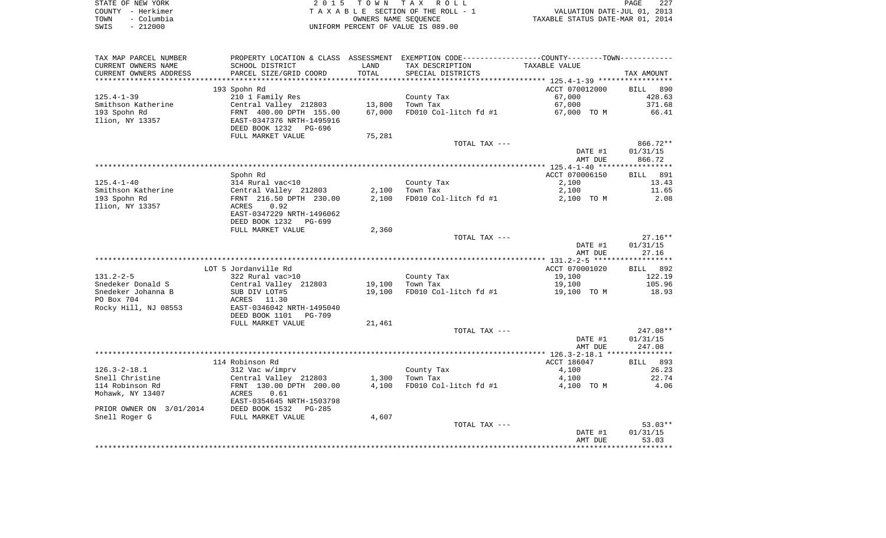STATE OF NEW YORK
COUNTY - Herkimer
TOWN - Columbia
SWIS - 212000

2 0 1 5 T O W N T A X R O L L
T A X A B L E SECTION OF THE ROLL - 1
OWNERS NAME SEQUENCE
UNIFORM PERCENT OF VALUE IS 089.00

VALUATION DATE-JUL 01, 2013
TAXABLE STATUS DATE-MAR 01, 2014

| TAX MAP PARCEL NUMBER / CURRENT OWNERS NAME / CURRENT OWNERS ADDRESS | PROPERTY LOCATION & CLASS / SCHOOL DISTRICT / PARCEL SIZE/GRID COORD | ASSESSMENT LAND | TOTAL | EXEMPTION CODE / TAX DESCRIPTION / SPECIAL DISTRICTS | TAXABLE VALUE | TAX AMOUNT |
|---|---|---|---|---|---|---|
| | 193 Spohn Rd | | | | ACCT 070012000 | BILL 890 |
| 125.4-1-39 | 210 1 Family Res | | | County Tax | 67,000 | 428.63 |
| Smithson Katherine | Central Valley 212803 | 13,800 | | Town Tax | 67,000 | 371.68 |
| 193 Spohn Rd | FRNT 400.00 DPTH 155.00 | | 67,000 | FD010 Col-litch fd #1 | 67,000 TO M | 66.41 |
| Ilion, NY 13357 | EAST-0347376 NRTH-1495916 | | | | | |
| | DEED BOOK 1232 PG-696 | | | | | |
| | FULL MARKET VALUE | 75,281 | | | | |
| | | | | TOTAL TAX --- | | 866.72** |
| | | | | | DATE #1 | 01/31/15 |
| | | | | | AMT DUE | 866.72 |
| | Spohn Rd | | | | ACCT 070006150 | BILL 891 |
| 125.4-1-40 | 314 Rural vac<10 | | | County Tax | 2,100 | 13.43 |
| Smithson Katherine | Central Valley 212803 | 2,100 | | Town Tax | 2,100 | 11.65 |
| 193 Spohn Rd | FRNT 216.50 DPTH 230.00 | | 2,100 | FD010 Col-litch fd #1 | 2,100 TO M | 2.08 |
| Ilion, NY 13357 | ACRES 0.92 | | | | | |
| | EAST-0347229 NRTH-1496062 | | | | | |
| | DEED BOOK 1232 PG-699 | | | | | |
| | FULL MARKET VALUE | 2,360 | | | | |
| | | | | TOTAL TAX --- | | 27.16** |
| | | | | | DATE #1 | 01/31/15 |
| | | | | | AMT DUE | 27.16 |
| | LOT 5 Jordanville Rd | | | | ACCT 070001020 | BILL 892 |
| 131.2-2-5 | 322 Rural vac>10 | | | County Tax | 19,100 | 122.19 |
| Snedeker Donald S | Central Valley 212803 | 19,100 | | Town Tax | 19,100 | 105.96 |
| Snedeker Johanna B | SUB DIV LOT#5 | | 19,100 | FD010 Col-litch fd #1 | 19,100 TO M | 18.93 |
| PO Box 704 | ACRES 11.30 | | | | | |
| Rocky Hill, NJ 08553 | EAST-0346042 NRTH-1495040 | | | | | |
| | DEED BOOK 1101 PG-709 | | | | | |
| | FULL MARKET VALUE | 21,461 | | | | |
| | | | | TOTAL TAX --- | | 247.08** |
| | | | | | DATE #1 | 01/31/15 |
| | | | | | AMT DUE | 247.08 |
| | 114 Robinson Rd | | | | ACCT 186047 | BILL 893 |
| 126.3-2-18.1 | 312 Vac w/imprv | | | County Tax | 4,100 | 26.23 |
| Snell Christine | Central Valley 212803 | 1,300 | | Town Tax | 4,100 | 22.74 |
| 114 Robinson Rd | FRNT 130.00 DPTH 200.00 | | 4,100 | FD010 Col-litch fd #1 | 4,100 TO M | 4.06 |
| Mohawk, NY 13407 | ACRES 0.61 | | | | | |
| | EAST-0354645 NRTH-1503798 | | | | | |
| PRIOR OWNER ON 3/01/2014 | DEED BOOK 1532 PG-285 | | | | | |
| Snell Roger G | FULL MARKET VALUE | 4,607 | | | | |
| | | | | TOTAL TAX --- | | 53.03** |
| | | | | | DATE #1 | 01/31/15 |
| | | | | | AMT DUE | 53.03 |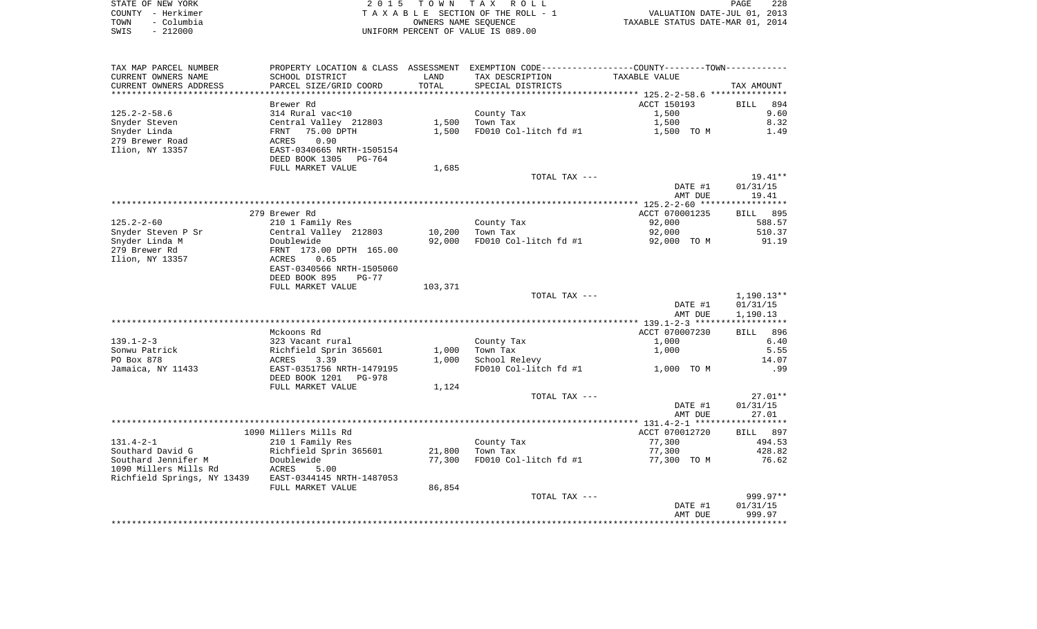| TAX MAP PARCEL NUMBER | PROPERTY LOCATION & CLASS | ASSESSMENT | EXEMPTION CODE-----------------COUNTY--------TOWN----------- | | |
|---|---|---|---|---|---|
| CURRENT OWNERS NAME | SCHOOL DISTRICT | LAND | TAX DESCRIPTION | TAXABLE VALUE | |
| CURRENT OWNERS ADDRESS | PARCEL SIZE/GRID COORD | TOTAL | SPECIAL DISTRICTS | | TAX AMOUNT |
| ******************** 125.2-2-58.6 ******************** | | | | | |
| | Brewer Rd | | | ACCT 150193 | BILL 894 |
| 125.2-2-58.6 | 314 Rural vac<10 | | County Tax | 1,500 | 9.60 |
| Snyder Steven | Central Valley 212803 | 1,500 | Town Tax | 1,500 | 8.32 |
| Snyder Linda | FRNT 75.00 DPTH | 1,500 | FD010 Col-litch fd #1 | 1,500 TO M | 1.49 |
| 279 Brewer Road | ACRES 0.90 | | | | |
| Ilion, NY 13357 | EAST-0340665 NRTH-1505154 | | | | |
| | DEED BOOK 1305 PG-764 | | | | |
| | FULL MARKET VALUE | 1,685 | | | |
| | | | TOTAL TAX --- | | 19.41** |
| | | | | DATE #1 | 01/31/15 |
| | | | | AMT DUE | 19.41 |
| ******************** 125.2-2-60 ******************** | | | | | |
| | 279 Brewer Rd | | | ACCT 070001235 | BILL 895 |
| 125.2-2-60 | 210 1 Family Res | | County Tax | 92,000 | 588.57 |
| Snyder Steven P Sr | Central Valley 212803 | 10,200 | Town Tax | 92,000 | 510.37 |
| Snyder Linda M | Doublewide | 92,000 | FD010 Col-litch fd #1 | 92,000 TO M | 91.19 |
| 279 Brewer Rd | FRNT 173.00 DPTH 165.00 | | | | |
| Ilion, NY 13357 | ACRES 0.65 | | | | |
| | EAST-0340566 NRTH-1505060 | | | | |
| | DEED BOOK 895 PG-77 | | | | |
| | FULL MARKET VALUE | 103,371 | | | |
| | | | TOTAL TAX --- | | 1,190.13** |
| | | | | DATE #1 | 01/31/15 |
| | | | | AMT DUE | 1,190.13 |
| ******************** 139.1-2-3 ******************** | | | | | |
| | Mckoons Rd | | | ACCT 070007230 | BILL 896 |
| 139.1-2-3 | 323 Vacant rural | | County Tax | 1,000 | 6.40 |
| Sonwu Patrick | Richfield Sprin 365601 | 1,000 | Town Tax | 1,000 | 5.55 |
| PO Box 878 | ACRES 3.39 | 1,000 | School Relevy | | 14.07 |
| Jamaica, NY 11433 | EAST-0351756 NRTH-1479195 | | FD010 Col-litch fd #1 | 1,000 TO M | .99 |
| | DEED BOOK 1201 PG-978 | | | | |
| | FULL MARKET VALUE | 1,124 | | | |
| | | | TOTAL TAX --- | | 27.01** |
| | | | | DATE #1 | 01/31/15 |
| | | | | AMT DUE | 27.01 |
| ******************** 131.4-2-1 ******************** | | | | | |
| | 1090 Millers Mills Rd | | | ACCT 070012720 | BILL 897 |
| 131.4-2-1 | 210 1 Family Res | | County Tax | 77,300 | 494.53 |
| Southard David G | Richfield Sprin 365601 | 21,800 | Town Tax | 77,300 | 428.82 |
| Southard Jennifer M | Doublewide | 77,300 | FD010 Col-litch fd #1 | 77,300 TO M | 76.62 |
| 1090 Millers Mills Rd | ACRES 5.00 | | | | |
| Richfield Springs, NY 13439 | EAST-0344145 NRTH-1487053 | | | | |
| | FULL MARKET VALUE | 86,854 | | | |
| | | | TOTAL TAX --- | | 999.97** |
| | | | | DATE #1 | 01/31/15 |
| | | | | AMT DUE | 999.97 |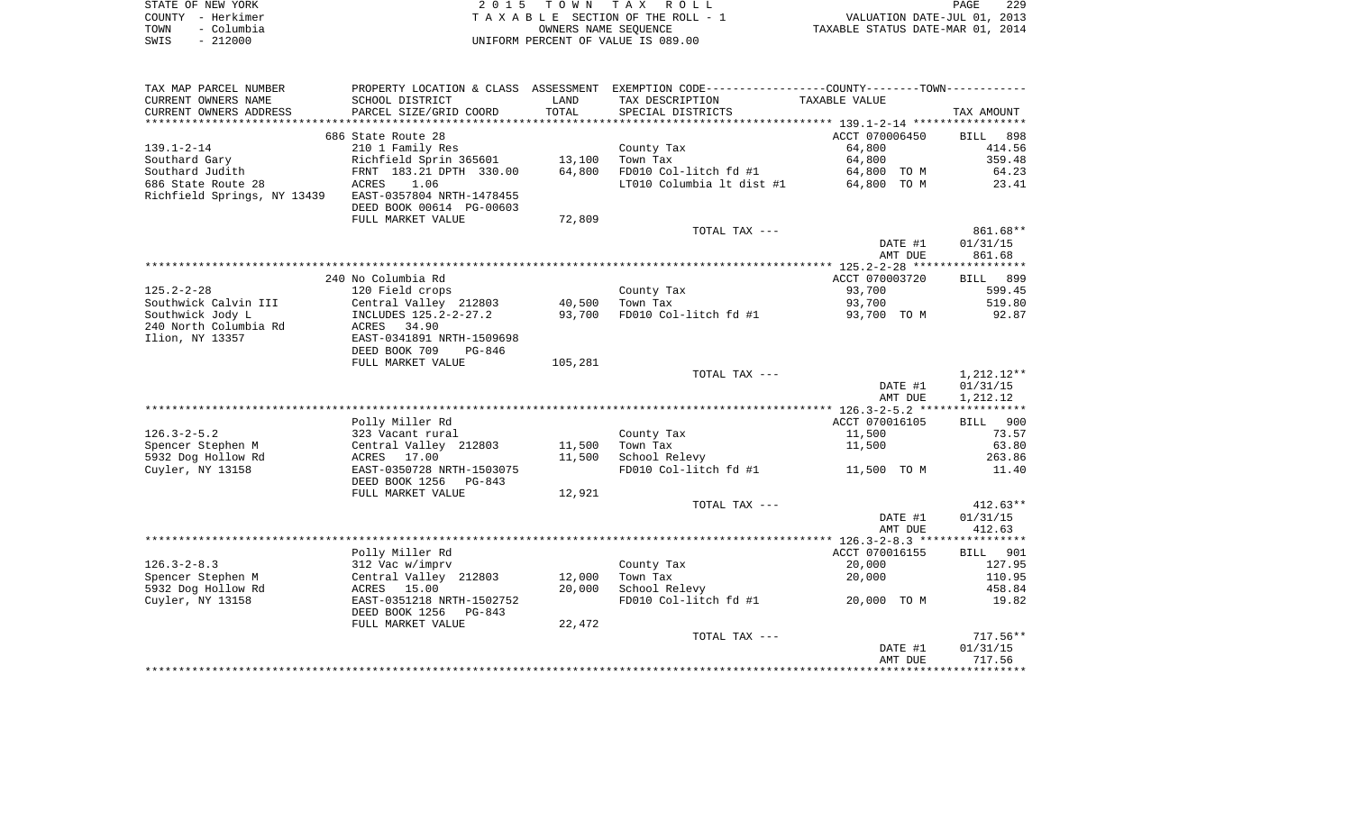STATE OF NEW YORK
COUNTY - Herkimer
TOWN - Columbia
SWIS - 212000

2 0 1 5 T O W N T A X R O L L
T A X A B L E SECTION OF THE ROLL - 1
OWNERS NAME SEQUENCE
UNIFORM PERCENT OF VALUE IS 089.00

VALUATION DATE-JUL 01, 2013
TAXABLE STATUS DATE-MAR 01, 2014

| TAX MAP PARCEL NUMBER<br>CURRENT OWNERS NAME<br>CURRENT OWNERS ADDRESS | PROPERTY LOCATION & CLASS<br>SCHOOL DISTRICT<br>PARCEL SIZE/GRID COORD | ASSESSMENT<br>LAND<br>TOTAL | EXEMPTION CODE---COUNTY---TOWN---<br>TAX DESCRIPTION<br>SPECIAL DISTRICTS | TAXABLE VALUE | TAX AMOUNT |
|---|---|---|---|---|---|
| | 686 State Route 28 | | | ACCT 070006450 | BILL 898 |
| 139.1-2-14 | 210 1 Family Res | | County Tax | 64,800 | 414.56 |
| Southard Gary | Richfield Sprin 365601 | 13,100 | Town Tax | 64,800 | 359.48 |
| Southard Judith | FRNT 183.21 DPTH 330.00 | 64,800 | FD010 Col-litch fd #1 | 64,800 TO M | 64.23 |
| 686 State Route 28 | ACRES 1.06 | | LT010 Columbia lt dist #1 | 64,800 TO M | 23.41 |
| Richfield Springs, NY 13439 | EAST-0357804 NRTH-1478455 | | | | |
| | DEED BOOK 00614 PG-00603 | | | | |
| | FULL MARKET VALUE | 72,809 | | | |
| | | | TOTAL TAX --- | | 861.68** |
| | | | | DATE #1 | 01/31/15 |
| | | | | AMT DUE | 861.68 |
| | 240 No Columbia Rd | | | ACCT 070003720 | BILL 899 |
| 125.2-2-28 | 120 Field crops | | County Tax | 93,700 | 599.45 |
| Southwick Calvin III | Central Valley 212803 | 40,500 | Town Tax | 93,700 | 519.80 |
| Southwick Jody L | INCLUDES 125.2-2-27.2 | 93,700 | FD010 Col-litch fd #1 | 93,700 TO M | 92.87 |
| 240 North Columbia Rd | ACRES 34.90 | | | | |
| Ilion, NY 13357 | EAST-0341891 NRTH-1509698 | | | | |
| | DEED BOOK 709 PG-846 | | | | |
| | FULL MARKET VALUE | 105,281 | | | |
| | | | TOTAL TAX --- | | 1,212.12** |
| | | | | DATE #1 | 01/31/15 |
| | | | | AMT DUE | 1,212.12 |
| | Polly Miller Rd | | | ACCT 070016105 | BILL 900 |
| 126.3-2-5.2 | 323 Vacant rural | | County Tax | 11,500 | 73.57 |
| Spencer Stephen M | Central Valley 212803 | 11,500 | Town Tax | 11,500 | 63.80 |
| 5932 Dog Hollow Rd | ACRES 17.00 | 11,500 | School Relevy | | 263.86 |
| Cuyler, NY 13158 | EAST-0350728 NRTH-1503075 | | FD010 Col-litch fd #1 | 11,500 TO M | 11.40 |
| | DEED BOOK 1256 PG-843 | | | | |
| | FULL MARKET VALUE | 12,921 | | | |
| | | | TOTAL TAX --- | | 412.63** |
| | | | | DATE #1 | 01/31/15 |
| | | | | AMT DUE | 412.63 |
| | Polly Miller Rd | | | ACCT 070016155 | BILL 901 |
| 126.3-2-8.3 | 312 Vac w/imprv | | County Tax | 20,000 | 127.95 |
| Spencer Stephen M | Central Valley 212803 | 12,000 | Town Tax | 20,000 | 110.95 |
| 5932 Dog Hollow Rd | ACRES 15.00 | 20,000 | School Relevy | | 458.84 |
| Cuyler, NY 13158 | EAST-0351218 NRTH-1502752 | | FD010 Col-litch fd #1 | 20,000 TO M | 19.82 |
| | DEED BOOK 1256 PG-843 | | | | |
| | FULL MARKET VALUE | 22,472 | | | |
| | | | TOTAL TAX --- | | 717.56** |
| | | | | DATE #1 | 01/31/15 |
| | | | | AMT DUE | 717.56 |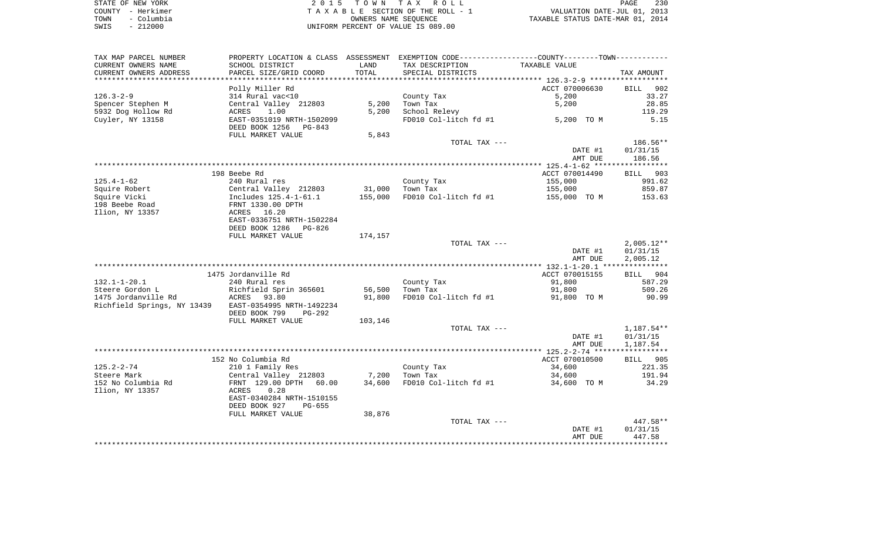STATE OF NEW YORK
COUNTY - Herkimer
TOWN - Columbia
SWIS - 212000

2 0 1 5 T O W N T A X R O L L
T A X A B L E SECTION OF THE ROLL - 1
OWNERS NAME SEQUENCE
UNIFORM PERCENT OF VALUE IS 089.00

VALUATION DATE-JUL 01, 2013
TAXABLE STATUS DATE-MAR 01, 2014

| TAX MAP PARCEL NUMBER / CURRENT OWNERS NAME / CURRENT OWNERS ADDRESS | PROPERTY LOCATION & CLASS / SCHOOL DISTRICT / PARCEL SIZE/GRID COORD | ASSESSMENT LAND / TOTAL | EXEMPTION CODE / TAX DESCRIPTION / SPECIAL DISTRICTS | COUNTY--------TOWN TAXABLE VALUE | TAX AMOUNT |
|---|---|---|---|---|---|
| **126.3-2-9** | Polly Miller Rd | | | ACCT 070006630 | BILL 902 |
| 126.3-2-9 | 314 Rural vac<10 | | County Tax | 5,200 | 33.27 |
| Spencer Stephen M | Central Valley 212803 | 5,200 | Town Tax | 5,200 | 28.85 |
| 5932 Dog Hollow Rd | ACRES 1.00 | 5,200 | School Relevy | | 119.29 |
| Cuyler, NY 13158 | EAST-0351019 NRTH-1502099 | | FD010 Col-litch fd #1 | 5,200 TO M | 5.15 |
| | DEED BOOK 1256 PG-843 | | | | |
| | FULL MARKET VALUE | 5,843 | | | |
| | | | TOTAL TAX --- | | 186.56** |
| | | | | DATE #1 | 01/31/15 |
| | | | | AMT DUE | 186.56 |
| **125.4-1-62** | 198 Beebe Rd | | | ACCT 070014490 | BILL 903 |
| 125.4-1-62 | 240 Rural res | | County Tax | 155,000 | 991.62 |
| Squire Robert | Central Valley 212803 | 31,000 | Town Tax | 155,000 | 859.87 |
| Squire Vicki | Includes 125.4-1-61.1 | 155,000 | FD010 Col-litch fd #1 | 155,000 TO M | 153.63 |
| 198 Beebe Road | FRNT 1330.00 DPTH | | | | |
| Ilion, NY 13357 | ACRES 16.20 | | | | |
| | EAST-0336751 NRTH-1502284 | | | | |
| | DEED BOOK 1286 PG-826 | | | | |
| | FULL MARKET VALUE | 174,157 | | | |
| | | | TOTAL TAX --- | | 2,005.12** |
| | | | | DATE #1 | 01/31/15 |
| | | | | AMT DUE | 2,005.12 |
| **132.1-1-20.1** | 1475 Jordanville Rd | | | ACCT 070015155 | BILL 904 |
| 132.1-1-20.1 | 240 Rural res | | County Tax | 91,800 | 587.29 |
| Steere Gordon L | Richfield Sprin 365601 | 56,500 | Town Tax | 91,800 | 509.26 |
| 1475 Jordanville Rd | ACRES 93.80 | 91,800 | FD010 Col-litch fd #1 | 91,800 TO M | 90.99 |
| Richfield Springs, NY 13439 | EAST-0354995 NRTH-1492234 | | | | |
| | DEED BOOK 799 PG-292 | | | | |
| | FULL MARKET VALUE | 103,146 | | | |
| | | | TOTAL TAX --- | | 1,187.54** |
| | | | | DATE #1 | 01/31/15 |
| | | | | AMT DUE | 1,187.54 |
| **125.2-2-74** | 152 No Columbia Rd | | | ACCT 070010500 | BILL 905 |
| 125.2-2-74 | 210 1 Family Res | | County Tax | 34,600 | 221.35 |
| Steere Mark | Central Valley 212803 | 7,200 | Town Tax | 34,600 | 191.94 |
| 152 No Columbia Rd | FRNT 129.00 DPTH 60.00 | 34,600 | FD010 Col-litch fd #1 | 34,600 TO M | 34.29 |
| Ilion, NY 13357 | ACRES 0.28 | | | | |
| | EAST-0340284 NRTH-1510155 | | | | |
| | DEED BOOK 927 PG-655 | | | | |
| | FULL MARKET VALUE | 38,876 | | | |
| | | | TOTAL TAX --- | | 447.58** |
| | | | | DATE #1 | 01/31/15 |
| | | | | AMT DUE | 447.58 |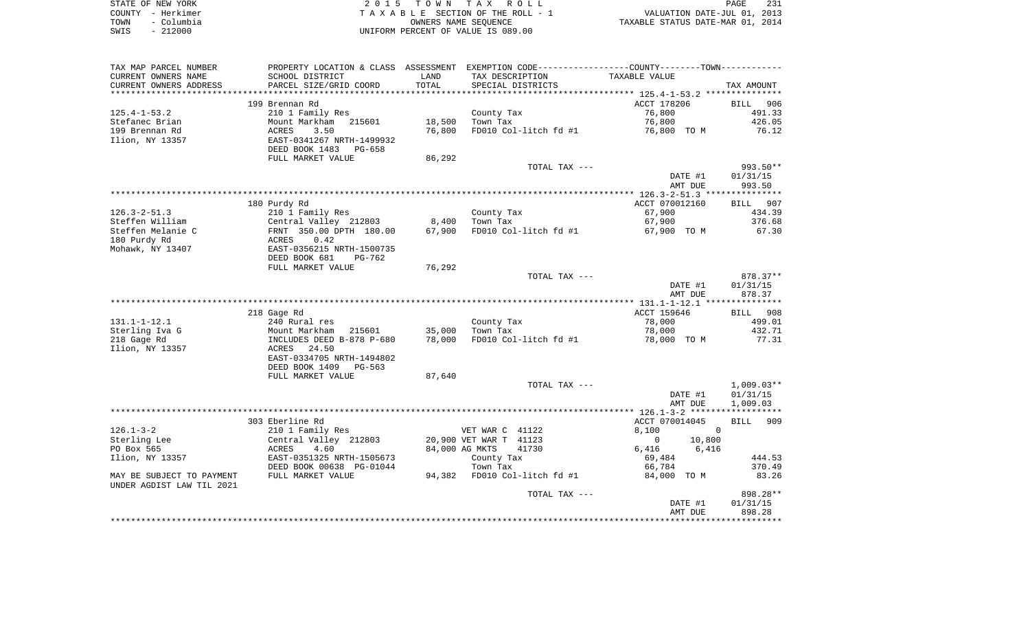STATE OF NEW YORK — COUNTY - Herkimer — TOWN - Columbia — SWIS - 212000

2 0 1 5 T O W N T A X R O L L
T A X A B L E SECTION OF THE ROLL - 1
OWNERS NAME SEQUENCE
UNIFORM PERCENT OF VALUE IS 089.00

VALUATION DATE-JUL 01, 2013
TAXABLE STATUS DATE-MAR 01, 2014

| TAX MAP PARCEL NUMBER / CURRENT OWNERS NAME / CURRENT OWNERS ADDRESS | PROPERTY LOCATION & CLASS / SCHOOL DISTRICT / PARCEL SIZE/GRID COORD | ASSESSMENT LAND / TOTAL | EXEMPTION CODE / TAX DESCRIPTION / SPECIAL DISTRICTS | COUNTY / TOWN TAXABLE VALUE | TAX AMOUNT |
|---|---|---|---|---|---|
| 125.4-1-53.2 | 199 Brennan Rd | | | ACCT 178206 | BILL 906 |
| Stefanec Brian | 210 1 Family Res | | County Tax | 76,800 | 491.33 |
| 199 Brennan Rd | Mount Markham 215601 | 18,500 | Town Tax | 76,800 | 426.05 |
| Ilion, NY 13357 | ACRES 3.50 | 76,800 | FD010 Col-litch fd #1 | 76,800 TO M | 76.12 |
| | EAST-0341267 NRTH-1499932 | | | | |
| | DEED BOOK 1483 PG-658 | | | | |
| | FULL MARKET VALUE | 86,292 | | | |
| | | | TOTAL TAX --- | | 993.50** |
| | | | | DATE #1 | 01/31/15 |
| | | | | AMT DUE | 993.50 |
| 126.3-2-51.3 | 180 Purdy Rd | | | ACCT 070012160 | BILL 907 |
| Steffen William | 210 1 Family Res | | County Tax | 67,900 | 434.39 |
| Steffen Melanie C | Central Valley 212803 | 8,400 | Town Tax | 67,900 | 376.68 |
| 180 Purdy Rd | FRNT 350.00 DPTH 180.00 | 67,900 | FD010 Col-litch fd #1 | 67,900 TO M | 67.30 |
| Mohawk, NY 13407 | ACRES 0.42 | | | | |
| | EAST-0356215 NRTH-1500735 | | | | |
| | DEED BOOK 681 PG-762 | | | | |
| | FULL MARKET VALUE | 76,292 | | | |
| | | | TOTAL TAX --- | | 878.37** |
| | | | | DATE #1 | 01/31/15 |
| | | | | AMT DUE | 878.37 |
| 131.1-1-12.1 | 218 Gage Rd | | | ACCT 159646 | BILL 908 |
| Sterling Iva G | 240 Rural res | | County Tax | 78,000 | 499.01 |
| 218 Gage Rd | Mount Markham 215601 | 35,000 | Town Tax | 78,000 | 432.71 |
| Ilion, NY 13357 | INCLUDES DEED B-878 P-680 | 78,000 | FD010 Col-litch fd #1 | 78,000 TO M | 77.31 |
| | ACRES 24.50 | | | | |
| | EAST-0334705 NRTH-1494802 | | | | |
| | DEED BOOK 1409 PG-563 | | | | |
| | FULL MARKET VALUE | 87,640 | | | |
| | | | TOTAL TAX --- | | 1,009.03** |
| | | | | DATE #1 | 01/31/15 |
| | | | | AMT DUE | 1,009.03 |
| 126.1-3-2 | 303 Eberline Rd | | | ACCT 070014045 | BILL 909 |
| Sterling Lee | 210 1 Family Res | | VET WAR C 41122 | 8,100 / 0 | |
| PO Box 565 | Central Valley 212803 | 20,900 | VET WAR T 41123 | 0 / 10,800 | |
| Ilion, NY 13357 | ACRES 4.60 | 84,000 | AG MKTS 41730 | 6,416 / 6,416 | |
| | EAST-0351325 NRTH-1505673 | | County Tax | 69,484 | 444.53 |
| | DEED BOOK 00638 PG-01044 | | Town Tax | 66,784 | 370.49 |
| MAY BE SUBJECT TO PAYMENT UNDER AGDIST LAW TIL 2021 | FULL MARKET VALUE | 94,382 | FD010 Col-litch fd #1 | 84,000 TO M | 83.26 |
| | | | TOTAL TAX --- | | 898.28** |
| | | | | DATE #1 | 01/31/15 |
| | | | | AMT DUE | 898.28 |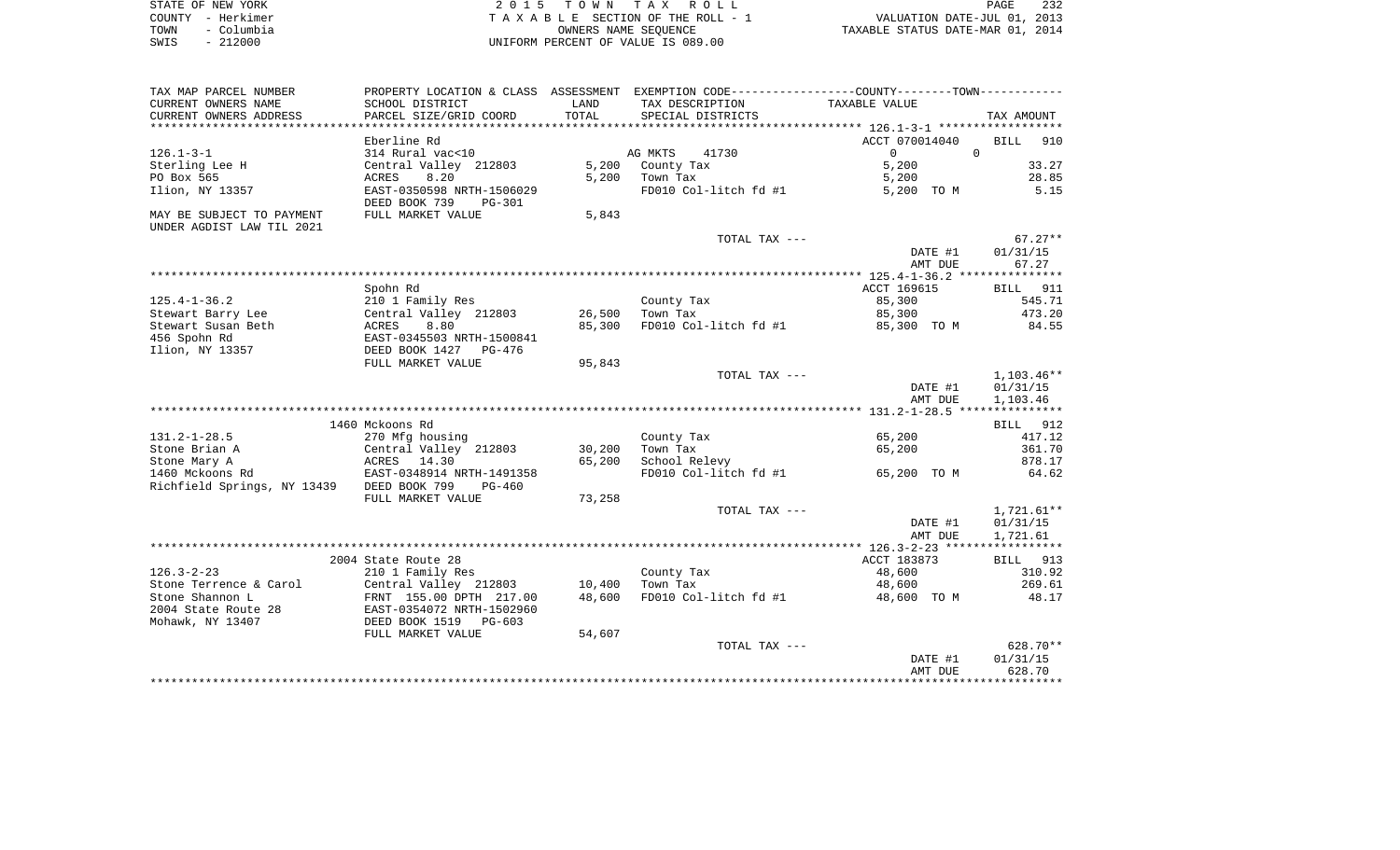STATE OF NEW YORK
COUNTY - Herkimer
TOWN - Columbia
SWIS - 212000

2015 TOWN TAX ROLL
TAXABLE SECTION OF THE ROLL - 1
OWNERS NAME SEQUENCE
UNIFORM PERCENT OF VALUE IS 089.00

VALUATION DATE-JUL 01, 2013
TAXABLE STATUS DATE-MAR 01, 2014

| TAX MAP PARCEL NUMBER / CURRENT OWNERS NAME / CURRENT OWNERS ADDRESS | PROPERTY LOCATION & CLASS / SCHOOL DISTRICT / PARCEL SIZE/GRID COORD | ASSESSMENT LAND / TOTAL | EXEMPTION CODE / TAX DESCRIPTION / SPECIAL DISTRICTS | COUNTY / TOWN TAXABLE VALUE | TAX AMOUNT |
|---|---|---|---|---|---|
| | Eberline Rd | | | ACCT 070014040 | BILL 910 |
| 126.1-3-1 | 314 Rural vac<10 | | AG MKTS 41730 | 0 0 | |
| Sterling Lee H | Central Valley 212803 | 5,200 | County Tax | 5,200 | 33.27 |
| PO Box 565 | ACRES 8.20 | 5,200 | Town Tax | 5,200 | 28.85 |
| Ilion, NY 13357 | EAST-0350598 NRTH-1506029 | | FD010 Col-litch fd #1 | 5,200 TO M | 5.15 |
| | DEED BOOK 739 PG-301 | | | | |
| MAY BE SUBJECT TO PAYMENT | FULL MARKET VALUE | 5,843 | | | |
| UNDER AGDIST LAW TIL 2021 | | | | | |
| | | | TOTAL TAX --- | | 67.27** |
| | | | | DATE #1 | 01/31/15 |
| | | | | AMT DUE | 67.27 |
| | Spohn Rd | | | ACCT 169615 | BILL 911 |
| 125.4-1-36.2 | 210 1 Family Res | | County Tax | 85,300 | 545.71 |
| Stewart Barry Lee | Central Valley 212803 | 26,500 | Town Tax | 85,300 | 473.20 |
| Stewart Susan Beth | ACRES 8.80 | 85,300 | FD010 Col-litch fd #1 | 85,300 TO M | 84.55 |
| 456 Spohn Rd | EAST-0345503 NRTH-1500841 | | | | |
| Ilion, NY 13357 | DEED BOOK 1427 PG-476 | | | | |
| | FULL MARKET VALUE | 95,843 | | | |
| | | | TOTAL TAX --- | | 1,103.46** |
| | | | | DATE #1 | 01/31/15 |
| | | | | AMT DUE | 1,103.46 |
| | 1460 Mckoons Rd | | | | BILL 912 |
| 131.2-1-28.5 | 270 Mfg housing | | County Tax | 65,200 | 417.12 |
| Stone Brian A | Central Valley 212803 | 30,200 | Town Tax | 65,200 | 361.70 |
| Stone Mary A | ACRES 14.30 | 65,200 | School Relevy | | 878.17 |
| 1460 Mckoons Rd | EAST-0348914 NRTH-1491358 | | FD010 Col-litch fd #1 | 65,200 TO M | 64.62 |
| Richfield Springs, NY 13439 | DEED BOOK 799 PG-460 | | | | |
| | FULL MARKET VALUE | 73,258 | | | |
| | | | TOTAL TAX --- | | 1,721.61** |
| | | | | DATE #1 | 01/31/15 |
| | | | | AMT DUE | 1,721.61 |
| | 2004 State Route 28 | | | ACCT 183873 | BILL 913 |
| 126.3-2-23 | 210 1 Family Res | | County Tax | 48,600 | 310.92 |
| Stone Terrence & Carol | Central Valley 212803 | 10,400 | Town Tax | 48,600 | 269.61 |
| Stone Shannon L | FRNT 155.00 DPTH 217.00 | 48,600 | FD010 Col-litch fd #1 | 48,600 TO M | 48.17 |
| 2004 State Route 28 | EAST-0354072 NRTH-1502960 | | | | |
| Mohawk, NY 13407 | DEED BOOK 1519 PG-603 | | | | |
| | FULL MARKET VALUE | 54,607 | | | |
| | | | TOTAL TAX --- | | 628.70** |
| | | | | DATE #1 | 01/31/15 |
| | | | | AMT DUE | 628.70 |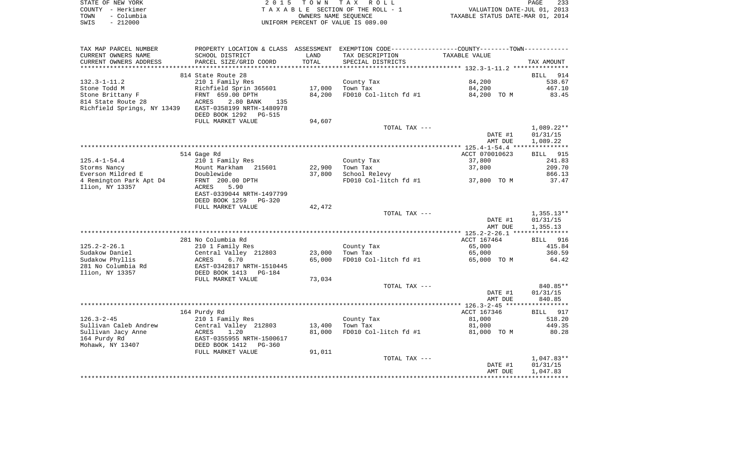STATE OF NEW YORK
COUNTY - Herkimer
TOWN - Columbia
SWIS - 212000

# 2015 TOWN TAX ROLL

TAXABLE SECTION OF THE ROLL - 1
OWNERS NAME SEQUENCE
UNIFORM PERCENT OF VALUE IS 089.00

VALUATION DATE-JUL 01, 2013
TAXABLE STATUS DATE-MAR 01, 2014

| TAX MAP PARCEL NUMBER / CURRENT OWNERS NAME / CURRENT OWNERS ADDRESS | PROPERTY LOCATION & CLASS / SCHOOL DISTRICT / PARCEL SIZE/GRID COORD | ASSESSMENT LAND / TOTAL | EXEMPTION CODE / TAX DESCRIPTION / SPECIAL DISTRICTS | TAXABLE VALUE (COUNTY--------TOWN) | TAX AMOUNT |
|---|---|---|---|---|---|
| | 814 State Route 28 | | | | BILL 914 |
| 132.3-1-11.2 | 210 1 Family Res | | County Tax | 84,200 | 538.67 |
| Stone Todd M | Richfield Sprin 365601 | 17,000 | Town Tax | 84,200 | 467.10 |
| Stone Brittany F | FRNT 659.00 DPTH | 84,200 | FD010 Col-litch fd #1 | 84,200 TO M | 83.45 |
| 814 State Route 28 | ACRES 2.80 BANK 135 | | | | |
| Richfield Springs, NY 13439 | EAST-0358199 NRTH-1480978 | | | | |
| | DEED BOOK 1292 PG-515 | | | | |
| | FULL MARKET VALUE | 94,607 | | | |
| | | | TOTAL TAX --- | | 1,089.22** |
| | | | | DATE #1 | 01/31/15 |
| | | | | AMT DUE | 1,089.22 |
| | 514 Gage Rd | | | ACCT 070010623 | BILL 915 |
| 125.4-1-54.4 | 210 1 Family Res | | County Tax | 37,800 | 241.83 |
| Storms Nancy | Mount Markham 215601 | 22,900 | Town Tax | 37,800 | 209.70 |
| Everson Mildred E | Doublewide | 37,800 | School Relevy | | 866.13 |
| 4 Remington Park Apt D4 | FRNT 200.00 DPTH | | FD010 Col-litch fd #1 | 37,800 TO M | 37.47 |
| Ilion, NY 13357 | ACRES 5.90 | | | | |
| | EAST-0339044 NRTH-1497799 | | | | |
| | DEED BOOK 1259 PG-320 | | | | |
| | FULL MARKET VALUE | 42,472 | | | |
| | | | TOTAL TAX --- | | 1,355.13** |
| | | | | DATE #1 | 01/31/15 |
| | | | | AMT DUE | 1,355.13 |
| | 281 No Columbia Rd | | | ACCT 167464 | BILL 916 |
| 125.2-2-26.1 | 210 1 Family Res | | County Tax | 65,000 | 415.84 |
| Sudakow Daniel | Central Valley 212803 | 23,000 | Town Tax | 65,000 | 360.59 |
| Sudakow Phyllis | ACRES 6.70 | 65,000 | FD010 Col-litch fd #1 | 65,000 TO M | 64.42 |
| 281 No Columbia Rd | EAST-0342817 NRTH-1510445 | | | | |
| Ilion, NY 13357 | DEED BOOK 1413 PG-184 | | | | |
| | FULL MARKET VALUE | 73,034 | | | |
| | | | TOTAL TAX --- | | 840.85** |
| | | | | DATE #1 | 01/31/15 |
| | | | | AMT DUE | 840.85 |
| | 164 Purdy Rd | | | ACCT 167346 | BILL 917 |
| 126.3-2-45 | 210 1 Family Res | | County Tax | 81,000 | 518.20 |
| Sullivan Caleb Andrew | Central Valley 212803 | 13,400 | Town Tax | 81,000 | 449.35 |
| Sullivan Jacy Anne | ACRES 1.20 | 81,000 | FD010 Col-litch fd #1 | 81,000 TO M | 80.28 |
| 164 Purdy Rd | EAST-0355955 NRTH-1500617 | | | | |
| Mohawk, NY 13407 | DEED BOOK 1412 PG-360 | | | | |
| | FULL MARKET VALUE | 91,011 | | | |
| | | | TOTAL TAX --- | | 1,047.83** |
| | | | | DATE #1 | 01/31/15 |
| | | | | AMT DUE | 1,047.83 |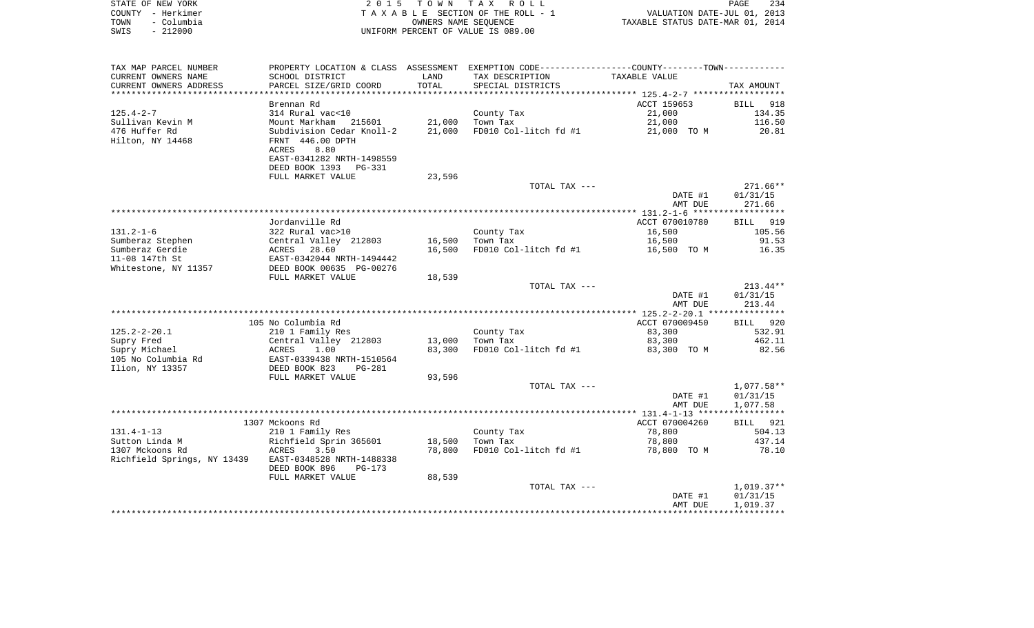STATE OF NEW YORK
COUNTY - Herkimer
TOWN - Columbia
SWIS - 212000

2 0 1 5 T O W N T A X R O L L
T A X A B L E SECTION OF THE ROLL - 1
OWNERS NAME SEQUENCE
UNIFORM PERCENT OF VALUE IS 089.00

VALUATION DATE-JUL 01, 2013
TAXABLE STATUS DATE-MAR 01, 2014

| TAX MAP PARCEL NUMBER / CURRENT OWNERS NAME / CURRENT OWNERS ADDRESS | PROPERTY LOCATION & CLASS / SCHOOL DISTRICT / PARCEL SIZE/GRID COORD | ASSESSMENT LAND / TOTAL | EXEMPTION CODE / TAX DESCRIPTION / SPECIAL DISTRICTS | COUNTY/TOWN TAXABLE VALUE | TAX AMOUNT |
|---|---|---|---|---|---|
| 125.4-2-7 | Brennan Rd | | | ACCT 159653 | BILL 918 |
| Sullivan Kevin M | 314 Rural vac<10 | | County Tax | 21,000 | 134.35 |
| 476 Huffer Rd | Mount Markham 215601 | 21,000 | Town Tax | 21,000 | 116.50 |
| Hilton, NY 14468 | Subdivision Cedar Knoll-2 | 21,000 | FD010 Col-litch fd #1 | 21,000 TO M | 20.81 |
| | FRNT 446.00 DPTH | | | | |
| | ACRES 8.80 | | | | |
| | EAST-0341282 NRTH-1498559 | | | | |
| | DEED BOOK 1393 PG-331 | | | | |
| | FULL MARKET VALUE | 23,596 | | | |
| | | | TOTAL TAX --- | | 271.66** |
| | | | | DATE #1 | 01/31/15 |
| | | | | AMT DUE | 271.66 |
| 131.2-1-6 | Jordanville Rd | | | ACCT 070010780 | BILL 919 |
| Sumberaz Stephen | 322 Rural vac>10 | | County Tax | 16,500 | 105.56 |
| Sumberaz Gerdie | Central Valley 212803 | 16,500 | Town Tax | 16,500 | 91.53 |
| 11-08 147th St | ACRES 28.60 | 16,500 | FD010 Col-litch fd #1 | 16,500 TO M | 16.35 |
| Whitestone, NY 11357 | EAST-0342044 NRTH-1494442 | | | | |
| | DEED BOOK 00635 PG-00276 | | | | |
| | FULL MARKET VALUE | 18,539 | | | |
| | | | TOTAL TAX --- | | 213.44** |
| | | | | DATE #1 | 01/31/15 |
| | | | | AMT DUE | 213.44 |
| 125.2-2-20.1 | 105 No Columbia Rd | | | ACCT 070009450 | BILL 920 |
| Supry Fred | 210 1 Family Res | | County Tax | 83,300 | 532.91 |
| Supry Michael | Central Valley 212803 | 13,000 | Town Tax | 83,300 | 462.11 |
| 105 No Columbia Rd | ACRES 1.00 | 83,300 | FD010 Col-litch fd #1 | 83,300 TO M | 82.56 |
| Ilion, NY 13357 | EAST-0339438 NRTH-1510564 | | | | |
| | DEED BOOK 823 PG-281 | | | | |
| | FULL MARKET VALUE | 93,596 | | | |
| | | | TOTAL TAX --- | | 1,077.58** |
| | | | | DATE #1 | 01/31/15 |
| | | | | AMT DUE | 1,077.58 |
| 131.4-1-13 | 1307 Mckoons Rd | | | ACCT 070004260 | BILL 921 |
| Sutton Linda M | 210 1 Family Res | | County Tax | 78,800 | 504.13 |
| 1307 Mckoons Rd | Richfield Sprin 365601 | 18,500 | Town Tax | 78,800 | 437.14 |
| Richfield Springs, NY 13439 | ACRES 3.50 | 78,800 | FD010 Col-litch fd #1 | 78,800 TO M | 78.10 |
| | EAST-0348528 NRTH-1488338 | | | | |
| | DEED BOOK 896 PG-173 | | | | |
| | FULL MARKET VALUE | 88,539 | | | |
| | | | TOTAL TAX --- | | 1,019.37** |
| | | | | DATE #1 | 01/31/15 |
| | | | | AMT DUE | 1,019.37 |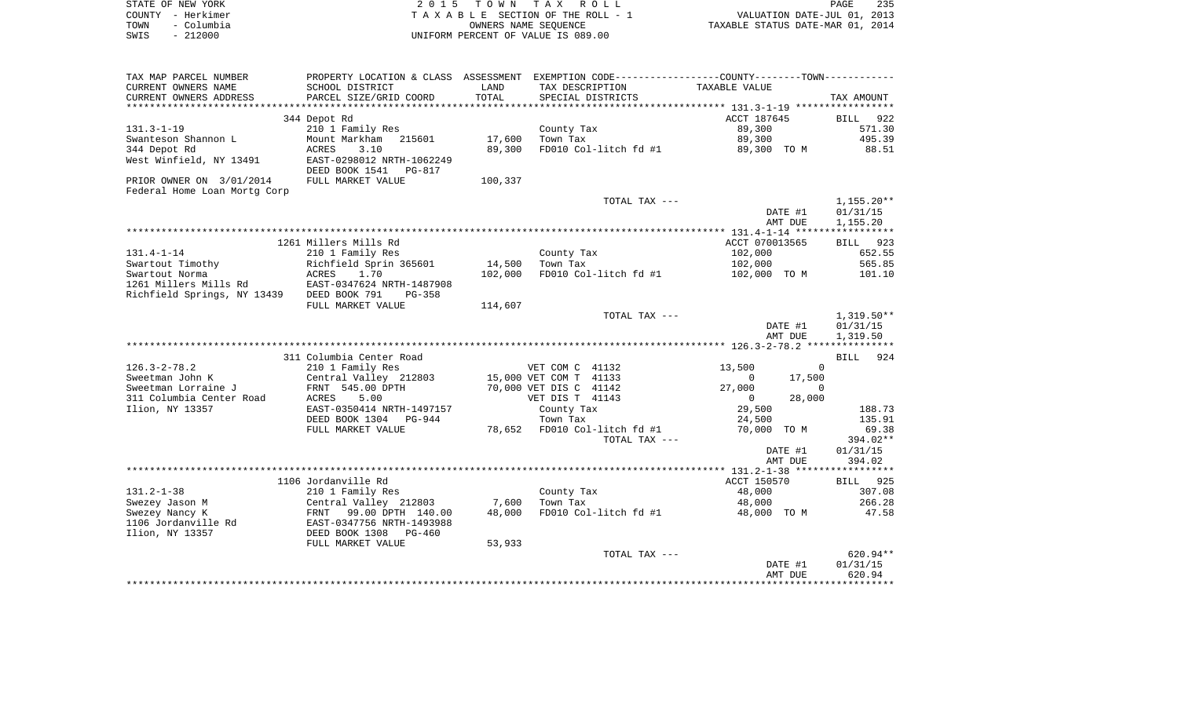STATE OF NEW YORK
COUNTY - Herkimer
TOWN - Columbia
SWIS - 212000

2 0 1 5 T O W N T A X R O L L
T A X A B L E SECTION OF THE ROLL - 1
OWNERS NAME SEQUENCE
UNIFORM PERCENT OF VALUE IS 089.00

VALUATION DATE-JUL 01, 2013
TAXABLE STATUS DATE-MAR 01, 2014

| TAX MAP PARCEL NUMBER / CURRENT OWNERS NAME / CURRENT OWNERS ADDRESS | PROPERTY LOCATION & CLASS / SCHOOL DISTRICT / PARCEL SIZE/GRID COORD | ASSESSMENT LAND / TOTAL | EXEMPTION CODE / TAX DESCRIPTION / SPECIAL DISTRICTS | COUNTY / TOWN TAXABLE VALUE | TAX AMOUNT |
|---|---|---|---|---|---|
| **131.3-1-19** | 344 Depot Rd | | | ACCT 187645 | BILL 922 |
| Swanteson Shannon L | 210 1 Family Res | | County Tax | 89,300 | 571.30 |
| 344 Depot Rd | Mount Markham 215601 | 17,600 | Town Tax | 89,300 | 495.39 |
| West Winfield, NY 13491 | ACRES 3.10 | 89,300 | FD010 Col-litch fd #1 | 89,300 TO M | 88.51 |
| | EAST-0298012 NRTH-1062249 | | | | |
| | DEED BOOK 1541 PG-817 | | | | |
| PRIOR OWNER ON 3/01/2014 | FULL MARKET VALUE | 100,337 | | | |
| Federal Home Loan Mortg Corp | | | | | |
| | | | TOTAL TAX --- | | 1,155.20** |
| | | | | DATE #1 | 01/31/15 |
| | | | | AMT DUE | 1,155.20 |
| **131.4-1-14** | 1261 Millers Mills Rd | | | ACCT 070013565 | BILL 923 |
| Swartout Timothy | 210 1 Family Res | | County Tax | 102,000 | 652.55 |
| Swartout Norma | Richfield Sprin 365601 | 14,500 | Town Tax | 102,000 | 565.85 |
| 1261 Millers Mills Rd | ACRES 1.70 | 102,000 | FD010 Col-litch fd #1 | 102,000 TO M | 101.10 |
| Richfield Springs, NY 13439 | EAST-0347624 NRTH-1487908 | | | | |
| | DEED BOOK 791 PG-358 | | | | |
| | FULL MARKET VALUE | 114,607 | | | |
| | | | TOTAL TAX --- | | 1,319.50** |
| | | | | DATE #1 | 01/31/15 |
| | | | | AMT DUE | 1,319.50 |
| **126.3-2-78.2** | 311 Columbia Center Road | | | | BILL 924 |
| Sweetman John K | 210 1 Family Res | | VET COM C 41132 | 13,500 / 0 | |
| Sweetman Lorraine J | Central Valley 212803 | 15,000 | VET COM T 41133 | 0 / 17,500 | |
| 311 Columbia Center Road | FRNT 545.00 DPTH | 70,000 | VET DIS C 41142 | 27,000 / 0 | |
| Ilion, NY 13357 | ACRES 5.00 | | VET DIS T 41143 | 0 / 28,000 | |
| | EAST-0350414 NRTH-1497157 | | County Tax | 29,500 | 188.73 |
| | DEED BOOK 1304 PG-944 | | Town Tax | 24,500 | 135.91 |
| | FULL MARKET VALUE | 78,652 | FD010 Col-litch fd #1 | 70,000 TO M | 69.38 |
| | | | TOTAL TAX --- | | 394.02** |
| | | | | DATE #1 | 01/31/15 |
| | | | | AMT DUE | 394.02 |
| **131.2-1-38** | 1106 Jordanville Rd | | | ACCT 150570 | BILL 925 |
| Swezey Jason M | 210 1 Family Res | | County Tax | 48,000 | 307.08 |
| Swezey Nancy K | Central Valley 212803 | 7,600 | Town Tax | 48,000 | 266.28 |
| 1106 Jordanville Rd | FRNT 99.00 DPTH 140.00 | 48,000 | FD010 Col-litch fd #1 | 48,000 TO M | 47.58 |
| Ilion, NY 13357 | EAST-0347756 NRTH-1493988 | | | | |
| | DEED BOOK 1308 PG-460 | | | | |
| | FULL MARKET VALUE | 53,933 | | | |
| | | | TOTAL TAX --- | | 620.94** |
| | | | | DATE #1 | 01/31/15 |
| | | | | AMT DUE | 620.94 |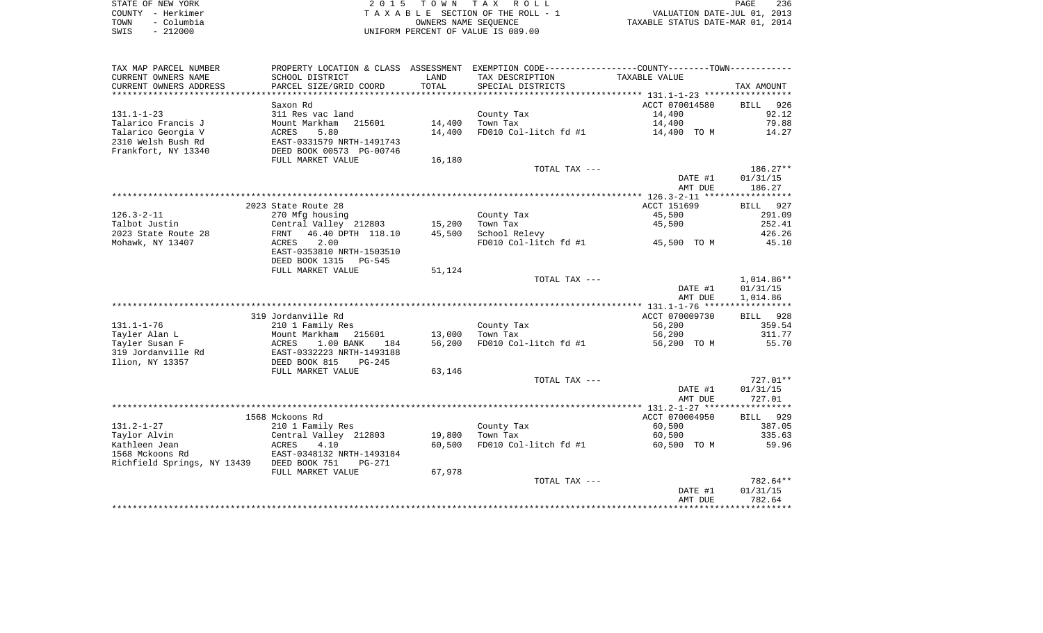STATE OF NEW YORK — COUNTY - Herkimer — TOWN - Columbia — SWIS - 212000

2 0 1 5 T O W N T A X R O L L
T A X A B L E SECTION OF THE ROLL - 1
OWNERS NAME SEQUENCE
UNIFORM PERCENT OF VALUE IS 089.00

VALUATION DATE-JUL 01, 2013
TAXABLE STATUS DATE-MAR 01, 2014

| TAX MAP PARCEL NUMBER / CURRENT OWNERS NAME / CURRENT OWNERS ADDRESS | PROPERTY LOCATION & CLASS / SCHOOL DISTRICT / PARCEL SIZE/GRID COORD | ASSESSMENT LAND | TOTAL | EXEMPTION CODE / TAX DESCRIPTION / SPECIAL DISTRICTS | TAXABLE VALUE (COUNTY--------TOWN) | TAX AMOUNT |
|---|---|---|---|---|---|---|
| 131.1-1-23 | Saxon Rd | | | | ACCT 070014580 | BILL 926 |
| Talarico Francis J | 311 Res vac land | | | County Tax | 14,400 | 92.12 |
| Talarico Georgia V | Mount Markham 215601 | 14,400 | | Town Tax | 14,400 | 79.88 |
| 2310 Welsh Bush Rd | ACRES 5.80 | | 14,400 | FD010 Col-litch fd #1 | 14,400 TO M | 14.27 |
| Frankfort, NY 13340 | EAST-0331579 NRTH-1491743 | | | | | |
| | DEED BOOK 00573 PG-00746 | | | | | |
| | FULL MARKET VALUE | | 16,180 | | | |
| | | | | TOTAL TAX --- | | 186.27** |
| | | | | | DATE #1 | 01/31/15 |
| | | | | | AMT DUE | 186.27 |
| 126.3-2-11 | 2023 State Route 28 | | | | ACCT 151699 | BILL 927 |
| Talbot Justin | 270 Mfg housing | | | County Tax | 45,500 | 291.09 |
| 2023 State Route 28 | Central Valley 212803 | 15,200 | | Town Tax | 45,500 | 252.41 |
| Mohawk, NY 13407 | FRNT 46.40 DPTH 118.10 | | 45,500 | School Relevy | | 426.26 |
| | ACRES 2.00 | | | FD010 Col-litch fd #1 | 45,500 TO M | 45.10 |
| | EAST-0353810 NRTH-1503510 | | | | | |
| | DEED BOOK 1315 PG-545 | | | | | |
| | FULL MARKET VALUE | | 51,124 | | | |
| | | | | TOTAL TAX --- | | 1,014.86** |
| | | | | | DATE #1 | 01/31/15 |
| | | | | | AMT DUE | 1,014.86 |
| 131.1-1-76 | 319 Jordanville Rd | | | | ACCT 070009730 | BILL 928 |
| Tayler Alan L | 210 1 Family Res | | | County Tax | 56,200 | 359.54 |
| Tayler Susan F | Mount Markham 215601 | 13,000 | | Town Tax | 56,200 | 311.77 |
| 319 Jordanville Rd | ACRES 1.00 BANK 184 | | 56,200 | FD010 Col-litch fd #1 | 56,200 TO M | 55.70 |
| Ilion, NY 13357 | EAST-0332223 NRTH-1493188 | | | | | |
| | DEED BOOK 815 PG-245 | | | | | |
| | FULL MARKET VALUE | | 63,146 | | | |
| | | | | TOTAL TAX --- | | 727.01** |
| | | | | | DATE #1 | 01/31/15 |
| | | | | | AMT DUE | 727.01 |
| 131.2-1-27 | 1568 Mckoons Rd | | | | ACCT 070004950 | BILL 929 |
| Taylor Alvin | 210 1 Family Res | | | County Tax | 60,500 | 387.05 |
| Kathleen Jean | Central Valley 212803 | 19,800 | | Town Tax | 60,500 | 335.63 |
| 1568 Mckoons Rd | ACRES 4.10 | | 60,500 | FD010 Col-litch fd #1 | 60,500 TO M | 59.96 |
| Richfield Springs, NY 13439 | EAST-0348132 NRTH-1493184 | | | | | |
| | DEED BOOK 751 PG-271 | | | | | |
| | FULL MARKET VALUE | | 67,978 | | | |
| | | | | TOTAL TAX --- | | 782.64** |
| | | | | | DATE #1 | 01/31/15 |
| | | | | | AMT DUE | 782.64 |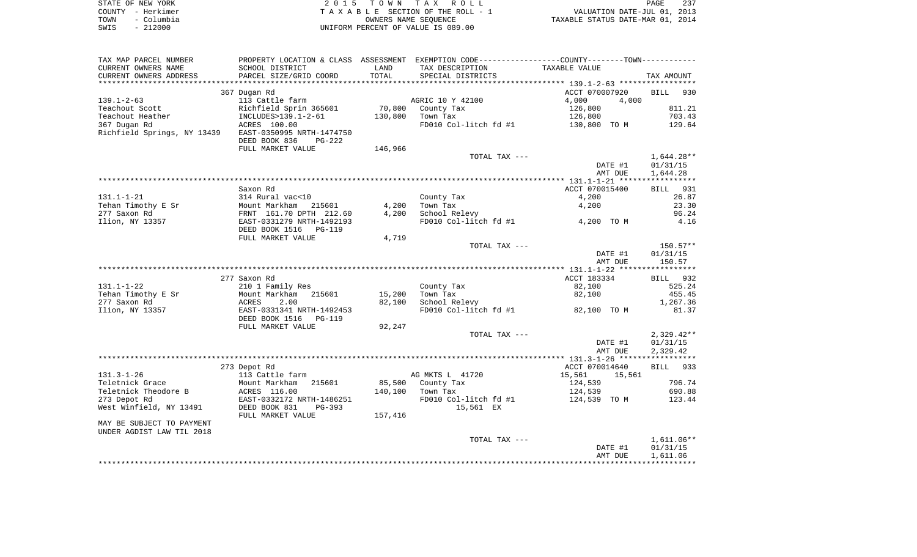STATE OF NEW YORK
COUNTY - Herkimer
TOWN - Columbia
SWIS - 212000

2 0 1 5 T O W N T A X R O L L
T A X A B L E SECTION OF THE ROLL - 1
OWNERS NAME SEQUENCE
UNIFORM PERCENT OF VALUE IS 089.00

VALUATION DATE-JUL 01, 2013
TAXABLE STATUS DATE-MAR 01, 2014

| TAX MAP PARCEL NUMBER / CURRENT OWNERS NAME / CURRENT OWNERS ADDRESS | PROPERTY LOCATION & CLASS / SCHOOL DISTRICT / PARCEL SIZE/GRID COORD | ASSESSMENT LAND / TOTAL | EXEMPTION CODE / TAX DESCRIPTION / SPECIAL DISTRICTS | COUNTY / TOWN TAXABLE VALUE | TAX AMOUNT |
|---|---|---|---|---|---|
| **139.1-2-63** | 367 Dugan Rd | | | ACCT 070007920 | BILL 930 |
| | 113 Cattle farm | | AGRIC 10 Y 42100 | 4,000 4,000 | |
| Teachout Scott | Richfield Sprin 365601 | 70,800 | County Tax | 126,800 | 811.21 |
| Teachout Heather | INCLUDES>139.1-2-61 | 130,800 | Town Tax | 126,800 | 703.43 |
| 367 Dugan Rd | ACRES 100.00 | | FD010 Col-litch fd #1 | 130,800 TO M | 129.64 |
| Richfield Springs, NY 13439 | EAST-0350995 NRTH-1474750 | | | | |
| | DEED BOOK 836 PG-222 | | | | |
| | FULL MARKET VALUE | 146,966 | | | |
| | | | TOTAL TAX --- | | 1,644.28** |
| | | | | DATE #1 | 01/31/15 |
| | | | | AMT DUE | 1,644.28 |
| **131.1-1-21** | Saxon Rd | | | ACCT 070015400 | BILL 931 |
| | 314 Rural vac<10 | | County Tax | 4,200 | 26.87 |
| Tehan Timothy E Sr | Mount Markham 215601 | 4,200 | Town Tax | 4,200 | 23.30 |
| 277 Saxon Rd | FRNT 161.70 DPTH 212.60 | 4,200 | School Relevy | | 96.24 |
| Ilion, NY 13357 | EAST-0331279 NRTH-1492193 | | FD010 Col-litch fd #1 | 4,200 TO M | 4.16 |
| | DEED BOOK 1516 PG-119 | | | | |
| | FULL MARKET VALUE | 4,719 | | | |
| | | | TOTAL TAX --- | | 150.57** |
| | | | | DATE #1 | 01/31/15 |
| | | | | AMT DUE | 150.57 |
| **131.1-1-22** | 277 Saxon Rd | | | ACCT 183334 | BILL 932 |
| | 210 1 Family Res | | County Tax | 82,100 | 525.24 |
| Tehan Timothy E Sr | Mount Markham 215601 | 15,200 | Town Tax | 82,100 | 455.45 |
| 277 Saxon Rd | ACRES 2.00 | 82,100 | School Relevy | | 1,267.36 |
| Ilion, NY 13357 | EAST-0331341 NRTH-1492453 | | FD010 Col-litch fd #1 | 82,100 TO M | 81.37 |
| | DEED BOOK 1516 PG-119 | | | | |
| | FULL MARKET VALUE | 92,247 | | | |
| | | | TOTAL TAX --- | | 2,329.42** |
| | | | | DATE #1 | 01/31/15 |
| | | | | AMT DUE | 2,329.42 |
| **131.3-1-26** | 273 Depot Rd | | | ACCT 070014640 | BILL 933 |
| | 113 Cattle farm | | AG MKTS L 41720 | 15,561 15,561 | |
| Teletnick Grace | Mount Markham 215601 | 85,500 | County Tax | 124,539 | 796.74 |
| Teletnick Theodore B | ACRES 116.00 | 140,100 | Town Tax | 124,539 | 690.88 |
| 273 Depot Rd | EAST-0332172 NRTH-1486251 | | FD010 Col-litch fd #1 | 124,539 TO M | 123.44 |
| West Winfield, NY 13491 | DEED BOOK 831 PG-393 | | 15,561 EX | | |
| | FULL MARKET VALUE | 157,416 | | | |
| MAY BE SUBJECT TO PAYMENT UNDER AGDIST LAW TIL 2018 | | | | | |
| | | | TOTAL TAX --- | | 1,611.06** |
| | | | | DATE #1 | 01/31/15 |
| | | | | AMT DUE | 1,611.06 |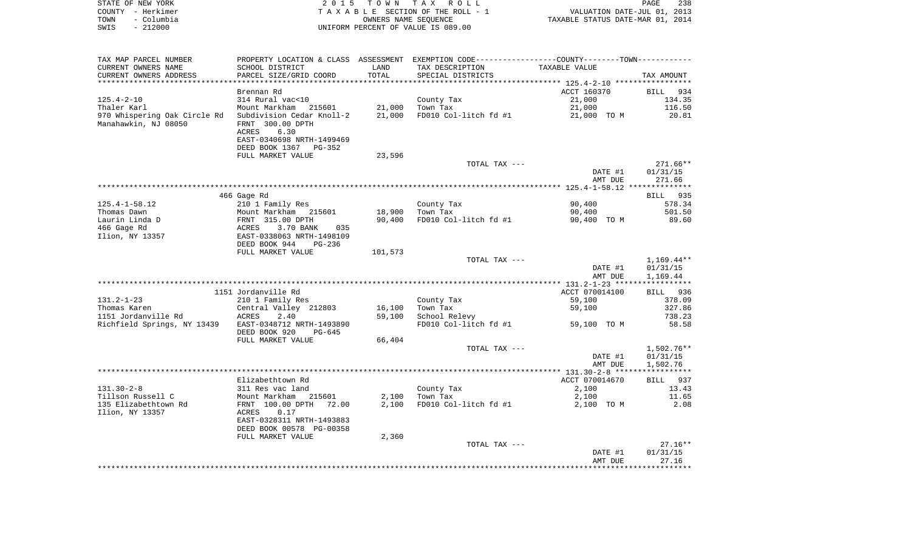STATE OF NEW YORK
COUNTY - Herkimer
TOWN - Columbia
SWIS - 212000

2 0 1 5 T O W N T A X R O L L
T A X A B L E SECTION OF THE ROLL - 1
OWNERS NAME SEQUENCE
UNIFORM PERCENT OF VALUE IS 089.00

VALUATION DATE-JUL 01, 2013
TAXABLE STATUS DATE-MAR 01, 2014

| TAX MAP PARCEL NUMBER / CURRENT OWNERS NAME / CURRENT OWNERS ADDRESS | PROPERTY LOCATION & CLASS / SCHOOL DISTRICT / PARCEL SIZE/GRID COORD | ASSESSMENT LAND / TOTAL | EXEMPTION CODE / TAX DESCRIPTION / SPECIAL DISTRICTS | COUNTY / TOWN TAXABLE VALUE | TAX AMOUNT |
|---|---|---|---|---|---|
| | Brennan Rd | | | ACCT 160370 | BILL 934 |
| 125.4-2-10 | 314 Rural vac<10 | | County Tax | 21,000 | 134.35 |
| Thaler Karl | Mount Markham 215601 | 21,000 | Town Tax | 21,000 | 116.50 |
| 970 Whispering Oak Circle Rd | Subdivision Cedar Knoll-2 | 21,000 | FD010 Col-litch fd #1 | 21,000 TO M | 20.81 |
| Manahawkin, NJ 08050 | FRNT 300.00 DPTH | | | | |
| | ACRES 6.30 | | | | |
| | EAST-0340698 NRTH-1499469 | | | | |
| | DEED BOOK 1367 PG-352 | | | | |
| | FULL MARKET VALUE | 23,596 | | | |
| | | | TOTAL TAX --- | | 271.66** |
| | | | | DATE #1 | 01/31/15 |
| | | | | AMT DUE | 271.66 |
| | 466 Gage Rd | | | | BILL 935 |
| 125.4-1-58.12 | 210 1 Family Res | | County Tax | 90,400 | 578.34 |
| Thomas Dawn | Mount Markham 215601 | 18,900 | Town Tax | 90,400 | 501.50 |
| Laurin Linda D | FRNT 315.00 DPTH | 90,400 | FD010 Col-litch fd #1 | 90,400 TO M | 89.60 |
| 466 Gage Rd | ACRES 3.70 BANK 035 | | | | |
| Ilion, NY 13357 | EAST-0338063 NRTH-1498109 | | | | |
| | DEED BOOK 944 PG-236 | | | | |
| | FULL MARKET VALUE | 101,573 | | | |
| | | | TOTAL TAX --- | | 1,169.44** |
| | | | | DATE #1 | 01/31/15 |
| | | | | AMT DUE | 1,169.44 |
| | 1151 Jordanville Rd | | | ACCT 070014100 | BILL 936 |
| 131.2-1-23 | 210 1 Family Res | | County Tax | 59,100 | 378.09 |
| Thomas Karen | Central Valley 212803 | 16,100 | Town Tax | 59,100 | 327.86 |
| 1151 Jordanville Rd | ACRES 2.40 | 59,100 | School Relevy | | 738.23 |
| Richfield Springs, NY 13439 | EAST-0348712 NRTH-1493890 | | FD010 Col-litch fd #1 | 59,100 TO M | 58.58 |
| | DEED BOOK 920 PG-645 | | | | |
| | FULL MARKET VALUE | 66,404 | | | |
| | | | TOTAL TAX --- | | 1,502.76** |
| | | | | DATE #1 | 01/31/15 |
| | | | | AMT DUE | 1,502.76 |
| | Elizabethtown Rd | | | ACCT 070014670 | BILL 937 |
| 131.30-2-8 | 311 Res vac land | | County Tax | 2,100 | 13.43 |
| Tillson Russell C | Mount Markham 215601 | 2,100 | Town Tax | 2,100 | 11.65 |
| 135 Elizabethtown Rd | FRNT 100.00 DPTH 72.00 | 2,100 | FD010 Col-litch fd #1 | 2,100 TO M | 2.08 |
| Ilion, NY 13357 | ACRES 0.17 | | | | |
| | EAST-0328311 NRTH-1493883 | | | | |
| | DEED BOOK 00578 PG-00358 | | | | |
| | FULL MARKET VALUE | 2,360 | | | |
| | | | TOTAL TAX --- | | 27.16** |
| | | | | DATE #1 | 01/31/15 |
| | | | | AMT DUE | 27.16 |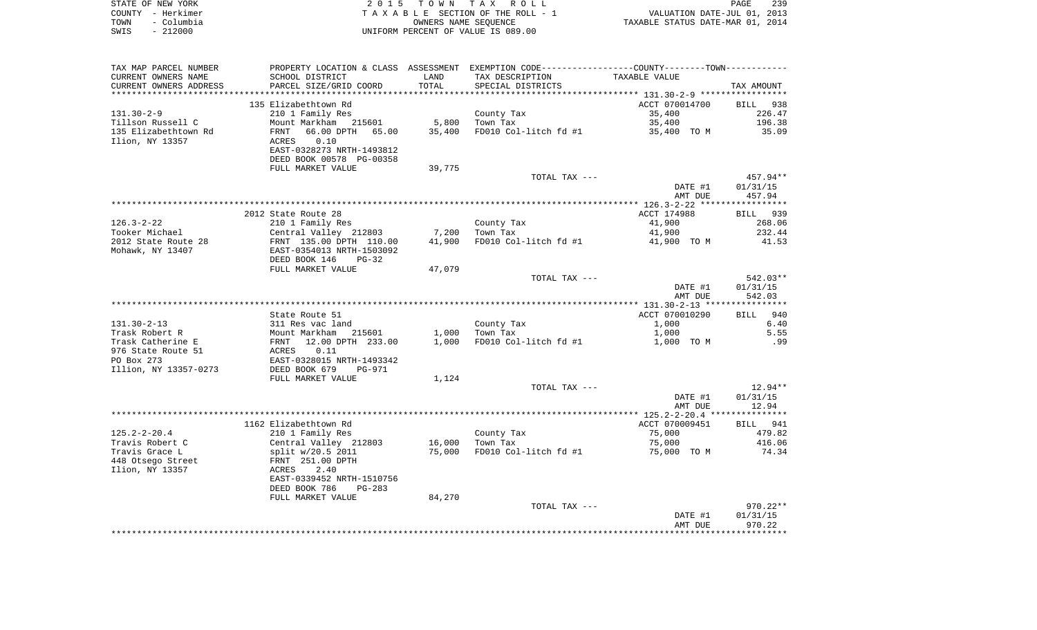STATE OF NEW YORK
COUNTY - Herkimer
TOWN - Columbia
SWIS - 212000

2 0 1 5 T O W N T A X R O L L
T A X A B L E SECTION OF THE ROLL - 1
OWNERS NAME SEQUENCE
UNIFORM PERCENT OF VALUE IS 089.00

VALUATION DATE-JUL 01, 2013
TAXABLE STATUS DATE-MAR 01, 2014

| TAX MAP PARCEL NUMBER / CURRENT OWNERS NAME / CURRENT OWNERS ADDRESS | PROPERTY LOCATION & CLASS / SCHOOL DISTRICT / PARCEL SIZE/GRID COORD | ASSESSMENT LAND / TOTAL | EXEMPTION CODE / TAX DESCRIPTION / SPECIAL DISTRICTS | COUNTY--------TOWN / TAXABLE VALUE | TAX AMOUNT |
|---|---|---|---|---|---|
| **131.30-2-9** | 135 Elizabethtown Rd | | | ACCT 070014700 | BILL 938 |
| Tillson Russell C | 210 1 Family Res | | County Tax | 35,400 | 226.47 |
| 135 Elizabethtown Rd | Mount Markham 215601 | 5,800 | Town Tax | 35,400 | 196.38 |
| Ilion, NY 13357 | FRNT 66.00 DPTH 65.00 | 35,400 | FD010 Col-litch fd #1 | 35,400 TO M | 35.09 |
| | ACRES 0.10 | | | | |
| | EAST-0328273 NRTH-1493812 | | | | |
| | DEED BOOK 00578 PG-00358 | | | | |
| | FULL MARKET VALUE | 39,775 | | | |
| | | | TOTAL TAX --- | | 457.94** |
| | | | | DATE #1 | 01/31/15 |
| | | | | AMT DUE | 457.94 |
| **126.3-2-22** | 2012 State Route 28 | | | ACCT 174988 | BILL 939 |
| Tooker Michael | 210 1 Family Res | | County Tax | 41,900 | 268.06 |
| 2012 State Route 28 | Central Valley 212803 | 7,200 | Town Tax | 41,900 | 232.44 |
| Mohawk, NY 13407 | FRNT 135.00 DPTH 110.00 | 41,900 | FD010 Col-litch fd #1 | 41,900 TO M | 41.53 |
| | EAST-0354013 NRTH-1503092 | | | | |
| | DEED BOOK 146 PG-32 | | | | |
| | FULL MARKET VALUE | 47,079 | | | |
| | | | TOTAL TAX --- | | 542.03** |
| | | | | DATE #1 | 01/31/15 |
| | | | | AMT DUE | 542.03 |
| **131.30-2-13** | State Route 51 | | | ACCT 070010290 | BILL 940 |
| Trask Robert R | 311 Res vac land | | County Tax | 1,000 | 6.40 |
| Trask Catherine E | Mount Markham 215601 | 1,000 | Town Tax | 1,000 | 5.55 |
| 976 State Route 51 | FRNT 12.00 DPTH 233.00 | 1,000 | FD010 Col-litch fd #1 | 1,000 TO M | .99 |
| PO Box 273 | ACRES 0.11 | | | | |
| Illion, NY 13357-0273 | EAST-0328015 NRTH-1493342 | | | | |
| | DEED BOOK 679 PG-971 | | | | |
| | FULL MARKET VALUE | 1,124 | | | |
| | | | TOTAL TAX --- | | 12.94** |
| | | | | DATE #1 | 01/31/15 |
| | | | | AMT DUE | 12.94 |
| **125.2-2-20.4** | 1162 Elizabethtown Rd | | | ACCT 070009451 | BILL 941 |
| Travis Robert C | 210 1 Family Res | | County Tax | 75,000 | 479.82 |
| Travis Grace L | Central Valley 212803 | 16,000 | Town Tax | 75,000 | 416.06 |
| 448 Otsego Street | split w/20.5 2011 | 75,000 | FD010 Col-litch fd #1 | 75,000 TO M | 74.34 |
| Ilion, NY 13357 | FRNT 251.00 DPTH | | | | |
| | ACRES 2.40 | | | | |
| | EAST-0339452 NRTH-1510756 | | | | |
| | DEED BOOK 786 PG-283 | | | | |
| | FULL MARKET VALUE | 84,270 | | | |
| | | | TOTAL TAX --- | | 970.22** |
| | | | | DATE #1 | 01/31/15 |
| | | | | AMT DUE | 970.22 |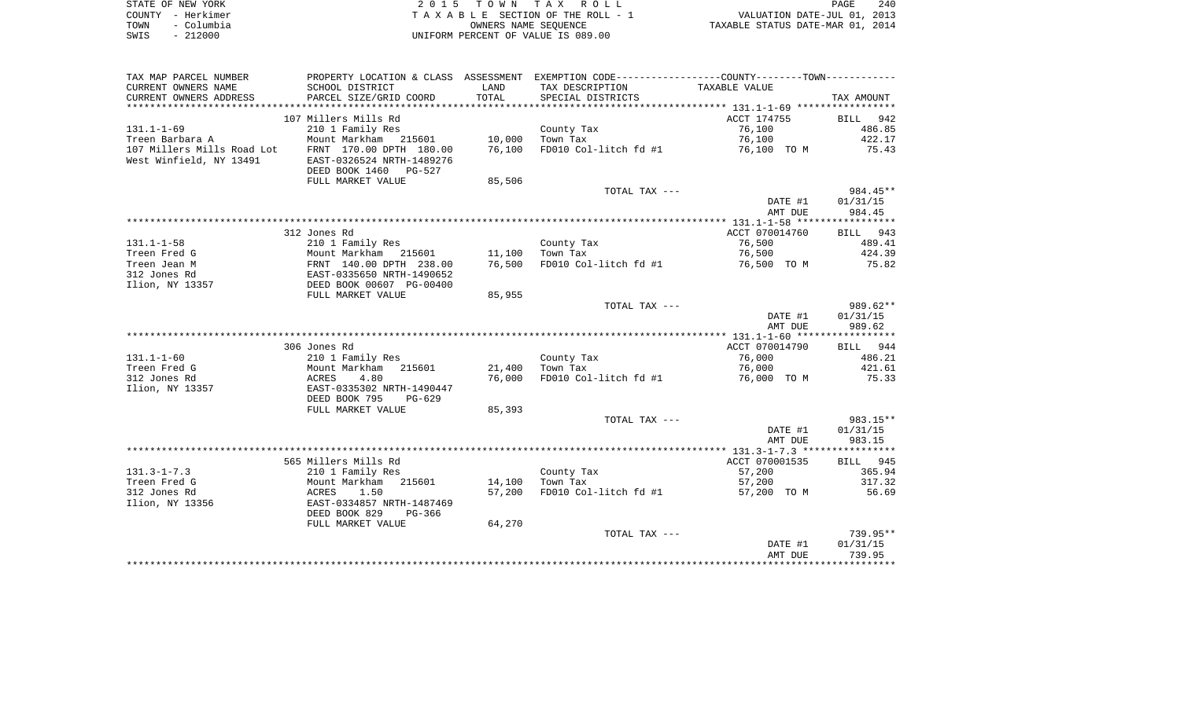STATE OF NEW YORK — 2 0 1 5 T O W N T A X R O L L
COUNTY - Herkimer — T A X A B L E SECTION OF THE ROLL - 1 — VALUATION DATE-JUL 01, 2013
TOWN - Columbia — OWNERS NAME SEQUENCE — TAXABLE STATUS DATE-MAR 01, 2014
SWIS - 212000 — UNIFORM PERCENT OF VALUE IS 089.00

| TAX MAP PARCEL NUMBER / CURRENT OWNERS NAME / CURRENT OWNERS ADDRESS | PROPERTY LOCATION & CLASS / SCHOOL DISTRICT / PARCEL SIZE/GRID COORD | ASSESSMENT LAND / TOTAL | EXEMPTION CODE / TAX DESCRIPTION / SPECIAL DISTRICTS | TAXABLE VALUE | TAX AMOUNT |
|---|---|---|---|---|---|
| | 107 Millers Mills Rd | | | ACCT 174755 | BILL 942 |
| 131.1-1-69 | 210 1 Family Res | | County Tax | 76,100 | 486.85 |
| Treen Barbara A | Mount Markham 215601 | 10,000 | Town Tax | 76,100 | 422.17 |
| 107 Millers Mills Road Lot | FRNT 170.00 DPTH 180.00 | 76,100 | FD010 Col-litch fd #1 | 76,100 TO M | 75.43 |
| West Winfield, NY 13491 | EAST-0326524 NRTH-1489276 | | | | |
| | DEED BOOK 1460 PG-527 | | | | |
| | FULL MARKET VALUE | 85,506 | | | |
| | | | TOTAL TAX --- | | 984.45** |
| | | | | DATE #1 | 01/31/15 |
| | | | | AMT DUE | 984.45 |
| | 312 Jones Rd | | | ACCT 070014760 | BILL 943 |
| 131.1-1-58 | 210 1 Family Res | | County Tax | 76,500 | 489.41 |
| Treen Fred G | Mount Markham 215601 | 11,100 | Town Tax | 76,500 | 424.39 |
| Treen Jean M | FRNT 140.00 DPTH 238.00 | 76,500 | FD010 Col-litch fd #1 | 76,500 TO M | 75.82 |
| 312 Jones Rd | EAST-0335650 NRTH-1490652 | | | | |
| Ilion, NY 13357 | DEED BOOK 00607 PG-00400 | | | | |
| | FULL MARKET VALUE | 85,955 | | | |
| | | | TOTAL TAX --- | | 989.62** |
| | | | | DATE #1 | 01/31/15 |
| | | | | AMT DUE | 989.62 |
| | 306 Jones Rd | | | ACCT 070014790 | BILL 944 |
| 131.1-1-60 | 210 1 Family Res | | County Tax | 76,000 | 486.21 |
| Treen Fred G | Mount Markham 215601 | 21,400 | Town Tax | 76,000 | 421.61 |
| 312 Jones Rd | ACRES 4.80 | 76,000 | FD010 Col-litch fd #1 | 76,000 TO M | 75.33 |
| Ilion, NY 13357 | EAST-0335302 NRTH-1490447 | | | | |
| | DEED BOOK 795 PG-629 | | | | |
| | FULL MARKET VALUE | 85,393 | | | |
| | | | TOTAL TAX --- | | 983.15** |
| | | | | DATE #1 | 01/31/15 |
| | | | | AMT DUE | 983.15 |
| | 565 Millers Mills Rd | | | ACCT 070001535 | BILL 945 |
| 131.3-1-7.3 | 210 1 Family Res | | County Tax | 57,200 | 365.94 |
| Treen Fred G | Mount Markham 215601 | 14,100 | Town Tax | 57,200 | 317.32 |
| 312 Jones Rd | ACRES 1.50 | 57,200 | FD010 Col-litch fd #1 | 57,200 TO M | 56.69 |
| Ilion, NY 13356 | EAST-0334857 NRTH-1487469 | | | | |
| | DEED BOOK 829 PG-366 | | | | |
| | FULL MARKET VALUE | 64,270 | | | |
| | | | TOTAL TAX --- | | 739.95** |
| | | | | DATE #1 | 01/31/15 |
| | | | | AMT DUE | 739.95 |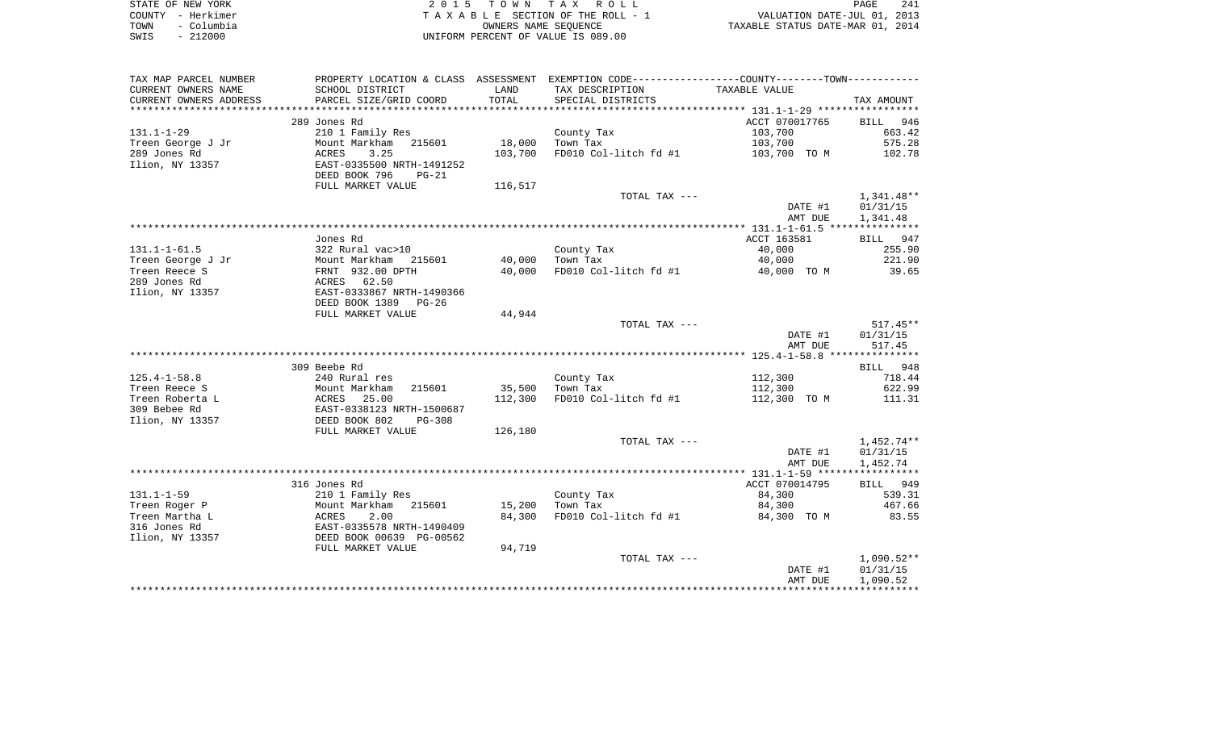STATE OF NEW YORK | 2 0 1 5 T O W N T A X R O L L | VALUATION DATE-JUL 01, 2013
COUNTY - Herkimer | T A X A B L E SECTION OF THE ROLL - 1 | TAXABLE STATUS DATE-MAR 01, 2014
TOWN - Columbia | OWNERS NAME SEQUENCE
SWIS - 212000 | UNIFORM PERCENT OF VALUE IS 089.00

| TAX MAP PARCEL NUMBER / CURRENT OWNERS NAME / CURRENT OWNERS ADDRESS | PROPERTY LOCATION & CLASS / SCHOOL DISTRICT / PARCEL SIZE/GRID COORD | ASSESSMENT LAND / TOTAL | EXEMPTION CODE / TAX DESCRIPTION / SPECIAL DISTRICTS | TAXABLE VALUE | TAX AMOUNT |
|---|---|---|---|---|---|
| | 289 Jones Rd | | | ACCT 070017765 | BILL 946 |
| 131.1-1-29 | 210 1 Family Res | | County Tax | 103,700 | 663.42 |
| Treen George J Jr | Mount Markham 215601 | 18,000 | Town Tax | 103,700 | 575.28 |
| 289 Jones Rd | ACRES 3.25 | 103,700 | FD010 Col-litch fd #1 | 103,700 TO M | 102.78 |
| Ilion, NY 13357 | EAST-0335500 NRTH-1491252 | | | | |
| | DEED BOOK 796 PG-21 | | | | |
| | FULL MARKET VALUE | 116,517 | | | |
| | | | TOTAL TAX --- | | 1,341.48** |
| | | | | DATE #1 | 01/31/15 |
| | | | | AMT DUE | 1,341.48 |
| | Jones Rd | | | ACCT 163581 | BILL 947 |
| 131.1-1-61.5 | 322 Rural vac>10 | | County Tax | 40,000 | 255.90 |
| Treen George J Jr | Mount Markham 215601 | 40,000 | Town Tax | 40,000 | 221.90 |
| Treen Reece S | FRNT 932.00 DPTH | 40,000 | FD010 Col-litch fd #1 | 40,000 TO M | 39.65 |
| 289 Jones Rd | ACRES 62.50 | | | | |
| Ilion, NY 13357 | EAST-0333867 NRTH-1490366 | | | | |
| | DEED BOOK 1389 PG-26 | | | | |
| | FULL MARKET VALUE | 44,944 | | | |
| | | | TOTAL TAX --- | | 517.45** |
| | | | | DATE #1 | 01/31/15 |
| | | | | AMT DUE | 517.45 |
| | 309 Beebe Rd | | | | BILL 948 |
| 125.4-1-58.8 | 240 Rural res | | County Tax | 112,300 | 718.44 |
| Treen Reece S | Mount Markham 215601 | 35,500 | Town Tax | 112,300 | 622.99 |
| Treen Roberta L | ACRES 25.00 | 112,300 | FD010 Col-litch fd #1 | 112,300 TO M | 111.31 |
| 309 Bebee Rd | EAST-0338123 NRTH-1500687 | | | | |
| Ilion, NY 13357 | DEED BOOK 802 PG-308 | | | | |
| | FULL MARKET VALUE | 126,180 | | | |
| | | | TOTAL TAX --- | | 1,452.74** |
| | | | | DATE #1 | 01/31/15 |
| | | | | AMT DUE | 1,452.74 |
| | 316 Jones Rd | | | ACCT 070014795 | BILL 949 |
| 131.1-1-59 | 210 1 Family Res | | County Tax | 84,300 | 539.31 |
| Treen Roger P | Mount Markham 215601 | 15,200 | Town Tax | 84,300 | 467.66 |
| Treen Martha L | ACRES 2.00 | 84,300 | FD010 Col-litch fd #1 | 84,300 TO M | 83.55 |
| 316 Jones Rd | EAST-0335578 NRTH-1490409 | | | | |
| Ilion, NY 13357 | DEED BOOK 00639 PG-00562 | | | | |
| | FULL MARKET VALUE | 94,719 | | | |
| | | | TOTAL TAX --- | | 1,090.52** |
| | | | | DATE #1 | 01/31/15 |
| | | | | AMT DUE | 1,090.52 |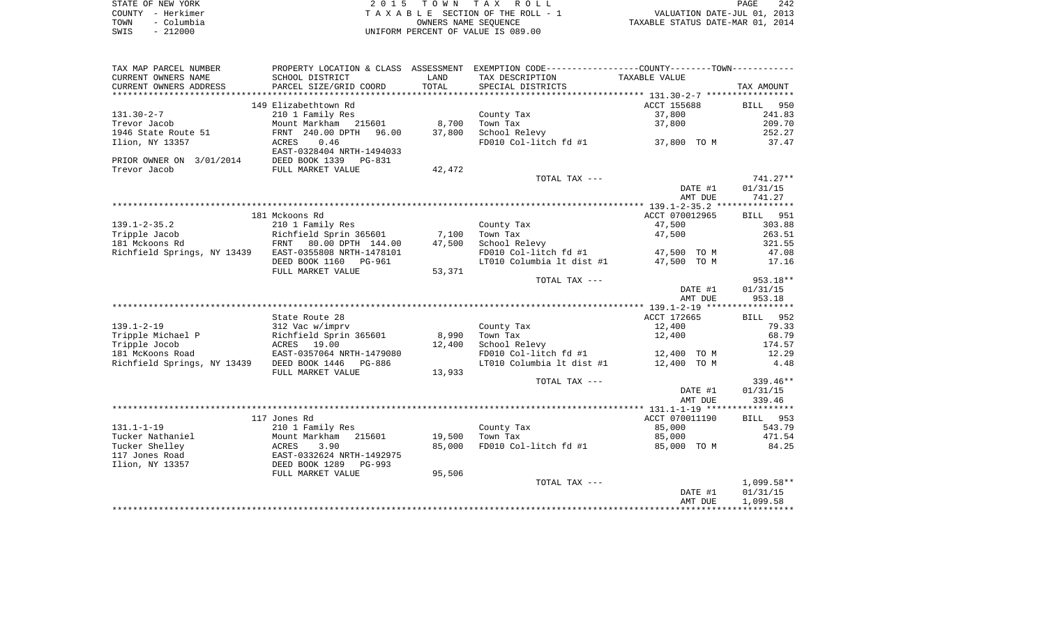STATE OF NEW YORK
COUNTY - Herkimer
TOWN - Columbia
SWIS - 212000

2015 TOWN TAX ROLL
TAXABLE SECTION OF THE ROLL - 1
OWNERS NAME SEQUENCE
UNIFORM PERCENT OF VALUE IS 089.00

VALUATION DATE-JUL 01, 2013
TAXABLE STATUS DATE-MAR 01, 2014

| TAX MAP PARCEL NUMBER<br>CURRENT OWNERS NAME<br>CURRENT OWNERS ADDRESS | PROPERTY LOCATION & CLASS<br>SCHOOL DISTRICT<br>PARCEL SIZE/GRID COORD | ASSESSMENT<br>LAND<br>TOTAL | EXEMPTION CODE-----COUNTY-----TOWN-----<br>TAX DESCRIPTION<br>SPECIAL DISTRICTS | TAXABLE VALUE | TAX AMOUNT |
|---|---|---|---|---|---|
| **131.30-2-7** | 149 Elizabethtown Rd | | | ACCT 155688 | BILL 950 |
| 131.30-2-7 | 210 1 Family Res | | County Tax | 37,800 | 241.83 |
| Trevor Jacob | Mount Markham 215601 | 8,700 | Town Tax | 37,800 | 209.70 |
| 1946 State Route 51 | FRNT 240.00 DPTH 96.00 | 37,800 | School Relevy | | 252.27 |
| Ilion, NY 13357 | ACRES 0.46 | | FD010 Col-litch fd #1 | 37,800 TO M | 37.47 |
| | EAST-0328404 NRTH-1494033 | | | | |
| PRIOR OWNER ON 3/01/2014 | DEED BOOK 1339 PG-831 | | | | |
| Trevor Jacob | FULL MARKET VALUE | 42,472 | | | |
| | | | TOTAL TAX --- | | 741.27** |
| | | | | DATE #1 | 01/31/15 |
| | | | | AMT DUE | 741.27 |
| **139.1-2-35.2** | 181 Mckoons Rd | | | ACCT 070012965 | BILL 951 |
| 139.1-2-35.2 | 210 1 Family Res | | County Tax | 47,500 | 303.88 |
| Tripple Jacob | Richfield Sprin 365601 | 7,100 | Town Tax | 47,500 | 263.51 |
| 181 Mckoons Rd | FRNT 80.00 DPTH 144.00 | 47,500 | School Relevy | | 321.55 |
| Richfield Springs, NY 13439 | EAST-0355808 NRTH-1478101 | | FD010 Col-litch fd #1 | 47,500 TO M | 47.08 |
| | DEED BOOK 1160 PG-961 | | LT010 Columbia lt dist #1 | 47,500 TO M | 17.16 |
| | FULL MARKET VALUE | 53,371 | | | |
| | | | TOTAL TAX --- | | 953.18** |
| | | | | DATE #1 | 01/31/15 |
| | | | | AMT DUE | 953.18 |
| **139.1-2-19** | State Route 28 | | | ACCT 172665 | BILL 952 |
| 139.1-2-19 | 312 Vac w/imprv | | County Tax | 12,400 | 79.33 |
| Tripple Michael P | Richfield Sprin 365601 | 8,990 | Town Tax | 12,400 | 68.79 |
| Tripple Jocob | ACRES 19.00 | 12,400 | School Relevy | | 174.57 |
| 181 McKoons Road | EAST-0357064 NRTH-1479080 | | FD010 Col-litch fd #1 | 12,400 TO M | 12.29 |
| Richfield Springs, NY 13439 | DEED BOOK 1446 PG-886 | | LT010 Columbia lt dist #1 | 12,400 TO M | 4.48 |
| | FULL MARKET VALUE | 13,933 | | | |
| | | | TOTAL TAX --- | | 339.46** |
| | | | | DATE #1 | 01/31/15 |
| | | | | AMT DUE | 339.46 |
| **131.1-1-19** | 117 Jones Rd | | | ACCT 070011190 | BILL 953 |
| 131.1-1-19 | 210 1 Family Res | | County Tax | 85,000 | 543.79 |
| Tucker Nathaniel | Mount Markham 215601 | 19,500 | Town Tax | 85,000 | 471.54 |
| Tucker Shelley | ACRES 3.90 | 85,000 | FD010 Col-litch fd #1 | 85,000 TO M | 84.25 |
| 117 Jones Road | EAST-0332624 NRTH-1492975 | | | | |
| Ilion, NY 13357 | DEED BOOK 1289 PG-993 | | | | |
| | FULL MARKET VALUE | 95,506 | | | |
| | | | TOTAL TAX --- | | 1,099.58** |
| | | | | DATE #1 | 01/31/15 |
| | | | | AMT DUE | 1,099.58 |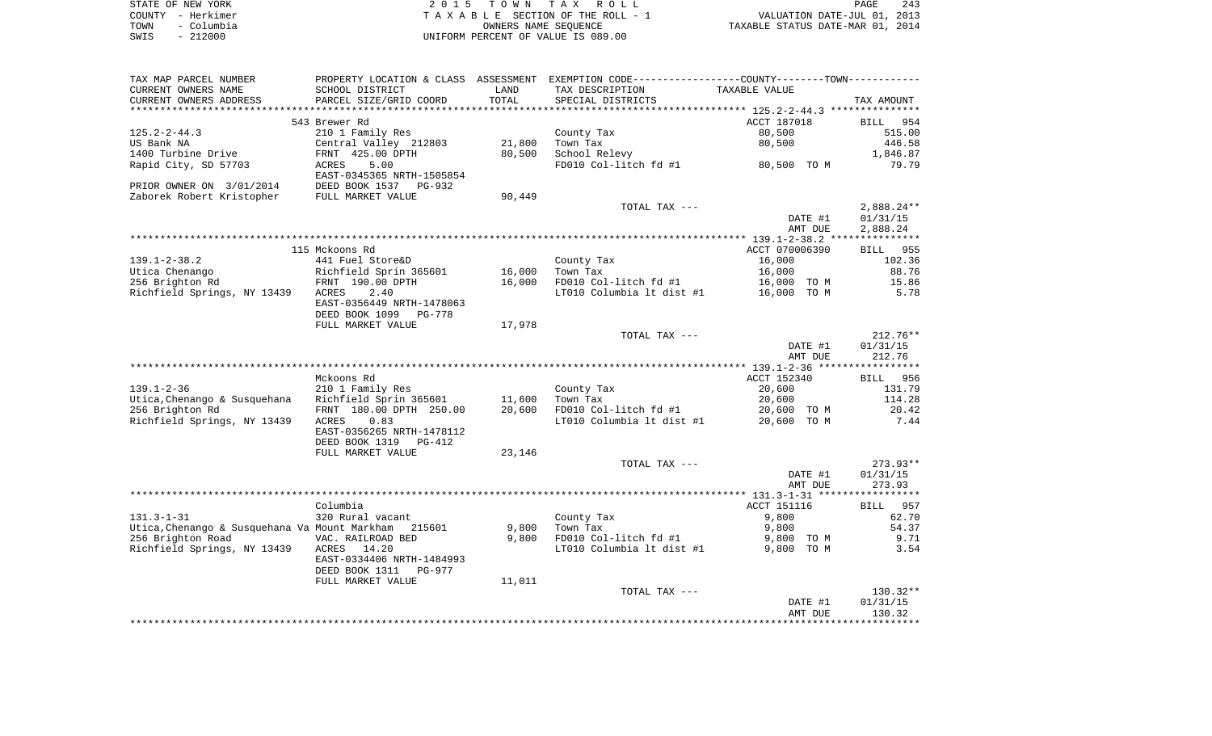STATE OF NEW YORK — 2015 TOWN TAX ROLL
COUNTY - Herkimer — TAXABLE SECTION OF THE ROLL - 1 — VALUATION DATE-JUL 01, 2013
TOWN - Columbia — OWNERS NAME SEQUENCE — TAXABLE STATUS DATE-MAR 01, 2014
SWIS - 212000 — UNIFORM PERCENT OF VALUE IS 089.00

| TAX MAP PARCEL NUMBER / CURRENT OWNERS NAME / CURRENT OWNERS ADDRESS | PROPERTY LOCATION & CLASS / SCHOOL DISTRICT / PARCEL SIZE/GRID COORD | ASSESSMENT LAND | TOTAL | EXEMPTION CODE / TAX DESCRIPTION / SPECIAL DISTRICTS | TAXABLE VALUE | TAX AMOUNT |
|---|---|---|---|---|---|---|
| **125.2-2-44.3** | 543 Brewer Rd | | | | ACCT 187018 | BILL 954 |
| US Bank NA | 210 1 Family Res | | | County Tax | 80,500 | 515.00 |
| 1400 Turbine Drive | Central Valley 212803 | 21,800 | | Town Tax | 80,500 | 446.58 |
| Rapid City, SD 57703 | FRNT 425.00 DPTH | | 80,500 | School Relevy | | 1,846.87 |
| | ACRES 5.00 | | | FD010 Col-litch fd #1 | 80,500 TO M | 79.79 |
| | EAST-0345365 NRTH-1505854 | | | | | |
| PRIOR OWNER ON 3/01/2014 | DEED BOOK 1537 PG-932 | | | | | |
| Zaborek Robert Kristopher | FULL MARKET VALUE | 90,449 | | | | |
| | | | | TOTAL TAX --- | | 2,888.24** |
| | | | | | DATE #1 | 01/31/15 |
| | | | | | AMT DUE | 2,888.24 |
| **139.1-2-38.2** | 115 Mckoons Rd | | | | ACCT 070006390 | BILL 955 |
| Utica Chenango | 441 Fuel Store&D | | | County Tax | 16,000 | 102.36 |
| 256 Brighton Rd | Richfield Sprin 365601 | 16,000 | | Town Tax | 16,000 | 88.76 |
| Richfield Springs, NY 13439 | FRNT 190.00 DPTH | | 16,000 | FD010 Col-litch fd #1 | 16,000 TO M | 15.86 |
| | ACRES 2.40 | | | LT010 Columbia lt dist #1 | 16,000 TO M | 5.78 |
| | EAST-0356449 NRTH-1478063 | | | | | |
| | DEED BOOK 1099 PG-778 | | | | | |
| | FULL MARKET VALUE | 17,978 | | | | |
| | | | | TOTAL TAX --- | | 212.76** |
| | | | | | DATE #1 | 01/31/15 |
| | | | | | AMT DUE | 212.76 |
| **139.1-2-36** | Mckoons Rd | | | | ACCT 152340 | BILL 956 |
| Utica,Chenango & Susquehana | 210 1 Family Res | | | County Tax | 20,600 | 131.79 |
| 256 Brighton Rd | Richfield Sprin 365601 | 11,600 | | Town Tax | 20,600 | 114.28 |
| Richfield Springs, NY 13439 | FRNT 180.00 DPTH 250.00 | | 20,600 | FD010 Col-litch fd #1 | 20,600 TO M | 20.42 |
| | ACRES 0.83 | | | LT010 Columbia lt dist #1 | 20,600 TO M | 7.44 |
| | EAST-0356265 NRTH-1478112 | | | | | |
| | DEED BOOK 1319 PG-412 | | | | | |
| | FULL MARKET VALUE | 23,146 | | | | |
| | | | | TOTAL TAX --- | | 273.93** |
| | | | | | DATE #1 | 01/31/15 |
| | | | | | AMT DUE | 273.93 |
| **131.3-1-31** | Columbia | | | | ACCT 151116 | BILL 957 |
| Utica,Chenango & Susquehana Va | 320 Rural vacant | | | County Tax | 9,800 | 62.70 |
| 256 Brighton Road | Mount Markham 215601 | 9,800 | | Town Tax | 9,800 | 54.37 |
| Richfield Springs, NY 13439 | VAC. RAILROAD BED | | 9,800 | FD010 Col-litch fd #1 | 9,800 TO M | 9.71 |
| | ACRES 14.20 | | | LT010 Columbia lt dist #1 | 9,800 TO M | 3.54 |
| | EAST-0334406 NRTH-1484993 | | | | | |
| | DEED BOOK 1311 PG-977 | | | | | |
| | FULL MARKET VALUE | 11,011 | | | | |
| | | | | TOTAL TAX --- | | 130.32** |
| | | | | | DATE #1 | 01/31/15 |
| | | | | | AMT DUE | 130.32 |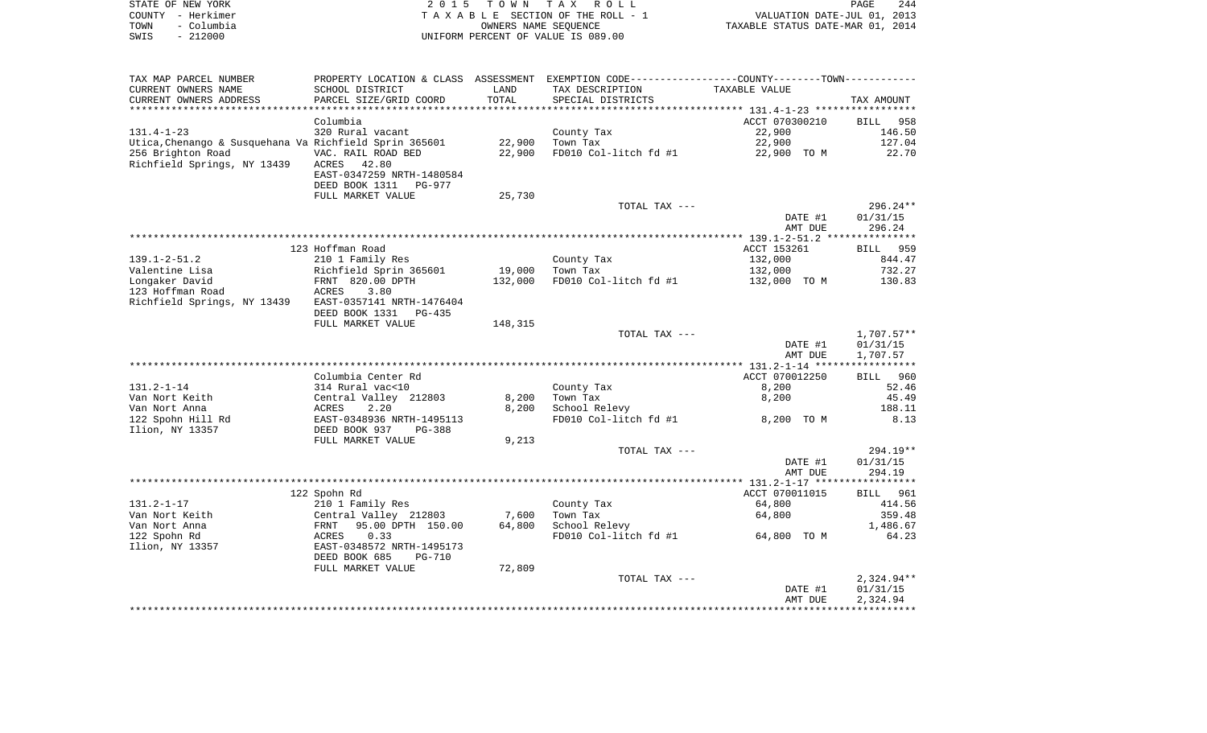STATE OF NEW YORK | 2 0 1 5 T O W N T A X R O L L
COUNTY - Herkimer | T A X A B L E SECTION OF THE ROLL - 1 | VALUATION DATE-JUL 01, 2013
TOWN - Columbia | OWNERS NAME SEQUENCE | TAXABLE STATUS DATE-MAR 01, 2014
SWIS - 212000 | UNIFORM PERCENT OF VALUE IS 089.00

| TAX MAP PARCEL NUMBER<br>CURRENT OWNERS NAME<br>CURRENT OWNERS ADDRESS | PROPERTY LOCATION & CLASS<br>SCHOOL DISTRICT<br>PARCEL SIZE/GRID COORD | ASSESSMENT<br>LAND<br>TOTAL | EXEMPTION CODE<br>TAX DESCRIPTION<br>SPECIAL DISTRICTS | COUNTY--------TOWN<br>TAXABLE VALUE | TAX AMOUNT |
|---|---|---|---|---|---|
| 131.4-1-23 | Columbia | | | ACCT 070300210 | BILL 958 |
| Utica,Chenango & Susquehana Va | 320 Rural vacant | | County Tax | 22,900 | 146.50 |
| 256 Brighton Road | Richfield Sprin 365601 | 22,900 | Town Tax | 22,900 | 127.04 |
| Richfield Springs, NY 13439 | VAC. RAIL ROAD BED | 22,900 | FD010 Col-litch fd #1 | 22,900 TO M | 22.70 |
| | ACRES 42.80 | | | | |
| | EAST-0347259 NRTH-1480584 | | | | |
| | DEED BOOK 1311 PG-977 | | | | |
| | FULL MARKET VALUE | 25,730 | | | |
| | | | TOTAL TAX --- | | 296.24** |
| | | | | DATE #1 | 01/31/15 |
| | | | | AMT DUE | 296.24 |
| 139.1-2-51.2 | 123 Hoffman Road | | | ACCT 153261 | BILL 959 |
| Valentine Lisa | 210 1 Family Res | | County Tax | 132,000 | 844.47 |
| Longaker David | Richfield Sprin 365601 | 19,000 | Town Tax | 132,000 | 732.27 |
| 123 Hoffman Road | FRNT 820.00 DPTH | 132,000 | FD010 Col-litch fd #1 | 132,000 TO M | 130.83 |
| Richfield Springs, NY 13439 | ACRES 3.80 | | | | |
| | EAST-0357141 NRTH-1476404 | | | | |
| | DEED BOOK 1331 PG-435 | | | | |
| | FULL MARKET VALUE | 148,315 | | | |
| | | | TOTAL TAX --- | | 1,707.57** |
| | | | | DATE #1 | 01/31/15 |
| | | | | AMT DUE | 1,707.57 |
| 131.2-1-14 | Columbia Center Rd | | | ACCT 070012250 | BILL 960 |
| Van Nort Keith | 314 Rural vac<10 | | County Tax | 8,200 | 52.46 |
| Van Nort Anna | Central Valley 212803 | 8,200 | Town Tax | 8,200 | 45.49 |
| 122 Spohn Hill Rd | ACRES 2.20 | 8,200 | School Relevy | | 188.11 |
| Ilion, NY 13357 | EAST-0348936 NRTH-1495113 | | FD010 Col-litch fd #1 | 8,200 TO M | 8.13 |
| | DEED BOOK 937 PG-388 | | | | |
| | FULL MARKET VALUE | 9,213 | | | |
| | | | TOTAL TAX --- | | 294.19** |
| | | | | DATE #1 | 01/31/15 |
| | | | | AMT DUE | 294.19 |
| 131.2-1-17 | 122 Spohn Rd | | | ACCT 070011015 | BILL 961 |
| Van Nort Keith | 210 1 Family Res | | County Tax | 64,800 | 414.56 |
| Van Nort Anna | Central Valley 212803 | 7,600 | Town Tax | 64,800 | 359.48 |
| 122 Spohn Rd | FRNT 95.00 DPTH 150.00 | 64,800 | School Relevy | | 1,486.67 |
| Ilion, NY 13357 | ACRES 0.33 | | FD010 Col-litch fd #1 | 64,800 TO M | 64.23 |
| | EAST-0348572 NRTH-1495173 | | | | |
| | DEED BOOK 685 PG-710 | | | | |
| | FULL MARKET VALUE | 72,809 | | | |
| | | | TOTAL TAX --- | | 2,324.94** |
| | | | | DATE #1 | 01/31/15 |
| | | | | AMT DUE | 2,324.94 |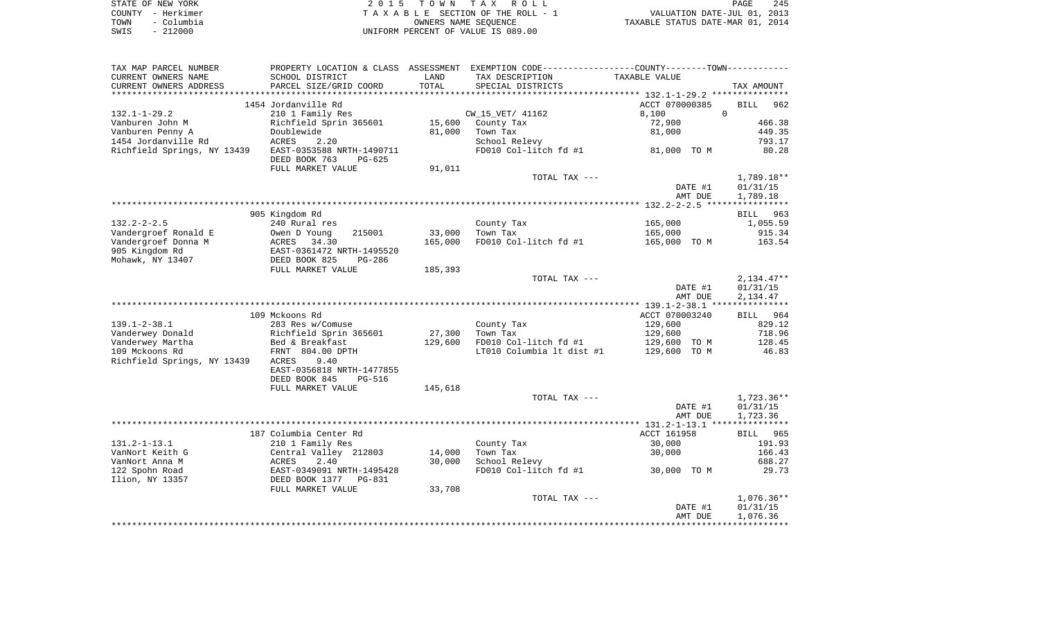STATE OF NEW YORK
COUNTY - Herkimer
TOWN - Columbia
SWIS - 212000

# 2015 TOWN TAX ROLL

TAXABLE SECTION OF THE ROLL - 1
OWNERS NAME SEQUENCE
UNIFORM PERCENT OF VALUE IS 089.00

VALUATION DATE-JUL 01, 2013
TAXABLE STATUS DATE-MAR 01, 2014

| TAX MAP PARCEL NUMBER / CURRENT OWNERS NAME / CURRENT OWNERS ADDRESS | PROPERTY LOCATION & CLASS / SCHOOL DISTRICT / PARCEL SIZE/GRID COORD | ASSESSMENT LAND / TOTAL | EXEMPTION CODE / TAX DESCRIPTION / SPECIAL DISTRICTS | COUNTY--------TOWN TAXABLE VALUE | TAX AMOUNT |
|---|---|---|---|---|---|
| 132.1-1-29.2 | 1454 Jordanville Rd | | | ACCT 070000385 | BILL 962 |
| Vanburen John M | 210 1 Family Res | | CW_15_VET/ 41162 | 8,100 0 | |
| Vanburen Penny A | Richfield Sprin 365601 | 15,600 | County Tax | 72,900 | 466.38 |
| 1454 Jordanville Rd | Doublewide | 81,000 | Town Tax | 81,000 | 449.35 |
| Richfield Springs, NY 13439 | ACRES 2.20 | | School Relevy | | 793.17 |
| | EAST-0353588 NRTH-1490711 | | FD010 Col-litch fd #1 | 81,000 TO M | 80.28 |
| | DEED BOOK 763 PG-625 | | | | |
| | FULL MARKET VALUE | 91,011 | | | |
| | | | TOTAL TAX --- | | 1,789.18** |
| | | | | DATE #1 | 01/31/15 |
| | | | | AMT DUE | 1,789.18 |
| 132.2-2-2.5 | 905 Kingdom Rd | | | | BILL 963 |
| Vandergroef Ronald E | 240 Rural res | | County Tax | 165,000 | 1,055.59 |
| Vandergroef Donna M | Owen D Young 215001 | 33,000 | Town Tax | 165,000 | 915.34 |
| 905 Kingdom Rd | ACRES 34.30 | 165,000 | FD010 Col-litch fd #1 | 165,000 TO M | 163.54 |
| Mohawk, NY 13407 | EAST-0361472 NRTH-1495520 | | | | |
| | DEED BOOK 825 PG-286 | | | | |
| | FULL MARKET VALUE | 185,393 | | | |
| | | | TOTAL TAX --- | | 2,134.47** |
| | | | | DATE #1 | 01/31/15 |
| | | | | AMT DUE | 2,134.47 |
| 139.1-2-38.1 | 109 Mckoons Rd | | | ACCT 070003240 | BILL 964 |
| Vanderwey Donald | 283 Res w/Comuse | | County Tax | 129,600 | 829.12 |
| Vanderwey Martha | Richfield Sprin 365601 | 27,300 | Town Tax | 129,600 | 718.96 |
| 109 Mckoons Rd | Bed & Breakfast | 129,600 | FD010 Col-litch fd #1 | 129,600 TO M | 128.45 |
| Richfield Springs, NY 13439 | FRNT 804.00 DPTH | | LT010 Columbia lt dist #1 | 129,600 TO M | 46.83 |
| | ACRES 9.40 | | | | |
| | EAST-0356818 NRTH-1477855 | | | | |
| | DEED BOOK 845 PG-516 | | | | |
| | FULL MARKET VALUE | 145,618 | | | |
| | | | TOTAL TAX --- | | 1,723.36** |
| | | | | DATE #1 | 01/31/15 |
| | | | | AMT DUE | 1,723.36 |
| 131.2-1-13.1 | 187 Columbia Center Rd | | | ACCT 161958 | BILL 965 |
| VanNort Keith G | 210 1 Family Res | | County Tax | 30,000 | 191.93 |
| VanNort Anna M | Central Valley 212803 | 14,000 | Town Tax | 30,000 | 166.43 |
| 122 Spohn Road | ACRES 2.40 | 30,000 | School Relevy | | 688.27 |
| Ilion, NY 13357 | EAST-0349091 NRTH-1495428 | | FD010 Col-litch fd #1 | 30,000 TO M | 29.73 |
| | DEED BOOK 1377 PG-831 | | | | |
| | FULL MARKET VALUE | 33,708 | | | |
| | | | TOTAL TAX --- | | 1,076.36** |
| | | | | DATE #1 | 01/31/15 |
| | | | | AMT DUE | 1,076.36 |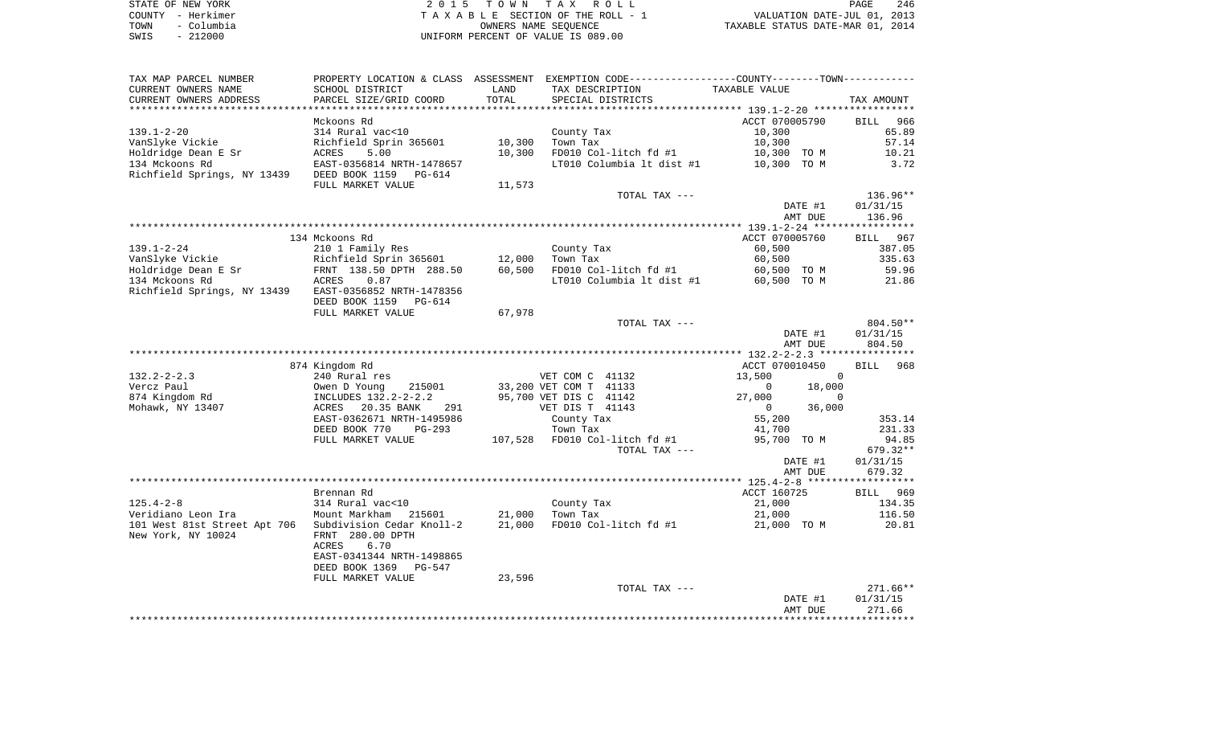STATE OF NEW YORK
COUNTY - Herkimer
TOWN - Columbia
SWIS - 212000

2 0 1 5 T O W N T A X R O L L
T A X A B L E SECTION OF THE ROLL - 1
OWNERS NAME SEQUENCE
UNIFORM PERCENT OF VALUE IS 089.00

VALUATION DATE-JUL 01, 2013
TAXABLE STATUS DATE-MAR 01, 2014

| TAX MAP PARCEL NUMBER<br>CURRENT OWNERS NAME<br>CURRENT OWNERS ADDRESS | PROPERTY LOCATION & CLASS<br>SCHOOL DISTRICT<br>PARCEL SIZE/GRID COORD | ASSESSMENT<br>LAND<br>TOTAL | EXEMPTION CODE-----COUNTY-----TOWN-----<br>TAX DESCRIPTION<br>SPECIAL DISTRICTS | TAXABLE VALUE | TAX AMOUNT |
|---|---|---|---|---|---|
| **139.1-2-20** | Mckoons Rd | | | ACCT 070005790 | BILL 966 |
| 139.1-2-20 | 314 Rural vac<10 | | County Tax | 10,300 | 65.89 |
| VanSlyke Vickie | Richfield Sprin 365601 | 10,300 | Town Tax | 10,300 | 57.14 |
| Holdridge Dean E Sr | ACRES 5.00 | 10,300 | FD010 Col-litch fd #1 | 10,300 TO M | 10.21 |
| 134 Mckoons Rd | EAST-0356814 NRTH-1478657 | | LT010 Columbia lt dist #1 | 10,300 TO M | 3.72 |
| Richfield Springs, NY 13439 | DEED BOOK 1159 PG-614 | | | | |
| | FULL MARKET VALUE | 11,573 | | | |
| | | | TOTAL TAX --- | | 136.96** |
| | | | | DATE #1 | 01/31/15 |
| | | | | AMT DUE | 136.96 |
| **139.1-2-24** | 134 Mckoons Rd | | | ACCT 070005760 | BILL 967 |
| 139.1-2-24 | 210 1 Family Res | | County Tax | 60,500 | 387.05 |
| VanSlyke Vickie | Richfield Sprin 365601 | 12,000 | Town Tax | 60,500 | 335.63 |
| Holdridge Dean E Sr | FRNT 138.50 DPTH 288.50 | 60,500 | FD010 Col-litch fd #1 | 60,500 TO M | 59.96 |
| 134 Mckoons Rd | ACRES 0.87 | | LT010 Columbia lt dist #1 | 60,500 TO M | 21.86 |
| Richfield Springs, NY 13439 | EAST-0356852 NRTH-1478356 | | | | |
| | DEED BOOK 1159 PG-614 | | | | |
| | FULL MARKET VALUE | 67,978 | | | |
| | | | TOTAL TAX --- | | 804.50** |
| | | | | DATE #1 | 01/31/15 |
| | | | | AMT DUE | 804.50 |
| **132.2-2-2.3** | 874 Kingdom Rd | | | ACCT 070010450 | BILL 968 |
| 132.2-2-2.3 | 240 Rural res | | VET COM C 41132 | 13,500 0 | |
| Vercz Paul | Owen D Young 215001 | 33,200 | VET COM T 41133 | 0 18,000 | |
| 874 Kingdom Rd | INCLUDES 132.2-2-2.2 | 95,700 | VET DIS C 41142 | 27,000 0 | |
| Mohawk, NY 13407 | ACRES 20.35 BANK 291 | | VET DIS T 41143 | 0 36,000 | |
| | EAST-0362671 NRTH-1495986 | | County Tax | 55,200 | 353.14 |
| | DEED BOOK 770 PG-293 | | Town Tax | 41,700 | 231.33 |
| | FULL MARKET VALUE | 107,528 | FD010 Col-litch fd #1 | 95,700 TO M | 94.85 |
| | | | TOTAL TAX --- | | 679.32** |
| | | | | DATE #1 | 01/31/15 |
| | | | | AMT DUE | 679.32 |
| **125.4-2-8** | Brennan Rd | | | ACCT 160725 | BILL 969 |
| 125.4-2-8 | 314 Rural vac<10 | | County Tax | 21,000 | 134.35 |
| Veridiano Leon Ira | Mount Markham 215601 | 21,000 | Town Tax | 21,000 | 116.50 |
| 101 West 81st Street Apt 706 | Subdivision Cedar Knoll-2 | 21,000 | FD010 Col-litch fd #1 | 21,000 TO M | 20.81 |
| New York, NY 10024 | FRNT 280.00 DPTH | | | | |
| | ACRES 6.70 | | | | |
| | EAST-0341344 NRTH-1498865 | | | | |
| | DEED BOOK 1369 PG-547 | | | | |
| | FULL MARKET VALUE | 23,596 | | | |
| | | | TOTAL TAX --- | | 271.66** |
| | | | | DATE #1 | 01/31/15 |
| | | | | AMT DUE | 271.66 |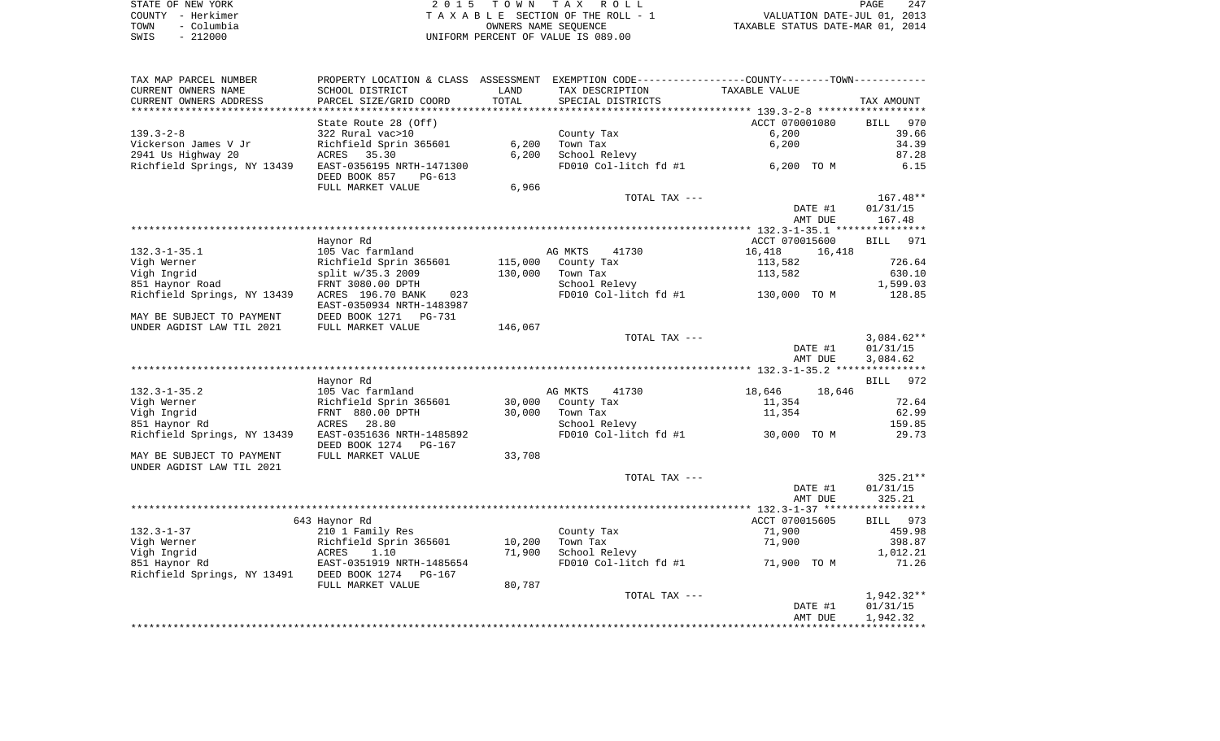STATE OF NEW YORK | COUNTY - Herkimer | TOWN - Columbia | SWIS - 212000

2 0 1 5 T O W N T A X R O L L
T A X A B L E SECTION OF THE ROLL - 1
OWNERS NAME SEQUENCE
UNIFORM PERCENT OF VALUE IS 089.00

VALUATION DATE-JUL 01, 2013
TAXABLE STATUS DATE-MAR 01, 2014

| TAX MAP PARCEL NUMBER / CURRENT OWNERS NAME / CURRENT OWNERS ADDRESS | PROPERTY LOCATION & CLASS / SCHOOL DISTRICT / PARCEL SIZE/GRID COORD | ASSESSMENT LAND | TOTAL | EXEMPTION CODE / TAX DESCRIPTION / SPECIAL DISTRICTS | COUNTY TAXABLE VALUE | TOWN | TAX AMOUNT |
|---|---|---|---|---|---|---|---|
| 139.3-2-8 | State Route 28 (Off) | | | | ACCT 070001080 | | BILL 970 |
| 139.3-2-8 | 322 Rural vac>10 | | | County Tax | 6,200 | | 39.66 |
| Vickerson James V Jr | Richfield Sprin 365601 | 6,200 | | Town Tax | 6,200 | | 34.39 |
| 2941 Us Highway 20 | ACRES 35.30 | | 6,200 | School Relevy | | | 87.28 |
| Richfield Springs, NY 13439 | EAST-0356195 NRTH-1471300 | | | FD010 Col-litch fd #1 | 6,200 TO M | | 6.15 |
| | DEED BOOK 857 PG-613 | | | | | | |
| | FULL MARKET VALUE | 6,966 | | | | | |
| | | | | TOTAL TAX --- | | | 167.48** |
| | | | | | DATE #1 | | 01/31/15 |
| | | | | | AMT DUE | | 167.48 |
| 132.3-1-35.1 | Haynor Rd | | | | ACCT 070015600 | | BILL 971 |
| 132.3-1-35.1 | 105 Vac farmland | | | AG MKTS 41730 | 16,418 | 16,418 | |
| Vigh Werner | Richfield Sprin 365601 | 115,000 | | County Tax | 113,582 | | 726.64 |
| Vigh Ingrid | split w/35.3 2009 | | 130,000 | Town Tax | 113,582 | | 630.10 |
| 851 Haynor Road | FRNT 3080.00 DPTH | | | School Relevy | | | 1,599.03 |
| Richfield Springs, NY 13439 | ACRES 196.70 BANK 023 | | | FD010 Col-litch fd #1 | 130,000 TO M | | 128.85 |
| | EAST-0350934 NRTH-1483987 | | | | | | |
| MAY BE SUBJECT TO PAYMENT | DEED BOOK 1271 PG-731 | | | | | | |
| UNDER AGDIST LAW TIL 2021 | FULL MARKET VALUE | 146,067 | | | | | |
| | | | | TOTAL TAX --- | | | 3,084.62** |
| | | | | | DATE #1 | | 01/31/15 |
| | | | | | AMT DUE | | 3,084.62 |
| 132.3-1-35.2 | Haynor Rd | | | | | | BILL 972 |
| 132.3-1-35.2 | 105 Vac farmland | | | AG MKTS 41730 | 18,646 | 18,646 | |
| Vigh Werner | Richfield Sprin 365601 | 30,000 | | County Tax | 11,354 | | 72.64 |
| Vigh Ingrid | FRNT 880.00 DPTH | | 30,000 | Town Tax | 11,354 | | 62.99 |
| 851 Haynor Rd | ACRES 28.80 | | | School Relevy | | | 159.85 |
| Richfield Springs, NY 13439 | EAST-0351636 NRTH-1485892 | | | FD010 Col-litch fd #1 | 30,000 TO M | | 29.73 |
| | DEED BOOK 1274 PG-167 | | | | | | |
| MAY BE SUBJECT TO PAYMENT | FULL MARKET VALUE | 33,708 | | | | | |
| UNDER AGDIST LAW TIL 2021 | | | | | | | |
| | | | | TOTAL TAX --- | | | 325.21** |
| | | | | | DATE #1 | | 01/31/15 |
| | | | | | AMT DUE | | 325.21 |
| 132.3-1-37 | 643 Haynor Rd | | | | ACCT 070015605 | | BILL 973 |
| 132.3-1-37 | 210 1 Family Res | | | County Tax | 71,900 | | 459.98 |
| Vigh Werner | Richfield Sprin 365601 | 10,200 | | Town Tax | 71,900 | | 398.87 |
| Vigh Ingrid | ACRES 1.10 | | 71,900 | School Relevy | | | 1,012.21 |
| 851 Haynor Rd | EAST-0351919 NRTH-1485654 | | | FD010 Col-litch fd #1 | 71,900 TO M | | 71.26 |
| Richfield Springs, NY 13491 | DEED BOOK 1274 PG-167 | | | | | | |
| | FULL MARKET VALUE | 80,787 | | | | | |
| | | | | TOTAL TAX --- | | | 1,942.32** |
| | | | | | DATE #1 | | 01/31/15 |
| | | | | | AMT DUE | | 1,942.32 |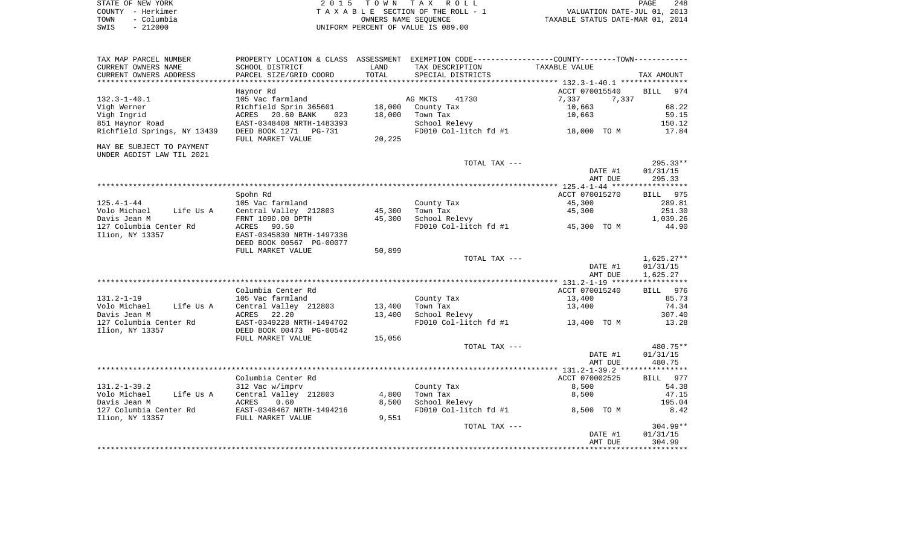STATE OF NEW YORK | COUNTY - Herkimer | TOWN - Columbia | SWIS - 212000

# 2015 TOWN TAX ROLL
TAXABLE SECTION OF THE ROLL - 1
OWNERS NAME SEQUENCE
UNIFORM PERCENT OF VALUE IS 089.00

VALUATION DATE-JUL 01, 2013
TAXABLE STATUS DATE-MAR 01, 2014

| TAX MAP PARCEL NUMBER / CURRENT OWNERS NAME / CURRENT OWNERS ADDRESS | PROPERTY LOCATION & CLASS / SCHOOL DISTRICT / PARCEL SIZE/GRID COORD | ASSESSMENT LAND / TOTAL | EXEMPTION CODE / TAX DESCRIPTION / SPECIAL DISTRICTS | TAXABLE VALUE | TAX AMOUNT |
|---|---|---|---|---|---|
| **132.3-1-40.1** | Haynor Rd | | | ACCT 070015540 | BILL 974 |
| 132.3-1-40.1 | 105 Vac farmland | | AG MKTS 41730 | 7,337 7,337 | |
| Vigh Werner | Richfield Sprin 365601 | 18,000 | County Tax | 10,663 | 68.22 |
| Vigh Ingrid | ACRES 20.60 BANK 023 | 18,000 | Town Tax | 10,663 | 59.15 |
| 851 Haynor Road | EAST-0348408 NRTH-1483393 | | School Relevy | | 150.12 |
| Richfield Springs, NY 13439 | DEED BOOK 1271 PG-731 | | FD010 Col-litch fd #1 | 18,000 TO M | 17.84 |
| | FULL MARKET VALUE | 20,225 | | | |
| MAY BE SUBJECT TO PAYMENT UNDER AGDIST LAW TIL 2021 | | | | | |
| | | | TOTAL TAX --- | | 295.33** |
| | | | | DATE #1 | 01/31/15 |
| | | | | AMT DUE | 295.33 |
| **125.4-1-44** | Spohn Rd | | | ACCT 070015270 | BILL 975 |
| 125.4-1-44 | 105 Vac farmland | | County Tax | 45,300 | 289.81 |
| Volo Michael Life Us A | Central Valley 212803 | 45,300 | Town Tax | 45,300 | 251.30 |
| Davis Jean M | FRNT 1090.00 DPTH | 45,300 | School Relevy | | 1,039.26 |
| 127 Columbia Center Rd | ACRES 90.50 | | FD010 Col-litch fd #1 | 45,300 TO M | 44.90 |
| Ilion, NY 13357 | EAST-0345830 NRTH-1497336 | | | | |
| | DEED BOOK 00567 PG-00077 | | | | |
| | FULL MARKET VALUE | 50,899 | | | |
| | | | TOTAL TAX --- | | 1,625.27** |
| | | | | DATE #1 | 01/31/15 |
| | | | | AMT DUE | 1,625.27 |
| **131.2-1-19** | Columbia Center Rd | | | ACCT 070015240 | BILL 976 |
| 131.2-1-19 | 105 Vac farmland | | County Tax | 13,400 | 85.73 |
| Volo Michael Life Us A | Central Valley 212803 | 13,400 | Town Tax | 13,400 | 74.34 |
| Davis Jean M | ACRES 22.20 | 13,400 | School Relevy | | 307.40 |
| 127 Columbia Center Rd | EAST-0349228 NRTH-1494702 | | FD010 Col-litch fd #1 | 13,400 TO M | 13.28 |
| Ilion, NY 13357 | DEED BOOK 00473 PG-00542 | | | | |
| | FULL MARKET VALUE | 15,056 | | | |
| | | | TOTAL TAX --- | | 480.75** |
| | | | | DATE #1 | 01/31/15 |
| | | | | AMT DUE | 480.75 |
| **131.2-1-39.2** | Columbia Center Rd | | | ACCT 070002525 | BILL 977 |
| 131.2-1-39.2 | 312 Vac w/imprv | | County Tax | 8,500 | 54.38 |
| Volo Michael Life Us A | Central Valley 212803 | 4,800 | Town Tax | 8,500 | 47.15 |
| Davis Jean M | ACRES 0.60 | 8,500 | School Relevy | | 195.04 |
| 127 Columbia Center Rd | EAST-0348467 NRTH-1494216 | | FD010 Col-litch fd #1 | 8,500 TO M | 8.42 |
| Ilion, NY 13357 | FULL MARKET VALUE | 9,551 | | | |
| | | | TOTAL TAX --- | | 304.99** |
| | | | | DATE #1 | 01/31/15 |
| | | | | AMT DUE | 304.99 |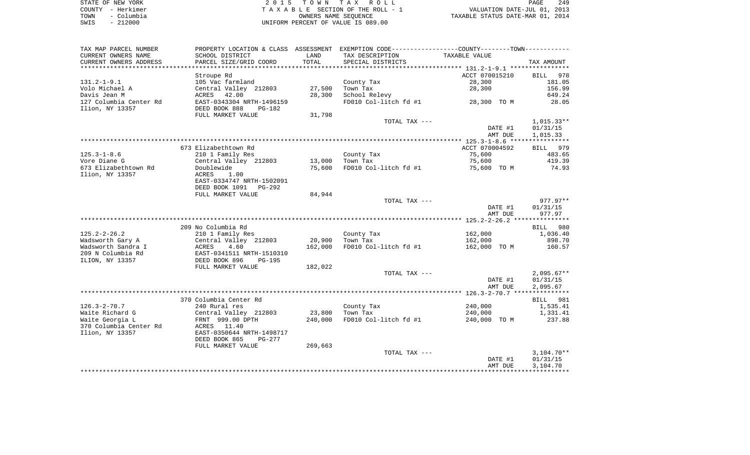STATE OF NEW YORK
COUNTY - Herkimer
TOWN - Columbia
SWIS - 212000

2 0 1 5 T O W N T A X R O L L
T A X A B L E SECTION OF THE ROLL - 1
OWNERS NAME SEQUENCE
UNIFORM PERCENT OF VALUE IS 089.00

VALUATION DATE-JUL 01, 2013
TAXABLE STATUS DATE-MAR 01, 2014

| TAX MAP PARCEL NUMBER<br>CURRENT OWNERS NAME<br>CURRENT OWNERS ADDRESS | PROPERTY LOCATION & CLASS<br>SCHOOL DISTRICT<br>PARCEL SIZE/GRID COORD | ASSESSMENT<br>LAND<br>TOTAL | EXEMPTION CODE<br>TAX DESCRIPTION<br>SPECIAL DISTRICTS | COUNTY--------TOWN<br>TAXABLE VALUE | TAX AMOUNT |
|---|---|---|---|---|---|
| 131.2-1-9.1 | Stroupe Rd | | | ACCT 070015210 | BILL 978 |
| Volo Michael A | 105 Vac farmland | | County Tax | 28,300 | 181.05 |
| Davis Jean M | Central Valley 212803 | 27,500 | Town Tax | 28,300 | 156.99 |
| 127 Columbia Center Rd | ACRES 42.00 | 28,300 | School Relevy | | 649.24 |
| Ilion, NY 13357 | EAST-0343304 NRTH-1496159 | | FD010 Col-litch fd #1 | 28,300 TO M | 28.05 |
| | DEED BOOK 888 PG-182 | | | | |
| | FULL MARKET VALUE | 31,798 | | | |
| | | | TOTAL TAX --- | | 1,015.33** |
| | | | | DATE #1 | 01/31/15 |
| | | | | AMT DUE | 1,015.33 |
| 125.3-1-8.6 | 673 Elizabethtown Rd | | | ACCT 070004592 | BILL 979 |
| Vore Diane G | 210 1 Family Res | | County Tax | 75,600 | 483.65 |
| 673 Elizabethtown Rd | Central Valley 212803 | 13,000 | Town Tax | 75,600 | 419.39 |
| Ilion, NY 13357 | Doublewide | 75,600 | FD010 Col-litch fd #1 | 75,600 TO M | 74.93 |
| | ACRES 1.00 | | | | |
| | EAST-0334747 NRTH-1502091 | | | | |
| | DEED BOOK 1091 PG-292 | | | | |
| | FULL MARKET VALUE | 84,944 | | | |
| | | | TOTAL TAX --- | | 977.97** |
| | | | | DATE #1 | 01/31/15 |
| | | | | AMT DUE | 977.97 |
| 125.2-2-26.2 | 209 No Columbia Rd | | | | BILL 980 |
| Wadsworth Gary A | 210 1 Family Res | | County Tax | 162,000 | 1,036.40 |
| Wadsworth Sandra I | Central Valley 212803 | 20,900 | Town Tax | 162,000 | 898.70 |
| 209 N Columbia Rd | ACRES 4.60 | 162,000 | FD010 Col-litch fd #1 | 162,000 TO M | 160.57 |
| ILION, NY 13357 | EAST-0341511 NRTH-1510310 | | | | |
| | DEED BOOK 896 PG-195 | | | | |
| | FULL MARKET VALUE | 182,022 | | | |
| | | | TOTAL TAX --- | | 2,095.67** |
| | | | | DATE #1 | 01/31/15 |
| | | | | AMT DUE | 2,095.67 |
| 126.3-2-70.7 | 370 Columbia Center Rd | | | | BILL 981 |
| Waite Richard G | 240 Rural res | | County Tax | 240,000 | 1,535.41 |
| Waite Georgia L | Central Valley 212803 | 23,800 | Town Tax | 240,000 | 1,331.41 |
| 370 Columbia Center Rd | FRNT 999.00 DPTH | 240,000 | FD010 Col-litch fd #1 | 240,000 TO M | 237.88 |
| Ilion, NY 13357 | ACRES 11.40 | | | | |
| | EAST-0350644 NRTH-1498717 | | | | |
| | DEED BOOK 865 PG-277 | | | | |
| | FULL MARKET VALUE | 269,663 | | | |
| | | | TOTAL TAX --- | | 3,104.70** |
| | | | | DATE #1 | 01/31/15 |
| | | | | AMT DUE | 3,104.70 |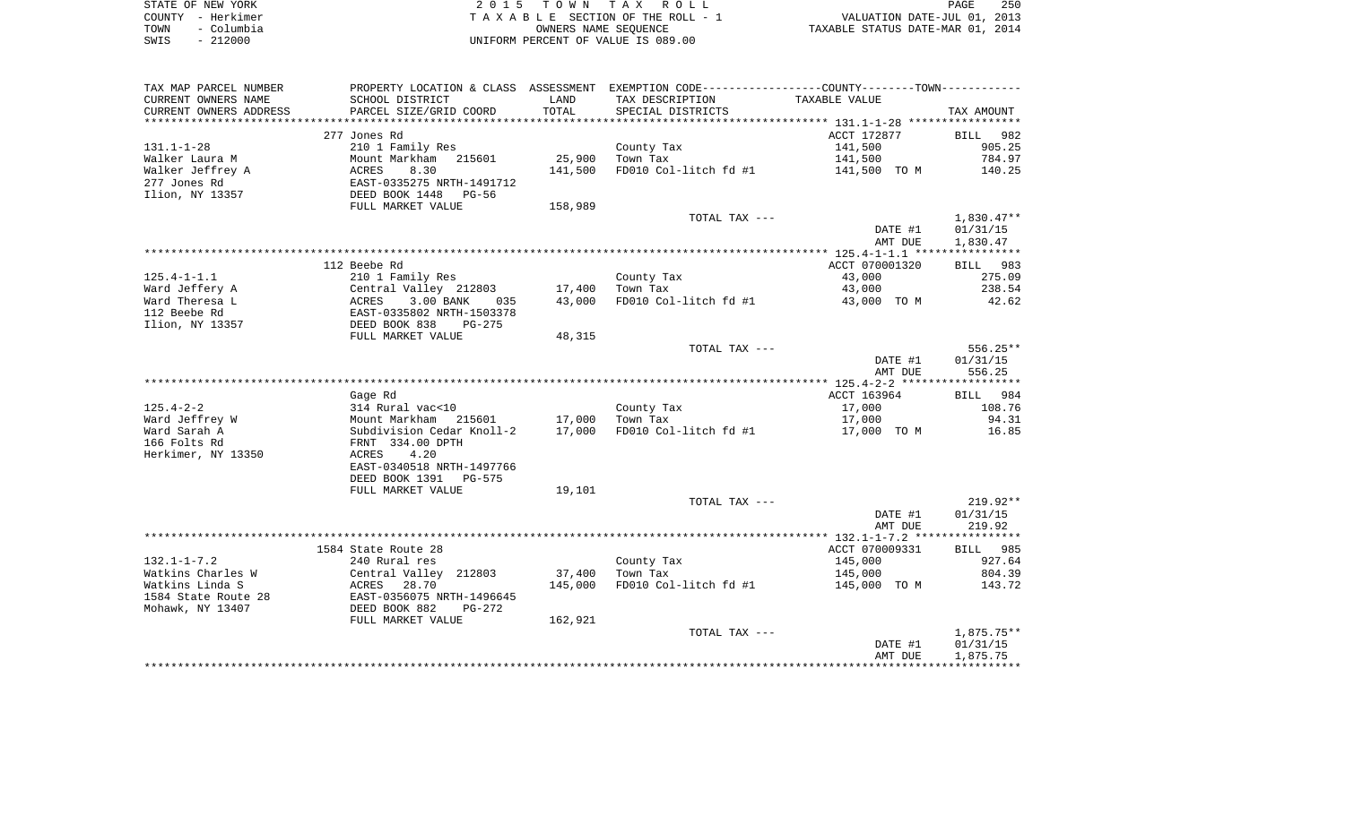STATE OF NEW YORK
COUNTY - Herkimer
TOWN - Columbia
SWIS - 212000

2 0 1 5 T O W N T A X R O L L
T A X A B L E SECTION OF THE ROLL - 1
OWNERS NAME SEQUENCE
UNIFORM PERCENT OF VALUE IS 089.00

VALUATION DATE-JUL 01, 2013
TAXABLE STATUS DATE-MAR 01, 2014

| TAX MAP PARCEL NUMBER / CURRENT OWNERS NAME / CURRENT OWNERS ADDRESS | PROPERTY LOCATION & CLASS / SCHOOL DISTRICT / PARCEL SIZE/GRID COORD | ASSESSMENT LAND / TOTAL | EXEMPTION CODE / TAX DESCRIPTION / SPECIAL DISTRICTS | COUNTY--------TOWN / TAXABLE VALUE | TAX AMOUNT |
|---|---|---|---|---|---|
| | 277 Jones Rd | | | ACCT 172877 | BILL 982 |
| 131.1-1-28 | 210 1 Family Res | | County Tax | 141,500 | 905.25 |
| Walker Laura M | Mount Markham 215601 | 25,900 | Town Tax | 141,500 | 784.97 |
| Walker Jeffrey A | ACRES 8.30 | 141,500 | FD010 Col-litch fd #1 | 141,500 TO M | 140.25 |
| 277 Jones Rd | EAST-0335275 NRTH-1491712 | | | | |
| Ilion, NY 13357 | DEED BOOK 1448 PG-56 | | | | |
| | FULL MARKET VALUE | 158,989 | | | |
| | | | TOTAL TAX --- | | 1,830.47** |
| | | | | DATE #1 | 01/31/15 |
| | | | | AMT DUE | 1,830.47 |
| | 112 Beebe Rd | | | ACCT 070001320 | BILL 983 |
| 125.4-1-1.1 | 210 1 Family Res | | County Tax | 43,000 | 275.09 |
| Ward Jeffery A | Central Valley 212803 | 17,400 | Town Tax | 43,000 | 238.54 |
| Ward Theresa L | ACRES 3.00 BANK 035 | 43,000 | FD010 Col-litch fd #1 | 43,000 TO M | 42.62 |
| 112 Beebe Rd | EAST-0335802 NRTH-1503378 | | | | |
| Ilion, NY 13357 | DEED BOOK 838 PG-275 | | | | |
| | FULL MARKET VALUE | 48,315 | | | |
| | | | TOTAL TAX --- | | 556.25** |
| | | | | DATE #1 | 01/31/15 |
| | | | | AMT DUE | 556.25 |
| | Gage Rd | | | ACCT 163964 | BILL 984 |
| 125.4-2-2 | 314 Rural vac<10 | | County Tax | 17,000 | 108.76 |
| Ward Jeffrey W | Mount Markham 215601 | 17,000 | Town Tax | 17,000 | 94.31 |
| Ward Sarah A | Subdivision Cedar Knoll-2 | 17,000 | FD010 Col-litch fd #1 | 17,000 TO M | 16.85 |
| 166 Folts Rd | FRNT 334.00 DPTH | | | | |
| Herkimer, NY 13350 | ACRES 4.20 | | | | |
| | EAST-0340518 NRTH-1497766 | | | | |
| | DEED BOOK 1391 PG-575 | | | | |
| | FULL MARKET VALUE | 19,101 | | | |
| | | | TOTAL TAX --- | | 219.92** |
| | | | | DATE #1 | 01/31/15 |
| | | | | AMT DUE | 219.92 |
| | 1584 State Route 28 | | | ACCT 070009331 | BILL 985 |
| 132.1-1-7.2 | 240 Rural res | | County Tax | 145,000 | 927.64 |
| Watkins Charles W | Central Valley 212803 | 37,400 | Town Tax | 145,000 | 804.39 |
| Watkins Linda S | ACRES 28.70 | 145,000 | FD010 Col-litch fd #1 | 145,000 TO M | 143.72 |
| 1584 State Route 28 | EAST-0356075 NRTH-1496645 | | | | |
| Mohawk, NY 13407 | DEED BOOK 882 PG-272 | | | | |
| | FULL MARKET VALUE | 162,921 | | | |
| | | | TOTAL TAX --- | | 1,875.75** |
| | | | | DATE #1 | 01/31/15 |
| | | | | AMT DUE | 1,875.75 |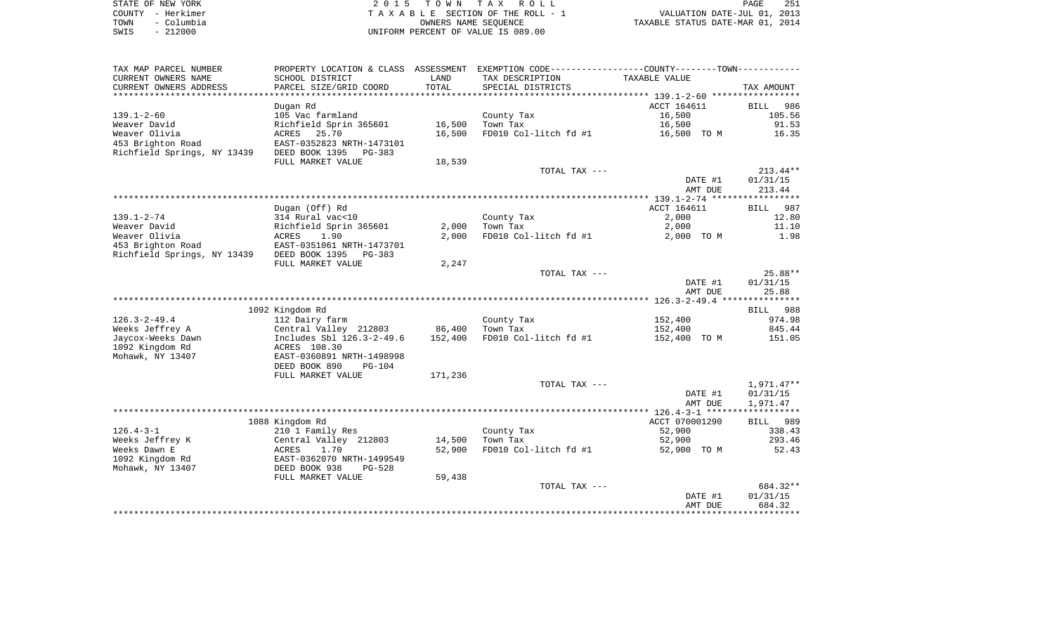STATE OF NEW YORK
COUNTY - Herkimer
TOWN - Columbia
SWIS - 212000

2015 TOWN TAX ROLL
TAXABLE SECTION OF THE ROLL - 1
OWNERS NAME SEQUENCE
UNIFORM PERCENT OF VALUE IS 089.00

VALUATION DATE-JUL 01, 2013
TAXABLE STATUS DATE-MAR 01, 2014

| TAX MAP PARCEL NUMBER<br>CURRENT OWNERS NAME<br>CURRENT OWNERS ADDRESS | PROPERTY LOCATION & CLASS<br>SCHOOL DISTRICT<br>PARCEL SIZE/GRID COORD | ASSESSMENT<br>LAND<br>TOTAL | EXEMPTION CODE-----COUNTY-----TOWN-----<br>TAX DESCRIPTION<br>SPECIAL DISTRICTS | TAXABLE VALUE | TAX AMOUNT |
|---|---|---|---|---|---|
| 139.1-2-60 | Dugan Rd | | | ACCT 164611 | BILL 986 |
| 139.1-2-60 | 105 Vac farmland | | County Tax | 16,500 | 105.56 |
| Weaver David | Richfield Sprin 365601 | 16,500 | Town Tax | 16,500 | 91.53 |
| Weaver Olivia | ACRES 25.70 | 16,500 | FD010 Col-litch fd #1 | 16,500 TO M | 16.35 |
| 453 Brighton Road | EAST-0352823 NRTH-1473101 | | | | |
| Richfield Springs, NY 13439 | DEED BOOK 1395 PG-383 | | | | |
| | FULL MARKET VALUE | 18,539 | | | |
| | | | TOTAL TAX --- | | 213.44** |
| | | | | DATE #1 | 01/31/15 |
| | | | | AMT DUE | 213.44 |
| 139.1-2-74 | Dugan (Off) Rd | | | ACCT 164611 | BILL 987 |
| 139.1-2-74 | 314 Rural vac<10 | | County Tax | 2,000 | 12.80 |
| Weaver David | Richfield Sprin 365601 | 2,000 | Town Tax | 2,000 | 11.10 |
| Weaver Olivia | ACRES 1.90 | 2,000 | FD010 Col-litch fd #1 | 2,000 TO M | 1.98 |
| 453 Brighton Road | EAST-0351061 NRTH-1473701 | | | | |
| Richfield Springs, NY 13439 | DEED BOOK 1395 PG-383 | | | | |
| | FULL MARKET VALUE | 2,247 | | | |
| | | | TOTAL TAX --- | | 25.88** |
| | | | | DATE #1 | 01/31/15 |
| | | | | AMT DUE | 25.88 |
| 126.3-2-49.4 | 1092 Kingdom Rd | | | | BILL 988 |
| 126.3-2-49.4 | 112 Dairy farm | | County Tax | 152,400 | 974.98 |
| Weeks Jeffrey A | Central Valley 212803 | 86,400 | Town Tax | 152,400 | 845.44 |
| Jaycox-Weeks Dawn | Includes Sbl 126.3-2-49.6 | 152,400 | FD010 Col-litch fd #1 | 152,400 TO M | 151.05 |
| 1092 Kingdom Rd | ACRES 108.30 | | | | |
| Mohawk, NY 13407 | EAST-0360891 NRTH-1498998 | | | | |
| | DEED BOOK 890 PG-104 | | | | |
| | FULL MARKET VALUE | 171,236 | | | |
| | | | TOTAL TAX --- | | 1,971.47** |
| | | | | DATE #1 | 01/31/15 |
| | | | | AMT DUE | 1,971.47 |
| 126.4-3-1 | 1088 Kingdom Rd | | | ACCT 070001290 | BILL 989 |
| 126.4-3-1 | 210 1 Family Res | | County Tax | 52,900 | 338.43 |
| Weeks Jeffrey K | Central Valley 212803 | 14,500 | Town Tax | 52,900 | 293.46 |
| Weeks Dawn E | ACRES 1.70 | 52,900 | FD010 Col-litch fd #1 | 52,900 TO M | 52.43 |
| 1092 Kingdom Rd | EAST-0362070 NRTH-1499549 | | | | |
| Mohawk, NY 13407 | DEED BOOK 938 PG-528 | | | | |
| | FULL MARKET VALUE | 59,438 | | | |
| | | | TOTAL TAX --- | | 684.32** |
| | | | | DATE #1 | 01/31/15 |
| | | | | AMT DUE | 684.32 |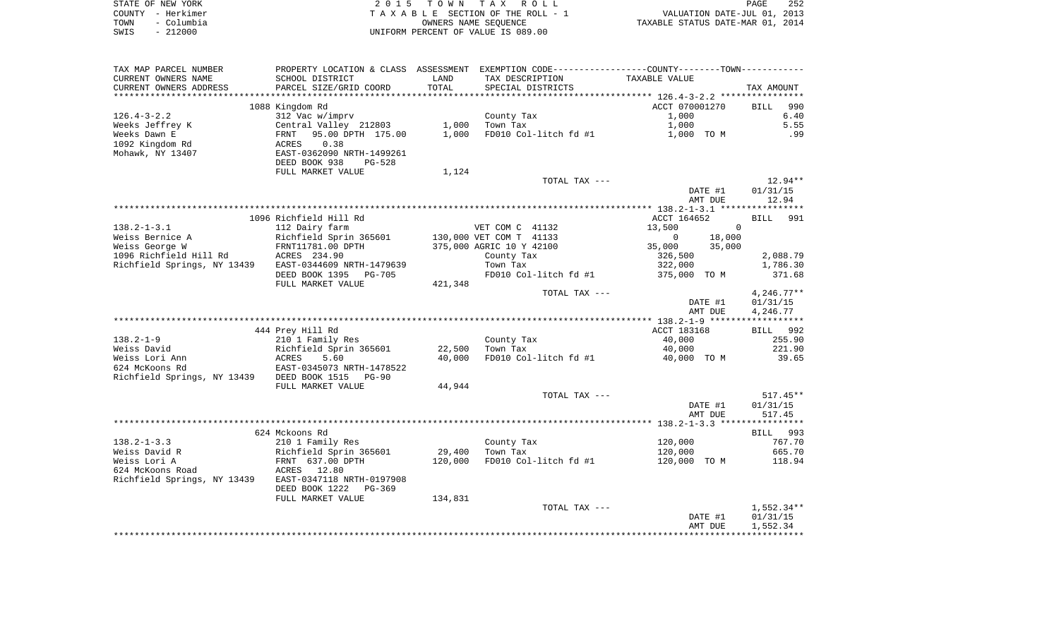STATE OF NEW YORK
COUNTY - Herkimer
TOWN - Columbia
SWIS - 212000

2 0 1 5 T O W N T A X R O L L
T A X A B L E SECTION OF THE ROLL - 1
OWNERS NAME SEQUENCE
UNIFORM PERCENT OF VALUE IS 089.00

VALUATION DATE-JUL 01, 2013
TAXABLE STATUS DATE-MAR 01, 2014

| TAX MAP PARCEL NUMBER<br>CURRENT OWNERS NAME<br>CURRENT OWNERS ADDRESS | PROPERTY LOCATION & CLASS<br>SCHOOL DISTRICT<br>PARCEL SIZE/GRID COORD | ASSESSMENT<br>LAND<br>TOTAL | EXEMPTION CODE-----COUNTY-----TOWN-----<br>TAX DESCRIPTION<br>SPECIAL DISTRICTS | TAXABLE VALUE | TAX AMOUNT |
|---|---|---|---|---|---|
| **126.4-3-2.2** | 1088 Kingdom Rd | | | ACCT 070001270 | BILL 990 |
| 126.4-3-2.2 | 312 Vac w/imprv | | County Tax | 1,000 | 6.40 |
| Weeks Jeffrey K | Central Valley 212803 | 1,000 | Town Tax | 1,000 | 5.55 |
| Weeks Dawn E | FRNT 95.00 DPTH 175.00 | 1,000 | FD010 Col-litch fd #1 | 1,000 TO M | .99 |
| 1092 Kingdom Rd | ACRES 0.38 | | | | |
| Mohawk, NY 13407 | EAST-0362090 NRTH-1499261 | | | | |
| | DEED BOOK 938 PG-528 | | | | |
| | FULL MARKET VALUE | 1,124 | | | |
| | | | TOTAL TAX --- | | 12.94** |
| | | | | DATE #1 | 01/31/15 |
| | | | | AMT DUE | 12.94 |
| **138.2-1-3.1** | 1096 Richfield Hill Rd | | | ACCT 164652 | BILL 991 |
| 138.2-1-3.1 | 112 Dairy farm | | VET COM C 41132 | 13,500 0 | |
| Weiss Bernice A | Richfield Sprin 365601 | 130,000 | VET COM T 41133 | 0 18,000 | |
| Weiss George W | FRNT11781.00 DPTH | 375,000 | AGRIC 10 Y 42100 | 35,000 35,000 | |
| 1096 Richfield Hill Rd | ACRES 234.90 | | County Tax | 326,500 | 2,088.79 |
| Richfield Springs, NY 13439 | EAST-0344609 NRTH-1479639 | | Town Tax | 322,000 | 1,786.30 |
| | DEED BOOK 1395 PG-705 | | FD010 Col-litch fd #1 | 375,000 TO M | 371.68 |
| | FULL MARKET VALUE | 421,348 | | | |
| | | | TOTAL TAX --- | | 4,246.77** |
| | | | | DATE #1 | 01/31/15 |
| | | | | AMT DUE | 4,246.77 |
| **138.2-1-9** | 444 Prey Hill Rd | | | ACCT 183168 | BILL 992 |
| 138.2-1-9 | 210 1 Family Res | | County Tax | 40,000 | 255.90 |
| Weiss David | Richfield Sprin 365601 | 22,500 | Town Tax | 40,000 | 221.90 |
| Weiss Lori Ann | ACRES 5.60 | 40,000 | FD010 Col-litch fd #1 | 40,000 TO M | 39.65 |
| 624 McKoons Rd | EAST-0345073 NRTH-1478522 | | | | |
| Richfield Springs, NY 13439 | DEED BOOK 1515 PG-90 | | | | |
| | FULL MARKET VALUE | 44,944 | | | |
| | | | TOTAL TAX --- | | 517.45** |
| | | | | DATE #1 | 01/31/15 |
| | | | | AMT DUE | 517.45 |
| **138.2-1-3.3** | 624 Mckoons Rd | | | | BILL 993 |
| 138.2-1-3.3 | 210 1 Family Res | | County Tax | 120,000 | 767.70 |
| Weiss David R | Richfield Sprin 365601 | 29,400 | Town Tax | 120,000 | 665.70 |
| Weiss Lori A | FRNT 637.00 DPTH | 120,000 | FD010 Col-litch fd #1 | 120,000 TO M | 118.94 |
| 624 McKoons Road | ACRES 12.80 | | | | |
| Richfield Springs, NY 13439 | EAST-0347118 NRTH-0197908 | | | | |
| | DEED BOOK 1222 PG-369 | | | | |
| | FULL MARKET VALUE | 134,831 | | | |
| | | | TOTAL TAX --- | | 1,552.34** |
| | | | | DATE #1 | 01/31/15 |
| | | | | AMT DUE | 1,552.34 |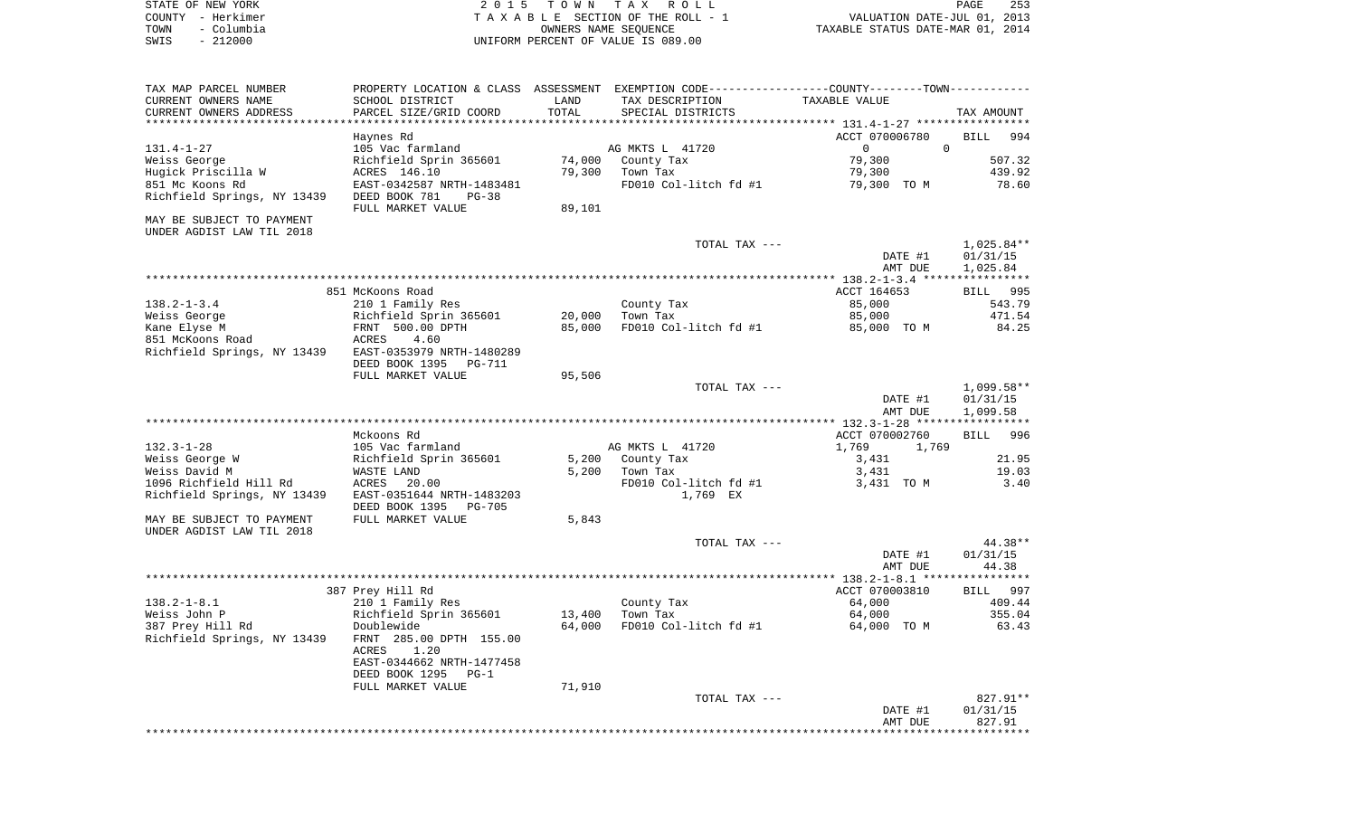STATE OF NEW YORK
COUNTY - Herkimer
TOWN - Columbia
SWIS - 212000

2 0 1 5 T O W N T A X R O L L
T A X A B L E SECTION OF THE ROLL - 1
OWNERS NAME SEQUENCE
UNIFORM PERCENT OF VALUE IS 089.00

VALUATION DATE-JUL 01, 2013
TAXABLE STATUS DATE-MAR 01, 2014

| TAX MAP PARCEL NUMBER<br>CURRENT OWNERS NAME<br>CURRENT OWNERS ADDRESS | PROPERTY LOCATION & CLASS<br>SCHOOL DISTRICT<br>PARCEL SIZE/GRID COORD | ASSESSMENT<br>LAND<br>TOTAL | EXEMPTION CODE-----COUNTY--------TOWN------<br>TAX DESCRIPTION<br>SPECIAL DISTRICTS | TAXABLE VALUE | TAX AMOUNT |
|---|---|---|---|---|---|
| **131.4-1-27** | Haynes Rd | | | ACCT 070006780 | BILL 994 |
| 131.4-1-27 | 105 Vac farmland | | AG MKTS L 41720 | 0 0 | |
| Weiss George | Richfield Sprin 365601 | 74,000 | County Tax | 79,300 | 507.32 |
| Hugick Priscilla W | ACRES 146.10 | 79,300 | Town Tax | 79,300 | 439.92 |
| 851 Mc Koons Rd | EAST-0342587 NRTH-1483481 | | FD010 Col-litch fd #1 | 79,300 TO M | 78.60 |
| Richfield Springs, NY 13439 | DEED BOOK 781 PG-38 | | | | |
| | FULL MARKET VALUE | 89,101 | | | |
| MAY BE SUBJECT TO PAYMENT UNDER AGDIST LAW TIL 2018 | | | | | |
| | | | TOTAL TAX --- | | 1,025.84** |
| | | | | DATE #1 | 01/31/15 |
| | | | | AMT DUE | 1,025.84 |
| **138.2-1-3.4** | 851 McKoons Road | | | ACCT 164653 | BILL 995 |
| 138.2-1-3.4 | 210 1 Family Res | | County Tax | 85,000 | 543.79 |
| Weiss George | Richfield Sprin 365601 | 20,000 | Town Tax | 85,000 | 471.54 |
| Kane Elyse M | FRNT 500.00 DPTH | 85,000 | FD010 Col-litch fd #1 | 85,000 TO M | 84.25 |
| 851 McKoons Road | ACRES 4.60 | | | | |
| Richfield Springs, NY 13439 | EAST-0353979 NRTH-1480289 | | | | |
| | DEED BOOK 1395 PG-711 | | | | |
| | FULL MARKET VALUE | 95,506 | | | |
| | | | TOTAL TAX --- | | 1,099.58** |
| | | | | DATE #1 | 01/31/15 |
| | | | | AMT DUE | 1,099.58 |
| **132.3-1-28** | Mckoons Rd | | | ACCT 070002760 | BILL 996 |
| 132.3-1-28 | 105 Vac farmland | | AG MKTS L 41720 | 1,769 1,769 | |
| Weiss George W | Richfield Sprin 365601 | 5,200 | County Tax | 3,431 | 21.95 |
| Weiss David M | WASTE LAND | 5,200 | Town Tax | 3,431 | 19.03 |
| 1096 Richfield Hill Rd | ACRES 20.00 | | FD010 Col-litch fd #1 | 3,431 TO M | 3.40 |
| Richfield Springs, NY 13439 | EAST-0351644 NRTH-1483203 | | 1,769 EX | | |
| | DEED BOOK 1395 PG-705 | | | | |
| MAY BE SUBJECT TO PAYMENT UNDER AGDIST LAW TIL 2018 | FULL MARKET VALUE | 5,843 | | | |
| | | | TOTAL TAX --- | | 44.38** |
| | | | | DATE #1 | 01/31/15 |
| | | | | AMT DUE | 44.38 |
| **138.2-1-8.1** | 387 Prey Hill Rd | | | ACCT 070003810 | BILL 997 |
| 138.2-1-8.1 | 210 1 Family Res | | County Tax | 64,000 | 409.44 |
| Weiss John P | Richfield Sprin 365601 | 13,400 | Town Tax | 64,000 | 355.04 |
| 387 Prey Hill Rd | Doublewide | 64,000 | FD010 Col-litch fd #1 | 64,000 TO M | 63.43 |
| Richfield Springs, NY 13439 | FRNT 285.00 DPTH 155.00 | | | | |
| | ACRES 1.20 | | | | |
| | EAST-0344662 NRTH-1477458 | | | | |
| | DEED BOOK 1295 PG-1 | | | | |
| | FULL MARKET VALUE | 71,910 | | | |
| | | | TOTAL TAX --- | | 827.91** |
| | | | | DATE #1 | 01/31/15 |
| | | | | AMT DUE | 827.91 |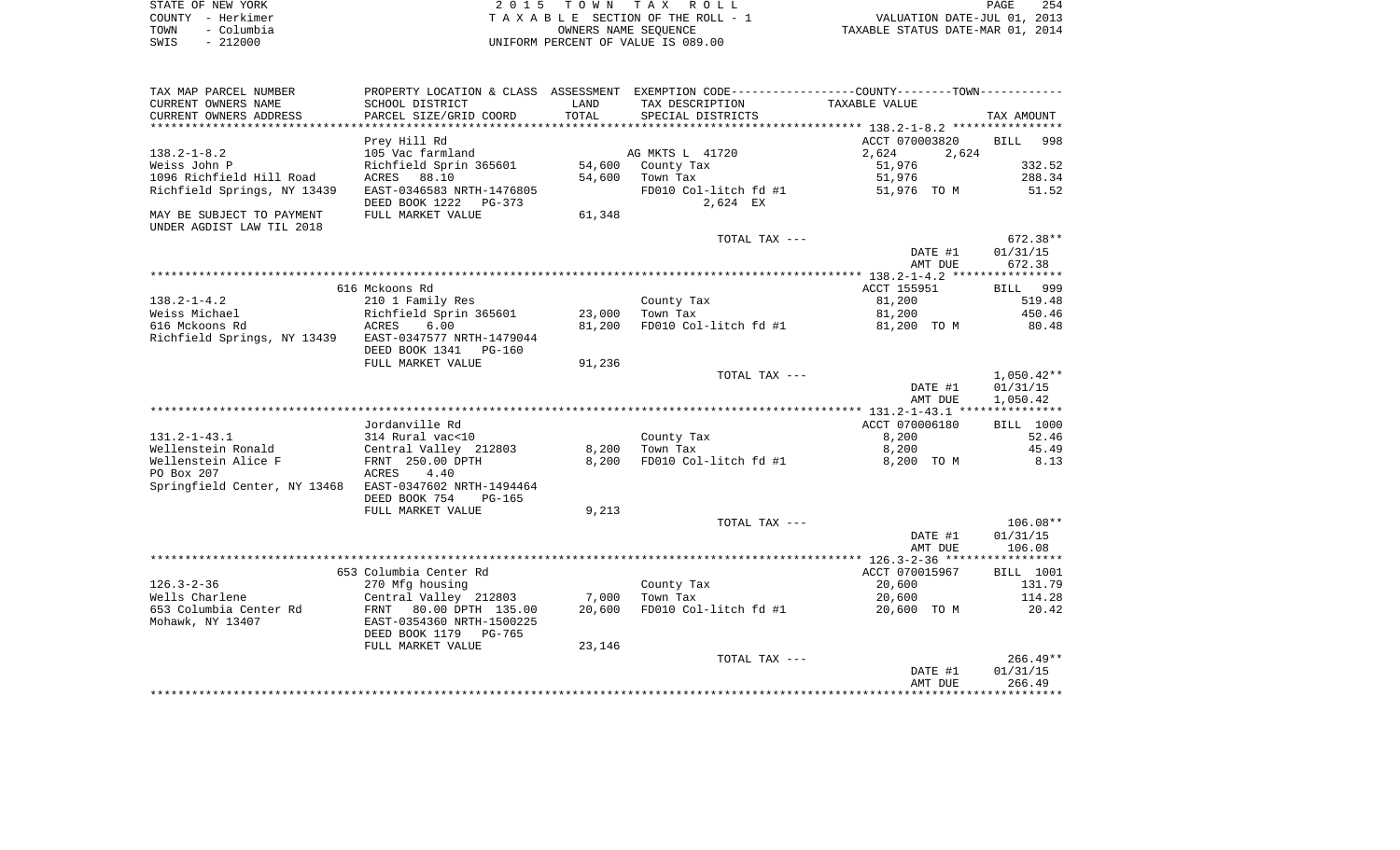STATE OF NEW YORK
COUNTY - Herkimer
TOWN - Columbia
SWIS - 212000

2 0 1 5 T O W N T A X R O L L
T A X A B L E SECTION OF THE ROLL - 1
OWNERS NAME SEQUENCE
UNIFORM PERCENT OF VALUE IS 089.00

VALUATION DATE-JUL 01, 2013
TAXABLE STATUS DATE-MAR 01, 2014

| TAX MAP PARCEL NUMBER / CURRENT OWNERS NAME / CURRENT OWNERS ADDRESS | PROPERTY LOCATION & CLASS / SCHOOL DISTRICT / PARCEL SIZE/GRID COORD | ASSESSMENT LAND / TOTAL | EXEMPTION CODE / TAX DESCRIPTION / SPECIAL DISTRICTS | COUNTY--------TOWN / TAXABLE VALUE | TAX AMOUNT |
|---|---|---|---|---|---|
| 138.2-1-8.2 | Prey Hill Rd | | | ACCT 070003820 | BILL 998 |
| Weiss John P | 105 Vac farmland | | AG MKTS L 41720 | 2,624 2,624 | |
| 1096 Richfield Hill Road | Richfield Sprin 365601 | 54,600 | County Tax | 51,976 | 332.52 |
| Richfield Springs, NY 13439 | ACRES 88.10 | 54,600 | Town Tax | 51,976 | 288.34 |
| | EAST-0346583 NRTH-1476805 | | FD010 Col-litch fd #1 | 51,976 TO M | 51.52 |
| MAY BE SUBJECT TO PAYMENT | DEED BOOK 1222 PG-373 | | 2,624 EX | | |
| UNDER AGDIST LAW TIL 2018 | FULL MARKET VALUE | 61,348 | | | |
| | | | TOTAL TAX --- | | 672.38** |
| | | | | DATE #1 | 01/31/15 |
| | | | | AMT DUE | 672.38 |
| 138.2-1-4.2 | 616 Mckoons Rd | | | ACCT 155951 | BILL 999 |
| Weiss Michael | 210 1 Family Res | | County Tax | 81,200 | 519.48 |
| 616 Mckoons Rd | Richfield Sprin 365601 | 23,000 | Town Tax | 81,200 | 450.46 |
| Richfield Springs, NY 13439 | ACRES 6.00 | 81,200 | FD010 Col-litch fd #1 | 81,200 TO M | 80.48 |
| | EAST-0347577 NRTH-1479044 | | | | |
| | DEED BOOK 1341 PG-160 | | | | |
| | FULL MARKET VALUE | 91,236 | | | |
| | | | TOTAL TAX --- | | 1,050.42** |
| | | | | DATE #1 | 01/31/15 |
| | | | | AMT DUE | 1,050.42 |
| 131.2-1-43.1 | Jordanville Rd | | | ACCT 070006180 | BILL 1000 |
| Wellenstein Ronald | 314 Rural vac<10 | | County Tax | 8,200 | 52.46 |
| Wellenstein Alice F | Central Valley 212803 | 8,200 | Town Tax | 8,200 | 45.49 |
| PO Box 207 | FRNT 250.00 DPTH | 8,200 | FD010 Col-litch fd #1 | 8,200 TO M | 8.13 |
| Springfield Center, NY 13468 | ACRES 4.40 | | | | |
| | EAST-0347602 NRTH-1494464 | | | | |
| | DEED BOOK 754 PG-165 | | | | |
| | FULL MARKET VALUE | 9,213 | | | |
| | | | TOTAL TAX --- | | 106.08** |
| | | | | DATE #1 | 01/31/15 |
| | | | | AMT DUE | 106.08 |
| 126.3-2-36 | 653 Columbia Center Rd | | | ACCT 070015967 | BILL 1001 |
| Wells Charlene | 270 Mfg housing | | County Tax | 20,600 | 131.79 |
| 653 Columbia Center Rd | Central Valley 212803 | 7,000 | Town Tax | 20,600 | 114.28 |
| Mohawk, NY 13407 | FRNT 80.00 DPTH 135.00 | 20,600 | FD010 Col-litch fd #1 | 20,600 TO M | 20.42 |
| | EAST-0354360 NRTH-1500225 | | | | |
| | DEED BOOK 1179 PG-765 | | | | |
| | FULL MARKET VALUE | 23,146 | | | |
| | | | TOTAL TAX --- | | 266.49** |
| | | | | DATE #1 | 01/31/15 |
| | | | | AMT DUE | 266.49 |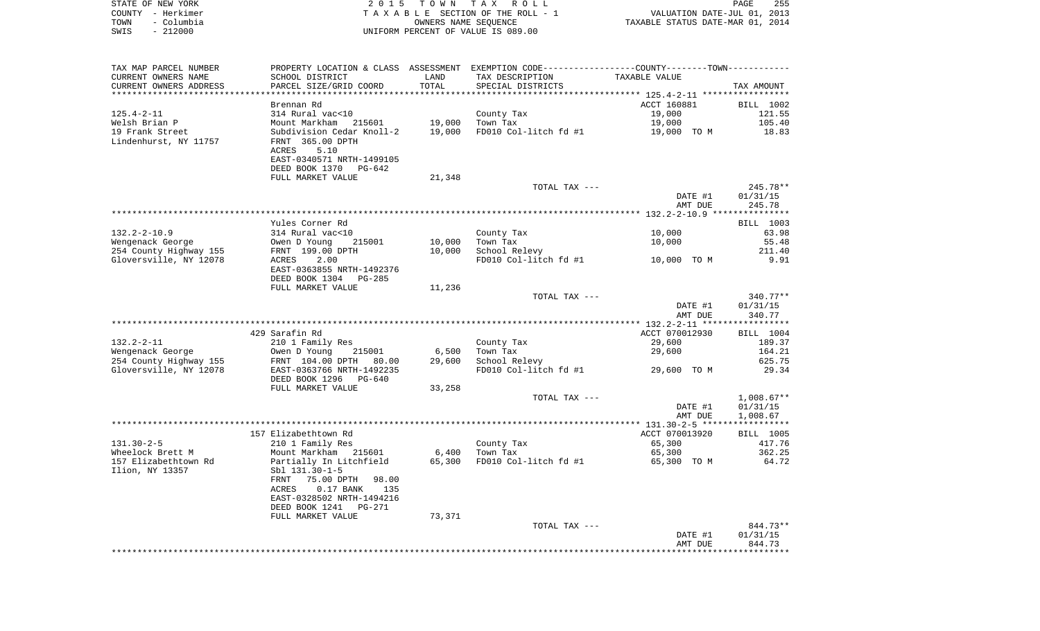STATE OF NEW YORK
COUNTY - Herkimer
TOWN - Columbia
SWIS - 212000

2 0 1 5 T O W N T A X R O L L
T A X A B L E SECTION OF THE ROLL - 1
OWNERS NAME SEQUENCE
UNIFORM PERCENT OF VALUE IS 089.00

VALUATION DATE-JUL 01, 2013
TAXABLE STATUS DATE-MAR 01, 2014

| TAX MAP PARCEL NUMBER<br>CURRENT OWNERS NAME<br>CURRENT OWNERS ADDRESS | PROPERTY LOCATION & CLASS<br>SCHOOL DISTRICT<br>PARCEL SIZE/GRID COORD | ASSESSMENT<br>LAND<br>TOTAL | EXEMPTION CODE-----COUNTY-----TOWN-----<br>TAX DESCRIPTION<br>SPECIAL DISTRICTS | TAXABLE VALUE | TAX AMOUNT |
|---|---|---|---|---|---|
| 125.4-2-11 | Brennan Rd | | | ACCT 160881 | BILL 1002 |
| | 314 Rural vac<10 | | County Tax | 19,000 | 121.55 |
| Welsh Brian P | Mount Markham 215601 | 19,000 | Town Tax | 19,000 | 105.40 |
| 19 Frank Street | Subdivision Cedar Knoll-2 | 19,000 | FD010 Col-litch fd #1 | 19,000 TO M | 18.83 |
| Lindenhurst, NY 11757 | FRNT 365.00 DPTH | | | | |
| | ACRES 5.10 | | | | |
| | EAST-0340571 NRTH-1499105 | | | | |
| | DEED BOOK 1370 PG-642 | | | | |
| | FULL MARKET VALUE | 21,348 | | | |
| | | | TOTAL TAX --- | | 245.78** |
| | | | | DATE #1 | 01/31/15 |
| | | | | AMT DUE | 245.78 |
| 132.2-2-10.9 | Yules Corner Rd | | | | BILL 1003 |
| | 314 Rural vac<10 | | County Tax | 10,000 | 63.98 |
| Wengenack George | Owen D Young 215001 | 10,000 | Town Tax | 10,000 | 55.48 |
| 254 County Highway 155 | FRNT 199.00 DPTH | 10,000 | School Relevy | | 211.40 |
| Gloversville, NY 12078 | ACRES 2.00 | | FD010 Col-litch fd #1 | 10,000 TO M | 9.91 |
| | EAST-0363855 NRTH-1492376 | | | | |
| | DEED BOOK 1304 PG-285 | | | | |
| | FULL MARKET VALUE | 11,236 | | | |
| | | | TOTAL TAX --- | | 340.77** |
| | | | | DATE #1 | 01/31/15 |
| | | | | AMT DUE | 340.77 |
| 132.2-2-11 | 429 Sarafin Rd | | | ACCT 070012930 | BILL 1004 |
| | 210 1 Family Res | | County Tax | 29,600 | 189.37 |
| Wengenack George | Owen D Young 215001 | 6,500 | Town Tax | 29,600 | 164.21 |
| 254 County Highway 155 | FRNT 104.00 DPTH 80.00 | 29,600 | School Relevy | | 625.75 |
| Gloversville, NY 12078 | EAST-0363766 NRTH-1492235 | | FD010 Col-litch fd #1 | 29,600 TO M | 29.34 |
| | DEED BOOK 1296 PG-640 | | | | |
| | FULL MARKET VALUE | 33,258 | | | |
| | | | TOTAL TAX --- | | 1,008.67** |
| | | | | DATE #1 | 01/31/15 |
| | | | | AMT DUE | 1,008.67 |
| 131.30-2-5 | 157 Elizabethtown Rd | | | ACCT 070013920 | BILL 1005 |
| | 210 1 Family Res | | County Tax | 65,300 | 417.76 |
| Wheelock Brett M | Mount Markham 215601 | 6,400 | Town Tax | 65,300 | 362.25 |
| 157 Elizabethtown Rd | Partially In Litchfield | 65,300 | FD010 Col-litch fd #1 | 65,300 TO M | 64.72 |
| Ilion, NY 13357 | Sbl 131.30-1-5 | | | | |
| | FRNT 75.00 DPTH 98.00 | | | | |
| | ACRES 0.17 BANK 135 | | | | |
| | EAST-0328502 NRTH-1494216 | | | | |
| | DEED BOOK 1241 PG-271 | | | | |
| | FULL MARKET VALUE | 73,371 | | | |
| | | | TOTAL TAX --- | | 844.73** |
| | | | | DATE #1 | 01/31/15 |
| | | | | AMT DUE | 844.73 |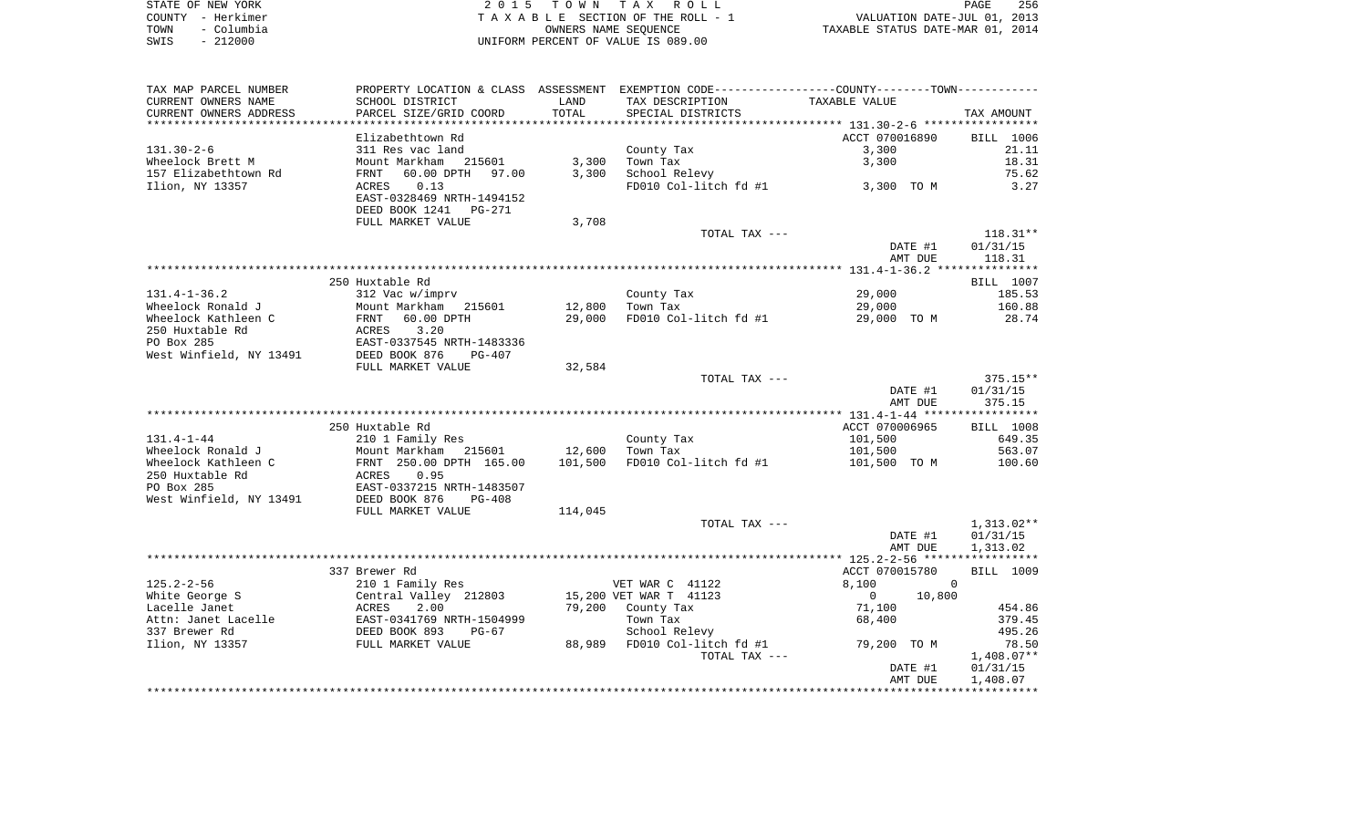STATE OF NEW YORK — 2015 TOWN TAX ROLL
COUNTY - Herkimer — TAXABLE SECTION OF THE ROLL - 1 — VALUATION DATE-JUL 01, 2013
TOWN - Columbia — OWNERS NAME SEQUENCE — TAXABLE STATUS DATE-MAR 01, 2014
SWIS - 212000 — UNIFORM PERCENT OF VALUE IS 089.00

| TAX MAP PARCEL NUMBER / CURRENT OWNERS NAME / CURRENT OWNERS ADDRESS | PROPERTY LOCATION & CLASS / SCHOOL DISTRICT / PARCEL SIZE/GRID COORD | ASSESSMENT LAND / TOTAL | EXEMPTION CODE / TAX DESCRIPTION / SPECIAL DISTRICTS | COUNTY--------TOWN / TAXABLE VALUE | TAX AMOUNT |
|---|---|---|---|---|---|
| | Elizabethtown Rd | | | ACCT 070016890 | BILL 1006 |
| 131.30-2-6 | 311 Res vac land | | County Tax | 3,300 | 21.11 |
| Wheelock Brett M | Mount Markham 215601 | 3,300 | Town Tax | 3,300 | 18.31 |
| 157 Elizabethtown Rd | FRNT 60.00 DPTH 97.00 | 3,300 | School Relevy | | 75.62 |
| Ilion, NY 13357 | ACRES 0.13 | | FD010 Col-litch fd #1 | 3,300 TO M | 3.27 |
| | EAST-0328469 NRTH-1494152 | | | | |
| | DEED BOOK 1241 PG-271 | | | | |
| | FULL MARKET VALUE | 3,708 | | | |
| | | | TOTAL TAX --- | | 118.31** |
| | | | | DATE #1 | 01/31/15 |
| | | | | AMT DUE | 118.31 |
| | 250 Huxtable Rd | | | | BILL 1007 |
| 131.4-1-36.2 | 312 Vac w/imprv | | County Tax | 29,000 | 185.53 |
| Wheelock Ronald J | Mount Markham 215601 | 12,800 | Town Tax | 29,000 | 160.88 |
| Wheelock Kathleen C | FRNT 60.00 DPTH | 29,000 | FD010 Col-litch fd #1 | 29,000 TO M | 28.74 |
| 250 Huxtable Rd | ACRES 3.20 | | | | |
| PO Box 285 | EAST-0337545 NRTH-1483336 | | | | |
| West Winfield, NY 13491 | DEED BOOK 876 PG-407 | | | | |
| | FULL MARKET VALUE | 32,584 | | | |
| | | | TOTAL TAX --- | | 375.15** |
| | | | | DATE #1 | 01/31/15 |
| | | | | AMT DUE | 375.15 |
| | 250 Huxtable Rd | | | ACCT 070006965 | BILL 1008 |
| 131.4-1-44 | 210 1 Family Res | | County Tax | 101,500 | 649.35 |
| Wheelock Ronald J | Mount Markham 215601 | 12,600 | Town Tax | 101,500 | 563.07 |
| Wheelock Kathleen C | FRNT 250.00 DPTH 165.00 | 101,500 | FD010 Col-litch fd #1 | 101,500 TO M | 100.60 |
| 250 Huxtable Rd | ACRES 0.95 | | | | |
| PO Box 285 | EAST-0337215 NRTH-1483507 | | | | |
| West Winfield, NY 13491 | DEED BOOK 876 PG-408 | | | | |
| | FULL MARKET VALUE | 114,045 | | | |
| | | | TOTAL TAX --- | | 1,313.02** |
| | | | | DATE #1 | 01/31/15 |
| | | | | AMT DUE | 1,313.02 |
| | 337 Brewer Rd | | | ACCT 070015780 | BILL 1009 |
| 125.2-2-56 | 210 1 Family Res | | VET WAR C 41122 | 8,100 0 | |
| White George S | Central Valley 212803 | 15,200 | VET WAR T 41123 | 0 10,800 | |
| Lacelle Janet | ACRES 2.00 | 79,200 | County Tax | 71,100 | 454.86 |
| Attn: Janet Lacelle | EAST-0341769 NRTH-1504999 | | Town Tax | 68,400 | 379.45 |
| 337 Brewer Rd | DEED BOOK 893 PG-67 | | School Relevy | | 495.26 |
| Ilion, NY 13357 | FULL MARKET VALUE | 88,989 | FD010 Col-litch fd #1 | 79,200 TO M | 78.50 |
| | | | TOTAL TAX --- | | 1,408.07** |
| | | | | DATE #1 | 01/31/15 |
| | | | | AMT DUE | 1,408.07 |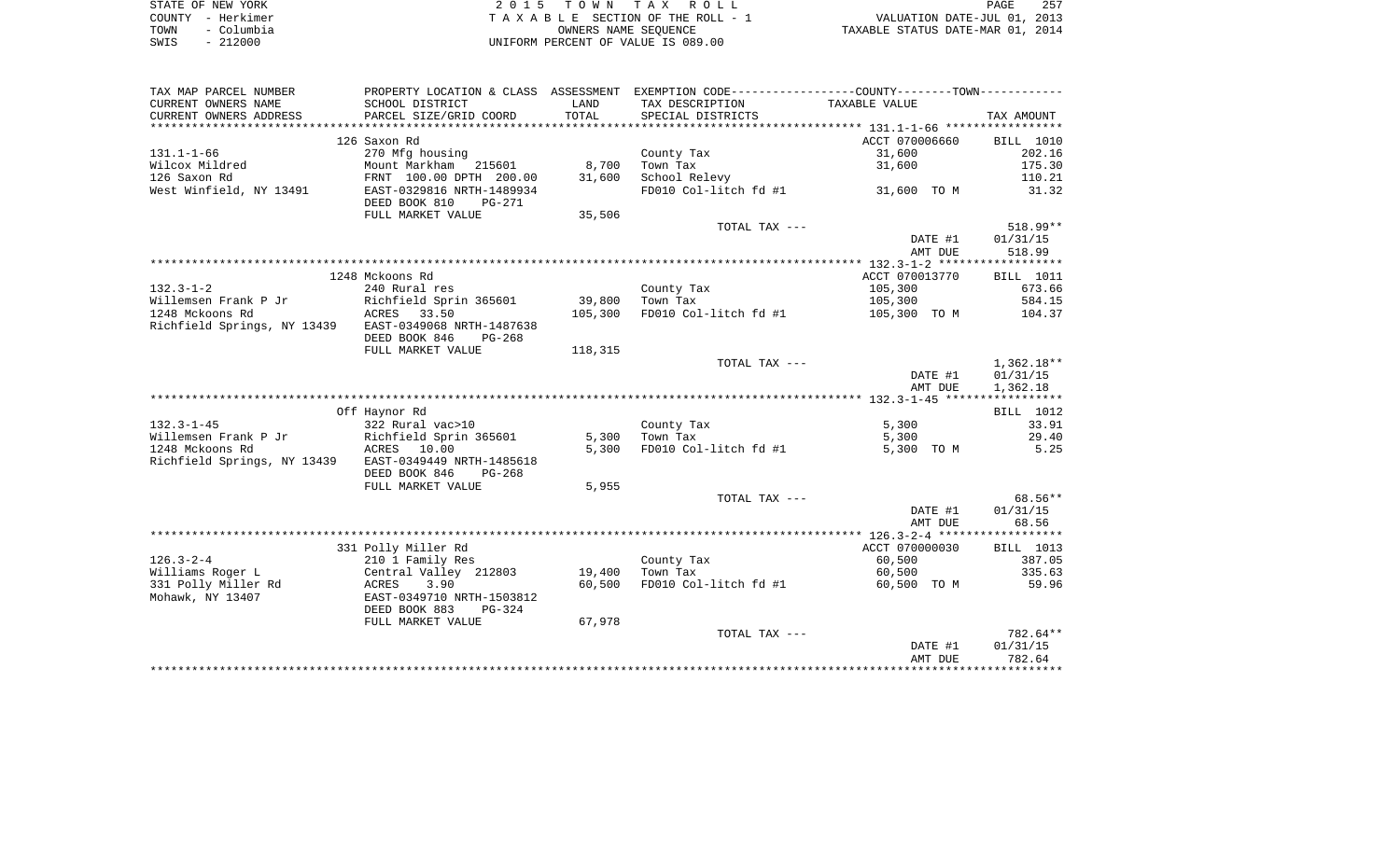STATE OF NEW YORK
COUNTY - Herkimer
TOWN - Columbia
SWIS - 212000

2 0 1 5 T O W N T A X R O L L
T A X A B L E SECTION OF THE ROLL - 1
OWNERS NAME SEQUENCE
UNIFORM PERCENT OF VALUE IS 089.00

VALUATION DATE-JUL 01, 2013
TAXABLE STATUS DATE-MAR 01, 2014

| TAX MAP PARCEL NUMBER / CURRENT OWNERS NAME / CURRENT OWNERS ADDRESS | PROPERTY LOCATION & CLASS / SCHOOL DISTRICT / PARCEL SIZE/GRID COORD | ASSESSMENT LAND / TOTAL | EXEMPTION CODE / TAX DESCRIPTION / SPECIAL DISTRICTS | COUNTY--------TOWN / TAXABLE VALUE | TAX AMOUNT |
|---|---|---|---|---|---|
| 131.1-1-66 | 126 Saxon Rd | | | ACCT 070006660 | BILL 1010 |
| | 270 Mfg housing | | County Tax | 31,600 | 202.16 |
| Wilcox Mildred | Mount Markham 215601 | 8,700 | Town Tax | 31,600 | 175.30 |
| 126 Saxon Rd | FRNT 100.00 DPTH 200.00 | 31,600 | School Relevy | | 110.21 |
| West Winfield, NY 13491 | EAST-0329816 NRTH-1489934 | | FD010 Col-litch fd #1 | 31,600 TO M | 31.32 |
| | DEED BOOK 810 PG-271 | | | | |
| | FULL MARKET VALUE | 35,506 | | | |
| | | | TOTAL TAX --- | | 518.99** |
| | | | | DATE #1 | 01/31/15 |
| | | | | AMT DUE | 518.99 |
| 132.3-1-2 | 1248 Mckoons Rd | | | ACCT 070013770 | BILL 1011 |
| | 240 Rural res | | County Tax | 105,300 | 673.66 |
| Willemsen Frank P Jr | Richfield Sprin 365601 | 39,800 | Town Tax | 105,300 | 584.15 |
| 1248 Mckoons Rd | ACRES 33.50 | 105,300 | FD010 Col-litch fd #1 | 105,300 TO M | 104.37 |
| Richfield Springs, NY 13439 | EAST-0349068 NRTH-1487638 | | | | |
| | DEED BOOK 846 PG-268 | | | | |
| | FULL MARKET VALUE | 118,315 | | | |
| | | | TOTAL TAX --- | | 1,362.18** |
| | | | | DATE #1 | 01/31/15 |
| | | | | AMT DUE | 1,362.18 |
| 132.3-1-45 | Off Haynor Rd | | | | BILL 1012 |
| | 322 Rural vac>10 | | County Tax | 5,300 | 33.91 |
| Willemsen Frank P Jr | Richfield Sprin 365601 | 5,300 | Town Tax | 5,300 | 29.40 |
| 1248 Mckoons Rd | ACRES 10.00 | 5,300 | FD010 Col-litch fd #1 | 5,300 TO M | 5.25 |
| Richfield Springs, NY 13439 | EAST-0349449 NRTH-1485618 | | | | |
| | DEED BOOK 846 PG-268 | | | | |
| | FULL MARKET VALUE | 5,955 | | | |
| | | | TOTAL TAX --- | | 68.56** |
| | | | | DATE #1 | 01/31/15 |
| | | | | AMT DUE | 68.56 |
| 126.3-2-4 | 331 Polly Miller Rd | | | ACCT 070000030 | BILL 1013 |
| | 210 1 Family Res | | County Tax | 60,500 | 387.05 |
| Williams Roger L | Central Valley 212803 | 19,400 | Town Tax | 60,500 | 335.63 |
| 331 Polly Miller Rd | ACRES 3.90 | 60,500 | FD010 Col-litch fd #1 | 60,500 TO M | 59.96 |
| Mohawk, NY 13407 | EAST-0349710 NRTH-1503812 | | | | |
| | DEED BOOK 883 PG-324 | | | | |
| | FULL MARKET VALUE | 67,978 | | | |
| | | | TOTAL TAX --- | | 782.64** |
| | | | | DATE #1 | 01/31/15 |
| | | | | AMT DUE | 782.64 |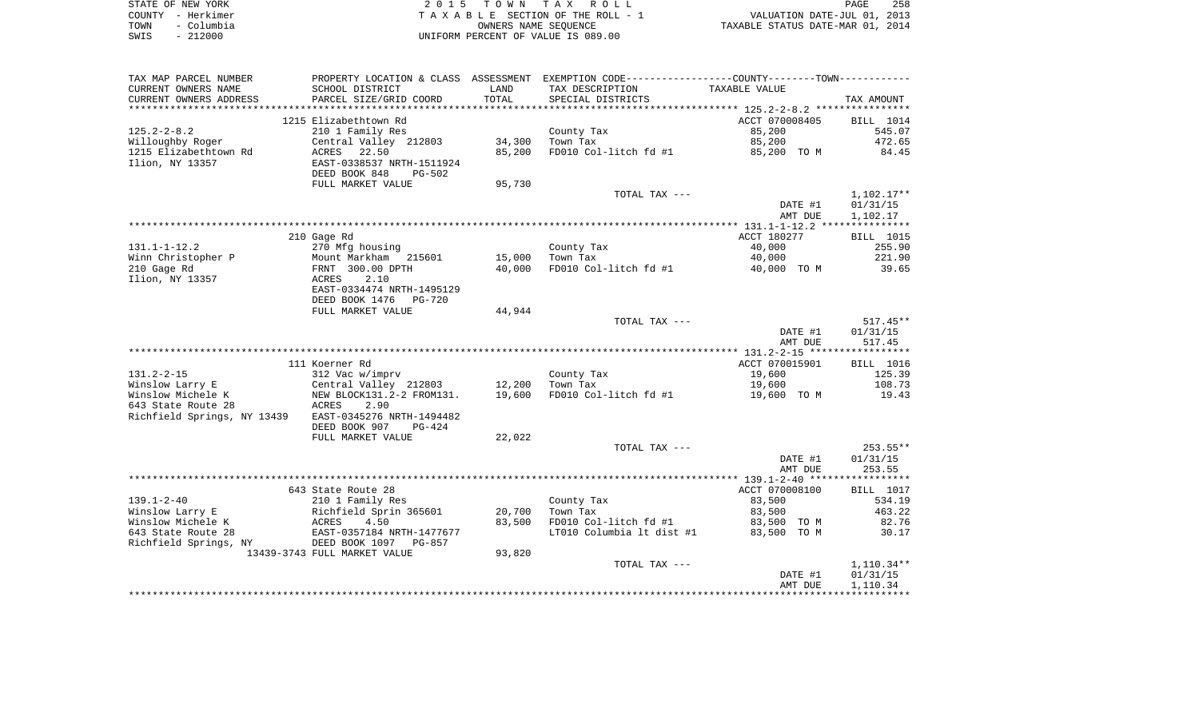STATE OF NEW YORK
COUNTY - Herkimer
TOWN - Columbia
SWIS - 212000

2 0 1 5 T O W N T A X R O L L
T A X A B L E SECTION OF THE ROLL - 1
OWNERS NAME SEQUENCE
UNIFORM PERCENT OF VALUE IS 089.00

VALUATION DATE-JUL 01, 2013
TAXABLE STATUS DATE-MAR 01, 2014

| TAX MAP PARCEL NUMBER<br>CURRENT OWNERS NAME<br>CURRENT OWNERS ADDRESS | PROPERTY LOCATION & CLASS<br>SCHOOL DISTRICT<br>PARCEL SIZE/GRID COORD | ASSESSMENT<br>LAND<br>TOTAL | EXEMPTION CODE-----COUNTY-----TOWN-----<br>TAX DESCRIPTION<br>SPECIAL DISTRICTS | TAXABLE VALUE | TAX AMOUNT |
|---|---|---|---|---|---|
| 125.2-2-8.2 | 1215 Elizabethtown Rd | | | ACCT 070008405 | BILL 1014 |
| 125.2-2-8.2 | 210 1 Family Res | | County Tax | 85,200 | 545.07 |
| Willoughby Roger | Central Valley 212803 | 34,300 | Town Tax | 85,200 | 472.65 |
| 1215 Elizabethtown Rd | ACRES 22.50 | 85,200 | FD010 Col-litch fd #1 | 85,200 TO M | 84.45 |
| Ilion, NY 13357 | EAST-0338537 NRTH-1511924 | | | | |
| | DEED BOOK 848 PG-502 | | | | |
| | FULL MARKET VALUE | 95,730 | | | |
| | | | TOTAL TAX --- | | 1,102.17** |
| | | | | DATE #1 | 01/31/15 |
| | | | | AMT DUE | 1,102.17 |
| 131.1-1-12.2 | 210 Gage Rd | | | ACCT 180277 | BILL 1015 |
| 131.1-1-12.2 | 270 Mfg housing | | County Tax | 40,000 | 255.90 |
| Winn Christopher P | Mount Markham 215601 | 15,000 | Town Tax | 40,000 | 221.90 |
| 210 Gage Rd | FRNT 300.00 DPTH | 40,000 | FD010 Col-litch fd #1 | 40,000 TO M | 39.65 |
| Ilion, NY 13357 | ACRES 2.10 | | | | |
| | EAST-0334474 NRTH-1495129 | | | | |
| | DEED BOOK 1476 PG-720 | | | | |
| | FULL MARKET VALUE | 44,944 | | | |
| | | | TOTAL TAX --- | | 517.45** |
| | | | | DATE #1 | 01/31/15 |
| | | | | AMT DUE | 517.45 |
| 131.2-2-15 | 111 Koerner Rd | | | ACCT 070015901 | BILL 1016 |
| 131.2-2-15 | 312 Vac w/imprv | | County Tax | 19,600 | 125.39 |
| Winslow Larry E | Central Valley 212803 | 12,200 | Town Tax | 19,600 | 108.73 |
| Winslow Michele K | NEW BLOCK131.2-2 FROM131. | 19,600 | FD010 Col-litch fd #1 | 19,600 TO M | 19.43 |
| 643 State Route 28 | ACRES 2.90 | | | | |
| Richfield Springs, NY 13439 | EAST-0345276 NRTH-1494482 | | | | |
| | DEED BOOK 907 PG-424 | | | | |
| | FULL MARKET VALUE | 22,022 | | | |
| | | | TOTAL TAX --- | | 253.55** |
| | | | | DATE #1 | 01/31/15 |
| | | | | AMT DUE | 253.55 |
| 139.1-2-40 | 643 State Route 28 | | | ACCT 070008100 | BILL 1017 |
| 139.1-2-40 | 210 1 Family Res | | County Tax | 83,500 | 534.19 |
| Winslow Larry E | Richfield Sprin 365601 | 20,700 | Town Tax | 83,500 | 463.22 |
| Winslow Michele K | ACRES 4.50 | 83,500 | FD010 Col-litch fd #1 | 83,500 TO M | 82.76 |
| 643 State Route 28 | EAST-0357184 NRTH-1477677 | | LT010 Columbia lt dist #1 | 83,500 TO M | 30.17 |
| Richfield Springs, NY | DEED BOOK 1097 PG-857 | | | | |
| 13439-3743 | FULL MARKET VALUE | 93,820 | | | |
| | | | TOTAL TAX --- | | 1,110.34** |
| | | | | DATE #1 | 01/31/15 |
| | | | | AMT DUE | 1,110.34 |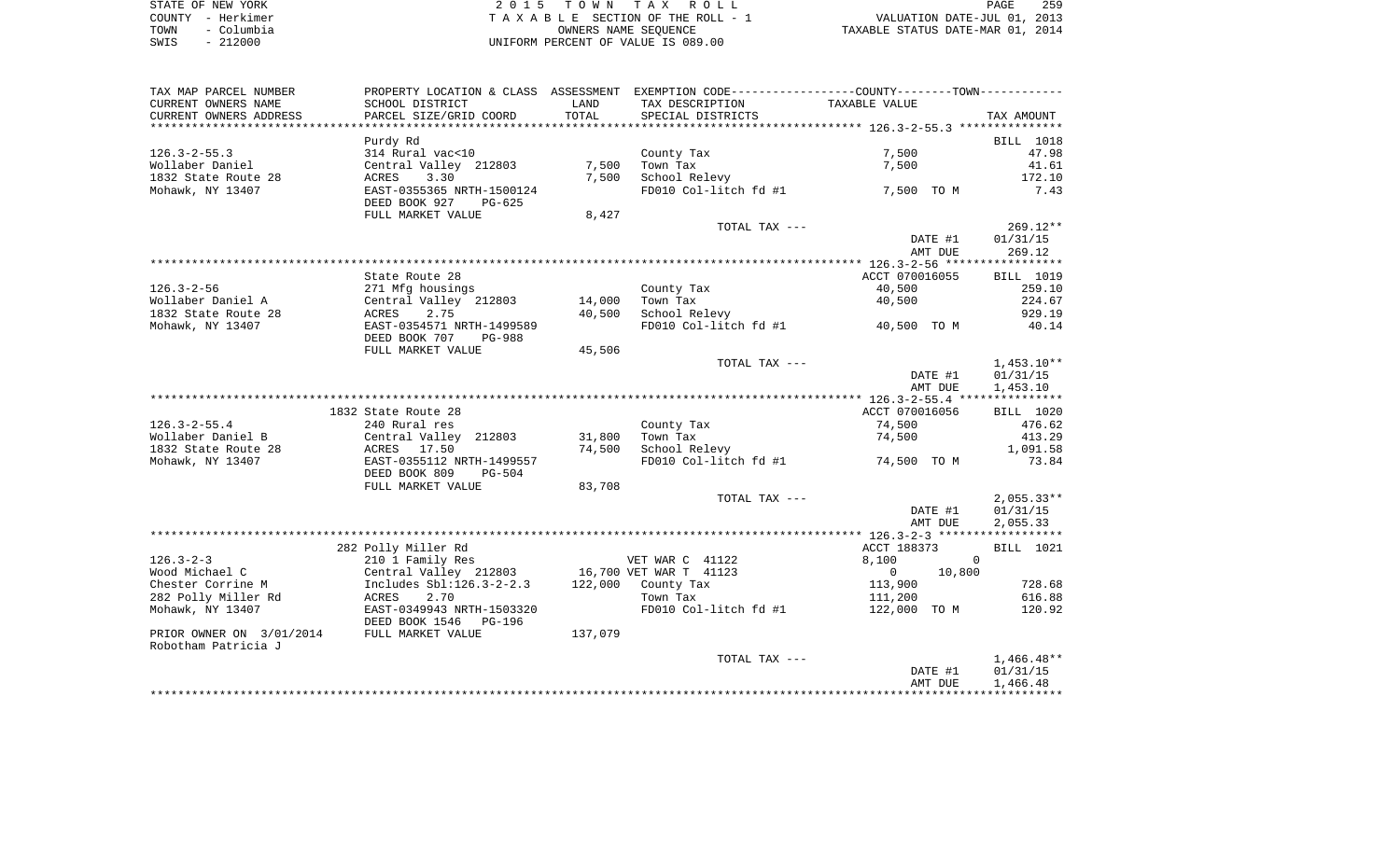STATE OF NEW YORK | 2 0 1 5 T O W N T A X R O L L | VALUATION DATE-JUL 01, 2013
COUNTY - Herkimer | T A X A B L E SECTION OF THE ROLL - 1 | TAXABLE STATUS DATE-MAR 01, 2014
TOWN - Columbia | OWNERS NAME SEQUENCE
SWIS - 212000 | UNIFORM PERCENT OF VALUE IS 089.00

| TAX MAP PARCEL NUMBER / CURRENT OWNERS NAME / CURRENT OWNERS ADDRESS | PROPERTY LOCATION & CLASS / SCHOOL DISTRICT / PARCEL SIZE/GRID COORD | ASSESSMENT LAND / TOTAL | EXEMPTION CODE / TAX DESCRIPTION / SPECIAL DISTRICTS | TAXABLE VALUE (COUNTY / TOWN) | TAX AMOUNT |
|---|---|---|---|---|---|
| 126.3-2-55.3 | Purdy Rd | | | | BILL 1018 |
| | 314 Rural vac<10 | | County Tax | 7,500 | 47.98 |
| Wollaber Daniel | Central Valley 212803 | 7,500 | Town Tax | 7,500 | 41.61 |
| 1832 State Route 28 | ACRES 3.30 | 7,500 | School Relevy | | 172.10 |
| Mohawk, NY 13407 | EAST-0355365 NRTH-1500124 | | FD010 Col-litch fd #1 | 7,500 TO M | 7.43 |
| | DEED BOOK 927 PG-625 | | | | |
| | FULL MARKET VALUE | 8,427 | | | |
| | | | TOTAL TAX --- | | 269.12** |
| | | | | DATE #1 | 01/31/15 |
| | | | | AMT DUE | 269.12 |
| 126.3-2-56 | State Route 28 | | | ACCT 070016055 | BILL 1019 |
| | 271 Mfg housings | | County Tax | 40,500 | 259.10 |
| Wollaber Daniel A | Central Valley 212803 | 14,000 | Town Tax | 40,500 | 224.67 |
| 1832 State Route 28 | ACRES 2.75 | 40,500 | School Relevy | | 929.19 |
| Mohawk, NY 13407 | EAST-0354571 NRTH-1499589 | | FD010 Col-litch fd #1 | 40,500 TO M | 40.14 |
| | DEED BOOK 707 PG-988 | | | | |
| | FULL MARKET VALUE | 45,506 | | | |
| | | | TOTAL TAX --- | | 1,453.10** |
| | | | | DATE #1 | 01/31/15 |
| | | | | AMT DUE | 1,453.10 |
| 126.3-2-55.4 | 1832 State Route 28 | | | ACCT 070016056 | BILL 1020 |
| | 240 Rural res | | County Tax | 74,500 | 476.62 |
| Wollaber Daniel B | Central Valley 212803 | 31,800 | Town Tax | 74,500 | 413.29 |
| 1832 State Route 28 | ACRES 17.50 | 74,500 | School Relevy | | 1,091.58 |
| Mohawk, NY 13407 | EAST-0355112 NRTH-1499557 | | FD010 Col-litch fd #1 | 74,500 TO M | 73.84 |
| | DEED BOOK 809 PG-504 | | | | |
| | FULL MARKET VALUE | 83,708 | | | |
| | | | TOTAL TAX --- | | 2,055.33** |
| | | | | DATE #1 | 01/31/15 |
| | | | | AMT DUE | 2,055.33 |
| 126.3-2-3 | 282 Polly Miller Rd | | | ACCT 188373 | BILL 1021 |
| | 210 1 Family Res | | VET WAR C 41122 | 8,100 / 0 | |
| Wood Michael C | Central Valley 212803 | 16,700 | VET WAR T 41123 | 0 / 10,800 | |
| Chester Corrine M | Includes Sbl:126.3-2-2.3 | 122,000 | County Tax | 113,900 | 728.68 |
| 282 Polly Miller Rd | ACRES 2.70 | | Town Tax | 111,200 | 616.88 |
| Mohawk, NY 13407 | EAST-0349943 NRTH-1503320 | | FD010 Col-litch fd #1 | 122,000 TO M | 120.92 |
| | DEED BOOK 1546 PG-196 | | | | |
| PRIOR OWNER ON 3/01/2014 | FULL MARKET VALUE | 137,079 | | | |
| Robotham Patricia J | | | | | |
| | | | TOTAL TAX --- | | 1,466.48** |
| | | | | DATE #1 | 01/31/15 |
| | | | | AMT DUE | 1,466.48 |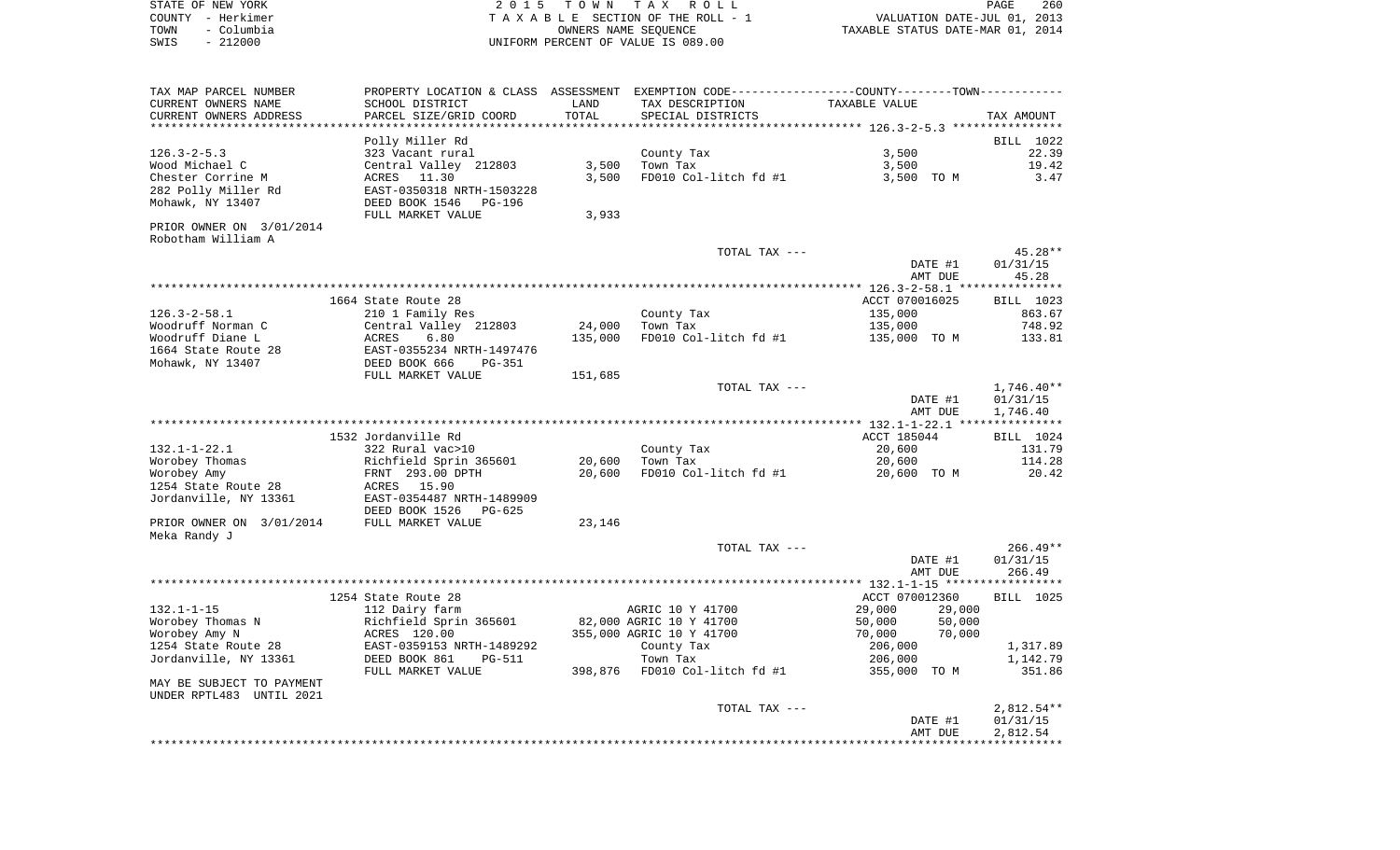STATE OF NEW YORK
COUNTY - Herkimer
TOWN - Columbia
SWIS - 212000

2015 TOWN TAX ROLL
TAXABLE SECTION OF THE ROLL - 1
OWNERS NAME SEQUENCE
UNIFORM PERCENT OF VALUE IS 089.00

VALUATION DATE-JUL 01, 2013
TAXABLE STATUS DATE-MAR 01, 2014

| TAX MAP PARCEL NUMBER / CURRENT OWNERS NAME / CURRENT OWNERS ADDRESS | PROPERTY LOCATION & CLASS / SCHOOL DISTRICT / PARCEL SIZE/GRID COORD | ASSESSMENT LAND / TOTAL | EXEMPTION CODE / TAX DESCRIPTION / SPECIAL DISTRICTS | COUNTY-TOWN TAXABLE VALUE | TAX AMOUNT |
|---|---|---|---|---|---|
| 126.3-2-5.3 | Polly Miller Rd | | | | BILL 1022 |
| 126.3-2-5.3 | 323 Vacant rural | | County Tax | 3,500 | 22.39 |
| Wood Michael C | Central Valley 212803 | 3,500 | Town Tax | 3,500 | 19.42 |
| Chester Corrine M | ACRES 11.30 | 3,500 | FD010 Col-litch fd #1 | 3,500 TO M | 3.47 |
| 282 Polly Miller Rd | EAST-0350318 NRTH-1503228 | | | | |
| Mohawk, NY 13407 | DEED BOOK 1546 PG-196 | | | | |
| | FULL MARKET VALUE | 3,933 | | | |
| PRIOR OWNER ON 3/01/2014 | | | | | |
| Robotham William A | | | | | |
| | | | TOTAL TAX --- | | 45.28** |
| | | | | DATE #1 | 01/31/15 |
| | | | | AMT DUE | 45.28 |
| 126.3-2-58.1 | 1664 State Route 28 | | | ACCT 070016025 | BILL 1023 |
| 126.3-2-58.1 | 210 1 Family Res | | County Tax | 135,000 | 863.67 |
| Woodruff Norman C | Central Valley 212803 | 24,000 | Town Tax | 135,000 | 748.92 |
| Woodruff Diane L | ACRES 6.80 | 135,000 | FD010 Col-litch fd #1 | 135,000 TO M | 133.81 |
| 1664 State Route 28 | EAST-0355234 NRTH-1497476 | | | | |
| Mohawk, NY 13407 | DEED BOOK 666 PG-351 | | | | |
| | FULL MARKET VALUE | 151,685 | | | |
| | | | TOTAL TAX --- | | 1,746.40** |
| | | | | DATE #1 | 01/31/15 |
| | | | | AMT DUE | 1,746.40 |
| 132.1-1-22.1 | 1532 Jordanville Rd | | | ACCT 185044 | BILL 1024 |
| 132.1-1-22.1 | 322 Rural vac>10 | | County Tax | 20,600 | 131.79 |
| Worobey Thomas | Richfield Sprin 365601 | 20,600 | Town Tax | 20,600 | 114.28 |
| Worobey Amy | FRNT 293.00 DPTH | 20,600 | FD010 Col-litch fd #1 | 20,600 TO M | 20.42 |
| 1254 State Route 28 | ACRES 15.90 | | | | |
| Jordanville, NY 13361 | EAST-0354487 NRTH-1489909 | | | | |
| | DEED BOOK 1526 PG-625 | | | | |
| PRIOR OWNER ON 3/01/2014 | FULL MARKET VALUE | 23,146 | | | |
| Meka Randy J | | | | | |
| | | | TOTAL TAX --- | | 266.49** |
| | | | | DATE #1 | 01/31/15 |
| | | | | AMT DUE | 266.49 |
| 132.1-1-15 | 1254 State Route 28 | | | ACCT 070012360 | BILL 1025 |
| 132.1-1-15 | 112 Dairy farm | | AGRIC 10 Y 41700 | 29,000 29,000 | |
| Worobey Thomas N | Richfield Sprin 365601 | 82,000 | AGRIC 10 Y 41700 | 50,000 50,000 | |
| Worobey Amy N | ACRES 120.00 | 355,000 | AGRIC 10 Y 41700 | 70,000 70,000 | |
| 1254 State Route 28 | EAST-0359153 NRTH-1489292 | | County Tax | 206,000 | 1,317.89 |
| Jordanville, NY 13361 | DEED BOOK 861 PG-511 | | Town Tax | 206,000 | 1,142.79 |
| | FULL MARKET VALUE | 398,876 | FD010 Col-litch fd #1 | 355,000 TO M | 351.86 |
| MAY BE SUBJECT TO PAYMENT | | | | | |
| UNDER RPTL483 UNTIL 2021 | | | | | |
| | | | TOTAL TAX --- | | 2,812.54** |
| | | | | DATE #1 | 01/31/15 |
| | | | | AMT DUE | 2,812.54 |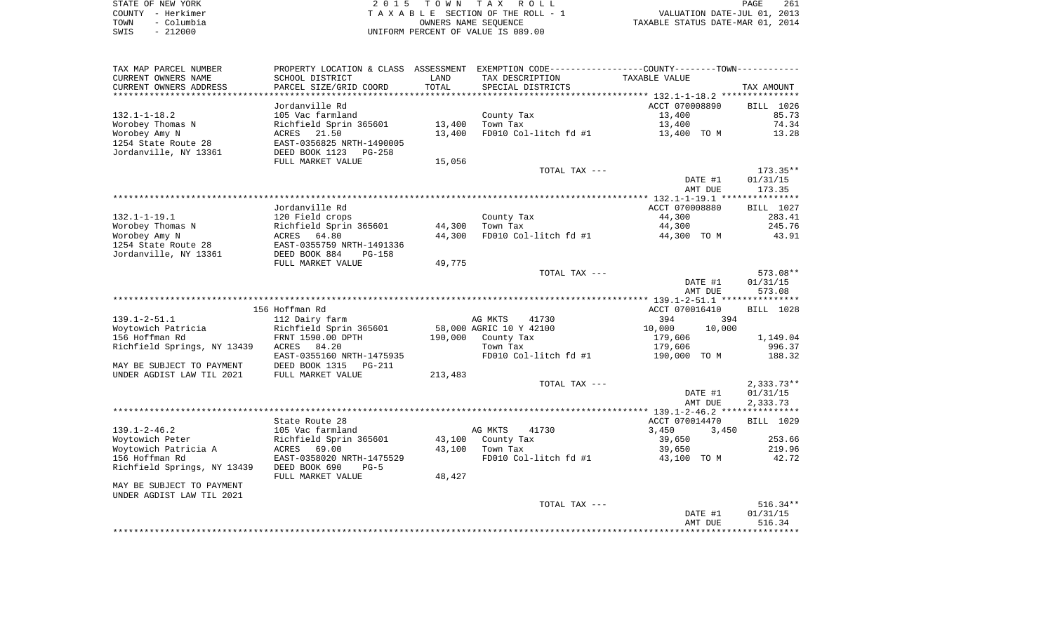STATE OF NEW YORK — 2015 TOWN TAX ROLL — PAGE 261
COUNTY - Herkimer — TAXABLE SECTION OF THE ROLL - 1 — VALUATION DATE-JUL 01, 2013
TOWN - Columbia — OWNERS NAME SEQUENCE — TAXABLE STATUS DATE-MAR 01, 2014
SWIS - 212000 — UNIFORM PERCENT OF VALUE IS 089.00

| TAX MAP PARCEL NUMBER / CURRENT OWNERS NAME / CURRENT OWNERS ADDRESS | PROPERTY LOCATION & CLASS / SCHOOL DISTRICT / PARCEL SIZE/GRID COORD | ASSESSMENT LAND / TOTAL | EXEMPTION CODE / TAX DESCRIPTION / SPECIAL DISTRICTS | COUNTY TAXABLE VALUE | TOWN TAXABLE VALUE | TAX AMOUNT |
|---|---|---|---|---|---|---|
| | Jordanville Rd | | | ACCT 070008890 | | BILL 1026 |
| 132.1-1-18.2 | 105 Vac farmland | | County Tax | 13,400 | | 85.73 |
| Worobey Thomas N | Richfield Sprin 365601 | 13,400 | Town Tax | | 13,400 | 74.34 |
| Worobey Amy N | ACRES 21.50 | 13,400 | FD010 Col-litch fd #1 | 13,400 TO M | | 13.28 |
| 1254 State Route 28 | EAST-0356825 NRTH-1490005 | | | | | |
| Jordanville, NY 13361 | DEED BOOK 1123 PG-258 | | | | | |
| | FULL MARKET VALUE | 15,056 | | | | |
| | | | TOTAL TAX --- | | | 173.35** |
| | | | | DATE #1 | | 01/31/15 |
| | | | | AMT DUE | | 173.35 |
| | Jordanville Rd | | | ACCT 070008880 | | BILL 1027 |
| 132.1-1-19.1 | 120 Field crops | | County Tax | 44,300 | | 283.41 |
| Worobey Thomas N | Richfield Sprin 365601 | 44,300 | Town Tax | | 44,300 | 245.76 |
| Worobey Amy N | ACRES 64.80 | 44,300 | FD010 Col-litch fd #1 | 44,300 TO M | | 43.91 |
| 1254 State Route 28 | EAST-0355759 NRTH-1491336 | | | | | |
| Jordanville, NY 13361 | DEED BOOK 884 PG-158 | | | | | |
| | FULL MARKET VALUE | 49,775 | | | | |
| | | | TOTAL TAX --- | | | 573.08** |
| | | | | DATE #1 | | 01/31/15 |
| | | | | AMT DUE | | 573.08 |
| | 156 Hoffman Rd | | | ACCT 070016410 | | BILL 1028 |
| 139.1-2-51.1 | 112 Dairy farm | | AG MKTS 41730 | 394 | 394 | |
| Woytowich Patricia | Richfield Sprin 365601 | 58,000 | AGRIC 10 Y 42100 | 10,000 | 10,000 | |
| 156 Hoffman Rd | FRNT 1590.00 DPTH | 190,000 | County Tax | 179,606 | | 1,149.04 |
| Richfield Springs, NY 13439 | ACRES 84.20 | | Town Tax | | 179,606 | 996.37 |
| | EAST-0355160 NRTH-1475935 | | FD010 Col-litch fd #1 | 190,000 TO M | | 188.32 |
| MAY BE SUBJECT TO PAYMENT | DEED BOOK 1315 PG-211 | | | | | |
| UNDER AGDIST LAW TIL 2021 | FULL MARKET VALUE | 213,483 | | | | |
| | | | TOTAL TAX --- | | | 2,333.73** |
| | | | | DATE #1 | | 01/31/15 |
| | | | | AMT DUE | | 2,333.73 |
| | State Route 28 | | | ACCT 070014470 | | BILL 1029 |
| 139.1-2-46.2 | 105 Vac farmland | | AG MKTS 41730 | 3,450 | 3,450 | |
| Woytowich Peter | Richfield Sprin 365601 | 43,100 | County Tax | 39,650 | | 253.66 |
| Woytowich Patricia A | ACRES 69.00 | 43,100 | Town Tax | | 39,650 | 219.96 |
| 156 Hoffman Rd | EAST-0358020 NRTH-1475529 | | FD010 Col-litch fd #1 | 43,100 TO M | | 42.72 |
| Richfield Springs, NY 13439 | DEED BOOK 690 PG-5 | | | | | |
| | FULL MARKET VALUE | 48,427 | | | | |
| MAY BE SUBJECT TO PAYMENT | | | | | | |
| UNDER AGDIST LAW TIL 2021 | | | | | | |
| | | | TOTAL TAX --- | | | 516.34** |
| | | | | DATE #1 | | 01/31/15 |
| | | | | AMT DUE | | 516.34 |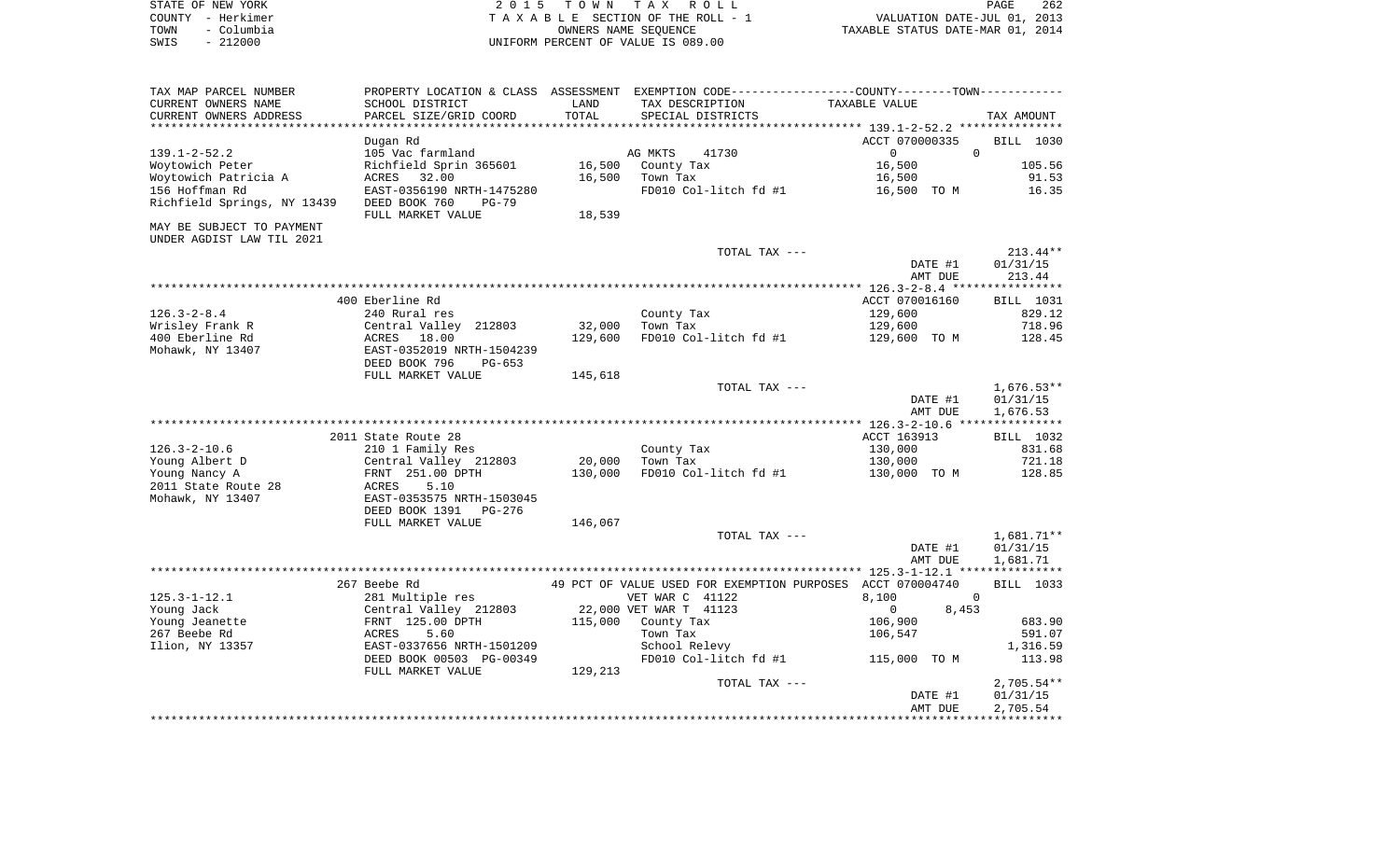STATE OF NEW YORK
COUNTY - Herkimer
TOWN - Columbia
SWIS - 212000

2 0 1 5 T O W N T A X R O L L
T A X A B L E SECTION OF THE ROLL - 1
OWNERS NAME SEQUENCE
UNIFORM PERCENT OF VALUE IS 089.00

VALUATION DATE-JUL 01, 2013
TAXABLE STATUS DATE-MAR 01, 2014

| TAX MAP PARCEL NUMBER / CURRENT OWNERS NAME / CURRENT OWNERS ADDRESS | PROPERTY LOCATION & CLASS / SCHOOL DISTRICT / PARCEL SIZE/GRID COORD | ASSESSMENT LAND / TOTAL | EXEMPTION CODE / TAX DESCRIPTION / SPECIAL DISTRICTS | COUNTY / TOWN TAXABLE VALUE | TAX AMOUNT |
|---|---|---|---|---|---|
| 139.1-2-52.2 | Dugan Rd | | | ACCT 070000335 | BILL 1030 |
| | 105 Vac farmland | | AG MKTS 41730 | 0 0 | |
| Woytowich Peter | Richfield Sprin 365601 | 16,500 | County Tax | 16,500 | 105.56 |
| Woytowich Patricia A | ACRES 32.00 | 16,500 | Town Tax | 16,500 | 91.53 |
| 156 Hoffman Rd | EAST-0356190 NRTH-1475280 | | FD010 Col-litch fd #1 | 16,500 TO M | 16.35 |
| Richfield Springs, NY 13439 | DEED BOOK 760 PG-79 | | | | |
| | FULL MARKET VALUE | 18,539 | | | |
| MAY BE SUBJECT TO PAYMENT UNDER AGDIST LAW TIL 2021 | | | | | |
| | | | TOTAL TAX --- | | 213.44** |
| | | | | DATE #1 | 01/31/15 |
| | | | | AMT DUE | 213.44 |
| 126.3-2-8.4 | 400 Eberline Rd | | | ACCT 070016160 | BILL 1031 |
| | 240 Rural res | | County Tax | 129,600 | 829.12 |
| Wrisley Frank R | Central Valley 212803 | 32,000 | Town Tax | 129,600 | 718.96 |
| 400 Eberline Rd | ACRES 18.00 | 129,600 | FD010 Col-litch fd #1 | 129,600 TO M | 128.45 |
| Mohawk, NY 13407 | EAST-0352019 NRTH-1504239 | | | | |
| | DEED BOOK 796 PG-653 | | | | |
| | FULL MARKET VALUE | 145,618 | | | |
| | | | TOTAL TAX --- | | 1,676.53** |
| | | | | DATE #1 | 01/31/15 |
| | | | | AMT DUE | 1,676.53 |
| 126.3-2-10.6 | 2011 State Route 28 | | | ACCT 163913 | BILL 1032 |
| | 210 1 Family Res | | County Tax | 130,000 | 831.68 |
| Young Albert D | Central Valley 212803 | 20,000 | Town Tax | 130,000 | 721.18 |
| Young Nancy A | FRNT 251.00 DPTH | 130,000 | FD010 Col-litch fd #1 | 130,000 TO M | 128.85 |
| 2011 State Route 28 | ACRES 5.10 | | | | |
| Mohawk, NY 13407 | EAST-0353575 NRTH-1503045 | | | | |
| | DEED BOOK 1391 PG-276 | | | | |
| | FULL MARKET VALUE | 146,067 | | | |
| | | | TOTAL TAX --- | | 1,681.71** |
| | | | | DATE #1 | 01/31/15 |
| | | | | AMT DUE | 1,681.71 |
| 125.3-1-12.1 | 267 Beebe Rd | | 49 PCT OF VALUE USED FOR EXEMPTION PURPOSES | ACCT 070004740 | BILL 1033 |
| | 281 Multiple res | | VET WAR C 41122 | 8,100 0 | |
| Young Jack | Central Valley 212803 | 22,000 | VET WAR T 41123 | 0 8,453 | |
| Young Jeanette | FRNT 125.00 DPTH | 115,000 | County Tax | 106,900 | 683.90 |
| 267 Beebe Rd | ACRES 5.60 | | Town Tax | 106,547 | 591.07 |
| Ilion, NY 13357 | EAST-0337656 NRTH-1501209 | | School Relevy | | 1,316.59 |
| | DEED BOOK 00503 PG-00349 | | FD010 Col-litch fd #1 | 115,000 TO M | 113.98 |
| | FULL MARKET VALUE | 129,213 | | | |
| | | | TOTAL TAX --- | | 2,705.54** |
| | | | | DATE #1 | 01/31/15 |
| | | | | AMT DUE | 2,705.54 |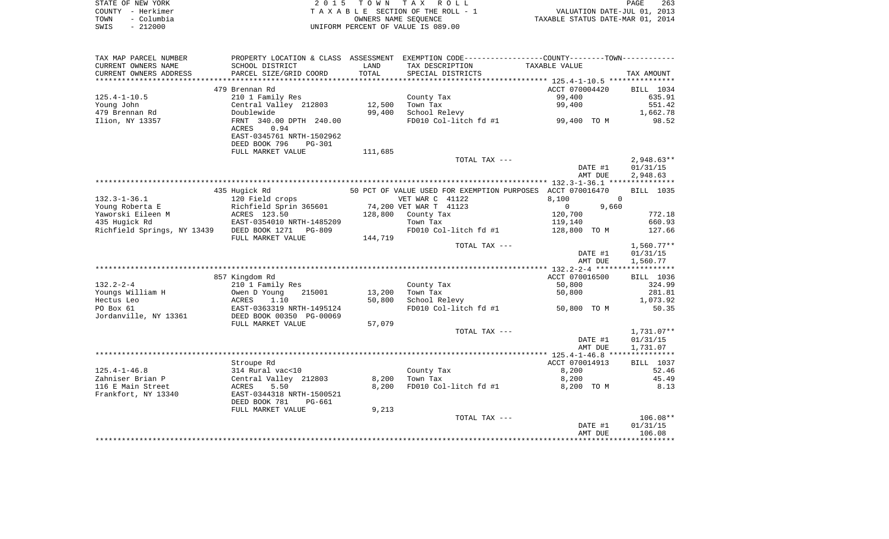STATE OF NEW YORK | 2 0 1 5 T O W N T A X R O L L
COUNTY - Herkimer | T A X A B L E SECTION OF THE ROLL - 1 | VALUATION DATE-JUL 01, 2013
TOWN - Columbia | OWNERS NAME SEQUENCE | TAXABLE STATUS DATE-MAR 01, 2014
SWIS - 212000 | UNIFORM PERCENT OF VALUE IS 089.00

| TAX MAP PARCEL NUMBER<br>CURRENT OWNERS NAME<br>CURRENT OWNERS ADDRESS | PROPERTY LOCATION & CLASS<br>SCHOOL DISTRICT<br>PARCEL SIZE/GRID COORD | ASSESSMENT<br>LAND<br>TOTAL | EXEMPTION CODE-----COUNTY-----TOWN-----<br>TAX DESCRIPTION<br>SPECIAL DISTRICTS | TAXABLE VALUE | TAX AMOUNT |
|---|---|---|---|---|---|
| 125.4-1-10.5 | 479 Brennan Rd | | | ACCT 070004420 | BILL 1034 |
| 125.4-1-10.5 | 210 1 Family Res | | County Tax | 99,400 | 635.91 |
| Young John | Central Valley 212803 | 12,500 | Town Tax | 99,400 | 551.42 |
| 479 Brennan Rd | Doublewide | 99,400 | School Relevy | | 1,662.78 |
| Ilion, NY 13357 | FRNT 340.00 DPTH 240.00 | | FD010 Col-litch fd #1 | 99,400 TO M | 98.52 |
| | ACRES 0.94 | | | | |
| | EAST-0345761 NRTH-1502962 | | | | |
| | DEED BOOK 796 PG-301 | | | | |
| | FULL MARKET VALUE | 111,685 | | | |
| | | | TOTAL TAX --- | | 2,948.63** |
| | | | | DATE #1 | 01/31/15 |
| | | | | AMT DUE | 2,948.63 |
| 132.3-1-36.1 | 435 Hugick Rd | | 50 PCT OF VALUE USED FOR EXEMPTION PURPOSES | ACCT 070016470 | BILL 1035 |
| 132.3-1-36.1 | 120 Field crops | | VET WAR C 41122 | 8,100 0 | |
| Young Roberta E | Richfield Sprin 365601 | 74,200 | VET WAR T 41123 | 0 9,660 | |
| Yaworski Eileen M | ACRES 123.50 | 128,800 | County Tax | 120,700 | 772.18 |
| 435 Hugick Rd | EAST-0354010 NRTH-1485209 | | Town Tax | 119,140 | 660.93 |
| Richfield Springs, NY 13439 | DEED BOOK 1271 PG-809 | | FD010 Col-litch fd #1 | 128,800 TO M | 127.66 |
| | FULL MARKET VALUE | 144,719 | | | |
| | | | TOTAL TAX --- | | 1,560.77** |
| | | | | DATE #1 | 01/31/15 |
| | | | | AMT DUE | 1,560.77 |
| 132.2-2-4 | 857 Kingdom Rd | | | ACCT 070016500 | BILL 1036 |
| 132.2-2-4 | 210 1 Family Res | | County Tax | 50,800 | 324.99 |
| Youngs William H | Owen D Young 215001 | 13,200 | Town Tax | 50,800 | 281.81 |
| Hectus Leo | ACRES 1.10 | 50,800 | School Relevy | | 1,073.92 |
| PO Box 61 | EAST-0363319 NRTH-1495124 | | FD010 Col-litch fd #1 | 50,800 TO M | 50.35 |
| Jordanville, NY 13361 | DEED BOOK 00350 PG-00069 | | | | |
| | FULL MARKET VALUE | 57,079 | | | |
| | | | TOTAL TAX --- | | 1,731.07** |
| | | | | DATE #1 | 01/31/15 |
| | | | | AMT DUE | 1,731.07 |
| 125.4-1-46.8 | Stroupe Rd | | | ACCT 070014913 | BILL 1037 |
| 125.4-1-46.8 | 314 Rural vac<10 | | County Tax | 8,200 | 52.46 |
| Zahniser Brian P | Central Valley 212803 | 8,200 | Town Tax | 8,200 | 45.49 |
| 116 E Main Street | ACRES 5.50 | 8,200 | FD010 Col-litch fd #1 | 8,200 TO M | 8.13 |
| Frankfort, NY 13340 | EAST-0344318 NRTH-1500521 | | | | |
| | DEED BOOK 781 PG-661 | | | | |
| | FULL MARKET VALUE | 9,213 | | | |
| | | | TOTAL TAX --- | | 106.08** |
| | | | | DATE #1 | 01/31/15 |
| | | | | AMT DUE | 106.08 |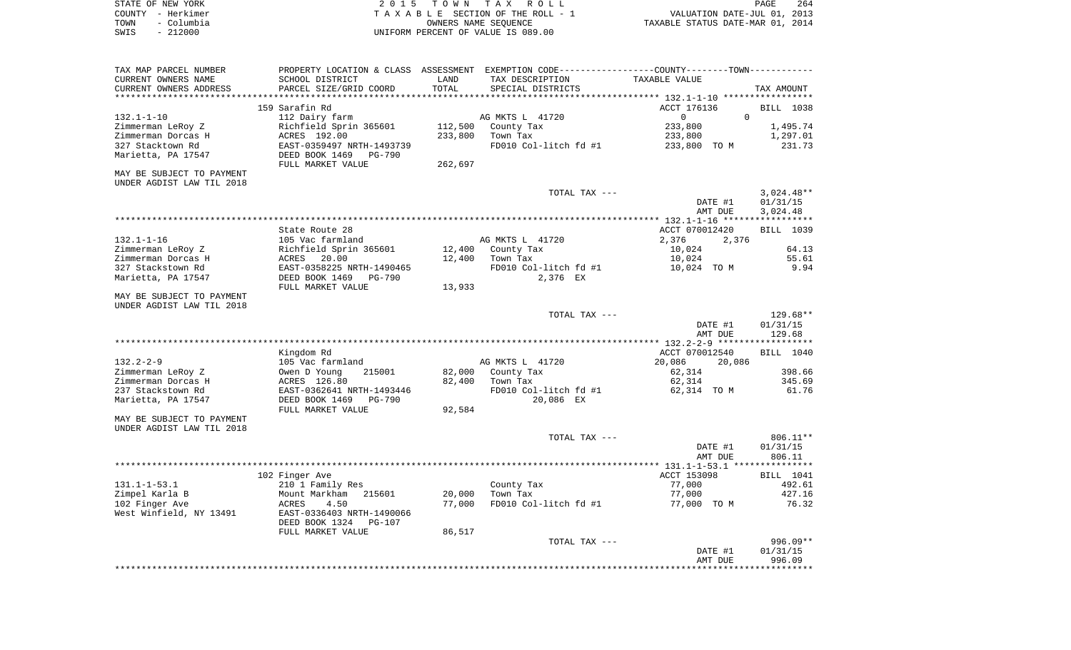STATE OF NEW YORK — 2 0 1 5 T O W N T A X R O L L
COUNTY - Herkimer — T A X A B L E SECTION OF THE ROLL - 1 — VALUATION DATE-JUL 01, 2013
TOWN - Columbia — OWNERS NAME SEQUENCE — TAXABLE STATUS DATE-MAR 01, 2014
SWIS - 212000 — UNIFORM PERCENT OF VALUE IS 089.00

| TAX MAP PARCEL NUMBER / CURRENT OWNERS NAME / CURRENT OWNERS ADDRESS | PROPERTY LOCATION & CLASS / SCHOOL DISTRICT / PARCEL SIZE/GRID COORD | ASSESSMENT LAND / TOTAL | EXEMPTION CODE / TAX DESCRIPTION / SPECIAL DISTRICTS | COUNTY / TOWN TAXABLE VALUE | TAX AMOUNT |
|---|---|---|---|---|---|
| | 159 Sarafin Rd | | | ACCT 176136 | BILL 1038 |
| 132.1-1-10 | 112 Dairy farm | | AG MKTS L 41720 | 0 0 | |
| Zimmerman LeRoy Z | Richfield Sprin 365601 | 112,500 | County Tax | 233,800 | 1,495.74 |
| Zimmerman Dorcas H | ACRES 192.00 | 233,800 | Town Tax | 233,800 | 1,297.01 |
| 327 Stacktown Rd | EAST-0359497 NRTH-1493739 | | FD010 Col-litch fd #1 | 233,800 TO M | 231.73 |
| Marietta, PA 17547 | DEED BOOK 1469 PG-790 | | | | |
| | FULL MARKET VALUE | 262,697 | | | |
| MAY BE SUBJECT TO PAYMENT UNDER AGDIST LAW TIL 2018 | | | | | |
| | | | TOTAL TAX --- | | 3,024.48** |
| | | | | DATE #1 | 01/31/15 |
| | | | | AMT DUE | 3,024.48 |
| | State Route 28 | | | ACCT 070012420 | BILL 1039 |
| 132.1-1-16 | 105 Vac farmland | | AG MKTS L 41720 | 2,376 2,376 | |
| Zimmerman LeRoy Z | Richfield Sprin 365601 | 12,400 | County Tax | 10,024 | 64.13 |
| Zimmerman Dorcas H | ACRES 20.00 | 12,400 | Town Tax | 10,024 | 55.61 |
| 327 Stackstown Rd | EAST-0358225 NRTH-1490465 | | FD010 Col-litch fd #1 | 10,024 TO M | 9.94 |
| Marietta, PA 17547 | DEED BOOK 1469 PG-790 | | 2,376 EX | | |
| | FULL MARKET VALUE | 13,933 | | | |
| MAY BE SUBJECT TO PAYMENT UNDER AGDIST LAW TIL 2018 | | | | | |
| | | | TOTAL TAX --- | | 129.68** |
| | | | | DATE #1 | 01/31/15 |
| | | | | AMT DUE | 129.68 |
| | Kingdom Rd | | | ACCT 070012540 | BILL 1040 |
| 132.2-2-9 | 105 Vac farmland | | AG MKTS L 41720 | 20,086 20,086 | |
| Zimmerman LeRoy Z | Owen D Young 215001 | 82,000 | County Tax | 62,314 | 398.66 |
| Zimmerman Dorcas H | ACRES 126.80 | 82,400 | Town Tax | 62,314 | 345.69 |
| 237 Stackstown Rd | EAST-0362641 NRTH-1493446 | | FD010 Col-litch fd #1 | 62,314 TO M | 61.76 |
| Marietta, PA 17547 | DEED BOOK 1469 PG-790 | | 20,086 EX | | |
| | FULL MARKET VALUE | 92,584 | | | |
| MAY BE SUBJECT TO PAYMENT UNDER AGDIST LAW TIL 2018 | | | | | |
| | | | TOTAL TAX --- | | 806.11** |
| | | | | DATE #1 | 01/31/15 |
| | | | | AMT DUE | 806.11 |
| | 102 Finger Ave | | | ACCT 153098 | BILL 1041 |
| 131.1-1-53.1 | 210 1 Family Res | | County Tax | 77,000 | 492.61 |
| Zimpel Karla B | Mount Markham 215601 | 20,000 | Town Tax | 77,000 | 427.16 |
| 102 Finger Ave | ACRES 4.50 | 77,000 | FD010 Col-litch fd #1 | 77,000 TO M | 76.32 |
| West Winfield, NY 13491 | EAST-0336403 NRTH-1490066 | | | | |
| | DEED BOOK 1324 PG-107 | | | | |
| | FULL MARKET VALUE | 86,517 | | | |
| | | | TOTAL TAX --- | | 996.09** |
| | | | | DATE #1 | 01/31/15 |
| | | | | AMT DUE | 996.09 |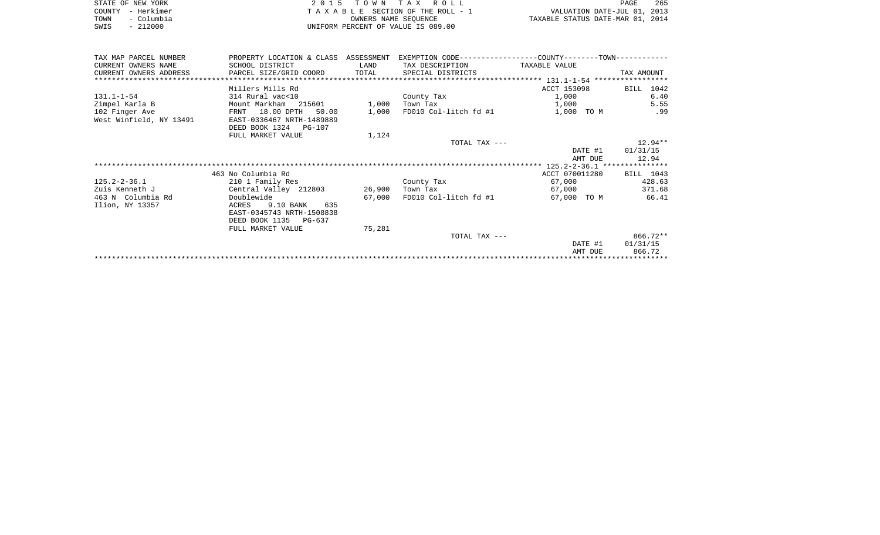| TAX MAP PARCEL NUMBER<br>CURRENT OWNERS NAME<br>CURRENT OWNERS ADDRESS | PROPERTY LOCATION & CLASS<br>SCHOOL DISTRICT<br>PARCEL SIZE/GRID COORD | ASSESSMENT<br>LAND<br>TOTAL | EXEMPTION CODE<br>TAX DESCRIPTION<br>SPECIAL DISTRICTS | COUNTY--------TOWN<br>TAXABLE VALUE | TAX AMOUNT |
|---|---|---|---|---|---|
| **131.1-1-54** | Millers Mills Rd | | | ACCT 153098 | BILL 1042 |
| 131.1-1-54 | 314 Rural vac<10 | | County Tax | 1,000 | 6.40 |
| Zimpel Karla B | Mount Markham 215601 | 1,000 | Town Tax | 1,000 | 5.55 |
| 102 Finger Ave | FRNT 18.00 DPTH 50.00 | 1,000 | FD010 Col-litch fd #1 | 1,000 TO M | .99 |
| West Winfield, NY 13491 | EAST-0336467 NRTH-1489889 | | | | |
| | DEED BOOK 1324 PG-107 | | | | |
| | FULL MARKET VALUE | 1,124 | | | |
| | | | TOTAL TAX --- | | 12.94** |
| | | | | DATE #1 | 01/31/15 |
| | | | | AMT DUE | 12.94 |
| **125.2-2-36.1** | 463 No Columbia Rd | | | ACCT 070011280 | BILL 1043 |
| 125.2-2-36.1 | 210 1 Family Res | | County Tax | 67,000 | 428.63 |
| Zuis Kenneth J | Central Valley 212803 | 26,900 | Town Tax | 67,000 | 371.68 |
| 463 N Columbia Rd | Doublewide | 67,000 | FD010 Col-litch fd #1 | 67,000 TO M | 66.41 |
| Ilion, NY 13357 | ACRES 9.10 BANK 635 | | | | |
| | EAST-0345743 NRTH-1508838 | | | | |
| | DEED BOOK 1135 PG-637 | | | | |
| | FULL MARKET VALUE | 75,281 | | | |
| | | | TOTAL TAX --- | | 866.72** |
| | | | | DATE #1 | 01/31/15 |
| | | | | AMT DUE | 866.72 |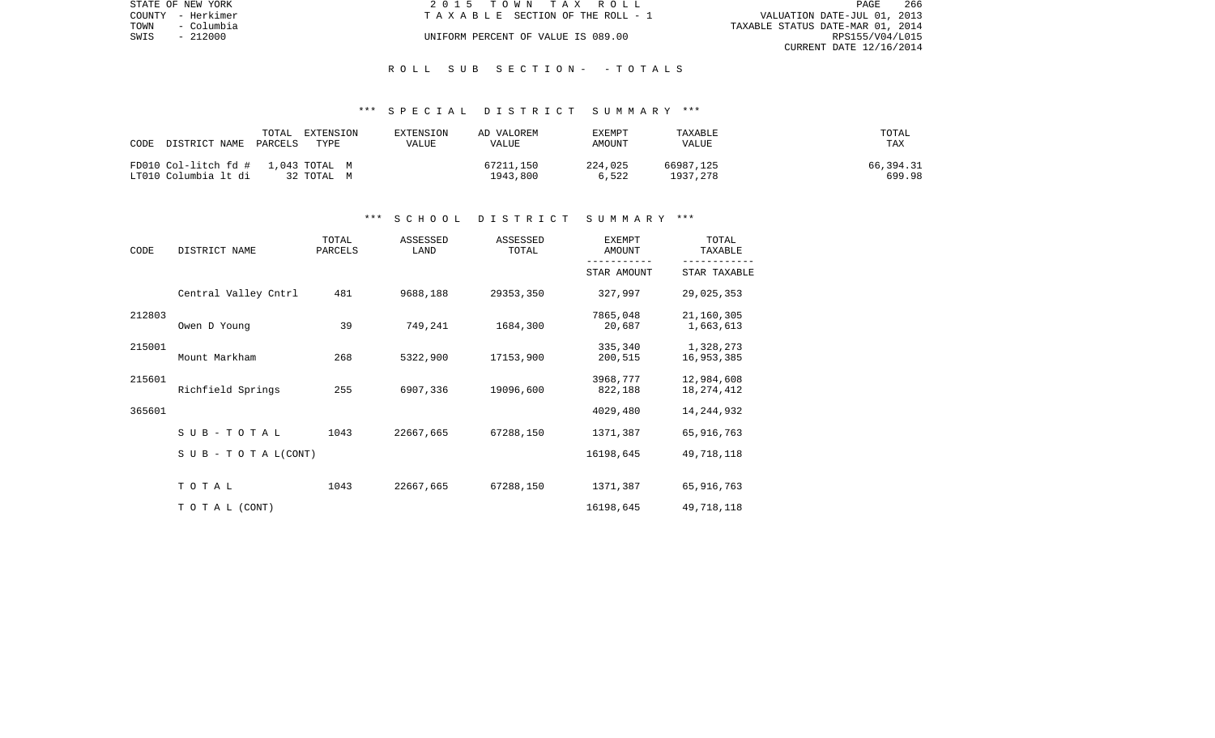STATE OF NEW YORK
COUNTY - Herkimer
TOWN - Columbia
SWIS - 212000

2 0 1 5 T O W N T A X R O L L
T A X A B L E SECTION OF THE ROLL - 1
UNIFORM PERCENT OF VALUE IS 089.00

VALUATION DATE-JUL 01, 2013
TAXABLE STATUS DATE-MAR 01, 2014
RPS155/V04/L015
CURRENT DATE 12/16/2014

## R O L L S U B S E C T I O N - - T O T A L S

### *** S P E C I A L D I S T R I C T S U M M A R Y ***

| CODE DISTRICT NAME | TOTAL PARCELS | EXTENSION TYPE | EXTENSION VALUE | AD VALOREM VALUE | EXEMPT AMOUNT | TAXABLE VALUE | TOTAL TAX |
|---|---|---|---|---|---|---|---|
| FD010 Col-litch fd # | 1,043 | TOTAL M | | 67211,150 | 224,025 | 66987,125 | 66,394.31 |
| LT010 Columbia lt di | 32 | TOTAL M | | 1943,800 | 6,522 | 1937,278 | 699.98 |

### *** S C H O O L D I S T R I C T S U M M A R Y ***

| CODE | DISTRICT NAME | TOTAL PARCELS | ASSESSED LAND | ASSESSED TOTAL | EXEMPT AMOUNT / STAR AMOUNT | TOTAL TAXABLE / STAR TAXABLE |
|---|---|---|---|---|---|---|
| | Central Valley Cntrl | 481 | 9688,188 | 29353,350 | 327,997 | 29,025,353 |
| 212803 | | | | | 7865,048 | 21,160,305 |
| | Owen D Young | 39 | 749,241 | 1684,300 | 20,687 | 1,663,613 |
| 215001 | | | | | 335,340 | 1,328,273 |
| | Mount Markham | 268 | 5322,900 | 17153,900 | 200,515 | 16,953,385 |
| 215601 | | | | | 3968,777 | 12,984,608 |
| | Richfield Springs | 255 | 6907,336 | 19096,600 | 822,188 | 18,274,412 |
| 365601 | | | | | 4029,480 | 14,244,932 |
| | S U B - T O T A L | 1043 | 22667,665 | 67288,150 | 1371,387 | 65,916,763 |
| | S U B - T O T A L (CONT) | | | | 16198,645 | 49,718,118 |
| | T O T A L | 1043 | 22667,665 | 67288,150 | 1371,387 | 65,916,763 |
| | T O T A L (CONT) | | | | 16198,645 | 49,718,118 |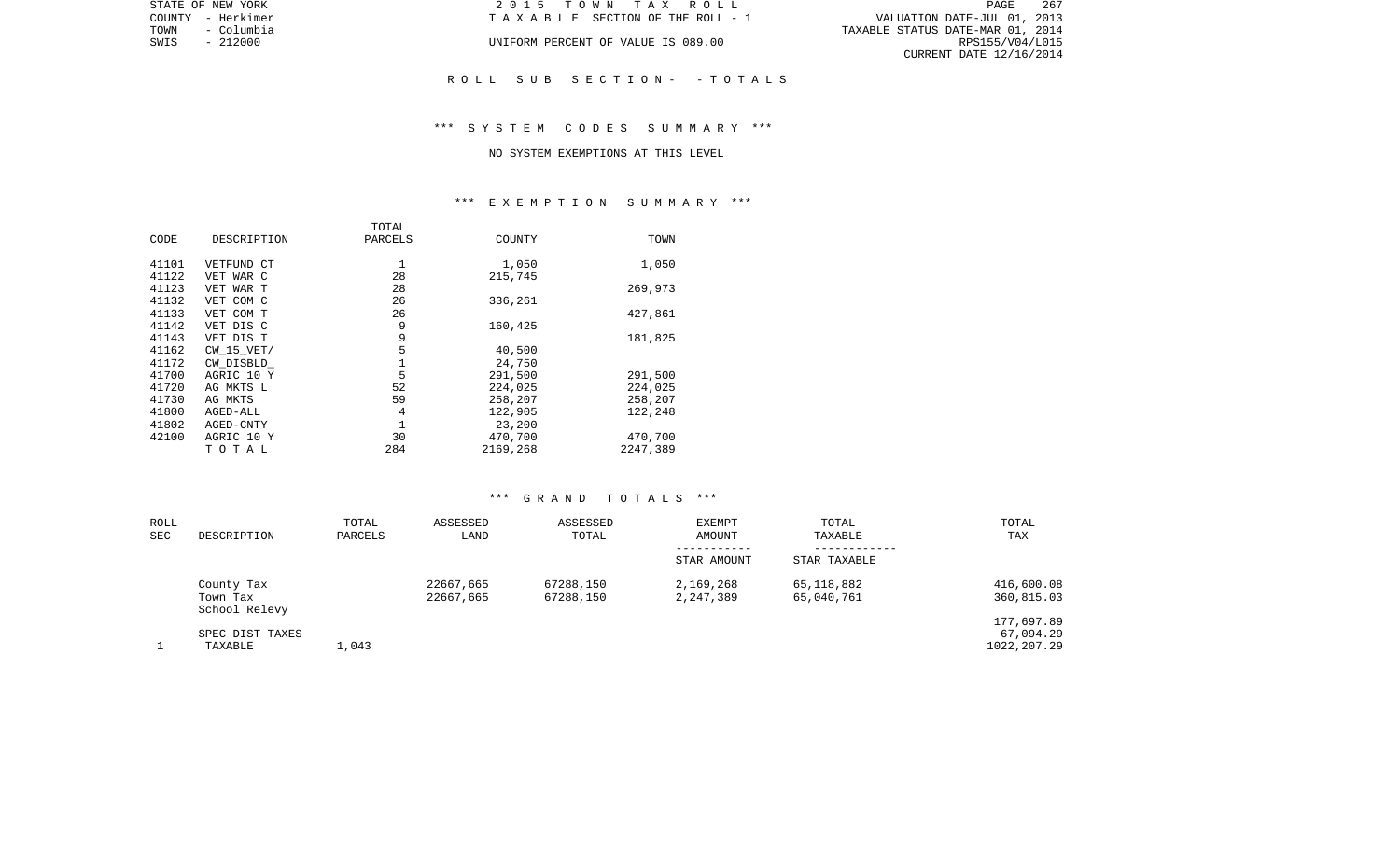STATE OF NEW YORK
COUNTY - Herkimer
TOWN - Columbia
SWIS - 212000

2015 TOWN TAX ROLL
TAXABLE SECTION OF THE ROLL - 1
UNIFORM PERCENT OF VALUE IS 089.00

VALUATION DATE-JUL 01, 2013
TAXABLE STATUS DATE-MAR 01, 2014
RPS155/V04/L015
CURRENT DATE 12/16/2014

## ROLL SUB SECTION - - TOTALS

### *** SYSTEM CODES SUMMARY ***

NO SYSTEM EXEMPTIONS AT THIS LEVEL

### *** EXEMPTION SUMMARY ***

| CODE | DESCRIPTION | TOTAL PARCELS | COUNTY | TOWN |
|---|---|---|---|---|
| 41101 | VETFUND CT | 1 | 1,050 | 1,050 |
| 41122 | VET WAR C | 28 | 215,745 | |
| 41123 | VET WAR T | 28 | | 269,973 |
| 41132 | VET COM C | 26 | 336,261 | |
| 41133 | VET COM T | 26 | | 427,861 |
| 41142 | VET DIS C | 9 | 160,425 | |
| 41143 | VET DIS T | 9 | | 181,825 |
| 41162 | CW_15_VET/ | 5 | 40,500 | |
| 41172 | CW_DISBLD_ | 1 | 24,750 | |
| 41700 | AGRIC 10 Y | 5 | 291,500 | 291,500 |
| 41720 | AG MKTS L | 52 | 224,025 | 224,025 |
| 41730 | AG MKTS | 59 | 258,207 | 258,207 |
| 41800 | AGED-ALL | 4 | 122,905 | 122,248 |
| 41802 | AGED-CNTY | 1 | 23,200 | |
| 42100 | AGRIC 10 Y | 30 | 470,700 | 470,700 |
| | TOTAL | 284 | 2169,268 | 2247,389 |

### *** GRAND TOTALS ***

| ROLL SEC | DESCRIPTION | TOTAL PARCELS | ASSESSED LAND | ASSESSED TOTAL | EXEMPT AMOUNT / STAR AMOUNT | TOTAL TAXABLE / STAR TAXABLE | TOTAL TAX |
|---|---|---|---|---|---|---|---|
| | County Tax | | 22667,665 | 67288,150 | 2,169,268 | 65,118,882 | 416,600.08 |
| | Town Tax | | 22667,665 | 67288,150 | 2,247,389 | 65,040,761 | 360,815.03 |
| | School Relevy | | | | | | 177,697.89 |
| | SPEC DIST TAXES | | | | | | 67,094.29 |
| 1 | TAXABLE | 1,043 | | | | | 1022,207.29 |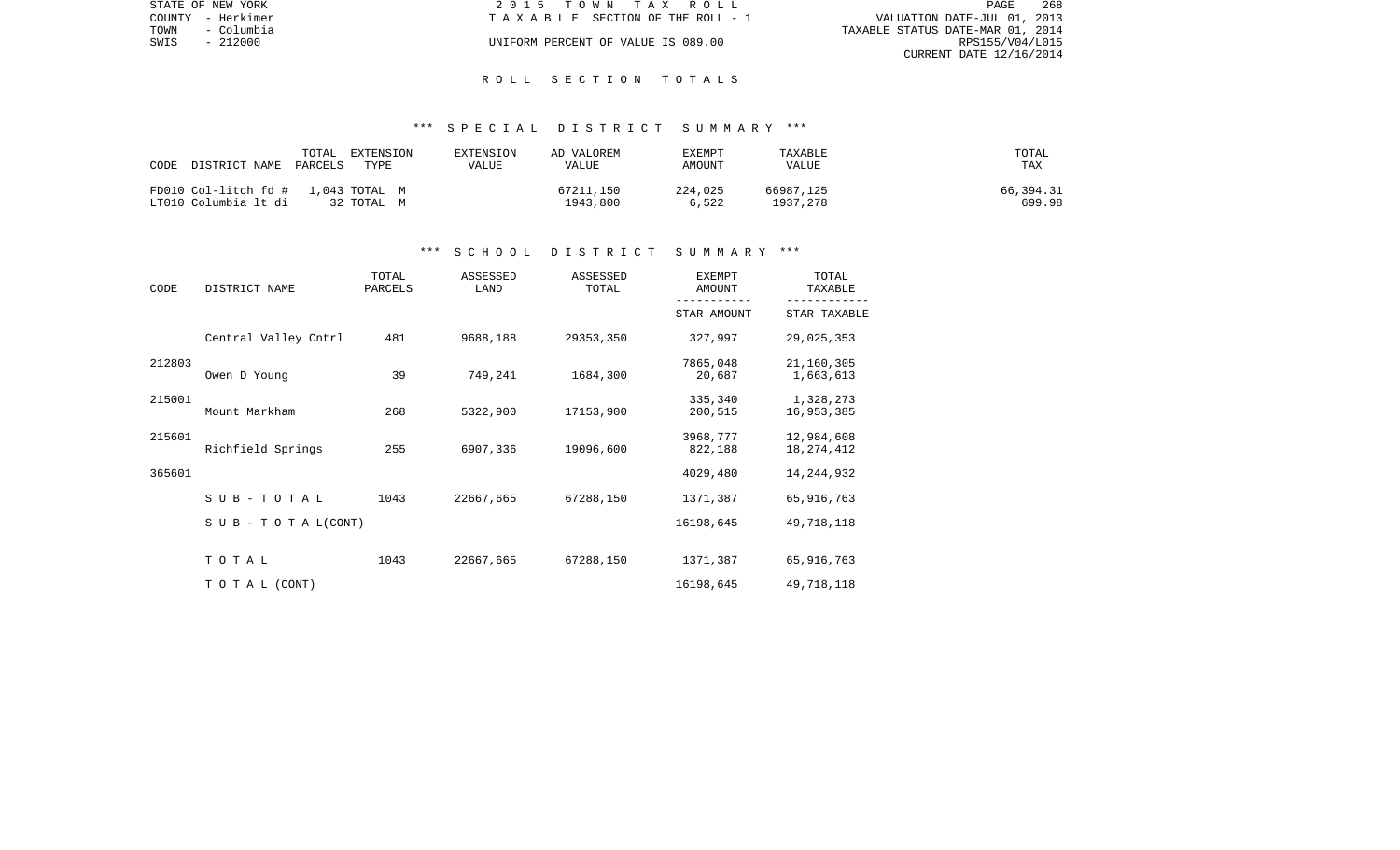# R O L L   S E C T I O N   T O T A L S

## \*\*\* S P E C I A L   D I S T R I C T   S U M M A R Y \*\*\*

| CODE | DISTRICT NAME | TOTAL PARCELS | EXTENSION TYPE | EXTENSION VALUE | AD VALOREM VALUE | EXEMPT AMOUNT | TAXABLE VALUE | TOTAL TAX |
|---|---|---|---|---|---|---|---|---|
| FD010 | Col-litch fd # | 1,043 | TOTAL M | | 67211,150 | 224,025 | 66987,125 | 66,394.31 |
| LT010 | Columbia lt di | 32 | TOTAL M | | 1943,800 | 6,522 | 1937,278 | 699.98 |

## \*\*\* S C H O O L   D I S T R I C T   S U M M A R Y \*\*\*

| CODE | DISTRICT NAME | TOTAL PARCELS | ASSESSED LAND | ASSESSED TOTAL | EXEMPT AMOUNT / STAR AMOUNT | TOTAL TAXABLE / STAR TAXABLE |
|---|---|---|---|---|---|---|
| | Central Valley Cntrl | 481 | 9688,188 | 29353,350 | 327,997 | 29,025,353 |
| 212803 | | | | | 7865,048 | 21,160,305 |
| | Owen D Young | 39 | 749,241 | 1684,300 | 20,687 | 1,663,613 |
| 215001 | | | | | 335,340 | 1,328,273 |
| | Mount Markham | 268 | 5322,900 | 17153,900 | 200,515 | 16,953,385 |
| 215601 | | | | | 3968,777 | 12,984,608 |
| | Richfield Springs | 255 | 6907,336 | 19096,600 | 822,188 | 18,274,412 |
| 365601 | | | | | 4029,480 | 14,244,932 |
| | S U B - T O T A L | 1043 | 22667,665 | 67288,150 | 1371,387 | 65,916,763 |
| | S U B - T O T A L (CONT) | | | | 16198,645 | 49,718,118 |
| | T O T A L | 1043 | 22667,665 | 67288,150 | 1371,387 | 65,916,763 |
| | T O T A L (CONT) | | | | 16198,645 | 49,718,118 |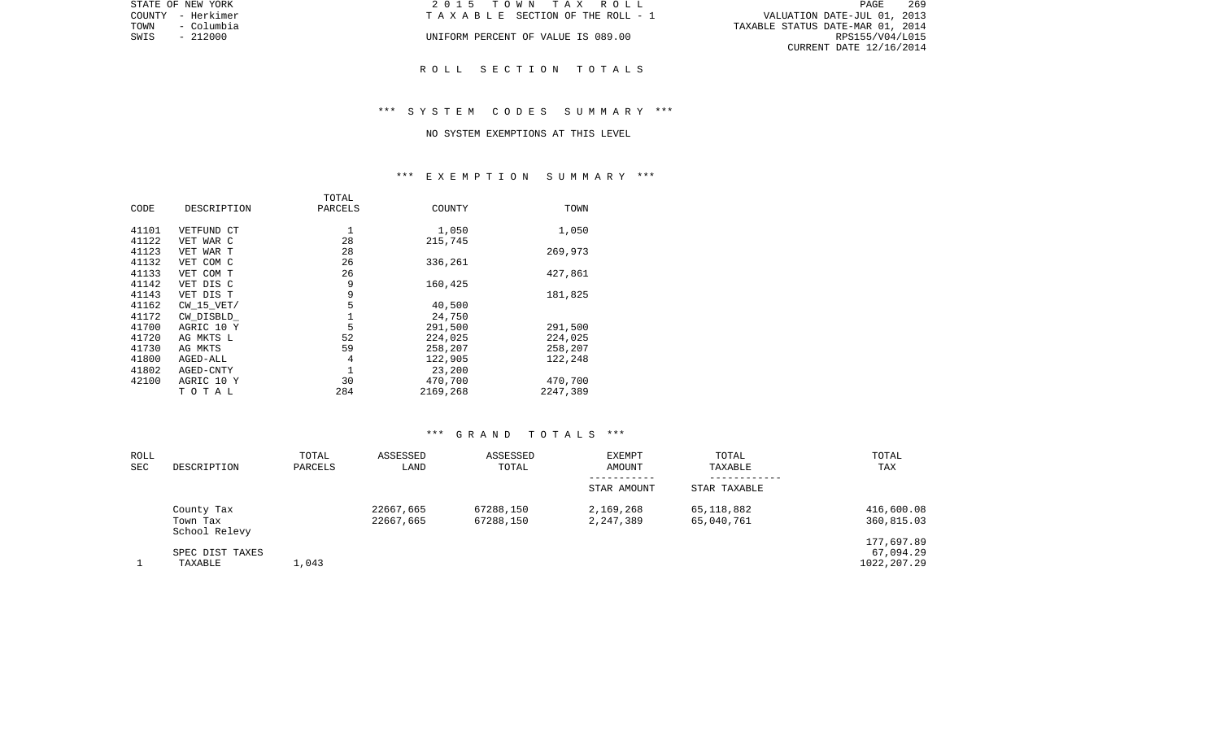STATE OF NEW YORK
COUNTY - Herkimer
TOWN - Columbia
SWIS - 212000

2015 TOWN TAX ROLL
TAXABLE SECTION OF THE ROLL - 1
UNIFORM PERCENT OF VALUE IS 089.00

VALUATION DATE-JUL 01, 2013
TAXABLE STATUS DATE-MAR 01, 2014
RPS155/V04/L015
CURRENT DATE 12/16/2014

# ROLL SECTION TOTALS

## *** SYSTEM CODES SUMMARY ***

NO SYSTEM EXEMPTIONS AT THIS LEVEL

## *** EXEMPTION SUMMARY ***

| CODE | DESCRIPTION | TOTAL PARCELS | COUNTY | TOWN |
|---|---|---|---|---|
| 41101 | VETFUND CT | 1 | 1,050 | 1,050 |
| 41122 | VET WAR C | 28 | 215,745 | |
| 41123 | VET WAR T | 28 | | 269,973 |
| 41132 | VET COM C | 26 | 336,261 | |
| 41133 | VET COM T | 26 | | 427,861 |
| 41142 | VET DIS C | 9 | 160,425 | |
| 41143 | VET DIS T | 9 | | 181,825 |
| 41162 | CW_15_VET/ | 5 | 40,500 | |
| 41172 | CW_DISBLD_ | 1 | 24,750 | |
| 41700 | AGRIC 10 Y | 5 | 291,500 | 291,500 |
| 41720 | AG MKTS L | 52 | 224,025 | 224,025 |
| 41730 | AG MKTS | 59 | 258,207 | 258,207 |
| 41800 | AGED-ALL | 4 | 122,905 | 122,248 |
| 41802 | AGED-CNTY | 1 | 23,200 | |
| 42100 | AGRIC 10 Y | 30 | 470,700 | 470,700 |
| | TOTAL | 284 | 2169,268 | 2247,389 |

## *** GRAND TOTALS ***

| ROLL SEC | DESCRIPTION | TOTAL PARCELS | ASSESSED LAND | ASSESSED TOTAL | EXEMPT AMOUNT / STAR AMOUNT | TOTAL TAXABLE / STAR TAXABLE | TOTAL TAX |
|---|---|---|---|---|---|---|---|
| | County Tax | | 22667,665 | 67288,150 | 2,169,268 | 65,118,882 | 416,600.08 |
| | Town Tax | | 22667,665 | 67288,150 | 2,247,389 | 65,040,761 | 360,815.03 |
| | School Relevy | | | | | | 177,697.89 |
| | SPEC DIST TAXES | | | | | | 67,094.29 |
| 1 | TAXABLE | 1,043 | | | | | 1022,207.29 |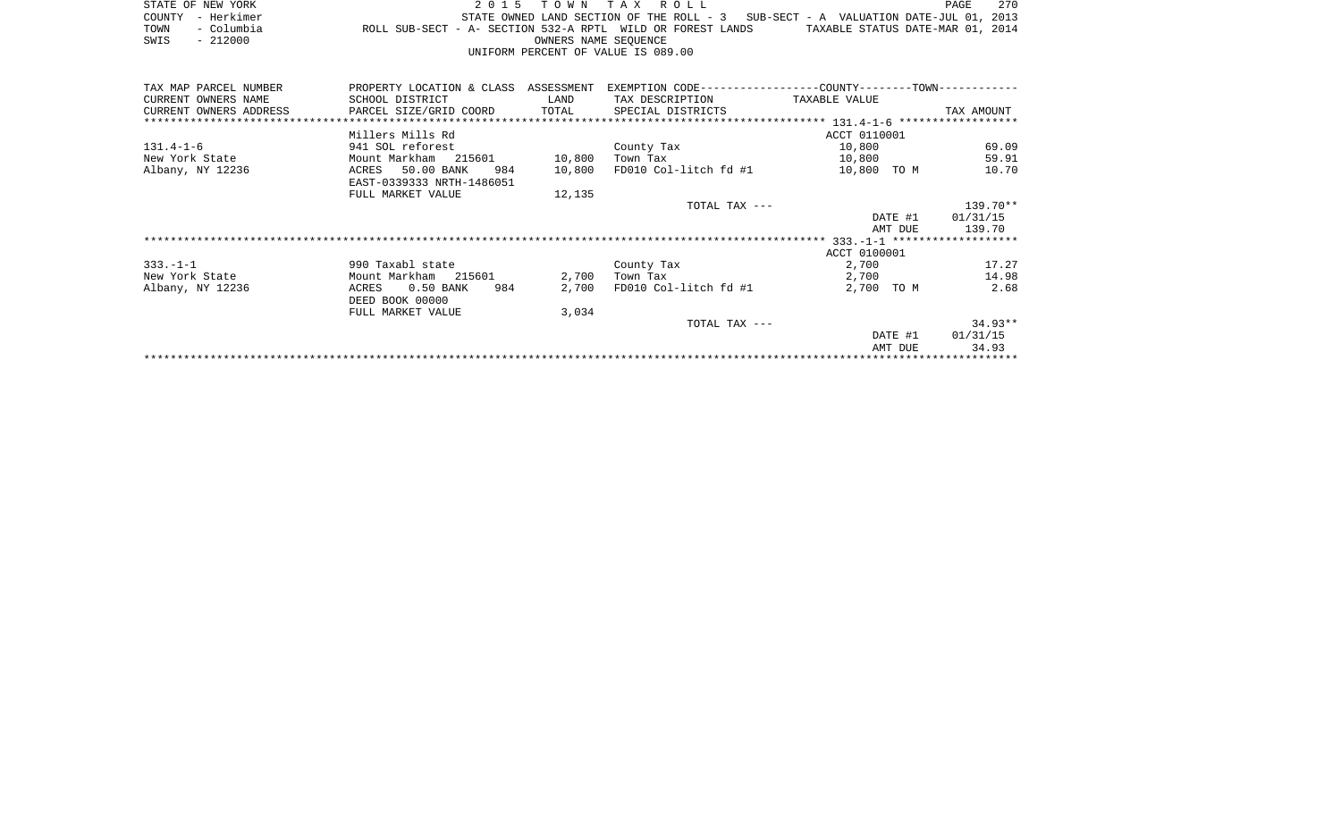STATE OF NEW YORK
COUNTY - Herkimer
TOWN - Columbia
SWIS - 212000

2 0 1 5 T O W N T A X R O L L
STATE OWNED LAND SECTION OF THE ROLL - 3 SUB-SECT - A VALUATION DATE-JUL 01, 2013
ROLL SUB-SECT - A- SECTION 532-A RPTL WILD OR FOREST LANDS TAXABLE STATUS DATE-MAR 01, 2014
OWNERS NAME SEQUENCE
UNIFORM PERCENT OF VALUE IS 089.00

| TAX MAP PARCEL NUMBER<br>CURRENT OWNERS NAME<br>CURRENT OWNERS ADDRESS | PROPERTY LOCATION & CLASS<br>SCHOOL DISTRICT<br>PARCEL SIZE/GRID COORD | ASSESSMENT<br>LAND<br>TOTAL | EXEMPTION CODE<br>TAX DESCRIPTION<br>SPECIAL DISTRICTS | COUNTY--------TOWN<br>TAXABLE VALUE | TAX AMOUNT |
|---|---|---|---|---|---|
| | Millers Mills Rd | | | ACCT 0110001 | |
| 131.4-1-6 | 941 SOL reforest | | County Tax | 10,800 | 69.09 |
| New York State | Mount Markham 215601 | 10,800 | Town Tax | 10,800 | 59.91 |
| Albany, NY 12236 | ACRES 50.00 BANK 984 | 10,800 | FD010 Col-litch fd #1 | 10,800 TO M | 10.70 |
| | EAST-0339333 NRTH-1486051 | | | | |
| | FULL MARKET VALUE | 12,135 | | | |
| | | | TOTAL TAX --- | | 139.70** |
| | | | | DATE #1 | 01/31/15 |
| | | | | AMT DUE | 139.70 |
| | | | | ACCT 0100001 | |
| 333.-1-1 | 990 Taxabl state | | County Tax | 2,700 | 17.27 |
| New York State | Mount Markham 215601 | 2,700 | Town Tax | 2,700 | 14.98 |
| Albany, NY 12236 | ACRES 0.50 BANK 984 | 2,700 | FD010 Col-litch fd #1 | 2,700 TO M | 2.68 |
| | DEED BOOK 00000 | | | | |
| | FULL MARKET VALUE | 3,034 | | | |
| | | | TOTAL TAX --- | | 34.93** |
| | | | | DATE #1 | 01/31/15 |
| | | | | AMT DUE | 34.93 |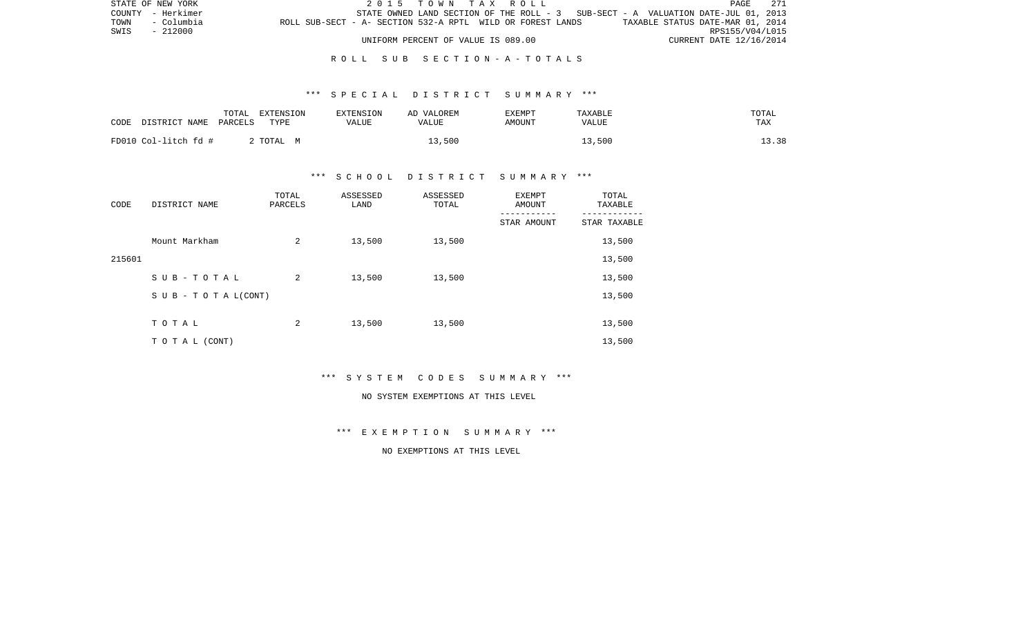STATE OF NEW YORK | 2015 TOWN TAX ROLL | PAGE 271
COUNTY - Herkimer | STATE OWNED LAND SECTION OF THE ROLL - 3 SUB-SECT - A VALUATION DATE-JUL 01, 2013
TOWN - Columbia | ROLL SUB-SECT - A- SECTION 532-A RPTL WILD OR FOREST LANDS | TAXABLE STATUS DATE-MAR 01, 2014
SWIS - 212000 | RPS155/V04/L015
UNIFORM PERCENT OF VALUE IS 089.00 | CURRENT DATE 12/16/2014

## R O L L  S U B  S E C T I O N - A - T O T A L S

### *** S P E C I A L  D I S T R I C T  S U M M A R Y ***

| CODE DISTRICT NAME | TOTAL PARCELS | EXTENSION TYPE | EXTENSION VALUE | AD VALOREM VALUE | EXEMPT AMOUNT | TAXABLE VALUE | TOTAL TAX |
|---|---|---|---|---|---|---|---|
| FD010 Col-litch fd # | 2 | TOTAL M | | 13,500 | | 13,500 | 13.38 |

### *** S C H O O L  D I S T R I C T  S U M M A R Y ***

| CODE | DISTRICT NAME | TOTAL PARCELS | ASSESSED LAND | ASSESSED TOTAL | EXEMPT AMOUNT / STAR AMOUNT | TOTAL TAXABLE / STAR TAXABLE |
|---|---|---|---|---|---|---|
| | Mount Markham | 2 | 13,500 | 13,500 | | 13,500 |
| 215601 | | | | | | 13,500 |
| | S U B - T O T A L | 2 | 13,500 | 13,500 | | 13,500 |
| | S U B - T O T A L(CONT) | | | | | 13,500 |
| | T O T A L | 2 | 13,500 | 13,500 | | 13,500 |
| | T O T A L (CONT) | | | | | 13,500 |

### *** S Y S T E M  C O D E S  S U M M A R Y ***

NO SYSTEM EXEMPTIONS AT THIS LEVEL

### *** E X E M P T I O N  S U M M A R Y ***

NO EXEMPTIONS AT THIS LEVEL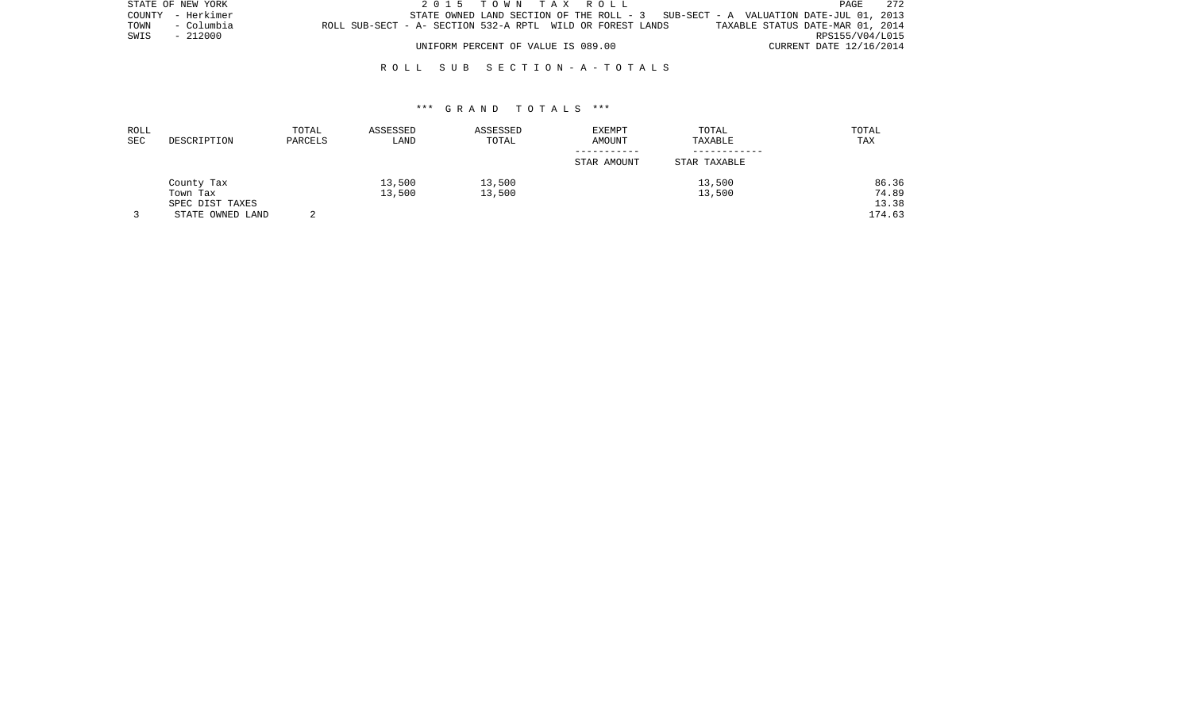STATE OF NEW YORK | 2 0 1 5 T O W N T A X R O L L
COUNTY - Herkimer | STATE OWNED LAND SECTION OF THE ROLL - 3 SUB-SECT - A VALUATION DATE-JUL 01, 2013
TOWN - Columbia | ROLL SUB-SECT - A- SECTION 532-A RPTL WILD OR FOREST LANDS TAXABLE STATUS DATE-MAR 01, 2014
SWIS - 212000 | RPS155/V04/L015
UNIFORM PERCENT OF VALUE IS 089.00 | CURRENT DATE 12/16/2014

## R O L L S U B S E C T I O N - A - T O T A L S

### *** G R A N D T O T A L S ***

| ROLL SEC | DESCRIPTION | TOTAL PARCELS | ASSESSED LAND | ASSESSED TOTAL | EXEMPT AMOUNT<br>-----------<br>STAR AMOUNT | TOTAL TAXABLE<br>------------<br>STAR TAXABLE | TOTAL TAX |
|---|---|---|---|---|---|---|---|
| | County Tax | | 13,500 | 13,500 | | 13,500 | 86.36 |
| | Town Tax | | 13,500 | 13,500 | | 13,500 | 74.89 |
| | SPEC DIST TAXES | | | | | | 13.38 |
| 3 | STATE OWNED LAND | 2 | | | | | 174.63 |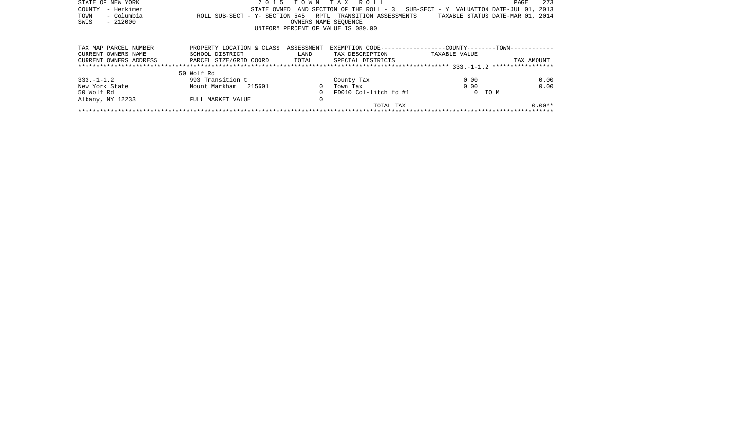STATE OF NEW YORK — 2015 TOWN TAX ROLL
COUNTY - Herkimer — STATE OWNED LAND SECTION OF THE ROLL - 3 SUB-SECT - Y VALUATION DATE-JUL 01, 2013
TOWN - Columbia — ROLL SUB-SECT - Y- SECTION 545 RPTL TRANSITION ASSESSMENTS — TAXABLE STATUS DATE-MAR 01, 2014
SWIS - 212000 — OWNERS NAME SEQUENCE
UNIFORM PERCENT OF VALUE IS 089.00

| TAX MAP PARCEL NUMBER<br>CURRENT OWNERS NAME<br>CURRENT OWNERS ADDRESS | PROPERTY LOCATION & CLASS<br>SCHOOL DISTRICT<br>PARCEL SIZE/GRID COORD | ASSESSMENT<br>LAND<br>TOTAL | EXEMPTION CODE-----COUNTY-----TOWN-----<br>TAX DESCRIPTION<br>SPECIAL DISTRICTS | TAXABLE VALUE | TAX AMOUNT |
|---|---|---|---|---|---|
| ****** | | | | 333.-1-1.2 | ****** |
| | 50 Wolf Rd | | | | |
| 333.-1-1.2 | 993 Transition t | | County Tax | 0.00 | 0.00 |
| New York State | Mount Markham 215601 | 0 | Town Tax | 0.00 | 0.00 |
| 50 Wolf Rd | | 0 | FD010 Col-litch fd #1 | 0 TO M | |
| Albany, NY 12233 | FULL MARKET VALUE | 0 | | | |
| | | | TOTAL TAX --- | | 0.00** |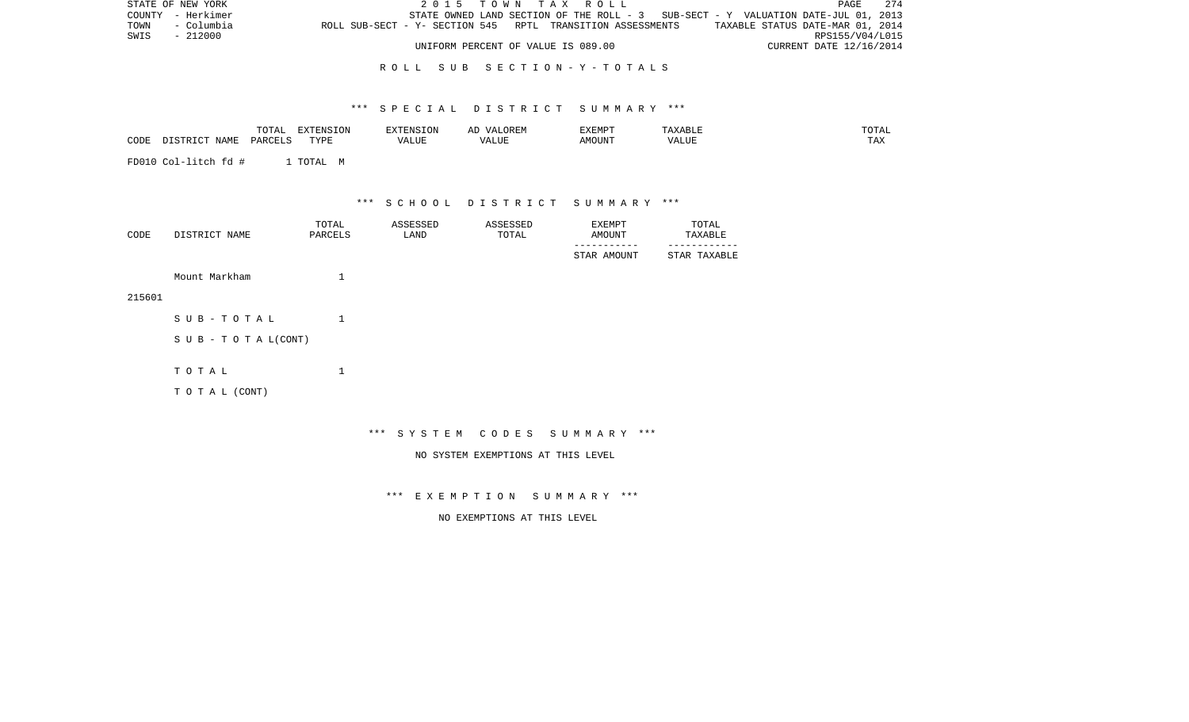STATE OF NEW YORK | 2 0 1 5 T O W N T A X R O L L | PAGE 274
COUNTY - Herkimer | STATE OWNED LAND SECTION OF THE ROLL - 3 SUB-SECT - Y VALUATION DATE-JUL 01, 2013
TOWN - Columbia | ROLL SUB-SECT - Y- SECTION 545 RPTL TRANSITION ASSESSMENTS | TAXABLE STATUS DATE-MAR 01, 2014
SWIS - 212000 | RPS155/V04/L015
UNIFORM PERCENT OF VALUE IS 089.00 | CURRENT DATE 12/16/2014

R O L L S U B S E C T I O N - Y - T O T A L S

*** S P E C I A L D I S T R I C T S U M M A R Y ***

| CODE | DISTRICT NAME | TOTAL PARCELS | EXTENSION TYPE | EXTENSION VALUE | AD VALOREM VALUE | EXEMPT AMOUNT | TAXABLE VALUE | TOTAL TAX |
|---|---|---|---|---|---|---|---|---|
| FD010 | Col-litch fd # | 1 | TOTAL M | | | | | |

*** S C H O O L D I S T R I C T S U M M A R Y ***

| CODE | DISTRICT NAME | TOTAL PARCELS | ASSESSED LAND | ASSESSED TOTAL | EXEMPT AMOUNT / STAR AMOUNT | TOTAL TAXABLE / STAR TAXABLE |
|---|---|---|---|---|---|---|
| 215601 | Mount Markham | 1 | | | | |
| | S U B - T O T A L | 1 | | | | |
| | S U B - T O T A L(CONT) | | | | | |
| | T O T A L | 1 | | | | |
| | T O T A L (CONT) | | | | | |

*** S Y S T E M C O D E S S U M M A R Y ***

NO SYSTEM EXEMPTIONS AT THIS LEVEL

*** E X E M P T I O N S U M M A R Y ***

NO EXEMPTIONS AT THIS LEVEL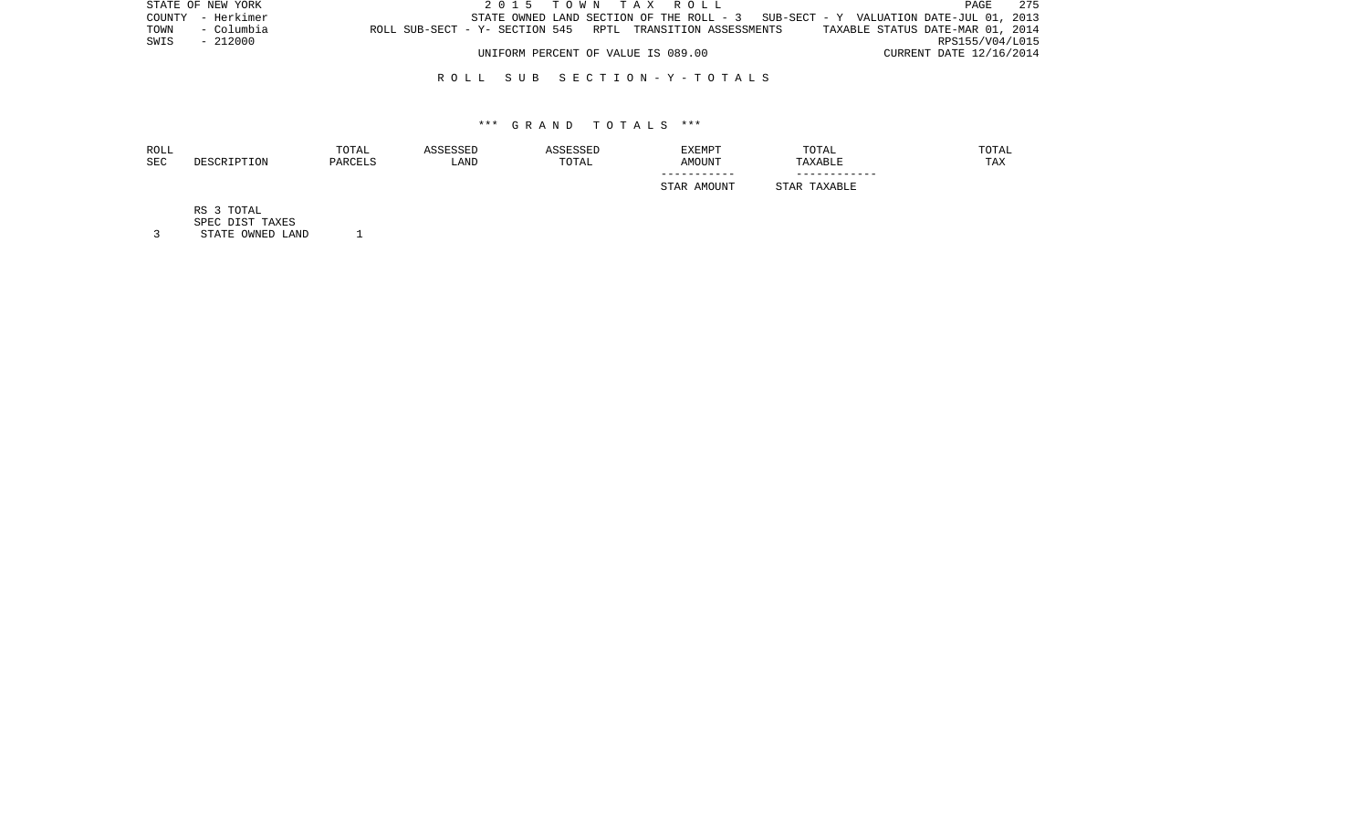STATE OF NEW YORK
COUNTY - Herkimer
TOWN - Columbia
SWIS - 212000

2 0 1 5 T O W N T A X R O L L

STATE OWNED LAND SECTION OF THE ROLL - 3 SUB-SECT - Y VALUATION DATE-JUL 01, 2013
ROLL SUB-SECT - Y- SECTION 545 RPTL TRANSITION ASSESSMENTS TAXABLE STATUS DATE-MAR 01, 2014
RPS155/V04/L015
UNIFORM PERCENT OF VALUE IS 089.00 CURRENT DATE 12/16/2014

R O L L S U B S E C T I O N - Y - T O T A L S

*** G R A N D T O T A L S ***

| ROLL SEC | DESCRIPTION | TOTAL PARCELS | ASSESSED LAND | ASSESSED TOTAL | EXEMPT AMOUNT<br>-----------<br>STAR AMOUNT | TOTAL TAXABLE<br>------------<br>STAR TAXABLE | TOTAL TAX |
|---|---|---|---|---|---|---|---|
| | RS 3 TOTAL | | | | | | |
| | SPEC DIST TAXES | | | | | | |
| 3 | STATE OWNED LAND | 1 | | | | | |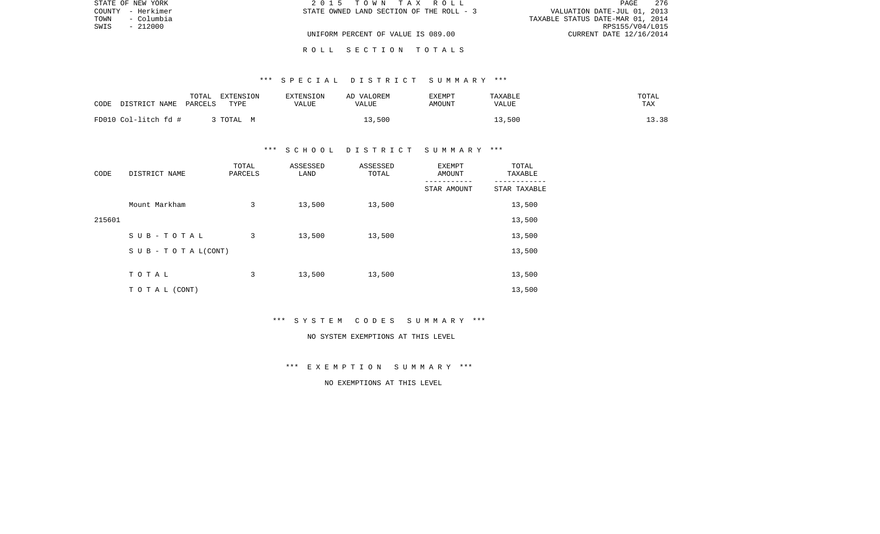STATE OF NEW YORK
COUNTY - Herkimer
TOWN - Columbia
SWIS - 212000

2 0 1 5 T O W N T A X R O L L
STATE OWNED LAND SECTION OF THE ROLL - 3
UNIFORM PERCENT OF VALUE IS 089.00

VALUATION DATE-JUL 01, 2013
TAXABLE STATUS DATE-MAR 01, 2014
RPS155/V04/L015
CURRENT DATE 12/16/2014

R O L L S E C T I O N T O T A L S

*** S P E C I A L D I S T R I C T S U M M A R Y ***

| CODE DISTRICT NAME | TOTAL PARCELS | EXTENSION TYPE | EXTENSION VALUE | AD VALOREM VALUE | EXEMPT AMOUNT | TAXABLE VALUE | TOTAL TAX |
|---|---|---|---|---|---|---|---|
| FD010 Col-litch fd # | 3 | TOTAL M | | 13,500 | | 13,500 | 13.38 |

*** S C H O O L D I S T R I C T S U M M A R Y ***

| CODE | DISTRICT NAME | TOTAL PARCELS | ASSESSED LAND | ASSESSED TOTAL | EXEMPT AMOUNT / STAR AMOUNT | TOTAL TAXABLE / STAR TAXABLE |
|---|---|---|---|---|---|---|
| | Mount Markham | 3 | 13,500 | 13,500 | | 13,500 |
| 215601 | | | | | | 13,500 |
| | S U B - T O T A L | 3 | 13,500 | 13,500 | | 13,500 |
| | S U B - T O T A L(CONT) | | | | | 13,500 |
| | T O T A L | 3 | 13,500 | 13,500 | | 13,500 |
| | T O T A L (CONT) | | | | | 13,500 |

*** S Y S T E M C O D E S S U M M A R Y ***

NO SYSTEM EXEMPTIONS AT THIS LEVEL

*** E X E M P T I O N S U M M A R Y ***

NO EXEMPTIONS AT THIS LEVEL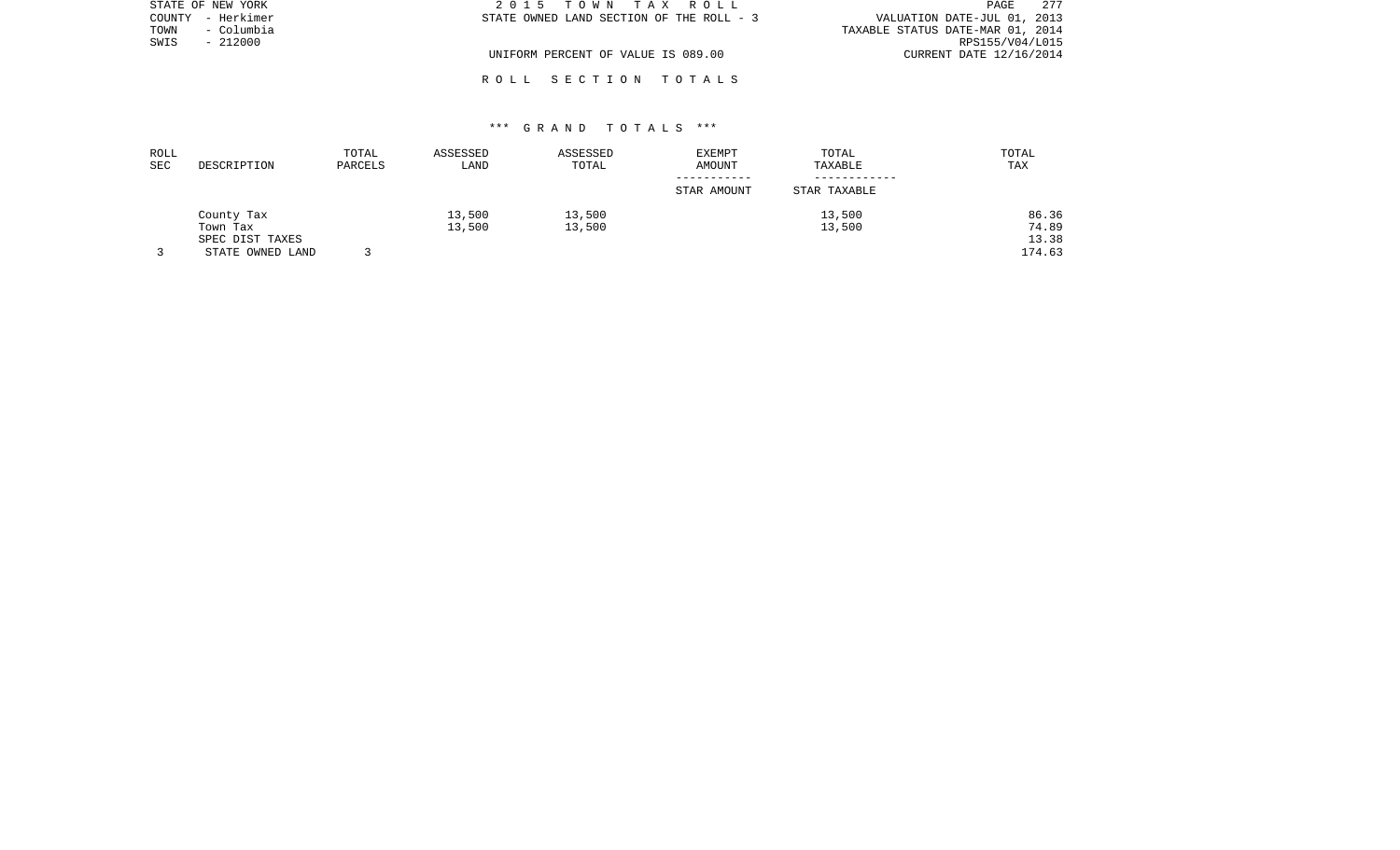STATE OF NEW YORK
COUNTY - Herkimer
TOWN - Columbia
SWIS - 212000

2 0 1 5 T O W N T A X R O L L
STATE OWNED LAND SECTION OF THE ROLL - 3

UNIFORM PERCENT OF VALUE IS 089.00

VALUATION DATE-JUL 01, 2013
TAXABLE STATUS DATE-MAR 01, 2014
RPS155/V04/L015
CURRENT DATE 12/16/2014

R O L L S E C T I O N T O T A L S

*** G R A N D T O T A L S ***

| ROLL SEC | DESCRIPTION | TOTAL PARCELS | ASSESSED LAND | ASSESSED TOTAL | EXEMPT AMOUNT / STAR AMOUNT | TOTAL TAXABLE / STAR TAXABLE | TOTAL TAX |
|---|---|---|---|---|---|---|---|
| | County Tax | | 13,500 | 13,500 | | 13,500 | 86.36 |
| | Town Tax | | 13,500 | 13,500 | | 13,500 | 74.89 |
| | SPEC DIST TAXES | | | | | | 13.38 |
| 3 | STATE OWNED LAND | 3 | | | | | 174.63 |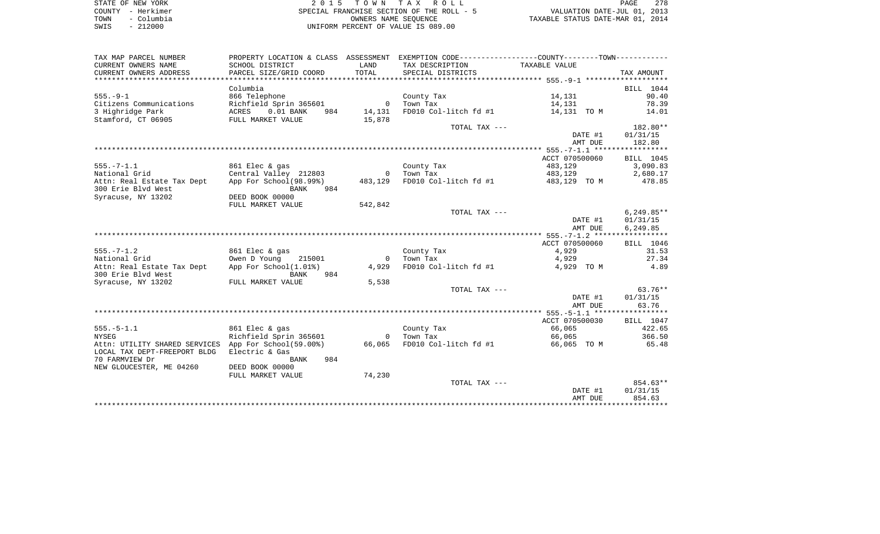STATE OF NEW YORK
COUNTY - Herkimer
TOWN - Columbia
SWIS - 212000

2 0 1 5 T O W N T A X R O L L
SPECIAL FRANCHISE SECTION OF THE ROLL - 5
OWNERS NAME SEQUENCE
UNIFORM PERCENT OF VALUE IS 089.00

VALUATION DATE-JUL 01, 2013
TAXABLE STATUS DATE-MAR 01, 2014

| TAX MAP PARCEL NUMBER / CURRENT OWNERS NAME / CURRENT OWNERS ADDRESS | PROPERTY LOCATION & CLASS / SCHOOL DISTRICT / PARCEL SIZE/GRID COORD | ASSESSMENT LAND / TOTAL | EXEMPTION CODE / TAX DESCRIPTION / SPECIAL DISTRICTS | COUNTY--------TOWN TAXABLE VALUE | TAX AMOUNT |
|---|---|---|---|---|---|
| | Columbia | | | | BILL 1044 |
| 555.-9-1 | 866 Telephone | | County Tax | 14,131 | 90.40 |
| Citizens Communications | Richfield Sprin 365601 | 0 | Town Tax | 14,131 | 78.39 |
| 3 Highridge Park | ACRES 0.01 BANK 984 | 14,131 | FD010 Col-litch fd #1 | 14,131 TO M | 14.01 |
| Stamford, CT 06905 | FULL MARKET VALUE | 15,878 | | | |
| | | | TOTAL TAX --- | | 182.80** |
| | | | | DATE #1 | 01/31/15 |
| | | | | AMT DUE | 182.80 |
| | | | | ACCT 070500060 | BILL 1045 |
| 555.-7-1.1 | 861 Elec & gas | | County Tax | 483,129 | 3,090.83 |
| National Grid | Central Valley 212803 | 0 | Town Tax | 483,129 | 2,680.17 |
| Attn: Real Estate Tax Dept | App For School(98.99%) | 483,129 | FD010 Col-litch fd #1 | 483,129 TO M | 478.85 |
| 300 Erie Blvd West | BANK 984 | | | | |
| Syracuse, NY 13202 | DEED BOOK 00000 | | | | |
| | FULL MARKET VALUE | 542,842 | | | |
| | | | TOTAL TAX --- | | 6,249.85** |
| | | | | DATE #1 | 01/31/15 |
| | | | | AMT DUE | 6,249.85 |
| | | | | ACCT 070500060 | BILL 1046 |
| 555.-7-1.2 | 861 Elec & gas | | County Tax | 4,929 | 31.53 |
| National Grid | Owen D Young 215001 | 0 | Town Tax | 4,929 | 27.34 |
| Attn: Real Estate Tax Dept | App For School(1.01%) | 4,929 | FD010 Col-litch fd #1 | 4,929 TO M | 4.89 |
| 300 Erie Blvd West | BANK 984 | | | | |
| Syracuse, NY 13202 | FULL MARKET VALUE | 5,538 | | | |
| | | | TOTAL TAX --- | | 63.76** |
| | | | | DATE #1 | 01/31/15 |
| | | | | AMT DUE | 63.76 |
| | | | | ACCT 070500030 | BILL 1047 |
| 555.-5-1.1 | 861 Elec & gas | | County Tax | 66,065 | 422.65 |
| NYSEG | Richfield Sprin 365601 | 0 | Town Tax | 66,065 | 366.50 |
| Attn: UTILITY SHARED SERVICES | App For School(59.00%) | 66,065 | FD010 Col-litch fd #1 | 66,065 TO M | 65.48 |
| LOCAL TAX DEPT-FREEPORT BLDG | Electric & Gas | | | | |
| 70 FARMVIEW Dr | BANK 984 | | | | |
| NEW GLOUCESTER, ME 04260 | DEED BOOK 00000 | | | | |
| | FULL MARKET VALUE | 74,230 | | | |
| | | | TOTAL TAX --- | | 854.63** |
| | | | | DATE #1 | 01/31/15 |
| | | | | AMT DUE | 854.63 |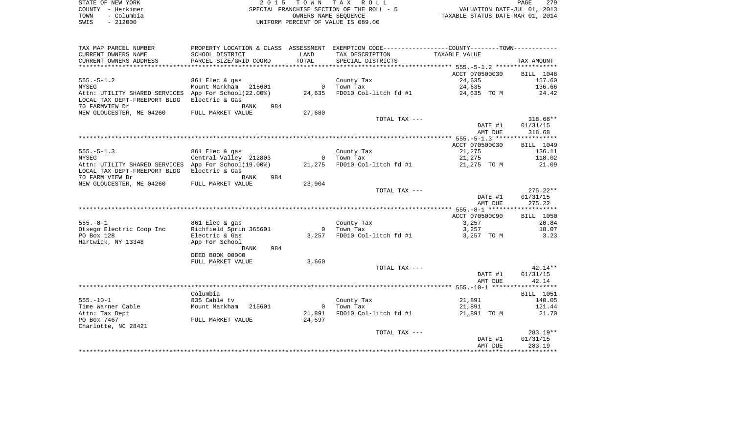STATE OF NEW YORK
COUNTY - Herkimer
TOWN - Columbia
SWIS - 212000

2 0 1 5 T O W N T A X R O L L
SPECIAL FRANCHISE SECTION OF THE ROLL - 5
OWNERS NAME SEQUENCE
UNIFORM PERCENT OF VALUE IS 089.00

VALUATION DATE-JUL 01, 2013
TAXABLE STATUS DATE-MAR 01, 2014

| TAX MAP PARCEL NUMBER / CURRENT OWNERS NAME / CURRENT OWNERS ADDRESS | PROPERTY LOCATION & CLASS / SCHOOL DISTRICT / PARCEL SIZE/GRID COORD | ASSESSMENT LAND / TOTAL | EXEMPTION CODE / TAX DESCRIPTION / SPECIAL DISTRICTS | COUNTY--------TOWN / TAXABLE VALUE | TAX AMOUNT |
|---|---|---|---|---|---|
| **555.-5-1.2** | | | | ACCT 070500030 | BILL 1048 |
| 555.-5-1.2 | 861 Elec & gas | | County Tax | 24,635 | 157.60 |
| NYSEG | Mount Markham 215601 | 0 | Town Tax | 24,635 | 136.66 |
| Attn: UTILITY SHARED SERVICES | App For School(22.00%) | 24,635 | FD010 Col-litch fd #1 | 24,635 TO M | 24.42 |
| LOCAL TAX DEPT-FREEPORT BLDG | Electric & Gas | | | | |
| 70 FARMVIEW Dr | BANK 984 | | | | |
| NEW GLOUCESTER, ME 04260 | FULL MARKET VALUE | 27,680 | | | |
| | | | TOTAL TAX --- | | 318.68** |
| | | | | DATE #1 | 01/31/15 |
| | | | | AMT DUE | 318.68 |
| **555.-5-1.3** | | | | ACCT 070500030 | BILL 1049 |
| 555.-5-1.3 | 861 Elec & gas | | County Tax | 21,275 | 136.11 |
| NYSEG | Central Valley 212803 | 0 | Town Tax | 21,275 | 118.02 |
| Attn: UTILITY SHARED SERVICES | App For School(19.00%) | 21,275 | FD010 Col-litch fd #1 | 21,275 TO M | 21.09 |
| LOCAL TAX DEPT-FREEPORT BLDG | Electric & Gas | | | | |
| 70 FARM VIEW Dr | BANK 984 | | | | |
| NEW GLOUCESTER, ME 04260 | FULL MARKET VALUE | 23,904 | | | |
| | | | TOTAL TAX --- | | 275.22** |
| | | | | DATE #1 | 01/31/15 |
| | | | | AMT DUE | 275.22 |
| **555.-8-1** | | | | ACCT 070500090 | BILL 1050 |
| 555.-8-1 | 861 Elec & gas | | County Tax | 3,257 | 20.84 |
| Otsego Electric Coop Inc | Richfield Sprin 365601 | 0 | Town Tax | 3,257 | 18.07 |
| PO Box 128 | Electric & Gas | 3,257 | FD010 Col-litch fd #1 | 3,257 TO M | 3.23 |
| Hartwick, NY 13348 | App For School | | | | |
| | BANK 984 | | | | |
| | DEED BOOK 00000 | | | | |
| | FULL MARKET VALUE | 3,660 | | | |
| | | | TOTAL TAX --- | | 42.14** |
| | | | | DATE #1 | 01/31/15 |
| | | | | AMT DUE | 42.14 |
| **555.-10-1** | Columbia | | | | BILL 1051 |
| 555.-10-1 | 835 Cable tv | | County Tax | 21,891 | 140.05 |
| Time Warner Cable | Mount Markham 215601 | 0 | Town Tax | 21,891 | 121.44 |
| Attn: Tax Dept | | 21,891 | FD010 Col-litch fd #1 | 21,891 TO M | 21.70 |
| PO Box 7467 | FULL MARKET VALUE | 24,597 | | | |
| Charlotte, NC 28421 | | | | | |
| | | | TOTAL TAX --- | | 283.19** |
| | | | | DATE #1 | 01/31/15 |
| | | | | AMT DUE | 283.19 |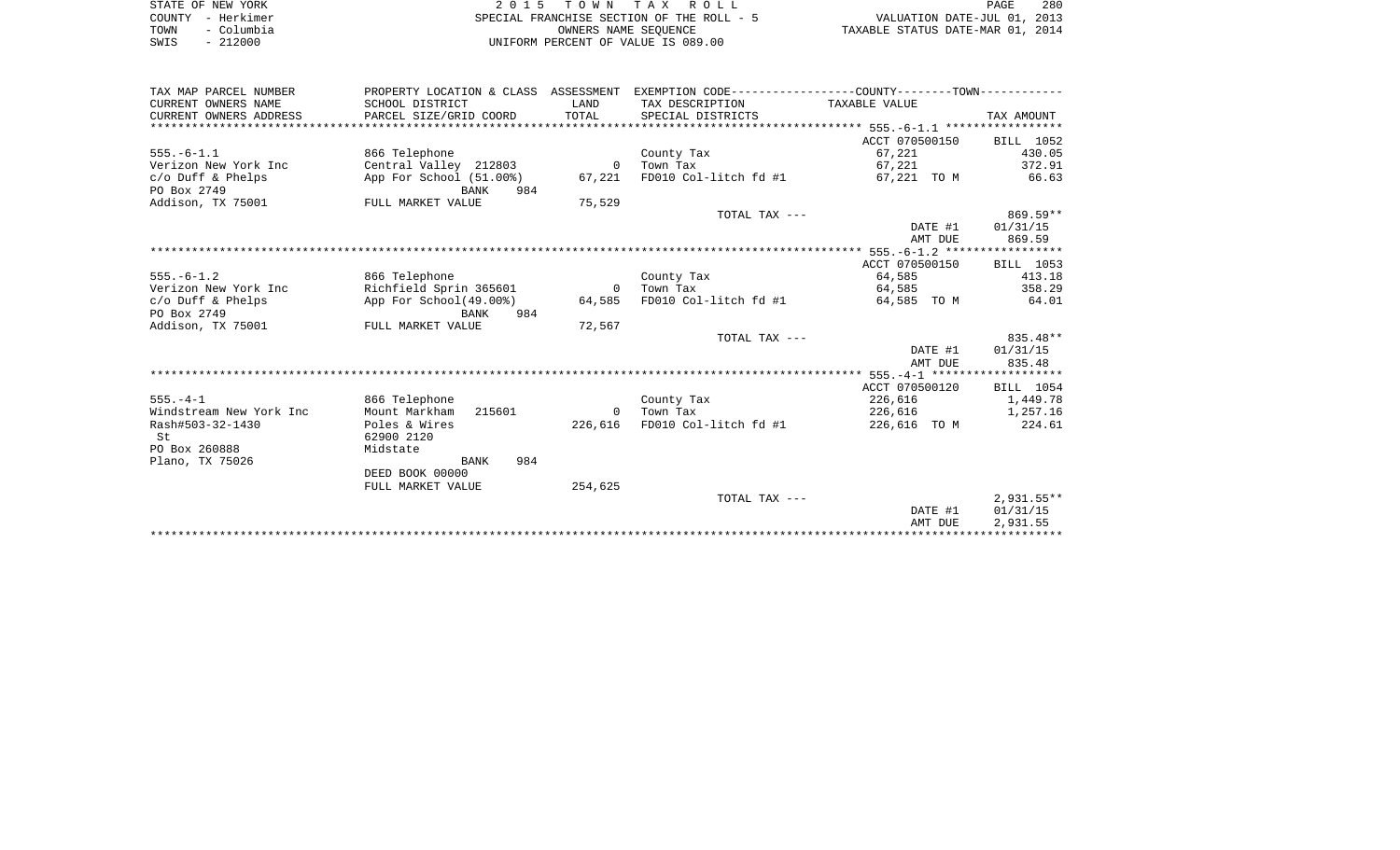STATE OF NEW YORK
COUNTY - Herkimer
TOWN - Columbia
SWIS - 212000

2 0 1 5 T O W N T A X R O L L
SPECIAL FRANCHISE SECTION OF THE ROLL - 5
OWNERS NAME SEQUENCE
UNIFORM PERCENT OF VALUE IS 089.00

VALUATION DATE-JUL 01, 2013
TAXABLE STATUS DATE-MAR 01, 2014

| TAX MAP PARCEL NUMBER / CURRENT OWNERS NAME / CURRENT OWNERS ADDRESS | PROPERTY LOCATION & CLASS / SCHOOL DISTRICT / PARCEL SIZE/GRID COORD | ASSESSMENT LAND / TOTAL | EXEMPTION CODE / TAX DESCRIPTION / SPECIAL DISTRICTS | COUNTY--------TOWN / TAXABLE VALUE | TAX AMOUNT |
|---|---|---|---|---|---|
| 555.-6-1.1 | | | | ACCT 070500150 | BILL 1052 |
| 555.-6-1.1 | 866 Telephone | | County Tax | 67,221 | 430.05 |
| Verizon New York Inc | Central Valley 212803 | 0 | Town Tax | 67,221 | 372.91 |
| c/o Duff & Phelps | App For School (51.00%) | 67,221 | FD010 Col-litch fd #1 | 67,221 TO M | 66.63 |
| PO Box 2749 | BANK 984 | | | | |
| Addison, TX 75001 | FULL MARKET VALUE | 75,529 | | | |
| | | | TOTAL TAX --- | | 869.59** |
| | | | | DATE #1 | 01/31/15 |
| | | | | AMT DUE | 869.59 |
| 555.-6-1.2 | | | | ACCT 070500150 | BILL 1053 |
| 555.-6-1.2 | 866 Telephone | | County Tax | 64,585 | 413.18 |
| Verizon New York Inc | Richfield Sprin 365601 | 0 | Town Tax | 64,585 | 358.29 |
| c/o Duff & Phelps | App For School(49.00%) | 64,585 | FD010 Col-litch fd #1 | 64,585 TO M | 64.01 |
| PO Box 2749 | BANK 984 | | | | |
| Addison, TX 75001 | FULL MARKET VALUE | 72,567 | | | |
| | | | TOTAL TAX --- | | 835.48** |
| | | | | DATE #1 | 01/31/15 |
| | | | | AMT DUE | 835.48 |
| 555.-4-1 | | | | ACCT 070500120 | BILL 1054 |
| 555.-4-1 | 866 Telephone | | County Tax | 226,616 | 1,449.78 |
| Windstream New York Inc | Mount Markham 215601 | 0 | Town Tax | 226,616 | 1,257.16 |
| Rash#503-32-1430 | Poles & Wires | 226,616 | FD010 Col-litch fd #1 | 226,616 TO M | 224.61 |
| St | 62900 2120 | | | | |
| PO Box 260888 | Midstate | | | | |
| Plano, TX 75026 | BANK 984 | | | | |
| | DEED BOOK 00000 | | | | |
| | FULL MARKET VALUE | 254,625 | | | |
| | | | TOTAL TAX --- | | 2,931.55** |
| | | | | DATE #1 | 01/31/15 |
| | | | | AMT DUE | 2,931.55 |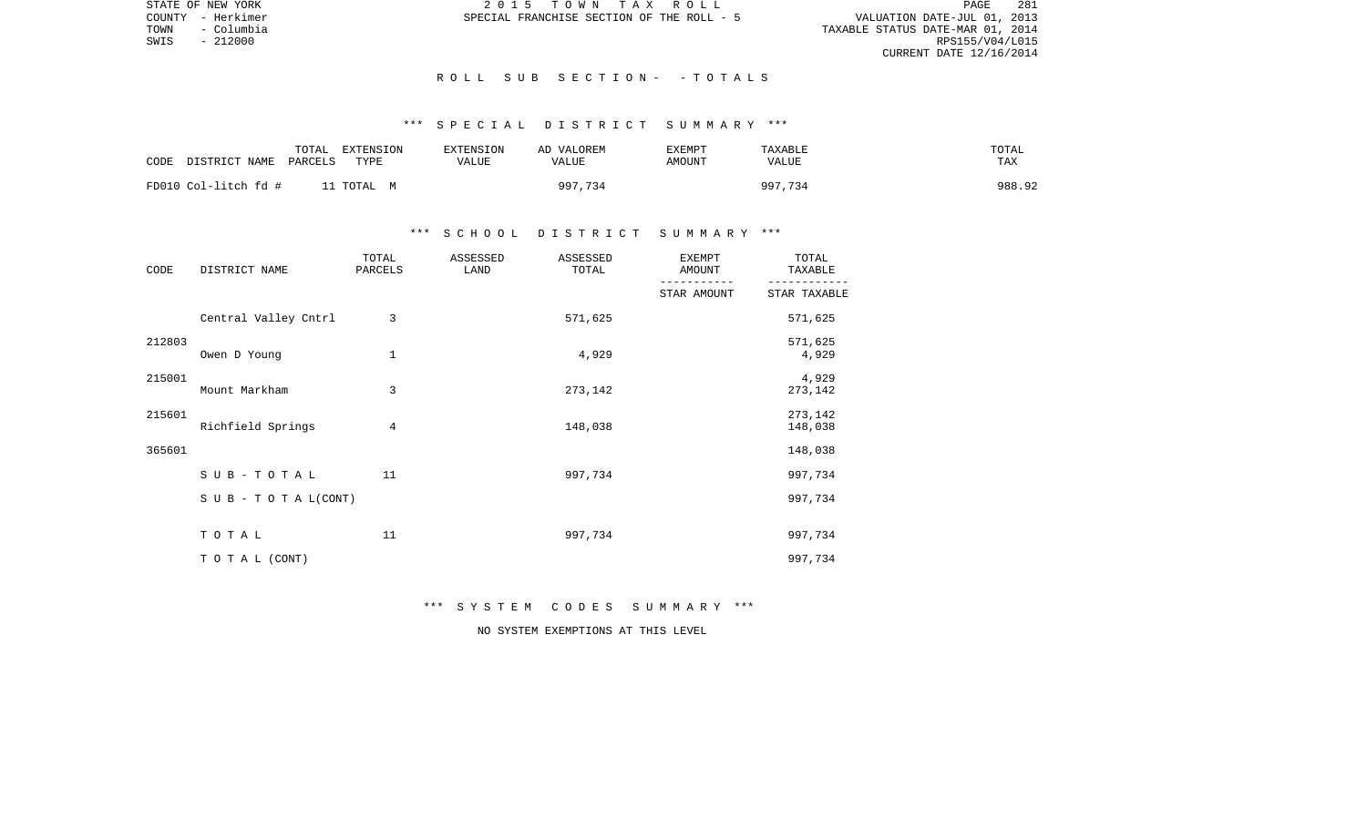STATE OF NEW YORK | 2 0 1 5 T O W N T A X R O L L | PAGE 281
COUNTY - Herkimer | SPECIAL FRANCHISE SECTION OF THE ROLL - 5 | VALUATION DATE-JUL 01, 2013
TOWN - Columbia | | TAXABLE STATUS DATE-MAR 01, 2014
SWIS - 212000 | | RPS155/V04/L015
CURRENT DATE 12/16/2014

## R O L L S U B S E C T I O N - - T O T A L S

### *** S P E C I A L D I S T R I C T S U M M A R Y ***

| CODE DISTRICT NAME | TOTAL PARCELS | EXTENSION TYPE | EXTENSION VALUE | AD VALOREM VALUE | EXEMPT AMOUNT | TAXABLE VALUE | TOTAL TAX |
|---|---|---|---|---|---|---|---|
| FD010 Col-litch fd # | 11 | TOTAL M | | 997,734 | | 997,734 | 988.92 |

### *** S C H O O L D I S T R I C T S U M M A R Y ***

| CODE | DISTRICT NAME | TOTAL PARCELS | ASSESSED LAND | ASSESSED TOTAL | EXEMPT AMOUNT / STAR AMOUNT | TOTAL TAXABLE / STAR TAXABLE |
|---|---|---|---|---|---|---|
| 212803 | Central Valley Cntrl | 3 | | 571,625 | | 571,625 / 571,625 |
| 215001 | Owen D Young | 1 | | 4,929 | | 4,929 / 4,929 |
| 215601 | Mount Markham | 3 | | 273,142 | | 273,142 / 273,142 |
| 365601 | Richfield Springs | 4 | | 148,038 | | 148,038 / 148,038 |
| | S U B - T O T A L | 11 | | 997,734 | | 997,734 |
| | S U B - T O T A L (CONT) | | | | | 997,734 |
| | T O T A L | 11 | | 997,734 | | 997,734 |
| | T O T A L (CONT) | | | | | 997,734 |

### *** S Y S T E M C O D E S S U M M A R Y ***

NO SYSTEM EXEMPTIONS AT THIS LEVEL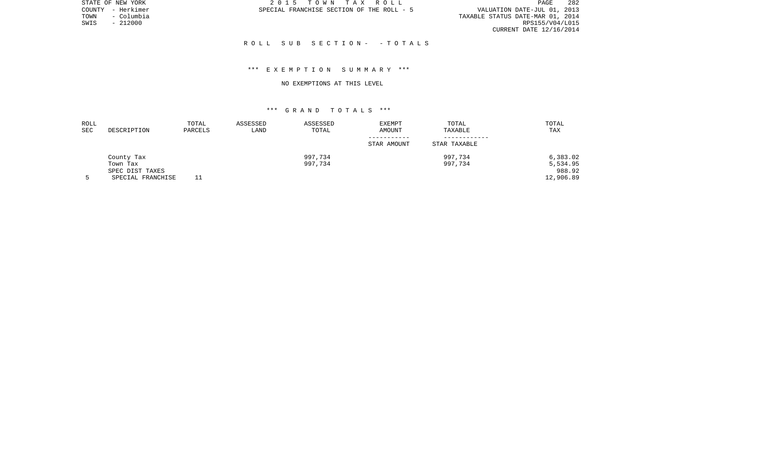STATE OF NEW YORK
COUNTY - Herkimer
TOWN - Columbia
SWIS - 212000

2 0 1 5 T O W N T A X R O L L
SPECIAL FRANCHISE SECTION OF THE ROLL - 5

VALUATION DATE-JUL 01, 2013
TAXABLE STATUS DATE-MAR 01, 2014
RPS155/V04/L015
CURRENT DATE 12/16/2014

R O L L S U B S E C T I O N - - T O T A L S

*** E X E M P T I O N S U M M A R Y ***

NO EXEMPTIONS AT THIS LEVEL

*** G R A N D T O T A L S ***

| ROLL SEC | DESCRIPTION | TOTAL PARCELS | ASSESSED LAND | ASSESSED TOTAL | EXEMPT AMOUNT / STAR AMOUNT | TOTAL TAXABLE / STAR TAXABLE | TOTAL TAX |
|---|---|---|---|---|---|---|---|
| | County Tax | | | 997,734 | | 997,734 | 6,383.02 |
| | Town Tax | | | 997,734 | | 997,734 | 5,534.95 |
| | SPEC DIST TAXES | | | | | | 988.92 |
| 5 | SPECIAL FRANCHISE | 11 | | | | | 12,906.89 |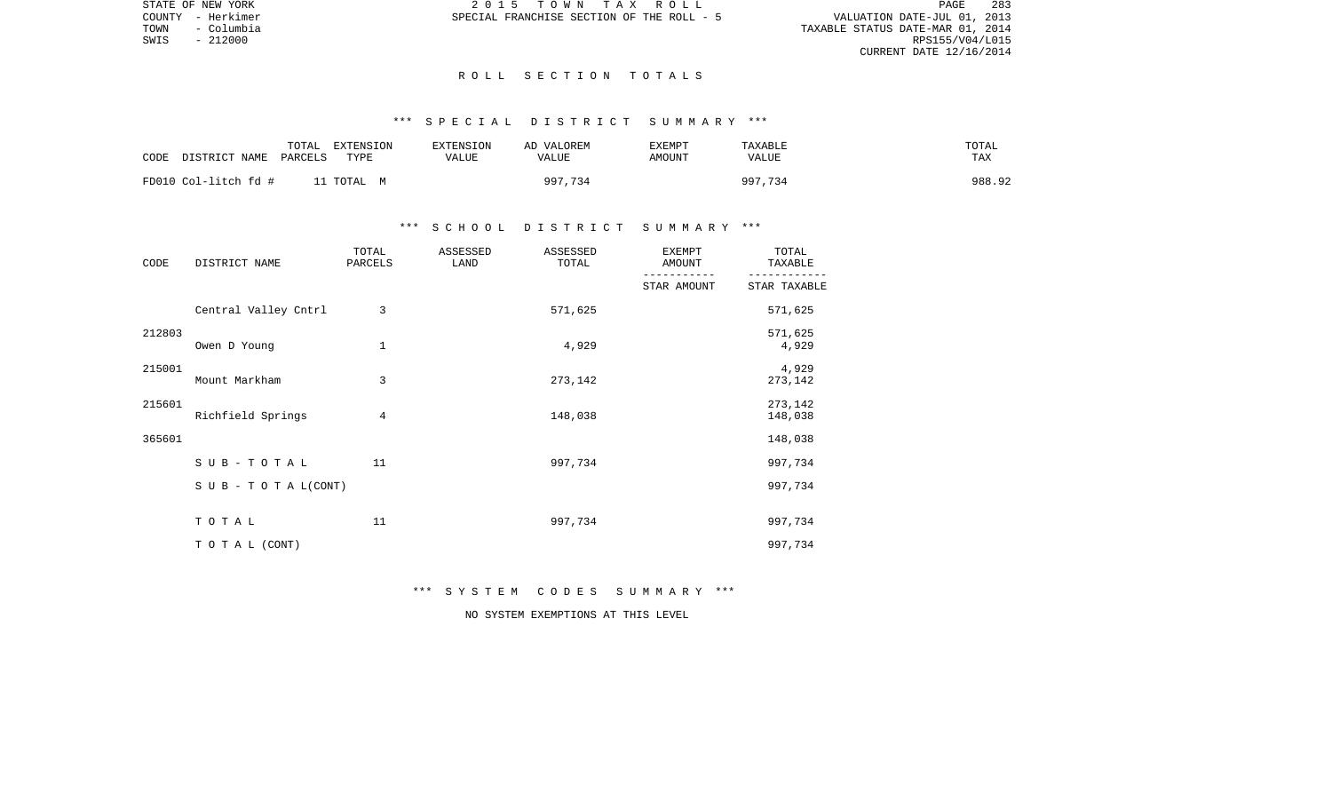STATE OF NEW YORK
COUNTY - Herkimer
TOWN - Columbia
SWIS - 212000

2 0 1 5 T O W N T A X R O L L
SPECIAL FRANCHISE SECTION OF THE ROLL - 5

VALUATION DATE-JUL 01, 2013
TAXABLE STATUS DATE-MAR 01, 2014
RPS155/V04/L015
CURRENT DATE 12/16/2014

## R O L L S E C T I O N T O T A L S

### *** S P E C I A L D I S T R I C T S U M M A R Y ***

| CODE DISTRICT NAME | TOTAL PARCELS | EXTENSION TYPE | EXTENSION VALUE | AD VALOREM VALUE | EXEMPT AMOUNT | TAXABLE VALUE | TOTAL TAX |
|---|---|---|---|---|---|---|---|
| FD010 Col-litch fd # | 11 | TOTAL M | | 997,734 | | 997,734 | 988.92 |

### *** S C H O O L D I S T R I C T S U M M A R Y ***

| CODE | DISTRICT NAME | TOTAL PARCELS | ASSESSED LAND | ASSESSED TOTAL | EXEMPT AMOUNT / STAR AMOUNT | TOTAL TAXABLE / STAR TAXABLE |
|---|---|---|---|---|---|---|
| 212803 | Central Valley Cntrl | 3 | | 571,625 | | 571,625 |
| | | | | | | 571,625 |
| 215001 | Owen D Young | 1 | | 4,929 | | 4,929 |
| | | | | | | 4,929 |
| 215601 | Mount Markham | 3 | | 273,142 | | 273,142 |
| | | | | | | 273,142 |
| 365601 | Richfield Springs | 4 | | 148,038 | | 148,038 |
| | | | | | | 148,038 |
| | S U B - T O T A L | 11 | | 997,734 | | 997,734 |
| | S U B - T O T A L (CONT) | | | | | 997,734 |
| | T O T A L | 11 | | 997,734 | | 997,734 |
| | T O T A L (CONT) | | | | | 997,734 |

### *** S Y S T E M C O D E S S U M M A R Y ***

NO SYSTEM EXEMPTIONS AT THIS LEVEL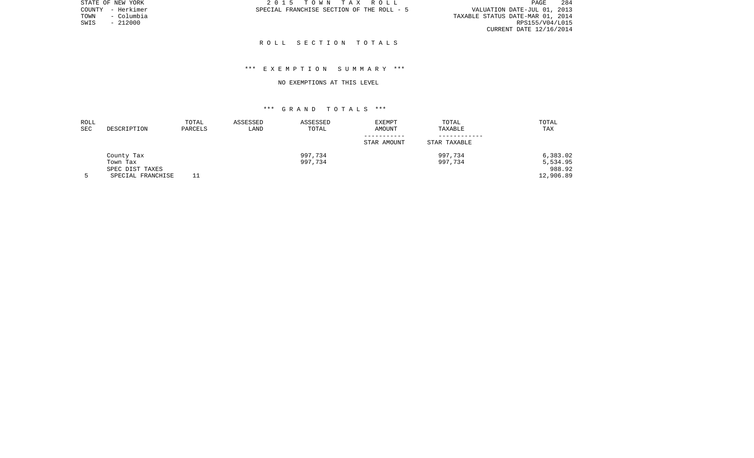STATE OF NEW YORK
COUNTY - Herkimer
TOWN - Columbia
SWIS - 212000

2 0 1 5 T O W N T A X R O L L
SPECIAL FRANCHISE SECTION OF THE ROLL - 5

VALUATION DATE-JUL 01, 2013
TAXABLE STATUS DATE-MAR 01, 2014
RPS155/V04/L015
CURRENT DATE 12/16/2014

## R O L L S E C T I O N T O T A L S

### *** E X E M P T I O N S U M M A R Y ***

NO EXEMPTIONS AT THIS LEVEL

### *** G R A N D T O T A L S ***

| ROLL SEC | DESCRIPTION | TOTAL PARCELS | ASSESSED LAND | ASSESSED TOTAL | EXEMPT AMOUNT / STAR AMOUNT | TOTAL TAXABLE / STAR TAXABLE | TOTAL TAX |
|---|---|---|---|---|---|---|---|
| | County Tax | | | 997,734 | | 997,734 | 6,383.02 |
| | Town Tax | | | 997,734 | | 997,734 | 5,534.95 |
| | SPEC DIST TAXES | | | | | | 988.92 |
| 5 | SPECIAL FRANCHISE | 11 | | | | | 12,906.89 |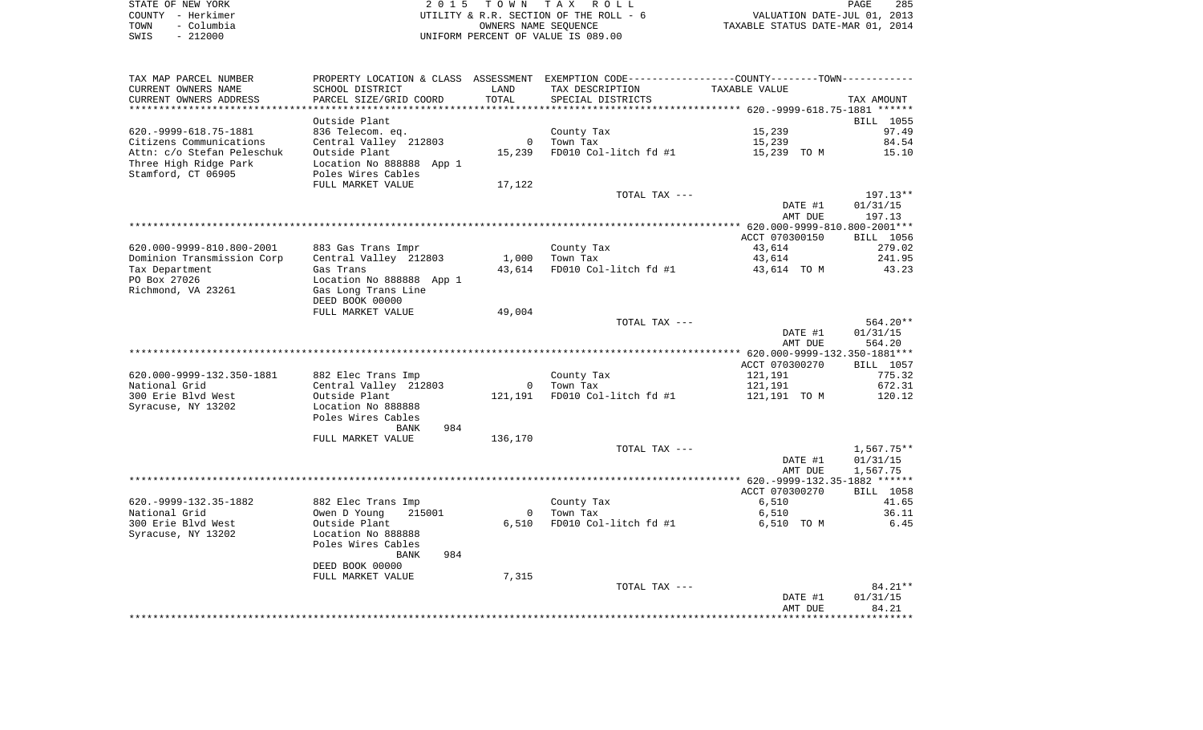STATE OF NEW YORK
COUNTY - Herkimer
TOWN - Columbia
SWIS - 212000

2 0 1 5 T O W N T A X R O L L
UTILITY & R.R. SECTION OF THE ROLL - 6
OWNERS NAME SEQUENCE
UNIFORM PERCENT OF VALUE IS 089.00

VALUATION DATE-JUL 01, 2013
TAXABLE STATUS DATE-MAR 01, 2014

| TAX MAP PARCEL NUMBER<br>CURRENT OWNERS NAME<br>CURRENT OWNERS ADDRESS | PROPERTY LOCATION & CLASS<br>SCHOOL DISTRICT<br>PARCEL SIZE/GRID COORD | ASSESSMENT<br>LAND<br>TOTAL | EXEMPTION CODE<br>TAX DESCRIPTION<br>SPECIAL DISTRICTS | COUNTY--------TOWN<br>TAXABLE VALUE | TAX AMOUNT |
|---|---|---|---|---|---|
| ****************************** 620.-9999-618.75-1881 ****** | | | | | |
| | Outside Plant | | | | BILL 1055 |
| 620.-9999-618.75-1881 | 836 Telecom. eq. | | County Tax | 15,239 | 97.49 |
| Citizens Communications | Central Valley 212803 | 0 | Town Tax | 15,239 | 84.54 |
| Attn: c/o Stefan Peleschuk | Outside Plant | 15,239 | FD010 Col-litch fd #1 | 15,239 TO M | 15.10 |
| Three High Ridge Park | Location No 888888 App 1 | | | | |
| Stamford, CT 06905 | Poles Wires Cables | | | | |
| | FULL MARKET VALUE | 17,122 | | | |
| | | | TOTAL TAX --- | | 197.13** |
| | | | | DATE #1 | 01/31/15 |
| | | | | AMT DUE | 197.13 |
| ****************************** 620.000-9999-810.800-2001*** | | | | | |
| | | | | ACCT 070300150 | BILL 1056 |
| 620.000-9999-810.800-2001 | 883 Gas Trans Impr | | County Tax | 43,614 | 279.02 |
| Dominion Transmission Corp | Central Valley 212803 | 1,000 | Town Tax | 43,614 | 241.95 |
| Tax Department | Gas Trans | 43,614 | FD010 Col-litch fd #1 | 43,614 TO M | 43.23 |
| PO Box 27026 | Location No 888888 App 1 | | | | |
| Richmond, VA 23261 | Gas Long Trans Line | | | | |
| | DEED BOOK 00000 | | | | |
| | FULL MARKET VALUE | 49,004 | | | |
| | | | TOTAL TAX --- | | 564.20** |
| | | | | DATE #1 | 01/31/15 |
| | | | | AMT DUE | 564.20 |
| ****************************** 620.000-9999-132.350-1881*** | | | | | |
| | | | | ACCT 070300270 | BILL 1057 |
| 620.000-9999-132.350-1881 | 882 Elec Trans Imp | | County Tax | 121,191 | 775.32 |
| National Grid | Central Valley 212803 | 0 | Town Tax | 121,191 | 672.31 |
| 300 Erie Blvd West | Outside Plant | 121,191 | FD010 Col-litch fd #1 | 121,191 TO M | 120.12 |
| Syracuse, NY 13202 | Location No 888888 | | | | |
| | Poles Wires Cables | | | | |
| | BANK 984 | | | | |
| | FULL MARKET VALUE | 136,170 | | | |
| | | | TOTAL TAX --- | | 1,567.75** |
| | | | | DATE #1 | 01/31/15 |
| | | | | AMT DUE | 1,567.75 |
| ****************************** 620.-9999-132.35-1882 ****** | | | | | |
| | | | | ACCT 070300270 | BILL 1058 |
| 620.-9999-132.35-1882 | 882 Elec Trans Imp | | County Tax | 6,510 | 41.65 |
| National Grid | Owen D Young 215001 | 0 | Town Tax | 6,510 | 36.11 |
| 300 Erie Blvd West | Outside Plant | 6,510 | FD010 Col-litch fd #1 | 6,510 TO M | 6.45 |
| Syracuse, NY 13202 | Location No 888888 | | | | |
| | Poles Wires Cables | | | | |
| | BANK 984 | | | | |
| | DEED BOOK 00000 | | | | |
| | FULL MARKET VALUE | 7,315 | | | |
| | | | TOTAL TAX --- | | 84.21** |
| | | | | DATE #1 | 01/31/15 |
| | | | | AMT DUE | 84.21 |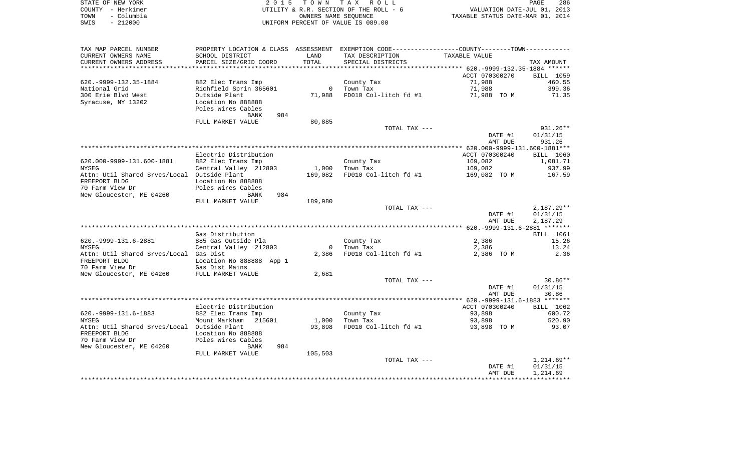STATE OF NEW YORK | 2 0 1 5 T O W N T A X R O L L | PAGE 286
COUNTY - Herkimer | UTILITY & R.R. SECTION OF THE ROLL - 6 | VALUATION DATE-JUL 01, 2013
TOWN - Columbia | OWNERS NAME SEQUENCE | TAXABLE STATUS DATE-MAR 01, 2014
SWIS - 212000 | UNIFORM PERCENT OF VALUE IS 089.00

| TAX MAP PARCEL NUMBER<br>CURRENT OWNERS NAME<br>CURRENT OWNERS ADDRESS | PROPERTY LOCATION & CLASS<br>SCHOOL DISTRICT<br>PARCEL SIZE/GRID COORD | ASSESSMENT<br>LAND<br>TOTAL | EXEMPTION CODE-----COUNTY-----TOWN-----<br>TAX DESCRIPTION<br>SPECIAL DISTRICTS | TAXABLE VALUE | TAX AMOUNT |
|---|---|---|---|---|---|
| ***620.-9999-132.35-1884*** | | | | ACCT 070300270 | BILL 1059 |
| 620.-9999-132.35-1884 | 882 Elec Trans Imp | | County Tax | 71,988 | 460.55 |
| National Grid | Richfield Sprin 365601 | 0 | Town Tax | 71,988 | 399.36 |
| 300 Erie Blvd West | Outside Plant | 71,988 | FD010 Col-litch fd #1 | 71,988 TO M | 71.35 |
| Syracuse, NY 13202 | Location No 888888 | | | | |
| | Poles Wires Cables | | | | |
| | BANK 984 | | | | |
| | FULL MARKET VALUE | 80,885 | | | |
| | | | TOTAL TAX --- | | 931.26** |
| | | | | DATE #1 | 01/31/15 |
| | | | | AMT DUE | 931.26 |
| ***620.000-9999-131.600-1881*** | Electric Distribution | | | ACCT 070300240 | BILL 1060 |
| 620.000-9999-131.600-1881 | 882 Elec Trans Imp | | County Tax | 169,082 | 1,081.71 |
| NYSEG | Central Valley 212803 | 1,000 | Town Tax | 169,082 | 937.99 |
| Attn: Util Shared Srvcs/Local | Outside Plant | 169,082 | FD010 Col-litch fd #1 | 169,082 TO M | 167.59 |
| FREEPORT BLDG | Location No 888888 | | | | |
| 70 Farm View Dr | Poles Wires Cables | | | | |
| New Gloucester, ME 04260 | BANK 984 | | | | |
| | FULL MARKET VALUE | 189,980 | | | |
| | | | TOTAL TAX --- | | 2,187.29** |
| | | | | DATE #1 | 01/31/15 |
| | | | | AMT DUE | 2,187.29 |
| ***620.-9999-131.6-2881*** | Gas Distribution | | | | BILL 1061 |
| 620.-9999-131.6-2881 | 885 Gas Outside Pla | | County Tax | 2,386 | 15.26 |
| NYSEG | Central Valley 212803 | 0 | Town Tax | 2,386 | 13.24 |
| Attn: Util Shared Srvcs/Local | Gas Dist | 2,386 | FD010 Col-litch fd #1 | 2,386 TO M | 2.36 |
| FREEPORT BLDG | Location No 888888 App 1 | | | | |
| 70 Farm View Dr | Gas Dist Mains | | | | |
| New Gloucester, ME 04260 | FULL MARKET VALUE | 2,681 | | | |
| | | | TOTAL TAX --- | | 30.86** |
| | | | | DATE #1 | 01/31/15 |
| | | | | AMT DUE | 30.86 |
| ***620.-9999-131.6-1883*** | Electric Distribution | | | ACCT 070300240 | BILL 1062 |
| 620.-9999-131.6-1883 | 882 Elec Trans Imp | | County Tax | 93,898 | 600.72 |
| NYSEG | Mount Markham 215601 | 1,000 | Town Tax | 93,898 | 520.90 |
| Attn: Util Shared Srvcs/Local | Outside Plant | 93,898 | FD010 Col-litch fd #1 | 93,898 TO M | 93.07 |
| FREEPORT BLDG | Location No 888888 | | | | |
| 70 Farm View Dr | Poles Wires Cables | | | | |
| New Gloucester, ME 04260 | BANK 984 | | | | |
| | FULL MARKET VALUE | 105,503 | | | |
| | | | TOTAL TAX --- | | 1,214.69** |
| | | | | DATE #1 | 01/31/15 |
| | | | | AMT DUE | 1,214.69 |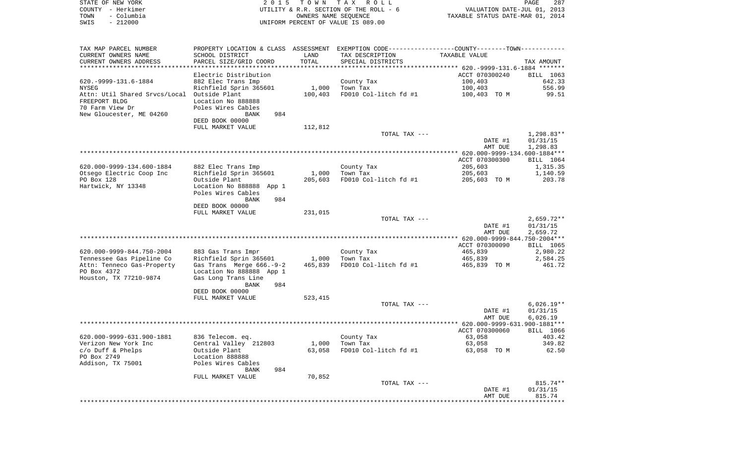STATE OF NEW YORK
COUNTY - Herkimer
TOWN - Columbia
SWIS - 212000

2 0 1 5 T O W N T A X R O L L
UTILITY & R.R. SECTION OF THE ROLL - 6
OWNERS NAME SEQUENCE
UNIFORM PERCENT OF VALUE IS 089.00

VALUATION DATE-JUL 01, 2013
TAXABLE STATUS DATE-MAR 01, 2014

| TAX MAP PARCEL NUMBER / CURRENT OWNERS NAME / CURRENT OWNERS ADDRESS | PROPERTY LOCATION & CLASS / SCHOOL DISTRICT / PARCEL SIZE/GRID COORD | ASSESSMENT LAND / TOTAL | EXEMPTION CODE / TAX DESCRIPTION / SPECIAL DISTRICTS | COUNTY--------TOWN TAXABLE VALUE | TAX AMOUNT |
|---|---|---|---|---|---|
| **620.-9999-131.6-1884** | | | | ACCT 070300240 | BILL 1063 |
| | Electric Distribution | | | | |
| 620.-9999-131.6-1884 | 882 Elec Trans Imp | | County Tax | 100,403 | 642.33 |
| NYSEG | Richfield Sprin 365601 | 1,000 | Town Tax | 100,403 | 556.99 |
| Attn: Util Shared Srvcs/Local | Outside Plant | 100,403 | FD010 Col-litch fd #1 | 100,403 TO M | 99.51 |
| FREEPORT BLDG | Location No 888888 | | | | |
| 70 Farm View Dr | Poles Wires Cables | | | | |
| New Gloucester, ME 04260 | BANK 984 | | | | |
| | DEED BOOK 00000 | | | | |
| | FULL MARKET VALUE | 112,812 | | | |
| | | | TOTAL TAX --- | | 1,298.83** |
| | | | | DATE #1 | 01/31/15 |
| | | | | AMT DUE | 1,298.83 |
| **620.000-9999-134.600-1884** | | | | ACCT 070300300 | BILL 1064 |
| 620.000-9999-134.600-1884 | 882 Elec Trans Imp | | County Tax | 205,603 | 1,315.35 |
| Otsego Electric Coop Inc | Richfield Sprin 365601 | 1,000 | Town Tax | 205,603 | 1,140.59 |
| PO Box 128 | Outside Plant | 205,603 | FD010 Col-litch fd #1 | 205,603 TO M | 203.78 |
| Hartwick, NY 13348 | Location No 888888 App 1 | | | | |
| | Poles Wires Cables | | | | |
| | BANK 984 | | | | |
| | DEED BOOK 00000 | | | | |
| | FULL MARKET VALUE | 231,015 | | | |
| | | | TOTAL TAX --- | | 2,659.72** |
| | | | | DATE #1 | 01/31/15 |
| | | | | AMT DUE | 2,659.72 |
| **620.000-9999-844.750-2004** | | | | ACCT 070300090 | BILL 1065 |
| 620.000-9999-844.750-2004 | 883 Gas Trans Impr | | County Tax | 465,839 | 2,980.22 |
| Tennessee Gas Pipeline Co | Richfield Sprin 365601 | 1,000 | Town Tax | 465,839 | 2,584.25 |
| Attn: Tenneco Gas-Property | Gas Trans Merge 666.-9-2 | 465,839 | FD010 Col-litch fd #1 | 465,839 TO M | 461.72 |
| PO Box 4372 | Location No 888888 App 1 | | | | |
| Houston, TX 77210-9874 | Gas Long Trans Line | | | | |
| | BANK 984 | | | | |
| | DEED BOOK 00000 | | | | |
| | FULL MARKET VALUE | 523,415 | | | |
| | | | TOTAL TAX --- | | 6,026.19** |
| | | | | DATE #1 | 01/31/15 |
| | | | | AMT DUE | 6,026.19 |
| **620.000-9999-631.900-1881** | | | | ACCT 070300060 | BILL 1066 |
| 620.000-9999-631.900-1881 | 836 Telecom. eq. | | County Tax | 63,058 | 403.42 |
| Verizon New York Inc | Central Valley 212803 | 1,000 | Town Tax | 63,058 | 349.82 |
| c/o Duff & Phelps | Outside Plant | 63,058 | FD010 Col-litch fd #1 | 63,058 TO M | 62.50 |
| PO Box 2749 | Location 888888 | | | | |
| Addison, TX 75001 | Poles Wires Cables | | | | |
| | BANK 984 | | | | |
| | FULL MARKET VALUE | 70,852 | | | |
| | | | TOTAL TAX --- | | 815.74** |
| | | | | DATE #1 | 01/31/15 |
| | | | | AMT DUE | 815.74 |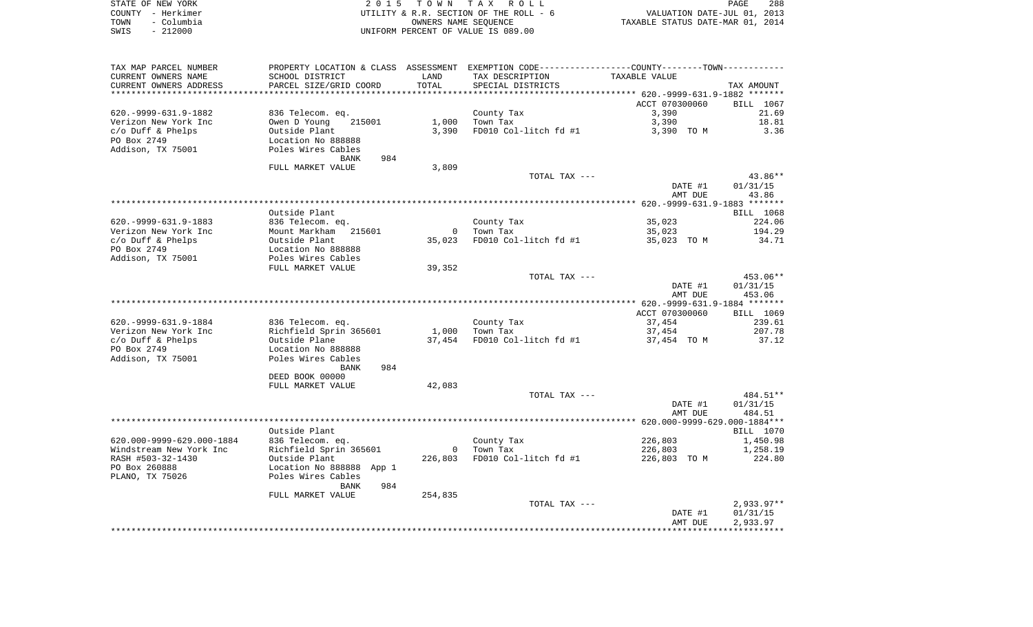STATE OF NEW YORK | COUNTY - Herkimer | TOWN - Columbia | SWIS - 212000

**2015 TOWN TAX ROLL**
UTILITY & R.R. SECTION OF THE ROLL - 6
OWNERS NAME SEQUENCE
UNIFORM PERCENT OF VALUE IS 089.00

VALUATION DATE-JUL 01, 2013
TAXABLE STATUS DATE-MAR 01, 2014

| TAX MAP PARCEL NUMBER / CURRENT OWNERS NAME / CURRENT OWNERS ADDRESS | PROPERTY LOCATION & CLASS / SCHOOL DISTRICT / PARCEL SIZE/GRID COORD | ASSESSMENT LAND / TOTAL | EXEMPTION CODE / TAX DESCRIPTION / SPECIAL DISTRICTS | COUNTY--------TOWN TAXABLE VALUE | TAX AMOUNT |
|---|---|---|---|---|---|
| **620.-9999-631.9-1882** | | | | ACCT 070300060 | BILL 1067 |
| 620.-9999-631.9-1882 | 836 Telecom. eq. | | County Tax | 3,390 | 21.69 |
| Verizon New York Inc | Owen D Young 215001 | 1,000 | Town Tax | 3,390 | 18.81 |
| c/o Duff & Phelps | Outside Plant | 3,390 | FD010 Col-litch fd #1 | 3,390 TO M | 3.36 |
| PO Box 2749 | Location No 888888 | | | | |
| Addison, TX 75001 | Poles Wires Cables | | | | |
| | BANK 984 | | | | |
| | FULL MARKET VALUE | 3,809 | | | |
| | | | TOTAL TAX --- | | 43.86** |
| | | | | DATE #1 | 01/31/15 |
| | | | | AMT DUE | 43.86 |
| **620.-9999-631.9-1883** | Outside Plant | | | | BILL 1068 |
| 620.-9999-631.9-1883 | 836 Telecom. eq. | | County Tax | 35,023 | 224.06 |
| Verizon New York Inc | Mount Markham 215601 | 0 | Town Tax | 35,023 | 194.29 |
| c/o Duff & Phelps | Outside Plant | 35,023 | FD010 Col-litch fd #1 | 35,023 TO M | 34.71 |
| PO Box 2749 | Location No 888888 | | | | |
| Addison, TX 75001 | Poles Wires Cables | | | | |
| | FULL MARKET VALUE | 39,352 | | | |
| | | | TOTAL TAX --- | | 453.06** |
| | | | | DATE #1 | 01/31/15 |
| | | | | AMT DUE | 453.06 |
| **620.-9999-631.9-1884** | | | | ACCT 070300060 | BILL 1069 |
| 620.-9999-631.9-1884 | 836 Telecom. eq. | | County Tax | 37,454 | 239.61 |
| Verizon New York Inc | Richfield Sprin 365601 | 1,000 | Town Tax | 37,454 | 207.78 |
| c/o Duff & Phelps | Outside Plane | 37,454 | FD010 Col-litch fd #1 | 37,454 TO M | 37.12 |
| PO Box 2749 | Location No 888888 | | | | |
| Addison, TX 75001 | Poles Wires Cables | | | | |
| | BANK 984 | | | | |
| | DEED BOOK 00000 | | | | |
| | FULL MARKET VALUE | 42,083 | | | |
| | | | TOTAL TAX --- | | 484.51** |
| | | | | DATE #1 | 01/31/15 |
| | | | | AMT DUE | 484.51 |
| **620.000-9999-629.000-1884** | Outside Plant | | | | BILL 1070 |
| 620.000-9999-629.000-1884 | 836 Telecom. eq. | | County Tax | 226,803 | 1,450.98 |
| Windstream New York Inc | Richfield Sprin 365601 | 0 | Town Tax | 226,803 | 1,258.19 |
| RASH #503-32-1430 | Outside Plant | 226,803 | FD010 Col-litch fd #1 | 226,803 TO M | 224.80 |
| PO Box 260888 | Location No 888888 App 1 | | | | |
| PLANO, TX 75026 | Poles Wires Cables | | | | |
| | BANK 984 | | | | |
| | FULL MARKET VALUE | 254,835 | | | |
| | | | TOTAL TAX --- | | 2,933.97** |
| | | | | DATE #1 | 01/31/15 |
| | | | | AMT DUE | 2,933.97 |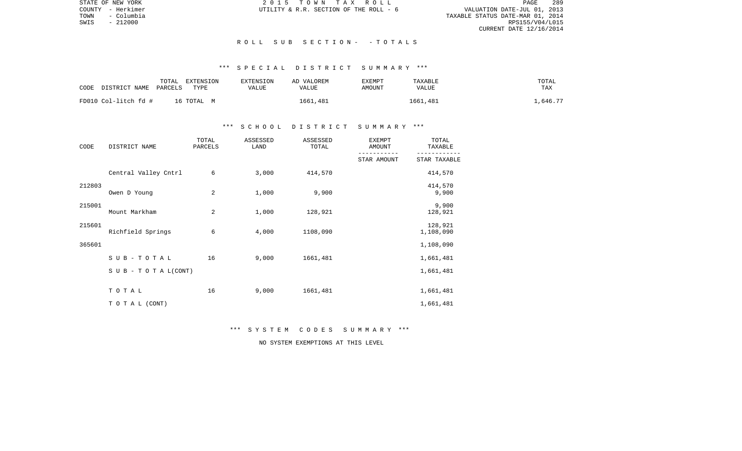STATE OF NEW YORK
COUNTY - Herkimer
TOWN - Columbia
SWIS - 212000

2 0 1 5 T O W N T A X R O L L
UTILITY & R.R. SECTION OF THE ROLL - 6

VALUATION DATE-JUL 01, 2013
TAXABLE STATUS DATE-MAR 01, 2014
RPS155/V04/L015
CURRENT DATE 12/16/2014

R O L L S U B S E C T I O N - - T O T A L S

*** S P E C I A L D I S T R I C T S U M M A R Y ***

| CODE DISTRICT NAME | TOTAL PARCELS | EXTENSION TYPE | EXTENSION VALUE | AD VALOREM VALUE | EXEMPT AMOUNT | TAXABLE VALUE | TOTAL TAX |
|---|---|---|---|---|---|---|---|
| FD010 Col-litch fd # | 16 | TOTAL M | | 1661,481 | | 1661,481 | 1,646.77 |

*** S C H O O L D I S T R I C T S U M M A R Y ***

| CODE | DISTRICT NAME | TOTAL PARCELS | ASSESSED LAND | ASSESSED TOTAL | EXEMPT AMOUNT / STAR AMOUNT | TOTAL TAXABLE / STAR TAXABLE |
|---|---|---|---|---|---|---|
| 212803 | Central Valley Cntrl | 6 | 3,000 | 414,570 | | 414,570 |
| | | | | | | 414,570 |
| 215001 | Owen D Young | 2 | 1,000 | 9,900 | | 9,900 |
| | | | | | | 9,900 |
| 215601 | Mount Markham | 2 | 1,000 | 128,921 | | 128,921 |
| | | | | | | 128,921 |
| 365601 | Richfield Springs | 6 | 4,000 | 1108,090 | | 1,108,090 |
| | | | | | | 1,108,090 |
| | S U B - T O T A L | 16 | 9,000 | 1661,481 | | 1,661,481 |
| | S U B - T O T A L (CONT) | | | | | 1,661,481 |
| | T O T A L | 16 | 9,000 | 1661,481 | | 1,661,481 |
| | T O T A L (CONT) | | | | | 1,661,481 |

*** S Y S T E M C O D E S S U M M A R Y ***

NO SYSTEM EXEMPTIONS AT THIS LEVEL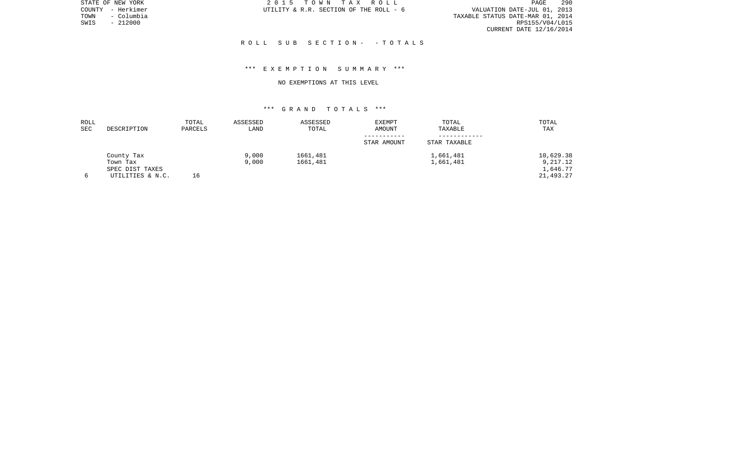STATE OF NEW YORK
COUNTY - Herkimer
TOWN - Columbia
SWIS - 212000

2 0 1 5 T O W N T A X R O L L
UTILITY & R.R. SECTION OF THE ROLL - 6

VALUATION DATE-JUL 01, 2013
TAXABLE STATUS DATE-MAR 01, 2014
RPS155/V04/L015
CURRENT DATE 12/16/2014

## R O L L S U B S E C T I O N - - T O T A L S

### *** E X E M P T I O N S U M M A R Y ***

NO EXEMPTIONS AT THIS LEVEL

### *** G R A N D T O T A L S ***

| ROLL SEC | DESCRIPTION | TOTAL PARCELS | ASSESSED LAND | ASSESSED TOTAL | EXEMPT AMOUNT / STAR AMOUNT | TOTAL TAXABLE / STAR TAXABLE | TOTAL TAX |
|---|---|---|---|---|---|---|---|
| | County Tax | | 9,000 | 1661,481 | | 1,661,481 | 10,629.38 |
| | Town Tax | | 9,000 | 1661,481 | | 1,661,481 | 9,217.12 |
| | SPEC DIST TAXES | | | | | | 1,646.77 |
| 6 | UTILITIES & N.C. | 16 | | | | | 21,493.27 |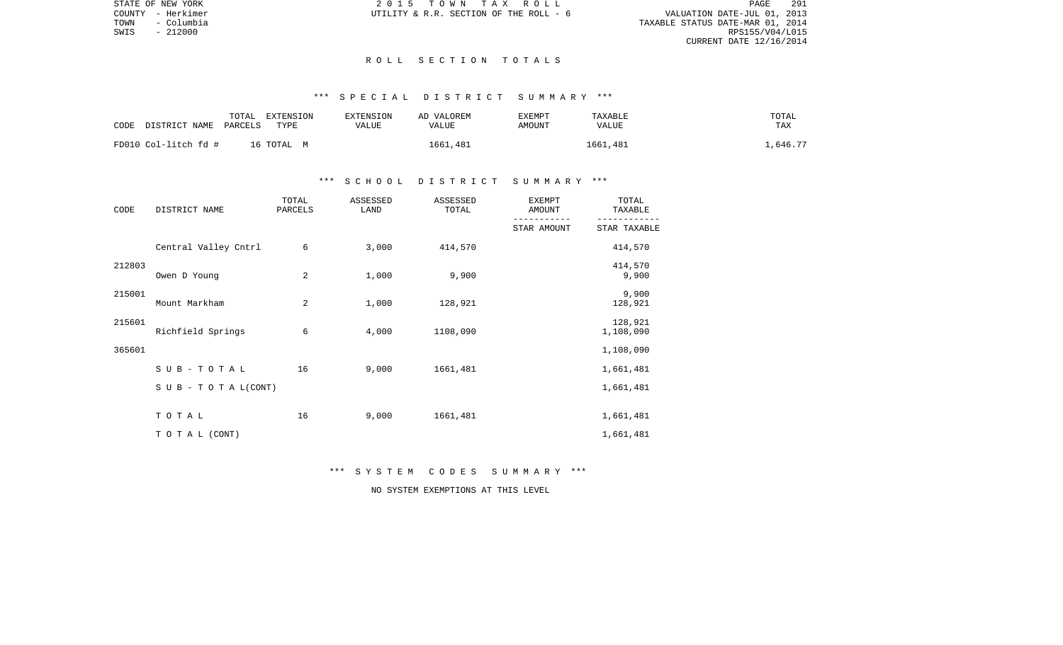STATE OF NEW YORK
COUNTY - Herkimer
TOWN - Columbia
SWIS - 212000

2 0 1 5 T O W N T A X R O L L
UTILITY & R.R. SECTION OF THE ROLL - 6

VALUATION DATE-JUL 01, 2013
TAXABLE STATUS DATE-MAR 01, 2014
RPS155/V04/L015
CURRENT DATE 12/16/2014

## R O L L S E C T I O N T O T A L S

### *** S P E C I A L D I S T R I C T S U M M A R Y ***

| CODE | DISTRICT NAME | TOTAL PARCELS | EXTENSION TYPE | EXTENSION VALUE | AD VALOREM VALUE | EXEMPT AMOUNT | TAXABLE VALUE | TOTAL TAX |
|---|---|---|---|---|---|---|---|---|
| FD010 | Col-litch fd # | 16 | TOTAL M | | 1661,481 | | 1661,481 | 1,646.77 |

### *** S C H O O L D I S T R I C T S U M M A R Y ***

| CODE | DISTRICT NAME | TOTAL PARCELS | ASSESSED LAND | ASSESSED TOTAL | EXEMPT AMOUNT / STAR AMOUNT | TOTAL TAXABLE / STAR TAXABLE |
|---|---|---|---|---|---|---|
| 212803 | Central Valley Cntrl | 6 | 3,000 | 414,570 | | 414,570 |
| | | | | | | 414,570 |
| 215001 | Owen D Young | 2 | 1,000 | 9,900 | | 9,900 |
| | | | | | | 9,900 |
| 215601 | Mount Markham | 2 | 1,000 | 128,921 | | 128,921 |
| | | | | | | 128,921 |
| 365601 | Richfield Springs | 6 | 4,000 | 1108,090 | | 1,108,090 |
| | | | | | | 1,108,090 |
| | S U B - T O T A L | 16 | 9,000 | 1661,481 | | 1,661,481 |
| | S U B - T O T A L (CONT) | | | | | 1,661,481 |
| | T O T A L | 16 | 9,000 | 1661,481 | | 1,661,481 |
| | T O T A L (CONT) | | | | | 1,661,481 |

### *** S Y S T E M C O D E S S U M M A R Y ***

NO SYSTEM EXEMPTIONS AT THIS LEVEL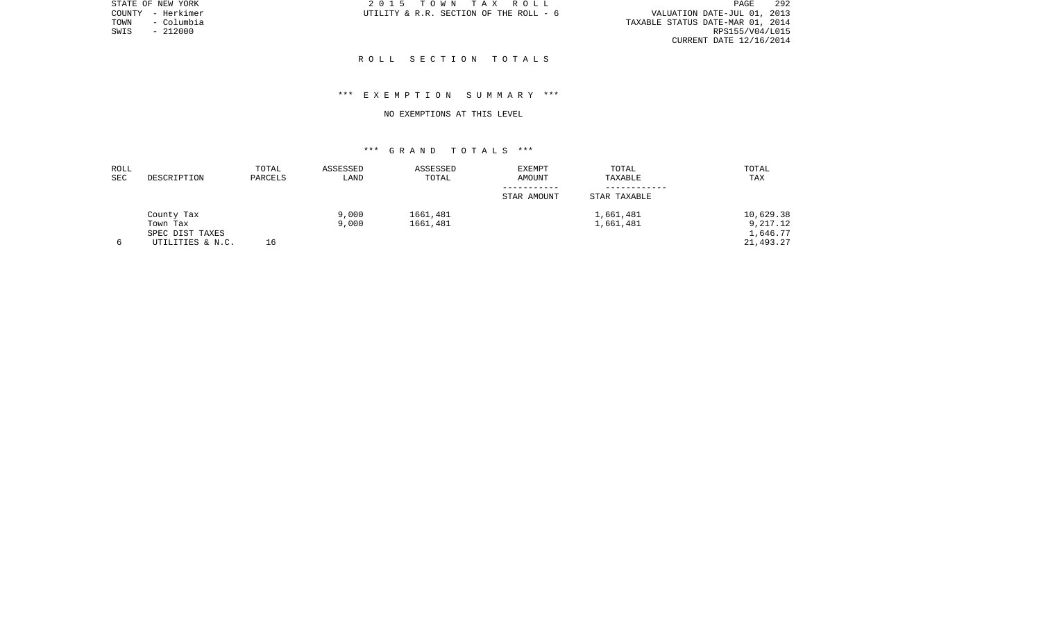STATE OF NEW YORK
COUNTY - Herkimer
TOWN - Columbia
SWIS - 212000

2 0 1 5 T O W N T A X R O L L
UTILITY & R.R. SECTION OF THE ROLL - 6

VALUATION DATE-JUL 01, 2013
TAXABLE STATUS DATE-MAR 01, 2014
RPS155/V04/L015
CURRENT DATE 12/16/2014

## R O L L S E C T I O N T O T A L S

### *** E X E M P T I O N S U M M A R Y ***

NO EXEMPTIONS AT THIS LEVEL

### *** G R A N D T O T A L S ***

| ROLL SEC | DESCRIPTION | TOTAL PARCELS | ASSESSED LAND | ASSESSED TOTAL | EXEMPT AMOUNT / STAR AMOUNT | TOTAL TAXABLE / STAR TAXABLE | TOTAL TAX |
|---|---|---|---|---|---|---|---|
| | County Tax | | 9,000 | 1661,481 | | 1,661,481 | 10,629.38 |
| | Town Tax | | 9,000 | 1661,481 | | 1,661,481 | 9,217.12 |
| | SPEC DIST TAXES | | | | | | 1,646.77 |
| 6 | UTILITIES & N.C. | 16 | | | | | 21,493.27 |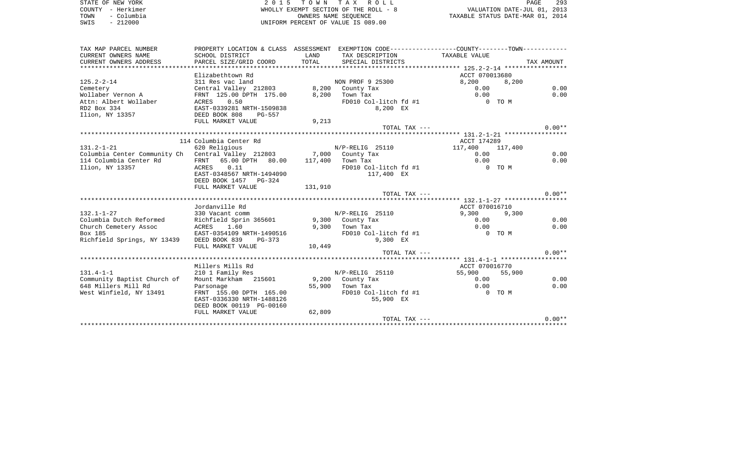STATE OF NEW YORK
COUNTY - Herkimer
TOWN - Columbia
SWIS - 212000

# 2 0 1 5 T O W N T A X R O L L

WHOLLY EXEMPT SECTION OF THE ROLL - 8
OWNERS NAME SEQUENCE
UNIFORM PERCENT OF VALUE IS 089.00

VALUATION DATE-JUL 01, 2013
TAXABLE STATUS DATE-MAR 01, 2014

| TAX MAP PARCEL NUMBER<br>CURRENT OWNERS NAME<br>CURRENT OWNERS ADDRESS | PROPERTY LOCATION & CLASS<br>SCHOOL DISTRICT<br>PARCEL SIZE/GRID COORD | ASSESSMENT<br>LAND<br>TOTAL | EXEMPTION CODE<br>TAX DESCRIPTION<br>SPECIAL DISTRICTS | COUNTY<br>TAXABLE VALUE | TOWN | TAX AMOUNT |
|---|---|---|---|---|---|---|
| **125.2-2-14** | Elizabethtown Rd | | | ACCT 070013680 | | |
| 125.2-2-14 | 311 Res vac land | | NON PROF 9 25300 | 8,200 | 8,200 | |
| Cemetery | Central Valley 212803 | 8,200 | County Tax | 0.00 | | 0.00 |
| Wollaber Vernon A | FRNT 125.00 DPTH 175.00 | 8,200 | Town Tax | 0.00 | | 0.00 |
| Attn: Albert Wollaber | ACRES 0.50 | | FD010 Col-litch fd #1 | 0 TO M | | |
| RD2 Box 334 | EAST-0339281 NRTH-1509838 | | 8,200 EX | | | |
| Ilion, NY 13357 | DEED BOOK 808 PG-557 | | | | | |
| | FULL MARKET VALUE | 9,213 | | | | |
| | | | TOTAL TAX --- | | | 0.00** |
| **131.2-1-21** | 114 Columbia Center Rd | | | ACCT 174289 | | |
| 131.2-1-21 | 620 Religious | | N/P-RELIG 25110 | 117,400 | 117,400 | |
| Columbia Center Community Ch | Central Valley 212803 | 7,000 | County Tax | 0.00 | | 0.00 |
| 114 Columbia Center Rd | FRNT 65.00 DPTH 80.00 | 117,400 | Town Tax | 0.00 | | 0.00 |
| Ilion, NY 13357 | ACRES 0.11 | | FD010 Col-litch fd #1 | 0 TO M | | |
| | EAST-0348567 NRTH-1494090 | | 117,400 EX | | | |
| | DEED BOOK 1457 PG-324 | | | | | |
| | FULL MARKET VALUE | 131,910 | | | | |
| | | | TOTAL TAX --- | | | 0.00** |
| **132.1-1-27** | Jordanville Rd | | | ACCT 070016710 | | |
| 132.1-1-27 | 330 Vacant comm | | N/P-RELIG 25110 | 9,300 | 9,300 | |
| Columbia Dutch Reformed | Richfield Sprin 365601 | 9,300 | County Tax | 0.00 | | 0.00 |
| Church Cemetery Assoc | ACRES 1.60 | 9,300 | Town Tax | 0.00 | | 0.00 |
| Box 185 | EAST-0354109 NRTH-1490516 | | FD010 Col-litch fd #1 | 0 TO M | | |
| Richfield Springs, NY 13439 | DEED BOOK 839 PG-373 | | 9,300 EX | | | |
| | FULL MARKET VALUE | 10,449 | | | | |
| | | | TOTAL TAX --- | | | 0.00** |
| **131.4-1-1** | Millers Mills Rd | | | ACCT 070016770 | | |
| 131.4-1-1 | 210 1 Family Res | | N/P-RELIG 25110 | 55,900 | 55,900 | |
| Community Baptist Church of | Mount Markham 215601 | 9,200 | County Tax | 0.00 | | 0.00 |
| 648 Millers Mill Rd | Parsonage | 55,900 | Town Tax | 0.00 | | 0.00 |
| West Winfield, NY 13491 | FRNT 155.00 DPTH 165.00 | | FD010 Col-litch fd #1 | 0 TO M | | |
| | EAST-0336330 NRTH-1488126 | | 55,900 EX | | | |
| | DEED BOOK 00119 PG-00160 | | | | | |
| | FULL MARKET VALUE | 62,809 | | | | |
| | | | TOTAL TAX --- | | | 0.00** |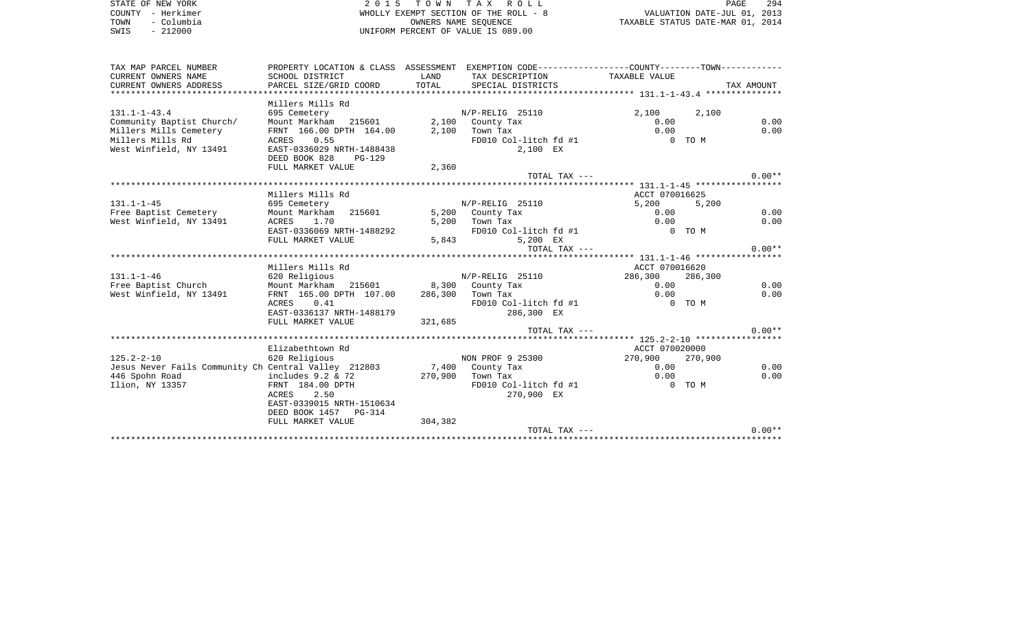STATE OF NEW YORK | COUNTY - Herkimer | TOWN - Columbia | SWIS - 212000

# 2015 TOWN TAX ROLL

WHOLLY EXEMPT SECTION OF THE ROLL - 8
OWNERS NAME SEQUENCE
UNIFORM PERCENT OF VALUE IS 089.00

VALUATION DATE-JUL 01, 2013
TAXABLE STATUS DATE-MAR 01, 2014

| TAX MAP PARCEL NUMBER / CURRENT OWNERS NAME / CURRENT OWNERS ADDRESS | PROPERTY LOCATION & CLASS / SCHOOL DISTRICT / PARCEL SIZE/GRID COORD | ASSESSMENT LAND / TOTAL | EXEMPTION CODE / TAX DESCRIPTION / SPECIAL DISTRICTS | COUNTY TAXABLE VALUE | TOWN | TAX AMOUNT |
|---|---|---|---|---|---|---|
| **131.1-1-43.4** | Millers Mills Rd | | | | | |
| 131.1-1-43.4 | 695 Cemetery | | N/P-RELIG 25110 | 2,100 | 2,100 | |
| Community Baptist Church/ | Mount Markham 215601 | 2,100 | County Tax | 0.00 | | 0.00 |
| Millers Mills Cemetery | FRNT 166.00 DPTH 164.00 | 2,100 | Town Tax | 0.00 | | 0.00 |
| Millers Mills Rd | ACRES 0.55 | | FD010 Col-litch fd #1 | 0 TO M | | |
| West Winfield, NY 13491 | EAST-0336029 NRTH-1488438 | | 2,100 EX | | | |
| | DEED BOOK 828 PG-129 | | | | | |
| | FULL MARKET VALUE | 2,360 | | | | |
| | | | TOTAL TAX --- | | | 0.00** |
| **131.1-1-45** | Millers Mills Rd | | | ACCT 070016625 | | |
| 131.1-1-45 | 695 Cemetery | | N/P-RELIG 25110 | 5,200 | 5,200 | |
| Free Baptist Cemetery | Mount Markham 215601 | 5,200 | County Tax | 0.00 | | 0.00 |
| West Winfield, NY 13491 | ACRES 1.70 | 5,200 | Town Tax | 0.00 | | 0.00 |
| | EAST-0336069 NRTH-1488292 | | FD010 Col-litch fd #1 | 0 TO M | | |
| | FULL MARKET VALUE | 5,843 | 5,200 EX | | | |
| | | | TOTAL TAX --- | | | 0.00** |
| **131.1-1-46** | Millers Mills Rd | | | ACCT 070016620 | | |
| 131.1-1-46 | 620 Religious | | N/P-RELIG 25110 | 286,300 | 286,300 | |
| Free Baptist Church | Mount Markham 215601 | 8,300 | County Tax | 0.00 | | 0.00 |
| West Winfield, NY 13491 | FRNT 165.00 DPTH 107.00 | 286,300 | Town Tax | 0.00 | | 0.00 |
| | ACRES 0.41 | | FD010 Col-litch fd #1 | 0 TO M | | |
| | EAST-0336137 NRTH-1488179 | | 286,300 EX | | | |
| | FULL MARKET VALUE | 321,685 | | | | |
| | | | TOTAL TAX --- | | | 0.00** |
| **125.2-2-10** | Elizabethtown Rd | | | ACCT 070020000 | | |
| 125.2-2-10 | 620 Religious | | NON PROF 9 25300 | 270,900 | 270,900 | |
| Jesus Never Fails Community Ch | Central Valley 212803 | 7,400 | County Tax | 0.00 | | 0.00 |
| 446 Spohn Road | includes 9.2 & 72 | 270,900 | Town Tax | 0.00 | | 0.00 |
| Ilion, NY 13357 | FRNT 184.00 DPTH | | FD010 Col-litch fd #1 | 0 TO M | | |
| | ACRES 2.50 | | 270,900 EX | | | |
| | EAST-0339015 NRTH-1510634 | | | | | |
| | DEED BOOK 1457 PG-314 | | | | | |
| | FULL MARKET VALUE | 304,382 | | | | |
| | | | TOTAL TAX --- | | | 0.00** |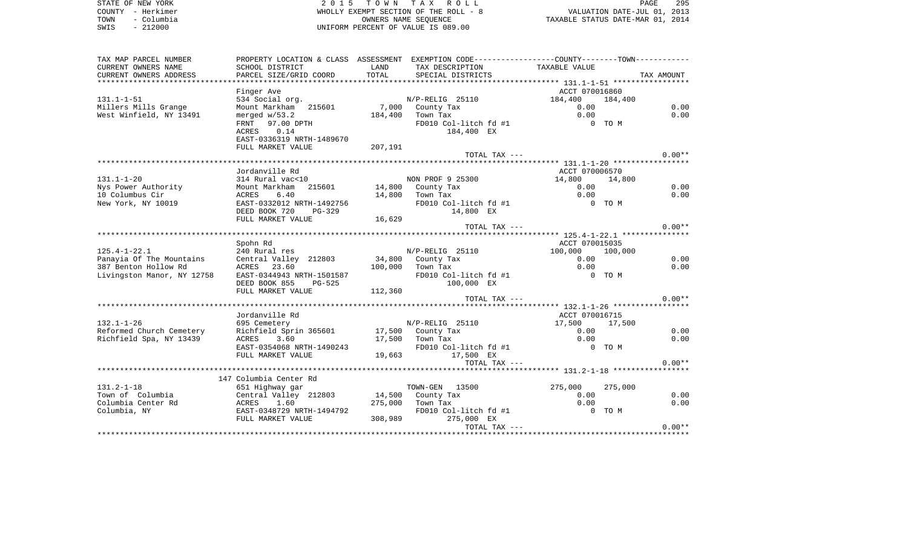STATE OF NEW YORK — 2015 TOWN TAX ROLL
COUNTY - Herkimer — WHOLLY EXEMPT SECTION OF THE ROLL - 8 — VALUATION DATE-JUL 01, 2013
TOWN - Columbia — OWNERS NAME SEQUENCE — TAXABLE STATUS DATE-MAR 01, 2014
SWIS - 212000 — UNIFORM PERCENT OF VALUE IS 089.00

| TAX MAP PARCEL NUMBER / CURRENT OWNERS NAME / CURRENT OWNERS ADDRESS | PROPERTY LOCATION & CLASS / SCHOOL DISTRICT / PARCEL SIZE/GRID COORD | ASSESSMENT LAND / TOTAL | EXEMPTION CODE / TAX DESCRIPTION / SPECIAL DISTRICTS | COUNTY TAXABLE VALUE | TOWN | TAX AMOUNT |
|---|---|---|---|---|---|---|
| | Finger Ave | | | ACCT 070016860 | | |
| 131.1-1-51 | 534 Social org. | | N/P-RELIG 25110 | 184,400 | 184,400 | |
| Millers Mills Grange | Mount Markham 215601 | 7,000 | County Tax | 0.00 | | 0.00 |
| West Winfield, NY 13491 | merged w/53.2 | 184,400 | Town Tax | 0.00 | | 0.00 |
| | FRNT 97.00 DPTH | | FD010 Col-litch fd #1 | 0 | TO M | |
| | ACRES 0.14 | | 184,400 EX | | | |
| | EAST-0336319 NRTH-1489670 | | | | | |
| | FULL MARKET VALUE | 207,191 | | | | |
| | | | TOTAL TAX --- | | | 0.00** |
| | Jordanville Rd | | | ACCT 070006570 | | |
| 131.1-1-20 | 314 Rural vac<10 | | NON PROF 9 25300 | 14,800 | 14,800 | |
| Nys Power Authority | Mount Markham 215601 | 14,800 | County Tax | 0.00 | | 0.00 |
| 10 Columbus Cir | ACRES 6.40 | 14,800 | Town Tax | 0.00 | | 0.00 |
| New York, NY 10019 | EAST-0332012 NRTH-1492756 | | FD010 Col-litch fd #1 | 0 | TO M | |
| | DEED BOOK 720 PG-329 | | 14,800 EX | | | |
| | FULL MARKET VALUE | 16,629 | | | | |
| | | | TOTAL TAX --- | | | 0.00** |
| | Spohn Rd | | | ACCT 070015035 | | |
| 125.4-1-22.1 | 240 Rural res | | N/P-RELIG 25110 | 100,000 | 100,000 | |
| Panayia Of The Mountains | Central Valley 212803 | 34,800 | County Tax | 0.00 | | 0.00 |
| 387 Benton Hollow Rd | ACRES 23.60 | 100,000 | Town Tax | 0.00 | | 0.00 |
| Livingston Manor, NY 12758 | EAST-0344943 NRTH-1501587 | | FD010 Col-litch fd #1 | 0 | TO M | |
| | DEED BOOK 855 PG-525 | | 100,000 EX | | | |
| | FULL MARKET VALUE | 112,360 | | | | |
| | | | TOTAL TAX --- | | | 0.00** |
| | Jordanville Rd | | | ACCT 070016715 | | |
| 132.1-1-26 | 695 Cemetery | | N/P-RELIG 25110 | 17,500 | 17,500 | |
| Reformed Church Cemetery | Richfield Sprin 365601 | 17,500 | County Tax | 0.00 | | 0.00 |
| Richfield Spa, NY 13439 | ACRES 3.60 | 17,500 | Town Tax | 0.00 | | 0.00 |
| | EAST-0354068 NRTH-1490243 | | FD010 Col-litch fd #1 | 0 | TO M | |
| | FULL MARKET VALUE | 19,663 | 17,500 EX | | | |
| | | | TOTAL TAX --- | | | 0.00** |
| | 147 Columbia Center Rd | | | | | |
| 131.2-1-18 | 651 Highway gar | | TOWN-GEN 13500 | 275,000 | 275,000 | |
| Town of Columbia | Central Valley 212803 | 14,500 | County Tax | 0.00 | | 0.00 |
| Columbia Center Rd | ACRES 1.60 | 275,000 | Town Tax | 0.00 | | 0.00 |
| Columbia, NY | EAST-0348729 NRTH-1494792 | | FD010 Col-litch fd #1 | 0 | TO M | |
| | FULL MARKET VALUE | 308,989 | 275,000 EX | | | |
| | | | TOTAL TAX --- | | | 0.00** |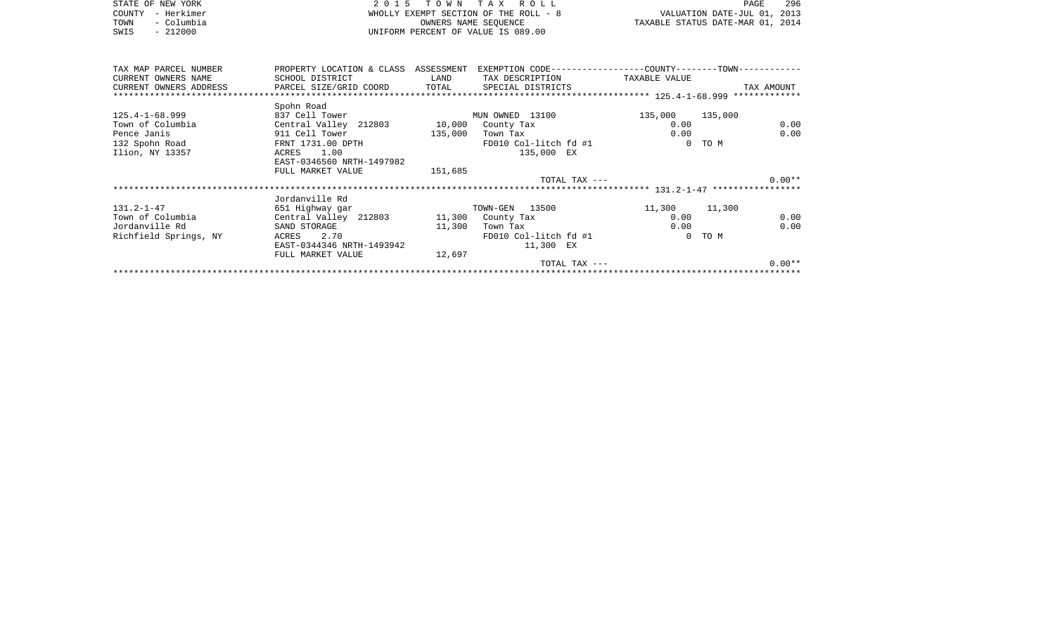STATE OF NEW YORK — 2015 TOWN TAX ROLL
COUNTY - Herkimer — WHOLLY EXEMPT SECTION OF THE ROLL - 8 — VALUATION DATE-JUL 01, 2013
TOWN - Columbia — OWNERS NAME SEQUENCE — TAXABLE STATUS DATE-MAR 01, 2014
SWIS - 212000 — UNIFORM PERCENT OF VALUE IS 089.00

| TAX MAP PARCEL NUMBER / CURRENT OWNERS NAME / CURRENT OWNERS ADDRESS | PROPERTY LOCATION & CLASS / SCHOOL DISTRICT / PARCEL SIZE/GRID COORD | ASSESSMENT LAND / TOTAL | EXEMPTION CODE / TAX DESCRIPTION / SPECIAL DISTRICTS | COUNTY TAXABLE VALUE | TOWN | TAX AMOUNT |
|---|---|---|---|---|---|---|
| **125.4-1-68.999** | Spohn Road | | | | | |
| 125.4-1-68.999 | 837 Cell Tower | | MUN OWNED 13100 | 135,000 | 135,000 | |
| Town of Columbia | Central Valley 212803 | 10,000 | County Tax | 0.00 | | 0.00 |
| Pence Janis | 911 Cell Tower | 135,000 | Town Tax | 0.00 | | 0.00 |
| 132 Spohn Road | FRNT 1731.00 DPTH | | FD010 Col-litch fd #1 | 0 | TO M | |
| Ilion, NY 13357 | ACRES 1.00 | | 135,000 EX | | | |
| | EAST-0346560 NRTH-1497982 | | | | | |
| | FULL MARKET VALUE | 151,685 | | | | |
| | | | TOTAL TAX --- | | | 0.00** |
| **131.2-1-47** | Jordanville Rd | | | | | |
| 131.2-1-47 | 651 Highway gar | | TOWN-GEN 13500 | 11,300 | 11,300 | |
| Town of Columbia | Central Valley 212803 | 11,300 | County Tax | 0.00 | | 0.00 |
| Jordanville Rd | SAND STORAGE | 11,300 | Town Tax | 0.00 | | 0.00 |
| Richfield Springs, NY | ACRES 2.70 | | FD010 Col-litch fd #1 | 0 | TO M | |
| | EAST-0344346 NRTH-1493942 | | 11,300 EX | | | |
| | FULL MARKET VALUE | 12,697 | | | | |
| | | | TOTAL TAX --- | | | 0.00** |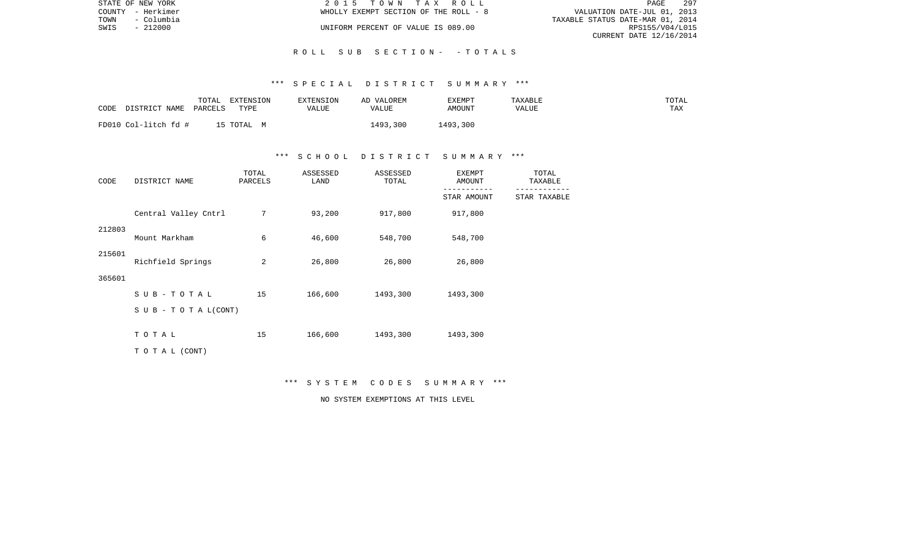STATE OF NEW YORK | 2 0 1 5 T O W N T A X R O L L | PAGE 297
COUNTY - Herkimer | WHOLLY EXEMPT SECTION OF THE ROLL - 8 | VALUATION DATE-JUL 01, 2013
TOWN - Columbia | | TAXABLE STATUS DATE-MAR 01, 2014
SWIS - 212000 | UNIFORM PERCENT OF VALUE IS 089.00 | RPS155/V04/L015
CURRENT DATE 12/16/2014

R O L L S U B S E C T I O N - - T O T A L S

*** S P E C I A L D I S T R I C T S U M M A R Y ***

| CODE | DISTRICT NAME | TOTAL PARCELS | EXTENSION TYPE | EXTENSION VALUE | AD VALOREM VALUE | EXEMPT AMOUNT | TAXABLE VALUE | TOTAL TAX |
|---|---|---|---|---|---|---|---|---|
| FD010 | Col-litch fd # | 15 | TOTAL M | | 1493,300 | 1493,300 | | |

*** S C H O O L D I S T R I C T S U M M A R Y ***

| CODE | DISTRICT NAME | TOTAL PARCELS | ASSESSED LAND | ASSESSED TOTAL | EXEMPT AMOUNT / STAR AMOUNT | TOTAL TAXABLE / STAR TAXABLE |
|---|---|---|---|---|---|---|
| 212803 | Central Valley Cntrl | 7 | 93,200 | 917,800 | 917,800 | |
| 215601 | Mount Markham | 6 | 46,600 | 548,700 | 548,700 | |
| 365601 | Richfield Springs | 2 | 26,800 | 26,800 | 26,800 | |
| | S U B - T O T A L | 15 | 166,600 | 1493,300 | 1493,300 | |
| | S U B - T O T A L (CONT) | | | | | |
| | T O T A L | 15 | 166,600 | 1493,300 | 1493,300 | |
| | T O T A L (CONT) | | | | | |

*** S Y S T E M C O D E S S U M M A R Y ***

NO SYSTEM EXEMPTIONS AT THIS LEVEL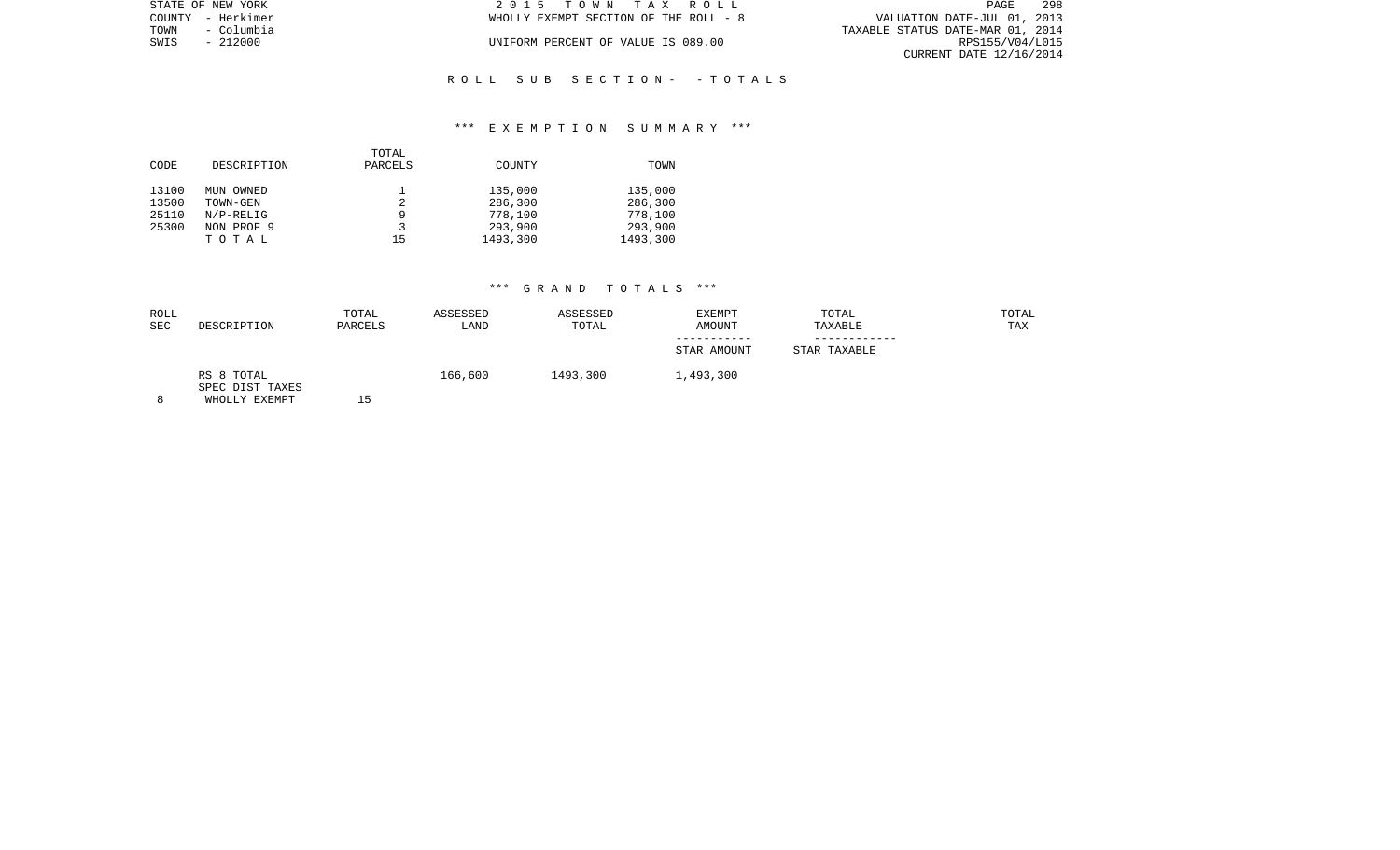STATE OF NEW YORK
COUNTY - Herkimer
TOWN - Columbia
SWIS - 212000

2 0 1 5 T O W N T A X R O L L
WHOLLY EXEMPT SECTION OF THE ROLL - 8

UNIFORM PERCENT OF VALUE IS 089.00

VALUATION DATE-JUL 01, 2013
TAXABLE STATUS DATE-MAR 01, 2014
RPS155/V04/L015
CURRENT DATE 12/16/2014

R O L L S U B S E C T I O N - - T O T A L S

*** E X E M P T I O N S U M M A R Y ***

| CODE | DESCRIPTION | TOTAL PARCELS | COUNTY | TOWN |
|---|---|---|---|---|
| 13100 | MUN OWNED | 1 | 135,000 | 135,000 |
| 13500 | TOWN-GEN | 2 | 286,300 | 286,300 |
| 25110 | N/P-RELIG | 9 | 778,100 | 778,100 |
| 25300 | NON PROF 9 | 3 | 293,900 | 293,900 |
| | T O T A L | 15 | 1493,300 | 1493,300 |

*** G R A N D T O T A L S ***

| ROLL SEC | DESCRIPTION | TOTAL PARCELS | ASSESSED LAND | ASSESSED TOTAL | EXEMPT AMOUNT / STAR AMOUNT | TOTAL TAXABLE / STAR TAXABLE | TOTAL TAX |
|---|---|---|---|---|---|---|---|
| 8 | RS 8 TOTAL SPEC DIST TAXES WHOLLY EXEMPT | 15 | 166,600 | 1493,300 | 1,493,300 | | |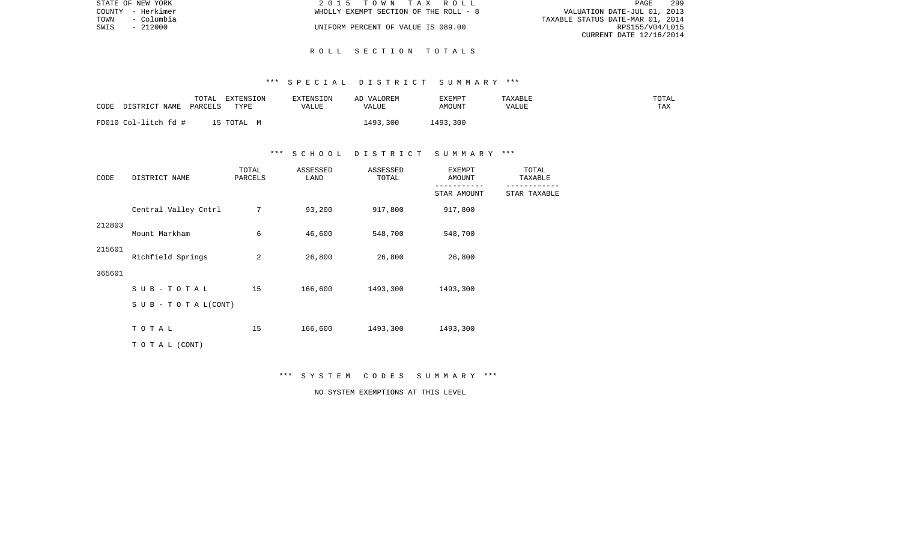STATE OF NEW YORK | 2015 TOWN TAX ROLL
COUNTY - Herkimer | WHOLLY EXEMPT SECTION OF THE ROLL - 8 | VALUATION DATE-JUL 01, 2013
TOWN - Columbia | TAXABLE STATUS DATE-MAR 01, 2014
SWIS - 212000 | UNIFORM PERCENT OF VALUE IS 089.00 | RPS155/V04/L015
CURRENT DATE 12/16/2014

## ROLL SECTION TOTALS

### *** SPECIAL DISTRICT SUMMARY ***

| CODE | DISTRICT NAME | TOTAL PARCELS | EXTENSION TYPE | EXTENSION VALUE | AD VALOREM VALUE | EXEMPT AMOUNT | TAXABLE VALUE | TOTAL TAX |
|---|---|---|---|---|---|---|---|---|
| FD010 | Col-litch fd # | 15 | TOTAL M | | 1493,300 | 1493,300 | | |

### *** SCHOOL DISTRICT SUMMARY ***

| CODE | DISTRICT NAME | TOTAL PARCELS | ASSESSED LAND | ASSESSED TOTAL | EXEMPT AMOUNT / STAR AMOUNT | TOTAL TAXABLE / STAR TAXABLE |
|---|---|---|---|---|---|---|
| 212803 | Central Valley Cntrl | 7 | 93,200 | 917,800 | 917,800 | |
| 215601 | Mount Markham | 6 | 46,600 | 548,700 | 548,700 | |
| 365601 | Richfield Springs | 2 | 26,800 | 26,800 | 26,800 | |
| | SUB-TOTAL | 15 | 166,600 | 1493,300 | 1493,300 | |
| | SUB - TOTAL(CONT) | | | | | |
| | TOTAL | 15 | 166,600 | 1493,300 | 1493,300 | |
| | TOTAL (CONT) | | | | | |

### *** SYSTEM CODES SUMMARY ***

NO SYSTEM EXEMPTIONS AT THIS LEVEL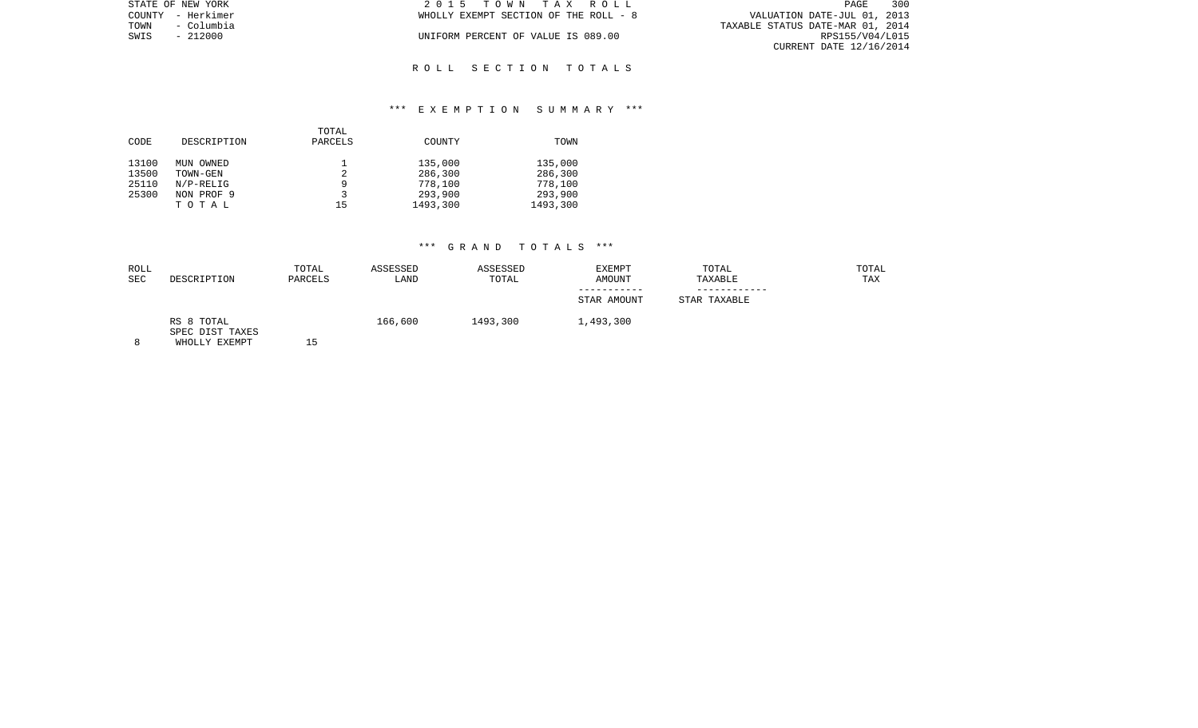STATE OF NEW YORK | 2 0 1 5 T O W N T A X R O L L | PAGE 300
COUNTY - Herkimer | WHOLLY EXEMPT SECTION OF THE ROLL - 8 | VALUATION DATE-JUL 01, 2013
TOWN - Columbia | | TAXABLE STATUS DATE-MAR 01, 2014
SWIS - 212000 | UNIFORM PERCENT OF VALUE IS 089.00 | RPS155/V04/L015
CURRENT DATE 12/16/2014

## R O L L S E C T I O N T O T A L S

### *** E X E M P T I O N S U M M A R Y ***

| CODE | DESCRIPTION | TOTAL PARCELS | COUNTY | TOWN |
|---|---|---|---|---|
| 13100 | MUN OWNED | 1 | 135,000 | 135,000 |
| 13500 | TOWN-GEN | 2 | 286,300 | 286,300 |
| 25110 | N/P-RELIG | 9 | 778,100 | 778,100 |
| 25300 | NON PROF 9 | 3 | 293,900 | 293,900 |
| | T O T A L | 15 | 1493,300 | 1493,300 |

### *** G R A N D T O T A L S ***

| ROLL SEC | DESCRIPTION | TOTAL PARCELS | ASSESSED LAND | ASSESSED TOTAL | EXEMPT AMOUNT<br>-----------<br>STAR AMOUNT | TOTAL TAXABLE<br>------------<br>STAR TAXABLE | TOTAL TAX |
|---|---|---|---|---|---|---|---|
| | RS 8 TOTAL | | 166,600 | 1493,300 | 1,493,300 | | |
| | SPEC DIST TAXES | | | | | | |
| 8 | WHOLLY EXEMPT | 15 | | | | | |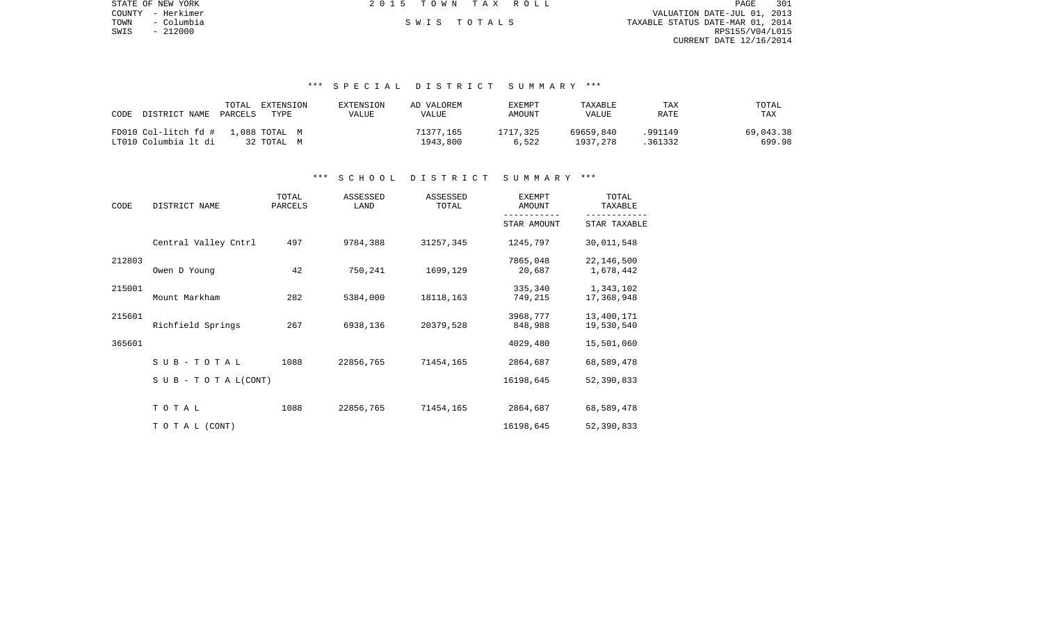STATE OF NEW YORK
COUNTY - Herkimer
TOWN - Columbia
SWIS - 212000

2 0 1 5 T O W N T A X R O L L

S W I S T O T A L S

VALUATION DATE-JUL 01, 2013
TAXABLE STATUS DATE-MAR 01, 2014
RPS155/V04/L015
CURRENT DATE 12/16/2014

### *** S P E C I A L D I S T R I C T S U M M A R Y ***

| CODE DISTRICT NAME | TOTAL PARCELS | EXTENSION TYPE | EXTENSION VALUE | AD VALOREM VALUE | EXEMPT AMOUNT | TAXABLE VALUE | TAX RATE | TOTAL TAX |
|---|---|---|---|---|---|---|---|---|
| FD010 Col-litch fd # | 1,088 | TOTAL M | | 71377,165 | 1717,325 | 69659,840 | .991149 | 69,043.38 |
| LT010 Columbia lt di | 32 | TOTAL M | | 1943,800 | 6,522 | 1937,278 | .361332 | 699.98 |

### *** S C H O O L D I S T R I C T S U M M A R Y ***

| CODE | DISTRICT NAME | TOTAL PARCELS | ASSESSED LAND | ASSESSED TOTAL | EXEMPT AMOUNT / STAR AMOUNT | TOTAL TAXABLE / STAR TAXABLE |
|---|---|---|---|---|---|---|
| | Central Valley Cntrl | 497 | 9784,388 | 31257,345 | 1245,797 | 30,011,548 |
| 212803 | | | | | 7865,048 | 22,146,500 |
| | Owen D Young | 42 | 750,241 | 1699,129 | 20,687 | 1,678,442 |
| 215001 | | | | | 335,340 | 1,343,102 |
| | Mount Markham | 282 | 5384,000 | 18118,163 | 749,215 | 17,368,948 |
| 215601 | | | | | 3968,777 | 13,400,171 |
| | Richfield Springs | 267 | 6938,136 | 20379,528 | 848,988 | 19,530,540 |
| 365601 | | | | | 4029,480 | 15,501,060 |
| | S U B - T O T A L | 1088 | 22856,765 | 71454,165 | 2864,687 | 68,589,478 |
| | S U B - T O T A L(CONT) | | | | 16198,645 | 52,390,833 |
| | T O T A L | 1088 | 22856,765 | 71454,165 | 2864,687 | 68,589,478 |
| | T O T A L (CONT) | | | | 16198,645 | 52,390,833 |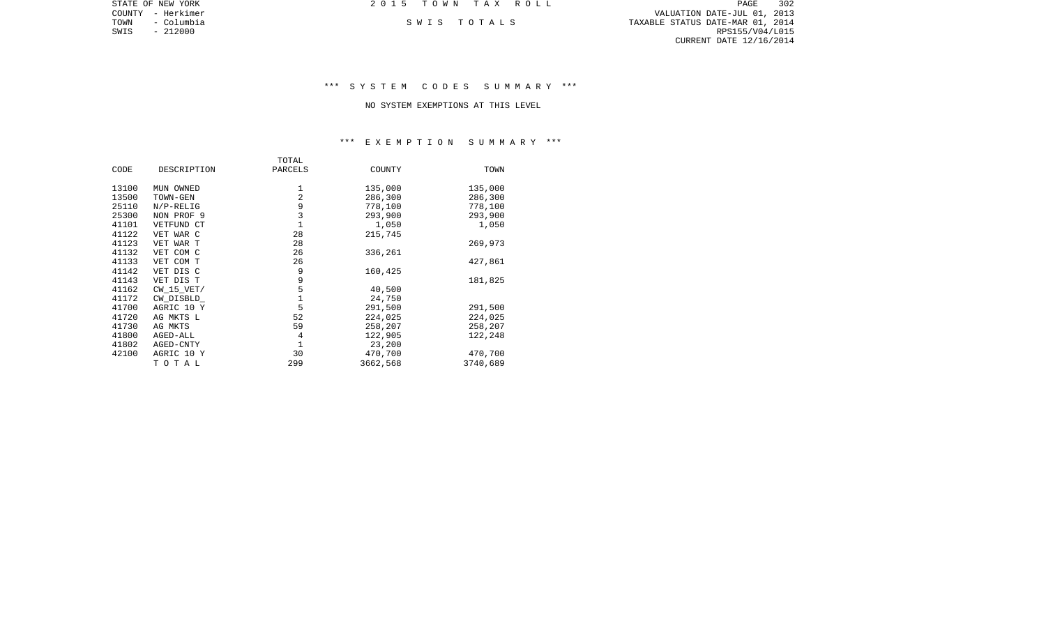STATE OF NEW YORK
COUNTY - Herkimer
TOWN - Columbia
SWIS - 212000

2 0 1 5 T O W N T A X R O L L

S W I S T O T A L S

VALUATION DATE-JUL 01, 2013
TAXABLE STATUS DATE-MAR 01, 2014
RPS155/V04/L015
CURRENT DATE 12/16/2014

### *** S Y S T E M C O D E S S U M M A R Y ***

NO SYSTEM EXEMPTIONS AT THIS LEVEL

### *** E X E M P T I O N S U M M A R Y ***

| CODE | DESCRIPTION | TOTAL PARCELS | COUNTY | TOWN |
|---|---|---|---|---|
| 13100 | MUN OWNED | 1 | 135,000 | 135,000 |
| 13500 | TOWN-GEN | 2 | 286,300 | 286,300 |
| 25110 | N/P-RELIG | 9 | 778,100 | 778,100 |
| 25300 | NON PROF 9 | 3 | 293,900 | 293,900 |
| 41101 | VETFUND CT | 1 | 1,050 | 1,050 |
| 41122 | VET WAR C | 28 | 215,745 | |
| 41123 | VET WAR T | 28 | | 269,973 |
| 41132 | VET COM C | 26 | 336,261 | |
| 41133 | VET COM T | 26 | | 427,861 |
| 41142 | VET DIS C | 9 | 160,425 | |
| 41143 | VET DIS T | 9 | | 181,825 |
| 41162 | CW_15_VET/ | 5 | 40,500 | |
| 41172 | CW_DISBLD_ | 1 | 24,750 | |
| 41700 | AGRIC 10 Y | 5 | 291,500 | 291,500 |
| 41720 | AG MKTS L | 52 | 224,025 | 224,025 |
| 41730 | AG MKTS | 59 | 258,207 | 258,207 |
| 41800 | AGED-ALL | 4 | 122,905 | 122,248 |
| 41802 | AGED-CNTY | 1 | 23,200 | |
| 42100 | AGRIC 10 Y | 30 | 470,700 | 470,700 |
| | T O T A L | 299 | 3662,568 | 3740,689 |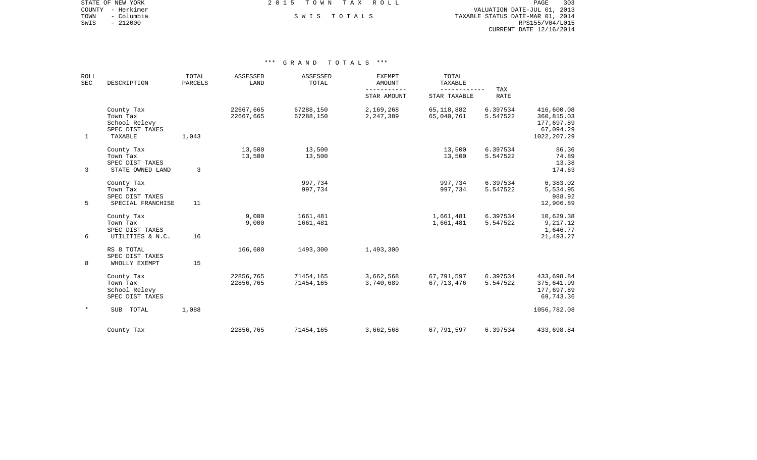STATE OF NEW YORK
COUNTY - Herkimer
TOWN - Columbia
SWIS - 212000

2 0 1 5 T O W N T A X R O L L

S W I S T O T A L S

VALUATION DATE-JUL 01, 2013
TAXABLE STATUS DATE-MAR 01, 2014
RPS155/V04/L015
CURRENT DATE 12/16/2014

*** G R A N D T O T A L S ***

| ROLL SEC | DESCRIPTION | TOTAL PARCELS | ASSESSED LAND | ASSESSED TOTAL | EXEMPT AMOUNT / STAR AMOUNT | TOTAL TAXABLE / STAR TAXABLE | TAX RATE | |
|---|---|---|---|---|---|---|---|---|
| | County Tax | | 22667,665 | 67288,150 | 2,169,268 | 65,118,882 | 6.397534 | 416,600.08 |
| | Town Tax | | 22667,665 | 67288,150 | 2,247,389 | 65,040,761 | 5.547522 | 360,815.03 |
| | School Relevy | | | | | | | 177,697.89 |
| | SPEC DIST TAXES | | | | | | | 67,094.29 |
| 1 | TAXABLE | 1,043 | | | | | | 1022,207.29 |
| | County Tax | | 13,500 | 13,500 | | 13,500 | 6.397534 | 86.36 |
| | Town Tax | | 13,500 | 13,500 | | 13,500 | 5.547522 | 74.89 |
| | SPEC DIST TAXES | | | | | | | 13.38 |
| 3 | STATE OWNED LAND | 3 | | | | | | 174.63 |
| | County Tax | | | 997,734 | | 997,734 | 6.397534 | 6,383.02 |
| | Town Tax | | | 997,734 | | 997,734 | 5.547522 | 5,534.95 |
| | SPEC DIST TAXES | | | | | | | 988.92 |
| 5 | SPECIAL FRANCHISE | 11 | | | | | | 12,906.89 |
| | County Tax | | 9,000 | 1661,481 | | 1,661,481 | 6.397534 | 10,629.38 |
| | Town Tax | | 9,000 | 1661,481 | | 1,661,481 | 5.547522 | 9,217.12 |
| | SPEC DIST TAXES | | | | | | | 1,646.77 |
| 6 | UTILITIES & N.C. | 16 | | | | | | 21,493.27 |
| | RS 8 TOTAL | | 166,600 | 1493,300 | 1,493,300 | | | |
| | SPEC DIST TAXES | | | | | | | |
| 8 | WHOLLY EXEMPT | 15 | | | | | | |
| | County Tax | | 22856,765 | 71454,165 | 3,662,568 | 67,791,597 | 6.397534 | 433,698.84 |
| | Town Tax | | 22856,765 | 71454,165 | 3,740,689 | 67,713,476 | 5.547522 | 375,641.99 |
| | School Relevy | | | | | | | 177,697.89 |
| | SPEC DIST TAXES | | | | | | | 69,743.36 |
| * | SUB TOTAL | 1,088 | | | | | | 1056,782.08 |
| | County Tax | | 22856,765 | 71454,165 | 3,662,568 | 67,791,597 | 6.397534 | 433,698.84 |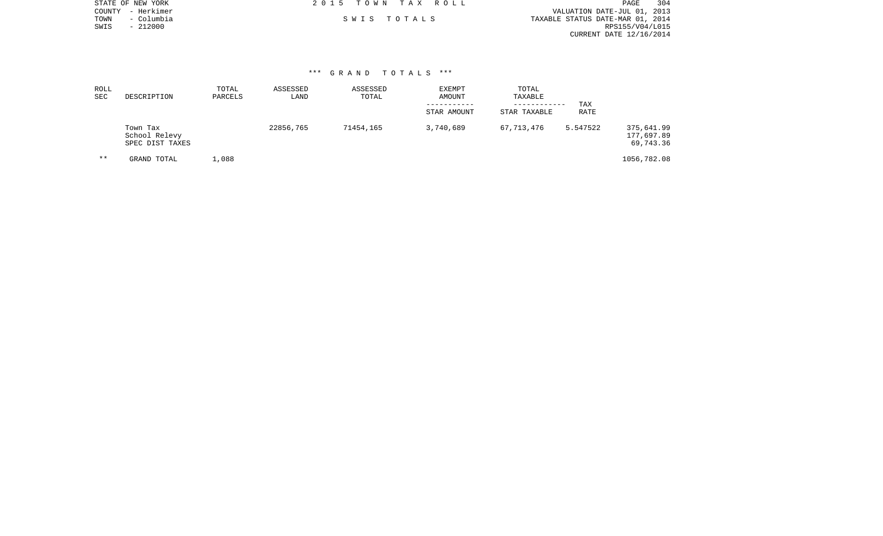STATE OF NEW YORK
COUNTY - Herkimer
TOWN - Columbia
SWIS - 212000

2 0 1 5 T O W N T A X R O L L

S W I S T O T A L S

VALUATION DATE-JUL 01, 2013
TAXABLE STATUS DATE-MAR 01, 2014
RPS155/V04/L015
CURRENT DATE 12/16/2014

*** G R A N D T O T A L S ***

| ROLL SEC | DESCRIPTION | TOTAL PARCELS | ASSESSED LAND | ASSESSED TOTAL | EXEMPT AMOUNT<br>-----------<br>STAR AMOUNT | TOTAL TAXABLE<br>------------<br>STAR TAXABLE | TAX RATE | |
|---|---|---|---|---|---|---|---|---|
| | Town Tax<br>School Relevy<br>SPEC DIST TAXES | | 22856,765 | 71454,165 | 3,740,689 | 67,713,476 | 5.547522 | 375,641.99<br>177,697.89<br>69,743.36 |
| ** | GRAND TOTAL | 1,088 | | | | | | 1056,782.08 |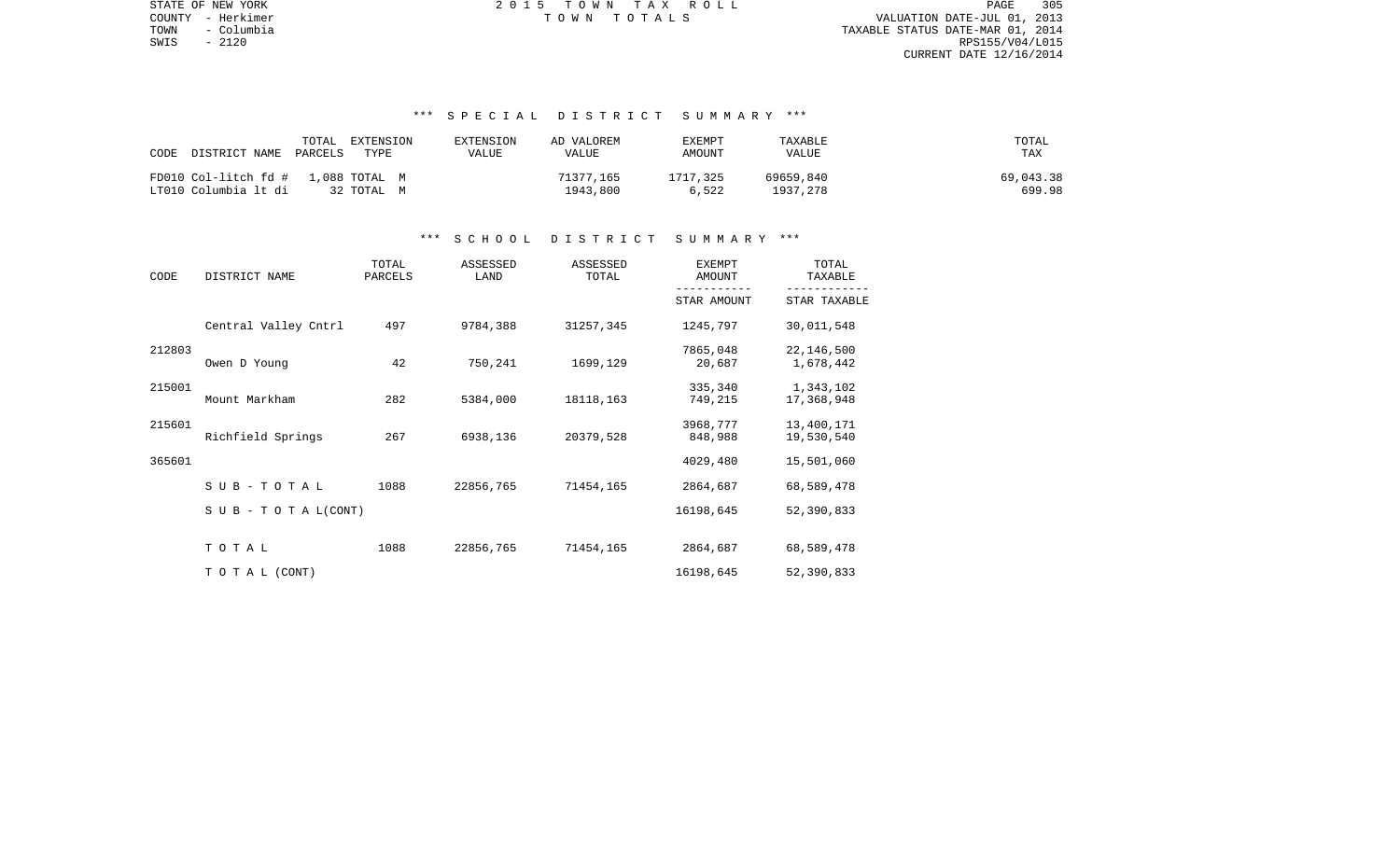STATE OF NEW YORK
COUNTY - Herkimer
TOWN - Columbia
SWIS - 2120

2 0 1 5 T O W N T A X R O L L
T O W N T O T A L S

VALUATION DATE-JUL 01, 2013
TAXABLE STATUS DATE-MAR 01, 2014
RPS155/V04/L015
CURRENT DATE 12/16/2014

### *** S P E C I A L D I S T R I C T S U M M A R Y ***

| CODE DISTRICT NAME | TOTAL PARCELS | EXTENSION TYPE | EXTENSION VALUE | AD VALOREM VALUE | EXEMPT AMOUNT | TAXABLE VALUE | TOTAL TAX |
|---|---|---|---|---|---|---|---|
| FD010 Col-litch fd # | 1,088 | TOTAL M | | 71377,165 | 1717,325 | 69659,840 | 69,043.38 |
| LT010 Columbia lt di | 32 | TOTAL M | | 1943,800 | 6,522 | 1937,278 | 699.98 |

### *** S C H O O L D I S T R I C T S U M M A R Y ***

| CODE | DISTRICT NAME | TOTAL PARCELS | ASSESSED LAND | ASSESSED TOTAL | EXEMPT AMOUNT / STAR AMOUNT | TOTAL TAXABLE / STAR TAXABLE |
|---|---|---|---|---|---|---|
| | Central Valley Cntrl | 497 | 9784,388 | 31257,345 | 1245,797 | 30,011,548 |
| 212803 | | | | | 7865,048 | 22,146,500 |
| | Owen D Young | 42 | 750,241 | 1699,129 | 20,687 | 1,678,442 |
| 215001 | | | | | 335,340 | 1,343,102 |
| | Mount Markham | 282 | 5384,000 | 18118,163 | 749,215 | 17,368,948 |
| 215601 | | | | | 3968,777 | 13,400,171 |
| | Richfield Springs | 267 | 6938,136 | 20379,528 | 848,988 | 19,530,540 |
| 365601 | | | | | 4029,480 | 15,501,060 |
| | S U B - T O T A L | 1088 | 22856,765 | 71454,165 | 2864,687 | 68,589,478 |
| | S U B - T O T A L(CONT) | | | | 16198,645 | 52,390,833 |
| | T O T A L | 1088 | 22856,765 | 71454,165 | 2864,687 | 68,589,478 |
| | T O T A L (CONT) | | | | 16198,645 | 52,390,833 |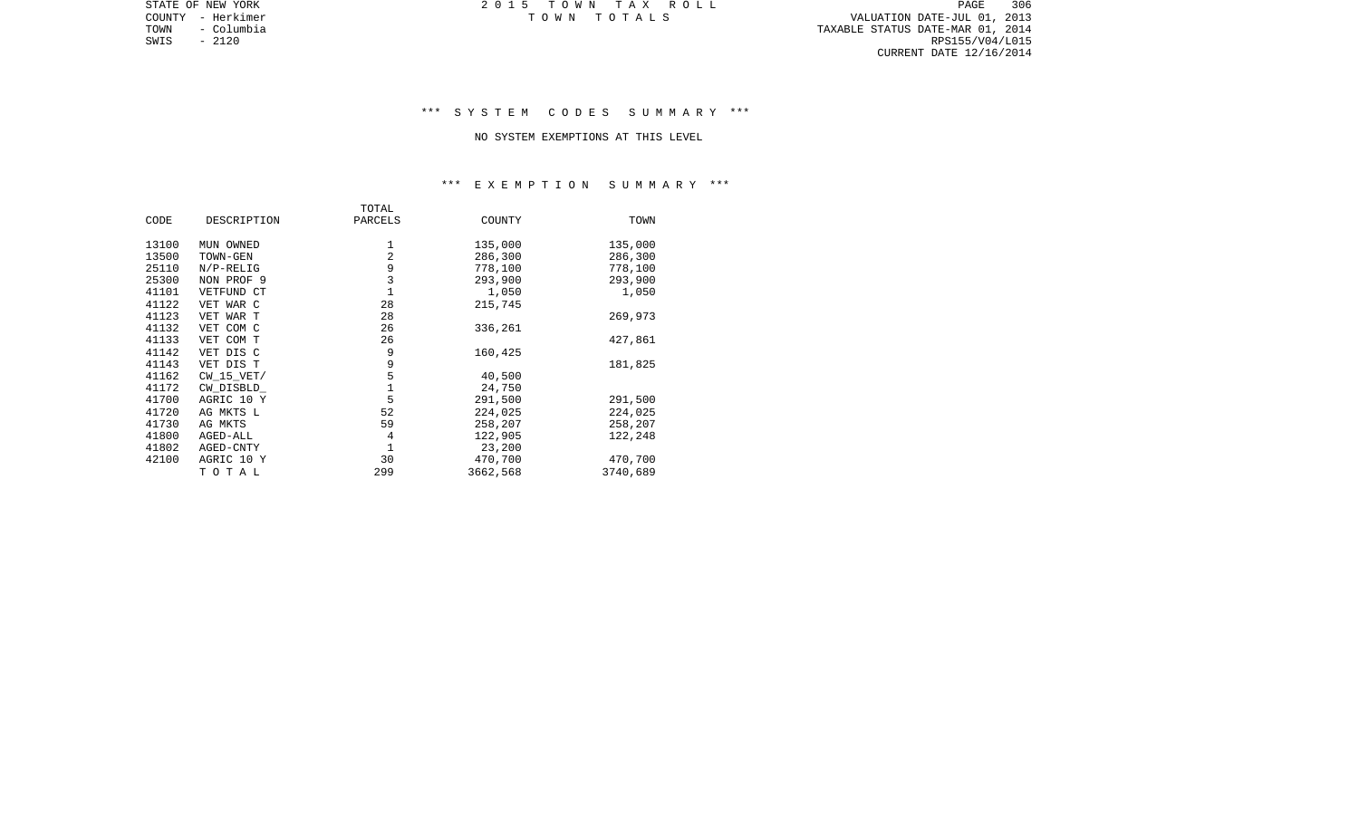STATE OF NEW YORK
COUNTY - Herkimer
TOWN - Columbia
SWIS - 2120

2 0 1 5 T O W N T A X R O L L
T O W N T O T A L S

VALUATION DATE-JUL 01, 2013
TAXABLE STATUS DATE-MAR 01, 2014
RPS155/V04/L015
CURRENT DATE 12/16/2014

### *** S Y S T E M C O D E S S U M M A R Y ***

NO SYSTEM EXEMPTIONS AT THIS LEVEL

### *** E X E M P T I O N S U M M A R Y ***

| CODE | DESCRIPTION | TOTAL PARCELS | COUNTY | TOWN |
|---|---|---|---|---|
| 13100 | MUN OWNED | 1 | 135,000 | 135,000 |
| 13500 | TOWN-GEN | 2 | 286,300 | 286,300 |
| 25110 | N/P-RELIG | 9 | 778,100 | 778,100 |
| 25300 | NON PROF 9 | 3 | 293,900 | 293,900 |
| 41101 | VETFUND CT | 1 | 1,050 | 1,050 |
| 41122 | VET WAR C | 28 | 215,745 | |
| 41123 | VET WAR T | 28 | | 269,973 |
| 41132 | VET COM C | 26 | 336,261 | |
| 41133 | VET COM T | 26 | | 427,861 |
| 41142 | VET DIS C | 9 | 160,425 | |
| 41143 | VET DIS T | 9 | | 181,825 |
| 41162 | CW_15_VET/ | 5 | 40,500 | |
| 41172 | CW_DISBLD_ | 1 | 24,750 | |
| 41700 | AGRIC 10 Y | 5 | 291,500 | 291,500 |
| 41720 | AG MKTS L | 52 | 224,025 | 224,025 |
| 41730 | AG MKTS | 59 | 258,207 | 258,207 |
| 41800 | AGED-ALL | 4 | 122,905 | 122,248 |
| 41802 | AGED-CNTY | 1 | 23,200 | |
| 42100 | AGRIC 10 Y | 30 | 470,700 | 470,700 |
| | T O T A L | 299 | 3662,568 | 3740,689 |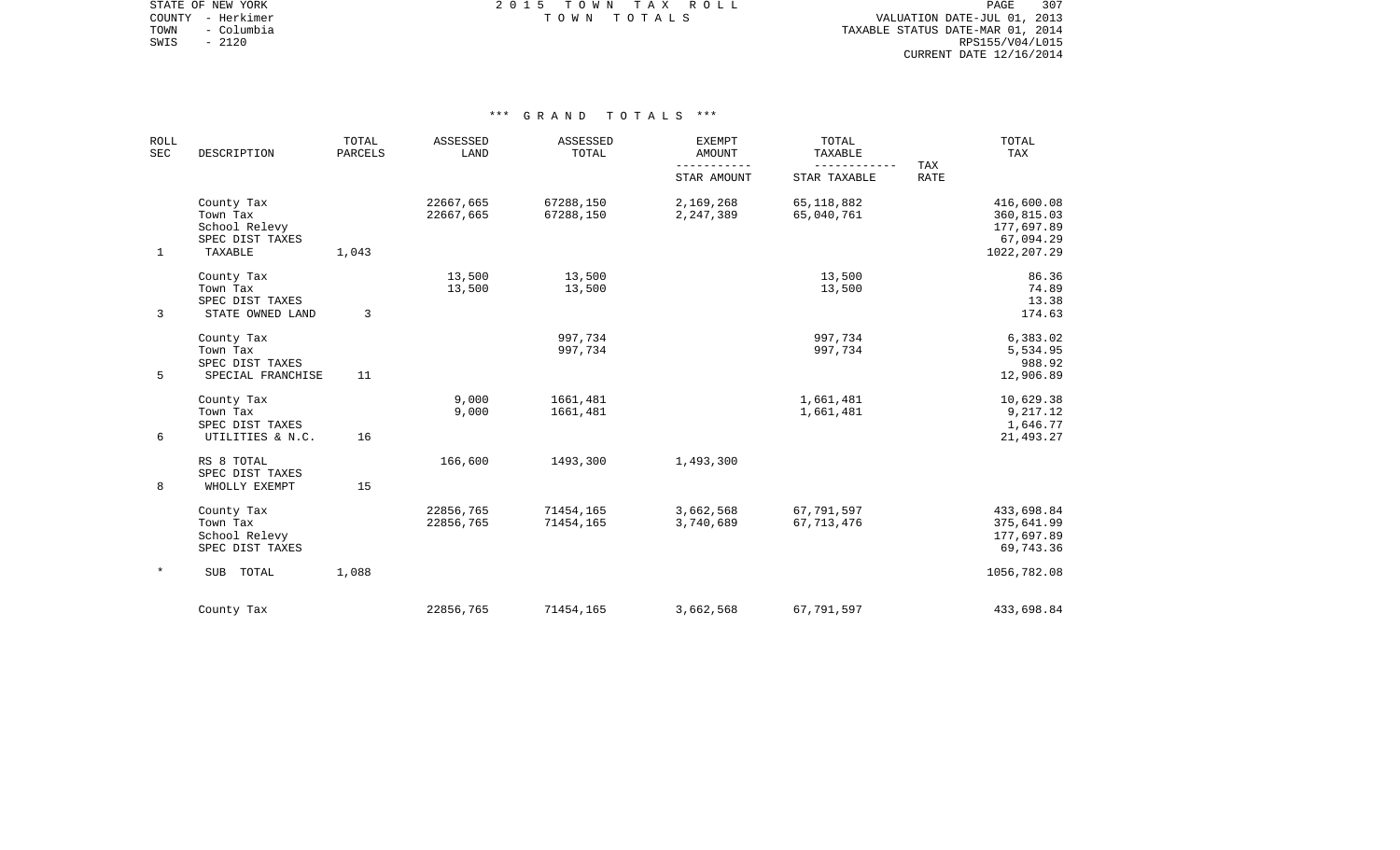STATE OF NEW YORK
COUNTY - Herkimer
TOWN - Columbia
SWIS - 2120

# 2015 TOWN TAX ROLL

TOWN TOTALS

VALUATION DATE-JUL 01, 2013
TAXABLE STATUS DATE-MAR 01, 2014
RPS155/V04/L015
CURRENT DATE 12/16/2014

## *** GRAND TOTALS ***

| ROLL SEC | DESCRIPTION | TOTAL PARCELS | ASSESSED LAND | ASSESSED TOTAL | EXEMPT AMOUNT / STAR AMOUNT | TOTAL TAXABLE / STAR TAXABLE | TAX RATE | TOTAL TAX |
|---|---|---|---|---|---|---|---|---|
| | County Tax | | 22667,665 | 67288,150 | 2,169,268 | 65,118,882 | | 416,600.08 |
| | Town Tax | | 22667,665 | 67288,150 | 2,247,389 | 65,040,761 | | 360,815.03 |
| | School Relevy | | | | | | | 177,697.89 |
| | SPEC DIST TAXES | | | | | | | 67,094.29 |
| 1 | TAXABLE | 1,043 | | | | | | 1022,207.29 |
| | County Tax | | 13,500 | 13,500 | | 13,500 | | 86.36 |
| | Town Tax | | 13,500 | 13,500 | | 13,500 | | 74.89 |
| | SPEC DIST TAXES | | | | | | | 13.38 |
| 3 | STATE OWNED LAND | 3 | | | | | | 174.63 |
| | County Tax | | | 997,734 | | 997,734 | | 6,383.02 |
| | Town Tax | | | 997,734 | | 997,734 | | 5,534.95 |
| | SPEC DIST TAXES | | | | | | | 988.92 |
| 5 | SPECIAL FRANCHISE | 11 | | | | | | 12,906.89 |
| | County Tax | | 9,000 | 1661,481 | | 1,661,481 | | 10,629.38 |
| | Town Tax | | 9,000 | 1661,481 | | 1,661,481 | | 9,217.12 |
| | SPEC DIST TAXES | | | | | | | 1,646.77 |
| 6 | UTILITIES & N.C. | 16 | | | | | | 21,493.27 |
| | RS 8 TOTAL | | 166,600 | 1493,300 | 1,493,300 | | | |
| | SPEC DIST TAXES | | | | | | | |
| 8 | WHOLLY EXEMPT | 15 | | | | | | |
| | County Tax | | 22856,765 | 71454,165 | 3,662,568 | 67,791,597 | | 433,698.84 |
| | Town Tax | | 22856,765 | 71454,165 | 3,740,689 | 67,713,476 | | 375,641.99 |
| | School Relevy | | | | | | | 177,697.89 |
| | SPEC DIST TAXES | | | | | | | 69,743.36 |
| * | SUB TOTAL | 1,088 | | | | | | 1056,782.08 |
| | County Tax | | 22856,765 | 71454,165 | 3,662,568 | 67,791,597 | | 433,698.84 |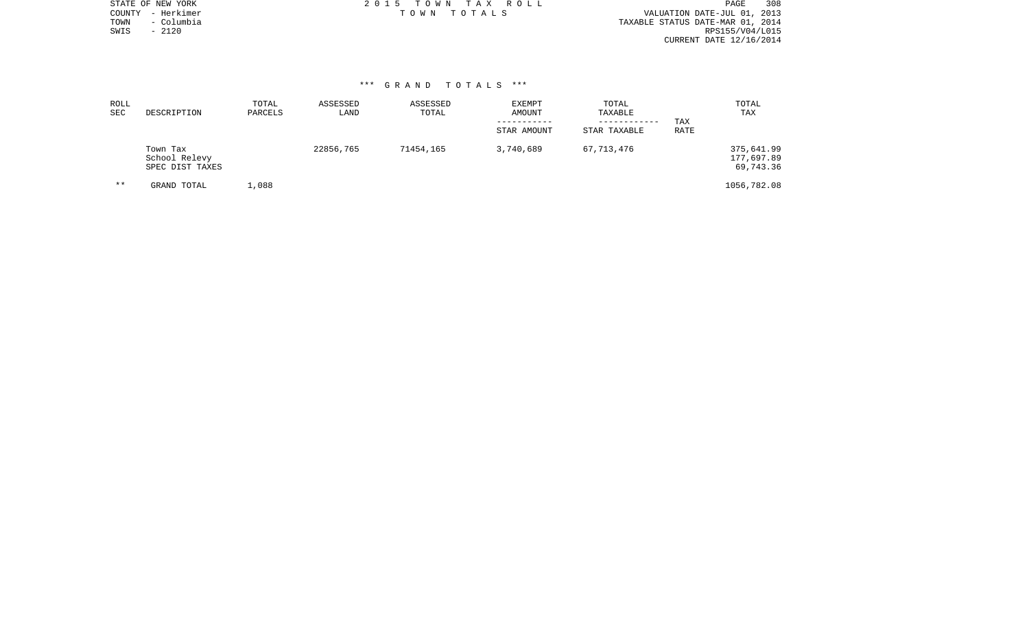STATE OF NEW YORK
COUNTY - Herkimer
TOWN - Columbia
SWIS - 2120

2 0 1 5 T O W N T A X R O L L
T O W N T O T A L S

VALUATION DATE-JUL 01, 2013
TAXABLE STATUS DATE-MAR 01, 2014
RPS155/V04/L015
CURRENT DATE 12/16/2014

*** G R A N D T O T A L S ***

| ROLL SEC | DESCRIPTION | TOTAL PARCELS | ASSESSED LAND | ASSESSED TOTAL | EXEMPT AMOUNT / STAR AMOUNT | TOTAL TAXABLE / STAR TAXABLE | TAX RATE | TOTAL TAX |
|---|---|---|---|---|---|---|---|---|
| | Town Tax | | 22856,765 | 71454,165 | 3,740,689 | 67,713,476 | | 375,641.99 |
| | School Relevy | | | | | | | 177,697.89 |
| | SPEC DIST TAXES | | | | | | | 69,743.36 |
| ** | GRAND TOTAL | 1,088 | | | | | | 1056,782.08 |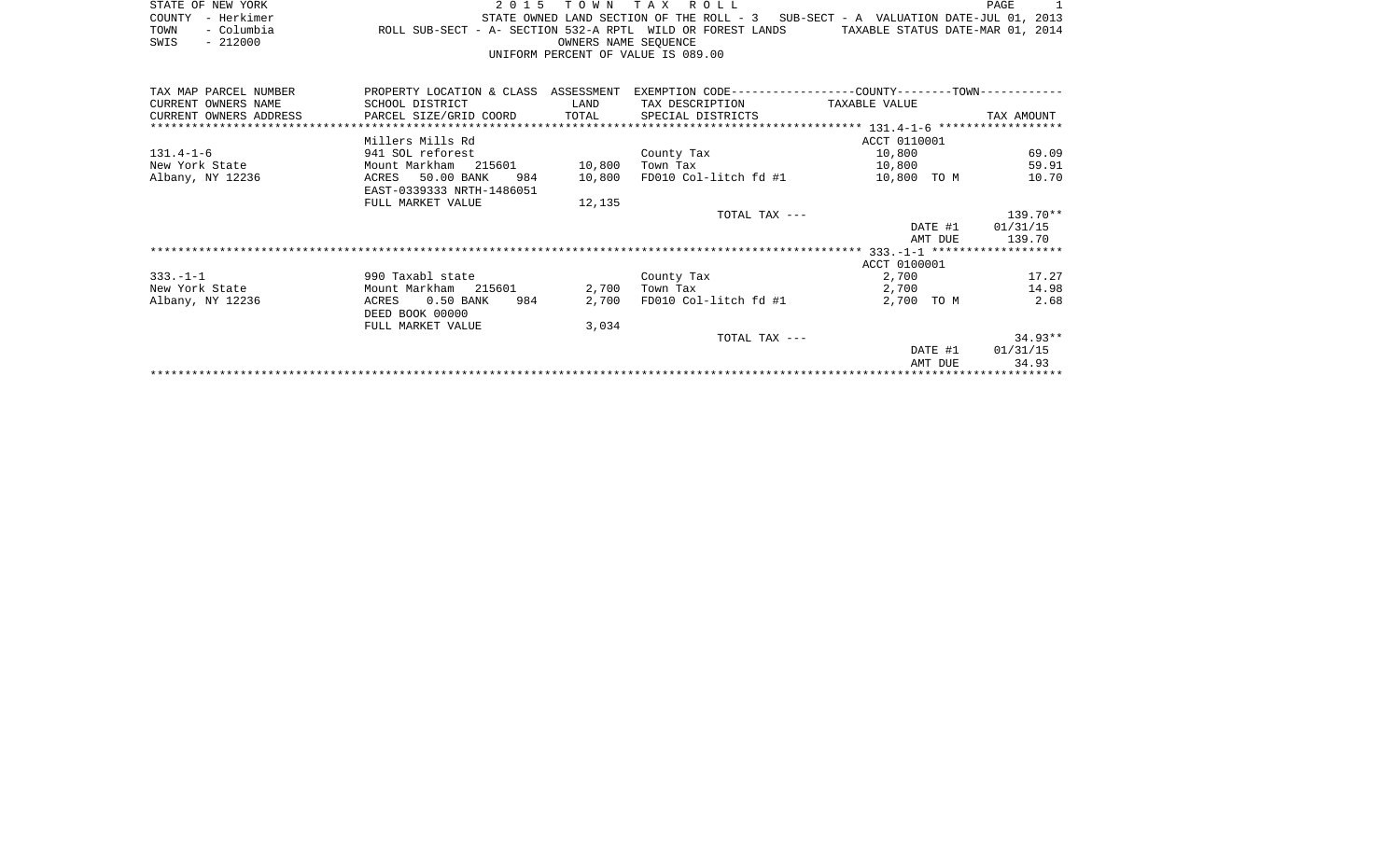STATE OF NEW YORK | 2 0 1 5 T O W N T A X R O L L | PAGE 1
COUNTY - Herkimer | STATE OWNED LAND SECTION OF THE ROLL - 3 SUB-SECT - A VALUATION DATE-JUL 01, 2013
TOWN - Columbia | ROLL SUB-SECT - A- SECTION 532-A RPTL WILD OR FOREST LANDS TAXABLE STATUS DATE-MAR 01, 2014
SWIS - 212000 | OWNERS NAME SEQUENCE
UNIFORM PERCENT OF VALUE IS 089.00

| TAX MAP PARCEL NUMBER<br>CURRENT OWNERS NAME<br>CURRENT OWNERS ADDRESS | PROPERTY LOCATION & CLASS<br>SCHOOL DISTRICT<br>PARCEL SIZE/GRID COORD | ASSESSMENT<br>LAND<br>TOTAL | EXEMPTION CODE------COUNTY----TOWN-----<br>TAX DESCRIPTION<br>SPECIAL DISTRICTS | TAXABLE VALUE | TAX AMOUNT |
|---|---|---|---|---|---|
| | | | ******** 131.4-1-6 ******** | | |
| | Millers Mills Rd | | | ACCT 0110001 | |
| 131.4-1-6 | 941 SOL reforest | | County Tax | 10,800 | 69.09 |
| New York State | Mount Markham 215601 | 10,800 | Town Tax | 10,800 | 59.91 |
| Albany, NY 12236 | ACRES 50.00 BANK 984 | 10,800 | FD010 Col-litch fd #1 | 10,800 TO M | 10.70 |
| | EAST-0339333 NRTH-1486051 | | | | |
| | FULL MARKET VALUE | 12,135 | | | |
| | | | TOTAL TAX --- | | 139.70** |
| | | | | DATE #1 | 01/31/15 |
| | | | | AMT DUE | 139.70 |
| | | | ******** 333.-1-1 ******** | | |
| | | | | ACCT 0100001 | |
| 333.-1-1 | 990 Taxabl state | | County Tax | 2,700 | 17.27 |
| New York State | Mount Markham 215601 | 2,700 | Town Tax | 2,700 | 14.98 |
| Albany, NY 12236 | ACRES 0.50 BANK 984 | 2,700 | FD010 Col-litch fd #1 | 2,700 TO M | 2.68 |
| | DEED BOOK 00000 | | | | |
| | FULL MARKET VALUE | 3,034 | | | |
| | | | TOTAL TAX --- | | 34.93** |
| | | | | DATE #1 | 01/31/15 |
| | | | | AMT DUE | 34.93 |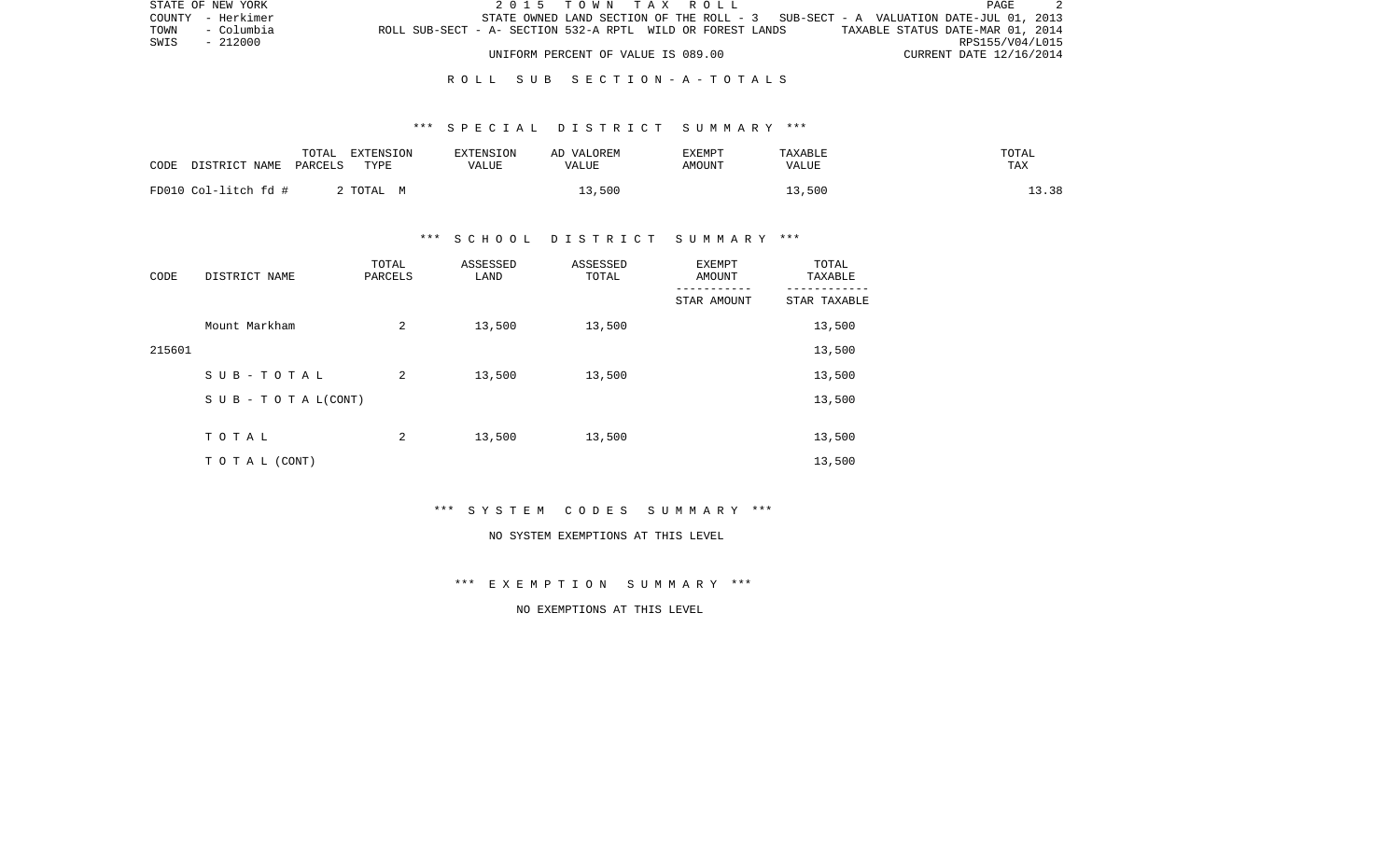STATE OF NEW YORK | 2 0 1 5 T O W N T A X R O L L
COUNTY - Herkimer | STATE OWNED LAND SECTION OF THE ROLL - 3 SUB-SECT - A VALUATION DATE-JUL 01, 2013
TOWN - Columbia | ROLL SUB-SECT - A- SECTION 532-A RPTL WILD OR FOREST LANDS TAXABLE STATUS DATE-MAR 01, 2014
SWIS - 212000 | RPS155/V04/L015
UNIFORM PERCENT OF VALUE IS 089.00 | CURRENT DATE 12/16/2014

## R O L L S U B S E C T I O N - A - T O T A L S

### *** S P E C I A L D I S T R I C T S U M M A R Y ***

| CODE DISTRICT NAME | TOTAL PARCELS | EXTENSION TYPE | EXTENSION VALUE | AD VALOREM VALUE | EXEMPT AMOUNT | TAXABLE VALUE | TOTAL TAX |
|---|---|---|---|---|---|---|---|
| FD010 Col-litch fd # | 2 | TOTAL M | | 13,500 | | 13,500 | 13.38 |

### *** S C H O O L D I S T R I C T S U M M A R Y ***

| CODE | DISTRICT NAME | TOTAL PARCELS | ASSESSED LAND | ASSESSED TOTAL | EXEMPT AMOUNT / STAR AMOUNT | TOTAL TAXABLE / STAR TAXABLE |
|---|---|---|---|---|---|---|
| | Mount Markham | 2 | 13,500 | 13,500 | | 13,500 |
| 215601 | | | | | | 13,500 |
| | S U B - T O T A L | 2 | 13,500 | 13,500 | | 13,500 |
| | S U B - T O T A L(CONT) | | | | | 13,500 |
| | T O T A L | 2 | 13,500 | 13,500 | | 13,500 |
| | T O T A L (CONT) | | | | | 13,500 |

### *** S Y S T E M C O D E S S U M M A R Y ***

NO SYSTEM EXEMPTIONS AT THIS LEVEL

### *** E X E M P T I O N S U M M A R Y ***

NO EXEMPTIONS AT THIS LEVEL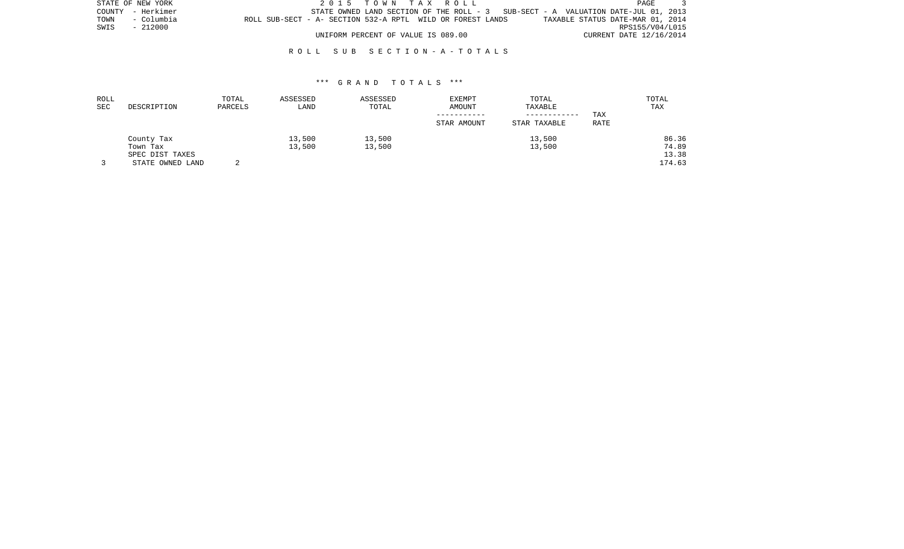STATE OF NEW YORK
COUNTY - Herkimer
TOWN - Columbia
SWIS - 212000

2 0 1 5 T O W N T A X R O L L
STATE OWNED LAND SECTION OF THE ROLL - 3 SUB-SECT - A VALUATION DATE-JUL 01, 2013
ROLL SUB-SECT - A- SECTION 532-A RPTL WILD OR FOREST LANDS TAXABLE STATUS DATE-MAR 01, 2014
RPS155/V04/L015
UNIFORM PERCENT OF VALUE IS 089.00 CURRENT DATE 12/16/2014

R O L L S U B S E C T I O N - A - T O T A L S

\*\*\* G R A N D T O T A L S \*\*\*

| ROLL SEC | DESCRIPTION | TOTAL PARCELS | ASSESSED LAND | ASSESSED TOTAL | EXEMPT AMOUNT<br>-----------<br>STAR AMOUNT | TOTAL TAXABLE<br>------------<br>STAR TAXABLE | TAX RATE | TOTAL TAX |
|---|---|---|---|---|---|---|---|---|
| | County Tax | | 13,500 | 13,500 | | 13,500 | | 86.36 |
| | Town Tax | | 13,500 | 13,500 | | 13,500 | | 74.89 |
| | SPEC DIST TAXES | | | | | | | 13.38 |
| 3 | STATE OWNED LAND | 2 | | | | | | 174.63 |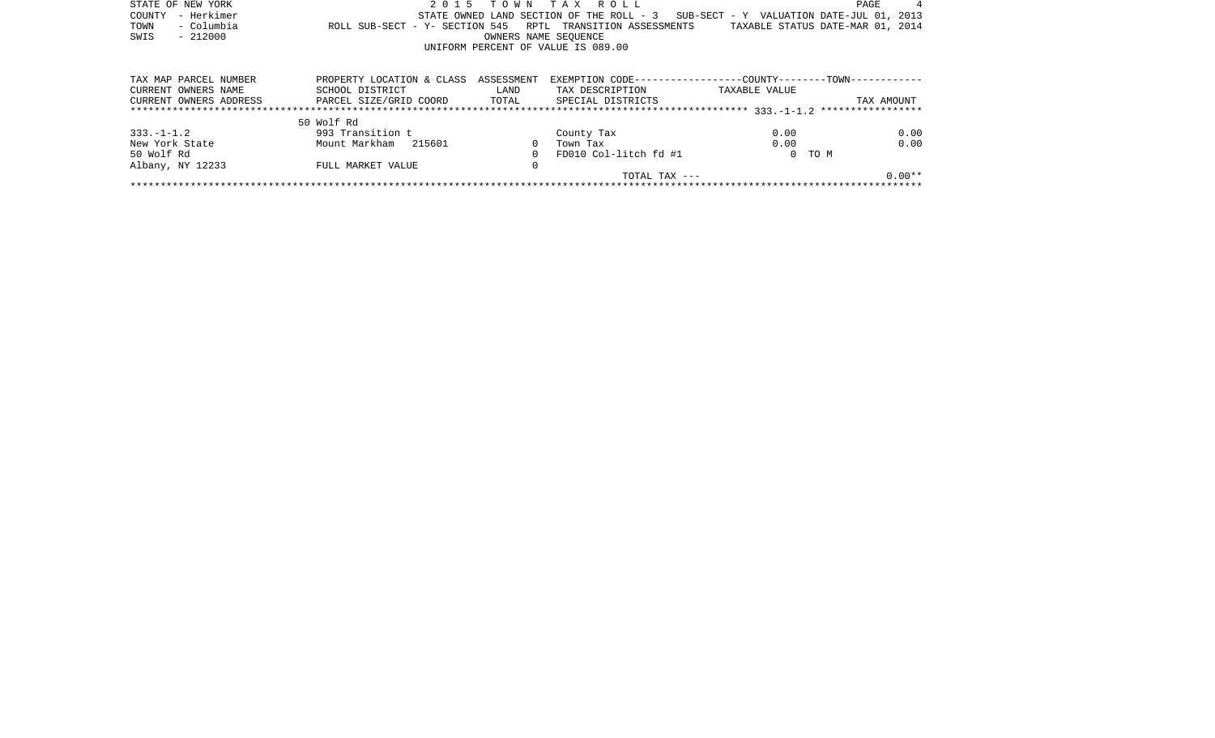STATE OF NEW YORK
COUNTY - Herkimer
TOWN - Columbia
SWIS - 212000

2 0 1 5 T O W N T A X R O L L

STATE OWNED LAND SECTION OF THE ROLL - 3 SUB-SECT - Y VALUATION DATE-JUL 01, 2013
ROLL SUB-SECT - Y- SECTION 545 RPTL TRANSITION ASSESSMENTS TAXABLE STATUS DATE-MAR 01, 2014
OWNERS NAME SEQUENCE
UNIFORM PERCENT OF VALUE IS 089.00

| TAX MAP PARCEL NUMBER / CURRENT OWNERS NAME / CURRENT OWNERS ADDRESS | PROPERTY LOCATION & CLASS / SCHOOL DISTRICT / PARCEL SIZE/GRID COORD | ASSESSMENT LAND / TOTAL | EXEMPTION CODE / TAX DESCRIPTION / SPECIAL DISTRICTS | TAXABLE VALUE | TAX AMOUNT |
|---|---|---|---|---|---|
| ************ | ************ | ************ | ************ | 333.-1-1.2 | ************ |
| | 50 Wolf Rd | | | | |
| 333.-1-1.2 | 993 Transition t | | County Tax | 0.00 | 0.00 |
| New York State | Mount Markham 215601 | 0 | Town Tax | 0.00 | 0.00 |
| 50 Wolf Rd | | 0 | FD010 Col-litch fd #1 | 0 TO M | |
| Albany, NY 12233 | FULL MARKET VALUE | 0 | | | |
| | | | TOTAL TAX --- | | 0.00** |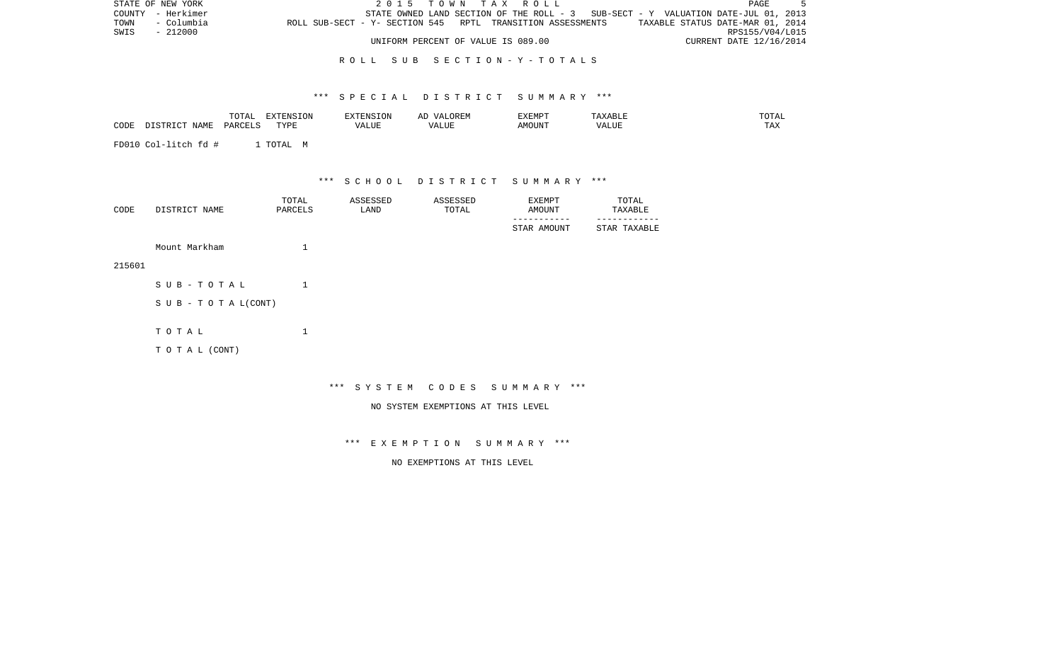STATE OF NEW YORK
COUNTY - Herkimer
TOWN - Columbia
SWIS - 212000

2 0 1 5 T O W N T A X R O L L
STATE OWNED LAND SECTION OF THE ROLL - 3 SUB-SECT - Y VALUATION DATE-JUL 01, 2013
ROLL SUB-SECT - Y- SECTION 545 RPTL TRANSITION ASSESSMENTS TAXABLE STATUS DATE-MAR 01, 2014
RPS155/V04/L015
UNIFORM PERCENT OF VALUE IS 089.00 CURRENT DATE 12/16/2014

R O L L S U B S E C T I O N - Y - T O T A L S

*** S P E C I A L D I S T R I C T S U M M A R Y ***

| CODE | DISTRICT NAME | TOTAL PARCELS | EXTENSION TYPE | EXTENSION VALUE | AD VALOREM VALUE | EXEMPT AMOUNT | TAXABLE VALUE | TOTAL TAX |
|---|---|---|---|---|---|---|---|---|
| FD010 | Col-litch fd # | 1 | TOTAL M | | | | | |

*** S C H O O L D I S T R I C T S U M M A R Y ***

| CODE | DISTRICT NAME | TOTAL PARCELS | ASSESSED LAND | ASSESSED TOTAL | EXEMPT AMOUNT / STAR AMOUNT | TOTAL TAXABLE / STAR TAXABLE |
|---|---|---|---|---|---|---|
| 215601 | Mount Markham | 1 | | | | |
| | S U B - T O T A L | 1 | | | | |
| | S U B - T O T A L(CONT) | | | | | |
| | T O T A L | 1 | | | | |
| | T O T A L (CONT) | | | | | |

*** S Y S T E M C O D E S S U M M A R Y ***

NO SYSTEM EXEMPTIONS AT THIS LEVEL

*** E X E M P T I O N S U M M A R Y ***

NO EXEMPTIONS AT THIS LEVEL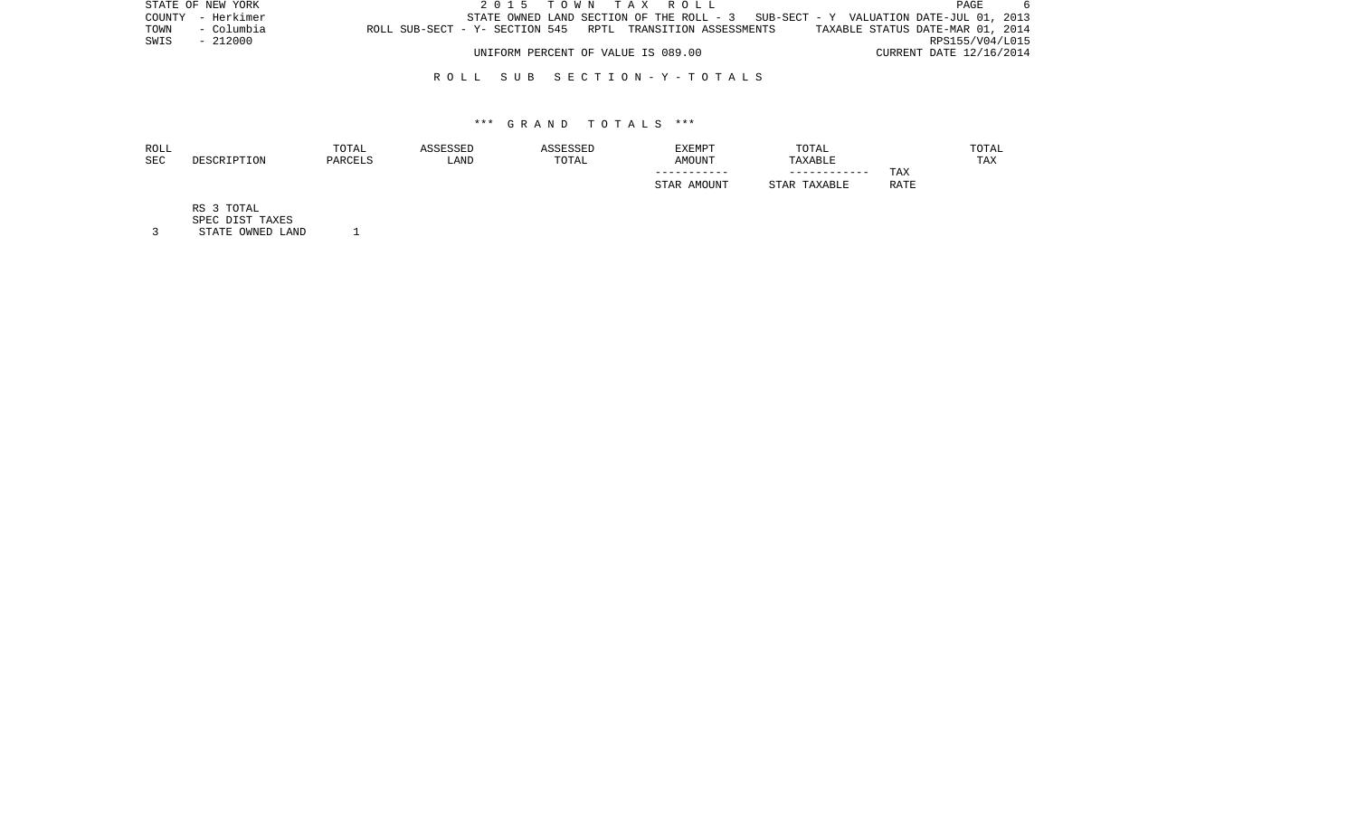STATE OF NEW YORK
COUNTY - Herkimer
TOWN - Columbia
SWIS - 212000

2 0 1 5 T O W N T A X R O L L

STATE OWNED LAND SECTION OF THE ROLL - 3 SUB-SECT - Y VALUATION DATE-JUL 01, 2013
ROLL SUB-SECT - Y- SECTION 545 RPTL TRANSITION ASSESSMENTS TAXABLE STATUS DATE-MAR 01, 2014
RPS155/V04/L015
UNIFORM PERCENT OF VALUE IS 089.00 CURRENT DATE 12/16/2014

R O L L S U B S E C T I O N - Y - T O T A L S

*** G R A N D T O T A L S ***

| ROLL SEC | DESCRIPTION | TOTAL PARCELS | ASSESSED LAND | ASSESSED TOTAL | EXEMPT AMOUNT<br>-----------<br>STAR AMOUNT | TOTAL TAXABLE<br>------------<br>STAR TAXABLE | TAX RATE | TOTAL TAX |
|---|---|---|---|---|---|---|---|---|
| | RS 3 TOTAL | | | | | | | |
| | SPEC DIST TAXES | | | | | | | |
| 3 | STATE OWNED LAND | 1 | | | | | | |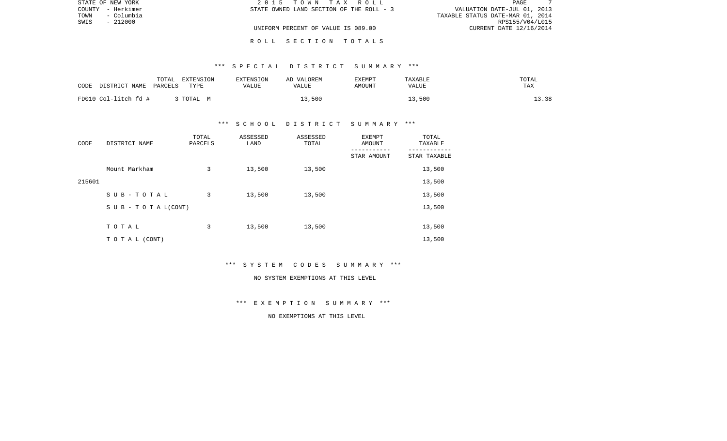STATE OF NEW YORK
COUNTY - Herkimer
TOWN - Columbia
SWIS - 212000

2 0 1 5 T O W N T A X R O L L
STATE OWNED LAND SECTION OF THE ROLL - 3

UNIFORM PERCENT OF VALUE IS 089.00

VALUATION DATE-JUL 01, 2013
TAXABLE STATUS DATE-MAR 01, 2014
RPS155/V04/L015
CURRENT DATE 12/16/2014

R O L L S E C T I O N T O T A L S

*** S P E C I A L D I S T R I C T S U M M A R Y ***

| CODE DISTRICT NAME | TOTAL PARCELS | EXTENSION TYPE | EXTENSION VALUE | AD VALOREM VALUE | EXEMPT AMOUNT | TAXABLE VALUE | TOTAL TAX |
|---|---|---|---|---|---|---|---|
| FD010 Col-litch fd # | 3 | TOTAL M | | 13,500 | | 13,500 | 13.38 |

*** S C H O O L D I S T R I C T S U M M A R Y ***

| CODE | DISTRICT NAME | TOTAL PARCELS | ASSESSED LAND | ASSESSED TOTAL | EXEMPT AMOUNT / STAR AMOUNT | TOTAL TAXABLE / STAR TAXABLE |
|---|---|---|---|---|---|---|
| | Mount Markham | 3 | 13,500 | 13,500 | | 13,500 |
| 215601 | | | | | | 13,500 |
| | S U B - T O T A L | 3 | 13,500 | 13,500 | | 13,500 |
| | S U B - T O T A L(CONT) | | | | | 13,500 |
| | T O T A L | 3 | 13,500 | 13,500 | | 13,500 |
| | T O T A L (CONT) | | | | | 13,500 |

*** S Y S T E M C O D E S S U M M A R Y ***

NO SYSTEM EXEMPTIONS AT THIS LEVEL

*** E X E M P T I O N S U M M A R Y ***

NO EXEMPTIONS AT THIS LEVEL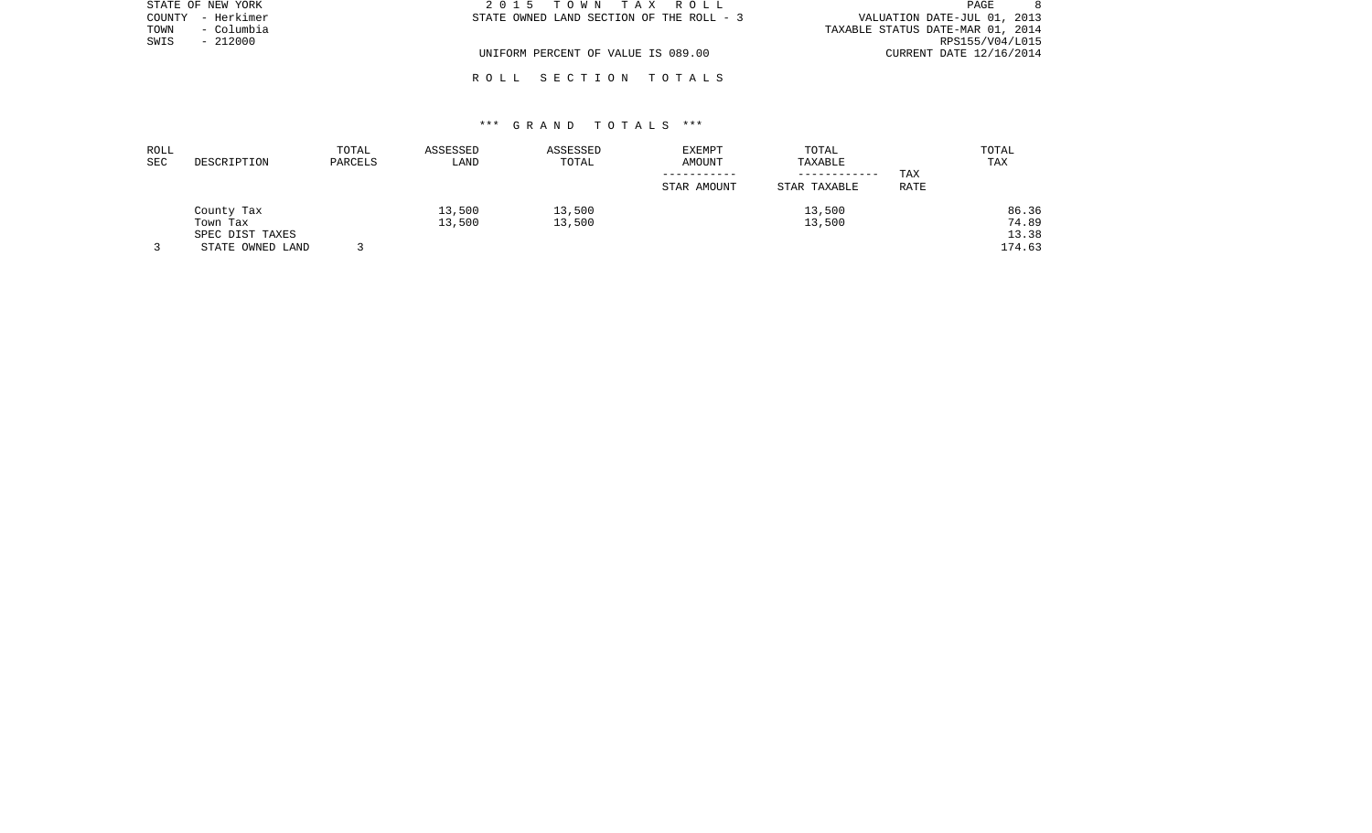STATE OF NEW YORK
COUNTY - Herkimer
TOWN - Columbia
SWIS - 212000

2 0 1 5 T O W N T A X R O L L
STATE OWNED LAND SECTION OF THE ROLL - 3
UNIFORM PERCENT OF VALUE IS 089.00

VALUATION DATE-JUL 01, 2013
TAXABLE STATUS DATE-MAR 01, 2014
RPS155/V04/L015
CURRENT DATE 12/16/2014

R O L L S E C T I O N T O T A L S

*** G R A N D T O T A L S ***

| ROLL SEC | DESCRIPTION | TOTAL PARCELS | ASSESSED LAND | ASSESSED TOTAL | EXEMPT AMOUNT / STAR AMOUNT | TOTAL TAXABLE / STAR TAXABLE | TAX RATE | TOTAL TAX |
|---|---|---|---|---|---|---|---|---|
| | County Tax | | 13,500 | 13,500 | | 13,500 | | 86.36 |
| | Town Tax | | 13,500 | 13,500 | | 13,500 | | 74.89 |
| | SPEC DIST TAXES | | | | | | | 13.38 |
| 3 | STATE OWNED LAND | 3 | | | | | | 174.63 |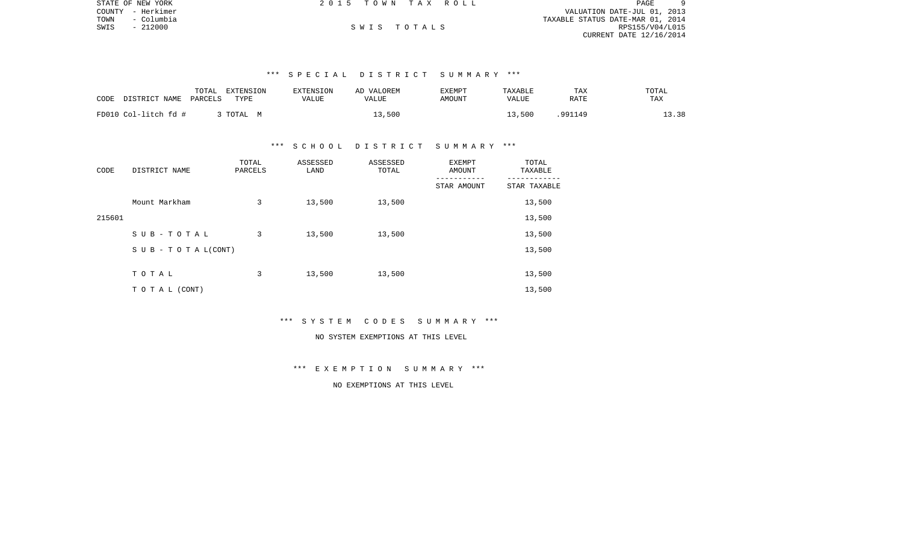STATE OF NEW YORK
COUNTY - Herkimer
TOWN - Columbia
SWIS - 212000

2 0 1 5 T O W N T A X R O L L

S W I S T O T A L S

VALUATION DATE-JUL 01, 2013
TAXABLE STATUS DATE-MAR 01, 2014
RPS155/V04/L015
CURRENT DATE 12/16/2014

### *** S P E C I A L D I S T R I C T S U M M A R Y ***

| CODE DISTRICT NAME | TOTAL PARCELS | EXTENSION TYPE | EXTENSION VALUE | AD VALOREM VALUE | EXEMPT AMOUNT | TAXABLE VALUE | TAX RATE | TOTAL TAX |
|---|---|---|---|---|---|---|---|---|
| FD010 Col-litch fd # | 3 | TOTAL M | | 13,500 | | 13,500 | .991149 | 13.38 |

### *** S C H O O L D I S T R I C T S U M M A R Y ***

| CODE | DISTRICT NAME | TOTAL PARCELS | ASSESSED LAND | ASSESSED TOTAL | EXEMPT AMOUNT / STAR AMOUNT | TOTAL TAXABLE / STAR TAXABLE |
|---|---|---|---|---|---|---|
| | Mount Markham | 3 | 13,500 | 13,500 | | 13,500 |
| 215601 | | | | | | 13,500 |
| | S U B - T O T A L | 3 | 13,500 | 13,500 | | 13,500 |
| | S U B - T O T A L(CONT) | | | | | 13,500 |
| | T O T A L | 3 | 13,500 | 13,500 | | 13,500 |
| | T O T A L (CONT) | | | | | 13,500 |

### *** S Y S T E M C O D E S S U M M A R Y ***

NO SYSTEM EXEMPTIONS AT THIS LEVEL

### *** E X E M P T I O N S U M M A R Y ***

NO EXEMPTIONS AT THIS LEVEL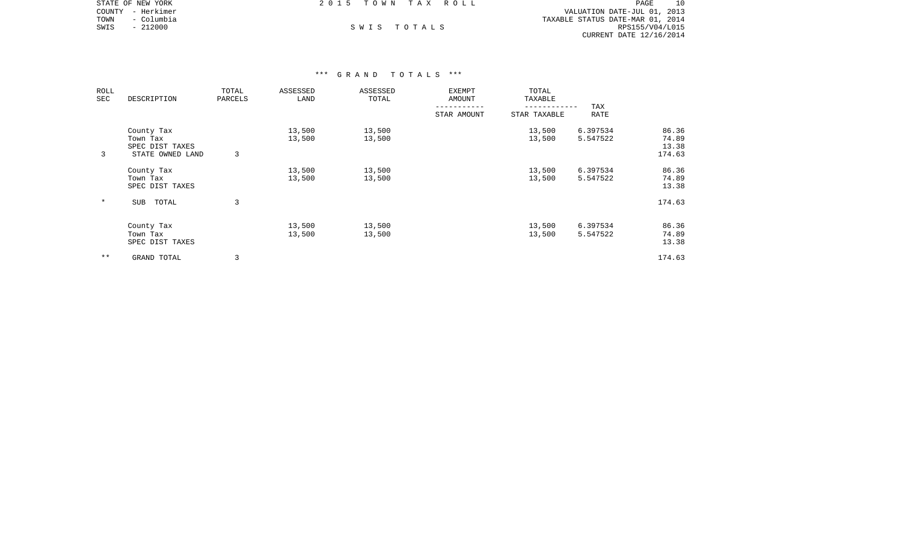STATE OF NEW YORK
COUNTY - Herkimer
TOWN - Columbia
SWIS - 212000

# 2015 TOWN TAX ROLL

## SWIS TOTALS

VALUATION DATE-JUL 01, 2013
TAXABLE STATUS DATE-MAR 01, 2014
RPS155/V04/L015
CURRENT DATE 12/16/2014

### *** GRAND TOTALS ***

| ROLL SEC | DESCRIPTION | TOTAL PARCELS | ASSESSED LAND | ASSESSED TOTAL | EXEMPT AMOUNT / STAR AMOUNT | TOTAL TAXABLE / STAR TAXABLE | TAX RATE | |
|---|---|---|---|---|---|---|---|---|
| | County Tax | | 13,500 | 13,500 | | 13,500 | 6.397534 | 86.36 |
| | Town Tax | | 13,500 | 13,500 | | 13,500 | 5.547522 | 74.89 |
| | SPEC DIST TAXES | | | | | | | 13.38 |
| 3 | STATE OWNED LAND | 3 | | | | | | 174.63 |
| | County Tax | | 13,500 | 13,500 | | 13,500 | 6.397534 | 86.36 |
| | Town Tax | | 13,500 | 13,500 | | 13,500 | 5.547522 | 74.89 |
| | SPEC DIST TAXES | | | | | | | 13.38 |
| * | SUB TOTAL | 3 | | | | | | 174.63 |
| | County Tax | | 13,500 | 13,500 | | 13,500 | 6.397534 | 86.36 |
| | Town Tax | | 13,500 | 13,500 | | 13,500 | 5.547522 | 74.89 |
| | SPEC DIST TAXES | | | | | | | 13.38 |
| ** | GRAND TOTAL | 3 | | | | | | 174.63 |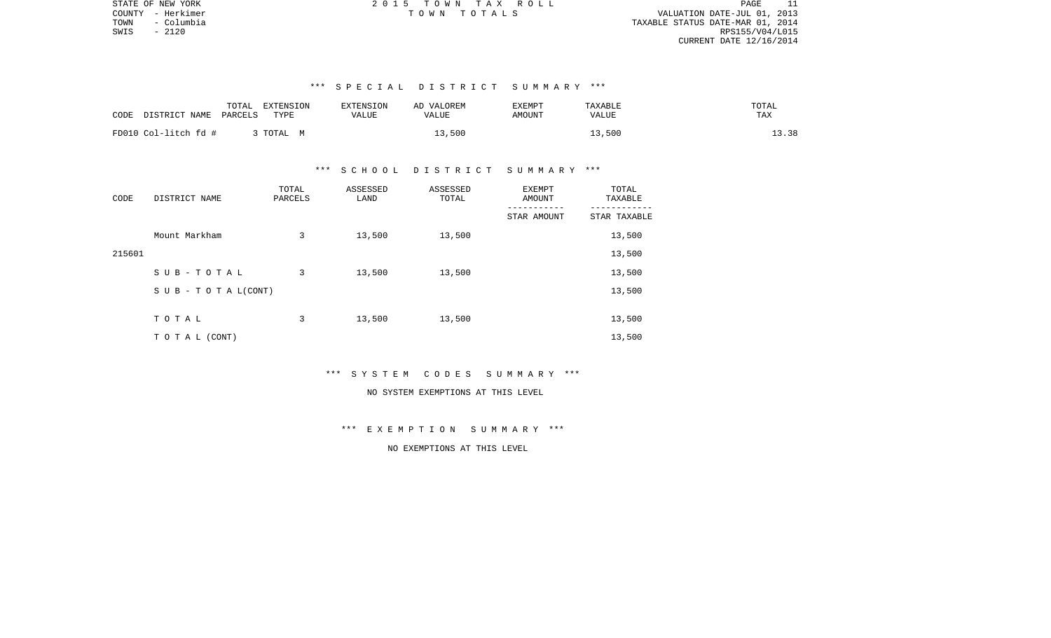STATE OF NEW YORK
COUNTY - Herkimer
TOWN - Columbia
SWIS - 2120

2 0 1 5 T O W N T A X R O L L
T O W N T O T A L S

VALUATION DATE-JUL 01, 2013
TAXABLE STATUS DATE-MAR 01, 2014
RPS155/V04/L015
CURRENT DATE 12/16/2014

### *** S P E C I A L D I S T R I C T S U M M A R Y ***

| CODE DISTRICT NAME | TOTAL PARCELS | EXTENSION TYPE | EXTENSION VALUE | AD VALOREM VALUE | EXEMPT AMOUNT | TAXABLE VALUE | TOTAL TAX |
|---|---|---|---|---|---|---|---|
| FD010 Col-litch fd # | 3 | TOTAL M | | 13,500 | | 13,500 | 13.38 |

### *** S C H O O L D I S T R I C T S U M M A R Y ***

| CODE | DISTRICT NAME | TOTAL PARCELS | ASSESSED LAND | ASSESSED TOTAL | EXEMPT AMOUNT / STAR AMOUNT | TOTAL TAXABLE / STAR TAXABLE |
|---|---|---|---|---|---|---|
| | Mount Markham | 3 | 13,500 | 13,500 | | 13,500 |
| 215601 | | | | | | 13,500 |
| | S U B - T O T A L | 3 | 13,500 | 13,500 | | 13,500 |
| | S U B - T O T A L(CONT) | | | | | 13,500 |
| | T O T A L | 3 | 13,500 | 13,500 | | 13,500 |
| | T O T A L (CONT) | | | | | 13,500 |

### *** S Y S T E M C O D E S S U M M A R Y ***

NO SYSTEM EXEMPTIONS AT THIS LEVEL

### *** E X E M P T I O N S U M M A R Y ***

NO EXEMPTIONS AT THIS LEVEL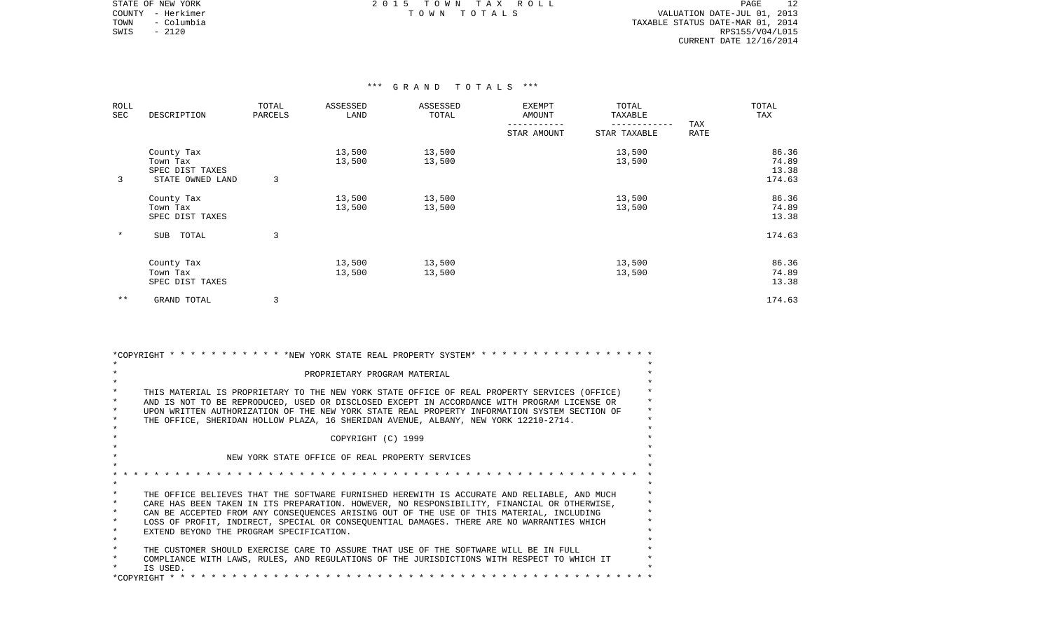STATE OF NEW YORK
COUNTY - Herkimer
TOWN - Columbia
SWIS - 2120

2 0 1 5 T O W N T A X R O L L
T O W N T O T A L S

VALUATION DATE-JUL 01, 2013
TAXABLE STATUS DATE-MAR 01, 2014
RPS155/V04/L015
CURRENT DATE 12/16/2014

### *** G R A N D T O T A L S ***

| ROLL SEC | DESCRIPTION | TOTAL PARCELS | ASSESSED LAND | ASSESSED TOTAL | EXEMPT AMOUNT / STAR AMOUNT | TOTAL TAXABLE / STAR TAXABLE | TAX RATE | TOTAL TAX |
|---|---|---|---|---|---|---|---|---|
| | County Tax | | 13,500 | 13,500 | | 13,500 | | 86.36 |
| | Town Tax | | 13,500 | 13,500 | | 13,500 | | 74.89 |
| | SPEC DIST TAXES | | | | | | | 13.38 |
| 3 | STATE OWNED LAND | 3 | | | | | | 174.63 |
| | County Tax | | 13,500 | 13,500 | | 13,500 | | 86.36 |
| | Town Tax | | 13,500 | 13,500 | | 13,500 | | 74.89 |
| | SPEC DIST TAXES | | | | | | | 13.38 |
| * | SUB TOTAL | 3 | | | | | | 174.63 |
| | County Tax | | 13,500 | 13,500 | | 13,500 | | 86.36 |
| | Town Tax | | 13,500 | 13,500 | | 13,500 | | 74.89 |
| | SPEC DIST TAXES | | | | | | | 13.38 |
| ** | GRAND TOTAL | 3 | | | | | | 174.63 |

*COPYRIGHT * * * * * * * * * * * *NEW YORK STATE REAL PROPERTY SYSTEM* * * * * * * * * * * * * * * * * *

PROPRIETARY PROGRAM MATERIAL

THIS MATERIAL IS PROPRIETARY TO THE NEW YORK STATE OFFICE OF REAL PROPERTY SERVICES (OFFICE) AND IS NOT TO BE REPRODUCED, USED OR DISCLOSED EXCEPT IN ACCORDANCE WITH PROGRAM LICENSE OR UPON WRITTEN AUTHORIZATION OF THE NEW YORK STATE REAL PROPERTY INFORMATION SYSTEM SECTION OF THE OFFICE, SHERIDAN HOLLOW PLAZA, 16 SHERIDAN AVENUE, ALBANY, NEW YORK 12210-2714.

COPYRIGHT (C) 1999

NEW YORK STATE OFFICE OF REAL PROPERTY SERVICES

THE OFFICE BELIEVES THAT THE SOFTWARE FURNISHED HEREWITH IS ACCURATE AND RELIABLE, AND MUCH CARE HAS BEEN TAKEN IN ITS PREPARATION. HOWEVER, NO RESPONSIBILITY, FINANCIAL OR OTHERWISE, CAN BE ACCEPTED FROM ANY CONSEQUENCES ARISING OUT OF THE USE OF THIS MATERIAL, INCLUDING LOSS OF PROFIT, INDIRECT, SPECIAL OR CONSEQUENTIAL DAMAGES. THERE ARE NO WARRANTIES WHICH EXTEND BEYOND THE PROGRAM SPECIFICATION.

THE CUSTOMER SHOULD EXERCISE CARE TO ASSURE THAT USE OF THE SOFTWARE WILL BE IN FULL COMPLIANCE WITH LAWS, RULES, AND REGULATIONS OF THE JURISDICTIONS WITH RESPECT TO WHICH IT IS USED.

*COPYRIGHT * * * * * * * * * * * * * * * * * * * * * * * * * * * * * * * * * * * * * * * * * * * * *